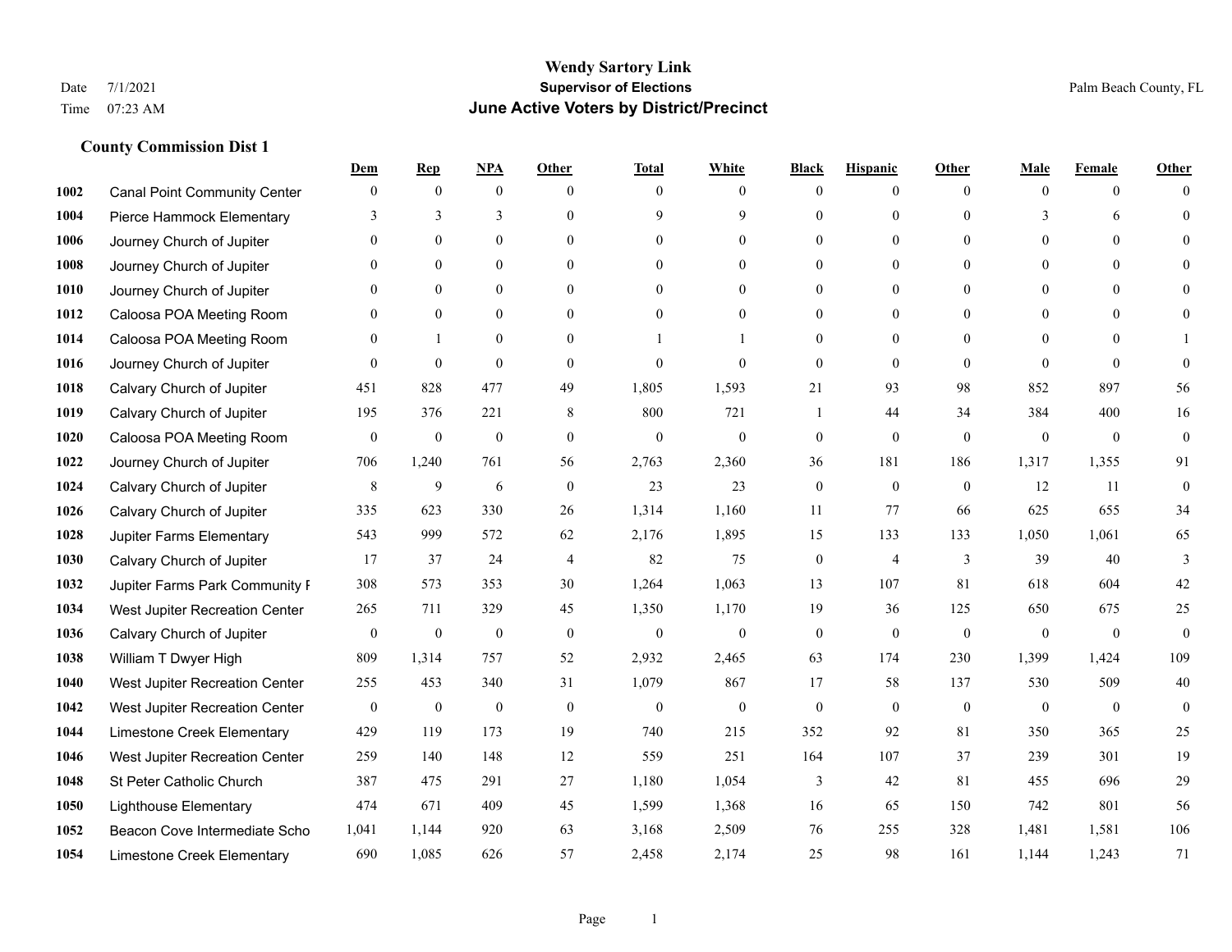# Wendy Sartory Link

## Supervisor of Elections

## June Active Voters by District/Precinct

Date 7/1/2021

Time 07:23 AM

Palm Beach County, FL

### County Commission Dist 1

| | | Dem | Rep | NPA | Other | Total | White | Black | Hispanic | Other | Male | Female | Other |
|---|---|---|---|---|---|---|---|---|---|---|---|---|---|
| 1002 | Canal Point Community Center | 0 | 0 | 0 | 0 | 0 | 0 | 0 | 0 | 0 | 0 | 0 | 0 |
| 1004 | Pierce Hammock Elementary | 3 | 3 | 3 | 0 | 9 | 9 | 0 | 0 | 0 | 3 | 6 | 0 |
| 1006 | Journey Church of Jupiter | 0 | 0 | 0 | 0 | 0 | 0 | 0 | 0 | 0 | 0 | 0 | 0 |
| 1008 | Journey Church of Jupiter | 0 | 0 | 0 | 0 | 0 | 0 | 0 | 0 | 0 | 0 | 0 | 0 |
| 1010 | Journey Church of Jupiter | 0 | 0 | 0 | 0 | 0 | 0 | 0 | 0 | 0 | 0 | 0 | 0 |
| 1012 | Caloosa POA Meeting Room | 0 | 0 | 0 | 0 | 0 | 0 | 0 | 0 | 0 | 0 | 0 | 0 |
| 1014 | Caloosa POA Meeting Room | 0 | 1 | 0 | 0 | 1 | 1 | 0 | 0 | 0 | 0 | 0 | 1 |
| 1016 | Journey Church of Jupiter | 0 | 0 | 0 | 0 | 0 | 0 | 0 | 0 | 0 | 0 | 0 | 0 |
| 1018 | Calvary Church of Jupiter | 451 | 828 | 477 | 49 | 1,805 | 1,593 | 21 | 93 | 98 | 852 | 897 | 56 |
| 1019 | Calvary Church of Jupiter | 195 | 376 | 221 | 8 | 800 | 721 | 1 | 44 | 34 | 384 | 400 | 16 |
| 1020 | Caloosa POA Meeting Room | 0 | 0 | 0 | 0 | 0 | 0 | 0 | 0 | 0 | 0 | 0 | 0 |
| 1022 | Journey Church of Jupiter | 706 | 1,240 | 761 | 56 | 2,763 | 2,360 | 36 | 181 | 186 | 1,317 | 1,355 | 91 |
| 1024 | Calvary Church of Jupiter | 8 | 9 | 6 | 0 | 23 | 23 | 0 | 0 | 0 | 12 | 11 | 0 |
| 1026 | Calvary Church of Jupiter | 335 | 623 | 330 | 26 | 1,314 | 1,160 | 11 | 77 | 66 | 625 | 655 | 34 |
| 1028 | Jupiter Farms Elementary | 543 | 999 | 572 | 62 | 2,176 | 1,895 | 15 | 133 | 133 | 1,050 | 1,061 | 65 |
| 1030 | Calvary Church of Jupiter | 17 | 37 | 24 | 4 | 82 | 75 | 0 | 4 | 3 | 39 | 40 | 3 |
| 1032 | Jupiter Farms Park Community F | 308 | 573 | 353 | 30 | 1,264 | 1,063 | 13 | 107 | 81 | 618 | 604 | 42 |
| 1034 | West Jupiter Recreation Center | 265 | 711 | 329 | 45 | 1,350 | 1,170 | 19 | 36 | 125 | 650 | 675 | 25 |
| 1036 | Calvary Church of Jupiter | 0 | 0 | 0 | 0 | 0 | 0 | 0 | 0 | 0 | 0 | 0 | 0 |
| 1038 | William T Dwyer High | 809 | 1,314 | 757 | 52 | 2,932 | 2,465 | 63 | 174 | 230 | 1,399 | 1,424 | 109 |
| 1040 | West Jupiter Recreation Center | 255 | 453 | 340 | 31 | 1,079 | 867 | 17 | 58 | 137 | 530 | 509 | 40 |
| 1042 | West Jupiter Recreation Center | 0 | 0 | 0 | 0 | 0 | 0 | 0 | 0 | 0 | 0 | 0 | 0 |
| 1044 | Limestone Creek Elementary | 429 | 119 | 173 | 19 | 740 | 215 | 352 | 92 | 81 | 350 | 365 | 25 |
| 1046 | West Jupiter Recreation Center | 259 | 140 | 148 | 12 | 559 | 251 | 164 | 107 | 37 | 239 | 301 | 19 |
| 1048 | St Peter Catholic Church | 387 | 475 | 291 | 27 | 1,180 | 1,054 | 3 | 42 | 81 | 455 | 696 | 29 |
| 1050 | Lighthouse Elementary | 474 | 671 | 409 | 45 | 1,599 | 1,368 | 16 | 65 | 150 | 742 | 801 | 56 |
| 1052 | Beacon Cove Intermediate Scho | 1,041 | 1,144 | 920 | 63 | 3,168 | 2,509 | 76 | 255 | 328 | 1,481 | 1,581 | 106 |
| 1054 | Limestone Creek Elementary | 690 | 1,085 | 626 | 57 | 2,458 | 2,174 | 25 | 98 | 161 | 1,144 | 1,243 | 71 |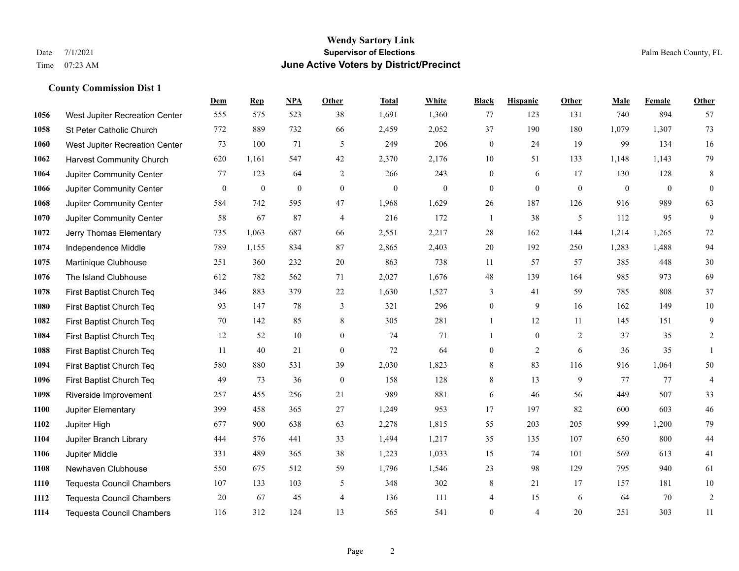# Wendy Sartory Link
## Supervisor of Elections
## June Active Voters by District/Precinct

Date 7/1/2021
Time 07:23 AM

Palm Beach County, FL

### County Commission Dist 1

| | | Dem | Rep | NPA | Other | Total | White | Black | Hispanic | Other | Male | Female | Other |
|---|---|---|---|---|---|---|---|---|---|---|---|---|---|
| 1056 | West Jupiter Recreation Center | 555 | 575 | 523 | 38 | 1,691 | 1,360 | 77 | 123 | 131 | 740 | 894 | 57 |
| 1058 | St Peter Catholic Church | 772 | 889 | 732 | 66 | 2,459 | 2,052 | 37 | 190 | 180 | 1,079 | 1,307 | 73 |
| 1060 | West Jupiter Recreation Center | 73 | 100 | 71 | 5 | 249 | 206 | 0 | 24 | 19 | 99 | 134 | 16 |
| 1062 | Harvest Community Church | 620 | 1,161 | 547 | 42 | 2,370 | 2,176 | 10 | 51 | 133 | 1,148 | 1,143 | 79 |
| 1064 | Jupiter Community Center | 77 | 123 | 64 | 2 | 266 | 243 | 0 | 6 | 17 | 130 | 128 | 8 |
| 1066 | Jupiter Community Center | 0 | 0 | 0 | 0 | 0 | 0 | 0 | 0 | 0 | 0 | 0 | 0 |
| 1068 | Jupiter Community Center | 584 | 742 | 595 | 47 | 1,968 | 1,629 | 26 | 187 | 126 | 916 | 989 | 63 |
| 1070 | Jupiter Community Center | 58 | 67 | 87 | 4 | 216 | 172 | 1 | 38 | 5 | 112 | 95 | 9 |
| 1072 | Jerry Thomas Elementary | 735 | 1,063 | 687 | 66 | 2,551 | 2,217 | 28 | 162 | 144 | 1,214 | 1,265 | 72 |
| 1074 | Independence Middle | 789 | 1,155 | 834 | 87 | 2,865 | 2,403 | 20 | 192 | 250 | 1,283 | 1,488 | 94 |
| 1075 | Martinique Clubhouse | 251 | 360 | 232 | 20 | 863 | 738 | 11 | 57 | 57 | 385 | 448 | 30 |
| 1076 | The Island Clubhouse | 612 | 782 | 562 | 71 | 2,027 | 1,676 | 48 | 139 | 164 | 985 | 973 | 69 |
| 1078 | First Baptist Church Teq | 346 | 883 | 379 | 22 | 1,630 | 1,527 | 3 | 41 | 59 | 785 | 808 | 37 |
| 1080 | First Baptist Church Teq | 93 | 147 | 78 | 3 | 321 | 296 | 0 | 9 | 16 | 162 | 149 | 10 |
| 1082 | First Baptist Church Teq | 70 | 142 | 85 | 8 | 305 | 281 | 1 | 12 | 11 | 145 | 151 | 9 |
| 1084 | First Baptist Church Teq | 12 | 52 | 10 | 0 | 74 | 71 | 1 | 0 | 2 | 37 | 35 | 2 |
| 1088 | First Baptist Church Teq | 11 | 40 | 21 | 0 | 72 | 64 | 0 | 2 | 6 | 36 | 35 | 1 |
| 1094 | First Baptist Church Teq | 580 | 880 | 531 | 39 | 2,030 | 1,823 | 8 | 83 | 116 | 916 | 1,064 | 50 |
| 1096 | First Baptist Church Teq | 49 | 73 | 36 | 0 | 158 | 128 | 8 | 13 | 9 | 77 | 77 | 4 |
| 1098 | Riverside Improvement | 257 | 455 | 256 | 21 | 989 | 881 | 6 | 46 | 56 | 449 | 507 | 33 |
| 1100 | Jupiter Elementary | 399 | 458 | 365 | 27 | 1,249 | 953 | 17 | 197 | 82 | 600 | 603 | 46 |
| 1102 | Jupiter High | 677 | 900 | 638 | 63 | 2,278 | 1,815 | 55 | 203 | 205 | 999 | 1,200 | 79 |
| 1104 | Jupiter Branch Library | 444 | 576 | 441 | 33 | 1,494 | 1,217 | 35 | 135 | 107 | 650 | 800 | 44 |
| 1106 | Jupiter Middle | 331 | 489 | 365 | 38 | 1,223 | 1,033 | 15 | 74 | 101 | 569 | 613 | 41 |
| 1108 | Newhaven Clubhouse | 550 | 675 | 512 | 59 | 1,796 | 1,546 | 23 | 98 | 129 | 795 | 940 | 61 |
| 1110 | Tequesta Council Chambers | 107 | 133 | 103 | 5 | 348 | 302 | 8 | 21 | 17 | 157 | 181 | 10 |
| 1112 | Tequesta Council Chambers | 20 | 67 | 45 | 4 | 136 | 111 | 4 | 15 | 6 | 64 | 70 | 2 |
| 1114 | Tequesta Council Chambers | 116 | 312 | 124 | 13 | 565 | 541 | 0 | 4 | 20 | 251 | 303 | 11 |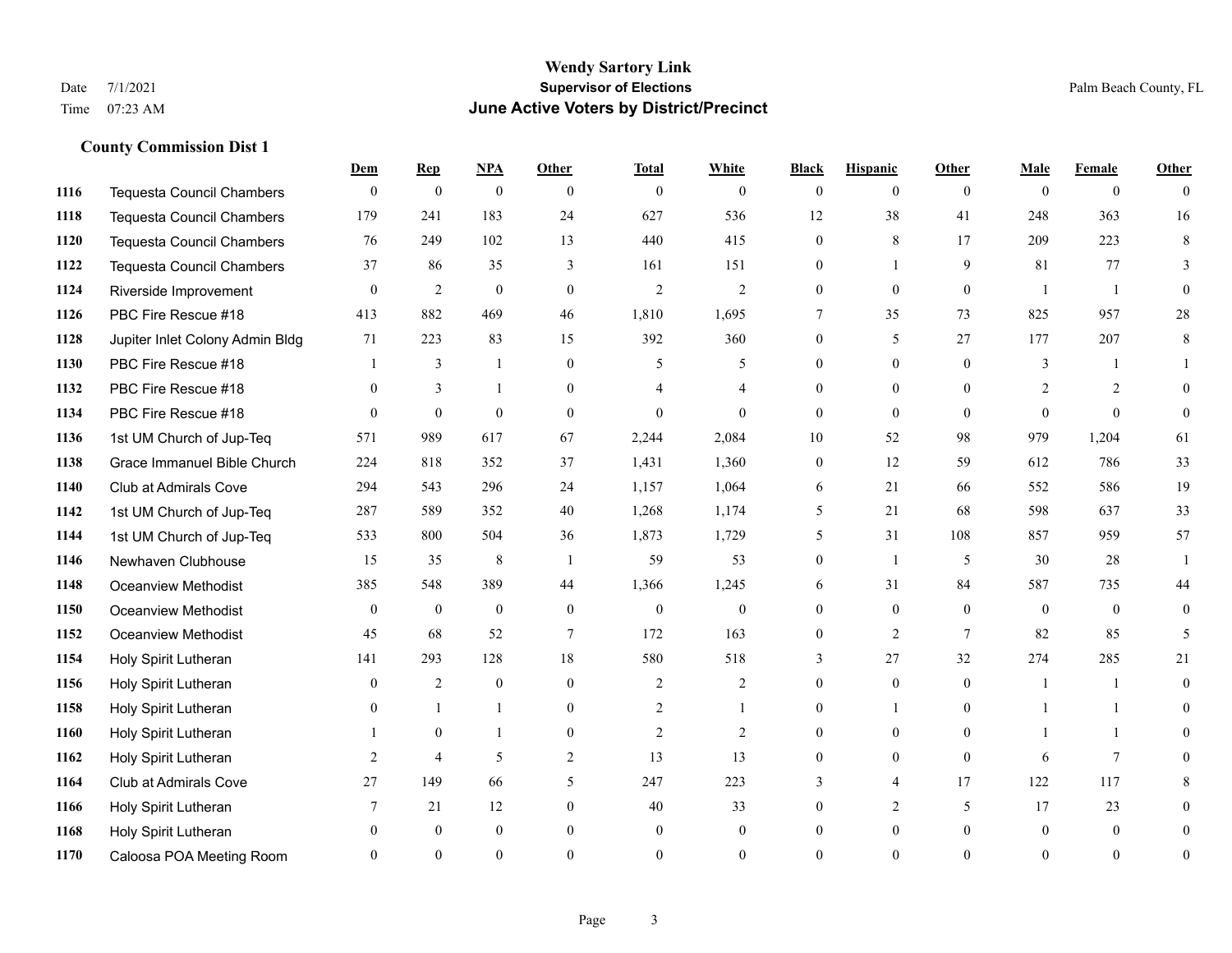# Wendy Sartory Link
## Supervisor of Elections
## June Active Voters by District/Precinct

Date 7/1/2021
Time 07:23 AM

Palm Beach County, FL

### County Commission Dist 1

| | | Dem | Rep | NPA | Other | Total | White | Black | Hispanic | Other | Male | Female | Other |
|---|---|---|---|---|---|---|---|---|---|---|---|---|---|
| 1116 | Tequesta Council Chambers | 0 | 0 | 0 | 0 | 0 | 0 | 0 | 0 | 0 | 0 | 0 | 0 |
| 1118 | Tequesta Council Chambers | 179 | 241 | 183 | 24 | 627 | 536 | 12 | 38 | 41 | 248 | 363 | 16 |
| 1120 | Tequesta Council Chambers | 76 | 249 | 102 | 13 | 440 | 415 | 0 | 8 | 17 | 209 | 223 | 8 |
| 1122 | Tequesta Council Chambers | 37 | 86 | 35 | 3 | 161 | 151 | 0 | 1 | 9 | 81 | 77 | 3 |
| 1124 | Riverside Improvement | 0 | 2 | 0 | 0 | 2 | 2 | 0 | 0 | 0 | 1 | 1 | 0 |
| 1126 | PBC Fire Rescue #18 | 413 | 882 | 469 | 46 | 1,810 | 1,695 | 7 | 35 | 73 | 825 | 957 | 28 |
| 1128 | Jupiter Inlet Colony Admin Bldg | 71 | 223 | 83 | 15 | 392 | 360 | 0 | 5 | 27 | 177 | 207 | 8 |
| 1130 | PBC Fire Rescue #18 | 1 | 3 | 1 | 0 | 5 | 5 | 0 | 0 | 0 | 3 | 1 | 1 |
| 1132 | PBC Fire Rescue #18 | 0 | 3 | 1 | 0 | 4 | 4 | 0 | 0 | 0 | 2 | 2 | 0 |
| 1134 | PBC Fire Rescue #18 | 0 | 0 | 0 | 0 | 0 | 0 | 0 | 0 | 0 | 0 | 0 | 0 |
| 1136 | 1st UM Church of Jup-Teq | 571 | 989 | 617 | 67 | 2,244 | 2,084 | 10 | 52 | 98 | 979 | 1,204 | 61 |
| 1138 | Grace Immanuel Bible Church | 224 | 818 | 352 | 37 | 1,431 | 1,360 | 0 | 12 | 59 | 612 | 786 | 33 |
| 1140 | Club at Admirals Cove | 294 | 543 | 296 | 24 | 1,157 | 1,064 | 6 | 21 | 66 | 552 | 586 | 19 |
| 1142 | 1st UM Church of Jup-Teq | 287 | 589 | 352 | 40 | 1,268 | 1,174 | 5 | 21 | 68 | 598 | 637 | 33 |
| 1144 | 1st UM Church of Jup-Teq | 533 | 800 | 504 | 36 | 1,873 | 1,729 | 5 | 31 | 108 | 857 | 959 | 57 |
| 1146 | Newhaven Clubhouse | 15 | 35 | 8 | 1 | 59 | 53 | 0 | 1 | 5 | 30 | 28 | 1 |
| 1148 | Oceanview Methodist | 385 | 548 | 389 | 44 | 1,366 | 1,245 | 6 | 31 | 84 | 587 | 735 | 44 |
| 1150 | Oceanview Methodist | 0 | 0 | 0 | 0 | 0 | 0 | 0 | 0 | 0 | 0 | 0 | 0 |
| 1152 | Oceanview Methodist | 45 | 68 | 52 | 7 | 172 | 163 | 0 | 2 | 7 | 82 | 85 | 5 |
| 1154 | Holy Spirit Lutheran | 141 | 293 | 128 | 18 | 580 | 518 | 3 | 27 | 32 | 274 | 285 | 21 |
| 1156 | Holy Spirit Lutheran | 0 | 2 | 0 | 0 | 2 | 2 | 0 | 0 | 0 | 1 | 1 | 0 |
| 1158 | Holy Spirit Lutheran | 0 | 1 | 1 | 0 | 2 | 1 | 0 | 1 | 0 | 1 | 1 | 0 |
| 1160 | Holy Spirit Lutheran | 1 | 0 | 1 | 0 | 2 | 2 | 0 | 0 | 0 | 1 | 1 | 0 |
| 1162 | Holy Spirit Lutheran | 2 | 4 | 5 | 2 | 13 | 13 | 0 | 0 | 0 | 6 | 7 | 0 |
| 1164 | Club at Admirals Cove | 27 | 149 | 66 | 5 | 247 | 223 | 3 | 4 | 17 | 122 | 117 | 8 |
| 1166 | Holy Spirit Lutheran | 7 | 21 | 12 | 0 | 40 | 33 | 0 | 2 | 5 | 17 | 23 | 0 |
| 1168 | Holy Spirit Lutheran | 0 | 0 | 0 | 0 | 0 | 0 | 0 | 0 | 0 | 0 | 0 | 0 |
| 1170 | Caloosa POA Meeting Room | 0 | 0 | 0 | 0 | 0 | 0 | 0 | 0 | 0 | 0 | 0 | 0 |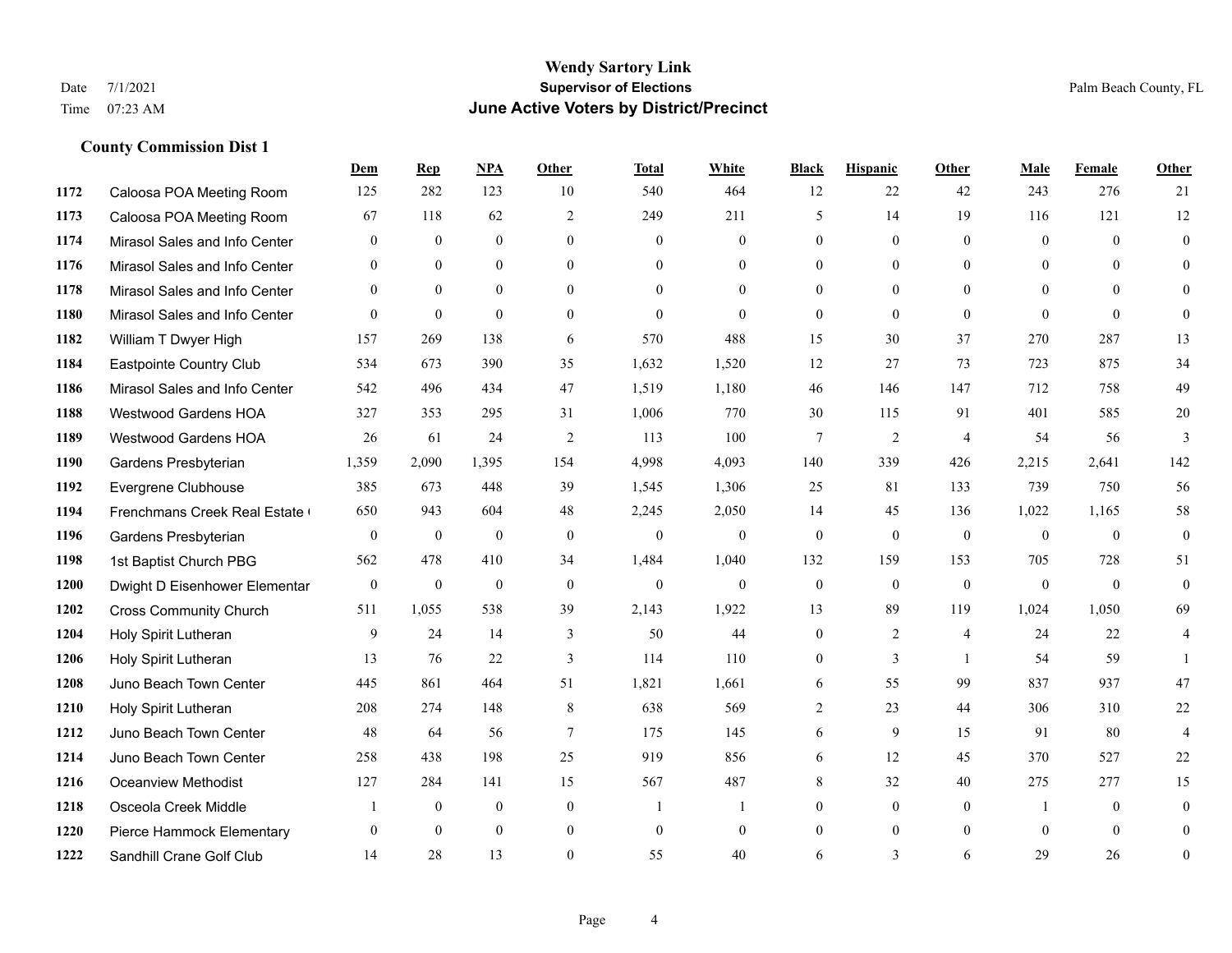# Wendy Sartory Link

**Supervisor of Elections**

**June Active Voters by District/Precinct**

Date 7/1/2021

Time 07:23 AM

Palm Beach County, FL

## County Commission Dist 1

| | | Dem | Rep | NPA | Other | Total | White | Black | Hispanic | Other | Male | Female | Other |
|---|---|---|---|---|---|---|---|---|---|---|---|---|---|
| 1172 | Caloosa POA Meeting Room | 125 | 282 | 123 | 10 | 540 | 464 | 12 | 22 | 42 | 243 | 276 | 21 |
| 1173 | Caloosa POA Meeting Room | 67 | 118 | 62 | 2 | 249 | 211 | 5 | 14 | 19 | 116 | 121 | 12 |
| 1174 | Mirasol Sales and Info Center | 0 | 0 | 0 | 0 | 0 | 0 | 0 | 0 | 0 | 0 | 0 | 0 |
| 1176 | Mirasol Sales and Info Center | 0 | 0 | 0 | 0 | 0 | 0 | 0 | 0 | 0 | 0 | 0 | 0 |
| 1178 | Mirasol Sales and Info Center | 0 | 0 | 0 | 0 | 0 | 0 | 0 | 0 | 0 | 0 | 0 | 0 |
| 1180 | Mirasol Sales and Info Center | 0 | 0 | 0 | 0 | 0 | 0 | 0 | 0 | 0 | 0 | 0 | 0 |
| 1182 | William T Dwyer High | 157 | 269 | 138 | 6 | 570 | 488 | 15 | 30 | 37 | 270 | 287 | 13 |
| 1184 | Eastpointe Country Club | 534 | 673 | 390 | 35 | 1,632 | 1,520 | 12 | 27 | 73 | 723 | 875 | 34 |
| 1186 | Mirasol Sales and Info Center | 542 | 496 | 434 | 47 | 1,519 | 1,180 | 46 | 146 | 147 | 712 | 758 | 49 |
| 1188 | Westwood Gardens HOA | 327 | 353 | 295 | 31 | 1,006 | 770 | 30 | 115 | 91 | 401 | 585 | 20 |
| 1189 | Westwood Gardens HOA | 26 | 61 | 24 | 2 | 113 | 100 | 7 | 2 | 4 | 54 | 56 | 3 |
| 1190 | Gardens Presbyterian | 1,359 | 2,090 | 1,395 | 154 | 4,998 | 4,093 | 140 | 339 | 426 | 2,215 | 2,641 | 142 |
| 1192 | Evergrene Clubhouse | 385 | 673 | 448 | 39 | 1,545 | 1,306 | 25 | 81 | 133 | 739 | 750 | 56 |
| 1194 | Frenchmans Creek Real Estate ( | 650 | 943 | 604 | 48 | 2,245 | 2,050 | 14 | 45 | 136 | 1,022 | 1,165 | 58 |
| 1196 | Gardens Presbyterian | 0 | 0 | 0 | 0 | 0 | 0 | 0 | 0 | 0 | 0 | 0 | 0 |
| 1198 | 1st Baptist Church PBG | 562 | 478 | 410 | 34 | 1,484 | 1,040 | 132 | 159 | 153 | 705 | 728 | 51 |
| 1200 | Dwight D Eisenhower Elementar | 0 | 0 | 0 | 0 | 0 | 0 | 0 | 0 | 0 | 0 | 0 | 0 |
| 1202 | Cross Community Church | 511 | 1,055 | 538 | 39 | 2,143 | 1,922 | 13 | 89 | 119 | 1,024 | 1,050 | 69 |
| 1204 | Holy Spirit Lutheran | 9 | 24 | 14 | 3 | 50 | 44 | 0 | 2 | 4 | 24 | 22 | 4 |
| 1206 | Holy Spirit Lutheran | 13 | 76 | 22 | 3 | 114 | 110 | 0 | 3 | 1 | 54 | 59 | 1 |
| 1208 | Juno Beach Town Center | 445 | 861 | 464 | 51 | 1,821 | 1,661 | 6 | 55 | 99 | 837 | 937 | 47 |
| 1210 | Holy Spirit Lutheran | 208 | 274 | 148 | 8 | 638 | 569 | 2 | 23 | 44 | 306 | 310 | 22 |
| 1212 | Juno Beach Town Center | 48 | 64 | 56 | 7 | 175 | 145 | 6 | 9 | 15 | 91 | 80 | 4 |
| 1214 | Juno Beach Town Center | 258 | 438 | 198 | 25 | 919 | 856 | 6 | 12 | 45 | 370 | 527 | 22 |
| 1216 | Oceanview Methodist | 127 | 284 | 141 | 15 | 567 | 487 | 8 | 32 | 40 | 275 | 277 | 15 |
| 1218 | Osceola Creek Middle | 1 | 0 | 0 | 0 | 1 | 1 | 0 | 0 | 0 | 1 | 0 | 0 |
| 1220 | Pierce Hammock Elementary | 0 | 0 | 0 | 0 | 0 | 0 | 0 | 0 | 0 | 0 | 0 | 0 |
| 1222 | Sandhill Crane Golf Club | 14 | 28 | 13 | 0 | 55 | 40 | 6 | 3 | 6 | 29 | 26 | 0 |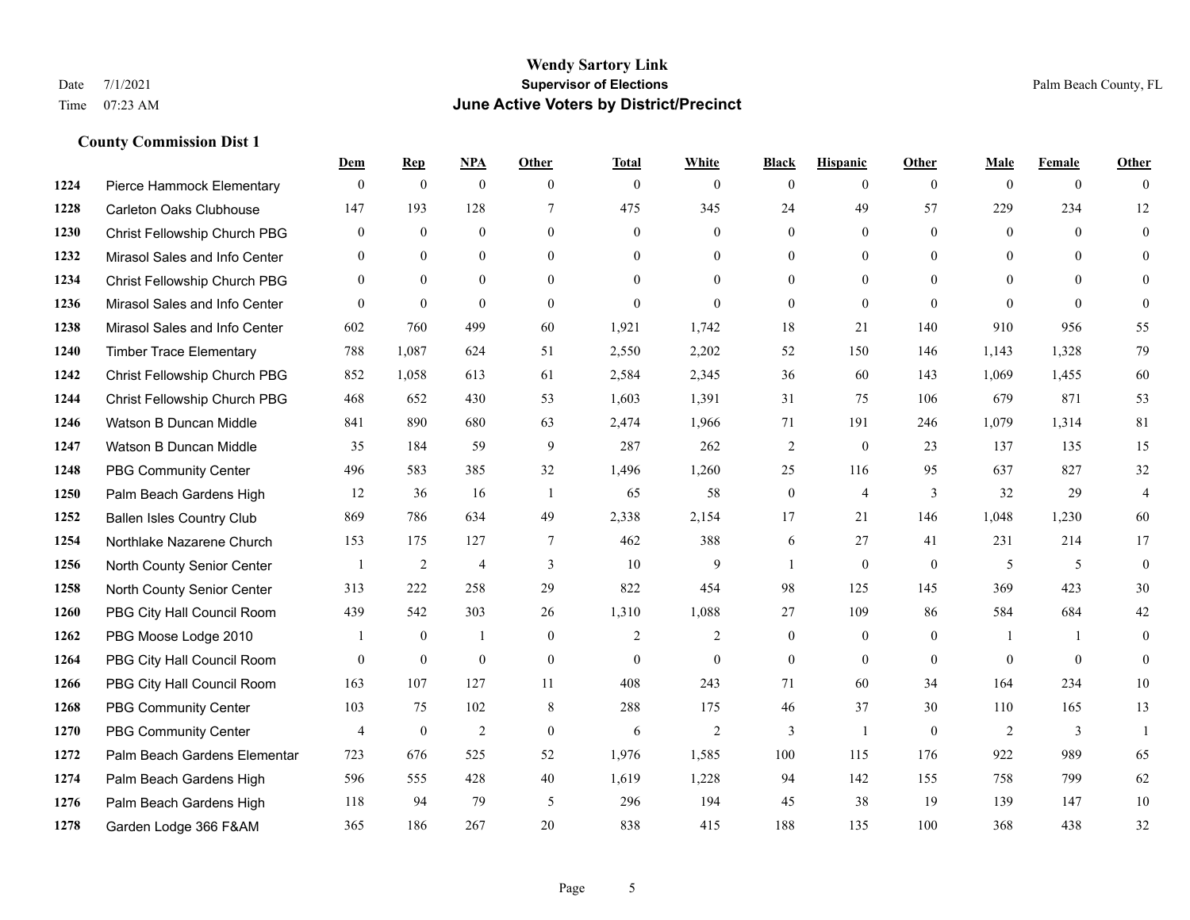# Wendy Sartory Link

**Supervisor of Elections**

**June Active Voters by District/Precinct**

Date 7/1/2021 — Time 07:23 AM — Palm Beach County, FL

## County Commission Dist 1

| | | Dem | Rep | NPA | Other | Total | White | Black | Hispanic | Other | Male | Female | Other |
|---|---|---|---|---|---|---|---|---|---|---|---|---|---|
| 1224 | Pierce Hammock Elementary | 0 | 0 | 0 | 0 | 0 | 0 | 0 | 0 | 0 | 0 | 0 | 0 |
| 1228 | Carleton Oaks Clubhouse | 147 | 193 | 128 | 7 | 475 | 345 | 24 | 49 | 57 | 229 | 234 | 12 |
| 1230 | Christ Fellowship Church PBG | 0 | 0 | 0 | 0 | 0 | 0 | 0 | 0 | 0 | 0 | 0 | 0 |
| 1232 | Mirasol Sales and Info Center | 0 | 0 | 0 | 0 | 0 | 0 | 0 | 0 | 0 | 0 | 0 | 0 |
| 1234 | Christ Fellowship Church PBG | 0 | 0 | 0 | 0 | 0 | 0 | 0 | 0 | 0 | 0 | 0 | 0 |
| 1236 | Mirasol Sales and Info Center | 0 | 0 | 0 | 0 | 0 | 0 | 0 | 0 | 0 | 0 | 0 | 0 |
| 1238 | Mirasol Sales and Info Center | 602 | 760 | 499 | 60 | 1,921 | 1,742 | 18 | 21 | 140 | 910 | 956 | 55 |
| 1240 | Timber Trace Elementary | 788 | 1,087 | 624 | 51 | 2,550 | 2,202 | 52 | 150 | 146 | 1,143 | 1,328 | 79 |
| 1242 | Christ Fellowship Church PBG | 852 | 1,058 | 613 | 61 | 2,584 | 2,345 | 36 | 60 | 143 | 1,069 | 1,455 | 60 |
| 1244 | Christ Fellowship Church PBG | 468 | 652 | 430 | 53 | 1,603 | 1,391 | 31 | 75 | 106 | 679 | 871 | 53 |
| 1246 | Watson B Duncan Middle | 841 | 890 | 680 | 63 | 2,474 | 1,966 | 71 | 191 | 246 | 1,079 | 1,314 | 81 |
| 1247 | Watson B Duncan Middle | 35 | 184 | 59 | 9 | 287 | 262 | 2 | 0 | 23 | 137 | 135 | 15 |
| 1248 | PBG Community Center | 496 | 583 | 385 | 32 | 1,496 | 1,260 | 25 | 116 | 95 | 637 | 827 | 32 |
| 1250 | Palm Beach Gardens High | 12 | 36 | 16 | 1 | 65 | 58 | 0 | 4 | 3 | 32 | 29 | 4 |
| 1252 | Ballen Isles Country Club | 869 | 786 | 634 | 49 | 2,338 | 2,154 | 17 | 21 | 146 | 1,048 | 1,230 | 60 |
| 1254 | Northlake Nazarene Church | 153 | 175 | 127 | 7 | 462 | 388 | 6 | 27 | 41 | 231 | 214 | 17 |
| 1256 | North County Senior Center | 1 | 2 | 4 | 3 | 10 | 9 | 1 | 0 | 0 | 5 | 5 | 0 |
| 1258 | North County Senior Center | 313 | 222 | 258 | 29 | 822 | 454 | 98 | 125 | 145 | 369 | 423 | 30 |
| 1260 | PBG City Hall Council Room | 439 | 542 | 303 | 26 | 1,310 | 1,088 | 27 | 109 | 86 | 584 | 684 | 42 |
| 1262 | PBG Moose Lodge 2010 | 1 | 0 | 1 | 0 | 2 | 2 | 0 | 0 | 0 | 1 | 1 | 0 |
| 1264 | PBG City Hall Council Room | 0 | 0 | 0 | 0 | 0 | 0 | 0 | 0 | 0 | 0 | 0 | 0 |
| 1266 | PBG City Hall Council Room | 163 | 107 | 127 | 11 | 408 | 243 | 71 | 60 | 34 | 164 | 234 | 10 |
| 1268 | PBG Community Center | 103 | 75 | 102 | 8 | 288 | 175 | 46 | 37 | 30 | 110 | 165 | 13 |
| 1270 | PBG Community Center | 4 | 0 | 2 | 0 | 6 | 2 | 3 | 1 | 0 | 2 | 3 | 1 |
| 1272 | Palm Beach Gardens Elementar | 723 | 676 | 525 | 52 | 1,976 | 1,585 | 100 | 115 | 176 | 922 | 989 | 65 |
| 1274 | Palm Beach Gardens High | 596 | 555 | 428 | 40 | 1,619 | 1,228 | 94 | 142 | 155 | 758 | 799 | 62 |
| 1276 | Palm Beach Gardens High | 118 | 94 | 79 | 5 | 296 | 194 | 45 | 38 | 19 | 139 | 147 | 10 |
| 1278 | Garden Lodge 366 F&AM | 365 | 186 | 267 | 20 | 838 | 415 | 188 | 135 | 100 | 368 | 438 | 32 |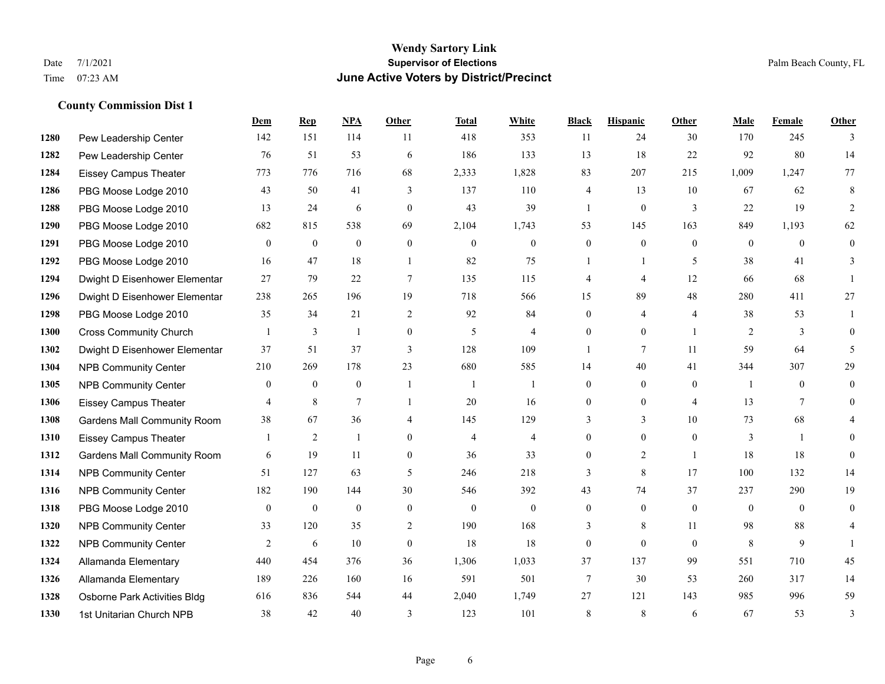# Wendy Sartory Link
## Supervisor of Elections
## June Active Voters by District/Precinct

Date 7/1/2021
Time 07:23 AM

Palm Beach County, FL

### County Commission Dist 1

| | | Dem | Rep | NPA | Other | Total | White | Black | Hispanic | Other | Male | Female | Other |
|---|---|---|---|---|---|---|---|---|---|---|---|---|---|
| 1280 | Pew Leadership Center | 142 | 151 | 114 | 11 | 418 | 353 | 11 | 24 | 30 | 170 | 245 | 3 |
| 1282 | Pew Leadership Center | 76 | 51 | 53 | 6 | 186 | 133 | 13 | 18 | 22 | 92 | 80 | 14 |
| 1284 | Eissey Campus Theater | 773 | 776 | 716 | 68 | 2,333 | 1,828 | 83 | 207 | 215 | 1,009 | 1,247 | 77 |
| 1286 | PBG Moose Lodge 2010 | 43 | 50 | 41 | 3 | 137 | 110 | 4 | 13 | 10 | 67 | 62 | 8 |
| 1288 | PBG Moose Lodge 2010 | 13 | 24 | 6 | 0 | 43 | 39 | 1 | 0 | 3 | 22 | 19 | 2 |
| 1290 | PBG Moose Lodge 2010 | 682 | 815 | 538 | 69 | 2,104 | 1,743 | 53 | 145 | 163 | 849 | 1,193 | 62 |
| 1291 | PBG Moose Lodge 2010 | 0 | 0 | 0 | 0 | 0 | 0 | 0 | 0 | 0 | 0 | 0 | 0 |
| 1292 | PBG Moose Lodge 2010 | 16 | 47 | 18 | 1 | 82 | 75 | 1 | 1 | 5 | 38 | 41 | 3 |
| 1294 | Dwight D Eisenhower Elementar | 27 | 79 | 22 | 7 | 135 | 115 | 4 | 4 | 12 | 66 | 68 | 1 |
| 1296 | Dwight D Eisenhower Elementar | 238 | 265 | 196 | 19 | 718 | 566 | 15 | 89 | 48 | 280 | 411 | 27 |
| 1298 | PBG Moose Lodge 2010 | 35 | 34 | 21 | 2 | 92 | 84 | 0 | 4 | 4 | 38 | 53 | 1 |
| 1300 | Cross Community Church | 1 | 3 | 1 | 0 | 5 | 4 | 0 | 0 | 1 | 2 | 3 | 0 |
| 1302 | Dwight D Eisenhower Elementar | 37 | 51 | 37 | 3 | 128 | 109 | 1 | 7 | 11 | 59 | 64 | 5 |
| 1304 | NPB Community Center | 210 | 269 | 178 | 23 | 680 | 585 | 14 | 40 | 41 | 344 | 307 | 29 |
| 1305 | NPB Community Center | 0 | 0 | 0 | 1 | 1 | 1 | 0 | 0 | 0 | 1 | 0 | 0 |
| 1306 | Eissey Campus Theater | 4 | 8 | 7 | 1 | 20 | 16 | 0 | 0 | 4 | 13 | 7 | 0 |
| 1308 | Gardens Mall Community Room | 38 | 67 | 36 | 4 | 145 | 129 | 3 | 3 | 10 | 73 | 68 | 4 |
| 1310 | Eissey Campus Theater | 1 | 2 | 1 | 0 | 4 | 4 | 0 | 0 | 0 | 3 | 1 | 0 |
| 1312 | Gardens Mall Community Room | 6 | 19 | 11 | 0 | 36 | 33 | 0 | 2 | 1 | 18 | 18 | 0 |
| 1314 | NPB Community Center | 51 | 127 | 63 | 5 | 246 | 218 | 3 | 8 | 17 | 100 | 132 | 14 |
| 1316 | NPB Community Center | 182 | 190 | 144 | 30 | 546 | 392 | 43 | 74 | 37 | 237 | 290 | 19 |
| 1318 | PBG Moose Lodge 2010 | 0 | 0 | 0 | 0 | 0 | 0 | 0 | 0 | 0 | 0 | 0 | 0 |
| 1320 | NPB Community Center | 33 | 120 | 35 | 2 | 190 | 168 | 3 | 8 | 11 | 98 | 88 | 4 |
| 1322 | NPB Community Center | 2 | 6 | 10 | 0 | 18 | 18 | 0 | 0 | 0 | 8 | 9 | 1 |
| 1324 | Allamanda Elementary | 440 | 454 | 376 | 36 | 1,306 | 1,033 | 37 | 137 | 99 | 551 | 710 | 45 |
| 1326 | Allamanda Elementary | 189 | 226 | 160 | 16 | 591 | 501 | 7 | 30 | 53 | 260 | 317 | 14 |
| 1328 | Osborne Park Activities Bldg | 616 | 836 | 544 | 44 | 2,040 | 1,749 | 27 | 121 | 143 | 985 | 996 | 59 |
| 1330 | 1st Unitarian Church NPB | 38 | 42 | 40 | 3 | 123 | 101 | 8 | 8 | 6 | 67 | 53 | 3 |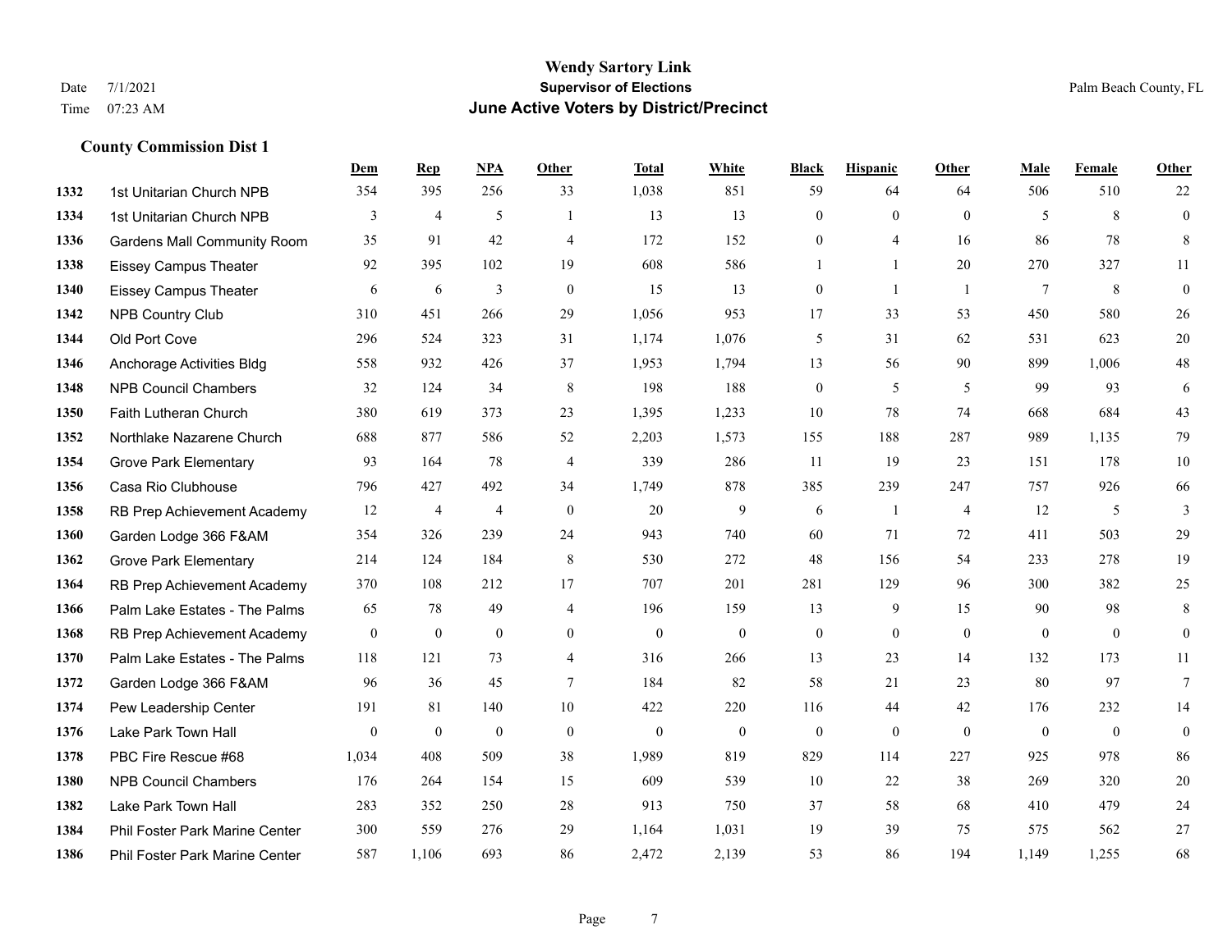# Wendy Sartory Link

## Supervisor of Elections

## June Active Voters by District/Precinct

Date 7/1/2021
Time 07:23 AM

Palm Beach County, FL

### County Commission Dist 1

| | | Dem | Rep | NPA | Other | Total | White | Black | Hispanic | Other | Male | Female | Other |
|---|---|---|---|---|---|---|---|---|---|---|---|---|---|
| 1332 | 1st Unitarian Church NPB | 354 | 395 | 256 | 33 | 1,038 | 851 | 59 | 64 | 64 | 506 | 510 | 22 |
| 1334 | 1st Unitarian Church NPB | 3 | 4 | 5 | 1 | 13 | 13 | 0 | 0 | 0 | 5 | 8 | 0 |
| 1336 | Gardens Mall Community Room | 35 | 91 | 42 | 4 | 172 | 152 | 0 | 4 | 16 | 86 | 78 | 8 |
| 1338 | Eissey Campus Theater | 92 | 395 | 102 | 19 | 608 | 586 | 1 | 1 | 20 | 270 | 327 | 11 |
| 1340 | Eissey Campus Theater | 6 | 6 | 3 | 0 | 15 | 13 | 0 | 1 | 1 | 7 | 8 | 0 |
| 1342 | NPB Country Club | 310 | 451 | 266 | 29 | 1,056 | 953 | 17 | 33 | 53 | 450 | 580 | 26 |
| 1344 | Old Port Cove | 296 | 524 | 323 | 31 | 1,174 | 1,076 | 5 | 31 | 62 | 531 | 623 | 20 |
| 1346 | Anchorage Activities Bldg | 558 | 932 | 426 | 37 | 1,953 | 1,794 | 13 | 56 | 90 | 899 | 1,006 | 48 |
| 1348 | NPB Council Chambers | 32 | 124 | 34 | 8 | 198 | 188 | 0 | 5 | 5 | 99 | 93 | 6 |
| 1350 | Faith Lutheran Church | 380 | 619 | 373 | 23 | 1,395 | 1,233 | 10 | 78 | 74 | 668 | 684 | 43 |
| 1352 | Northlake Nazarene Church | 688 | 877 | 586 | 52 | 2,203 | 1,573 | 155 | 188 | 287 | 989 | 1,135 | 79 |
| 1354 | Grove Park Elementary | 93 | 164 | 78 | 4 | 339 | 286 | 11 | 19 | 23 | 151 | 178 | 10 |
| 1356 | Casa Rio Clubhouse | 796 | 427 | 492 | 34 | 1,749 | 878 | 385 | 239 | 247 | 757 | 926 | 66 |
| 1358 | RB Prep Achievement Academy | 12 | 4 | 4 | 0 | 20 | 9 | 6 | 1 | 4 | 12 | 5 | 3 |
| 1360 | Garden Lodge 366 F&AM | 354 | 326 | 239 | 24 | 943 | 740 | 60 | 71 | 72 | 411 | 503 | 29 |
| 1362 | Grove Park Elementary | 214 | 124 | 184 | 8 | 530 | 272 | 48 | 156 | 54 | 233 | 278 | 19 |
| 1364 | RB Prep Achievement Academy | 370 | 108 | 212 | 17 | 707 | 201 | 281 | 129 | 96 | 300 | 382 | 25 |
| 1366 | Palm Lake Estates - The Palms | 65 | 78 | 49 | 4 | 196 | 159 | 13 | 9 | 15 | 90 | 98 | 8 |
| 1368 | RB Prep Achievement Academy | 0 | 0 | 0 | 0 | 0 | 0 | 0 | 0 | 0 | 0 | 0 | 0 |
| 1370 | Palm Lake Estates - The Palms | 118 | 121 | 73 | 4 | 316 | 266 | 13 | 23 | 14 | 132 | 173 | 11 |
| 1372 | Garden Lodge 366 F&AM | 96 | 36 | 45 | 7 | 184 | 82 | 58 | 21 | 23 | 80 | 97 | 7 |
| 1374 | Pew Leadership Center | 191 | 81 | 140 | 10 | 422 | 220 | 116 | 44 | 42 | 176 | 232 | 14 |
| 1376 | Lake Park Town Hall | 0 | 0 | 0 | 0 | 0 | 0 | 0 | 0 | 0 | 0 | 0 | 0 |
| 1378 | PBC Fire Rescue #68 | 1,034 | 408 | 509 | 38 | 1,989 | 819 | 829 | 114 | 227 | 925 | 978 | 86 |
| 1380 | NPB Council Chambers | 176 | 264 | 154 | 15 | 609 | 539 | 10 | 22 | 38 | 269 | 320 | 20 |
| 1382 | Lake Park Town Hall | 283 | 352 | 250 | 28 | 913 | 750 | 37 | 58 | 68 | 410 | 479 | 24 |
| 1384 | Phil Foster Park Marine Center | 300 | 559 | 276 | 29 | 1,164 | 1,031 | 19 | 39 | 75 | 575 | 562 | 27 |
| 1386 | Phil Foster Park Marine Center | 587 | 1,106 | 693 | 86 | 2,472 | 2,139 | 53 | 86 | 194 | 1,149 | 1,255 | 68 |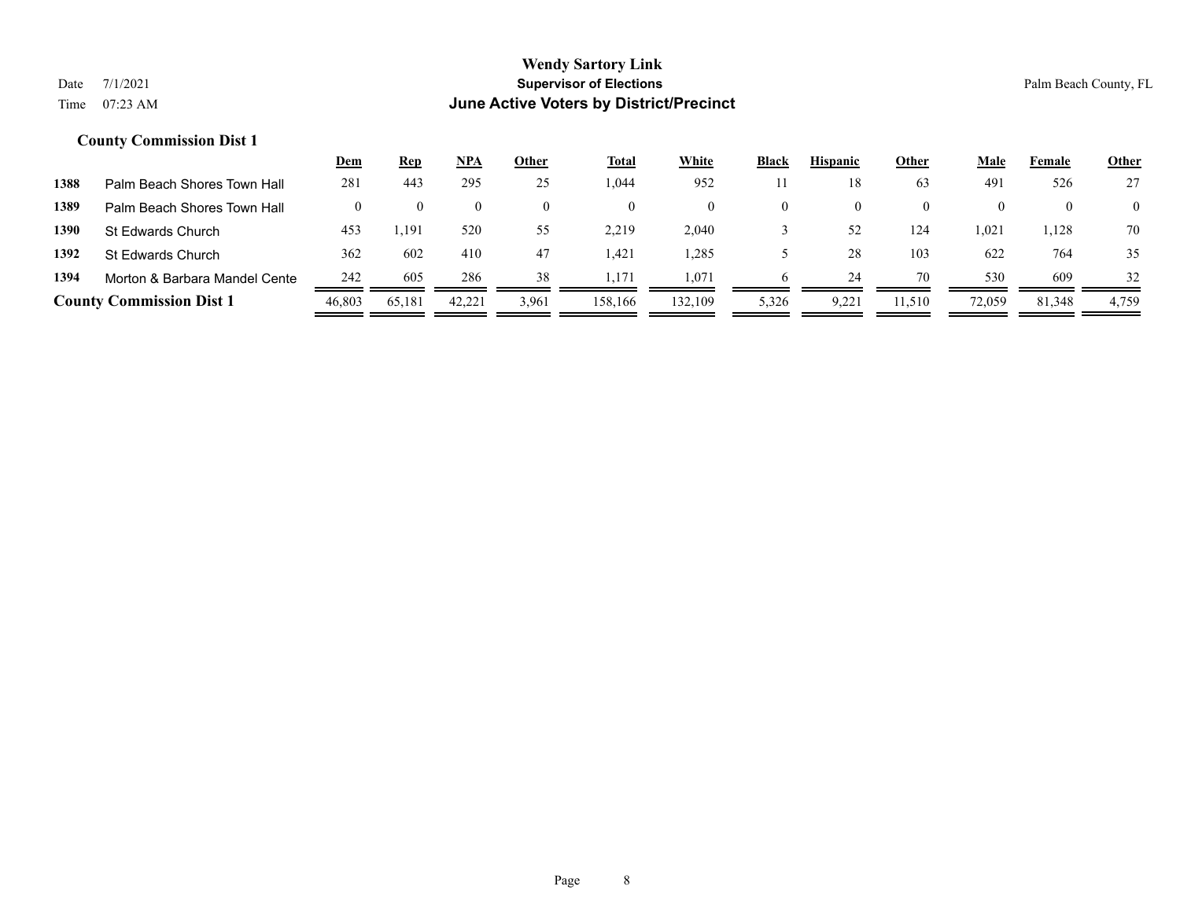# Wendy Sartory Link

## Supervisor of Elections

## June Active Voters by District/Precinct

Date 7/1/2021

Time 07:23 AM

Palm Beach County, FL

### County Commission Dist 1

| | | Dem | Rep | NPA | Other | Total | White | Black | Hispanic | Other | Male | Female | Other |
|---|---|---|---|---|---|---|---|---|---|---|---|---|---|
| 1388 | Palm Beach Shores Town Hall | 281 | 443 | 295 | 25 | 1,044 | 952 | 11 | 18 | 63 | 491 | 526 | 27 |
| 1389 | Palm Beach Shores Town Hall | 0 | 0 | 0 | 0 | 0 | 0 | 0 | 0 | 0 | 0 | 0 | 0 |
| 1390 | St Edwards Church | 453 | 1,191 | 520 | 55 | 2,219 | 2,040 | 3 | 52 | 124 | 1,021 | 1,128 | 70 |
| 1392 | St Edwards Church | 362 | 602 | 410 | 47 | 1,421 | 1,285 | 5 | 28 | 103 | 622 | 764 | 35 |
| 1394 | Morton & Barbara Mandel Cente | 242 | 605 | 286 | 38 | 1,171 | 1,071 | 6 | 24 | 70 | 530 | 609 | 32 |
| **County Commission Dist 1** | | 46,803 | 65,181 | 42,221 | 3,961 | 158,166 | 132,109 | 5,326 | 9,221 | 11,510 | 72,059 | 81,348 | 4,759 |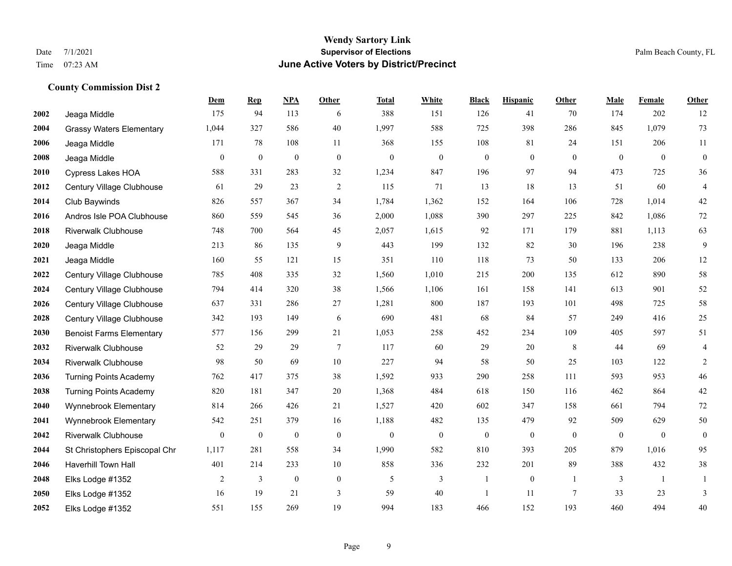# Wendy Sartory Link
## Supervisor of Elections
## June Active Voters by District/Precinct

Date 7/1/2021
Time 07:23 AM

Palm Beach County, FL

### County Commission Dist 2

| | | Dem | Rep | NPA | Other | Total | White | Black | Hispanic | Other | Male | Female | Other |
|---|---|---|---|---|---|---|---|---|---|---|---|---|---|
| 2002 | Jeaga Middle | 175 | 94 | 113 | 6 | 388 | 151 | 126 | 41 | 70 | 174 | 202 | 12 |
| 2004 | Grassy Waters Elementary | 1,044 | 327 | 586 | 40 | 1,997 | 588 | 725 | 398 | 286 | 845 | 1,079 | 73 |
| 2006 | Jeaga Middle | 171 | 78 | 108 | 11 | 368 | 155 | 108 | 81 | 24 | 151 | 206 | 11 |
| 2008 | Jeaga Middle | 0 | 0 | 0 | 0 | 0 | 0 | 0 | 0 | 0 | 0 | 0 | 0 |
| 2010 | Cypress Lakes HOA | 588 | 331 | 283 | 32 | 1,234 | 847 | 196 | 97 | 94 | 473 | 725 | 36 |
| 2012 | Century Village Clubhouse | 61 | 29 | 23 | 2 | 115 | 71 | 13 | 18 | 13 | 51 | 60 | 4 |
| 2014 | Club Baywinds | 826 | 557 | 367 | 34 | 1,784 | 1,362 | 152 | 164 | 106 | 728 | 1,014 | 42 |
| 2016 | Andros Isle POA Clubhouse | 860 | 559 | 545 | 36 | 2,000 | 1,088 | 390 | 297 | 225 | 842 | 1,086 | 72 |
| 2018 | Riverwalk Clubhouse | 748 | 700 | 564 | 45 | 2,057 | 1,615 | 92 | 171 | 179 | 881 | 1,113 | 63 |
| 2020 | Jeaga Middle | 213 | 86 | 135 | 9 | 443 | 199 | 132 | 82 | 30 | 196 | 238 | 9 |
| 2021 | Jeaga Middle | 160 | 55 | 121 | 15 | 351 | 110 | 118 | 73 | 50 | 133 | 206 | 12 |
| 2022 | Century Village Clubhouse | 785 | 408 | 335 | 32 | 1,560 | 1,010 | 215 | 200 | 135 | 612 | 890 | 58 |
| 2024 | Century Village Clubhouse | 794 | 414 | 320 | 38 | 1,566 | 1,106 | 161 | 158 | 141 | 613 | 901 | 52 |
| 2026 | Century Village Clubhouse | 637 | 331 | 286 | 27 | 1,281 | 800 | 187 | 193 | 101 | 498 | 725 | 58 |
| 2028 | Century Village Clubhouse | 342 | 193 | 149 | 6 | 690 | 481 | 68 | 84 | 57 | 249 | 416 | 25 |
| 2030 | Benoist Farms Elementary | 577 | 156 | 299 | 21 | 1,053 | 258 | 452 | 234 | 109 | 405 | 597 | 51 |
| 2032 | Riverwalk Clubhouse | 52 | 29 | 29 | 7 | 117 | 60 | 29 | 20 | 8 | 44 | 69 | 4 |
| 2034 | Riverwalk Clubhouse | 98 | 50 | 69 | 10 | 227 | 94 | 58 | 50 | 25 | 103 | 122 | 2 |
| 2036 | Turning Points Academy | 762 | 417 | 375 | 38 | 1,592 | 933 | 290 | 258 | 111 | 593 | 953 | 46 |
| 2038 | Turning Points Academy | 820 | 181 | 347 | 20 | 1,368 | 484 | 618 | 150 | 116 | 462 | 864 | 42 |
| 2040 | Wynnebrook Elementary | 814 | 266 | 426 | 21 | 1,527 | 420 | 602 | 347 | 158 | 661 | 794 | 72 |
| 2041 | Wynnebrook Elementary | 542 | 251 | 379 | 16 | 1,188 | 482 | 135 | 479 | 92 | 509 | 629 | 50 |
| 2042 | Riverwalk Clubhouse | 0 | 0 | 0 | 0 | 0 | 0 | 0 | 0 | 0 | 0 | 0 | 0 |
| 2044 | St Christophers Episcopal Chr | 1,117 | 281 | 558 | 34 | 1,990 | 582 | 810 | 393 | 205 | 879 | 1,016 | 95 |
| 2046 | Haverhill Town Hall | 401 | 214 | 233 | 10 | 858 | 336 | 232 | 201 | 89 | 388 | 432 | 38 |
| 2048 | Elks Lodge #1352 | 2 | 3 | 0 | 0 | 5 | 3 | 1 | 0 | 1 | 3 | 1 | 1 |
| 2050 | Elks Lodge #1352 | 16 | 19 | 21 | 3 | 59 | 40 | 1 | 11 | 7 | 33 | 23 | 3 |
| 2052 | Elks Lodge #1352 | 551 | 155 | 269 | 19 | 994 | 183 | 466 | 152 | 193 | 460 | 494 | 40 |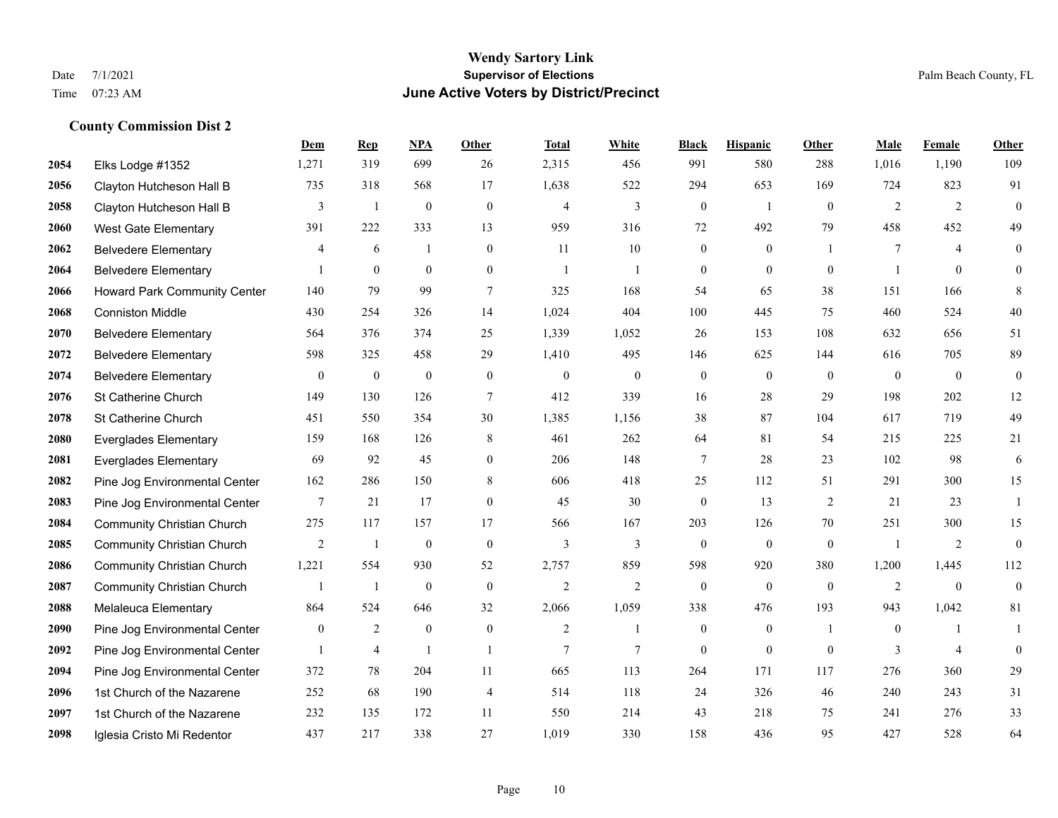# Wendy Sartory Link
## Supervisor of Elections
## June Active Voters by District/Precinct

Date 7/1/2021
Time 07:23 AM

Palm Beach County, FL

### County Commission Dist 2

| | | Dem | Rep | NPA | Other | Total | White | Black | Hispanic | Other | Male | Female | Other |
|---|---|---|---|---|---|---|---|---|---|---|---|---|---|
| 2054 | Elks Lodge #1352 | 1,271 | 319 | 699 | 26 | 2,315 | 456 | 991 | 580 | 288 | 1,016 | 1,190 | 109 |
| 2056 | Clayton Hutcheson Hall B | 735 | 318 | 568 | 17 | 1,638 | 522 | 294 | 653 | 169 | 724 | 823 | 91 |
| 2058 | Clayton Hutcheson Hall B | 3 | 1 | 0 | 0 | 4 | 3 | 0 | 1 | 0 | 2 | 2 | 0 |
| 2060 | West Gate Elementary | 391 | 222 | 333 | 13 | 959 | 316 | 72 | 492 | 79 | 458 | 452 | 49 |
| 2062 | Belvedere Elementary | 4 | 6 | 1 | 0 | 11 | 10 | 0 | 0 | 1 | 7 | 4 | 0 |
| 2064 | Belvedere Elementary | 1 | 0 | 0 | 0 | 1 | 1 | 0 | 0 | 0 | 1 | 0 | 0 |
| 2066 | Howard Park Community Center | 140 | 79 | 99 | 7 | 325 | 168 | 54 | 65 | 38 | 151 | 166 | 8 |
| 2068 | Conniston Middle | 430 | 254 | 326 | 14 | 1,024 | 404 | 100 | 445 | 75 | 460 | 524 | 40 |
| 2070 | Belvedere Elementary | 564 | 376 | 374 | 25 | 1,339 | 1,052 | 26 | 153 | 108 | 632 | 656 | 51 |
| 2072 | Belvedere Elementary | 598 | 325 | 458 | 29 | 1,410 | 495 | 146 | 625 | 144 | 616 | 705 | 89 |
| 2074 | Belvedere Elementary | 0 | 0 | 0 | 0 | 0 | 0 | 0 | 0 | 0 | 0 | 0 | 0 |
| 2076 | St Catherine Church | 149 | 130 | 126 | 7 | 412 | 339 | 16 | 28 | 29 | 198 | 202 | 12 |
| 2078 | St Catherine Church | 451 | 550 | 354 | 30 | 1,385 | 1,156 | 38 | 87 | 104 | 617 | 719 | 49 |
| 2080 | Everglades Elementary | 159 | 168 | 126 | 8 | 461 | 262 | 64 | 81 | 54 | 215 | 225 | 21 |
| 2081 | Everglades Elementary | 69 | 92 | 45 | 0 | 206 | 148 | 7 | 28 | 23 | 102 | 98 | 6 |
| 2082 | Pine Jog Environmental Center | 162 | 286 | 150 | 8 | 606 | 418 | 25 | 112 | 51 | 291 | 300 | 15 |
| 2083 | Pine Jog Environmental Center | 7 | 21 | 17 | 0 | 45 | 30 | 0 | 13 | 2 | 21 | 23 | 1 |
| 2084 | Community Christian Church | 275 | 117 | 157 | 17 | 566 | 167 | 203 | 126 | 70 | 251 | 300 | 15 |
| 2085 | Community Christian Church | 2 | 1 | 0 | 0 | 3 | 3 | 0 | 0 | 0 | 1 | 2 | 0 |
| 2086 | Community Christian Church | 1,221 | 554 | 930 | 52 | 2,757 | 859 | 598 | 920 | 380 | 1,200 | 1,445 | 112 |
| 2087 | Community Christian Church | 1 | 1 | 0 | 0 | 2 | 2 | 0 | 0 | 0 | 2 | 0 | 0 |
| 2088 | Melaleuca Elementary | 864 | 524 | 646 | 32 | 2,066 | 1,059 | 338 | 476 | 193 | 943 | 1,042 | 81 |
| 2090 | Pine Jog Environmental Center | 0 | 2 | 0 | 0 | 2 | 1 | 0 | 0 | 1 | 0 | 1 | 1 |
| 2092 | Pine Jog Environmental Center | 1 | 4 | 1 | 1 | 7 | 7 | 0 | 0 | 0 | 3 | 4 | 0 |
| 2094 | Pine Jog Environmental Center | 372 | 78 | 204 | 11 | 665 | 113 | 264 | 171 | 117 | 276 | 360 | 29 |
| 2096 | 1st Church of the Nazarene | 252 | 68 | 190 | 4 | 514 | 118 | 24 | 326 | 46 | 240 | 243 | 31 |
| 2097 | 1st Church of the Nazarene | 232 | 135 | 172 | 11 | 550 | 214 | 43 | 218 | 75 | 241 | 276 | 33 |
| 2098 | Iglesia Cristo Mi Redentor | 437 | 217 | 338 | 27 | 1,019 | 330 | 158 | 436 | 95 | 427 | 528 | 64 |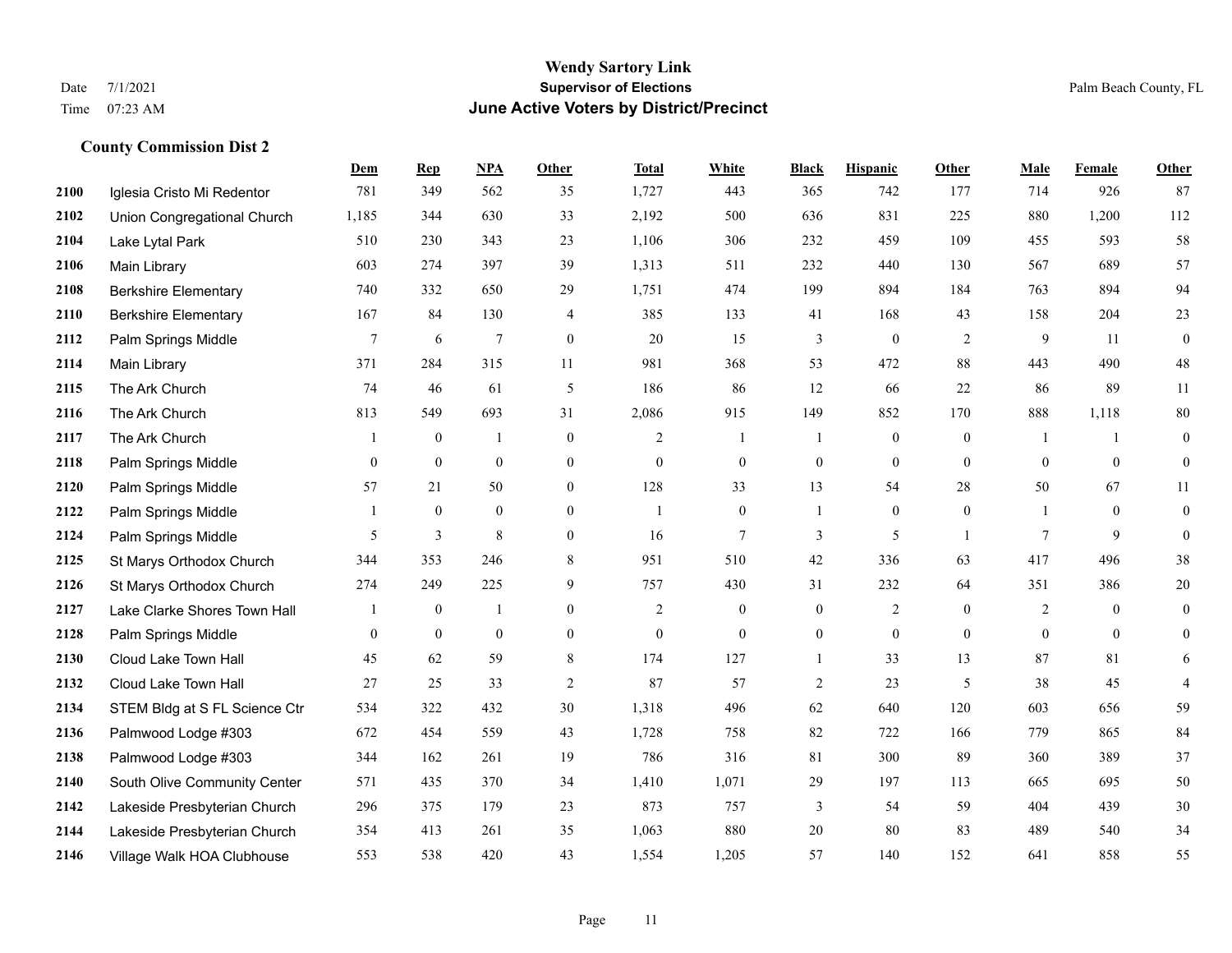**Wendy Sartory Link**
**Supervisor of Elections**
**June Active Voters by District/Precinct**

Date 7/1/2021
Time 07:23 AM

Palm Beach County, FL

### County Commission Dist 2

| | | Dem | Rep | NPA | Other | Total | White | Black | Hispanic | Other | Male | Female | Other |
|---|---|---|---|---|---|---|---|---|---|---|---|---|---|
| 2100 | Iglesia Cristo Mi Redentor | 781 | 349 | 562 | 35 | 1,727 | 443 | 365 | 742 | 177 | 714 | 926 | 87 |
| 2102 | Union Congregational Church | 1,185 | 344 | 630 | 33 | 2,192 | 500 | 636 | 831 | 225 | 880 | 1,200 | 112 |
| 2104 | Lake Lytal Park | 510 | 230 | 343 | 23 | 1,106 | 306 | 232 | 459 | 109 | 455 | 593 | 58 |
| 2106 | Main Library | 603 | 274 | 397 | 39 | 1,313 | 511 | 232 | 440 | 130 | 567 | 689 | 57 |
| 2108 | Berkshire Elementary | 740 | 332 | 650 | 29 | 1,751 | 474 | 199 | 894 | 184 | 763 | 894 | 94 |
| 2110 | Berkshire Elementary | 167 | 84 | 130 | 4 | 385 | 133 | 41 | 168 | 43 | 158 | 204 | 23 |
| 2112 | Palm Springs Middle | 7 | 6 | 7 | 0 | 20 | 15 | 3 | 0 | 2 | 9 | 11 | 0 |
| 2114 | Main Library | 371 | 284 | 315 | 11 | 981 | 368 | 53 | 472 | 88 | 443 | 490 | 48 |
| 2115 | The Ark Church | 74 | 46 | 61 | 5 | 186 | 86 | 12 | 66 | 22 | 86 | 89 | 11 |
| 2116 | The Ark Church | 813 | 549 | 693 | 31 | 2,086 | 915 | 149 | 852 | 170 | 888 | 1,118 | 80 |
| 2117 | The Ark Church | 1 | 0 | 1 | 0 | 2 | 1 | 1 | 0 | 0 | 1 | 1 | 0 |
| 2118 | Palm Springs Middle | 0 | 0 | 0 | 0 | 0 | 0 | 0 | 0 | 0 | 0 | 0 | 0 |
| 2120 | Palm Springs Middle | 57 | 21 | 50 | 0 | 128 | 33 | 13 | 54 | 28 | 50 | 67 | 11 |
| 2122 | Palm Springs Middle | 1 | 0 | 0 | 0 | 1 | 0 | 1 | 0 | 0 | 1 | 0 | 0 |
| 2124 | Palm Springs Middle | 5 | 3 | 8 | 0 | 16 | 7 | 3 | 5 | 1 | 7 | 9 | 0 |
| 2125 | St Marys Orthodox Church | 344 | 353 | 246 | 8 | 951 | 510 | 42 | 336 | 63 | 417 | 496 | 38 |
| 2126 | St Marys Orthodox Church | 274 | 249 | 225 | 9 | 757 | 430 | 31 | 232 | 64 | 351 | 386 | 20 |
| 2127 | Lake Clarke Shores Town Hall | 1 | 0 | 1 | 0 | 2 | 0 | 0 | 2 | 0 | 2 | 0 | 0 |
| 2128 | Palm Springs Middle | 0 | 0 | 0 | 0 | 0 | 0 | 0 | 0 | 0 | 0 | 0 | 0 |
| 2130 | Cloud Lake Town Hall | 45 | 62 | 59 | 8 | 174 | 127 | 1 | 33 | 13 | 87 | 81 | 6 |
| 2132 | Cloud Lake Town Hall | 27 | 25 | 33 | 2 | 87 | 57 | 2 | 23 | 5 | 38 | 45 | 4 |
| 2134 | STEM Bldg at S FL Science Ctr | 534 | 322 | 432 | 30 | 1,318 | 496 | 62 | 640 | 120 | 603 | 656 | 59 |
| 2136 | Palmwood Lodge #303 | 672 | 454 | 559 | 43 | 1,728 | 758 | 82 | 722 | 166 | 779 | 865 | 84 |
| 2138 | Palmwood Lodge #303 | 344 | 162 | 261 | 19 | 786 | 316 | 81 | 300 | 89 | 360 | 389 | 37 |
| 2140 | South Olive Community Center | 571 | 435 | 370 | 34 | 1,410 | 1,071 | 29 | 197 | 113 | 665 | 695 | 50 |
| 2142 | Lakeside Presbyterian Church | 296 | 375 | 179 | 23 | 873 | 757 | 3 | 54 | 59 | 404 | 439 | 30 |
| 2144 | Lakeside Presbyterian Church | 354 | 413 | 261 | 35 | 1,063 | 880 | 20 | 80 | 83 | 489 | 540 | 34 |
| 2146 | Village Walk HOA Clubhouse | 553 | 538 | 420 | 43 | 1,554 | 1,205 | 57 | 140 | 152 | 641 | 858 | 55 |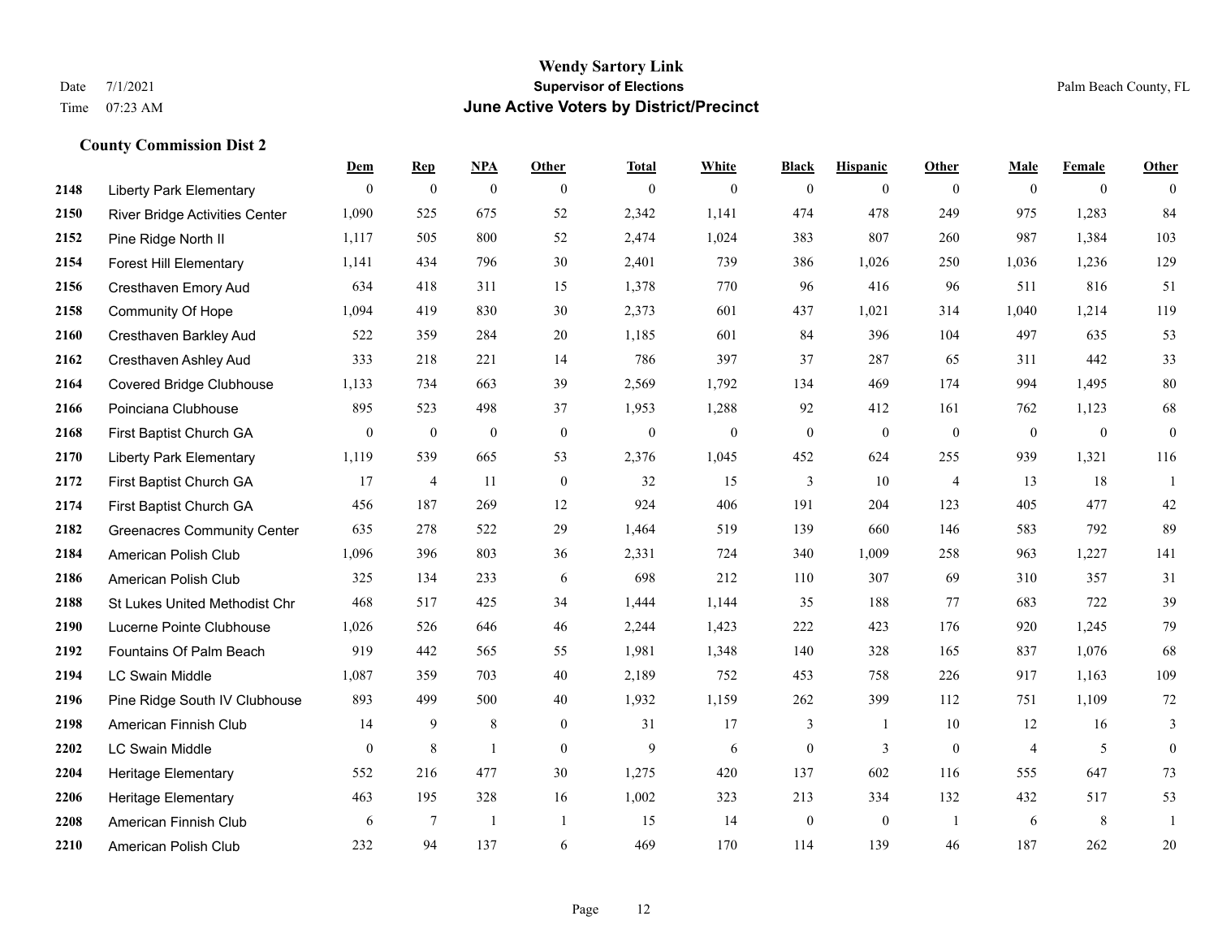# Wendy Sartory Link

**Supervisor of Elections**

**June Active Voters by District/Precinct**

Date 7/1/2021
Time 07:23 AM

Palm Beach County, FL

## County Commission Dist 2

| | | Dem | Rep | NPA | Other | Total | White | Black | Hispanic | Other | Male | Female | Other |
|---|---|---|---|---|---|---|---|---|---|---|---|---|---|
| 2148 | Liberty Park Elementary | 0 | 0 | 0 | 0 | 0 | 0 | 0 | 0 | 0 | 0 | 0 | 0 |
| 2150 | River Bridge Activities Center | 1,090 | 525 | 675 | 52 | 2,342 | 1,141 | 474 | 478 | 249 | 975 | 1,283 | 84 |
| 2152 | Pine Ridge North II | 1,117 | 505 | 800 | 52 | 2,474 | 1,024 | 383 | 807 | 260 | 987 | 1,384 | 103 |
| 2154 | Forest Hill Elementary | 1,141 | 434 | 796 | 30 | 2,401 | 739 | 386 | 1,026 | 250 | 1,036 | 1,236 | 129 |
| 2156 | Cresthaven Emory Aud | 634 | 418 | 311 | 15 | 1,378 | 770 | 96 | 416 | 96 | 511 | 816 | 51 |
| 2158 | Community Of Hope | 1,094 | 419 | 830 | 30 | 2,373 | 601 | 437 | 1,021 | 314 | 1,040 | 1,214 | 119 |
| 2160 | Cresthaven Barkley Aud | 522 | 359 | 284 | 20 | 1,185 | 601 | 84 | 396 | 104 | 497 | 635 | 53 |
| 2162 | Cresthaven Ashley Aud | 333 | 218 | 221 | 14 | 786 | 397 | 37 | 287 | 65 | 311 | 442 | 33 |
| 2164 | Covered Bridge Clubhouse | 1,133 | 734 | 663 | 39 | 2,569 | 1,792 | 134 | 469 | 174 | 994 | 1,495 | 80 |
| 2166 | Poinciana Clubhouse | 895 | 523 | 498 | 37 | 1,953 | 1,288 | 92 | 412 | 161 | 762 | 1,123 | 68 |
| 2168 | First Baptist Church GA | 0 | 0 | 0 | 0 | 0 | 0 | 0 | 0 | 0 | 0 | 0 | 0 |
| 2170 | Liberty Park Elementary | 1,119 | 539 | 665 | 53 | 2,376 | 1,045 | 452 | 624 | 255 | 939 | 1,321 | 116 |
| 2172 | First Baptist Church GA | 17 | 4 | 11 | 0 | 32 | 15 | 3 | 10 | 4 | 13 | 18 | 1 |
| 2174 | First Baptist Church GA | 456 | 187 | 269 | 12 | 924 | 406 | 191 | 204 | 123 | 405 | 477 | 42 |
| 2182 | Greenacres Community Center | 635 | 278 | 522 | 29 | 1,464 | 519 | 139 | 660 | 146 | 583 | 792 | 89 |
| 2184 | American Polish Club | 1,096 | 396 | 803 | 36 | 2,331 | 724 | 340 | 1,009 | 258 | 963 | 1,227 | 141 |
| 2186 | American Polish Club | 325 | 134 | 233 | 6 | 698 | 212 | 110 | 307 | 69 | 310 | 357 | 31 |
| 2188 | St Lukes United Methodist Chr | 468 | 517 | 425 | 34 | 1,444 | 1,144 | 35 | 188 | 77 | 683 | 722 | 39 |
| 2190 | Lucerne Pointe Clubhouse | 1,026 | 526 | 646 | 46 | 2,244 | 1,423 | 222 | 423 | 176 | 920 | 1,245 | 79 |
| 2192 | Fountains Of Palm Beach | 919 | 442 | 565 | 55 | 1,981 | 1,348 | 140 | 328 | 165 | 837 | 1,076 | 68 |
| 2194 | LC Swain Middle | 1,087 | 359 | 703 | 40 | 2,189 | 752 | 453 | 758 | 226 | 917 | 1,163 | 109 |
| 2196 | Pine Ridge South IV Clubhouse | 893 | 499 | 500 | 40 | 1,932 | 1,159 | 262 | 399 | 112 | 751 | 1,109 | 72 |
| 2198 | American Finnish Club | 14 | 9 | 8 | 0 | 31 | 17 | 3 | 1 | 10 | 12 | 16 | 3 |
| 2202 | LC Swain Middle | 0 | 8 | 1 | 0 | 9 | 6 | 0 | 3 | 0 | 4 | 5 | 0 |
| 2204 | Heritage Elementary | 552 | 216 | 477 | 30 | 1,275 | 420 | 137 | 602 | 116 | 555 | 647 | 73 |
| 2206 | Heritage Elementary | 463 | 195 | 328 | 16 | 1,002 | 323 | 213 | 334 | 132 | 432 | 517 | 53 |
| 2208 | American Finnish Club | 6 | 7 | 1 | 1 | 15 | 14 | 0 | 0 | 1 | 6 | 8 | 1 |
| 2210 | American Polish Club | 232 | 94 | 137 | 6 | 469 | 170 | 114 | 139 | 46 | 187 | 262 | 20 |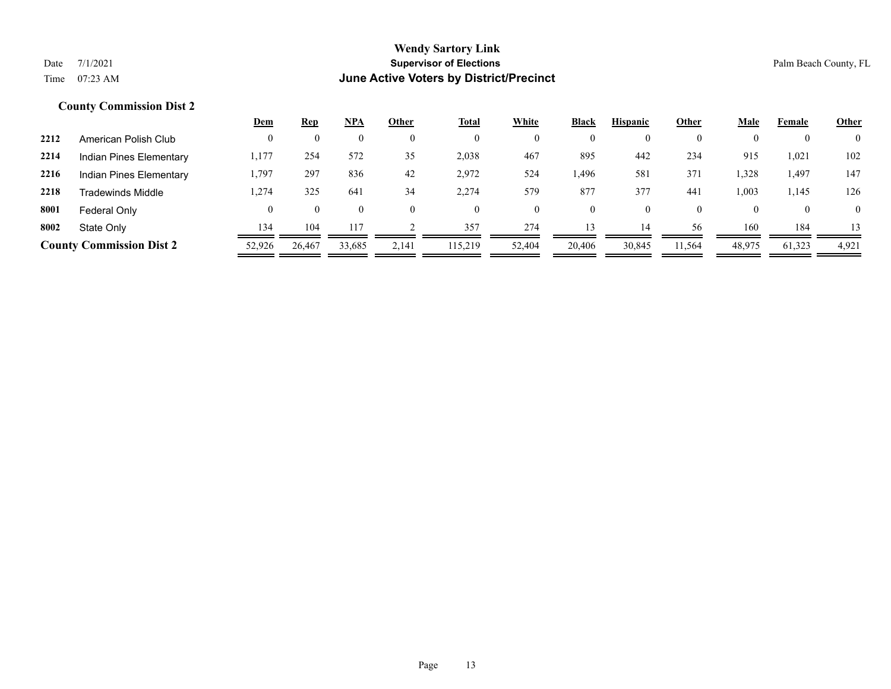# Wendy Sartory Link
## Supervisor of Elections
## June Active Voters by District/Precinct

Date 7/1/2021
Time 07:23 AM

Palm Beach County, FL

### County Commission Dist 2

| | | Dem | Rep | NPA | Other | Total | White | Black | Hispanic | Other | Male | Female | Other |
|---|---|---|---|---|---|---|---|---|---|---|---|---|---|
| 2212 | American Polish Club | 0 | 0 | 0 | 0 | 0 | 0 | 0 | 0 | 0 | 0 | 0 | 0 |
| 2214 | Indian Pines Elementary | 1,177 | 254 | 572 | 35 | 2,038 | 467 | 895 | 442 | 234 | 915 | 1,021 | 102 |
| 2216 | Indian Pines Elementary | 1,797 | 297 | 836 | 42 | 2,972 | 524 | 1,496 | 581 | 371 | 1,328 | 1,497 | 147 |
| 2218 | Tradewinds Middle | 1,274 | 325 | 641 | 34 | 2,274 | 579 | 877 | 377 | 441 | 1,003 | 1,145 | 126 |
| 8001 | Federal Only | 0 | 0 | 0 | 0 | 0 | 0 | 0 | 0 | 0 | 0 | 0 | 0 |
| 8002 | State Only | 134 | 104 | 117 | 2 | 357 | 274 | 13 | 14 | 56 | 160 | 184 | 13 |
| **County Commission Dist 2** | | 52,926 | 26,467 | 33,685 | 2,141 | 115,219 | 52,404 | 20,406 | 30,845 | 11,564 | 48,975 | 61,323 | 4,921 |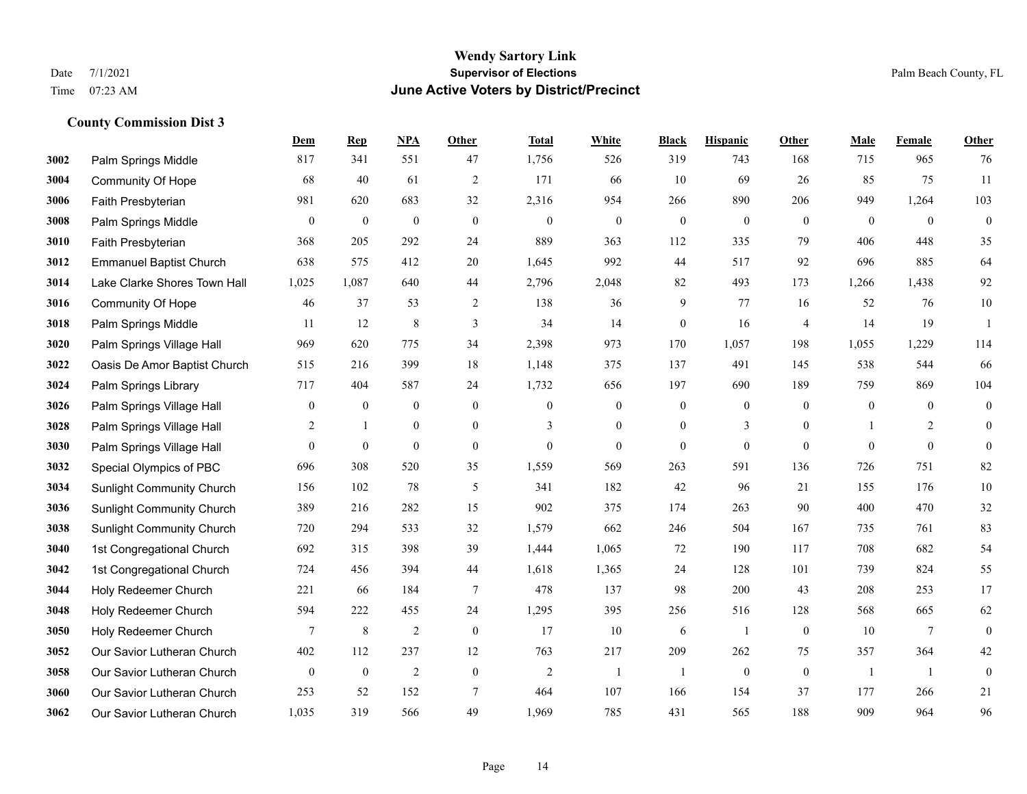# Wendy Sartory Link
## Supervisor of Elections
## June Active Voters by District/Precinct

Date 7/1/2021
Time 07:23 AM

Palm Beach County, FL

### County Commission Dist 3

| | | Dem | Rep | NPA | Other | Total | White | Black | Hispanic | Other | Male | Female | Other |
|---|---|---|---|---|---|---|---|---|---|---|---|---|---|
| 3002 | Palm Springs Middle | 817 | 341 | 551 | 47 | 1,756 | 526 | 319 | 743 | 168 | 715 | 965 | 76 |
| 3004 | Community Of Hope | 68 | 40 | 61 | 2 | 171 | 66 | 10 | 69 | 26 | 85 | 75 | 11 |
| 3006 | Faith Presbyterian | 981 | 620 | 683 | 32 | 2,316 | 954 | 266 | 890 | 206 | 949 | 1,264 | 103 |
| 3008 | Palm Springs Middle | 0 | 0 | 0 | 0 | 0 | 0 | 0 | 0 | 0 | 0 | 0 | 0 |
| 3010 | Faith Presbyterian | 368 | 205 | 292 | 24 | 889 | 363 | 112 | 335 | 79 | 406 | 448 | 35 |
| 3012 | Emmanuel Baptist Church | 638 | 575 | 412 | 20 | 1,645 | 992 | 44 | 517 | 92 | 696 | 885 | 64 |
| 3014 | Lake Clarke Shores Town Hall | 1,025 | 1,087 | 640 | 44 | 2,796 | 2,048 | 82 | 493 | 173 | 1,266 | 1,438 | 92 |
| 3016 | Community Of Hope | 46 | 37 | 53 | 2 | 138 | 36 | 9 | 77 | 16 | 52 | 76 | 10 |
| 3018 | Palm Springs Middle | 11 | 12 | 8 | 3 | 34 | 14 | 0 | 16 | 4 | 14 | 19 | 1 |
| 3020 | Palm Springs Village Hall | 969 | 620 | 775 | 34 | 2,398 | 973 | 170 | 1,057 | 198 | 1,055 | 1,229 | 114 |
| 3022 | Oasis De Amor Baptist Church | 515 | 216 | 399 | 18 | 1,148 | 375 | 137 | 491 | 145 | 538 | 544 | 66 |
| 3024 | Palm Springs Library | 717 | 404 | 587 | 24 | 1,732 | 656 | 197 | 690 | 189 | 759 | 869 | 104 |
| 3026 | Palm Springs Village Hall | 0 | 0 | 0 | 0 | 0 | 0 | 0 | 0 | 0 | 0 | 0 | 0 |
| 3028 | Palm Springs Village Hall | 2 | 1 | 0 | 0 | 3 | 0 | 0 | 3 | 0 | 1 | 2 | 0 |
| 3030 | Palm Springs Village Hall | 0 | 0 | 0 | 0 | 0 | 0 | 0 | 0 | 0 | 0 | 0 | 0 |
| 3032 | Special Olympics of PBC | 696 | 308 | 520 | 35 | 1,559 | 569 | 263 | 591 | 136 | 726 | 751 | 82 |
| 3034 | Sunlight Community Church | 156 | 102 | 78 | 5 | 341 | 182 | 42 | 96 | 21 | 155 | 176 | 10 |
| 3036 | Sunlight Community Church | 389 | 216 | 282 | 15 | 902 | 375 | 174 | 263 | 90 | 400 | 470 | 32 |
| 3038 | Sunlight Community Church | 720 | 294 | 533 | 32 | 1,579 | 662 | 246 | 504 | 167 | 735 | 761 | 83 |
| 3040 | 1st Congregational Church | 692 | 315 | 398 | 39 | 1,444 | 1,065 | 72 | 190 | 117 | 708 | 682 | 54 |
| 3042 | 1st Congregational Church | 724 | 456 | 394 | 44 | 1,618 | 1,365 | 24 | 128 | 101 | 739 | 824 | 55 |
| 3044 | Holy Redeemer Church | 221 | 66 | 184 | 7 | 478 | 137 | 98 | 200 | 43 | 208 | 253 | 17 |
| 3048 | Holy Redeemer Church | 594 | 222 | 455 | 24 | 1,295 | 395 | 256 | 516 | 128 | 568 | 665 | 62 |
| 3050 | Holy Redeemer Church | 7 | 8 | 2 | 0 | 17 | 10 | 6 | 1 | 0 | 10 | 7 | 0 |
| 3052 | Our Savior Lutheran Church | 402 | 112 | 237 | 12 | 763 | 217 | 209 | 262 | 75 | 357 | 364 | 42 |
| 3058 | Our Savior Lutheran Church | 0 | 0 | 2 | 0 | 2 | 1 | 1 | 0 | 0 | 1 | 1 | 0 |
| 3060 | Our Savior Lutheran Church | 253 | 52 | 152 | 7 | 464 | 107 | 166 | 154 | 37 | 177 | 266 | 21 |
| 3062 | Our Savior Lutheran Church | 1,035 | 319 | 566 | 49 | 1,969 | 785 | 431 | 565 | 188 | 909 | 964 | 96 |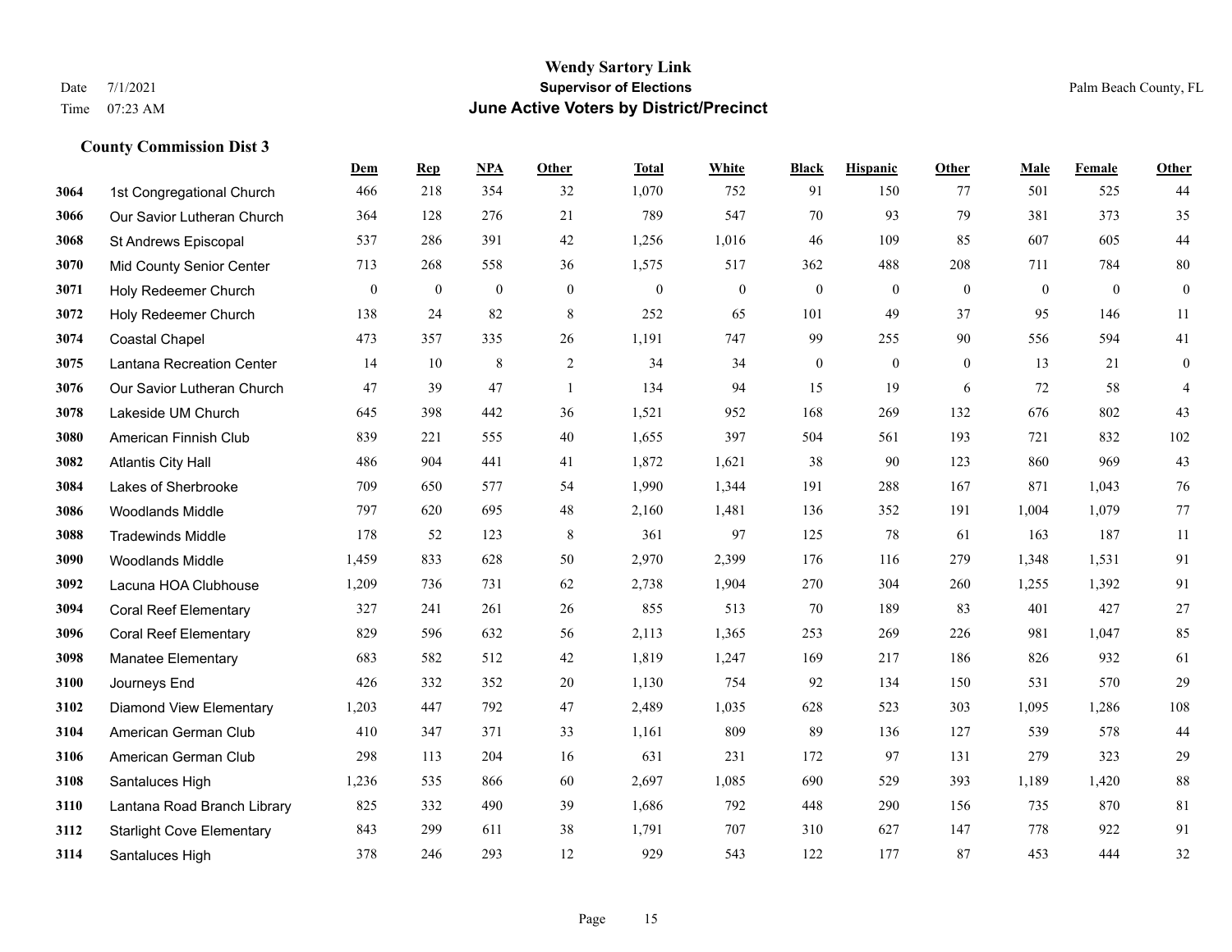# Wendy Sartory Link

**Supervisor of Elections**

**June Active Voters by District/Precinct**

Date 7/1/2021
Time 07:23 AM

Palm Beach County, FL

### County Commission Dist 3

| | | Dem | Rep | NPA | Other | Total | White | Black | Hispanic | Other | Male | Female | Other |
|---|---|---|---|---|---|---|---|---|---|---|---|---|---|
| 3064 | 1st Congregational Church | 466 | 218 | 354 | 32 | 1,070 | 752 | 91 | 150 | 77 | 501 | 525 | 44 |
| 3066 | Our Savior Lutheran Church | 364 | 128 | 276 | 21 | 789 | 547 | 70 | 93 | 79 | 381 | 373 | 35 |
| 3068 | St Andrews Episcopal | 537 | 286 | 391 | 42 | 1,256 | 1,016 | 46 | 109 | 85 | 607 | 605 | 44 |
| 3070 | Mid County Senior Center | 713 | 268 | 558 | 36 | 1,575 | 517 | 362 | 488 | 208 | 711 | 784 | 80 |
| 3071 | Holy Redeemer Church | 0 | 0 | 0 | 0 | 0 | 0 | 0 | 0 | 0 | 0 | 0 | 0 |
| 3072 | Holy Redeemer Church | 138 | 24 | 82 | 8 | 252 | 65 | 101 | 49 | 37 | 95 | 146 | 11 |
| 3074 | Coastal Chapel | 473 | 357 | 335 | 26 | 1,191 | 747 | 99 | 255 | 90 | 556 | 594 | 41 |
| 3075 | Lantana Recreation Center | 14 | 10 | 8 | 2 | 34 | 34 | 0 | 0 | 0 | 13 | 21 | 0 |
| 3076 | Our Savior Lutheran Church | 47 | 39 | 47 | 1 | 134 | 94 | 15 | 19 | 6 | 72 | 58 | 4 |
| 3078 | Lakeside UM Church | 645 | 398 | 442 | 36 | 1,521 | 952 | 168 | 269 | 132 | 676 | 802 | 43 |
| 3080 | American Finnish Club | 839 | 221 | 555 | 40 | 1,655 | 397 | 504 | 561 | 193 | 721 | 832 | 102 |
| 3082 | Atlantis City Hall | 486 | 904 | 441 | 41 | 1,872 | 1,621 | 38 | 90 | 123 | 860 | 969 | 43 |
| 3084 | Lakes of Sherbrooke | 709 | 650 | 577 | 54 | 1,990 | 1,344 | 191 | 288 | 167 | 871 | 1,043 | 76 |
| 3086 | Woodlands Middle | 797 | 620 | 695 | 48 | 2,160 | 1,481 | 136 | 352 | 191 | 1,004 | 1,079 | 77 |
| 3088 | Tradewinds Middle | 178 | 52 | 123 | 8 | 361 | 97 | 125 | 78 | 61 | 163 | 187 | 11 |
| 3090 | Woodlands Middle | 1,459 | 833 | 628 | 50 | 2,970 | 2,399 | 176 | 116 | 279 | 1,348 | 1,531 | 91 |
| 3092 | Lacuna HOA Clubhouse | 1,209 | 736 | 731 | 62 | 2,738 | 1,904 | 270 | 304 | 260 | 1,255 | 1,392 | 91 |
| 3094 | Coral Reef Elementary | 327 | 241 | 261 | 26 | 855 | 513 | 70 | 189 | 83 | 401 | 427 | 27 |
| 3096 | Coral Reef Elementary | 829 | 596 | 632 | 56 | 2,113 | 1,365 | 253 | 269 | 226 | 981 | 1,047 | 85 |
| 3098 | Manatee Elementary | 683 | 582 | 512 | 42 | 1,819 | 1,247 | 169 | 217 | 186 | 826 | 932 | 61 |
| 3100 | Journeys End | 426 | 332 | 352 | 20 | 1,130 | 754 | 92 | 134 | 150 | 531 | 570 | 29 |
| 3102 | Diamond View Elementary | 1,203 | 447 | 792 | 47 | 2,489 | 1,035 | 628 | 523 | 303 | 1,095 | 1,286 | 108 |
| 3104 | American German Club | 410 | 347 | 371 | 33 | 1,161 | 809 | 89 | 136 | 127 | 539 | 578 | 44 |
| 3106 | American German Club | 298 | 113 | 204 | 16 | 631 | 231 | 172 | 97 | 131 | 279 | 323 | 29 |
| 3108 | Santaluces High | 1,236 | 535 | 866 | 60 | 2,697 | 1,085 | 690 | 529 | 393 | 1,189 | 1,420 | 88 |
| 3110 | Lantana Road Branch Library | 825 | 332 | 490 | 39 | 1,686 | 792 | 448 | 290 | 156 | 735 | 870 | 81 |
| 3112 | Starlight Cove Elementary | 843 | 299 | 611 | 38 | 1,791 | 707 | 310 | 627 | 147 | 778 | 922 | 91 |
| 3114 | Santaluces High | 378 | 246 | 293 | 12 | 929 | 543 | 122 | 177 | 87 | 453 | 444 | 32 |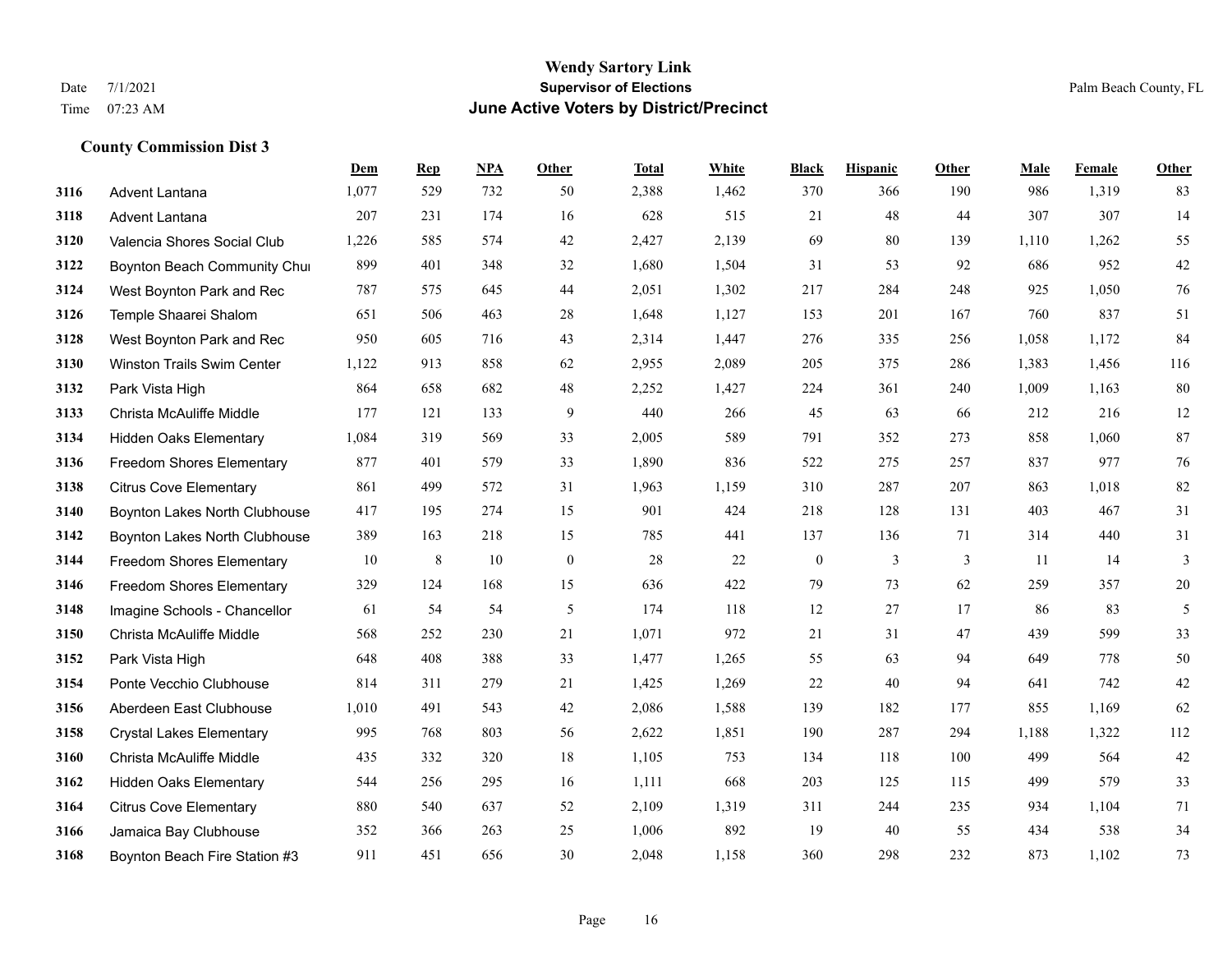# Wendy Sartory Link
## Supervisor of Elections
## June Active Voters by District/Precinct

Date 7/1/2021
Time 07:23 AM

Palm Beach County, FL

### County Commission Dist 3

| | | Dem | Rep | NPA | Other | Total | White | Black | Hispanic | Other | Male | Female | Other |
|---|---|---|---|---|---|---|---|---|---|---|---|---|---|
| 3116 | Advent Lantana | 1,077 | 529 | 732 | 50 | 2,388 | 1,462 | 370 | 366 | 190 | 986 | 1,319 | 83 |
| 3118 | Advent Lantana | 207 | 231 | 174 | 16 | 628 | 515 | 21 | 48 | 44 | 307 | 307 | 14 |
| 3120 | Valencia Shores Social Club | 1,226 | 585 | 574 | 42 | 2,427 | 2,139 | 69 | 80 | 139 | 1,110 | 1,262 | 55 |
| 3122 | Boynton Beach Community Chur | 899 | 401 | 348 | 32 | 1,680 | 1,504 | 31 | 53 | 92 | 686 | 952 | 42 |
| 3124 | West Boynton Park and Rec | 787 | 575 | 645 | 44 | 2,051 | 1,302 | 217 | 284 | 248 | 925 | 1,050 | 76 |
| 3126 | Temple Shaarei Shalom | 651 | 506 | 463 | 28 | 1,648 | 1,127 | 153 | 201 | 167 | 760 | 837 | 51 |
| 3128 | West Boynton Park and Rec | 950 | 605 | 716 | 43 | 2,314 | 1,447 | 276 | 335 | 256 | 1,058 | 1,172 | 84 |
| 3130 | Winston Trails Swim Center | 1,122 | 913 | 858 | 62 | 2,955 | 2,089 | 205 | 375 | 286 | 1,383 | 1,456 | 116 |
| 3132 | Park Vista High | 864 | 658 | 682 | 48 | 2,252 | 1,427 | 224 | 361 | 240 | 1,009 | 1,163 | 80 |
| 3133 | Christa McAuliffe Middle | 177 | 121 | 133 | 9 | 440 | 266 | 45 | 63 | 66 | 212 | 216 | 12 |
| 3134 | Hidden Oaks Elementary | 1,084 | 319 | 569 | 33 | 2,005 | 589 | 791 | 352 | 273 | 858 | 1,060 | 87 |
| 3136 | Freedom Shores Elementary | 877 | 401 | 579 | 33 | 1,890 | 836 | 522 | 275 | 257 | 837 | 977 | 76 |
| 3138 | Citrus Cove Elementary | 861 | 499 | 572 | 31 | 1,963 | 1,159 | 310 | 287 | 207 | 863 | 1,018 | 82 |
| 3140 | Boynton Lakes North Clubhouse | 417 | 195 | 274 | 15 | 901 | 424 | 218 | 128 | 131 | 403 | 467 | 31 |
| 3142 | Boynton Lakes North Clubhouse | 389 | 163 | 218 | 15 | 785 | 441 | 137 | 136 | 71 | 314 | 440 | 31 |
| 3144 | Freedom Shores Elementary | 10 | 8 | 10 | 0 | 28 | 22 | 0 | 3 | 3 | 11 | 14 | 3 |
| 3146 | Freedom Shores Elementary | 329 | 124 | 168 | 15 | 636 | 422 | 79 | 73 | 62 | 259 | 357 | 20 |
| 3148 | Imagine Schools - Chancellor | 61 | 54 | 54 | 5 | 174 | 118 | 12 | 27 | 17 | 86 | 83 | 5 |
| 3150 | Christa McAuliffe Middle | 568 | 252 | 230 | 21 | 1,071 | 972 | 21 | 31 | 47 | 439 | 599 | 33 |
| 3152 | Park Vista High | 648 | 408 | 388 | 33 | 1,477 | 1,265 | 55 | 63 | 94 | 649 | 778 | 50 |
| 3154 | Ponte Vecchio Clubhouse | 814 | 311 | 279 | 21 | 1,425 | 1,269 | 22 | 40 | 94 | 641 | 742 | 42 |
| 3156 | Aberdeen East Clubhouse | 1,010 | 491 | 543 | 42 | 2,086 | 1,588 | 139 | 182 | 177 | 855 | 1,169 | 62 |
| 3158 | Crystal Lakes Elementary | 995 | 768 | 803 | 56 | 2,622 | 1,851 | 190 | 287 | 294 | 1,188 | 1,322 | 112 |
| 3160 | Christa McAuliffe Middle | 435 | 332 | 320 | 18 | 1,105 | 753 | 134 | 118 | 100 | 499 | 564 | 42 |
| 3162 | Hidden Oaks Elementary | 544 | 256 | 295 | 16 | 1,111 | 668 | 203 | 125 | 115 | 499 | 579 | 33 |
| 3164 | Citrus Cove Elementary | 880 | 540 | 637 | 52 | 2,109 | 1,319 | 311 | 244 | 235 | 934 | 1,104 | 71 |
| 3166 | Jamaica Bay Clubhouse | 352 | 366 | 263 | 25 | 1,006 | 892 | 19 | 40 | 55 | 434 | 538 | 34 |
| 3168 | Boynton Beach Fire Station #3 | 911 | 451 | 656 | 30 | 2,048 | 1,158 | 360 | 298 | 232 | 873 | 1,102 | 73 |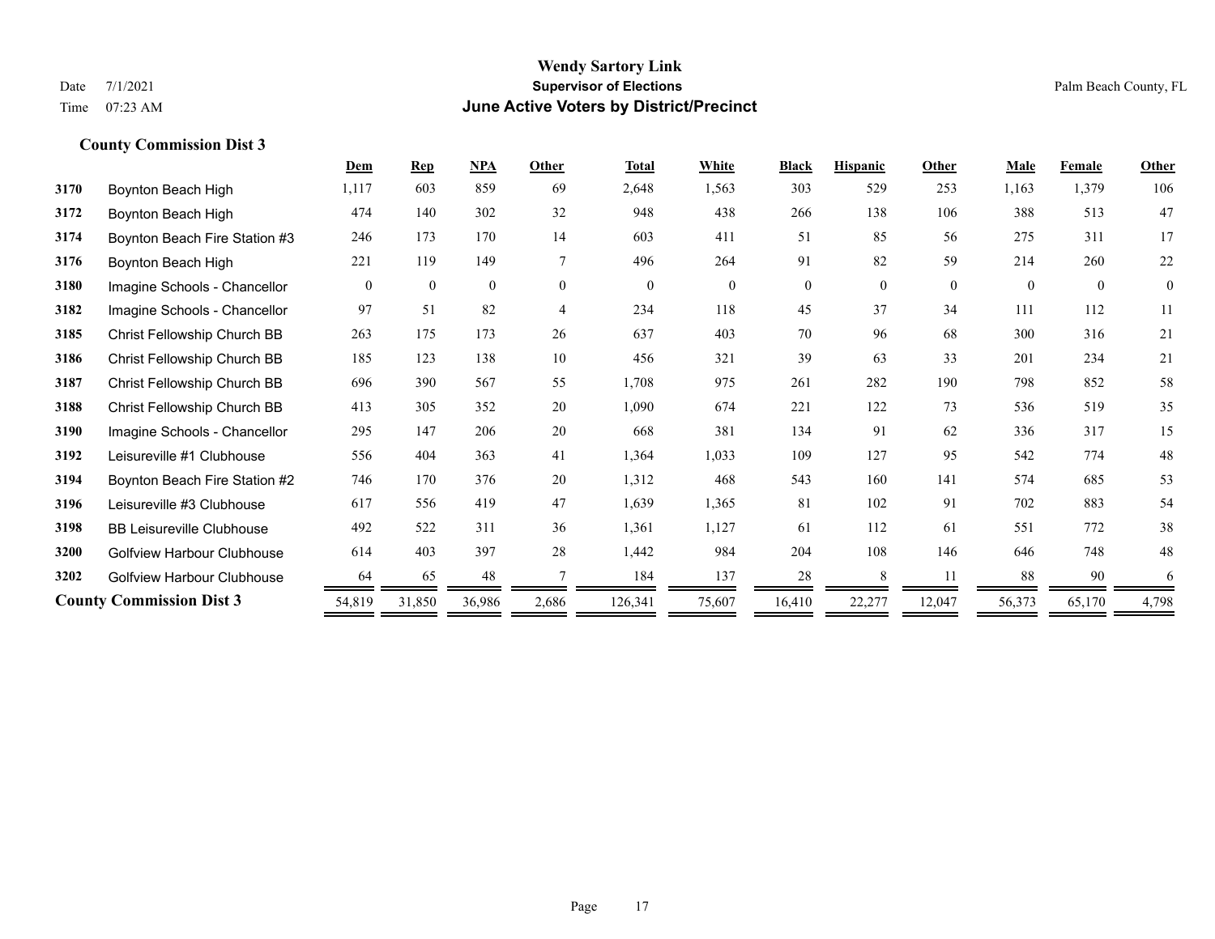**Wendy Sartory Link**
**Supervisor of Elections**
**June Active Voters by District/Precinct**

Date 7/1/2021
Time 07:23 AM

Palm Beach County, FL

### County Commission Dist 3

| | | Dem | Rep | NPA | Other | Total | White | Black | Hispanic | Other | Male | Female | Other |
|---|---|---|---|---|---|---|---|---|---|---|---|---|---|
| 3170 | Boynton Beach High | 1,117 | 603 | 859 | 69 | 2,648 | 1,563 | 303 | 529 | 253 | 1,163 | 1,379 | 106 |
| 3172 | Boynton Beach High | 474 | 140 | 302 | 32 | 948 | 438 | 266 | 138 | 106 | 388 | 513 | 47 |
| 3174 | Boynton Beach Fire Station #3 | 246 | 173 | 170 | 14 | 603 | 411 | 51 | 85 | 56 | 275 | 311 | 17 |
| 3176 | Boynton Beach High | 221 | 119 | 149 | 7 | 496 | 264 | 91 | 82 | 59 | 214 | 260 | 22 |
| 3180 | Imagine Schools - Chancellor | 0 | 0 | 0 | 0 | 0 | 0 | 0 | 0 | 0 | 0 | 0 | 0 |
| 3182 | Imagine Schools - Chancellor | 97 | 51 | 82 | 4 | 234 | 118 | 45 | 37 | 34 | 111 | 112 | 11 |
| 3185 | Christ Fellowship Church BB | 263 | 175 | 173 | 26 | 637 | 403 | 70 | 96 | 68 | 300 | 316 | 21 |
| 3186 | Christ Fellowship Church BB | 185 | 123 | 138 | 10 | 456 | 321 | 39 | 63 | 33 | 201 | 234 | 21 |
| 3187 | Christ Fellowship Church BB | 696 | 390 | 567 | 55 | 1,708 | 975 | 261 | 282 | 190 | 798 | 852 | 58 |
| 3188 | Christ Fellowship Church BB | 413 | 305 | 352 | 20 | 1,090 | 674 | 221 | 122 | 73 | 536 | 519 | 35 |
| 3190 | Imagine Schools - Chancellor | 295 | 147 | 206 | 20 | 668 | 381 | 134 | 91 | 62 | 336 | 317 | 15 |
| 3192 | Leisureville #1 Clubhouse | 556 | 404 | 363 | 41 | 1,364 | 1,033 | 109 | 127 | 95 | 542 | 774 | 48 |
| 3194 | Boynton Beach Fire Station #2 | 746 | 170 | 376 | 20 | 1,312 | 468 | 543 | 160 | 141 | 574 | 685 | 53 |
| 3196 | Leisureville #3 Clubhouse | 617 | 556 | 419 | 47 | 1,639 | 1,365 | 81 | 102 | 91 | 702 | 883 | 54 |
| 3198 | BB Leisureville Clubhouse | 492 | 522 | 311 | 36 | 1,361 | 1,127 | 61 | 112 | 61 | 551 | 772 | 38 |
| 3200 | Golfview Harbour Clubhouse | 614 | 403 | 397 | 28 | 1,442 | 984 | 204 | 108 | 146 | 646 | 748 | 48 |
| 3202 | Golfview Harbour Clubhouse | 64 | 65 | 48 | 7 | 184 | 137 | 28 | 8 | 11 | 88 | 90 | 6 |
| **County Commission Dist 3** | | 54,819 | 31,850 | 36,986 | 2,686 | 126,341 | 75,607 | 16,410 | 22,277 | 12,047 | 56,373 | 65,170 | 4,798 |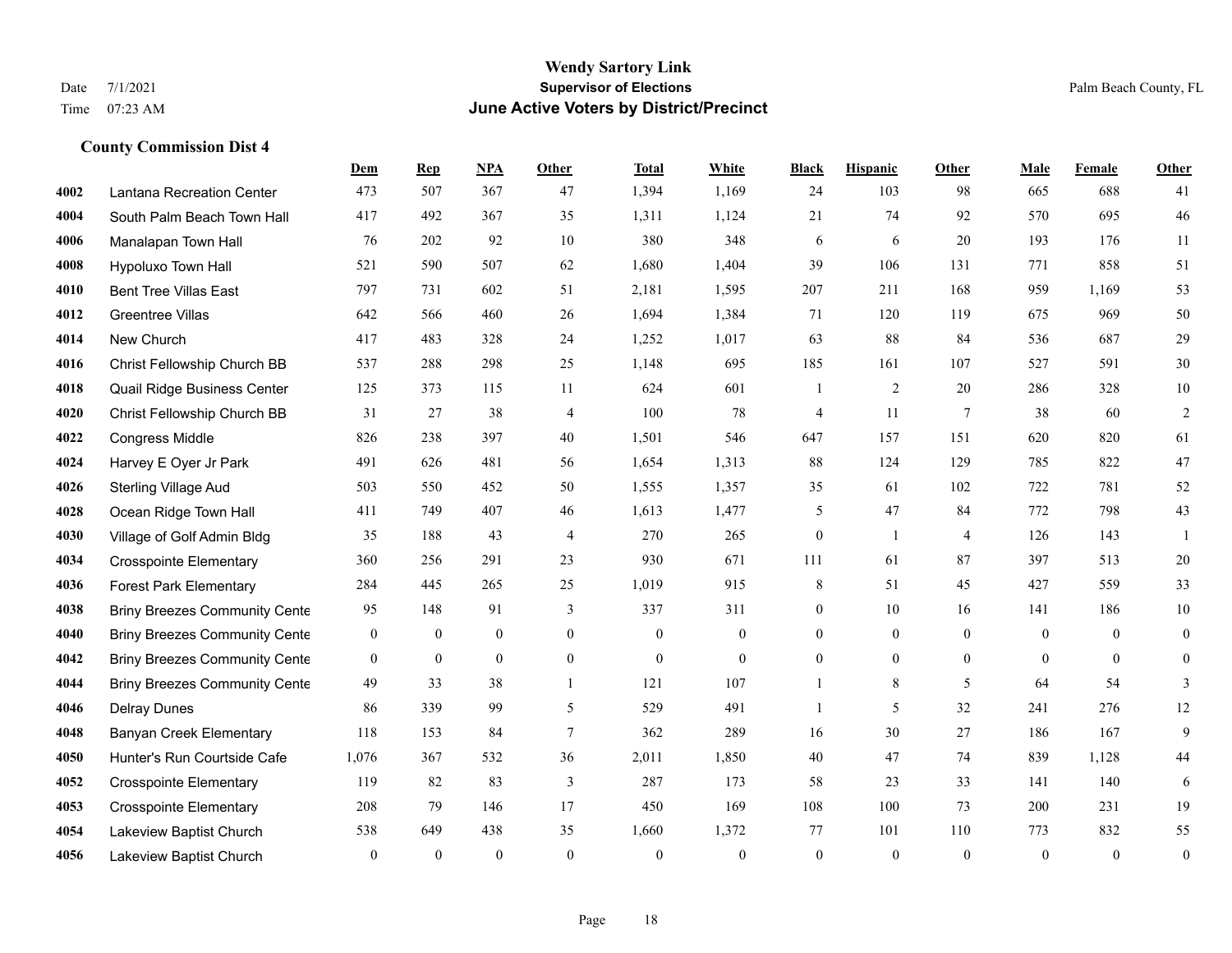# Wendy Sartory Link

**Supervisor of Elections**

**June Active Voters by District/Precinct**

Date 7/1/2021

Time 07:23 AM

Palm Beach County, FL

### County Commission Dist 4

| | | Dem | Rep | NPA | Other | Total | White | Black | Hispanic | Other | Male | Female | Other |
|---|---|---|---|---|---|---|---|---|---|---|---|---|---|
| 4002 | Lantana Recreation Center | 473 | 507 | 367 | 47 | 1,394 | 1,169 | 24 | 103 | 98 | 665 | 688 | 41 |
| 4004 | South Palm Beach Town Hall | 417 | 492 | 367 | 35 | 1,311 | 1,124 | 21 | 74 | 92 | 570 | 695 | 46 |
| 4006 | Manalapan Town Hall | 76 | 202 | 92 | 10 | 380 | 348 | 6 | 6 | 20 | 193 | 176 | 11 |
| 4008 | Hypoluxo Town Hall | 521 | 590 | 507 | 62 | 1,680 | 1,404 | 39 | 106 | 131 | 771 | 858 | 51 |
| 4010 | Bent Tree Villas East | 797 | 731 | 602 | 51 | 2,181 | 1,595 | 207 | 211 | 168 | 959 | 1,169 | 53 |
| 4012 | Greentree Villas | 642 | 566 | 460 | 26 | 1,694 | 1,384 | 71 | 120 | 119 | 675 | 969 | 50 |
| 4014 | New Church | 417 | 483 | 328 | 24 | 1,252 | 1,017 | 63 | 88 | 84 | 536 | 687 | 29 |
| 4016 | Christ Fellowship Church BB | 537 | 288 | 298 | 25 | 1,148 | 695 | 185 | 161 | 107 | 527 | 591 | 30 |
| 4018 | Quail Ridge Business Center | 125 | 373 | 115 | 11 | 624 | 601 | 1 | 2 | 20 | 286 | 328 | 10 |
| 4020 | Christ Fellowship Church BB | 31 | 27 | 38 | 4 | 100 | 78 | 4 | 11 | 7 | 38 | 60 | 2 |
| 4022 | Congress Middle | 826 | 238 | 397 | 40 | 1,501 | 546 | 647 | 157 | 151 | 620 | 820 | 61 |
| 4024 | Harvey E Oyer Jr Park | 491 | 626 | 481 | 56 | 1,654 | 1,313 | 88 | 124 | 129 | 785 | 822 | 47 |
| 4026 | Sterling Village Aud | 503 | 550 | 452 | 50 | 1,555 | 1,357 | 35 | 61 | 102 | 722 | 781 | 52 |
| 4028 | Ocean Ridge Town Hall | 411 | 749 | 407 | 46 | 1,613 | 1,477 | 5 | 47 | 84 | 772 | 798 | 43 |
| 4030 | Village of Golf Admin Bldg | 35 | 188 | 43 | 4 | 270 | 265 | 0 | 1 | 4 | 126 | 143 | 1 |
| 4034 | Crosspointe Elementary | 360 | 256 | 291 | 23 | 930 | 671 | 111 | 61 | 87 | 397 | 513 | 20 |
| 4036 | Forest Park Elementary | 284 | 445 | 265 | 25 | 1,019 | 915 | 8 | 51 | 45 | 427 | 559 | 33 |
| 4038 | Briny Breezes Community Cente | 95 | 148 | 91 | 3 | 337 | 311 | 0 | 10 | 16 | 141 | 186 | 10 |
| 4040 | Briny Breezes Community Cente | 0 | 0 | 0 | 0 | 0 | 0 | 0 | 0 | 0 | 0 | 0 | 0 |
| 4042 | Briny Breezes Community Cente | 0 | 0 | 0 | 0 | 0 | 0 | 0 | 0 | 0 | 0 | 0 | 0 |
| 4044 | Briny Breezes Community Cente | 49 | 33 | 38 | 1 | 121 | 107 | 1 | 8 | 5 | 64 | 54 | 3 |
| 4046 | Delray Dunes | 86 | 339 | 99 | 5 | 529 | 491 | 1 | 5 | 32 | 241 | 276 | 12 |
| 4048 | Banyan Creek Elementary | 118 | 153 | 84 | 7 | 362 | 289 | 16 | 30 | 27 | 186 | 167 | 9 |
| 4050 | Hunter's Run Courtside Cafe | 1,076 | 367 | 532 | 36 | 2,011 | 1,850 | 40 | 47 | 74 | 839 | 1,128 | 44 |
| 4052 | Crosspointe Elementary | 119 | 82 | 83 | 3 | 287 | 173 | 58 | 23 | 33 | 141 | 140 | 6 |
| 4053 | Crosspointe Elementary | 208 | 79 | 146 | 17 | 450 | 169 | 108 | 100 | 73 | 200 | 231 | 19 |
| 4054 | Lakeview Baptist Church | 538 | 649 | 438 | 35 | 1,660 | 1,372 | 77 | 101 | 110 | 773 | 832 | 55 |
| 4056 | Lakeview Baptist Church | 0 | 0 | 0 | 0 | 0 | 0 | 0 | 0 | 0 | 0 | 0 | 0 |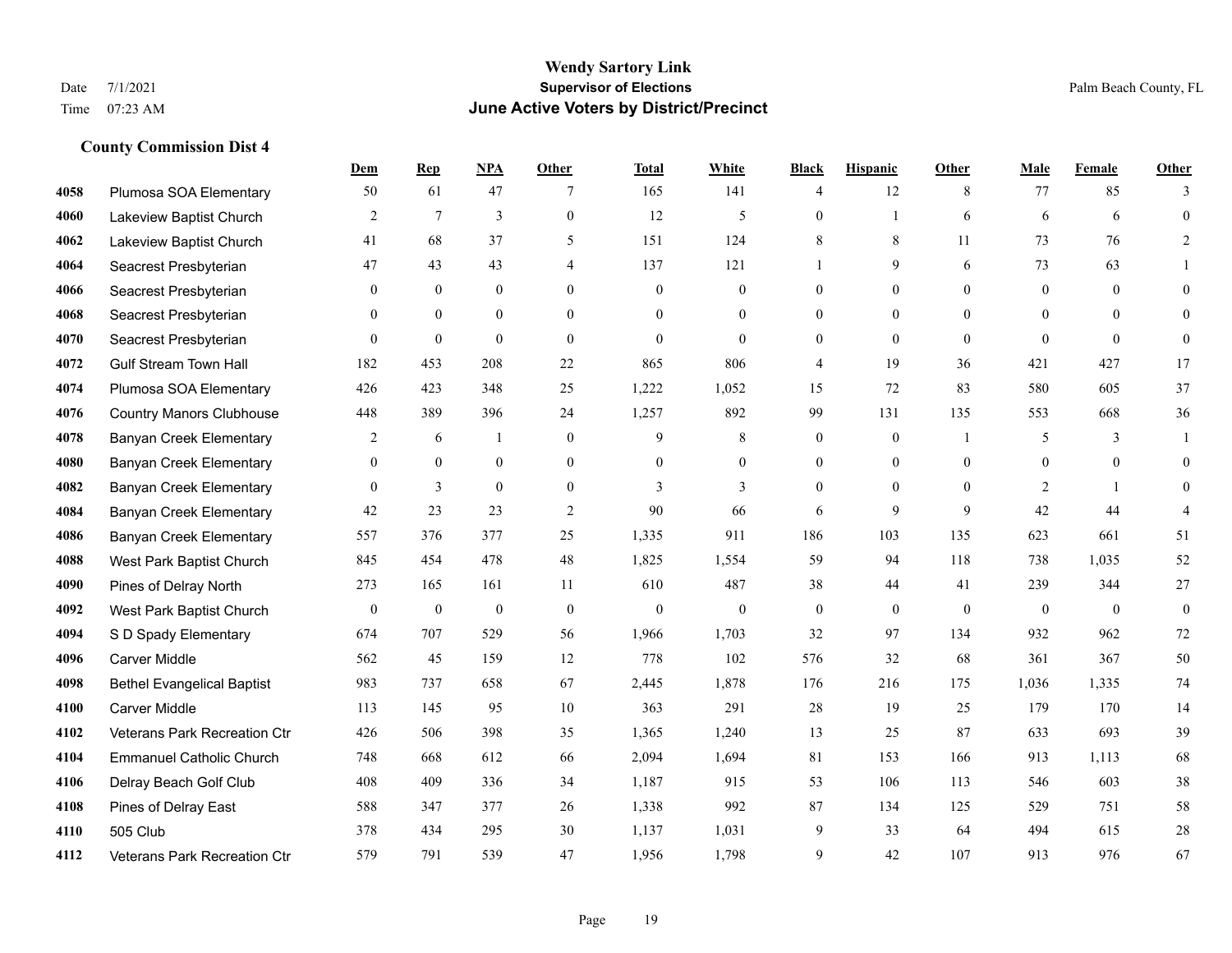# Wendy Sartory Link

**Supervisor of Elections**

**June Active Voters by District/Precinct**

Date 7/1/2021

Time 07:23 AM

Palm Beach County, FL

### County Commission Dist 4

| | | Dem | Rep | NPA | Other | Total | White | Black | Hispanic | Other | Male | Female | Other |
|---|---|---|---|---|---|---|---|---|---|---|---|---|---|
| 4058 | Plumosa SOA Elementary | 50 | 61 | 47 | 7 | 165 | 141 | 4 | 12 | 8 | 77 | 85 | 3 |
| 4060 | Lakeview Baptist Church | 2 | 7 | 3 | 0 | 12 | 5 | 0 | 1 | 6 | 6 | 6 | 0 |
| 4062 | Lakeview Baptist Church | 41 | 68 | 37 | 5 | 151 | 124 | 8 | 8 | 11 | 73 | 76 | 2 |
| 4064 | Seacrest Presbyterian | 47 | 43 | 43 | 4 | 137 | 121 | 1 | 9 | 6 | 73 | 63 | 1 |
| 4066 | Seacrest Presbyterian | 0 | 0 | 0 | 0 | 0 | 0 | 0 | 0 | 0 | 0 | 0 | 0 |
| 4068 | Seacrest Presbyterian | 0 | 0 | 0 | 0 | 0 | 0 | 0 | 0 | 0 | 0 | 0 | 0 |
| 4070 | Seacrest Presbyterian | 0 | 0 | 0 | 0 | 0 | 0 | 0 | 0 | 0 | 0 | 0 | 0 |
| 4072 | Gulf Stream Town Hall | 182 | 453 | 208 | 22 | 865 | 806 | 4 | 19 | 36 | 421 | 427 | 17 |
| 4074 | Plumosa SOA Elementary | 426 | 423 | 348 | 25 | 1,222 | 1,052 | 15 | 72 | 83 | 580 | 605 | 37 |
| 4076 | Country Manors Clubhouse | 448 | 389 | 396 | 24 | 1,257 | 892 | 99 | 131 | 135 | 553 | 668 | 36 |
| 4078 | Banyan Creek Elementary | 2 | 6 | 1 | 0 | 9 | 8 | 0 | 0 | 1 | 5 | 3 | 1 |
| 4080 | Banyan Creek Elementary | 0 | 0 | 0 | 0 | 0 | 0 | 0 | 0 | 0 | 0 | 0 | 0 |
| 4082 | Banyan Creek Elementary | 0 | 3 | 0 | 0 | 3 | 3 | 0 | 0 | 0 | 2 | 1 | 0 |
| 4084 | Banyan Creek Elementary | 42 | 23 | 23 | 2 | 90 | 66 | 6 | 9 | 9 | 42 | 44 | 4 |
| 4086 | Banyan Creek Elementary | 557 | 376 | 377 | 25 | 1,335 | 911 | 186 | 103 | 135 | 623 | 661 | 51 |
| 4088 | West Park Baptist Church | 845 | 454 | 478 | 48 | 1,825 | 1,554 | 59 | 94 | 118 | 738 | 1,035 | 52 |
| 4090 | Pines of Delray North | 273 | 165 | 161 | 11 | 610 | 487 | 38 | 44 | 41 | 239 | 344 | 27 |
| 4092 | West Park Baptist Church | 0 | 0 | 0 | 0 | 0 | 0 | 0 | 0 | 0 | 0 | 0 | 0 |
| 4094 | S D Spady Elementary | 674 | 707 | 529 | 56 | 1,966 | 1,703 | 32 | 97 | 134 | 932 | 962 | 72 |
| 4096 | Carver Middle | 562 | 45 | 159 | 12 | 778 | 102 | 576 | 32 | 68 | 361 | 367 | 50 |
| 4098 | Bethel Evangelical Baptist | 983 | 737 | 658 | 67 | 2,445 | 1,878 | 176 | 216 | 175 | 1,036 | 1,335 | 74 |
| 4100 | Carver Middle | 113 | 145 | 95 | 10 | 363 | 291 | 28 | 19 | 25 | 179 | 170 | 14 |
| 4102 | Veterans Park Recreation Ctr | 426 | 506 | 398 | 35 | 1,365 | 1,240 | 13 | 25 | 87 | 633 | 693 | 39 |
| 4104 | Emmanuel Catholic Church | 748 | 668 | 612 | 66 | 2,094 | 1,694 | 81 | 153 | 166 | 913 | 1,113 | 68 |
| 4106 | Delray Beach Golf Club | 408 | 409 | 336 | 34 | 1,187 | 915 | 53 | 106 | 113 | 546 | 603 | 38 |
| 4108 | Pines of Delray East | 588 | 347 | 377 | 26 | 1,338 | 992 | 87 | 134 | 125 | 529 | 751 | 58 |
| 4110 | 505 Club | 378 | 434 | 295 | 30 | 1,137 | 1,031 | 9 | 33 | 64 | 494 | 615 | 28 |
| 4112 | Veterans Park Recreation Ctr | 579 | 791 | 539 | 47 | 1,956 | 1,798 | 9 | 42 | 107 | 913 | 976 | 67 |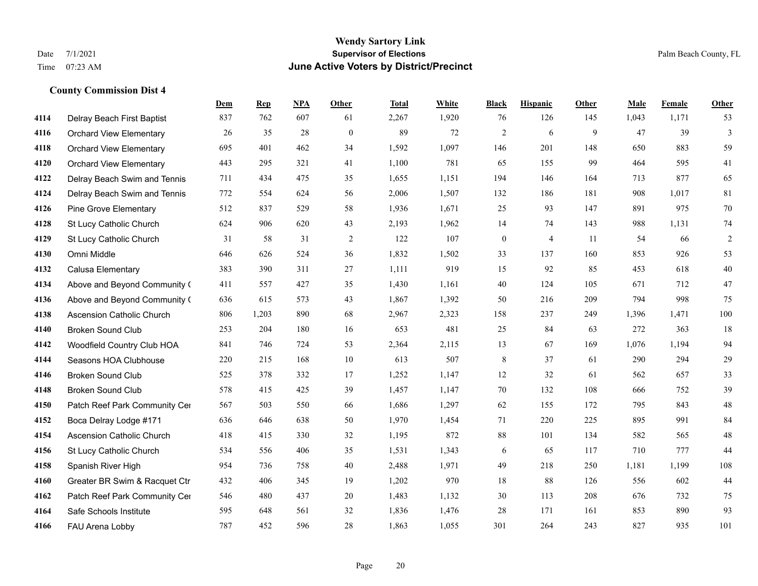# Wendy Sartory Link
## Supervisor of Elections
## June Active Voters by District/Precinct

Date 7/1/2021
Time 07:23 AM

Palm Beach County, FL

### County Commission Dist 4

| | | Dem | Rep | NPA | Other | Total | White | Black | Hispanic | Other | Male | Female | Other |
|---|---|---|---|---|---|---|---|---|---|---|---|---|---|
| 4114 | Delray Beach First Baptist | 837 | 762 | 607 | 61 | 2,267 | 1,920 | 76 | 126 | 145 | 1,043 | 1,171 | 53 |
| 4116 | Orchard View Elementary | 26 | 35 | 28 | 0 | 89 | 72 | 2 | 6 | 9 | 47 | 39 | 3 |
| 4118 | Orchard View Elementary | 695 | 401 | 462 | 34 | 1,592 | 1,097 | 146 | 201 | 148 | 650 | 883 | 59 |
| 4120 | Orchard View Elementary | 443 | 295 | 321 | 41 | 1,100 | 781 | 65 | 155 | 99 | 464 | 595 | 41 |
| 4122 | Delray Beach Swim and Tennis | 711 | 434 | 475 | 35 | 1,655 | 1,151 | 194 | 146 | 164 | 713 | 877 | 65 |
| 4124 | Delray Beach Swim and Tennis | 772 | 554 | 624 | 56 | 2,006 | 1,507 | 132 | 186 | 181 | 908 | 1,017 | 81 |
| 4126 | Pine Grove Elementary | 512 | 837 | 529 | 58 | 1,936 | 1,671 | 25 | 93 | 147 | 891 | 975 | 70 |
| 4128 | St Lucy Catholic Church | 624 | 906 | 620 | 43 | 2,193 | 1,962 | 14 | 74 | 143 | 988 | 1,131 | 74 |
| 4129 | St Lucy Catholic Church | 31 | 58 | 31 | 2 | 122 | 107 | 0 | 4 | 11 | 54 | 66 | 2 |
| 4130 | Omni Middle | 646 | 626 | 524 | 36 | 1,832 | 1,502 | 33 | 137 | 160 | 853 | 926 | 53 |
| 4132 | Calusa Elementary | 383 | 390 | 311 | 27 | 1,111 | 919 | 15 | 92 | 85 | 453 | 618 | 40 |
| 4134 | Above and Beyond Community ( | 411 | 557 | 427 | 35 | 1,430 | 1,161 | 40 | 124 | 105 | 671 | 712 | 47 |
| 4136 | Above and Beyond Community ( | 636 | 615 | 573 | 43 | 1,867 | 1,392 | 50 | 216 | 209 | 794 | 998 | 75 |
| 4138 | Ascension Catholic Church | 806 | 1,203 | 890 | 68 | 2,967 | 2,323 | 158 | 237 | 249 | 1,396 | 1,471 | 100 |
| 4140 | Broken Sound Club | 253 | 204 | 180 | 16 | 653 | 481 | 25 | 84 | 63 | 272 | 363 | 18 |
| 4142 | Woodfield Country Club HOA | 841 | 746 | 724 | 53 | 2,364 | 2,115 | 13 | 67 | 169 | 1,076 | 1,194 | 94 |
| 4144 | Seasons HOA Clubhouse | 220 | 215 | 168 | 10 | 613 | 507 | 8 | 37 | 61 | 290 | 294 | 29 |
| 4146 | Broken Sound Club | 525 | 378 | 332 | 17 | 1,252 | 1,147 | 12 | 32 | 61 | 562 | 657 | 33 |
| 4148 | Broken Sound Club | 578 | 415 | 425 | 39 | 1,457 | 1,147 | 70 | 132 | 108 | 666 | 752 | 39 |
| 4150 | Patch Reef Park Community Cer | 567 | 503 | 550 | 66 | 1,686 | 1,297 | 62 | 155 | 172 | 795 | 843 | 48 |
| 4152 | Boca Delray Lodge #171 | 636 | 646 | 638 | 50 | 1,970 | 1,454 | 71 | 220 | 225 | 895 | 991 | 84 |
| 4154 | Ascension Catholic Church | 418 | 415 | 330 | 32 | 1,195 | 872 | 88 | 101 | 134 | 582 | 565 | 48 |
| 4156 | St Lucy Catholic Church | 534 | 556 | 406 | 35 | 1,531 | 1,343 | 6 | 65 | 117 | 710 | 777 | 44 |
| 4158 | Spanish River High | 954 | 736 | 758 | 40 | 2,488 | 1,971 | 49 | 218 | 250 | 1,181 | 1,199 | 108 |
| 4160 | Greater BR Swim & Racquet Ctr | 432 | 406 | 345 | 19 | 1,202 | 970 | 18 | 88 | 126 | 556 | 602 | 44 |
| 4162 | Patch Reef Park Community Cer | 546 | 480 | 437 | 20 | 1,483 | 1,132 | 30 | 113 | 208 | 676 | 732 | 75 |
| 4164 | Safe Schools Institute | 595 | 648 | 561 | 32 | 1,836 | 1,476 | 28 | 171 | 161 | 853 | 890 | 93 |
| 4166 | FAU Arena Lobby | 787 | 452 | 596 | 28 | 1,863 | 1,055 | 301 | 264 | 243 | 827 | 935 | 101 |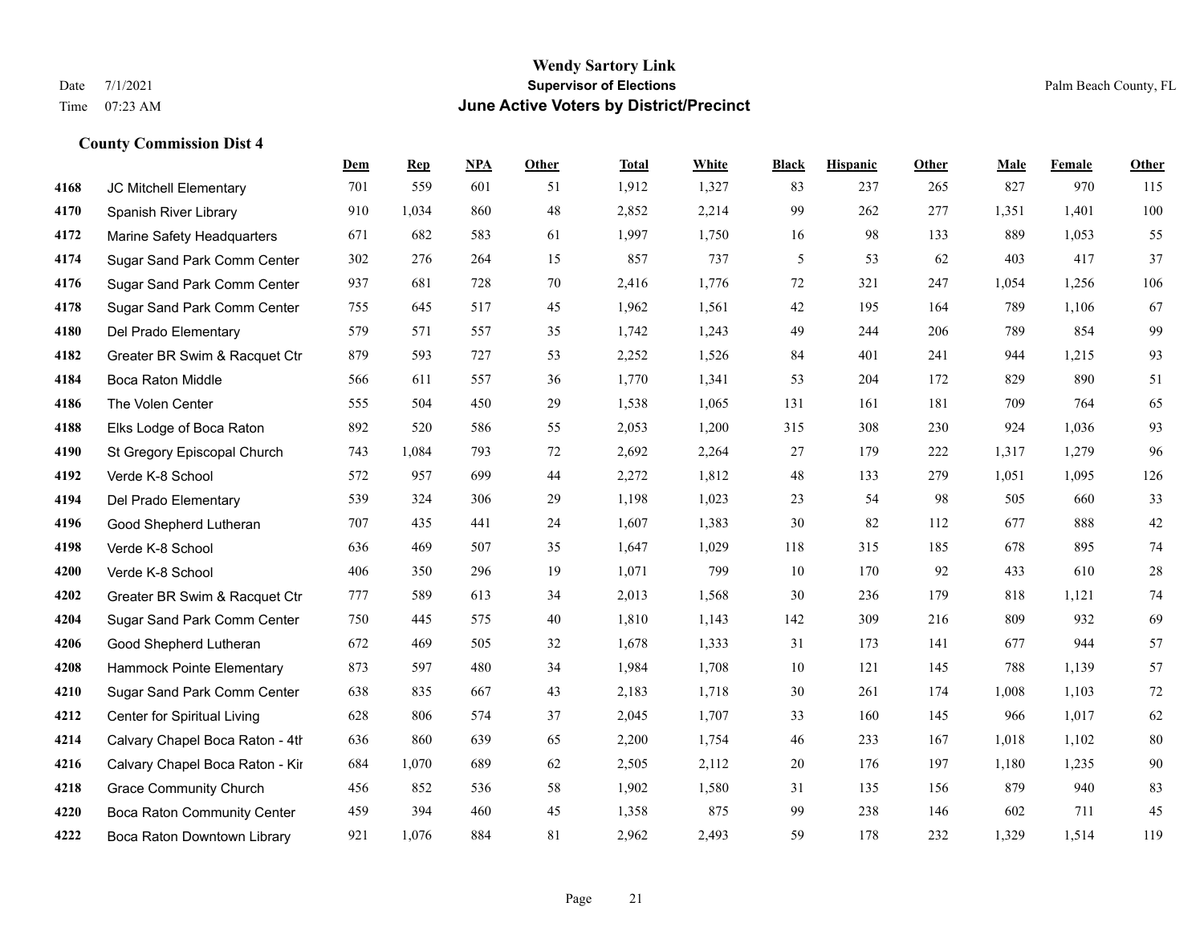# Wendy Sartory Link
## Supervisor of Elections
## June Active Voters by District/Precinct

Date 7/1/2021
Time 07:23 AM

Palm Beach County, FL

### County Commission Dist 4

| | | Dem | Rep | NPA | Other | Total | White | Black | Hispanic | Other | Male | Female | Other |
|---|---|---|---|---|---|---|---|---|---|---|---|---|---|
| 4168 | JC Mitchell Elementary | 701 | 559 | 601 | 51 | 1,912 | 1,327 | 83 | 237 | 265 | 827 | 970 | 115 |
| 4170 | Spanish River Library | 910 | 1,034 | 860 | 48 | 2,852 | 2,214 | 99 | 262 | 277 | 1,351 | 1,401 | 100 |
| 4172 | Marine Safety Headquarters | 671 | 682 | 583 | 61 | 1,997 | 1,750 | 16 | 98 | 133 | 889 | 1,053 | 55 |
| 4174 | Sugar Sand Park Comm Center | 302 | 276 | 264 | 15 | 857 | 737 | 5 | 53 | 62 | 403 | 417 | 37 |
| 4176 | Sugar Sand Park Comm Center | 937 | 681 | 728 | 70 | 2,416 | 1,776 | 72 | 321 | 247 | 1,054 | 1,256 | 106 |
| 4178 | Sugar Sand Park Comm Center | 755 | 645 | 517 | 45 | 1,962 | 1,561 | 42 | 195 | 164 | 789 | 1,106 | 67 |
| 4180 | Del Prado Elementary | 579 | 571 | 557 | 35 | 1,742 | 1,243 | 49 | 244 | 206 | 789 | 854 | 99 |
| 4182 | Greater BR Swim & Racquet Ctr | 879 | 593 | 727 | 53 | 2,252 | 1,526 | 84 | 401 | 241 | 944 | 1,215 | 93 |
| 4184 | Boca Raton Middle | 566 | 611 | 557 | 36 | 1,770 | 1,341 | 53 | 204 | 172 | 829 | 890 | 51 |
| 4186 | The Volen Center | 555 | 504 | 450 | 29 | 1,538 | 1,065 | 131 | 161 | 181 | 709 | 764 | 65 |
| 4188 | Elks Lodge of Boca Raton | 892 | 520 | 586 | 55 | 2,053 | 1,200 | 315 | 308 | 230 | 924 | 1,036 | 93 |
| 4190 | St Gregory Episcopal Church | 743 | 1,084 | 793 | 72 | 2,692 | 2,264 | 27 | 179 | 222 | 1,317 | 1,279 | 96 |
| 4192 | Verde K-8 School | 572 | 957 | 699 | 44 | 2,272 | 1,812 | 48 | 133 | 279 | 1,051 | 1,095 | 126 |
| 4194 | Del Prado Elementary | 539 | 324 | 306 | 29 | 1,198 | 1,023 | 23 | 54 | 98 | 505 | 660 | 33 |
| 4196 | Good Shepherd Lutheran | 707 | 435 | 441 | 24 | 1,607 | 1,383 | 30 | 82 | 112 | 677 | 888 | 42 |
| 4198 | Verde K-8 School | 636 | 469 | 507 | 35 | 1,647 | 1,029 | 118 | 315 | 185 | 678 | 895 | 74 |
| 4200 | Verde K-8 School | 406 | 350 | 296 | 19 | 1,071 | 799 | 10 | 170 | 92 | 433 | 610 | 28 |
| 4202 | Greater BR Swim & Racquet Ctr | 777 | 589 | 613 | 34 | 2,013 | 1,568 | 30 | 236 | 179 | 818 | 1,121 | 74 |
| 4204 | Sugar Sand Park Comm Center | 750 | 445 | 575 | 40 | 1,810 | 1,143 | 142 | 309 | 216 | 809 | 932 | 69 |
| 4206 | Good Shepherd Lutheran | 672 | 469 | 505 | 32 | 1,678 | 1,333 | 31 | 173 | 141 | 677 | 944 | 57 |
| 4208 | Hammock Pointe Elementary | 873 | 597 | 480 | 34 | 1,984 | 1,708 | 10 | 121 | 145 | 788 | 1,139 | 57 |
| 4210 | Sugar Sand Park Comm Center | 638 | 835 | 667 | 43 | 2,183 | 1,718 | 30 | 261 | 174 | 1,008 | 1,103 | 72 |
| 4212 | Center for Spiritual Living | 628 | 806 | 574 | 37 | 2,045 | 1,707 | 33 | 160 | 145 | 966 | 1,017 | 62 |
| 4214 | Calvary Chapel Boca Raton - 4th | 636 | 860 | 639 | 65 | 2,200 | 1,754 | 46 | 233 | 167 | 1,018 | 1,102 | 80 |
| 4216 | Calvary Chapel Boca Raton - Kir | 684 | 1,070 | 689 | 62 | 2,505 | 2,112 | 20 | 176 | 197 | 1,180 | 1,235 | 90 |
| 4218 | Grace Community Church | 456 | 852 | 536 | 58 | 1,902 | 1,580 | 31 | 135 | 156 | 879 | 940 | 83 |
| 4220 | Boca Raton Community Center | 459 | 394 | 460 | 45 | 1,358 | 875 | 99 | 238 | 146 | 602 | 711 | 45 |
| 4222 | Boca Raton Downtown Library | 921 | 1,076 | 884 | 81 | 2,962 | 2,493 | 59 | 178 | 232 | 1,329 | 1,514 | 119 |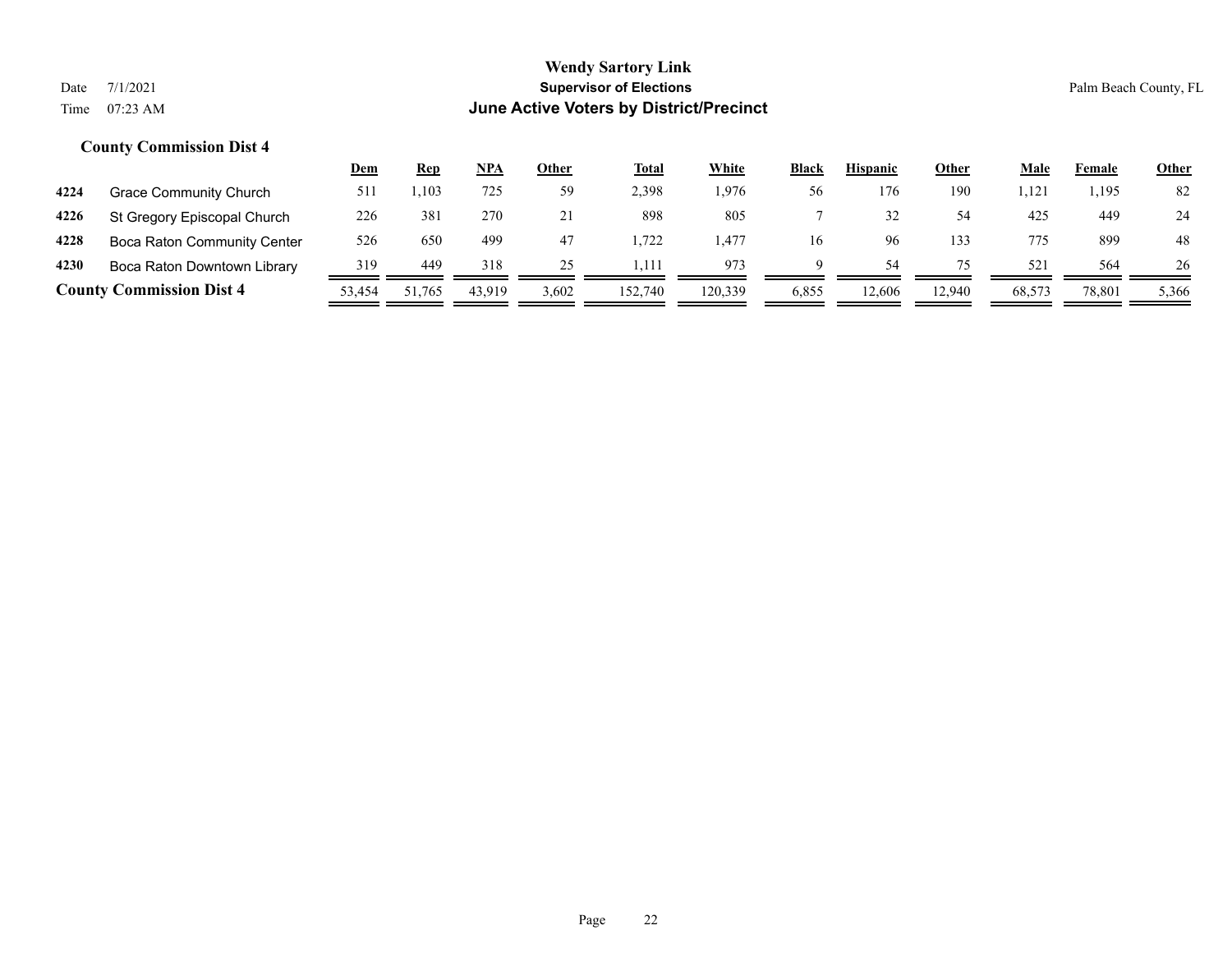# Wendy Sartory Link
## Supervisor of Elections
## June Active Voters by District/Precinct

Date 7/1/2021
Time 07:23 AM

Palm Beach County, FL

### County Commission Dist 4

| | | Dem | Rep | NPA | Other | Total | White | Black | Hispanic | Other | Male | Female | Other |
|---|---|---|---|---|---|---|---|---|---|---|---|---|---|
| 4224 | Grace Community Church | 511 | 1,103 | 725 | 59 | 2,398 | 1,976 | 56 | 176 | 190 | 1,121 | 1,195 | 82 |
| 4226 | St Gregory Episcopal Church | 226 | 381 | 270 | 21 | 898 | 805 | 7 | 32 | 54 | 425 | 449 | 24 |
| 4228 | Boca Raton Community Center | 526 | 650 | 499 | 47 | 1,722 | 1,477 | 16 | 96 | 133 | 775 | 899 | 48 |
| 4230 | Boca Raton Downtown Library | 319 | 449 | 318 | 25 | 1,111 | 973 | 9 | 54 | 75 | 521 | 564 | 26 |
| **County Commission Dist 4** | | 53,454 | 51,765 | 43,919 | 3,602 | 152,740 | 120,339 | 6,855 | 12,606 | 12,940 | 68,573 | 78,801 | 5,366 |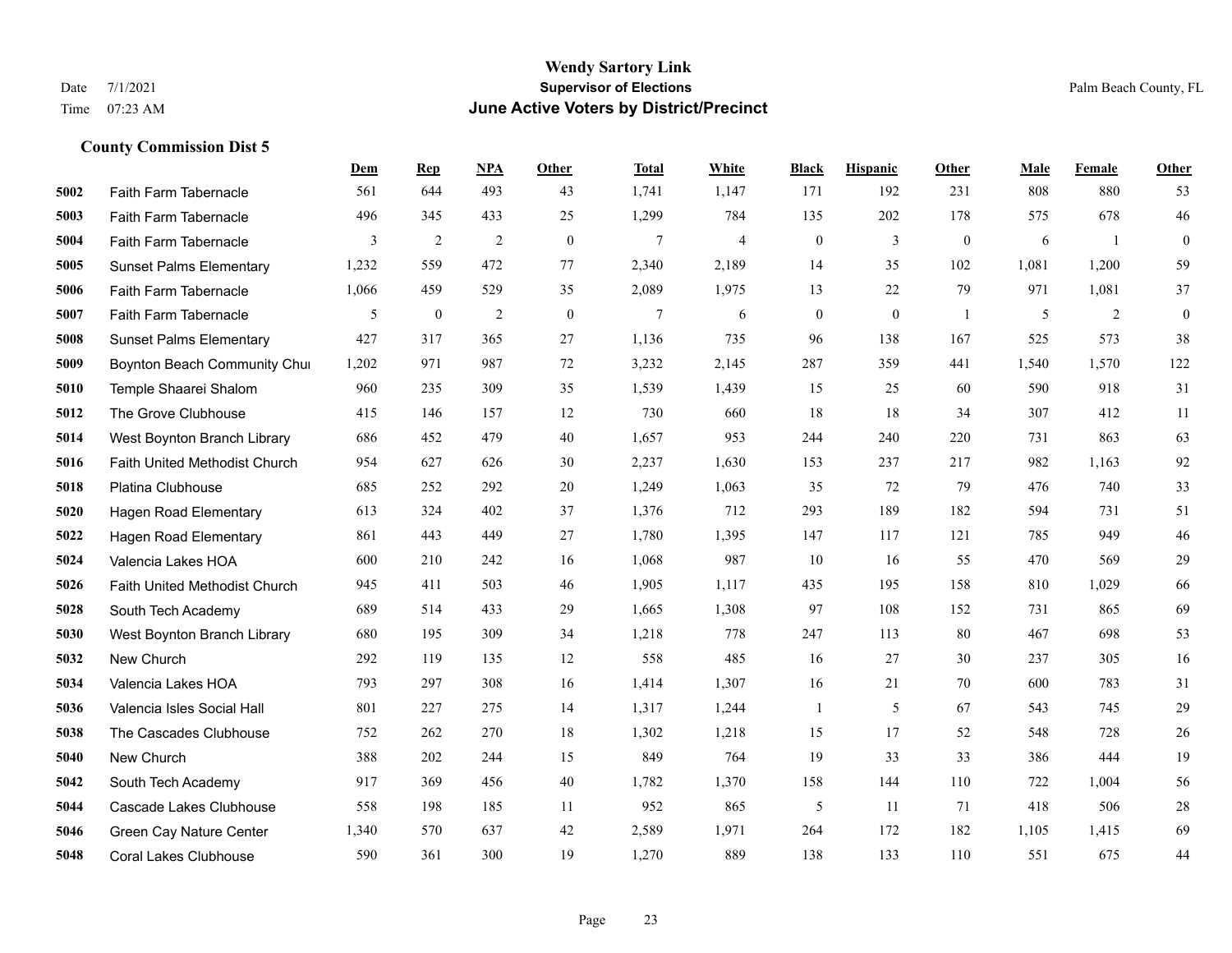# Wendy Sartory Link

**Supervisor of Elections**

**June Active Voters by District/Precinct**

Date 7/1/2021

Time 07:23 AM

Palm Beach County, FL

### County Commission Dist 5

| | | Dem | Rep | NPA | Other | Total | White | Black | Hispanic | Other | Male | Female | Other |
|---|---|---|---|---|---|---|---|---|---|---|---|---|---|
| **5002** | Faith Farm Tabernacle | 561 | 644 | 493 | 43 | 1,741 | 1,147 | 171 | 192 | 231 | 808 | 880 | 53 |
| **5003** | Faith Farm Tabernacle | 496 | 345 | 433 | 25 | 1,299 | 784 | 135 | 202 | 178 | 575 | 678 | 46 |
| **5004** | Faith Farm Tabernacle | 3 | 2 | 2 | 0 | 7 | 4 | 0 | 3 | 0 | 6 | 1 | 0 |
| **5005** | Sunset Palms Elementary | 1,232 | 559 | 472 | 77 | 2,340 | 2,189 | 14 | 35 | 102 | 1,081 | 1,200 | 59 |
| **5006** | Faith Farm Tabernacle | 1,066 | 459 | 529 | 35 | 2,089 | 1,975 | 13 | 22 | 79 | 971 | 1,081 | 37 |
| **5007** | Faith Farm Tabernacle | 5 | 0 | 2 | 0 | 7 | 6 | 0 | 0 | 1 | 5 | 2 | 0 |
| **5008** | Sunset Palms Elementary | 427 | 317 | 365 | 27 | 1,136 | 735 | 96 | 138 | 167 | 525 | 573 | 38 |
| **5009** | Boynton Beach Community Chur | 1,202 | 971 | 987 | 72 | 3,232 | 2,145 | 287 | 359 | 441 | 1,540 | 1,570 | 122 |
| **5010** | Temple Shaarei Shalom | 960 | 235 | 309 | 35 | 1,539 | 1,439 | 15 | 25 | 60 | 590 | 918 | 31 |
| **5012** | The Grove Clubhouse | 415 | 146 | 157 | 12 | 730 | 660 | 18 | 18 | 34 | 307 | 412 | 11 |
| **5014** | West Boynton Branch Library | 686 | 452 | 479 | 40 | 1,657 | 953 | 244 | 240 | 220 | 731 | 863 | 63 |
| **5016** | Faith United Methodist Church | 954 | 627 | 626 | 30 | 2,237 | 1,630 | 153 | 237 | 217 | 982 | 1,163 | 92 |
| **5018** | Platina Clubhouse | 685 | 252 | 292 | 20 | 1,249 | 1,063 | 35 | 72 | 79 | 476 | 740 | 33 |
| **5020** | Hagen Road Elementary | 613 | 324 | 402 | 37 | 1,376 | 712 | 293 | 189 | 182 | 594 | 731 | 51 |
| **5022** | Hagen Road Elementary | 861 | 443 | 449 | 27 | 1,780 | 1,395 | 147 | 117 | 121 | 785 | 949 | 46 |
| **5024** | Valencia Lakes HOA | 600 | 210 | 242 | 16 | 1,068 | 987 | 10 | 16 | 55 | 470 | 569 | 29 |
| **5026** | Faith United Methodist Church | 945 | 411 | 503 | 46 | 1,905 | 1,117 | 435 | 195 | 158 | 810 | 1,029 | 66 |
| **5028** | South Tech Academy | 689 | 514 | 433 | 29 | 1,665 | 1,308 | 97 | 108 | 152 | 731 | 865 | 69 |
| **5030** | West Boynton Branch Library | 680 | 195 | 309 | 34 | 1,218 | 778 | 247 | 113 | 80 | 467 | 698 | 53 |
| **5032** | New Church | 292 | 119 | 135 | 12 | 558 | 485 | 16 | 27 | 30 | 237 | 305 | 16 |
| **5034** | Valencia Lakes HOA | 793 | 297 | 308 | 16 | 1,414 | 1,307 | 16 | 21 | 70 | 600 | 783 | 31 |
| **5036** | Valencia Isles Social Hall | 801 | 227 | 275 | 14 | 1,317 | 1,244 | 1 | 5 | 67 | 543 | 745 | 29 |
| **5038** | The Cascades Clubhouse | 752 | 262 | 270 | 18 | 1,302 | 1,218 | 15 | 17 | 52 | 548 | 728 | 26 |
| **5040** | New Church | 388 | 202 | 244 | 15 | 849 | 764 | 19 | 33 | 33 | 386 | 444 | 19 |
| **5042** | South Tech Academy | 917 | 369 | 456 | 40 | 1,782 | 1,370 | 158 | 144 | 110 | 722 | 1,004 | 56 |
| **5044** | Cascade Lakes Clubhouse | 558 | 198 | 185 | 11 | 952 | 865 | 5 | 11 | 71 | 418 | 506 | 28 |
| **5046** | Green Cay Nature Center | 1,340 | 570 | 637 | 42 | 2,589 | 1,971 | 264 | 172 | 182 | 1,105 | 1,415 | 69 |
| **5048** | Coral Lakes Clubhouse | 590 | 361 | 300 | 19 | 1,270 | 889 | 138 | 133 | 110 | 551 | 675 | 44 |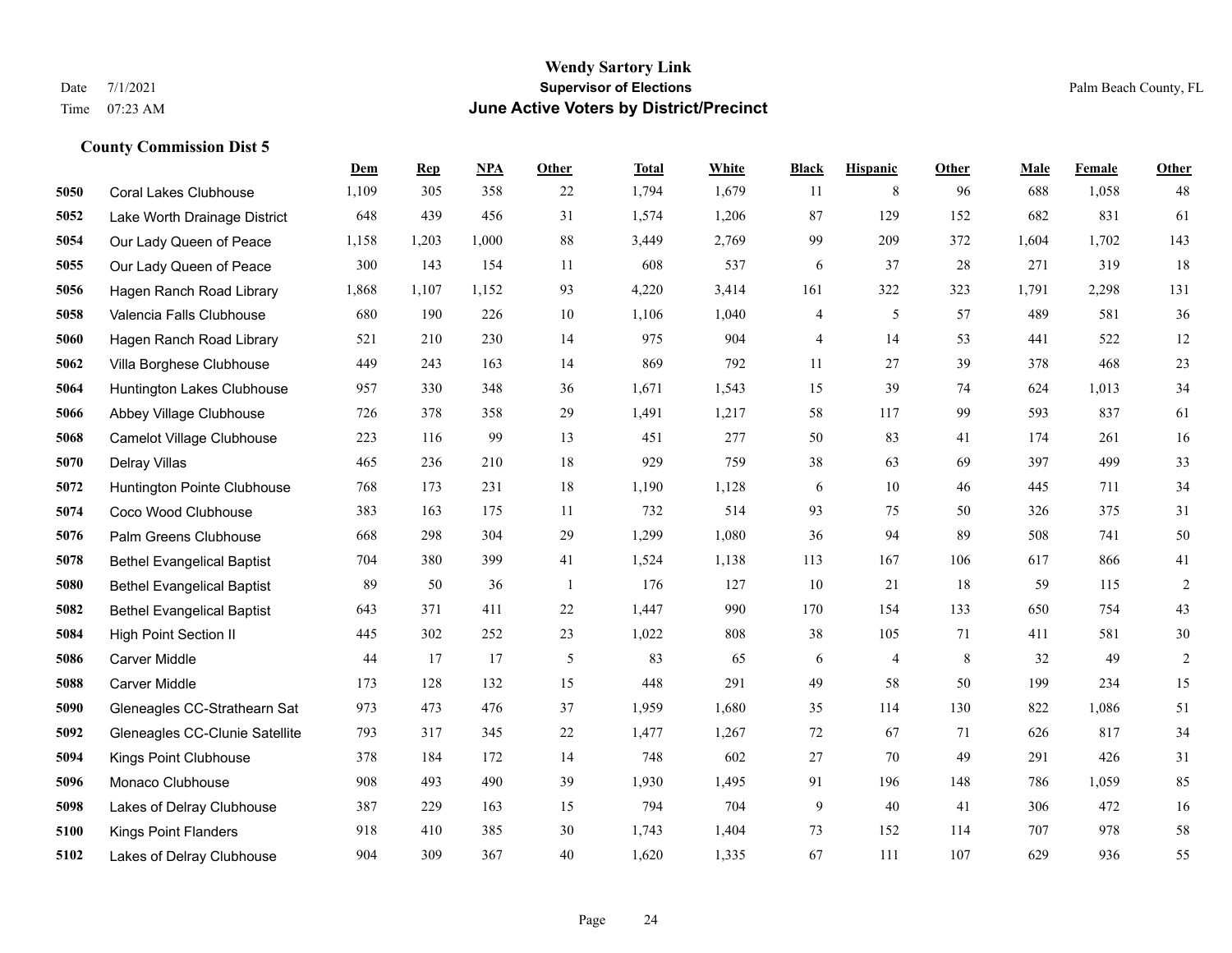# Wendy Sartory Link
## Supervisor of Elections
## June Active Voters by District/Precinct

Date 7/1/2021
Time 07:23 AM

Palm Beach County, FL

### County Commission Dist 5

| | | Dem | Rep | NPA | Other | Total | White | Black | Hispanic | Other | Male | Female | Other |
|---|---|---|---|---|---|---|---|---|---|---|---|---|---|
| 5050 | Coral Lakes Clubhouse | 1,109 | 305 | 358 | 22 | 1,794 | 1,679 | 11 | 8 | 96 | 688 | 1,058 | 48 |
| 5052 | Lake Worth Drainage District | 648 | 439 | 456 | 31 | 1,574 | 1,206 | 87 | 129 | 152 | 682 | 831 | 61 |
| 5054 | Our Lady Queen of Peace | 1,158 | 1,203 | 1,000 | 88 | 3,449 | 2,769 | 99 | 209 | 372 | 1,604 | 1,702 | 143 |
| 5055 | Our Lady Queen of Peace | 300 | 143 | 154 | 11 | 608 | 537 | 6 | 37 | 28 | 271 | 319 | 18 |
| 5056 | Hagen Ranch Road Library | 1,868 | 1,107 | 1,152 | 93 | 4,220 | 3,414 | 161 | 322 | 323 | 1,791 | 2,298 | 131 |
| 5058 | Valencia Falls Clubhouse | 680 | 190 | 226 | 10 | 1,106 | 1,040 | 4 | 5 | 57 | 489 | 581 | 36 |
| 5060 | Hagen Ranch Road Library | 521 | 210 | 230 | 14 | 975 | 904 | 4 | 14 | 53 | 441 | 522 | 12 |
| 5062 | Villa Borghese Clubhouse | 449 | 243 | 163 | 14 | 869 | 792 | 11 | 27 | 39 | 378 | 468 | 23 |
| 5064 | Huntington Lakes Clubhouse | 957 | 330 | 348 | 36 | 1,671 | 1,543 | 15 | 39 | 74 | 624 | 1,013 | 34 |
| 5066 | Abbey Village Clubhouse | 726 | 378 | 358 | 29 | 1,491 | 1,217 | 58 | 117 | 99 | 593 | 837 | 61 |
| 5068 | Camelot Village Clubhouse | 223 | 116 | 99 | 13 | 451 | 277 | 50 | 83 | 41 | 174 | 261 | 16 |
| 5070 | Delray Villas | 465 | 236 | 210 | 18 | 929 | 759 | 38 | 63 | 69 | 397 | 499 | 33 |
| 5072 | Huntington Pointe Clubhouse | 768 | 173 | 231 | 18 | 1,190 | 1,128 | 6 | 10 | 46 | 445 | 711 | 34 |
| 5074 | Coco Wood Clubhouse | 383 | 163 | 175 | 11 | 732 | 514 | 93 | 75 | 50 | 326 | 375 | 31 |
| 5076 | Palm Greens Clubhouse | 668 | 298 | 304 | 29 | 1,299 | 1,080 | 36 | 94 | 89 | 508 | 741 | 50 |
| 5078 | Bethel Evangelical Baptist | 704 | 380 | 399 | 41 | 1,524 | 1,138 | 113 | 167 | 106 | 617 | 866 | 41 |
| 5080 | Bethel Evangelical Baptist | 89 | 50 | 36 | 1 | 176 | 127 | 10 | 21 | 18 | 59 | 115 | 2 |
| 5082 | Bethel Evangelical Baptist | 643 | 371 | 411 | 22 | 1,447 | 990 | 170 | 154 | 133 | 650 | 754 | 43 |
| 5084 | High Point Section II | 445 | 302 | 252 | 23 | 1,022 | 808 | 38 | 105 | 71 | 411 | 581 | 30 |
| 5086 | Carver Middle | 44 | 17 | 17 | 5 | 83 | 65 | 6 | 4 | 8 | 32 | 49 | 2 |
| 5088 | Carver Middle | 173 | 128 | 132 | 15 | 448 | 291 | 49 | 58 | 50 | 199 | 234 | 15 |
| 5090 | Gleneagles CC-Strathearn Sat | 973 | 473 | 476 | 37 | 1,959 | 1,680 | 35 | 114 | 130 | 822 | 1,086 | 51 |
| 5092 | Gleneagles CC-Clunie Satellite | 793 | 317 | 345 | 22 | 1,477 | 1,267 | 72 | 67 | 71 | 626 | 817 | 34 |
| 5094 | Kings Point Clubhouse | 378 | 184 | 172 | 14 | 748 | 602 | 27 | 70 | 49 | 291 | 426 | 31 |
| 5096 | Monaco Clubhouse | 908 | 493 | 490 | 39 | 1,930 | 1,495 | 91 | 196 | 148 | 786 | 1,059 | 85 |
| 5098 | Lakes of Delray Clubhouse | 387 | 229 | 163 | 15 | 794 | 704 | 9 | 40 | 41 | 306 | 472 | 16 |
| 5100 | Kings Point Flanders | 918 | 410 | 385 | 30 | 1,743 | 1,404 | 73 | 152 | 114 | 707 | 978 | 58 |
| 5102 | Lakes of Delray Clubhouse | 904 | 309 | 367 | 40 | 1,620 | 1,335 | 67 | 111 | 107 | 629 | 936 | 55 |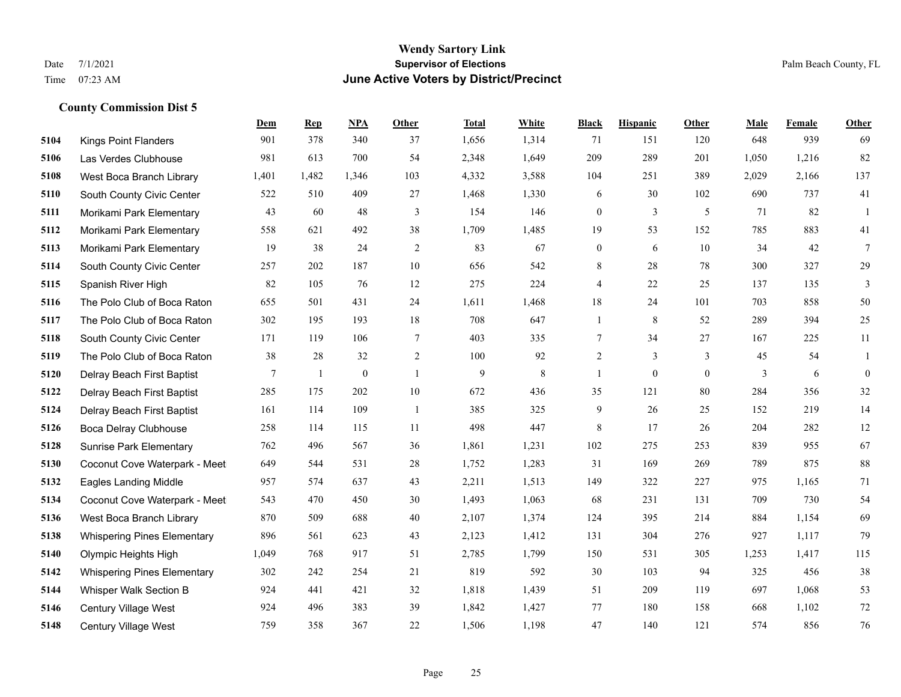## County Commission Dist 5

| | | Dem | Rep | NPA | Other | Total | White | Black | Hispanic | Other | Male | Female | Other |
|---|---|---|---|---|---|---|---|---|---|---|---|---|---|
| 5104 | Kings Point Flanders | 901 | 378 | 340 | 37 | 1,656 | 1,314 | 71 | 151 | 120 | 648 | 939 | 69 |
| 5106 | Las Verdes Clubhouse | 981 | 613 | 700 | 54 | 2,348 | 1,649 | 209 | 289 | 201 | 1,050 | 1,216 | 82 |
| 5108 | West Boca Branch Library | 1,401 | 1,482 | 1,346 | 103 | 4,332 | 3,588 | 104 | 251 | 389 | 2,029 | 2,166 | 137 |
| 5110 | South County Civic Center | 522 | 510 | 409 | 27 | 1,468 | 1,330 | 6 | 30 | 102 | 690 | 737 | 41 |
| 5111 | Morikami Park Elementary | 43 | 60 | 48 | 3 | 154 | 146 | 0 | 3 | 5 | 71 | 82 | 1 |
| 5112 | Morikami Park Elementary | 558 | 621 | 492 | 38 | 1,709 | 1,485 | 19 | 53 | 152 | 785 | 883 | 41 |
| 5113 | Morikami Park Elementary | 19 | 38 | 24 | 2 | 83 | 67 | 0 | 6 | 10 | 34 | 42 | 7 |
| 5114 | South County Civic Center | 257 | 202 | 187 | 10 | 656 | 542 | 8 | 28 | 78 | 300 | 327 | 29 |
| 5115 | Spanish River High | 82 | 105 | 76 | 12 | 275 | 224 | 4 | 22 | 25 | 137 | 135 | 3 |
| 5116 | The Polo Club of Boca Raton | 655 | 501 | 431 | 24 | 1,611 | 1,468 | 18 | 24 | 101 | 703 | 858 | 50 |
| 5117 | The Polo Club of Boca Raton | 302 | 195 | 193 | 18 | 708 | 647 | 1 | 8 | 52 | 289 | 394 | 25 |
| 5118 | South County Civic Center | 171 | 119 | 106 | 7 | 403 | 335 | 7 | 34 | 27 | 167 | 225 | 11 |
| 5119 | The Polo Club of Boca Raton | 38 | 28 | 32 | 2 | 100 | 92 | 2 | 3 | 3 | 45 | 54 | 1 |
| 5120 | Delray Beach First Baptist | 7 | 1 | 0 | 1 | 9 | 8 | 1 | 0 | 0 | 3 | 6 | 0 |
| 5122 | Delray Beach First Baptist | 285 | 175 | 202 | 10 | 672 | 436 | 35 | 121 | 80 | 284 | 356 | 32 |
| 5124 | Delray Beach First Baptist | 161 | 114 | 109 | 1 | 385 | 325 | 9 | 26 | 25 | 152 | 219 | 14 |
| 5126 | Boca Delray Clubhouse | 258 | 114 | 115 | 11 | 498 | 447 | 8 | 17 | 26 | 204 | 282 | 12 |
| 5128 | Sunrise Park Elementary | 762 | 496 | 567 | 36 | 1,861 | 1,231 | 102 | 275 | 253 | 839 | 955 | 67 |
| 5130 | Coconut Cove Waterpark - Meet | 649 | 544 | 531 | 28 | 1,752 | 1,283 | 31 | 169 | 269 | 789 | 875 | 88 |
| 5132 | Eagles Landing Middle | 957 | 574 | 637 | 43 | 2,211 | 1,513 | 149 | 322 | 227 | 975 | 1,165 | 71 |
| 5134 | Coconut Cove Waterpark - Meet | 543 | 470 | 450 | 30 | 1,493 | 1,063 | 68 | 231 | 131 | 709 | 730 | 54 |
| 5136 | West Boca Branch Library | 870 | 509 | 688 | 40 | 2,107 | 1,374 | 124 | 395 | 214 | 884 | 1,154 | 69 |
| 5138 | Whispering Pines Elementary | 896 | 561 | 623 | 43 | 2,123 | 1,412 | 131 | 304 | 276 | 927 | 1,117 | 79 |
| 5140 | Olympic Heights High | 1,049 | 768 | 917 | 51 | 2,785 | 1,799 | 150 | 531 | 305 | 1,253 | 1,417 | 115 |
| 5142 | Whispering Pines Elementary | 302 | 242 | 254 | 21 | 819 | 592 | 30 | 103 | 94 | 325 | 456 | 38 |
| 5144 | Whisper Walk Section B | 924 | 441 | 421 | 32 | 1,818 | 1,439 | 51 | 209 | 119 | 697 | 1,068 | 53 |
| 5146 | Century Village West | 924 | 496 | 383 | 39 | 1,842 | 1,427 | 77 | 180 | 158 | 668 | 1,102 | 72 |
| 5148 | Century Village West | 759 | 358 | 367 | 22 | 1,506 | 1,198 | 47 | 140 | 121 | 574 | 856 | 76 |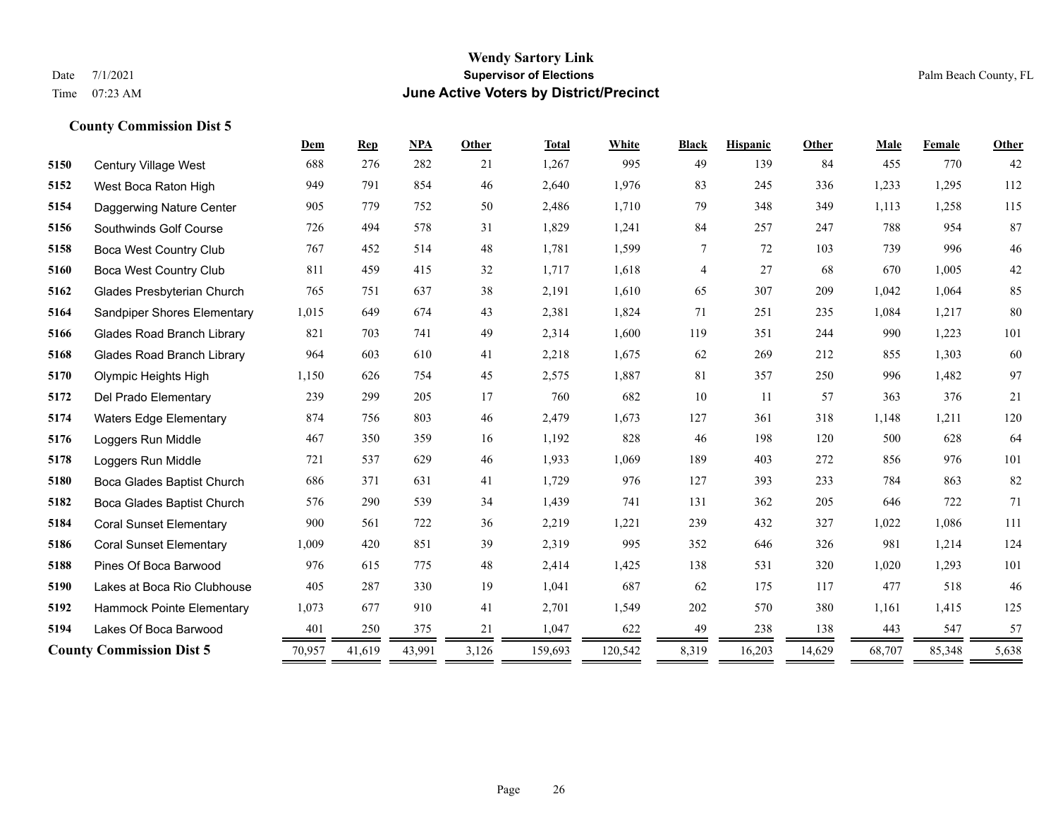## County Commission Dist 5

| | | Dem | Rep | NPA | Other | Total | White | Black | Hispanic | Other | Male | Female | Other |
|---|---|---|---|---|---|---|---|---|---|---|---|---|---|
| 5150 | Century Village West | 688 | 276 | 282 | 21 | 1,267 | 995 | 49 | 139 | 84 | 455 | 770 | 42 |
| 5152 | West Boca Raton High | 949 | 791 | 854 | 46 | 2,640 | 1,976 | 83 | 245 | 336 | 1,233 | 1,295 | 112 |
| 5154 | Daggerwing Nature Center | 905 | 779 | 752 | 50 | 2,486 | 1,710 | 79 | 348 | 349 | 1,113 | 1,258 | 115 |
| 5156 | Southwinds Golf Course | 726 | 494 | 578 | 31 | 1,829 | 1,241 | 84 | 257 | 247 | 788 | 954 | 87 |
| 5158 | Boca West Country Club | 767 | 452 | 514 | 48 | 1,781 | 1,599 | 7 | 72 | 103 | 739 | 996 | 46 |
| 5160 | Boca West Country Club | 811 | 459 | 415 | 32 | 1,717 | 1,618 | 4 | 27 | 68 | 670 | 1,005 | 42 |
| 5162 | Glades Presbyterian Church | 765 | 751 | 637 | 38 | 2,191 | 1,610 | 65 | 307 | 209 | 1,042 | 1,064 | 85 |
| 5164 | Sandpiper Shores Elementary | 1,015 | 649 | 674 | 43 | 2,381 | 1,824 | 71 | 251 | 235 | 1,084 | 1,217 | 80 |
| 5166 | Glades Road Branch Library | 821 | 703 | 741 | 49 | 2,314 | 1,600 | 119 | 351 | 244 | 990 | 1,223 | 101 |
| 5168 | Glades Road Branch Library | 964 | 603 | 610 | 41 | 2,218 | 1,675 | 62 | 269 | 212 | 855 | 1,303 | 60 |
| 5170 | Olympic Heights High | 1,150 | 626 | 754 | 45 | 2,575 | 1,887 | 81 | 357 | 250 | 996 | 1,482 | 97 |
| 5172 | Del Prado Elementary | 239 | 299 | 205 | 17 | 760 | 682 | 10 | 11 | 57 | 363 | 376 | 21 |
| 5174 | Waters Edge Elementary | 874 | 756 | 803 | 46 | 2,479 | 1,673 | 127 | 361 | 318 | 1,148 | 1,211 | 120 |
| 5176 | Loggers Run Middle | 467 | 350 | 359 | 16 | 1,192 | 828 | 46 | 198 | 120 | 500 | 628 | 64 |
| 5178 | Loggers Run Middle | 721 | 537 | 629 | 46 | 1,933 | 1,069 | 189 | 403 | 272 | 856 | 976 | 101 |
| 5180 | Boca Glades Baptist Church | 686 | 371 | 631 | 41 | 1,729 | 976 | 127 | 393 | 233 | 784 | 863 | 82 |
| 5182 | Boca Glades Baptist Church | 576 | 290 | 539 | 34 | 1,439 | 741 | 131 | 362 | 205 | 646 | 722 | 71 |
| 5184 | Coral Sunset Elementary | 900 | 561 | 722 | 36 | 2,219 | 1,221 | 239 | 432 | 327 | 1,022 | 1,086 | 111 |
| 5186 | Coral Sunset Elementary | 1,009 | 420 | 851 | 39 | 2,319 | 995 | 352 | 646 | 326 | 981 | 1,214 | 124 |
| 5188 | Pines Of Boca Barwood | 976 | 615 | 775 | 48 | 2,414 | 1,425 | 138 | 531 | 320 | 1,020 | 1,293 | 101 |
| 5190 | Lakes at Boca Rio Clubhouse | 405 | 287 | 330 | 19 | 1,041 | 687 | 62 | 175 | 117 | 477 | 518 | 46 |
| 5192 | Hammock Pointe Elementary | 1,073 | 677 | 910 | 41 | 2,701 | 1,549 | 202 | 570 | 380 | 1,161 | 1,415 | 125 |
| 5194 | Lakes Of Boca Barwood | 401 | 250 | 375 | 21 | 1,047 | 622 | 49 | 238 | 138 | 443 | 547 | 57 |
| **County Commission Dist 5** | | 70,957 | 41,619 | 43,991 | 3,126 | 159,693 | 120,542 | 8,319 | 16,203 | 14,629 | 68,707 | 85,348 | 5,638 |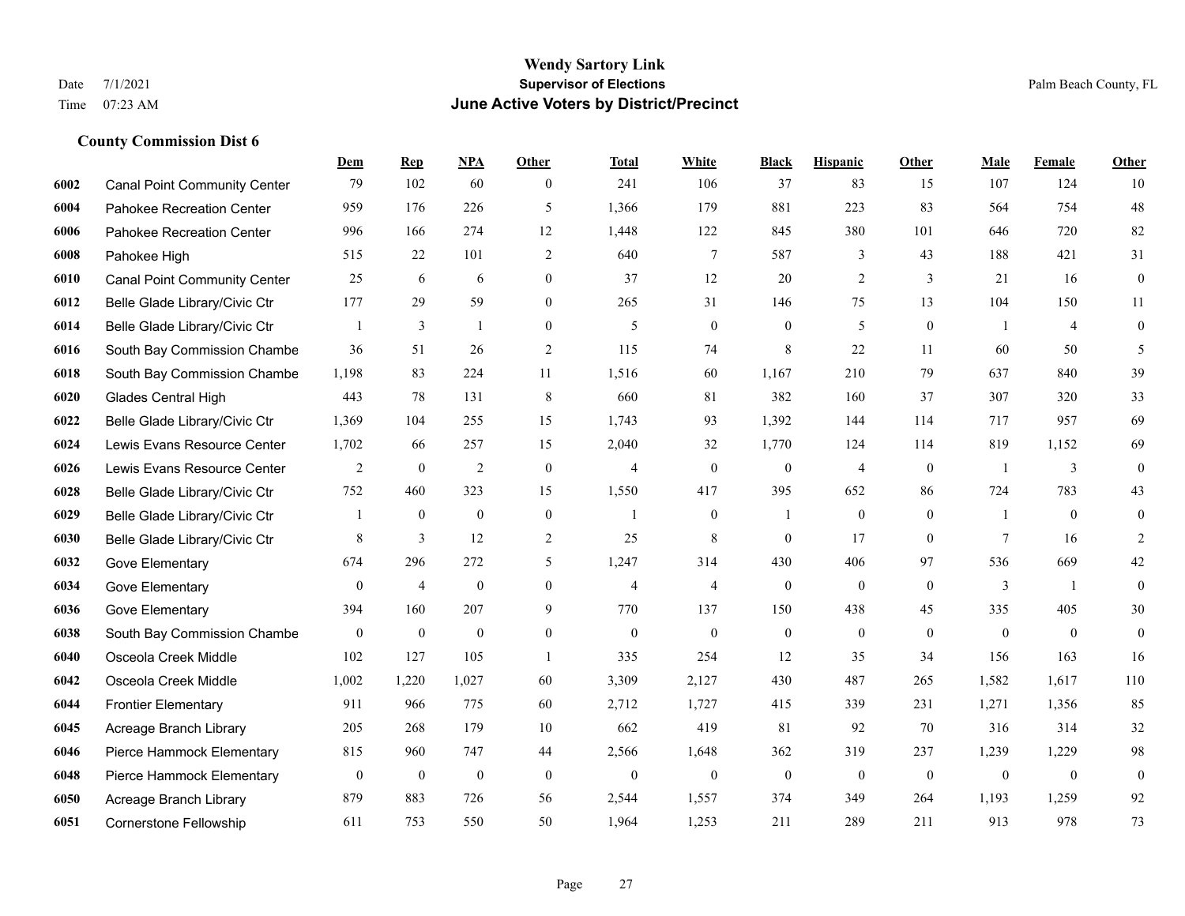# Wendy Sartory Link
## Supervisor of Elections
## June Active Voters by District/Precinct

Date 7/1/2021
Time 07:23 AM

Palm Beach County, FL

### County Commission Dist 6

| | | Dem | Rep | NPA | Other | Total | White | Black | Hispanic | Other | Male | Female | Other |
|---|---|---|---|---|---|---|---|---|---|---|---|---|---|
| 6002 | Canal Point Community Center | 79 | 102 | 60 | 0 | 241 | 106 | 37 | 83 | 15 | 107 | 124 | 10 |
| 6004 | Pahokee Recreation Center | 959 | 176 | 226 | 5 | 1,366 | 179 | 881 | 223 | 83 | 564 | 754 | 48 |
| 6006 | Pahokee Recreation Center | 996 | 166 | 274 | 12 | 1,448 | 122 | 845 | 380 | 101 | 646 | 720 | 82 |
| 6008 | Pahokee High | 515 | 22 | 101 | 2 | 640 | 7 | 587 | 3 | 43 | 188 | 421 | 31 |
| 6010 | Canal Point Community Center | 25 | 6 | 6 | 0 | 37 | 12 | 20 | 2 | 3 | 21 | 16 | 0 |
| 6012 | Belle Glade Library/Civic Ctr | 177 | 29 | 59 | 0 | 265 | 31 | 146 | 75 | 13 | 104 | 150 | 11 |
| 6014 | Belle Glade Library/Civic Ctr | 1 | 3 | 1 | 0 | 5 | 0 | 0 | 5 | 0 | 1 | 4 | 0 |
| 6016 | South Bay Commission Chambe | 36 | 51 | 26 | 2 | 115 | 74 | 8 | 22 | 11 | 60 | 50 | 5 |
| 6018 | South Bay Commission Chambe | 1,198 | 83 | 224 | 11 | 1,516 | 60 | 1,167 | 210 | 79 | 637 | 840 | 39 |
| 6020 | Glades Central High | 443 | 78 | 131 | 8 | 660 | 81 | 382 | 160 | 37 | 307 | 320 | 33 |
| 6022 | Belle Glade Library/Civic Ctr | 1,369 | 104 | 255 | 15 | 1,743 | 93 | 1,392 | 144 | 114 | 717 | 957 | 69 |
| 6024 | Lewis Evans Resource Center | 1,702 | 66 | 257 | 15 | 2,040 | 32 | 1,770 | 124 | 114 | 819 | 1,152 | 69 |
| 6026 | Lewis Evans Resource Center | 2 | 0 | 2 | 0 | 4 | 0 | 0 | 4 | 0 | 1 | 3 | 0 |
| 6028 | Belle Glade Library/Civic Ctr | 752 | 460 | 323 | 15 | 1,550 | 417 | 395 | 652 | 86 | 724 | 783 | 43 |
| 6029 | Belle Glade Library/Civic Ctr | 1 | 0 | 0 | 0 | 1 | 0 | 1 | 0 | 0 | 1 | 0 | 0 |
| 6030 | Belle Glade Library/Civic Ctr | 8 | 3 | 12 | 2 | 25 | 8 | 0 | 17 | 0 | 7 | 16 | 2 |
| 6032 | Gove Elementary | 674 | 296 | 272 | 5 | 1,247 | 314 | 430 | 406 | 97 | 536 | 669 | 42 |
| 6034 | Gove Elementary | 0 | 4 | 0 | 0 | 4 | 4 | 0 | 0 | 0 | 3 | 1 | 0 |
| 6036 | Gove Elementary | 394 | 160 | 207 | 9 | 770 | 137 | 150 | 438 | 45 | 335 | 405 | 30 |
| 6038 | South Bay Commission Chambe | 0 | 0 | 0 | 0 | 0 | 0 | 0 | 0 | 0 | 0 | 0 | 0 |
| 6040 | Osceola Creek Middle | 102 | 127 | 105 | 1 | 335 | 254 | 12 | 35 | 34 | 156 | 163 | 16 |
| 6042 | Osceola Creek Middle | 1,002 | 1,220 | 1,027 | 60 | 3,309 | 2,127 | 430 | 487 | 265 | 1,582 | 1,617 | 110 |
| 6044 | Frontier Elementary | 911 | 966 | 775 | 60 | 2,712 | 1,727 | 415 | 339 | 231 | 1,271 | 1,356 | 85 |
| 6045 | Acreage Branch Library | 205 | 268 | 179 | 10 | 662 | 419 | 81 | 92 | 70 | 316 | 314 | 32 |
| 6046 | Pierce Hammock Elementary | 815 | 960 | 747 | 44 | 2,566 | 1,648 | 362 | 319 | 237 | 1,239 | 1,229 | 98 |
| 6048 | Pierce Hammock Elementary | 0 | 0 | 0 | 0 | 0 | 0 | 0 | 0 | 0 | 0 | 0 | 0 |
| 6050 | Acreage Branch Library | 879 | 883 | 726 | 56 | 2,544 | 1,557 | 374 | 349 | 264 | 1,193 | 1,259 | 92 |
| 6051 | Cornerstone Fellowship | 611 | 753 | 550 | 50 | 1,964 | 1,253 | 211 | 289 | 211 | 913 | 978 | 73 |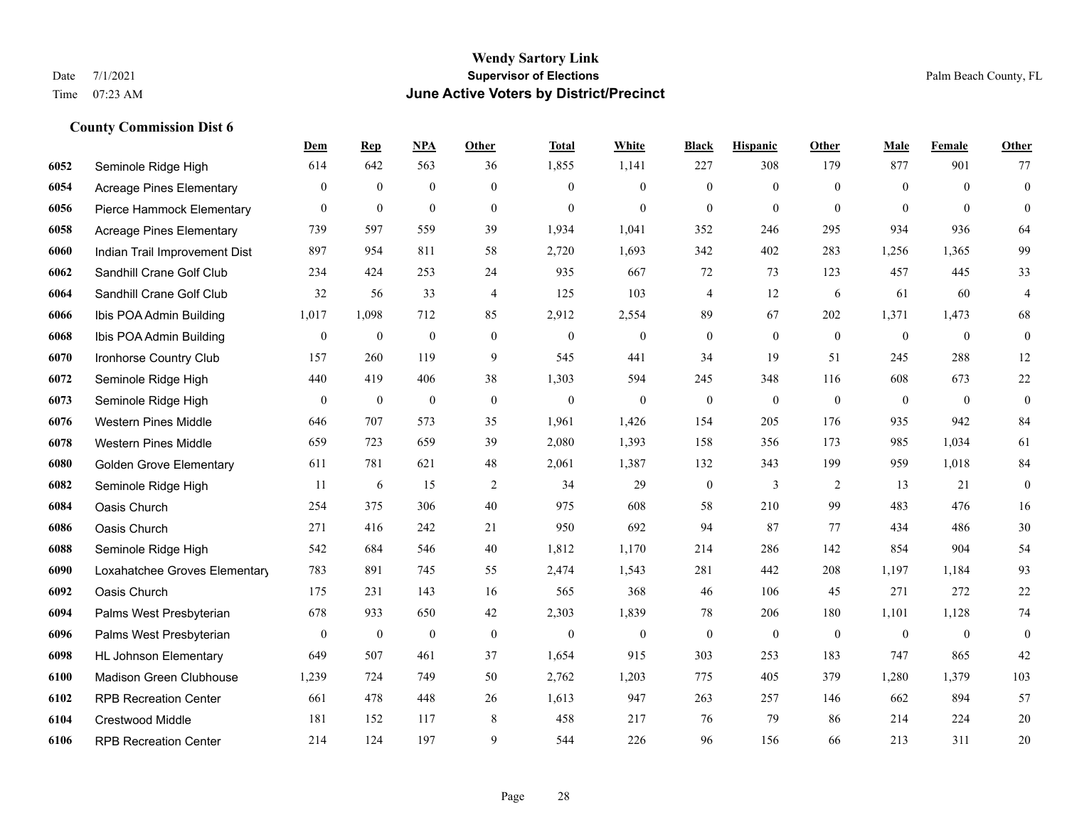# Wendy Sartory Link
## Supervisor of Elections
## June Active Voters by District/Precinct

Date 7/1/2021
Time 07:23 AM

Palm Beach County, FL

### County Commission Dist 6

| | | Dem | Rep | NPA | Other | Total | White | Black | Hispanic | Other | Male | Female | Other |
|---|---|---|---|---|---|---|---|---|---|---|---|---|---|
| 6052 | Seminole Ridge High | 614 | 642 | 563 | 36 | 1,855 | 1,141 | 227 | 308 | 179 | 877 | 901 | 77 |
| 6054 | Acreage Pines Elementary | 0 | 0 | 0 | 0 | 0 | 0 | 0 | 0 | 0 | 0 | 0 | 0 |
| 6056 | Pierce Hammock Elementary | 0 | 0 | 0 | 0 | 0 | 0 | 0 | 0 | 0 | 0 | 0 | 0 |
| 6058 | Acreage Pines Elementary | 739 | 597 | 559 | 39 | 1,934 | 1,041 | 352 | 246 | 295 | 934 | 936 | 64 |
| 6060 | Indian Trail Improvement Dist | 897 | 954 | 811 | 58 | 2,720 | 1,693 | 342 | 402 | 283 | 1,256 | 1,365 | 99 |
| 6062 | Sandhill Crane Golf Club | 234 | 424 | 253 | 24 | 935 | 667 | 72 | 73 | 123 | 457 | 445 | 33 |
| 6064 | Sandhill Crane Golf Club | 32 | 56 | 33 | 4 | 125 | 103 | 4 | 12 | 6 | 61 | 60 | 4 |
| 6066 | Ibis POA Admin Building | 1,017 | 1,098 | 712 | 85 | 2,912 | 2,554 | 89 | 67 | 202 | 1,371 | 1,473 | 68 |
| 6068 | Ibis POA Admin Building | 0 | 0 | 0 | 0 | 0 | 0 | 0 | 0 | 0 | 0 | 0 | 0 |
| 6070 | Ironhorse Country Club | 157 | 260 | 119 | 9 | 545 | 441 | 34 | 19 | 51 | 245 | 288 | 12 |
| 6072 | Seminole Ridge High | 440 | 419 | 406 | 38 | 1,303 | 594 | 245 | 348 | 116 | 608 | 673 | 22 |
| 6073 | Seminole Ridge High | 0 | 0 | 0 | 0 | 0 | 0 | 0 | 0 | 0 | 0 | 0 | 0 |
| 6076 | Western Pines Middle | 646 | 707 | 573 | 35 | 1,961 | 1,426 | 154 | 205 | 176 | 935 | 942 | 84 |
| 6078 | Western Pines Middle | 659 | 723 | 659 | 39 | 2,080 | 1,393 | 158 | 356 | 173 | 985 | 1,034 | 61 |
| 6080 | Golden Grove Elementary | 611 | 781 | 621 | 48 | 2,061 | 1,387 | 132 | 343 | 199 | 959 | 1,018 | 84 |
| 6082 | Seminole Ridge High | 11 | 6 | 15 | 2 | 34 | 29 | 0 | 3 | 2 | 13 | 21 | 0 |
| 6084 | Oasis Church | 254 | 375 | 306 | 40 | 975 | 608 | 58 | 210 | 99 | 483 | 476 | 16 |
| 6086 | Oasis Church | 271 | 416 | 242 | 21 | 950 | 692 | 94 | 87 | 77 | 434 | 486 | 30 |
| 6088 | Seminole Ridge High | 542 | 684 | 546 | 40 | 1,812 | 1,170 | 214 | 286 | 142 | 854 | 904 | 54 |
| 6090 | Loxahatchee Groves Elementary | 783 | 891 | 745 | 55 | 2,474 | 1,543 | 281 | 442 | 208 | 1,197 | 1,184 | 93 |
| 6092 | Oasis Church | 175 | 231 | 143 | 16 | 565 | 368 | 46 | 106 | 45 | 271 | 272 | 22 |
| 6094 | Palms West Presbyterian | 678 | 933 | 650 | 42 | 2,303 | 1,839 | 78 | 206 | 180 | 1,101 | 1,128 | 74 |
| 6096 | Palms West Presbyterian | 0 | 0 | 0 | 0 | 0 | 0 | 0 | 0 | 0 | 0 | 0 | 0 |
| 6098 | HL Johnson Elementary | 649 | 507 | 461 | 37 | 1,654 | 915 | 303 | 253 | 183 | 747 | 865 | 42 |
| 6100 | Madison Green Clubhouse | 1,239 | 724 | 749 | 50 | 2,762 | 1,203 | 775 | 405 | 379 | 1,280 | 1,379 | 103 |
| 6102 | RPB Recreation Center | 661 | 478 | 448 | 26 | 1,613 | 947 | 263 | 257 | 146 | 662 | 894 | 57 |
| 6104 | Crestwood Middle | 181 | 152 | 117 | 8 | 458 | 217 | 76 | 79 | 86 | 214 | 224 | 20 |
| 6106 | RPB Recreation Center | 214 | 124 | 197 | 9 | 544 | 226 | 96 | 156 | 66 | 213 | 311 | 20 |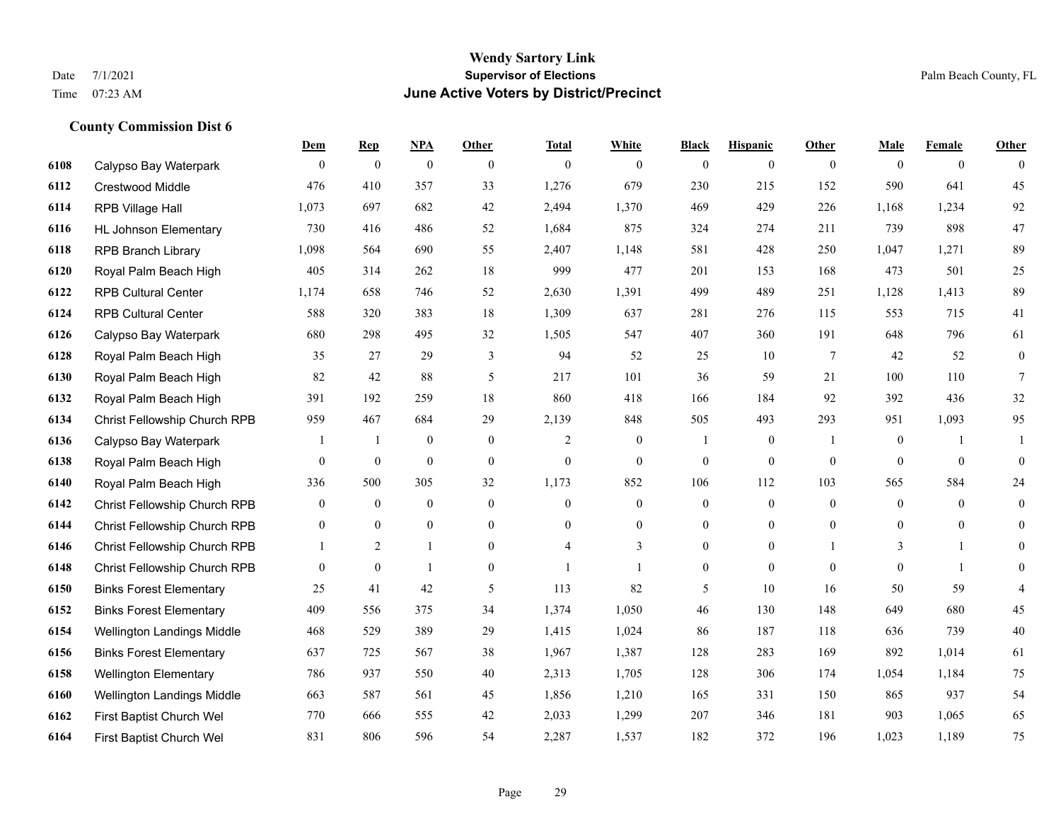# Wendy Sartory Link
## Supervisor of Elections
## June Active Voters by District/Precinct

Date 7/1/2021
Time 07:23 AM

Palm Beach County, FL

### County Commission Dist 6

| | | Dem | Rep | NPA | Other | Total | White | Black | Hispanic | Other | Male | Female | Other |
|---|---|---|---|---|---|---|---|---|---|---|---|---|---|
| 6108 | Calypso Bay Waterpark | 0 | 0 | 0 | 0 | 0 | 0 | 0 | 0 | 0 | 0 | 0 | 0 |
| 6112 | Crestwood Middle | 476 | 410 | 357 | 33 | 1,276 | 679 | 230 | 215 | 152 | 590 | 641 | 45 |
| 6114 | RPB Village Hall | 1,073 | 697 | 682 | 42 | 2,494 | 1,370 | 469 | 429 | 226 | 1,168 | 1,234 | 92 |
| 6116 | HL Johnson Elementary | 730 | 416 | 486 | 52 | 1,684 | 875 | 324 | 274 | 211 | 739 | 898 | 47 |
| 6118 | RPB Branch Library | 1,098 | 564 | 690 | 55 | 2,407 | 1,148 | 581 | 428 | 250 | 1,047 | 1,271 | 89 |
| 6120 | Royal Palm Beach High | 405 | 314 | 262 | 18 | 999 | 477 | 201 | 153 | 168 | 473 | 501 | 25 |
| 6122 | RPB Cultural Center | 1,174 | 658 | 746 | 52 | 2,630 | 1,391 | 499 | 489 | 251 | 1,128 | 1,413 | 89 |
| 6124 | RPB Cultural Center | 588 | 320 | 383 | 18 | 1,309 | 637 | 281 | 276 | 115 | 553 | 715 | 41 |
| 6126 | Calypso Bay Waterpark | 680 | 298 | 495 | 32 | 1,505 | 547 | 407 | 360 | 191 | 648 | 796 | 61 |
| 6128 | Royal Palm Beach High | 35 | 27 | 29 | 3 | 94 | 52 | 25 | 10 | 7 | 42 | 52 | 0 |
| 6130 | Royal Palm Beach High | 82 | 42 | 88 | 5 | 217 | 101 | 36 | 59 | 21 | 100 | 110 | 7 |
| 6132 | Royal Palm Beach High | 391 | 192 | 259 | 18 | 860 | 418 | 166 | 184 | 92 | 392 | 436 | 32 |
| 6134 | Christ Fellowship Church RPB | 959 | 467 | 684 | 29 | 2,139 | 848 | 505 | 493 | 293 | 951 | 1,093 | 95 |
| 6136 | Calypso Bay Waterpark | 1 | 1 | 0 | 0 | 2 | 0 | 1 | 0 | 1 | 0 | 1 | 1 |
| 6138 | Royal Palm Beach High | 0 | 0 | 0 | 0 | 0 | 0 | 0 | 0 | 0 | 0 | 0 | 0 |
| 6140 | Royal Palm Beach High | 336 | 500 | 305 | 32 | 1,173 | 852 | 106 | 112 | 103 | 565 | 584 | 24 |
| 6142 | Christ Fellowship Church RPB | 0 | 0 | 0 | 0 | 0 | 0 | 0 | 0 | 0 | 0 | 0 | 0 |
| 6144 | Christ Fellowship Church RPB | 0 | 0 | 0 | 0 | 0 | 0 | 0 | 0 | 0 | 0 | 0 | 0 |
| 6146 | Christ Fellowship Church RPB | 1 | 2 | 1 | 0 | 4 | 3 | 0 | 0 | 1 | 3 | 1 | 0 |
| 6148 | Christ Fellowship Church RPB | 0 | 0 | 1 | 0 | 1 | 1 | 0 | 0 | 0 | 0 | 1 | 0 |
| 6150 | Binks Forest Elementary | 25 | 41 | 42 | 5 | 113 | 82 | 5 | 10 | 16 | 50 | 59 | 4 |
| 6152 | Binks Forest Elementary | 409 | 556 | 375 | 34 | 1,374 | 1,050 | 46 | 130 | 148 | 649 | 680 | 45 |
| 6154 | Wellington Landings Middle | 468 | 529 | 389 | 29 | 1,415 | 1,024 | 86 | 187 | 118 | 636 | 739 | 40 |
| 6156 | Binks Forest Elementary | 637 | 725 | 567 | 38 | 1,967 | 1,387 | 128 | 283 | 169 | 892 | 1,014 | 61 |
| 6158 | Wellington Elementary | 786 | 937 | 550 | 40 | 2,313 | 1,705 | 128 | 306 | 174 | 1,054 | 1,184 | 75 |
| 6160 | Wellington Landings Middle | 663 | 587 | 561 | 45 | 1,856 | 1,210 | 165 | 331 | 150 | 865 | 937 | 54 |
| 6162 | First Baptist Church Wel | 770 | 666 | 555 | 42 | 2,033 | 1,299 | 207 | 346 | 181 | 903 | 1,065 | 65 |
| 6164 | First Baptist Church Wel | 831 | 806 | 596 | 54 | 2,287 | 1,537 | 182 | 372 | 196 | 1,023 | 1,189 | 75 |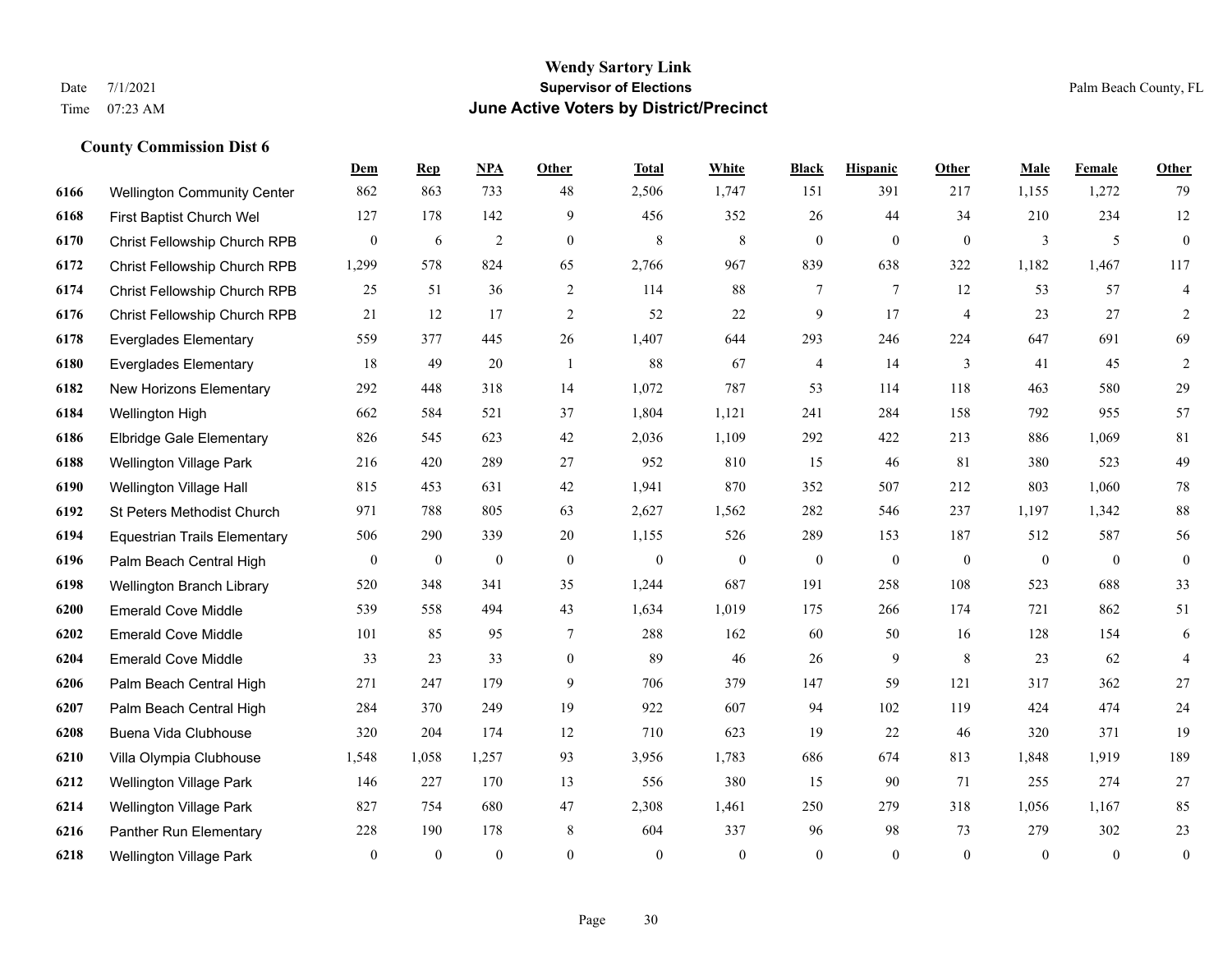# Wendy Sartory Link

**Supervisor of Elections**

**June Active Voters by District/Precinct**

Date 7/1/2021
Time 07:23 AM

Palm Beach County, FL

### County Commission Dist 6

| | | Dem | Rep | NPA | Other | Total | White | Black | Hispanic | Other | Male | Female | Other |
|---|---|---|---|---|---|---|---|---|---|---|---|---|---|
| 6166 | Wellington Community Center | 862 | 863 | 733 | 48 | 2,506 | 1,747 | 151 | 391 | 217 | 1,155 | 1,272 | 79 |
| 6168 | First Baptist Church Wel | 127 | 178 | 142 | 9 | 456 | 352 | 26 | 44 | 34 | 210 | 234 | 12 |
| 6170 | Christ Fellowship Church RPB | 0 | 6 | 2 | 0 | 8 | 8 | 0 | 0 | 0 | 3 | 5 | 0 |
| 6172 | Christ Fellowship Church RPB | 1,299 | 578 | 824 | 65 | 2,766 | 967 | 839 | 638 | 322 | 1,182 | 1,467 | 117 |
| 6174 | Christ Fellowship Church RPB | 25 | 51 | 36 | 2 | 114 | 88 | 7 | 7 | 12 | 53 | 57 | 4 |
| 6176 | Christ Fellowship Church RPB | 21 | 12 | 17 | 2 | 52 | 22 | 9 | 17 | 4 | 23 | 27 | 2 |
| 6178 | Everglades Elementary | 559 | 377 | 445 | 26 | 1,407 | 644 | 293 | 246 | 224 | 647 | 691 | 69 |
| 6180 | Everglades Elementary | 18 | 49 | 20 | 1 | 88 | 67 | 4 | 14 | 3 | 41 | 45 | 2 |
| 6182 | New Horizons Elementary | 292 | 448 | 318 | 14 | 1,072 | 787 | 53 | 114 | 118 | 463 | 580 | 29 |
| 6184 | Wellington High | 662 | 584 | 521 | 37 | 1,804 | 1,121 | 241 | 284 | 158 | 792 | 955 | 57 |
| 6186 | Elbridge Gale Elementary | 826 | 545 | 623 | 42 | 2,036 | 1,109 | 292 | 422 | 213 | 886 | 1,069 | 81 |
| 6188 | Wellington Village Park | 216 | 420 | 289 | 27 | 952 | 810 | 15 | 46 | 81 | 380 | 523 | 49 |
| 6190 | Wellington Village Hall | 815 | 453 | 631 | 42 | 1,941 | 870 | 352 | 507 | 212 | 803 | 1,060 | 78 |
| 6192 | St Peters Methodist Church | 971 | 788 | 805 | 63 | 2,627 | 1,562 | 282 | 546 | 237 | 1,197 | 1,342 | 88 |
| 6194 | Equestrian Trails Elementary | 506 | 290 | 339 | 20 | 1,155 | 526 | 289 | 153 | 187 | 512 | 587 | 56 |
| 6196 | Palm Beach Central High | 0 | 0 | 0 | 0 | 0 | 0 | 0 | 0 | 0 | 0 | 0 | 0 |
| 6198 | Wellington Branch Library | 520 | 348 | 341 | 35 | 1,244 | 687 | 191 | 258 | 108 | 523 | 688 | 33 |
| 6200 | Emerald Cove Middle | 539 | 558 | 494 | 43 | 1,634 | 1,019 | 175 | 266 | 174 | 721 | 862 | 51 |
| 6202 | Emerald Cove Middle | 101 | 85 | 95 | 7 | 288 | 162 | 60 | 50 | 16 | 128 | 154 | 6 |
| 6204 | Emerald Cove Middle | 33 | 23 | 33 | 0 | 89 | 46 | 26 | 9 | 8 | 23 | 62 | 4 |
| 6206 | Palm Beach Central High | 271 | 247 | 179 | 9 | 706 | 379 | 147 | 59 | 121 | 317 | 362 | 27 |
| 6207 | Palm Beach Central High | 284 | 370 | 249 | 19 | 922 | 607 | 94 | 102 | 119 | 424 | 474 | 24 |
| 6208 | Buena Vida Clubhouse | 320 | 204 | 174 | 12 | 710 | 623 | 19 | 22 | 46 | 320 | 371 | 19 |
| 6210 | Villa Olympia Clubhouse | 1,548 | 1,058 | 1,257 | 93 | 3,956 | 1,783 | 686 | 674 | 813 | 1,848 | 1,919 | 189 |
| 6212 | Wellington Village Park | 146 | 227 | 170 | 13 | 556 | 380 | 15 | 90 | 71 | 255 | 274 | 27 |
| 6214 | Wellington Village Park | 827 | 754 | 680 | 47 | 2,308 | 1,461 | 250 | 279 | 318 | 1,056 | 1,167 | 85 |
| 6216 | Panther Run Elementary | 228 | 190 | 178 | 8 | 604 | 337 | 96 | 98 | 73 | 279 | 302 | 23 |
| 6218 | Wellington Village Park | 0 | 0 | 0 | 0 | 0 | 0 | 0 | 0 | 0 | 0 | 0 | 0 |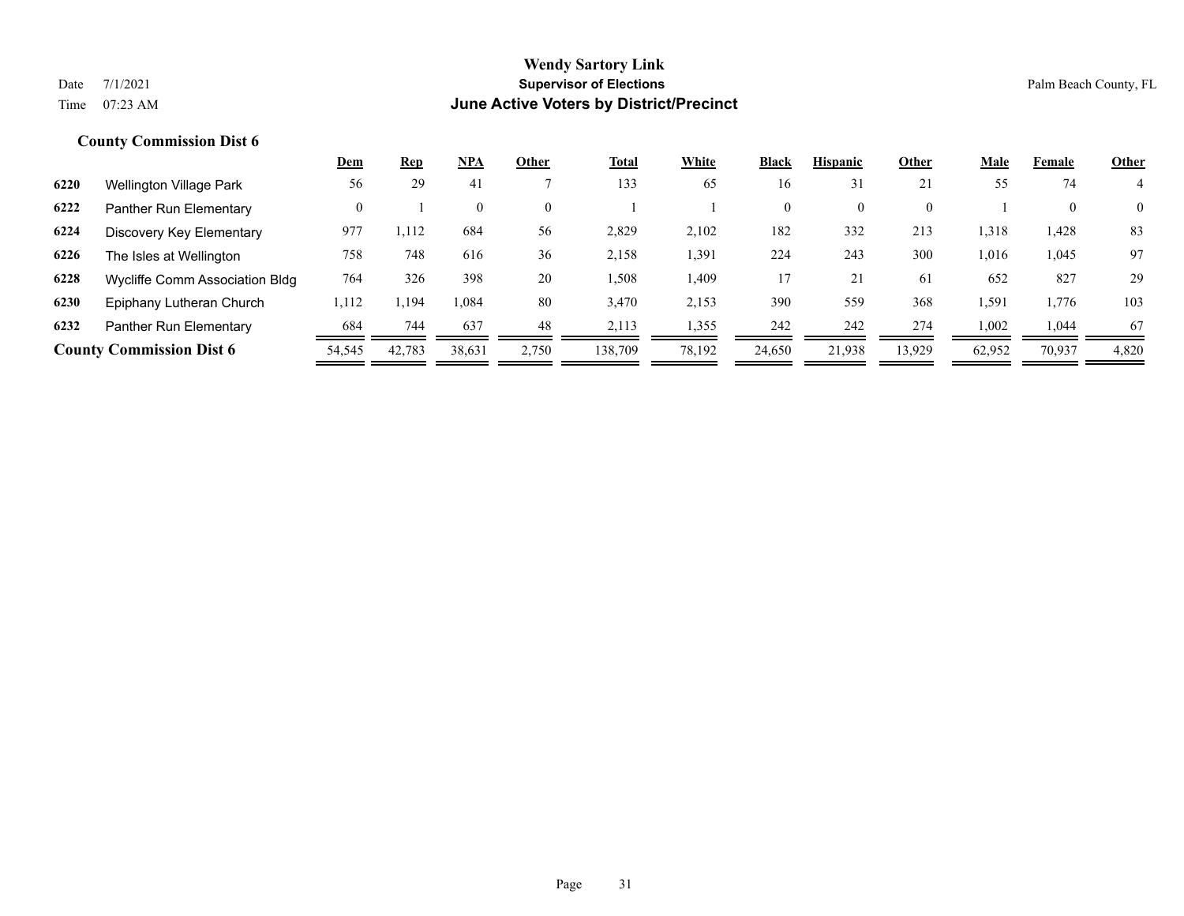# Wendy Sartory Link
## Supervisor of Elections
## June Active Voters by District/Precinct

Date 7/1/2021
Time 07:23 AM

Palm Beach County, FL

### County Commission Dist 6

| | | Dem | Rep | NPA | Other | Total | White | Black | Hispanic | Other | Male | Female | Other |
|---|---|---|---|---|---|---|---|---|---|---|---|---|---|
| 6220 | Wellington Village Park | 56 | 29 | 41 | 7 | 133 | 65 | 16 | 31 | 21 | 55 | 74 | 4 |
| 6222 | Panther Run Elementary | 0 | 1 | 0 | 0 | 1 | 1 | 0 | 0 | 0 | 1 | 0 | 0 |
| 6224 | Discovery Key Elementary | 977 | 1,112 | 684 | 56 | 2,829 | 2,102 | 182 | 332 | 213 | 1,318 | 1,428 | 83 |
| 6226 | The Isles at Wellington | 758 | 748 | 616 | 36 | 2,158 | 1,391 | 224 | 243 | 300 | 1,016 | 1,045 | 97 |
| 6228 | Wycliffe Comm Association Bldg | 764 | 326 | 398 | 20 | 1,508 | 1,409 | 17 | 21 | 61 | 652 | 827 | 29 |
| 6230 | Epiphany Lutheran Church | 1,112 | 1,194 | 1,084 | 80 | 3,470 | 2,153 | 390 | 559 | 368 | 1,591 | 1,776 | 103 |
| 6232 | Panther Run Elementary | 684 | 744 | 637 | 48 | 2,113 | 1,355 | 242 | 242 | 274 | 1,002 | 1,044 | 67 |
| **County Commission Dist 6** | | 54,545 | 42,783 | 38,631 | 2,750 | 138,709 | 78,192 | 24,650 | 21,938 | 13,929 | 62,952 | 70,937 | 4,820 |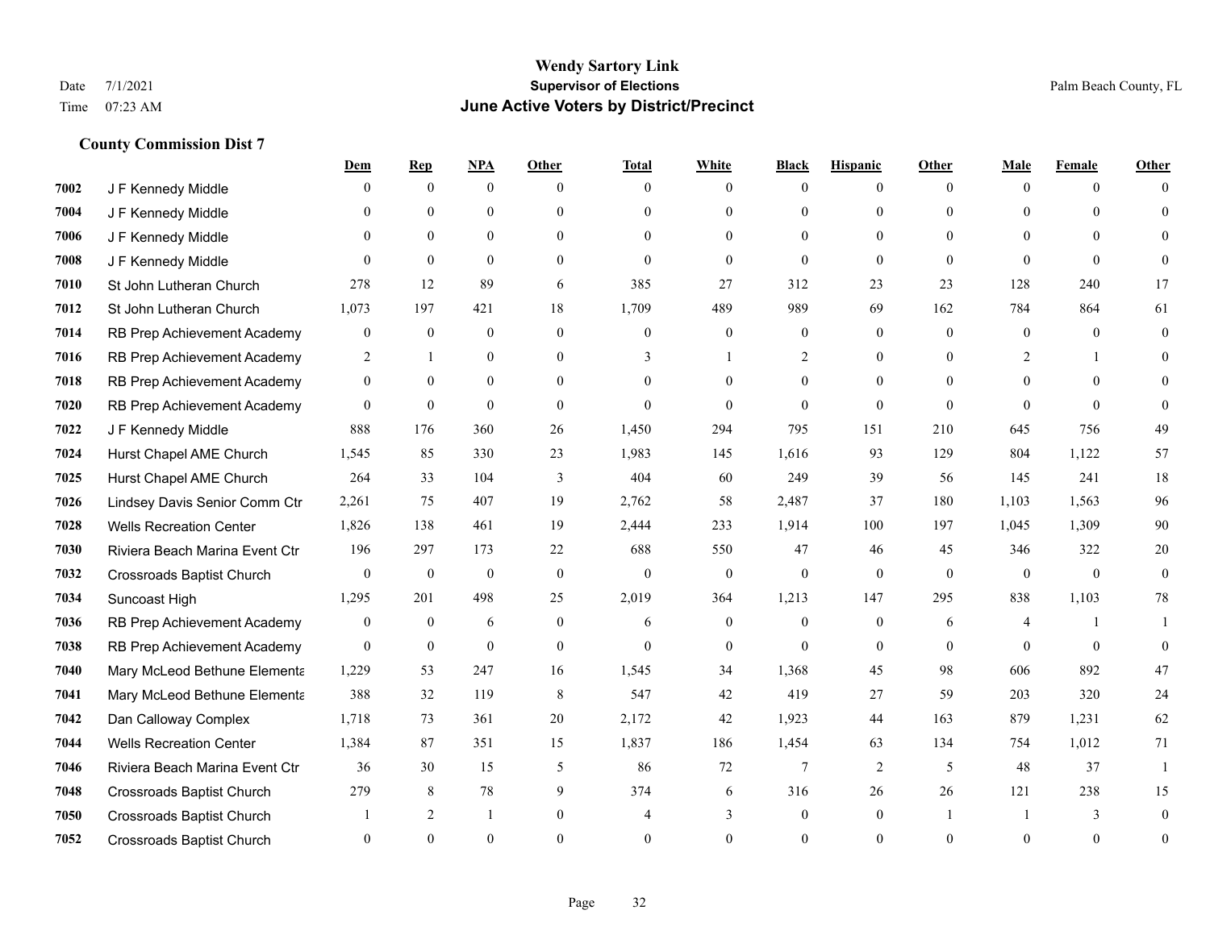# Wendy Sartory Link
## Supervisor of Elections
## June Active Voters by District/Precinct

Date 7/1/2021
Time 07:23 AM

Palm Beach County, FL

### County Commission Dist 7

| | | Dem | Rep | NPA | Other | Total | White | Black | Hispanic | Other | Male | Female | Other |
|---|---|---|---|---|---|---|---|---|---|---|---|---|---|
| 7002 | J F Kennedy Middle | 0 | 0 | 0 | 0 | 0 | 0 | 0 | 0 | 0 | 0 | 0 | 0 |
| 7004 | J F Kennedy Middle | 0 | 0 | 0 | 0 | 0 | 0 | 0 | 0 | 0 | 0 | 0 | 0 |
| 7006 | J F Kennedy Middle | 0 | 0 | 0 | 0 | 0 | 0 | 0 | 0 | 0 | 0 | 0 | 0 |
| 7008 | J F Kennedy Middle | 0 | 0 | 0 | 0 | 0 | 0 | 0 | 0 | 0 | 0 | 0 | 0 |
| 7010 | St John Lutheran Church | 278 | 12 | 89 | 6 | 385 | 27 | 312 | 23 | 23 | 128 | 240 | 17 |
| 7012 | St John Lutheran Church | 1,073 | 197 | 421 | 18 | 1,709 | 489 | 989 | 69 | 162 | 784 | 864 | 61 |
| 7014 | RB Prep Achievement Academy | 0 | 0 | 0 | 0 | 0 | 0 | 0 | 0 | 0 | 0 | 0 | 0 |
| 7016 | RB Prep Achievement Academy | 2 | 1 | 0 | 0 | 3 | 1 | 2 | 0 | 0 | 2 | 1 | 0 |
| 7018 | RB Prep Achievement Academy | 0 | 0 | 0 | 0 | 0 | 0 | 0 | 0 | 0 | 0 | 0 | 0 |
| 7020 | RB Prep Achievement Academy | 0 | 0 | 0 | 0 | 0 | 0 | 0 | 0 | 0 | 0 | 0 | 0 |
| 7022 | J F Kennedy Middle | 888 | 176 | 360 | 26 | 1,450 | 294 | 795 | 151 | 210 | 645 | 756 | 49 |
| 7024 | Hurst Chapel AME Church | 1,545 | 85 | 330 | 23 | 1,983 | 145 | 1,616 | 93 | 129 | 804 | 1,122 | 57 |
| 7025 | Hurst Chapel AME Church | 264 | 33 | 104 | 3 | 404 | 60 | 249 | 39 | 56 | 145 | 241 | 18 |
| 7026 | Lindsey Davis Senior Comm Ctr | 2,261 | 75 | 407 | 19 | 2,762 | 58 | 2,487 | 37 | 180 | 1,103 | 1,563 | 96 |
| 7028 | Wells Recreation Center | 1,826 | 138 | 461 | 19 | 2,444 | 233 | 1,914 | 100 | 197 | 1,045 | 1,309 | 90 |
| 7030 | Riviera Beach Marina Event Ctr | 196 | 297 | 173 | 22 | 688 | 550 | 47 | 46 | 45 | 346 | 322 | 20 |
| 7032 | Crossroads Baptist Church | 0 | 0 | 0 | 0 | 0 | 0 | 0 | 0 | 0 | 0 | 0 | 0 |
| 7034 | Suncoast High | 1,295 | 201 | 498 | 25 | 2,019 | 364 | 1,213 | 147 | 295 | 838 | 1,103 | 78 |
| 7036 | RB Prep Achievement Academy | 0 | 0 | 6 | 0 | 6 | 0 | 0 | 0 | 6 | 4 | 1 | 1 |
| 7038 | RB Prep Achievement Academy | 0 | 0 | 0 | 0 | 0 | 0 | 0 | 0 | 0 | 0 | 0 | 0 |
| 7040 | Mary McLeod Bethune Elementa | 1,229 | 53 | 247 | 16 | 1,545 | 34 | 1,368 | 45 | 98 | 606 | 892 | 47 |
| 7041 | Mary McLeod Bethune Elementa | 388 | 32 | 119 | 8 | 547 | 42 | 419 | 27 | 59 | 203 | 320 | 24 |
| 7042 | Dan Calloway Complex | 1,718 | 73 | 361 | 20 | 2,172 | 42 | 1,923 | 44 | 163 | 879 | 1,231 | 62 |
| 7044 | Wells Recreation Center | 1,384 | 87 | 351 | 15 | 1,837 | 186 | 1,454 | 63 | 134 | 754 | 1,012 | 71 |
| 7046 | Riviera Beach Marina Event Ctr | 36 | 30 | 15 | 5 | 86 | 72 | 7 | 2 | 5 | 48 | 37 | 1 |
| 7048 | Crossroads Baptist Church | 279 | 8 | 78 | 9 | 374 | 6 | 316 | 26 | 26 | 121 | 238 | 15 |
| 7050 | Crossroads Baptist Church | 1 | 2 | 1 | 0 | 4 | 3 | 0 | 0 | 1 | 1 | 3 | 0 |
| 7052 | Crossroads Baptist Church | 0 | 0 | 0 | 0 | 0 | 0 | 0 | 0 | 0 | 0 | 0 | 0 |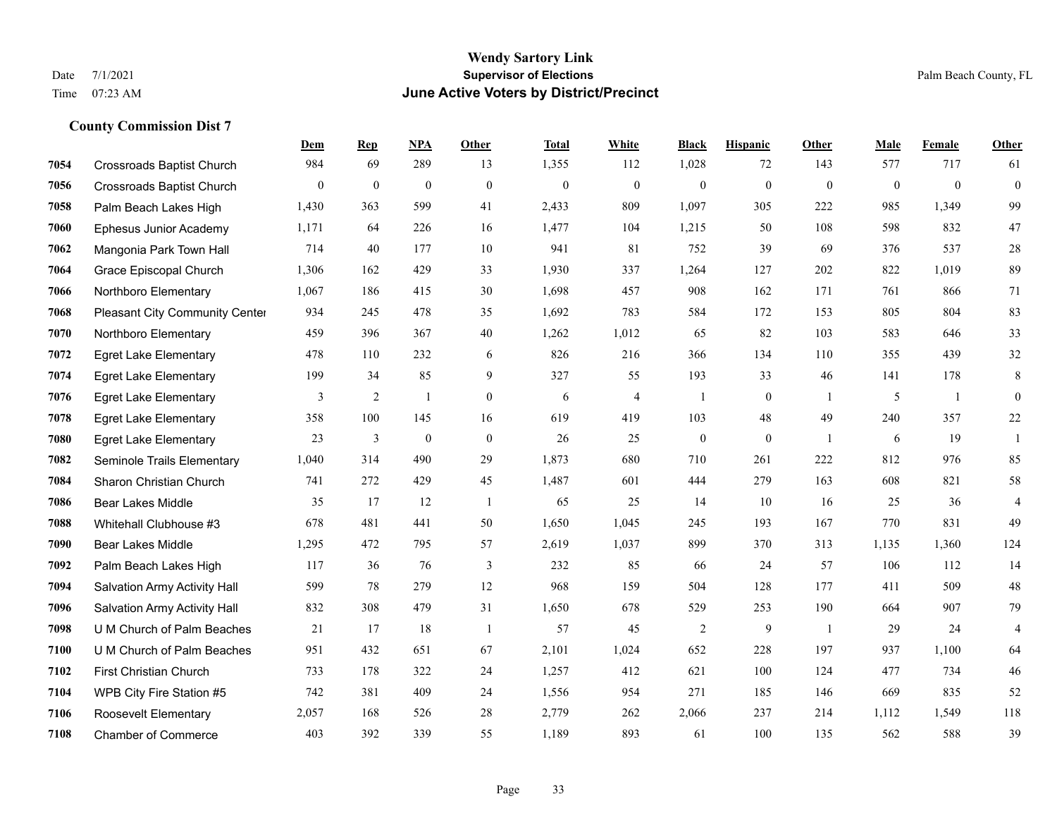**Wendy Sartory Link**
**Supervisor of Elections**
**June Active Voters by District/Precinct**

Date 7/1/2021
Time 07:23 AM

Palm Beach County, FL

### County Commission Dist 7

| | | Dem | Rep | NPA | Other | Total | White | Black | Hispanic | Other | Male | Female | Other |
|---|---|---|---|---|---|---|---|---|---|---|---|---|---|
| 7054 | Crossroads Baptist Church | 984 | 69 | 289 | 13 | 1,355 | 112 | 1,028 | 72 | 143 | 577 | 717 | 61 |
| 7056 | Crossroads Baptist Church | 0 | 0 | 0 | 0 | 0 | 0 | 0 | 0 | 0 | 0 | 0 | 0 |
| 7058 | Palm Beach Lakes High | 1,430 | 363 | 599 | 41 | 2,433 | 809 | 1,097 | 305 | 222 | 985 | 1,349 | 99 |
| 7060 | Ephesus Junior Academy | 1,171 | 64 | 226 | 16 | 1,477 | 104 | 1,215 | 50 | 108 | 598 | 832 | 47 |
| 7062 | Mangonia Park Town Hall | 714 | 40 | 177 | 10 | 941 | 81 | 752 | 39 | 69 | 376 | 537 | 28 |
| 7064 | Grace Episcopal Church | 1,306 | 162 | 429 | 33 | 1,930 | 337 | 1,264 | 127 | 202 | 822 | 1,019 | 89 |
| 7066 | Northboro Elementary | 1,067 | 186 | 415 | 30 | 1,698 | 457 | 908 | 162 | 171 | 761 | 866 | 71 |
| 7068 | Pleasant City Community Center | 934 | 245 | 478 | 35 | 1,692 | 783 | 584 | 172 | 153 | 805 | 804 | 83 |
| 7070 | Northboro Elementary | 459 | 396 | 367 | 40 | 1,262 | 1,012 | 65 | 82 | 103 | 583 | 646 | 33 |
| 7072 | Egret Lake Elementary | 478 | 110 | 232 | 6 | 826 | 216 | 366 | 134 | 110 | 355 | 439 | 32 |
| 7074 | Egret Lake Elementary | 199 | 34 | 85 | 9 | 327 | 55 | 193 | 33 | 46 | 141 | 178 | 8 |
| 7076 | Egret Lake Elementary | 3 | 2 | 1 | 0 | 6 | 4 | 1 | 0 | 1 | 5 | 1 | 0 |
| 7078 | Egret Lake Elementary | 358 | 100 | 145 | 16 | 619 | 419 | 103 | 48 | 49 | 240 | 357 | 22 |
| 7080 | Egret Lake Elementary | 23 | 3 | 0 | 0 | 26 | 25 | 0 | 0 | 1 | 6 | 19 | 1 |
| 7082 | Seminole Trails Elementary | 1,040 | 314 | 490 | 29 | 1,873 | 680 | 710 | 261 | 222 | 812 | 976 | 85 |
| 7084 | Sharon Christian Church | 741 | 272 | 429 | 45 | 1,487 | 601 | 444 | 279 | 163 | 608 | 821 | 58 |
| 7086 | Bear Lakes Middle | 35 | 17 | 12 | 1 | 65 | 25 | 14 | 10 | 16 | 25 | 36 | 4 |
| 7088 | Whitehall Clubhouse #3 | 678 | 481 | 441 | 50 | 1,650 | 1,045 | 245 | 193 | 167 | 770 | 831 | 49 |
| 7090 | Bear Lakes Middle | 1,295 | 472 | 795 | 57 | 2,619 | 1,037 | 899 | 370 | 313 | 1,135 | 1,360 | 124 |
| 7092 | Palm Beach Lakes High | 117 | 36 | 76 | 3 | 232 | 85 | 66 | 24 | 57 | 106 | 112 | 14 |
| 7094 | Salvation Army Activity Hall | 599 | 78 | 279 | 12 | 968 | 159 | 504 | 128 | 177 | 411 | 509 | 48 |
| 7096 | Salvation Army Activity Hall | 832 | 308 | 479 | 31 | 1,650 | 678 | 529 | 253 | 190 | 664 | 907 | 79 |
| 7098 | U M Church of Palm Beaches | 21 | 17 | 18 | 1 | 57 | 45 | 2 | 9 | 1 | 29 | 24 | 4 |
| 7100 | U M Church of Palm Beaches | 951 | 432 | 651 | 67 | 2,101 | 1,024 | 652 | 228 | 197 | 937 | 1,100 | 64 |
| 7102 | First Christian Church | 733 | 178 | 322 | 24 | 1,257 | 412 | 621 | 100 | 124 | 477 | 734 | 46 |
| 7104 | WPB City Fire Station #5 | 742 | 381 | 409 | 24 | 1,556 | 954 | 271 | 185 | 146 | 669 | 835 | 52 |
| 7106 | Roosevelt Elementary | 2,057 | 168 | 526 | 28 | 2,779 | 262 | 2,066 | 237 | 214 | 1,112 | 1,549 | 118 |
| 7108 | Chamber of Commerce | 403 | 392 | 339 | 55 | 1,189 | 893 | 61 | 100 | 135 | 562 | 588 | 39 |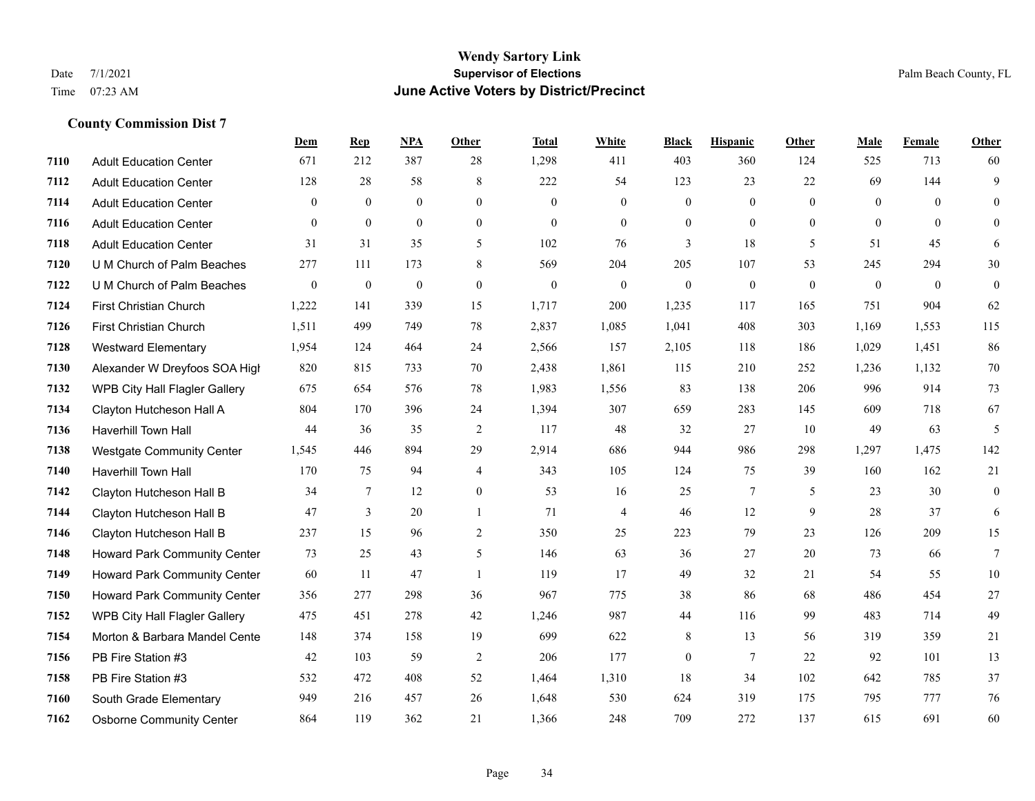**Wendy Sartory Link**
**Supervisor of Elections**
**June Active Voters by District/Precinct**

Date 7/1/2021
Time 07:23 AM

Palm Beach County, FL

### County Commission Dist 7

| | | Dem | Rep | NPA | Other | Total | White | Black | Hispanic | Other | Male | Female | Other |
|---|---|---|---|---|---|---|---|---|---|---|---|---|---|
| 7110 | Adult Education Center | 671 | 212 | 387 | 28 | 1,298 | 411 | 403 | 360 | 124 | 525 | 713 | 60 |
| 7112 | Adult Education Center | 128 | 28 | 58 | 8 | 222 | 54 | 123 | 23 | 22 | 69 | 144 | 9 |
| 7114 | Adult Education Center | 0 | 0 | 0 | 0 | 0 | 0 | 0 | 0 | 0 | 0 | 0 | 0 |
| 7116 | Adult Education Center | 0 | 0 | 0 | 0 | 0 | 0 | 0 | 0 | 0 | 0 | 0 | 0 |
| 7118 | Adult Education Center | 31 | 31 | 35 | 5 | 102 | 76 | 3 | 18 | 5 | 51 | 45 | 6 |
| 7120 | U M Church of Palm Beaches | 277 | 111 | 173 | 8 | 569 | 204 | 205 | 107 | 53 | 245 | 294 | 30 |
| 7122 | U M Church of Palm Beaches | 0 | 0 | 0 | 0 | 0 | 0 | 0 | 0 | 0 | 0 | 0 | 0 |
| 7124 | First Christian Church | 1,222 | 141 | 339 | 15 | 1,717 | 200 | 1,235 | 117 | 165 | 751 | 904 | 62 |
| 7126 | First Christian Church | 1,511 | 499 | 749 | 78 | 2,837 | 1,085 | 1,041 | 408 | 303 | 1,169 | 1,553 | 115 |
| 7128 | Westward Elementary | 1,954 | 124 | 464 | 24 | 2,566 | 157 | 2,105 | 118 | 186 | 1,029 | 1,451 | 86 |
| 7130 | Alexander W Dreyfoos SOA High | 820 | 815 | 733 | 70 | 2,438 | 1,861 | 115 | 210 | 252 | 1,236 | 1,132 | 70 |
| 7132 | WPB City Hall Flagler Gallery | 675 | 654 | 576 | 78 | 1,983 | 1,556 | 83 | 138 | 206 | 996 | 914 | 73 |
| 7134 | Clayton Hutcheson Hall A | 804 | 170 | 396 | 24 | 1,394 | 307 | 659 | 283 | 145 | 609 | 718 | 67 |
| 7136 | Haverhill Town Hall | 44 | 36 | 35 | 2 | 117 | 48 | 32 | 27 | 10 | 49 | 63 | 5 |
| 7138 | Westgate Community Center | 1,545 | 446 | 894 | 29 | 2,914 | 686 | 944 | 986 | 298 | 1,297 | 1,475 | 142 |
| 7140 | Haverhill Town Hall | 170 | 75 | 94 | 4 | 343 | 105 | 124 | 75 | 39 | 160 | 162 | 21 |
| 7142 | Clayton Hutcheson Hall B | 34 | 7 | 12 | 0 | 53 | 16 | 25 | 7 | 5 | 23 | 30 | 0 |
| 7144 | Clayton Hutcheson Hall B | 47 | 3 | 20 | 1 | 71 | 4 | 46 | 12 | 9 | 28 | 37 | 6 |
| 7146 | Clayton Hutcheson Hall B | 237 | 15 | 96 | 2 | 350 | 25 | 223 | 79 | 23 | 126 | 209 | 15 |
| 7148 | Howard Park Community Center | 73 | 25 | 43 | 5 | 146 | 63 | 36 | 27 | 20 | 73 | 66 | 7 |
| 7149 | Howard Park Community Center | 60 | 11 | 47 | 1 | 119 | 17 | 49 | 32 | 21 | 54 | 55 | 10 |
| 7150 | Howard Park Community Center | 356 | 277 | 298 | 36 | 967 | 775 | 38 | 86 | 68 | 486 | 454 | 27 |
| 7152 | WPB City Hall Flagler Gallery | 475 | 451 | 278 | 42 | 1,246 | 987 | 44 | 116 | 99 | 483 | 714 | 49 |
| 7154 | Morton & Barbara Mandel Cente | 148 | 374 | 158 | 19 | 699 | 622 | 8 | 13 | 56 | 319 | 359 | 21 |
| 7156 | PB Fire Station #3 | 42 | 103 | 59 | 2 | 206 | 177 | 0 | 7 | 22 | 92 | 101 | 13 |
| 7158 | PB Fire Station #3 | 532 | 472 | 408 | 52 | 1,464 | 1,310 | 18 | 34 | 102 | 642 | 785 | 37 |
| 7160 | South Grade Elementary | 949 | 216 | 457 | 26 | 1,648 | 530 | 624 | 319 | 175 | 795 | 777 | 76 |
| 7162 | Osborne Community Center | 864 | 119 | 362 | 21 | 1,366 | 248 | 709 | 272 | 137 | 615 | 691 | 60 |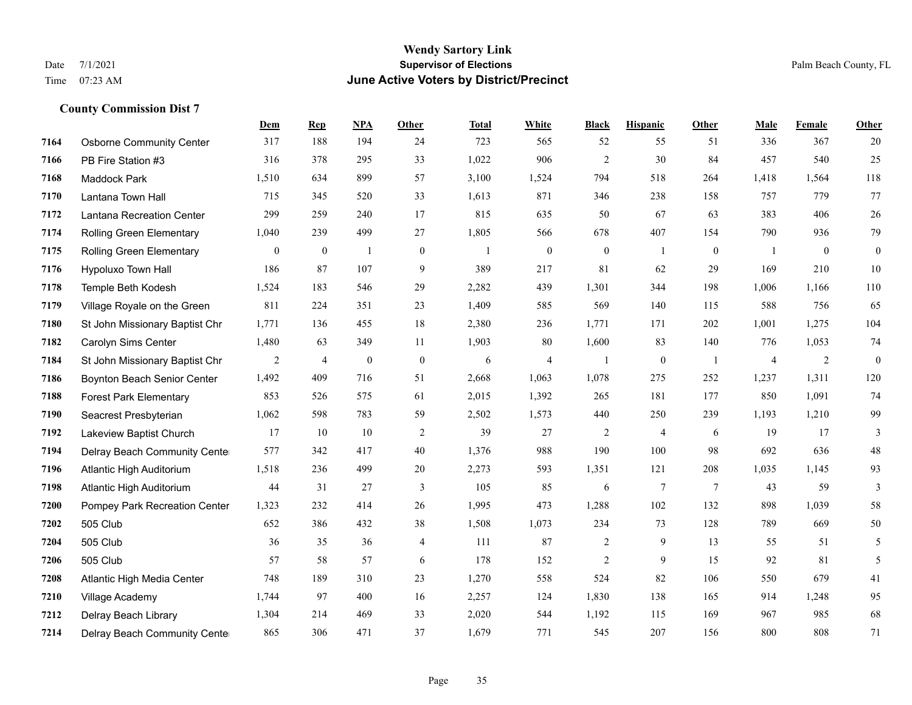**Wendy Sartory Link**
**Supervisor of Elections**
**June Active Voters by District/Precinct**

Date 7/1/2021
Time 07:23 AM
Palm Beach County, FL

### County Commission Dist 7

| | | Dem | Rep | NPA | Other | Total | White | Black | Hispanic | Other | Male | Female | Other |
|---|---|---|---|---|---|---|---|---|---|---|---|---|---|
| 7164 | Osborne Community Center | 317 | 188 | 194 | 24 | 723 | 565 | 52 | 55 | 51 | 336 | 367 | 20 |
| 7166 | PB Fire Station #3 | 316 | 378 | 295 | 33 | 1,022 | 906 | 2 | 30 | 84 | 457 | 540 | 25 |
| 7168 | Maddock Park | 1,510 | 634 | 899 | 57 | 3,100 | 1,524 | 794 | 518 | 264 | 1,418 | 1,564 | 118 |
| 7170 | Lantana Town Hall | 715 | 345 | 520 | 33 | 1,613 | 871 | 346 | 238 | 158 | 757 | 779 | 77 |
| 7172 | Lantana Recreation Center | 299 | 259 | 240 | 17 | 815 | 635 | 50 | 67 | 63 | 383 | 406 | 26 |
| 7174 | Rolling Green Elementary | 1,040 | 239 | 499 | 27 | 1,805 | 566 | 678 | 407 | 154 | 790 | 936 | 79 |
| 7175 | Rolling Green Elementary | 0 | 0 | 1 | 0 | 1 | 0 | 0 | 1 | 0 | 1 | 0 | 0 |
| 7176 | Hypoluxo Town Hall | 186 | 87 | 107 | 9 | 389 | 217 | 81 | 62 | 29 | 169 | 210 | 10 |
| 7178 | Temple Beth Kodesh | 1,524 | 183 | 546 | 29 | 2,282 | 439 | 1,301 | 344 | 198 | 1,006 | 1,166 | 110 |
| 7179 | Village Royale on the Green | 811 | 224 | 351 | 23 | 1,409 | 585 | 569 | 140 | 115 | 588 | 756 | 65 |
| 7180 | St John Missionary Baptist Chr | 1,771 | 136 | 455 | 18 | 2,380 | 236 | 1,771 | 171 | 202 | 1,001 | 1,275 | 104 |
| 7182 | Carolyn Sims Center | 1,480 | 63 | 349 | 11 | 1,903 | 80 | 1,600 | 83 | 140 | 776 | 1,053 | 74 |
| 7184 | St John Missionary Baptist Chr | 2 | 4 | 0 | 0 | 6 | 4 | 1 | 0 | 1 | 4 | 2 | 0 |
| 7186 | Boynton Beach Senior Center | 1,492 | 409 | 716 | 51 | 2,668 | 1,063 | 1,078 | 275 | 252 | 1,237 | 1,311 | 120 |
| 7188 | Forest Park Elementary | 853 | 526 | 575 | 61 | 2,015 | 1,392 | 265 | 181 | 177 | 850 | 1,091 | 74 |
| 7190 | Seacrest Presbyterian | 1,062 | 598 | 783 | 59 | 2,502 | 1,573 | 440 | 250 | 239 | 1,193 | 1,210 | 99 |
| 7192 | Lakeview Baptist Church | 17 | 10 | 10 | 2 | 39 | 27 | 2 | 4 | 6 | 19 | 17 | 3 |
| 7194 | Delray Beach Community Center | 577 | 342 | 417 | 40 | 1,376 | 988 | 190 | 100 | 98 | 692 | 636 | 48 |
| 7196 | Atlantic High Auditorium | 1,518 | 236 | 499 | 20 | 2,273 | 593 | 1,351 | 121 | 208 | 1,035 | 1,145 | 93 |
| 7198 | Atlantic High Auditorium | 44 | 31 | 27 | 3 | 105 | 85 | 6 | 7 | 7 | 43 | 59 | 3 |
| 7200 | Pompey Park Recreation Center | 1,323 | 232 | 414 | 26 | 1,995 | 473 | 1,288 | 102 | 132 | 898 | 1,039 | 58 |
| 7202 | 505 Club | 652 | 386 | 432 | 38 | 1,508 | 1,073 | 234 | 73 | 128 | 789 | 669 | 50 |
| 7204 | 505 Club | 36 | 35 | 36 | 4 | 111 | 87 | 2 | 9 | 13 | 55 | 51 | 5 |
| 7206 | 505 Club | 57 | 58 | 57 | 6 | 178 | 152 | 2 | 9 | 15 | 92 | 81 | 5 |
| 7208 | Atlantic High Media Center | 748 | 189 | 310 | 23 | 1,270 | 558 | 524 | 82 | 106 | 550 | 679 | 41 |
| 7210 | Village Academy | 1,744 | 97 | 400 | 16 | 2,257 | 124 | 1,830 | 138 | 165 | 914 | 1,248 | 95 |
| 7212 | Delray Beach Library | 1,304 | 214 | 469 | 33 | 2,020 | 544 | 1,192 | 115 | 169 | 967 | 985 | 68 |
| 7214 | Delray Beach Community Center | 865 | 306 | 471 | 37 | 1,679 | 771 | 545 | 207 | 156 | 800 | 808 | 71 |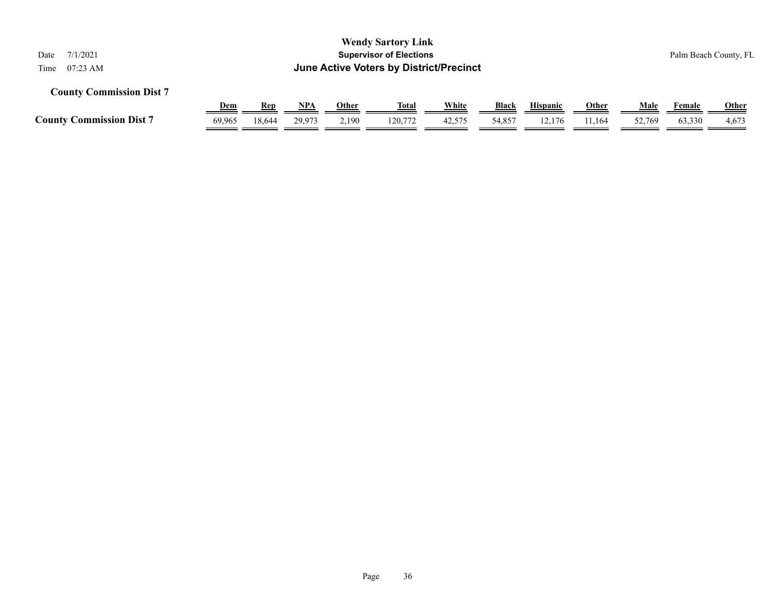# Wendy Sartory Link

## Supervisor of Elections

## June Active Voters by District/Precinct

Date 7/1/2021

Time 07:23 AM

Palm Beach County, FL

### County Commission Dist 7

| | Dem | Rep | NPA | Other | Total | White | Black | Hispanic | Other | Male | Female | Other |
|---|---|---|---|---|---|---|---|---|---|---|---|---|
| **County Commission Dist 7** | 69,965 | 18,644 | 29,973 | 2,190 | 120,772 | 42,575 | 54,857 | 12,176 | 11,164 | 52,769 | 63,330 | 4,673 |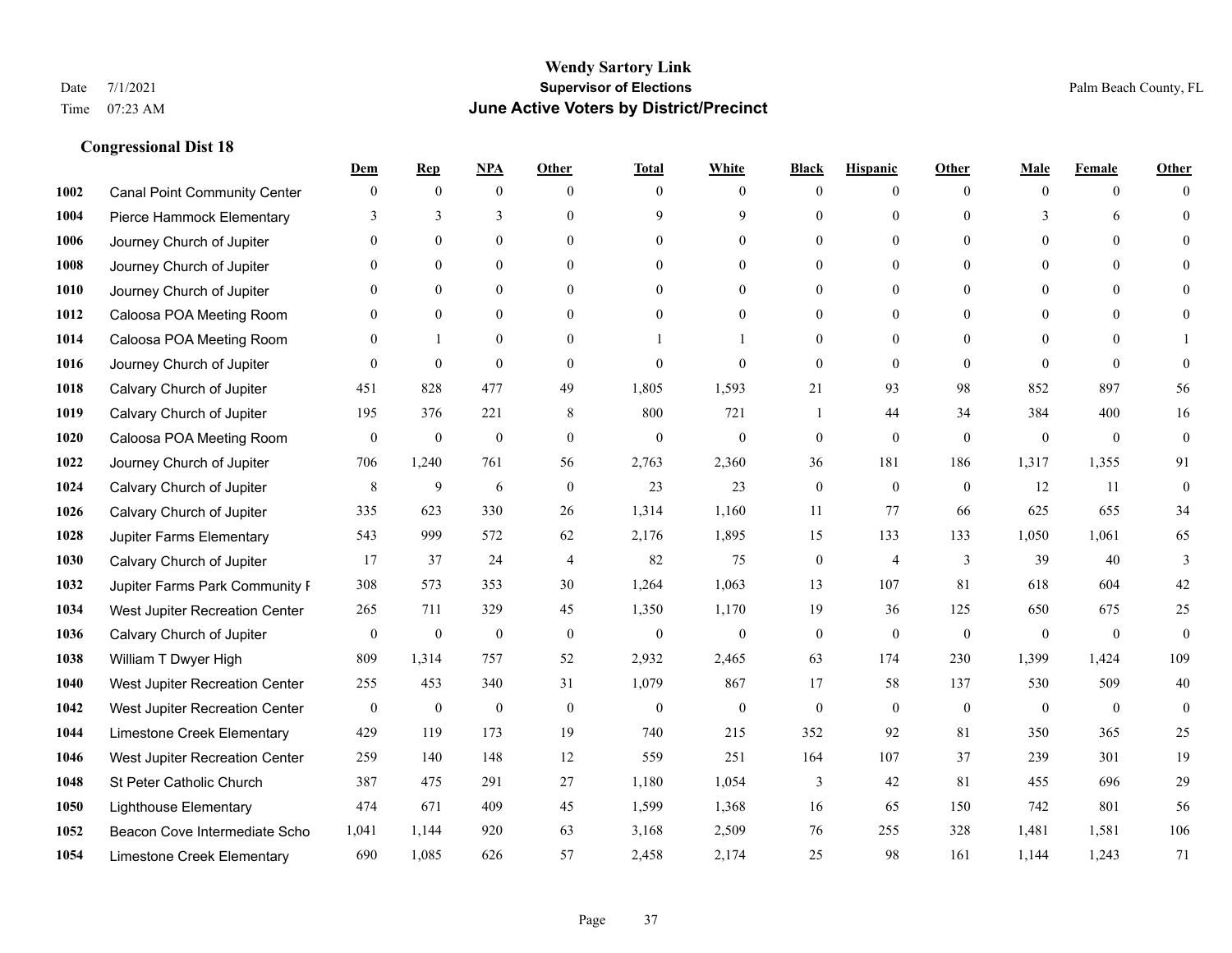# Wendy Sartory Link
## Supervisor of Elections
## June Active Voters by District/Precinct

Date 7/1/2021
Time 07:23 AM

Palm Beach County, FL

### Congressional Dist 18

| | | Dem | Rep | NPA | Other | Total | White | Black | Hispanic | Other | Male | Female | Other |
|---|---|---|---|---|---|---|---|---|---|---|---|---|---|
| 1002 | Canal Point Community Center | 0 | 0 | 0 | 0 | 0 | 0 | 0 | 0 | 0 | 0 | 0 | 0 |
| 1004 | Pierce Hammock Elementary | 3 | 3 | 3 | 0 | 9 | 9 | 0 | 0 | 0 | 3 | 6 | 0 |
| 1006 | Journey Church of Jupiter | 0 | 0 | 0 | 0 | 0 | 0 | 0 | 0 | 0 | 0 | 0 | 0 |
| 1008 | Journey Church of Jupiter | 0 | 0 | 0 | 0 | 0 | 0 | 0 | 0 | 0 | 0 | 0 | 0 |
| 1010 | Journey Church of Jupiter | 0 | 0 | 0 | 0 | 0 | 0 | 0 | 0 | 0 | 0 | 0 | 0 |
| 1012 | Caloosa POA Meeting Room | 0 | 0 | 0 | 0 | 0 | 0 | 0 | 0 | 0 | 0 | 0 | 0 |
| 1014 | Caloosa POA Meeting Room | 0 | 1 | 0 | 0 | 1 | 1 | 0 | 0 | 0 | 0 | 0 | 1 |
| 1016 | Journey Church of Jupiter | 0 | 0 | 0 | 0 | 0 | 0 | 0 | 0 | 0 | 0 | 0 | 0 |
| 1018 | Calvary Church of Jupiter | 451 | 828 | 477 | 49 | 1,805 | 1,593 | 21 | 93 | 98 | 852 | 897 | 56 |
| 1019 | Calvary Church of Jupiter | 195 | 376 | 221 | 8 | 800 | 721 | 1 | 44 | 34 | 384 | 400 | 16 |
| 1020 | Caloosa POA Meeting Room | 0 | 0 | 0 | 0 | 0 | 0 | 0 | 0 | 0 | 0 | 0 | 0 |
| 1022 | Journey Church of Jupiter | 706 | 1,240 | 761 | 56 | 2,763 | 2,360 | 36 | 181 | 186 | 1,317 | 1,355 | 91 |
| 1024 | Calvary Church of Jupiter | 8 | 9 | 6 | 0 | 23 | 23 | 0 | 0 | 0 | 12 | 11 | 0 |
| 1026 | Calvary Church of Jupiter | 335 | 623 | 330 | 26 | 1,314 | 1,160 | 11 | 77 | 66 | 625 | 655 | 34 |
| 1028 | Jupiter Farms Elementary | 543 | 999 | 572 | 62 | 2,176 | 1,895 | 15 | 133 | 133 | 1,050 | 1,061 | 65 |
| 1030 | Calvary Church of Jupiter | 17 | 37 | 24 | 4 | 82 | 75 | 0 | 4 | 3 | 39 | 40 | 3 |
| 1032 | Jupiter Farms Park Community F | 308 | 573 | 353 | 30 | 1,264 | 1,063 | 13 | 107 | 81 | 618 | 604 | 42 |
| 1034 | West Jupiter Recreation Center | 265 | 711 | 329 | 45 | 1,350 | 1,170 | 19 | 36 | 125 | 650 | 675 | 25 |
| 1036 | Calvary Church of Jupiter | 0 | 0 | 0 | 0 | 0 | 0 | 0 | 0 | 0 | 0 | 0 | 0 |
| 1038 | William T Dwyer High | 809 | 1,314 | 757 | 52 | 2,932 | 2,465 | 63 | 174 | 230 | 1,399 | 1,424 | 109 |
| 1040 | West Jupiter Recreation Center | 255 | 453 | 340 | 31 | 1,079 | 867 | 17 | 58 | 137 | 530 | 509 | 40 |
| 1042 | West Jupiter Recreation Center | 0 | 0 | 0 | 0 | 0 | 0 | 0 | 0 | 0 | 0 | 0 | 0 |
| 1044 | Limestone Creek Elementary | 429 | 119 | 173 | 19 | 740 | 215 | 352 | 92 | 81 | 350 | 365 | 25 |
| 1046 | West Jupiter Recreation Center | 259 | 140 | 148 | 12 | 559 | 251 | 164 | 107 | 37 | 239 | 301 | 19 |
| 1048 | St Peter Catholic Church | 387 | 475 | 291 | 27 | 1,180 | 1,054 | 3 | 42 | 81 | 455 | 696 | 29 |
| 1050 | Lighthouse Elementary | 474 | 671 | 409 | 45 | 1,599 | 1,368 | 16 | 65 | 150 | 742 | 801 | 56 |
| 1052 | Beacon Cove Intermediate Scho | 1,041 | 1,144 | 920 | 63 | 3,168 | 2,509 | 76 | 255 | 328 | 1,481 | 1,581 | 106 |
| 1054 | Limestone Creek Elementary | 690 | 1,085 | 626 | 57 | 2,458 | 2,174 | 25 | 98 | 161 | 1,144 | 1,243 | 71 |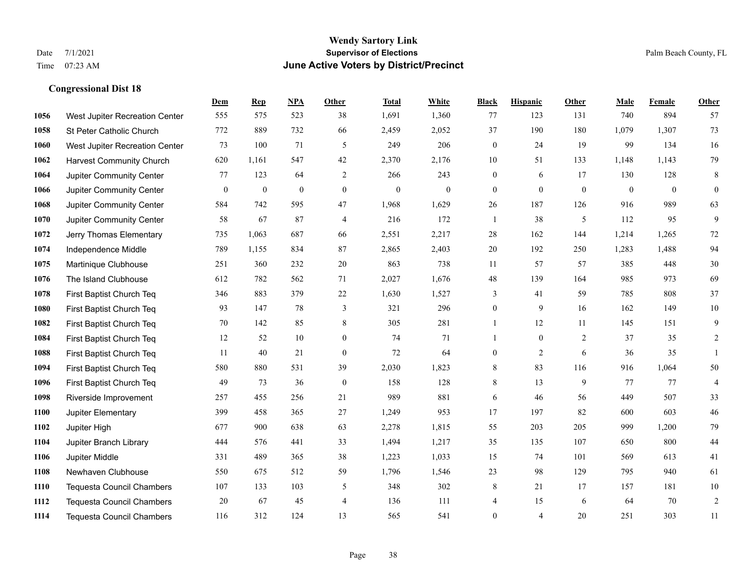**Wendy Sartory Link**
**Supervisor of Elections**
**June Active Voters by District/Precinct**

Date 7/1/2021
Time 07:23 AM

Palm Beach County, FL

### Congressional Dist 18

| | | Dem | Rep | NPA | Other | Total | White | Black | Hispanic | Other | Male | Female | Other |
|---|---|---|---|---|---|---|---|---|---|---|---|---|---|
| 1056 | West Jupiter Recreation Center | 555 | 575 | 523 | 38 | 1,691 | 1,360 | 77 | 123 | 131 | 740 | 894 | 57 |
| 1058 | St Peter Catholic Church | 772 | 889 | 732 | 66 | 2,459 | 2,052 | 37 | 190 | 180 | 1,079 | 1,307 | 73 |
| 1060 | West Jupiter Recreation Center | 73 | 100 | 71 | 5 | 249 | 206 | 0 | 24 | 19 | 99 | 134 | 16 |
| 1062 | Harvest Community Church | 620 | 1,161 | 547 | 42 | 2,370 | 2,176 | 10 | 51 | 133 | 1,148 | 1,143 | 79 |
| 1064 | Jupiter Community Center | 77 | 123 | 64 | 2 | 266 | 243 | 0 | 6 | 17 | 130 | 128 | 8 |
| 1066 | Jupiter Community Center | 0 | 0 | 0 | 0 | 0 | 0 | 0 | 0 | 0 | 0 | 0 | 0 |
| 1068 | Jupiter Community Center | 584 | 742 | 595 | 47 | 1,968 | 1,629 | 26 | 187 | 126 | 916 | 989 | 63 |
| 1070 | Jupiter Community Center | 58 | 67 | 87 | 4 | 216 | 172 | 1 | 38 | 5 | 112 | 95 | 9 |
| 1072 | Jerry Thomas Elementary | 735 | 1,063 | 687 | 66 | 2,551 | 2,217 | 28 | 162 | 144 | 1,214 | 1,265 | 72 |
| 1074 | Independence Middle | 789 | 1,155 | 834 | 87 | 2,865 | 2,403 | 20 | 192 | 250 | 1,283 | 1,488 | 94 |
| 1075 | Martinique Clubhouse | 251 | 360 | 232 | 20 | 863 | 738 | 11 | 57 | 57 | 385 | 448 | 30 |
| 1076 | The Island Clubhouse | 612 | 782 | 562 | 71 | 2,027 | 1,676 | 48 | 139 | 164 | 985 | 973 | 69 |
| 1078 | First Baptist Church Teq | 346 | 883 | 379 | 22 | 1,630 | 1,527 | 3 | 41 | 59 | 785 | 808 | 37 |
| 1080 | First Baptist Church Teq | 93 | 147 | 78 | 3 | 321 | 296 | 0 | 9 | 16 | 162 | 149 | 10 |
| 1082 | First Baptist Church Teq | 70 | 142 | 85 | 8 | 305 | 281 | 1 | 12 | 11 | 145 | 151 | 9 |
| 1084 | First Baptist Church Teq | 12 | 52 | 10 | 0 | 74 | 71 | 1 | 0 | 2 | 37 | 35 | 2 |
| 1088 | First Baptist Church Teq | 11 | 40 | 21 | 0 | 72 | 64 | 0 | 2 | 6 | 36 | 35 | 1 |
| 1094 | First Baptist Church Teq | 580 | 880 | 531 | 39 | 2,030 | 1,823 | 8 | 83 | 116 | 916 | 1,064 | 50 |
| 1096 | First Baptist Church Teq | 49 | 73 | 36 | 0 | 158 | 128 | 8 | 13 | 9 | 77 | 77 | 4 |
| 1098 | Riverside Improvement | 257 | 455 | 256 | 21 | 989 | 881 | 6 | 46 | 56 | 449 | 507 | 33 |
| 1100 | Jupiter Elementary | 399 | 458 | 365 | 27 | 1,249 | 953 | 17 | 197 | 82 | 600 | 603 | 46 |
| 1102 | Jupiter High | 677 | 900 | 638 | 63 | 2,278 | 1,815 | 55 | 203 | 205 | 999 | 1,200 | 79 |
| 1104 | Jupiter Branch Library | 444 | 576 | 441 | 33 | 1,494 | 1,217 | 35 | 135 | 107 | 650 | 800 | 44 |
| 1106 | Jupiter Middle | 331 | 489 | 365 | 38 | 1,223 | 1,033 | 15 | 74 | 101 | 569 | 613 | 41 |
| 1108 | Newhaven Clubhouse | 550 | 675 | 512 | 59 | 1,796 | 1,546 | 23 | 98 | 129 | 795 | 940 | 61 |
| 1110 | Tequesta Council Chambers | 107 | 133 | 103 | 5 | 348 | 302 | 8 | 21 | 17 | 157 | 181 | 10 |
| 1112 | Tequesta Council Chambers | 20 | 67 | 45 | 4 | 136 | 111 | 4 | 15 | 6 | 64 | 70 | 2 |
| 1114 | Tequesta Council Chambers | 116 | 312 | 124 | 13 | 565 | 541 | 0 | 4 | 20 | 251 | 303 | 11 |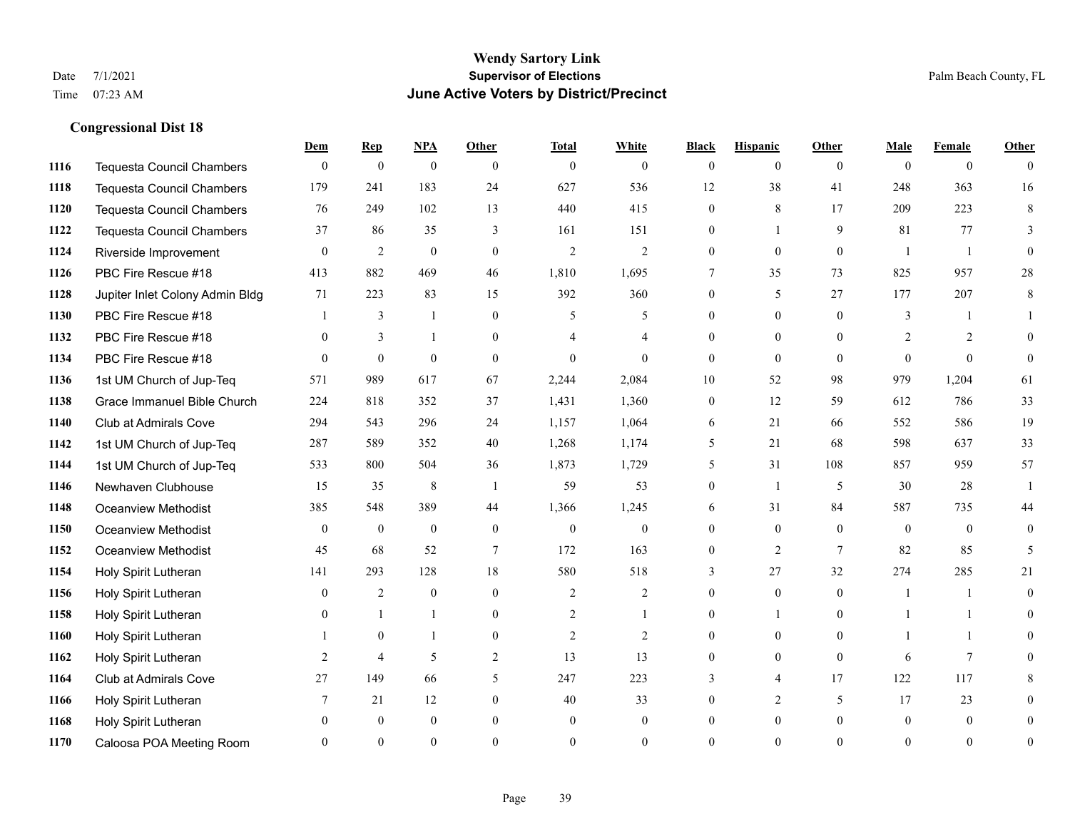**Wendy Sartory Link**
**Supervisor of Elections**
**June Active Voters by District/Precinct**

Date 7/1/2021
Time 07:23 AM
Palm Beach County, FL

### Congressional Dist 18

| | | Dem | Rep | NPA | Other | Total | White | Black | Hispanic | Other | Male | Female | Other |
|---|---|---|---|---|---|---|---|---|---|---|---|---|---|
| 1116 | Tequesta Council Chambers | 0 | 0 | 0 | 0 | 0 | 0 | 0 | 0 | 0 | 0 | 0 | 0 |
| 1118 | Tequesta Council Chambers | 179 | 241 | 183 | 24 | 627 | 536 | 12 | 38 | 41 | 248 | 363 | 16 |
| 1120 | Tequesta Council Chambers | 76 | 249 | 102 | 13 | 440 | 415 | 0 | 8 | 17 | 209 | 223 | 8 |
| 1122 | Tequesta Council Chambers | 37 | 86 | 35 | 3 | 161 | 151 | 0 | 1 | 9 | 81 | 77 | 3 |
| 1124 | Riverside Improvement | 0 | 2 | 0 | 0 | 2 | 2 | 0 | 0 | 0 | 1 | 1 | 0 |
| 1126 | PBC Fire Rescue #18 | 413 | 882 | 469 | 46 | 1,810 | 1,695 | 7 | 35 | 73 | 825 | 957 | 28 |
| 1128 | Jupiter Inlet Colony Admin Bldg | 71 | 223 | 83 | 15 | 392 | 360 | 0 | 5 | 27 | 177 | 207 | 8 |
| 1130 | PBC Fire Rescue #18 | 1 | 3 | 1 | 0 | 5 | 5 | 0 | 0 | 0 | 3 | 1 | 1 |
| 1132 | PBC Fire Rescue #18 | 0 | 3 | 1 | 0 | 4 | 4 | 0 | 0 | 0 | 2 | 2 | 0 |
| 1134 | PBC Fire Rescue #18 | 0 | 0 | 0 | 0 | 0 | 0 | 0 | 0 | 0 | 0 | 0 | 0 |
| 1136 | 1st UM Church of Jup-Teq | 571 | 989 | 617 | 67 | 2,244 | 2,084 | 10 | 52 | 98 | 979 | 1,204 | 61 |
| 1138 | Grace Immanuel Bible Church | 224 | 818 | 352 | 37 | 1,431 | 1,360 | 0 | 12 | 59 | 612 | 786 | 33 |
| 1140 | Club at Admirals Cove | 294 | 543 | 296 | 24 | 1,157 | 1,064 | 6 | 21 | 66 | 552 | 586 | 19 |
| 1142 | 1st UM Church of Jup-Teq | 287 | 589 | 352 | 40 | 1,268 | 1,174 | 5 | 21 | 68 | 598 | 637 | 33 |
| 1144 | 1st UM Church of Jup-Teq | 533 | 800 | 504 | 36 | 1,873 | 1,729 | 5 | 31 | 108 | 857 | 959 | 57 |
| 1146 | Newhaven Clubhouse | 15 | 35 | 8 | 1 | 59 | 53 | 0 | 1 | 5 | 30 | 28 | 1 |
| 1148 | Oceanview Methodist | 385 | 548 | 389 | 44 | 1,366 | 1,245 | 6 | 31 | 84 | 587 | 735 | 44 |
| 1150 | Oceanview Methodist | 0 | 0 | 0 | 0 | 0 | 0 | 0 | 0 | 0 | 0 | 0 | 0 |
| 1152 | Oceanview Methodist | 45 | 68 | 52 | 7 | 172 | 163 | 0 | 2 | 7 | 82 | 85 | 5 |
| 1154 | Holy Spirit Lutheran | 141 | 293 | 128 | 18 | 580 | 518 | 3 | 27 | 32 | 274 | 285 | 21 |
| 1156 | Holy Spirit Lutheran | 0 | 2 | 0 | 0 | 2 | 2 | 0 | 0 | 0 | 1 | 1 | 0 |
| 1158 | Holy Spirit Lutheran | 0 | 1 | 1 | 0 | 2 | 1 | 0 | 1 | 0 | 1 | 1 | 0 |
| 1160 | Holy Spirit Lutheran | 1 | 0 | 1 | 0 | 2 | 2 | 0 | 0 | 0 | 1 | 1 | 0 |
| 1162 | Holy Spirit Lutheran | 2 | 4 | 5 | 2 | 13 | 13 | 0 | 0 | 0 | 6 | 7 | 0 |
| 1164 | Club at Admirals Cove | 27 | 149 | 66 | 5 | 247 | 223 | 3 | 4 | 17 | 122 | 117 | 8 |
| 1166 | Holy Spirit Lutheran | 7 | 21 | 12 | 0 | 40 | 33 | 0 | 2 | 5 | 17 | 23 | 0 |
| 1168 | Holy Spirit Lutheran | 0 | 0 | 0 | 0 | 0 | 0 | 0 | 0 | 0 | 0 | 0 | 0 |
| 1170 | Caloosa POA Meeting Room | 0 | 0 | 0 | 0 | 0 | 0 | 0 | 0 | 0 | 0 | 0 | 0 |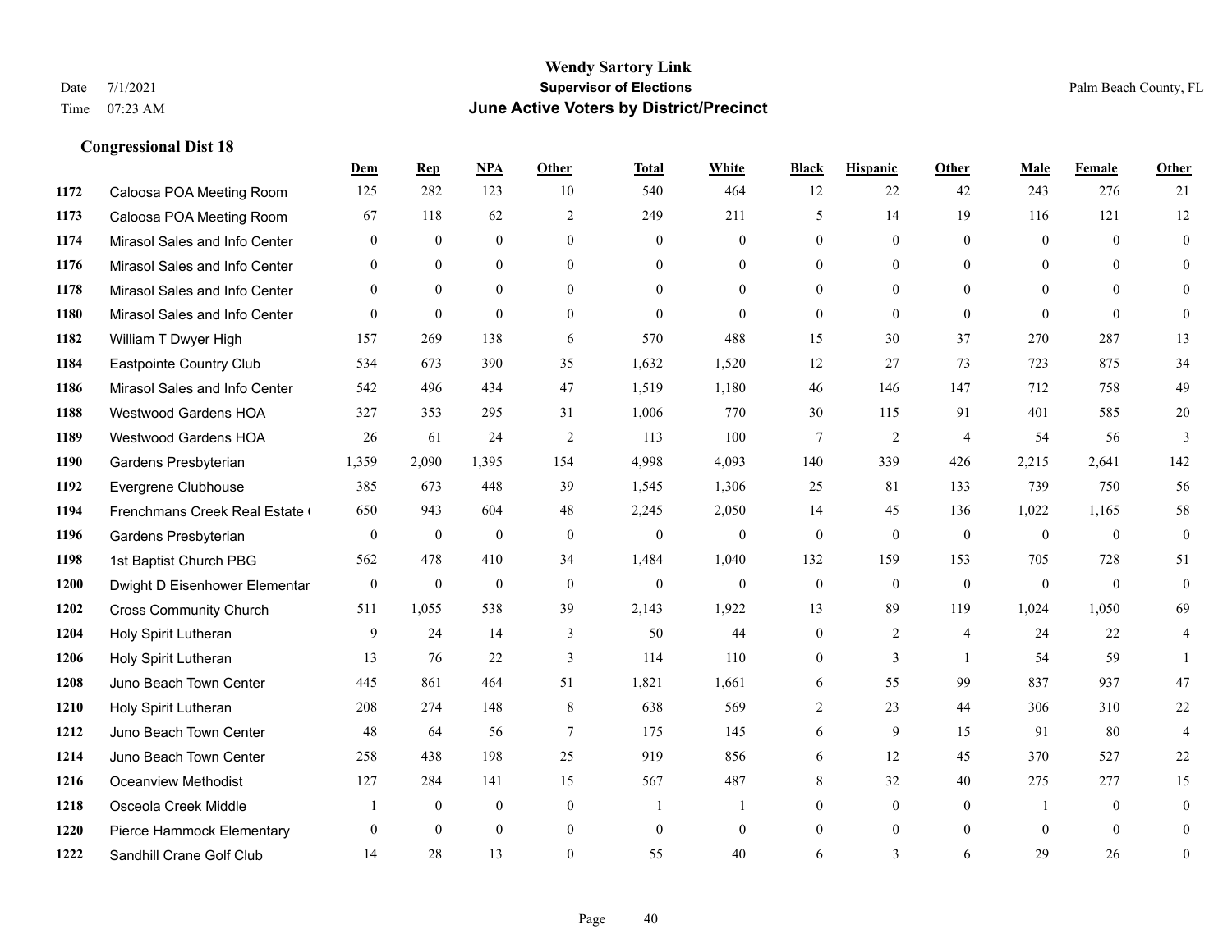# Wendy Sartory Link
## Supervisor of Elections
## June Active Voters by District/Precinct

Date 7/1/2021
Time 07:23 AM

Palm Beach County, FL

### Congressional Dist 18

| | | Dem | Rep | NPA | Other | Total | White | Black | Hispanic | Other | Male | Female | Other |
|---|---|---|---|---|---|---|---|---|---|---|---|---|---|
| 1172 | Caloosa POA Meeting Room | 125 | 282 | 123 | 10 | 540 | 464 | 12 | 22 | 42 | 243 | 276 | 21 |
| 1173 | Caloosa POA Meeting Room | 67 | 118 | 62 | 2 | 249 | 211 | 5 | 14 | 19 | 116 | 121 | 12 |
| 1174 | Mirasol Sales and Info Center | 0 | 0 | 0 | 0 | 0 | 0 | 0 | 0 | 0 | 0 | 0 | 0 |
| 1176 | Mirasol Sales and Info Center | 0 | 0 | 0 | 0 | 0 | 0 | 0 | 0 | 0 | 0 | 0 | 0 |
| 1178 | Mirasol Sales and Info Center | 0 | 0 | 0 | 0 | 0 | 0 | 0 | 0 | 0 | 0 | 0 | 0 |
| 1180 | Mirasol Sales and Info Center | 0 | 0 | 0 | 0 | 0 | 0 | 0 | 0 | 0 | 0 | 0 | 0 |
| 1182 | William T Dwyer High | 157 | 269 | 138 | 6 | 570 | 488 | 15 | 30 | 37 | 270 | 287 | 13 |
| 1184 | Eastpointe Country Club | 534 | 673 | 390 | 35 | 1,632 | 1,520 | 12 | 27 | 73 | 723 | 875 | 34 |
| 1186 | Mirasol Sales and Info Center | 542 | 496 | 434 | 47 | 1,519 | 1,180 | 46 | 146 | 147 | 712 | 758 | 49 |
| 1188 | Westwood Gardens HOA | 327 | 353 | 295 | 31 | 1,006 | 770 | 30 | 115 | 91 | 401 | 585 | 20 |
| 1189 | Westwood Gardens HOA | 26 | 61 | 24 | 2 | 113 | 100 | 7 | 2 | 4 | 54 | 56 | 3 |
| 1190 | Gardens Presbyterian | 1,359 | 2,090 | 1,395 | 154 | 4,998 | 4,093 | 140 | 339 | 426 | 2,215 | 2,641 | 142 |
| 1192 | Evergrene Clubhouse | 385 | 673 | 448 | 39 | 1,545 | 1,306 | 25 | 81 | 133 | 739 | 750 | 56 |
| 1194 | Frenchmans Creek Real Estate ( | 650 | 943 | 604 | 48 | 2,245 | 2,050 | 14 | 45 | 136 | 1,022 | 1,165 | 58 |
| 1196 | Gardens Presbyterian | 0 | 0 | 0 | 0 | 0 | 0 | 0 | 0 | 0 | 0 | 0 | 0 |
| 1198 | 1st Baptist Church PBG | 562 | 478 | 410 | 34 | 1,484 | 1,040 | 132 | 159 | 153 | 705 | 728 | 51 |
| 1200 | Dwight D Eisenhower Elementar | 0 | 0 | 0 | 0 | 0 | 0 | 0 | 0 | 0 | 0 | 0 | 0 |
| 1202 | Cross Community Church | 511 | 1,055 | 538 | 39 | 2,143 | 1,922 | 13 | 89 | 119 | 1,024 | 1,050 | 69 |
| 1204 | Holy Spirit Lutheran | 9 | 24 | 14 | 3 | 50 | 44 | 0 | 2 | 4 | 24 | 22 | 4 |
| 1206 | Holy Spirit Lutheran | 13 | 76 | 22 | 3 | 114 | 110 | 0 | 3 | 1 | 54 | 59 | 1 |
| 1208 | Juno Beach Town Center | 445 | 861 | 464 | 51 | 1,821 | 1,661 | 6 | 55 | 99 | 837 | 937 | 47 |
| 1210 | Holy Spirit Lutheran | 208 | 274 | 148 | 8 | 638 | 569 | 2 | 23 | 44 | 306 | 310 | 22 |
| 1212 | Juno Beach Town Center | 48 | 64 | 56 | 7 | 175 | 145 | 6 | 9 | 15 | 91 | 80 | 4 |
| 1214 | Juno Beach Town Center | 258 | 438 | 198 | 25 | 919 | 856 | 6 | 12 | 45 | 370 | 527 | 22 |
| 1216 | Oceanview Methodist | 127 | 284 | 141 | 15 | 567 | 487 | 8 | 32 | 40 | 275 | 277 | 15 |
| 1218 | Osceola Creek Middle | 1 | 0 | 0 | 0 | 1 | 1 | 0 | 0 | 0 | 1 | 0 | 0 |
| 1220 | Pierce Hammock Elementary | 0 | 0 | 0 | 0 | 0 | 0 | 0 | 0 | 0 | 0 | 0 | 0 |
| 1222 | Sandhill Crane Golf Club | 14 | 28 | 13 | 0 | 55 | 40 | 6 | 3 | 6 | 29 | 26 | 0 |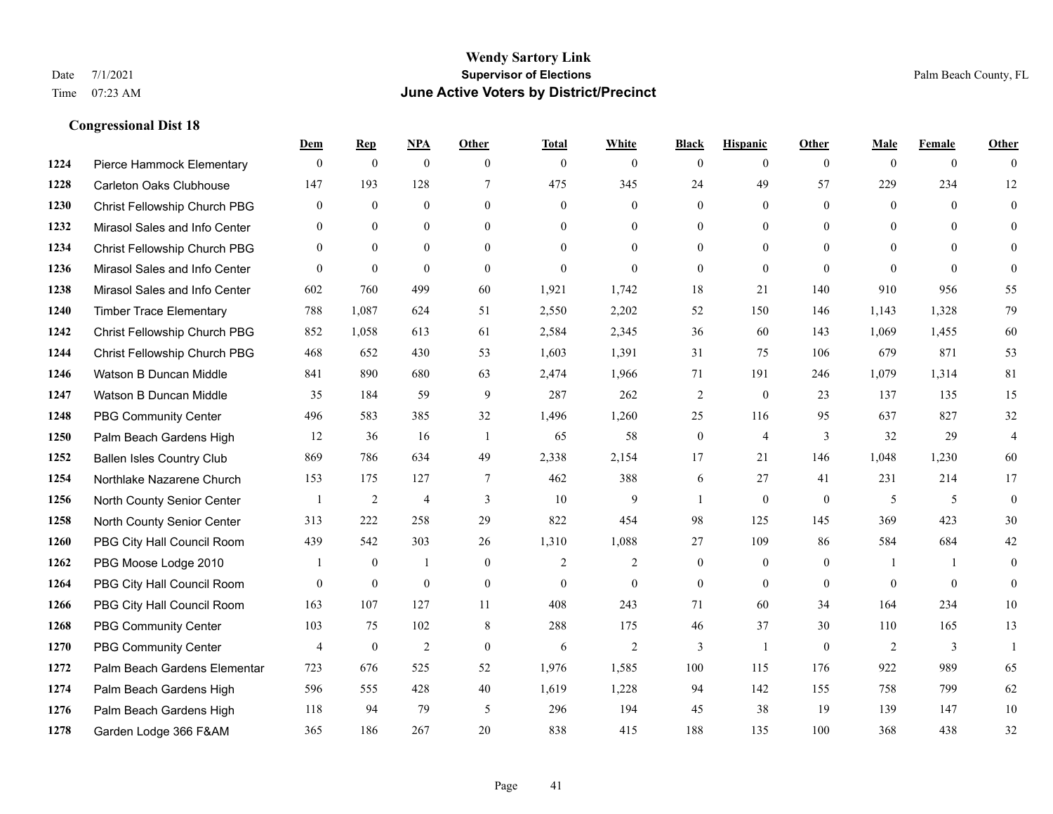**Wendy Sartory Link**
**Supervisor of Elections**
**June Active Voters by District/Precinct**

Date 7/1/2021
Time 07:23 AM

Palm Beach County, FL

### Congressional Dist 18

| | | Dem | Rep | NPA | Other | Total | White | Black | Hispanic | Other | Male | Female | Other |
|---|---|---|---|---|---|---|---|---|---|---|---|---|---|
| 1224 | Pierce Hammock Elementary | 0 | 0 | 0 | 0 | 0 | 0 | 0 | 0 | 0 | 0 | 0 | 0 |
| 1228 | Carleton Oaks Clubhouse | 147 | 193 | 128 | 7 | 475 | 345 | 24 | 49 | 57 | 229 | 234 | 12 |
| 1230 | Christ Fellowship Church PBG | 0 | 0 | 0 | 0 | 0 | 0 | 0 | 0 | 0 | 0 | 0 | 0 |
| 1232 | Mirasol Sales and Info Center | 0 | 0 | 0 | 0 | 0 | 0 | 0 | 0 | 0 | 0 | 0 | 0 |
| 1234 | Christ Fellowship Church PBG | 0 | 0 | 0 | 0 | 0 | 0 | 0 | 0 | 0 | 0 | 0 | 0 |
| 1236 | Mirasol Sales and Info Center | 0 | 0 | 0 | 0 | 0 | 0 | 0 | 0 | 0 | 0 | 0 | 0 |
| 1238 | Mirasol Sales and Info Center | 602 | 760 | 499 | 60 | 1,921 | 1,742 | 18 | 21 | 140 | 910 | 956 | 55 |
| 1240 | Timber Trace Elementary | 788 | 1,087 | 624 | 51 | 2,550 | 2,202 | 52 | 150 | 146 | 1,143 | 1,328 | 79 |
| 1242 | Christ Fellowship Church PBG | 852 | 1,058 | 613 | 61 | 2,584 | 2,345 | 36 | 60 | 143 | 1,069 | 1,455 | 60 |
| 1244 | Christ Fellowship Church PBG | 468 | 652 | 430 | 53 | 1,603 | 1,391 | 31 | 75 | 106 | 679 | 871 | 53 |
| 1246 | Watson B Duncan Middle | 841 | 890 | 680 | 63 | 2,474 | 1,966 | 71 | 191 | 246 | 1,079 | 1,314 | 81 |
| 1247 | Watson B Duncan Middle | 35 | 184 | 59 | 9 | 287 | 262 | 2 | 0 | 23 | 137 | 135 | 15 |
| 1248 | PBG Community Center | 496 | 583 | 385 | 32 | 1,496 | 1,260 | 25 | 116 | 95 | 637 | 827 | 32 |
| 1250 | Palm Beach Gardens High | 12 | 36 | 16 | 1 | 65 | 58 | 0 | 4 | 3 | 32 | 29 | 4 |
| 1252 | Ballen Isles Country Club | 869 | 786 | 634 | 49 | 2,338 | 2,154 | 17 | 21 | 146 | 1,048 | 1,230 | 60 |
| 1254 | Northlake Nazarene Church | 153 | 175 | 127 | 7 | 462 | 388 | 6 | 27 | 41 | 231 | 214 | 17 |
| 1256 | North County Senior Center | 1 | 2 | 4 | 3 | 10 | 9 | 1 | 0 | 0 | 5 | 5 | 0 |
| 1258 | North County Senior Center | 313 | 222 | 258 | 29 | 822 | 454 | 98 | 125 | 145 | 369 | 423 | 30 |
| 1260 | PBG City Hall Council Room | 439 | 542 | 303 | 26 | 1,310 | 1,088 | 27 | 109 | 86 | 584 | 684 | 42 |
| 1262 | PBG Moose Lodge 2010 | 1 | 0 | 1 | 0 | 2 | 2 | 0 | 0 | 0 | 1 | 1 | 0 |
| 1264 | PBG City Hall Council Room | 0 | 0 | 0 | 0 | 0 | 0 | 0 | 0 | 0 | 0 | 0 | 0 |
| 1266 | PBG City Hall Council Room | 163 | 107 | 127 | 11 | 408 | 243 | 71 | 60 | 34 | 164 | 234 | 10 |
| 1268 | PBG Community Center | 103 | 75 | 102 | 8 | 288 | 175 | 46 | 37 | 30 | 110 | 165 | 13 |
| 1270 | PBG Community Center | 4 | 0 | 2 | 0 | 6 | 2 | 3 | 1 | 0 | 2 | 3 | 1 |
| 1272 | Palm Beach Gardens Elementar | 723 | 676 | 525 | 52 | 1,976 | 1,585 | 100 | 115 | 176 | 922 | 989 | 65 |
| 1274 | Palm Beach Gardens High | 596 | 555 | 428 | 40 | 1,619 | 1,228 | 94 | 142 | 155 | 758 | 799 | 62 |
| 1276 | Palm Beach Gardens High | 118 | 94 | 79 | 5 | 296 | 194 | 45 | 38 | 19 | 139 | 147 | 10 |
| 1278 | Garden Lodge 366 F&AM | 365 | 186 | 267 | 20 | 838 | 415 | 188 | 135 | 100 | 368 | 438 | 32 |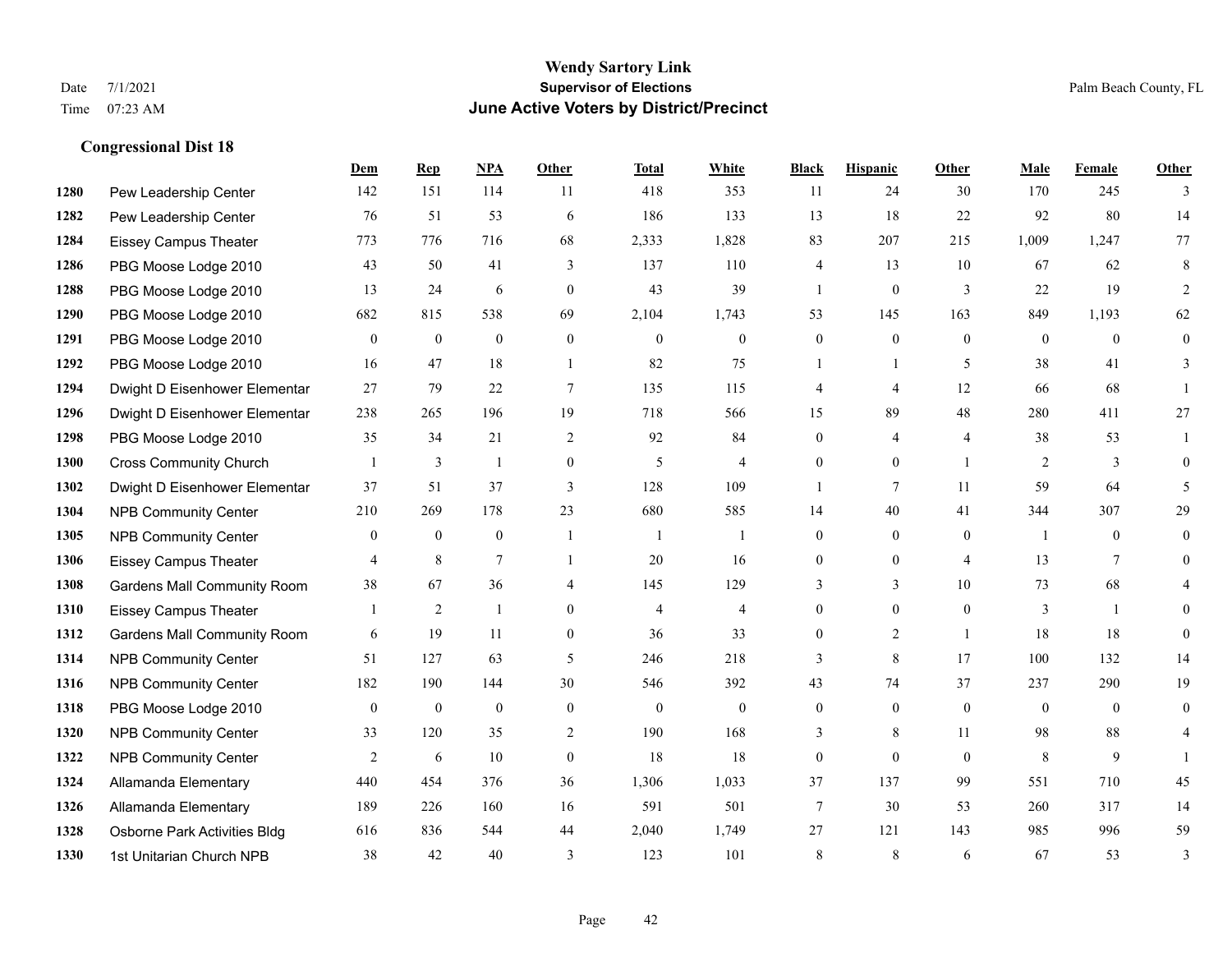# Wendy Sartory Link
## Supervisor of Elections
## June Active Voters by District/Precinct

Date 7/1/2021
Time 07:23 AM

Palm Beach County, FL

### Congressional Dist 18

| | | Dem | Rep | NPA | Other | Total | White | Black | Hispanic | Other | Male | Female | Other |
|---|---|---|---|---|---|---|---|---|---|---|---|---|---|
| 1280 | Pew Leadership Center | 142 | 151 | 114 | 11 | 418 | 353 | 11 | 24 | 30 | 170 | 245 | 3 |
| 1282 | Pew Leadership Center | 76 | 51 | 53 | 6 | 186 | 133 | 13 | 18 | 22 | 92 | 80 | 14 |
| 1284 | Eissey Campus Theater | 773 | 776 | 716 | 68 | 2,333 | 1,828 | 83 | 207 | 215 | 1,009 | 1,247 | 77 |
| 1286 | PBG Moose Lodge 2010 | 43 | 50 | 41 | 3 | 137 | 110 | 4 | 13 | 10 | 67 | 62 | 8 |
| 1288 | PBG Moose Lodge 2010 | 13 | 24 | 6 | 0 | 43 | 39 | 1 | 0 | 3 | 22 | 19 | 2 |
| 1290 | PBG Moose Lodge 2010 | 682 | 815 | 538 | 69 | 2,104 | 1,743 | 53 | 145 | 163 | 849 | 1,193 | 62 |
| 1291 | PBG Moose Lodge 2010 | 0 | 0 | 0 | 0 | 0 | 0 | 0 | 0 | 0 | 0 | 0 | 0 |
| 1292 | PBG Moose Lodge 2010 | 16 | 47 | 18 | 1 | 82 | 75 | 1 | 1 | 5 | 38 | 41 | 3 |
| 1294 | Dwight D Eisenhower Elementar | 27 | 79 | 22 | 7 | 135 | 115 | 4 | 4 | 12 | 66 | 68 | 1 |
| 1296 | Dwight D Eisenhower Elementar | 238 | 265 | 196 | 19 | 718 | 566 | 15 | 89 | 48 | 280 | 411 | 27 |
| 1298 | PBG Moose Lodge 2010 | 35 | 34 | 21 | 2 | 92 | 84 | 0 | 4 | 4 | 38 | 53 | 1 |
| 1300 | Cross Community Church | 1 | 3 | 1 | 0 | 5 | 4 | 0 | 0 | 1 | 2 | 3 | 0 |
| 1302 | Dwight D Eisenhower Elementar | 37 | 51 | 37 | 3 | 128 | 109 | 1 | 7 | 11 | 59 | 64 | 5 |
| 1304 | NPB Community Center | 210 | 269 | 178 | 23 | 680 | 585 | 14 | 40 | 41 | 344 | 307 | 29 |
| 1305 | NPB Community Center | 0 | 0 | 0 | 1 | 1 | 1 | 0 | 0 | 0 | 1 | 0 | 0 |
| 1306 | Eissey Campus Theater | 4 | 8 | 7 | 1 | 20 | 16 | 0 | 0 | 4 | 13 | 7 | 0 |
| 1308 | Gardens Mall Community Room | 38 | 67 | 36 | 4 | 145 | 129 | 3 | 3 | 10 | 73 | 68 | 4 |
| 1310 | Eissey Campus Theater | 1 | 2 | 1 | 0 | 4 | 4 | 0 | 0 | 0 | 3 | 1 | 0 |
| 1312 | Gardens Mall Community Room | 6 | 19 | 11 | 0 | 36 | 33 | 0 | 2 | 1 | 18 | 18 | 0 |
| 1314 | NPB Community Center | 51 | 127 | 63 | 5 | 246 | 218 | 3 | 8 | 17 | 100 | 132 | 14 |
| 1316 | NPB Community Center | 182 | 190 | 144 | 30 | 546 | 392 | 43 | 74 | 37 | 237 | 290 | 19 |
| 1318 | PBG Moose Lodge 2010 | 0 | 0 | 0 | 0 | 0 | 0 | 0 | 0 | 0 | 0 | 0 | 0 |
| 1320 | NPB Community Center | 33 | 120 | 35 | 2 | 190 | 168 | 3 | 8 | 11 | 98 | 88 | 4 |
| 1322 | NPB Community Center | 2 | 6 | 10 | 0 | 18 | 18 | 0 | 0 | 0 | 8 | 9 | 1 |
| 1324 | Allamanda Elementary | 440 | 454 | 376 | 36 | 1,306 | 1,033 | 37 | 137 | 99 | 551 | 710 | 45 |
| 1326 | Allamanda Elementary | 189 | 226 | 160 | 16 | 591 | 501 | 7 | 30 | 53 | 260 | 317 | 14 |
| 1328 | Osborne Park Activities Bldg | 616 | 836 | 544 | 44 | 2,040 | 1,749 | 27 | 121 | 143 | 985 | 996 | 59 |
| 1330 | 1st Unitarian Church NPB | 38 | 42 | 40 | 3 | 123 | 101 | 8 | 8 | 6 | 67 | 53 | 3 |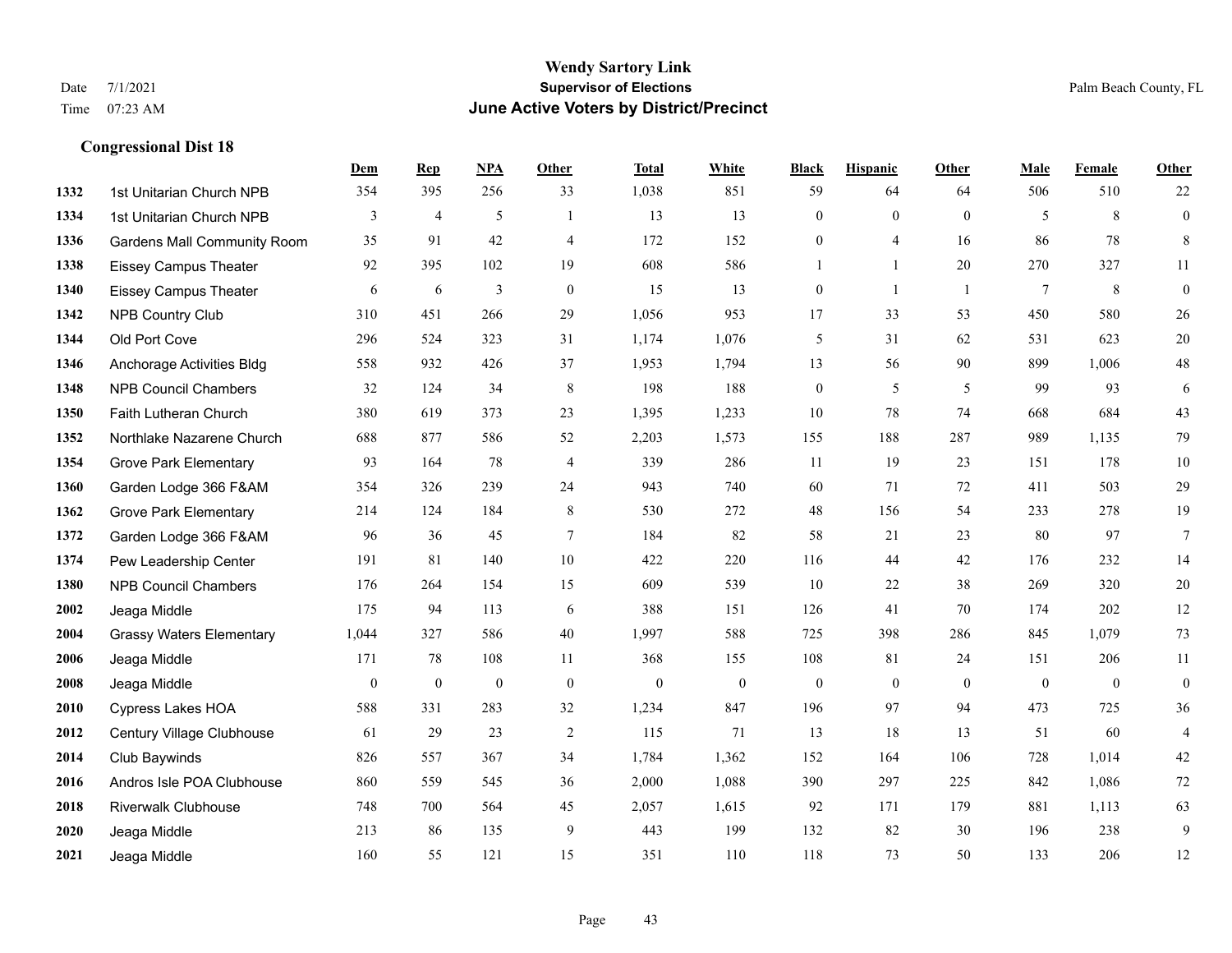# Wendy Sartory Link
## Supervisor of Elections
## June Active Voters by District/Precinct

Date 7/1/2021
Time 07:23 AM

Palm Beach County, FL

### Congressional Dist 18

| | | Dem | Rep | NPA | Other | Total | White | Black | Hispanic | Other | Male | Female | Other |
|---|---|---|---|---|---|---|---|---|---|---|---|---|---|
| 1332 | 1st Unitarian Church NPB | 354 | 395 | 256 | 33 | 1,038 | 851 | 59 | 64 | 64 | 506 | 510 | 22 |
| 1334 | 1st Unitarian Church NPB | 3 | 4 | 5 | 1 | 13 | 13 | 0 | 0 | 0 | 5 | 8 | 0 |
| 1336 | Gardens Mall Community Room | 35 | 91 | 42 | 4 | 172 | 152 | 0 | 4 | 16 | 86 | 78 | 8 |
| 1338 | Eissey Campus Theater | 92 | 395 | 102 | 19 | 608 | 586 | 1 | 1 | 20 | 270 | 327 | 11 |
| 1340 | Eissey Campus Theater | 6 | 6 | 3 | 0 | 15 | 13 | 0 | 1 | 1 | 7 | 8 | 0 |
| 1342 | NPB Country Club | 310 | 451 | 266 | 29 | 1,056 | 953 | 17 | 33 | 53 | 450 | 580 | 26 |
| 1344 | Old Port Cove | 296 | 524 | 323 | 31 | 1,174 | 1,076 | 5 | 31 | 62 | 531 | 623 | 20 |
| 1346 | Anchorage Activities Bldg | 558 | 932 | 426 | 37 | 1,953 | 1,794 | 13 | 56 | 90 | 899 | 1,006 | 48 |
| 1348 | NPB Council Chambers | 32 | 124 | 34 | 8 | 198 | 188 | 0 | 5 | 5 | 99 | 93 | 6 |
| 1350 | Faith Lutheran Church | 380 | 619 | 373 | 23 | 1,395 | 1,233 | 10 | 78 | 74 | 668 | 684 | 43 |
| 1352 | Northlake Nazarene Church | 688 | 877 | 586 | 52 | 2,203 | 1,573 | 155 | 188 | 287 | 989 | 1,135 | 79 |
| 1354 | Grove Park Elementary | 93 | 164 | 78 | 4 | 339 | 286 | 11 | 19 | 23 | 151 | 178 | 10 |
| 1360 | Garden Lodge 366 F&AM | 354 | 326 | 239 | 24 | 943 | 740 | 60 | 71 | 72 | 411 | 503 | 29 |
| 1362 | Grove Park Elementary | 214 | 124 | 184 | 8 | 530 | 272 | 48 | 156 | 54 | 233 | 278 | 19 |
| 1372 | Garden Lodge 366 F&AM | 96 | 36 | 45 | 7 | 184 | 82 | 58 | 21 | 23 | 80 | 97 | 7 |
| 1374 | Pew Leadership Center | 191 | 81 | 140 | 10 | 422 | 220 | 116 | 44 | 42 | 176 | 232 | 14 |
| 1380 | NPB Council Chambers | 176 | 264 | 154 | 15 | 609 | 539 | 10 | 22 | 38 | 269 | 320 | 20 |
| 2002 | Jeaga Middle | 175 | 94 | 113 | 6 | 388 | 151 | 126 | 41 | 70 | 174 | 202 | 12 |
| 2004 | Grassy Waters Elementary | 1,044 | 327 | 586 | 40 | 1,997 | 588 | 725 | 398 | 286 | 845 | 1,079 | 73 |
| 2006 | Jeaga Middle | 171 | 78 | 108 | 11 | 368 | 155 | 108 | 81 | 24 | 151 | 206 | 11 |
| 2008 | Jeaga Middle | 0 | 0 | 0 | 0 | 0 | 0 | 0 | 0 | 0 | 0 | 0 | 0 |
| 2010 | Cypress Lakes HOA | 588 | 331 | 283 | 32 | 1,234 | 847 | 196 | 97 | 94 | 473 | 725 | 36 |
| 2012 | Century Village Clubhouse | 61 | 29 | 23 | 2 | 115 | 71 | 13 | 18 | 13 | 51 | 60 | 4 |
| 2014 | Club Baywinds | 826 | 557 | 367 | 34 | 1,784 | 1,362 | 152 | 164 | 106 | 728 | 1,014 | 42 |
| 2016 | Andros Isle POA Clubhouse | 860 | 559 | 545 | 36 | 2,000 | 1,088 | 390 | 297 | 225 | 842 | 1,086 | 72 |
| 2018 | Riverwalk Clubhouse | 748 | 700 | 564 | 45 | 2,057 | 1,615 | 92 | 171 | 179 | 881 | 1,113 | 63 |
| 2020 | Jeaga Middle | 213 | 86 | 135 | 9 | 443 | 199 | 132 | 82 | 30 | 196 | 238 | 9 |
| 2021 | Jeaga Middle | 160 | 55 | 121 | 15 | 351 | 110 | 118 | 73 | 50 | 133 | 206 | 12 |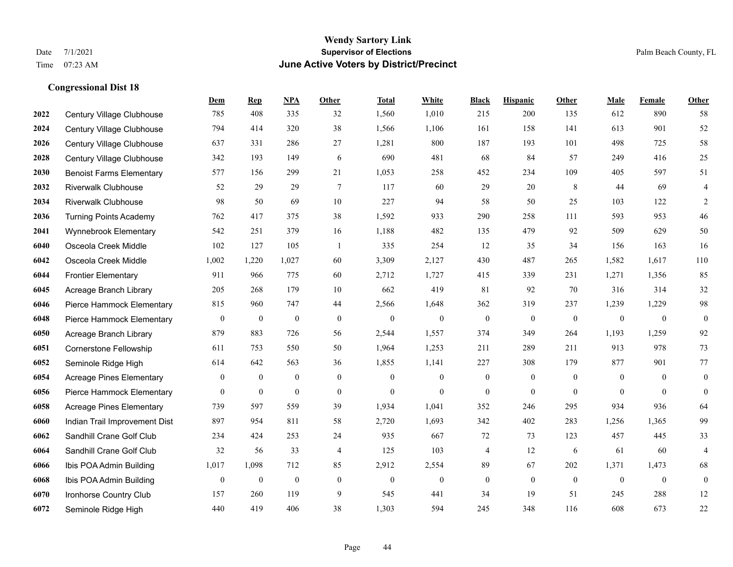# Wendy Sartory Link

**Supervisor of Elections**

**June Active Voters by District/Precinct**

Date 7/1/2021

Time 07:23 AM

Palm Beach County, FL

### Congressional Dist 18

| | | Dem | Rep | NPA | Other | Total | White | Black | Hispanic | Other | Male | Female | Other |
|---|---|---|---|---|---|---|---|---|---|---|---|---|---|
| 2022 | Century Village Clubhouse | 785 | 408 | 335 | 32 | 1,560 | 1,010 | 215 | 200 | 135 | 612 | 890 | 58 |
| 2024 | Century Village Clubhouse | 794 | 414 | 320 | 38 | 1,566 | 1,106 | 161 | 158 | 141 | 613 | 901 | 52 |
| 2026 | Century Village Clubhouse | 637 | 331 | 286 | 27 | 1,281 | 800 | 187 | 193 | 101 | 498 | 725 | 58 |
| 2028 | Century Village Clubhouse | 342 | 193 | 149 | 6 | 690 | 481 | 68 | 84 | 57 | 249 | 416 | 25 |
| 2030 | Benoist Farms Elementary | 577 | 156 | 299 | 21 | 1,053 | 258 | 452 | 234 | 109 | 405 | 597 | 51 |
| 2032 | Riverwalk Clubhouse | 52 | 29 | 29 | 7 | 117 | 60 | 29 | 20 | 8 | 44 | 69 | 4 |
| 2034 | Riverwalk Clubhouse | 98 | 50 | 69 | 10 | 227 | 94 | 58 | 50 | 25 | 103 | 122 | 2 |
| 2036 | Turning Points Academy | 762 | 417 | 375 | 38 | 1,592 | 933 | 290 | 258 | 111 | 593 | 953 | 46 |
| 2041 | Wynnebrook Elementary | 542 | 251 | 379 | 16 | 1,188 | 482 | 135 | 479 | 92 | 509 | 629 | 50 |
| 6040 | Osceola Creek Middle | 102 | 127 | 105 | 1 | 335 | 254 | 12 | 35 | 34 | 156 | 163 | 16 |
| 6042 | Osceola Creek Middle | 1,002 | 1,220 | 1,027 | 60 | 3,309 | 2,127 | 430 | 487 | 265 | 1,582 | 1,617 | 110 |
| 6044 | Frontier Elementary | 911 | 966 | 775 | 60 | 2,712 | 1,727 | 415 | 339 | 231 | 1,271 | 1,356 | 85 |
| 6045 | Acreage Branch Library | 205 | 268 | 179 | 10 | 662 | 419 | 81 | 92 | 70 | 316 | 314 | 32 |
| 6046 | Pierce Hammock Elementary | 815 | 960 | 747 | 44 | 2,566 | 1,648 | 362 | 319 | 237 | 1,239 | 1,229 | 98 |
| 6048 | Pierce Hammock Elementary | 0 | 0 | 0 | 0 | 0 | 0 | 0 | 0 | 0 | 0 | 0 | 0 |
| 6050 | Acreage Branch Library | 879 | 883 | 726 | 56 | 2,544 | 1,557 | 374 | 349 | 264 | 1,193 | 1,259 | 92 |
| 6051 | Cornerstone Fellowship | 611 | 753 | 550 | 50 | 1,964 | 1,253 | 211 | 289 | 211 | 913 | 978 | 73 |
| 6052 | Seminole Ridge High | 614 | 642 | 563 | 36 | 1,855 | 1,141 | 227 | 308 | 179 | 877 | 901 | 77 |
| 6054 | Acreage Pines Elementary | 0 | 0 | 0 | 0 | 0 | 0 | 0 | 0 | 0 | 0 | 0 | 0 |
| 6056 | Pierce Hammock Elementary | 0 | 0 | 0 | 0 | 0 | 0 | 0 | 0 | 0 | 0 | 0 | 0 |
| 6058 | Acreage Pines Elementary | 739 | 597 | 559 | 39 | 1,934 | 1,041 | 352 | 246 | 295 | 934 | 936 | 64 |
| 6060 | Indian Trail Improvement Dist | 897 | 954 | 811 | 58 | 2,720 | 1,693 | 342 | 402 | 283 | 1,256 | 1,365 | 99 |
| 6062 | Sandhill Crane Golf Club | 234 | 424 | 253 | 24 | 935 | 667 | 72 | 73 | 123 | 457 | 445 | 33 |
| 6064 | Sandhill Crane Golf Club | 32 | 56 | 33 | 4 | 125 | 103 | 4 | 12 | 6 | 61 | 60 | 4 |
| 6066 | Ibis POA Admin Building | 1,017 | 1,098 | 712 | 85 | 2,912 | 2,554 | 89 | 67 | 202 | 1,371 | 1,473 | 68 |
| 6068 | Ibis POA Admin Building | 0 | 0 | 0 | 0 | 0 | 0 | 0 | 0 | 0 | 0 | 0 | 0 |
| 6070 | Ironhorse Country Club | 157 | 260 | 119 | 9 | 545 | 441 | 34 | 19 | 51 | 245 | 288 | 12 |
| 6072 | Seminole Ridge High | 440 | 419 | 406 | 38 | 1,303 | 594 | 245 | 348 | 116 | 608 | 673 | 22 |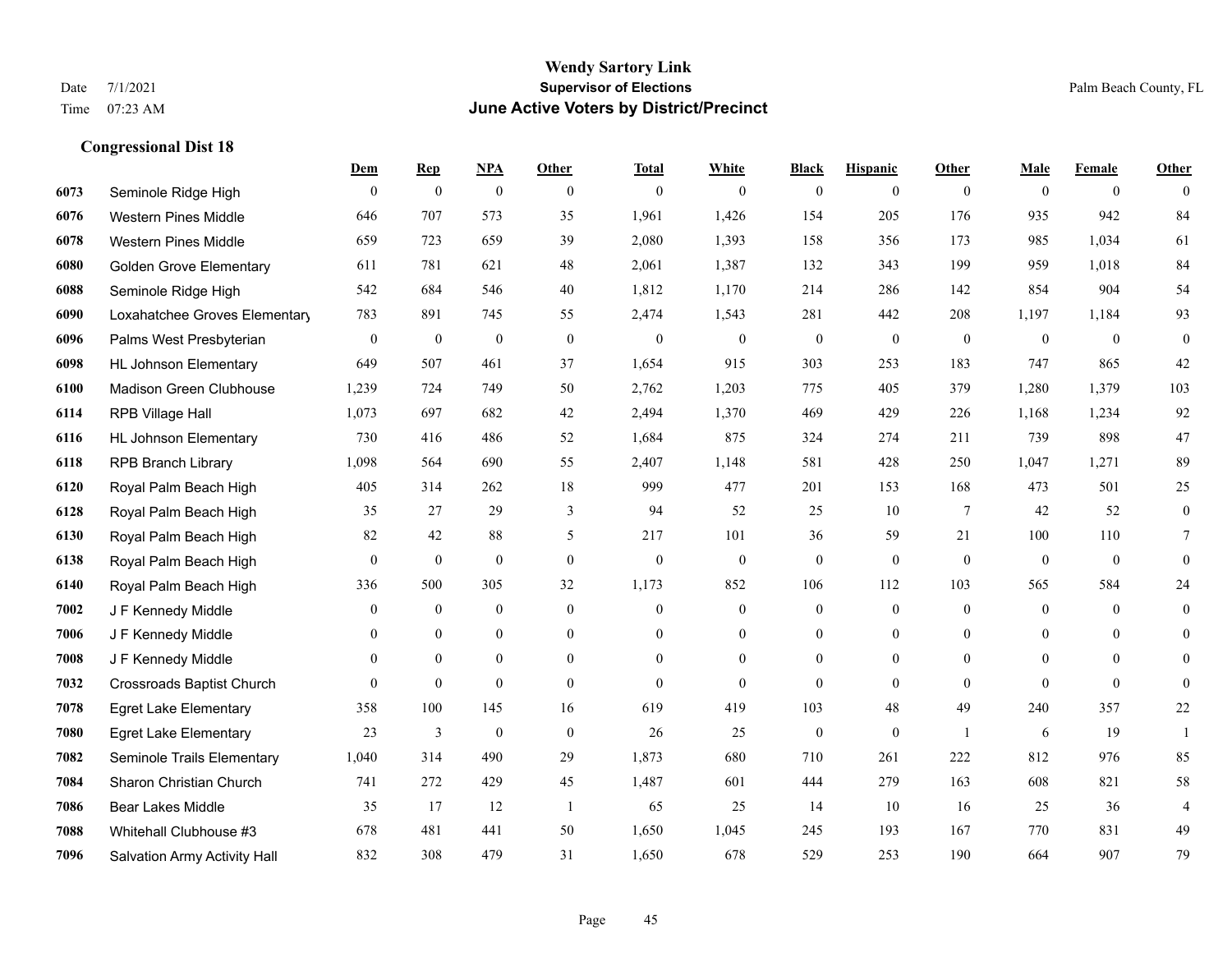# Wendy Sartory Link
## Supervisor of Elections
## June Active Voters by District/Precinct

Date 7/1/2021
Time 07:23 AM

Palm Beach County, FL

### Congressional Dist 18

| | | Dem | Rep | NPA | Other | Total | White | Black | Hispanic | Other | Male | Female | Other |
|---|---|---|---|---|---|---|---|---|---|---|---|---|---|
| 6073 | Seminole Ridge High | 0 | 0 | 0 | 0 | 0 | 0 | 0 | 0 | 0 | 0 | 0 | 0 |
| 6076 | Western Pines Middle | 646 | 707 | 573 | 35 | 1,961 | 1,426 | 154 | 205 | 176 | 935 | 942 | 84 |
| 6078 | Western Pines Middle | 659 | 723 | 659 | 39 | 2,080 | 1,393 | 158 | 356 | 173 | 985 | 1,034 | 61 |
| 6080 | Golden Grove Elementary | 611 | 781 | 621 | 48 | 2,061 | 1,387 | 132 | 343 | 199 | 959 | 1,018 | 84 |
| 6088 | Seminole Ridge High | 542 | 684 | 546 | 40 | 1,812 | 1,170 | 214 | 286 | 142 | 854 | 904 | 54 |
| 6090 | Loxahatchee Groves Elementary | 783 | 891 | 745 | 55 | 2,474 | 1,543 | 281 | 442 | 208 | 1,197 | 1,184 | 93 |
| 6096 | Palms West Presbyterian | 0 | 0 | 0 | 0 | 0 | 0 | 0 | 0 | 0 | 0 | 0 | 0 |
| 6098 | HL Johnson Elementary | 649 | 507 | 461 | 37 | 1,654 | 915 | 303 | 253 | 183 | 747 | 865 | 42 |
| 6100 | Madison Green Clubhouse | 1,239 | 724 | 749 | 50 | 2,762 | 1,203 | 775 | 405 | 379 | 1,280 | 1,379 | 103 |
| 6114 | RPB Village Hall | 1,073 | 697 | 682 | 42 | 2,494 | 1,370 | 469 | 429 | 226 | 1,168 | 1,234 | 92 |
| 6116 | HL Johnson Elementary | 730 | 416 | 486 | 52 | 1,684 | 875 | 324 | 274 | 211 | 739 | 898 | 47 |
| 6118 | RPB Branch Library | 1,098 | 564 | 690 | 55 | 2,407 | 1,148 | 581 | 428 | 250 | 1,047 | 1,271 | 89 |
| 6120 | Royal Palm Beach High | 405 | 314 | 262 | 18 | 999 | 477 | 201 | 153 | 168 | 473 | 501 | 25 |
| 6128 | Royal Palm Beach High | 35 | 27 | 29 | 3 | 94 | 52 | 25 | 10 | 7 | 42 | 52 | 0 |
| 6130 | Royal Palm Beach High | 82 | 42 | 88 | 5 | 217 | 101 | 36 | 59 | 21 | 100 | 110 | 7 |
| 6138 | Royal Palm Beach High | 0 | 0 | 0 | 0 | 0 | 0 | 0 | 0 | 0 | 0 | 0 | 0 |
| 6140 | Royal Palm Beach High | 336 | 500 | 305 | 32 | 1,173 | 852 | 106 | 112 | 103 | 565 | 584 | 24 |
| 7002 | J F Kennedy Middle | 0 | 0 | 0 | 0 | 0 | 0 | 0 | 0 | 0 | 0 | 0 | 0 |
| 7006 | J F Kennedy Middle | 0 | 0 | 0 | 0 | 0 | 0 | 0 | 0 | 0 | 0 | 0 | 0 |
| 7008 | J F Kennedy Middle | 0 | 0 | 0 | 0 | 0 | 0 | 0 | 0 | 0 | 0 | 0 | 0 |
| 7032 | Crossroads Baptist Church | 0 | 0 | 0 | 0 | 0 | 0 | 0 | 0 | 0 | 0 | 0 | 0 |
| 7078 | Egret Lake Elementary | 358 | 100 | 145 | 16 | 619 | 419 | 103 | 48 | 49 | 240 | 357 | 22 |
| 7080 | Egret Lake Elementary | 23 | 3 | 0 | 0 | 26 | 25 | 0 | 0 | 1 | 6 | 19 | 1 |
| 7082 | Seminole Trails Elementary | 1,040 | 314 | 490 | 29 | 1,873 | 680 | 710 | 261 | 222 | 812 | 976 | 85 |
| 7084 | Sharon Christian Church | 741 | 272 | 429 | 45 | 1,487 | 601 | 444 | 279 | 163 | 608 | 821 | 58 |
| 7086 | Bear Lakes Middle | 35 | 17 | 12 | 1 | 65 | 25 | 14 | 10 | 16 | 25 | 36 | 4 |
| 7088 | Whitehall Clubhouse #3 | 678 | 481 | 441 | 50 | 1,650 | 1,045 | 245 | 193 | 167 | 770 | 831 | 49 |
| 7096 | Salvation Army Activity Hall | 832 | 308 | 479 | 31 | 1,650 | 678 | 529 | 253 | 190 | 664 | 907 | 79 |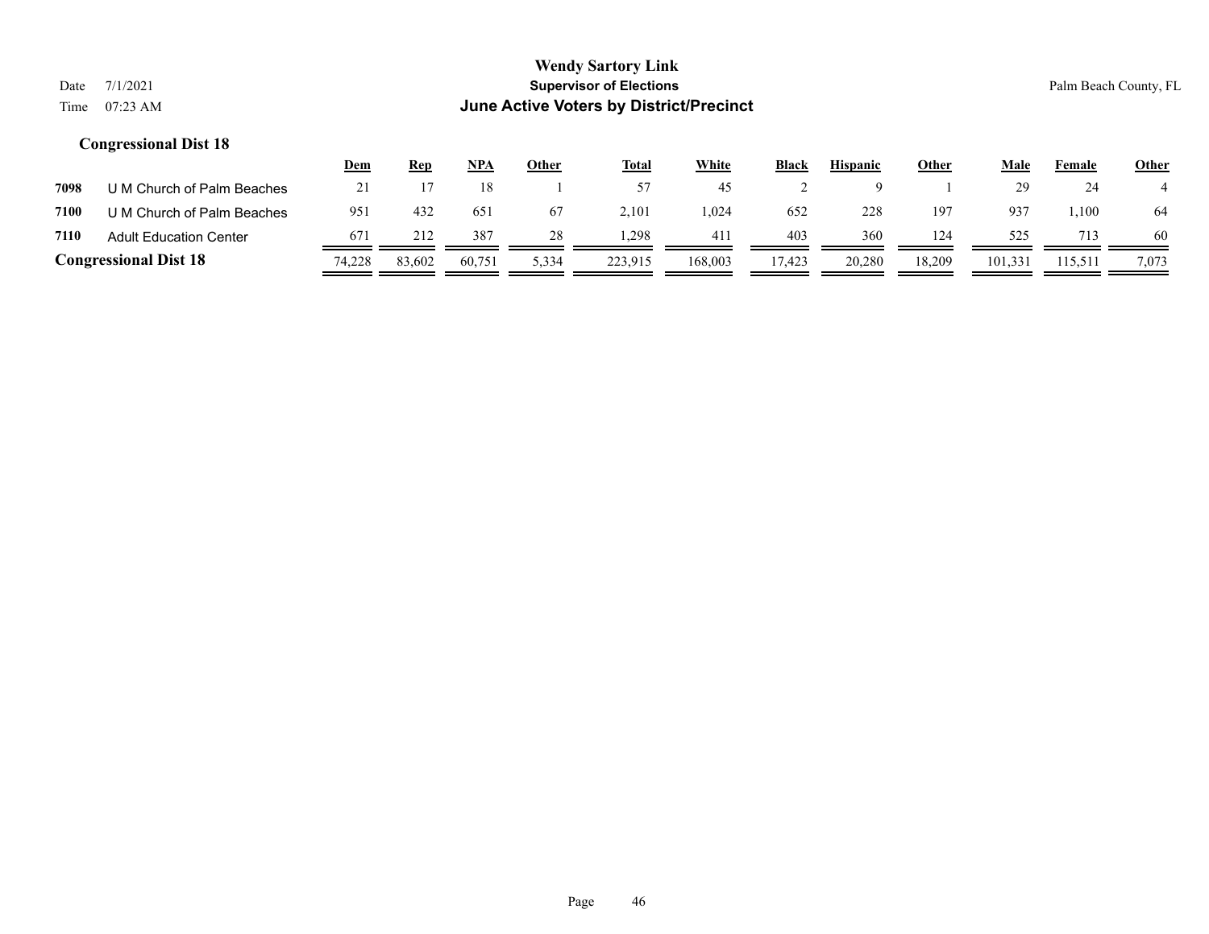# Wendy Sartory Link
## Supervisor of Elections
## June Active Voters by District/Precinct

Date 7/1/2021
Time 07:23 AM

Palm Beach County, FL

### Congressional Dist 18

| | | Dem | Rep | NPA | Other | Total | White | Black | Hispanic | Other | Male | Female | Other |
|---|---|---|---|---|---|---|---|---|---|---|---|---|---|
| 7098 | U M Church of Palm Beaches | 21 | 17 | 18 | 1 | 57 | 45 | 2 | 9 | 1 | 29 | 24 | 4 |
| 7100 | U M Church of Palm Beaches | 951 | 432 | 651 | 67 | 2,101 | 1,024 | 652 | 228 | 197 | 937 | 1,100 | 64 |
| 7110 | Adult Education Center | 671 | 212 | 387 | 28 | 1,298 | 411 | 403 | 360 | 124 | 525 | 713 | 60 |
| **Congressional Dist 18** | | 74,228 | 83,602 | 60,751 | 5,334 | 223,915 | 168,003 | 17,423 | 20,280 | 18,209 | 101,331 | 115,511 | 7,073 |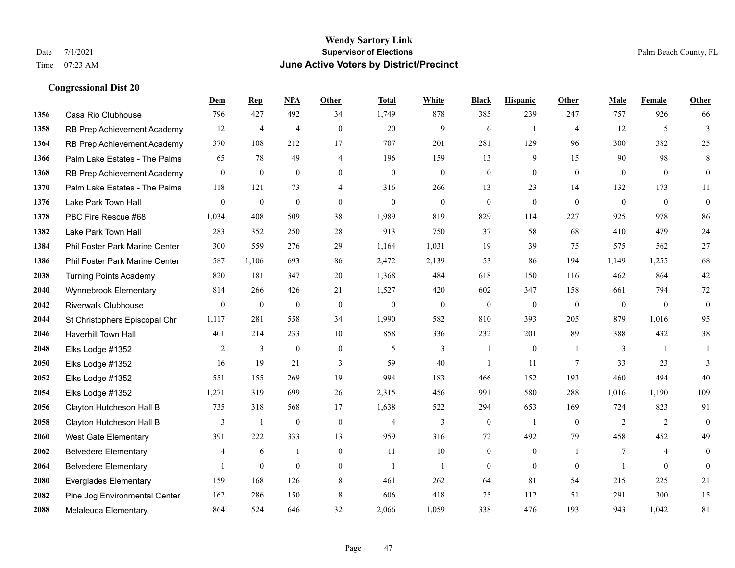# Wendy Sartory Link
## Supervisor of Elections
## June Active Voters by District/Precinct

Date 7/1/2021
Time 07:23 AM

Palm Beach County, FL

### Congressional Dist 20

| | | Dem | Rep | NPA | Other | Total | White | Black | Hispanic | Other | Male | Female | Other |
|---|---|---|---|---|---|---|---|---|---|---|---|---|---|
| 1356 | Casa Rio Clubhouse | 796 | 427 | 492 | 34 | 1,749 | 878 | 385 | 239 | 247 | 757 | 926 | 66 |
| 1358 | RB Prep Achievement Academy | 12 | 4 | 4 | 0 | 20 | 9 | 6 | 1 | 4 | 12 | 5 | 3 |
| 1364 | RB Prep Achievement Academy | 370 | 108 | 212 | 17 | 707 | 201 | 281 | 129 | 96 | 300 | 382 | 25 |
| 1366 | Palm Lake Estates - The Palms | 65 | 78 | 49 | 4 | 196 | 159 | 13 | 9 | 15 | 90 | 98 | 8 |
| 1368 | RB Prep Achievement Academy | 0 | 0 | 0 | 0 | 0 | 0 | 0 | 0 | 0 | 0 | 0 | 0 |
| 1370 | Palm Lake Estates - The Palms | 118 | 121 | 73 | 4 | 316 | 266 | 13 | 23 | 14 | 132 | 173 | 11 |
| 1376 | Lake Park Town Hall | 0 | 0 | 0 | 0 | 0 | 0 | 0 | 0 | 0 | 0 | 0 | 0 |
| 1378 | PBC Fire Rescue #68 | 1,034 | 408 | 509 | 38 | 1,989 | 819 | 829 | 114 | 227 | 925 | 978 | 86 |
| 1382 | Lake Park Town Hall | 283 | 352 | 250 | 28 | 913 | 750 | 37 | 58 | 68 | 410 | 479 | 24 |
| 1384 | Phil Foster Park Marine Center | 300 | 559 | 276 | 29 | 1,164 | 1,031 | 19 | 39 | 75 | 575 | 562 | 27 |
| 1386 | Phil Foster Park Marine Center | 587 | 1,106 | 693 | 86 | 2,472 | 2,139 | 53 | 86 | 194 | 1,149 | 1,255 | 68 |
| 2038 | Turning Points Academy | 820 | 181 | 347 | 20 | 1,368 | 484 | 618 | 150 | 116 | 462 | 864 | 42 |
| 2040 | Wynnebrook Elementary | 814 | 266 | 426 | 21 | 1,527 | 420 | 602 | 347 | 158 | 661 | 794 | 72 |
| 2042 | Riverwalk Clubhouse | 0 | 0 | 0 | 0 | 0 | 0 | 0 | 0 | 0 | 0 | 0 | 0 |
| 2044 | St Christophers Episcopal Chr | 1,117 | 281 | 558 | 34 | 1,990 | 582 | 810 | 393 | 205 | 879 | 1,016 | 95 |
| 2046 | Haverhill Town Hall | 401 | 214 | 233 | 10 | 858 | 336 | 232 | 201 | 89 | 388 | 432 | 38 |
| 2048 | Elks Lodge #1352 | 2 | 3 | 0 | 0 | 5 | 3 | 1 | 0 | 1 | 3 | 1 | 1 |
| 2050 | Elks Lodge #1352 | 16 | 19 | 21 | 3 | 59 | 40 | 1 | 11 | 7 | 33 | 23 | 3 |
| 2052 | Elks Lodge #1352 | 551 | 155 | 269 | 19 | 994 | 183 | 466 | 152 | 193 | 460 | 494 | 40 |
| 2054 | Elks Lodge #1352 | 1,271 | 319 | 699 | 26 | 2,315 | 456 | 991 | 580 | 288 | 1,016 | 1,190 | 109 |
| 2056 | Clayton Hutcheson Hall B | 735 | 318 | 568 | 17 | 1,638 | 522 | 294 | 653 | 169 | 724 | 823 | 91 |
| 2058 | Clayton Hutcheson Hall B | 3 | 1 | 0 | 0 | 4 | 3 | 0 | 1 | 0 | 2 | 2 | 0 |
| 2060 | West Gate Elementary | 391 | 222 | 333 | 13 | 959 | 316 | 72 | 492 | 79 | 458 | 452 | 49 |
| 2062 | Belvedere Elementary | 4 | 6 | 1 | 0 | 11 | 10 | 0 | 0 | 1 | 7 | 4 | 0 |
| 2064 | Belvedere Elementary | 1 | 0 | 0 | 0 | 1 | 1 | 0 | 0 | 0 | 1 | 0 | 0 |
| 2080 | Everglades Elementary | 159 | 168 | 126 | 8 | 461 | 262 | 64 | 81 | 54 | 215 | 225 | 21 |
| 2082 | Pine Jog Environmental Center | 162 | 286 | 150 | 8 | 606 | 418 | 25 | 112 | 51 | 291 | 300 | 15 |
| 2088 | Melaleuca Elementary | 864 | 524 | 646 | 32 | 2,066 | 1,059 | 338 | 476 | 193 | 943 | 1,042 | 81 |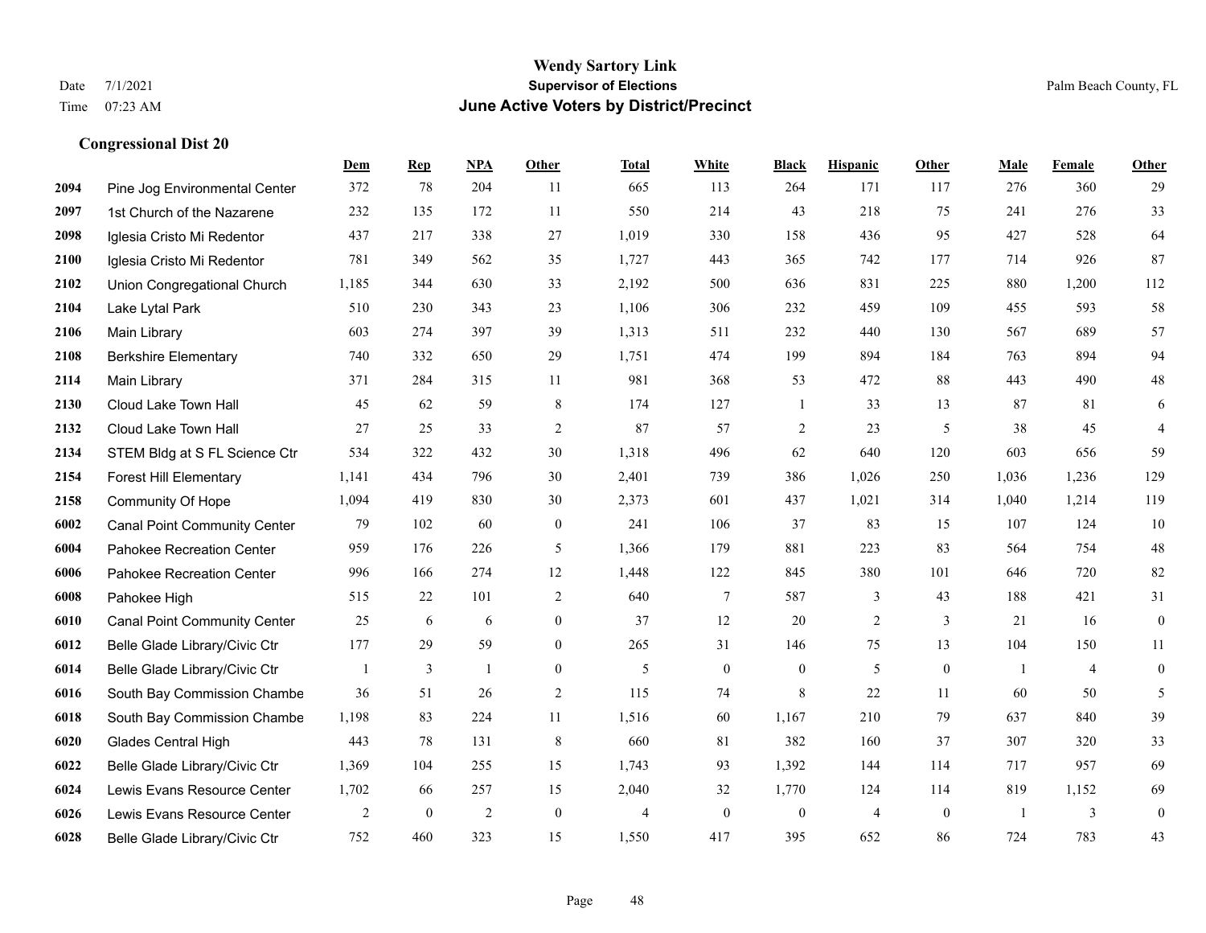**Wendy Sartory Link**

**Supervisor of Elections**

**June Active Voters by District/Precinct**

Date 7/1/2021 — Palm Beach County, FL

Time 07:23 AM

### Congressional Dist 20

| | | Dem | Rep | NPA | Other | Total | White | Black | Hispanic | Other | Male | Female | Other |
|---|---|---|---|---|---|---|---|---|---|---|---|---|---|
| 2094 | Pine Jog Environmental Center | 372 | 78 | 204 | 11 | 665 | 113 | 264 | 171 | 117 | 276 | 360 | 29 |
| 2097 | 1st Church of the Nazarene | 232 | 135 | 172 | 11 | 550 | 214 | 43 | 218 | 75 | 241 | 276 | 33 |
| 2098 | Iglesia Cristo Mi Redentor | 437 | 217 | 338 | 27 | 1,019 | 330 | 158 | 436 | 95 | 427 | 528 | 64 |
| 2100 | Iglesia Cristo Mi Redentor | 781 | 349 | 562 | 35 | 1,727 | 443 | 365 | 742 | 177 | 714 | 926 | 87 |
| 2102 | Union Congregational Church | 1,185 | 344 | 630 | 33 | 2,192 | 500 | 636 | 831 | 225 | 880 | 1,200 | 112 |
| 2104 | Lake Lytal Park | 510 | 230 | 343 | 23 | 1,106 | 306 | 232 | 459 | 109 | 455 | 593 | 58 |
| 2106 | Main Library | 603 | 274 | 397 | 39 | 1,313 | 511 | 232 | 440 | 130 | 567 | 689 | 57 |
| 2108 | Berkshire Elementary | 740 | 332 | 650 | 29 | 1,751 | 474 | 199 | 894 | 184 | 763 | 894 | 94 |
| 2114 | Main Library | 371 | 284 | 315 | 11 | 981 | 368 | 53 | 472 | 88 | 443 | 490 | 48 |
| 2130 | Cloud Lake Town Hall | 45 | 62 | 59 | 8 | 174 | 127 | 1 | 33 | 13 | 87 | 81 | 6 |
| 2132 | Cloud Lake Town Hall | 27 | 25 | 33 | 2 | 87 | 57 | 2 | 23 | 5 | 38 | 45 | 4 |
| 2134 | STEM Bldg at S FL Science Ctr | 534 | 322 | 432 | 30 | 1,318 | 496 | 62 | 640 | 120 | 603 | 656 | 59 |
| 2154 | Forest Hill Elementary | 1,141 | 434 | 796 | 30 | 2,401 | 739 | 386 | 1,026 | 250 | 1,036 | 1,236 | 129 |
| 2158 | Community Of Hope | 1,094 | 419 | 830 | 30 | 2,373 | 601 | 437 | 1,021 | 314 | 1,040 | 1,214 | 119 |
| 6002 | Canal Point Community Center | 79 | 102 | 60 | 0 | 241 | 106 | 37 | 83 | 15 | 107 | 124 | 10 |
| 6004 | Pahokee Recreation Center | 959 | 176 | 226 | 5 | 1,366 | 179 | 881 | 223 | 83 | 564 | 754 | 48 |
| 6006 | Pahokee Recreation Center | 996 | 166 | 274 | 12 | 1,448 | 122 | 845 | 380 | 101 | 646 | 720 | 82 |
| 6008 | Pahokee High | 515 | 22 | 101 | 2 | 640 | 7 | 587 | 3 | 43 | 188 | 421 | 31 |
| 6010 | Canal Point Community Center | 25 | 6 | 6 | 0 | 37 | 12 | 20 | 2 | 3 | 21 | 16 | 0 |
| 6012 | Belle Glade Library/Civic Ctr | 177 | 29 | 59 | 0 | 265 | 31 | 146 | 75 | 13 | 104 | 150 | 11 |
| 6014 | Belle Glade Library/Civic Ctr | 1 | 3 | 1 | 0 | 5 | 0 | 0 | 5 | 0 | 1 | 4 | 0 |
| 6016 | South Bay Commission Chambe | 36 | 51 | 26 | 2 | 115 | 74 | 8 | 22 | 11 | 60 | 50 | 5 |
| 6018 | South Bay Commission Chambe | 1,198 | 83 | 224 | 11 | 1,516 | 60 | 1,167 | 210 | 79 | 637 | 840 | 39 |
| 6020 | Glades Central High | 443 | 78 | 131 | 8 | 660 | 81 | 382 | 160 | 37 | 307 | 320 | 33 |
| 6022 | Belle Glade Library/Civic Ctr | 1,369 | 104 | 255 | 15 | 1,743 | 93 | 1,392 | 144 | 114 | 717 | 957 | 69 |
| 6024 | Lewis Evans Resource Center | 1,702 | 66 | 257 | 15 | 2,040 | 32 | 1,770 | 124 | 114 | 819 | 1,152 | 69 |
| 6026 | Lewis Evans Resource Center | 2 | 0 | 2 | 0 | 4 | 0 | 0 | 4 | 0 | 1 | 3 | 0 |
| 6028 | Belle Glade Library/Civic Ctr | 752 | 460 | 323 | 15 | 1,550 | 417 | 395 | 652 | 86 | 724 | 783 | 43 |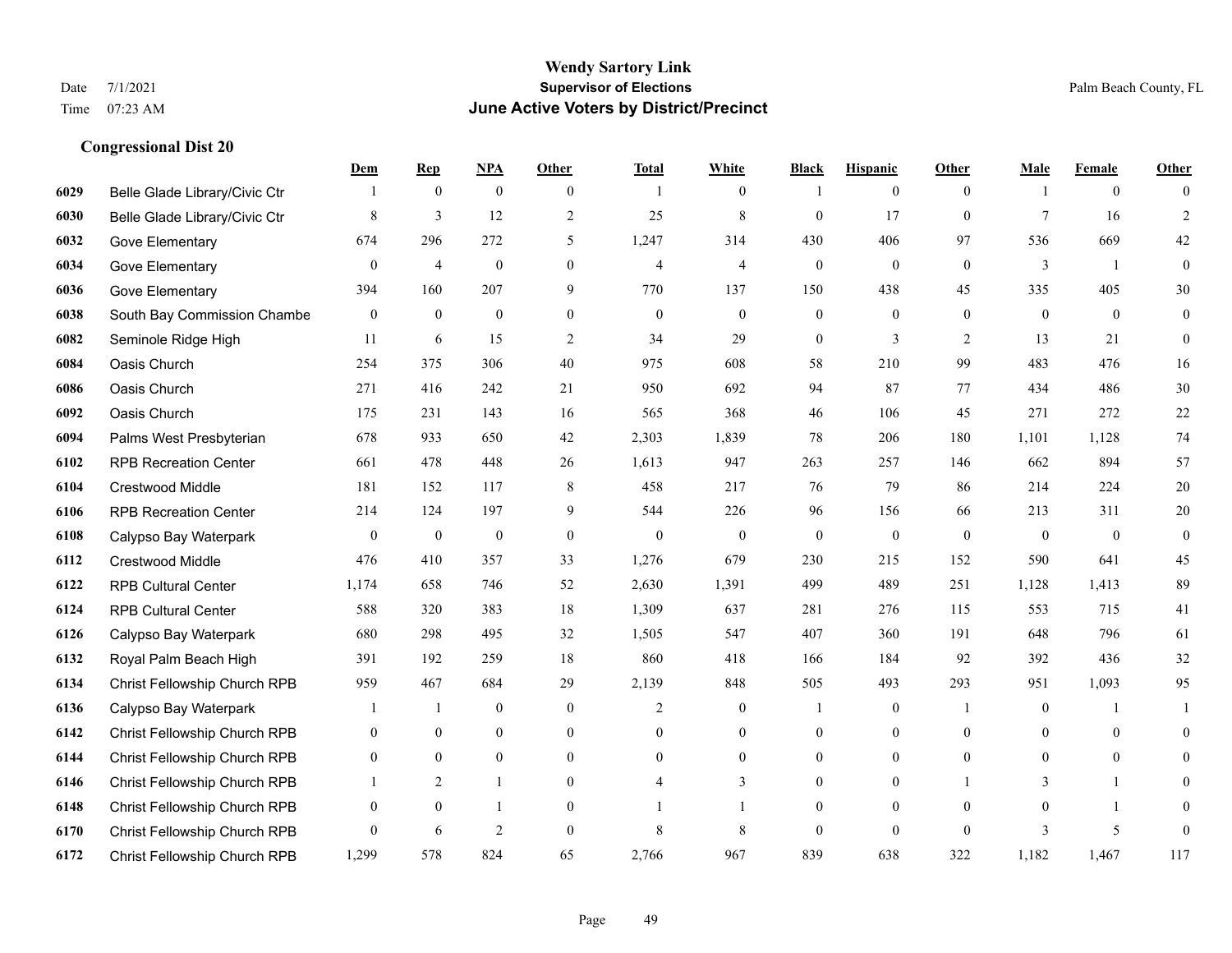# Wendy Sartory Link

**Supervisor of Elections**

**June Active Voters by District/Precinct**

Date 7/1/2021
Time 07:23 AM

Palm Beach County, FL

## Congressional Dist 20

| | | Dem | Rep | NPA | Other | Total | White | Black | Hispanic | Other | Male | Female | Other |
|---|---|---|---|---|---|---|---|---|---|---|---|---|---|
| 6029 | Belle Glade Library/Civic Ctr | 1 | 0 | 0 | 0 | 1 | 0 | 1 | 0 | 0 | 1 | 0 | 0 |
| 6030 | Belle Glade Library/Civic Ctr | 8 | 3 | 12 | 2 | 25 | 8 | 0 | 17 | 0 | 7 | 16 | 2 |
| 6032 | Gove Elementary | 674 | 296 | 272 | 5 | 1,247 | 314 | 430 | 406 | 97 | 536 | 669 | 42 |
| 6034 | Gove Elementary | 0 | 4 | 0 | 0 | 4 | 4 | 0 | 0 | 0 | 3 | 1 | 0 |
| 6036 | Gove Elementary | 394 | 160 | 207 | 9 | 770 | 137 | 150 | 438 | 45 | 335 | 405 | 30 |
| 6038 | South Bay Commission Chambe | 0 | 0 | 0 | 0 | 0 | 0 | 0 | 0 | 0 | 0 | 0 | 0 |
| 6082 | Seminole Ridge High | 11 | 6 | 15 | 2 | 34 | 29 | 0 | 3 | 2 | 13 | 21 | 0 |
| 6084 | Oasis Church | 254 | 375 | 306 | 40 | 975 | 608 | 58 | 210 | 99 | 483 | 476 | 16 |
| 6086 | Oasis Church | 271 | 416 | 242 | 21 | 950 | 692 | 94 | 87 | 77 | 434 | 486 | 30 |
| 6092 | Oasis Church | 175 | 231 | 143 | 16 | 565 | 368 | 46 | 106 | 45 | 271 | 272 | 22 |
| 6094 | Palms West Presbyterian | 678 | 933 | 650 | 42 | 2,303 | 1,839 | 78 | 206 | 180 | 1,101 | 1,128 | 74 |
| 6102 | RPB Recreation Center | 661 | 478 | 448 | 26 | 1,613 | 947 | 263 | 257 | 146 | 662 | 894 | 57 |
| 6104 | Crestwood Middle | 181 | 152 | 117 | 8 | 458 | 217 | 76 | 79 | 86 | 214 | 224 | 20 |
| 6106 | RPB Recreation Center | 214 | 124 | 197 | 9 | 544 | 226 | 96 | 156 | 66 | 213 | 311 | 20 |
| 6108 | Calypso Bay Waterpark | 0 | 0 | 0 | 0 | 0 | 0 | 0 | 0 | 0 | 0 | 0 | 0 |
| 6112 | Crestwood Middle | 476 | 410 | 357 | 33 | 1,276 | 679 | 230 | 215 | 152 | 590 | 641 | 45 |
| 6122 | RPB Cultural Center | 1,174 | 658 | 746 | 52 | 2,630 | 1,391 | 499 | 489 | 251 | 1,128 | 1,413 | 89 |
| 6124 | RPB Cultural Center | 588 | 320 | 383 | 18 | 1,309 | 637 | 281 | 276 | 115 | 553 | 715 | 41 |
| 6126 | Calypso Bay Waterpark | 680 | 298 | 495 | 32 | 1,505 | 547 | 407 | 360 | 191 | 648 | 796 | 61 |
| 6132 | Royal Palm Beach High | 391 | 192 | 259 | 18 | 860 | 418 | 166 | 184 | 92 | 392 | 436 | 32 |
| 6134 | Christ Fellowship Church RPB | 959 | 467 | 684 | 29 | 2,139 | 848 | 505 | 493 | 293 | 951 | 1,093 | 95 |
| 6136 | Calypso Bay Waterpark | 1 | 1 | 0 | 0 | 2 | 0 | 1 | 0 | 1 | 0 | 1 | 1 |
| 6142 | Christ Fellowship Church RPB | 0 | 0 | 0 | 0 | 0 | 0 | 0 | 0 | 0 | 0 | 0 | 0 |
| 6144 | Christ Fellowship Church RPB | 0 | 0 | 0 | 0 | 0 | 0 | 0 | 0 | 0 | 0 | 0 | 0 |
| 6146 | Christ Fellowship Church RPB | 1 | 2 | 1 | 0 | 4 | 3 | 0 | 0 | 1 | 3 | 1 | 0 |
| 6148 | Christ Fellowship Church RPB | 0 | 0 | 1 | 0 | 1 | 1 | 0 | 0 | 0 | 0 | 1 | 0 |
| 6170 | Christ Fellowship Church RPB | 0 | 6 | 2 | 0 | 8 | 8 | 0 | 0 | 0 | 3 | 5 | 0 |
| 6172 | Christ Fellowship Church RPB | 1,299 | 578 | 824 | 65 | 2,766 | 967 | 839 | 638 | 322 | 1,182 | 1,467 | 117 |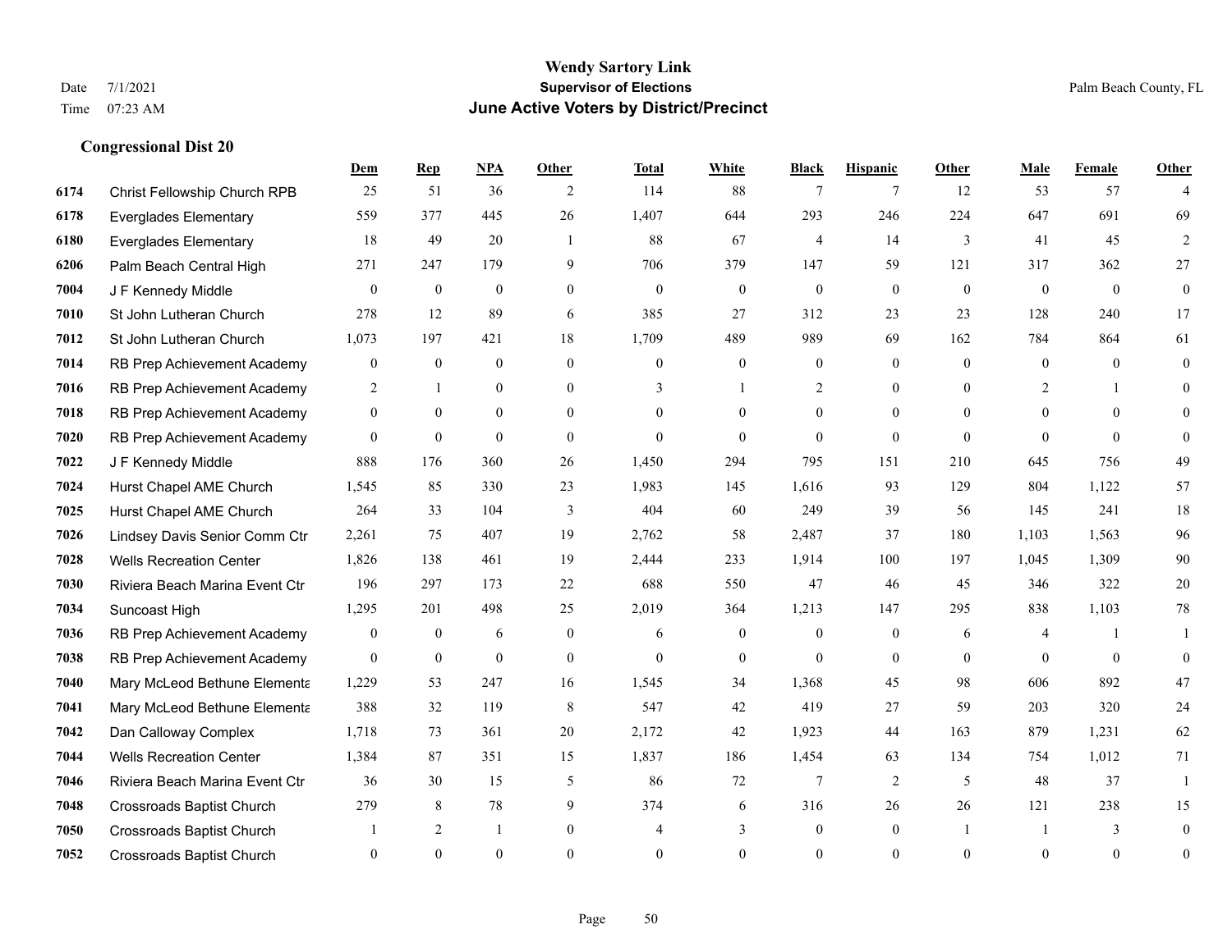# Wendy Sartory Link
## Supervisor of Elections
## June Active Voters by District/Precinct

Date 7/1/2021
Time 07:23 AM

Palm Beach County, FL

### Congressional Dist 20

| | | Dem | Rep | NPA | Other | Total | White | Black | Hispanic | Other | Male | Female | Other |
|---|---|---|---|---|---|---|---|---|---|---|---|---|---|
| 6174 | Christ Fellowship Church RPB | 25 | 51 | 36 | 2 | 114 | 88 | 7 | 7 | 12 | 53 | 57 | 4 |
| 6178 | Everglades Elementary | 559 | 377 | 445 | 26 | 1,407 | 644 | 293 | 246 | 224 | 647 | 691 | 69 |
| 6180 | Everglades Elementary | 18 | 49 | 20 | 1 | 88 | 67 | 4 | 14 | 3 | 41 | 45 | 2 |
| 6206 | Palm Beach Central High | 271 | 247 | 179 | 9 | 706 | 379 | 147 | 59 | 121 | 317 | 362 | 27 |
| 7004 | J F Kennedy Middle | 0 | 0 | 0 | 0 | 0 | 0 | 0 | 0 | 0 | 0 | 0 | 0 |
| 7010 | St John Lutheran Church | 278 | 12 | 89 | 6 | 385 | 27 | 312 | 23 | 23 | 128 | 240 | 17 |
| 7012 | St John Lutheran Church | 1,073 | 197 | 421 | 18 | 1,709 | 489 | 989 | 69 | 162 | 784 | 864 | 61 |
| 7014 | RB Prep Achievement Academy | 0 | 0 | 0 | 0 | 0 | 0 | 0 | 0 | 0 | 0 | 0 | 0 |
| 7016 | RB Prep Achievement Academy | 2 | 1 | 0 | 0 | 3 | 1 | 2 | 0 | 0 | 2 | 1 | 0 |
| 7018 | RB Prep Achievement Academy | 0 | 0 | 0 | 0 | 0 | 0 | 0 | 0 | 0 | 0 | 0 | 0 |
| 7020 | RB Prep Achievement Academy | 0 | 0 | 0 | 0 | 0 | 0 | 0 | 0 | 0 | 0 | 0 | 0 |
| 7022 | J F Kennedy Middle | 888 | 176 | 360 | 26 | 1,450 | 294 | 795 | 151 | 210 | 645 | 756 | 49 |
| 7024 | Hurst Chapel AME Church | 1,545 | 85 | 330 | 23 | 1,983 | 145 | 1,616 | 93 | 129 | 804 | 1,122 | 57 |
| 7025 | Hurst Chapel AME Church | 264 | 33 | 104 | 3 | 404 | 60 | 249 | 39 | 56 | 145 | 241 | 18 |
| 7026 | Lindsey Davis Senior Comm Ctr | 2,261 | 75 | 407 | 19 | 2,762 | 58 | 2,487 | 37 | 180 | 1,103 | 1,563 | 96 |
| 7028 | Wells Recreation Center | 1,826 | 138 | 461 | 19 | 2,444 | 233 | 1,914 | 100 | 197 | 1,045 | 1,309 | 90 |
| 7030 | Riviera Beach Marina Event Ctr | 196 | 297 | 173 | 22 | 688 | 550 | 47 | 46 | 45 | 346 | 322 | 20 |
| 7034 | Suncoast High | 1,295 | 201 | 498 | 25 | 2,019 | 364 | 1,213 | 147 | 295 | 838 | 1,103 | 78 |
| 7036 | RB Prep Achievement Academy | 0 | 0 | 6 | 0 | 6 | 0 | 0 | 0 | 6 | 4 | 1 | 1 |
| 7038 | RB Prep Achievement Academy | 0 | 0 | 0 | 0 | 0 | 0 | 0 | 0 | 0 | 0 | 0 | 0 |
| 7040 | Mary McLeod Bethune Elementa | 1,229 | 53 | 247 | 16 | 1,545 | 34 | 1,368 | 45 | 98 | 606 | 892 | 47 |
| 7041 | Mary McLeod Bethune Elementa | 388 | 32 | 119 | 8 | 547 | 42 | 419 | 27 | 59 | 203 | 320 | 24 |
| 7042 | Dan Calloway Complex | 1,718 | 73 | 361 | 20 | 2,172 | 42 | 1,923 | 44 | 163 | 879 | 1,231 | 62 |
| 7044 | Wells Recreation Center | 1,384 | 87 | 351 | 15 | 1,837 | 186 | 1,454 | 63 | 134 | 754 | 1,012 | 71 |
| 7046 | Riviera Beach Marina Event Ctr | 36 | 30 | 15 | 5 | 86 | 72 | 7 | 2 | 5 | 48 | 37 | 1 |
| 7048 | Crossroads Baptist Church | 279 | 8 | 78 | 9 | 374 | 6 | 316 | 26 | 26 | 121 | 238 | 15 |
| 7050 | Crossroads Baptist Church | 1 | 2 | 1 | 0 | 4 | 3 | 0 | 0 | 1 | 1 | 3 | 0 |
| 7052 | Crossroads Baptist Church | 0 | 0 | 0 | 0 | 0 | 0 | 0 | 0 | 0 | 0 | 0 | 0 |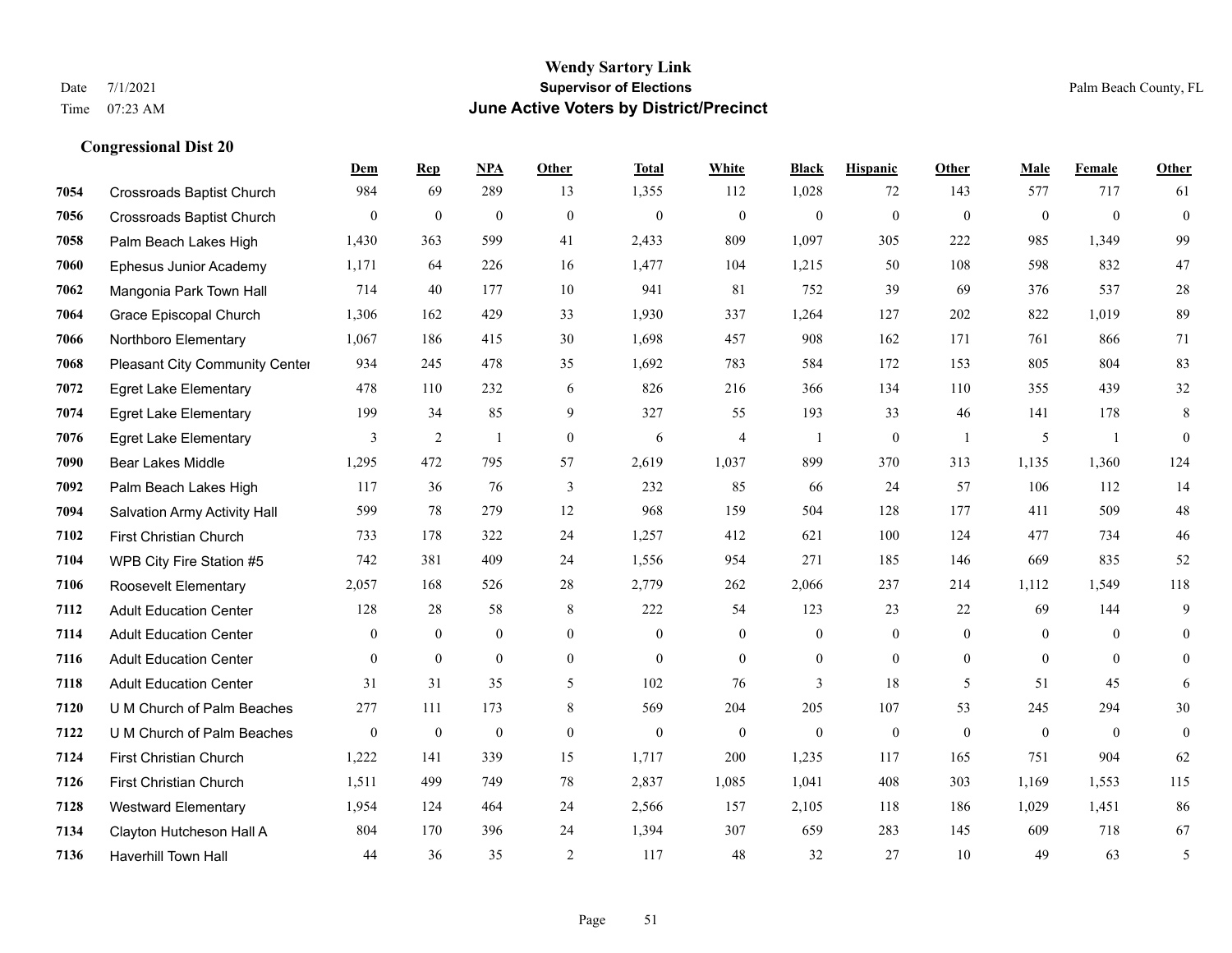**Wendy Sartory Link**
**Supervisor of Elections**
**June Active Voters by District/Precinct**

Date 7/1/2021
Time 07:23 AM

Palm Beach County, FL

### Congressional Dist 20

| | | Dem | Rep | NPA | Other | Total | White | Black | Hispanic | Other | Male | Female | Other |
|---|---|---|---|---|---|---|---|---|---|---|---|---|---|
| 7054 | Crossroads Baptist Church | 984 | 69 | 289 | 13 | 1,355 | 112 | 1,028 | 72 | 143 | 577 | 717 | 61 |
| 7056 | Crossroads Baptist Church | 0 | 0 | 0 | 0 | 0 | 0 | 0 | 0 | 0 | 0 | 0 | 0 |
| 7058 | Palm Beach Lakes High | 1,430 | 363 | 599 | 41 | 2,433 | 809 | 1,097 | 305 | 222 | 985 | 1,349 | 99 |
| 7060 | Ephesus Junior Academy | 1,171 | 64 | 226 | 16 | 1,477 | 104 | 1,215 | 50 | 108 | 598 | 832 | 47 |
| 7062 | Mangonia Park Town Hall | 714 | 40 | 177 | 10 | 941 | 81 | 752 | 39 | 69 | 376 | 537 | 28 |
| 7064 | Grace Episcopal Church | 1,306 | 162 | 429 | 33 | 1,930 | 337 | 1,264 | 127 | 202 | 822 | 1,019 | 89 |
| 7066 | Northboro Elementary | 1,067 | 186 | 415 | 30 | 1,698 | 457 | 908 | 162 | 171 | 761 | 866 | 71 |
| 7068 | Pleasant City Community Center | 934 | 245 | 478 | 35 | 1,692 | 783 | 584 | 172 | 153 | 805 | 804 | 83 |
| 7072 | Egret Lake Elementary | 478 | 110 | 232 | 6 | 826 | 216 | 366 | 134 | 110 | 355 | 439 | 32 |
| 7074 | Egret Lake Elementary | 199 | 34 | 85 | 9 | 327 | 55 | 193 | 33 | 46 | 141 | 178 | 8 |
| 7076 | Egret Lake Elementary | 3 | 2 | 1 | 0 | 6 | 4 | 1 | 0 | 1 | 5 | 1 | 0 |
| 7090 | Bear Lakes Middle | 1,295 | 472 | 795 | 57 | 2,619 | 1,037 | 899 | 370 | 313 | 1,135 | 1,360 | 124 |
| 7092 | Palm Beach Lakes High | 117 | 36 | 76 | 3 | 232 | 85 | 66 | 24 | 57 | 106 | 112 | 14 |
| 7094 | Salvation Army Activity Hall | 599 | 78 | 279 | 12 | 968 | 159 | 504 | 128 | 177 | 411 | 509 | 48 |
| 7102 | First Christian Church | 733 | 178 | 322 | 24 | 1,257 | 412 | 621 | 100 | 124 | 477 | 734 | 46 |
| 7104 | WPB City Fire Station #5 | 742 | 381 | 409 | 24 | 1,556 | 954 | 271 | 185 | 146 | 669 | 835 | 52 |
| 7106 | Roosevelt Elementary | 2,057 | 168 | 526 | 28 | 2,779 | 262 | 2,066 | 237 | 214 | 1,112 | 1,549 | 118 |
| 7112 | Adult Education Center | 128 | 28 | 58 | 8 | 222 | 54 | 123 | 23 | 22 | 69 | 144 | 9 |
| 7114 | Adult Education Center | 0 | 0 | 0 | 0 | 0 | 0 | 0 | 0 | 0 | 0 | 0 | 0 |
| 7116 | Adult Education Center | 0 | 0 | 0 | 0 | 0 | 0 | 0 | 0 | 0 | 0 | 0 | 0 |
| 7118 | Adult Education Center | 31 | 31 | 35 | 5 | 102 | 76 | 3 | 18 | 5 | 51 | 45 | 6 |
| 7120 | U M Church of Palm Beaches | 277 | 111 | 173 | 8 | 569 | 204 | 205 | 107 | 53 | 245 | 294 | 30 |
| 7122 | U M Church of Palm Beaches | 0 | 0 | 0 | 0 | 0 | 0 | 0 | 0 | 0 | 0 | 0 | 0 |
| 7124 | First Christian Church | 1,222 | 141 | 339 | 15 | 1,717 | 200 | 1,235 | 117 | 165 | 751 | 904 | 62 |
| 7126 | First Christian Church | 1,511 | 499 | 749 | 78 | 2,837 | 1,085 | 1,041 | 408 | 303 | 1,169 | 1,553 | 115 |
| 7128 | Westward Elementary | 1,954 | 124 | 464 | 24 | 2,566 | 157 | 2,105 | 118 | 186 | 1,029 | 1,451 | 86 |
| 7134 | Clayton Hutcheson Hall A | 804 | 170 | 396 | 24 | 1,394 | 307 | 659 | 283 | 145 | 609 | 718 | 67 |
| 7136 | Haverhill Town Hall | 44 | 36 | 35 | 2 | 117 | 48 | 32 | 27 | 10 | 49 | 63 | 5 |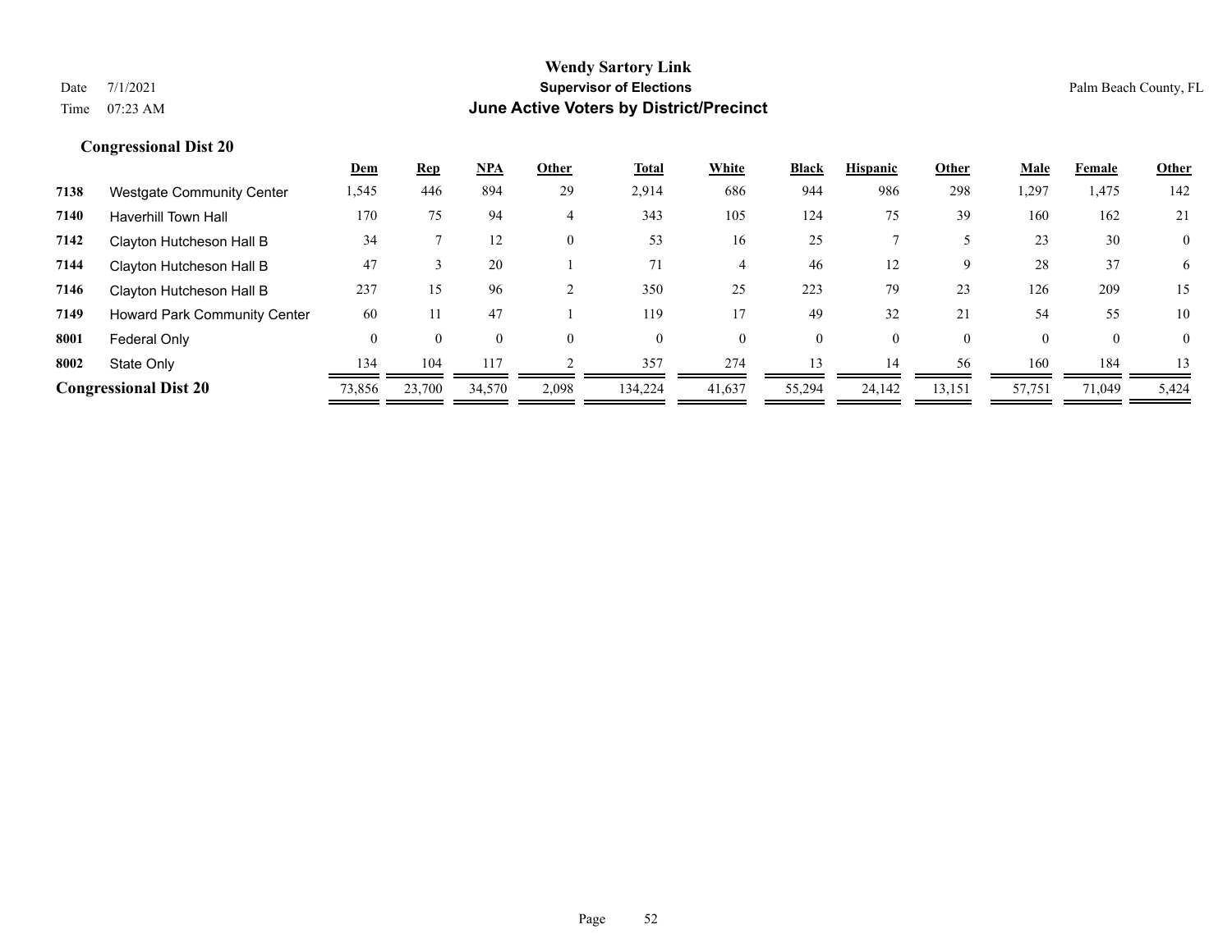**Wendy Sartory Link**
**Supervisor of Elections**
**June Active Voters by District/Precinct**

Date 7/1/2021
Time 07:23 AM

Palm Beach County, FL

### Congressional Dist 20

| | | Dem | Rep | NPA | Other | Total | White | Black | Hispanic | Other | Male | Female | Other |
|---|---|---|---|---|---|---|---|---|---|---|---|---|---|
| 7138 | Westgate Community Center | 1,545 | 446 | 894 | 29 | 2,914 | 686 | 944 | 986 | 298 | 1,297 | 1,475 | 142 |
| 7140 | Haverhill Town Hall | 170 | 75 | 94 | 4 | 343 | 105 | 124 | 75 | 39 | 160 | 162 | 21 |
| 7142 | Clayton Hutcheson Hall B | 34 | 7 | 12 | 0 | 53 | 16 | 25 | 7 | 5 | 23 | 30 | 0 |
| 7144 | Clayton Hutcheson Hall B | 47 | 3 | 20 | 1 | 71 | 4 | 46 | 12 | 9 | 28 | 37 | 6 |
| 7146 | Clayton Hutcheson Hall B | 237 | 15 | 96 | 2 | 350 | 25 | 223 | 79 | 23 | 126 | 209 | 15 |
| 7149 | Howard Park Community Center | 60 | 11 | 47 | 1 | 119 | 17 | 49 | 32 | 21 | 54 | 55 | 10 |
| 8001 | Federal Only | 0 | 0 | 0 | 0 | 0 | 0 | 0 | 0 | 0 | 0 | 0 | 0 |
| 8002 | State Only | 134 | 104 | 117 | 2 | 357 | 274 | 13 | 14 | 56 | 160 | 184 | 13 |
| **Congressional Dist 20** | | 73,856 | 23,700 | 34,570 | 2,098 | 134,224 | 41,637 | 55,294 | 24,142 | 13,151 | 57,751 | 71,049 | 5,424 |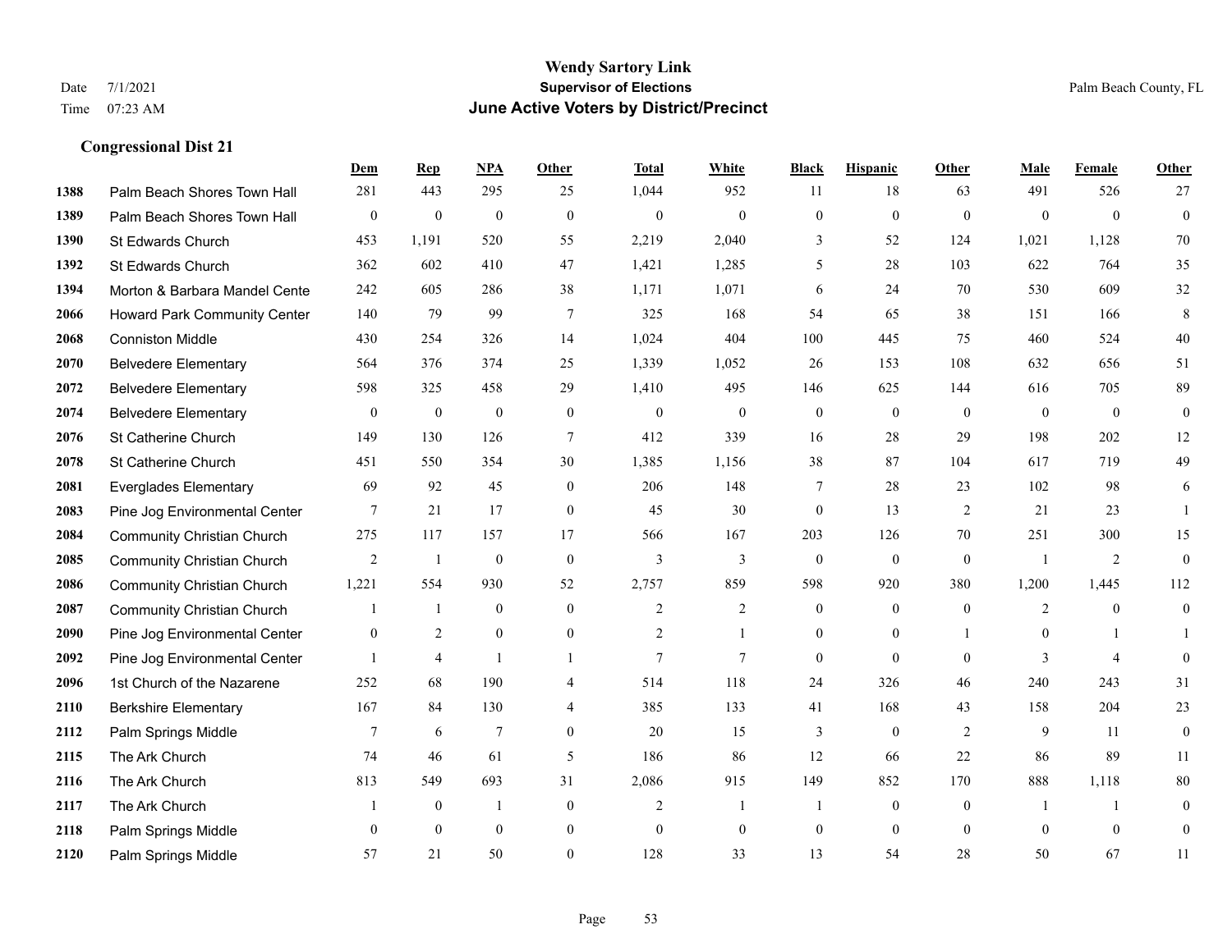# Wendy Sartory Link
## Supervisor of Elections
## June Active Voters by District/Precinct

Date 7/1/2021
Time 07:23 AM

Palm Beach County, FL

### Congressional Dist 21

| | | Dem | Rep | NPA | Other | Total | White | Black | Hispanic | Other | Male | Female | Other |
|---|---|---|---|---|---|---|---|---|---|---|---|---|---|
| 1388 | Palm Beach Shores Town Hall | 281 | 443 | 295 | 25 | 1,044 | 952 | 11 | 18 | 63 | 491 | 526 | 27 |
| 1389 | Palm Beach Shores Town Hall | 0 | 0 | 0 | 0 | 0 | 0 | 0 | 0 | 0 | 0 | 0 | 0 |
| 1390 | St Edwards Church | 453 | 1,191 | 520 | 55 | 2,219 | 2,040 | 3 | 52 | 124 | 1,021 | 1,128 | 70 |
| 1392 | St Edwards Church | 362 | 602 | 410 | 47 | 1,421 | 1,285 | 5 | 28 | 103 | 622 | 764 | 35 |
| 1394 | Morton & Barbara Mandel Cente | 242 | 605 | 286 | 38 | 1,171 | 1,071 | 6 | 24 | 70 | 530 | 609 | 32 |
| 2066 | Howard Park Community Center | 140 | 79 | 99 | 7 | 325 | 168 | 54 | 65 | 38 | 151 | 166 | 8 |
| 2068 | Conniston Middle | 430 | 254 | 326 | 14 | 1,024 | 404 | 100 | 445 | 75 | 460 | 524 | 40 |
| 2070 | Belvedere Elementary | 564 | 376 | 374 | 25 | 1,339 | 1,052 | 26 | 153 | 108 | 632 | 656 | 51 |
| 2072 | Belvedere Elementary | 598 | 325 | 458 | 29 | 1,410 | 495 | 146 | 625 | 144 | 616 | 705 | 89 |
| 2074 | Belvedere Elementary | 0 | 0 | 0 | 0 | 0 | 0 | 0 | 0 | 0 | 0 | 0 | 0 |
| 2076 | St Catherine Church | 149 | 130 | 126 | 7 | 412 | 339 | 16 | 28 | 29 | 198 | 202 | 12 |
| 2078 | St Catherine Church | 451 | 550 | 354 | 30 | 1,385 | 1,156 | 38 | 87 | 104 | 617 | 719 | 49 |
| 2081 | Everglades Elementary | 69 | 92 | 45 | 0 | 206 | 148 | 7 | 28 | 23 | 102 | 98 | 6 |
| 2083 | Pine Jog Environmental Center | 7 | 21 | 17 | 0 | 45 | 30 | 0 | 13 | 2 | 21 | 23 | 1 |
| 2084 | Community Christian Church | 275 | 117 | 157 | 17 | 566 | 167 | 203 | 126 | 70 | 251 | 300 | 15 |
| 2085 | Community Christian Church | 2 | 1 | 0 | 0 | 3 | 3 | 0 | 0 | 0 | 1 | 2 | 0 |
| 2086 | Community Christian Church | 1,221 | 554 | 930 | 52 | 2,757 | 859 | 598 | 920 | 380 | 1,200 | 1,445 | 112 |
| 2087 | Community Christian Church | 1 | 1 | 0 | 0 | 2 | 2 | 0 | 0 | 0 | 2 | 0 | 0 |
| 2090 | Pine Jog Environmental Center | 0 | 2 | 0 | 0 | 2 | 1 | 0 | 0 | 1 | 0 | 1 | 1 |
| 2092 | Pine Jog Environmental Center | 1 | 4 | 1 | 1 | 7 | 7 | 0 | 0 | 0 | 3 | 4 | 0 |
| 2096 | 1st Church of the Nazarene | 252 | 68 | 190 | 4 | 514 | 118 | 24 | 326 | 46 | 240 | 243 | 31 |
| 2110 | Berkshire Elementary | 167 | 84 | 130 | 4 | 385 | 133 | 41 | 168 | 43 | 158 | 204 | 23 |
| 2112 | Palm Springs Middle | 7 | 6 | 7 | 0 | 20 | 15 | 3 | 0 | 2 | 9 | 11 | 0 |
| 2115 | The Ark Church | 74 | 46 | 61 | 5 | 186 | 86 | 12 | 66 | 22 | 86 | 89 | 11 |
| 2116 | The Ark Church | 813 | 549 | 693 | 31 | 2,086 | 915 | 149 | 852 | 170 | 888 | 1,118 | 80 |
| 2117 | The Ark Church | 1 | 0 | 1 | 0 | 2 | 1 | 1 | 0 | 0 | 1 | 1 | 0 |
| 2118 | Palm Springs Middle | 0 | 0 | 0 | 0 | 0 | 0 | 0 | 0 | 0 | 0 | 0 | 0 |
| 2120 | Palm Springs Middle | 57 | 21 | 50 | 0 | 128 | 33 | 13 | 54 | 28 | 50 | 67 | 11 |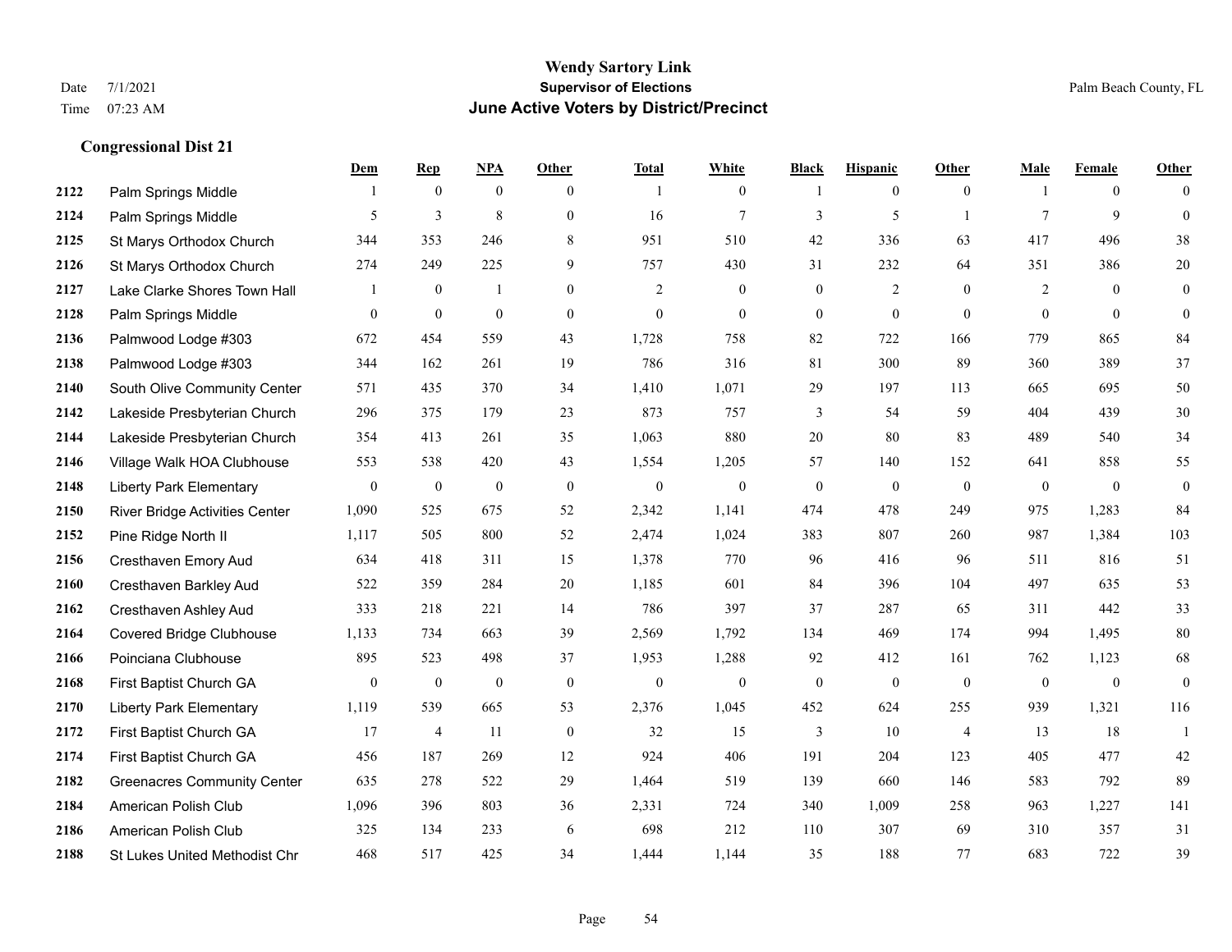# Wendy Sartory Link
## Supervisor of Elections
## June Active Voters by District/Precinct

Date 7/1/2021
Time 07:23 AM

Palm Beach County, FL

### Congressional Dist 21

| | | Dem | Rep | NPA | Other | Total | White | Black | Hispanic | Other | Male | Female | Other |
|---|---|---|---|---|---|---|---|---|---|---|---|---|---|
| 2122 | Palm Springs Middle | 1 | 0 | 0 | 0 | 1 | 0 | 1 | 0 | 0 | 1 | 0 | 0 |
| 2124 | Palm Springs Middle | 5 | 3 | 8 | 0 | 16 | 7 | 3 | 5 | 1 | 7 | 9 | 0 |
| 2125 | St Marys Orthodox Church | 344 | 353 | 246 | 8 | 951 | 510 | 42 | 336 | 63 | 417 | 496 | 38 |
| 2126 | St Marys Orthodox Church | 274 | 249 | 225 | 9 | 757 | 430 | 31 | 232 | 64 | 351 | 386 | 20 |
| 2127 | Lake Clarke Shores Town Hall | 1 | 0 | 1 | 0 | 2 | 0 | 0 | 2 | 0 | 2 | 0 | 0 |
| 2128 | Palm Springs Middle | 0 | 0 | 0 | 0 | 0 | 0 | 0 | 0 | 0 | 0 | 0 | 0 |
| 2136 | Palmwood Lodge #303 | 672 | 454 | 559 | 43 | 1,728 | 758 | 82 | 722 | 166 | 779 | 865 | 84 |
| 2138 | Palmwood Lodge #303 | 344 | 162 | 261 | 19 | 786 | 316 | 81 | 300 | 89 | 360 | 389 | 37 |
| 2140 | South Olive Community Center | 571 | 435 | 370 | 34 | 1,410 | 1,071 | 29 | 197 | 113 | 665 | 695 | 50 |
| 2142 | Lakeside Presbyterian Church | 296 | 375 | 179 | 23 | 873 | 757 | 3 | 54 | 59 | 404 | 439 | 30 |
| 2144 | Lakeside Presbyterian Church | 354 | 413 | 261 | 35 | 1,063 | 880 | 20 | 80 | 83 | 489 | 540 | 34 |
| 2146 | Village Walk HOA Clubhouse | 553 | 538 | 420 | 43 | 1,554 | 1,205 | 57 | 140 | 152 | 641 | 858 | 55 |
| 2148 | Liberty Park Elementary | 0 | 0 | 0 | 0 | 0 | 0 | 0 | 0 | 0 | 0 | 0 | 0 |
| 2150 | River Bridge Activities Center | 1,090 | 525 | 675 | 52 | 2,342 | 1,141 | 474 | 478 | 249 | 975 | 1,283 | 84 |
| 2152 | Pine Ridge North II | 1,117 | 505 | 800 | 52 | 2,474 | 1,024 | 383 | 807 | 260 | 987 | 1,384 | 103 |
| 2156 | Cresthaven Emory Aud | 634 | 418 | 311 | 15 | 1,378 | 770 | 96 | 416 | 96 | 511 | 816 | 51 |
| 2160 | Cresthaven Barkley Aud | 522 | 359 | 284 | 20 | 1,185 | 601 | 84 | 396 | 104 | 497 | 635 | 53 |
| 2162 | Cresthaven Ashley Aud | 333 | 218 | 221 | 14 | 786 | 397 | 37 | 287 | 65 | 311 | 442 | 33 |
| 2164 | Covered Bridge Clubhouse | 1,133 | 734 | 663 | 39 | 2,569 | 1,792 | 134 | 469 | 174 | 994 | 1,495 | 80 |
| 2166 | Poinciana Clubhouse | 895 | 523 | 498 | 37 | 1,953 | 1,288 | 92 | 412 | 161 | 762 | 1,123 | 68 |
| 2168 | First Baptist Church GA | 0 | 0 | 0 | 0 | 0 | 0 | 0 | 0 | 0 | 0 | 0 | 0 |
| 2170 | Liberty Park Elementary | 1,119 | 539 | 665 | 53 | 2,376 | 1,045 | 452 | 624 | 255 | 939 | 1,321 | 116 |
| 2172 | First Baptist Church GA | 17 | 4 | 11 | 0 | 32 | 15 | 3 | 10 | 4 | 13 | 18 | 1 |
| 2174 | First Baptist Church GA | 456 | 187 | 269 | 12 | 924 | 406 | 191 | 204 | 123 | 405 | 477 | 42 |
| 2182 | Greenacres Community Center | 635 | 278 | 522 | 29 | 1,464 | 519 | 139 | 660 | 146 | 583 | 792 | 89 |
| 2184 | American Polish Club | 1,096 | 396 | 803 | 36 | 2,331 | 724 | 340 | 1,009 | 258 | 963 | 1,227 | 141 |
| 2186 | American Polish Club | 325 | 134 | 233 | 6 | 698 | 212 | 110 | 307 | 69 | 310 | 357 | 31 |
| 2188 | St Lukes United Methodist Chr | 468 | 517 | 425 | 34 | 1,444 | 1,144 | 35 | 188 | 77 | 683 | 722 | 39 |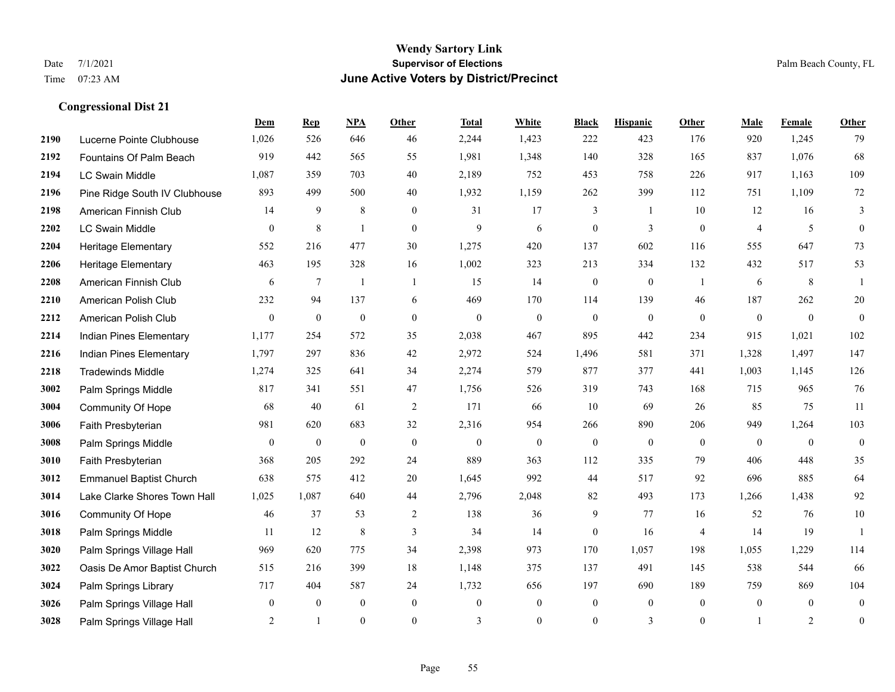# Wendy Sartory Link
## Supervisor of Elections
## June Active Voters by District/Precinct

Date 7/1/2021
Time 07:23 AM

Palm Beach County, FL

### Congressional Dist 21

| | | Dem | Rep | NPA | Other | Total | White | Black | Hispanic | Other | Male | Female | Other |
|---|---|---|---|---|---|---|---|---|---|---|---|---|---|
| 2190 | Lucerne Pointe Clubhouse | 1,026 | 526 | 646 | 46 | 2,244 | 1,423 | 222 | 423 | 176 | 920 | 1,245 | 79 |
| 2192 | Fountains Of Palm Beach | 919 | 442 | 565 | 55 | 1,981 | 1,348 | 140 | 328 | 165 | 837 | 1,076 | 68 |
| 2194 | LC Swain Middle | 1,087 | 359 | 703 | 40 | 2,189 | 752 | 453 | 758 | 226 | 917 | 1,163 | 109 |
| 2196 | Pine Ridge South IV Clubhouse | 893 | 499 | 500 | 40 | 1,932 | 1,159 | 262 | 399 | 112 | 751 | 1,109 | 72 |
| 2198 | American Finnish Club | 14 | 9 | 8 | 0 | 31 | 17 | 3 | 1 | 10 | 12 | 16 | 3 |
| 2202 | LC Swain Middle | 0 | 8 | 1 | 0 | 9 | 6 | 0 | 3 | 0 | 4 | 5 | 0 |
| 2204 | Heritage Elementary | 552 | 216 | 477 | 30 | 1,275 | 420 | 137 | 602 | 116 | 555 | 647 | 73 |
| 2206 | Heritage Elementary | 463 | 195 | 328 | 16 | 1,002 | 323 | 213 | 334 | 132 | 432 | 517 | 53 |
| 2208 | American Finnish Club | 6 | 7 | 1 | 1 | 15 | 14 | 0 | 0 | 1 | 6 | 8 | 1 |
| 2210 | American Polish Club | 232 | 94 | 137 | 6 | 469 | 170 | 114 | 139 | 46 | 187 | 262 | 20 |
| 2212 | American Polish Club | 0 | 0 | 0 | 0 | 0 | 0 | 0 | 0 | 0 | 0 | 0 | 0 |
| 2214 | Indian Pines Elementary | 1,177 | 254 | 572 | 35 | 2,038 | 467 | 895 | 442 | 234 | 915 | 1,021 | 102 |
| 2216 | Indian Pines Elementary | 1,797 | 297 | 836 | 42 | 2,972 | 524 | 1,496 | 581 | 371 | 1,328 | 1,497 | 147 |
| 2218 | Tradewinds Middle | 1,274 | 325 | 641 | 34 | 2,274 | 579 | 877 | 377 | 441 | 1,003 | 1,145 | 126 |
| 3002 | Palm Springs Middle | 817 | 341 | 551 | 47 | 1,756 | 526 | 319 | 743 | 168 | 715 | 965 | 76 |
| 3004 | Community Of Hope | 68 | 40 | 61 | 2 | 171 | 66 | 10 | 69 | 26 | 85 | 75 | 11 |
| 3006 | Faith Presbyterian | 981 | 620 | 683 | 32 | 2,316 | 954 | 266 | 890 | 206 | 949 | 1,264 | 103 |
| 3008 | Palm Springs Middle | 0 | 0 | 0 | 0 | 0 | 0 | 0 | 0 | 0 | 0 | 0 | 0 |
| 3010 | Faith Presbyterian | 368 | 205 | 292 | 24 | 889 | 363 | 112 | 335 | 79 | 406 | 448 | 35 |
| 3012 | Emmanuel Baptist Church | 638 | 575 | 412 | 20 | 1,645 | 992 | 44 | 517 | 92 | 696 | 885 | 64 |
| 3014 | Lake Clarke Shores Town Hall | 1,025 | 1,087 | 640 | 44 | 2,796 | 2,048 | 82 | 493 | 173 | 1,266 | 1,438 | 92 |
| 3016 | Community Of Hope | 46 | 37 | 53 | 2 | 138 | 36 | 9 | 77 | 16 | 52 | 76 | 10 |
| 3018 | Palm Springs Middle | 11 | 12 | 8 | 3 | 34 | 14 | 0 | 16 | 4 | 14 | 19 | 1 |
| 3020 | Palm Springs Village Hall | 969 | 620 | 775 | 34 | 2,398 | 973 | 170 | 1,057 | 198 | 1,055 | 1,229 | 114 |
| 3022 | Oasis De Amor Baptist Church | 515 | 216 | 399 | 18 | 1,148 | 375 | 137 | 491 | 145 | 538 | 544 | 66 |
| 3024 | Palm Springs Library | 717 | 404 | 587 | 24 | 1,732 | 656 | 197 | 690 | 189 | 759 | 869 | 104 |
| 3026 | Palm Springs Village Hall | 0 | 0 | 0 | 0 | 0 | 0 | 0 | 0 | 0 | 0 | 0 | 0 |
| 3028 | Palm Springs Village Hall | 2 | 1 | 0 | 0 | 3 | 0 | 0 | 3 | 0 | 1 | 2 | 0 |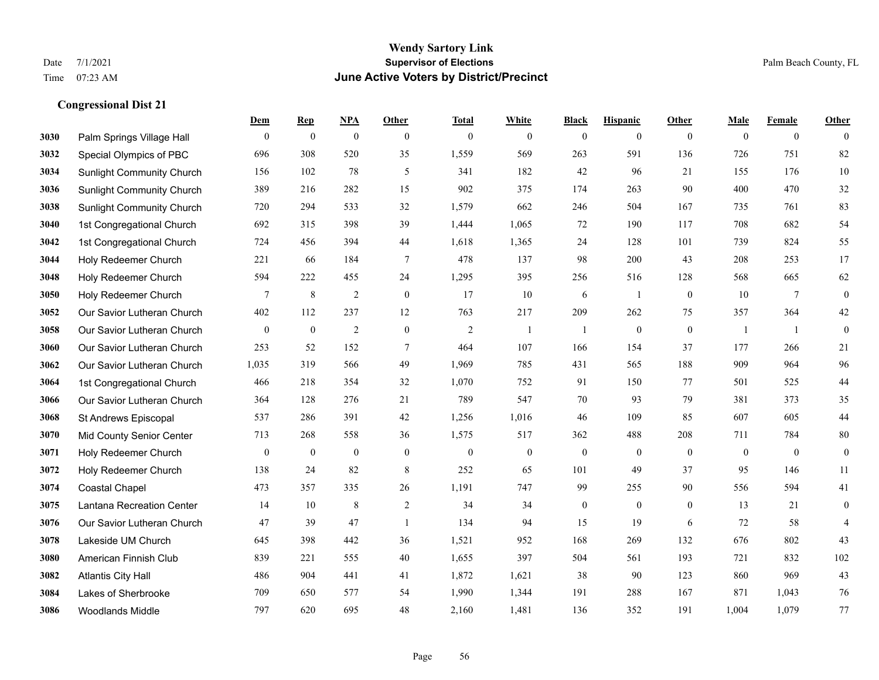# Wendy Sartory Link
## Supervisor of Elections
## June Active Voters by District/Precinct

Date 7/1/2021
Time 07:23 AM

Palm Beach County, FL

### Congressional Dist 21

| | | Dem | Rep | NPA | Other | Total | White | Black | Hispanic | Other | Male | Female | Other |
|---|---|---|---|---|---|---|---|---|---|---|---|---|---|
| 3030 | Palm Springs Village Hall | 0 | 0 | 0 | 0 | 0 | 0 | 0 | 0 | 0 | 0 | 0 | 0 |
| 3032 | Special Olympics of PBC | 696 | 308 | 520 | 35 | 1,559 | 569 | 263 | 591 | 136 | 726 | 751 | 82 |
| 3034 | Sunlight Community Church | 156 | 102 | 78 | 5 | 341 | 182 | 42 | 96 | 21 | 155 | 176 | 10 |
| 3036 | Sunlight Community Church | 389 | 216 | 282 | 15 | 902 | 375 | 174 | 263 | 90 | 400 | 470 | 32 |
| 3038 | Sunlight Community Church | 720 | 294 | 533 | 32 | 1,579 | 662 | 246 | 504 | 167 | 735 | 761 | 83 |
| 3040 | 1st Congregational Church | 692 | 315 | 398 | 39 | 1,444 | 1,065 | 72 | 190 | 117 | 708 | 682 | 54 |
| 3042 | 1st Congregational Church | 724 | 456 | 394 | 44 | 1,618 | 1,365 | 24 | 128 | 101 | 739 | 824 | 55 |
| 3044 | Holy Redeemer Church | 221 | 66 | 184 | 7 | 478 | 137 | 98 | 200 | 43 | 208 | 253 | 17 |
| 3048 | Holy Redeemer Church | 594 | 222 | 455 | 24 | 1,295 | 395 | 256 | 516 | 128 | 568 | 665 | 62 |
| 3050 | Holy Redeemer Church | 7 | 8 | 2 | 0 | 17 | 10 | 6 | 1 | 0 | 10 | 7 | 0 |
| 3052 | Our Savior Lutheran Church | 402 | 112 | 237 | 12 | 763 | 217 | 209 | 262 | 75 | 357 | 364 | 42 |
| 3058 | Our Savior Lutheran Church | 0 | 0 | 2 | 0 | 2 | 1 | 1 | 0 | 0 | 1 | 1 | 0 |
| 3060 | Our Savior Lutheran Church | 253 | 52 | 152 | 7 | 464 | 107 | 166 | 154 | 37 | 177 | 266 | 21 |
| 3062 | Our Savior Lutheran Church | 1,035 | 319 | 566 | 49 | 1,969 | 785 | 431 | 565 | 188 | 909 | 964 | 96 |
| 3064 | 1st Congregational Church | 466 | 218 | 354 | 32 | 1,070 | 752 | 91 | 150 | 77 | 501 | 525 | 44 |
| 3066 | Our Savior Lutheran Church | 364 | 128 | 276 | 21 | 789 | 547 | 70 | 93 | 79 | 381 | 373 | 35 |
| 3068 | St Andrews Episcopal | 537 | 286 | 391 | 42 | 1,256 | 1,016 | 46 | 109 | 85 | 607 | 605 | 44 |
| 3070 | Mid County Senior Center | 713 | 268 | 558 | 36 | 1,575 | 517 | 362 | 488 | 208 | 711 | 784 | 80 |
| 3071 | Holy Redeemer Church | 0 | 0 | 0 | 0 | 0 | 0 | 0 | 0 | 0 | 0 | 0 | 0 |
| 3072 | Holy Redeemer Church | 138 | 24 | 82 | 8 | 252 | 65 | 101 | 49 | 37 | 95 | 146 | 11 |
| 3074 | Coastal Chapel | 473 | 357 | 335 | 26 | 1,191 | 747 | 99 | 255 | 90 | 556 | 594 | 41 |
| 3075 | Lantana Recreation Center | 14 | 10 | 8 | 2 | 34 | 34 | 0 | 0 | 0 | 13 | 21 | 0 |
| 3076 | Our Savior Lutheran Church | 47 | 39 | 47 | 1 | 134 | 94 | 15 | 19 | 6 | 72 | 58 | 4 |
| 3078 | Lakeside UM Church | 645 | 398 | 442 | 36 | 1,521 | 952 | 168 | 269 | 132 | 676 | 802 | 43 |
| 3080 | American Finnish Club | 839 | 221 | 555 | 40 | 1,655 | 397 | 504 | 561 | 193 | 721 | 832 | 102 |
| 3082 | Atlantis City Hall | 486 | 904 | 441 | 41 | 1,872 | 1,621 | 38 | 90 | 123 | 860 | 969 | 43 |
| 3084 | Lakes of Sherbrooke | 709 | 650 | 577 | 54 | 1,990 | 1,344 | 191 | 288 | 167 | 871 | 1,043 | 76 |
| 3086 | Woodlands Middle | 797 | 620 | 695 | 48 | 2,160 | 1,481 | 136 | 352 | 191 | 1,004 | 1,079 | 77 |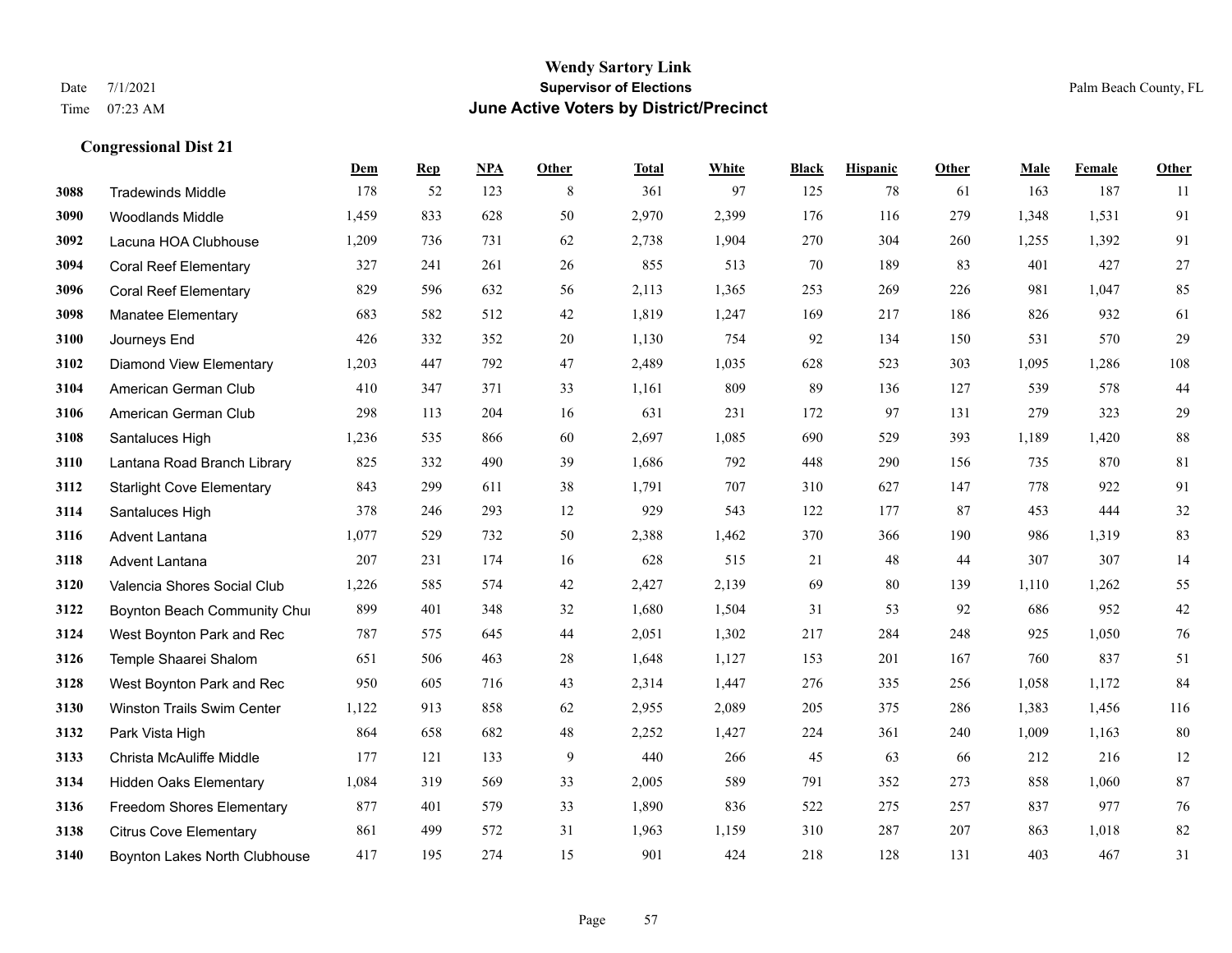# Wendy Sartory Link
## Supervisor of Elections
## June Active Voters by District/Precinct

Date 7/1/2021
Time 07:23 AM

Palm Beach County, FL

### Congressional Dist 21

| | | Dem | Rep | NPA | Other | Total | White | Black | Hispanic | Other | Male | Female | Other |
|---|---|---|---|---|---|---|---|---|---|---|---|---|---|
| 3088 | Tradewinds Middle | 178 | 52 | 123 | 8 | 361 | 97 | 125 | 78 | 61 | 163 | 187 | 11 |
| 3090 | Woodlands Middle | 1,459 | 833 | 628 | 50 | 2,970 | 2,399 | 176 | 116 | 279 | 1,348 | 1,531 | 91 |
| 3092 | Lacuna HOA Clubhouse | 1,209 | 736 | 731 | 62 | 2,738 | 1,904 | 270 | 304 | 260 | 1,255 | 1,392 | 91 |
| 3094 | Coral Reef Elementary | 327 | 241 | 261 | 26 | 855 | 513 | 70 | 189 | 83 | 401 | 427 | 27 |
| 3096 | Coral Reef Elementary | 829 | 596 | 632 | 56 | 2,113 | 1,365 | 253 | 269 | 226 | 981 | 1,047 | 85 |
| 3098 | Manatee Elementary | 683 | 582 | 512 | 42 | 1,819 | 1,247 | 169 | 217 | 186 | 826 | 932 | 61 |
| 3100 | Journeys End | 426 | 332 | 352 | 20 | 1,130 | 754 | 92 | 134 | 150 | 531 | 570 | 29 |
| 3102 | Diamond View Elementary | 1,203 | 447 | 792 | 47 | 2,489 | 1,035 | 628 | 523 | 303 | 1,095 | 1,286 | 108 |
| 3104 | American German Club | 410 | 347 | 371 | 33 | 1,161 | 809 | 89 | 136 | 127 | 539 | 578 | 44 |
| 3106 | American German Club | 298 | 113 | 204 | 16 | 631 | 231 | 172 | 97 | 131 | 279 | 323 | 29 |
| 3108 | Santaluces High | 1,236 | 535 | 866 | 60 | 2,697 | 1,085 | 690 | 529 | 393 | 1,189 | 1,420 | 88 |
| 3110 | Lantana Road Branch Library | 825 | 332 | 490 | 39 | 1,686 | 792 | 448 | 290 | 156 | 735 | 870 | 81 |
| 3112 | Starlight Cove Elementary | 843 | 299 | 611 | 38 | 1,791 | 707 | 310 | 627 | 147 | 778 | 922 | 91 |
| 3114 | Santaluces High | 378 | 246 | 293 | 12 | 929 | 543 | 122 | 177 | 87 | 453 | 444 | 32 |
| 3116 | Advent Lantana | 1,077 | 529 | 732 | 50 | 2,388 | 1,462 | 370 | 366 | 190 | 986 | 1,319 | 83 |
| 3118 | Advent Lantana | 207 | 231 | 174 | 16 | 628 | 515 | 21 | 48 | 44 | 307 | 307 | 14 |
| 3120 | Valencia Shores Social Club | 1,226 | 585 | 574 | 42 | 2,427 | 2,139 | 69 | 80 | 139 | 1,110 | 1,262 | 55 |
| 3122 | Boynton Beach Community Chur | 899 | 401 | 348 | 32 | 1,680 | 1,504 | 31 | 53 | 92 | 686 | 952 | 42 |
| 3124 | West Boynton Park and Rec | 787 | 575 | 645 | 44 | 2,051 | 1,302 | 217 | 284 | 248 | 925 | 1,050 | 76 |
| 3126 | Temple Shaarei Shalom | 651 | 506 | 463 | 28 | 1,648 | 1,127 | 153 | 201 | 167 | 760 | 837 | 51 |
| 3128 | West Boynton Park and Rec | 950 | 605 | 716 | 43 | 2,314 | 1,447 | 276 | 335 | 256 | 1,058 | 1,172 | 84 |
| 3130 | Winston Trails Swim Center | 1,122 | 913 | 858 | 62 | 2,955 | 2,089 | 205 | 375 | 286 | 1,383 | 1,456 | 116 |
| 3132 | Park Vista High | 864 | 658 | 682 | 48 | 2,252 | 1,427 | 224 | 361 | 240 | 1,009 | 1,163 | 80 |
| 3133 | Christa McAuliffe Middle | 177 | 121 | 133 | 9 | 440 | 266 | 45 | 63 | 66 | 212 | 216 | 12 |
| 3134 | Hidden Oaks Elementary | 1,084 | 319 | 569 | 33 | 2,005 | 589 | 791 | 352 | 273 | 858 | 1,060 | 87 |
| 3136 | Freedom Shores Elementary | 877 | 401 | 579 | 33 | 1,890 | 836 | 522 | 275 | 257 | 837 | 977 | 76 |
| 3138 | Citrus Cove Elementary | 861 | 499 | 572 | 31 | 1,963 | 1,159 | 310 | 287 | 207 | 863 | 1,018 | 82 |
| 3140 | Boynton Lakes North Clubhouse | 417 | 195 | 274 | 15 | 901 | 424 | 218 | 128 | 131 | 403 | 467 | 31 |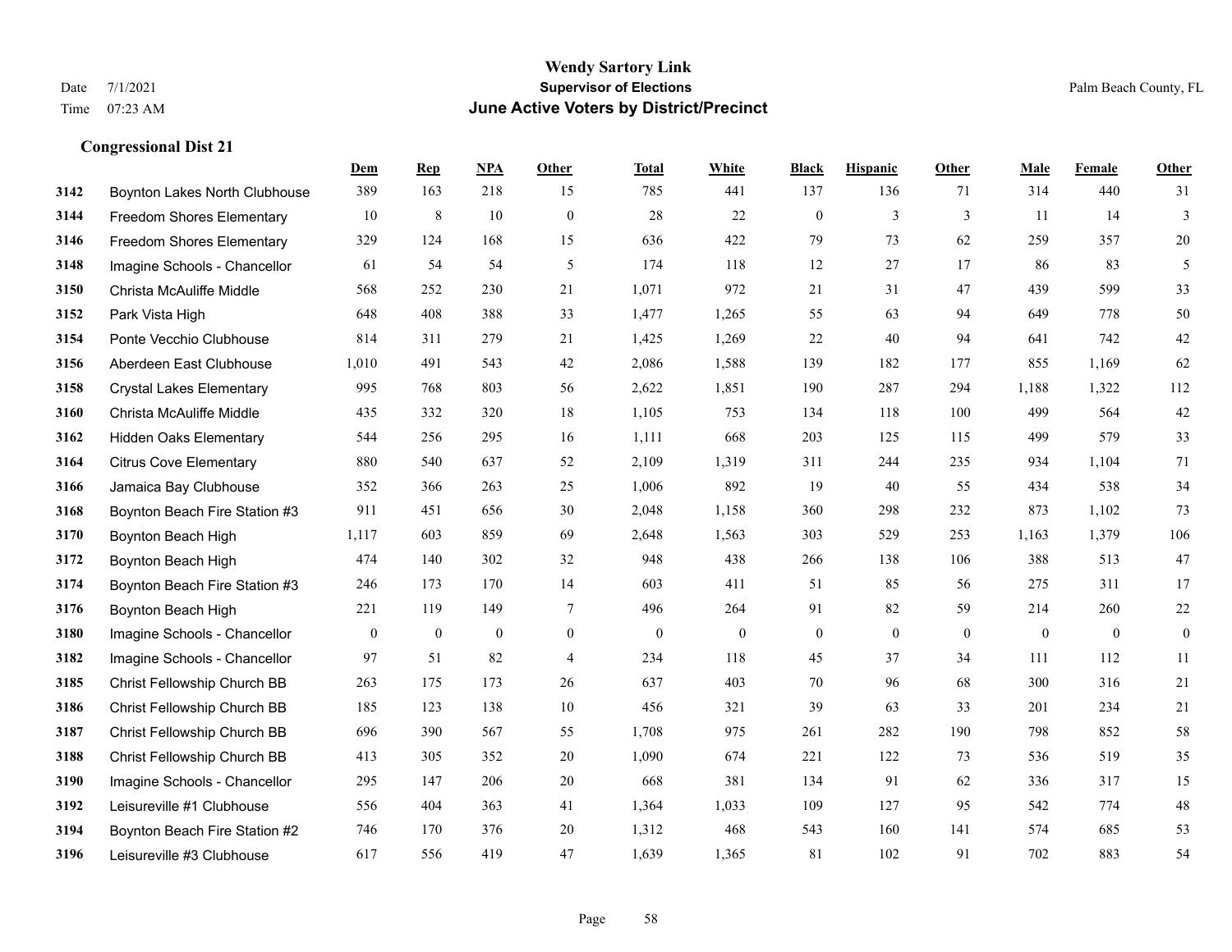# Wendy Sartory Link
## Supervisor of Elections
## June Active Voters by District/Precinct

Date 7/1/2021
Time 07:23 AM

Palm Beach County, FL

### Congressional Dist 21

| | | Dem | Rep | NPA | Other | Total | White | Black | Hispanic | Other | Male | Female | Other |
|---|---|---|---|---|---|---|---|---|---|---|---|---|---|
| 3142 | Boynton Lakes North Clubhouse | 389 | 163 | 218 | 15 | 785 | 441 | 137 | 136 | 71 | 314 | 440 | 31 |
| 3144 | Freedom Shores Elementary | 10 | 8 | 10 | 0 | 28 | 22 | 0 | 3 | 3 | 11 | 14 | 3 |
| 3146 | Freedom Shores Elementary | 329 | 124 | 168 | 15 | 636 | 422 | 79 | 73 | 62 | 259 | 357 | 20 |
| 3148 | Imagine Schools - Chancellor | 61 | 54 | 54 | 5 | 174 | 118 | 12 | 27 | 17 | 86 | 83 | 5 |
| 3150 | Christa McAuliffe Middle | 568 | 252 | 230 | 21 | 1,071 | 972 | 21 | 31 | 47 | 439 | 599 | 33 |
| 3152 | Park Vista High | 648 | 408 | 388 | 33 | 1,477 | 1,265 | 55 | 63 | 94 | 649 | 778 | 50 |
| 3154 | Ponte Vecchio Clubhouse | 814 | 311 | 279 | 21 | 1,425 | 1,269 | 22 | 40 | 94 | 641 | 742 | 42 |
| 3156 | Aberdeen East Clubhouse | 1,010 | 491 | 543 | 42 | 2,086 | 1,588 | 139 | 182 | 177 | 855 | 1,169 | 62 |
| 3158 | Crystal Lakes Elementary | 995 | 768 | 803 | 56 | 2,622 | 1,851 | 190 | 287 | 294 | 1,188 | 1,322 | 112 |
| 3160 | Christa McAuliffe Middle | 435 | 332 | 320 | 18 | 1,105 | 753 | 134 | 118 | 100 | 499 | 564 | 42 |
| 3162 | Hidden Oaks Elementary | 544 | 256 | 295 | 16 | 1,111 | 668 | 203 | 125 | 115 | 499 | 579 | 33 |
| 3164 | Citrus Cove Elementary | 880 | 540 | 637 | 52 | 2,109 | 1,319 | 311 | 244 | 235 | 934 | 1,104 | 71 |
| 3166 | Jamaica Bay Clubhouse | 352 | 366 | 263 | 25 | 1,006 | 892 | 19 | 40 | 55 | 434 | 538 | 34 |
| 3168 | Boynton Beach Fire Station #3 | 911 | 451 | 656 | 30 | 2,048 | 1,158 | 360 | 298 | 232 | 873 | 1,102 | 73 |
| 3170 | Boynton Beach High | 1,117 | 603 | 859 | 69 | 2,648 | 1,563 | 303 | 529 | 253 | 1,163 | 1,379 | 106 |
| 3172 | Boynton Beach High | 474 | 140 | 302 | 32 | 948 | 438 | 266 | 138 | 106 | 388 | 513 | 47 |
| 3174 | Boynton Beach Fire Station #3 | 246 | 173 | 170 | 14 | 603 | 411 | 51 | 85 | 56 | 275 | 311 | 17 |
| 3176 | Boynton Beach High | 221 | 119 | 149 | 7 | 496 | 264 | 91 | 82 | 59 | 214 | 260 | 22 |
| 3180 | Imagine Schools - Chancellor | 0 | 0 | 0 | 0 | 0 | 0 | 0 | 0 | 0 | 0 | 0 | 0 |
| 3182 | Imagine Schools - Chancellor | 97 | 51 | 82 | 4 | 234 | 118 | 45 | 37 | 34 | 111 | 112 | 11 |
| 3185 | Christ Fellowship Church BB | 263 | 175 | 173 | 26 | 637 | 403 | 70 | 96 | 68 | 300 | 316 | 21 |
| 3186 | Christ Fellowship Church BB | 185 | 123 | 138 | 10 | 456 | 321 | 39 | 63 | 33 | 201 | 234 | 21 |
| 3187 | Christ Fellowship Church BB | 696 | 390 | 567 | 55 | 1,708 | 975 | 261 | 282 | 190 | 798 | 852 | 58 |
| 3188 | Christ Fellowship Church BB | 413 | 305 | 352 | 20 | 1,090 | 674 | 221 | 122 | 73 | 536 | 519 | 35 |
| 3190 | Imagine Schools - Chancellor | 295 | 147 | 206 | 20 | 668 | 381 | 134 | 91 | 62 | 336 | 317 | 15 |
| 3192 | Leisureville #1 Clubhouse | 556 | 404 | 363 | 41 | 1,364 | 1,033 | 109 | 127 | 95 | 542 | 774 | 48 |
| 3194 | Boynton Beach Fire Station #2 | 746 | 170 | 376 | 20 | 1,312 | 468 | 543 | 160 | 141 | 574 | 685 | 53 |
| 3196 | Leisureville #3 Clubhouse | 617 | 556 | 419 | 47 | 1,639 | 1,365 | 81 | 102 | 91 | 702 | 883 | 54 |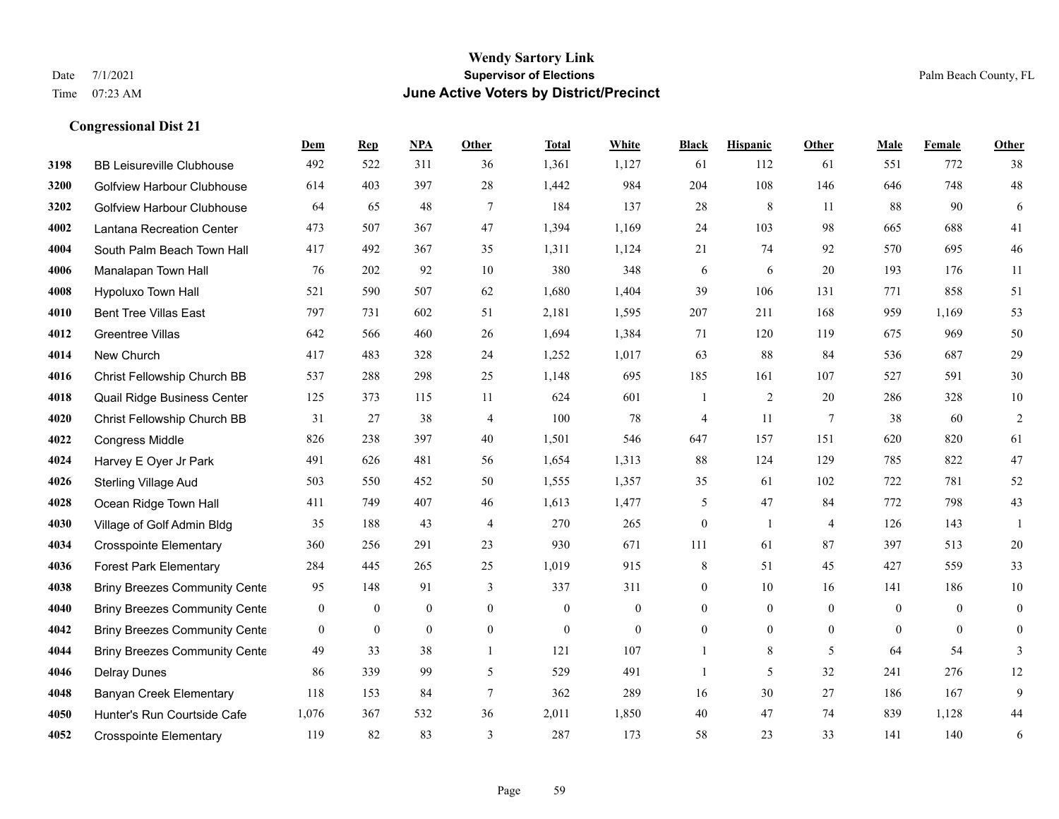# Wendy Sartory Link
## Supervisor of Elections
## June Active Voters by District/Precinct

Date 7/1/2021
Time 07:23 AM

Palm Beach County, FL

### Congressional Dist 21

| | | Dem | Rep | NPA | Other | Total | White | Black | Hispanic | Other | Male | Female | Other |
|---|---|---|---|---|---|---|---|---|---|---|---|---|---|
| 3198 | BB Leisureville Clubhouse | 492 | 522 | 311 | 36 | 1,361 | 1,127 | 61 | 112 | 61 | 551 | 772 | 38 |
| 3200 | Golfview Harbour Clubhouse | 614 | 403 | 397 | 28 | 1,442 | 984 | 204 | 108 | 146 | 646 | 748 | 48 |
| 3202 | Golfview Harbour Clubhouse | 64 | 65 | 48 | 7 | 184 | 137 | 28 | 8 | 11 | 88 | 90 | 6 |
| 4002 | Lantana Recreation Center | 473 | 507 | 367 | 47 | 1,394 | 1,169 | 24 | 103 | 98 | 665 | 688 | 41 |
| 4004 | South Palm Beach Town Hall | 417 | 492 | 367 | 35 | 1,311 | 1,124 | 21 | 74 | 92 | 570 | 695 | 46 |
| 4006 | Manalapan Town Hall | 76 | 202 | 92 | 10 | 380 | 348 | 6 | 6 | 20 | 193 | 176 | 11 |
| 4008 | Hypoluxo Town Hall | 521 | 590 | 507 | 62 | 1,680 | 1,404 | 39 | 106 | 131 | 771 | 858 | 51 |
| 4010 | Bent Tree Villas East | 797 | 731 | 602 | 51 | 2,181 | 1,595 | 207 | 211 | 168 | 959 | 1,169 | 53 |
| 4012 | Greentree Villas | 642 | 566 | 460 | 26 | 1,694 | 1,384 | 71 | 120 | 119 | 675 | 969 | 50 |
| 4014 | New Church | 417 | 483 | 328 | 24 | 1,252 | 1,017 | 63 | 88 | 84 | 536 | 687 | 29 |
| 4016 | Christ Fellowship Church BB | 537 | 288 | 298 | 25 | 1,148 | 695 | 185 | 161 | 107 | 527 | 591 | 30 |
| 4018 | Quail Ridge Business Center | 125 | 373 | 115 | 11 | 624 | 601 | 1 | 2 | 20 | 286 | 328 | 10 |
| 4020 | Christ Fellowship Church BB | 31 | 27 | 38 | 4 | 100 | 78 | 4 | 11 | 7 | 38 | 60 | 2 |
| 4022 | Congress Middle | 826 | 238 | 397 | 40 | 1,501 | 546 | 647 | 157 | 151 | 620 | 820 | 61 |
| 4024 | Harvey E Oyer Jr Park | 491 | 626 | 481 | 56 | 1,654 | 1,313 | 88 | 124 | 129 | 785 | 822 | 47 |
| 4026 | Sterling Village Aud | 503 | 550 | 452 | 50 | 1,555 | 1,357 | 35 | 61 | 102 | 722 | 781 | 52 |
| 4028 | Ocean Ridge Town Hall | 411 | 749 | 407 | 46 | 1,613 | 1,477 | 5 | 47 | 84 | 772 | 798 | 43 |
| 4030 | Village of Golf Admin Bldg | 35 | 188 | 43 | 4 | 270 | 265 | 0 | 1 | 4 | 126 | 143 | 1 |
| 4034 | Crosspointe Elementary | 360 | 256 | 291 | 23 | 930 | 671 | 111 | 61 | 87 | 397 | 513 | 20 |
| 4036 | Forest Park Elementary | 284 | 445 | 265 | 25 | 1,019 | 915 | 8 | 51 | 45 | 427 | 559 | 33 |
| 4038 | Briny Breezes Community Cente | 95 | 148 | 91 | 3 | 337 | 311 | 0 | 10 | 16 | 141 | 186 | 10 |
| 4040 | Briny Breezes Community Cente | 0 | 0 | 0 | 0 | 0 | 0 | 0 | 0 | 0 | 0 | 0 | 0 |
| 4042 | Briny Breezes Community Cente | 0 | 0 | 0 | 0 | 0 | 0 | 0 | 0 | 0 | 0 | 0 | 0 |
| 4044 | Briny Breezes Community Cente | 49 | 33 | 38 | 1 | 121 | 107 | 1 | 8 | 5 | 64 | 54 | 3 |
| 4046 | Delray Dunes | 86 | 339 | 99 | 5 | 529 | 491 | 1 | 5 | 32 | 241 | 276 | 12 |
| 4048 | Banyan Creek Elementary | 118 | 153 | 84 | 7 | 362 | 289 | 16 | 30 | 27 | 186 | 167 | 9 |
| 4050 | Hunter's Run Courtside Cafe | 1,076 | 367 | 532 | 36 | 2,011 | 1,850 | 40 | 47 | 74 | 839 | 1,128 | 44 |
| 4052 | Crosspointe Elementary | 119 | 82 | 83 | 3 | 287 | 173 | 58 | 23 | 33 | 141 | 140 | 6 |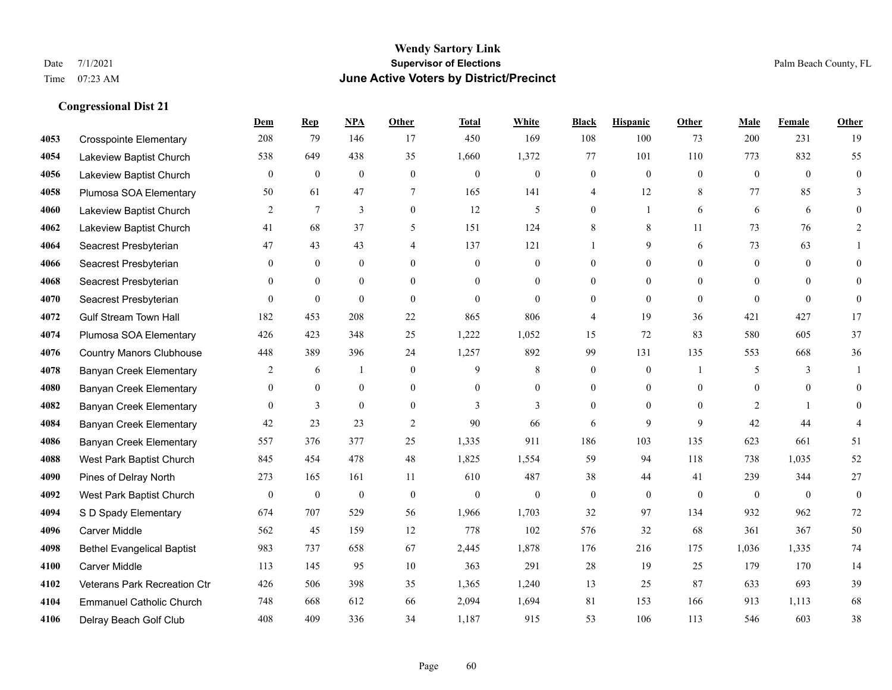# Wendy Sartory Link
## Supervisor of Elections
## June Active Voters by District/Precinct

Date 7/1/2021
Time 07:23 AM

Palm Beach County, FL

### Congressional Dist 21

| | | Dem | Rep | NPA | Other | Total | White | Black | Hispanic | Other | Male | Female | Other |
|---|---|---|---|---|---|---|---|---|---|---|---|---|---|
| 4053 | Crosspointe Elementary | 208 | 79 | 146 | 17 | 450 | 169 | 108 | 100 | 73 | 200 | 231 | 19 |
| 4054 | Lakeview Baptist Church | 538 | 649 | 438 | 35 | 1,660 | 1,372 | 77 | 101 | 110 | 773 | 832 | 55 |
| 4056 | Lakeview Baptist Church | 0 | 0 | 0 | 0 | 0 | 0 | 0 | 0 | 0 | 0 | 0 | 0 |
| 4058 | Plumosa SOA Elementary | 50 | 61 | 47 | 7 | 165 | 141 | 4 | 12 | 8 | 77 | 85 | 3 |
| 4060 | Lakeview Baptist Church | 2 | 7 | 3 | 0 | 12 | 5 | 0 | 1 | 6 | 6 | 6 | 0 |
| 4062 | Lakeview Baptist Church | 41 | 68 | 37 | 5 | 151 | 124 | 8 | 8 | 11 | 73 | 76 | 2 |
| 4064 | Seacrest Presbyterian | 47 | 43 | 43 | 4 | 137 | 121 | 1 | 9 | 6 | 73 | 63 | 1 |
| 4066 | Seacrest Presbyterian | 0 | 0 | 0 | 0 | 0 | 0 | 0 | 0 | 0 | 0 | 0 | 0 |
| 4068 | Seacrest Presbyterian | 0 | 0 | 0 | 0 | 0 | 0 | 0 | 0 | 0 | 0 | 0 | 0 |
| 4070 | Seacrest Presbyterian | 0 | 0 | 0 | 0 | 0 | 0 | 0 | 0 | 0 | 0 | 0 | 0 |
| 4072 | Gulf Stream Town Hall | 182 | 453 | 208 | 22 | 865 | 806 | 4 | 19 | 36 | 421 | 427 | 17 |
| 4074 | Plumosa SOA Elementary | 426 | 423 | 348 | 25 | 1,222 | 1,052 | 15 | 72 | 83 | 580 | 605 | 37 |
| 4076 | Country Manors Clubhouse | 448 | 389 | 396 | 24 | 1,257 | 892 | 99 | 131 | 135 | 553 | 668 | 36 |
| 4078 | Banyan Creek Elementary | 2 | 6 | 1 | 0 | 9 | 8 | 0 | 0 | 1 | 5 | 3 | 1 |
| 4080 | Banyan Creek Elementary | 0 | 0 | 0 | 0 | 0 | 0 | 0 | 0 | 0 | 0 | 0 | 0 |
| 4082 | Banyan Creek Elementary | 0 | 3 | 0 | 0 | 3 | 3 | 0 | 0 | 0 | 2 | 1 | 0 |
| 4084 | Banyan Creek Elementary | 42 | 23 | 23 | 2 | 90 | 66 | 6 | 9 | 9 | 42 | 44 | 4 |
| 4086 | Banyan Creek Elementary | 557 | 376 | 377 | 25 | 1,335 | 911 | 186 | 103 | 135 | 623 | 661 | 51 |
| 4088 | West Park Baptist Church | 845 | 454 | 478 | 48 | 1,825 | 1,554 | 59 | 94 | 118 | 738 | 1,035 | 52 |
| 4090 | Pines of Delray North | 273 | 165 | 161 | 11 | 610 | 487 | 38 | 44 | 41 | 239 | 344 | 27 |
| 4092 | West Park Baptist Church | 0 | 0 | 0 | 0 | 0 | 0 | 0 | 0 | 0 | 0 | 0 | 0 |
| 4094 | S D Spady Elementary | 674 | 707 | 529 | 56 | 1,966 | 1,703 | 32 | 97 | 134 | 932 | 962 | 72 |
| 4096 | Carver Middle | 562 | 45 | 159 | 12 | 778 | 102 | 576 | 32 | 68 | 361 | 367 | 50 |
| 4098 | Bethel Evangelical Baptist | 983 | 737 | 658 | 67 | 2,445 | 1,878 | 176 | 216 | 175 | 1,036 | 1,335 | 74 |
| 4100 | Carver Middle | 113 | 145 | 95 | 10 | 363 | 291 | 28 | 19 | 25 | 179 | 170 | 14 |
| 4102 | Veterans Park Recreation Ctr | 426 | 506 | 398 | 35 | 1,365 | 1,240 | 13 | 25 | 87 | 633 | 693 | 39 |
| 4104 | Emmanuel Catholic Church | 748 | 668 | 612 | 66 | 2,094 | 1,694 | 81 | 153 | 166 | 913 | 1,113 | 68 |
| 4106 | Delray Beach Golf Club | 408 | 409 | 336 | 34 | 1,187 | 915 | 53 | 106 | 113 | 546 | 603 | 38 |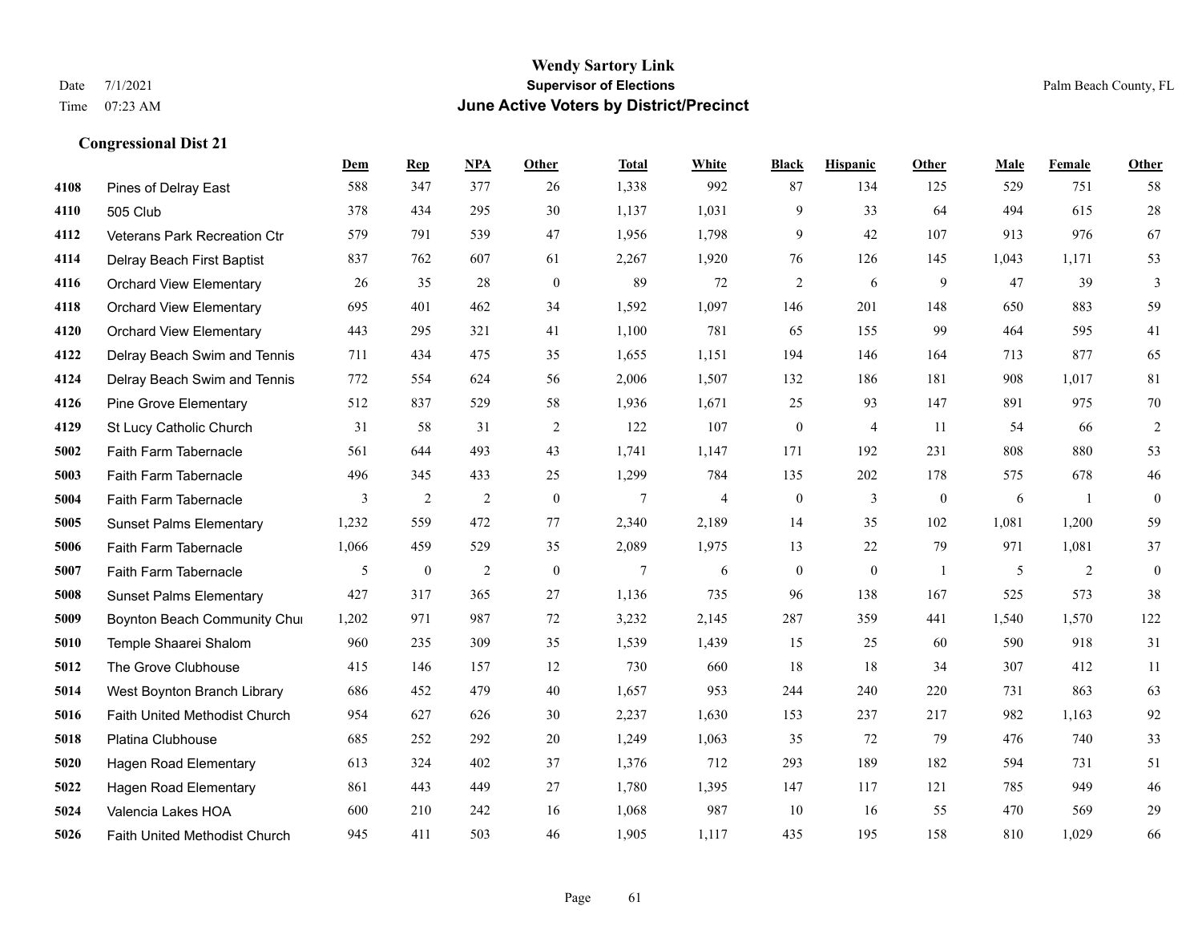**Wendy Sartory Link**
**Supervisor of Elections**
**June Active Voters by District/Precinct**

Date 7/1/2021
Time 07:23 AM

Palm Beach County, FL

### Congressional Dist 21

| | | Dem | Rep | NPA | Other | Total | White | Black | Hispanic | Other | Male | Female | Other |
|---|---|---|---|---|---|---|---|---|---|---|---|---|---|
| 4108 | Pines of Delray East | 588 | 347 | 377 | 26 | 1,338 | 992 | 87 | 134 | 125 | 529 | 751 | 58 |
| 4110 | 505 Club | 378 | 434 | 295 | 30 | 1,137 | 1,031 | 9 | 33 | 64 | 494 | 615 | 28 |
| 4112 | Veterans Park Recreation Ctr | 579 | 791 | 539 | 47 | 1,956 | 1,798 | 9 | 42 | 107 | 913 | 976 | 67 |
| 4114 | Delray Beach First Baptist | 837 | 762 | 607 | 61 | 2,267 | 1,920 | 76 | 126 | 145 | 1,043 | 1,171 | 53 |
| 4116 | Orchard View Elementary | 26 | 35 | 28 | 0 | 89 | 72 | 2 | 6 | 9 | 47 | 39 | 3 |
| 4118 | Orchard View Elementary | 695 | 401 | 462 | 34 | 1,592 | 1,097 | 146 | 201 | 148 | 650 | 883 | 59 |
| 4120 | Orchard View Elementary | 443 | 295 | 321 | 41 | 1,100 | 781 | 65 | 155 | 99 | 464 | 595 | 41 |
| 4122 | Delray Beach Swim and Tennis | 711 | 434 | 475 | 35 | 1,655 | 1,151 | 194 | 146 | 164 | 713 | 877 | 65 |
| 4124 | Delray Beach Swim and Tennis | 772 | 554 | 624 | 56 | 2,006 | 1,507 | 132 | 186 | 181 | 908 | 1,017 | 81 |
| 4126 | Pine Grove Elementary | 512 | 837 | 529 | 58 | 1,936 | 1,671 | 25 | 93 | 147 | 891 | 975 | 70 |
| 4129 | St Lucy Catholic Church | 31 | 58 | 31 | 2 | 122 | 107 | 0 | 4 | 11 | 54 | 66 | 2 |
| 5002 | Faith Farm Tabernacle | 561 | 644 | 493 | 43 | 1,741 | 1,147 | 171 | 192 | 231 | 808 | 880 | 53 |
| 5003 | Faith Farm Tabernacle | 496 | 345 | 433 | 25 | 1,299 | 784 | 135 | 202 | 178 | 575 | 678 | 46 |
| 5004 | Faith Farm Tabernacle | 3 | 2 | 2 | 0 | 7 | 4 | 0 | 3 | 0 | 6 | 1 | 0 |
| 5005 | Sunset Palms Elementary | 1,232 | 559 | 472 | 77 | 2,340 | 2,189 | 14 | 35 | 102 | 1,081 | 1,200 | 59 |
| 5006 | Faith Farm Tabernacle | 1,066 | 459 | 529 | 35 | 2,089 | 1,975 | 13 | 22 | 79 | 971 | 1,081 | 37 |
| 5007 | Faith Farm Tabernacle | 5 | 0 | 2 | 0 | 7 | 6 | 0 | 0 | 1 | 5 | 2 | 0 |
| 5008 | Sunset Palms Elementary | 427 | 317 | 365 | 27 | 1,136 | 735 | 96 | 138 | 167 | 525 | 573 | 38 |
| 5009 | Boynton Beach Community Chui | 1,202 | 971 | 987 | 72 | 3,232 | 2,145 | 287 | 359 | 441 | 1,540 | 1,570 | 122 |
| 5010 | Temple Shaarei Shalom | 960 | 235 | 309 | 35 | 1,539 | 1,439 | 15 | 25 | 60 | 590 | 918 | 31 |
| 5012 | The Grove Clubhouse | 415 | 146 | 157 | 12 | 730 | 660 | 18 | 18 | 34 | 307 | 412 | 11 |
| 5014 | West Boynton Branch Library | 686 | 452 | 479 | 40 | 1,657 | 953 | 244 | 240 | 220 | 731 | 863 | 63 |
| 5016 | Faith United Methodist Church | 954 | 627 | 626 | 30 | 2,237 | 1,630 | 153 | 237 | 217 | 982 | 1,163 | 92 |
| 5018 | Platina Clubhouse | 685 | 252 | 292 | 20 | 1,249 | 1,063 | 35 | 72 | 79 | 476 | 740 | 33 |
| 5020 | Hagen Road Elementary | 613 | 324 | 402 | 37 | 1,376 | 712 | 293 | 189 | 182 | 594 | 731 | 51 |
| 5022 | Hagen Road Elementary | 861 | 443 | 449 | 27 | 1,780 | 1,395 | 147 | 117 | 121 | 785 | 949 | 46 |
| 5024 | Valencia Lakes HOA | 600 | 210 | 242 | 16 | 1,068 | 987 | 10 | 16 | 55 | 470 | 569 | 29 |
| 5026 | Faith United Methodist Church | 945 | 411 | 503 | 46 | 1,905 | 1,117 | 435 | 195 | 158 | 810 | 1,029 | 66 |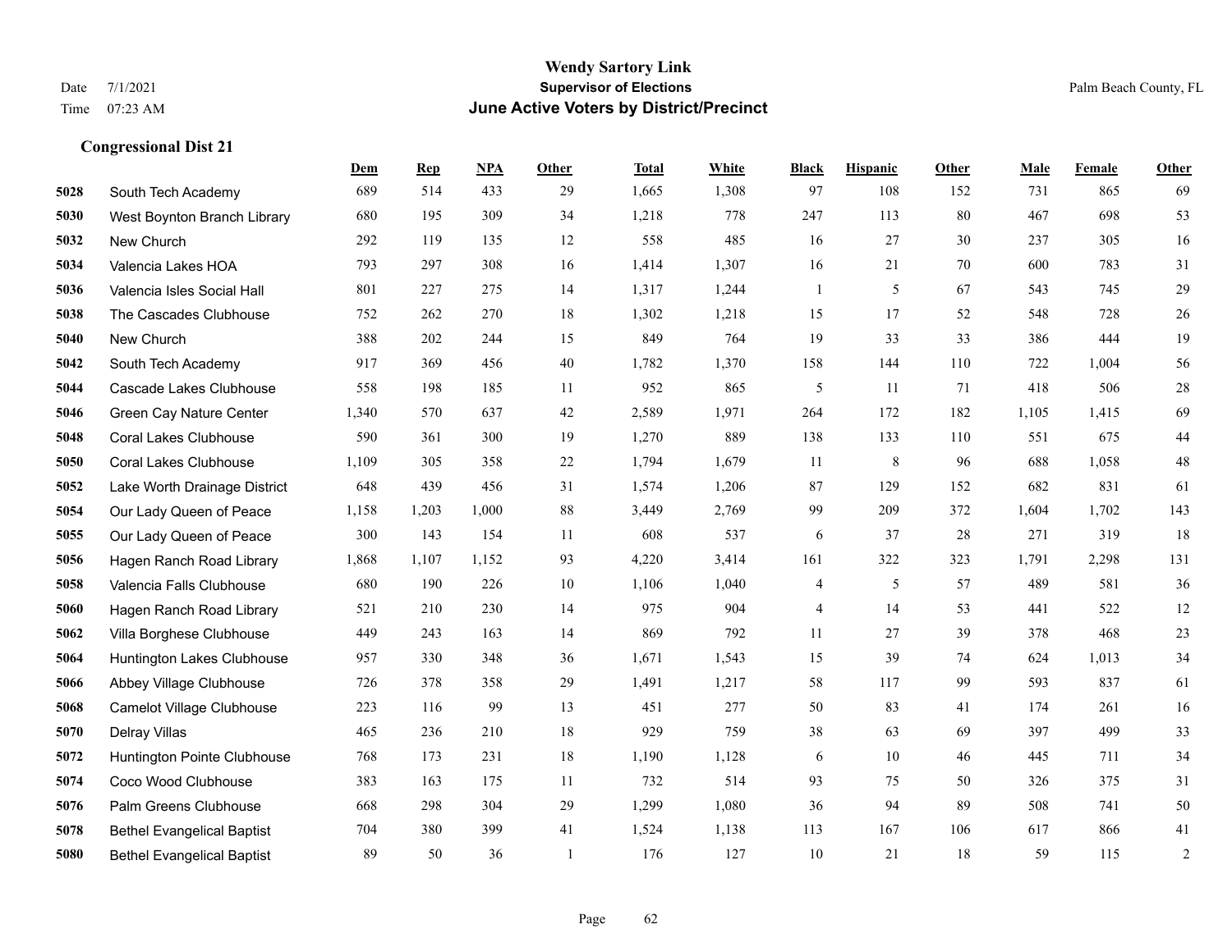**Wendy Sartory Link**
**Supervisor of Elections**
**June Active Voters by District/Precinct**

Date 7/1/2021
Time 07:23 AM

Palm Beach County, FL

### Congressional Dist 21

| | | Dem | Rep | NPA | Other | Total | White | Black | Hispanic | Other | Male | Female | Other |
|---|---|---|---|---|---|---|---|---|---|---|---|---|---|
| 5028 | South Tech Academy | 689 | 514 | 433 | 29 | 1,665 | 1,308 | 97 | 108 | 152 | 731 | 865 | 69 |
| 5030 | West Boynton Branch Library | 680 | 195 | 309 | 34 | 1,218 | 778 | 247 | 113 | 80 | 467 | 698 | 53 |
| 5032 | New Church | 292 | 119 | 135 | 12 | 558 | 485 | 16 | 27 | 30 | 237 | 305 | 16 |
| 5034 | Valencia Lakes HOA | 793 | 297 | 308 | 16 | 1,414 | 1,307 | 16 | 21 | 70 | 600 | 783 | 31 |
| 5036 | Valencia Isles Social Hall | 801 | 227 | 275 | 14 | 1,317 | 1,244 | 1 | 5 | 67 | 543 | 745 | 29 |
| 5038 | The Cascades Clubhouse | 752 | 262 | 270 | 18 | 1,302 | 1,218 | 15 | 17 | 52 | 548 | 728 | 26 |
| 5040 | New Church | 388 | 202 | 244 | 15 | 849 | 764 | 19 | 33 | 33 | 386 | 444 | 19 |
| 5042 | South Tech Academy | 917 | 369 | 456 | 40 | 1,782 | 1,370 | 158 | 144 | 110 | 722 | 1,004 | 56 |
| 5044 | Cascade Lakes Clubhouse | 558 | 198 | 185 | 11 | 952 | 865 | 5 | 11 | 71 | 418 | 506 | 28 |
| 5046 | Green Cay Nature Center | 1,340 | 570 | 637 | 42 | 2,589 | 1,971 | 264 | 172 | 182 | 1,105 | 1,415 | 69 |
| 5048 | Coral Lakes Clubhouse | 590 | 361 | 300 | 19 | 1,270 | 889 | 138 | 133 | 110 | 551 | 675 | 44 |
| 5050 | Coral Lakes Clubhouse | 1,109 | 305 | 358 | 22 | 1,794 | 1,679 | 11 | 8 | 96 | 688 | 1,058 | 48 |
| 5052 | Lake Worth Drainage District | 648 | 439 | 456 | 31 | 1,574 | 1,206 | 87 | 129 | 152 | 682 | 831 | 61 |
| 5054 | Our Lady Queen of Peace | 1,158 | 1,203 | 1,000 | 88 | 3,449 | 2,769 | 99 | 209 | 372 | 1,604 | 1,702 | 143 |
| 5055 | Our Lady Queen of Peace | 300 | 143 | 154 | 11 | 608 | 537 | 6 | 37 | 28 | 271 | 319 | 18 |
| 5056 | Hagen Ranch Road Library | 1,868 | 1,107 | 1,152 | 93 | 4,220 | 3,414 | 161 | 322 | 323 | 1,791 | 2,298 | 131 |
| 5058 | Valencia Falls Clubhouse | 680 | 190 | 226 | 10 | 1,106 | 1,040 | 4 | 5 | 57 | 489 | 581 | 36 |
| 5060 | Hagen Ranch Road Library | 521 | 210 | 230 | 14 | 975 | 904 | 4 | 14 | 53 | 441 | 522 | 12 |
| 5062 | Villa Borghese Clubhouse | 449 | 243 | 163 | 14 | 869 | 792 | 11 | 27 | 39 | 378 | 468 | 23 |
| 5064 | Huntington Lakes Clubhouse | 957 | 330 | 348 | 36 | 1,671 | 1,543 | 15 | 39 | 74 | 624 | 1,013 | 34 |
| 5066 | Abbey Village Clubhouse | 726 | 378 | 358 | 29 | 1,491 | 1,217 | 58 | 117 | 99 | 593 | 837 | 61 |
| 5068 | Camelot Village Clubhouse | 223 | 116 | 99 | 13 | 451 | 277 | 50 | 83 | 41 | 174 | 261 | 16 |
| 5070 | Delray Villas | 465 | 236 | 210 | 18 | 929 | 759 | 38 | 63 | 69 | 397 | 499 | 33 |
| 5072 | Huntington Pointe Clubhouse | 768 | 173 | 231 | 18 | 1,190 | 1,128 | 6 | 10 | 46 | 445 | 711 | 34 |
| 5074 | Coco Wood Clubhouse | 383 | 163 | 175 | 11 | 732 | 514 | 93 | 75 | 50 | 326 | 375 | 31 |
| 5076 | Palm Greens Clubhouse | 668 | 298 | 304 | 29 | 1,299 | 1,080 | 36 | 94 | 89 | 508 | 741 | 50 |
| 5078 | Bethel Evangelical Baptist | 704 | 380 | 399 | 41 | 1,524 | 1,138 | 113 | 167 | 106 | 617 | 866 | 41 |
| 5080 | Bethel Evangelical Baptist | 89 | 50 | 36 | 1 | 176 | 127 | 10 | 21 | 18 | 59 | 115 | 2 |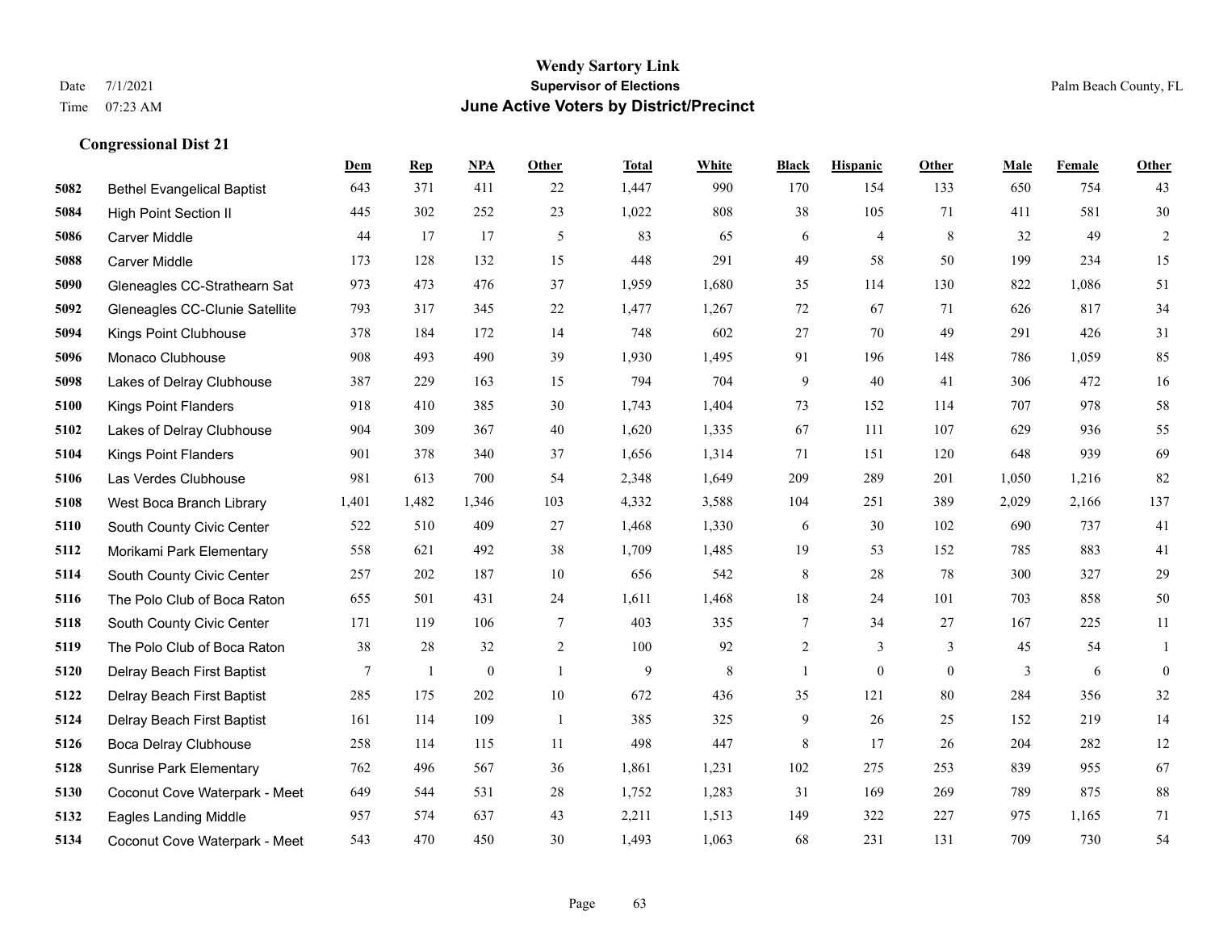# Wendy Sartory Link
## Supervisor of Elections
## June Active Voters by District/Precinct

Date 7/1/2021
Time 07:23 AM

Palm Beach County, FL

### Congressional Dist 21

| | | Dem | Rep | NPA | Other | Total | White | Black | Hispanic | Other | Male | Female | Other |
|---|---|---|---|---|---|---|---|---|---|---|---|---|---|
| 5082 | Bethel Evangelical Baptist | 643 | 371 | 411 | 22 | 1,447 | 990 | 170 | 154 | 133 | 650 | 754 | 43 |
| 5084 | High Point Section II | 445 | 302 | 252 | 23 | 1,022 | 808 | 38 | 105 | 71 | 411 | 581 | 30 |
| 5086 | Carver Middle | 44 | 17 | 17 | 5 | 83 | 65 | 6 | 4 | 8 | 32 | 49 | 2 |
| 5088 | Carver Middle | 173 | 128 | 132 | 15 | 448 | 291 | 49 | 58 | 50 | 199 | 234 | 15 |
| 5090 | Gleneagles CC-Strathearn Sat | 973 | 473 | 476 | 37 | 1,959 | 1,680 | 35 | 114 | 130 | 822 | 1,086 | 51 |
| 5092 | Gleneagles CC-Clunie Satellite | 793 | 317 | 345 | 22 | 1,477 | 1,267 | 72 | 67 | 71 | 626 | 817 | 34 |
| 5094 | Kings Point Clubhouse | 378 | 184 | 172 | 14 | 748 | 602 | 27 | 70 | 49 | 291 | 426 | 31 |
| 5096 | Monaco Clubhouse | 908 | 493 | 490 | 39 | 1,930 | 1,495 | 91 | 196 | 148 | 786 | 1,059 | 85 |
| 5098 | Lakes of Delray Clubhouse | 387 | 229 | 163 | 15 | 794 | 704 | 9 | 40 | 41 | 306 | 472 | 16 |
| 5100 | Kings Point Flanders | 918 | 410 | 385 | 30 | 1,743 | 1,404 | 73 | 152 | 114 | 707 | 978 | 58 |
| 5102 | Lakes of Delray Clubhouse | 904 | 309 | 367 | 40 | 1,620 | 1,335 | 67 | 111 | 107 | 629 | 936 | 55 |
| 5104 | Kings Point Flanders | 901 | 378 | 340 | 37 | 1,656 | 1,314 | 71 | 151 | 120 | 648 | 939 | 69 |
| 5106 | Las Verdes Clubhouse | 981 | 613 | 700 | 54 | 2,348 | 1,649 | 209 | 289 | 201 | 1,050 | 1,216 | 82 |
| 5108 | West Boca Branch Library | 1,401 | 1,482 | 1,346 | 103 | 4,332 | 3,588 | 104 | 251 | 389 | 2,029 | 2,166 | 137 |
| 5110 | South County Civic Center | 522 | 510 | 409 | 27 | 1,468 | 1,330 | 6 | 30 | 102 | 690 | 737 | 41 |
| 5112 | Morikami Park Elementary | 558 | 621 | 492 | 38 | 1,709 | 1,485 | 19 | 53 | 152 | 785 | 883 | 41 |
| 5114 | South County Civic Center | 257 | 202 | 187 | 10 | 656 | 542 | 8 | 28 | 78 | 300 | 327 | 29 |
| 5116 | The Polo Club of Boca Raton | 655 | 501 | 431 | 24 | 1,611 | 1,468 | 18 | 24 | 101 | 703 | 858 | 50 |
| 5118 | South County Civic Center | 171 | 119 | 106 | 7 | 403 | 335 | 7 | 34 | 27 | 167 | 225 | 11 |
| 5119 | The Polo Club of Boca Raton | 38 | 28 | 32 | 2 | 100 | 92 | 2 | 3 | 3 | 45 | 54 | 1 |
| 5120 | Delray Beach First Baptist | 7 | 1 | 0 | 1 | 9 | 8 | 1 | 0 | 0 | 3 | 6 | 0 |
| 5122 | Delray Beach First Baptist | 285 | 175 | 202 | 10 | 672 | 436 | 35 | 121 | 80 | 284 | 356 | 32 |
| 5124 | Delray Beach First Baptist | 161 | 114 | 109 | 1 | 385 | 325 | 9 | 26 | 25 | 152 | 219 | 14 |
| 5126 | Boca Delray Clubhouse | 258 | 114 | 115 | 11 | 498 | 447 | 8 | 17 | 26 | 204 | 282 | 12 |
| 5128 | Sunrise Park Elementary | 762 | 496 | 567 | 36 | 1,861 | 1,231 | 102 | 275 | 253 | 839 | 955 | 67 |
| 5130 | Coconut Cove Waterpark - Meet | 649 | 544 | 531 | 28 | 1,752 | 1,283 | 31 | 169 | 269 | 789 | 875 | 88 |
| 5132 | Eagles Landing Middle | 957 | 574 | 637 | 43 | 2,211 | 1,513 | 149 | 322 | 227 | 975 | 1,165 | 71 |
| 5134 | Coconut Cove Waterpark - Meet | 543 | 470 | 450 | 30 | 1,493 | 1,063 | 68 | 231 | 131 | 709 | 730 | 54 |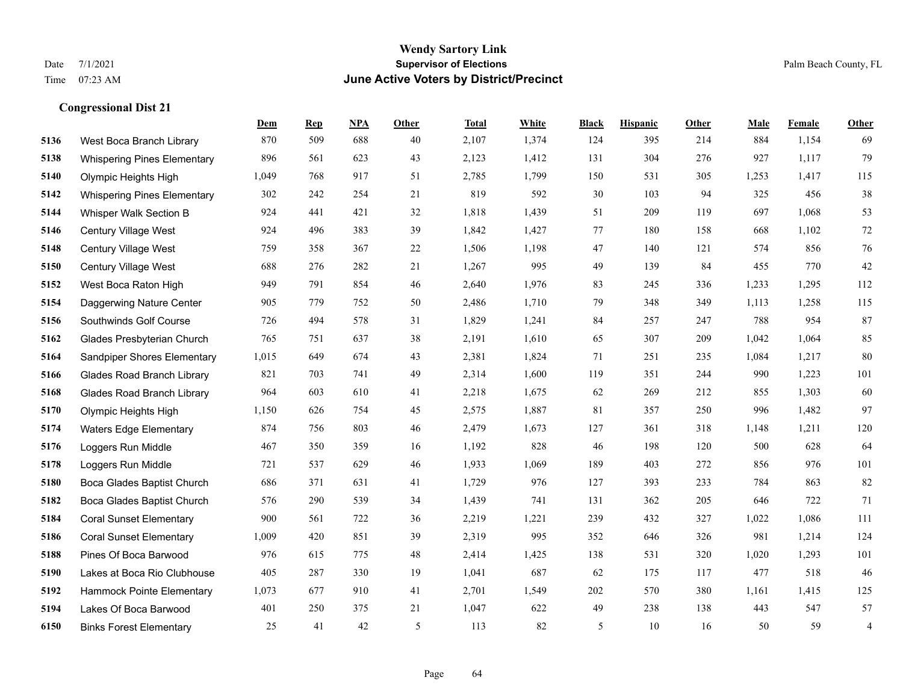**Wendy Sartory Link**
**Supervisor of Elections**
**June Active Voters by District/Precinct**

Date 7/1/2021
Time 07:23 AM

Palm Beach County, FL

### Congressional Dist 21

| | | Dem | Rep | NPA | Other | Total | White | Black | Hispanic | Other | Male | Female | Other |
|---|---|---|---|---|---|---|---|---|---|---|---|---|---|
| 5136 | West Boca Branch Library | 870 | 509 | 688 | 40 | 2,107 | 1,374 | 124 | 395 | 214 | 884 | 1,154 | 69 |
| 5138 | Whispering Pines Elementary | 896 | 561 | 623 | 43 | 2,123 | 1,412 | 131 | 304 | 276 | 927 | 1,117 | 79 |
| 5140 | Olympic Heights High | 1,049 | 768 | 917 | 51 | 2,785 | 1,799 | 150 | 531 | 305 | 1,253 | 1,417 | 115 |
| 5142 | Whispering Pines Elementary | 302 | 242 | 254 | 21 | 819 | 592 | 30 | 103 | 94 | 325 | 456 | 38 |
| 5144 | Whisper Walk Section B | 924 | 441 | 421 | 32 | 1,818 | 1,439 | 51 | 209 | 119 | 697 | 1,068 | 53 |
| 5146 | Century Village West | 924 | 496 | 383 | 39 | 1,842 | 1,427 | 77 | 180 | 158 | 668 | 1,102 | 72 |
| 5148 | Century Village West | 759 | 358 | 367 | 22 | 1,506 | 1,198 | 47 | 140 | 121 | 574 | 856 | 76 |
| 5150 | Century Village West | 688 | 276 | 282 | 21 | 1,267 | 995 | 49 | 139 | 84 | 455 | 770 | 42 |
| 5152 | West Boca Raton High | 949 | 791 | 854 | 46 | 2,640 | 1,976 | 83 | 245 | 336 | 1,233 | 1,295 | 112 |
| 5154 | Daggerwing Nature Center | 905 | 779 | 752 | 50 | 2,486 | 1,710 | 79 | 348 | 349 | 1,113 | 1,258 | 115 |
| 5156 | Southwinds Golf Course | 726 | 494 | 578 | 31 | 1,829 | 1,241 | 84 | 257 | 247 | 788 | 954 | 87 |
| 5162 | Glades Presbyterian Church | 765 | 751 | 637 | 38 | 2,191 | 1,610 | 65 | 307 | 209 | 1,042 | 1,064 | 85 |
| 5164 | Sandpiper Shores Elementary | 1,015 | 649 | 674 | 43 | 2,381 | 1,824 | 71 | 251 | 235 | 1,084 | 1,217 | 80 |
| 5166 | Glades Road Branch Library | 821 | 703 | 741 | 49 | 2,314 | 1,600 | 119 | 351 | 244 | 990 | 1,223 | 101 |
| 5168 | Glades Road Branch Library | 964 | 603 | 610 | 41 | 2,218 | 1,675 | 62 | 269 | 212 | 855 | 1,303 | 60 |
| 5170 | Olympic Heights High | 1,150 | 626 | 754 | 45 | 2,575 | 1,887 | 81 | 357 | 250 | 996 | 1,482 | 97 |
| 5174 | Waters Edge Elementary | 874 | 756 | 803 | 46 | 2,479 | 1,673 | 127 | 361 | 318 | 1,148 | 1,211 | 120 |
| 5176 | Loggers Run Middle | 467 | 350 | 359 | 16 | 1,192 | 828 | 46 | 198 | 120 | 500 | 628 | 64 |
| 5178 | Loggers Run Middle | 721 | 537 | 629 | 46 | 1,933 | 1,069 | 189 | 403 | 272 | 856 | 976 | 101 |
| 5180 | Boca Glades Baptist Church | 686 | 371 | 631 | 41 | 1,729 | 976 | 127 | 393 | 233 | 784 | 863 | 82 |
| 5182 | Boca Glades Baptist Church | 576 | 290 | 539 | 34 | 1,439 | 741 | 131 | 362 | 205 | 646 | 722 | 71 |
| 5184 | Coral Sunset Elementary | 900 | 561 | 722 | 36 | 2,219 | 1,221 | 239 | 432 | 327 | 1,022 | 1,086 | 111 |
| 5186 | Coral Sunset Elementary | 1,009 | 420 | 851 | 39 | 2,319 | 995 | 352 | 646 | 326 | 981 | 1,214 | 124 |
| 5188 | Pines Of Boca Barwood | 976 | 615 | 775 | 48 | 2,414 | 1,425 | 138 | 531 | 320 | 1,020 | 1,293 | 101 |
| 5190 | Lakes at Boca Rio Clubhouse | 405 | 287 | 330 | 19 | 1,041 | 687 | 62 | 175 | 117 | 477 | 518 | 46 |
| 5192 | Hammock Pointe Elementary | 1,073 | 677 | 910 | 41 | 2,701 | 1,549 | 202 | 570 | 380 | 1,161 | 1,415 | 125 |
| 5194 | Lakes Of Boca Barwood | 401 | 250 | 375 | 21 | 1,047 | 622 | 49 | 238 | 138 | 443 | 547 | 57 |
| 6150 | Binks Forest Elementary | 25 | 41 | 42 | 5 | 113 | 82 | 5 | 10 | 16 | 50 | 59 | 4 |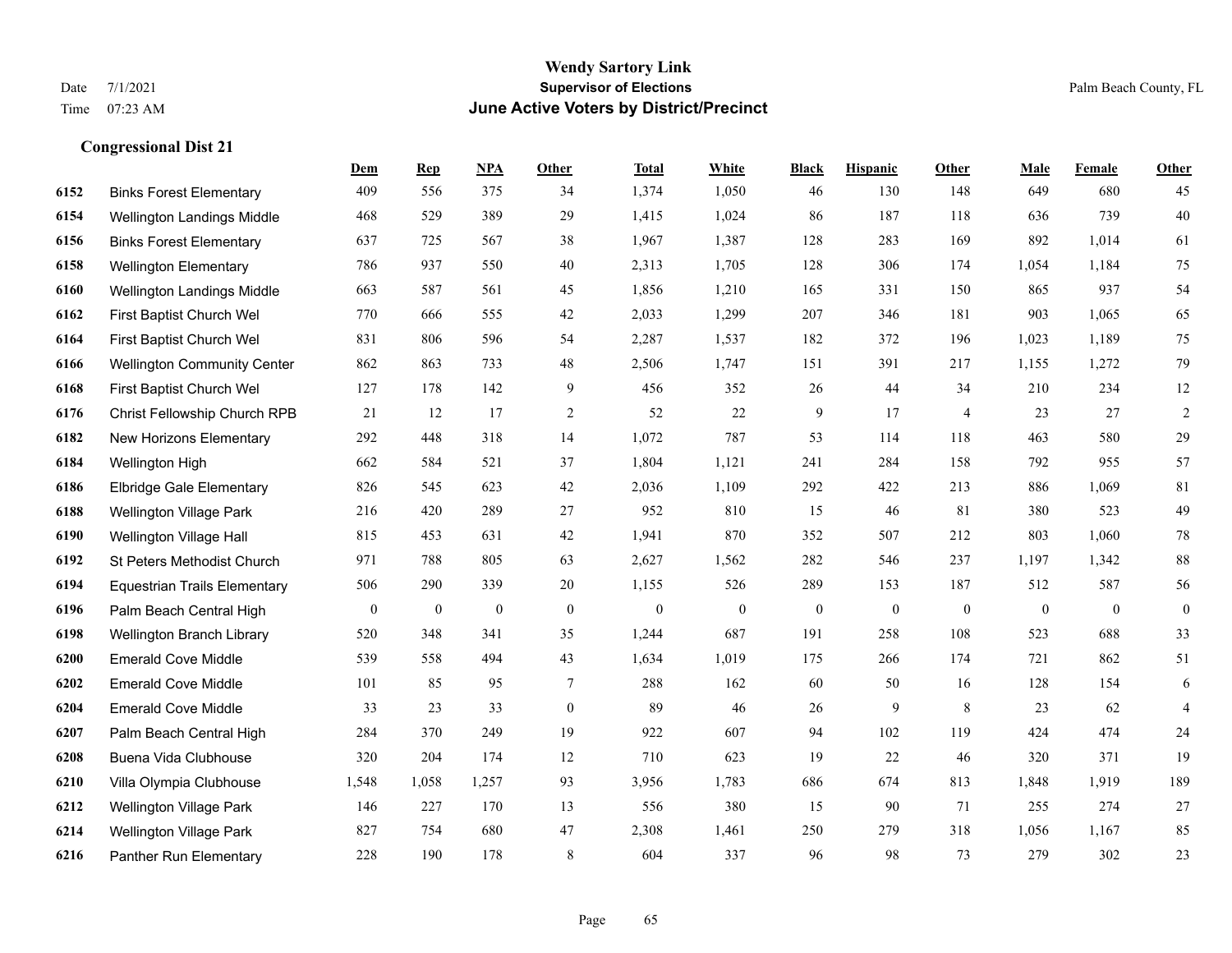**Wendy Sartory Link**
**Supervisor of Elections**
**June Active Voters by District/Precinct**

Date 7/1/2021
Time 07:23 AM

Palm Beach County, FL

## Congressional Dist 21

| | | Dem | Rep | NPA | Other | Total | White | Black | Hispanic | Other | Male | Female | Other |
|---|---|---|---|---|---|---|---|---|---|---|---|---|---|
| 6152 | Binks Forest Elementary | 409 | 556 | 375 | 34 | 1,374 | 1,050 | 46 | 130 | 148 | 649 | 680 | 45 |
| 6154 | Wellington Landings Middle | 468 | 529 | 389 | 29 | 1,415 | 1,024 | 86 | 187 | 118 | 636 | 739 | 40 |
| 6156 | Binks Forest Elementary | 637 | 725 | 567 | 38 | 1,967 | 1,387 | 128 | 283 | 169 | 892 | 1,014 | 61 |
| 6158 | Wellington Elementary | 786 | 937 | 550 | 40 | 2,313 | 1,705 | 128 | 306 | 174 | 1,054 | 1,184 | 75 |
| 6160 | Wellington Landings Middle | 663 | 587 | 561 | 45 | 1,856 | 1,210 | 165 | 331 | 150 | 865 | 937 | 54 |
| 6162 | First Baptist Church Wel | 770 | 666 | 555 | 42 | 2,033 | 1,299 | 207 | 346 | 181 | 903 | 1,065 | 65 |
| 6164 | First Baptist Church Wel | 831 | 806 | 596 | 54 | 2,287 | 1,537 | 182 | 372 | 196 | 1,023 | 1,189 | 75 |
| 6166 | Wellington Community Center | 862 | 863 | 733 | 48 | 2,506 | 1,747 | 151 | 391 | 217 | 1,155 | 1,272 | 79 |
| 6168 | First Baptist Church Wel | 127 | 178 | 142 | 9 | 456 | 352 | 26 | 44 | 34 | 210 | 234 | 12 |
| 6176 | Christ Fellowship Church RPB | 21 | 12 | 17 | 2 | 52 | 22 | 9 | 17 | 4 | 23 | 27 | 2 |
| 6182 | New Horizons Elementary | 292 | 448 | 318 | 14 | 1,072 | 787 | 53 | 114 | 118 | 463 | 580 | 29 |
| 6184 | Wellington High | 662 | 584 | 521 | 37 | 1,804 | 1,121 | 241 | 284 | 158 | 792 | 955 | 57 |
| 6186 | Elbridge Gale Elementary | 826 | 545 | 623 | 42 | 2,036 | 1,109 | 292 | 422 | 213 | 886 | 1,069 | 81 |
| 6188 | Wellington Village Park | 216 | 420 | 289 | 27 | 952 | 810 | 15 | 46 | 81 | 380 | 523 | 49 |
| 6190 | Wellington Village Hall | 815 | 453 | 631 | 42 | 1,941 | 870 | 352 | 507 | 212 | 803 | 1,060 | 78 |
| 6192 | St Peters Methodist Church | 971 | 788 | 805 | 63 | 2,627 | 1,562 | 282 | 546 | 237 | 1,197 | 1,342 | 88 |
| 6194 | Equestrian Trails Elementary | 506 | 290 | 339 | 20 | 1,155 | 526 | 289 | 153 | 187 | 512 | 587 | 56 |
| 6196 | Palm Beach Central High | 0 | 0 | 0 | 0 | 0 | 0 | 0 | 0 | 0 | 0 | 0 | 0 |
| 6198 | Wellington Branch Library | 520 | 348 | 341 | 35 | 1,244 | 687 | 191 | 258 | 108 | 523 | 688 | 33 |
| 6200 | Emerald Cove Middle | 539 | 558 | 494 | 43 | 1,634 | 1,019 | 175 | 266 | 174 | 721 | 862 | 51 |
| 6202 | Emerald Cove Middle | 101 | 85 | 95 | 7 | 288 | 162 | 60 | 50 | 16 | 128 | 154 | 6 |
| 6204 | Emerald Cove Middle | 33 | 23 | 33 | 0 | 89 | 46 | 26 | 9 | 8 | 23 | 62 | 4 |
| 6207 | Palm Beach Central High | 284 | 370 | 249 | 19 | 922 | 607 | 94 | 102 | 119 | 424 | 474 | 24 |
| 6208 | Buena Vida Clubhouse | 320 | 204 | 174 | 12 | 710 | 623 | 19 | 22 | 46 | 320 | 371 | 19 |
| 6210 | Villa Olympia Clubhouse | 1,548 | 1,058 | 1,257 | 93 | 3,956 | 1,783 | 686 | 674 | 813 | 1,848 | 1,919 | 189 |
| 6212 | Wellington Village Park | 146 | 227 | 170 | 13 | 556 | 380 | 15 | 90 | 71 | 255 | 274 | 27 |
| 6214 | Wellington Village Park | 827 | 754 | 680 | 47 | 2,308 | 1,461 | 250 | 279 | 318 | 1,056 | 1,167 | 85 |
| 6216 | Panther Run Elementary | 228 | 190 | 178 | 8 | 604 | 337 | 96 | 98 | 73 | 279 | 302 | 23 |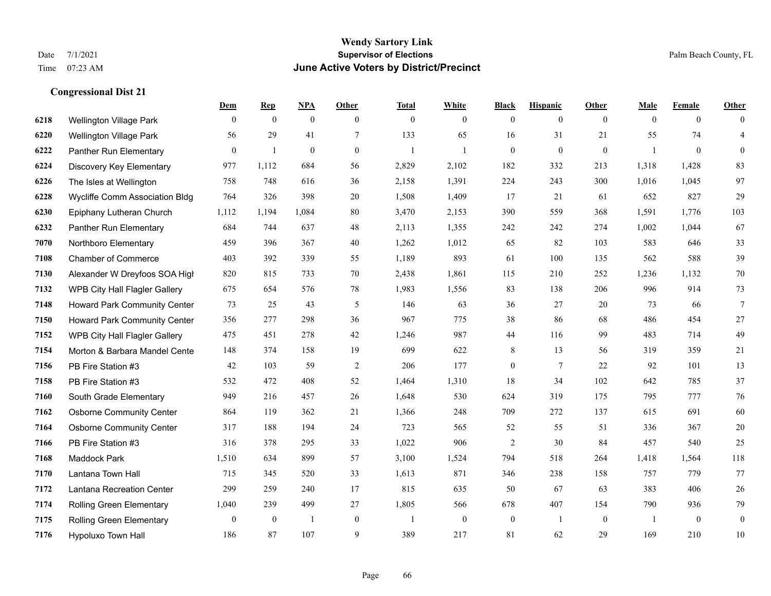# Wendy Sartory Link
## Supervisor of Elections
## June Active Voters by District/Precinct

Date 7/1/2021
Time 07:23 AM

Palm Beach County, FL

### Congressional Dist 21

| | | Dem | Rep | NPA | Other | Total | White | Black | Hispanic | Other | Male | Female | Other |
|---|---|---|---|---|---|---|---|---|---|---|---|---|---|
| 6218 | Wellington Village Park | 0 | 0 | 0 | 0 | 0 | 0 | 0 | 0 | 0 | 0 | 0 | 0 |
| 6220 | Wellington Village Park | 56 | 29 | 41 | 7 | 133 | 65 | 16 | 31 | 21 | 55 | 74 | 4 |
| 6222 | Panther Run Elementary | 0 | 1 | 0 | 0 | 1 | 1 | 0 | 0 | 0 | 1 | 0 | 0 |
| 6224 | Discovery Key Elementary | 977 | 1,112 | 684 | 56 | 2,829 | 2,102 | 182 | 332 | 213 | 1,318 | 1,428 | 83 |
| 6226 | The Isles at Wellington | 758 | 748 | 616 | 36 | 2,158 | 1,391 | 224 | 243 | 300 | 1,016 | 1,045 | 97 |
| 6228 | Wycliffe Comm Association Bldg | 764 | 326 | 398 | 20 | 1,508 | 1,409 | 17 | 21 | 61 | 652 | 827 | 29 |
| 6230 | Epiphany Lutheran Church | 1,112 | 1,194 | 1,084 | 80 | 3,470 | 2,153 | 390 | 559 | 368 | 1,591 | 1,776 | 103 |
| 6232 | Panther Run Elementary | 684 | 744 | 637 | 48 | 2,113 | 1,355 | 242 | 242 | 274 | 1,002 | 1,044 | 67 |
| 7070 | Northboro Elementary | 459 | 396 | 367 | 40 | 1,262 | 1,012 | 65 | 82 | 103 | 583 | 646 | 33 |
| 7108 | Chamber of Commerce | 403 | 392 | 339 | 55 | 1,189 | 893 | 61 | 100 | 135 | 562 | 588 | 39 |
| 7130 | Alexander W Dreyfoos SOA High | 820 | 815 | 733 | 70 | 2,438 | 1,861 | 115 | 210 | 252 | 1,236 | 1,132 | 70 |
| 7132 | WPB City Hall Flagler Gallery | 675 | 654 | 576 | 78 | 1,983 | 1,556 | 83 | 138 | 206 | 996 | 914 | 73 |
| 7148 | Howard Park Community Center | 73 | 25 | 43 | 5 | 146 | 63 | 36 | 27 | 20 | 73 | 66 | 7 |
| 7150 | Howard Park Community Center | 356 | 277 | 298 | 36 | 967 | 775 | 38 | 86 | 68 | 486 | 454 | 27 |
| 7152 | WPB City Hall Flagler Gallery | 475 | 451 | 278 | 42 | 1,246 | 987 | 44 | 116 | 99 | 483 | 714 | 49 |
| 7154 | Morton & Barbara Mandel Cente | 148 | 374 | 158 | 19 | 699 | 622 | 8 | 13 | 56 | 319 | 359 | 21 |
| 7156 | PB Fire Station #3 | 42 | 103 | 59 | 2 | 206 | 177 | 0 | 7 | 22 | 92 | 101 | 13 |
| 7158 | PB Fire Station #3 | 532 | 472 | 408 | 52 | 1,464 | 1,310 | 18 | 34 | 102 | 642 | 785 | 37 |
| 7160 | South Grade Elementary | 949 | 216 | 457 | 26 | 1,648 | 530 | 624 | 319 | 175 | 795 | 777 | 76 |
| 7162 | Osborne Community Center | 864 | 119 | 362 | 21 | 1,366 | 248 | 709 | 272 | 137 | 615 | 691 | 60 |
| 7164 | Osborne Community Center | 317 | 188 | 194 | 24 | 723 | 565 | 52 | 55 | 51 | 336 | 367 | 20 |
| 7166 | PB Fire Station #3 | 316 | 378 | 295 | 33 | 1,022 | 906 | 2 | 30 | 84 | 457 | 540 | 25 |
| 7168 | Maddock Park | 1,510 | 634 | 899 | 57 | 3,100 | 1,524 | 794 | 518 | 264 | 1,418 | 1,564 | 118 |
| 7170 | Lantana Town Hall | 715 | 345 | 520 | 33 | 1,613 | 871 | 346 | 238 | 158 | 757 | 779 | 77 |
| 7172 | Lantana Recreation Center | 299 | 259 | 240 | 17 | 815 | 635 | 50 | 67 | 63 | 383 | 406 | 26 |
| 7174 | Rolling Green Elementary | 1,040 | 239 | 499 | 27 | 1,805 | 566 | 678 | 407 | 154 | 790 | 936 | 79 |
| 7175 | Rolling Green Elementary | 0 | 0 | 1 | 0 | 1 | 0 | 0 | 1 | 0 | 1 | 0 | 0 |
| 7176 | Hypoluxo Town Hall | 186 | 87 | 107 | 9 | 389 | 217 | 81 | 62 | 29 | 169 | 210 | 10 |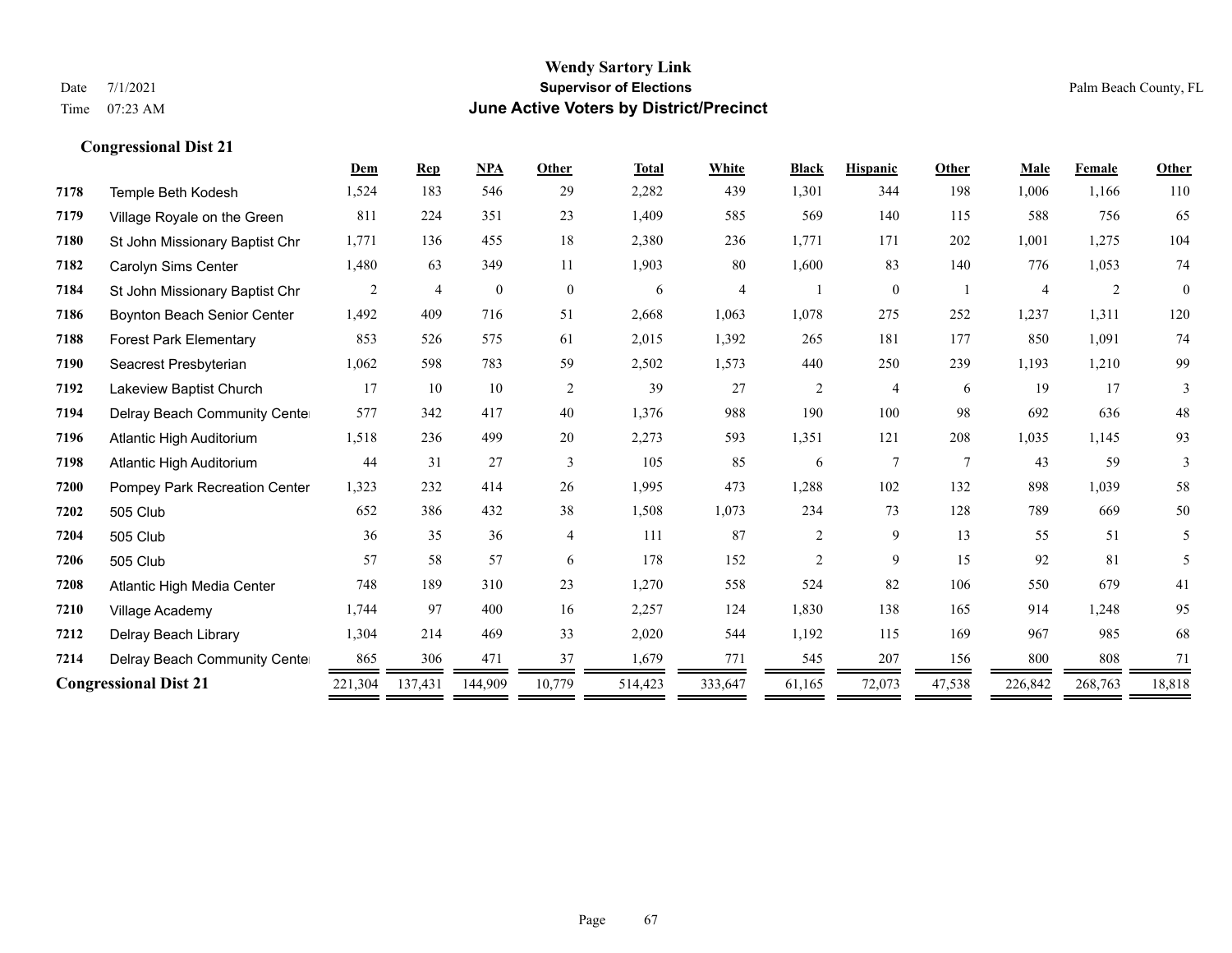# Wendy Sartory Link

## Supervisor of Elections

## June Active Voters by District/Precinct

Date 7/1/2021

Time 07:23 AM

Palm Beach County, FL

### Congressional Dist 21

| | | Dem | Rep | NPA | Other | Total | White | Black | Hispanic | Other | Male | Female | Other |
|---|---|---|---|---|---|---|---|---|---|---|---|---|---|
| 7178 | Temple Beth Kodesh | 1,524 | 183 | 546 | 29 | 2,282 | 439 | 1,301 | 344 | 198 | 1,006 | 1,166 | 110 |
| 7179 | Village Royale on the Green | 811 | 224 | 351 | 23 | 1,409 | 585 | 569 | 140 | 115 | 588 | 756 | 65 |
| 7180 | St John Missionary Baptist Chr | 1,771 | 136 | 455 | 18 | 2,380 | 236 | 1,771 | 171 | 202 | 1,001 | 1,275 | 104 |
| 7182 | Carolyn Sims Center | 1,480 | 63 | 349 | 11 | 1,903 | 80 | 1,600 | 83 | 140 | 776 | 1,053 | 74 |
| 7184 | St John Missionary Baptist Chr | 2 | 4 | 0 | 0 | 6 | 4 | 1 | 0 | 1 | 4 | 2 | 0 |
| 7186 | Boynton Beach Senior Center | 1,492 | 409 | 716 | 51 | 2,668 | 1,063 | 1,078 | 275 | 252 | 1,237 | 1,311 | 120 |
| 7188 | Forest Park Elementary | 853 | 526 | 575 | 61 | 2,015 | 1,392 | 265 | 181 | 177 | 850 | 1,091 | 74 |
| 7190 | Seacrest Presbyterian | 1,062 | 598 | 783 | 59 | 2,502 | 1,573 | 440 | 250 | 239 | 1,193 | 1,210 | 99 |
| 7192 | Lakeview Baptist Church | 17 | 10 | 10 | 2 | 39 | 27 | 2 | 4 | 6 | 19 | 17 | 3 |
| 7194 | Delray Beach Community Center | 577 | 342 | 417 | 40 | 1,376 | 988 | 190 | 100 | 98 | 692 | 636 | 48 |
| 7196 | Atlantic High Auditorium | 1,518 | 236 | 499 | 20 | 2,273 | 593 | 1,351 | 121 | 208 | 1,035 | 1,145 | 93 |
| 7198 | Atlantic High Auditorium | 44 | 31 | 27 | 3 | 105 | 85 | 6 | 7 | 7 | 43 | 59 | 3 |
| 7200 | Pompey Park Recreation Center | 1,323 | 232 | 414 | 26 | 1,995 | 473 | 1,288 | 102 | 132 | 898 | 1,039 | 58 |
| 7202 | 505 Club | 652 | 386 | 432 | 38 | 1,508 | 1,073 | 234 | 73 | 128 | 789 | 669 | 50 |
| 7204 | 505 Club | 36 | 35 | 36 | 4 | 111 | 87 | 2 | 9 | 13 | 55 | 51 | 5 |
| 7206 | 505 Club | 57 | 58 | 57 | 6 | 178 | 152 | 2 | 9 | 15 | 92 | 81 | 5 |
| 7208 | Atlantic High Media Center | 748 | 189 | 310 | 23 | 1,270 | 558 | 524 | 82 | 106 | 550 | 679 | 41 |
| 7210 | Village Academy | 1,744 | 97 | 400 | 16 | 2,257 | 124 | 1,830 | 138 | 165 | 914 | 1,248 | 95 |
| 7212 | Delray Beach Library | 1,304 | 214 | 469 | 33 | 2,020 | 544 | 1,192 | 115 | 169 | 967 | 985 | 68 |
| 7214 | Delray Beach Community Center | 865 | 306 | 471 | 37 | 1,679 | 771 | 545 | 207 | 156 | 800 | 808 | 71 |
| **Congressional Dist 21** | | 221,304 | 137,431 | 144,909 | 10,779 | 514,423 | 333,647 | 61,165 | 72,073 | 47,538 | 226,842 | 268,763 | 18,818 |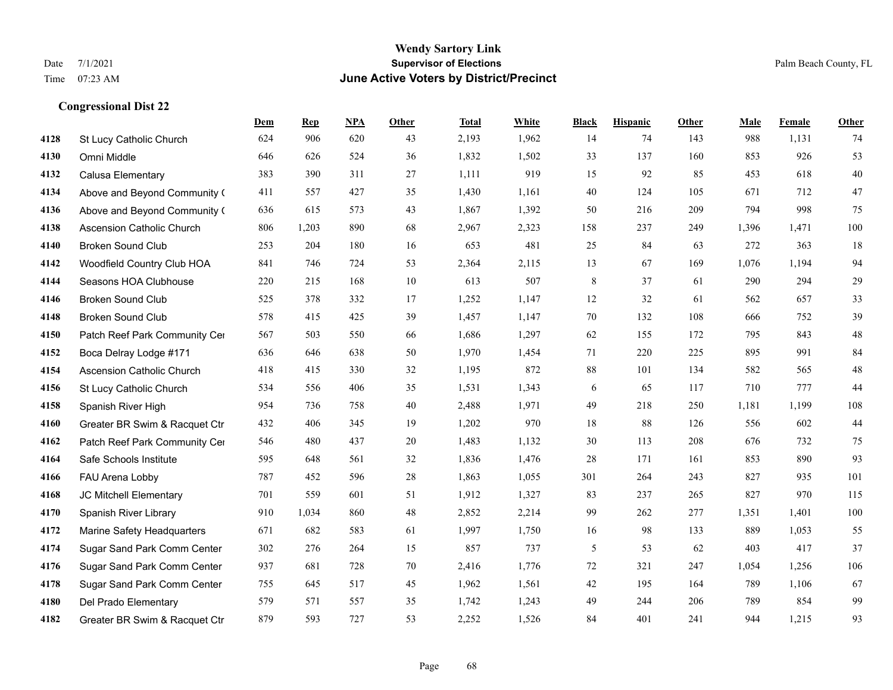**Wendy Sartory Link**
**Supervisor of Elections**
**June Active Voters by District/Precinct**

Date 7/1/2021
Time 07:23 AM

Palm Beach County, FL

## Congressional Dist 22

| | | Dem | Rep | NPA | Other | Total | White | Black | Hispanic | Other | Male | Female | Other |
|---|---|---|---|---|---|---|---|---|---|---|---|---|---|
| 4128 | St Lucy Catholic Church | 624 | 906 | 620 | 43 | 2,193 | 1,962 | 14 | 74 | 143 | 988 | 1,131 | 74 |
| 4130 | Omni Middle | 646 | 626 | 524 | 36 | 1,832 | 1,502 | 33 | 137 | 160 | 853 | 926 | 53 |
| 4132 | Calusa Elementary | 383 | 390 | 311 | 27 | 1,111 | 919 | 15 | 92 | 85 | 453 | 618 | 40 |
| 4134 | Above and Beyond Community ( | 411 | 557 | 427 | 35 | 1,430 | 1,161 | 40 | 124 | 105 | 671 | 712 | 47 |
| 4136 | Above and Beyond Community ( | 636 | 615 | 573 | 43 | 1,867 | 1,392 | 50 | 216 | 209 | 794 | 998 | 75 |
| 4138 | Ascension Catholic Church | 806 | 1,203 | 890 | 68 | 2,967 | 2,323 | 158 | 237 | 249 | 1,396 | 1,471 | 100 |
| 4140 | Broken Sound Club | 253 | 204 | 180 | 16 | 653 | 481 | 25 | 84 | 63 | 272 | 363 | 18 |
| 4142 | Woodfield Country Club HOA | 841 | 746 | 724 | 53 | 2,364 | 2,115 | 13 | 67 | 169 | 1,076 | 1,194 | 94 |
| 4144 | Seasons HOA Clubhouse | 220 | 215 | 168 | 10 | 613 | 507 | 8 | 37 | 61 | 290 | 294 | 29 |
| 4146 | Broken Sound Club | 525 | 378 | 332 | 17 | 1,252 | 1,147 | 12 | 32 | 61 | 562 | 657 | 33 |
| 4148 | Broken Sound Club | 578 | 415 | 425 | 39 | 1,457 | 1,147 | 70 | 132 | 108 | 666 | 752 | 39 |
| 4150 | Patch Reef Park Community Cer | 567 | 503 | 550 | 66 | 1,686 | 1,297 | 62 | 155 | 172 | 795 | 843 | 48 |
| 4152 | Boca Delray Lodge #171 | 636 | 646 | 638 | 50 | 1,970 | 1,454 | 71 | 220 | 225 | 895 | 991 | 84 |
| 4154 | Ascension Catholic Church | 418 | 415 | 330 | 32 | 1,195 | 872 | 88 | 101 | 134 | 582 | 565 | 48 |
| 4156 | St Lucy Catholic Church | 534 | 556 | 406 | 35 | 1,531 | 1,343 | 6 | 65 | 117 | 710 | 777 | 44 |
| 4158 | Spanish River High | 954 | 736 | 758 | 40 | 2,488 | 1,971 | 49 | 218 | 250 | 1,181 | 1,199 | 108 |
| 4160 | Greater BR Swim & Racquet Ctr | 432 | 406 | 345 | 19 | 1,202 | 970 | 18 | 88 | 126 | 556 | 602 | 44 |
| 4162 | Patch Reef Park Community Cer | 546 | 480 | 437 | 20 | 1,483 | 1,132 | 30 | 113 | 208 | 676 | 732 | 75 |
| 4164 | Safe Schools Institute | 595 | 648 | 561 | 32 | 1,836 | 1,476 | 28 | 171 | 161 | 853 | 890 | 93 |
| 4166 | FAU Arena Lobby | 787 | 452 | 596 | 28 | 1,863 | 1,055 | 301 | 264 | 243 | 827 | 935 | 101 |
| 4168 | JC Mitchell Elementary | 701 | 559 | 601 | 51 | 1,912 | 1,327 | 83 | 237 | 265 | 827 | 970 | 115 |
| 4170 | Spanish River Library | 910 | 1,034 | 860 | 48 | 2,852 | 2,214 | 99 | 262 | 277 | 1,351 | 1,401 | 100 |
| 4172 | Marine Safety Headquarters | 671 | 682 | 583 | 61 | 1,997 | 1,750 | 16 | 98 | 133 | 889 | 1,053 | 55 |
| 4174 | Sugar Sand Park Comm Center | 302 | 276 | 264 | 15 | 857 | 737 | 5 | 53 | 62 | 403 | 417 | 37 |
| 4176 | Sugar Sand Park Comm Center | 937 | 681 | 728 | 70 | 2,416 | 1,776 | 72 | 321 | 247 | 1,054 | 1,256 | 106 |
| 4178 | Sugar Sand Park Comm Center | 755 | 645 | 517 | 45 | 1,962 | 1,561 | 42 | 195 | 164 | 789 | 1,106 | 67 |
| 4180 | Del Prado Elementary | 579 | 571 | 557 | 35 | 1,742 | 1,243 | 49 | 244 | 206 | 789 | 854 | 99 |
| 4182 | Greater BR Swim & Racquet Ctr | 879 | 593 | 727 | 53 | 2,252 | 1,526 | 84 | 401 | 241 | 944 | 1,215 | 93 |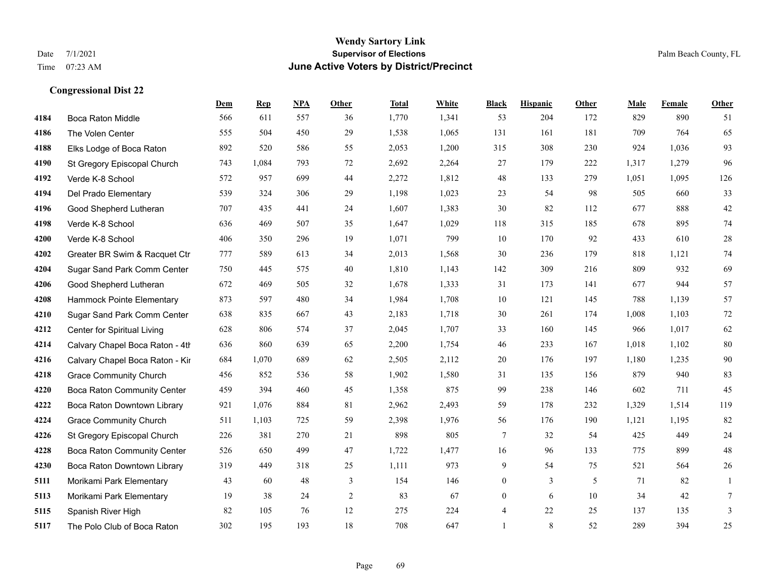**Wendy Sartory Link**
Date 7/1/2021 **Supervisor of Elections** Palm Beach County, FL
Time 07:23 AM **June Active Voters by District/Precinct**

### Congressional Dist 22

| | | Dem | Rep | NPA | Other | Total | White | Black | Hispanic | Other | Male | Female | Other |
|---|---|---|---|---|---|---|---|---|---|---|---|---|---|
| 4184 | Boca Raton Middle | 566 | 611 | 557 | 36 | 1,770 | 1,341 | 53 | 204 | 172 | 829 | 890 | 51 |
| 4186 | The Volen Center | 555 | 504 | 450 | 29 | 1,538 | 1,065 | 131 | 161 | 181 | 709 | 764 | 65 |
| 4188 | Elks Lodge of Boca Raton | 892 | 520 | 586 | 55 | 2,053 | 1,200 | 315 | 308 | 230 | 924 | 1,036 | 93 |
| 4190 | St Gregory Episcopal Church | 743 | 1,084 | 793 | 72 | 2,692 | 2,264 | 27 | 179 | 222 | 1,317 | 1,279 | 96 |
| 4192 | Verde K-8 School | 572 | 957 | 699 | 44 | 2,272 | 1,812 | 48 | 133 | 279 | 1,051 | 1,095 | 126 |
| 4194 | Del Prado Elementary | 539 | 324 | 306 | 29 | 1,198 | 1,023 | 23 | 54 | 98 | 505 | 660 | 33 |
| 4196 | Good Shepherd Lutheran | 707 | 435 | 441 | 24 | 1,607 | 1,383 | 30 | 82 | 112 | 677 | 888 | 42 |
| 4198 | Verde K-8 School | 636 | 469 | 507 | 35 | 1,647 | 1,029 | 118 | 315 | 185 | 678 | 895 | 74 |
| 4200 | Verde K-8 School | 406 | 350 | 296 | 19 | 1,071 | 799 | 10 | 170 | 92 | 433 | 610 | 28 |
| 4202 | Greater BR Swim & Racquet Ctr | 777 | 589 | 613 | 34 | 2,013 | 1,568 | 30 | 236 | 179 | 818 | 1,121 | 74 |
| 4204 | Sugar Sand Park Comm Center | 750 | 445 | 575 | 40 | 1,810 | 1,143 | 142 | 309 | 216 | 809 | 932 | 69 |
| 4206 | Good Shepherd Lutheran | 672 | 469 | 505 | 32 | 1,678 | 1,333 | 31 | 173 | 141 | 677 | 944 | 57 |
| 4208 | Hammock Pointe Elementary | 873 | 597 | 480 | 34 | 1,984 | 1,708 | 10 | 121 | 145 | 788 | 1,139 | 57 |
| 4210 | Sugar Sand Park Comm Center | 638 | 835 | 667 | 43 | 2,183 | 1,718 | 30 | 261 | 174 | 1,008 | 1,103 | 72 |
| 4212 | Center for Spiritual Living | 628 | 806 | 574 | 37 | 2,045 | 1,707 | 33 | 160 | 145 | 966 | 1,017 | 62 |
| 4214 | Calvary Chapel Boca Raton - 4th | 636 | 860 | 639 | 65 | 2,200 | 1,754 | 46 | 233 | 167 | 1,018 | 1,102 | 80 |
| 4216 | Calvary Chapel Boca Raton - Kir | 684 | 1,070 | 689 | 62 | 2,505 | 2,112 | 20 | 176 | 197 | 1,180 | 1,235 | 90 |
| 4218 | Grace Community Church | 456 | 852 | 536 | 58 | 1,902 | 1,580 | 31 | 135 | 156 | 879 | 940 | 83 |
| 4220 | Boca Raton Community Center | 459 | 394 | 460 | 45 | 1,358 | 875 | 99 | 238 | 146 | 602 | 711 | 45 |
| 4222 | Boca Raton Downtown Library | 921 | 1,076 | 884 | 81 | 2,962 | 2,493 | 59 | 178 | 232 | 1,329 | 1,514 | 119 |
| 4224 | Grace Community Church | 511 | 1,103 | 725 | 59 | 2,398 | 1,976 | 56 | 176 | 190 | 1,121 | 1,195 | 82 |
| 4226 | St Gregory Episcopal Church | 226 | 381 | 270 | 21 | 898 | 805 | 7 | 32 | 54 | 425 | 449 | 24 |
| 4228 | Boca Raton Community Center | 526 | 650 | 499 | 47 | 1,722 | 1,477 | 16 | 96 | 133 | 775 | 899 | 48 |
| 4230 | Boca Raton Downtown Library | 319 | 449 | 318 | 25 | 1,111 | 973 | 9 | 54 | 75 | 521 | 564 | 26 |
| 5111 | Morikami Park Elementary | 43 | 60 | 48 | 3 | 154 | 146 | 0 | 3 | 5 | 71 | 82 | 1 |
| 5113 | Morikami Park Elementary | 19 | 38 | 24 | 2 | 83 | 67 | 0 | 6 | 10 | 34 | 42 | 7 |
| 5115 | Spanish River High | 82 | 105 | 76 | 12 | 275 | 224 | 4 | 22 | 25 | 137 | 135 | 3 |
| 5117 | The Polo Club of Boca Raton | 302 | 195 | 193 | 18 | 708 | 647 | 1 | 8 | 52 | 289 | 394 | 25 |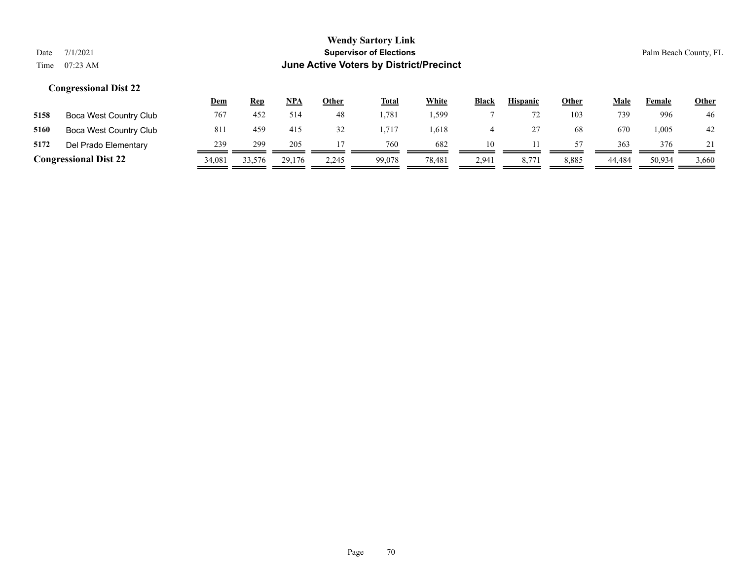**Wendy Sartory Link**
**Supervisor of Elections**
**June Active Voters by District/Precinct**

Date 7/1/2021
Time 07:23 AM

Palm Beach County, FL

### Congressional Dist 22

| | | Dem | Rep | NPA | Other | Total | White | Black | Hispanic | Other | Male | Female | Other |
|---|---|---|---|---|---|---|---|---|---|---|---|---|---|
| 5158 | Boca West Country Club | 767 | 452 | 514 | 48 | 1,781 | 1,599 | 7 | 72 | 103 | 739 | 996 | 46 |
| 5160 | Boca West Country Club | 811 | 459 | 415 | 32 | 1,717 | 1,618 | 4 | 27 | 68 | 670 | 1,005 | 42 |
| 5172 | Del Prado Elementary | 239 | 299 | 205 | 17 | 760 | 682 | 10 | 11 | 57 | 363 | 376 | 21 |
| **Congressional Dist 22** | | 34,081 | 33,576 | 29,176 | 2,245 | 99,078 | 78,481 | 2,941 | 8,771 | 8,885 | 44,484 | 50,934 | 3,660 |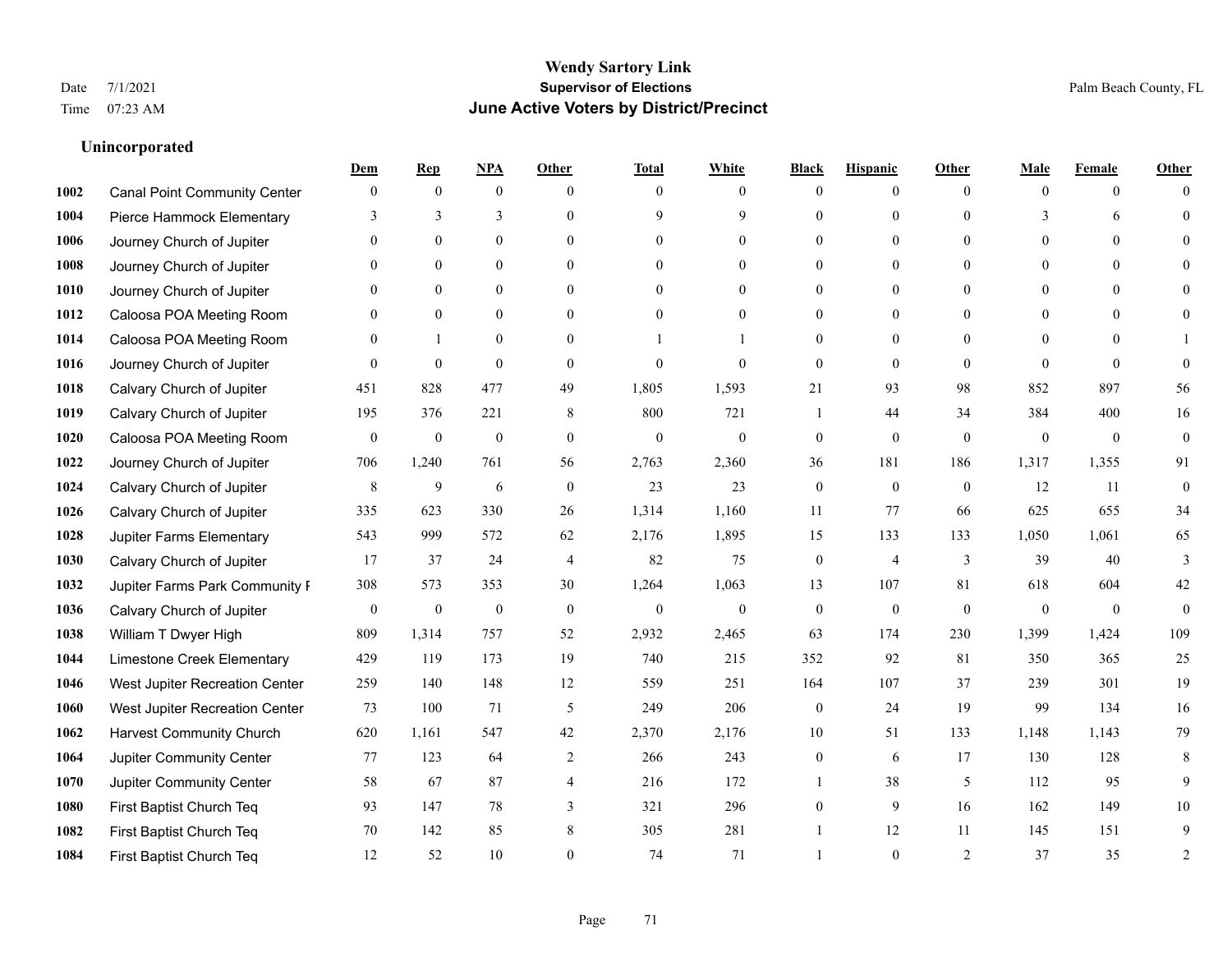# Wendy Sartory Link

## Supervisor of Elections

## June Active Voters by District/Precinct

Date 7/1/2021
Time 07:23 AM

Palm Beach County, FL

### Unincorporated

| | | Dem | Rep | NPA | Other | Total | White | Black | Hispanic | Other | Male | Female | Other |
|---|---|---|---|---|---|---|---|---|---|---|---|---|---|
| 1002 | Canal Point Community Center | 0 | 0 | 0 | 0 | 0 | 0 | 0 | 0 | 0 | 0 | 0 | 0 |
| 1004 | Pierce Hammock Elementary | 3 | 3 | 3 | 0 | 9 | 9 | 0 | 0 | 0 | 3 | 6 | 0 |
| 1006 | Journey Church of Jupiter | 0 | 0 | 0 | 0 | 0 | 0 | 0 | 0 | 0 | 0 | 0 | 0 |
| 1008 | Journey Church of Jupiter | 0 | 0 | 0 | 0 | 0 | 0 | 0 | 0 | 0 | 0 | 0 | 0 |
| 1010 | Journey Church of Jupiter | 0 | 0 | 0 | 0 | 0 | 0 | 0 | 0 | 0 | 0 | 0 | 0 |
| 1012 | Caloosa POA Meeting Room | 0 | 0 | 0 | 0 | 0 | 0 | 0 | 0 | 0 | 0 | 0 | 0 |
| 1014 | Caloosa POA Meeting Room | 0 | 1 | 0 | 0 | 1 | 1 | 0 | 0 | 0 | 0 | 0 | 1 |
| 1016 | Journey Church of Jupiter | 0 | 0 | 0 | 0 | 0 | 0 | 0 | 0 | 0 | 0 | 0 | 0 |
| 1018 | Calvary Church of Jupiter | 451 | 828 | 477 | 49 | 1,805 | 1,593 | 21 | 93 | 98 | 852 | 897 | 56 |
| 1019 | Calvary Church of Jupiter | 195 | 376 | 221 | 8 | 800 | 721 | 1 | 44 | 34 | 384 | 400 | 16 |
| 1020 | Caloosa POA Meeting Room | 0 | 0 | 0 | 0 | 0 | 0 | 0 | 0 | 0 | 0 | 0 | 0 |
| 1022 | Journey Church of Jupiter | 706 | 1,240 | 761 | 56 | 2,763 | 2,360 | 36 | 181 | 186 | 1,317 | 1,355 | 91 |
| 1024 | Calvary Church of Jupiter | 8 | 9 | 6 | 0 | 23 | 23 | 0 | 0 | 0 | 12 | 11 | 0 |
| 1026 | Calvary Church of Jupiter | 335 | 623 | 330 | 26 | 1,314 | 1,160 | 11 | 77 | 66 | 625 | 655 | 34 |
| 1028 | Jupiter Farms Elementary | 543 | 999 | 572 | 62 | 2,176 | 1,895 | 15 | 133 | 133 | 1,050 | 1,061 | 65 |
| 1030 | Calvary Church of Jupiter | 17 | 37 | 24 | 4 | 82 | 75 | 0 | 4 | 3 | 39 | 40 | 3 |
| 1032 | Jupiter Farms Park Community F | 308 | 573 | 353 | 30 | 1,264 | 1,063 | 13 | 107 | 81 | 618 | 604 | 42 |
| 1036 | Calvary Church of Jupiter | 0 | 0 | 0 | 0 | 0 | 0 | 0 | 0 | 0 | 0 | 0 | 0 |
| 1038 | William T Dwyer High | 809 | 1,314 | 757 | 52 | 2,932 | 2,465 | 63 | 174 | 230 | 1,399 | 1,424 | 109 |
| 1044 | Limestone Creek Elementary | 429 | 119 | 173 | 19 | 740 | 215 | 352 | 92 | 81 | 350 | 365 | 25 |
| 1046 | West Jupiter Recreation Center | 259 | 140 | 148 | 12 | 559 | 251 | 164 | 107 | 37 | 239 | 301 | 19 |
| 1060 | West Jupiter Recreation Center | 73 | 100 | 71 | 5 | 249 | 206 | 0 | 24 | 19 | 99 | 134 | 16 |
| 1062 | Harvest Community Church | 620 | 1,161 | 547 | 42 | 2,370 | 2,176 | 10 | 51 | 133 | 1,148 | 1,143 | 79 |
| 1064 | Jupiter Community Center | 77 | 123 | 64 | 2 | 266 | 243 | 0 | 6 | 17 | 130 | 128 | 8 |
| 1070 | Jupiter Community Center | 58 | 67 | 87 | 4 | 216 | 172 | 1 | 38 | 5 | 112 | 95 | 9 |
| 1080 | First Baptist Church Teq | 93 | 147 | 78 | 3 | 321 | 296 | 0 | 9 | 16 | 162 | 149 | 10 |
| 1082 | First Baptist Church Teq | 70 | 142 | 85 | 8 | 305 | 281 | 1 | 12 | 11 | 145 | 151 | 9 |
| 1084 | First Baptist Church Teq | 12 | 52 | 10 | 0 | 74 | 71 | 1 | 0 | 2 | 37 | 35 | 2 |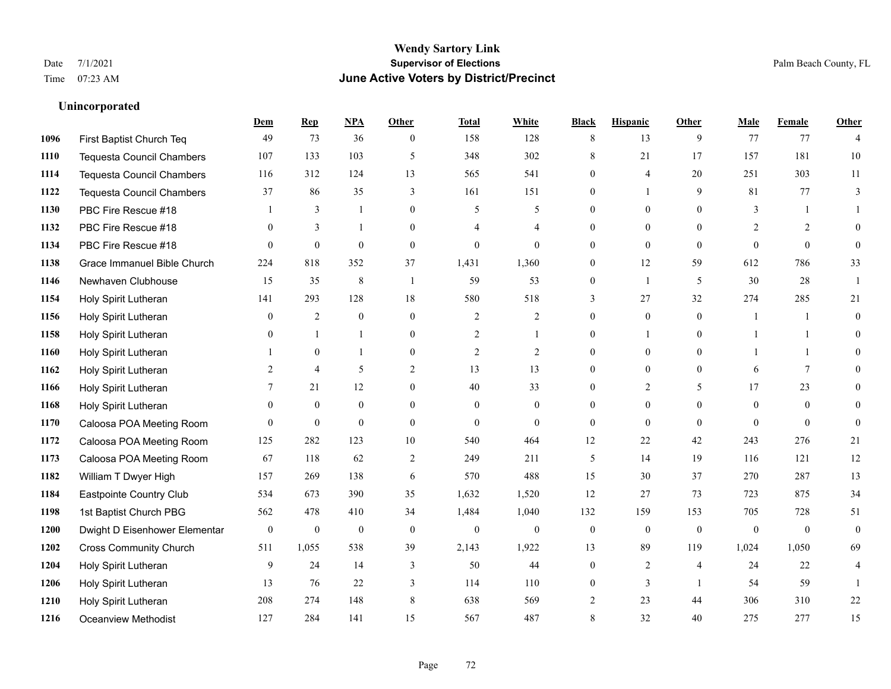# Wendy Sartory Link

**Supervisor of Elections**

**June Active Voters by District/Precinct**

Date 7/1/2021
Time 07:23 AM

Palm Beach County, FL

## Unincorporated

| | | Dem | Rep | NPA | Other | Total | White | Black | Hispanic | Other | Male | Female | Other |
|---|---|---|---|---|---|---|---|---|---|---|---|---|---|
| 1096 | First Baptist Church Teq | 49 | 73 | 36 | 0 | 158 | 128 | 8 | 13 | 9 | 77 | 77 | 4 |
| 1110 | Tequesta Council Chambers | 107 | 133 | 103 | 5 | 348 | 302 | 8 | 21 | 17 | 157 | 181 | 10 |
| 1114 | Tequesta Council Chambers | 116 | 312 | 124 | 13 | 565 | 541 | 0 | 4 | 20 | 251 | 303 | 11 |
| 1122 | Tequesta Council Chambers | 37 | 86 | 35 | 3 | 161 | 151 | 0 | 1 | 9 | 81 | 77 | 3 |
| 1130 | PBC Fire Rescue #18 | 1 | 3 | 1 | 0 | 5 | 5 | 0 | 0 | 0 | 3 | 1 | 1 |
| 1132 | PBC Fire Rescue #18 | 0 | 3 | 1 | 0 | 4 | 4 | 0 | 0 | 0 | 2 | 2 | 0 |
| 1134 | PBC Fire Rescue #18 | 0 | 0 | 0 | 0 | 0 | 0 | 0 | 0 | 0 | 0 | 0 | 0 |
| 1138 | Grace Immanuel Bible Church | 224 | 818 | 352 | 37 | 1,431 | 1,360 | 0 | 12 | 59 | 612 | 786 | 33 |
| 1146 | Newhaven Clubhouse | 15 | 35 | 8 | 1 | 59 | 53 | 0 | 1 | 5 | 30 | 28 | 1 |
| 1154 | Holy Spirit Lutheran | 141 | 293 | 128 | 18 | 580 | 518 | 3 | 27 | 32 | 274 | 285 | 21 |
| 1156 | Holy Spirit Lutheran | 0 | 2 | 0 | 0 | 2 | 2 | 0 | 0 | 0 | 1 | 1 | 0 |
| 1158 | Holy Spirit Lutheran | 0 | 1 | 1 | 0 | 2 | 1 | 0 | 1 | 0 | 1 | 1 | 0 |
| 1160 | Holy Spirit Lutheran | 1 | 0 | 1 | 0 | 2 | 2 | 0 | 0 | 0 | 1 | 1 | 0 |
| 1162 | Holy Spirit Lutheran | 2 | 4 | 5 | 2 | 13 | 13 | 0 | 0 | 0 | 6 | 7 | 0 |
| 1166 | Holy Spirit Lutheran | 7 | 21 | 12 | 0 | 40 | 33 | 0 | 2 | 5 | 17 | 23 | 0 |
| 1168 | Holy Spirit Lutheran | 0 | 0 | 0 | 0 | 0 | 0 | 0 | 0 | 0 | 0 | 0 | 0 |
| 1170 | Caloosa POA Meeting Room | 0 | 0 | 0 | 0 | 0 | 0 | 0 | 0 | 0 | 0 | 0 | 0 |
| 1172 | Caloosa POA Meeting Room | 125 | 282 | 123 | 10 | 540 | 464 | 12 | 22 | 42 | 243 | 276 | 21 |
| 1173 | Caloosa POA Meeting Room | 67 | 118 | 62 | 2 | 249 | 211 | 5 | 14 | 19 | 116 | 121 | 12 |
| 1182 | William T Dwyer High | 157 | 269 | 138 | 6 | 570 | 488 | 15 | 30 | 37 | 270 | 287 | 13 |
| 1184 | Eastpointe Country Club | 534 | 673 | 390 | 35 | 1,632 | 1,520 | 12 | 27 | 73 | 723 | 875 | 34 |
| 1198 | 1st Baptist Church PBG | 562 | 478 | 410 | 34 | 1,484 | 1,040 | 132 | 159 | 153 | 705 | 728 | 51 |
| 1200 | Dwight D Eisenhower Elementar | 0 | 0 | 0 | 0 | 0 | 0 | 0 | 0 | 0 | 0 | 0 | 0 |
| 1202 | Cross Community Church | 511 | 1,055 | 538 | 39 | 2,143 | 1,922 | 13 | 89 | 119 | 1,024 | 1,050 | 69 |
| 1204 | Holy Spirit Lutheran | 9 | 24 | 14 | 3 | 50 | 44 | 0 | 2 | 4 | 24 | 22 | 4 |
| 1206 | Holy Spirit Lutheran | 13 | 76 | 22 | 3 | 114 | 110 | 0 | 3 | 1 | 54 | 59 | 1 |
| 1210 | Holy Spirit Lutheran | 208 | 274 | 148 | 8 | 638 | 569 | 2 | 23 | 44 | 306 | 310 | 22 |
| 1216 | Oceanview Methodist | 127 | 284 | 141 | 15 | 567 | 487 | 8 | 32 | 40 | 275 | 277 | 15 |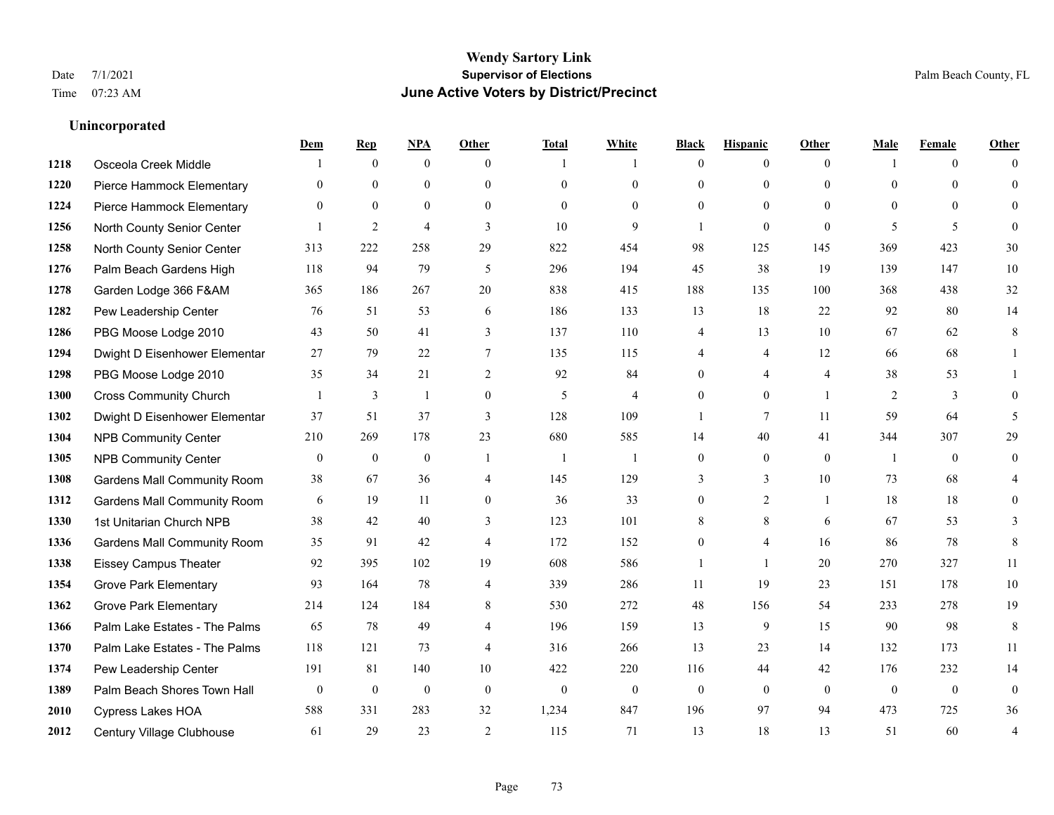# Wendy Sartory Link
## Supervisor of Elections
## June Active Voters by District/Precinct

Date 7/1/2021 Palm Beach County, FL
Time 07:23 AM

### Unincorporated

| | | Dem | Rep | NPA | Other | Total | White | Black | Hispanic | Other | Male | Female | Other |
|---|---|---|---|---|---|---|---|---|---|---|---|---|---|
| 1218 | Osceola Creek Middle | 1 | 0 | 0 | 0 | 1 | 1 | 0 | 0 | 0 | 1 | 0 | 0 |
| 1220 | Pierce Hammock Elementary | 0 | 0 | 0 | 0 | 0 | 0 | 0 | 0 | 0 | 0 | 0 | 0 |
| 1224 | Pierce Hammock Elementary | 0 | 0 | 0 | 0 | 0 | 0 | 0 | 0 | 0 | 0 | 0 | 0 |
| 1256 | North County Senior Center | 1 | 2 | 4 | 3 | 10 | 9 | 1 | 0 | 0 | 5 | 5 | 0 |
| 1258 | North County Senior Center | 313 | 222 | 258 | 29 | 822 | 454 | 98 | 125 | 145 | 369 | 423 | 30 |
| 1276 | Palm Beach Gardens High | 118 | 94 | 79 | 5 | 296 | 194 | 45 | 38 | 19 | 139 | 147 | 10 |
| 1278 | Garden Lodge 366 F&AM | 365 | 186 | 267 | 20 | 838 | 415 | 188 | 135 | 100 | 368 | 438 | 32 |
| 1282 | Pew Leadership Center | 76 | 51 | 53 | 6 | 186 | 133 | 13 | 18 | 22 | 92 | 80 | 14 |
| 1286 | PBG Moose Lodge 2010 | 43 | 50 | 41 | 3 | 137 | 110 | 4 | 13 | 10 | 67 | 62 | 8 |
| 1294 | Dwight D Eisenhower Elementar | 27 | 79 | 22 | 7 | 135 | 115 | 4 | 4 | 12 | 66 | 68 | 1 |
| 1298 | PBG Moose Lodge 2010 | 35 | 34 | 21 | 2 | 92 | 84 | 0 | 4 | 4 | 38 | 53 | 1 |
| 1300 | Cross Community Church | 1 | 3 | 1 | 0 | 5 | 4 | 0 | 0 | 1 | 2 | 3 | 0 |
| 1302 | Dwight D Eisenhower Elementar | 37 | 51 | 37 | 3 | 128 | 109 | 1 | 7 | 11 | 59 | 64 | 5 |
| 1304 | NPB Community Center | 210 | 269 | 178 | 23 | 680 | 585 | 14 | 40 | 41 | 344 | 307 | 29 |
| 1305 | NPB Community Center | 0 | 0 | 0 | 1 | 1 | 1 | 0 | 0 | 0 | 1 | 0 | 0 |
| 1308 | Gardens Mall Community Room | 38 | 67 | 36 | 4 | 145 | 129 | 3 | 3 | 10 | 73 | 68 | 4 |
| 1312 | Gardens Mall Community Room | 6 | 19 | 11 | 0 | 36 | 33 | 0 | 2 | 1 | 18 | 18 | 0 |
| 1330 | 1st Unitarian Church NPB | 38 | 42 | 40 | 3 | 123 | 101 | 8 | 8 | 6 | 67 | 53 | 3 |
| 1336 | Gardens Mall Community Room | 35 | 91 | 42 | 4 | 172 | 152 | 0 | 4 | 16 | 86 | 78 | 8 |
| 1338 | Eissey Campus Theater | 92 | 395 | 102 | 19 | 608 | 586 | 1 | 1 | 20 | 270 | 327 | 11 |
| 1354 | Grove Park Elementary | 93 | 164 | 78 | 4 | 339 | 286 | 11 | 19 | 23 | 151 | 178 | 10 |
| 1362 | Grove Park Elementary | 214 | 124 | 184 | 8 | 530 | 272 | 48 | 156 | 54 | 233 | 278 | 19 |
| 1366 | Palm Lake Estates - The Palms | 65 | 78 | 49 | 4 | 196 | 159 | 13 | 9 | 15 | 90 | 98 | 8 |
| 1370 | Palm Lake Estates - The Palms | 118 | 121 | 73 | 4 | 316 | 266 | 13 | 23 | 14 | 132 | 173 | 11 |
| 1374 | Pew Leadership Center | 191 | 81 | 140 | 10 | 422 | 220 | 116 | 44 | 42 | 176 | 232 | 14 |
| 1389 | Palm Beach Shores Town Hall | 0 | 0 | 0 | 0 | 0 | 0 | 0 | 0 | 0 | 0 | 0 | 0 |
| 2010 | Cypress Lakes HOA | 588 | 331 | 283 | 32 | 1,234 | 847 | 196 | 97 | 94 | 473 | 725 | 36 |
| 2012 | Century Village Clubhouse | 61 | 29 | 23 | 2 | 115 | 71 | 13 | 18 | 13 | 51 | 60 | 4 |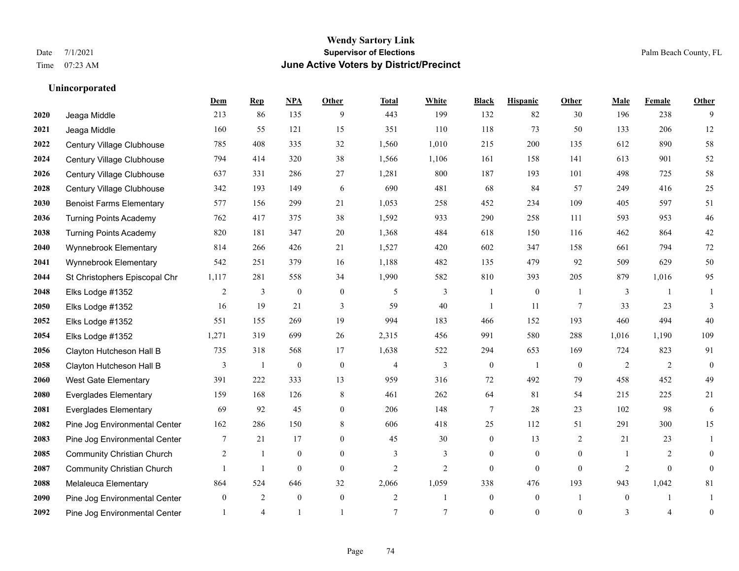# Wendy Sartory Link
## Supervisor of Elections
## June Active Voters by District/Precinct

Date 7/1/2021
Time 07:23 AM

Palm Beach County, FL

### Unincorporated

| | | Dem | Rep | NPA | Other | Total | White | Black | Hispanic | Other | Male | Female | Other |
|---|---|---|---|---|---|---|---|---|---|---|---|---|---|
| 2020 | Jeaga Middle | 213 | 86 | 135 | 9 | 443 | 199 | 132 | 82 | 30 | 196 | 238 | 9 |
| 2021 | Jeaga Middle | 160 | 55 | 121 | 15 | 351 | 110 | 118 | 73 | 50 | 133 | 206 | 12 |
| 2022 | Century Village Clubhouse | 785 | 408 | 335 | 32 | 1,560 | 1,010 | 215 | 200 | 135 | 612 | 890 | 58 |
| 2024 | Century Village Clubhouse | 794 | 414 | 320 | 38 | 1,566 | 1,106 | 161 | 158 | 141 | 613 | 901 | 52 |
| 2026 | Century Village Clubhouse | 637 | 331 | 286 | 27 | 1,281 | 800 | 187 | 193 | 101 | 498 | 725 | 58 |
| 2028 | Century Village Clubhouse | 342 | 193 | 149 | 6 | 690 | 481 | 68 | 84 | 57 | 249 | 416 | 25 |
| 2030 | Benoist Farms Elementary | 577 | 156 | 299 | 21 | 1,053 | 258 | 452 | 234 | 109 | 405 | 597 | 51 |
| 2036 | Turning Points Academy | 762 | 417 | 375 | 38 | 1,592 | 933 | 290 | 258 | 111 | 593 | 953 | 46 |
| 2038 | Turning Points Academy | 820 | 181 | 347 | 20 | 1,368 | 484 | 618 | 150 | 116 | 462 | 864 | 42 |
| 2040 | Wynnebrook Elementary | 814 | 266 | 426 | 21 | 1,527 | 420 | 602 | 347 | 158 | 661 | 794 | 72 |
| 2041 | Wynnebrook Elementary | 542 | 251 | 379 | 16 | 1,188 | 482 | 135 | 479 | 92 | 509 | 629 | 50 |
| 2044 | St Christophers Episcopal Chr | 1,117 | 281 | 558 | 34 | 1,990 | 582 | 810 | 393 | 205 | 879 | 1,016 | 95 |
| 2048 | Elks Lodge #1352 | 2 | 3 | 0 | 0 | 5 | 3 | 1 | 0 | 1 | 3 | 1 | 1 |
| 2050 | Elks Lodge #1352 | 16 | 19 | 21 | 3 | 59 | 40 | 1 | 11 | 7 | 33 | 23 | 3 |
| 2052 | Elks Lodge #1352 | 551 | 155 | 269 | 19 | 994 | 183 | 466 | 152 | 193 | 460 | 494 | 40 |
| 2054 | Elks Lodge #1352 | 1,271 | 319 | 699 | 26 | 2,315 | 456 | 991 | 580 | 288 | 1,016 | 1,190 | 109 |
| 2056 | Clayton Hutcheson Hall B | 735 | 318 | 568 | 17 | 1,638 | 522 | 294 | 653 | 169 | 724 | 823 | 91 |
| 2058 | Clayton Hutcheson Hall B | 3 | 1 | 0 | 0 | 4 | 3 | 0 | 1 | 0 | 2 | 2 | 0 |
| 2060 | West Gate Elementary | 391 | 222 | 333 | 13 | 959 | 316 | 72 | 492 | 79 | 458 | 452 | 49 |
| 2080 | Everglades Elementary | 159 | 168 | 126 | 8 | 461 | 262 | 64 | 81 | 54 | 215 | 225 | 21 |
| 2081 | Everglades Elementary | 69 | 92 | 45 | 0 | 206 | 148 | 7 | 28 | 23 | 102 | 98 | 6 |
| 2082 | Pine Jog Environmental Center | 162 | 286 | 150 | 8 | 606 | 418 | 25 | 112 | 51 | 291 | 300 | 15 |
| 2083 | Pine Jog Environmental Center | 7 | 21 | 17 | 0 | 45 | 30 | 0 | 13 | 2 | 21 | 23 | 1 |
| 2085 | Community Christian Church | 2 | 1 | 0 | 0 | 3 | 3 | 0 | 0 | 0 | 1 | 2 | 0 |
| 2087 | Community Christian Church | 1 | 1 | 0 | 0 | 2 | 2 | 0 | 0 | 0 | 2 | 0 | 0 |
| 2088 | Melaleuca Elementary | 864 | 524 | 646 | 32 | 2,066 | 1,059 | 338 | 476 | 193 | 943 | 1,042 | 81 |
| 2090 | Pine Jog Environmental Center | 0 | 2 | 0 | 0 | 2 | 1 | 0 | 0 | 1 | 0 | 1 | 1 |
| 2092 | Pine Jog Environmental Center | 1 | 4 | 1 | 1 | 7 | 7 | 0 | 0 | 0 | 3 | 4 | 0 |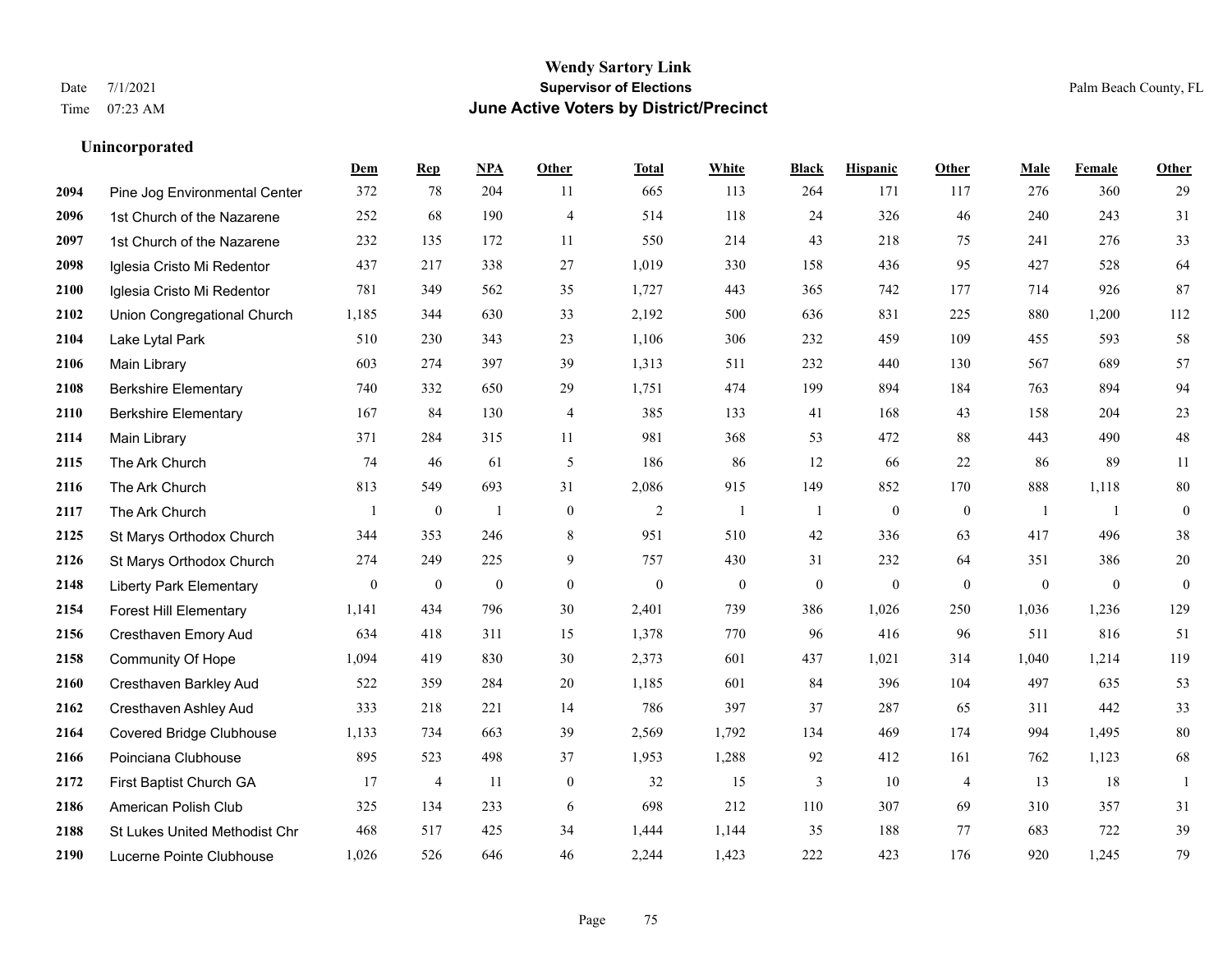# Wendy Sartory Link
## Supervisor of Elections
## June Active Voters by District/Precinct

Date 7/1/2021
Time 07:23 AM

Palm Beach County, FL

### Unincorporated

| | | Dem | Rep | NPA | Other | Total | White | Black | Hispanic | Other | Male | Female | Other |
|---|---|---|---|---|---|---|---|---|---|---|---|---|---|
| 2094 | Pine Jog Environmental Center | 372 | 78 | 204 | 11 | 665 | 113 | 264 | 171 | 117 | 276 | 360 | 29 |
| 2096 | 1st Church of the Nazarene | 252 | 68 | 190 | 4 | 514 | 118 | 24 | 326 | 46 | 240 | 243 | 31 |
| 2097 | 1st Church of the Nazarene | 232 | 135 | 172 | 11 | 550 | 214 | 43 | 218 | 75 | 241 | 276 | 33 |
| 2098 | Iglesia Cristo Mi Redentor | 437 | 217 | 338 | 27 | 1,019 | 330 | 158 | 436 | 95 | 427 | 528 | 64 |
| 2100 | Iglesia Cristo Mi Redentor | 781 | 349 | 562 | 35 | 1,727 | 443 | 365 | 742 | 177 | 714 | 926 | 87 |
| 2102 | Union Congregational Church | 1,185 | 344 | 630 | 33 | 2,192 | 500 | 636 | 831 | 225 | 880 | 1,200 | 112 |
| 2104 | Lake Lytal Park | 510 | 230 | 343 | 23 | 1,106 | 306 | 232 | 459 | 109 | 455 | 593 | 58 |
| 2106 | Main Library | 603 | 274 | 397 | 39 | 1,313 | 511 | 232 | 440 | 130 | 567 | 689 | 57 |
| 2108 | Berkshire Elementary | 740 | 332 | 650 | 29 | 1,751 | 474 | 199 | 894 | 184 | 763 | 894 | 94 |
| 2110 | Berkshire Elementary | 167 | 84 | 130 | 4 | 385 | 133 | 41 | 168 | 43 | 158 | 204 | 23 |
| 2114 | Main Library | 371 | 284 | 315 | 11 | 981 | 368 | 53 | 472 | 88 | 443 | 490 | 48 |
| 2115 | The Ark Church | 74 | 46 | 61 | 5 | 186 | 86 | 12 | 66 | 22 | 86 | 89 | 11 |
| 2116 | The Ark Church | 813 | 549 | 693 | 31 | 2,086 | 915 | 149 | 852 | 170 | 888 | 1,118 | 80 |
| 2117 | The Ark Church | 1 | 0 | 1 | 0 | 2 | 1 | 1 | 0 | 0 | 1 | 1 | 0 |
| 2125 | St Marys Orthodox Church | 344 | 353 | 246 | 8 | 951 | 510 | 42 | 336 | 63 | 417 | 496 | 38 |
| 2126 | St Marys Orthodox Church | 274 | 249 | 225 | 9 | 757 | 430 | 31 | 232 | 64 | 351 | 386 | 20 |
| 2148 | Liberty Park Elementary | 0 | 0 | 0 | 0 | 0 | 0 | 0 | 0 | 0 | 0 | 0 | 0 |
| 2154 | Forest Hill Elementary | 1,141 | 434 | 796 | 30 | 2,401 | 739 | 386 | 1,026 | 250 | 1,036 | 1,236 | 129 |
| 2156 | Cresthaven Emory Aud | 634 | 418 | 311 | 15 | 1,378 | 770 | 96 | 416 | 96 | 511 | 816 | 51 |
| 2158 | Community Of Hope | 1,094 | 419 | 830 | 30 | 2,373 | 601 | 437 | 1,021 | 314 | 1,040 | 1,214 | 119 |
| 2160 | Cresthaven Barkley Aud | 522 | 359 | 284 | 20 | 1,185 | 601 | 84 | 396 | 104 | 497 | 635 | 53 |
| 2162 | Cresthaven Ashley Aud | 333 | 218 | 221 | 14 | 786 | 397 | 37 | 287 | 65 | 311 | 442 | 33 |
| 2164 | Covered Bridge Clubhouse | 1,133 | 734 | 663 | 39 | 2,569 | 1,792 | 134 | 469 | 174 | 994 | 1,495 | 80 |
| 2166 | Poinciana Clubhouse | 895 | 523 | 498 | 37 | 1,953 | 1,288 | 92 | 412 | 161 | 762 | 1,123 | 68 |
| 2172 | First Baptist Church GA | 17 | 4 | 11 | 0 | 32 | 15 | 3 | 10 | 4 | 13 | 18 | 1 |
| 2186 | American Polish Club | 325 | 134 | 233 | 6 | 698 | 212 | 110 | 307 | 69 | 310 | 357 | 31 |
| 2188 | St Lukes United Methodist Chr | 468 | 517 | 425 | 34 | 1,444 | 1,144 | 35 | 188 | 77 | 683 | 722 | 39 |
| 2190 | Lucerne Pointe Clubhouse | 1,026 | 526 | 646 | 46 | 2,244 | 1,423 | 222 | 423 | 176 | 920 | 1,245 | 79 |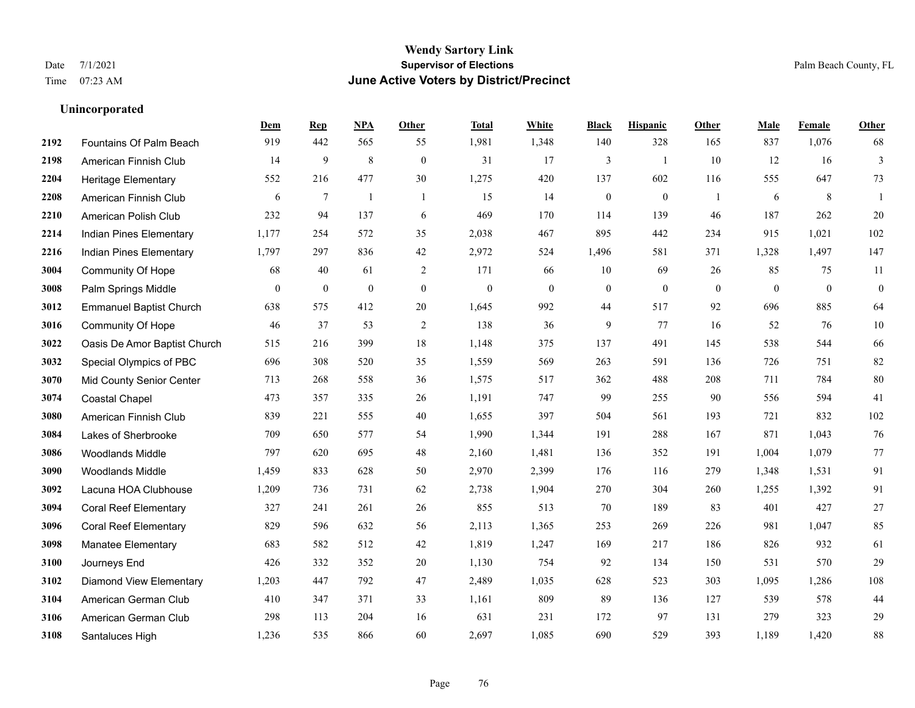# Wendy Sartory Link
## Supervisor of Elections
## June Active Voters by District/Precinct

Date 7/1/2021
Time 07:23 AM

Palm Beach County, FL

### Unincorporated

| | | Dem | Rep | NPA | Other | Total | White | Black | Hispanic | Other | Male | Female | Other |
|---|---|---|---|---|---|---|---|---|---|---|---|---|---|
| 2192 | Fountains Of Palm Beach | 919 | 442 | 565 | 55 | 1,981 | 1,348 | 140 | 328 | 165 | 837 | 1,076 | 68 |
| 2198 | American Finnish Club | 14 | 9 | 8 | 0 | 31 | 17 | 3 | 1 | 10 | 12 | 16 | 3 |
| 2204 | Heritage Elementary | 552 | 216 | 477 | 30 | 1,275 | 420 | 137 | 602 | 116 | 555 | 647 | 73 |
| 2208 | American Finnish Club | 6 | 7 | 1 | 1 | 15 | 14 | 0 | 0 | 1 | 6 | 8 | 1 |
| 2210 | American Polish Club | 232 | 94 | 137 | 6 | 469 | 170 | 114 | 139 | 46 | 187 | 262 | 20 |
| 2214 | Indian Pines Elementary | 1,177 | 254 | 572 | 35 | 2,038 | 467 | 895 | 442 | 234 | 915 | 1,021 | 102 |
| 2216 | Indian Pines Elementary | 1,797 | 297 | 836 | 42 | 2,972 | 524 | 1,496 | 581 | 371 | 1,328 | 1,497 | 147 |
| 3004 | Community Of Hope | 68 | 40 | 61 | 2 | 171 | 66 | 10 | 69 | 26 | 85 | 75 | 11 |
| 3008 | Palm Springs Middle | 0 | 0 | 0 | 0 | 0 | 0 | 0 | 0 | 0 | 0 | 0 | 0 |
| 3012 | Emmanuel Baptist Church | 638 | 575 | 412 | 20 | 1,645 | 992 | 44 | 517 | 92 | 696 | 885 | 64 |
| 3016 | Community Of Hope | 46 | 37 | 53 | 2 | 138 | 36 | 9 | 77 | 16 | 52 | 76 | 10 |
| 3022 | Oasis De Amor Baptist Church | 515 | 216 | 399 | 18 | 1,148 | 375 | 137 | 491 | 145 | 538 | 544 | 66 |
| 3032 | Special Olympics of PBC | 696 | 308 | 520 | 35 | 1,559 | 569 | 263 | 591 | 136 | 726 | 751 | 82 |
| 3070 | Mid County Senior Center | 713 | 268 | 558 | 36 | 1,575 | 517 | 362 | 488 | 208 | 711 | 784 | 80 |
| 3074 | Coastal Chapel | 473 | 357 | 335 | 26 | 1,191 | 747 | 99 | 255 | 90 | 556 | 594 | 41 |
| 3080 | American Finnish Club | 839 | 221 | 555 | 40 | 1,655 | 397 | 504 | 561 | 193 | 721 | 832 | 102 |
| 3084 | Lakes of Sherbrooke | 709 | 650 | 577 | 54 | 1,990 | 1,344 | 191 | 288 | 167 | 871 | 1,043 | 76 |
| 3086 | Woodlands Middle | 797 | 620 | 695 | 48 | 2,160 | 1,481 | 136 | 352 | 191 | 1,004 | 1,079 | 77 |
| 3090 | Woodlands Middle | 1,459 | 833 | 628 | 50 | 2,970 | 2,399 | 176 | 116 | 279 | 1,348 | 1,531 | 91 |
| 3092 | Lacuna HOA Clubhouse | 1,209 | 736 | 731 | 62 | 2,738 | 1,904 | 270 | 304 | 260 | 1,255 | 1,392 | 91 |
| 3094 | Coral Reef Elementary | 327 | 241 | 261 | 26 | 855 | 513 | 70 | 189 | 83 | 401 | 427 | 27 |
| 3096 | Coral Reef Elementary | 829 | 596 | 632 | 56 | 2,113 | 1,365 | 253 | 269 | 226 | 981 | 1,047 | 85 |
| 3098 | Manatee Elementary | 683 | 582 | 512 | 42 | 1,819 | 1,247 | 169 | 217 | 186 | 826 | 932 | 61 |
| 3100 | Journeys End | 426 | 332 | 352 | 20 | 1,130 | 754 | 92 | 134 | 150 | 531 | 570 | 29 |
| 3102 | Diamond View Elementary | 1,203 | 447 | 792 | 47 | 2,489 | 1,035 | 628 | 523 | 303 | 1,095 | 1,286 | 108 |
| 3104 | American German Club | 410 | 347 | 371 | 33 | 1,161 | 809 | 89 | 136 | 127 | 539 | 578 | 44 |
| 3106 | American German Club | 298 | 113 | 204 | 16 | 631 | 231 | 172 | 97 | 131 | 279 | 323 | 29 |
| 3108 | Santaluces High | 1,236 | 535 | 866 | 60 | 2,697 | 1,085 | 690 | 529 | 393 | 1,189 | 1,420 | 88 |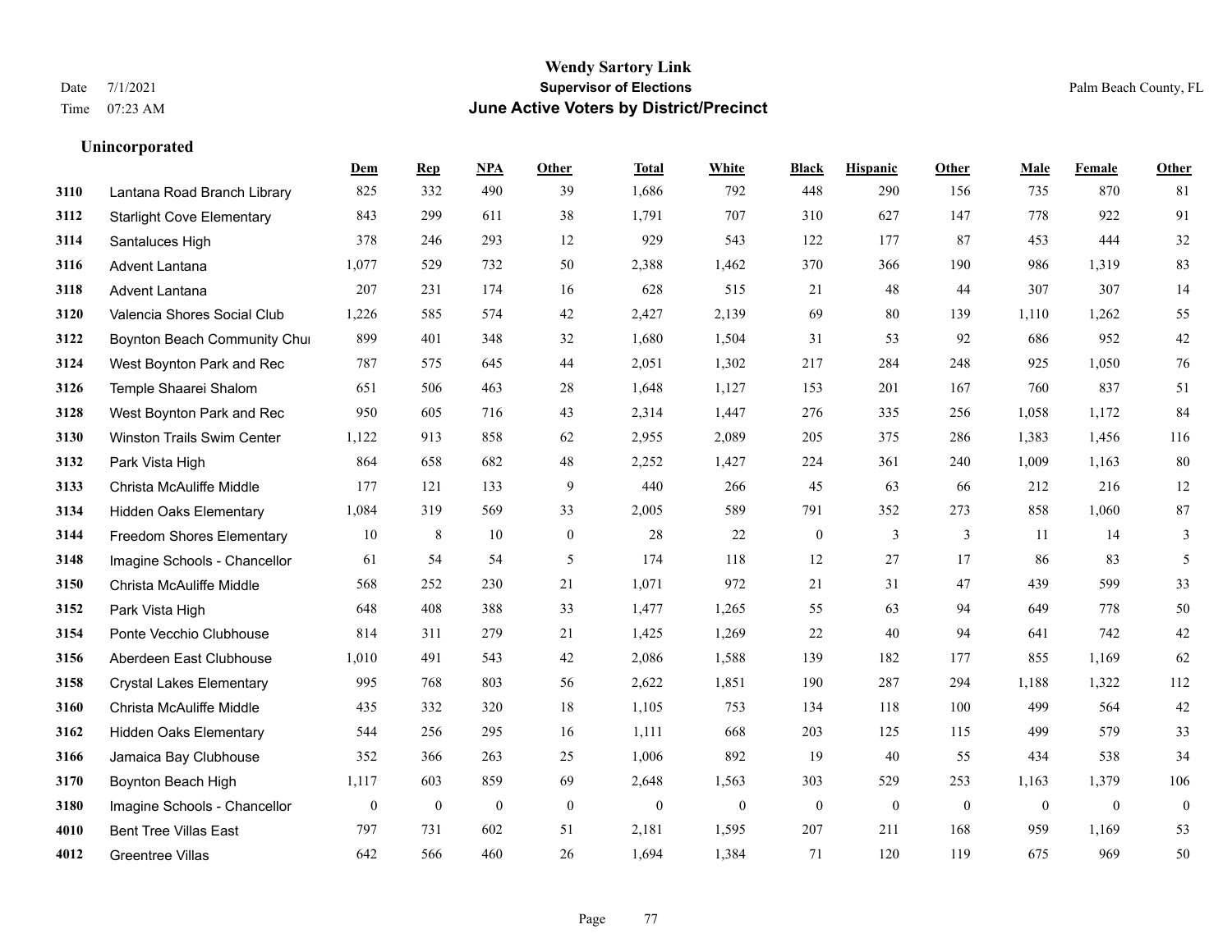# Wendy Sartory Link
## Supervisor of Elections
## June Active Voters by District/Precinct

Date 7/1/2021
Time 07:23 AM

Palm Beach County, FL

### Unincorporated

| | | Dem | Rep | NPA | Other | Total | White | Black | Hispanic | Other | Male | Female | Other |
|---|---|---|---|---|---|---|---|---|---|---|---|---|---|
| 3110 | Lantana Road Branch Library | 825 | 332 | 490 | 39 | 1,686 | 792 | 448 | 290 | 156 | 735 | 870 | 81 |
| 3112 | Starlight Cove Elementary | 843 | 299 | 611 | 38 | 1,791 | 707 | 310 | 627 | 147 | 778 | 922 | 91 |
| 3114 | Santaluces High | 378 | 246 | 293 | 12 | 929 | 543 | 122 | 177 | 87 | 453 | 444 | 32 |
| 3116 | Advent Lantana | 1,077 | 529 | 732 | 50 | 2,388 | 1,462 | 370 | 366 | 190 | 986 | 1,319 | 83 |
| 3118 | Advent Lantana | 207 | 231 | 174 | 16 | 628 | 515 | 21 | 48 | 44 | 307 | 307 | 14 |
| 3120 | Valencia Shores Social Club | 1,226 | 585 | 574 | 42 | 2,427 | 2,139 | 69 | 80 | 139 | 1,110 | 1,262 | 55 |
| 3122 | Boynton Beach Community Chur | 899 | 401 | 348 | 32 | 1,680 | 1,504 | 31 | 53 | 92 | 686 | 952 | 42 |
| 3124 | West Boynton Park and Rec | 787 | 575 | 645 | 44 | 2,051 | 1,302 | 217 | 284 | 248 | 925 | 1,050 | 76 |
| 3126 | Temple Shaarei Shalom | 651 | 506 | 463 | 28 | 1,648 | 1,127 | 153 | 201 | 167 | 760 | 837 | 51 |
| 3128 | West Boynton Park and Rec | 950 | 605 | 716 | 43 | 2,314 | 1,447 | 276 | 335 | 256 | 1,058 | 1,172 | 84 |
| 3130 | Winston Trails Swim Center | 1,122 | 913 | 858 | 62 | 2,955 | 2,089 | 205 | 375 | 286 | 1,383 | 1,456 | 116 |
| 3132 | Park Vista High | 864 | 658 | 682 | 48 | 2,252 | 1,427 | 224 | 361 | 240 | 1,009 | 1,163 | 80 |
| 3133 | Christa McAuliffe Middle | 177 | 121 | 133 | 9 | 440 | 266 | 45 | 63 | 66 | 212 | 216 | 12 |
| 3134 | Hidden Oaks Elementary | 1,084 | 319 | 569 | 33 | 2,005 | 589 | 791 | 352 | 273 | 858 | 1,060 | 87 |
| 3144 | Freedom Shores Elementary | 10 | 8 | 10 | 0 | 28 | 22 | 0 | 3 | 3 | 11 | 14 | 3 |
| 3148 | Imagine Schools - Chancellor | 61 | 54 | 54 | 5 | 174 | 118 | 12 | 27 | 17 | 86 | 83 | 5 |
| 3150 | Christa McAuliffe Middle | 568 | 252 | 230 | 21 | 1,071 | 972 | 21 | 31 | 47 | 439 | 599 | 33 |
| 3152 | Park Vista High | 648 | 408 | 388 | 33 | 1,477 | 1,265 | 55 | 63 | 94 | 649 | 778 | 50 |
| 3154 | Ponte Vecchio Clubhouse | 814 | 311 | 279 | 21 | 1,425 | 1,269 | 22 | 40 | 94 | 641 | 742 | 42 |
| 3156 | Aberdeen East Clubhouse | 1,010 | 491 | 543 | 42 | 2,086 | 1,588 | 139 | 182 | 177 | 855 | 1,169 | 62 |
| 3158 | Crystal Lakes Elementary | 995 | 768 | 803 | 56 | 2,622 | 1,851 | 190 | 287 | 294 | 1,188 | 1,322 | 112 |
| 3160 | Christa McAuliffe Middle | 435 | 332 | 320 | 18 | 1,105 | 753 | 134 | 118 | 100 | 499 | 564 | 42 |
| 3162 | Hidden Oaks Elementary | 544 | 256 | 295 | 16 | 1,111 | 668 | 203 | 125 | 115 | 499 | 579 | 33 |
| 3166 | Jamaica Bay Clubhouse | 352 | 366 | 263 | 25 | 1,006 | 892 | 19 | 40 | 55 | 434 | 538 | 34 |
| 3170 | Boynton Beach High | 1,117 | 603 | 859 | 69 | 2,648 | 1,563 | 303 | 529 | 253 | 1,163 | 1,379 | 106 |
| 3180 | Imagine Schools - Chancellor | 0 | 0 | 0 | 0 | 0 | 0 | 0 | 0 | 0 | 0 | 0 | 0 |
| 4010 | Bent Tree Villas East | 797 | 731 | 602 | 51 | 2,181 | 1,595 | 207 | 211 | 168 | 959 | 1,169 | 53 |
| 4012 | Greentree Villas | 642 | 566 | 460 | 26 | 1,694 | 1,384 | 71 | 120 | 119 | 675 | 969 | 50 |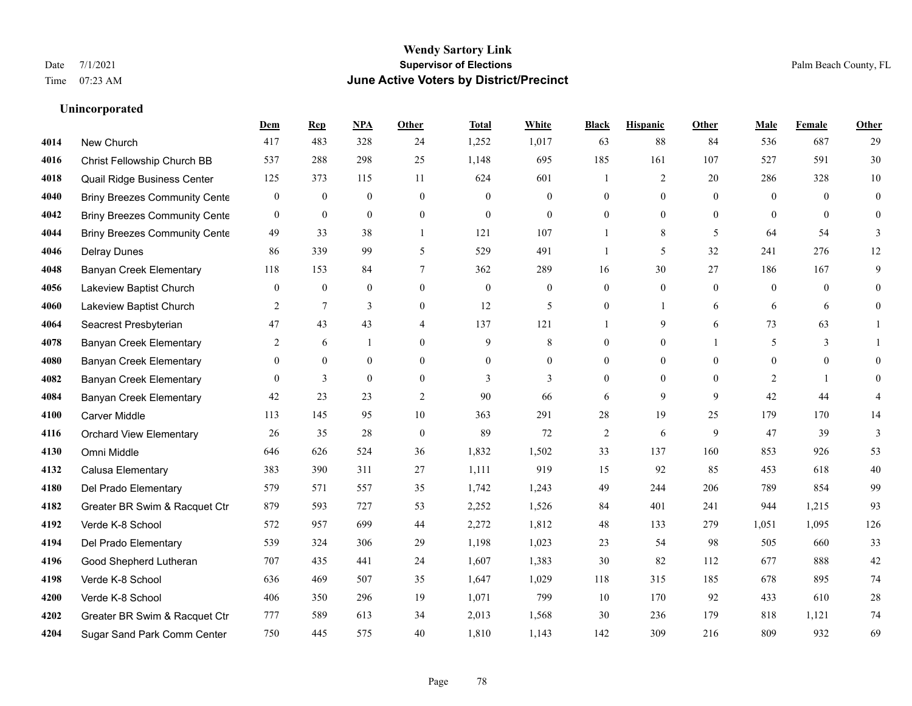**Wendy Sartory Link**
**Supervisor of Elections**
**June Active Voters by District/Precinct**

Date 7/1/2021
Time 07:23 AM
Palm Beach County, FL

## Unincorporated

| | | Dem | Rep | NPA | Other | Total | White | Black | Hispanic | Other | Male | Female | Other |
|---|---|---|---|---|---|---|---|---|---|---|---|---|---|
| 4014 | New Church | 417 | 483 | 328 | 24 | 1,252 | 1,017 | 63 | 88 | 84 | 536 | 687 | 29 |
| 4016 | Christ Fellowship Church BB | 537 | 288 | 298 | 25 | 1,148 | 695 | 185 | 161 | 107 | 527 | 591 | 30 |
| 4018 | Quail Ridge Business Center | 125 | 373 | 115 | 11 | 624 | 601 | 1 | 2 | 20 | 286 | 328 | 10 |
| 4040 | Briny Breezes Community Cente | 0 | 0 | 0 | 0 | 0 | 0 | 0 | 0 | 0 | 0 | 0 | 0 |
| 4042 | Briny Breezes Community Cente | 0 | 0 | 0 | 0 | 0 | 0 | 0 | 0 | 0 | 0 | 0 | 0 |
| 4044 | Briny Breezes Community Cente | 49 | 33 | 38 | 1 | 121 | 107 | 1 | 8 | 5 | 64 | 54 | 3 |
| 4046 | Delray Dunes | 86 | 339 | 99 | 5 | 529 | 491 | 1 | 5 | 32 | 241 | 276 | 12 |
| 4048 | Banyan Creek Elementary | 118 | 153 | 84 | 7 | 362 | 289 | 16 | 30 | 27 | 186 | 167 | 9 |
| 4056 | Lakeview Baptist Church | 0 | 0 | 0 | 0 | 0 | 0 | 0 | 0 | 0 | 0 | 0 | 0 |
| 4060 | Lakeview Baptist Church | 2 | 7 | 3 | 0 | 12 | 5 | 0 | 1 | 6 | 6 | 6 | 0 |
| 4064 | Seacrest Presbyterian | 47 | 43 | 43 | 4 | 137 | 121 | 1 | 9 | 6 | 73 | 63 | 1 |
| 4078 | Banyan Creek Elementary | 2 | 6 | 1 | 0 | 9 | 8 | 0 | 0 | 1 | 5 | 3 | 1 |
| 4080 | Banyan Creek Elementary | 0 | 0 | 0 | 0 | 0 | 0 | 0 | 0 | 0 | 0 | 0 | 0 |
| 4082 | Banyan Creek Elementary | 0 | 3 | 0 | 0 | 3 | 3 | 0 | 0 | 0 | 2 | 1 | 0 |
| 4084 | Banyan Creek Elementary | 42 | 23 | 23 | 2 | 90 | 66 | 6 | 9 | 9 | 42 | 44 | 4 |
| 4100 | Carver Middle | 113 | 145 | 95 | 10 | 363 | 291 | 28 | 19 | 25 | 179 | 170 | 14 |
| 4116 | Orchard View Elementary | 26 | 35 | 28 | 0 | 89 | 72 | 2 | 6 | 9 | 47 | 39 | 3 |
| 4130 | Omni Middle | 646 | 626 | 524 | 36 | 1,832 | 1,502 | 33 | 137 | 160 | 853 | 926 | 53 |
| 4132 | Calusa Elementary | 383 | 390 | 311 | 27 | 1,111 | 919 | 15 | 92 | 85 | 453 | 618 | 40 |
| 4180 | Del Prado Elementary | 579 | 571 | 557 | 35 | 1,742 | 1,243 | 49 | 244 | 206 | 789 | 854 | 99 |
| 4182 | Greater BR Swim & Racquet Ctr | 879 | 593 | 727 | 53 | 2,252 | 1,526 | 84 | 401 | 241 | 944 | 1,215 | 93 |
| 4192 | Verde K-8 School | 572 | 957 | 699 | 44 | 2,272 | 1,812 | 48 | 133 | 279 | 1,051 | 1,095 | 126 |
| 4194 | Del Prado Elementary | 539 | 324 | 306 | 29 | 1,198 | 1,023 | 23 | 54 | 98 | 505 | 660 | 33 |
| 4196 | Good Shepherd Lutheran | 707 | 435 | 441 | 24 | 1,607 | 1,383 | 30 | 82 | 112 | 677 | 888 | 42 |
| 4198 | Verde K-8 School | 636 | 469 | 507 | 35 | 1,647 | 1,029 | 118 | 315 | 185 | 678 | 895 | 74 |
| 4200 | Verde K-8 School | 406 | 350 | 296 | 19 | 1,071 | 799 | 10 | 170 | 92 | 433 | 610 | 28 |
| 4202 | Greater BR Swim & Racquet Ctr | 777 | 589 | 613 | 34 | 2,013 | 1,568 | 30 | 236 | 179 | 818 | 1,121 | 74 |
| 4204 | Sugar Sand Park Comm Center | 750 | 445 | 575 | 40 | 1,810 | 1,143 | 142 | 309 | 216 | 809 | 932 | 69 |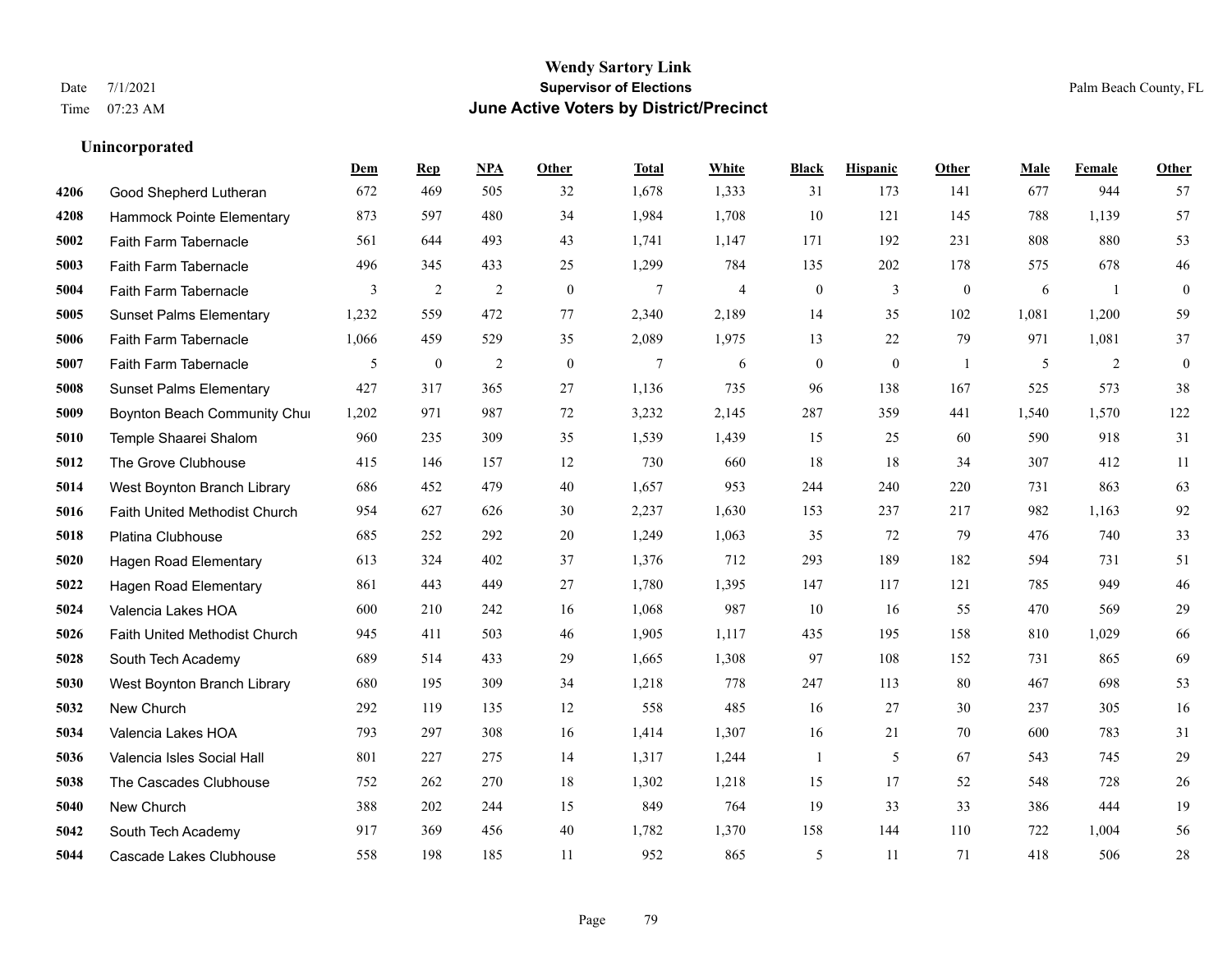# Wendy Sartory Link
## Supervisor of Elections
## June Active Voters by District/Precinct

Date 7/1/2021
Time 07:23 AM

Palm Beach County, FL

### Unincorporated

| | | Dem | Rep | NPA | Other | Total | White | Black | Hispanic | Other | Male | Female | Other |
|---|---|---|---|---|---|---|---|---|---|---|---|---|---|
| 4206 | Good Shepherd Lutheran | 672 | 469 | 505 | 32 | 1,678 | 1,333 | 31 | 173 | 141 | 677 | 944 | 57 |
| 4208 | Hammock Pointe Elementary | 873 | 597 | 480 | 34 | 1,984 | 1,708 | 10 | 121 | 145 | 788 | 1,139 | 57 |
| 5002 | Faith Farm Tabernacle | 561 | 644 | 493 | 43 | 1,741 | 1,147 | 171 | 192 | 231 | 808 | 880 | 53 |
| 5003 | Faith Farm Tabernacle | 496 | 345 | 433 | 25 | 1,299 | 784 | 135 | 202 | 178 | 575 | 678 | 46 |
| 5004 | Faith Farm Tabernacle | 3 | 2 | 2 | 0 | 7 | 4 | 0 | 3 | 0 | 6 | 1 | 0 |
| 5005 | Sunset Palms Elementary | 1,232 | 559 | 472 | 77 | 2,340 | 2,189 | 14 | 35 | 102 | 1,081 | 1,200 | 59 |
| 5006 | Faith Farm Tabernacle | 1,066 | 459 | 529 | 35 | 2,089 | 1,975 | 13 | 22 | 79 | 971 | 1,081 | 37 |
| 5007 | Faith Farm Tabernacle | 5 | 0 | 2 | 0 | 7 | 6 | 0 | 0 | 1 | 5 | 2 | 0 |
| 5008 | Sunset Palms Elementary | 427 | 317 | 365 | 27 | 1,136 | 735 | 96 | 138 | 167 | 525 | 573 | 38 |
| 5009 | Boynton Beach Community Chui | 1,202 | 971 | 987 | 72 | 3,232 | 2,145 | 287 | 359 | 441 | 1,540 | 1,570 | 122 |
| 5010 | Temple Shaarei Shalom | 960 | 235 | 309 | 35 | 1,539 | 1,439 | 15 | 25 | 60 | 590 | 918 | 31 |
| 5012 | The Grove Clubhouse | 415 | 146 | 157 | 12 | 730 | 660 | 18 | 18 | 34 | 307 | 412 | 11 |
| 5014 | West Boynton Branch Library | 686 | 452 | 479 | 40 | 1,657 | 953 | 244 | 240 | 220 | 731 | 863 | 63 |
| 5016 | Faith United Methodist Church | 954 | 627 | 626 | 30 | 2,237 | 1,630 | 153 | 237 | 217 | 982 | 1,163 | 92 |
| 5018 | Platina Clubhouse | 685 | 252 | 292 | 20 | 1,249 | 1,063 | 35 | 72 | 79 | 476 | 740 | 33 |
| 5020 | Hagen Road Elementary | 613 | 324 | 402 | 37 | 1,376 | 712 | 293 | 189 | 182 | 594 | 731 | 51 |
| 5022 | Hagen Road Elementary | 861 | 443 | 449 | 27 | 1,780 | 1,395 | 147 | 117 | 121 | 785 | 949 | 46 |
| 5024 | Valencia Lakes HOA | 600 | 210 | 242 | 16 | 1,068 | 987 | 10 | 16 | 55 | 470 | 569 | 29 |
| 5026 | Faith United Methodist Church | 945 | 411 | 503 | 46 | 1,905 | 1,117 | 435 | 195 | 158 | 810 | 1,029 | 66 |
| 5028 | South Tech Academy | 689 | 514 | 433 | 29 | 1,665 | 1,308 | 97 | 108 | 152 | 731 | 865 | 69 |
| 5030 | West Boynton Branch Library | 680 | 195 | 309 | 34 | 1,218 | 778 | 247 | 113 | 80 | 467 | 698 | 53 |
| 5032 | New Church | 292 | 119 | 135 | 12 | 558 | 485 | 16 | 27 | 30 | 237 | 305 | 16 |
| 5034 | Valencia Lakes HOA | 793 | 297 | 308 | 16 | 1,414 | 1,307 | 16 | 21 | 70 | 600 | 783 | 31 |
| 5036 | Valencia Isles Social Hall | 801 | 227 | 275 | 14 | 1,317 | 1,244 | 1 | 5 | 67 | 543 | 745 | 29 |
| 5038 | The Cascades Clubhouse | 752 | 262 | 270 | 18 | 1,302 | 1,218 | 15 | 17 | 52 | 548 | 728 | 26 |
| 5040 | New Church | 388 | 202 | 244 | 15 | 849 | 764 | 19 | 33 | 33 | 386 | 444 | 19 |
| 5042 | South Tech Academy | 917 | 369 | 456 | 40 | 1,782 | 1,370 | 158 | 144 | 110 | 722 | 1,004 | 56 |
| 5044 | Cascade Lakes Clubhouse | 558 | 198 | 185 | 11 | 952 | 865 | 5 | 11 | 71 | 418 | 506 | 28 |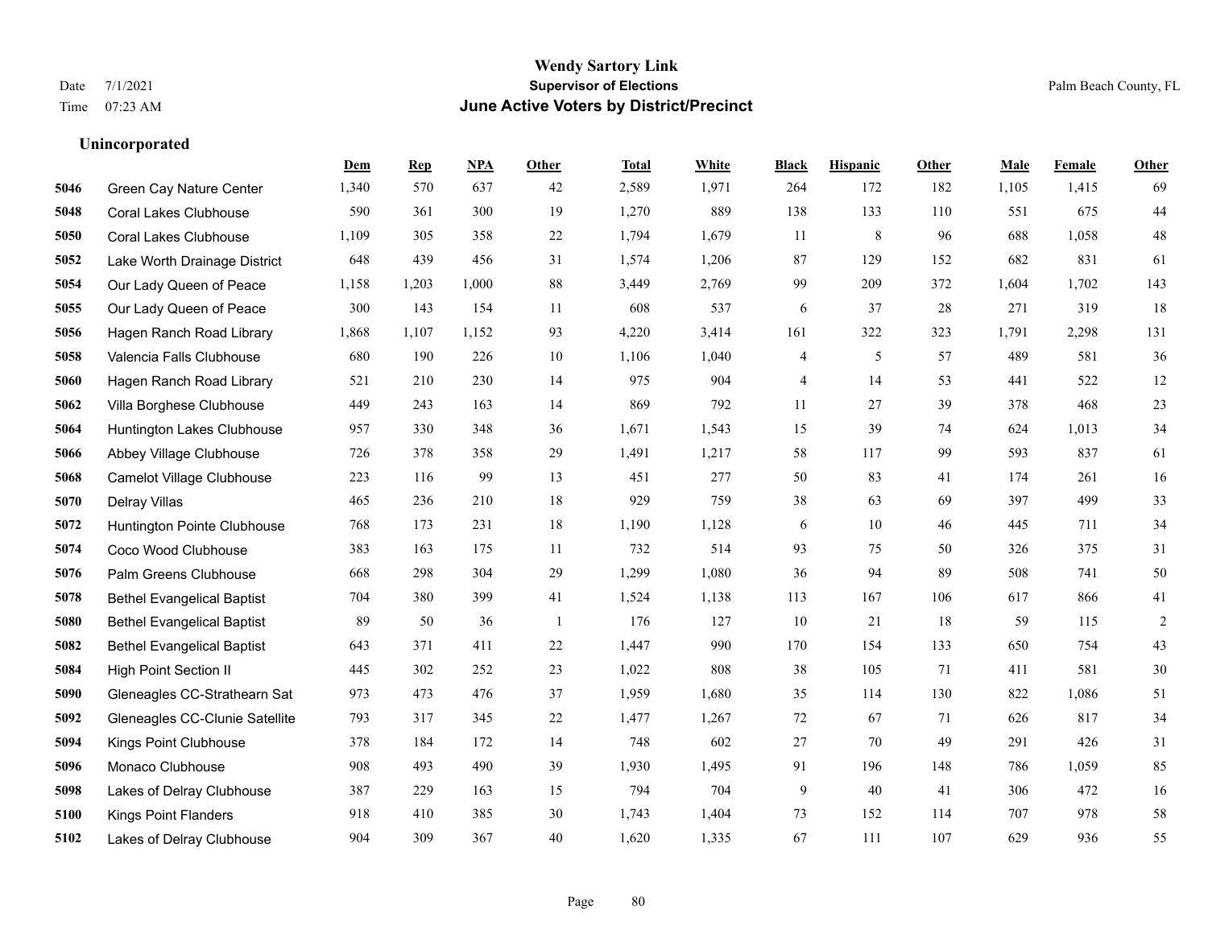# Wendy Sartory Link
## Supervisor of Elections
## June Active Voters by District/Precinct

Date 7/1/2021
Time 07:23 AM

Palm Beach County, FL

### Unincorporated

| | | Dem | Rep | NPA | Other | Total | White | Black | Hispanic | Other | Male | Female | Other |
|---|---|---|---|---|---|---|---|---|---|---|---|---|---|
| 5046 | Green Cay Nature Center | 1,340 | 570 | 637 | 42 | 2,589 | 1,971 | 264 | 172 | 182 | 1,105 | 1,415 | 69 |
| 5048 | Coral Lakes Clubhouse | 590 | 361 | 300 | 19 | 1,270 | 889 | 138 | 133 | 110 | 551 | 675 | 44 |
| 5050 | Coral Lakes Clubhouse | 1,109 | 305 | 358 | 22 | 1,794 | 1,679 | 11 | 8 | 96 | 688 | 1,058 | 48 |
| 5052 | Lake Worth Drainage District | 648 | 439 | 456 | 31 | 1,574 | 1,206 | 87 | 129 | 152 | 682 | 831 | 61 |
| 5054 | Our Lady Queen of Peace | 1,158 | 1,203 | 1,000 | 88 | 3,449 | 2,769 | 99 | 209 | 372 | 1,604 | 1,702 | 143 |
| 5055 | Our Lady Queen of Peace | 300 | 143 | 154 | 11 | 608 | 537 | 6 | 37 | 28 | 271 | 319 | 18 |
| 5056 | Hagen Ranch Road Library | 1,868 | 1,107 | 1,152 | 93 | 4,220 | 3,414 | 161 | 322 | 323 | 1,791 | 2,298 | 131 |
| 5058 | Valencia Falls Clubhouse | 680 | 190 | 226 | 10 | 1,106 | 1,040 | 4 | 5 | 57 | 489 | 581 | 36 |
| 5060 | Hagen Ranch Road Library | 521 | 210 | 230 | 14 | 975 | 904 | 4 | 14 | 53 | 441 | 522 | 12 |
| 5062 | Villa Borghese Clubhouse | 449 | 243 | 163 | 14 | 869 | 792 | 11 | 27 | 39 | 378 | 468 | 23 |
| 5064 | Huntington Lakes Clubhouse | 957 | 330 | 348 | 36 | 1,671 | 1,543 | 15 | 39 | 74 | 624 | 1,013 | 34 |
| 5066 | Abbey Village Clubhouse | 726 | 378 | 358 | 29 | 1,491 | 1,217 | 58 | 117 | 99 | 593 | 837 | 61 |
| 5068 | Camelot Village Clubhouse | 223 | 116 | 99 | 13 | 451 | 277 | 50 | 83 | 41 | 174 | 261 | 16 |
| 5070 | Delray Villas | 465 | 236 | 210 | 18 | 929 | 759 | 38 | 63 | 69 | 397 | 499 | 33 |
| 5072 | Huntington Pointe Clubhouse | 768 | 173 | 231 | 18 | 1,190 | 1,128 | 6 | 10 | 46 | 445 | 711 | 34 |
| 5074 | Coco Wood Clubhouse | 383 | 163 | 175 | 11 | 732 | 514 | 93 | 75 | 50 | 326 | 375 | 31 |
| 5076 | Palm Greens Clubhouse | 668 | 298 | 304 | 29 | 1,299 | 1,080 | 36 | 94 | 89 | 508 | 741 | 50 |
| 5078 | Bethel Evangelical Baptist | 704 | 380 | 399 | 41 | 1,524 | 1,138 | 113 | 167 | 106 | 617 | 866 | 41 |
| 5080 | Bethel Evangelical Baptist | 89 | 50 | 36 | 1 | 176 | 127 | 10 | 21 | 18 | 59 | 115 | 2 |
| 5082 | Bethel Evangelical Baptist | 643 | 371 | 411 | 22 | 1,447 | 990 | 170 | 154 | 133 | 650 | 754 | 43 |
| 5084 | High Point Section II | 445 | 302 | 252 | 23 | 1,022 | 808 | 38 | 105 | 71 | 411 | 581 | 30 |
| 5090 | Gleneagles CC-Strathearn Sat | 973 | 473 | 476 | 37 | 1,959 | 1,680 | 35 | 114 | 130 | 822 | 1,086 | 51 |
| 5092 | Gleneagles CC-Clunie Satellite | 793 | 317 | 345 | 22 | 1,477 | 1,267 | 72 | 67 | 71 | 626 | 817 | 34 |
| 5094 | Kings Point Clubhouse | 378 | 184 | 172 | 14 | 748 | 602 | 27 | 70 | 49 | 291 | 426 | 31 |
| 5096 | Monaco Clubhouse | 908 | 493 | 490 | 39 | 1,930 | 1,495 | 91 | 196 | 148 | 786 | 1,059 | 85 |
| 5098 | Lakes of Delray Clubhouse | 387 | 229 | 163 | 15 | 794 | 704 | 9 | 40 | 41 | 306 | 472 | 16 |
| 5100 | Kings Point Flanders | 918 | 410 | 385 | 30 | 1,743 | 1,404 | 73 | 152 | 114 | 707 | 978 | 58 |
| 5102 | Lakes of Delray Clubhouse | 904 | 309 | 367 | 40 | 1,620 | 1,335 | 67 | 111 | 107 | 629 | 936 | 55 |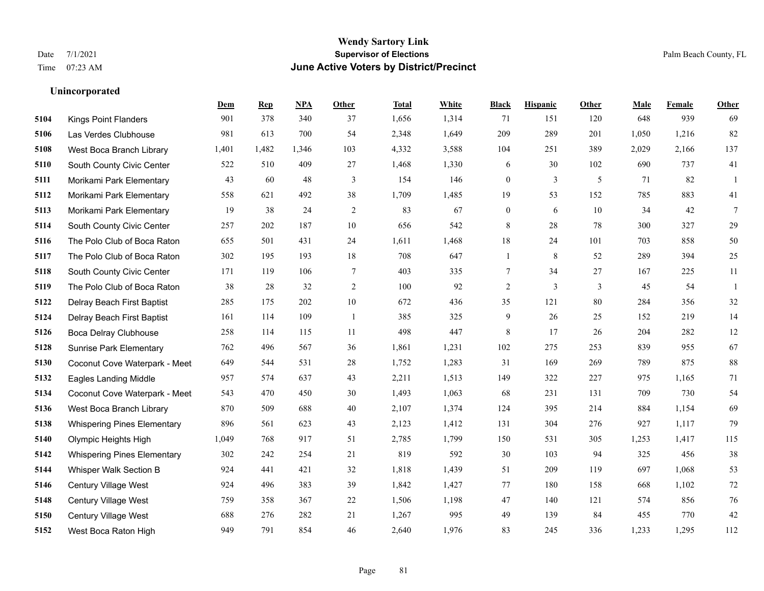# Wendy Sartory Link
## Supervisor of Elections
## June Active Voters by District/Precinct

Date 7/1/2021
Time 07:23 AM

Palm Beach County, FL

### Unincorporated

| | | Dem | Rep | NPA | Other | Total | White | Black | Hispanic | Other | Male | Female | Other |
|---|---|---|---|---|---|---|---|---|---|---|---|---|---|
| 5104 | Kings Point Flanders | 901 | 378 | 340 | 37 | 1,656 | 1,314 | 71 | 151 | 120 | 648 | 939 | 69 |
| 5106 | Las Verdes Clubhouse | 981 | 613 | 700 | 54 | 2,348 | 1,649 | 209 | 289 | 201 | 1,050 | 1,216 | 82 |
| 5108 | West Boca Branch Library | 1,401 | 1,482 | 1,346 | 103 | 4,332 | 3,588 | 104 | 251 | 389 | 2,029 | 2,166 | 137 |
| 5110 | South County Civic Center | 522 | 510 | 409 | 27 | 1,468 | 1,330 | 6 | 30 | 102 | 690 | 737 | 41 |
| 5111 | Morikami Park Elementary | 43 | 60 | 48 | 3 | 154 | 146 | 0 | 3 | 5 | 71 | 82 | 1 |
| 5112 | Morikami Park Elementary | 558 | 621 | 492 | 38 | 1,709 | 1,485 | 19 | 53 | 152 | 785 | 883 | 41 |
| 5113 | Morikami Park Elementary | 19 | 38 | 24 | 2 | 83 | 67 | 0 | 6 | 10 | 34 | 42 | 7 |
| 5114 | South County Civic Center | 257 | 202 | 187 | 10 | 656 | 542 | 8 | 28 | 78 | 300 | 327 | 29 |
| 5116 | The Polo Club of Boca Raton | 655 | 501 | 431 | 24 | 1,611 | 1,468 | 18 | 24 | 101 | 703 | 858 | 50 |
| 5117 | The Polo Club of Boca Raton | 302 | 195 | 193 | 18 | 708 | 647 | 1 | 8 | 52 | 289 | 394 | 25 |
| 5118 | South County Civic Center | 171 | 119 | 106 | 7 | 403 | 335 | 7 | 34 | 27 | 167 | 225 | 11 |
| 5119 | The Polo Club of Boca Raton | 38 | 28 | 32 | 2 | 100 | 92 | 2 | 3 | 3 | 45 | 54 | 1 |
| 5122 | Delray Beach First Baptist | 285 | 175 | 202 | 10 | 672 | 436 | 35 | 121 | 80 | 284 | 356 | 32 |
| 5124 | Delray Beach First Baptist | 161 | 114 | 109 | 1 | 385 | 325 | 9 | 26 | 25 | 152 | 219 | 14 |
| 5126 | Boca Delray Clubhouse | 258 | 114 | 115 | 11 | 498 | 447 | 8 | 17 | 26 | 204 | 282 | 12 |
| 5128 | Sunrise Park Elementary | 762 | 496 | 567 | 36 | 1,861 | 1,231 | 102 | 275 | 253 | 839 | 955 | 67 |
| 5130 | Coconut Cove Waterpark - Meet | 649 | 544 | 531 | 28 | 1,752 | 1,283 | 31 | 169 | 269 | 789 | 875 | 88 |
| 5132 | Eagles Landing Middle | 957 | 574 | 637 | 43 | 2,211 | 1,513 | 149 | 322 | 227 | 975 | 1,165 | 71 |
| 5134 | Coconut Cove Waterpark - Meet | 543 | 470 | 450 | 30 | 1,493 | 1,063 | 68 | 231 | 131 | 709 | 730 | 54 |
| 5136 | West Boca Branch Library | 870 | 509 | 688 | 40 | 2,107 | 1,374 | 124 | 395 | 214 | 884 | 1,154 | 69 |
| 5138 | Whispering Pines Elementary | 896 | 561 | 623 | 43 | 2,123 | 1,412 | 131 | 304 | 276 | 927 | 1,117 | 79 |
| 5140 | Olympic Heights High | 1,049 | 768 | 917 | 51 | 2,785 | 1,799 | 150 | 531 | 305 | 1,253 | 1,417 | 115 |
| 5142 | Whispering Pines Elementary | 302 | 242 | 254 | 21 | 819 | 592 | 30 | 103 | 94 | 325 | 456 | 38 |
| 5144 | Whisper Walk Section B | 924 | 441 | 421 | 32 | 1,818 | 1,439 | 51 | 209 | 119 | 697 | 1,068 | 53 |
| 5146 | Century Village West | 924 | 496 | 383 | 39 | 1,842 | 1,427 | 77 | 180 | 158 | 668 | 1,102 | 72 |
| 5148 | Century Village West | 759 | 358 | 367 | 22 | 1,506 | 1,198 | 47 | 140 | 121 | 574 | 856 | 76 |
| 5150 | Century Village West | 688 | 276 | 282 | 21 | 1,267 | 995 | 49 | 139 | 84 | 455 | 770 | 42 |
| 5152 | West Boca Raton High | 949 | 791 | 854 | 46 | 2,640 | 1,976 | 83 | 245 | 336 | 1,233 | 1,295 | 112 |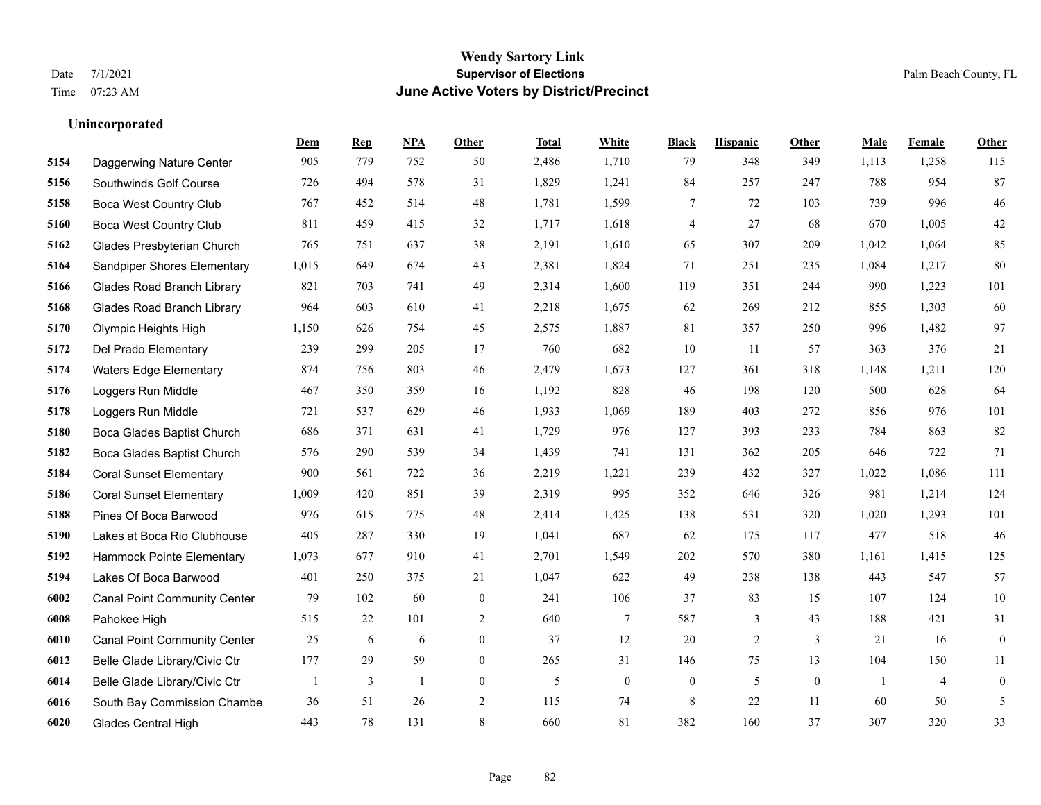**Wendy Sartory Link**
**Supervisor of Elections**
**June Active Voters by District/Precinct**

Date 7/1/2021
Time 07:23 AM

Palm Beach County, FL

## Unincorporated

| | | Dem | Rep | NPA | Other | Total | White | Black | Hispanic | Other | Male | Female | Other |
|---|---|---|---|---|---|---|---|---|---|---|---|---|---|
| 5154 | Daggerwing Nature Center | 905 | 779 | 752 | 50 | 2,486 | 1,710 | 79 | 348 | 349 | 1,113 | 1,258 | 115 |
| 5156 | Southwinds Golf Course | 726 | 494 | 578 | 31 | 1,829 | 1,241 | 84 | 257 | 247 | 788 | 954 | 87 |
| 5158 | Boca West Country Club | 767 | 452 | 514 | 48 | 1,781 | 1,599 | 7 | 72 | 103 | 739 | 996 | 46 |
| 5160 | Boca West Country Club | 811 | 459 | 415 | 32 | 1,717 | 1,618 | 4 | 27 | 68 | 670 | 1,005 | 42 |
| 5162 | Glades Presbyterian Church | 765 | 751 | 637 | 38 | 2,191 | 1,610 | 65 | 307 | 209 | 1,042 | 1,064 | 85 |
| 5164 | Sandpiper Shores Elementary | 1,015 | 649 | 674 | 43 | 2,381 | 1,824 | 71 | 251 | 235 | 1,084 | 1,217 | 80 |
| 5166 | Glades Road Branch Library | 821 | 703 | 741 | 49 | 2,314 | 1,600 | 119 | 351 | 244 | 990 | 1,223 | 101 |
| 5168 | Glades Road Branch Library | 964 | 603 | 610 | 41 | 2,218 | 1,675 | 62 | 269 | 212 | 855 | 1,303 | 60 |
| 5170 | Olympic Heights High | 1,150 | 626 | 754 | 45 | 2,575 | 1,887 | 81 | 357 | 250 | 996 | 1,482 | 97 |
| 5172 | Del Prado Elementary | 239 | 299 | 205 | 17 | 760 | 682 | 10 | 11 | 57 | 363 | 376 | 21 |
| 5174 | Waters Edge Elementary | 874 | 756 | 803 | 46 | 2,479 | 1,673 | 127 | 361 | 318 | 1,148 | 1,211 | 120 |
| 5176 | Loggers Run Middle | 467 | 350 | 359 | 16 | 1,192 | 828 | 46 | 198 | 120 | 500 | 628 | 64 |
| 5178 | Loggers Run Middle | 721 | 537 | 629 | 46 | 1,933 | 1,069 | 189 | 403 | 272 | 856 | 976 | 101 |
| 5180 | Boca Glades Baptist Church | 686 | 371 | 631 | 41 | 1,729 | 976 | 127 | 393 | 233 | 784 | 863 | 82 |
| 5182 | Boca Glades Baptist Church | 576 | 290 | 539 | 34 | 1,439 | 741 | 131 | 362 | 205 | 646 | 722 | 71 |
| 5184 | Coral Sunset Elementary | 900 | 561 | 722 | 36 | 2,219 | 1,221 | 239 | 432 | 327 | 1,022 | 1,086 | 111 |
| 5186 | Coral Sunset Elementary | 1,009 | 420 | 851 | 39 | 2,319 | 995 | 352 | 646 | 326 | 981 | 1,214 | 124 |
| 5188 | Pines Of Boca Barwood | 976 | 615 | 775 | 48 | 2,414 | 1,425 | 138 | 531 | 320 | 1,020 | 1,293 | 101 |
| 5190 | Lakes at Boca Rio Clubhouse | 405 | 287 | 330 | 19 | 1,041 | 687 | 62 | 175 | 117 | 477 | 518 | 46 |
| 5192 | Hammock Pointe Elementary | 1,073 | 677 | 910 | 41 | 2,701 | 1,549 | 202 | 570 | 380 | 1,161 | 1,415 | 125 |
| 5194 | Lakes Of Boca Barwood | 401 | 250 | 375 | 21 | 1,047 | 622 | 49 | 238 | 138 | 443 | 547 | 57 |
| 6002 | Canal Point Community Center | 79 | 102 | 60 | 0 | 241 | 106 | 37 | 83 | 15 | 107 | 124 | 10 |
| 6008 | Pahokee High | 515 | 22 | 101 | 2 | 640 | 7 | 587 | 3 | 43 | 188 | 421 | 31 |
| 6010 | Canal Point Community Center | 25 | 6 | 6 | 0 | 37 | 12 | 20 | 2 | 3 | 21 | 16 | 0 |
| 6012 | Belle Glade Library/Civic Ctr | 177 | 29 | 59 | 0 | 265 | 31 | 146 | 75 | 13 | 104 | 150 | 11 |
| 6014 | Belle Glade Library/Civic Ctr | 1 | 3 | 1 | 0 | 5 | 0 | 0 | 5 | 0 | 1 | 4 | 0 |
| 6016 | South Bay Commission Chambe | 36 | 51 | 26 | 2 | 115 | 74 | 8 | 22 | 11 | 60 | 50 | 5 |
| 6020 | Glades Central High | 443 | 78 | 131 | 8 | 660 | 81 | 382 | 160 | 37 | 307 | 320 | 33 |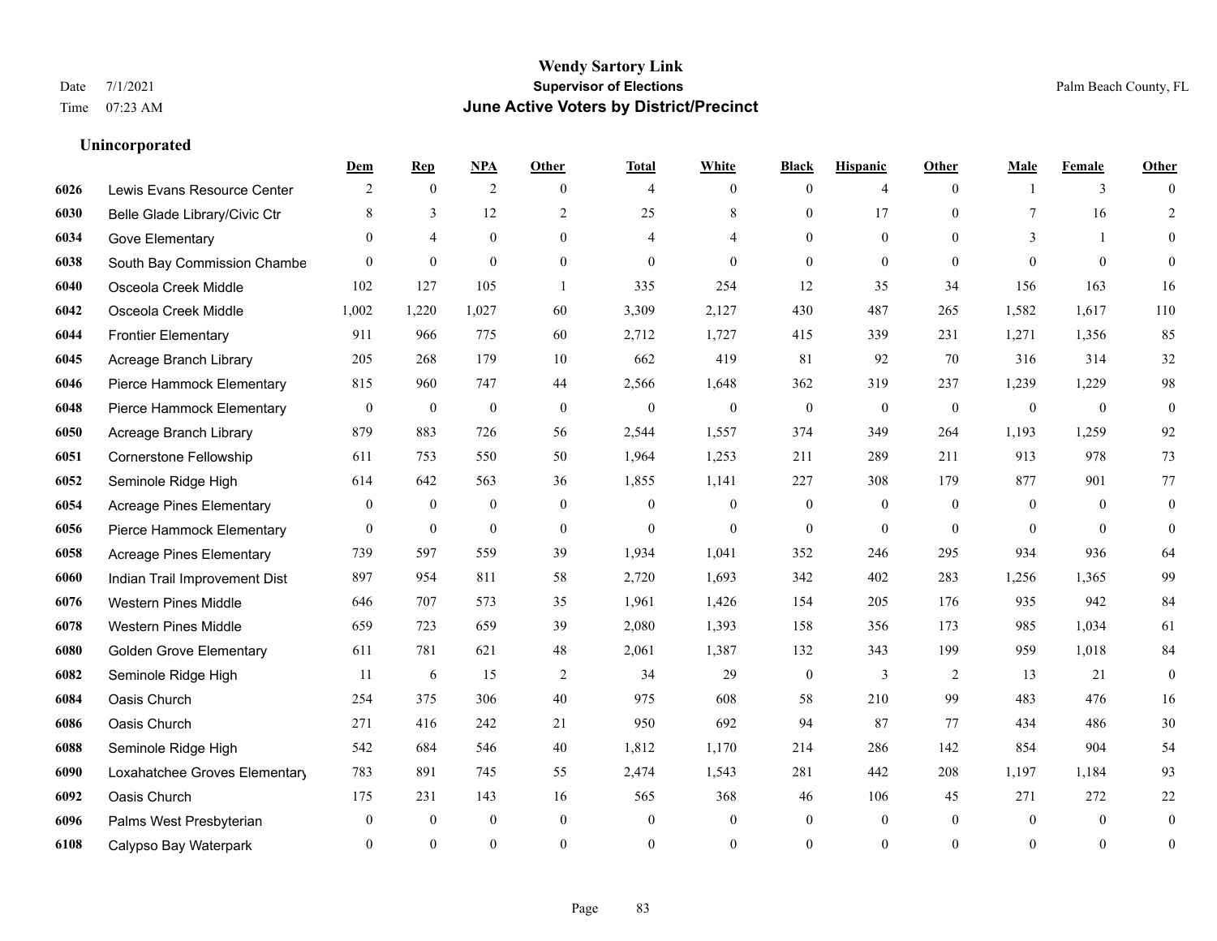# Wendy Sartory Link

## Supervisor of Elections

## June Active Voters by District/Precinct

Date 7/1/2021
Time 07:23 AM

Palm Beach County, FL

### Unincorporated

| | | Dem | Rep | NPA | Other | Total | White | Black | Hispanic | Other | Male | Female | Other |
|---|---|---|---|---|---|---|---|---|---|---|---|---|---|
| 6026 | Lewis Evans Resource Center | 2 | 0 | 2 | 0 | 4 | 0 | 0 | 4 | 0 | 1 | 3 | 0 |
| 6030 | Belle Glade Library/Civic Ctr | 8 | 3 | 12 | 2 | 25 | 8 | 0 | 17 | 0 | 7 | 16 | 2 |
| 6034 | Gove Elementary | 0 | 4 | 0 | 0 | 4 | 4 | 0 | 0 | 0 | 3 | 1 | 0 |
| 6038 | South Bay Commission Chambe | 0 | 0 | 0 | 0 | 0 | 0 | 0 | 0 | 0 | 0 | 0 | 0 |
| 6040 | Osceola Creek Middle | 102 | 127 | 105 | 1 | 335 | 254 | 12 | 35 | 34 | 156 | 163 | 16 |
| 6042 | Osceola Creek Middle | 1,002 | 1,220 | 1,027 | 60 | 3,309 | 2,127 | 430 | 487 | 265 | 1,582 | 1,617 | 110 |
| 6044 | Frontier Elementary | 911 | 966 | 775 | 60 | 2,712 | 1,727 | 415 | 339 | 231 | 1,271 | 1,356 | 85 |
| 6045 | Acreage Branch Library | 205 | 268 | 179 | 10 | 662 | 419 | 81 | 92 | 70 | 316 | 314 | 32 |
| 6046 | Pierce Hammock Elementary | 815 | 960 | 747 | 44 | 2,566 | 1,648 | 362 | 319 | 237 | 1,239 | 1,229 | 98 |
| 6048 | Pierce Hammock Elementary | 0 | 0 | 0 | 0 | 0 | 0 | 0 | 0 | 0 | 0 | 0 | 0 |
| 6050 | Acreage Branch Library | 879 | 883 | 726 | 56 | 2,544 | 1,557 | 374 | 349 | 264 | 1,193 | 1,259 | 92 |
| 6051 | Cornerstone Fellowship | 611 | 753 | 550 | 50 | 1,964 | 1,253 | 211 | 289 | 211 | 913 | 978 | 73 |
| 6052 | Seminole Ridge High | 614 | 642 | 563 | 36 | 1,855 | 1,141 | 227 | 308 | 179 | 877 | 901 | 77 |
| 6054 | Acreage Pines Elementary | 0 | 0 | 0 | 0 | 0 | 0 | 0 | 0 | 0 | 0 | 0 | 0 |
| 6056 | Pierce Hammock Elementary | 0 | 0 | 0 | 0 | 0 | 0 | 0 | 0 | 0 | 0 | 0 | 0 |
| 6058 | Acreage Pines Elementary | 739 | 597 | 559 | 39 | 1,934 | 1,041 | 352 | 246 | 295 | 934 | 936 | 64 |
| 6060 | Indian Trail Improvement Dist | 897 | 954 | 811 | 58 | 2,720 | 1,693 | 342 | 402 | 283 | 1,256 | 1,365 | 99 |
| 6076 | Western Pines Middle | 646 | 707 | 573 | 35 | 1,961 | 1,426 | 154 | 205 | 176 | 935 | 942 | 84 |
| 6078 | Western Pines Middle | 659 | 723 | 659 | 39 | 2,080 | 1,393 | 158 | 356 | 173 | 985 | 1,034 | 61 |
| 6080 | Golden Grove Elementary | 611 | 781 | 621 | 48 | 2,061 | 1,387 | 132 | 343 | 199 | 959 | 1,018 | 84 |
| 6082 | Seminole Ridge High | 11 | 6 | 15 | 2 | 34 | 29 | 0 | 3 | 2 | 13 | 21 | 0 |
| 6084 | Oasis Church | 254 | 375 | 306 | 40 | 975 | 608 | 58 | 210 | 99 | 483 | 476 | 16 |
| 6086 | Oasis Church | 271 | 416 | 242 | 21 | 950 | 692 | 94 | 87 | 77 | 434 | 486 | 30 |
| 6088 | Seminole Ridge High | 542 | 684 | 546 | 40 | 1,812 | 1,170 | 214 | 286 | 142 | 854 | 904 | 54 |
| 6090 | Loxahatchee Groves Elementary | 783 | 891 | 745 | 55 | 2,474 | 1,543 | 281 | 442 | 208 | 1,197 | 1,184 | 93 |
| 6092 | Oasis Church | 175 | 231 | 143 | 16 | 565 | 368 | 46 | 106 | 45 | 271 | 272 | 22 |
| 6096 | Palms West Presbyterian | 0 | 0 | 0 | 0 | 0 | 0 | 0 | 0 | 0 | 0 | 0 | 0 |
| 6108 | Calypso Bay Waterpark | 0 | 0 | 0 | 0 | 0 | 0 | 0 | 0 | 0 | 0 | 0 | 0 |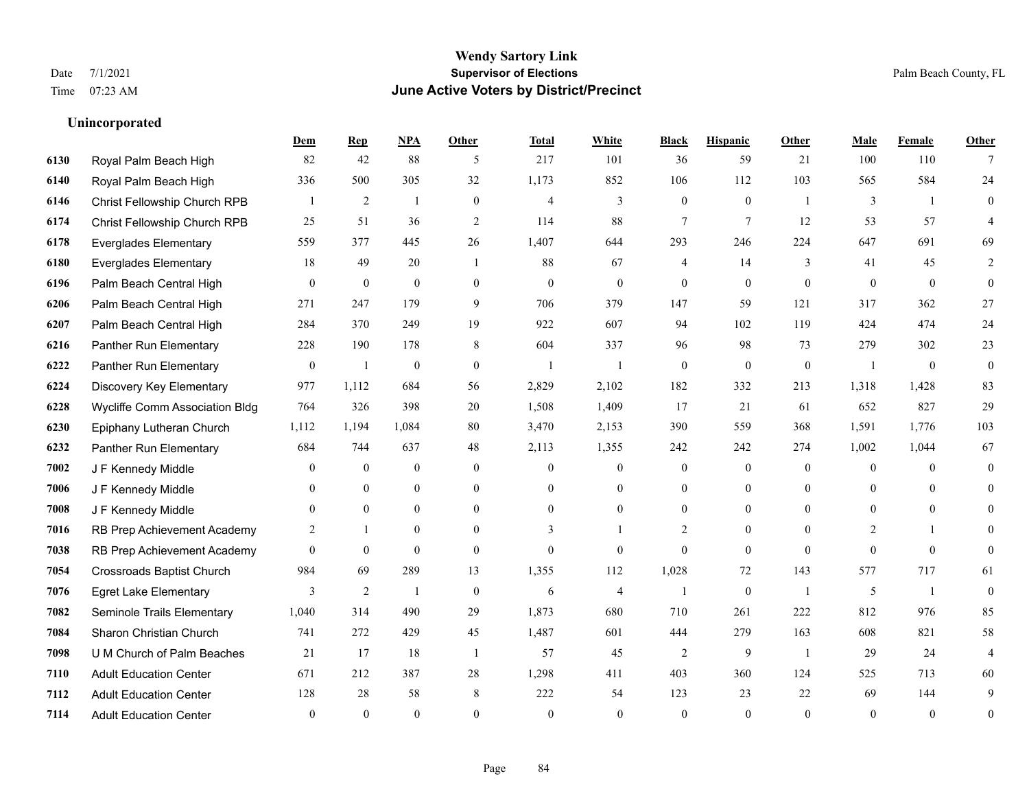**Wendy Sartory Link**
**Supervisor of Elections**
**June Active Voters by District/Precinct**

Date 7/1/2021
Time 07:23 AM

Palm Beach County, FL

### Unincorporated

| | | Dem | Rep | NPA | Other | Total | White | Black | Hispanic | Other | Male | Female | Other |
|---|---|---|---|---|---|---|---|---|---|---|---|---|---|
| 6130 | Royal Palm Beach High | 82 | 42 | 88 | 5 | 217 | 101 | 36 | 59 | 21 | 100 | 110 | 7 |
| 6140 | Royal Palm Beach High | 336 | 500 | 305 | 32 | 1,173 | 852 | 106 | 112 | 103 | 565 | 584 | 24 |
| 6146 | Christ Fellowship Church RPB | 1 | 2 | 1 | 0 | 4 | 3 | 0 | 0 | 1 | 3 | 1 | 0 |
| 6174 | Christ Fellowship Church RPB | 25 | 51 | 36 | 2 | 114 | 88 | 7 | 7 | 12 | 53 | 57 | 4 |
| 6178 | Everglades Elementary | 559 | 377 | 445 | 26 | 1,407 | 644 | 293 | 246 | 224 | 647 | 691 | 69 |
| 6180 | Everglades Elementary | 18 | 49 | 20 | 1 | 88 | 67 | 4 | 14 | 3 | 41 | 45 | 2 |
| 6196 | Palm Beach Central High | 0 | 0 | 0 | 0 | 0 | 0 | 0 | 0 | 0 | 0 | 0 | 0 |
| 6206 | Palm Beach Central High | 271 | 247 | 179 | 9 | 706 | 379 | 147 | 59 | 121 | 317 | 362 | 27 |
| 6207 | Palm Beach Central High | 284 | 370 | 249 | 19 | 922 | 607 | 94 | 102 | 119 | 424 | 474 | 24 |
| 6216 | Panther Run Elementary | 228 | 190 | 178 | 8 | 604 | 337 | 96 | 98 | 73 | 279 | 302 | 23 |
| 6222 | Panther Run Elementary | 0 | 1 | 0 | 0 | 1 | 1 | 0 | 0 | 0 | 1 | 0 | 0 |
| 6224 | Discovery Key Elementary | 977 | 1,112 | 684 | 56 | 2,829 | 2,102 | 182 | 332 | 213 | 1,318 | 1,428 | 83 |
| 6228 | Wycliffe Comm Association Bldg | 764 | 326 | 398 | 20 | 1,508 | 1,409 | 17 | 21 | 61 | 652 | 827 | 29 |
| 6230 | Epiphany Lutheran Church | 1,112 | 1,194 | 1,084 | 80 | 3,470 | 2,153 | 390 | 559 | 368 | 1,591 | 1,776 | 103 |
| 6232 | Panther Run Elementary | 684 | 744 | 637 | 48 | 2,113 | 1,355 | 242 | 242 | 274 | 1,002 | 1,044 | 67 |
| 7002 | J F Kennedy Middle | 0 | 0 | 0 | 0 | 0 | 0 | 0 | 0 | 0 | 0 | 0 | 0 |
| 7006 | J F Kennedy Middle | 0 | 0 | 0 | 0 | 0 | 0 | 0 | 0 | 0 | 0 | 0 | 0 |
| 7008 | J F Kennedy Middle | 0 | 0 | 0 | 0 | 0 | 0 | 0 | 0 | 0 | 0 | 0 | 0 |
| 7016 | RB Prep Achievement Academy | 2 | 1 | 0 | 0 | 3 | 1 | 2 | 0 | 0 | 2 | 1 | 0 |
| 7038 | RB Prep Achievement Academy | 0 | 0 | 0 | 0 | 0 | 0 | 0 | 0 | 0 | 0 | 0 | 0 |
| 7054 | Crossroads Baptist Church | 984 | 69 | 289 | 13 | 1,355 | 112 | 1,028 | 72 | 143 | 577 | 717 | 61 |
| 7076 | Egret Lake Elementary | 3 | 2 | 1 | 0 | 6 | 4 | 1 | 0 | 1 | 5 | 1 | 0 |
| 7082 | Seminole Trails Elementary | 1,040 | 314 | 490 | 29 | 1,873 | 680 | 710 | 261 | 222 | 812 | 976 | 85 |
| 7084 | Sharon Christian Church | 741 | 272 | 429 | 45 | 1,487 | 601 | 444 | 279 | 163 | 608 | 821 | 58 |
| 7098 | U M Church of Palm Beaches | 21 | 17 | 18 | 1 | 57 | 45 | 2 | 9 | 1 | 29 | 24 | 4 |
| 7110 | Adult Education Center | 671 | 212 | 387 | 28 | 1,298 | 411 | 403 | 360 | 124 | 525 | 713 | 60 |
| 7112 | Adult Education Center | 128 | 28 | 58 | 8 | 222 | 54 | 123 | 23 | 22 | 69 | 144 | 9 |
| 7114 | Adult Education Center | 0 | 0 | 0 | 0 | 0 | 0 | 0 | 0 | 0 | 0 | 0 | 0 |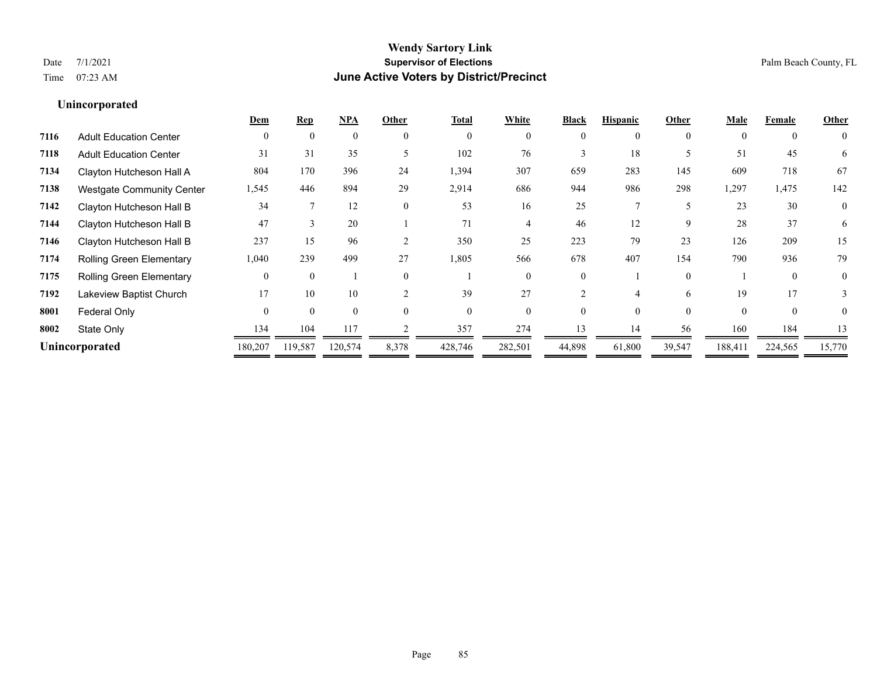# Wendy Sartory Link

## Supervisor of Elections

## June Active Voters by District/Precinct

Date 7/1/2021

Time 07:23 AM

Palm Beach County, FL

### Unincorporated

| | | Dem | Rep | NPA | Other | Total | White | Black | Hispanic | Other | Male | Female | Other |
|---|---|---|---|---|---|---|---|---|---|---|---|---|---|
| 7116 | Adult Education Center | 0 | 0 | 0 | 0 | 0 | 0 | 0 | 0 | 0 | 0 | 0 | 0 |
| 7118 | Adult Education Center | 31 | 31 | 35 | 5 | 102 | 76 | 3 | 18 | 5 | 51 | 45 | 6 |
| 7134 | Clayton Hutcheson Hall A | 804 | 170 | 396 | 24 | 1,394 | 307 | 659 | 283 | 145 | 609 | 718 | 67 |
| 7138 | Westgate Community Center | 1,545 | 446 | 894 | 29 | 2,914 | 686 | 944 | 986 | 298 | 1,297 | 1,475 | 142 |
| 7142 | Clayton Hutcheson Hall B | 34 | 7 | 12 | 0 | 53 | 16 | 25 | 7 | 5 | 23 | 30 | 0 |
| 7144 | Clayton Hutcheson Hall B | 47 | 3 | 20 | 1 | 71 | 4 | 46 | 12 | 9 | 28 | 37 | 6 |
| 7146 | Clayton Hutcheson Hall B | 237 | 15 | 96 | 2 | 350 | 25 | 223 | 79 | 23 | 126 | 209 | 15 |
| 7174 | Rolling Green Elementary | 1,040 | 239 | 499 | 27 | 1,805 | 566 | 678 | 407 | 154 | 790 | 936 | 79 |
| 7175 | Rolling Green Elementary | 0 | 0 | 1 | 0 | 1 | 0 | 0 | 1 | 0 | 1 | 0 | 0 |
| 7192 | Lakeview Baptist Church | 17 | 10 | 10 | 2 | 39 | 27 | 2 | 4 | 6 | 19 | 17 | 3 |
| 8001 | Federal Only | 0 | 0 | 0 | 0 | 0 | 0 | 0 | 0 | 0 | 0 | 0 | 0 |
| 8002 | State Only | 134 | 104 | 117 | 2 | 357 | 274 | 13 | 14 | 56 | 160 | 184 | 13 |
| **Unincorporated** | | 180,207 | 119,587 | 120,574 | 8,378 | 428,746 | 282,501 | 44,898 | 61,800 | 39,547 | 188,411 | 224,565 | 15,770 |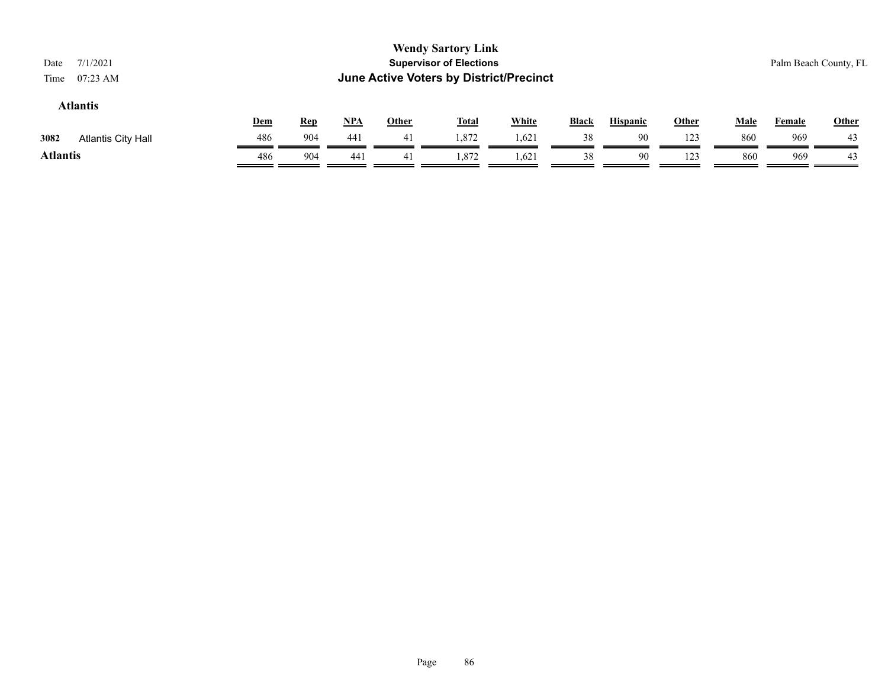**Wendy Sartory Link**
**Supervisor of Elections**
**June Active Voters by District/Precinct**

Date 7/1/2021
Time 07:23 AM

Palm Beach County, FL

### Atlantis

| | | Dem | Rep | NPA | Other | Total | White | Black | Hispanic | Other | Male | Female | Other |
|---|---|---|---|---|---|---|---|---|---|---|---|---|---|
| 3082 | Atlantis City Hall | 486 | 904 | 441 | 41 | 1,872 | 1,621 | 38 | 90 | 123 | 860 | 969 | 43 |
| **Atlantis** | | 486 | 904 | 441 | 41 | 1,872 | 1,621 | 38 | 90 | 123 | 860 | 969 | 43 |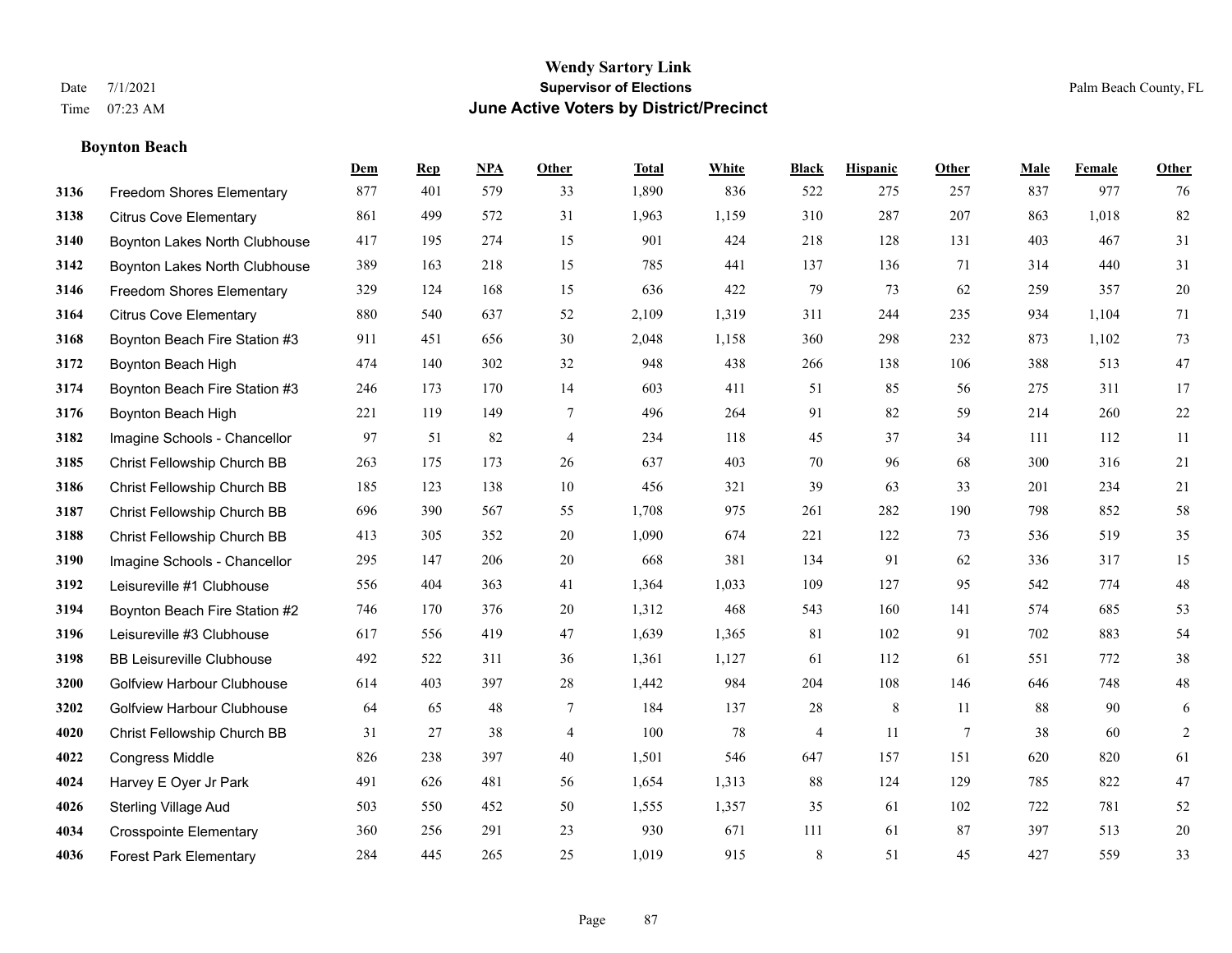# Wendy Sartory Link
## Supervisor of Elections
## June Active Voters by District/Precinct

Date 7/1/2021
Time 07:23 AM

Palm Beach County, FL

### Boynton Beach

| | | Dem | Rep | NPA | Other | Total | White | Black | Hispanic | Other | Male | Female | Other |
|---|---|---|---|---|---|---|---|---|---|---|---|---|---|
| 3136 | Freedom Shores Elementary | 877 | 401 | 579 | 33 | 1,890 | 836 | 522 | 275 | 257 | 837 | 977 | 76 |
| 3138 | Citrus Cove Elementary | 861 | 499 | 572 | 31 | 1,963 | 1,159 | 310 | 287 | 207 | 863 | 1,018 | 82 |
| 3140 | Boynton Lakes North Clubhouse | 417 | 195 | 274 | 15 | 901 | 424 | 218 | 128 | 131 | 403 | 467 | 31 |
| 3142 | Boynton Lakes North Clubhouse | 389 | 163 | 218 | 15 | 785 | 441 | 137 | 136 | 71 | 314 | 440 | 31 |
| 3146 | Freedom Shores Elementary | 329 | 124 | 168 | 15 | 636 | 422 | 79 | 73 | 62 | 259 | 357 | 20 |
| 3164 | Citrus Cove Elementary | 880 | 540 | 637 | 52 | 2,109 | 1,319 | 311 | 244 | 235 | 934 | 1,104 | 71 |
| 3168 | Boynton Beach Fire Station #3 | 911 | 451 | 656 | 30 | 2,048 | 1,158 | 360 | 298 | 232 | 873 | 1,102 | 73 |
| 3172 | Boynton Beach High | 474 | 140 | 302 | 32 | 948 | 438 | 266 | 138 | 106 | 388 | 513 | 47 |
| 3174 | Boynton Beach Fire Station #3 | 246 | 173 | 170 | 14 | 603 | 411 | 51 | 85 | 56 | 275 | 311 | 17 |
| 3176 | Boynton Beach High | 221 | 119 | 149 | 7 | 496 | 264 | 91 | 82 | 59 | 214 | 260 | 22 |
| 3182 | Imagine Schools - Chancellor | 97 | 51 | 82 | 4 | 234 | 118 | 45 | 37 | 34 | 111 | 112 | 11 |
| 3185 | Christ Fellowship Church BB | 263 | 175 | 173 | 26 | 637 | 403 | 70 | 96 | 68 | 300 | 316 | 21 |
| 3186 | Christ Fellowship Church BB | 185 | 123 | 138 | 10 | 456 | 321 | 39 | 63 | 33 | 201 | 234 | 21 |
| 3187 | Christ Fellowship Church BB | 696 | 390 | 567 | 55 | 1,708 | 975 | 261 | 282 | 190 | 798 | 852 | 58 |
| 3188 | Christ Fellowship Church BB | 413 | 305 | 352 | 20 | 1,090 | 674 | 221 | 122 | 73 | 536 | 519 | 35 |
| 3190 | Imagine Schools - Chancellor | 295 | 147 | 206 | 20 | 668 | 381 | 134 | 91 | 62 | 336 | 317 | 15 |
| 3192 | Leisureville #1 Clubhouse | 556 | 404 | 363 | 41 | 1,364 | 1,033 | 109 | 127 | 95 | 542 | 774 | 48 |
| 3194 | Boynton Beach Fire Station #2 | 746 | 170 | 376 | 20 | 1,312 | 468 | 543 | 160 | 141 | 574 | 685 | 53 |
| 3196 | Leisureville #3 Clubhouse | 617 | 556 | 419 | 47 | 1,639 | 1,365 | 81 | 102 | 91 | 702 | 883 | 54 |
| 3198 | BB Leisureville Clubhouse | 492 | 522 | 311 | 36 | 1,361 | 1,127 | 61 | 112 | 61 | 551 | 772 | 38 |
| 3200 | Golfview Harbour Clubhouse | 614 | 403 | 397 | 28 | 1,442 | 984 | 204 | 108 | 146 | 646 | 748 | 48 |
| 3202 | Golfview Harbour Clubhouse | 64 | 65 | 48 | 7 | 184 | 137 | 28 | 8 | 11 | 88 | 90 | 6 |
| 4020 | Christ Fellowship Church BB | 31 | 27 | 38 | 4 | 100 | 78 | 4 | 11 | 7 | 38 | 60 | 2 |
| 4022 | Congress Middle | 826 | 238 | 397 | 40 | 1,501 | 546 | 647 | 157 | 151 | 620 | 820 | 61 |
| 4024 | Harvey E Oyer Jr Park | 491 | 626 | 481 | 56 | 1,654 | 1,313 | 88 | 124 | 129 | 785 | 822 | 47 |
| 4026 | Sterling Village Aud | 503 | 550 | 452 | 50 | 1,555 | 1,357 | 35 | 61 | 102 | 722 | 781 | 52 |
| 4034 | Crosspointe Elementary | 360 | 256 | 291 | 23 | 930 | 671 | 111 | 61 | 87 | 397 | 513 | 20 |
| 4036 | Forest Park Elementary | 284 | 445 | 265 | 25 | 1,019 | 915 | 8 | 51 | 45 | 427 | 559 | 33 |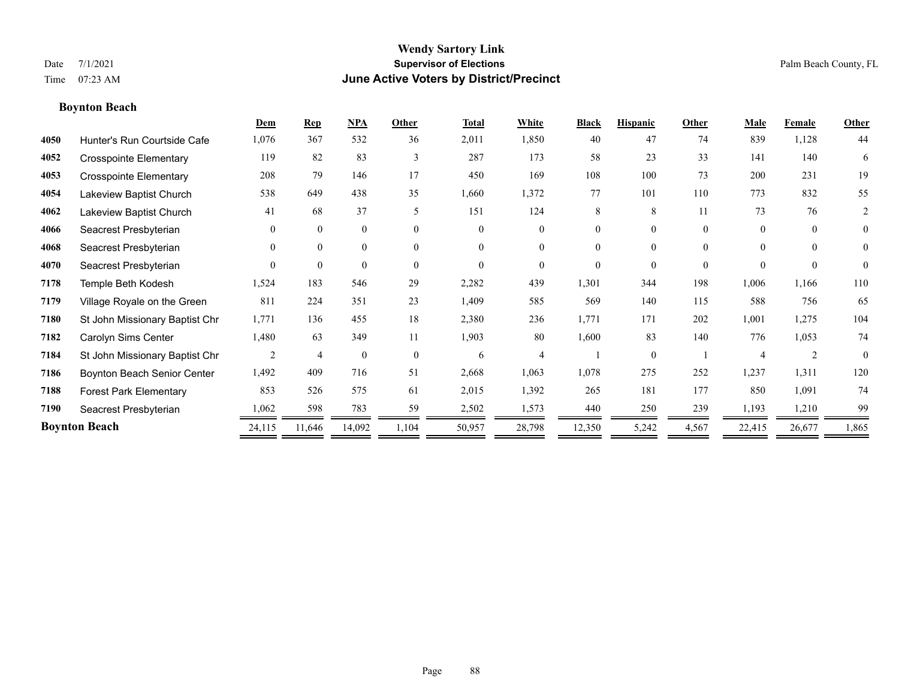**Wendy Sartory Link**
**Supervisor of Elections**
**June Active Voters by District/Precinct**

Date 7/1/2021
Time 07:23 AM

Palm Beach County, FL

### Boynton Beach

| | | Dem | Rep | NPA | Other | Total | White | Black | Hispanic | Other | Male | Female | Other |
|---|---|---|---|---|---|---|---|---|---|---|---|---|---|
| 4050 | Hunter's Run Courtside Cafe | 1,076 | 367 | 532 | 36 | 2,011 | 1,850 | 40 | 47 | 74 | 839 | 1,128 | 44 |
| 4052 | Crosspointe Elementary | 119 | 82 | 83 | 3 | 287 | 173 | 58 | 23 | 33 | 141 | 140 | 6 |
| 4053 | Crosspointe Elementary | 208 | 79 | 146 | 17 | 450 | 169 | 108 | 100 | 73 | 200 | 231 | 19 |
| 4054 | Lakeview Baptist Church | 538 | 649 | 438 | 35 | 1,660 | 1,372 | 77 | 101 | 110 | 773 | 832 | 55 |
| 4062 | Lakeview Baptist Church | 41 | 68 | 37 | 5 | 151 | 124 | 8 | 8 | 11 | 73 | 76 | 2 |
| 4066 | Seacrest Presbyterian | 0 | 0 | 0 | 0 | 0 | 0 | 0 | 0 | 0 | 0 | 0 | 0 |
| 4068 | Seacrest Presbyterian | 0 | 0 | 0 | 0 | 0 | 0 | 0 | 0 | 0 | 0 | 0 | 0 |
| 4070 | Seacrest Presbyterian | 0 | 0 | 0 | 0 | 0 | 0 | 0 | 0 | 0 | 0 | 0 | 0 |
| 7178 | Temple Beth Kodesh | 1,524 | 183 | 546 | 29 | 2,282 | 439 | 1,301 | 344 | 198 | 1,006 | 1,166 | 110 |
| 7179 | Village Royale on the Green | 811 | 224 | 351 | 23 | 1,409 | 585 | 569 | 140 | 115 | 588 | 756 | 65 |
| 7180 | St John Missionary Baptist Chr | 1,771 | 136 | 455 | 18 | 2,380 | 236 | 1,771 | 171 | 202 | 1,001 | 1,275 | 104 |
| 7182 | Carolyn Sims Center | 1,480 | 63 | 349 | 11 | 1,903 | 80 | 1,600 | 83 | 140 | 776 | 1,053 | 74 |
| 7184 | St John Missionary Baptist Chr | 2 | 4 | 0 | 0 | 6 | 4 | 1 | 0 | 1 | 4 | 2 | 0 |
| 7186 | Boynton Beach Senior Center | 1,492 | 409 | 716 | 51 | 2,668 | 1,063 | 1,078 | 275 | 252 | 1,237 | 1,311 | 120 |
| 7188 | Forest Park Elementary | 853 | 526 | 575 | 61 | 2,015 | 1,392 | 265 | 181 | 177 | 850 | 1,091 | 74 |
| 7190 | Seacrest Presbyterian | 1,062 | 598 | 783 | 59 | 2,502 | 1,573 | 440 | 250 | 239 | 1,193 | 1,210 | 99 |
| **Boynton Beach** | | 24,115 | 11,646 | 14,092 | 1,104 | 50,957 | 28,798 | 12,350 | 5,242 | 4,567 | 22,415 | 26,677 | 1,865 |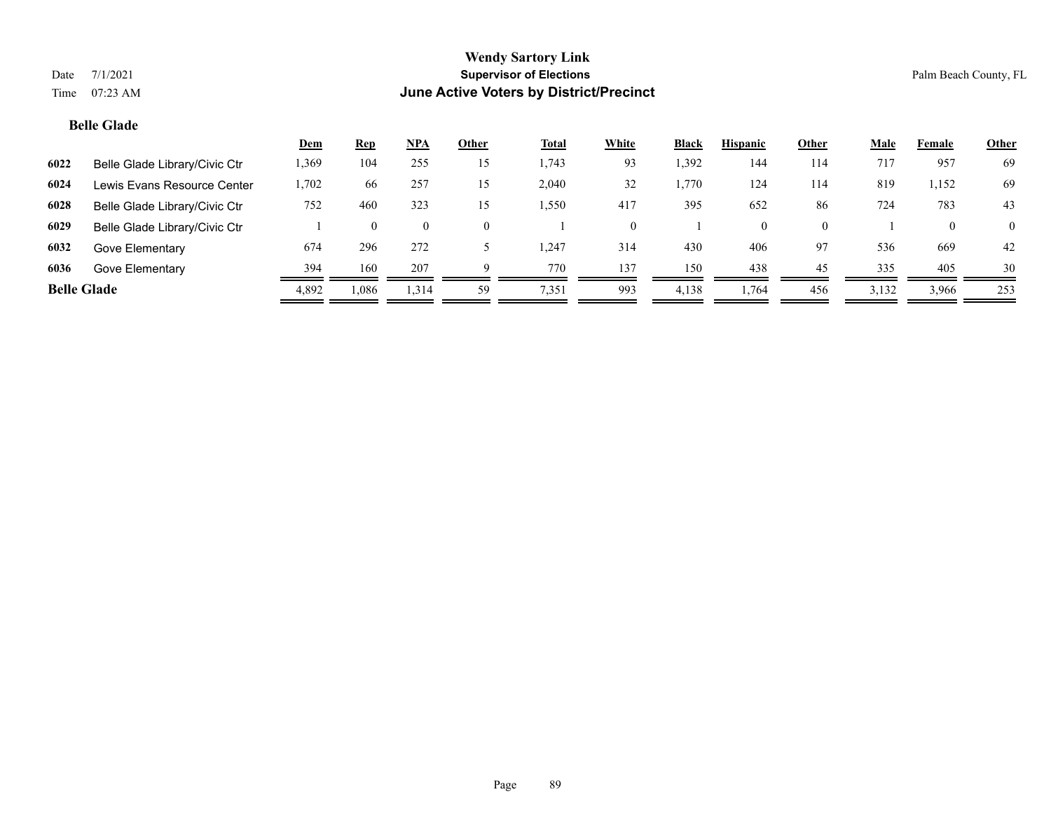**Wendy Sartory Link**
**Supervisor of Elections**
**June Active Voters by District/Precinct**

Date 7/1/2021
Time 07:23 AM

Palm Beach County, FL

### Belle Glade

| | | Dem | Rep | NPA | Other | Total | White | Black | Hispanic | Other | Male | Female | Other |
|---|---|---|---|---|---|---|---|---|---|---|---|---|---|
| 6022 | Belle Glade Library/Civic Ctr | 1,369 | 104 | 255 | 15 | 1,743 | 93 | 1,392 | 144 | 114 | 717 | 957 | 69 |
| 6024 | Lewis Evans Resource Center | 1,702 | 66 | 257 | 15 | 2,040 | 32 | 1,770 | 124 | 114 | 819 | 1,152 | 69 |
| 6028 | Belle Glade Library/Civic Ctr | 752 | 460 | 323 | 15 | 1,550 | 417 | 395 | 652 | 86 | 724 | 783 | 43 |
| 6029 | Belle Glade Library/Civic Ctr | 1 | 0 | 0 | 0 | 1 | 0 | 1 | 0 | 0 | 1 | 0 | 0 |
| 6032 | Gove Elementary | 674 | 296 | 272 | 5 | 1,247 | 314 | 430 | 406 | 97 | 536 | 669 | 42 |
| 6036 | Gove Elementary | 394 | 160 | 207 | 9 | 770 | 137 | 150 | 438 | 45 | 335 | 405 | 30 |
| **Belle Glade** | | 4,892 | 1,086 | 1,314 | 59 | 7,351 | 993 | 4,138 | 1,764 | 456 | 3,132 | 3,966 | 253 |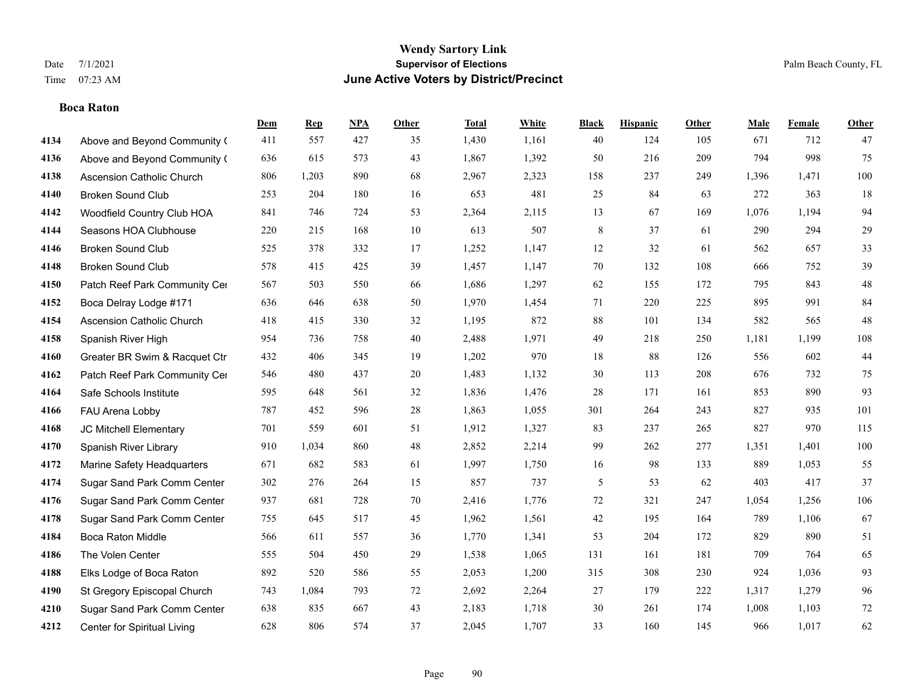# Wendy Sartory Link

**Supervisor of Elections**

**June Active Voters by District/Precinct**

Date 7/1/2021
Time 07:23 AM

Palm Beach County, FL

**Boca Raton**

| | | Dem | Rep | NPA | Other | Total | White | Black | Hispanic | Other | Male | Female | Other |
|---|---|---|---|---|---|---|---|---|---|---|---|---|---|
| 4134 | Above and Beyond Community ( | 411 | 557 | 427 | 35 | 1,430 | 1,161 | 40 | 124 | 105 | 671 | 712 | 47 |
| 4136 | Above and Beyond Community ( | 636 | 615 | 573 | 43 | 1,867 | 1,392 | 50 | 216 | 209 | 794 | 998 | 75 |
| 4138 | Ascension Catholic Church | 806 | 1,203 | 890 | 68 | 2,967 | 2,323 | 158 | 237 | 249 | 1,396 | 1,471 | 100 |
| 4140 | Broken Sound Club | 253 | 204 | 180 | 16 | 653 | 481 | 25 | 84 | 63 | 272 | 363 | 18 |
| 4142 | Woodfield Country Club HOA | 841 | 746 | 724 | 53 | 2,364 | 2,115 | 13 | 67 | 169 | 1,076 | 1,194 | 94 |
| 4144 | Seasons HOA Clubhouse | 220 | 215 | 168 | 10 | 613 | 507 | 8 | 37 | 61 | 290 | 294 | 29 |
| 4146 | Broken Sound Club | 525 | 378 | 332 | 17 | 1,252 | 1,147 | 12 | 32 | 61 | 562 | 657 | 33 |
| 4148 | Broken Sound Club | 578 | 415 | 425 | 39 | 1,457 | 1,147 | 70 | 132 | 108 | 666 | 752 | 39 |
| 4150 | Patch Reef Park Community Cer | 567 | 503 | 550 | 66 | 1,686 | 1,297 | 62 | 155 | 172 | 795 | 843 | 48 |
| 4152 | Boca Delray Lodge #171 | 636 | 646 | 638 | 50 | 1,970 | 1,454 | 71 | 220 | 225 | 895 | 991 | 84 |
| 4154 | Ascension Catholic Church | 418 | 415 | 330 | 32 | 1,195 | 872 | 88 | 101 | 134 | 582 | 565 | 48 |
| 4158 | Spanish River High | 954 | 736 | 758 | 40 | 2,488 | 1,971 | 49 | 218 | 250 | 1,181 | 1,199 | 108 |
| 4160 | Greater BR Swim & Racquet Ctr | 432 | 406 | 345 | 19 | 1,202 | 970 | 18 | 88 | 126 | 556 | 602 | 44 |
| 4162 | Patch Reef Park Community Cer | 546 | 480 | 437 | 20 | 1,483 | 1,132 | 30 | 113 | 208 | 676 | 732 | 75 |
| 4164 | Safe Schools Institute | 595 | 648 | 561 | 32 | 1,836 | 1,476 | 28 | 171 | 161 | 853 | 890 | 93 |
| 4166 | FAU Arena Lobby | 787 | 452 | 596 | 28 | 1,863 | 1,055 | 301 | 264 | 243 | 827 | 935 | 101 |
| 4168 | JC Mitchell Elementary | 701 | 559 | 601 | 51 | 1,912 | 1,327 | 83 | 237 | 265 | 827 | 970 | 115 |
| 4170 | Spanish River Library | 910 | 1,034 | 860 | 48 | 2,852 | 2,214 | 99 | 262 | 277 | 1,351 | 1,401 | 100 |
| 4172 | Marine Safety Headquarters | 671 | 682 | 583 | 61 | 1,997 | 1,750 | 16 | 98 | 133 | 889 | 1,053 | 55 |
| 4174 | Sugar Sand Park Comm Center | 302 | 276 | 264 | 15 | 857 | 737 | 5 | 53 | 62 | 403 | 417 | 37 |
| 4176 | Sugar Sand Park Comm Center | 937 | 681 | 728 | 70 | 2,416 | 1,776 | 72 | 321 | 247 | 1,054 | 1,256 | 106 |
| 4178 | Sugar Sand Park Comm Center | 755 | 645 | 517 | 45 | 1,962 | 1,561 | 42 | 195 | 164 | 789 | 1,106 | 67 |
| 4184 | Boca Raton Middle | 566 | 611 | 557 | 36 | 1,770 | 1,341 | 53 | 204 | 172 | 829 | 890 | 51 |
| 4186 | The Volen Center | 555 | 504 | 450 | 29 | 1,538 | 1,065 | 131 | 161 | 181 | 709 | 764 | 65 |
| 4188 | Elks Lodge of Boca Raton | 892 | 520 | 586 | 55 | 2,053 | 1,200 | 315 | 308 | 230 | 924 | 1,036 | 93 |
| 4190 | St Gregory Episcopal Church | 743 | 1,084 | 793 | 72 | 2,692 | 2,264 | 27 | 179 | 222 | 1,317 | 1,279 | 96 |
| 4210 | Sugar Sand Park Comm Center | 638 | 835 | 667 | 43 | 2,183 | 1,718 | 30 | 261 | 174 | 1,008 | 1,103 | 72 |
| 4212 | Center for Spiritual Living | 628 | 806 | 574 | 37 | 2,045 | 1,707 | 33 | 160 | 145 | 966 | 1,017 | 62 |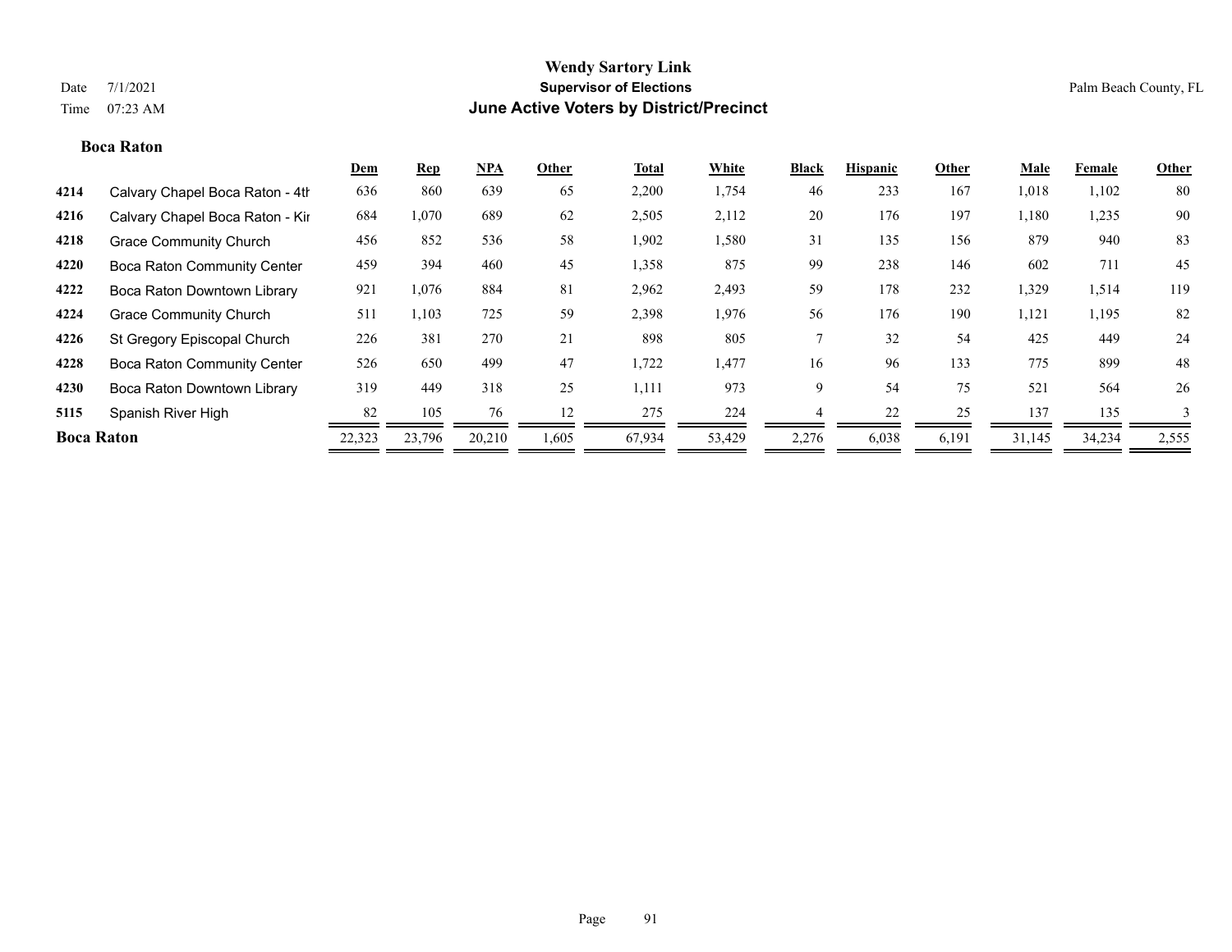**Wendy Sartory Link**
**Supervisor of Elections**
**June Active Voters by District/Precinct**

Date 7/1/2021
Time 07:23 AM

Palm Beach County, FL

**Boca Raton**

| | | Dem | Rep | NPA | Other | Total | White | Black | Hispanic | Other | Male | Female | Other |
|---|---|---|---|---|---|---|---|---|---|---|---|---|---|
| 4214 | Calvary Chapel Boca Raton - 4th | 636 | 860 | 639 | 65 | 2,200 | 1,754 | 46 | 233 | 167 | 1,018 | 1,102 | 80 |
| 4216 | Calvary Chapel Boca Raton - Kir | 684 | 1,070 | 689 | 62 | 2,505 | 2,112 | 20 | 176 | 197 | 1,180 | 1,235 | 90 |
| 4218 | Grace Community Church | 456 | 852 | 536 | 58 | 1,902 | 1,580 | 31 | 135 | 156 | 879 | 940 | 83 |
| 4220 | Boca Raton Community Center | 459 | 394 | 460 | 45 | 1,358 | 875 | 99 | 238 | 146 | 602 | 711 | 45 |
| 4222 | Boca Raton Downtown Library | 921 | 1,076 | 884 | 81 | 2,962 | 2,493 | 59 | 178 | 232 | 1,329 | 1,514 | 119 |
| 4224 | Grace Community Church | 511 | 1,103 | 725 | 59 | 2,398 | 1,976 | 56 | 176 | 190 | 1,121 | 1,195 | 82 |
| 4226 | St Gregory Episcopal Church | 226 | 381 | 270 | 21 | 898 | 805 | 7 | 32 | 54 | 425 | 449 | 24 |
| 4228 | Boca Raton Community Center | 526 | 650 | 499 | 47 | 1,722 | 1,477 | 16 | 96 | 133 | 775 | 899 | 48 |
| 4230 | Boca Raton Downtown Library | 319 | 449 | 318 | 25 | 1,111 | 973 | 9 | 54 | 75 | 521 | 564 | 26 |
| 5115 | Spanish River High | 82 | 105 | 76 | 12 | 275 | 224 | 4 | 22 | 25 | 137 | 135 | 3 |
| **Boca Raton** | | 22,323 | 23,796 | 20,210 | 1,605 | 67,934 | 53,429 | 2,276 | 6,038 | 6,191 | 31,145 | 34,234 | 2,555 |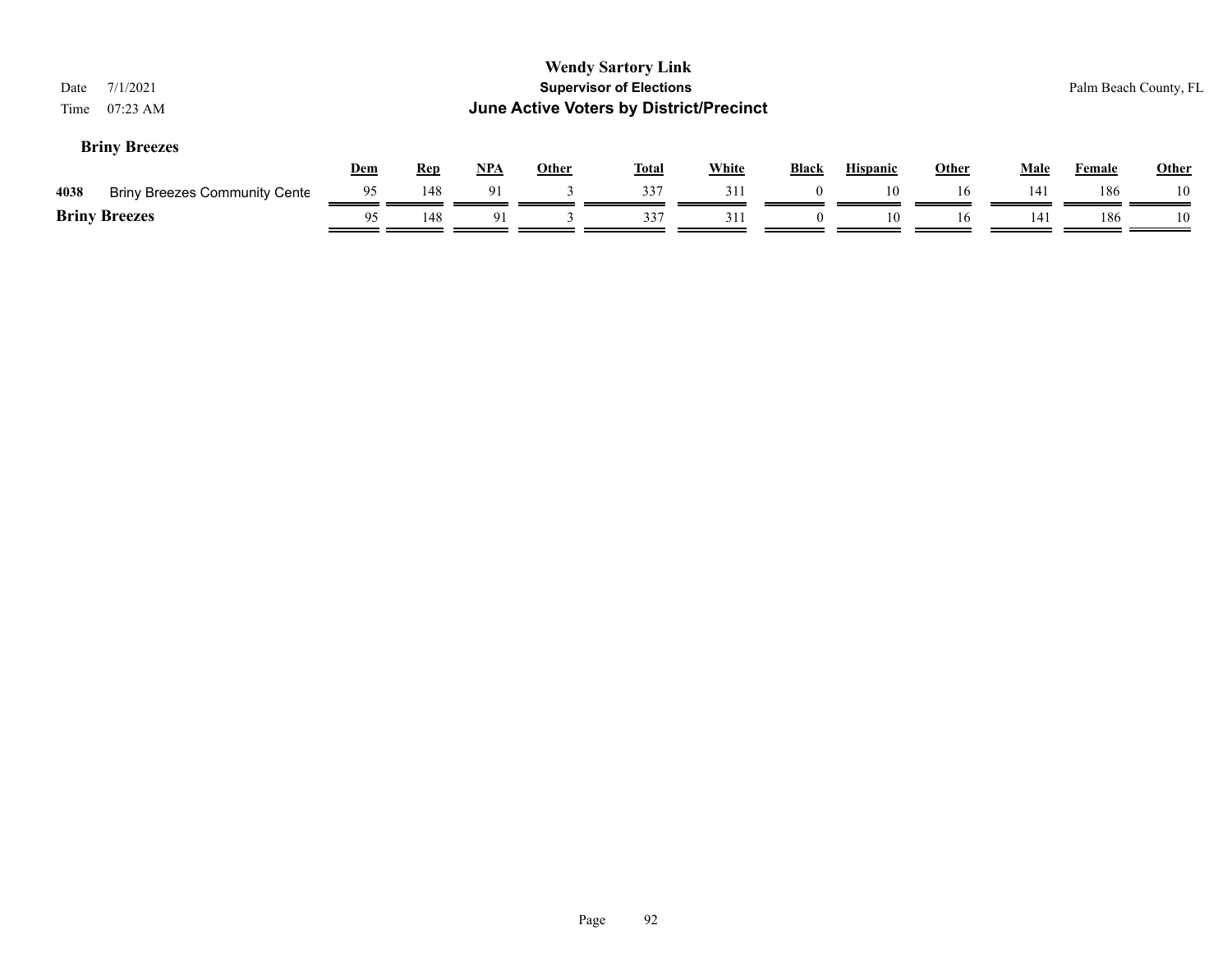**Wendy Sartory Link**
**Supervisor of Elections**
**June Active Voters by District/Precinct**

Date 7/1/2021
Time 07:23 AM

Palm Beach County, FL

### Briny Breezes

| | | Dem | Rep | NPA | Other | Total | White | Black | Hispanic | Other | Male | Female | Other |
|---|---|---|---|---|---|---|---|---|---|---|---|---|---|
| 4038 | Briny Breezes Community Cente | 95 | 148 | 91 | 3 | 337 | 311 | 0 | 10 | 16 | 141 | 186 | 10 |
| **Briny Breezes** | | 95 | 148 | 91 | 3 | 337 | 311 | 0 | 10 | 16 | 141 | 186 | 10 |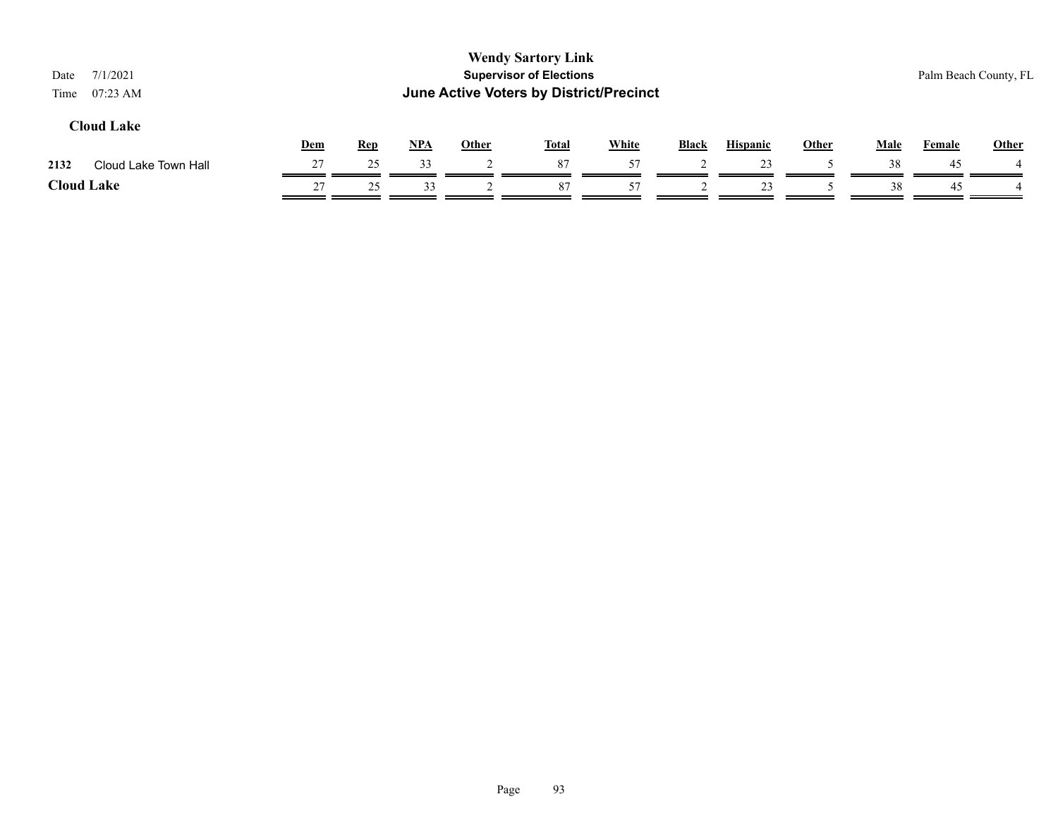# Wendy Sartory Link
## Supervisor of Elections
## June Active Voters by District/Precinct

Date 7/1/2021
Time 07:23 AM

Palm Beach County, FL

### Cloud Lake

| | | Dem | Rep | NPA | Other | Total | White | Black | Hispanic | Other | Male | Female | Other |
|---|---|---|---|---|---|---|---|---|---|---|---|---|---|
| 2132 | Cloud Lake Town Hall | 27 | 25 | 33 | 2 | 87 | 57 | 2 | 23 | 5 | 38 | 45 | 4 |
| **Cloud Lake** | | 27 | 25 | 33 | 2 | 87 | 57 | 2 | 23 | 5 | 38 | 45 | 4 |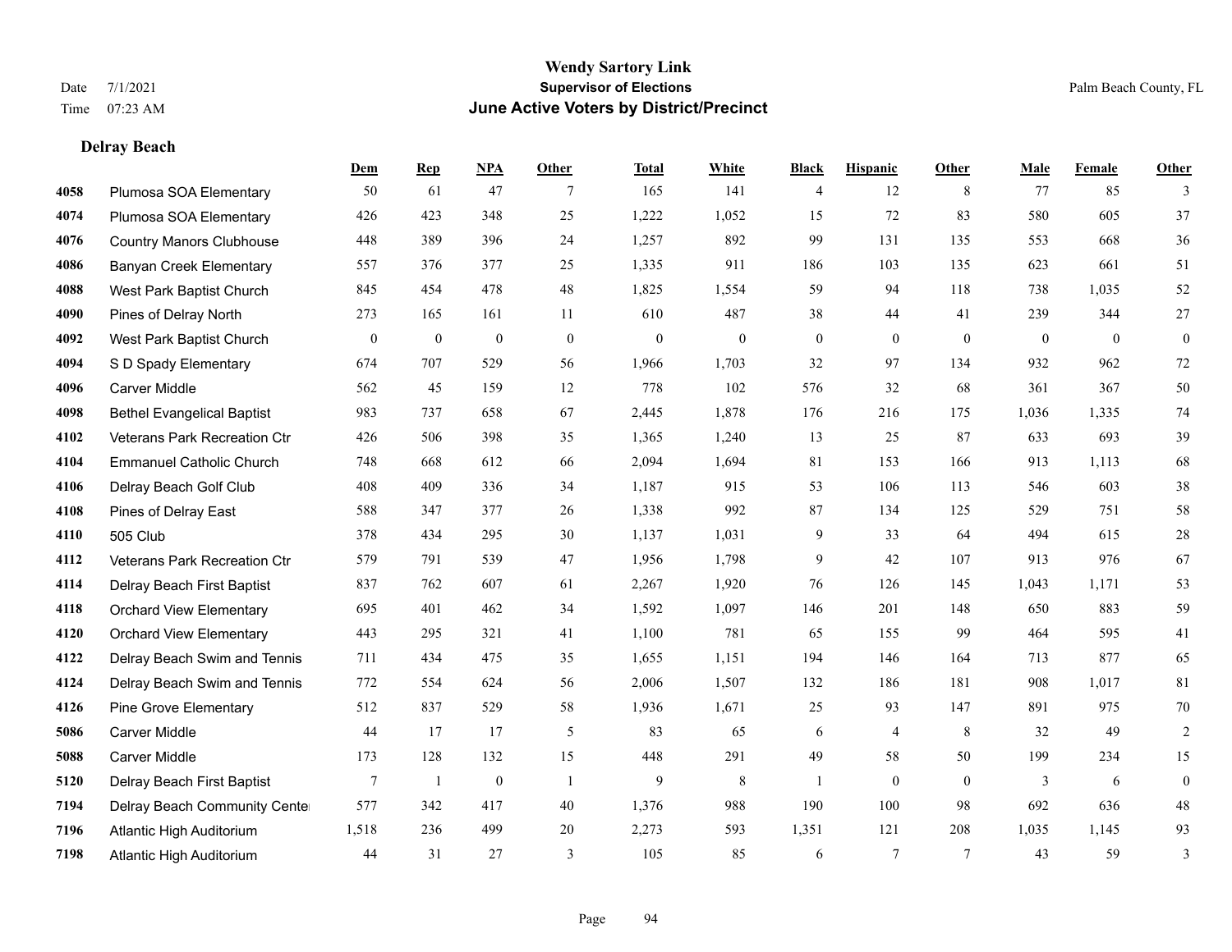**Wendy Sartory Link**
**Supervisor of Elections**
**June Active Voters by District/Precinct**

Date 7/1/2021
Time 07:23 AM

Palm Beach County, FL

### Delray Beach

| | | Dem | Rep | NPA | Other | Total | White | Black | Hispanic | Other | Male | Female | Other |
|---|---|---|---|---|---|---|---|---|---|---|---|---|---|
| 4058 | Plumosa SOA Elementary | 50 | 61 | 47 | 7 | 165 | 141 | 4 | 12 | 8 | 77 | 85 | 3 |
| 4074 | Plumosa SOA Elementary | 426 | 423 | 348 | 25 | 1,222 | 1,052 | 15 | 72 | 83 | 580 | 605 | 37 |
| 4076 | Country Manors Clubhouse | 448 | 389 | 396 | 24 | 1,257 | 892 | 99 | 131 | 135 | 553 | 668 | 36 |
| 4086 | Banyan Creek Elementary | 557 | 376 | 377 | 25 | 1,335 | 911 | 186 | 103 | 135 | 623 | 661 | 51 |
| 4088 | West Park Baptist Church | 845 | 454 | 478 | 48 | 1,825 | 1,554 | 59 | 94 | 118 | 738 | 1,035 | 52 |
| 4090 | Pines of Delray North | 273 | 165 | 161 | 11 | 610 | 487 | 38 | 44 | 41 | 239 | 344 | 27 |
| 4092 | West Park Baptist Church | 0 | 0 | 0 | 0 | 0 | 0 | 0 | 0 | 0 | 0 | 0 | 0 |
| 4094 | S D Spady Elementary | 674 | 707 | 529 | 56 | 1,966 | 1,703 | 32 | 97 | 134 | 932 | 962 | 72 |
| 4096 | Carver Middle | 562 | 45 | 159 | 12 | 778 | 102 | 576 | 32 | 68 | 361 | 367 | 50 |
| 4098 | Bethel Evangelical Baptist | 983 | 737 | 658 | 67 | 2,445 | 1,878 | 176 | 216 | 175 | 1,036 | 1,335 | 74 |
| 4102 | Veterans Park Recreation Ctr | 426 | 506 | 398 | 35 | 1,365 | 1,240 | 13 | 25 | 87 | 633 | 693 | 39 |
| 4104 | Emmanuel Catholic Church | 748 | 668 | 612 | 66 | 2,094 | 1,694 | 81 | 153 | 166 | 913 | 1,113 | 68 |
| 4106 | Delray Beach Golf Club | 408 | 409 | 336 | 34 | 1,187 | 915 | 53 | 106 | 113 | 546 | 603 | 38 |
| 4108 | Pines of Delray East | 588 | 347 | 377 | 26 | 1,338 | 992 | 87 | 134 | 125 | 529 | 751 | 58 |
| 4110 | 505 Club | 378 | 434 | 295 | 30 | 1,137 | 1,031 | 9 | 33 | 64 | 494 | 615 | 28 |
| 4112 | Veterans Park Recreation Ctr | 579 | 791 | 539 | 47 | 1,956 | 1,798 | 9 | 42 | 107 | 913 | 976 | 67 |
| 4114 | Delray Beach First Baptist | 837 | 762 | 607 | 61 | 2,267 | 1,920 | 76 | 126 | 145 | 1,043 | 1,171 | 53 |
| 4118 | Orchard View Elementary | 695 | 401 | 462 | 34 | 1,592 | 1,097 | 146 | 201 | 148 | 650 | 883 | 59 |
| 4120 | Orchard View Elementary | 443 | 295 | 321 | 41 | 1,100 | 781 | 65 | 155 | 99 | 464 | 595 | 41 |
| 4122 | Delray Beach Swim and Tennis | 711 | 434 | 475 | 35 | 1,655 | 1,151 | 194 | 146 | 164 | 713 | 877 | 65 |
| 4124 | Delray Beach Swim and Tennis | 772 | 554 | 624 | 56 | 2,006 | 1,507 | 132 | 186 | 181 | 908 | 1,017 | 81 |
| 4126 | Pine Grove Elementary | 512 | 837 | 529 | 58 | 1,936 | 1,671 | 25 | 93 | 147 | 891 | 975 | 70 |
| 5086 | Carver Middle | 44 | 17 | 17 | 5 | 83 | 65 | 6 | 4 | 8 | 32 | 49 | 2 |
| 5088 | Carver Middle | 173 | 128 | 132 | 15 | 448 | 291 | 49 | 58 | 50 | 199 | 234 | 15 |
| 5120 | Delray Beach First Baptist | 7 | 1 | 0 | 1 | 9 | 8 | 1 | 0 | 0 | 3 | 6 | 0 |
| 7194 | Delray Beach Community Cente | 577 | 342 | 417 | 40 | 1,376 | 988 | 190 | 100 | 98 | 692 | 636 | 48 |
| 7196 | Atlantic High Auditorium | 1,518 | 236 | 499 | 20 | 2,273 | 593 | 1,351 | 121 | 208 | 1,035 | 1,145 | 93 |
| 7198 | Atlantic High Auditorium | 44 | 31 | 27 | 3 | 105 | 85 | 6 | 7 | 7 | 43 | 59 | 3 |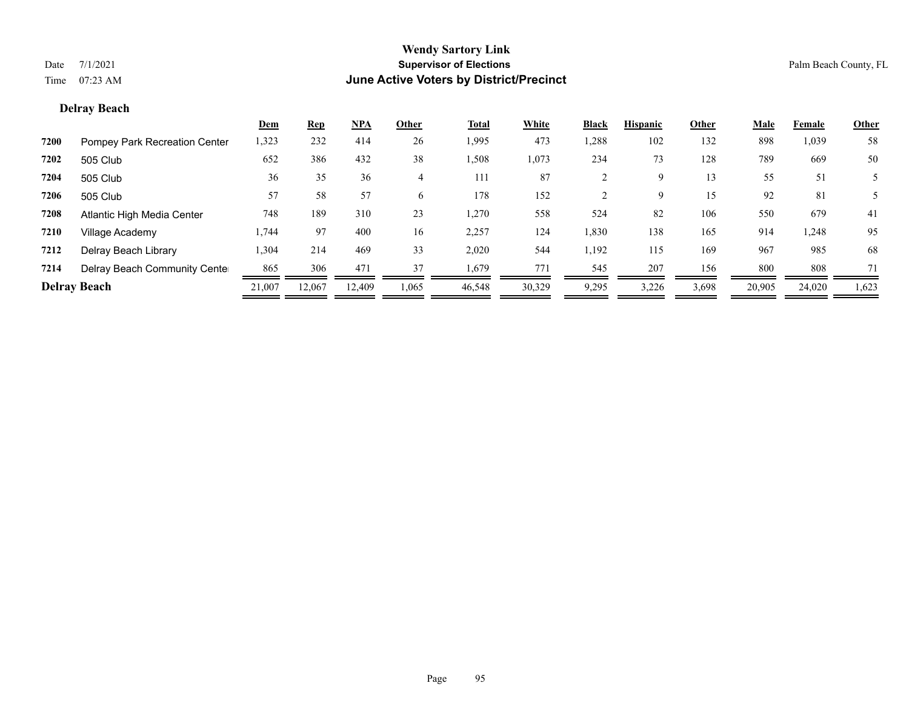# Wendy Sartory Link

**Supervisor of Elections**

**June Active Voters by District/Precinct**

Date 7/1/2021

Time 07:23 AM

Palm Beach County, FL

## Delray Beach

| | | Dem | Rep | NPA | Other | Total | White | Black | Hispanic | Other | Male | Female | Other |
|---|---|---|---|---|---|---|---|---|---|---|---|---|---|
| **7200** | Pompey Park Recreation Center | 1,323 | 232 | 414 | 26 | 1,995 | 473 | 1,288 | 102 | 132 | 898 | 1,039 | 58 |
| **7202** | 505 Club | 652 | 386 | 432 | 38 | 1,508 | 1,073 | 234 | 73 | 128 | 789 | 669 | 50 |
| **7204** | 505 Club | 36 | 35 | 36 | 4 | 111 | 87 | 2 | 9 | 13 | 55 | 51 | 5 |
| **7206** | 505 Club | 57 | 58 | 57 | 6 | 178 | 152 | 2 | 9 | 15 | 92 | 81 | 5 |
| **7208** | Atlantic High Media Center | 748 | 189 | 310 | 23 | 1,270 | 558 | 524 | 82 | 106 | 550 | 679 | 41 |
| **7210** | Village Academy | 1,744 | 97 | 400 | 16 | 2,257 | 124 | 1,830 | 138 | 165 | 914 | 1,248 | 95 |
| **7212** | Delray Beach Library | 1,304 | 214 | 469 | 33 | 2,020 | 544 | 1,192 | 115 | 169 | 967 | 985 | 68 |
| **7214** | Delray Beach Community Center | 865 | 306 | 471 | 37 | 1,679 | 771 | 545 | 207 | 156 | 800 | 808 | 71 |
| **Delray Beach** | | 21,007 | 12,067 | 12,409 | 1,065 | 46,548 | 30,329 | 9,295 | 3,226 | 3,698 | 20,905 | 24,020 | 1,623 |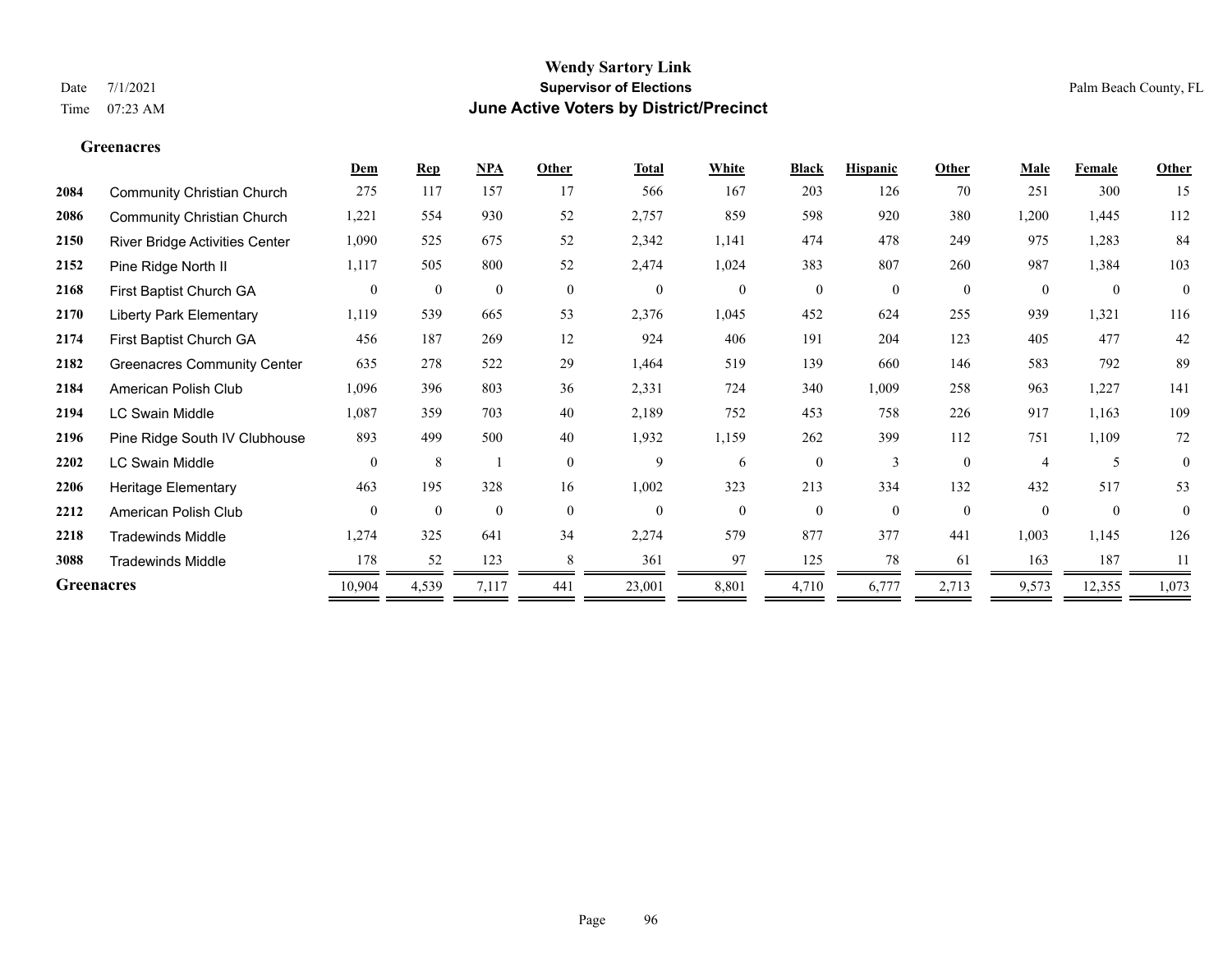# Wendy Sartory Link

**Supervisor of Elections**

**June Active Voters by District/Precinct**

Date 7/1/2021
Time 07:23 AM

Palm Beach County, FL

## Greenacres

| | | Dem | Rep | NPA | Other | Total | White | Black | Hispanic | Other | Male | Female | Other |
|---|---|---|---|---|---|---|---|---|---|---|---|---|---|
| 2084 | Community Christian Church | 275 | 117 | 157 | 17 | 566 | 167 | 203 | 126 | 70 | 251 | 300 | 15 |
| 2086 | Community Christian Church | 1,221 | 554 | 930 | 52 | 2,757 | 859 | 598 | 920 | 380 | 1,200 | 1,445 | 112 |
| 2150 | River Bridge Activities Center | 1,090 | 525 | 675 | 52 | 2,342 | 1,141 | 474 | 478 | 249 | 975 | 1,283 | 84 |
| 2152 | Pine Ridge North II | 1,117 | 505 | 800 | 52 | 2,474 | 1,024 | 383 | 807 | 260 | 987 | 1,384 | 103 |
| 2168 | First Baptist Church GA | 0 | 0 | 0 | 0 | 0 | 0 | 0 | 0 | 0 | 0 | 0 | 0 |
| 2170 | Liberty Park Elementary | 1,119 | 539 | 665 | 53 | 2,376 | 1,045 | 452 | 624 | 255 | 939 | 1,321 | 116 |
| 2174 | First Baptist Church GA | 456 | 187 | 269 | 12 | 924 | 406 | 191 | 204 | 123 | 405 | 477 | 42 |
| 2182 | Greenacres Community Center | 635 | 278 | 522 | 29 | 1,464 | 519 | 139 | 660 | 146 | 583 | 792 | 89 |
| 2184 | American Polish Club | 1,096 | 396 | 803 | 36 | 2,331 | 724 | 340 | 1,009 | 258 | 963 | 1,227 | 141 |
| 2194 | LC Swain Middle | 1,087 | 359 | 703 | 40 | 2,189 | 752 | 453 | 758 | 226 | 917 | 1,163 | 109 |
| 2196 | Pine Ridge South IV Clubhouse | 893 | 499 | 500 | 40 | 1,932 | 1,159 | 262 | 399 | 112 | 751 | 1,109 | 72 |
| 2202 | LC Swain Middle | 0 | 8 | 1 | 0 | 9 | 6 | 0 | 3 | 0 | 4 | 5 | 0 |
| 2206 | Heritage Elementary | 463 | 195 | 328 | 16 | 1,002 | 323 | 213 | 334 | 132 | 432 | 517 | 53 |
| 2212 | American Polish Club | 0 | 0 | 0 | 0 | 0 | 0 | 0 | 0 | 0 | 0 | 0 | 0 |
| 2218 | Tradewinds Middle | 1,274 | 325 | 641 | 34 | 2,274 | 579 | 877 | 377 | 441 | 1,003 | 1,145 | 126 |
| 3088 | Tradewinds Middle | 178 | 52 | 123 | 8 | 361 | 97 | 125 | 78 | 61 | 163 | 187 | 11 |
| **Greenacres** | | 10,904 | 4,539 | 7,117 | 441 | 23,001 | 8,801 | 4,710 | 6,777 | 2,713 | 9,573 | 12,355 | 1,073 |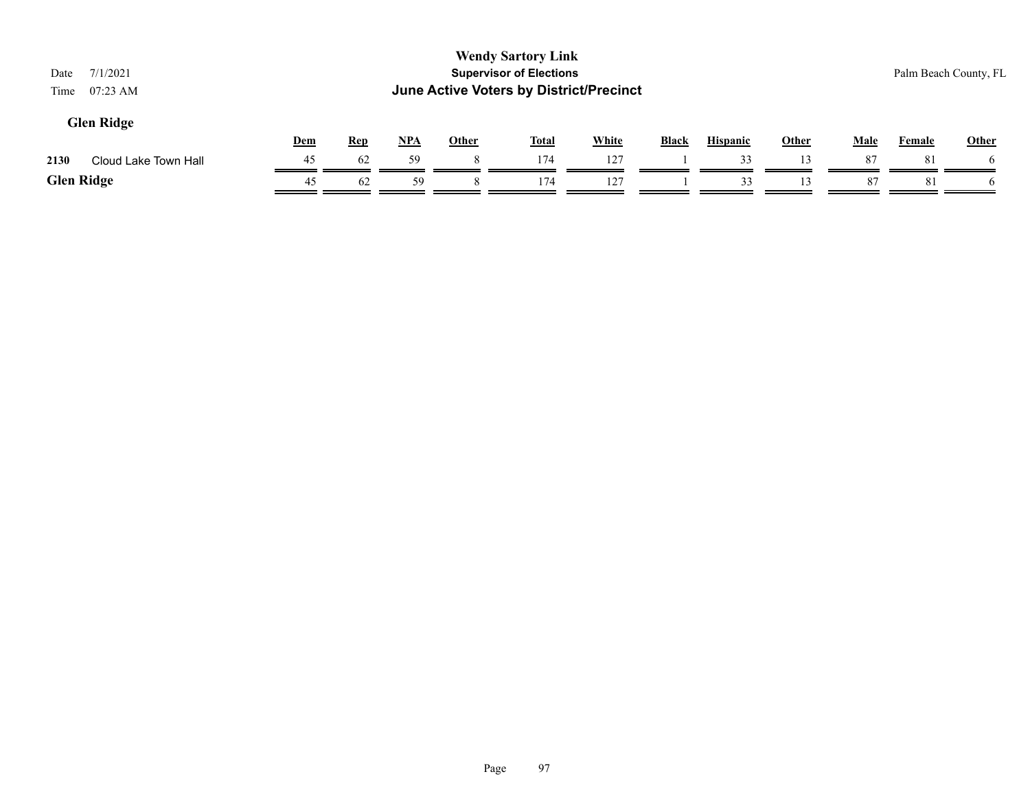**Wendy Sartory Link**
**Supervisor of Elections**
**June Active Voters by District/Precinct**

Date 7/1/2021
Time 07:23 AM

Palm Beach County, FL

## Glen Ridge

| | | Dem | Rep | NPA | Other | Total | White | Black | Hispanic | Other | Male | Female | Other |
|---|---|---|---|---|---|---|---|---|---|---|---|---|---|
| 2130 | Cloud Lake Town Hall | 45 | 62 | 59 | 8 | 174 | 127 | 1 | 33 | 13 | 87 | 81 | 6 |
| **Glen Ridge** | | 45 | 62 | 59 | 8 | 174 | 127 | 1 | 33 | 13 | 87 | 81 | 6 |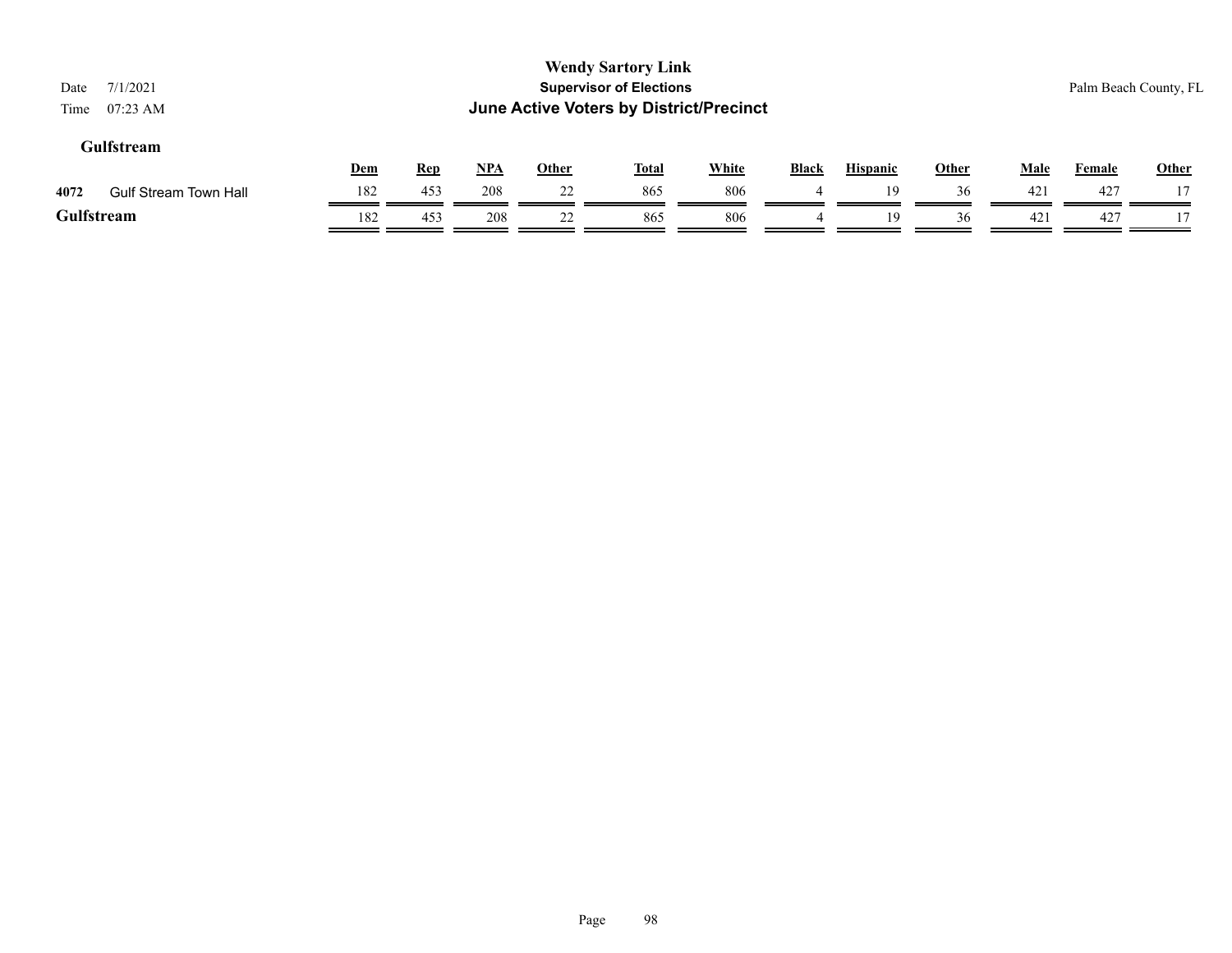**Wendy Sartory Link**
**Supervisor of Elections**
**June Active Voters by District/Precinct**

Date 7/1/2021
Time 07:23 AM

Palm Beach County, FL

### Gulfstream

| | | Dem | Rep | NPA | Other | Total | White | Black | Hispanic | Other | Male | Female | Other |
|---|---|---|---|---|---|---|---|---|---|---|---|---|---|
| 4072 | Gulf Stream Town Hall | 182 | 453 | 208 | 22 | 865 | 806 | 4 | 19 | 36 | 421 | 427 | 17 |
| **Gulfstream** | | 182 | 453 | 208 | 22 | 865 | 806 | 4 | 19 | 36 | 421 | 427 | 17 |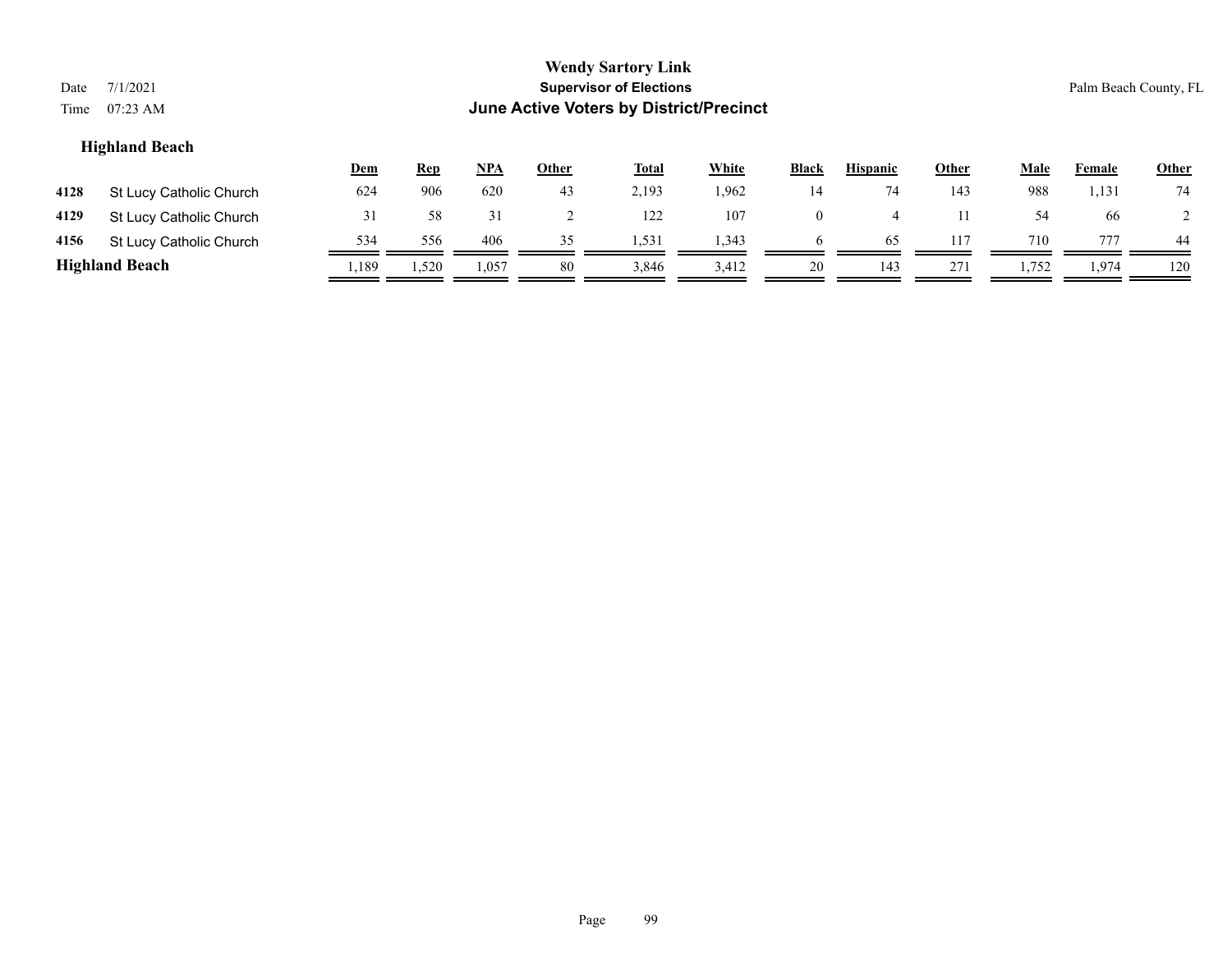# Highland Beach

| | | Dem | Rep | NPA | Other | Total | White | Black | Hispanic | Other | Male | Female | Other |
|---|---|---|---|---|---|---|---|---|---|---|---|---|---|
| 4128 | St Lucy Catholic Church | 624 | 906 | 620 | 43 | 2,193 | 1,962 | 14 | 74 | 143 | 988 | 1,131 | 74 |
| 4129 | St Lucy Catholic Church | 31 | 58 | 31 | 2 | 122 | 107 | 0 | 4 | 11 | 54 | 66 | 2 |
| 4156 | St Lucy Catholic Church | 534 | 556 | 406 | 35 | 1,531 | 1,343 | 6 | 65 | 117 | 710 | 777 | 44 |
| **Highland Beach** | | 1,189 | 1,520 | 1,057 | 80 | 3,846 | 3,412 | 20 | 143 | 271 | 1,752 | 1,974 | 120 |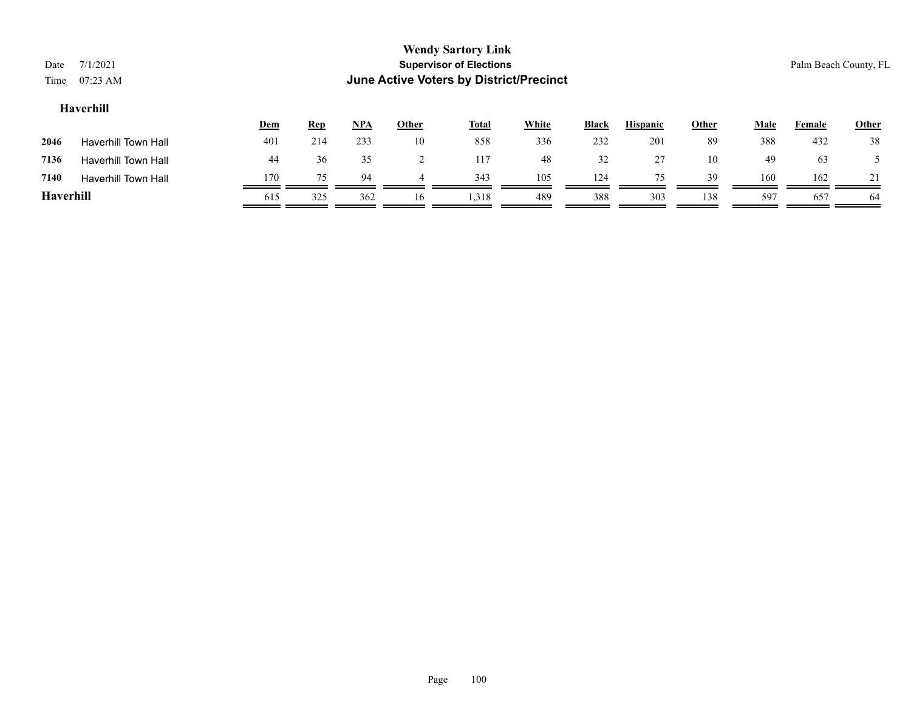**Wendy Sartory Link**
**Supervisor of Elections**
**June Active Voters by District/Precinct**

Date 7/1/2021
Time 07:23 AM

Palm Beach County, FL

### Haverhill

| | | Dem | Rep | NPA | Other | Total | White | Black | Hispanic | Other | Male | Female | Other |
|---|---|---|---|---|---|---|---|---|---|---|---|---|---|
| **2046** | Haverhill Town Hall | 401 | 214 | 233 | 10 | 858 | 336 | 232 | 201 | 89 | 388 | 432 | 38 |
| **7136** | Haverhill Town Hall | 44 | 36 | 35 | 2 | 117 | 48 | 32 | 27 | 10 | 49 | 63 | 5 |
| **7140** | Haverhill Town Hall | 170 | 75 | 94 | 4 | 343 | 105 | 124 | 75 | 39 | 160 | 162 | 21 |
| **Haverhill** | | 615 | 325 | 362 | 16 | 1,318 | 489 | 388 | 303 | 138 | 597 | 657 | 64 |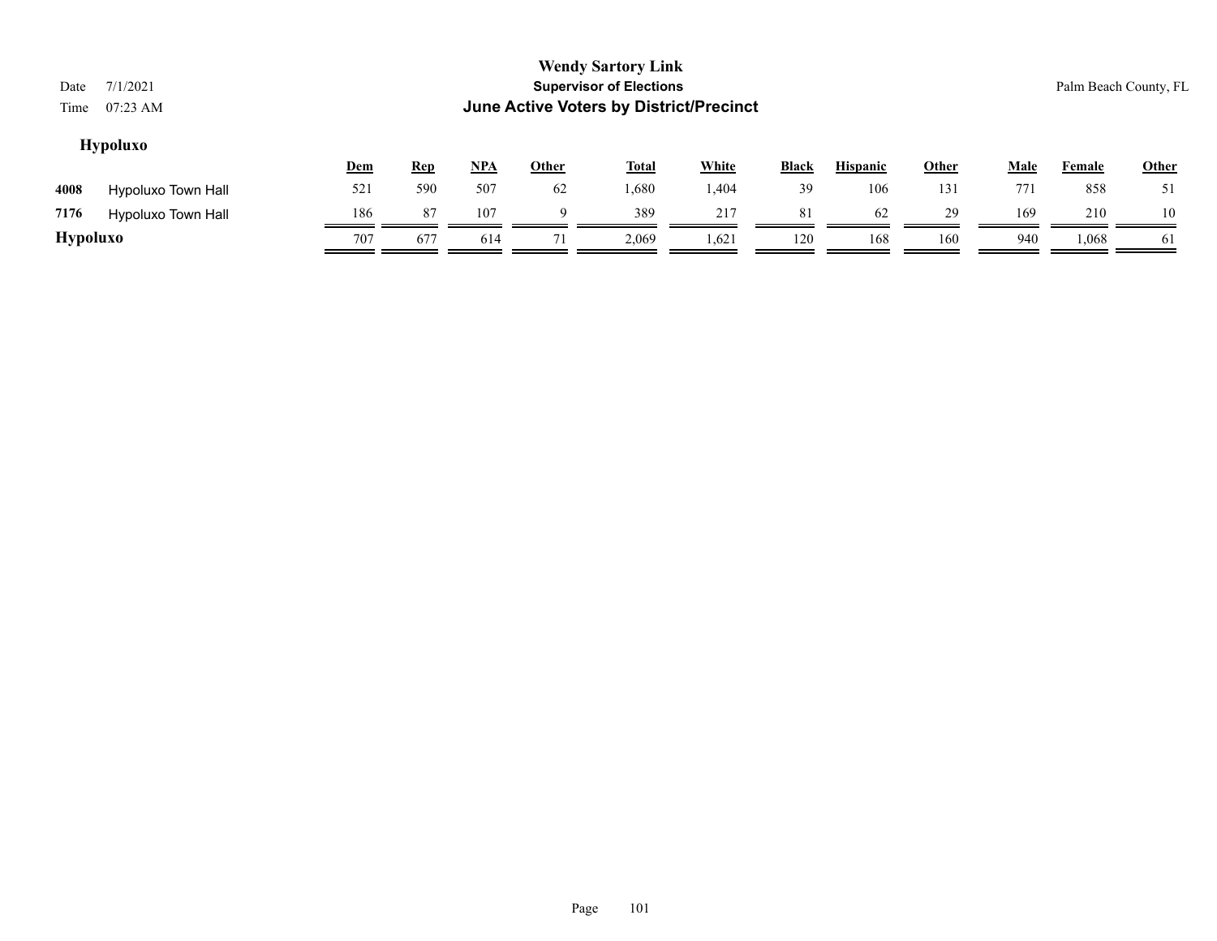# Wendy Sartory Link

**Supervisor of Elections**

**June Active Voters by District/Precinct**

Date 7/1/2021
Time 07:23 AM

Palm Beach County, FL

### Hypoluxo

| | | Dem | Rep | NPA | Other | Total | White | Black | Hispanic | Other | Male | Female | Other |
|---|---|---|---|---|---|---|---|---|---|---|---|---|---|
| **4008** | Hypoluxo Town Hall | 521 | 590 | 507 | 62 | 1,680 | 1,404 | 39 | 106 | 131 | 771 | 858 | 51 |
| **7176** | Hypoluxo Town Hall | 186 | 87 | 107 | 9 | 389 | 217 | 81 | 62 | 29 | 169 | 210 | 10 |
| **Hypoluxo** | | 707 | 677 | 614 | 71 | 2,069 | 1,621 | 120 | 168 | 160 | 940 | 1,068 | 61 |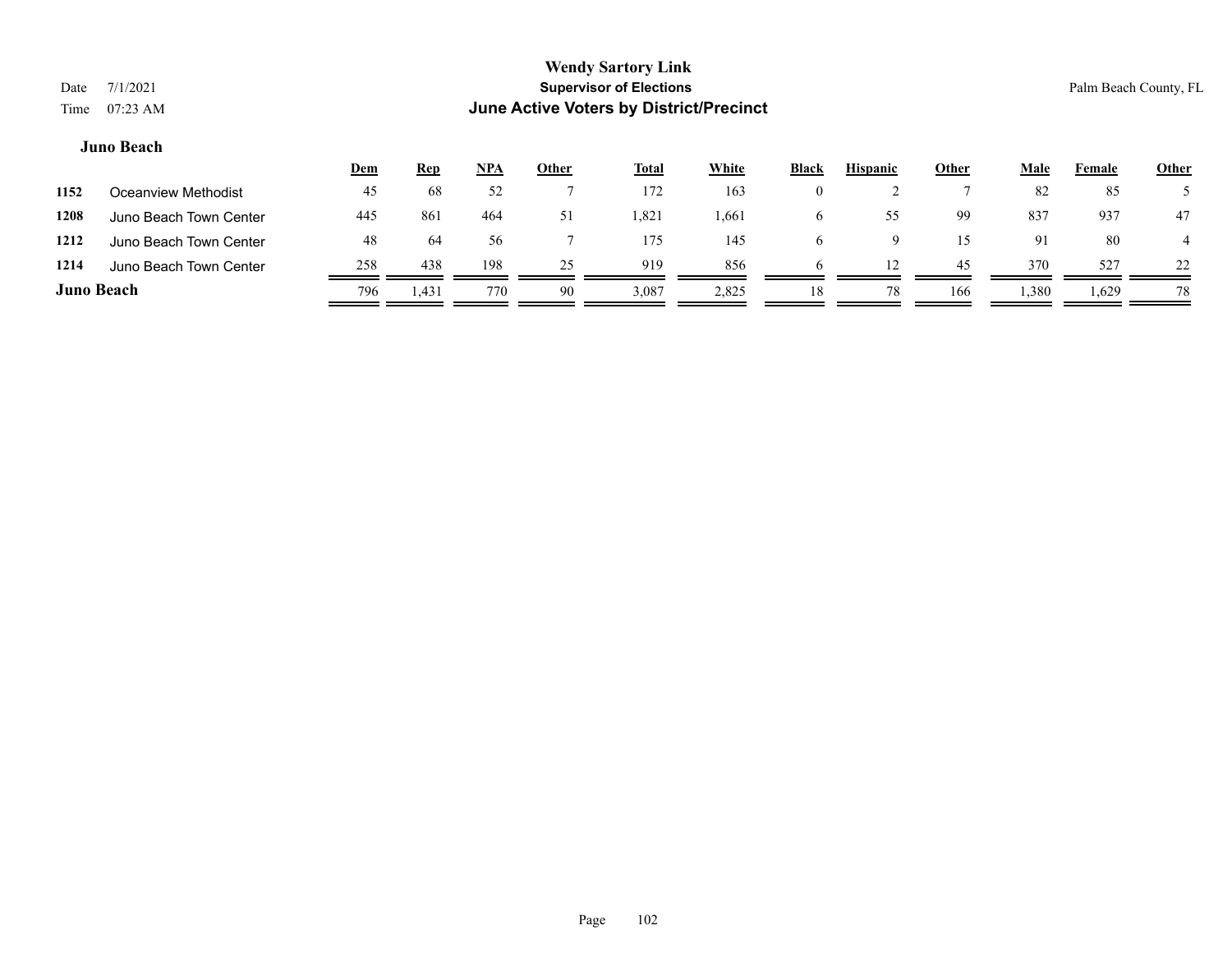# Wendy Sartory Link
## Supervisor of Elections
## June Active Voters by District/Precinct

Date 7/1/2021
Time 07:23 AM

Palm Beach County, FL

### Juno Beach

| | | Dem | Rep | NPA | Other | Total | White | Black | Hispanic | Other | Male | Female | Other |
|---|---|---|---|---|---|---|---|---|---|---|---|---|---|
| 1152 | Oceanview Methodist | 45 | 68 | 52 | 7 | 172 | 163 | 0 | 2 | 7 | 82 | 85 | 5 |
| 1208 | Juno Beach Town Center | 445 | 861 | 464 | 51 | 1,821 | 1,661 | 6 | 55 | 99 | 837 | 937 | 47 |
| 1212 | Juno Beach Town Center | 48 | 64 | 56 | 7 | 175 | 145 | 6 | 9 | 15 | 91 | 80 | 4 |
| 1214 | Juno Beach Town Center | 258 | 438 | 198 | 25 | 919 | 856 | 6 | 12 | 45 | 370 | 527 | 22 |
| **Juno Beach** | | 796 | 1,431 | 770 | 90 | 3,087 | 2,825 | 18 | 78 | 166 | 1,380 | 1,629 | 78 |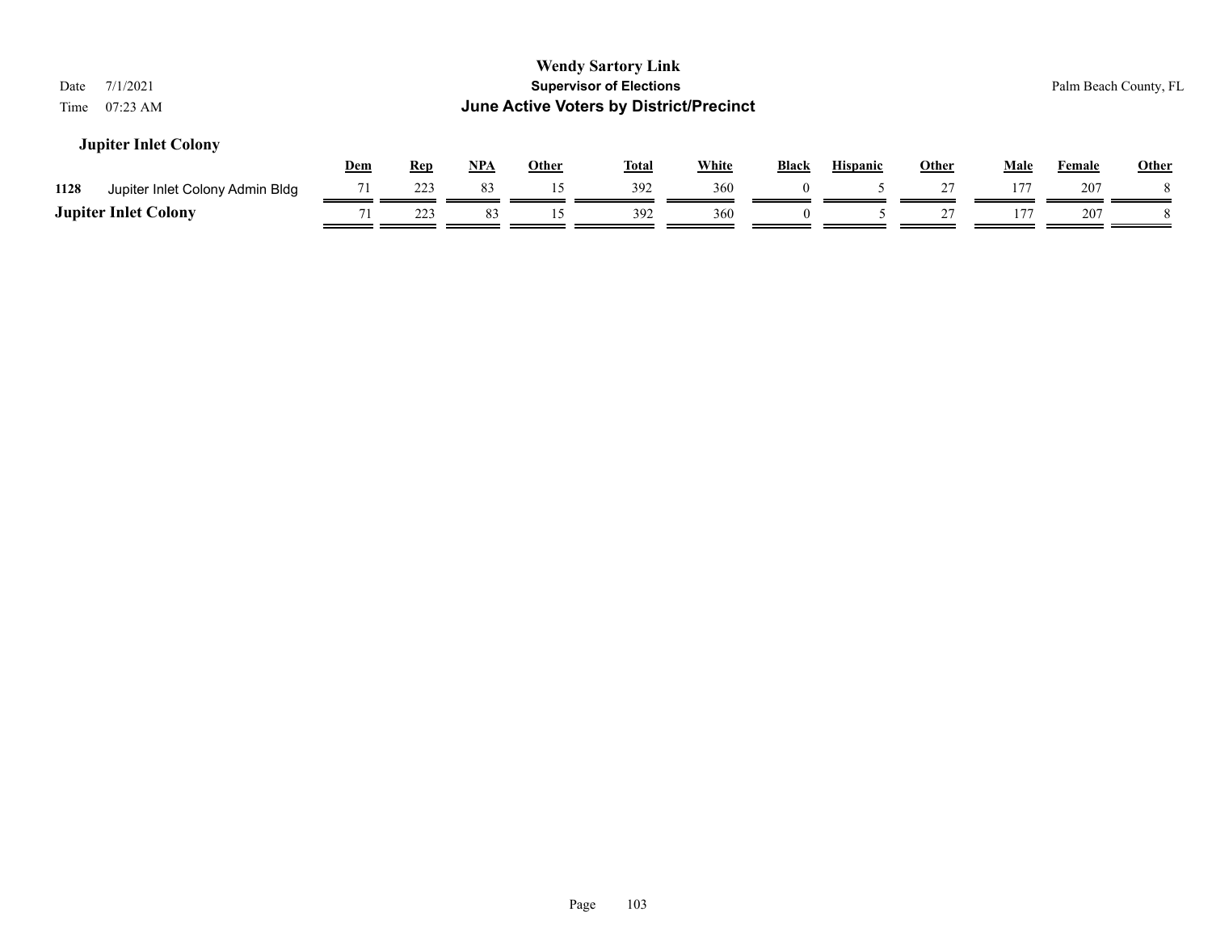# Wendy Sartory Link

## Supervisor of Elections

## June Active Voters by District/Precinct

Date 7/1/2021

Time 07:23 AM

Palm Beach County, FL

### Jupiter Inlet Colony

| | | Dem | Rep | NPA | Other | Total | White | Black | Hispanic | Other | Male | Female | Other |
|---|---|---|---|---|---|---|---|---|---|---|---|---|---|
| 1128 | Jupiter Inlet Colony Admin Bldg | 71 | 223 | 83 | 15 | 392 | 360 | 0 | 5 | 27 | 177 | 207 | 8 |
| **Jupiter Inlet Colony** | | 71 | 223 | 83 | 15 | 392 | 360 | 0 | 5 | 27 | 177 | 207 | 8 |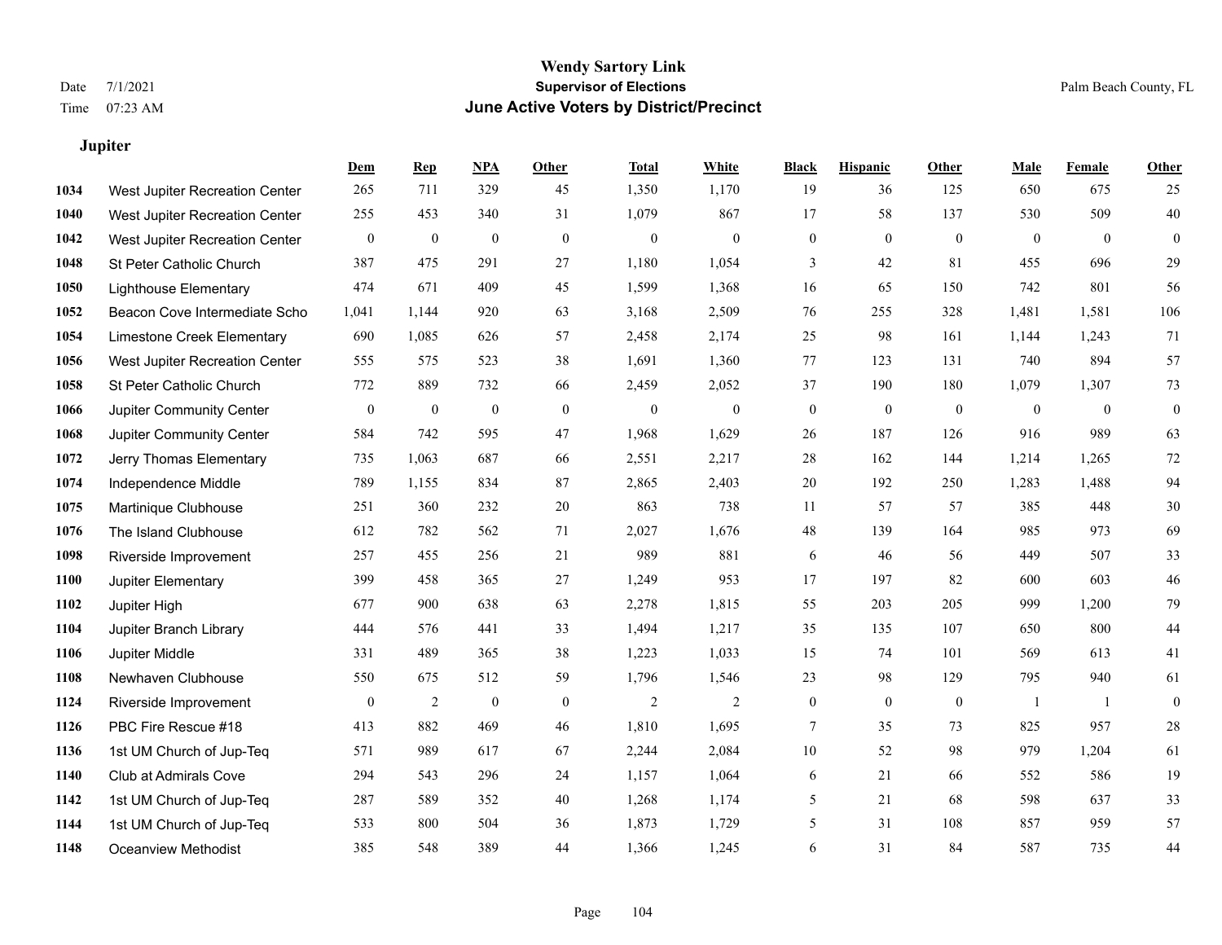# Wendy Sartory Link

**Supervisor of Elections**

**June Active Voters by District/Precinct**

Date 7/1/2021
Time 07:23 AM

Palm Beach County, FL

### Jupiter

| | | Dem | Rep | NPA | Other | Total | White | Black | Hispanic | Other | Male | Female | Other |
|---|---|---|---|---|---|---|---|---|---|---|---|---|---|
| 1034 | West Jupiter Recreation Center | 265 | 711 | 329 | 45 | 1,350 | 1,170 | 19 | 36 | 125 | 650 | 675 | 25 |
| 1040 | West Jupiter Recreation Center | 255 | 453 | 340 | 31 | 1,079 | 867 | 17 | 58 | 137 | 530 | 509 | 40 |
| 1042 | West Jupiter Recreation Center | 0 | 0 | 0 | 0 | 0 | 0 | 0 | 0 | 0 | 0 | 0 | 0 |
| 1048 | St Peter Catholic Church | 387 | 475 | 291 | 27 | 1,180 | 1,054 | 3 | 42 | 81 | 455 | 696 | 29 |
| 1050 | Lighthouse Elementary | 474 | 671 | 409 | 45 | 1,599 | 1,368 | 16 | 65 | 150 | 742 | 801 | 56 |
| 1052 | Beacon Cove Intermediate Scho | 1,041 | 1,144 | 920 | 63 | 3,168 | 2,509 | 76 | 255 | 328 | 1,481 | 1,581 | 106 |
| 1054 | Limestone Creek Elementary | 690 | 1,085 | 626 | 57 | 2,458 | 2,174 | 25 | 98 | 161 | 1,144 | 1,243 | 71 |
| 1056 | West Jupiter Recreation Center | 555 | 575 | 523 | 38 | 1,691 | 1,360 | 77 | 123 | 131 | 740 | 894 | 57 |
| 1058 | St Peter Catholic Church | 772 | 889 | 732 | 66 | 2,459 | 2,052 | 37 | 190 | 180 | 1,079 | 1,307 | 73 |
| 1066 | Jupiter Community Center | 0 | 0 | 0 | 0 | 0 | 0 | 0 | 0 | 0 | 0 | 0 | 0 |
| 1068 | Jupiter Community Center | 584 | 742 | 595 | 47 | 1,968 | 1,629 | 26 | 187 | 126 | 916 | 989 | 63 |
| 1072 | Jerry Thomas Elementary | 735 | 1,063 | 687 | 66 | 2,551 | 2,217 | 28 | 162 | 144 | 1,214 | 1,265 | 72 |
| 1074 | Independence Middle | 789 | 1,155 | 834 | 87 | 2,865 | 2,403 | 20 | 192 | 250 | 1,283 | 1,488 | 94 |
| 1075 | Martinique Clubhouse | 251 | 360 | 232 | 20 | 863 | 738 | 11 | 57 | 57 | 385 | 448 | 30 |
| 1076 | The Island Clubhouse | 612 | 782 | 562 | 71 | 2,027 | 1,676 | 48 | 139 | 164 | 985 | 973 | 69 |
| 1098 | Riverside Improvement | 257 | 455 | 256 | 21 | 989 | 881 | 6 | 46 | 56 | 449 | 507 | 33 |
| 1100 | Jupiter Elementary | 399 | 458 | 365 | 27 | 1,249 | 953 | 17 | 197 | 82 | 600 | 603 | 46 |
| 1102 | Jupiter High | 677 | 900 | 638 | 63 | 2,278 | 1,815 | 55 | 203 | 205 | 999 | 1,200 | 79 |
| 1104 | Jupiter Branch Library | 444 | 576 | 441 | 33 | 1,494 | 1,217 | 35 | 135 | 107 | 650 | 800 | 44 |
| 1106 | Jupiter Middle | 331 | 489 | 365 | 38 | 1,223 | 1,033 | 15 | 74 | 101 | 569 | 613 | 41 |
| 1108 | Newhaven Clubhouse | 550 | 675 | 512 | 59 | 1,796 | 1,546 | 23 | 98 | 129 | 795 | 940 | 61 |
| 1124 | Riverside Improvement | 0 | 2 | 0 | 0 | 2 | 2 | 0 | 0 | 0 | 1 | 1 | 0 |
| 1126 | PBC Fire Rescue #18 | 413 | 882 | 469 | 46 | 1,810 | 1,695 | 7 | 35 | 73 | 825 | 957 | 28 |
| 1136 | 1st UM Church of Jup-Teq | 571 | 989 | 617 | 67 | 2,244 | 2,084 | 10 | 52 | 98 | 979 | 1,204 | 61 |
| 1140 | Club at Admirals Cove | 294 | 543 | 296 | 24 | 1,157 | 1,064 | 6 | 21 | 66 | 552 | 586 | 19 |
| 1142 | 1st UM Church of Jup-Teq | 287 | 589 | 352 | 40 | 1,268 | 1,174 | 5 | 21 | 68 | 598 | 637 | 33 |
| 1144 | 1st UM Church of Jup-Teq | 533 | 800 | 504 | 36 | 1,873 | 1,729 | 5 | 31 | 108 | 857 | 959 | 57 |
| 1148 | Oceanview Methodist | 385 | 548 | 389 | 44 | 1,366 | 1,245 | 6 | 31 | 84 | 587 | 735 | 44 |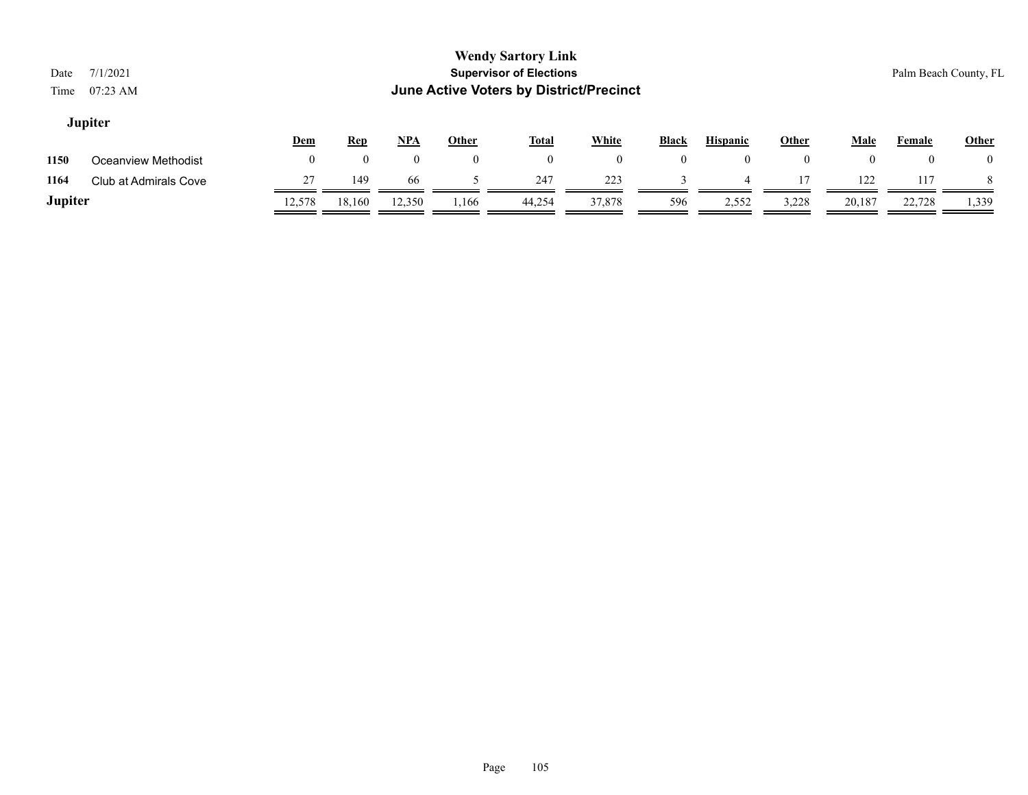## Jupiter

| | | Dem | Rep | NPA | Other | Total | White | Black | Hispanic | Other | Male | Female | Other |
|---|---|---|---|---|---|---|---|---|---|---|---|---|---|
| 1150 | Oceanview Methodist | 0 | 0 | 0 | 0 | 0 | 0 | 0 | 0 | 0 | 0 | 0 | 0 |
| 1164 | Club at Admirals Cove | 27 | 149 | 66 | 5 | 247 | 223 | 3 | 4 | 17 | 122 | 117 | 8 |
| **Jupiter** | | 12,578 | 18,160 | 12,350 | 1,166 | 44,254 | 37,878 | 596 | 2,552 | 3,228 | 20,187 | 22,728 | 1,339 |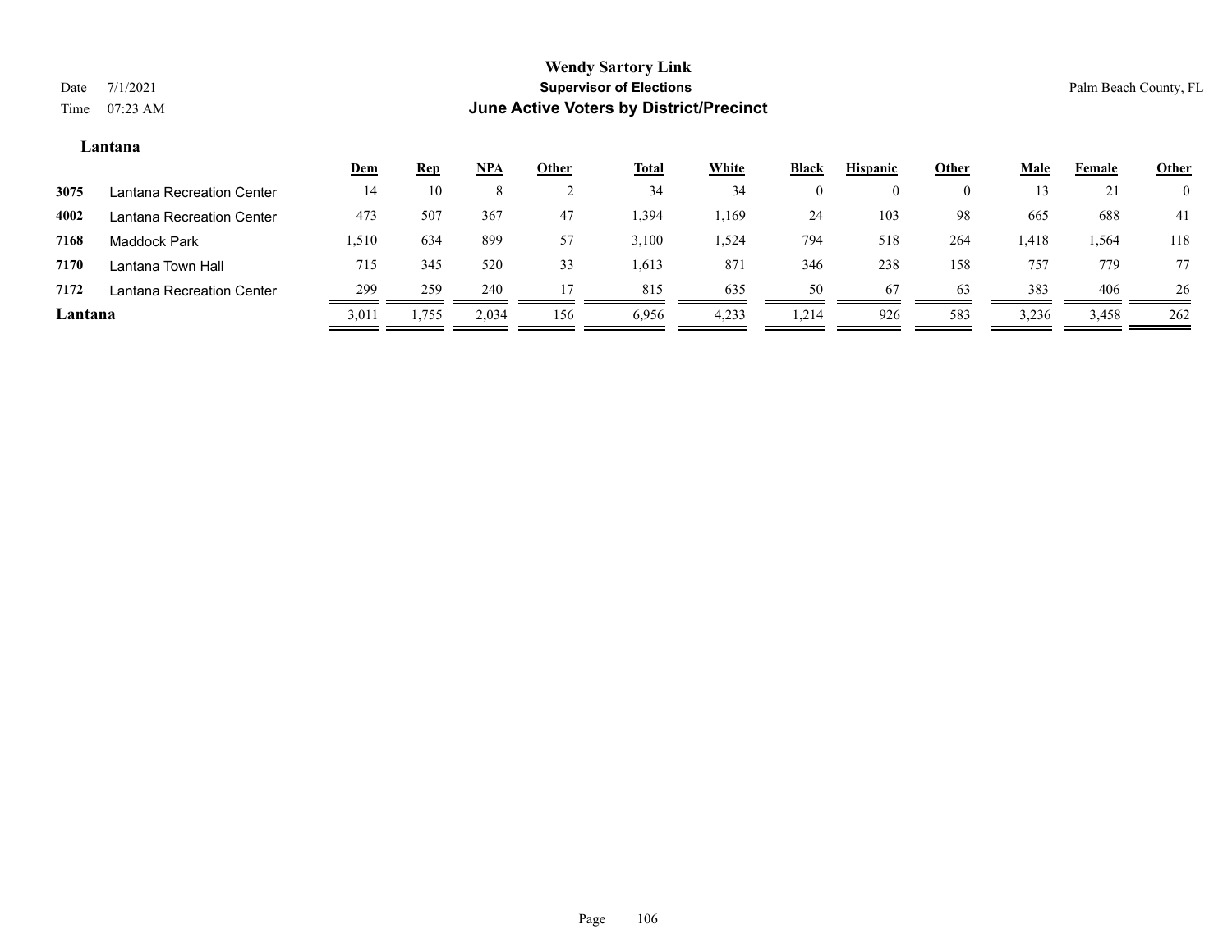**Wendy Sartory Link**
**Supervisor of Elections**
**June Active Voters by District/Precinct**

Date 7/1/2021
Time 07:23 AM

Palm Beach County, FL

## Lantana

| | | Dem | Rep | NPA | Other | Total | White | Black | Hispanic | Other | Male | Female | Other |
|---|---|---|---|---|---|---|---|---|---|---|---|---|---|
| 3075 | Lantana Recreation Center | 14 | 10 | 8 | 2 | 34 | 34 | 0 | 0 | 0 | 13 | 21 | 0 |
| 4002 | Lantana Recreation Center | 473 | 507 | 367 | 47 | 1,394 | 1,169 | 24 | 103 | 98 | 665 | 688 | 41 |
| 7168 | Maddock Park | 1,510 | 634 | 899 | 57 | 3,100 | 1,524 | 794 | 518 | 264 | 1,418 | 1,564 | 118 |
| 7170 | Lantana Town Hall | 715 | 345 | 520 | 33 | 1,613 | 871 | 346 | 238 | 158 | 757 | 779 | 77 |
| 7172 | Lantana Recreation Center | 299 | 259 | 240 | 17 | 815 | 635 | 50 | 67 | 63 | 383 | 406 | 26 |
| **Lantana** | | 3,011 | 1,755 | 2,034 | 156 | 6,956 | 4,233 | 1,214 | 926 | 583 | 3,236 | 3,458 | 262 |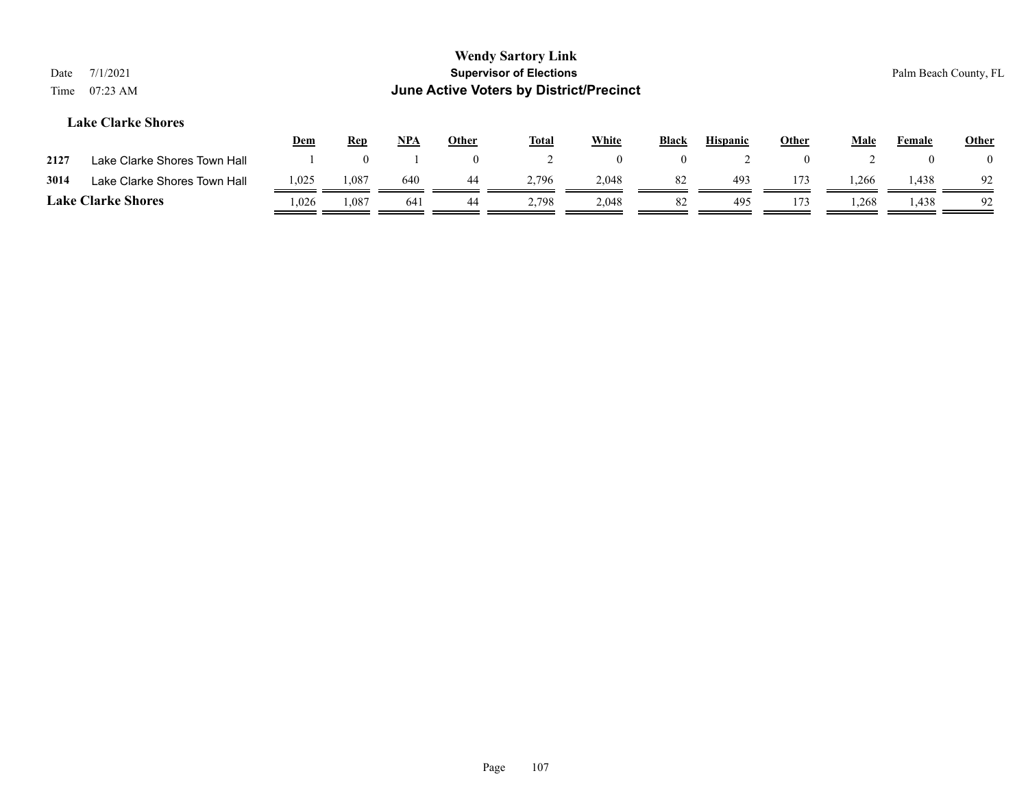Wendy Sartory Link

Supervisor of Elections

June Active Voters by District/Precinct

Date 7/1/2021

Time 07:23 AM

Palm Beach County, FL

### Lake Clarke Shores

| | | Dem | Rep | NPA | Other | Total | White | Black | Hispanic | Other | Male | Female | Other |
|---|---|---|---|---|---|---|---|---|---|---|---|---|---|
| 2127 | Lake Clarke Shores Town Hall | 1 | 0 | 1 | 0 | 2 | 0 | 0 | 2 | 0 | 2 | 0 | 0 |
| 3014 | Lake Clarke Shores Town Hall | 1,025 | 1,087 | 640 | 44 | 2,796 | 2,048 | 82 | 493 | 173 | 1,266 | 1,438 | 92 |
| **Lake Clarke Shores** | | 1,026 | 1,087 | 641 | 44 | 2,798 | 2,048 | 82 | 495 | 173 | 1,268 | 1,438 | 92 |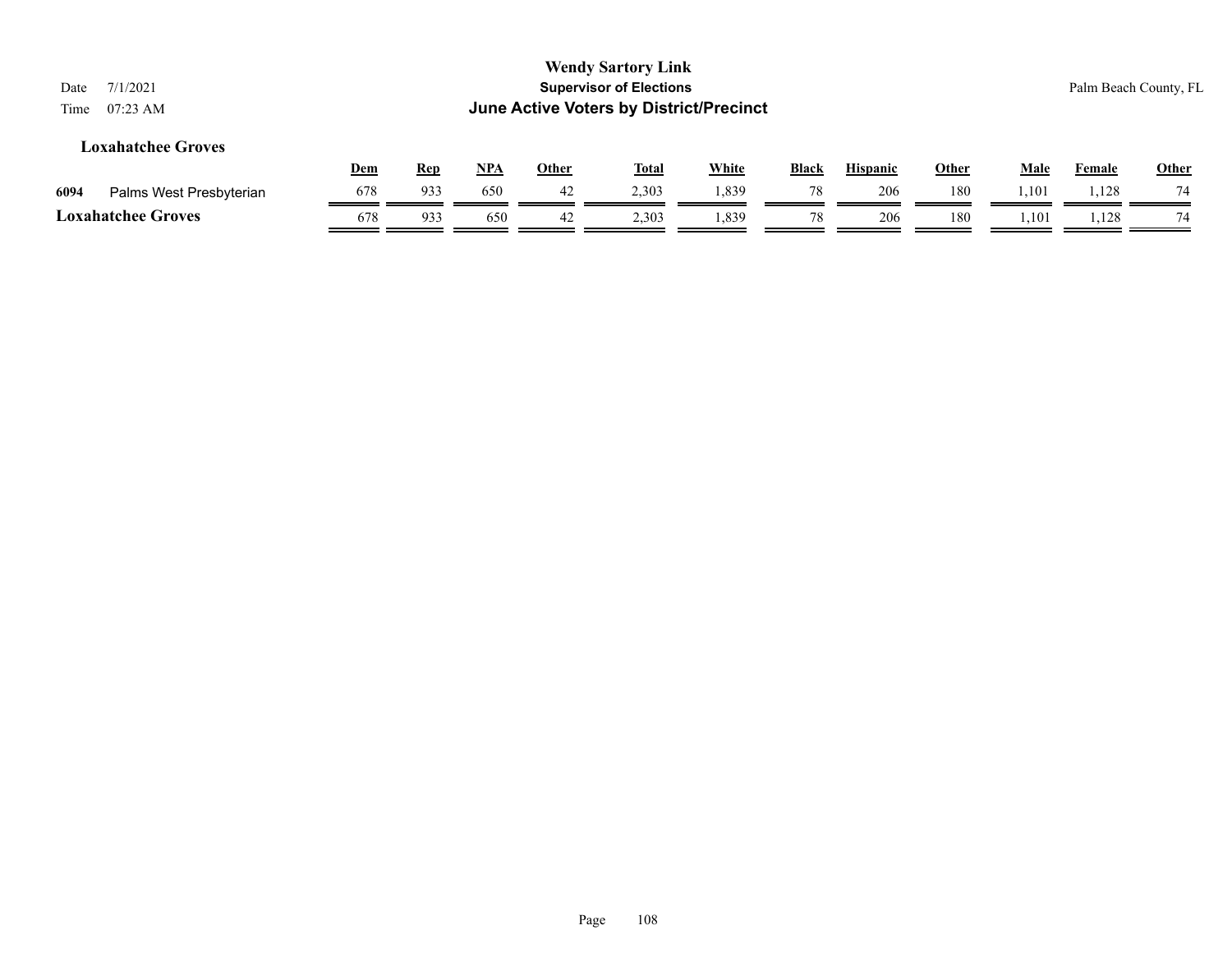**Loxahatchee Groves**

| | | Dem | Rep | NPA | Other | Total | White | Black | Hispanic | Other | Male | Female | Other |
|---|---|---|---|---|---|---|---|---|---|---|---|---|---|
| 6094 | Palms West Presbyterian | 678 | 933 | 650 | 42 | 2,303 | 1,839 | 78 | 206 | 180 | 1,101 | 1,128 | 74 |
| **Loxahatchee Groves** | | 678 | 933 | 650 | 42 | 2,303 | 1,839 | 78 | 206 | 180 | 1,101 | 1,128 | 74 |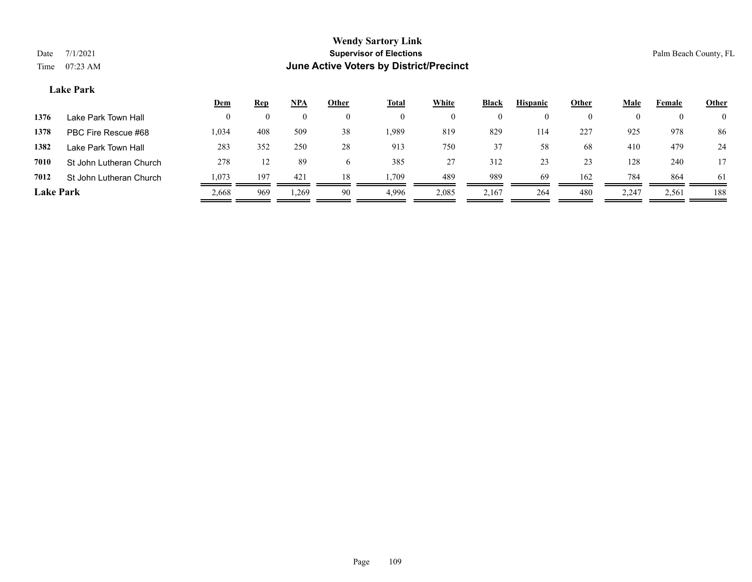# Wendy Sartory Link
## Supervisor of Elections
## June Active Voters by District/Precinct

Date 7/1/2021
Time 07:23 AM

Palm Beach County, FL

### Lake Park

| | | Dem | Rep | NPA | Other | Total | White | Black | Hispanic | Other | Male | Female | Other |
|---|---|---|---|---|---|---|---|---|---|---|---|---|---|
| 1376 | Lake Park Town Hall | 0 | 0 | 0 | 0 | 0 | 0 | 0 | 0 | 0 | 0 | 0 | 0 |
| 1378 | PBC Fire Rescue #68 | 1,034 | 408 | 509 | 38 | 1,989 | 819 | 829 | 114 | 227 | 925 | 978 | 86 |
| 1382 | Lake Park Town Hall | 283 | 352 | 250 | 28 | 913 | 750 | 37 | 58 | 68 | 410 | 479 | 24 |
| 7010 | St John Lutheran Church | 278 | 12 | 89 | 6 | 385 | 27 | 312 | 23 | 23 | 128 | 240 | 17 |
| 7012 | St John Lutheran Church | 1,073 | 197 | 421 | 18 | 1,709 | 489 | 989 | 69 | 162 | 784 | 864 | 61 |
| **Lake Park** | | 2,668 | 969 | 1,269 | 90 | 4,996 | 2,085 | 2,167 | 264 | 480 | 2,247 | 2,561 | 188 |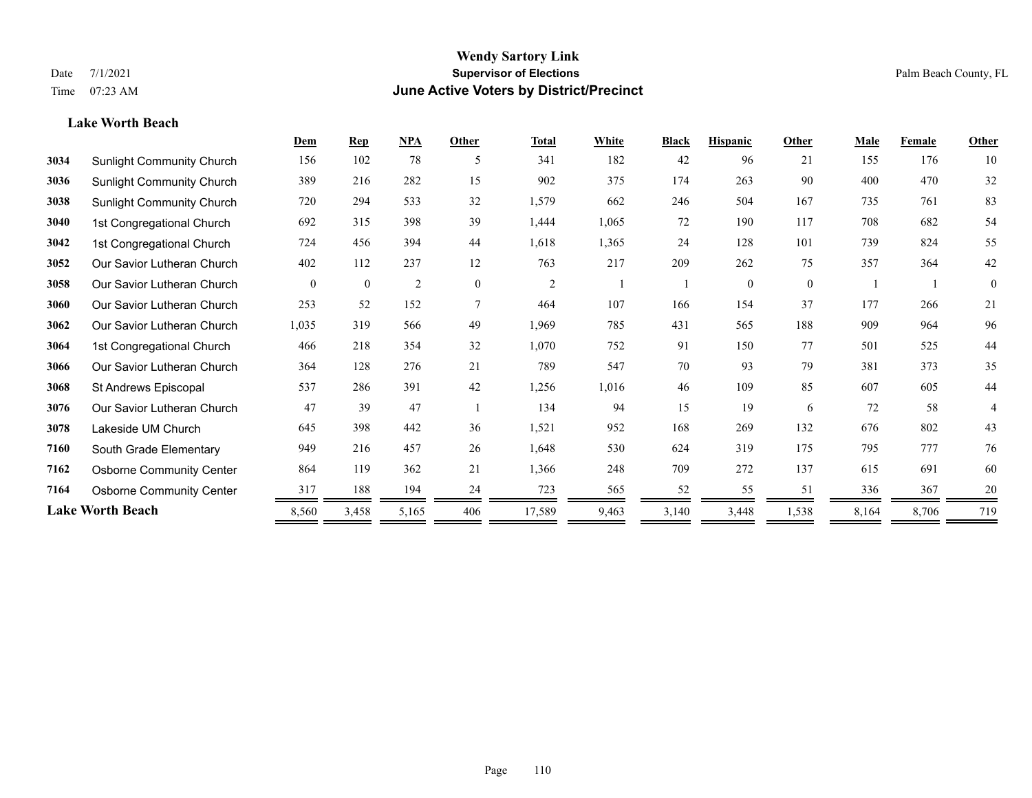# Wendy Sartory Link
## Supervisor of Elections
## June Active Voters by District/Precinct

Date 7/1/2021
Time 07:23 AM

Palm Beach County, FL

### Lake Worth Beach

| | | Dem | Rep | NPA | Other | Total | White | Black | Hispanic | Other | Male | Female | Other |
|---|---|---|---|---|---|---|---|---|---|---|---|---|---|
| **3034** | Sunlight Community Church | 156 | 102 | 78 | 5 | 341 | 182 | 42 | 96 | 21 | 155 | 176 | 10 |
| **3036** | Sunlight Community Church | 389 | 216 | 282 | 15 | 902 | 375 | 174 | 263 | 90 | 400 | 470 | 32 |
| **3038** | Sunlight Community Church | 720 | 294 | 533 | 32 | 1,579 | 662 | 246 | 504 | 167 | 735 | 761 | 83 |
| **3040** | 1st Congregational Church | 692 | 315 | 398 | 39 | 1,444 | 1,065 | 72 | 190 | 117 | 708 | 682 | 54 |
| **3042** | 1st Congregational Church | 724 | 456 | 394 | 44 | 1,618 | 1,365 | 24 | 128 | 101 | 739 | 824 | 55 |
| **3052** | Our Savior Lutheran Church | 402 | 112 | 237 | 12 | 763 | 217 | 209 | 262 | 75 | 357 | 364 | 42 |
| **3058** | Our Savior Lutheran Church | 0 | 0 | 2 | 0 | 2 | 1 | 1 | 0 | 0 | 1 | 1 | 0 |
| **3060** | Our Savior Lutheran Church | 253 | 52 | 152 | 7 | 464 | 107 | 166 | 154 | 37 | 177 | 266 | 21 |
| **3062** | Our Savior Lutheran Church | 1,035 | 319 | 566 | 49 | 1,969 | 785 | 431 | 565 | 188 | 909 | 964 | 96 |
| **3064** | 1st Congregational Church | 466 | 218 | 354 | 32 | 1,070 | 752 | 91 | 150 | 77 | 501 | 525 | 44 |
| **3066** | Our Savior Lutheran Church | 364 | 128 | 276 | 21 | 789 | 547 | 70 | 93 | 79 | 381 | 373 | 35 |
| **3068** | St Andrews Episcopal | 537 | 286 | 391 | 42 | 1,256 | 1,016 | 46 | 109 | 85 | 607 | 605 | 44 |
| **3076** | Our Savior Lutheran Church | 47 | 39 | 47 | 1 | 134 | 94 | 15 | 19 | 6 | 72 | 58 | 4 |
| **3078** | Lakeside UM Church | 645 | 398 | 442 | 36 | 1,521 | 952 | 168 | 269 | 132 | 676 | 802 | 43 |
| **7160** | South Grade Elementary | 949 | 216 | 457 | 26 | 1,648 | 530 | 624 | 319 | 175 | 795 | 777 | 76 |
| **7162** | Osborne Community Center | 864 | 119 | 362 | 21 | 1,366 | 248 | 709 | 272 | 137 | 615 | 691 | 60 |
| **7164** | Osborne Community Center | 317 | 188 | 194 | 24 | 723 | 565 | 52 | 55 | 51 | 336 | 367 | 20 |
| **Lake Worth Beach** | | 8,560 | 3,458 | 5,165 | 406 | 17,589 | 9,463 | 3,140 | 3,448 | 1,538 | 8,164 | 8,706 | 719 |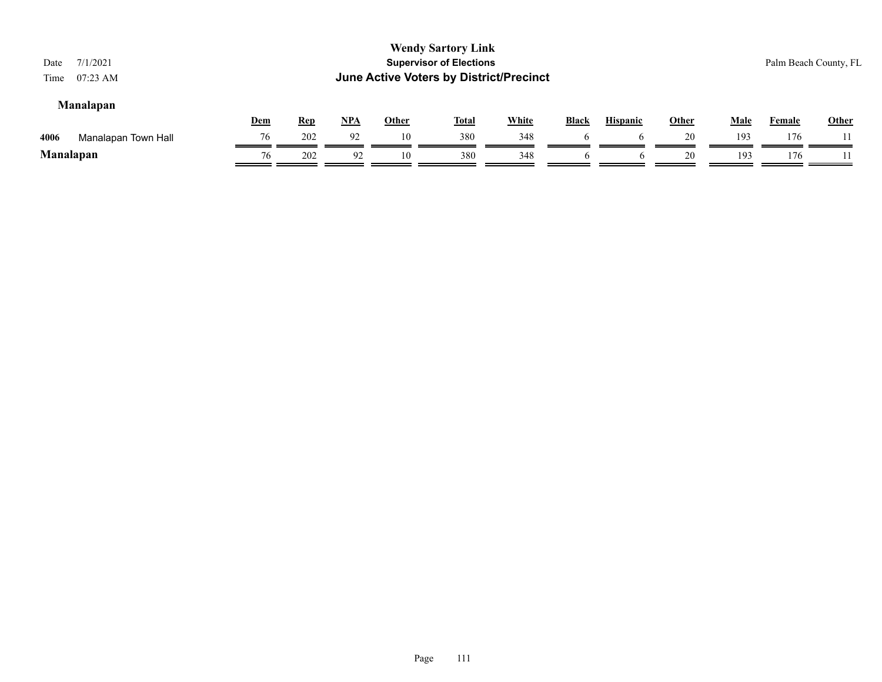Wendy Sartory Link
Supervisor of Elections
June Active Voters by District/Precinct

Date 7/1/2021
Time 07:23 AM

Palm Beach County, FL

### Manalapan

| | | Dem | Rep | NPA | Other | Total | White | Black | Hispanic | Other | Male | Female | Other |
|---|---|---|---|---|---|---|---|---|---|---|---|---|---|
| 4006 | Manalapan Town Hall | 76 | 202 | 92 | 10 | 380 | 348 | 6 | 6 | 20 | 193 | 176 | 11 |
| **Manalapan** | | 76 | 202 | 92 | 10 | 380 | 348 | 6 | 6 | 20 | 193 | 176 | 11 |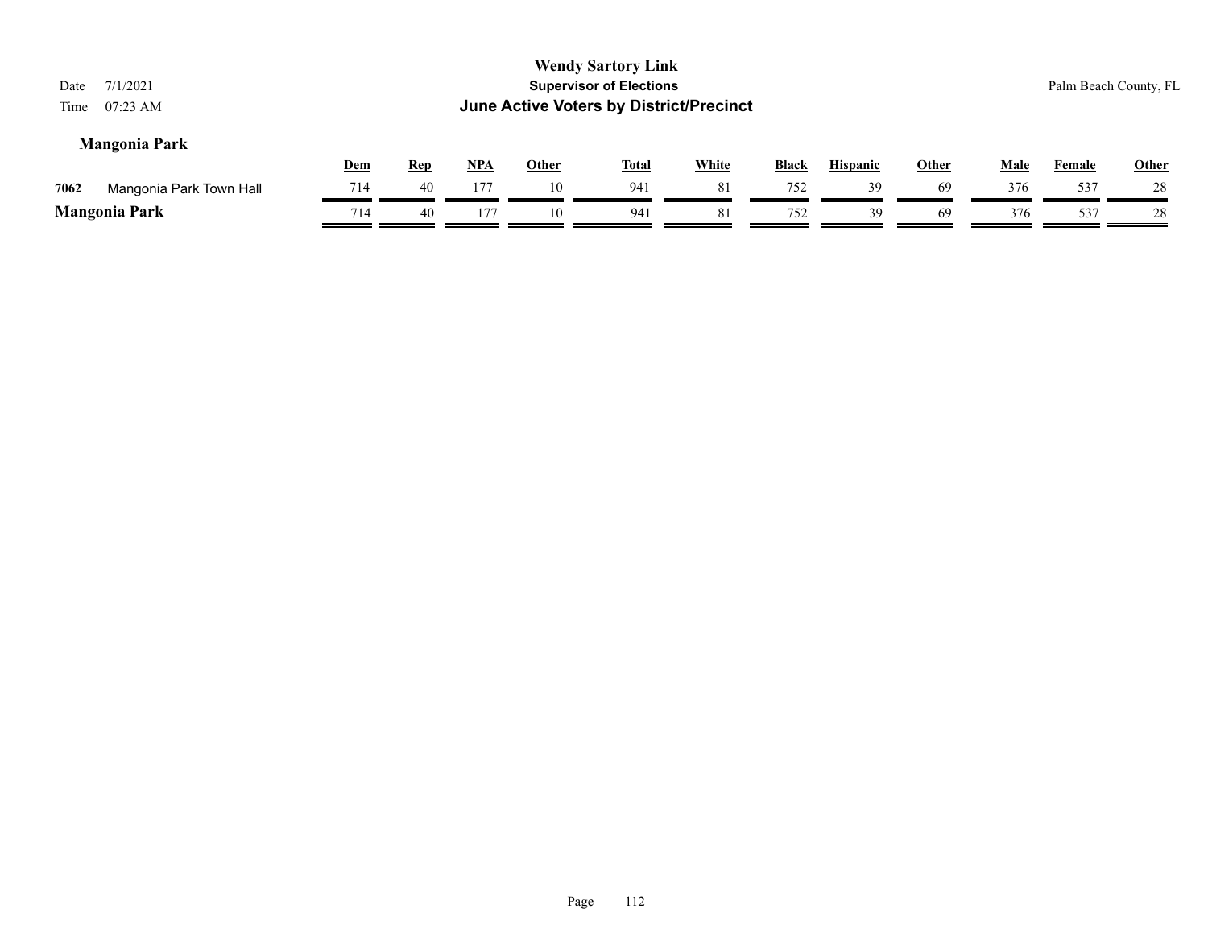# Wendy Sartory Link
## Supervisor of Elections
## June Active Voters by District/Precinct

Date 7/1/2021
Time 07:23 AM

Palm Beach County, FL

### Mangonia Park

| | | Dem | Rep | NPA | Other | Total | White | Black | Hispanic | Other | Male | Female | Other |
|---|---|---|---|---|---|---|---|---|---|---|---|---|---|
| 7062 | Mangonia Park Town Hall | 714 | 40 | 177 | 10 | 941 | 81 | 752 | 39 | 69 | 376 | 537 | 28 |
| **Mangonia Park** | | 714 | 40 | 177 | 10 | 941 | 81 | 752 | 39 | 69 | 376 | 537 | 28 |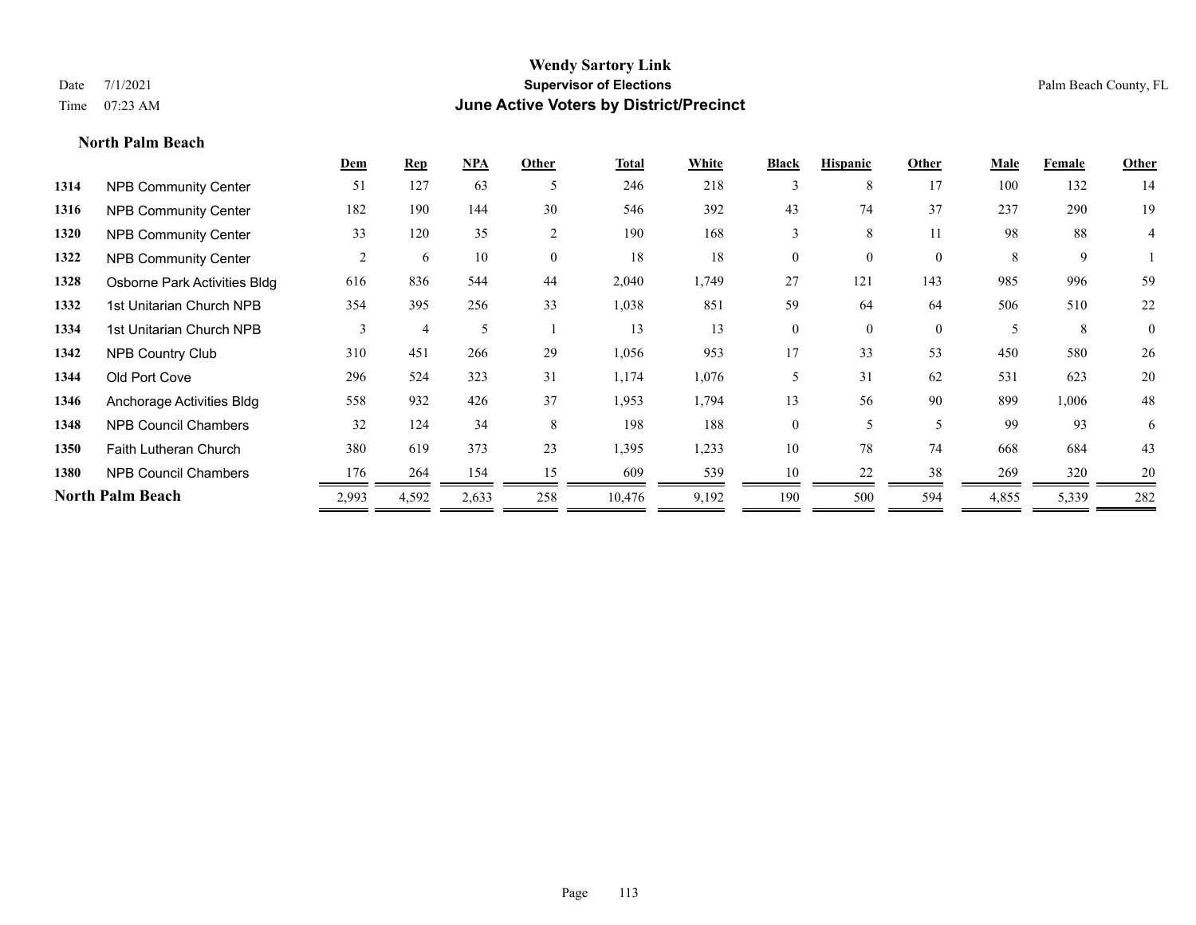# Wendy Sartory Link
## Supervisor of Elections
## June Active Voters by District/Precinct

Date 7/1/2021
Time 07:23 AM

Palm Beach County, FL

### North Palm Beach

| | | Dem | Rep | NPA | Other | Total | White | Black | Hispanic | Other | Male | Female | Other |
|---|---|---|---|---|---|---|---|---|---|---|---|---|---|
| 1314 | NPB Community Center | 51 | 127 | 63 | 5 | 246 | 218 | 3 | 8 | 17 | 100 | 132 | 14 |
| 1316 | NPB Community Center | 182 | 190 | 144 | 30 | 546 | 392 | 43 | 74 | 37 | 237 | 290 | 19 |
| 1320 | NPB Community Center | 33 | 120 | 35 | 2 | 190 | 168 | 3 | 8 | 11 | 98 | 88 | 4 |
| 1322 | NPB Community Center | 2 | 6 | 10 | 0 | 18 | 18 | 0 | 0 | 0 | 8 | 9 | 1 |
| 1328 | Osborne Park Activities Bldg | 616 | 836 | 544 | 44 | 2,040 | 1,749 | 27 | 121 | 143 | 985 | 996 | 59 |
| 1332 | 1st Unitarian Church NPB | 354 | 395 | 256 | 33 | 1,038 | 851 | 59 | 64 | 64 | 506 | 510 | 22 |
| 1334 | 1st Unitarian Church NPB | 3 | 4 | 5 | 1 | 13 | 13 | 0 | 0 | 0 | 5 | 8 | 0 |
| 1342 | NPB Country Club | 310 | 451 | 266 | 29 | 1,056 | 953 | 17 | 33 | 53 | 450 | 580 | 26 |
| 1344 | Old Port Cove | 296 | 524 | 323 | 31 | 1,174 | 1,076 | 5 | 31 | 62 | 531 | 623 | 20 |
| 1346 | Anchorage Activities Bldg | 558 | 932 | 426 | 37 | 1,953 | 1,794 | 13 | 56 | 90 | 899 | 1,006 | 48 |
| 1348 | NPB Council Chambers | 32 | 124 | 34 | 8 | 198 | 188 | 0 | 5 | 5 | 99 | 93 | 6 |
| 1350 | Faith Lutheran Church | 380 | 619 | 373 | 23 | 1,395 | 1,233 | 10 | 78 | 74 | 668 | 684 | 43 |
| 1380 | NPB Council Chambers | 176 | 264 | 154 | 15 | 609 | 539 | 10 | 22 | 38 | 269 | 320 | 20 |
| **North Palm Beach** | | 2,993 | 4,592 | 2,633 | 258 | 10,476 | 9,192 | 190 | 500 | 594 | 4,855 | 5,339 | 282 |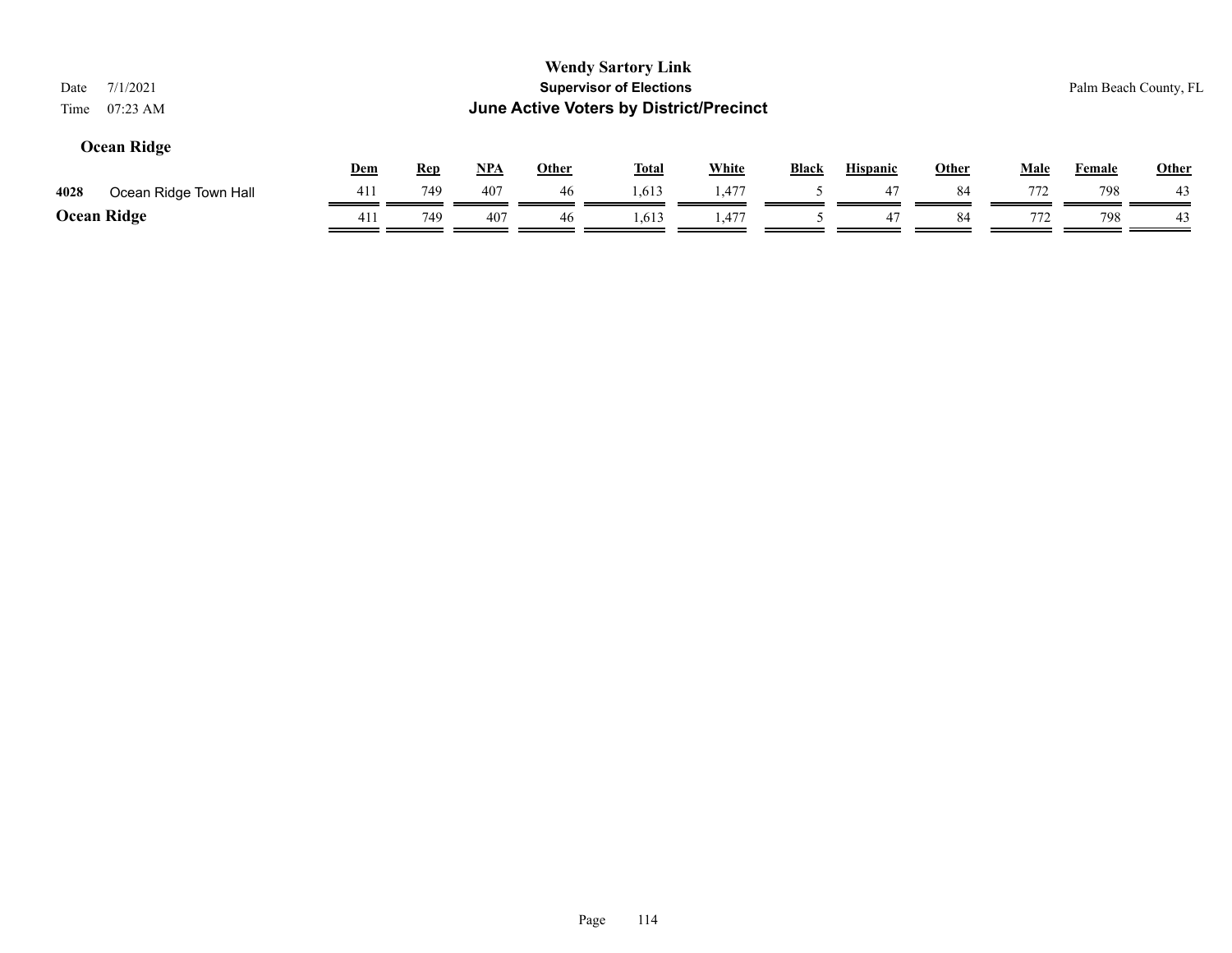# Wendy Sartory Link

**Supervisor of Elections**

**June Active Voters by District/Precinct**

Date 7/1/2021
Time 07:23 AM

Palm Beach County, FL

## Ocean Ridge

| | | Dem | Rep | NPA | Other | Total | White | Black | Hispanic | Other | Male | Female | Other |
|---|---|---|---|---|---|---|---|---|---|---|---|---|---|
| 4028 | Ocean Ridge Town Hall | 411 | 749 | 407 | 46 | 1,613 | 1,477 | 5 | 47 | 84 | 772 | 798 | 43 |
| **Ocean Ridge** | | 411 | 749 | 407 | 46 | 1,613 | 1,477 | 5 | 47 | 84 | 772 | 798 | 43 |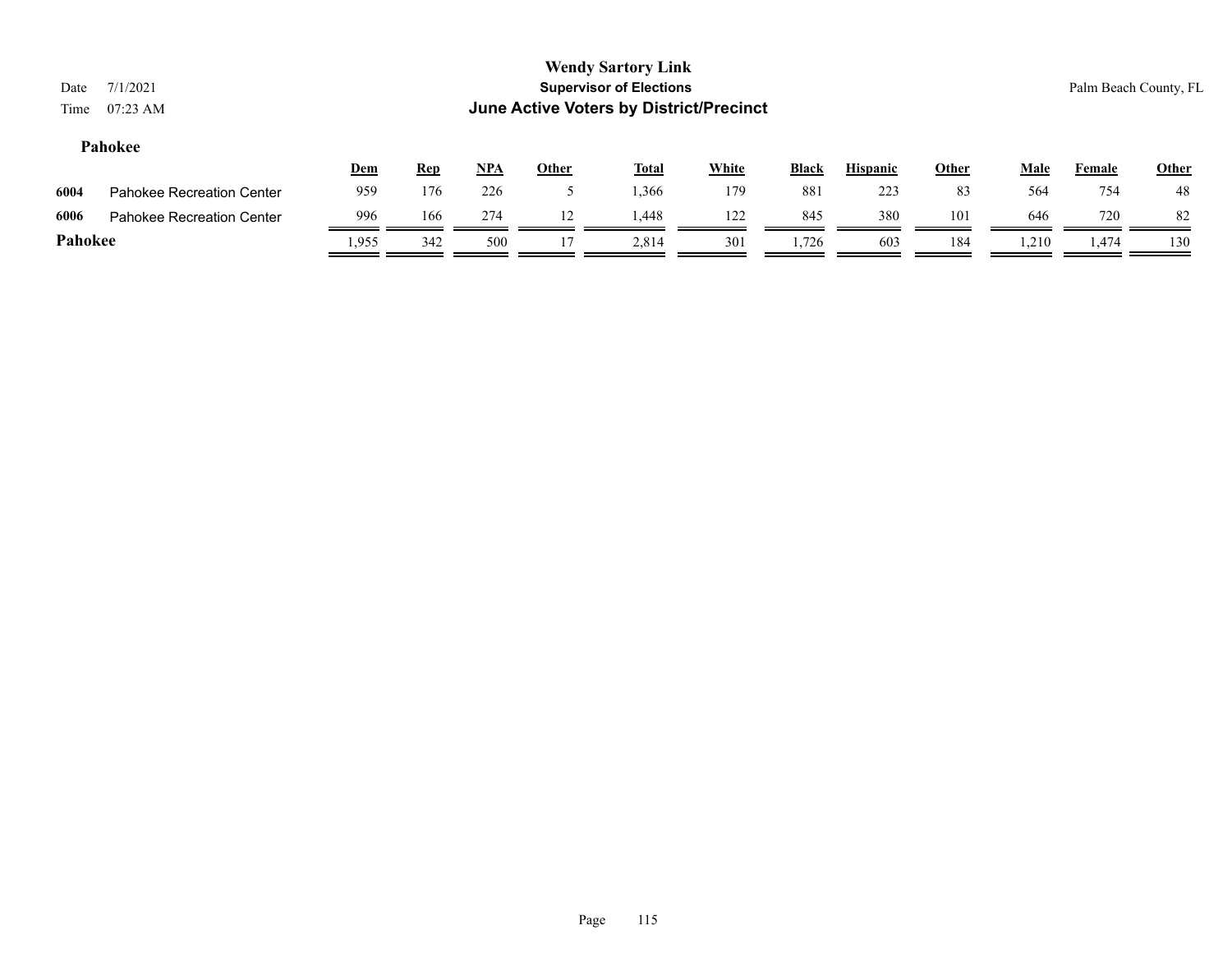# Wendy Sartory Link

## Supervisor of Elections

## June Active Voters by District/Precinct

Date 7/1/2021
Time 07:23 AM

Palm Beach County, FL

### Pahokee

| | | Dem | Rep | NPA | Other | Total | White | Black | Hispanic | Other | Male | Female | Other |
|---|---|---|---|---|---|---|---|---|---|---|---|---|---|
| 6004 | Pahokee Recreation Center | 959 | 176 | 226 | 5 | 1,366 | 179 | 881 | 223 | 83 | 564 | 754 | 48 |
| 6006 | Pahokee Recreation Center | 996 | 166 | 274 | 12 | 1,448 | 122 | 845 | 380 | 101 | 646 | 720 | 82 |
| **Pahokee** | | 1,955 | 342 | 500 | 17 | 2,814 | 301 | 1,726 | 603 | 184 | 1,210 | 1,474 | 130 |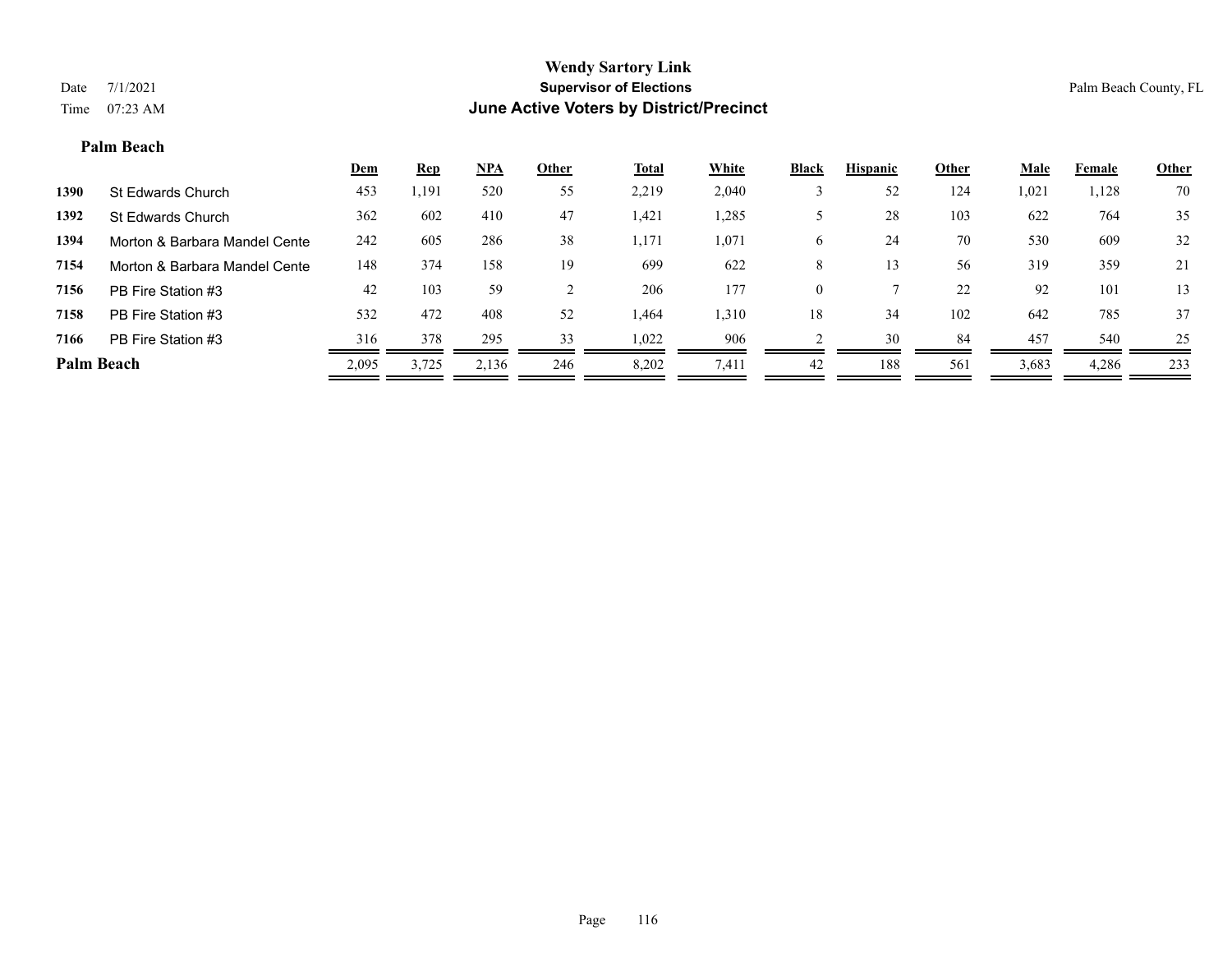**Wendy Sartory Link**
**Supervisor of Elections**
**June Active Voters by District/Precinct**

Date 7/1/2021
Time 07:23 AM

Palm Beach County, FL

### Palm Beach

| | | Dem | Rep | NPA | Other | Total | White | Black | Hispanic | Other | Male | Female | Other |
|---|---|---|---|---|---|---|---|---|---|---|---|---|---|
| 1390 | St Edwards Church | 453 | 1,191 | 520 | 55 | 2,219 | 2,040 | 3 | 52 | 124 | 1,021 | 1,128 | 70 |
| 1392 | St Edwards Church | 362 | 602 | 410 | 47 | 1,421 | 1,285 | 5 | 28 | 103 | 622 | 764 | 35 |
| 1394 | Morton & Barbara Mandel Cente | 242 | 605 | 286 | 38 | 1,171 | 1,071 | 6 | 24 | 70 | 530 | 609 | 32 |
| 7154 | Morton & Barbara Mandel Cente | 148 | 374 | 158 | 19 | 699 | 622 | 8 | 13 | 56 | 319 | 359 | 21 |
| 7156 | PB Fire Station #3 | 42 | 103 | 59 | 2 | 206 | 177 | 0 | 7 | 22 | 92 | 101 | 13 |
| 7158 | PB Fire Station #3 | 532 | 472 | 408 | 52 | 1,464 | 1,310 | 18 | 34 | 102 | 642 | 785 | 37 |
| 7166 | PB Fire Station #3 | 316 | 378 | 295 | 33 | 1,022 | 906 | 2 | 30 | 84 | 457 | 540 | 25 |
| **Palm Beach** | | 2,095 | 3,725 | 2,136 | 246 | 8,202 | 7,411 | 42 | 188 | 561 | 3,683 | 4,286 | 233 |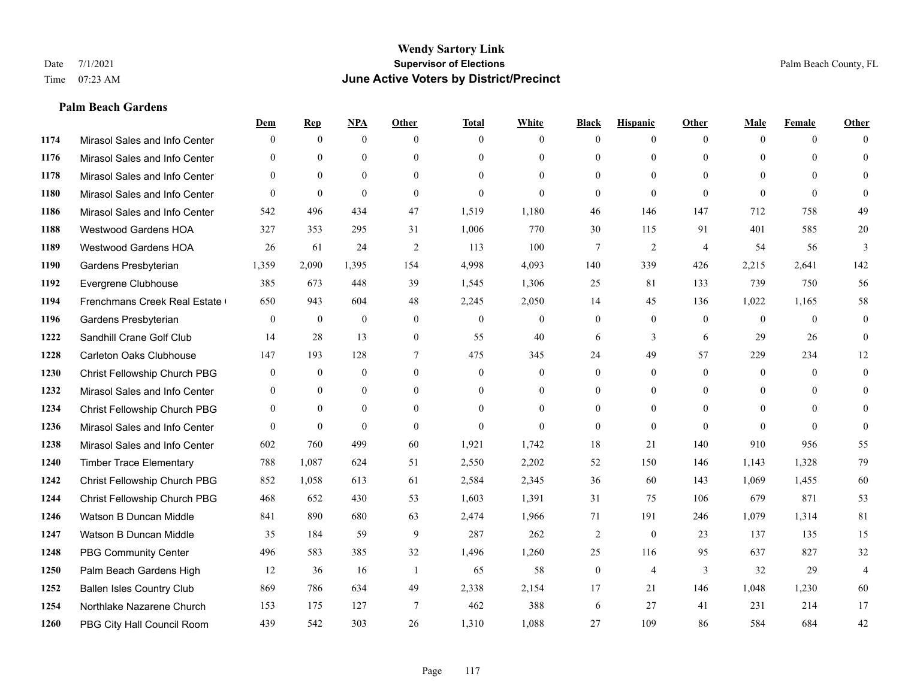**Wendy Sartory Link**
**Supervisor of Elections**
**June Active Voters by District/Precinct**

Date 7/1/2021
Time 07:23 AM

Palm Beach County, FL

### Palm Beach Gardens

| | | Dem | Rep | NPA | Other | Total | White | Black | Hispanic | Other | Male | Female | Other |
|---|---|---|---|---|---|---|---|---|---|---|---|---|---|
| 1174 | Mirasol Sales and Info Center | 0 | 0 | 0 | 0 | 0 | 0 | 0 | 0 | 0 | 0 | 0 | 0 |
| 1176 | Mirasol Sales and Info Center | 0 | 0 | 0 | 0 | 0 | 0 | 0 | 0 | 0 | 0 | 0 | 0 |
| 1178 | Mirasol Sales and Info Center | 0 | 0 | 0 | 0 | 0 | 0 | 0 | 0 | 0 | 0 | 0 | 0 |
| 1180 | Mirasol Sales and Info Center | 0 | 0 | 0 | 0 | 0 | 0 | 0 | 0 | 0 | 0 | 0 | 0 |
| 1186 | Mirasol Sales and Info Center | 542 | 496 | 434 | 47 | 1,519 | 1,180 | 46 | 146 | 147 | 712 | 758 | 49 |
| 1188 | Westwood Gardens HOA | 327 | 353 | 295 | 31 | 1,006 | 770 | 30 | 115 | 91 | 401 | 585 | 20 |
| 1189 | Westwood Gardens HOA | 26 | 61 | 24 | 2 | 113 | 100 | 7 | 2 | 4 | 54 | 56 | 3 |
| 1190 | Gardens Presbyterian | 1,359 | 2,090 | 1,395 | 154 | 4,998 | 4,093 | 140 | 339 | 426 | 2,215 | 2,641 | 142 |
| 1192 | Evergrene Clubhouse | 385 | 673 | 448 | 39 | 1,545 | 1,306 | 25 | 81 | 133 | 739 | 750 | 56 |
| 1194 | Frenchmans Creek Real Estate ( | 650 | 943 | 604 | 48 | 2,245 | 2,050 | 14 | 45 | 136 | 1,022 | 1,165 | 58 |
| 1196 | Gardens Presbyterian | 0 | 0 | 0 | 0 | 0 | 0 | 0 | 0 | 0 | 0 | 0 | 0 |
| 1222 | Sandhill Crane Golf Club | 14 | 28 | 13 | 0 | 55 | 40 | 6 | 3 | 6 | 29 | 26 | 0 |
| 1228 | Carleton Oaks Clubhouse | 147 | 193 | 128 | 7 | 475 | 345 | 24 | 49 | 57 | 229 | 234 | 12 |
| 1230 | Christ Fellowship Church PBG | 0 | 0 | 0 | 0 | 0 | 0 | 0 | 0 | 0 | 0 | 0 | 0 |
| 1232 | Mirasol Sales and Info Center | 0 | 0 | 0 | 0 | 0 | 0 | 0 | 0 | 0 | 0 | 0 | 0 |
| 1234 | Christ Fellowship Church PBG | 0 | 0 | 0 | 0 | 0 | 0 | 0 | 0 | 0 | 0 | 0 | 0 |
| 1236 | Mirasol Sales and Info Center | 0 | 0 | 0 | 0 | 0 | 0 | 0 | 0 | 0 | 0 | 0 | 0 |
| 1238 | Mirasol Sales and Info Center | 602 | 760 | 499 | 60 | 1,921 | 1,742 | 18 | 21 | 140 | 910 | 956 | 55 |
| 1240 | Timber Trace Elementary | 788 | 1,087 | 624 | 51 | 2,550 | 2,202 | 52 | 150 | 146 | 1,143 | 1,328 | 79 |
| 1242 | Christ Fellowship Church PBG | 852 | 1,058 | 613 | 61 | 2,584 | 2,345 | 36 | 60 | 143 | 1,069 | 1,455 | 60 |
| 1244 | Christ Fellowship Church PBG | 468 | 652 | 430 | 53 | 1,603 | 1,391 | 31 | 75 | 106 | 679 | 871 | 53 |
| 1246 | Watson B Duncan Middle | 841 | 890 | 680 | 63 | 2,474 | 1,966 | 71 | 191 | 246 | 1,079 | 1,314 | 81 |
| 1247 | Watson B Duncan Middle | 35 | 184 | 59 | 9 | 287 | 262 | 2 | 0 | 23 | 137 | 135 | 15 |
| 1248 | PBG Community Center | 496 | 583 | 385 | 32 | 1,496 | 1,260 | 25 | 116 | 95 | 637 | 827 | 32 |
| 1250 | Palm Beach Gardens High | 12 | 36 | 16 | 1 | 65 | 58 | 0 | 4 | 3 | 32 | 29 | 4 |
| 1252 | Ballen Isles Country Club | 869 | 786 | 634 | 49 | 2,338 | 2,154 | 17 | 21 | 146 | 1,048 | 1,230 | 60 |
| 1254 | Northlake Nazarene Church | 153 | 175 | 127 | 7 | 462 | 388 | 6 | 27 | 41 | 231 | 214 | 17 |
| 1260 | PBG City Hall Council Room | 439 | 542 | 303 | 26 | 1,310 | 1,088 | 27 | 109 | 86 | 584 | 684 | 42 |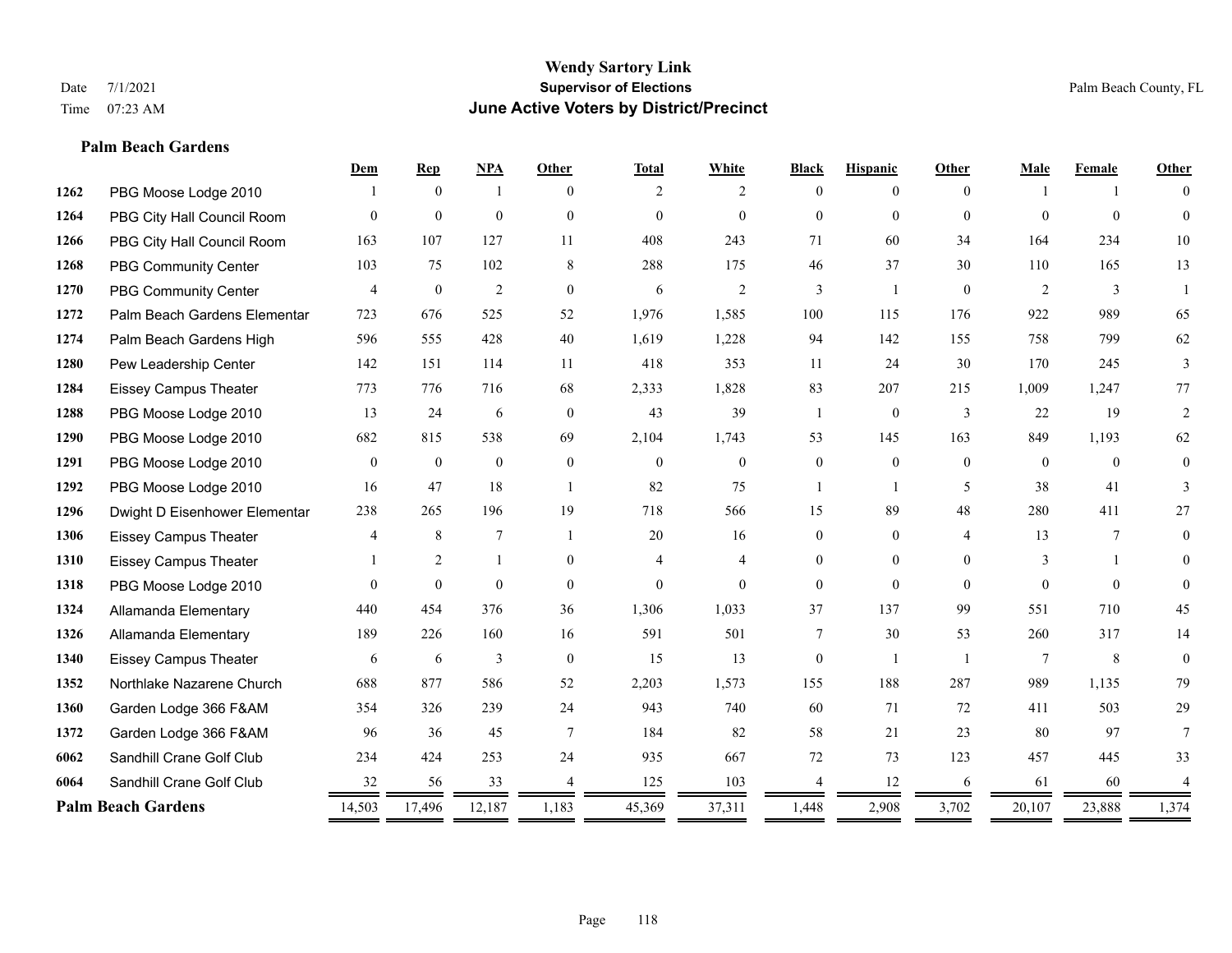**Wendy Sartory Link**

**Supervisor of Elections**

**June Active Voters by District/Precinct**

Date 7/1/2021 Palm Beach County, FL

Time 07:23 AM

**Palm Beach Gardens**

| | | Dem | Rep | NPA | Other | Total | White | Black | Hispanic | Other | Male | Female | Other |
|---|---|---|---|---|---|---|---|---|---|---|---|---|---|
| 1262 | PBG Moose Lodge 2010 | 1 | 0 | 1 | 0 | 2 | 2 | 0 | 0 | 0 | 1 | 1 | 0 |
| 1264 | PBG City Hall Council Room | 0 | 0 | 0 | 0 | 0 | 0 | 0 | 0 | 0 | 0 | 0 | 0 |
| 1266 | PBG City Hall Council Room | 163 | 107 | 127 | 11 | 408 | 243 | 71 | 60 | 34 | 164 | 234 | 10 |
| 1268 | PBG Community Center | 103 | 75 | 102 | 8 | 288 | 175 | 46 | 37 | 30 | 110 | 165 | 13 |
| 1270 | PBG Community Center | 4 | 0 | 2 | 0 | 6 | 2 | 3 | 1 | 0 | 2 | 3 | 1 |
| 1272 | Palm Beach Gardens Elementar | 723 | 676 | 525 | 52 | 1,976 | 1,585 | 100 | 115 | 176 | 922 | 989 | 65 |
| 1274 | Palm Beach Gardens High | 596 | 555 | 428 | 40 | 1,619 | 1,228 | 94 | 142 | 155 | 758 | 799 | 62 |
| 1280 | Pew Leadership Center | 142 | 151 | 114 | 11 | 418 | 353 | 11 | 24 | 30 | 170 | 245 | 3 |
| 1284 | Eissey Campus Theater | 773 | 776 | 716 | 68 | 2,333 | 1,828 | 83 | 207 | 215 | 1,009 | 1,247 | 77 |
| 1288 | PBG Moose Lodge 2010 | 13 | 24 | 6 | 0 | 43 | 39 | 1 | 0 | 3 | 22 | 19 | 2 |
| 1290 | PBG Moose Lodge 2010 | 682 | 815 | 538 | 69 | 2,104 | 1,743 | 53 | 145 | 163 | 849 | 1,193 | 62 |
| 1291 | PBG Moose Lodge 2010 | 0 | 0 | 0 | 0 | 0 | 0 | 0 | 0 | 0 | 0 | 0 | 0 |
| 1292 | PBG Moose Lodge 2010 | 16 | 47 | 18 | 1 | 82 | 75 | 1 | 1 | 5 | 38 | 41 | 3 |
| 1296 | Dwight D Eisenhower Elementar | 238 | 265 | 196 | 19 | 718 | 566 | 15 | 89 | 48 | 280 | 411 | 27 |
| 1306 | Eissey Campus Theater | 4 | 8 | 7 | 1 | 20 | 16 | 0 | 0 | 4 | 13 | 7 | 0 |
| 1310 | Eissey Campus Theater | 1 | 2 | 1 | 0 | 4 | 4 | 0 | 0 | 0 | 3 | 1 | 0 |
| 1318 | PBG Moose Lodge 2010 | 0 | 0 | 0 | 0 | 0 | 0 | 0 | 0 | 0 | 0 | 0 | 0 |
| 1324 | Allamanda Elementary | 440 | 454 | 376 | 36 | 1,306 | 1,033 | 37 | 137 | 99 | 551 | 710 | 45 |
| 1326 | Allamanda Elementary | 189 | 226 | 160 | 16 | 591 | 501 | 7 | 30 | 53 | 260 | 317 | 14 |
| 1340 | Eissey Campus Theater | 6 | 6 | 3 | 0 | 15 | 13 | 0 | 1 | 1 | 7 | 8 | 0 |
| 1352 | Northlake Nazarene Church | 688 | 877 | 586 | 52 | 2,203 | 1,573 | 155 | 188 | 287 | 989 | 1,135 | 79 |
| 1360 | Garden Lodge 366 F&AM | 354 | 326 | 239 | 24 | 943 | 740 | 60 | 71 | 72 | 411 | 503 | 29 |
| 1372 | Garden Lodge 366 F&AM | 96 | 36 | 45 | 7 | 184 | 82 | 58 | 21 | 23 | 80 | 97 | 7 |
| 6062 | Sandhill Crane Golf Club | 234 | 424 | 253 | 24 | 935 | 667 | 72 | 73 | 123 | 457 | 445 | 33 |
| 6064 | Sandhill Crane Golf Club | 32 | 56 | 33 | 4 | 125 | 103 | 4 | 12 | 6 | 61 | 60 | 4 |
| **Palm Beach Gardens** | | 14,503 | 17,496 | 12,187 | 1,183 | 45,369 | 37,311 | 1,448 | 2,908 | 3,702 | 20,107 | 23,888 | 1,374 |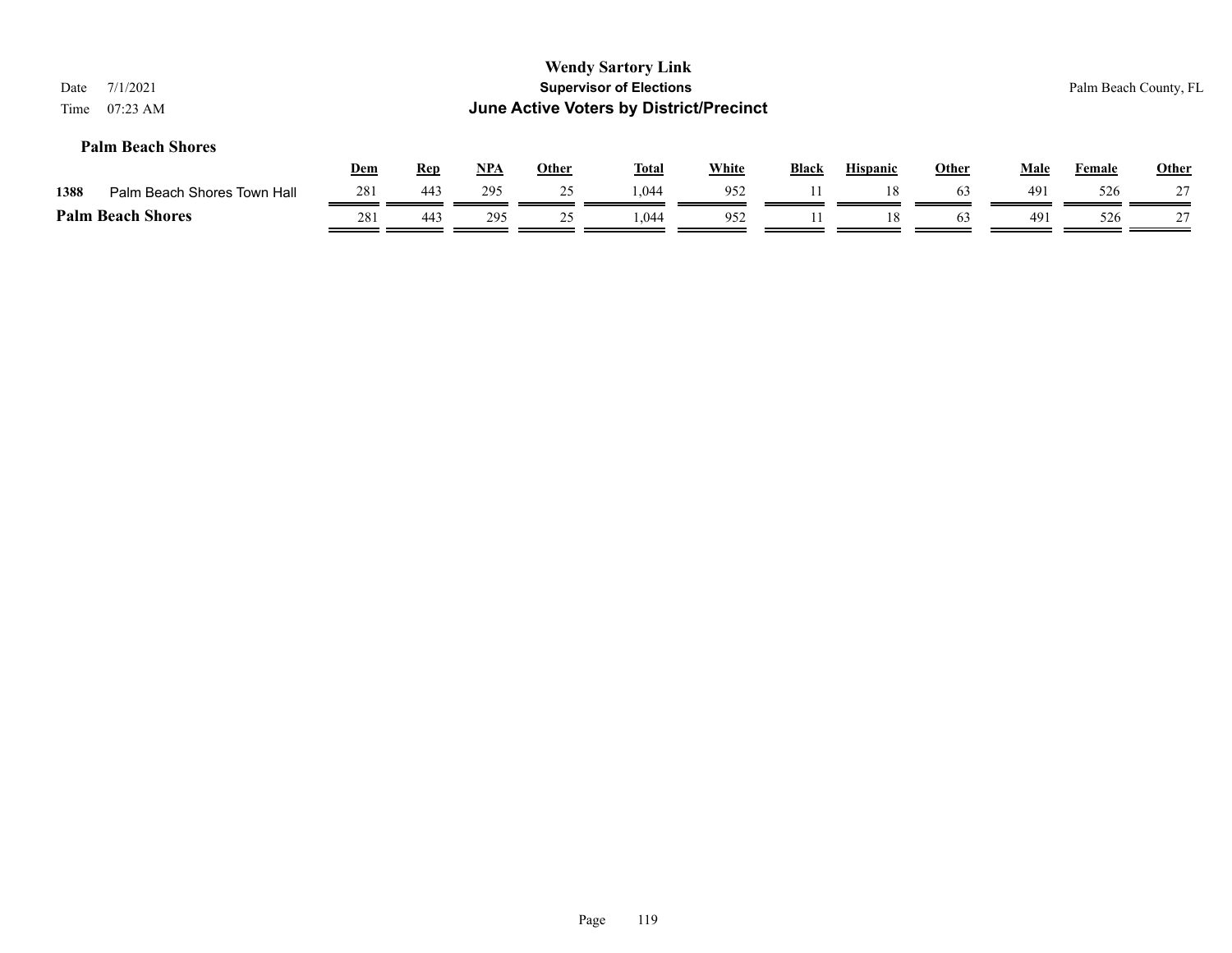**Wendy Sartory Link**
**Supervisor of Elections**
**June Active Voters by District/Precinct**

Date 7/1/2021
Time 07:23 AM

Palm Beach County, FL

### Palm Beach Shores

| | | Dem | Rep | NPA | Other | Total | White | Black | Hispanic | Other | Male | Female | Other |
|---|---|---|---|---|---|---|---|---|---|---|---|---|---|
| 1388 | Palm Beach Shores Town Hall | 281 | 443 | 295 | 25 | 1,044 | 952 | 11 | 18 | 63 | 491 | 526 | 27 |
| **Palm Beach Shores** | | 281 | 443 | 295 | 25 | 1,044 | 952 | 11 | 18 | 63 | 491 | 526 | 27 |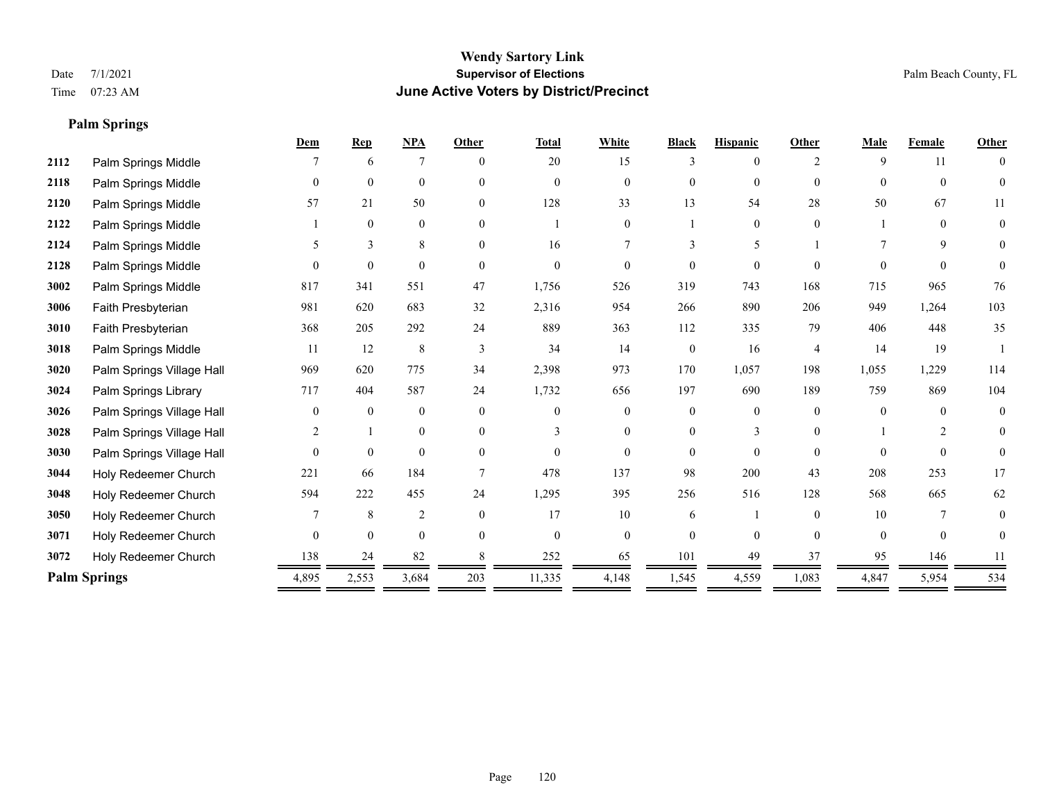# Wendy Sartory Link
## Supervisor of Elections
## June Active Voters by District/Precinct

Date 7/1/2021
Time 07:23 AM

Palm Beach County, FL

**Palm Springs**

| | | Dem | Rep | NPA | Other | Total | White | Black | Hispanic | Other | Male | Female | Other |
|---|---|---|---|---|---|---|---|---|---|---|---|---|---|
| 2112 | Palm Springs Middle | 7 | 6 | 7 | 0 | 20 | 15 | 3 | 0 | 2 | 9 | 11 | 0 |
| 2118 | Palm Springs Middle | 0 | 0 | 0 | 0 | 0 | 0 | 0 | 0 | 0 | 0 | 0 | 0 |
| 2120 | Palm Springs Middle | 57 | 21 | 50 | 0 | 128 | 33 | 13 | 54 | 28 | 50 | 67 | 11 |
| 2122 | Palm Springs Middle | 1 | 0 | 0 | 0 | 1 | 0 | 1 | 0 | 0 | 1 | 0 | 0 |
| 2124 | Palm Springs Middle | 5 | 3 | 8 | 0 | 16 | 7 | 3 | 5 | 1 | 7 | 9 | 0 |
| 2128 | Palm Springs Middle | 0 | 0 | 0 | 0 | 0 | 0 | 0 | 0 | 0 | 0 | 0 | 0 |
| 3002 | Palm Springs Middle | 817 | 341 | 551 | 47 | 1,756 | 526 | 319 | 743 | 168 | 715 | 965 | 76 |
| 3006 | Faith Presbyterian | 981 | 620 | 683 | 32 | 2,316 | 954 | 266 | 890 | 206 | 949 | 1,264 | 103 |
| 3010 | Faith Presbyterian | 368 | 205 | 292 | 24 | 889 | 363 | 112 | 335 | 79 | 406 | 448 | 35 |
| 3018 | Palm Springs Middle | 11 | 12 | 8 | 3 | 34 | 14 | 0 | 16 | 4 | 14 | 19 | 1 |
| 3020 | Palm Springs Village Hall | 969 | 620 | 775 | 34 | 2,398 | 973 | 170 | 1,057 | 198 | 1,055 | 1,229 | 114 |
| 3024 | Palm Springs Library | 717 | 404 | 587 | 24 | 1,732 | 656 | 197 | 690 | 189 | 759 | 869 | 104 |
| 3026 | Palm Springs Village Hall | 0 | 0 | 0 | 0 | 0 | 0 | 0 | 0 | 0 | 0 | 0 | 0 |
| 3028 | Palm Springs Village Hall | 2 | 1 | 0 | 0 | 3 | 0 | 0 | 3 | 0 | 1 | 2 | 0 |
| 3030 | Palm Springs Village Hall | 0 | 0 | 0 | 0 | 0 | 0 | 0 | 0 | 0 | 0 | 0 | 0 |
| 3044 | Holy Redeemer Church | 221 | 66 | 184 | 7 | 478 | 137 | 98 | 200 | 43 | 208 | 253 | 17 |
| 3048 | Holy Redeemer Church | 594 | 222 | 455 | 24 | 1,295 | 395 | 256 | 516 | 128 | 568 | 665 | 62 |
| 3050 | Holy Redeemer Church | 7 | 8 | 2 | 0 | 17 | 10 | 6 | 1 | 0 | 10 | 7 | 0 |
| 3071 | Holy Redeemer Church | 0 | 0 | 0 | 0 | 0 | 0 | 0 | 0 | 0 | 0 | 0 | 0 |
| 3072 | Holy Redeemer Church | 138 | 24 | 82 | 8 | 252 | 65 | 101 | 49 | 37 | 95 | 146 | 11 |
| **Palm Springs** | | 4,895 | 2,553 | 3,684 | 203 | 11,335 | 4,148 | 1,545 | 4,559 | 1,083 | 4,847 | 5,954 | 534 |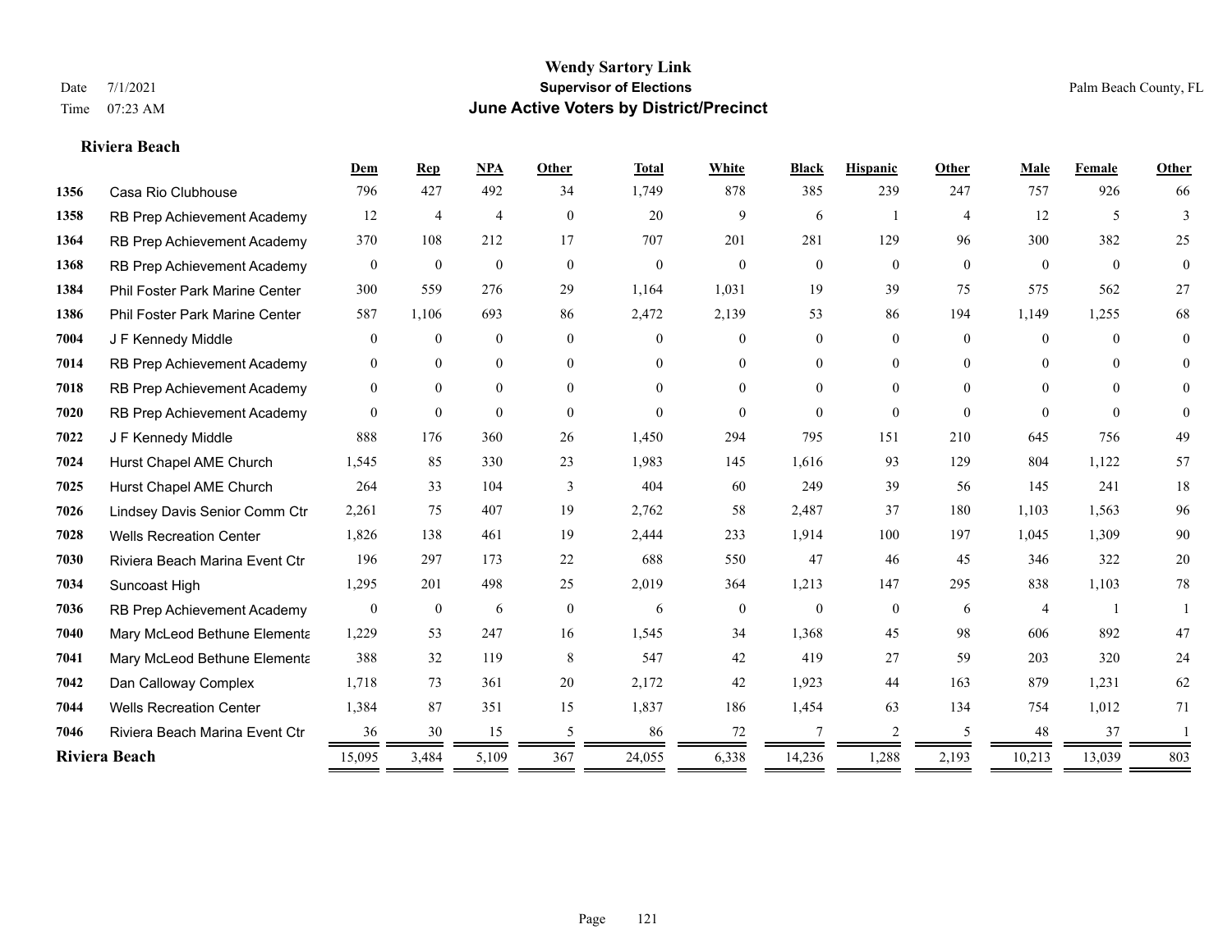# Wendy Sartory Link

## Supervisor of Elections

## June Active Voters by District/Precinct

Date 7/1/2021
Time 07:23 AM

Palm Beach County, FL

### Riviera Beach

| | | Dem | Rep | NPA | Other | Total | White | Black | Hispanic | Other | Male | Female | Other |
|---|---|---|---|---|---|---|---|---|---|---|---|---|---|
| 1356 | Casa Rio Clubhouse | 796 | 427 | 492 | 34 | 1,749 | 878 | 385 | 239 | 247 | 757 | 926 | 66 |
| 1358 | RB Prep Achievement Academy | 12 | 4 | 4 | 0 | 20 | 9 | 6 | 1 | 4 | 12 | 5 | 3 |
| 1364 | RB Prep Achievement Academy | 370 | 108 | 212 | 17 | 707 | 201 | 281 | 129 | 96 | 300 | 382 | 25 |
| 1368 | RB Prep Achievement Academy | 0 | 0 | 0 | 0 | 0 | 0 | 0 | 0 | 0 | 0 | 0 | 0 |
| 1384 | Phil Foster Park Marine Center | 300 | 559 | 276 | 29 | 1,164 | 1,031 | 19 | 39 | 75 | 575 | 562 | 27 |
| 1386 | Phil Foster Park Marine Center | 587 | 1,106 | 693 | 86 | 2,472 | 2,139 | 53 | 86 | 194 | 1,149 | 1,255 | 68 |
| 7004 | J F Kennedy Middle | 0 | 0 | 0 | 0 | 0 | 0 | 0 | 0 | 0 | 0 | 0 | 0 |
| 7014 | RB Prep Achievement Academy | 0 | 0 | 0 | 0 | 0 | 0 | 0 | 0 | 0 | 0 | 0 | 0 |
| 7018 | RB Prep Achievement Academy | 0 | 0 | 0 | 0 | 0 | 0 | 0 | 0 | 0 | 0 | 0 | 0 |
| 7020 | RB Prep Achievement Academy | 0 | 0 | 0 | 0 | 0 | 0 | 0 | 0 | 0 | 0 | 0 | 0 |
| 7022 | J F Kennedy Middle | 888 | 176 | 360 | 26 | 1,450 | 294 | 795 | 151 | 210 | 645 | 756 | 49 |
| 7024 | Hurst Chapel AME Church | 1,545 | 85 | 330 | 23 | 1,983 | 145 | 1,616 | 93 | 129 | 804 | 1,122 | 57 |
| 7025 | Hurst Chapel AME Church | 264 | 33 | 104 | 3 | 404 | 60 | 249 | 39 | 56 | 145 | 241 | 18 |
| 7026 | Lindsey Davis Senior Comm Ctr | 2,261 | 75 | 407 | 19 | 2,762 | 58 | 2,487 | 37 | 180 | 1,103 | 1,563 | 96 |
| 7028 | Wells Recreation Center | 1,826 | 138 | 461 | 19 | 2,444 | 233 | 1,914 | 100 | 197 | 1,045 | 1,309 | 90 |
| 7030 | Riviera Beach Marina Event Ctr | 196 | 297 | 173 | 22 | 688 | 550 | 47 | 46 | 45 | 346 | 322 | 20 |
| 7034 | Suncoast High | 1,295 | 201 | 498 | 25 | 2,019 | 364 | 1,213 | 147 | 295 | 838 | 1,103 | 78 |
| 7036 | RB Prep Achievement Academy | 0 | 0 | 6 | 0 | 6 | 0 | 0 | 0 | 6 | 4 | 1 | 1 |
| 7040 | Mary McLeod Bethune Elementa | 1,229 | 53 | 247 | 16 | 1,545 | 34 | 1,368 | 45 | 98 | 606 | 892 | 47 |
| 7041 | Mary McLeod Bethune Elementa | 388 | 32 | 119 | 8 | 547 | 42 | 419 | 27 | 59 | 203 | 320 | 24 |
| 7042 | Dan Calloway Complex | 1,718 | 73 | 361 | 20 | 2,172 | 42 | 1,923 | 44 | 163 | 879 | 1,231 | 62 |
| 7044 | Wells Recreation Center | 1,384 | 87 | 351 | 15 | 1,837 | 186 | 1,454 | 63 | 134 | 754 | 1,012 | 71 |
| 7046 | Riviera Beach Marina Event Ctr | 36 | 30 | 15 | 5 | 86 | 72 | 7 | 2 | 5 | 48 | 37 | 1 |
| **Riviera Beach** | | 15,095 | 3,484 | 5,109 | 367 | 24,055 | 6,338 | 14,236 | 1,288 | 2,193 | 10,213 | 13,039 | 803 |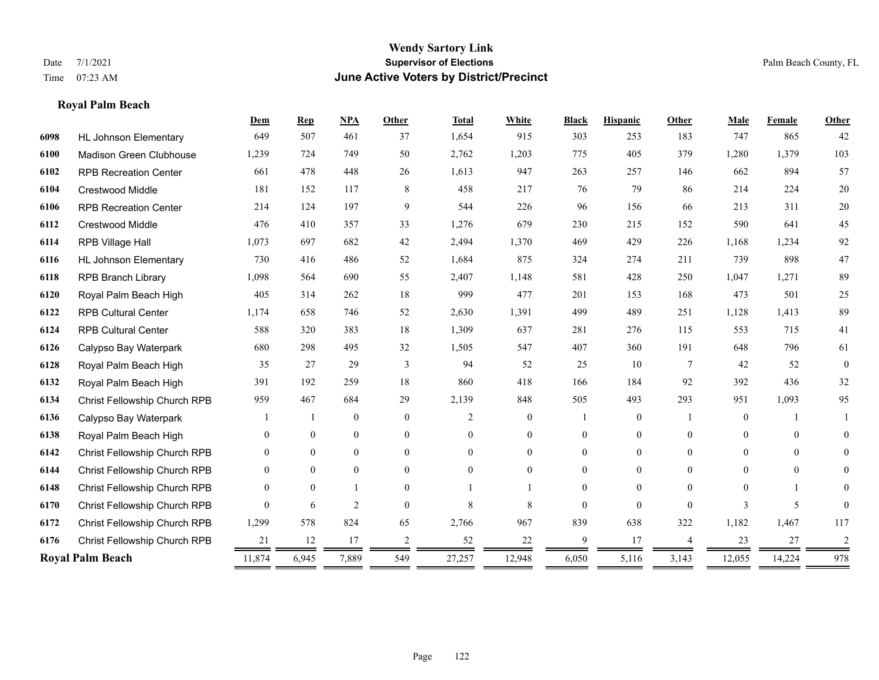**Wendy Sartory Link**
**Supervisor of Elections**
**June Active Voters by District/Precinct**

Date 7/1/2021
Time 07:23 AM
Palm Beach County, FL

## Royal Palm Beach

| | | Dem | Rep | NPA | Other | Total | White | Black | Hispanic | Other | Male | Female | Other |
|---|---|---|---|---|---|---|---|---|---|---|---|---|---|
| 6098 | HL Johnson Elementary | 649 | 507 | 461 | 37 | 1,654 | 915 | 303 | 253 | 183 | 747 | 865 | 42 |
| 6100 | Madison Green Clubhouse | 1,239 | 724 | 749 | 50 | 2,762 | 1,203 | 775 | 405 | 379 | 1,280 | 1,379 | 103 |
| 6102 | RPB Recreation Center | 661 | 478 | 448 | 26 | 1,613 | 947 | 263 | 257 | 146 | 662 | 894 | 57 |
| 6104 | Crestwood Middle | 181 | 152 | 117 | 8 | 458 | 217 | 76 | 79 | 86 | 214 | 224 | 20 |
| 6106 | RPB Recreation Center | 214 | 124 | 197 | 9 | 544 | 226 | 96 | 156 | 66 | 213 | 311 | 20 |
| 6112 | Crestwood Middle | 476 | 410 | 357 | 33 | 1,276 | 679 | 230 | 215 | 152 | 590 | 641 | 45 |
| 6114 | RPB Village Hall | 1,073 | 697 | 682 | 42 | 2,494 | 1,370 | 469 | 429 | 226 | 1,168 | 1,234 | 92 |
| 6116 | HL Johnson Elementary | 730 | 416 | 486 | 52 | 1,684 | 875 | 324 | 274 | 211 | 739 | 898 | 47 |
| 6118 | RPB Branch Library | 1,098 | 564 | 690 | 55 | 2,407 | 1,148 | 581 | 428 | 250 | 1,047 | 1,271 | 89 |
| 6120 | Royal Palm Beach High | 405 | 314 | 262 | 18 | 999 | 477 | 201 | 153 | 168 | 473 | 501 | 25 |
| 6122 | RPB Cultural Center | 1,174 | 658 | 746 | 52 | 2,630 | 1,391 | 499 | 489 | 251 | 1,128 | 1,413 | 89 |
| 6124 | RPB Cultural Center | 588 | 320 | 383 | 18 | 1,309 | 637 | 281 | 276 | 115 | 553 | 715 | 41 |
| 6126 | Calypso Bay Waterpark | 680 | 298 | 495 | 32 | 1,505 | 547 | 407 | 360 | 191 | 648 | 796 | 61 |
| 6128 | Royal Palm Beach High | 35 | 27 | 29 | 3 | 94 | 52 | 25 | 10 | 7 | 42 | 52 | 0 |
| 6132 | Royal Palm Beach High | 391 | 192 | 259 | 18 | 860 | 418 | 166 | 184 | 92 | 392 | 436 | 32 |
| 6134 | Christ Fellowship Church RPB | 959 | 467 | 684 | 29 | 2,139 | 848 | 505 | 493 | 293 | 951 | 1,093 | 95 |
| 6136 | Calypso Bay Waterpark | 1 | 1 | 0 | 0 | 2 | 0 | 1 | 0 | 1 | 0 | 1 | 1 |
| 6138 | Royal Palm Beach High | 0 | 0 | 0 | 0 | 0 | 0 | 0 | 0 | 0 | 0 | 0 | 0 |
| 6142 | Christ Fellowship Church RPB | 0 | 0 | 0 | 0 | 0 | 0 | 0 | 0 | 0 | 0 | 0 | 0 |
| 6144 | Christ Fellowship Church RPB | 0 | 0 | 0 | 0 | 0 | 0 | 0 | 0 | 0 | 0 | 0 | 0 |
| 6148 | Christ Fellowship Church RPB | 0 | 0 | 1 | 0 | 1 | 1 | 0 | 0 | 0 | 0 | 1 | 0 |
| 6170 | Christ Fellowship Church RPB | 0 | 6 | 2 | 0 | 8 | 8 | 0 | 0 | 0 | 3 | 5 | 0 |
| 6172 | Christ Fellowship Church RPB | 1,299 | 578 | 824 | 65 | 2,766 | 967 | 839 | 638 | 322 | 1,182 | 1,467 | 117 |
| 6176 | Christ Fellowship Church RPB | 21 | 12 | 17 | 2 | 52 | 22 | 9 | 17 | 4 | 23 | 27 | 2 |
| **Royal Palm Beach** | | 11,874 | 6,945 | 7,889 | 549 | 27,257 | 12,948 | 6,050 | 5,116 | 3,143 | 12,055 | 14,224 | 978 |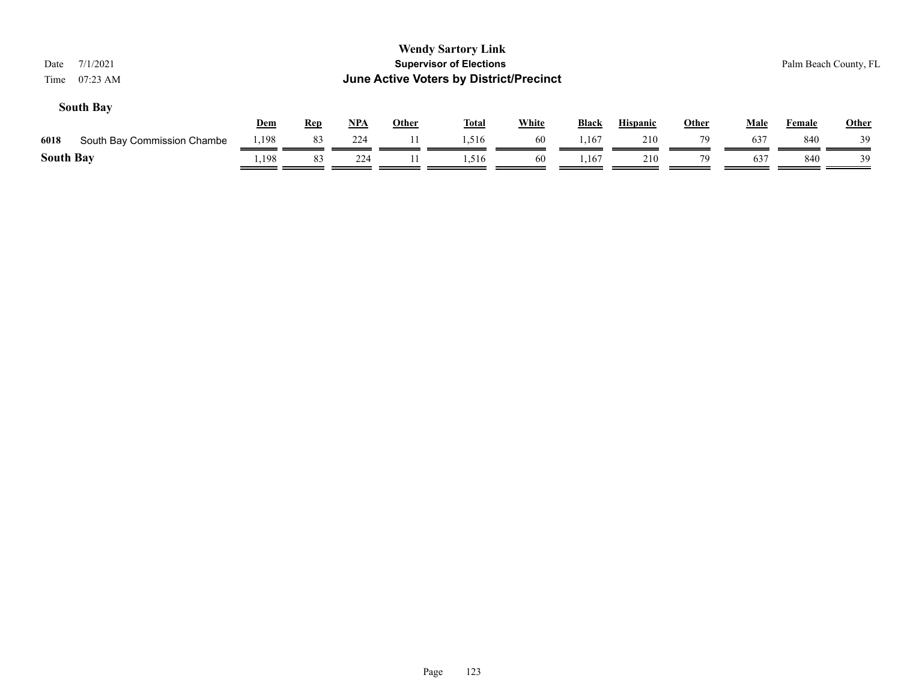**Wendy Sartory Link**
**Supervisor of Elections**
**June Active Voters by District/Precinct**

Date 7/1/2021
Time 07:23 AM

Palm Beach County, FL

## South Bay

| | | Dem | Rep | NPA | Other | Total | White | Black | Hispanic | Other | Male | Female | Other |
|---|---|---|---|---|---|---|---|---|---|---|---|---|---|
| 6018 | South Bay Commission Chambe | 1,198 | 83 | 224 | 11 | 1,516 | 60 | 1,167 | 210 | 79 | 637 | 840 | 39 |
| **South Bay** | | 1,198 | 83 | 224 | 11 | 1,516 | 60 | 1,167 | 210 | 79 | 637 | 840 | 39 |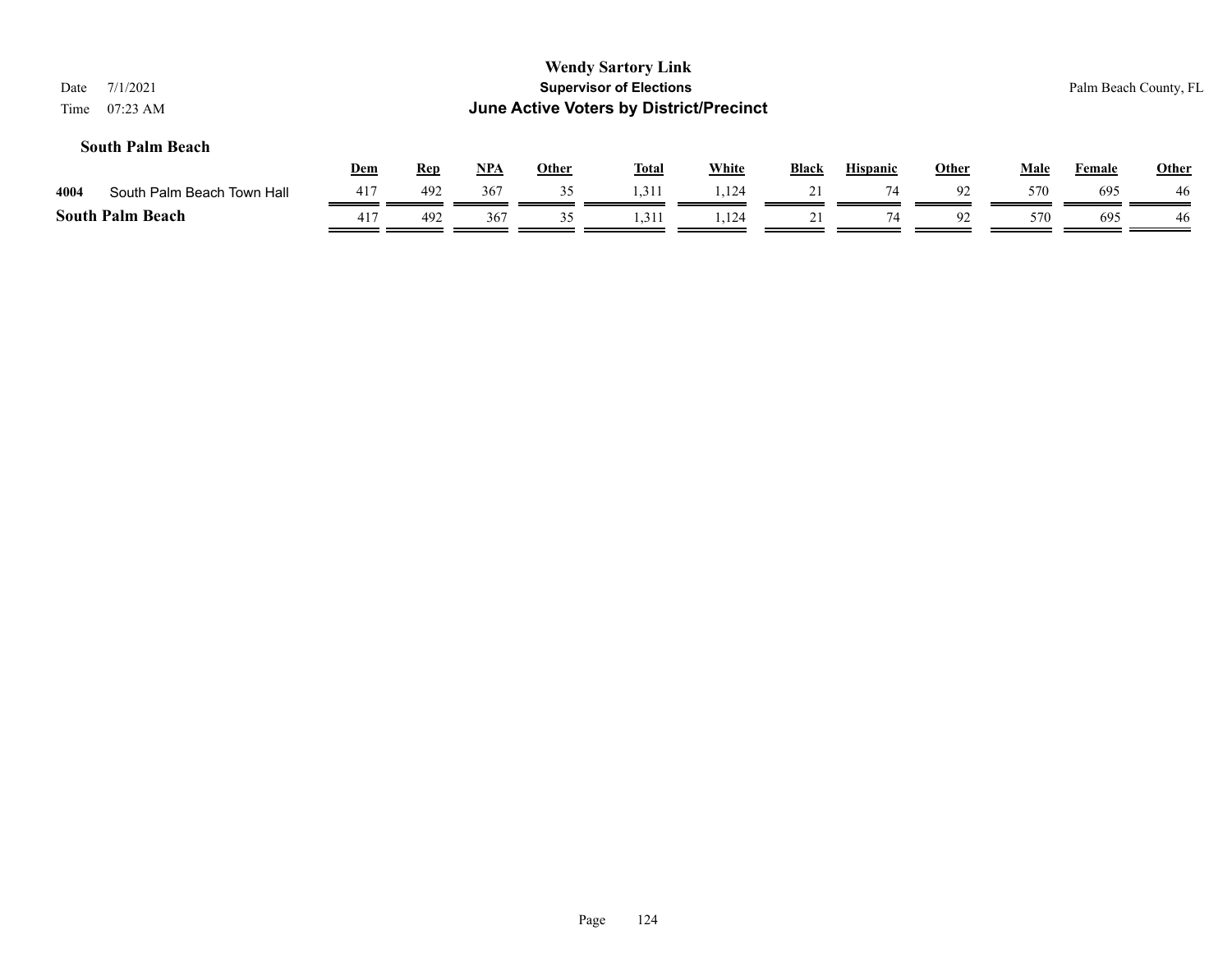**Wendy Sartory Link**
**Supervisor of Elections**
**June Active Voters by District/Precinct**

Date 7/1/2021
Time 07:23 AM

Palm Beach County, FL

### South Palm Beach

| | | Dem | Rep | NPA | Other | Total | White | Black | Hispanic | Other | Male | Female | Other |
|---|---|---|---|---|---|---|---|---|---|---|---|---|---|
| 4004 | South Palm Beach Town Hall | 417 | 492 | 367 | 35 | 1,311 | 1,124 | 21 | 74 | 92 | 570 | 695 | 46 |
| **South Palm Beach** | | 417 | 492 | 367 | 35 | 1,311 | 1,124 | 21 | 74 | 92 | 570 | 695 | 46 |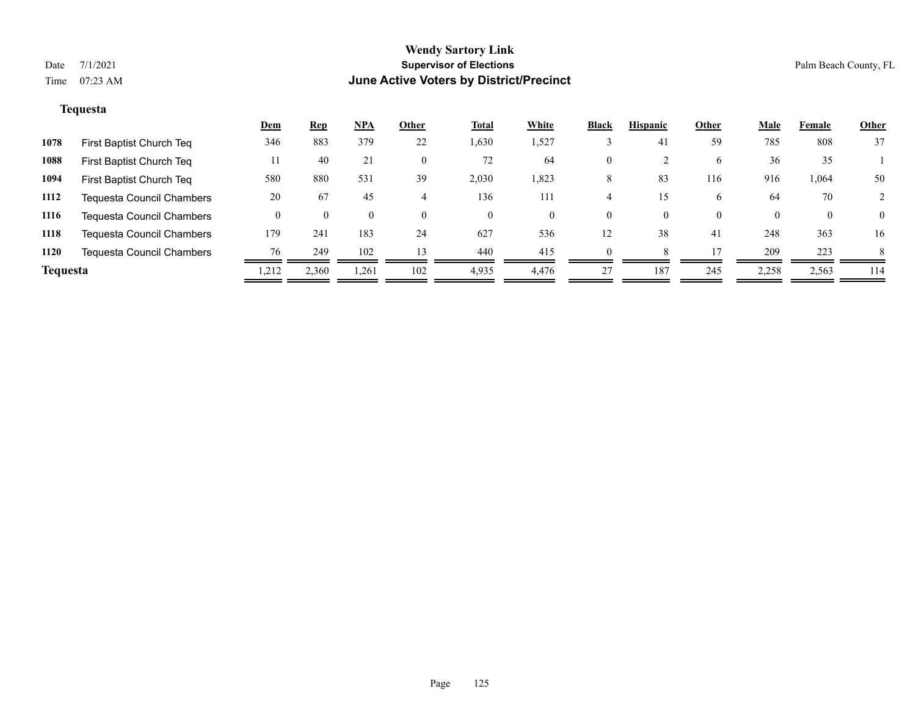**Wendy Sartory Link**
**Supervisor of Elections**
**June Active Voters by District/Precinct**

Date 7/1/2021
Time 07:23 AM

Palm Beach County, FL

**Tequesta**

| | | Dem | Rep | NPA | Other | Total | White | Black | Hispanic | Other | Male | Female | Other |
|---|---|---|---|---|---|---|---|---|---|---|---|---|---|
| 1078 | First Baptist Church Teq | 346 | 883 | 379 | 22 | 1,630 | 1,527 | 3 | 41 | 59 | 785 | 808 | 37 |
| 1088 | First Baptist Church Teq | 11 | 40 | 21 | 0 | 72 | 64 | 0 | 2 | 6 | 36 | 35 | 1 |
| 1094 | First Baptist Church Teq | 580 | 880 | 531 | 39 | 2,030 | 1,823 | 8 | 83 | 116 | 916 | 1,064 | 50 |
| 1112 | Tequesta Council Chambers | 20 | 67 | 45 | 4 | 136 | 111 | 4 | 15 | 6 | 64 | 70 | 2 |
| 1116 | Tequesta Council Chambers | 0 | 0 | 0 | 0 | 0 | 0 | 0 | 0 | 0 | 0 | 0 | 0 |
| 1118 | Tequesta Council Chambers | 179 | 241 | 183 | 24 | 627 | 536 | 12 | 38 | 41 | 248 | 363 | 16 |
| 1120 | Tequesta Council Chambers | 76 | 249 | 102 | 13 | 440 | 415 | 0 | 8 | 17 | 209 | 223 | 8 |
| **Tequesta** | | 1,212 | 2,360 | 1,261 | 102 | 4,935 | 4,476 | 27 | 187 | 245 | 2,258 | 2,563 | 114 |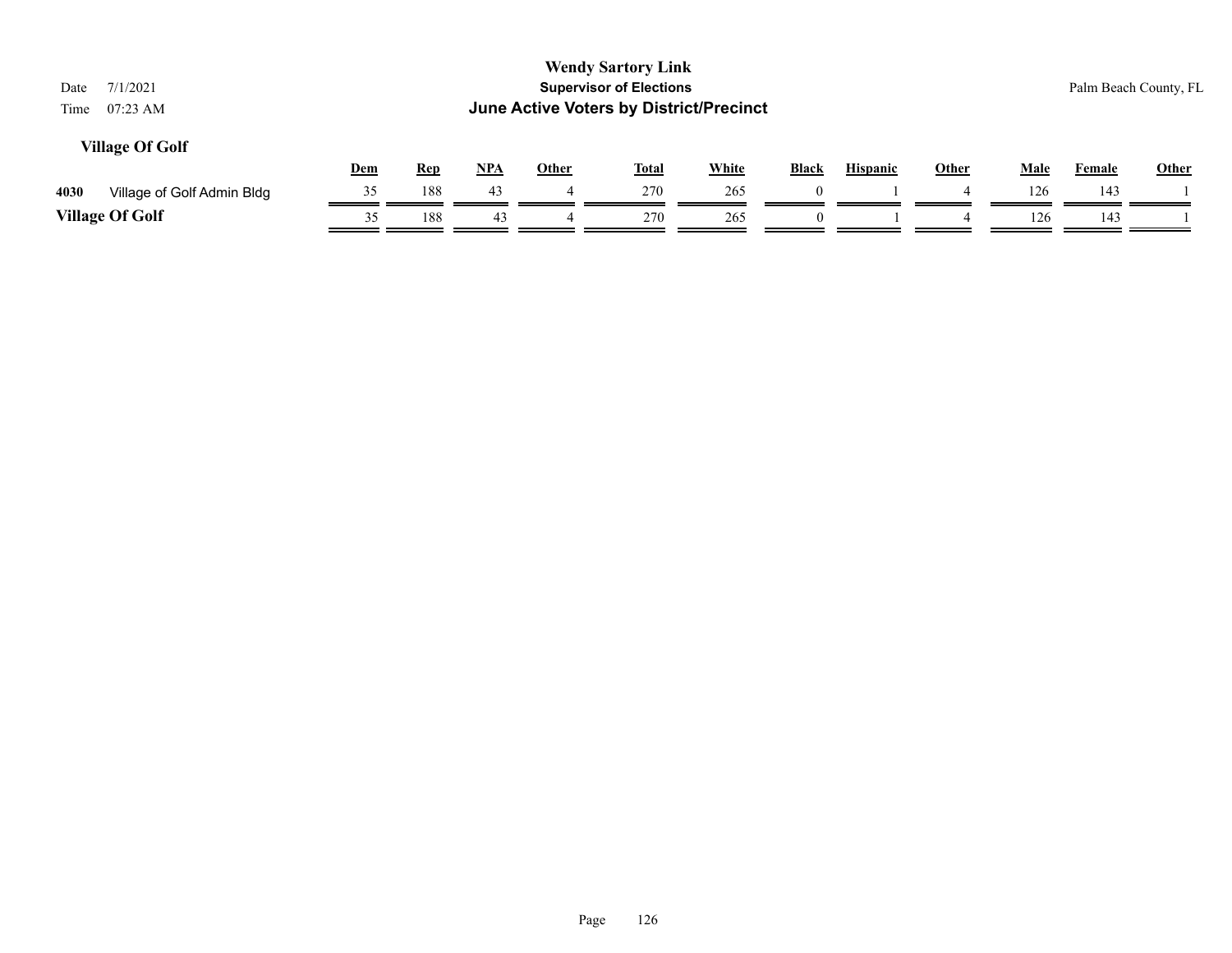# Wendy Sartory Link

**Supervisor of Elections**

**June Active Voters by District/Precinct**

Date 7/1/2021

Time 07:23 AM

Palm Beach County, FL

## Village Of Golf

| | | Dem | Rep | NPA | Other | Total | White | Black | Hispanic | Other | Male | Female | Other |
|---|---|---|---|---|---|---|---|---|---|---|---|---|---|
| **4030** | Village of Golf Admin Bldg | 35 | 188 | 43 | 4 | 270 | 265 | 0 | 1 | 4 | 126 | 143 | 1 |
| **Village Of Golf** | | 35 | 188 | 43 | 4 | 270 | 265 | 0 | 1 | 4 | 126 | 143 | 1 |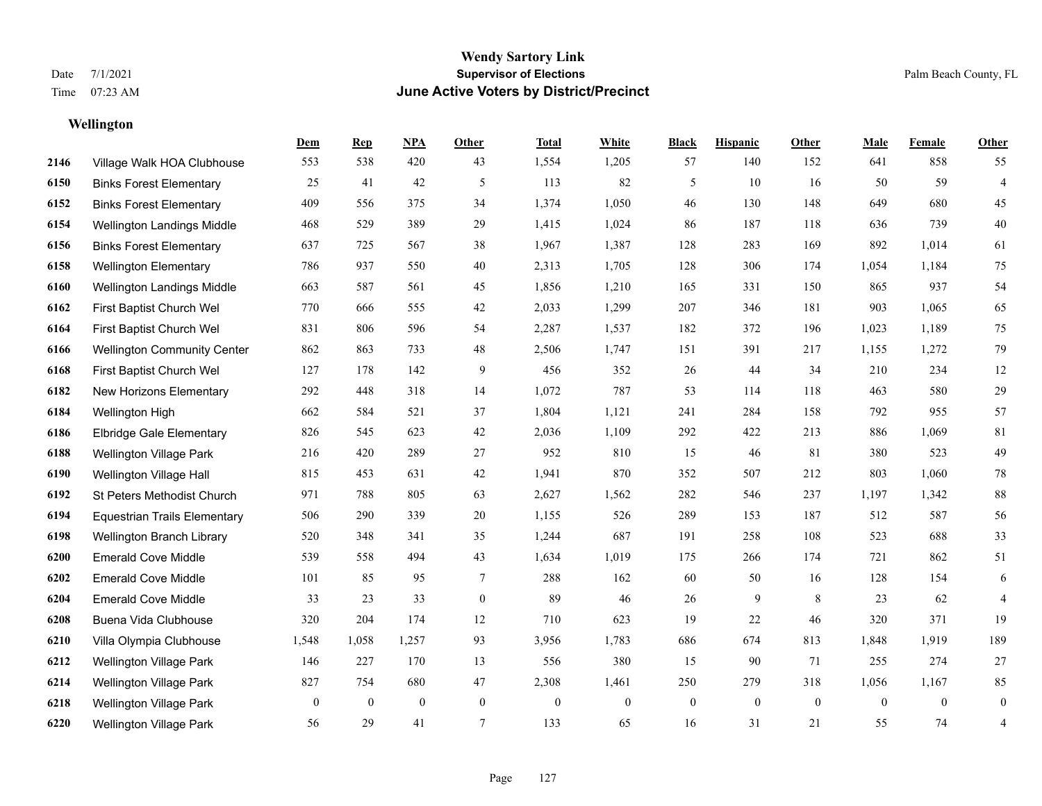# Wendy Sartory Link
## Supervisor of Elections
## June Active Voters by District/Precinct

Date 7/1/2021
Time 07:23 AM

Palm Beach County, FL

### Wellington

| | | Dem | Rep | NPA | Other | Total | White | Black | Hispanic | Other | Male | Female | Other |
|---|---|---|---|---|---|---|---|---|---|---|---|---|---|
| 2146 | Village Walk HOA Clubhouse | 553 | 538 | 420 | 43 | 1,554 | 1,205 | 57 | 140 | 152 | 641 | 858 | 55 |
| 6150 | Binks Forest Elementary | 25 | 41 | 42 | 5 | 113 | 82 | 5 | 10 | 16 | 50 | 59 | 4 |
| 6152 | Binks Forest Elementary | 409 | 556 | 375 | 34 | 1,374 | 1,050 | 46 | 130 | 148 | 649 | 680 | 45 |
| 6154 | Wellington Landings Middle | 468 | 529 | 389 | 29 | 1,415 | 1,024 | 86 | 187 | 118 | 636 | 739 | 40 |
| 6156 | Binks Forest Elementary | 637 | 725 | 567 | 38 | 1,967 | 1,387 | 128 | 283 | 169 | 892 | 1,014 | 61 |
| 6158 | Wellington Elementary | 786 | 937 | 550 | 40 | 2,313 | 1,705 | 128 | 306 | 174 | 1,054 | 1,184 | 75 |
| 6160 | Wellington Landings Middle | 663 | 587 | 561 | 45 | 1,856 | 1,210 | 165 | 331 | 150 | 865 | 937 | 54 |
| 6162 | First Baptist Church Wel | 770 | 666 | 555 | 42 | 2,033 | 1,299 | 207 | 346 | 181 | 903 | 1,065 | 65 |
| 6164 | First Baptist Church Wel | 831 | 806 | 596 | 54 | 2,287 | 1,537 | 182 | 372 | 196 | 1,023 | 1,189 | 75 |
| 6166 | Wellington Community Center | 862 | 863 | 733 | 48 | 2,506 | 1,747 | 151 | 391 | 217 | 1,155 | 1,272 | 79 |
| 6168 | First Baptist Church Wel | 127 | 178 | 142 | 9 | 456 | 352 | 26 | 44 | 34 | 210 | 234 | 12 |
| 6182 | New Horizons Elementary | 292 | 448 | 318 | 14 | 1,072 | 787 | 53 | 114 | 118 | 463 | 580 | 29 |
| 6184 | Wellington High | 662 | 584 | 521 | 37 | 1,804 | 1,121 | 241 | 284 | 158 | 792 | 955 | 57 |
| 6186 | Elbridge Gale Elementary | 826 | 545 | 623 | 42 | 2,036 | 1,109 | 292 | 422 | 213 | 886 | 1,069 | 81 |
| 6188 | Wellington Village Park | 216 | 420 | 289 | 27 | 952 | 810 | 15 | 46 | 81 | 380 | 523 | 49 |
| 6190 | Wellington Village Hall | 815 | 453 | 631 | 42 | 1,941 | 870 | 352 | 507 | 212 | 803 | 1,060 | 78 |
| 6192 | St Peters Methodist Church | 971 | 788 | 805 | 63 | 2,627 | 1,562 | 282 | 546 | 237 | 1,197 | 1,342 | 88 |
| 6194 | Equestrian Trails Elementary | 506 | 290 | 339 | 20 | 1,155 | 526 | 289 | 153 | 187 | 512 | 587 | 56 |
| 6198 | Wellington Branch Library | 520 | 348 | 341 | 35 | 1,244 | 687 | 191 | 258 | 108 | 523 | 688 | 33 |
| 6200 | Emerald Cove Middle | 539 | 558 | 494 | 43 | 1,634 | 1,019 | 175 | 266 | 174 | 721 | 862 | 51 |
| 6202 | Emerald Cove Middle | 101 | 85 | 95 | 7 | 288 | 162 | 60 | 50 | 16 | 128 | 154 | 6 |
| 6204 | Emerald Cove Middle | 33 | 23 | 33 | 0 | 89 | 46 | 26 | 9 | 8 | 23 | 62 | 4 |
| 6208 | Buena Vida Clubhouse | 320 | 204 | 174 | 12 | 710 | 623 | 19 | 22 | 46 | 320 | 371 | 19 |
| 6210 | Villa Olympia Clubhouse | 1,548 | 1,058 | 1,257 | 93 | 3,956 | 1,783 | 686 | 674 | 813 | 1,848 | 1,919 | 189 |
| 6212 | Wellington Village Park | 146 | 227 | 170 | 13 | 556 | 380 | 15 | 90 | 71 | 255 | 274 | 27 |
| 6214 | Wellington Village Park | 827 | 754 | 680 | 47 | 2,308 | 1,461 | 250 | 279 | 318 | 1,056 | 1,167 | 85 |
| 6218 | Wellington Village Park | 0 | 0 | 0 | 0 | 0 | 0 | 0 | 0 | 0 | 0 | 0 | 0 |
| 6220 | Wellington Village Park | 56 | 29 | 41 | 7 | 133 | 65 | 16 | 31 | 21 | 55 | 74 | 4 |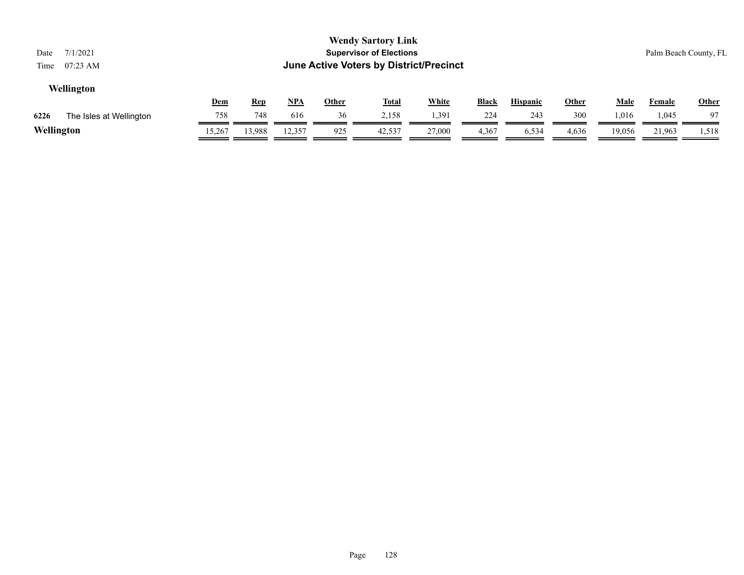**Wendy Sartory Link**

**Supervisor of Elections**

**June Active Voters by District/Precinct**

Date 7/1/2021

Time 07:23 AM

Palm Beach County, FL

### Wellington

| | | Dem | Rep | NPA | Other | Total | White | Black | Hispanic | Other | Male | Female | Other |
|---|---|---|---|---|---|---|---|---|---|---|---|---|---|
| 6226 | The Isles at Wellington | 758 | 748 | 616 | 36 | 2,158 | 1,391 | 224 | 243 | 300 | 1,016 | 1,045 | 97 |
| **Wellington** | | 15,267 | 13,988 | 12,357 | 925 | 42,537 | 27,000 | 4,367 | 6,534 | 4,636 | 19,056 | 21,963 | 1,518 |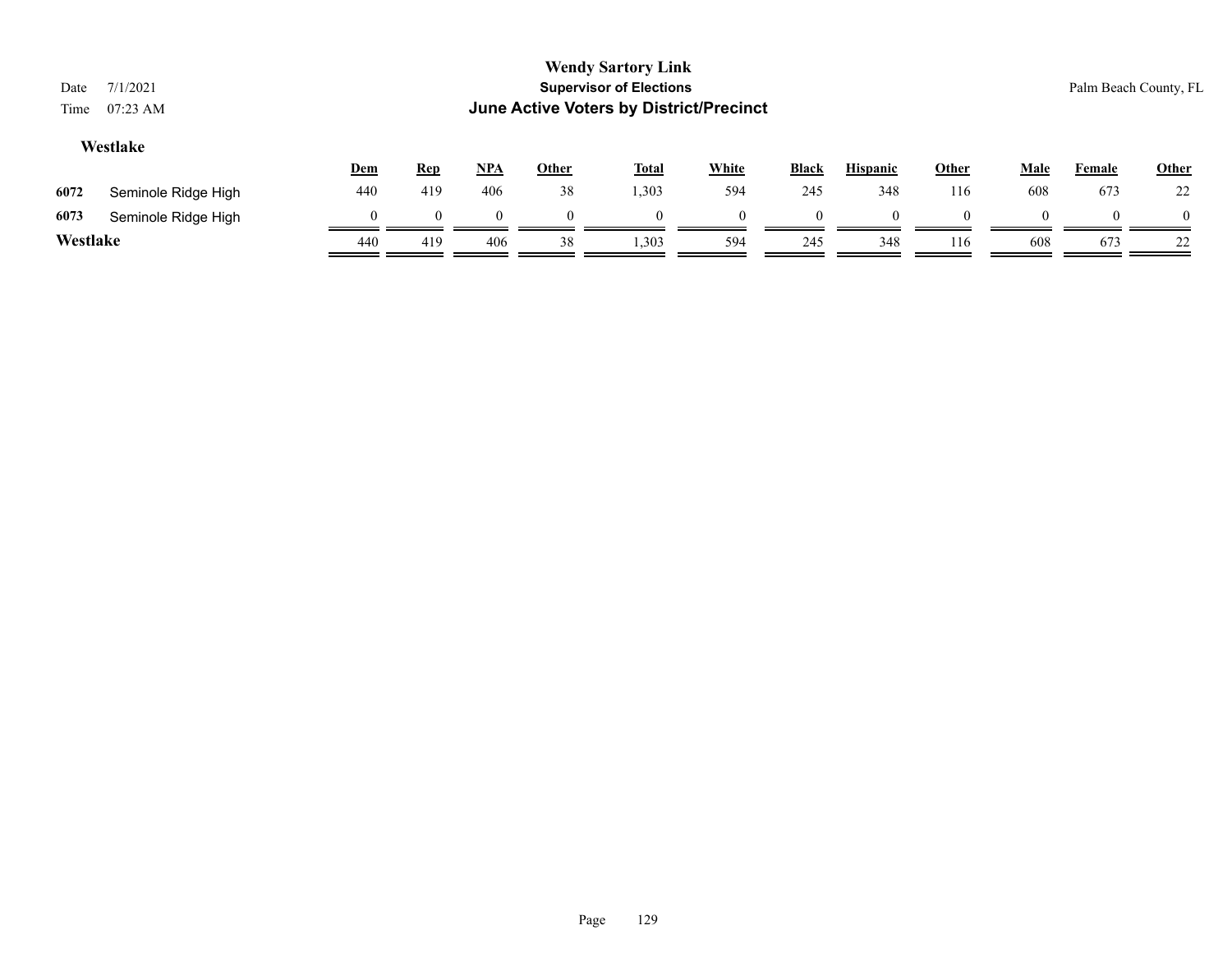## Westlake

| | | Dem | Rep | NPA | Other | Total | White | Black | Hispanic | Other | Male | Female | Other |
|---|---|---|---|---|---|---|---|---|---|---|---|---|---|
| 6072 | Seminole Ridge High | 440 | 419 | 406 | 38 | 1,303 | 594 | 245 | 348 | 116 | 608 | 673 | 22 |
| 6073 | Seminole Ridge High | 0 | 0 | 0 | 0 | 0 | 0 | 0 | 0 | 0 | 0 | 0 | 0 |
| **Westlake** | | 440 | 419 | 406 | 38 | 1,303 | 594 | 245 | 348 | 116 | 608 | 673 | 22 |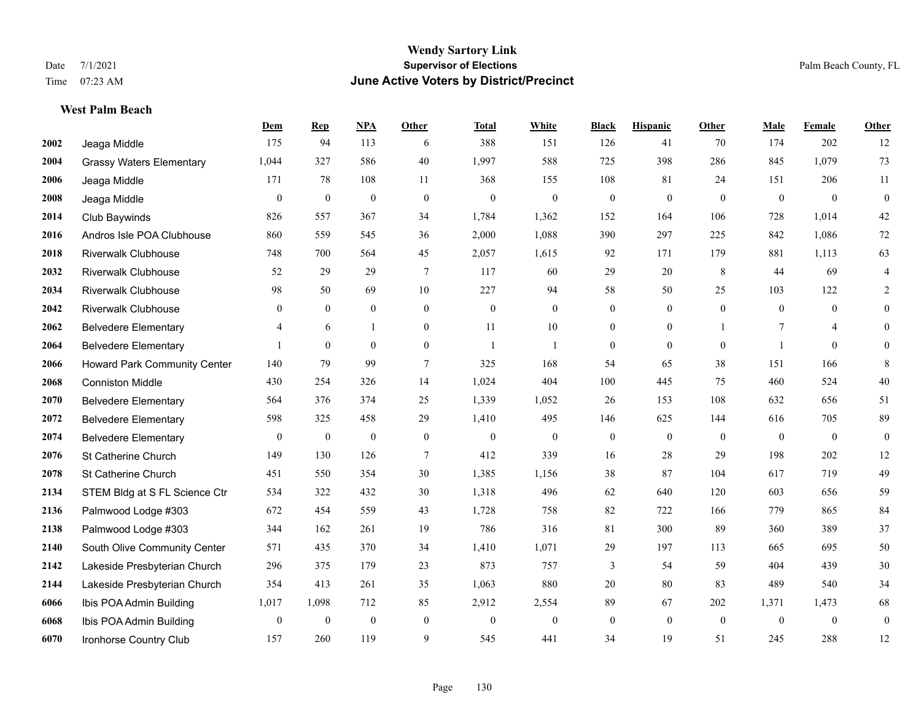# Wendy Sartory Link
## Supervisor of Elections
## June Active Voters by District/Precinct

Date 7/1/2021
Time 07:23 AM

Palm Beach County, FL

### West Palm Beach

| | | Dem | Rep | NPA | Other | Total | White | Black | Hispanic | Other | Male | Female | Other |
|---|---|---|---|---|---|---|---|---|---|---|---|---|---|
| 2002 | Jeaga Middle | 175 | 94 | 113 | 6 | 388 | 151 | 126 | 41 | 70 | 174 | 202 | 12 |
| 2004 | Grassy Waters Elementary | 1,044 | 327 | 586 | 40 | 1,997 | 588 | 725 | 398 | 286 | 845 | 1,079 | 73 |
| 2006 | Jeaga Middle | 171 | 78 | 108 | 11 | 368 | 155 | 108 | 81 | 24 | 151 | 206 | 11 |
| 2008 | Jeaga Middle | 0 | 0 | 0 | 0 | 0 | 0 | 0 | 0 | 0 | 0 | 0 | 0 |
| 2014 | Club Baywinds | 826 | 557 | 367 | 34 | 1,784 | 1,362 | 152 | 164 | 106 | 728 | 1,014 | 42 |
| 2016 | Andros Isle POA Clubhouse | 860 | 559 | 545 | 36 | 2,000 | 1,088 | 390 | 297 | 225 | 842 | 1,086 | 72 |
| 2018 | Riverwalk Clubhouse | 748 | 700 | 564 | 45 | 2,057 | 1,615 | 92 | 171 | 179 | 881 | 1,113 | 63 |
| 2032 | Riverwalk Clubhouse | 52 | 29 | 29 | 7 | 117 | 60 | 29 | 20 | 8 | 44 | 69 | 4 |
| 2034 | Riverwalk Clubhouse | 98 | 50 | 69 | 10 | 227 | 94 | 58 | 50 | 25 | 103 | 122 | 2 |
| 2042 | Riverwalk Clubhouse | 0 | 0 | 0 | 0 | 0 | 0 | 0 | 0 | 0 | 0 | 0 | 0 |
| 2062 | Belvedere Elementary | 4 | 6 | 1 | 0 | 11 | 10 | 0 | 0 | 1 | 7 | 4 | 0 |
| 2064 | Belvedere Elementary | 1 | 0 | 0 | 0 | 1 | 1 | 0 | 0 | 0 | 1 | 0 | 0 |
| 2066 | Howard Park Community Center | 140 | 79 | 99 | 7 | 325 | 168 | 54 | 65 | 38 | 151 | 166 | 8 |
| 2068 | Conniston Middle | 430 | 254 | 326 | 14 | 1,024 | 404 | 100 | 445 | 75 | 460 | 524 | 40 |
| 2070 | Belvedere Elementary | 564 | 376 | 374 | 25 | 1,339 | 1,052 | 26 | 153 | 108 | 632 | 656 | 51 |
| 2072 | Belvedere Elementary | 598 | 325 | 458 | 29 | 1,410 | 495 | 146 | 625 | 144 | 616 | 705 | 89 |
| 2074 | Belvedere Elementary | 0 | 0 | 0 | 0 | 0 | 0 | 0 | 0 | 0 | 0 | 0 | 0 |
| 2076 | St Catherine Church | 149 | 130 | 126 | 7 | 412 | 339 | 16 | 28 | 29 | 198 | 202 | 12 |
| 2078 | St Catherine Church | 451 | 550 | 354 | 30 | 1,385 | 1,156 | 38 | 87 | 104 | 617 | 719 | 49 |
| 2134 | STEM Bldg at S FL Science Ctr | 534 | 322 | 432 | 30 | 1,318 | 496 | 62 | 640 | 120 | 603 | 656 | 59 |
| 2136 | Palmwood Lodge #303 | 672 | 454 | 559 | 43 | 1,728 | 758 | 82 | 722 | 166 | 779 | 865 | 84 |
| 2138 | Palmwood Lodge #303 | 344 | 162 | 261 | 19 | 786 | 316 | 81 | 300 | 89 | 360 | 389 | 37 |
| 2140 | South Olive Community Center | 571 | 435 | 370 | 34 | 1,410 | 1,071 | 29 | 197 | 113 | 665 | 695 | 50 |
| 2142 | Lakeside Presbyterian Church | 296 | 375 | 179 | 23 | 873 | 757 | 3 | 54 | 59 | 404 | 439 | 30 |
| 2144 | Lakeside Presbyterian Church | 354 | 413 | 261 | 35 | 1,063 | 880 | 20 | 80 | 83 | 489 | 540 | 34 |
| 6066 | Ibis POA Admin Building | 1,017 | 1,098 | 712 | 85 | 2,912 | 2,554 | 89 | 67 | 202 | 1,371 | 1,473 | 68 |
| 6068 | Ibis POA Admin Building | 0 | 0 | 0 | 0 | 0 | 0 | 0 | 0 | 0 | 0 | 0 | 0 |
| 6070 | Ironhorse Country Club | 157 | 260 | 119 | 9 | 545 | 441 | 34 | 19 | 51 | 245 | 288 | 12 |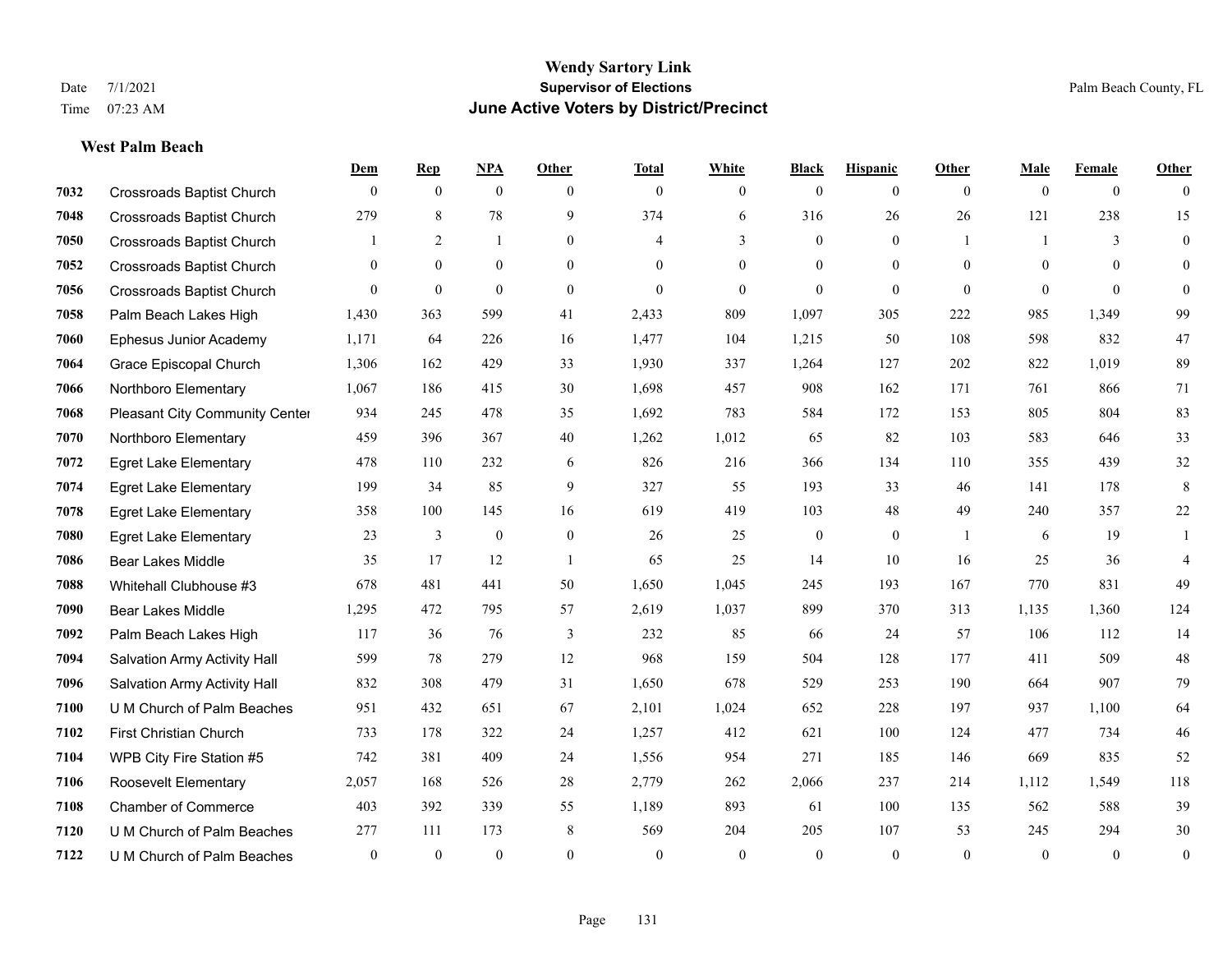# Wendy Sartory Link
## Supervisor of Elections
## June Active Voters by District/Precinct

Date 7/1/2021
Time 07:23 AM

Palm Beach County, FL

### West Palm Beach

| | | Dem | Rep | NPA | Other | Total | White | Black | Hispanic | Other | Male | Female | Other |
|---|---|---|---|---|---|---|---|---|---|---|---|---|---|
| 7032 | Crossroads Baptist Church | 0 | 0 | 0 | 0 | 0 | 0 | 0 | 0 | 0 | 0 | 0 | 0 |
| 7048 | Crossroads Baptist Church | 279 | 8 | 78 | 9 | 374 | 6 | 316 | 26 | 26 | 121 | 238 | 15 |
| 7050 | Crossroads Baptist Church | 1 | 2 | 1 | 0 | 4 | 3 | 0 | 0 | 1 | 1 | 3 | 0 |
| 7052 | Crossroads Baptist Church | 0 | 0 | 0 | 0 | 0 | 0 | 0 | 0 | 0 | 0 | 0 | 0 |
| 7056 | Crossroads Baptist Church | 0 | 0 | 0 | 0 | 0 | 0 | 0 | 0 | 0 | 0 | 0 | 0 |
| 7058 | Palm Beach Lakes High | 1,430 | 363 | 599 | 41 | 2,433 | 809 | 1,097 | 305 | 222 | 985 | 1,349 | 99 |
| 7060 | Ephesus Junior Academy | 1,171 | 64 | 226 | 16 | 1,477 | 104 | 1,215 | 50 | 108 | 598 | 832 | 47 |
| 7064 | Grace Episcopal Church | 1,306 | 162 | 429 | 33 | 1,930 | 337 | 1,264 | 127 | 202 | 822 | 1,019 | 89 |
| 7066 | Northboro Elementary | 1,067 | 186 | 415 | 30 | 1,698 | 457 | 908 | 162 | 171 | 761 | 866 | 71 |
| 7068 | Pleasant City Community Center | 934 | 245 | 478 | 35 | 1,692 | 783 | 584 | 172 | 153 | 805 | 804 | 83 |
| 7070 | Northboro Elementary | 459 | 396 | 367 | 40 | 1,262 | 1,012 | 65 | 82 | 103 | 583 | 646 | 33 |
| 7072 | Egret Lake Elementary | 478 | 110 | 232 | 6 | 826 | 216 | 366 | 134 | 110 | 355 | 439 | 32 |
| 7074 | Egret Lake Elementary | 199 | 34 | 85 | 9 | 327 | 55 | 193 | 33 | 46 | 141 | 178 | 8 |
| 7078 | Egret Lake Elementary | 358 | 100 | 145 | 16 | 619 | 419 | 103 | 48 | 49 | 240 | 357 | 22 |
| 7080 | Egret Lake Elementary | 23 | 3 | 0 | 0 | 26 | 25 | 0 | 0 | 1 | 6 | 19 | 1 |
| 7086 | Bear Lakes Middle | 35 | 17 | 12 | 1 | 65 | 25 | 14 | 10 | 16 | 25 | 36 | 4 |
| 7088 | Whitehall Clubhouse #3 | 678 | 481 | 441 | 50 | 1,650 | 1,045 | 245 | 193 | 167 | 770 | 831 | 49 |
| 7090 | Bear Lakes Middle | 1,295 | 472 | 795 | 57 | 2,619 | 1,037 | 899 | 370 | 313 | 1,135 | 1,360 | 124 |
| 7092 | Palm Beach Lakes High | 117 | 36 | 76 | 3 | 232 | 85 | 66 | 24 | 57 | 106 | 112 | 14 |
| 7094 | Salvation Army Activity Hall | 599 | 78 | 279 | 12 | 968 | 159 | 504 | 128 | 177 | 411 | 509 | 48 |
| 7096 | Salvation Army Activity Hall | 832 | 308 | 479 | 31 | 1,650 | 678 | 529 | 253 | 190 | 664 | 907 | 79 |
| 7100 | U M Church of Palm Beaches | 951 | 432 | 651 | 67 | 2,101 | 1,024 | 652 | 228 | 197 | 937 | 1,100 | 64 |
| 7102 | First Christian Church | 733 | 178 | 322 | 24 | 1,257 | 412 | 621 | 100 | 124 | 477 | 734 | 46 |
| 7104 | WPB City Fire Station #5 | 742 | 381 | 409 | 24 | 1,556 | 954 | 271 | 185 | 146 | 669 | 835 | 52 |
| 7106 | Roosevelt Elementary | 2,057 | 168 | 526 | 28 | 2,779 | 262 | 2,066 | 237 | 214 | 1,112 | 1,549 | 118 |
| 7108 | Chamber of Commerce | 403 | 392 | 339 | 55 | 1,189 | 893 | 61 | 100 | 135 | 562 | 588 | 39 |
| 7120 | U M Church of Palm Beaches | 277 | 111 | 173 | 8 | 569 | 204 | 205 | 107 | 53 | 245 | 294 | 30 |
| 7122 | U M Church of Palm Beaches | 0 | 0 | 0 | 0 | 0 | 0 | 0 | 0 | 0 | 0 | 0 | 0 |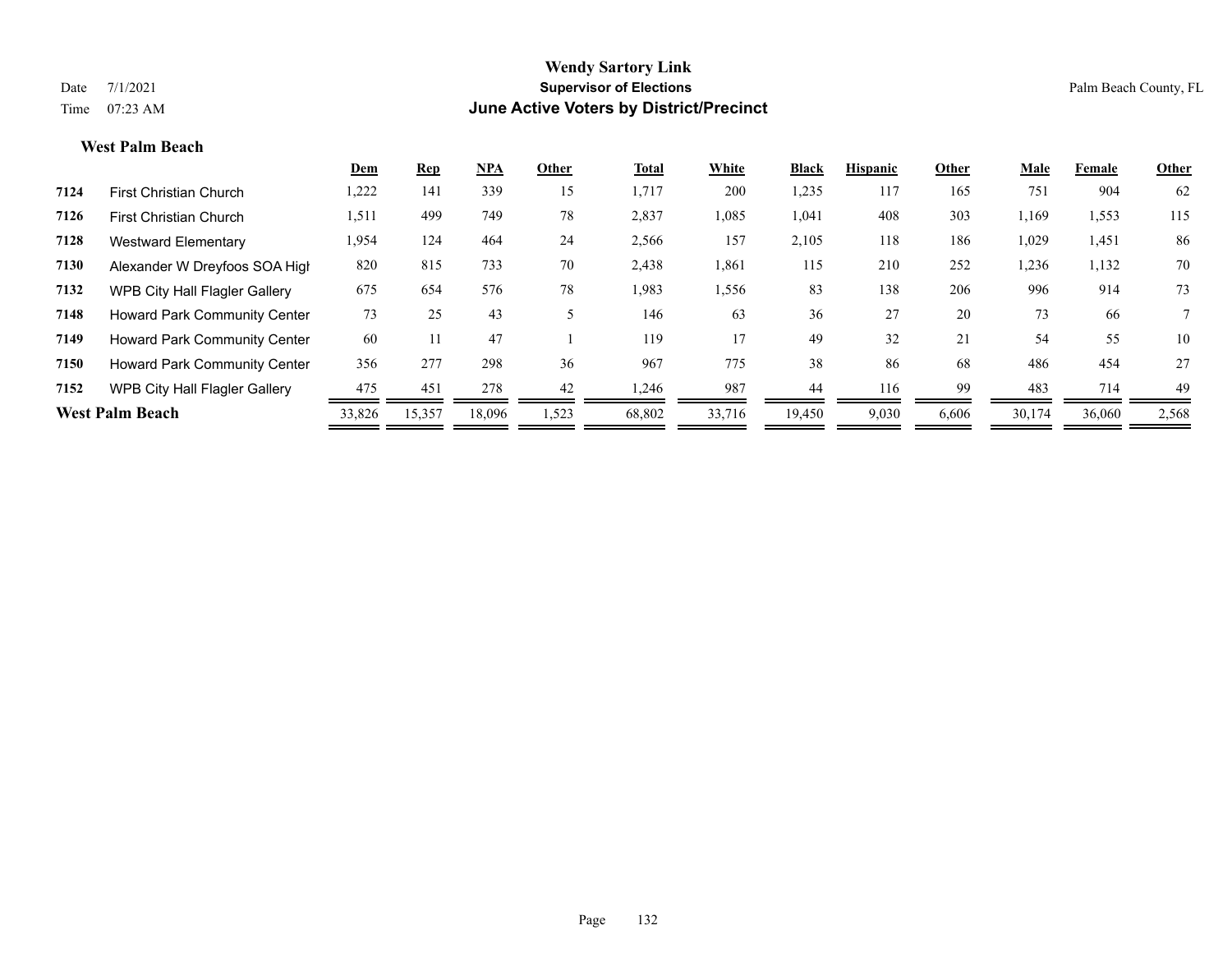**Wendy Sartory Link**
**Supervisor of Elections**
**June Active Voters by District/Precinct**

Date 7/1/2021
Time 07:23 AM

Palm Beach County, FL

### West Palm Beach

| | | Dem | Rep | NPA | Other | Total | White | Black | Hispanic | Other | Male | Female | Other |
|---|---|---|---|---|---|---|---|---|---|---|---|---|---|
| 7124 | First Christian Church | 1,222 | 141 | 339 | 15 | 1,717 | 200 | 1,235 | 117 | 165 | 751 | 904 | 62 |
| 7126 | First Christian Church | 1,511 | 499 | 749 | 78 | 2,837 | 1,085 | 1,041 | 408 | 303 | 1,169 | 1,553 | 115 |
| 7128 | Westward Elementary | 1,954 | 124 | 464 | 24 | 2,566 | 157 | 2,105 | 118 | 186 | 1,029 | 1,451 | 86 |
| 7130 | Alexander W Dreyfoos SOA High | 820 | 815 | 733 | 70 | 2,438 | 1,861 | 115 | 210 | 252 | 1,236 | 1,132 | 70 |
| 7132 | WPB City Hall Flagler Gallery | 675 | 654 | 576 | 78 | 1,983 | 1,556 | 83 | 138 | 206 | 996 | 914 | 73 |
| 7148 | Howard Park Community Center | 73 | 25 | 43 | 5 | 146 | 63 | 36 | 27 | 20 | 73 | 66 | 7 |
| 7149 | Howard Park Community Center | 60 | 11 | 47 | 1 | 119 | 17 | 49 | 32 | 21 | 54 | 55 | 10 |
| 7150 | Howard Park Community Center | 356 | 277 | 298 | 36 | 967 | 775 | 38 | 86 | 68 | 486 | 454 | 27 |
| 7152 | WPB City Hall Flagler Gallery | 475 | 451 | 278 | 42 | 1,246 | 987 | 44 | 116 | 99 | 483 | 714 | 49 |
| **West Palm Beach** | | 33,826 | 15,357 | 18,096 | 1,523 | 68,802 | 33,716 | 19,450 | 9,030 | 6,606 | 30,174 | 36,060 | 2,568 |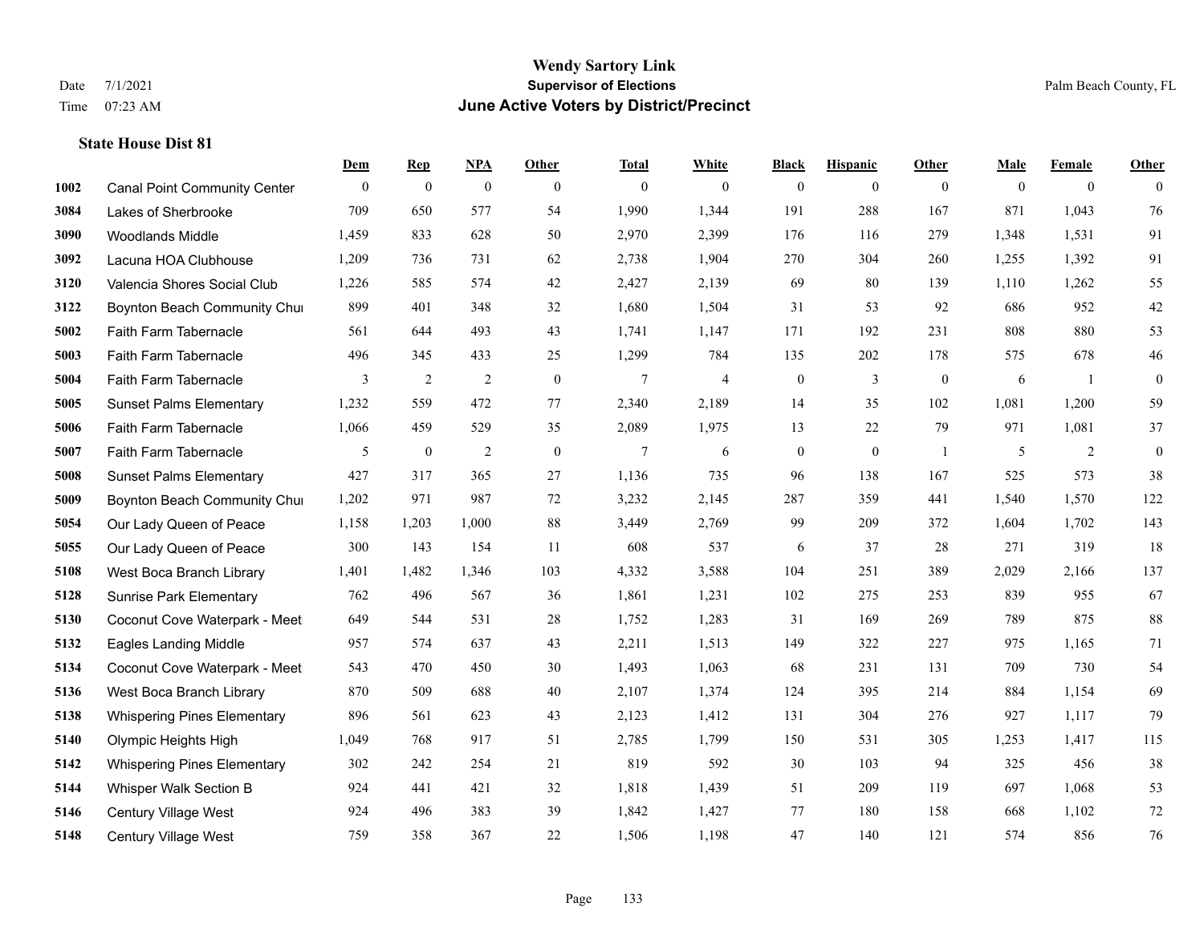# Wendy Sartory Link
## Supervisor of Elections
## June Active Voters by District/Precinct

Date 7/1/2021
Time 07:23 AM

Palm Beach County, FL

### State House Dist 81

| | | Dem | Rep | NPA | Other | Total | White | Black | Hispanic | Other | Male | Female | Other |
|---|---|---|---|---|---|---|---|---|---|---|---|---|---|
| 1002 | Canal Point Community Center | 0 | 0 | 0 | 0 | 0 | 0 | 0 | 0 | 0 | 0 | 0 | 0 |
| 3084 | Lakes of Sherbrooke | 709 | 650 | 577 | 54 | 1,990 | 1,344 | 191 | 288 | 167 | 871 | 1,043 | 76 |
| 3090 | Woodlands Middle | 1,459 | 833 | 628 | 50 | 2,970 | 2,399 | 176 | 116 | 279 | 1,348 | 1,531 | 91 |
| 3092 | Lacuna HOA Clubhouse | 1,209 | 736 | 731 | 62 | 2,738 | 1,904 | 270 | 304 | 260 | 1,255 | 1,392 | 91 |
| 3120 | Valencia Shores Social Club | 1,226 | 585 | 574 | 42 | 2,427 | 2,139 | 69 | 80 | 139 | 1,110 | 1,262 | 55 |
| 3122 | Boynton Beach Community Chur | 899 | 401 | 348 | 32 | 1,680 | 1,504 | 31 | 53 | 92 | 686 | 952 | 42 |
| 5002 | Faith Farm Tabernacle | 561 | 644 | 493 | 43 | 1,741 | 1,147 | 171 | 192 | 231 | 808 | 880 | 53 |
| 5003 | Faith Farm Tabernacle | 496 | 345 | 433 | 25 | 1,299 | 784 | 135 | 202 | 178 | 575 | 678 | 46 |
| 5004 | Faith Farm Tabernacle | 3 | 2 | 2 | 0 | 7 | 4 | 0 | 3 | 0 | 6 | 1 | 0 |
| 5005 | Sunset Palms Elementary | 1,232 | 559 | 472 | 77 | 2,340 | 2,189 | 14 | 35 | 102 | 1,081 | 1,200 | 59 |
| 5006 | Faith Farm Tabernacle | 1,066 | 459 | 529 | 35 | 2,089 | 1,975 | 13 | 22 | 79 | 971 | 1,081 | 37 |
| 5007 | Faith Farm Tabernacle | 5 | 0 | 2 | 0 | 7 | 6 | 0 | 0 | 1 | 5 | 2 | 0 |
| 5008 | Sunset Palms Elementary | 427 | 317 | 365 | 27 | 1,136 | 735 | 96 | 138 | 167 | 525 | 573 | 38 |
| 5009 | Boynton Beach Community Chur | 1,202 | 971 | 987 | 72 | 3,232 | 2,145 | 287 | 359 | 441 | 1,540 | 1,570 | 122 |
| 5054 | Our Lady Queen of Peace | 1,158 | 1,203 | 1,000 | 88 | 3,449 | 2,769 | 99 | 209 | 372 | 1,604 | 1,702 | 143 |
| 5055 | Our Lady Queen of Peace | 300 | 143 | 154 | 11 | 608 | 537 | 6 | 37 | 28 | 271 | 319 | 18 |
| 5108 | West Boca Branch Library | 1,401 | 1,482 | 1,346 | 103 | 4,332 | 3,588 | 104 | 251 | 389 | 2,029 | 2,166 | 137 |
| 5128 | Sunrise Park Elementary | 762 | 496 | 567 | 36 | 1,861 | 1,231 | 102 | 275 | 253 | 839 | 955 | 67 |
| 5130 | Coconut Cove Waterpark - Meet | 649 | 544 | 531 | 28 | 1,752 | 1,283 | 31 | 169 | 269 | 789 | 875 | 88 |
| 5132 | Eagles Landing Middle | 957 | 574 | 637 | 43 | 2,211 | 1,513 | 149 | 322 | 227 | 975 | 1,165 | 71 |
| 5134 | Coconut Cove Waterpark - Meet | 543 | 470 | 450 | 30 | 1,493 | 1,063 | 68 | 231 | 131 | 709 | 730 | 54 |
| 5136 | West Boca Branch Library | 870 | 509 | 688 | 40 | 2,107 | 1,374 | 124 | 395 | 214 | 884 | 1,154 | 69 |
| 5138 | Whispering Pines Elementary | 896 | 561 | 623 | 43 | 2,123 | 1,412 | 131 | 304 | 276 | 927 | 1,117 | 79 |
| 5140 | Olympic Heights High | 1,049 | 768 | 917 | 51 | 2,785 | 1,799 | 150 | 531 | 305 | 1,253 | 1,417 | 115 |
| 5142 | Whispering Pines Elementary | 302 | 242 | 254 | 21 | 819 | 592 | 30 | 103 | 94 | 325 | 456 | 38 |
| 5144 | Whisper Walk Section B | 924 | 441 | 421 | 32 | 1,818 | 1,439 | 51 | 209 | 119 | 697 | 1,068 | 53 |
| 5146 | Century Village West | 924 | 496 | 383 | 39 | 1,842 | 1,427 | 77 | 180 | 158 | 668 | 1,102 | 72 |
| 5148 | Century Village West | 759 | 358 | 367 | 22 | 1,506 | 1,198 | 47 | 140 | 121 | 574 | 856 | 76 |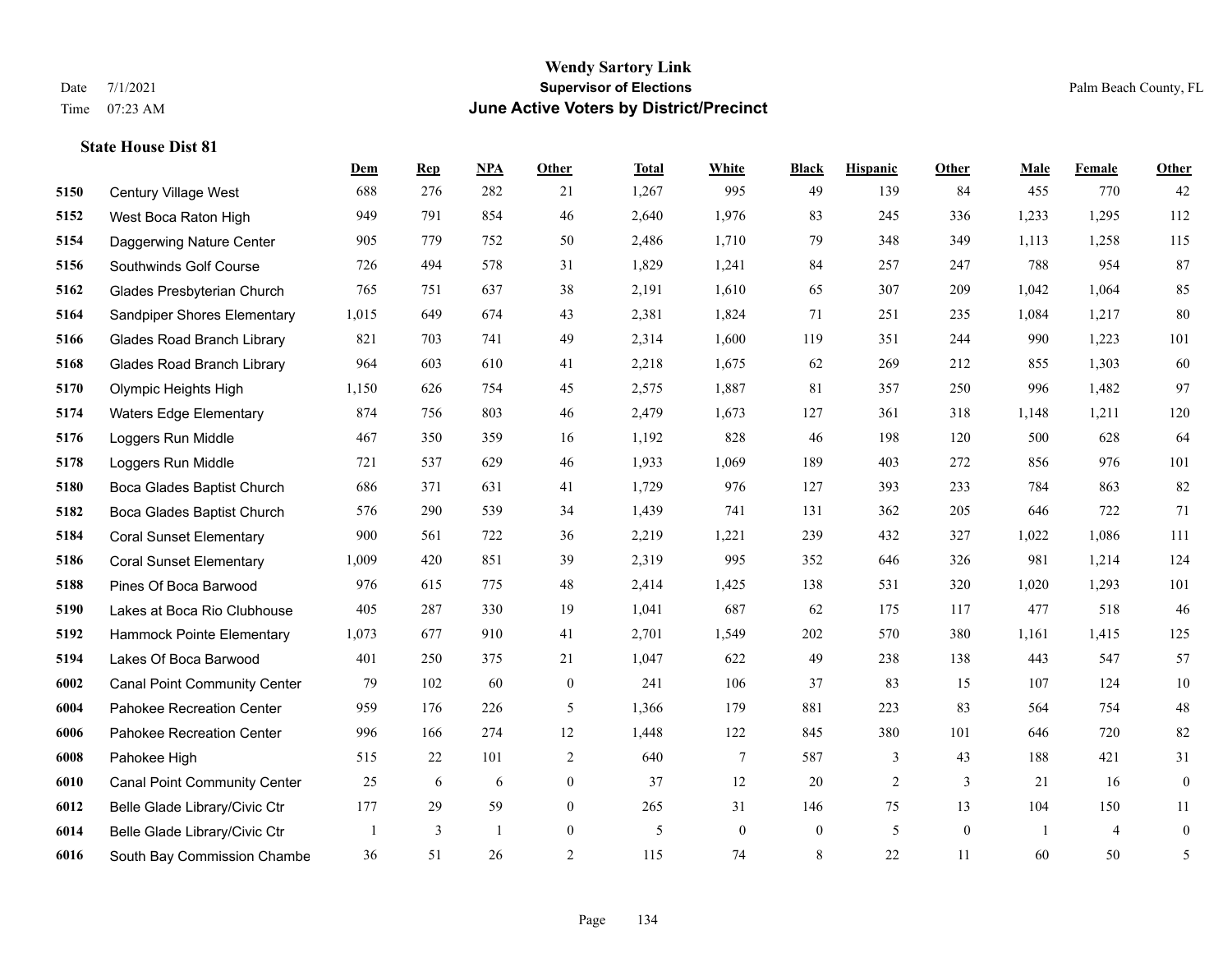# Wendy Sartory Link
## Supervisor of Elections
## June Active Voters by District/Precinct

Date 7/1/2021
Time 07:23 AM

Palm Beach County, FL

### State House Dist 81

| | | Dem | Rep | NPA | Other | Total | White | Black | Hispanic | Other | Male | Female | Other |
|---|---|---|---|---|---|---|---|---|---|---|---|---|---|
| 5150 | Century Village West | 688 | 276 | 282 | 21 | 1,267 | 995 | 49 | 139 | 84 | 455 | 770 | 42 |
| 5152 | West Boca Raton High | 949 | 791 | 854 | 46 | 2,640 | 1,976 | 83 | 245 | 336 | 1,233 | 1,295 | 112 |
| 5154 | Daggerwing Nature Center | 905 | 779 | 752 | 50 | 2,486 | 1,710 | 79 | 348 | 349 | 1,113 | 1,258 | 115 |
| 5156 | Southwinds Golf Course | 726 | 494 | 578 | 31 | 1,829 | 1,241 | 84 | 257 | 247 | 788 | 954 | 87 |
| 5162 | Glades Presbyterian Church | 765 | 751 | 637 | 38 | 2,191 | 1,610 | 65 | 307 | 209 | 1,042 | 1,064 | 85 |
| 5164 | Sandpiper Shores Elementary | 1,015 | 649 | 674 | 43 | 2,381 | 1,824 | 71 | 251 | 235 | 1,084 | 1,217 | 80 |
| 5166 | Glades Road Branch Library | 821 | 703 | 741 | 49 | 2,314 | 1,600 | 119 | 351 | 244 | 990 | 1,223 | 101 |
| 5168 | Glades Road Branch Library | 964 | 603 | 610 | 41 | 2,218 | 1,675 | 62 | 269 | 212 | 855 | 1,303 | 60 |
| 5170 | Olympic Heights High | 1,150 | 626 | 754 | 45 | 2,575 | 1,887 | 81 | 357 | 250 | 996 | 1,482 | 97 |
| 5174 | Waters Edge Elementary | 874 | 756 | 803 | 46 | 2,479 | 1,673 | 127 | 361 | 318 | 1,148 | 1,211 | 120 |
| 5176 | Loggers Run Middle | 467 | 350 | 359 | 16 | 1,192 | 828 | 46 | 198 | 120 | 500 | 628 | 64 |
| 5178 | Loggers Run Middle | 721 | 537 | 629 | 46 | 1,933 | 1,069 | 189 | 403 | 272 | 856 | 976 | 101 |
| 5180 | Boca Glades Baptist Church | 686 | 371 | 631 | 41 | 1,729 | 976 | 127 | 393 | 233 | 784 | 863 | 82 |
| 5182 | Boca Glades Baptist Church | 576 | 290 | 539 | 34 | 1,439 | 741 | 131 | 362 | 205 | 646 | 722 | 71 |
| 5184 | Coral Sunset Elementary | 900 | 561 | 722 | 36 | 2,219 | 1,221 | 239 | 432 | 327 | 1,022 | 1,086 | 111 |
| 5186 | Coral Sunset Elementary | 1,009 | 420 | 851 | 39 | 2,319 | 995 | 352 | 646 | 326 | 981 | 1,214 | 124 |
| 5188 | Pines Of Boca Barwood | 976 | 615 | 775 | 48 | 2,414 | 1,425 | 138 | 531 | 320 | 1,020 | 1,293 | 101 |
| 5190 | Lakes at Boca Rio Clubhouse | 405 | 287 | 330 | 19 | 1,041 | 687 | 62 | 175 | 117 | 477 | 518 | 46 |
| 5192 | Hammock Pointe Elementary | 1,073 | 677 | 910 | 41 | 2,701 | 1,549 | 202 | 570 | 380 | 1,161 | 1,415 | 125 |
| 5194 | Lakes Of Boca Barwood | 401 | 250 | 375 | 21 | 1,047 | 622 | 49 | 238 | 138 | 443 | 547 | 57 |
| 6002 | Canal Point Community Center | 79 | 102 | 60 | 0 | 241 | 106 | 37 | 83 | 15 | 107 | 124 | 10 |
| 6004 | Pahokee Recreation Center | 959 | 176 | 226 | 5 | 1,366 | 179 | 881 | 223 | 83 | 564 | 754 | 48 |
| 6006 | Pahokee Recreation Center | 996 | 166 | 274 | 12 | 1,448 | 122 | 845 | 380 | 101 | 646 | 720 | 82 |
| 6008 | Pahokee High | 515 | 22 | 101 | 2 | 640 | 7 | 587 | 3 | 43 | 188 | 421 | 31 |
| 6010 | Canal Point Community Center | 25 | 6 | 6 | 0 | 37 | 12 | 20 | 2 | 3 | 21 | 16 | 0 |
| 6012 | Belle Glade Library/Civic Ctr | 177 | 29 | 59 | 0 | 265 | 31 | 146 | 75 | 13 | 104 | 150 | 11 |
| 6014 | Belle Glade Library/Civic Ctr | 1 | 3 | 1 | 0 | 5 | 0 | 0 | 5 | 0 | 1 | 4 | 0 |
| 6016 | South Bay Commission Chambe | 36 | 51 | 26 | 2 | 115 | 74 | 8 | 22 | 11 | 60 | 50 | 5 |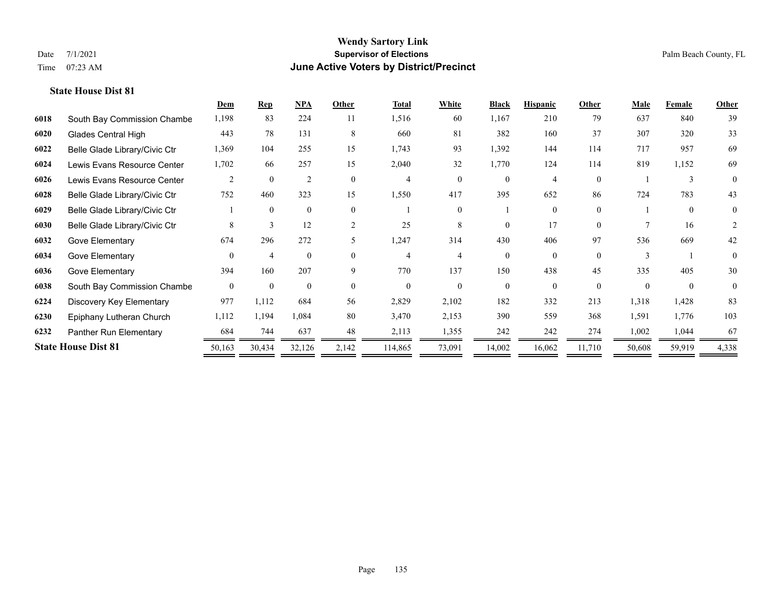# Wendy Sartory Link
## Supervisor of Elections
## June Active Voters by District/Precinct

Date 7/1/2021
Time 07:23 AM

Palm Beach County, FL

### State House Dist 81

| | | Dem | Rep | NPA | Other | Total | White | Black | Hispanic | Other | Male | Female | Other |
|---|---|---|---|---|---|---|---|---|---|---|---|---|---|
| 6018 | South Bay Commission Chambe | 1,198 | 83 | 224 | 11 | 1,516 | 60 | 1,167 | 210 | 79 | 637 | 840 | 39 |
| 6020 | Glades Central High | 443 | 78 | 131 | 8 | 660 | 81 | 382 | 160 | 37 | 307 | 320 | 33 |
| 6022 | Belle Glade Library/Civic Ctr | 1,369 | 104 | 255 | 15 | 1,743 | 93 | 1,392 | 144 | 114 | 717 | 957 | 69 |
| 6024 | Lewis Evans Resource Center | 1,702 | 66 | 257 | 15 | 2,040 | 32 | 1,770 | 124 | 114 | 819 | 1,152 | 69 |
| 6026 | Lewis Evans Resource Center | 2 | 0 | 2 | 0 | 4 | 0 | 0 | 4 | 0 | 1 | 3 | 0 |
| 6028 | Belle Glade Library/Civic Ctr | 752 | 460 | 323 | 15 | 1,550 | 417 | 395 | 652 | 86 | 724 | 783 | 43 |
| 6029 | Belle Glade Library/Civic Ctr | 1 | 0 | 0 | 0 | 1 | 0 | 1 | 0 | 0 | 1 | 0 | 0 |
| 6030 | Belle Glade Library/Civic Ctr | 8 | 3 | 12 | 2 | 25 | 8 | 0 | 17 | 0 | 7 | 16 | 2 |
| 6032 | Gove Elementary | 674 | 296 | 272 | 5 | 1,247 | 314 | 430 | 406 | 97 | 536 | 669 | 42 |
| 6034 | Gove Elementary | 0 | 4 | 0 | 0 | 4 | 4 | 0 | 0 | 0 | 3 | 1 | 0 |
| 6036 | Gove Elementary | 394 | 160 | 207 | 9 | 770 | 137 | 150 | 438 | 45 | 335 | 405 | 30 |
| 6038 | South Bay Commission Chambe | 0 | 0 | 0 | 0 | 0 | 0 | 0 | 0 | 0 | 0 | 0 | 0 |
| 6224 | Discovery Key Elementary | 977 | 1,112 | 684 | 56 | 2,829 | 2,102 | 182 | 332 | 213 | 1,318 | 1,428 | 83 |
| 6230 | Epiphany Lutheran Church | 1,112 | 1,194 | 1,084 | 80 | 3,470 | 2,153 | 390 | 559 | 368 | 1,591 | 1,776 | 103 |
| 6232 | Panther Run Elementary | 684 | 744 | 637 | 48 | 2,113 | 1,355 | 242 | 242 | 274 | 1,002 | 1,044 | 67 |
| **State House Dist 81** | | 50,163 | 30,434 | 32,126 | 2,142 | 114,865 | 73,091 | 14,002 | 16,062 | 11,710 | 50,608 | 59,919 | 4,338 |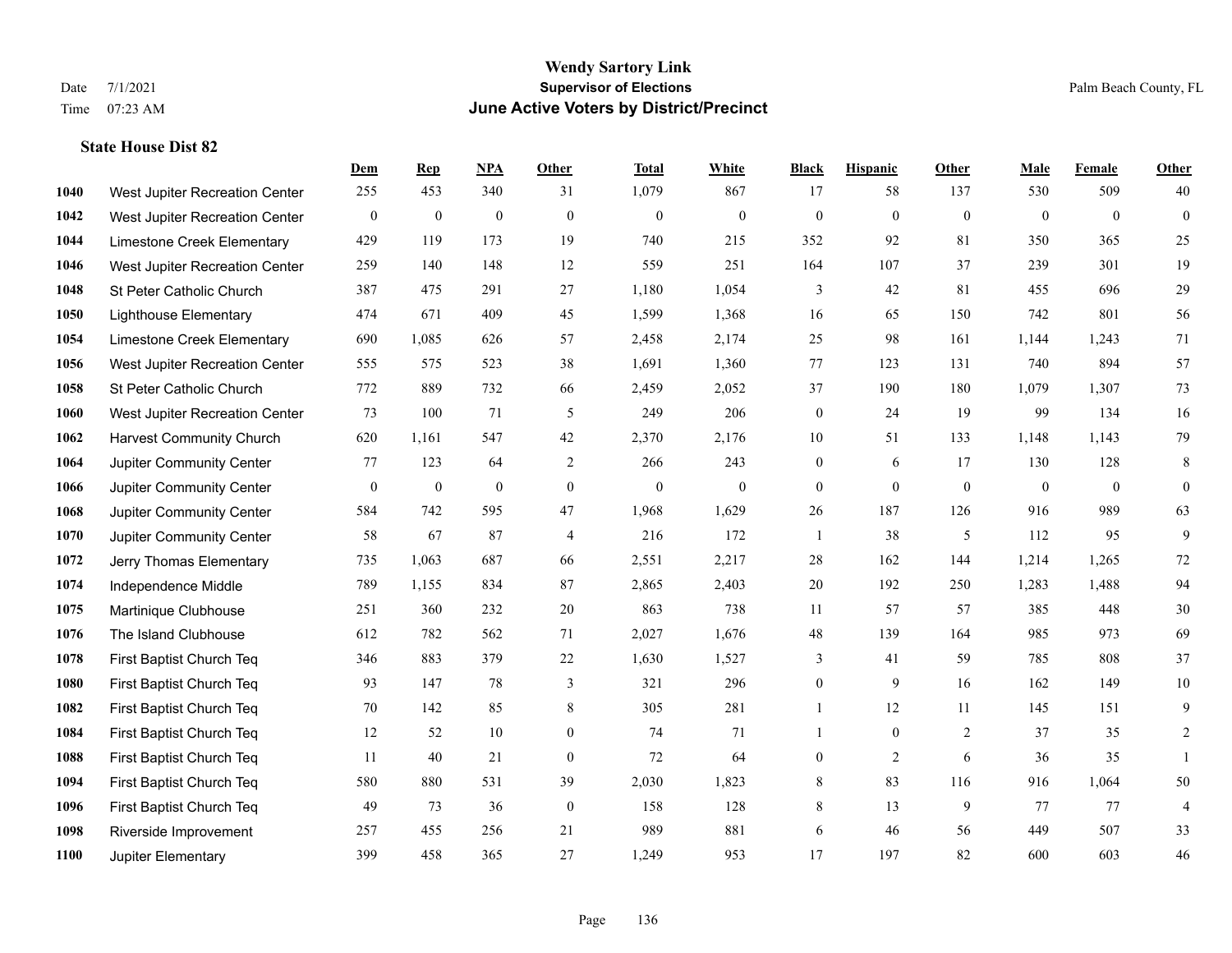# Wendy Sartory Link
## Supervisor of Elections
## June Active Voters by District/Precinct

Date 7/1/2021
Time 07:23 AM

Palm Beach County, FL

### State House Dist 82

| | | Dem | Rep | NPA | Other | Total | White | Black | Hispanic | Other | Male | Female | Other |
|---|---|---|---|---|---|---|---|---|---|---|---|---|---|
| 1040 | West Jupiter Recreation Center | 255 | 453 | 340 | 31 | 1,079 | 867 | 17 | 58 | 137 | 530 | 509 | 40 |
| 1042 | West Jupiter Recreation Center | 0 | 0 | 0 | 0 | 0 | 0 | 0 | 0 | 0 | 0 | 0 | 0 |
| 1044 | Limestone Creek Elementary | 429 | 119 | 173 | 19 | 740 | 215 | 352 | 92 | 81 | 350 | 365 | 25 |
| 1046 | West Jupiter Recreation Center | 259 | 140 | 148 | 12 | 559 | 251 | 164 | 107 | 37 | 239 | 301 | 19 |
| 1048 | St Peter Catholic Church | 387 | 475 | 291 | 27 | 1,180 | 1,054 | 3 | 42 | 81 | 455 | 696 | 29 |
| 1050 | Lighthouse Elementary | 474 | 671 | 409 | 45 | 1,599 | 1,368 | 16 | 65 | 150 | 742 | 801 | 56 |
| 1054 | Limestone Creek Elementary | 690 | 1,085 | 626 | 57 | 2,458 | 2,174 | 25 | 98 | 161 | 1,144 | 1,243 | 71 |
| 1056 | West Jupiter Recreation Center | 555 | 575 | 523 | 38 | 1,691 | 1,360 | 77 | 123 | 131 | 740 | 894 | 57 |
| 1058 | St Peter Catholic Church | 772 | 889 | 732 | 66 | 2,459 | 2,052 | 37 | 190 | 180 | 1,079 | 1,307 | 73 |
| 1060 | West Jupiter Recreation Center | 73 | 100 | 71 | 5 | 249 | 206 | 0 | 24 | 19 | 99 | 134 | 16 |
| 1062 | Harvest Community Church | 620 | 1,161 | 547 | 42 | 2,370 | 2,176 | 10 | 51 | 133 | 1,148 | 1,143 | 79 |
| 1064 | Jupiter Community Center | 77 | 123 | 64 | 2 | 266 | 243 | 0 | 6 | 17 | 130 | 128 | 8 |
| 1066 | Jupiter Community Center | 0 | 0 | 0 | 0 | 0 | 0 | 0 | 0 | 0 | 0 | 0 | 0 |
| 1068 | Jupiter Community Center | 584 | 742 | 595 | 47 | 1,968 | 1,629 | 26 | 187 | 126 | 916 | 989 | 63 |
| 1070 | Jupiter Community Center | 58 | 67 | 87 | 4 | 216 | 172 | 1 | 38 | 5 | 112 | 95 | 9 |
| 1072 | Jerry Thomas Elementary | 735 | 1,063 | 687 | 66 | 2,551 | 2,217 | 28 | 162 | 144 | 1,214 | 1,265 | 72 |
| 1074 | Independence Middle | 789 | 1,155 | 834 | 87 | 2,865 | 2,403 | 20 | 192 | 250 | 1,283 | 1,488 | 94 |
| 1075 | Martinique Clubhouse | 251 | 360 | 232 | 20 | 863 | 738 | 11 | 57 | 57 | 385 | 448 | 30 |
| 1076 | The Island Clubhouse | 612 | 782 | 562 | 71 | 2,027 | 1,676 | 48 | 139 | 164 | 985 | 973 | 69 |
| 1078 | First Baptist Church Teq | 346 | 883 | 379 | 22 | 1,630 | 1,527 | 3 | 41 | 59 | 785 | 808 | 37 |
| 1080 | First Baptist Church Teq | 93 | 147 | 78 | 3 | 321 | 296 | 0 | 9 | 16 | 162 | 149 | 10 |
| 1082 | First Baptist Church Teq | 70 | 142 | 85 | 8 | 305 | 281 | 1 | 12 | 11 | 145 | 151 | 9 |
| 1084 | First Baptist Church Teq | 12 | 52 | 10 | 0 | 74 | 71 | 1 | 0 | 2 | 37 | 35 | 2 |
| 1088 | First Baptist Church Teq | 11 | 40 | 21 | 0 | 72 | 64 | 0 | 2 | 6 | 36 | 35 | 1 |
| 1094 | First Baptist Church Teq | 580 | 880 | 531 | 39 | 2,030 | 1,823 | 8 | 83 | 116 | 916 | 1,064 | 50 |
| 1096 | First Baptist Church Teq | 49 | 73 | 36 | 0 | 158 | 128 | 8 | 13 | 9 | 77 | 77 | 4 |
| 1098 | Riverside Improvement | 257 | 455 | 256 | 21 | 989 | 881 | 6 | 46 | 56 | 449 | 507 | 33 |
| 1100 | Jupiter Elementary | 399 | 458 | 365 | 27 | 1,249 | 953 | 17 | 197 | 82 | 600 | 603 | 46 |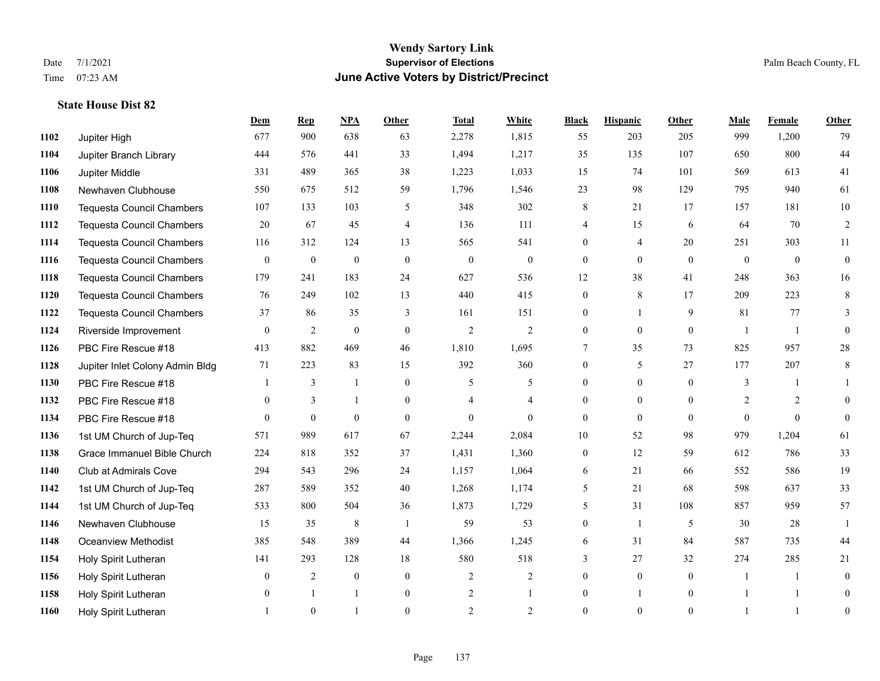# Wendy Sartory Link
## Supervisor of Elections
## June Active Voters by District/Precinct

Date 7/1/2021
Time 07:23 AM

Palm Beach County, FL

### State House Dist 82

| | | Dem | Rep | NPA | Other | Total | White | Black | Hispanic | Other | Male | Female | Other |
|---|---|---|---|---|---|---|---|---|---|---|---|---|---|
| 1102 | Jupiter High | 677 | 900 | 638 | 63 | 2,278 | 1,815 | 55 | 203 | 205 | 999 | 1,200 | 79 |
| 1104 | Jupiter Branch Library | 444 | 576 | 441 | 33 | 1,494 | 1,217 | 35 | 135 | 107 | 650 | 800 | 44 |
| 1106 | Jupiter Middle | 331 | 489 | 365 | 38 | 1,223 | 1,033 | 15 | 74 | 101 | 569 | 613 | 41 |
| 1108 | Newhaven Clubhouse | 550 | 675 | 512 | 59 | 1,796 | 1,546 | 23 | 98 | 129 | 795 | 940 | 61 |
| 1110 | Tequesta Council Chambers | 107 | 133 | 103 | 5 | 348 | 302 | 8 | 21 | 17 | 157 | 181 | 10 |
| 1112 | Tequesta Council Chambers | 20 | 67 | 45 | 4 | 136 | 111 | 4 | 15 | 6 | 64 | 70 | 2 |
| 1114 | Tequesta Council Chambers | 116 | 312 | 124 | 13 | 565 | 541 | 0 | 4 | 20 | 251 | 303 | 11 |
| 1116 | Tequesta Council Chambers | 0 | 0 | 0 | 0 | 0 | 0 | 0 | 0 | 0 | 0 | 0 | 0 |
| 1118 | Tequesta Council Chambers | 179 | 241 | 183 | 24 | 627 | 536 | 12 | 38 | 41 | 248 | 363 | 16 |
| 1120 | Tequesta Council Chambers | 76 | 249 | 102 | 13 | 440 | 415 | 0 | 8 | 17 | 209 | 223 | 8 |
| 1122 | Tequesta Council Chambers | 37 | 86 | 35 | 3 | 161 | 151 | 0 | 1 | 9 | 81 | 77 | 3 |
| 1124 | Riverside Improvement | 0 | 2 | 0 | 0 | 2 | 2 | 0 | 0 | 0 | 1 | 1 | 0 |
| 1126 | PBC Fire Rescue #18 | 413 | 882 | 469 | 46 | 1,810 | 1,695 | 7 | 35 | 73 | 825 | 957 | 28 |
| 1128 | Jupiter Inlet Colony Admin Bldg | 71 | 223 | 83 | 15 | 392 | 360 | 0 | 5 | 27 | 177 | 207 | 8 |
| 1130 | PBC Fire Rescue #18 | 1 | 3 | 1 | 0 | 5 | 5 | 0 | 0 | 0 | 3 | 1 | 1 |
| 1132 | PBC Fire Rescue #18 | 0 | 3 | 1 | 0 | 4 | 4 | 0 | 0 | 0 | 2 | 2 | 0 |
| 1134 | PBC Fire Rescue #18 | 0 | 0 | 0 | 0 | 0 | 0 | 0 | 0 | 0 | 0 | 0 | 0 |
| 1136 | 1st UM Church of Jup-Teq | 571 | 989 | 617 | 67 | 2,244 | 2,084 | 10 | 52 | 98 | 979 | 1,204 | 61 |
| 1138 | Grace Immanuel Bible Church | 224 | 818 | 352 | 37 | 1,431 | 1,360 | 0 | 12 | 59 | 612 | 786 | 33 |
| 1140 | Club at Admirals Cove | 294 | 543 | 296 | 24 | 1,157 | 1,064 | 6 | 21 | 66 | 552 | 586 | 19 |
| 1142 | 1st UM Church of Jup-Teq | 287 | 589 | 352 | 40 | 1,268 | 1,174 | 5 | 21 | 68 | 598 | 637 | 33 |
| 1144 | 1st UM Church of Jup-Teq | 533 | 800 | 504 | 36 | 1,873 | 1,729 | 5 | 31 | 108 | 857 | 959 | 57 |
| 1146 | Newhaven Clubhouse | 15 | 35 | 8 | 1 | 59 | 53 | 0 | 1 | 5 | 30 | 28 | 1 |
| 1148 | Oceanview Methodist | 385 | 548 | 389 | 44 | 1,366 | 1,245 | 6 | 31 | 84 | 587 | 735 | 44 |
| 1154 | Holy Spirit Lutheran | 141 | 293 | 128 | 18 | 580 | 518 | 3 | 27 | 32 | 274 | 285 | 21 |
| 1156 | Holy Spirit Lutheran | 0 | 2 | 0 | 0 | 2 | 2 | 0 | 0 | 0 | 1 | 1 | 0 |
| 1158 | Holy Spirit Lutheran | 0 | 1 | 1 | 0 | 2 | 1 | 0 | 1 | 0 | 1 | 1 | 0 |
| 1160 | Holy Spirit Lutheran | 1 | 0 | 1 | 0 | 2 | 2 | 0 | 0 | 0 | 1 | 1 | 0 |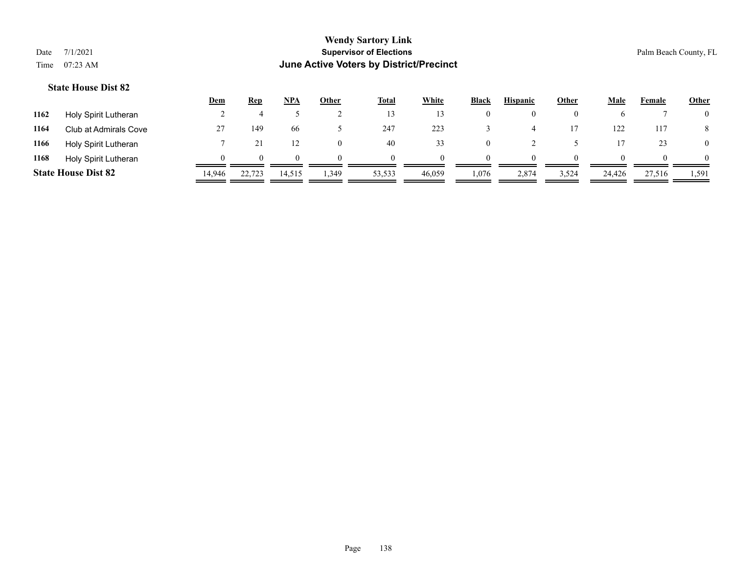**Wendy Sartory Link**

**Supervisor of Elections**

**June Active Voters by District/Precinct**

Date 7/1/2021

Time 07:23 AM

Palm Beach County, FL

### State House Dist 82

| | | Dem | Rep | NPA | Other | Total | White | Black | Hispanic | Other | Male | Female | Other |
|---|---|---|---|---|---|---|---|---|---|---|---|---|---|
| **1162** | Holy Spirit Lutheran | 2 | 4 | 5 | 2 | 13 | 13 | 0 | 0 | 0 | 6 | 7 | 0 |
| **1164** | Club at Admirals Cove | 27 | 149 | 66 | 5 | 247 | 223 | 3 | 4 | 17 | 122 | 117 | 8 |
| **1166** | Holy Spirit Lutheran | 7 | 21 | 12 | 0 | 40 | 33 | 0 | 2 | 5 | 17 | 23 | 0 |
| **1168** | Holy Spirit Lutheran | 0 | 0 | 0 | 0 | 0 | 0 | 0 | 0 | 0 | 0 | 0 | 0 |
| **State House Dist 82** | | 14,946 | 22,723 | 14,515 | 1,349 | 53,533 | 46,059 | 1,076 | 2,874 | 3,524 | 24,426 | 27,516 | 1,591 |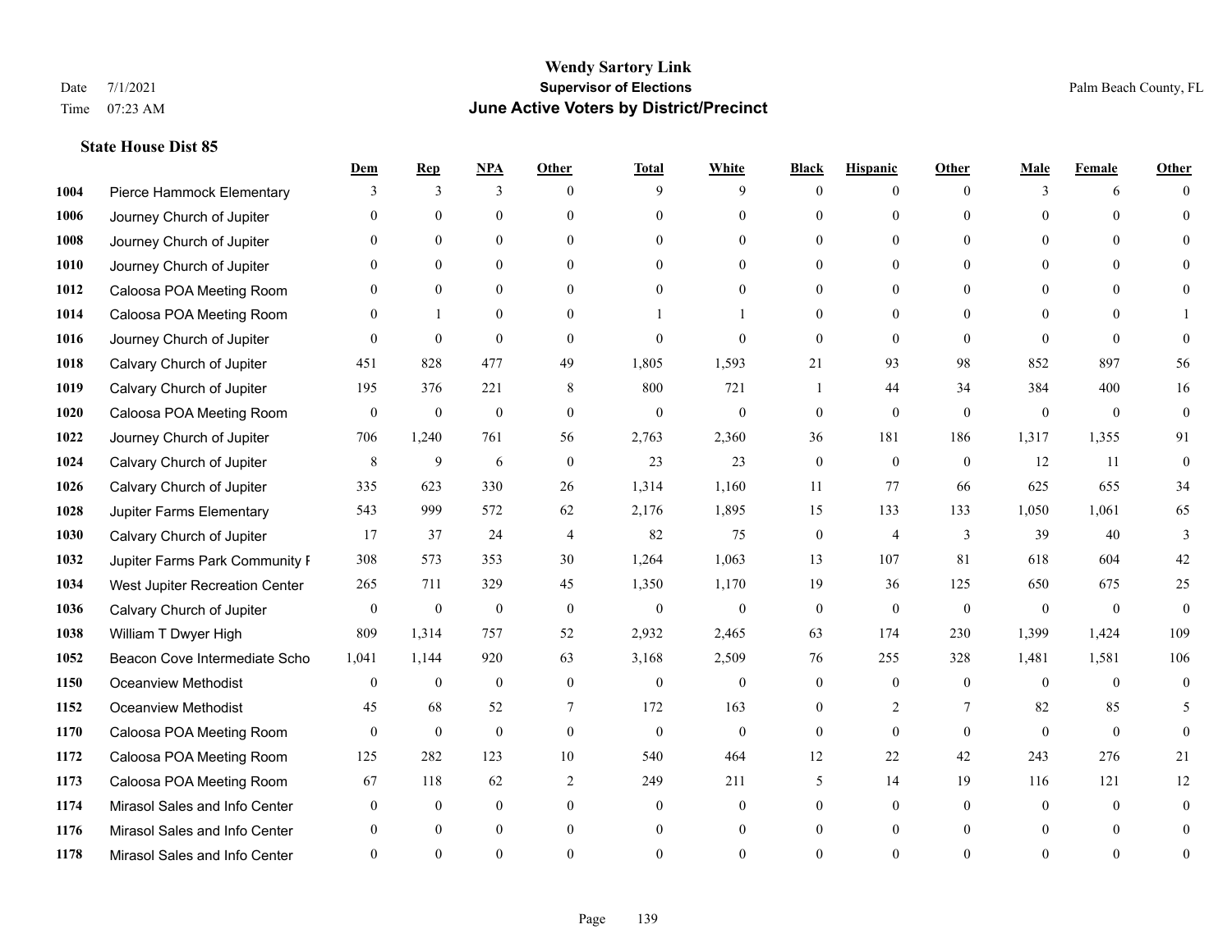# Wendy Sartory Link
## Supervisor of Elections
## June Active Voters by District/Precinct

Date 7/1/2021
Time 07:23 AM

Palm Beach County, FL

### State House Dist 85

| | | Dem | Rep | NPA | Other | Total | White | Black | Hispanic | Other | Male | Female | Other |
|---|---|---|---|---|---|---|---|---|---|---|---|---|---|
| 1004 | Pierce Hammock Elementary | 3 | 3 | 3 | 0 | 9 | 9 | 0 | 0 | 0 | 3 | 6 | 0 |
| 1006 | Journey Church of Jupiter | 0 | 0 | 0 | 0 | 0 | 0 | 0 | 0 | 0 | 0 | 0 | 0 |
| 1008 | Journey Church of Jupiter | 0 | 0 | 0 | 0 | 0 | 0 | 0 | 0 | 0 | 0 | 0 | 0 |
| 1010 | Journey Church of Jupiter | 0 | 0 | 0 | 0 | 0 | 0 | 0 | 0 | 0 | 0 | 0 | 0 |
| 1012 | Caloosa POA Meeting Room | 0 | 0 | 0 | 0 | 0 | 0 | 0 | 0 | 0 | 0 | 0 | 0 |
| 1014 | Caloosa POA Meeting Room | 0 | 1 | 0 | 0 | 1 | 1 | 0 | 0 | 0 | 0 | 0 | 1 |
| 1016 | Journey Church of Jupiter | 0 | 0 | 0 | 0 | 0 | 0 | 0 | 0 | 0 | 0 | 0 | 0 |
| 1018 | Calvary Church of Jupiter | 451 | 828 | 477 | 49 | 1,805 | 1,593 | 21 | 93 | 98 | 852 | 897 | 56 |
| 1019 | Calvary Church of Jupiter | 195 | 376 | 221 | 8 | 800 | 721 | 1 | 44 | 34 | 384 | 400 | 16 |
| 1020 | Caloosa POA Meeting Room | 0 | 0 | 0 | 0 | 0 | 0 | 0 | 0 | 0 | 0 | 0 | 0 |
| 1022 | Journey Church of Jupiter | 706 | 1,240 | 761 | 56 | 2,763 | 2,360 | 36 | 181 | 186 | 1,317 | 1,355 | 91 |
| 1024 | Calvary Church of Jupiter | 8 | 9 | 6 | 0 | 23 | 23 | 0 | 0 | 0 | 12 | 11 | 0 |
| 1026 | Calvary Church of Jupiter | 335 | 623 | 330 | 26 | 1,314 | 1,160 | 11 | 77 | 66 | 625 | 655 | 34 |
| 1028 | Jupiter Farms Elementary | 543 | 999 | 572 | 62 | 2,176 | 1,895 | 15 | 133 | 133 | 1,050 | 1,061 | 65 |
| 1030 | Calvary Church of Jupiter | 17 | 37 | 24 | 4 | 82 | 75 | 0 | 4 | 3 | 39 | 40 | 3 |
| 1032 | Jupiter Farms Park Community F | 308 | 573 | 353 | 30 | 1,264 | 1,063 | 13 | 107 | 81 | 618 | 604 | 42 |
| 1034 | West Jupiter Recreation Center | 265 | 711 | 329 | 45 | 1,350 | 1,170 | 19 | 36 | 125 | 650 | 675 | 25 |
| 1036 | Calvary Church of Jupiter | 0 | 0 | 0 | 0 | 0 | 0 | 0 | 0 | 0 | 0 | 0 | 0 |
| 1038 | William T Dwyer High | 809 | 1,314 | 757 | 52 | 2,932 | 2,465 | 63 | 174 | 230 | 1,399 | 1,424 | 109 |
| 1052 | Beacon Cove Intermediate Scho | 1,041 | 1,144 | 920 | 63 | 3,168 | 2,509 | 76 | 255 | 328 | 1,481 | 1,581 | 106 |
| 1150 | Oceanview Methodist | 0 | 0 | 0 | 0 | 0 | 0 | 0 | 0 | 0 | 0 | 0 | 0 |
| 1152 | Oceanview Methodist | 45 | 68 | 52 | 7 | 172 | 163 | 0 | 2 | 7 | 82 | 85 | 5 |
| 1170 | Caloosa POA Meeting Room | 0 | 0 | 0 | 0 | 0 | 0 | 0 | 0 | 0 | 0 | 0 | 0 |
| 1172 | Caloosa POA Meeting Room | 125 | 282 | 123 | 10 | 540 | 464 | 12 | 22 | 42 | 243 | 276 | 21 |
| 1173 | Caloosa POA Meeting Room | 67 | 118 | 62 | 2 | 249 | 211 | 5 | 14 | 19 | 116 | 121 | 12 |
| 1174 | Mirasol Sales and Info Center | 0 | 0 | 0 | 0 | 0 | 0 | 0 | 0 | 0 | 0 | 0 | 0 |
| 1176 | Mirasol Sales and Info Center | 0 | 0 | 0 | 0 | 0 | 0 | 0 | 0 | 0 | 0 | 0 | 0 |
| 1178 | Mirasol Sales and Info Center | 0 | 0 | 0 | 0 | 0 | 0 | 0 | 0 | 0 | 0 | 0 | 0 |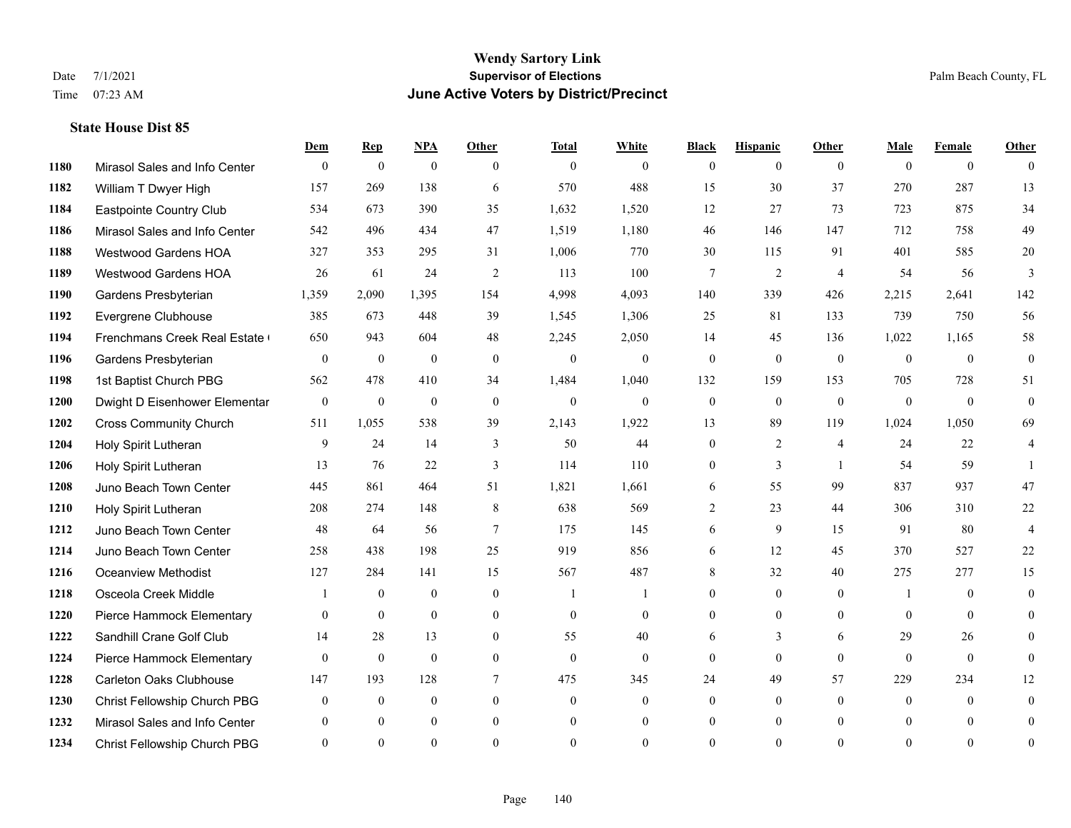# Wendy Sartory Link
## Supervisor of Elections
## June Active Voters by District/Precinct

Date 7/1/2021
Time 07:23 AM

Palm Beach County, FL

### State House Dist 85

| | | Dem | Rep | NPA | Other | Total | White | Black | Hispanic | Other | Male | Female | Other |
|---|---|---|---|---|---|---|---|---|---|---|---|---|---|
| 1180 | Mirasol Sales and Info Center | 0 | 0 | 0 | 0 | 0 | 0 | 0 | 0 | 0 | 0 | 0 | 0 |
| 1182 | William T Dwyer High | 157 | 269 | 138 | 6 | 570 | 488 | 15 | 30 | 37 | 270 | 287 | 13 |
| 1184 | Eastpointe Country Club | 534 | 673 | 390 | 35 | 1,632 | 1,520 | 12 | 27 | 73 | 723 | 875 | 34 |
| 1186 | Mirasol Sales and Info Center | 542 | 496 | 434 | 47 | 1,519 | 1,180 | 46 | 146 | 147 | 712 | 758 | 49 |
| 1188 | Westwood Gardens HOA | 327 | 353 | 295 | 31 | 1,006 | 770 | 30 | 115 | 91 | 401 | 585 | 20 |
| 1189 | Westwood Gardens HOA | 26 | 61 | 24 | 2 | 113 | 100 | 7 | 2 | 4 | 54 | 56 | 3 |
| 1190 | Gardens Presbyterian | 1,359 | 2,090 | 1,395 | 154 | 4,998 | 4,093 | 140 | 339 | 426 | 2,215 | 2,641 | 142 |
| 1192 | Evergrene Clubhouse | 385 | 673 | 448 | 39 | 1,545 | 1,306 | 25 | 81 | 133 | 739 | 750 | 56 |
| 1194 | Frenchmans Creek Real Estate ( | 650 | 943 | 604 | 48 | 2,245 | 2,050 | 14 | 45 | 136 | 1,022 | 1,165 | 58 |
| 1196 | Gardens Presbyterian | 0 | 0 | 0 | 0 | 0 | 0 | 0 | 0 | 0 | 0 | 0 | 0 |
| 1198 | 1st Baptist Church PBG | 562 | 478 | 410 | 34 | 1,484 | 1,040 | 132 | 159 | 153 | 705 | 728 | 51 |
| 1200 | Dwight D Eisenhower Elementar | 0 | 0 | 0 | 0 | 0 | 0 | 0 | 0 | 0 | 0 | 0 | 0 |
| 1202 | Cross Community Church | 511 | 1,055 | 538 | 39 | 2,143 | 1,922 | 13 | 89 | 119 | 1,024 | 1,050 | 69 |
| 1204 | Holy Spirit Lutheran | 9 | 24 | 14 | 3 | 50 | 44 | 0 | 2 | 4 | 24 | 22 | 4 |
| 1206 | Holy Spirit Lutheran | 13 | 76 | 22 | 3 | 114 | 110 | 0 | 3 | 1 | 54 | 59 | 1 |
| 1208 | Juno Beach Town Center | 445 | 861 | 464 | 51 | 1,821 | 1,661 | 6 | 55 | 99 | 837 | 937 | 47 |
| 1210 | Holy Spirit Lutheran | 208 | 274 | 148 | 8 | 638 | 569 | 2 | 23 | 44 | 306 | 310 | 22 |
| 1212 | Juno Beach Town Center | 48 | 64 | 56 | 7 | 175 | 145 | 6 | 9 | 15 | 91 | 80 | 4 |
| 1214 | Juno Beach Town Center | 258 | 438 | 198 | 25 | 919 | 856 | 6 | 12 | 45 | 370 | 527 | 22 |
| 1216 | Oceanview Methodist | 127 | 284 | 141 | 15 | 567 | 487 | 8 | 32 | 40 | 275 | 277 | 15 |
| 1218 | Osceola Creek Middle | 1 | 0 | 0 | 0 | 1 | 1 | 0 | 0 | 0 | 1 | 0 | 0 |
| 1220 | Pierce Hammock Elementary | 0 | 0 | 0 | 0 | 0 | 0 | 0 | 0 | 0 | 0 | 0 | 0 |
| 1222 | Sandhill Crane Golf Club | 14 | 28 | 13 | 0 | 55 | 40 | 6 | 3 | 6 | 29 | 26 | 0 |
| 1224 | Pierce Hammock Elementary | 0 | 0 | 0 | 0 | 0 | 0 | 0 | 0 | 0 | 0 | 0 | 0 |
| 1228 | Carleton Oaks Clubhouse | 147 | 193 | 128 | 7 | 475 | 345 | 24 | 49 | 57 | 229 | 234 | 12 |
| 1230 | Christ Fellowship Church PBG | 0 | 0 | 0 | 0 | 0 | 0 | 0 | 0 | 0 | 0 | 0 | 0 |
| 1232 | Mirasol Sales and Info Center | 0 | 0 | 0 | 0 | 0 | 0 | 0 | 0 | 0 | 0 | 0 | 0 |
| 1234 | Christ Fellowship Church PBG | 0 | 0 | 0 | 0 | 0 | 0 | 0 | 0 | 0 | 0 | 0 | 0 |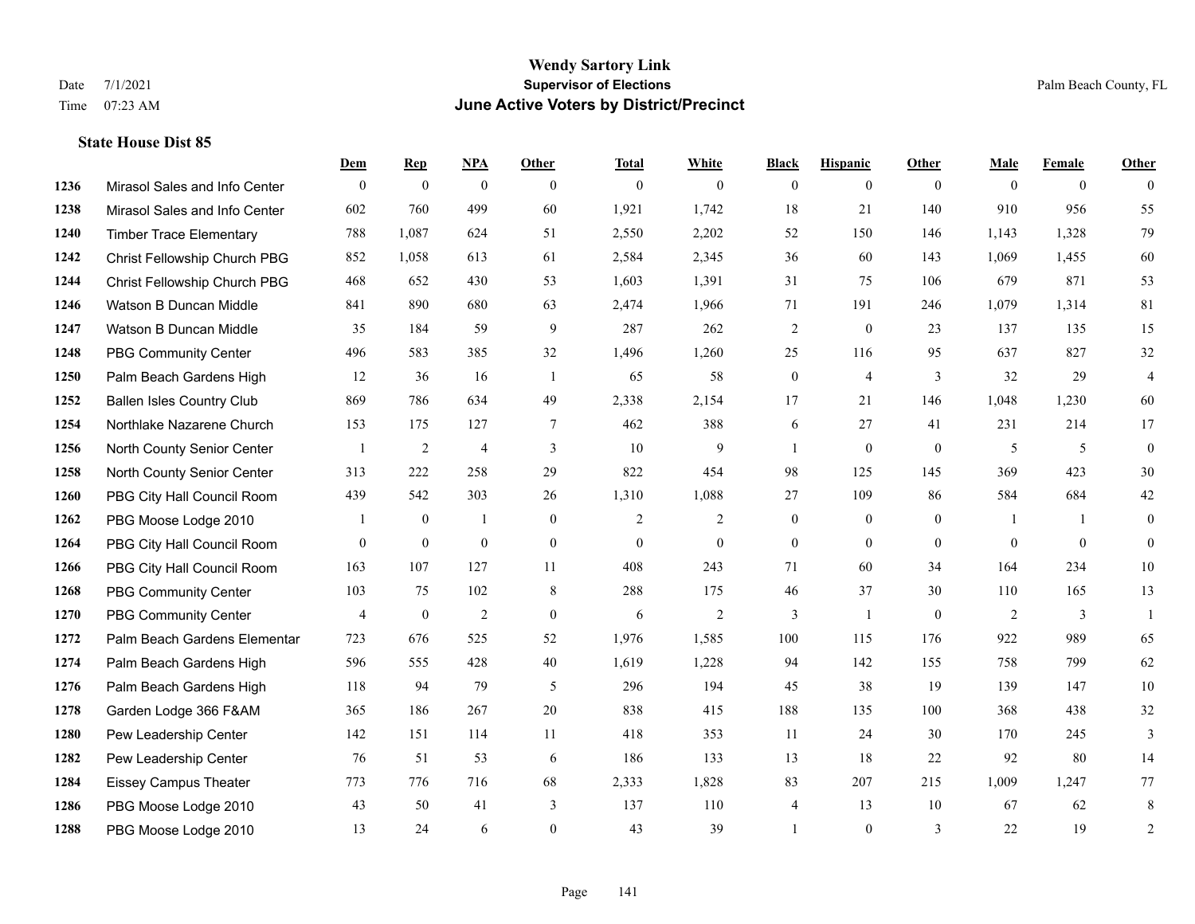**Wendy Sartory Link**
**Supervisor of Elections**
**June Active Voters by District/Precinct**

Date 7/1/2021
Time 07:23 AM

Palm Beach County, FL

**State House Dist 85**

| | | Dem | Rep | NPA | Other | Total | White | Black | Hispanic | Other | Male | Female | Other |
|---|---|---|---|---|---|---|---|---|---|---|---|---|---|
| 1236 | Mirasol Sales and Info Center | 0 | 0 | 0 | 0 | 0 | 0 | 0 | 0 | 0 | 0 | 0 | 0 |
| 1238 | Mirasol Sales and Info Center | 602 | 760 | 499 | 60 | 1,921 | 1,742 | 18 | 21 | 140 | 910 | 956 | 55 |
| 1240 | Timber Trace Elementary | 788 | 1,087 | 624 | 51 | 2,550 | 2,202 | 52 | 150 | 146 | 1,143 | 1,328 | 79 |
| 1242 | Christ Fellowship Church PBG | 852 | 1,058 | 613 | 61 | 2,584 | 2,345 | 36 | 60 | 143 | 1,069 | 1,455 | 60 |
| 1244 | Christ Fellowship Church PBG | 468 | 652 | 430 | 53 | 1,603 | 1,391 | 31 | 75 | 106 | 679 | 871 | 53 |
| 1246 | Watson B Duncan Middle | 841 | 890 | 680 | 63 | 2,474 | 1,966 | 71 | 191 | 246 | 1,079 | 1,314 | 81 |
| 1247 | Watson B Duncan Middle | 35 | 184 | 59 | 9 | 287 | 262 | 2 | 0 | 23 | 137 | 135 | 15 |
| 1248 | PBG Community Center | 496 | 583 | 385 | 32 | 1,496 | 1,260 | 25 | 116 | 95 | 637 | 827 | 32 |
| 1250 | Palm Beach Gardens High | 12 | 36 | 16 | 1 | 65 | 58 | 0 | 4 | 3 | 32 | 29 | 4 |
| 1252 | Ballen Isles Country Club | 869 | 786 | 634 | 49 | 2,338 | 2,154 | 17 | 21 | 146 | 1,048 | 1,230 | 60 |
| 1254 | Northlake Nazarene Church | 153 | 175 | 127 | 7 | 462 | 388 | 6 | 27 | 41 | 231 | 214 | 17 |
| 1256 | North County Senior Center | 1 | 2 | 4 | 3 | 10 | 9 | 1 | 0 | 0 | 5 | 5 | 0 |
| 1258 | North County Senior Center | 313 | 222 | 258 | 29 | 822 | 454 | 98 | 125 | 145 | 369 | 423 | 30 |
| 1260 | PBG City Hall Council Room | 439 | 542 | 303 | 26 | 1,310 | 1,088 | 27 | 109 | 86 | 584 | 684 | 42 |
| 1262 | PBG Moose Lodge 2010 | 1 | 0 | 1 | 0 | 2 | 2 | 0 | 0 | 0 | 1 | 1 | 0 |
| 1264 | PBG City Hall Council Room | 0 | 0 | 0 | 0 | 0 | 0 | 0 | 0 | 0 | 0 | 0 | 0 |
| 1266 | PBG City Hall Council Room | 163 | 107 | 127 | 11 | 408 | 243 | 71 | 60 | 34 | 164 | 234 | 10 |
| 1268 | PBG Community Center | 103 | 75 | 102 | 8 | 288 | 175 | 46 | 37 | 30 | 110 | 165 | 13 |
| 1270 | PBG Community Center | 4 | 0 | 2 | 0 | 6 | 2 | 3 | 1 | 0 | 2 | 3 | 1 |
| 1272 | Palm Beach Gardens Elementar | 723 | 676 | 525 | 52 | 1,976 | 1,585 | 100 | 115 | 176 | 922 | 989 | 65 |
| 1274 | Palm Beach Gardens High | 596 | 555 | 428 | 40 | 1,619 | 1,228 | 94 | 142 | 155 | 758 | 799 | 62 |
| 1276 | Palm Beach Gardens High | 118 | 94 | 79 | 5 | 296 | 194 | 45 | 38 | 19 | 139 | 147 | 10 |
| 1278 | Garden Lodge 366 F&AM | 365 | 186 | 267 | 20 | 838 | 415 | 188 | 135 | 100 | 368 | 438 | 32 |
| 1280 | Pew Leadership Center | 142 | 151 | 114 | 11 | 418 | 353 | 11 | 24 | 30 | 170 | 245 | 3 |
| 1282 | Pew Leadership Center | 76 | 51 | 53 | 6 | 186 | 133 | 13 | 18 | 22 | 92 | 80 | 14 |
| 1284 | Eissey Campus Theater | 773 | 776 | 716 | 68 | 2,333 | 1,828 | 83 | 207 | 215 | 1,009 | 1,247 | 77 |
| 1286 | PBG Moose Lodge 2010 | 43 | 50 | 41 | 3 | 137 | 110 | 4 | 13 | 10 | 67 | 62 | 8 |
| 1288 | PBG Moose Lodge 2010 | 13 | 24 | 6 | 0 | 43 | 39 | 1 | 0 | 3 | 22 | 19 | 2 |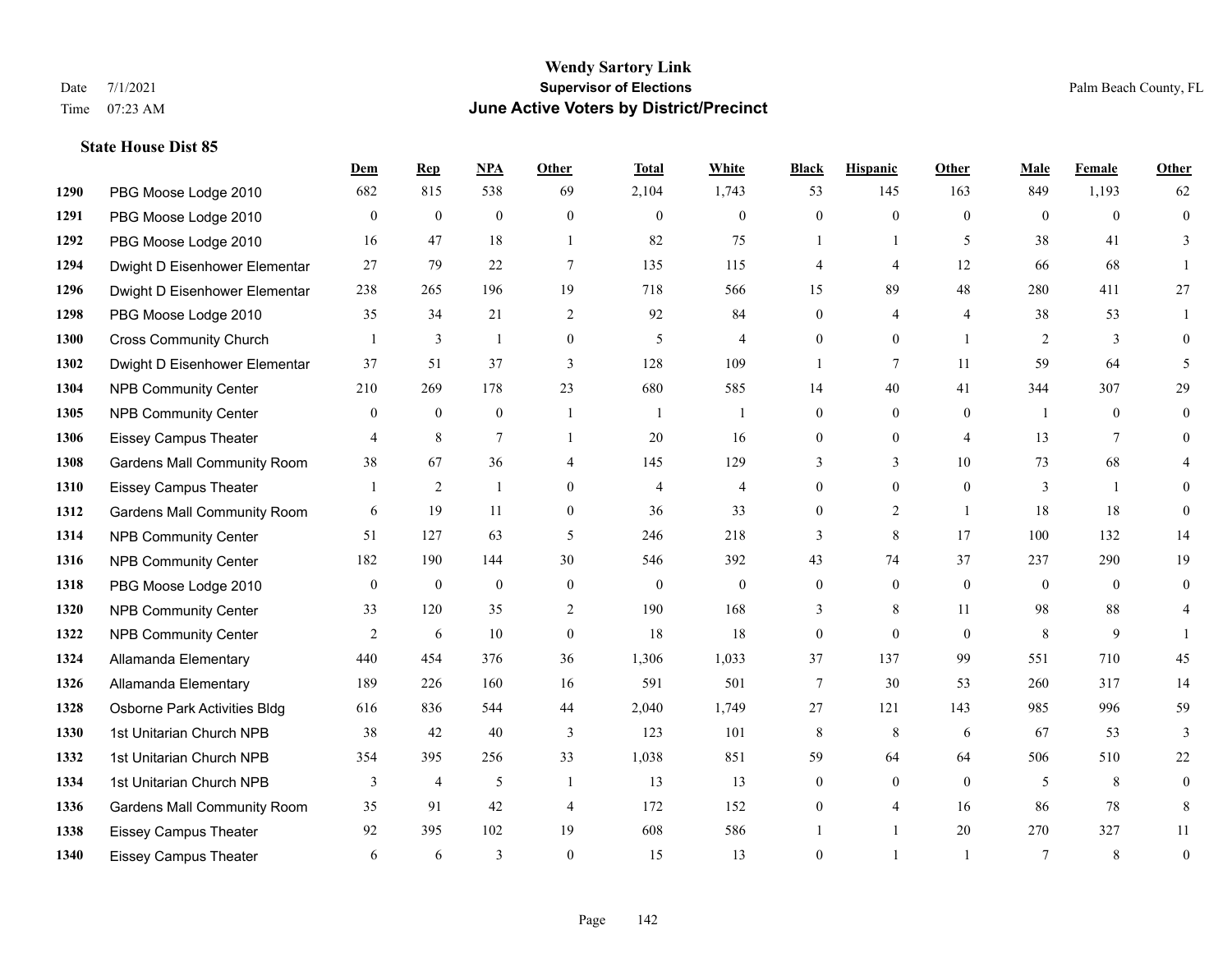# Wendy Sartory Link
## Supervisor of Elections
## June Active Voters by District/Precinct

Date 7/1/2021
Time 07:23 AM

Palm Beach County, FL

### State House Dist 85

| | | Dem | Rep | NPA | Other | Total | White | Black | Hispanic | Other | Male | Female | Other |
|---|---|---|---|---|---|---|---|---|---|---|---|---|---|
| 1290 | PBG Moose Lodge 2010 | 682 | 815 | 538 | 69 | 2,104 | 1,743 | 53 | 145 | 163 | 849 | 1,193 | 62 |
| 1291 | PBG Moose Lodge 2010 | 0 | 0 | 0 | 0 | 0 | 0 | 0 | 0 | 0 | 0 | 0 | 0 |
| 1292 | PBG Moose Lodge 2010 | 16 | 47 | 18 | 1 | 82 | 75 | 1 | 1 | 5 | 38 | 41 | 3 |
| 1294 | Dwight D Eisenhower Elementar | 27 | 79 | 22 | 7 | 135 | 115 | 4 | 4 | 12 | 66 | 68 | 1 |
| 1296 | Dwight D Eisenhower Elementar | 238 | 265 | 196 | 19 | 718 | 566 | 15 | 89 | 48 | 280 | 411 | 27 |
| 1298 | PBG Moose Lodge 2010 | 35 | 34 | 21 | 2 | 92 | 84 | 0 | 4 | 4 | 38 | 53 | 1 |
| 1300 | Cross Community Church | 1 | 3 | 1 | 0 | 5 | 4 | 0 | 0 | 1 | 2 | 3 | 0 |
| 1302 | Dwight D Eisenhower Elementar | 37 | 51 | 37 | 3 | 128 | 109 | 1 | 7 | 11 | 59 | 64 | 5 |
| 1304 | NPB Community Center | 210 | 269 | 178 | 23 | 680 | 585 | 14 | 40 | 41 | 344 | 307 | 29 |
| 1305 | NPB Community Center | 0 | 0 | 0 | 1 | 1 | 1 | 0 | 0 | 0 | 1 | 0 | 0 |
| 1306 | Eissey Campus Theater | 4 | 8 | 7 | 1 | 20 | 16 | 0 | 0 | 4 | 13 | 7 | 0 |
| 1308 | Gardens Mall Community Room | 38 | 67 | 36 | 4 | 145 | 129 | 3 | 3 | 10 | 73 | 68 | 4 |
| 1310 | Eissey Campus Theater | 1 | 2 | 1 | 0 | 4 | 4 | 0 | 0 | 0 | 3 | 1 | 0 |
| 1312 | Gardens Mall Community Room | 6 | 19 | 11 | 0 | 36 | 33 | 0 | 2 | 1 | 18 | 18 | 0 |
| 1314 | NPB Community Center | 51 | 127 | 63 | 5 | 246 | 218 | 3 | 8 | 17 | 100 | 132 | 14 |
| 1316 | NPB Community Center | 182 | 190 | 144 | 30 | 546 | 392 | 43 | 74 | 37 | 237 | 290 | 19 |
| 1318 | PBG Moose Lodge 2010 | 0 | 0 | 0 | 0 | 0 | 0 | 0 | 0 | 0 | 0 | 0 | 0 |
| 1320 | NPB Community Center | 33 | 120 | 35 | 2 | 190 | 168 | 3 | 8 | 11 | 98 | 88 | 4 |
| 1322 | NPB Community Center | 2 | 6 | 10 | 0 | 18 | 18 | 0 | 0 | 0 | 8 | 9 | 1 |
| 1324 | Allamanda Elementary | 440 | 454 | 376 | 36 | 1,306 | 1,033 | 37 | 137 | 99 | 551 | 710 | 45 |
| 1326 | Allamanda Elementary | 189 | 226 | 160 | 16 | 591 | 501 | 7 | 30 | 53 | 260 | 317 | 14 |
| 1328 | Osborne Park Activities Bldg | 616 | 836 | 544 | 44 | 2,040 | 1,749 | 27 | 121 | 143 | 985 | 996 | 59 |
| 1330 | 1st Unitarian Church NPB | 38 | 42 | 40 | 3 | 123 | 101 | 8 | 8 | 6 | 67 | 53 | 3 |
| 1332 | 1st Unitarian Church NPB | 354 | 395 | 256 | 33 | 1,038 | 851 | 59 | 64 | 64 | 506 | 510 | 22 |
| 1334 | 1st Unitarian Church NPB | 3 | 4 | 5 | 1 | 13 | 13 | 0 | 0 | 0 | 5 | 8 | 0 |
| 1336 | Gardens Mall Community Room | 35 | 91 | 42 | 4 | 172 | 152 | 0 | 4 | 16 | 86 | 78 | 8 |
| 1338 | Eissey Campus Theater | 92 | 395 | 102 | 19 | 608 | 586 | 1 | 1 | 20 | 270 | 327 | 11 |
| 1340 | Eissey Campus Theater | 6 | 6 | 3 | 0 | 15 | 13 | 0 | 1 | 1 | 7 | 8 | 0 |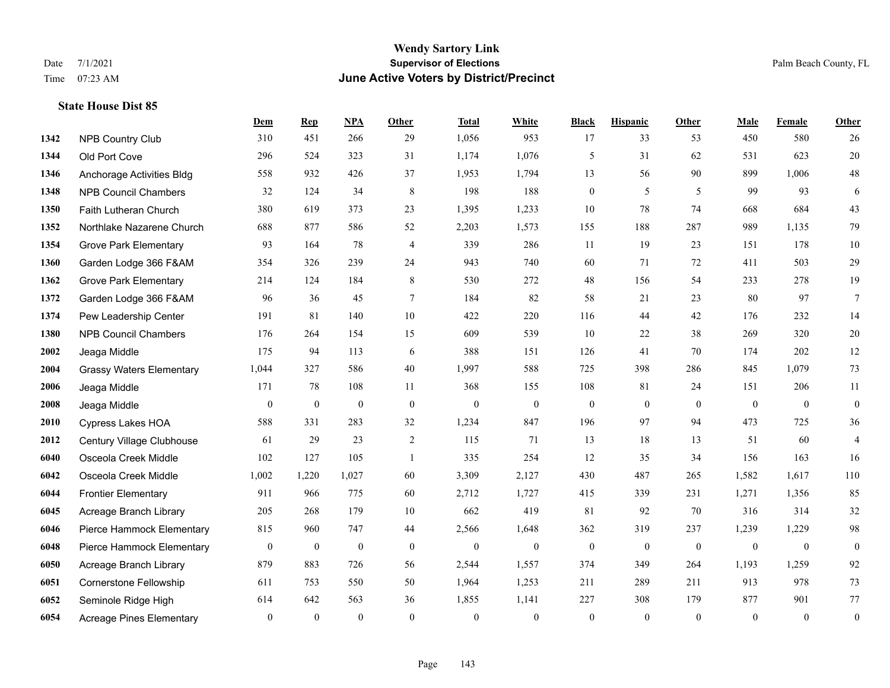# Wendy Sartory Link

**Supervisor of Elections**

**June Active Voters by District/Precinct**

Date 7/1/2021
Time 07:23 AM

Palm Beach County, FL

### State House Dist 85

| | | Dem | Rep | NPA | Other | Total | White | Black | Hispanic | Other | Male | Female | Other |
|---|---|---|---|---|---|---|---|---|---|---|---|---|---|
| 1342 | NPB Country Club | 310 | 451 | 266 | 29 | 1,056 | 953 | 17 | 33 | 53 | 450 | 580 | 26 |
| 1344 | Old Port Cove | 296 | 524 | 323 | 31 | 1,174 | 1,076 | 5 | 31 | 62 | 531 | 623 | 20 |
| 1346 | Anchorage Activities Bldg | 558 | 932 | 426 | 37 | 1,953 | 1,794 | 13 | 56 | 90 | 899 | 1,006 | 48 |
| 1348 | NPB Council Chambers | 32 | 124 | 34 | 8 | 198 | 188 | 0 | 5 | 5 | 99 | 93 | 6 |
| 1350 | Faith Lutheran Church | 380 | 619 | 373 | 23 | 1,395 | 1,233 | 10 | 78 | 74 | 668 | 684 | 43 |
| 1352 | Northlake Nazarene Church | 688 | 877 | 586 | 52 | 2,203 | 1,573 | 155 | 188 | 287 | 989 | 1,135 | 79 |
| 1354 | Grove Park Elementary | 93 | 164 | 78 | 4 | 339 | 286 | 11 | 19 | 23 | 151 | 178 | 10 |
| 1360 | Garden Lodge 366 F&AM | 354 | 326 | 239 | 24 | 943 | 740 | 60 | 71 | 72 | 411 | 503 | 29 |
| 1362 | Grove Park Elementary | 214 | 124 | 184 | 8 | 530 | 272 | 48 | 156 | 54 | 233 | 278 | 19 |
| 1372 | Garden Lodge 366 F&AM | 96 | 36 | 45 | 7 | 184 | 82 | 58 | 21 | 23 | 80 | 97 | 7 |
| 1374 | Pew Leadership Center | 191 | 81 | 140 | 10 | 422 | 220 | 116 | 44 | 42 | 176 | 232 | 14 |
| 1380 | NPB Council Chambers | 176 | 264 | 154 | 15 | 609 | 539 | 10 | 22 | 38 | 269 | 320 | 20 |
| 2002 | Jeaga Middle | 175 | 94 | 113 | 6 | 388 | 151 | 126 | 41 | 70 | 174 | 202 | 12 |
| 2004 | Grassy Waters Elementary | 1,044 | 327 | 586 | 40 | 1,997 | 588 | 725 | 398 | 286 | 845 | 1,079 | 73 |
| 2006 | Jeaga Middle | 171 | 78 | 108 | 11 | 368 | 155 | 108 | 81 | 24 | 151 | 206 | 11 |
| 2008 | Jeaga Middle | 0 | 0 | 0 | 0 | 0 | 0 | 0 | 0 | 0 | 0 | 0 | 0 |
| 2010 | Cypress Lakes HOA | 588 | 331 | 283 | 32 | 1,234 | 847 | 196 | 97 | 94 | 473 | 725 | 36 |
| 2012 | Century Village Clubhouse | 61 | 29 | 23 | 2 | 115 | 71 | 13 | 18 | 13 | 51 | 60 | 4 |
| 6040 | Osceola Creek Middle | 102 | 127 | 105 | 1 | 335 | 254 | 12 | 35 | 34 | 156 | 163 | 16 |
| 6042 | Osceola Creek Middle | 1,002 | 1,220 | 1,027 | 60 | 3,309 | 2,127 | 430 | 487 | 265 | 1,582 | 1,617 | 110 |
| 6044 | Frontier Elementary | 911 | 966 | 775 | 60 | 2,712 | 1,727 | 415 | 339 | 231 | 1,271 | 1,356 | 85 |
| 6045 | Acreage Branch Library | 205 | 268 | 179 | 10 | 662 | 419 | 81 | 92 | 70 | 316 | 314 | 32 |
| 6046 | Pierce Hammock Elementary | 815 | 960 | 747 | 44 | 2,566 | 1,648 | 362 | 319 | 237 | 1,239 | 1,229 | 98 |
| 6048 | Pierce Hammock Elementary | 0 | 0 | 0 | 0 | 0 | 0 | 0 | 0 | 0 | 0 | 0 | 0 |
| 6050 | Acreage Branch Library | 879 | 883 | 726 | 56 | 2,544 | 1,557 | 374 | 349 | 264 | 1,193 | 1,259 | 92 |
| 6051 | Cornerstone Fellowship | 611 | 753 | 550 | 50 | 1,964 | 1,253 | 211 | 289 | 211 | 913 | 978 | 73 |
| 6052 | Seminole Ridge High | 614 | 642 | 563 | 36 | 1,855 | 1,141 | 227 | 308 | 179 | 877 | 901 | 77 |
| 6054 | Acreage Pines Elementary | 0 | 0 | 0 | 0 | 0 | 0 | 0 | 0 | 0 | 0 | 0 | 0 |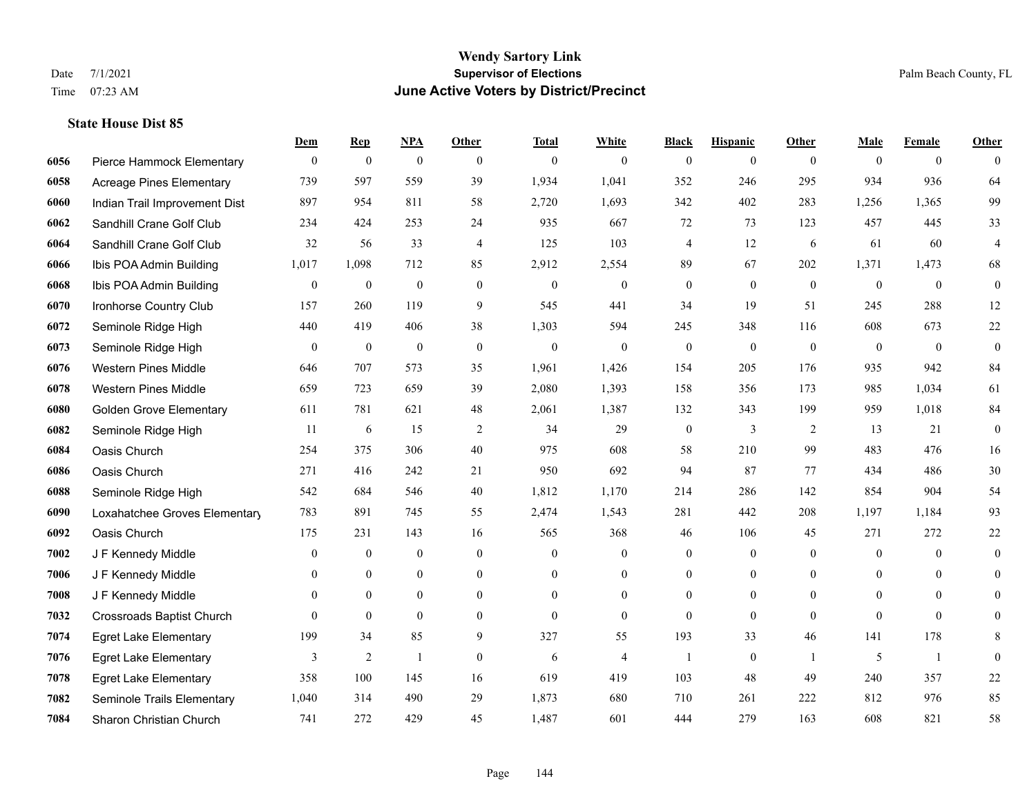# Wendy Sartory Link
## Supervisor of Elections
## June Active Voters by District/Precinct

Date 7/1/2021 Time 07:23 AM Palm Beach County, FL

### State House Dist 85

| | | Dem | Rep | NPA | Other | Total | White | Black | Hispanic | Other | Male | Female | Other |
|---|---|---|---|---|---|---|---|---|---|---|---|---|---|
| 6056 | Pierce Hammock Elementary | 0 | 0 | 0 | 0 | 0 | 0 | 0 | 0 | 0 | 0 | 0 | 0 |
| 6058 | Acreage Pines Elementary | 739 | 597 | 559 | 39 | 1,934 | 1,041 | 352 | 246 | 295 | 934 | 936 | 64 |
| 6060 | Indian Trail Improvement Dist | 897 | 954 | 811 | 58 | 2,720 | 1,693 | 342 | 402 | 283 | 1,256 | 1,365 | 99 |
| 6062 | Sandhill Crane Golf Club | 234 | 424 | 253 | 24 | 935 | 667 | 72 | 73 | 123 | 457 | 445 | 33 |
| 6064 | Sandhill Crane Golf Club | 32 | 56 | 33 | 4 | 125 | 103 | 4 | 12 | 6 | 61 | 60 | 4 |
| 6066 | Ibis POA Admin Building | 1,017 | 1,098 | 712 | 85 | 2,912 | 2,554 | 89 | 67 | 202 | 1,371 | 1,473 | 68 |
| 6068 | Ibis POA Admin Building | 0 | 0 | 0 | 0 | 0 | 0 | 0 | 0 | 0 | 0 | 0 | 0 |
| 6070 | Ironhorse Country Club | 157 | 260 | 119 | 9 | 545 | 441 | 34 | 19 | 51 | 245 | 288 | 12 |
| 6072 | Seminole Ridge High | 440 | 419 | 406 | 38 | 1,303 | 594 | 245 | 348 | 116 | 608 | 673 | 22 |
| 6073 | Seminole Ridge High | 0 | 0 | 0 | 0 | 0 | 0 | 0 | 0 | 0 | 0 | 0 | 0 |
| 6076 | Western Pines Middle | 646 | 707 | 573 | 35 | 1,961 | 1,426 | 154 | 205 | 176 | 935 | 942 | 84 |
| 6078 | Western Pines Middle | 659 | 723 | 659 | 39 | 2,080 | 1,393 | 158 | 356 | 173 | 985 | 1,034 | 61 |
| 6080 | Golden Grove Elementary | 611 | 781 | 621 | 48 | 2,061 | 1,387 | 132 | 343 | 199 | 959 | 1,018 | 84 |
| 6082 | Seminole Ridge High | 11 | 6 | 15 | 2 | 34 | 29 | 0 | 3 | 2 | 13 | 21 | 0 |
| 6084 | Oasis Church | 254 | 375 | 306 | 40 | 975 | 608 | 58 | 210 | 99 | 483 | 476 | 16 |
| 6086 | Oasis Church | 271 | 416 | 242 | 21 | 950 | 692 | 94 | 87 | 77 | 434 | 486 | 30 |
| 6088 | Seminole Ridge High | 542 | 684 | 546 | 40 | 1,812 | 1,170 | 214 | 286 | 142 | 854 | 904 | 54 |
| 6090 | Loxahatchee Groves Elementary | 783 | 891 | 745 | 55 | 2,474 | 1,543 | 281 | 442 | 208 | 1,197 | 1,184 | 93 |
| 6092 | Oasis Church | 175 | 231 | 143 | 16 | 565 | 368 | 46 | 106 | 45 | 271 | 272 | 22 |
| 7002 | J F Kennedy Middle | 0 | 0 | 0 | 0 | 0 | 0 | 0 | 0 | 0 | 0 | 0 | 0 |
| 7006 | J F Kennedy Middle | 0 | 0 | 0 | 0 | 0 | 0 | 0 | 0 | 0 | 0 | 0 | 0 |
| 7008 | J F Kennedy Middle | 0 | 0 | 0 | 0 | 0 | 0 | 0 | 0 | 0 | 0 | 0 | 0 |
| 7032 | Crossroads Baptist Church | 0 | 0 | 0 | 0 | 0 | 0 | 0 | 0 | 0 | 0 | 0 | 0 |
| 7074 | Egret Lake Elementary | 199 | 34 | 85 | 9 | 327 | 55 | 193 | 33 | 46 | 141 | 178 | 8 |
| 7076 | Egret Lake Elementary | 3 | 2 | 1 | 0 | 6 | 4 | 1 | 0 | 1 | 5 | 1 | 0 |
| 7078 | Egret Lake Elementary | 358 | 100 | 145 | 16 | 619 | 419 | 103 | 48 | 49 | 240 | 357 | 22 |
| 7082 | Seminole Trails Elementary | 1,040 | 314 | 490 | 29 | 1,873 | 680 | 710 | 261 | 222 | 812 | 976 | 85 |
| 7084 | Sharon Christian Church | 741 | 272 | 429 | 45 | 1,487 | 601 | 444 | 279 | 163 | 608 | 821 | 58 |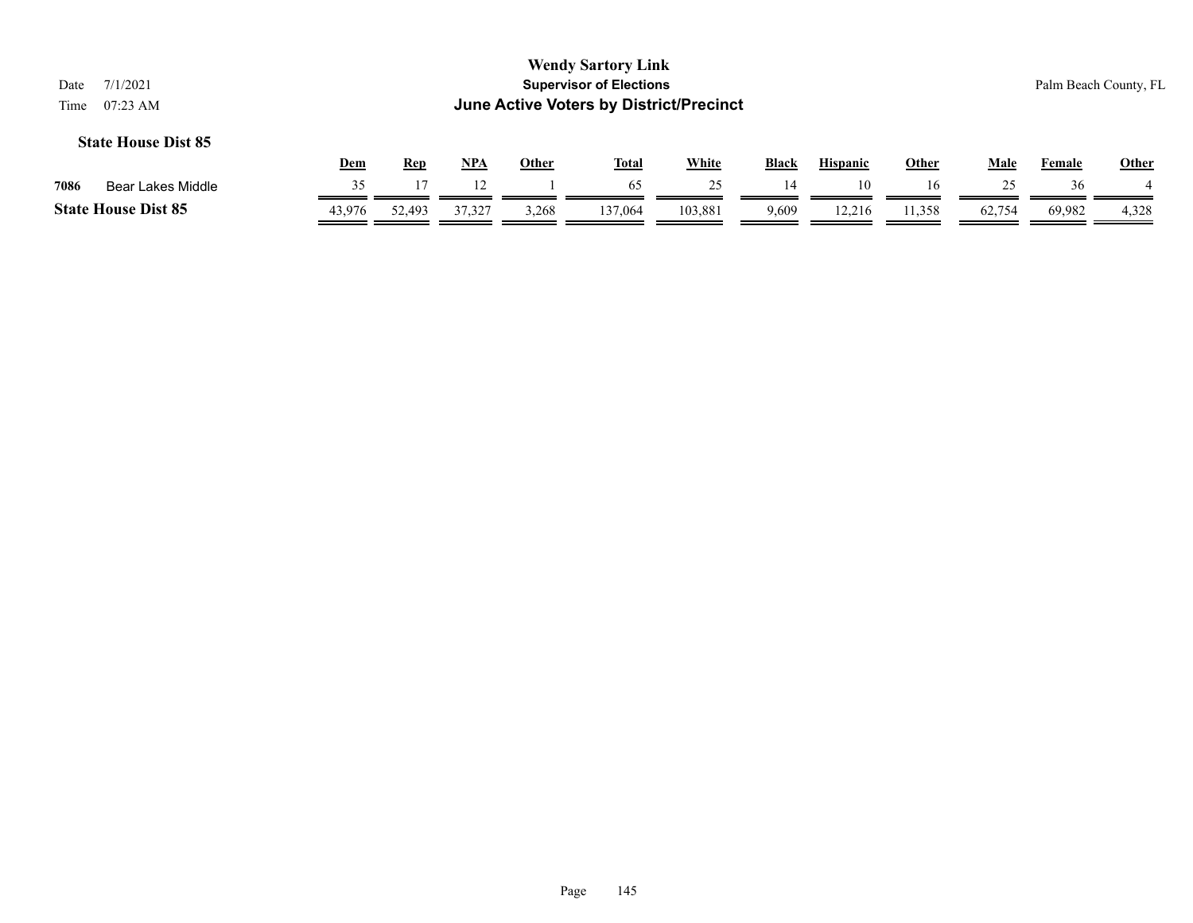**Wendy Sartory Link**
**Supervisor of Elections**
**June Active Voters by District/Precinct**

Date 7/1/2021
Time 07:23 AM

Palm Beach County, FL

### State House Dist 85

| | | Dem | Rep | NPA | Other | Total | White | Black | Hispanic | Other | Male | Female | Other |
|---|---|---|---|---|---|---|---|---|---|---|---|---|---|
| 7086 | Bear Lakes Middle | 35 | 17 | 12 | 1 | 65 | 25 | 14 | 10 | 16 | 25 | 36 | 4 |
| **State House Dist 85** | | 43,976 | 52,493 | 37,327 | 3,268 | 137,064 | 103,881 | 9,609 | 12,216 | 11,358 | 62,754 | 69,982 | 4,328 |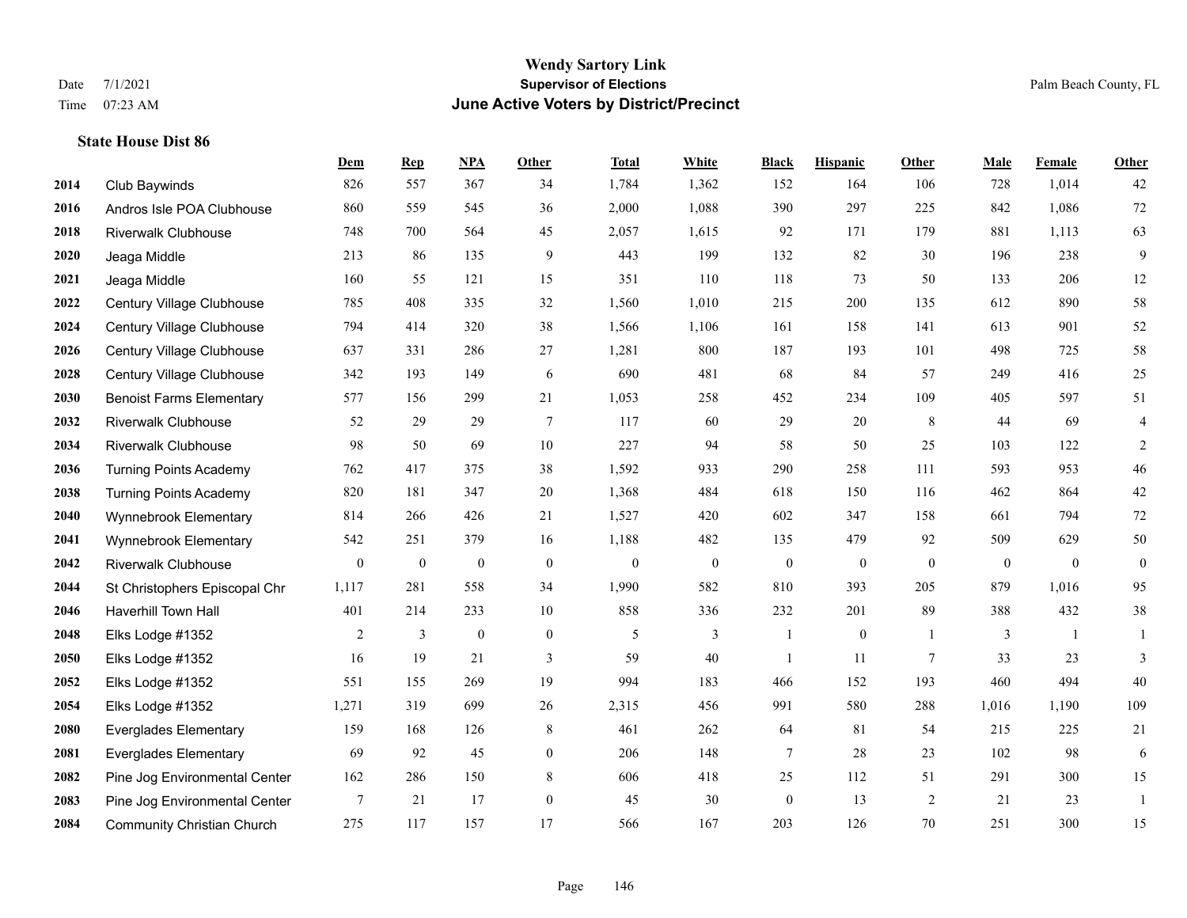# Wendy Sartory Link

**Supervisor of Elections**

**June Active Voters by District/Precinct**

Date 7/1/2021
Time 07:23 AM

Palm Beach County, FL

### State House Dist 86

| | | Dem | Rep | NPA | Other | Total | White | Black | Hispanic | Other | Male | Female | Other |
|---|---|---|---|---|---|---|---|---|---|---|---|---|---|
| 2014 | Club Baywinds | 826 | 557 | 367 | 34 | 1,784 | 1,362 | 152 | 164 | 106 | 728 | 1,014 | 42 |
| 2016 | Andros Isle POA Clubhouse | 860 | 559 | 545 | 36 | 2,000 | 1,088 | 390 | 297 | 225 | 842 | 1,086 | 72 |
| 2018 | Riverwalk Clubhouse | 748 | 700 | 564 | 45 | 2,057 | 1,615 | 92 | 171 | 179 | 881 | 1,113 | 63 |
| 2020 | Jeaga Middle | 213 | 86 | 135 | 9 | 443 | 199 | 132 | 82 | 30 | 196 | 238 | 9 |
| 2021 | Jeaga Middle | 160 | 55 | 121 | 15 | 351 | 110 | 118 | 73 | 50 | 133 | 206 | 12 |
| 2022 | Century Village Clubhouse | 785 | 408 | 335 | 32 | 1,560 | 1,010 | 215 | 200 | 135 | 612 | 890 | 58 |
| 2024 | Century Village Clubhouse | 794 | 414 | 320 | 38 | 1,566 | 1,106 | 161 | 158 | 141 | 613 | 901 | 52 |
| 2026 | Century Village Clubhouse | 637 | 331 | 286 | 27 | 1,281 | 800 | 187 | 193 | 101 | 498 | 725 | 58 |
| 2028 | Century Village Clubhouse | 342 | 193 | 149 | 6 | 690 | 481 | 68 | 84 | 57 | 249 | 416 | 25 |
| 2030 | Benoist Farms Elementary | 577 | 156 | 299 | 21 | 1,053 | 258 | 452 | 234 | 109 | 405 | 597 | 51 |
| 2032 | Riverwalk Clubhouse | 52 | 29 | 29 | 7 | 117 | 60 | 29 | 20 | 8 | 44 | 69 | 4 |
| 2034 | Riverwalk Clubhouse | 98 | 50 | 69 | 10 | 227 | 94 | 58 | 50 | 25 | 103 | 122 | 2 |
| 2036 | Turning Points Academy | 762 | 417 | 375 | 38 | 1,592 | 933 | 290 | 258 | 111 | 593 | 953 | 46 |
| 2038 | Turning Points Academy | 820 | 181 | 347 | 20 | 1,368 | 484 | 618 | 150 | 116 | 462 | 864 | 42 |
| 2040 | Wynnebrook Elementary | 814 | 266 | 426 | 21 | 1,527 | 420 | 602 | 347 | 158 | 661 | 794 | 72 |
| 2041 | Wynnebrook Elementary | 542 | 251 | 379 | 16 | 1,188 | 482 | 135 | 479 | 92 | 509 | 629 | 50 |
| 2042 | Riverwalk Clubhouse | 0 | 0 | 0 | 0 | 0 | 0 | 0 | 0 | 0 | 0 | 0 | 0 |
| 2044 | St Christophers Episcopal Chr | 1,117 | 281 | 558 | 34 | 1,990 | 582 | 810 | 393 | 205 | 879 | 1,016 | 95 |
| 2046 | Haverhill Town Hall | 401 | 214 | 233 | 10 | 858 | 336 | 232 | 201 | 89 | 388 | 432 | 38 |
| 2048 | Elks Lodge #1352 | 2 | 3 | 0 | 0 | 5 | 3 | 1 | 0 | 1 | 3 | 1 | 1 |
| 2050 | Elks Lodge #1352 | 16 | 19 | 21 | 3 | 59 | 40 | 1 | 11 | 7 | 33 | 23 | 3 |
| 2052 | Elks Lodge #1352 | 551 | 155 | 269 | 19 | 994 | 183 | 466 | 152 | 193 | 460 | 494 | 40 |
| 2054 | Elks Lodge #1352 | 1,271 | 319 | 699 | 26 | 2,315 | 456 | 991 | 580 | 288 | 1,016 | 1,190 | 109 |
| 2080 | Everglades Elementary | 159 | 168 | 126 | 8 | 461 | 262 | 64 | 81 | 54 | 215 | 225 | 21 |
| 2081 | Everglades Elementary | 69 | 92 | 45 | 0 | 206 | 148 | 7 | 28 | 23 | 102 | 98 | 6 |
| 2082 | Pine Jog Environmental Center | 162 | 286 | 150 | 8 | 606 | 418 | 25 | 112 | 51 | 291 | 300 | 15 |
| 2083 | Pine Jog Environmental Center | 7 | 21 | 17 | 0 | 45 | 30 | 0 | 13 | 2 | 21 | 23 | 1 |
| 2084 | Community Christian Church | 275 | 117 | 157 | 17 | 566 | 167 | 203 | 126 | 70 | 251 | 300 | 15 |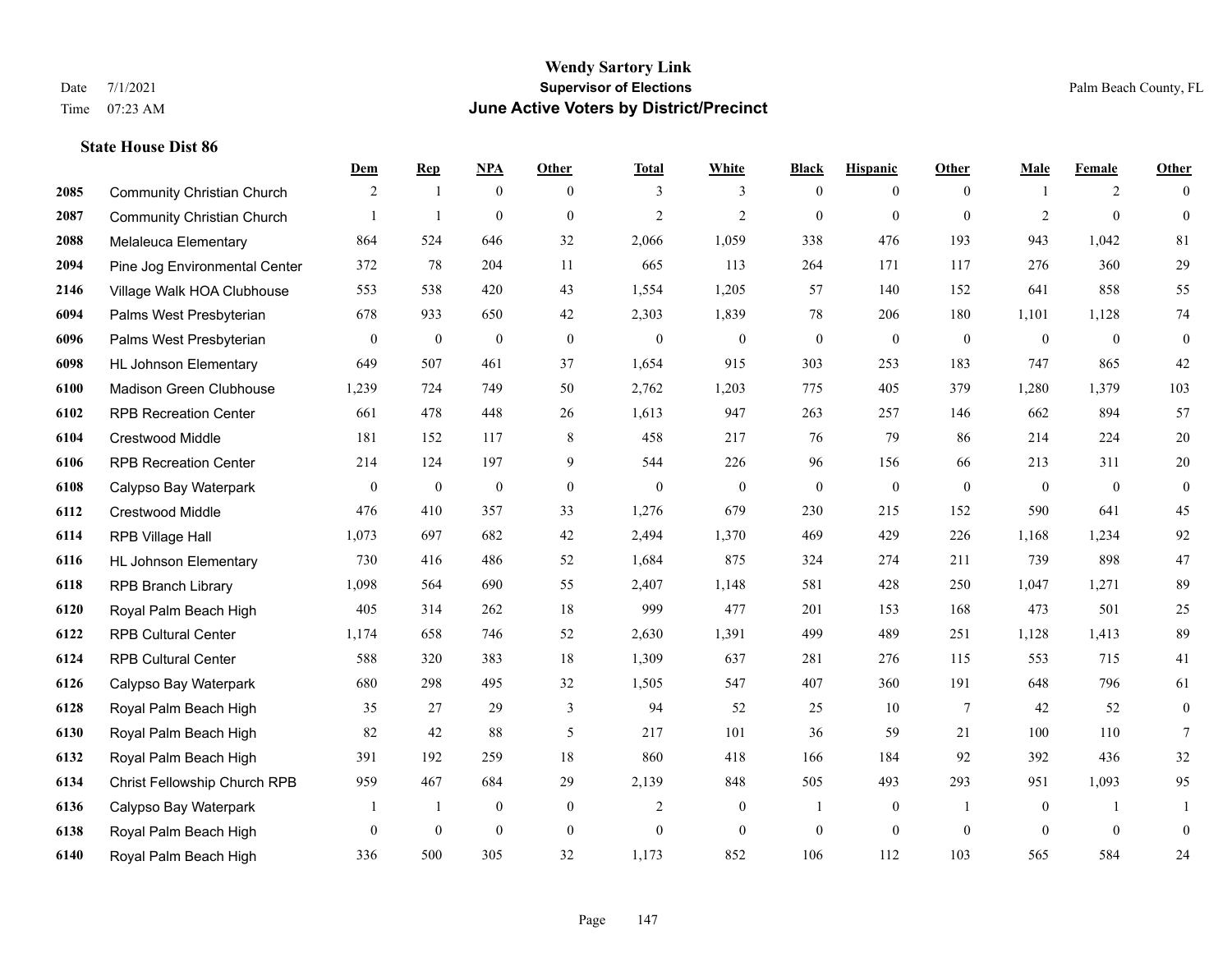# Wendy Sartory Link
## Supervisor of Elections
## June Active Voters by District/Precinct

Date 7/1/2021
Time 07:23 AM

Palm Beach County, FL

### State House Dist 86

| | | Dem | Rep | NPA | Other | Total | White | Black | Hispanic | Other | Male | Female | Other |
|---|---|---|---|---|---|---|---|---|---|---|---|---|---|
| 2085 | Community Christian Church | 2 | 1 | 0 | 0 | 3 | 3 | 0 | 0 | 0 | 1 | 2 | 0 |
| 2087 | Community Christian Church | 1 | 1 | 0 | 0 | 2 | 2 | 0 | 0 | 0 | 2 | 0 | 0 |
| 2088 | Melaleuca Elementary | 864 | 524 | 646 | 32 | 2,066 | 1,059 | 338 | 476 | 193 | 943 | 1,042 | 81 |
| 2094 | Pine Jog Environmental Center | 372 | 78 | 204 | 11 | 665 | 113 | 264 | 171 | 117 | 276 | 360 | 29 |
| 2146 | Village Walk HOA Clubhouse | 553 | 538 | 420 | 43 | 1,554 | 1,205 | 57 | 140 | 152 | 641 | 858 | 55 |
| 6094 | Palms West Presbyterian | 678 | 933 | 650 | 42 | 2,303 | 1,839 | 78 | 206 | 180 | 1,101 | 1,128 | 74 |
| 6096 | Palms West Presbyterian | 0 | 0 | 0 | 0 | 0 | 0 | 0 | 0 | 0 | 0 | 0 | 0 |
| 6098 | HL Johnson Elementary | 649 | 507 | 461 | 37 | 1,654 | 915 | 303 | 253 | 183 | 747 | 865 | 42 |
| 6100 | Madison Green Clubhouse | 1,239 | 724 | 749 | 50 | 2,762 | 1,203 | 775 | 405 | 379 | 1,280 | 1,379 | 103 |
| 6102 | RPB Recreation Center | 661 | 478 | 448 | 26 | 1,613 | 947 | 263 | 257 | 146 | 662 | 894 | 57 |
| 6104 | Crestwood Middle | 181 | 152 | 117 | 8 | 458 | 217 | 76 | 79 | 86 | 214 | 224 | 20 |
| 6106 | RPB Recreation Center | 214 | 124 | 197 | 9 | 544 | 226 | 96 | 156 | 66 | 213 | 311 | 20 |
| 6108 | Calypso Bay Waterpark | 0 | 0 | 0 | 0 | 0 | 0 | 0 | 0 | 0 | 0 | 0 | 0 |
| 6112 | Crestwood Middle | 476 | 410 | 357 | 33 | 1,276 | 679 | 230 | 215 | 152 | 590 | 641 | 45 |
| 6114 | RPB Village Hall | 1,073 | 697 | 682 | 42 | 2,494 | 1,370 | 469 | 429 | 226 | 1,168 | 1,234 | 92 |
| 6116 | HL Johnson Elementary | 730 | 416 | 486 | 52 | 1,684 | 875 | 324 | 274 | 211 | 739 | 898 | 47 |
| 6118 | RPB Branch Library | 1,098 | 564 | 690 | 55 | 2,407 | 1,148 | 581 | 428 | 250 | 1,047 | 1,271 | 89 |
| 6120 | Royal Palm Beach High | 405 | 314 | 262 | 18 | 999 | 477 | 201 | 153 | 168 | 473 | 501 | 25 |
| 6122 | RPB Cultural Center | 1,174 | 658 | 746 | 52 | 2,630 | 1,391 | 499 | 489 | 251 | 1,128 | 1,413 | 89 |
| 6124 | RPB Cultural Center | 588 | 320 | 383 | 18 | 1,309 | 637 | 281 | 276 | 115 | 553 | 715 | 41 |
| 6126 | Calypso Bay Waterpark | 680 | 298 | 495 | 32 | 1,505 | 547 | 407 | 360 | 191 | 648 | 796 | 61 |
| 6128 | Royal Palm Beach High | 35 | 27 | 29 | 3 | 94 | 52 | 25 | 10 | 7 | 42 | 52 | 0 |
| 6130 | Royal Palm Beach High | 82 | 42 | 88 | 5 | 217 | 101 | 36 | 59 | 21 | 100 | 110 | 7 |
| 6132 | Royal Palm Beach High | 391 | 192 | 259 | 18 | 860 | 418 | 166 | 184 | 92 | 392 | 436 | 32 |
| 6134 | Christ Fellowship Church RPB | 959 | 467 | 684 | 29 | 2,139 | 848 | 505 | 493 | 293 | 951 | 1,093 | 95 |
| 6136 | Calypso Bay Waterpark | 1 | 1 | 0 | 0 | 2 | 0 | 1 | 0 | 1 | 0 | 1 | 1 |
| 6138 | Royal Palm Beach High | 0 | 0 | 0 | 0 | 0 | 0 | 0 | 0 | 0 | 0 | 0 | 0 |
| 6140 | Royal Palm Beach High | 336 | 500 | 305 | 32 | 1,173 | 852 | 106 | 112 | 103 | 565 | 584 | 24 |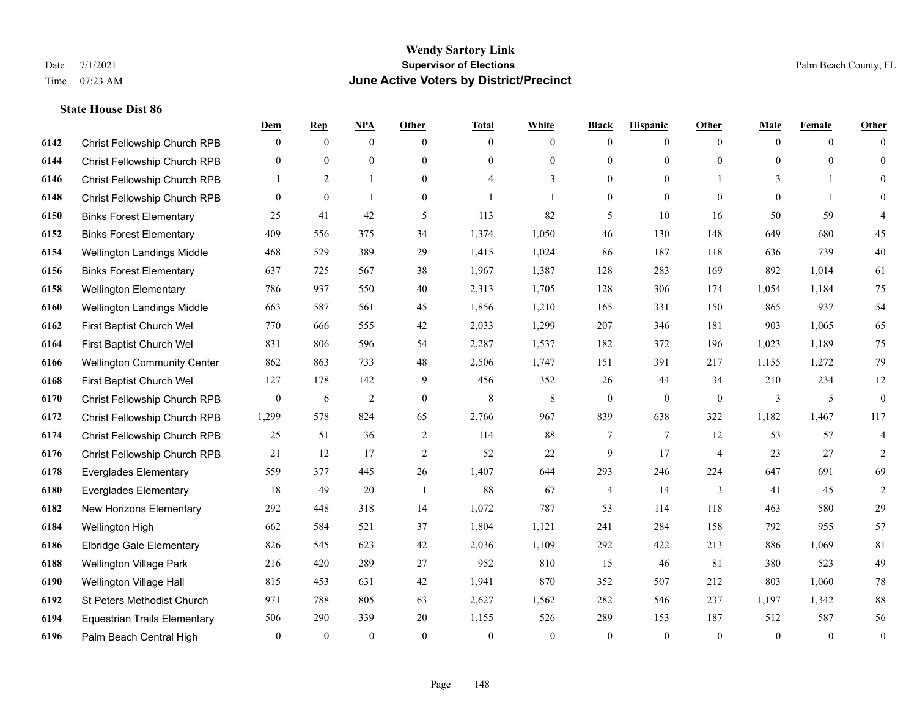# Wendy Sartory Link
## Supervisor of Elections
## June Active Voters by District/Precinct

Date 7/1/2021
Time 07:23 AM
Palm Beach County, FL

### State House Dist 86

| | | Dem | Rep | NPA | Other | Total | White | Black | Hispanic | Other | Male | Female | Other |
|---|---|---|---|---|---|---|---|---|---|---|---|---|---|
| 6142 | Christ Fellowship Church RPB | 0 | 0 | 0 | 0 | 0 | 0 | 0 | 0 | 0 | 0 | 0 | 0 |
| 6144 | Christ Fellowship Church RPB | 0 | 0 | 0 | 0 | 0 | 0 | 0 | 0 | 0 | 0 | 0 | 0 |
| 6146 | Christ Fellowship Church RPB | 1 | 2 | 1 | 0 | 4 | 3 | 0 | 0 | 1 | 3 | 1 | 0 |
| 6148 | Christ Fellowship Church RPB | 0 | 0 | 1 | 0 | 1 | 1 | 0 | 0 | 0 | 0 | 1 | 0 |
| 6150 | Binks Forest Elementary | 25 | 41 | 42 | 5 | 113 | 82 | 5 | 10 | 16 | 50 | 59 | 4 |
| 6152 | Binks Forest Elementary | 409 | 556 | 375 | 34 | 1,374 | 1,050 | 46 | 130 | 148 | 649 | 680 | 45 |
| 6154 | Wellington Landings Middle | 468 | 529 | 389 | 29 | 1,415 | 1,024 | 86 | 187 | 118 | 636 | 739 | 40 |
| 6156 | Binks Forest Elementary | 637 | 725 | 567 | 38 | 1,967 | 1,387 | 128 | 283 | 169 | 892 | 1,014 | 61 |
| 6158 | Wellington Elementary | 786 | 937 | 550 | 40 | 2,313 | 1,705 | 128 | 306 | 174 | 1,054 | 1,184 | 75 |
| 6160 | Wellington Landings Middle | 663 | 587 | 561 | 45 | 1,856 | 1,210 | 165 | 331 | 150 | 865 | 937 | 54 |
| 6162 | First Baptist Church Wel | 770 | 666 | 555 | 42 | 2,033 | 1,299 | 207 | 346 | 181 | 903 | 1,065 | 65 |
| 6164 | First Baptist Church Wel | 831 | 806 | 596 | 54 | 2,287 | 1,537 | 182 | 372 | 196 | 1,023 | 1,189 | 75 |
| 6166 | Wellington Community Center | 862 | 863 | 733 | 48 | 2,506 | 1,747 | 151 | 391 | 217 | 1,155 | 1,272 | 79 |
| 6168 | First Baptist Church Wel | 127 | 178 | 142 | 9 | 456 | 352 | 26 | 44 | 34 | 210 | 234 | 12 |
| 6170 | Christ Fellowship Church RPB | 0 | 6 | 2 | 0 | 8 | 8 | 0 | 0 | 0 | 3 | 5 | 0 |
| 6172 | Christ Fellowship Church RPB | 1,299 | 578 | 824 | 65 | 2,766 | 967 | 839 | 638 | 322 | 1,182 | 1,467 | 117 |
| 6174 | Christ Fellowship Church RPB | 25 | 51 | 36 | 2 | 114 | 88 | 7 | 7 | 12 | 53 | 57 | 4 |
| 6176 | Christ Fellowship Church RPB | 21 | 12 | 17 | 2 | 52 | 22 | 9 | 17 | 4 | 23 | 27 | 2 |
| 6178 | Everglades Elementary | 559 | 377 | 445 | 26 | 1,407 | 644 | 293 | 246 | 224 | 647 | 691 | 69 |
| 6180 | Everglades Elementary | 18 | 49 | 20 | 1 | 88 | 67 | 4 | 14 | 3 | 41 | 45 | 2 |
| 6182 | New Horizons Elementary | 292 | 448 | 318 | 14 | 1,072 | 787 | 53 | 114 | 118 | 463 | 580 | 29 |
| 6184 | Wellington High | 662 | 584 | 521 | 37 | 1,804 | 1,121 | 241 | 284 | 158 | 792 | 955 | 57 |
| 6186 | Elbridge Gale Elementary | 826 | 545 | 623 | 42 | 2,036 | 1,109 | 292 | 422 | 213 | 886 | 1,069 | 81 |
| 6188 | Wellington Village Park | 216 | 420 | 289 | 27 | 952 | 810 | 15 | 46 | 81 | 380 | 523 | 49 |
| 6190 | Wellington Village Hall | 815 | 453 | 631 | 42 | 1,941 | 870 | 352 | 507 | 212 | 803 | 1,060 | 78 |
| 6192 | St Peters Methodist Church | 971 | 788 | 805 | 63 | 2,627 | 1,562 | 282 | 546 | 237 | 1,197 | 1,342 | 88 |
| 6194 | Equestrian Trails Elementary | 506 | 290 | 339 | 20 | 1,155 | 526 | 289 | 153 | 187 | 512 | 587 | 56 |
| 6196 | Palm Beach Central High | 0 | 0 | 0 | 0 | 0 | 0 | 0 | 0 | 0 | 0 | 0 | 0 |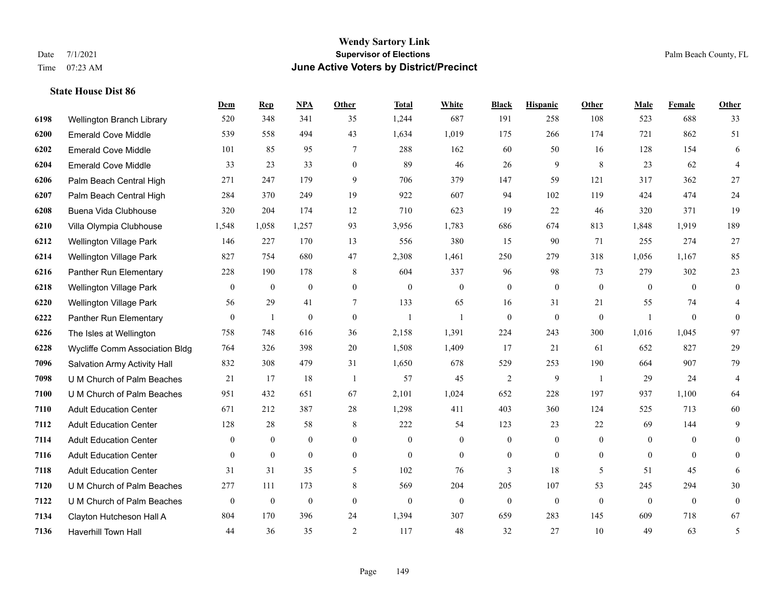# Wendy Sartory Link
## Supervisor of Elections
## June Active Voters by District/Precinct

Date 7/1/2021
Time 07:23 AM

Palm Beach County, FL

### State House Dist 86

| | | Dem | Rep | NPA | Other | Total | White | Black | Hispanic | Other | Male | Female | Other |
|---|---|---|---|---|---|---|---|---|---|---|---|---|---|
| 6198 | Wellington Branch Library | 520 | 348 | 341 | 35 | 1,244 | 687 | 191 | 258 | 108 | 523 | 688 | 33 |
| 6200 | Emerald Cove Middle | 539 | 558 | 494 | 43 | 1,634 | 1,019 | 175 | 266 | 174 | 721 | 862 | 51 |
| 6202 | Emerald Cove Middle | 101 | 85 | 95 | 7 | 288 | 162 | 60 | 50 | 16 | 128 | 154 | 6 |
| 6204 | Emerald Cove Middle | 33 | 23 | 33 | 0 | 89 | 46 | 26 | 9 | 8 | 23 | 62 | 4 |
| 6206 | Palm Beach Central High | 271 | 247 | 179 | 9 | 706 | 379 | 147 | 59 | 121 | 317 | 362 | 27 |
| 6207 | Palm Beach Central High | 284 | 370 | 249 | 19 | 922 | 607 | 94 | 102 | 119 | 424 | 474 | 24 |
| 6208 | Buena Vida Clubhouse | 320 | 204 | 174 | 12 | 710 | 623 | 19 | 22 | 46 | 320 | 371 | 19 |
| 6210 | Villa Olympia Clubhouse | 1,548 | 1,058 | 1,257 | 93 | 3,956 | 1,783 | 686 | 674 | 813 | 1,848 | 1,919 | 189 |
| 6212 | Wellington Village Park | 146 | 227 | 170 | 13 | 556 | 380 | 15 | 90 | 71 | 255 | 274 | 27 |
| 6214 | Wellington Village Park | 827 | 754 | 680 | 47 | 2,308 | 1,461 | 250 | 279 | 318 | 1,056 | 1,167 | 85 |
| 6216 | Panther Run Elementary | 228 | 190 | 178 | 8 | 604 | 337 | 96 | 98 | 73 | 279 | 302 | 23 |
| 6218 | Wellington Village Park | 0 | 0 | 0 | 0 | 0 | 0 | 0 | 0 | 0 | 0 | 0 | 0 |
| 6220 | Wellington Village Park | 56 | 29 | 41 | 7 | 133 | 65 | 16 | 31 | 21 | 55 | 74 | 4 |
| 6222 | Panther Run Elementary | 0 | 1 | 0 | 0 | 1 | 1 | 0 | 0 | 0 | 1 | 0 | 0 |
| 6226 | The Isles at Wellington | 758 | 748 | 616 | 36 | 2,158 | 1,391 | 224 | 243 | 300 | 1,016 | 1,045 | 97 |
| 6228 | Wycliffe Comm Association Bldg | 764 | 326 | 398 | 20 | 1,508 | 1,409 | 17 | 21 | 61 | 652 | 827 | 29 |
| 7096 | Salvation Army Activity Hall | 832 | 308 | 479 | 31 | 1,650 | 678 | 529 | 253 | 190 | 664 | 907 | 79 |
| 7098 | U M Church of Palm Beaches | 21 | 17 | 18 | 1 | 57 | 45 | 2 | 9 | 1 | 29 | 24 | 4 |
| 7100 | U M Church of Palm Beaches | 951 | 432 | 651 | 67 | 2,101 | 1,024 | 652 | 228 | 197 | 937 | 1,100 | 64 |
| 7110 | Adult Education Center | 671 | 212 | 387 | 28 | 1,298 | 411 | 403 | 360 | 124 | 525 | 713 | 60 |
| 7112 | Adult Education Center | 128 | 28 | 58 | 8 | 222 | 54 | 123 | 23 | 22 | 69 | 144 | 9 |
| 7114 | Adult Education Center | 0 | 0 | 0 | 0 | 0 | 0 | 0 | 0 | 0 | 0 | 0 | 0 |
| 7116 | Adult Education Center | 0 | 0 | 0 | 0 | 0 | 0 | 0 | 0 | 0 | 0 | 0 | 0 |
| 7118 | Adult Education Center | 31 | 31 | 35 | 5 | 102 | 76 | 3 | 18 | 5 | 51 | 45 | 6 |
| 7120 | U M Church of Palm Beaches | 277 | 111 | 173 | 8 | 569 | 204 | 205 | 107 | 53 | 245 | 294 | 30 |
| 7122 | U M Church of Palm Beaches | 0 | 0 | 0 | 0 | 0 | 0 | 0 | 0 | 0 | 0 | 0 | 0 |
| 7134 | Clayton Hutcheson Hall A | 804 | 170 | 396 | 24 | 1,394 | 307 | 659 | 283 | 145 | 609 | 718 | 67 |
| 7136 | Haverhill Town Hall | 44 | 36 | 35 | 2 | 117 | 48 | 32 | 27 | 10 | 49 | 63 | 5 |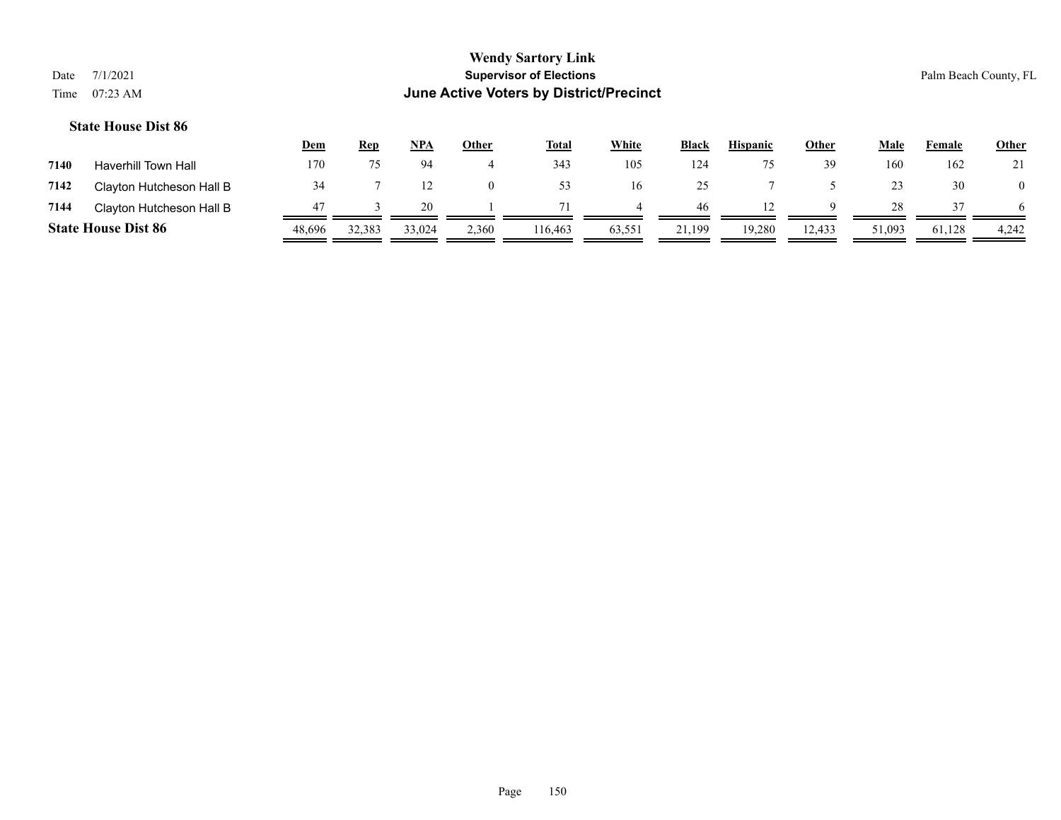**State House Dist 86**

| | | Dem | Rep | NPA | Other | Total | White | Black | Hispanic | Other | Male | Female | Other |
|---|---|---|---|---|---|---|---|---|---|---|---|---|---|
| 7140 | Haverhill Town Hall | 170 | 75 | 94 | 4 | 343 | 105 | 124 | 75 | 39 | 160 | 162 | 21 |
| 7142 | Clayton Hutcheson Hall B | 34 | 7 | 12 | 0 | 53 | 16 | 25 | 7 | 5 | 23 | 30 | 0 |
| 7144 | Clayton Hutcheson Hall B | 47 | 3 | 20 | 1 | 71 | 4 | 46 | 12 | 9 | 28 | 37 | 6 |
| **State House Dist 86** | | 48,696 | 32,383 | 33,024 | 2,360 | 116,463 | 63,551 | 21,199 | 19,280 | 12,433 | 51,093 | 61,128 | 4,242 |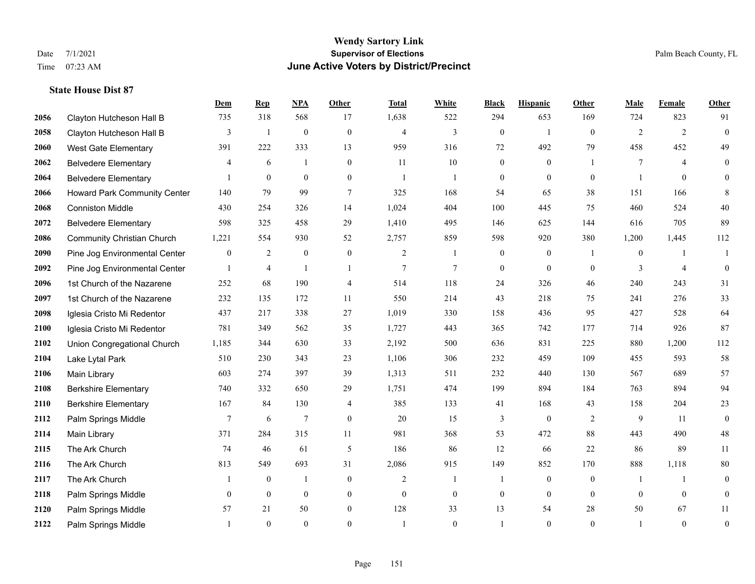# Wendy Sartory Link

**Supervisor of Elections**

**June Active Voters by District/Precinct**

Date 7/1/2021
Time 07:23 AM

Palm Beach County, FL

**State House Dist 87**

| | | Dem | Rep | NPA | Other | Total | White | Black | Hispanic | Other | Male | Female | Other |
|---|---|---|---|---|---|---|---|---|---|---|---|---|---|
| 2056 | Clayton Hutcheson Hall B | 735 | 318 | 568 | 17 | 1,638 | 522 | 294 | 653 | 169 | 724 | 823 | 91 |
| 2058 | Clayton Hutcheson Hall B | 3 | 1 | 0 | 0 | 4 | 3 | 0 | 1 | 0 | 2 | 2 | 0 |
| 2060 | West Gate Elementary | 391 | 222 | 333 | 13 | 959 | 316 | 72 | 492 | 79 | 458 | 452 | 49 |
| 2062 | Belvedere Elementary | 4 | 6 | 1 | 0 | 11 | 10 | 0 | 0 | 1 | 7 | 4 | 0 |
| 2064 | Belvedere Elementary | 1 | 0 | 0 | 0 | 1 | 1 | 0 | 0 | 0 | 1 | 0 | 0 |
| 2066 | Howard Park Community Center | 140 | 79 | 99 | 7 | 325 | 168 | 54 | 65 | 38 | 151 | 166 | 8 |
| 2068 | Conniston Middle | 430 | 254 | 326 | 14 | 1,024 | 404 | 100 | 445 | 75 | 460 | 524 | 40 |
| 2072 | Belvedere Elementary | 598 | 325 | 458 | 29 | 1,410 | 495 | 146 | 625 | 144 | 616 | 705 | 89 |
| 2086 | Community Christian Church | 1,221 | 554 | 930 | 52 | 2,757 | 859 | 598 | 920 | 380 | 1,200 | 1,445 | 112 |
| 2090 | Pine Jog Environmental Center | 0 | 2 | 0 | 0 | 2 | 1 | 0 | 0 | 1 | 0 | 1 | 1 |
| 2092 | Pine Jog Environmental Center | 1 | 4 | 1 | 1 | 7 | 7 | 0 | 0 | 0 | 3 | 4 | 0 |
| 2096 | 1st Church of the Nazarene | 252 | 68 | 190 | 4 | 514 | 118 | 24 | 326 | 46 | 240 | 243 | 31 |
| 2097 | 1st Church of the Nazarene | 232 | 135 | 172 | 11 | 550 | 214 | 43 | 218 | 75 | 241 | 276 | 33 |
| 2098 | Iglesia Cristo Mi Redentor | 437 | 217 | 338 | 27 | 1,019 | 330 | 158 | 436 | 95 | 427 | 528 | 64 |
| 2100 | Iglesia Cristo Mi Redentor | 781 | 349 | 562 | 35 | 1,727 | 443 | 365 | 742 | 177 | 714 | 926 | 87 |
| 2102 | Union Congregational Church | 1,185 | 344 | 630 | 33 | 2,192 | 500 | 636 | 831 | 225 | 880 | 1,200 | 112 |
| 2104 | Lake Lytal Park | 510 | 230 | 343 | 23 | 1,106 | 306 | 232 | 459 | 109 | 455 | 593 | 58 |
| 2106 | Main Library | 603 | 274 | 397 | 39 | 1,313 | 511 | 232 | 440 | 130 | 567 | 689 | 57 |
| 2108 | Berkshire Elementary | 740 | 332 | 650 | 29 | 1,751 | 474 | 199 | 894 | 184 | 763 | 894 | 94 |
| 2110 | Berkshire Elementary | 167 | 84 | 130 | 4 | 385 | 133 | 41 | 168 | 43 | 158 | 204 | 23 |
| 2112 | Palm Springs Middle | 7 | 6 | 7 | 0 | 20 | 15 | 3 | 0 | 2 | 9 | 11 | 0 |
| 2114 | Main Library | 371 | 284 | 315 | 11 | 981 | 368 | 53 | 472 | 88 | 443 | 490 | 48 |
| 2115 | The Ark Church | 74 | 46 | 61 | 5 | 186 | 86 | 12 | 66 | 22 | 86 | 89 | 11 |
| 2116 | The Ark Church | 813 | 549 | 693 | 31 | 2,086 | 915 | 149 | 852 | 170 | 888 | 1,118 | 80 |
| 2117 | The Ark Church | 1 | 0 | 1 | 0 | 2 | 1 | 1 | 0 | 0 | 1 | 1 | 0 |
| 2118 | Palm Springs Middle | 0 | 0 | 0 | 0 | 0 | 0 | 0 | 0 | 0 | 0 | 0 | 0 |
| 2120 | Palm Springs Middle | 57 | 21 | 50 | 0 | 128 | 33 | 13 | 54 | 28 | 50 | 67 | 11 |
| 2122 | Palm Springs Middle | 1 | 0 | 0 | 0 | 1 | 0 | 1 | 0 | 0 | 1 | 0 | 0 |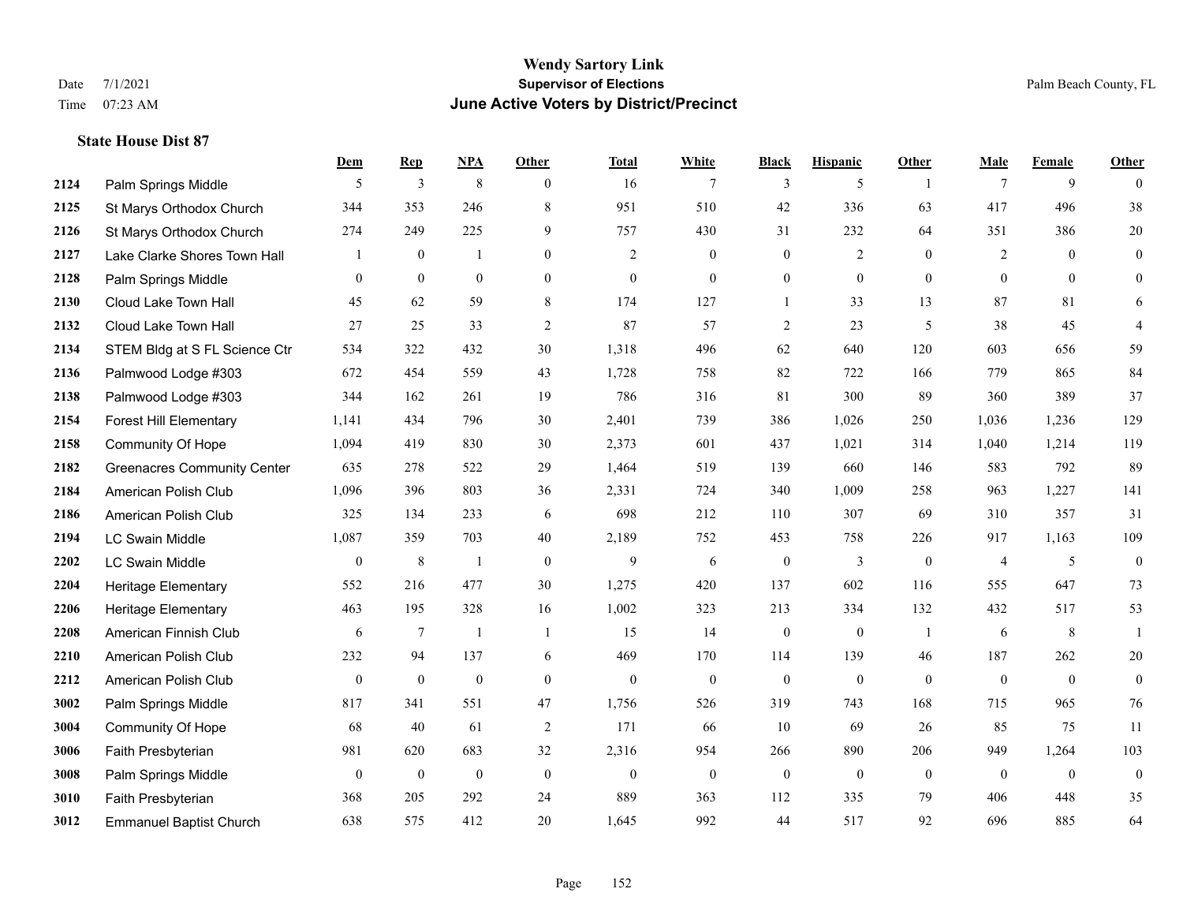# Wendy Sartory Link
## Supervisor of Elections
## June Active Voters by District/Precinct

Date 7/1/2021
Time 07:23 AM

Palm Beach County, FL

### State House Dist 87

| | | Dem | Rep | NPA | Other | Total | White | Black | Hispanic | Other | Male | Female | Other |
|---|---|---|---|---|---|---|---|---|---|---|---|---|---|
| 2124 | Palm Springs Middle | 5 | 3 | 8 | 0 | 16 | 7 | 3 | 5 | 1 | 7 | 9 | 0 |
| 2125 | St Marys Orthodox Church | 344 | 353 | 246 | 8 | 951 | 510 | 42 | 336 | 63 | 417 | 496 | 38 |
| 2126 | St Marys Orthodox Church | 274 | 249 | 225 | 9 | 757 | 430 | 31 | 232 | 64 | 351 | 386 | 20 |
| 2127 | Lake Clarke Shores Town Hall | 1 | 0 | 1 | 0 | 2 | 0 | 0 | 2 | 0 | 2 | 0 | 0 |
| 2128 | Palm Springs Middle | 0 | 0 | 0 | 0 | 0 | 0 | 0 | 0 | 0 | 0 | 0 | 0 |
| 2130 | Cloud Lake Town Hall | 45 | 62 | 59 | 8 | 174 | 127 | 1 | 33 | 13 | 87 | 81 | 6 |
| 2132 | Cloud Lake Town Hall | 27 | 25 | 33 | 2 | 87 | 57 | 2 | 23 | 5 | 38 | 45 | 4 |
| 2134 | STEM Bldg at S FL Science Ctr | 534 | 322 | 432 | 30 | 1,318 | 496 | 62 | 640 | 120 | 603 | 656 | 59 |
| 2136 | Palmwood Lodge #303 | 672 | 454 | 559 | 43 | 1,728 | 758 | 82 | 722 | 166 | 779 | 865 | 84 |
| 2138 | Palmwood Lodge #303 | 344 | 162 | 261 | 19 | 786 | 316 | 81 | 300 | 89 | 360 | 389 | 37 |
| 2154 | Forest Hill Elementary | 1,141 | 434 | 796 | 30 | 2,401 | 739 | 386 | 1,026 | 250 | 1,036 | 1,236 | 129 |
| 2158 | Community Of Hope | 1,094 | 419 | 830 | 30 | 2,373 | 601 | 437 | 1,021 | 314 | 1,040 | 1,214 | 119 |
| 2182 | Greenacres Community Center | 635 | 278 | 522 | 29 | 1,464 | 519 | 139 | 660 | 146 | 583 | 792 | 89 |
| 2184 | American Polish Club | 1,096 | 396 | 803 | 36 | 2,331 | 724 | 340 | 1,009 | 258 | 963 | 1,227 | 141 |
| 2186 | American Polish Club | 325 | 134 | 233 | 6 | 698 | 212 | 110 | 307 | 69 | 310 | 357 | 31 |
| 2194 | LC Swain Middle | 1,087 | 359 | 703 | 40 | 2,189 | 752 | 453 | 758 | 226 | 917 | 1,163 | 109 |
| 2202 | LC Swain Middle | 0 | 8 | 1 | 0 | 9 | 6 | 0 | 3 | 0 | 4 | 5 | 0 |
| 2204 | Heritage Elementary | 552 | 216 | 477 | 30 | 1,275 | 420 | 137 | 602 | 116 | 555 | 647 | 73 |
| 2206 | Heritage Elementary | 463 | 195 | 328 | 16 | 1,002 | 323 | 213 | 334 | 132 | 432 | 517 | 53 |
| 2208 | American Finnish Club | 6 | 7 | 1 | 1 | 15 | 14 | 0 | 0 | 1 | 6 | 8 | 1 |
| 2210 | American Polish Club | 232 | 94 | 137 | 6 | 469 | 170 | 114 | 139 | 46 | 187 | 262 | 20 |
| 2212 | American Polish Club | 0 | 0 | 0 | 0 | 0 | 0 | 0 | 0 | 0 | 0 | 0 | 0 |
| 3002 | Palm Springs Middle | 817 | 341 | 551 | 47 | 1,756 | 526 | 319 | 743 | 168 | 715 | 965 | 76 |
| 3004 | Community Of Hope | 68 | 40 | 61 | 2 | 171 | 66 | 10 | 69 | 26 | 85 | 75 | 11 |
| 3006 | Faith Presbyterian | 981 | 620 | 683 | 32 | 2,316 | 954 | 266 | 890 | 206 | 949 | 1,264 | 103 |
| 3008 | Palm Springs Middle | 0 | 0 | 0 | 0 | 0 | 0 | 0 | 0 | 0 | 0 | 0 | 0 |
| 3010 | Faith Presbyterian | 368 | 205 | 292 | 24 | 889 | 363 | 112 | 335 | 79 | 406 | 448 | 35 |
| 3012 | Emmanuel Baptist Church | 638 | 575 | 412 | 20 | 1,645 | 992 | 44 | 517 | 92 | 696 | 885 | 64 |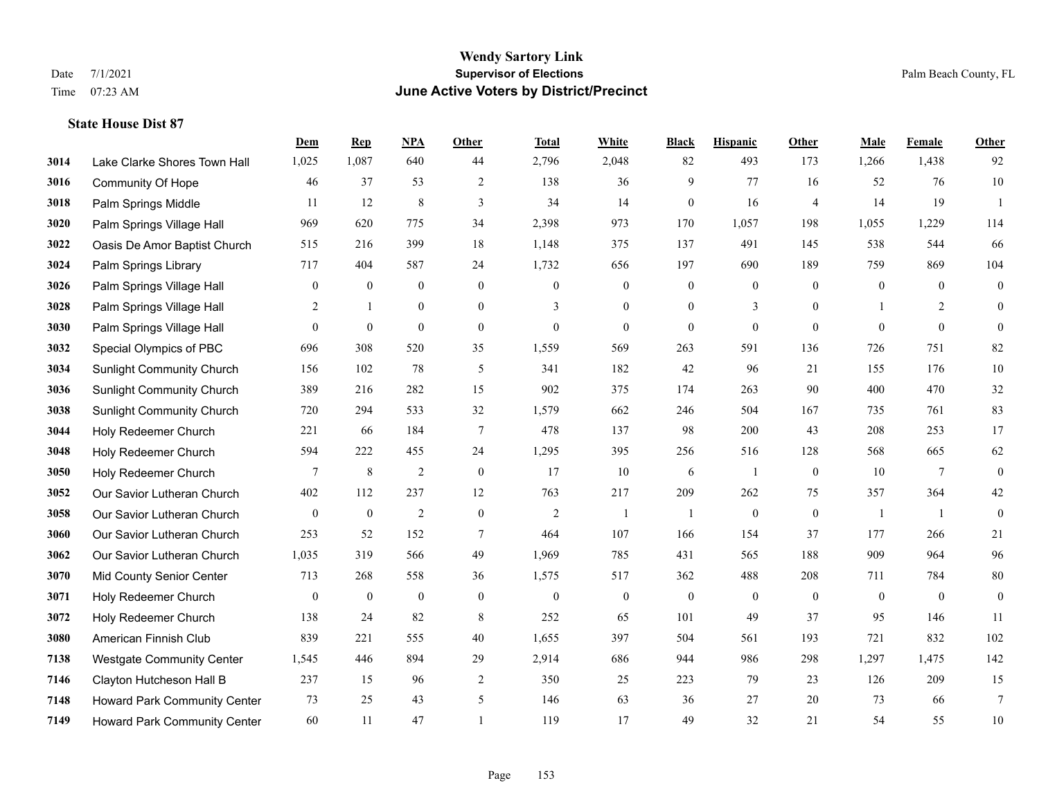# Wendy Sartory Link
## Supervisor of Elections
## June Active Voters by District/Precinct

Date 7/1/2021
Time 07:23 AM

Palm Beach County, FL

### State House Dist 87

| | | Dem | Rep | NPA | Other | Total | White | Black | Hispanic | Other | Male | Female | Other |
|---|---|---|---|---|---|---|---|---|---|---|---|---|---|
| 3014 | Lake Clarke Shores Town Hall | 1,025 | 1,087 | 640 | 44 | 2,796 | 2,048 | 82 | 493 | 173 | 1,266 | 1,438 | 92 |
| 3016 | Community Of Hope | 46 | 37 | 53 | 2 | 138 | 36 | 9 | 77 | 16 | 52 | 76 | 10 |
| 3018 | Palm Springs Middle | 11 | 12 | 8 | 3 | 34 | 14 | 0 | 16 | 4 | 14 | 19 | 1 |
| 3020 | Palm Springs Village Hall | 969 | 620 | 775 | 34 | 2,398 | 973 | 170 | 1,057 | 198 | 1,055 | 1,229 | 114 |
| 3022 | Oasis De Amor Baptist Church | 515 | 216 | 399 | 18 | 1,148 | 375 | 137 | 491 | 145 | 538 | 544 | 66 |
| 3024 | Palm Springs Library | 717 | 404 | 587 | 24 | 1,732 | 656 | 197 | 690 | 189 | 759 | 869 | 104 |
| 3026 | Palm Springs Village Hall | 0 | 0 | 0 | 0 | 0 | 0 | 0 | 0 | 0 | 0 | 0 | 0 |
| 3028 | Palm Springs Village Hall | 2 | 1 | 0 | 0 | 3 | 0 | 0 | 3 | 0 | 1 | 2 | 0 |
| 3030 | Palm Springs Village Hall | 0 | 0 | 0 | 0 | 0 | 0 | 0 | 0 | 0 | 0 | 0 | 0 |
| 3032 | Special Olympics of PBC | 696 | 308 | 520 | 35 | 1,559 | 569 | 263 | 591 | 136 | 726 | 751 | 82 |
| 3034 | Sunlight Community Church | 156 | 102 | 78 | 5 | 341 | 182 | 42 | 96 | 21 | 155 | 176 | 10 |
| 3036 | Sunlight Community Church | 389 | 216 | 282 | 15 | 902 | 375 | 174 | 263 | 90 | 400 | 470 | 32 |
| 3038 | Sunlight Community Church | 720 | 294 | 533 | 32 | 1,579 | 662 | 246 | 504 | 167 | 735 | 761 | 83 |
| 3044 | Holy Redeemer Church | 221 | 66 | 184 | 7 | 478 | 137 | 98 | 200 | 43 | 208 | 253 | 17 |
| 3048 | Holy Redeemer Church | 594 | 222 | 455 | 24 | 1,295 | 395 | 256 | 516 | 128 | 568 | 665 | 62 |
| 3050 | Holy Redeemer Church | 7 | 8 | 2 | 0 | 17 | 10 | 6 | 1 | 0 | 10 | 7 | 0 |
| 3052 | Our Savior Lutheran Church | 402 | 112 | 237 | 12 | 763 | 217 | 209 | 262 | 75 | 357 | 364 | 42 |
| 3058 | Our Savior Lutheran Church | 0 | 0 | 2 | 0 | 2 | 1 | 1 | 0 | 0 | 1 | 1 | 0 |
| 3060 | Our Savior Lutheran Church | 253 | 52 | 152 | 7 | 464 | 107 | 166 | 154 | 37 | 177 | 266 | 21 |
| 3062 | Our Savior Lutheran Church | 1,035 | 319 | 566 | 49 | 1,969 | 785 | 431 | 565 | 188 | 909 | 964 | 96 |
| 3070 | Mid County Senior Center | 713 | 268 | 558 | 36 | 1,575 | 517 | 362 | 488 | 208 | 711 | 784 | 80 |
| 3071 | Holy Redeemer Church | 0 | 0 | 0 | 0 | 0 | 0 | 0 | 0 | 0 | 0 | 0 | 0 |
| 3072 | Holy Redeemer Church | 138 | 24 | 82 | 8 | 252 | 65 | 101 | 49 | 37 | 95 | 146 | 11 |
| 3080 | American Finnish Club | 839 | 221 | 555 | 40 | 1,655 | 397 | 504 | 561 | 193 | 721 | 832 | 102 |
| 7138 | Westgate Community Center | 1,545 | 446 | 894 | 29 | 2,914 | 686 | 944 | 986 | 298 | 1,297 | 1,475 | 142 |
| 7146 | Clayton Hutcheson Hall B | 237 | 15 | 96 | 2 | 350 | 25 | 223 | 79 | 23 | 126 | 209 | 15 |
| 7148 | Howard Park Community Center | 73 | 25 | 43 | 5 | 146 | 63 | 36 | 27 | 20 | 73 | 66 | 7 |
| 7149 | Howard Park Community Center | 60 | 11 | 47 | 1 | 119 | 17 | 49 | 32 | 21 | 54 | 55 | 10 |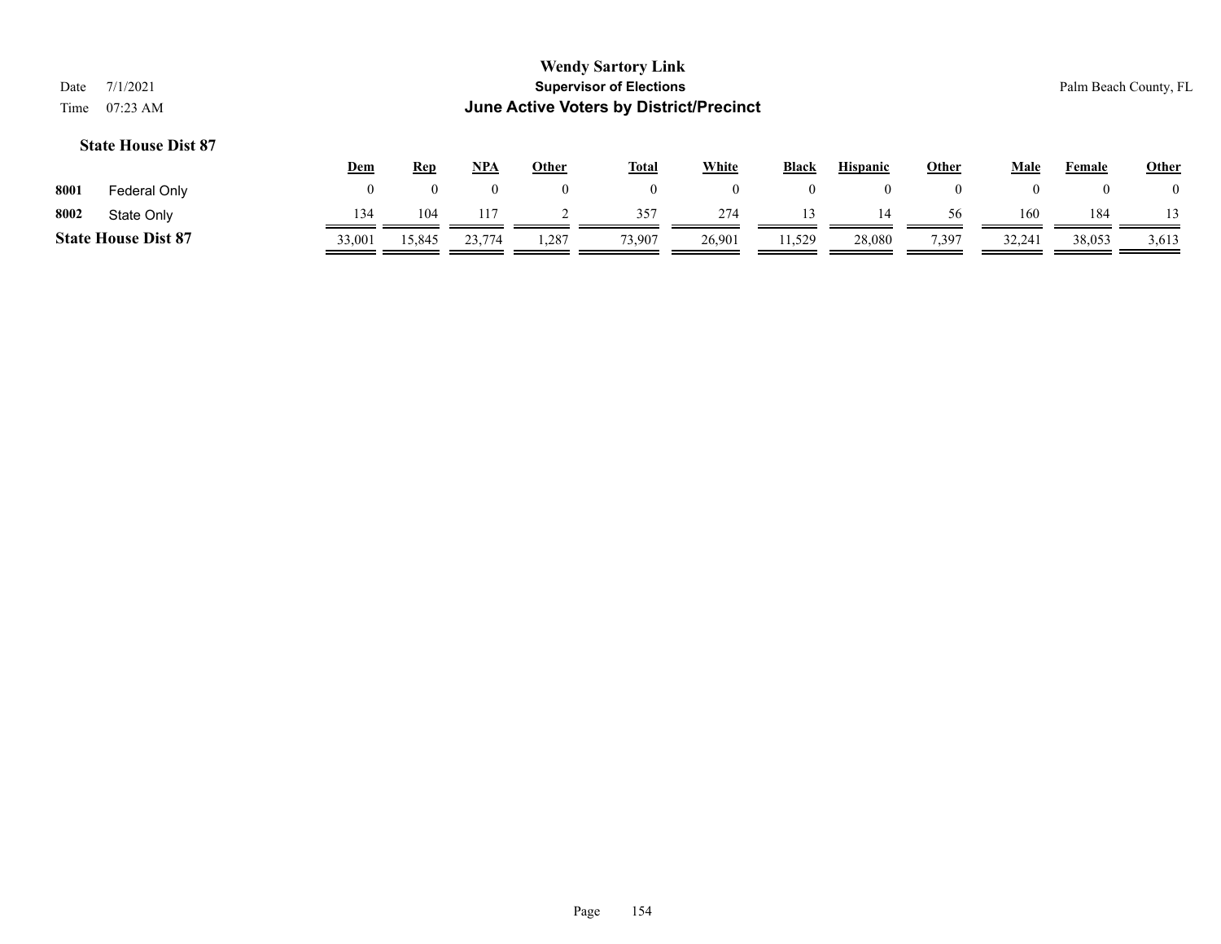**Wendy Sartory Link**
**Supervisor of Elections**
**June Active Voters by District/Precinct**

Date 7/1/2021
Time 07:23 AM

Palm Beach County, FL

### State House Dist 87

| | | Dem | Rep | NPA | Other | Total | White | Black | Hispanic | Other | Male | Female | Other |
|---|---|---|---|---|---|---|---|---|---|---|---|---|---|
| 8001 | Federal Only | 0 | 0 | 0 | 0 | 0 | 0 | 0 | 0 | 0 | 0 | 0 | 0 |
| 8002 | State Only | 134 | 104 | 117 | 2 | 357 | 274 | 13 | 14 | 56 | 160 | 184 | 13 |
| **State House Dist 87** | | 33,001 | 15,845 | 23,774 | 1,287 | 73,907 | 26,901 | 11,529 | 28,080 | 7,397 | 32,241 | 38,053 | 3,613 |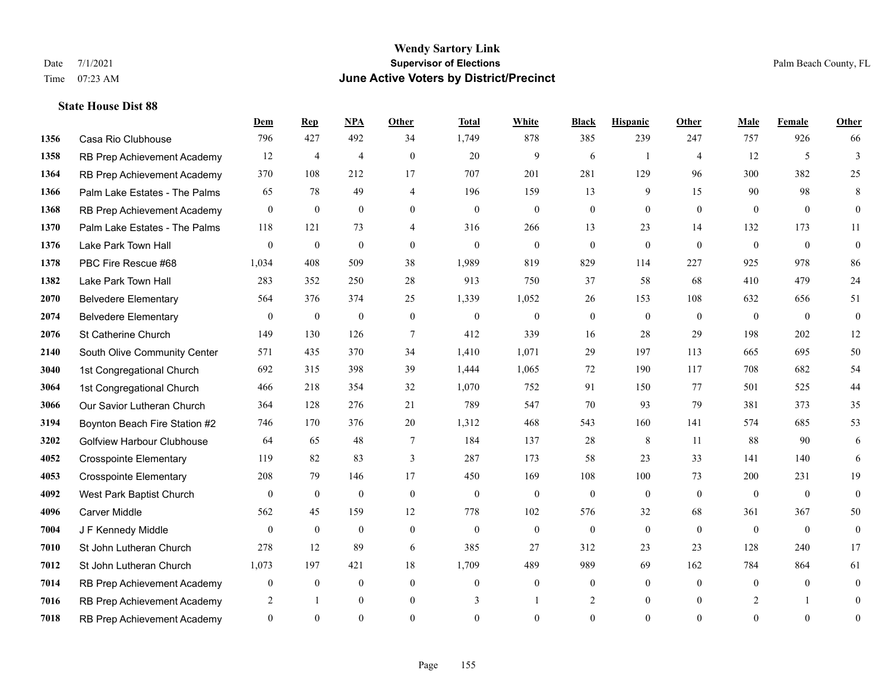# Wendy Sartory Link
## Supervisor of Elections
## June Active Voters by District/Precinct

Date 7/1/2021
Time 07:23 AM

Palm Beach County, FL

### State House Dist 88

| | | Dem | Rep | NPA | Other | Total | White | Black | Hispanic | Other | Male | Female | Other |
|---|---|---|---|---|---|---|---|---|---|---|---|---|---|
| 1356 | Casa Rio Clubhouse | 796 | 427 | 492 | 34 | 1,749 | 878 | 385 | 239 | 247 | 757 | 926 | 66 |
| 1358 | RB Prep Achievement Academy | 12 | 4 | 4 | 0 | 20 | 9 | 6 | 1 | 4 | 12 | 5 | 3 |
| 1364 | RB Prep Achievement Academy | 370 | 108 | 212 | 17 | 707 | 201 | 281 | 129 | 96 | 300 | 382 | 25 |
| 1366 | Palm Lake Estates - The Palms | 65 | 78 | 49 | 4 | 196 | 159 | 13 | 9 | 15 | 90 | 98 | 8 |
| 1368 | RB Prep Achievement Academy | 0 | 0 | 0 | 0 | 0 | 0 | 0 | 0 | 0 | 0 | 0 | 0 |
| 1370 | Palm Lake Estates - The Palms | 118 | 121 | 73 | 4 | 316 | 266 | 13 | 23 | 14 | 132 | 173 | 11 |
| 1376 | Lake Park Town Hall | 0 | 0 | 0 | 0 | 0 | 0 | 0 | 0 | 0 | 0 | 0 | 0 |
| 1378 | PBC Fire Rescue #68 | 1,034 | 408 | 509 | 38 | 1,989 | 819 | 829 | 114 | 227 | 925 | 978 | 86 |
| 1382 | Lake Park Town Hall | 283 | 352 | 250 | 28 | 913 | 750 | 37 | 58 | 68 | 410 | 479 | 24 |
| 2070 | Belvedere Elementary | 564 | 376 | 374 | 25 | 1,339 | 1,052 | 26 | 153 | 108 | 632 | 656 | 51 |
| 2074 | Belvedere Elementary | 0 | 0 | 0 | 0 | 0 | 0 | 0 | 0 | 0 | 0 | 0 | 0 |
| 2076 | St Catherine Church | 149 | 130 | 126 | 7 | 412 | 339 | 16 | 28 | 29 | 198 | 202 | 12 |
| 2140 | South Olive Community Center | 571 | 435 | 370 | 34 | 1,410 | 1,071 | 29 | 197 | 113 | 665 | 695 | 50 |
| 3040 | 1st Congregational Church | 692 | 315 | 398 | 39 | 1,444 | 1,065 | 72 | 190 | 117 | 708 | 682 | 54 |
| 3064 | 1st Congregational Church | 466 | 218 | 354 | 32 | 1,070 | 752 | 91 | 150 | 77 | 501 | 525 | 44 |
| 3066 | Our Savior Lutheran Church | 364 | 128 | 276 | 21 | 789 | 547 | 70 | 93 | 79 | 381 | 373 | 35 |
| 3194 | Boynton Beach Fire Station #2 | 746 | 170 | 376 | 20 | 1,312 | 468 | 543 | 160 | 141 | 574 | 685 | 53 |
| 3202 | Golfview Harbour Clubhouse | 64 | 65 | 48 | 7 | 184 | 137 | 28 | 8 | 11 | 88 | 90 | 6 |
| 4052 | Crosspointe Elementary | 119 | 82 | 83 | 3 | 287 | 173 | 58 | 23 | 33 | 141 | 140 | 6 |
| 4053 | Crosspointe Elementary | 208 | 79 | 146 | 17 | 450 | 169 | 108 | 100 | 73 | 200 | 231 | 19 |
| 4092 | West Park Baptist Church | 0 | 0 | 0 | 0 | 0 | 0 | 0 | 0 | 0 | 0 | 0 | 0 |
| 4096 | Carver Middle | 562 | 45 | 159 | 12 | 778 | 102 | 576 | 32 | 68 | 361 | 367 | 50 |
| 7004 | J F Kennedy Middle | 0 | 0 | 0 | 0 | 0 | 0 | 0 | 0 | 0 | 0 | 0 | 0 |
| 7010 | St John Lutheran Church | 278 | 12 | 89 | 6 | 385 | 27 | 312 | 23 | 23 | 128 | 240 | 17 |
| 7012 | St John Lutheran Church | 1,073 | 197 | 421 | 18 | 1,709 | 489 | 989 | 69 | 162 | 784 | 864 | 61 |
| 7014 | RB Prep Achievement Academy | 0 | 0 | 0 | 0 | 0 | 0 | 0 | 0 | 0 | 0 | 0 | 0 |
| 7016 | RB Prep Achievement Academy | 2 | 1 | 0 | 0 | 3 | 1 | 2 | 0 | 0 | 2 | 1 | 0 |
| 7018 | RB Prep Achievement Academy | 0 | 0 | 0 | 0 | 0 | 0 | 0 | 0 | 0 | 0 | 0 | 0 |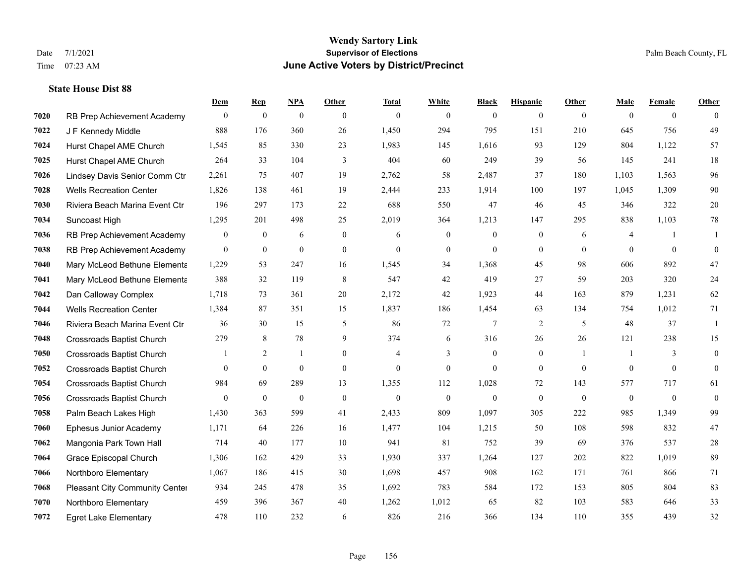# Wendy Sartory Link
## Supervisor of Elections
## June Active Voters by District/Precinct

Date 7/1/2021
Time 07:23 AM

Palm Beach County, FL

### State House Dist 88

| | | Dem | Rep | NPA | Other | Total | White | Black | Hispanic | Other | Male | Female | Other |
|---|---|---|---|---|---|---|---|---|---|---|---|---|---|
| 7020 | RB Prep Achievement Academy | 0 | 0 | 0 | 0 | 0 | 0 | 0 | 0 | 0 | 0 | 0 | 0 |
| 7022 | J F Kennedy Middle | 888 | 176 | 360 | 26 | 1,450 | 294 | 795 | 151 | 210 | 645 | 756 | 49 |
| 7024 | Hurst Chapel AME Church | 1,545 | 85 | 330 | 23 | 1,983 | 145 | 1,616 | 93 | 129 | 804 | 1,122 | 57 |
| 7025 | Hurst Chapel AME Church | 264 | 33 | 104 | 3 | 404 | 60 | 249 | 39 | 56 | 145 | 241 | 18 |
| 7026 | Lindsey Davis Senior Comm Ctr | 2,261 | 75 | 407 | 19 | 2,762 | 58 | 2,487 | 37 | 180 | 1,103 | 1,563 | 96 |
| 7028 | Wells Recreation Center | 1,826 | 138 | 461 | 19 | 2,444 | 233 | 1,914 | 100 | 197 | 1,045 | 1,309 | 90 |
| 7030 | Riviera Beach Marina Event Ctr | 196 | 297 | 173 | 22 | 688 | 550 | 47 | 46 | 45 | 346 | 322 | 20 |
| 7034 | Suncoast High | 1,295 | 201 | 498 | 25 | 2,019 | 364 | 1,213 | 147 | 295 | 838 | 1,103 | 78 |
| 7036 | RB Prep Achievement Academy | 0 | 0 | 6 | 0 | 6 | 0 | 0 | 0 | 6 | 4 | 1 | 1 |
| 7038 | RB Prep Achievement Academy | 0 | 0 | 0 | 0 | 0 | 0 | 0 | 0 | 0 | 0 | 0 | 0 |
| 7040 | Mary McLeod Bethune Elementa | 1,229 | 53 | 247 | 16 | 1,545 | 34 | 1,368 | 45 | 98 | 606 | 892 | 47 |
| 7041 | Mary McLeod Bethune Elementa | 388 | 32 | 119 | 8 | 547 | 42 | 419 | 27 | 59 | 203 | 320 | 24 |
| 7042 | Dan Calloway Complex | 1,718 | 73 | 361 | 20 | 2,172 | 42 | 1,923 | 44 | 163 | 879 | 1,231 | 62 |
| 7044 | Wells Recreation Center | 1,384 | 87 | 351 | 15 | 1,837 | 186 | 1,454 | 63 | 134 | 754 | 1,012 | 71 |
| 7046 | Riviera Beach Marina Event Ctr | 36 | 30 | 15 | 5 | 86 | 72 | 7 | 2 | 5 | 48 | 37 | 1 |
| 7048 | Crossroads Baptist Church | 279 | 8 | 78 | 9 | 374 | 6 | 316 | 26 | 26 | 121 | 238 | 15 |
| 7050 | Crossroads Baptist Church | 1 | 2 | 1 | 0 | 4 | 3 | 0 | 0 | 1 | 1 | 3 | 0 |
| 7052 | Crossroads Baptist Church | 0 | 0 | 0 | 0 | 0 | 0 | 0 | 0 | 0 | 0 | 0 | 0 |
| 7054 | Crossroads Baptist Church | 984 | 69 | 289 | 13 | 1,355 | 112 | 1,028 | 72 | 143 | 577 | 717 | 61 |
| 7056 | Crossroads Baptist Church | 0 | 0 | 0 | 0 | 0 | 0 | 0 | 0 | 0 | 0 | 0 | 0 |
| 7058 | Palm Beach Lakes High | 1,430 | 363 | 599 | 41 | 2,433 | 809 | 1,097 | 305 | 222 | 985 | 1,349 | 99 |
| 7060 | Ephesus Junior Academy | 1,171 | 64 | 226 | 16 | 1,477 | 104 | 1,215 | 50 | 108 | 598 | 832 | 47 |
| 7062 | Mangonia Park Town Hall | 714 | 40 | 177 | 10 | 941 | 81 | 752 | 39 | 69 | 376 | 537 | 28 |
| 7064 | Grace Episcopal Church | 1,306 | 162 | 429 | 33 | 1,930 | 337 | 1,264 | 127 | 202 | 822 | 1,019 | 89 |
| 7066 | Northboro Elementary | 1,067 | 186 | 415 | 30 | 1,698 | 457 | 908 | 162 | 171 | 761 | 866 | 71 |
| 7068 | Pleasant City Community Center | 934 | 245 | 478 | 35 | 1,692 | 783 | 584 | 172 | 153 | 805 | 804 | 83 |
| 7070 | Northboro Elementary | 459 | 396 | 367 | 40 | 1,262 | 1,012 | 65 | 82 | 103 | 583 | 646 | 33 |
| 7072 | Egret Lake Elementary | 478 | 110 | 232 | 6 | 826 | 216 | 366 | 134 | 110 | 355 | 439 | 32 |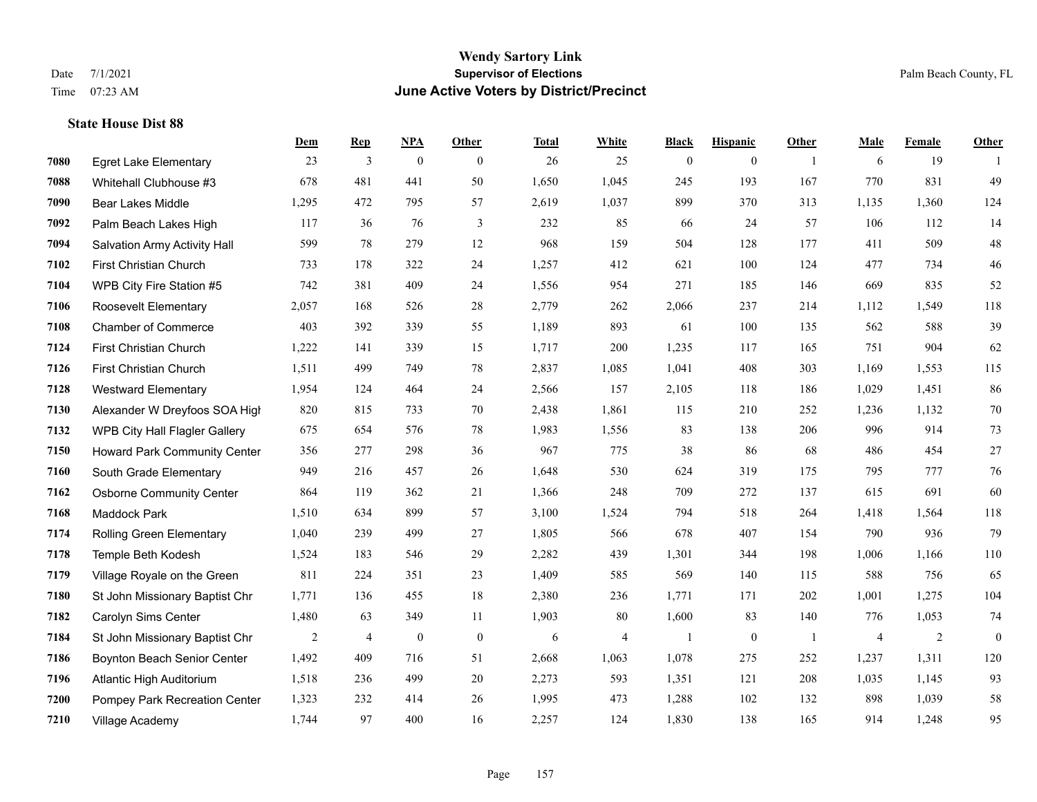# Wendy Sartory Link
## Supervisor of Elections
## June Active Voters by District/Precinct

Date 7/1/2021
Time 07:23 AM

Palm Beach County, FL

### State House Dist 88

| | | Dem | Rep | NPA | Other | Total | White | Black | Hispanic | Other | Male | Female | Other |
|---|---|---|---|---|---|---|---|---|---|---|---|---|---|
| 7080 | Egret Lake Elementary | 23 | 3 | 0 | 0 | 26 | 25 | 0 | 0 | 1 | 6 | 19 | 1 |
| 7088 | Whitehall Clubhouse #3 | 678 | 481 | 441 | 50 | 1,650 | 1,045 | 245 | 193 | 167 | 770 | 831 | 49 |
| 7090 | Bear Lakes Middle | 1,295 | 472 | 795 | 57 | 2,619 | 1,037 | 899 | 370 | 313 | 1,135 | 1,360 | 124 |
| 7092 | Palm Beach Lakes High | 117 | 36 | 76 | 3 | 232 | 85 | 66 | 24 | 57 | 106 | 112 | 14 |
| 7094 | Salvation Army Activity Hall | 599 | 78 | 279 | 12 | 968 | 159 | 504 | 128 | 177 | 411 | 509 | 48 |
| 7102 | First Christian Church | 733 | 178 | 322 | 24 | 1,257 | 412 | 621 | 100 | 124 | 477 | 734 | 46 |
| 7104 | WPB City Fire Station #5 | 742 | 381 | 409 | 24 | 1,556 | 954 | 271 | 185 | 146 | 669 | 835 | 52 |
| 7106 | Roosevelt Elementary | 2,057 | 168 | 526 | 28 | 2,779 | 262 | 2,066 | 237 | 214 | 1,112 | 1,549 | 118 |
| 7108 | Chamber of Commerce | 403 | 392 | 339 | 55 | 1,189 | 893 | 61 | 100 | 135 | 562 | 588 | 39 |
| 7124 | First Christian Church | 1,222 | 141 | 339 | 15 | 1,717 | 200 | 1,235 | 117 | 165 | 751 | 904 | 62 |
| 7126 | First Christian Church | 1,511 | 499 | 749 | 78 | 2,837 | 1,085 | 1,041 | 408 | 303 | 1,169 | 1,553 | 115 |
| 7128 | Westward Elementary | 1,954 | 124 | 464 | 24 | 2,566 | 157 | 2,105 | 118 | 186 | 1,029 | 1,451 | 86 |
| 7130 | Alexander W Dreyfoos SOA High | 820 | 815 | 733 | 70 | 2,438 | 1,861 | 115 | 210 | 252 | 1,236 | 1,132 | 70 |
| 7132 | WPB City Hall Flagler Gallery | 675 | 654 | 576 | 78 | 1,983 | 1,556 | 83 | 138 | 206 | 996 | 914 | 73 |
| 7150 | Howard Park Community Center | 356 | 277 | 298 | 36 | 967 | 775 | 38 | 86 | 68 | 486 | 454 | 27 |
| 7160 | South Grade Elementary | 949 | 216 | 457 | 26 | 1,648 | 530 | 624 | 319 | 175 | 795 | 777 | 76 |
| 7162 | Osborne Community Center | 864 | 119 | 362 | 21 | 1,366 | 248 | 709 | 272 | 137 | 615 | 691 | 60 |
| 7168 | Maddock Park | 1,510 | 634 | 899 | 57 | 3,100 | 1,524 | 794 | 518 | 264 | 1,418 | 1,564 | 118 |
| 7174 | Rolling Green Elementary | 1,040 | 239 | 499 | 27 | 1,805 | 566 | 678 | 407 | 154 | 790 | 936 | 79 |
| 7178 | Temple Beth Kodesh | 1,524 | 183 | 546 | 29 | 2,282 | 439 | 1,301 | 344 | 198 | 1,006 | 1,166 | 110 |
| 7179 | Village Royale on the Green | 811 | 224 | 351 | 23 | 1,409 | 585 | 569 | 140 | 115 | 588 | 756 | 65 |
| 7180 | St John Missionary Baptist Chr | 1,771 | 136 | 455 | 18 | 2,380 | 236 | 1,771 | 171 | 202 | 1,001 | 1,275 | 104 |
| 7182 | Carolyn Sims Center | 1,480 | 63 | 349 | 11 | 1,903 | 80 | 1,600 | 83 | 140 | 776 | 1,053 | 74 |
| 7184 | St John Missionary Baptist Chr | 2 | 4 | 0 | 0 | 6 | 4 | 1 | 0 | 1 | 4 | 2 | 0 |
| 7186 | Boynton Beach Senior Center | 1,492 | 409 | 716 | 51 | 2,668 | 1,063 | 1,078 | 275 | 252 | 1,237 | 1,311 | 120 |
| 7196 | Atlantic High Auditorium | 1,518 | 236 | 499 | 20 | 2,273 | 593 | 1,351 | 121 | 208 | 1,035 | 1,145 | 93 |
| 7200 | Pompey Park Recreation Center | 1,323 | 232 | 414 | 26 | 1,995 | 473 | 1,288 | 102 | 132 | 898 | 1,039 | 58 |
| 7210 | Village Academy | 1,744 | 97 | 400 | 16 | 2,257 | 124 | 1,830 | 138 | 165 | 914 | 1,248 | 95 |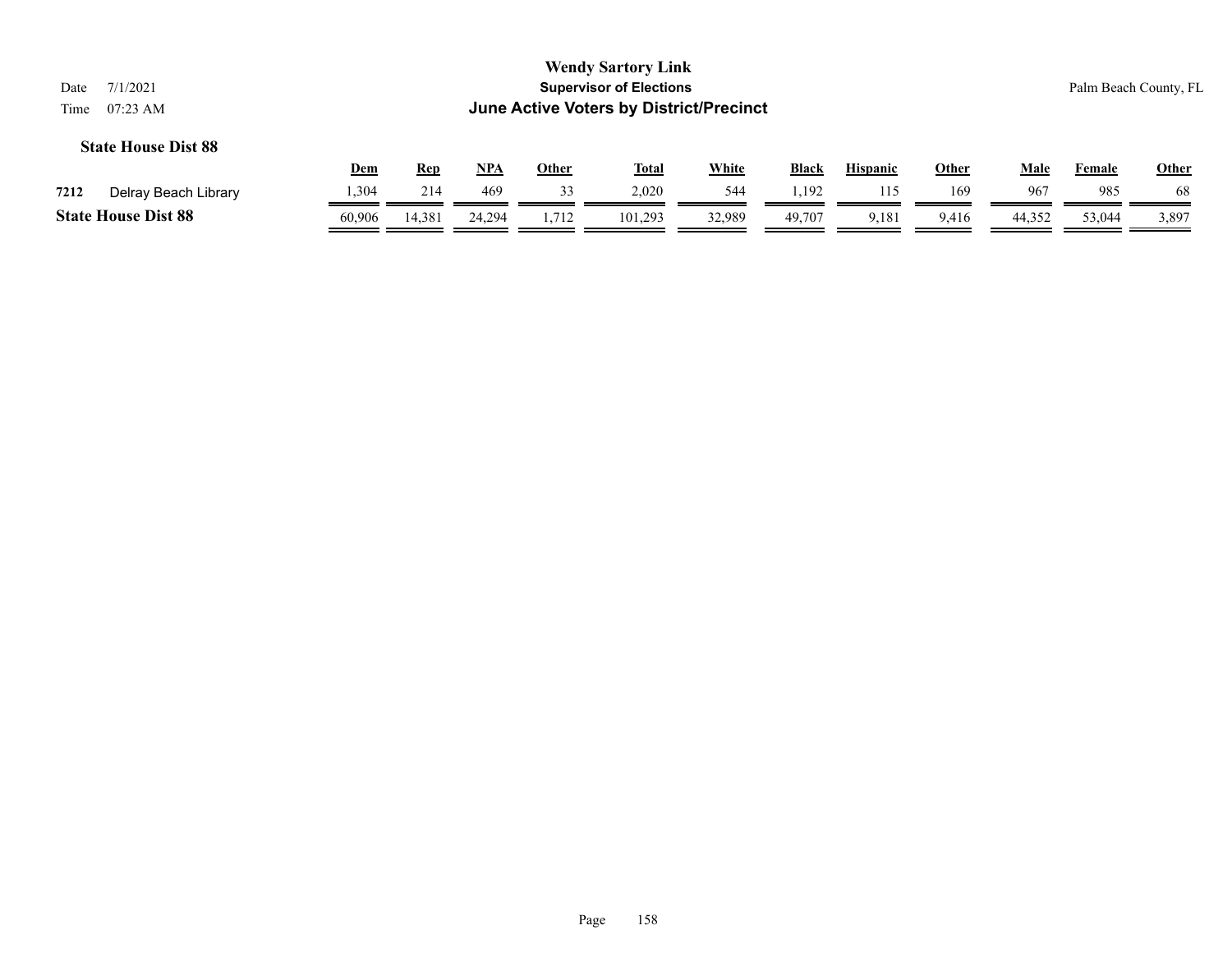# Wendy Sartory Link

## Supervisor of Elections

## June Active Voters by District/Precinct

Date 7/1/2021

Time 07:23 AM

Palm Beach County, FL

### State House Dist 88

| | | Dem | Rep | NPA | Other | Total | White | Black | Hispanic | Other | Male | Female | Other |
|---|---|---|---|---|---|---|---|---|---|---|---|---|---|
| 7212 | Delray Beach Library | 1,304 | 214 | 469 | 33 | 2,020 | 544 | 1,192 | 115 | 169 | 967 | 985 | 68 |
| **State House Dist 88** | | 60,906 | 14,381 | 24,294 | 1,712 | 101,293 | 32,989 | 49,707 | 9,181 | 9,416 | 44,352 | 53,044 | 3,897 |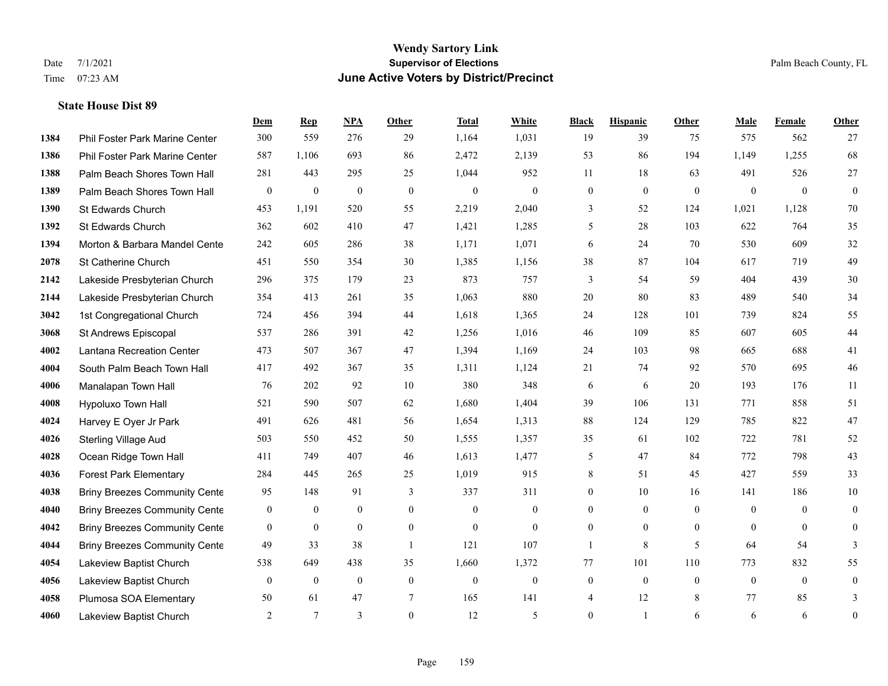# Wendy Sartory Link
## Supervisor of Elections
## June Active Voters by District/Precinct

Date 7/1/2021
Time 07:23 AM

Palm Beach County, FL

### State House Dist 89

| | | Dem | Rep | NPA | Other | Total | White | Black | Hispanic | Other | Male | Female | Other |
|---|---|---|---|---|---|---|---|---|---|---|---|---|---|
| 1384 | Phil Foster Park Marine Center | 300 | 559 | 276 | 29 | 1,164 | 1,031 | 19 | 39 | 75 | 575 | 562 | 27 |
| 1386 | Phil Foster Park Marine Center | 587 | 1,106 | 693 | 86 | 2,472 | 2,139 | 53 | 86 | 194 | 1,149 | 1,255 | 68 |
| 1388 | Palm Beach Shores Town Hall | 281 | 443 | 295 | 25 | 1,044 | 952 | 11 | 18 | 63 | 491 | 526 | 27 |
| 1389 | Palm Beach Shores Town Hall | 0 | 0 | 0 | 0 | 0 | 0 | 0 | 0 | 0 | 0 | 0 | 0 |
| 1390 | St Edwards Church | 453 | 1,191 | 520 | 55 | 2,219 | 2,040 | 3 | 52 | 124 | 1,021 | 1,128 | 70 |
| 1392 | St Edwards Church | 362 | 602 | 410 | 47 | 1,421 | 1,285 | 5 | 28 | 103 | 622 | 764 | 35 |
| 1394 | Morton & Barbara Mandel Cente | 242 | 605 | 286 | 38 | 1,171 | 1,071 | 6 | 24 | 70 | 530 | 609 | 32 |
| 2078 | St Catherine Church | 451 | 550 | 354 | 30 | 1,385 | 1,156 | 38 | 87 | 104 | 617 | 719 | 49 |
| 2142 | Lakeside Presbyterian Church | 296 | 375 | 179 | 23 | 873 | 757 | 3 | 54 | 59 | 404 | 439 | 30 |
| 2144 | Lakeside Presbyterian Church | 354 | 413 | 261 | 35 | 1,063 | 880 | 20 | 80 | 83 | 489 | 540 | 34 |
| 3042 | 1st Congregational Church | 724 | 456 | 394 | 44 | 1,618 | 1,365 | 24 | 128 | 101 | 739 | 824 | 55 |
| 3068 | St Andrews Episcopal | 537 | 286 | 391 | 42 | 1,256 | 1,016 | 46 | 109 | 85 | 607 | 605 | 44 |
| 4002 | Lantana Recreation Center | 473 | 507 | 367 | 47 | 1,394 | 1,169 | 24 | 103 | 98 | 665 | 688 | 41 |
| 4004 | South Palm Beach Town Hall | 417 | 492 | 367 | 35 | 1,311 | 1,124 | 21 | 74 | 92 | 570 | 695 | 46 |
| 4006 | Manalapan Town Hall | 76 | 202 | 92 | 10 | 380 | 348 | 6 | 6 | 20 | 193 | 176 | 11 |
| 4008 | Hypoluxo Town Hall | 521 | 590 | 507 | 62 | 1,680 | 1,404 | 39 | 106 | 131 | 771 | 858 | 51 |
| 4024 | Harvey E Oyer Jr Park | 491 | 626 | 481 | 56 | 1,654 | 1,313 | 88 | 124 | 129 | 785 | 822 | 47 |
| 4026 | Sterling Village Aud | 503 | 550 | 452 | 50 | 1,555 | 1,357 | 35 | 61 | 102 | 722 | 781 | 52 |
| 4028 | Ocean Ridge Town Hall | 411 | 749 | 407 | 46 | 1,613 | 1,477 | 5 | 47 | 84 | 772 | 798 | 43 |
| 4036 | Forest Park Elementary | 284 | 445 | 265 | 25 | 1,019 | 915 | 8 | 51 | 45 | 427 | 559 | 33 |
| 4038 | Briny Breezes Community Cente | 95 | 148 | 91 | 3 | 337 | 311 | 0 | 10 | 16 | 141 | 186 | 10 |
| 4040 | Briny Breezes Community Cente | 0 | 0 | 0 | 0 | 0 | 0 | 0 | 0 | 0 | 0 | 0 | 0 |
| 4042 | Briny Breezes Community Cente | 0 | 0 | 0 | 0 | 0 | 0 | 0 | 0 | 0 | 0 | 0 | 0 |
| 4044 | Briny Breezes Community Cente | 49 | 33 | 38 | 1 | 121 | 107 | 1 | 8 | 5 | 64 | 54 | 3 |
| 4054 | Lakeview Baptist Church | 538 | 649 | 438 | 35 | 1,660 | 1,372 | 77 | 101 | 110 | 773 | 832 | 55 |
| 4056 | Lakeview Baptist Church | 0 | 0 | 0 | 0 | 0 | 0 | 0 | 0 | 0 | 0 | 0 | 0 |
| 4058 | Plumosa SOA Elementary | 50 | 61 | 47 | 7 | 165 | 141 | 4 | 12 | 8 | 77 | 85 | 3 |
| 4060 | Lakeview Baptist Church | 2 | 7 | 3 | 0 | 12 | 5 | 0 | 1 | 6 | 6 | 6 | 0 |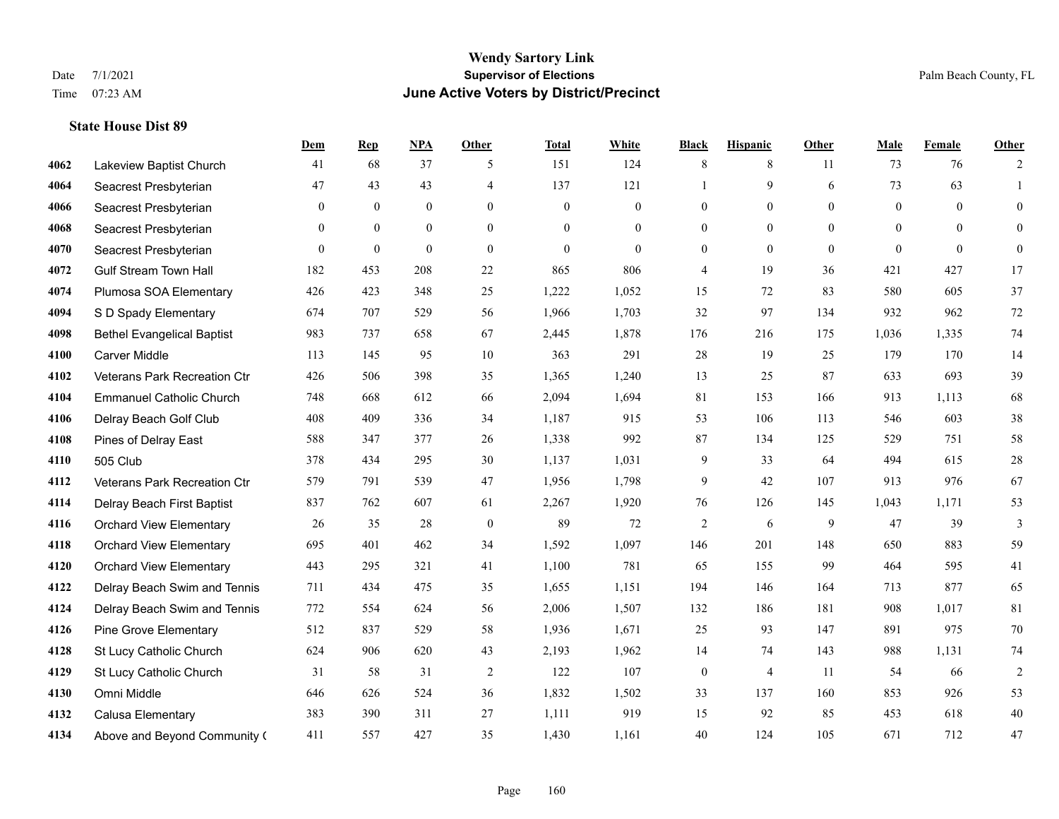# Wendy Sartory Link
## Supervisor of Elections
## June Active Voters by District/Precinct

Date 7/1/2021
Time 07:23 AM

Palm Beach County, FL

### State House Dist 89

| | | Dem | Rep | NPA | Other | Total | White | Black | Hispanic | Other | Male | Female | Other |
|---|---|---|---|---|---|---|---|---|---|---|---|---|---|
| 4062 | Lakeview Baptist Church | 41 | 68 | 37 | 5 | 151 | 124 | 8 | 8 | 11 | 73 | 76 | 2 |
| 4064 | Seacrest Presbyterian | 47 | 43 | 43 | 4 | 137 | 121 | 1 | 9 | 6 | 73 | 63 | 1 |
| 4066 | Seacrest Presbyterian | 0 | 0 | 0 | 0 | 0 | 0 | 0 | 0 | 0 | 0 | 0 | 0 |
| 4068 | Seacrest Presbyterian | 0 | 0 | 0 | 0 | 0 | 0 | 0 | 0 | 0 | 0 | 0 | 0 |
| 4070 | Seacrest Presbyterian | 0 | 0 | 0 | 0 | 0 | 0 | 0 | 0 | 0 | 0 | 0 | 0 |
| 4072 | Gulf Stream Town Hall | 182 | 453 | 208 | 22 | 865 | 806 | 4 | 19 | 36 | 421 | 427 | 17 |
| 4074 | Plumosa SOA Elementary | 426 | 423 | 348 | 25 | 1,222 | 1,052 | 15 | 72 | 83 | 580 | 605 | 37 |
| 4094 | S D Spady Elementary | 674 | 707 | 529 | 56 | 1,966 | 1,703 | 32 | 97 | 134 | 932 | 962 | 72 |
| 4098 | Bethel Evangelical Baptist | 983 | 737 | 658 | 67 | 2,445 | 1,878 | 176 | 216 | 175 | 1,036 | 1,335 | 74 |
| 4100 | Carver Middle | 113 | 145 | 95 | 10 | 363 | 291 | 28 | 19 | 25 | 179 | 170 | 14 |
| 4102 | Veterans Park Recreation Ctr | 426 | 506 | 398 | 35 | 1,365 | 1,240 | 13 | 25 | 87 | 633 | 693 | 39 |
| 4104 | Emmanuel Catholic Church | 748 | 668 | 612 | 66 | 2,094 | 1,694 | 81 | 153 | 166 | 913 | 1,113 | 68 |
| 4106 | Delray Beach Golf Club | 408 | 409 | 336 | 34 | 1,187 | 915 | 53 | 106 | 113 | 546 | 603 | 38 |
| 4108 | Pines of Delray East | 588 | 347 | 377 | 26 | 1,338 | 992 | 87 | 134 | 125 | 529 | 751 | 58 |
| 4110 | 505 Club | 378 | 434 | 295 | 30 | 1,137 | 1,031 | 9 | 33 | 64 | 494 | 615 | 28 |
| 4112 | Veterans Park Recreation Ctr | 579 | 791 | 539 | 47 | 1,956 | 1,798 | 9 | 42 | 107 | 913 | 976 | 67 |
| 4114 | Delray Beach First Baptist | 837 | 762 | 607 | 61 | 2,267 | 1,920 | 76 | 126 | 145 | 1,043 | 1,171 | 53 |
| 4116 | Orchard View Elementary | 26 | 35 | 28 | 0 | 89 | 72 | 2 | 6 | 9 | 47 | 39 | 3 |
| 4118 | Orchard View Elementary | 695 | 401 | 462 | 34 | 1,592 | 1,097 | 146 | 201 | 148 | 650 | 883 | 59 |
| 4120 | Orchard View Elementary | 443 | 295 | 321 | 41 | 1,100 | 781 | 65 | 155 | 99 | 464 | 595 | 41 |
| 4122 | Delray Beach Swim and Tennis | 711 | 434 | 475 | 35 | 1,655 | 1,151 | 194 | 146 | 164 | 713 | 877 | 65 |
| 4124 | Delray Beach Swim and Tennis | 772 | 554 | 624 | 56 | 2,006 | 1,507 | 132 | 186 | 181 | 908 | 1,017 | 81 |
| 4126 | Pine Grove Elementary | 512 | 837 | 529 | 58 | 1,936 | 1,671 | 25 | 93 | 147 | 891 | 975 | 70 |
| 4128 | St Lucy Catholic Church | 624 | 906 | 620 | 43 | 2,193 | 1,962 | 14 | 74 | 143 | 988 | 1,131 | 74 |
| 4129 | St Lucy Catholic Church | 31 | 58 | 31 | 2 | 122 | 107 | 0 | 4 | 11 | 54 | 66 | 2 |
| 4130 | Omni Middle | 646 | 626 | 524 | 36 | 1,832 | 1,502 | 33 | 137 | 160 | 853 | 926 | 53 |
| 4132 | Calusa Elementary | 383 | 390 | 311 | 27 | 1,111 | 919 | 15 | 92 | 85 | 453 | 618 | 40 |
| 4134 | Above and Beyond Community ( | 411 | 557 | 427 | 35 | 1,430 | 1,161 | 40 | 124 | 105 | 671 | 712 | 47 |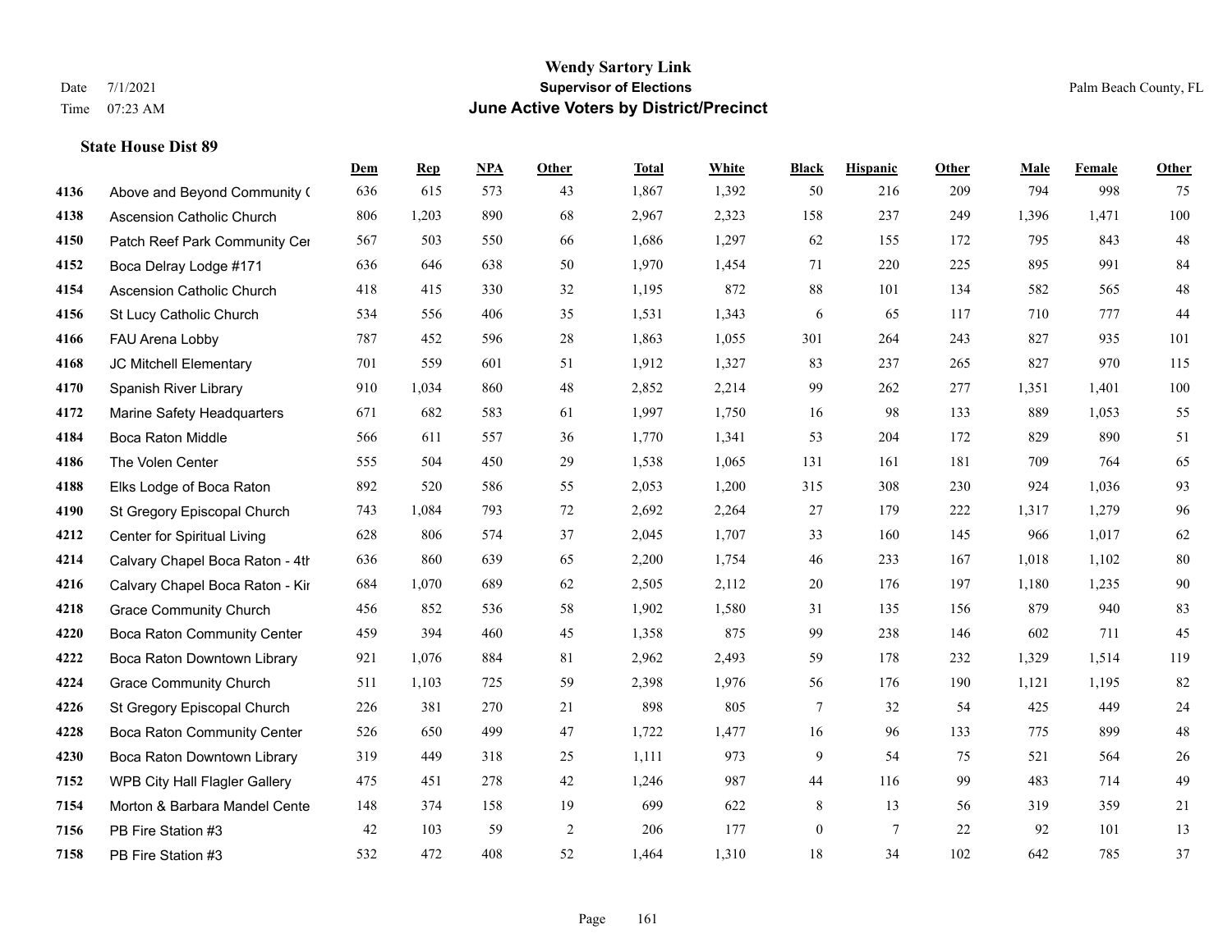# Wendy Sartory Link

Date 7/1/2021
Time 07:23 AM

**Supervisor of Elections**

**June Active Voters by District/Precinct**

Palm Beach County, FL

### State House Dist 89

| | | Dem | Rep | NPA | Other | Total | White | Black | Hispanic | Other | Male | Female | Other |
|---|---|---|---|---|---|---|---|---|---|---|---|---|---|
| 4136 | Above and Beyond Community ( | 636 | 615 | 573 | 43 | 1,867 | 1,392 | 50 | 216 | 209 | 794 | 998 | 75 |
| 4138 | Ascension Catholic Church | 806 | 1,203 | 890 | 68 | 2,967 | 2,323 | 158 | 237 | 249 | 1,396 | 1,471 | 100 |
| 4150 | Patch Reef Park Community Cer | 567 | 503 | 550 | 66 | 1,686 | 1,297 | 62 | 155 | 172 | 795 | 843 | 48 |
| 4152 | Boca Delray Lodge #171 | 636 | 646 | 638 | 50 | 1,970 | 1,454 | 71 | 220 | 225 | 895 | 991 | 84 |
| 4154 | Ascension Catholic Church | 418 | 415 | 330 | 32 | 1,195 | 872 | 88 | 101 | 134 | 582 | 565 | 48 |
| 4156 | St Lucy Catholic Church | 534 | 556 | 406 | 35 | 1,531 | 1,343 | 6 | 65 | 117 | 710 | 777 | 44 |
| 4166 | FAU Arena Lobby | 787 | 452 | 596 | 28 | 1,863 | 1,055 | 301 | 264 | 243 | 827 | 935 | 101 |
| 4168 | JC Mitchell Elementary | 701 | 559 | 601 | 51 | 1,912 | 1,327 | 83 | 237 | 265 | 827 | 970 | 115 |
| 4170 | Spanish River Library | 910 | 1,034 | 860 | 48 | 2,852 | 2,214 | 99 | 262 | 277 | 1,351 | 1,401 | 100 |
| 4172 | Marine Safety Headquarters | 671 | 682 | 583 | 61 | 1,997 | 1,750 | 16 | 98 | 133 | 889 | 1,053 | 55 |
| 4184 | Boca Raton Middle | 566 | 611 | 557 | 36 | 1,770 | 1,341 | 53 | 204 | 172 | 829 | 890 | 51 |
| 4186 | The Volen Center | 555 | 504 | 450 | 29 | 1,538 | 1,065 | 131 | 161 | 181 | 709 | 764 | 65 |
| 4188 | Elks Lodge of Boca Raton | 892 | 520 | 586 | 55 | 2,053 | 1,200 | 315 | 308 | 230 | 924 | 1,036 | 93 |
| 4190 | St Gregory Episcopal Church | 743 | 1,084 | 793 | 72 | 2,692 | 2,264 | 27 | 179 | 222 | 1,317 | 1,279 | 96 |
| 4212 | Center for Spiritual Living | 628 | 806 | 574 | 37 | 2,045 | 1,707 | 33 | 160 | 145 | 966 | 1,017 | 62 |
| 4214 | Calvary Chapel Boca Raton - 4th | 636 | 860 | 639 | 65 | 2,200 | 1,754 | 46 | 233 | 167 | 1,018 | 1,102 | 80 |
| 4216 | Calvary Chapel Boca Raton - Kir | 684 | 1,070 | 689 | 62 | 2,505 | 2,112 | 20 | 176 | 197 | 1,180 | 1,235 | 90 |
| 4218 | Grace Community Church | 456 | 852 | 536 | 58 | 1,902 | 1,580 | 31 | 135 | 156 | 879 | 940 | 83 |
| 4220 | Boca Raton Community Center | 459 | 394 | 460 | 45 | 1,358 | 875 | 99 | 238 | 146 | 602 | 711 | 45 |
| 4222 | Boca Raton Downtown Library | 921 | 1,076 | 884 | 81 | 2,962 | 2,493 | 59 | 178 | 232 | 1,329 | 1,514 | 119 |
| 4224 | Grace Community Church | 511 | 1,103 | 725 | 59 | 2,398 | 1,976 | 56 | 176 | 190 | 1,121 | 1,195 | 82 |
| 4226 | St Gregory Episcopal Church | 226 | 381 | 270 | 21 | 898 | 805 | 7 | 32 | 54 | 425 | 449 | 24 |
| 4228 | Boca Raton Community Center | 526 | 650 | 499 | 47 | 1,722 | 1,477 | 16 | 96 | 133 | 775 | 899 | 48 |
| 4230 | Boca Raton Downtown Library | 319 | 449 | 318 | 25 | 1,111 | 973 | 9 | 54 | 75 | 521 | 564 | 26 |
| 7152 | WPB City Hall Flagler Gallery | 475 | 451 | 278 | 42 | 1,246 | 987 | 44 | 116 | 99 | 483 | 714 | 49 |
| 7154 | Morton & Barbara Mandel Cente | 148 | 374 | 158 | 19 | 699 | 622 | 8 | 13 | 56 | 319 | 359 | 21 |
| 7156 | PB Fire Station #3 | 42 | 103 | 59 | 2 | 206 | 177 | 0 | 7 | 22 | 92 | 101 | 13 |
| 7158 | PB Fire Station #3 | 532 | 472 | 408 | 52 | 1,464 | 1,310 | 18 | 34 | 102 | 642 | 785 | 37 |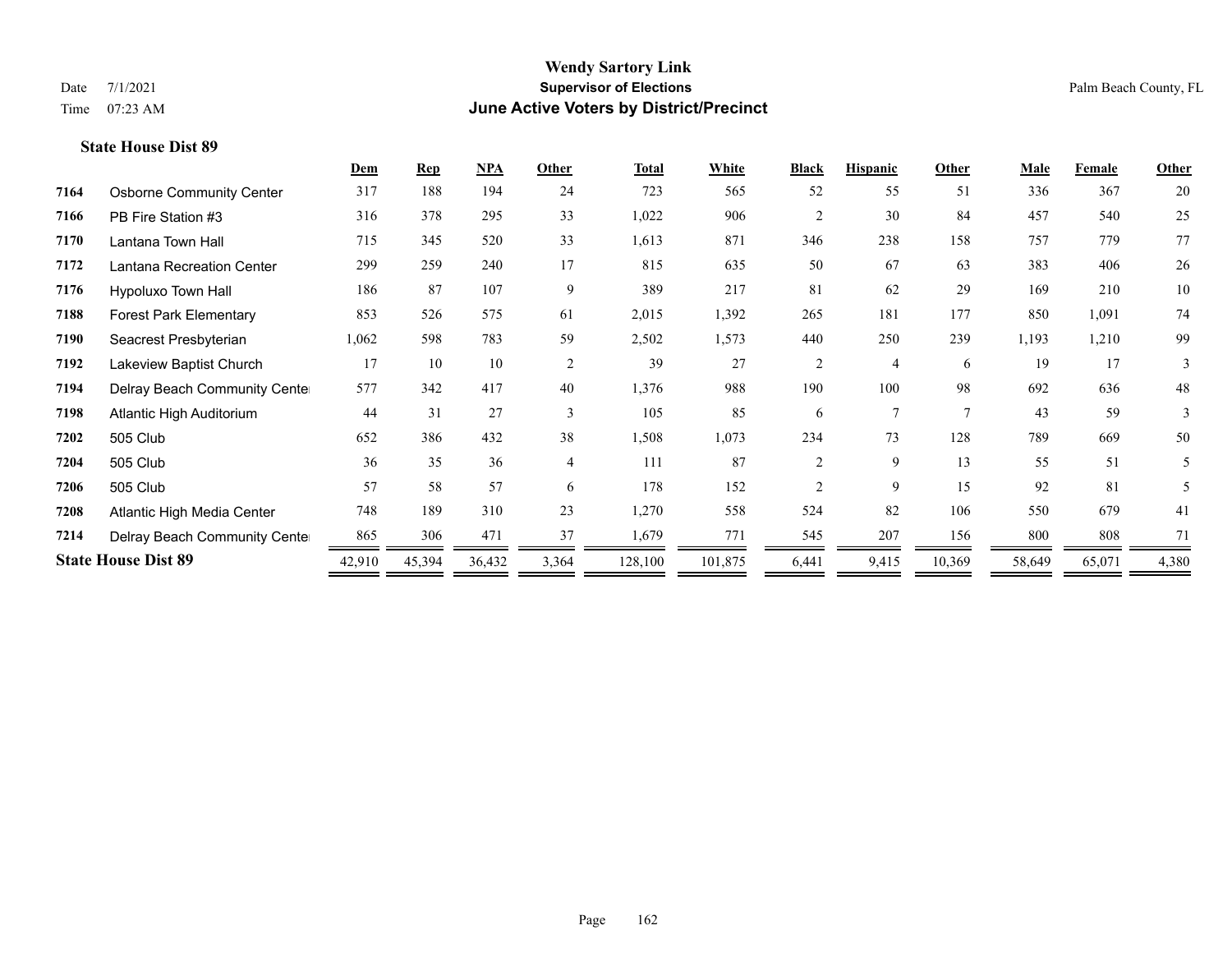# Wendy Sartory Link

**Supervisor of Elections**

**June Active Voters by District/Precinct**

Date 7/1/2021

Time 07:23 AM

Palm Beach County, FL

**State House Dist 89**

| | | Dem | Rep | NPA | Other | Total | White | Black | Hispanic | Other | Male | Female | Other |
|---|---|---|---|---|---|---|---|---|---|---|---|---|---|
| 7164 | Osborne Community Center | 317 | 188 | 194 | 24 | 723 | 565 | 52 | 55 | 51 | 336 | 367 | 20 |
| 7166 | PB Fire Station #3 | 316 | 378 | 295 | 33 | 1,022 | 906 | 2 | 30 | 84 | 457 | 540 | 25 |
| 7170 | Lantana Town Hall | 715 | 345 | 520 | 33 | 1,613 | 871 | 346 | 238 | 158 | 757 | 779 | 77 |
| 7172 | Lantana Recreation Center | 299 | 259 | 240 | 17 | 815 | 635 | 50 | 67 | 63 | 383 | 406 | 26 |
| 7176 | Hypoluxo Town Hall | 186 | 87 | 107 | 9 | 389 | 217 | 81 | 62 | 29 | 169 | 210 | 10 |
| 7188 | Forest Park Elementary | 853 | 526 | 575 | 61 | 2,015 | 1,392 | 265 | 181 | 177 | 850 | 1,091 | 74 |
| 7190 | Seacrest Presbyterian | 1,062 | 598 | 783 | 59 | 2,502 | 1,573 | 440 | 250 | 239 | 1,193 | 1,210 | 99 |
| 7192 | Lakeview Baptist Church | 17 | 10 | 10 | 2 | 39 | 27 | 2 | 4 | 6 | 19 | 17 | 3 |
| 7194 | Delray Beach Community Center | 577 | 342 | 417 | 40 | 1,376 | 988 | 190 | 100 | 98 | 692 | 636 | 48 |
| 7198 | Atlantic High Auditorium | 44 | 31 | 27 | 3 | 105 | 85 | 6 | 7 | 7 | 43 | 59 | 3 |
| 7202 | 505 Club | 652 | 386 | 432 | 38 | 1,508 | 1,073 | 234 | 73 | 128 | 789 | 669 | 50 |
| 7204 | 505 Club | 36 | 35 | 36 | 4 | 111 | 87 | 2 | 9 | 13 | 55 | 51 | 5 |
| 7206 | 505 Club | 57 | 58 | 57 | 6 | 178 | 152 | 2 | 9 | 15 | 92 | 81 | 5 |
| 7208 | Atlantic High Media Center | 748 | 189 | 310 | 23 | 1,270 | 558 | 524 | 82 | 106 | 550 | 679 | 41 |
| 7214 | Delray Beach Community Center | 865 | 306 | 471 | 37 | 1,679 | 771 | 545 | 207 | 156 | 800 | 808 | 71 |
| **State House Dist 89** | | 42,910 | 45,394 | 36,432 | 3,364 | 128,100 | 101,875 | 6,441 | 9,415 | 10,369 | 58,649 | 65,071 | 4,380 |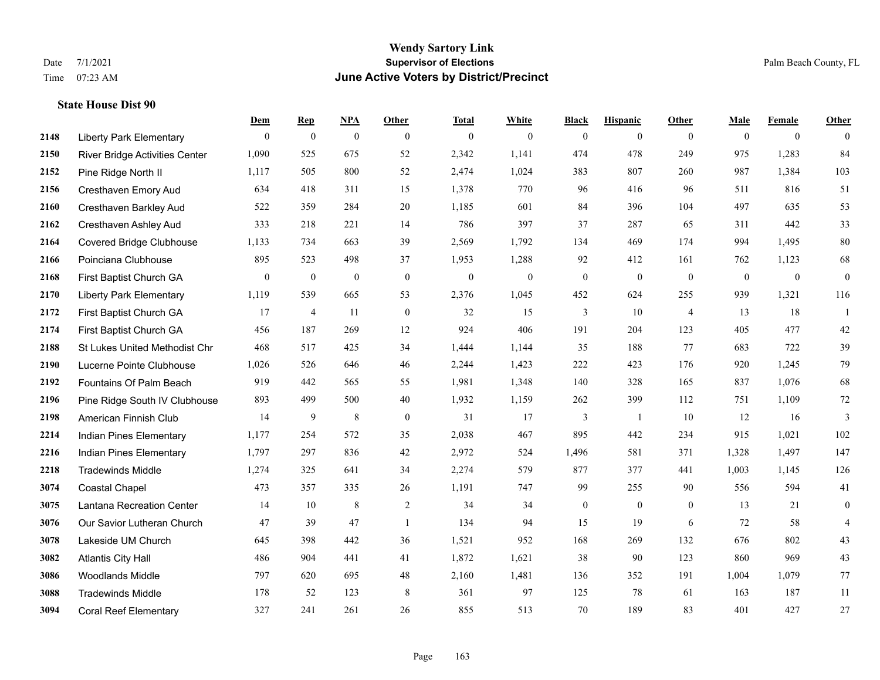**Wendy Sartory Link**
**Supervisor of Elections**
**June Active Voters by District/Precinct**

Date 7/1/2021
Time 07:23 AM

Palm Beach County, FL

### State House Dist 90

| | | Dem | Rep | NPA | Other | Total | White | Black | Hispanic | Other | Male | Female | Other |
|---|---|---|---|---|---|---|---|---|---|---|---|---|---|
| 2148 | Liberty Park Elementary | 0 | 0 | 0 | 0 | 0 | 0 | 0 | 0 | 0 | 0 | 0 | 0 |
| 2150 | River Bridge Activities Center | 1,090 | 525 | 675 | 52 | 2,342 | 1,141 | 474 | 478 | 249 | 975 | 1,283 | 84 |
| 2152 | Pine Ridge North II | 1,117 | 505 | 800 | 52 | 2,474 | 1,024 | 383 | 807 | 260 | 987 | 1,384 | 103 |
| 2156 | Cresthaven Emory Aud | 634 | 418 | 311 | 15 | 1,378 | 770 | 96 | 416 | 96 | 511 | 816 | 51 |
| 2160 | Cresthaven Barkley Aud | 522 | 359 | 284 | 20 | 1,185 | 601 | 84 | 396 | 104 | 497 | 635 | 53 |
| 2162 | Cresthaven Ashley Aud | 333 | 218 | 221 | 14 | 786 | 397 | 37 | 287 | 65 | 311 | 442 | 33 |
| 2164 | Covered Bridge Clubhouse | 1,133 | 734 | 663 | 39 | 2,569 | 1,792 | 134 | 469 | 174 | 994 | 1,495 | 80 |
| 2166 | Poinciana Clubhouse | 895 | 523 | 498 | 37 | 1,953 | 1,288 | 92 | 412 | 161 | 762 | 1,123 | 68 |
| 2168 | First Baptist Church GA | 0 | 0 | 0 | 0 | 0 | 0 | 0 | 0 | 0 | 0 | 0 | 0 |
| 2170 | Liberty Park Elementary | 1,119 | 539 | 665 | 53 | 2,376 | 1,045 | 452 | 624 | 255 | 939 | 1,321 | 116 |
| 2172 | First Baptist Church GA | 17 | 4 | 11 | 0 | 32 | 15 | 3 | 10 | 4 | 13 | 18 | 1 |
| 2174 | First Baptist Church GA | 456 | 187 | 269 | 12 | 924 | 406 | 191 | 204 | 123 | 405 | 477 | 42 |
| 2188 | St Lukes United Methodist Chr | 468 | 517 | 425 | 34 | 1,444 | 1,144 | 35 | 188 | 77 | 683 | 722 | 39 |
| 2190 | Lucerne Pointe Clubhouse | 1,026 | 526 | 646 | 46 | 2,244 | 1,423 | 222 | 423 | 176 | 920 | 1,245 | 79 |
| 2192 | Fountains Of Palm Beach | 919 | 442 | 565 | 55 | 1,981 | 1,348 | 140 | 328 | 165 | 837 | 1,076 | 68 |
| 2196 | Pine Ridge South IV Clubhouse | 893 | 499 | 500 | 40 | 1,932 | 1,159 | 262 | 399 | 112 | 751 | 1,109 | 72 |
| 2198 | American Finnish Club | 14 | 9 | 8 | 0 | 31 | 17 | 3 | 1 | 10 | 12 | 16 | 3 |
| 2214 | Indian Pines Elementary | 1,177 | 254 | 572 | 35 | 2,038 | 467 | 895 | 442 | 234 | 915 | 1,021 | 102 |
| 2216 | Indian Pines Elementary | 1,797 | 297 | 836 | 42 | 2,972 | 524 | 1,496 | 581 | 371 | 1,328 | 1,497 | 147 |
| 2218 | Tradewinds Middle | 1,274 | 325 | 641 | 34 | 2,274 | 579 | 877 | 377 | 441 | 1,003 | 1,145 | 126 |
| 3074 | Coastal Chapel | 473 | 357 | 335 | 26 | 1,191 | 747 | 99 | 255 | 90 | 556 | 594 | 41 |
| 3075 | Lantana Recreation Center | 14 | 10 | 8 | 2 | 34 | 34 | 0 | 0 | 0 | 13 | 21 | 0 |
| 3076 | Our Savior Lutheran Church | 47 | 39 | 47 | 1 | 134 | 94 | 15 | 19 | 6 | 72 | 58 | 4 |
| 3078 | Lakeside UM Church | 645 | 398 | 442 | 36 | 1,521 | 952 | 168 | 269 | 132 | 676 | 802 | 43 |
| 3082 | Atlantis City Hall | 486 | 904 | 441 | 41 | 1,872 | 1,621 | 38 | 90 | 123 | 860 | 969 | 43 |
| 3086 | Woodlands Middle | 797 | 620 | 695 | 48 | 2,160 | 1,481 | 136 | 352 | 191 | 1,004 | 1,079 | 77 |
| 3088 | Tradewinds Middle | 178 | 52 | 123 | 8 | 361 | 97 | 125 | 78 | 61 | 163 | 187 | 11 |
| 3094 | Coral Reef Elementary | 327 | 241 | 261 | 26 | 855 | 513 | 70 | 189 | 83 | 401 | 427 | 27 |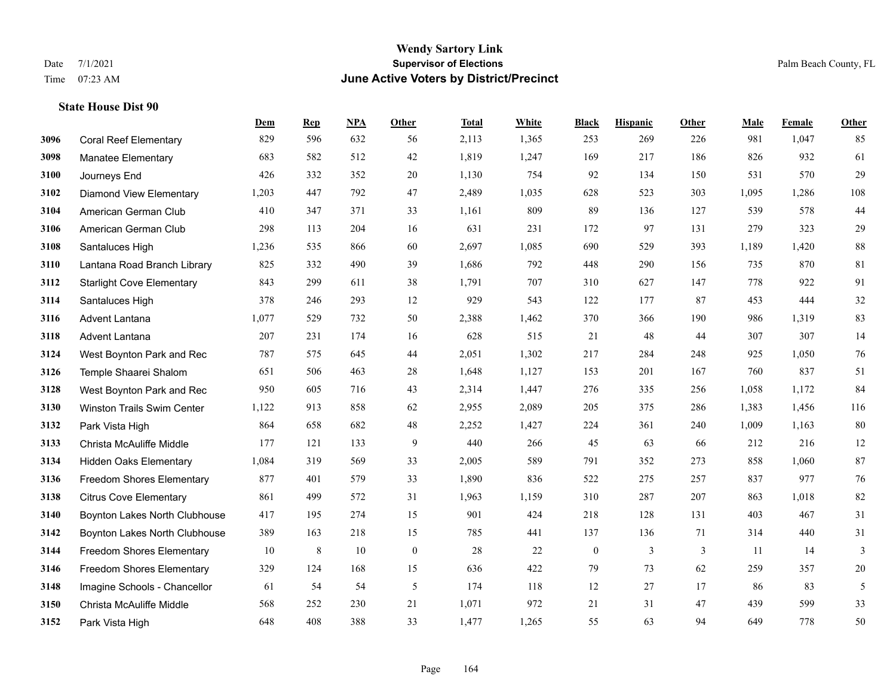# Wendy Sartory Link
## Supervisor of Elections
## June Active Voters by District/Precinct

Date 7/1/2021
Time 07:23 AM

Palm Beach County, FL

**State House Dist 90**

| | | Dem | Rep | NPA | Other | Total | White | Black | Hispanic | Other | Male | Female | Other |
|---|---|---|---|---|---|---|---|---|---|---|---|---|---|
| 3096 | Coral Reef Elementary | 829 | 596 | 632 | 56 | 2,113 | 1,365 | 253 | 269 | 226 | 981 | 1,047 | 85 |
| 3098 | Manatee Elementary | 683 | 582 | 512 | 42 | 1,819 | 1,247 | 169 | 217 | 186 | 826 | 932 | 61 |
| 3100 | Journeys End | 426 | 332 | 352 | 20 | 1,130 | 754 | 92 | 134 | 150 | 531 | 570 | 29 |
| 3102 | Diamond View Elementary | 1,203 | 447 | 792 | 47 | 2,489 | 1,035 | 628 | 523 | 303 | 1,095 | 1,286 | 108 |
| 3104 | American German Club | 410 | 347 | 371 | 33 | 1,161 | 809 | 89 | 136 | 127 | 539 | 578 | 44 |
| 3106 | American German Club | 298 | 113 | 204 | 16 | 631 | 231 | 172 | 97 | 131 | 279 | 323 | 29 |
| 3108 | Santaluces High | 1,236 | 535 | 866 | 60 | 2,697 | 1,085 | 690 | 529 | 393 | 1,189 | 1,420 | 88 |
| 3110 | Lantana Road Branch Library | 825 | 332 | 490 | 39 | 1,686 | 792 | 448 | 290 | 156 | 735 | 870 | 81 |
| 3112 | Starlight Cove Elementary | 843 | 299 | 611 | 38 | 1,791 | 707 | 310 | 627 | 147 | 778 | 922 | 91 |
| 3114 | Santaluces High | 378 | 246 | 293 | 12 | 929 | 543 | 122 | 177 | 87 | 453 | 444 | 32 |
| 3116 | Advent Lantana | 1,077 | 529 | 732 | 50 | 2,388 | 1,462 | 370 | 366 | 190 | 986 | 1,319 | 83 |
| 3118 | Advent Lantana | 207 | 231 | 174 | 16 | 628 | 515 | 21 | 48 | 44 | 307 | 307 | 14 |
| 3124 | West Boynton Park and Rec | 787 | 575 | 645 | 44 | 2,051 | 1,302 | 217 | 284 | 248 | 925 | 1,050 | 76 |
| 3126 | Temple Shaarei Shalom | 651 | 506 | 463 | 28 | 1,648 | 1,127 | 153 | 201 | 167 | 760 | 837 | 51 |
| 3128 | West Boynton Park and Rec | 950 | 605 | 716 | 43 | 2,314 | 1,447 | 276 | 335 | 256 | 1,058 | 1,172 | 84 |
| 3130 | Winston Trails Swim Center | 1,122 | 913 | 858 | 62 | 2,955 | 2,089 | 205 | 375 | 286 | 1,383 | 1,456 | 116 |
| 3132 | Park Vista High | 864 | 658 | 682 | 48 | 2,252 | 1,427 | 224 | 361 | 240 | 1,009 | 1,163 | 80 |
| 3133 | Christa McAuliffe Middle | 177 | 121 | 133 | 9 | 440 | 266 | 45 | 63 | 66 | 212 | 216 | 12 |
| 3134 | Hidden Oaks Elementary | 1,084 | 319 | 569 | 33 | 2,005 | 589 | 791 | 352 | 273 | 858 | 1,060 | 87 |
| 3136 | Freedom Shores Elementary | 877 | 401 | 579 | 33 | 1,890 | 836 | 522 | 275 | 257 | 837 | 977 | 76 |
| 3138 | Citrus Cove Elementary | 861 | 499 | 572 | 31 | 1,963 | 1,159 | 310 | 287 | 207 | 863 | 1,018 | 82 |
| 3140 | Boynton Lakes North Clubhouse | 417 | 195 | 274 | 15 | 901 | 424 | 218 | 128 | 131 | 403 | 467 | 31 |
| 3142 | Boynton Lakes North Clubhouse | 389 | 163 | 218 | 15 | 785 | 441 | 137 | 136 | 71 | 314 | 440 | 31 |
| 3144 | Freedom Shores Elementary | 10 | 8 | 10 | 0 | 28 | 22 | 0 | 3 | 3 | 11 | 14 | 3 |
| 3146 | Freedom Shores Elementary | 329 | 124 | 168 | 15 | 636 | 422 | 79 | 73 | 62 | 259 | 357 | 20 |
| 3148 | Imagine Schools - Chancellor | 61 | 54 | 54 | 5 | 174 | 118 | 12 | 27 | 17 | 86 | 83 | 5 |
| 3150 | Christa McAuliffe Middle | 568 | 252 | 230 | 21 | 1,071 | 972 | 21 | 31 | 47 | 439 | 599 | 33 |
| 3152 | Park Vista High | 648 | 408 | 388 | 33 | 1,477 | 1,265 | 55 | 63 | 94 | 649 | 778 | 50 |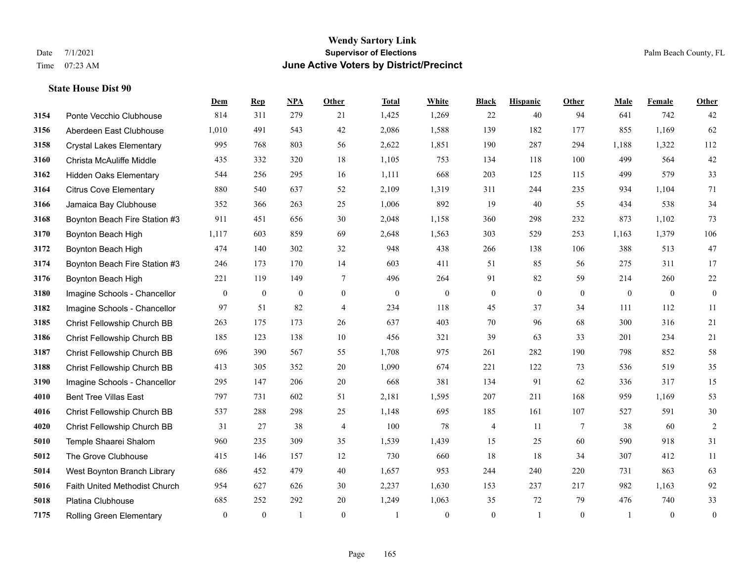# Wendy Sartory Link
## Supervisor of Elections
## June Active Voters by District/Precinct

Date 7/1/2021
Time 07:23 AM

Palm Beach County, FL

### State House Dist 90

| | | Dem | Rep | NPA | Other | Total | White | Black | Hispanic | Other | Male | Female | Other |
|---|---|---|---|---|---|---|---|---|---|---|---|---|---|
| 3154 | Ponte Vecchio Clubhouse | 814 | 311 | 279 | 21 | 1,425 | 1,269 | 22 | 40 | 94 | 641 | 742 | 42 |
| 3156 | Aberdeen East Clubhouse | 1,010 | 491 | 543 | 42 | 2,086 | 1,588 | 139 | 182 | 177 | 855 | 1,169 | 62 |
| 3158 | Crystal Lakes Elementary | 995 | 768 | 803 | 56 | 2,622 | 1,851 | 190 | 287 | 294 | 1,188 | 1,322 | 112 |
| 3160 | Christa McAuliffe Middle | 435 | 332 | 320 | 18 | 1,105 | 753 | 134 | 118 | 100 | 499 | 564 | 42 |
| 3162 | Hidden Oaks Elementary | 544 | 256 | 295 | 16 | 1,111 | 668 | 203 | 125 | 115 | 499 | 579 | 33 |
| 3164 | Citrus Cove Elementary | 880 | 540 | 637 | 52 | 2,109 | 1,319 | 311 | 244 | 235 | 934 | 1,104 | 71 |
| 3166 | Jamaica Bay Clubhouse | 352 | 366 | 263 | 25 | 1,006 | 892 | 19 | 40 | 55 | 434 | 538 | 34 |
| 3168 | Boynton Beach Fire Station #3 | 911 | 451 | 656 | 30 | 2,048 | 1,158 | 360 | 298 | 232 | 873 | 1,102 | 73 |
| 3170 | Boynton Beach High | 1,117 | 603 | 859 | 69 | 2,648 | 1,563 | 303 | 529 | 253 | 1,163 | 1,379 | 106 |
| 3172 | Boynton Beach High | 474 | 140 | 302 | 32 | 948 | 438 | 266 | 138 | 106 | 388 | 513 | 47 |
| 3174 | Boynton Beach Fire Station #3 | 246 | 173 | 170 | 14 | 603 | 411 | 51 | 85 | 56 | 275 | 311 | 17 |
| 3176 | Boynton Beach High | 221 | 119 | 149 | 7 | 496 | 264 | 91 | 82 | 59 | 214 | 260 | 22 |
| 3180 | Imagine Schools - Chancellor | 0 | 0 | 0 | 0 | 0 | 0 | 0 | 0 | 0 | 0 | 0 | 0 |
| 3182 | Imagine Schools - Chancellor | 97 | 51 | 82 | 4 | 234 | 118 | 45 | 37 | 34 | 111 | 112 | 11 |
| 3185 | Christ Fellowship Church BB | 263 | 175 | 173 | 26 | 637 | 403 | 70 | 96 | 68 | 300 | 316 | 21 |
| 3186 | Christ Fellowship Church BB | 185 | 123 | 138 | 10 | 456 | 321 | 39 | 63 | 33 | 201 | 234 | 21 |
| 3187 | Christ Fellowship Church BB | 696 | 390 | 567 | 55 | 1,708 | 975 | 261 | 282 | 190 | 798 | 852 | 58 |
| 3188 | Christ Fellowship Church BB | 413 | 305 | 352 | 20 | 1,090 | 674 | 221 | 122 | 73 | 536 | 519 | 35 |
| 3190 | Imagine Schools - Chancellor | 295 | 147 | 206 | 20 | 668 | 381 | 134 | 91 | 62 | 336 | 317 | 15 |
| 4010 | Bent Tree Villas East | 797 | 731 | 602 | 51 | 2,181 | 1,595 | 207 | 211 | 168 | 959 | 1,169 | 53 |
| 4016 | Christ Fellowship Church BB | 537 | 288 | 298 | 25 | 1,148 | 695 | 185 | 161 | 107 | 527 | 591 | 30 |
| 4020 | Christ Fellowship Church BB | 31 | 27 | 38 | 4 | 100 | 78 | 4 | 11 | 7 | 38 | 60 | 2 |
| 5010 | Temple Shaarei Shalom | 960 | 235 | 309 | 35 | 1,539 | 1,439 | 15 | 25 | 60 | 590 | 918 | 31 |
| 5012 | The Grove Clubhouse | 415 | 146 | 157 | 12 | 730 | 660 | 18 | 18 | 34 | 307 | 412 | 11 |
| 5014 | West Boynton Branch Library | 686 | 452 | 479 | 40 | 1,657 | 953 | 244 | 240 | 220 | 731 | 863 | 63 |
| 5016 | Faith United Methodist Church | 954 | 627 | 626 | 30 | 2,237 | 1,630 | 153 | 237 | 217 | 982 | 1,163 | 92 |
| 5018 | Platina Clubhouse | 685 | 252 | 292 | 20 | 1,249 | 1,063 | 35 | 72 | 79 | 476 | 740 | 33 |
| 7175 | Rolling Green Elementary | 0 | 0 | 1 | 0 | 1 | 0 | 0 | 1 | 0 | 1 | 0 | 0 |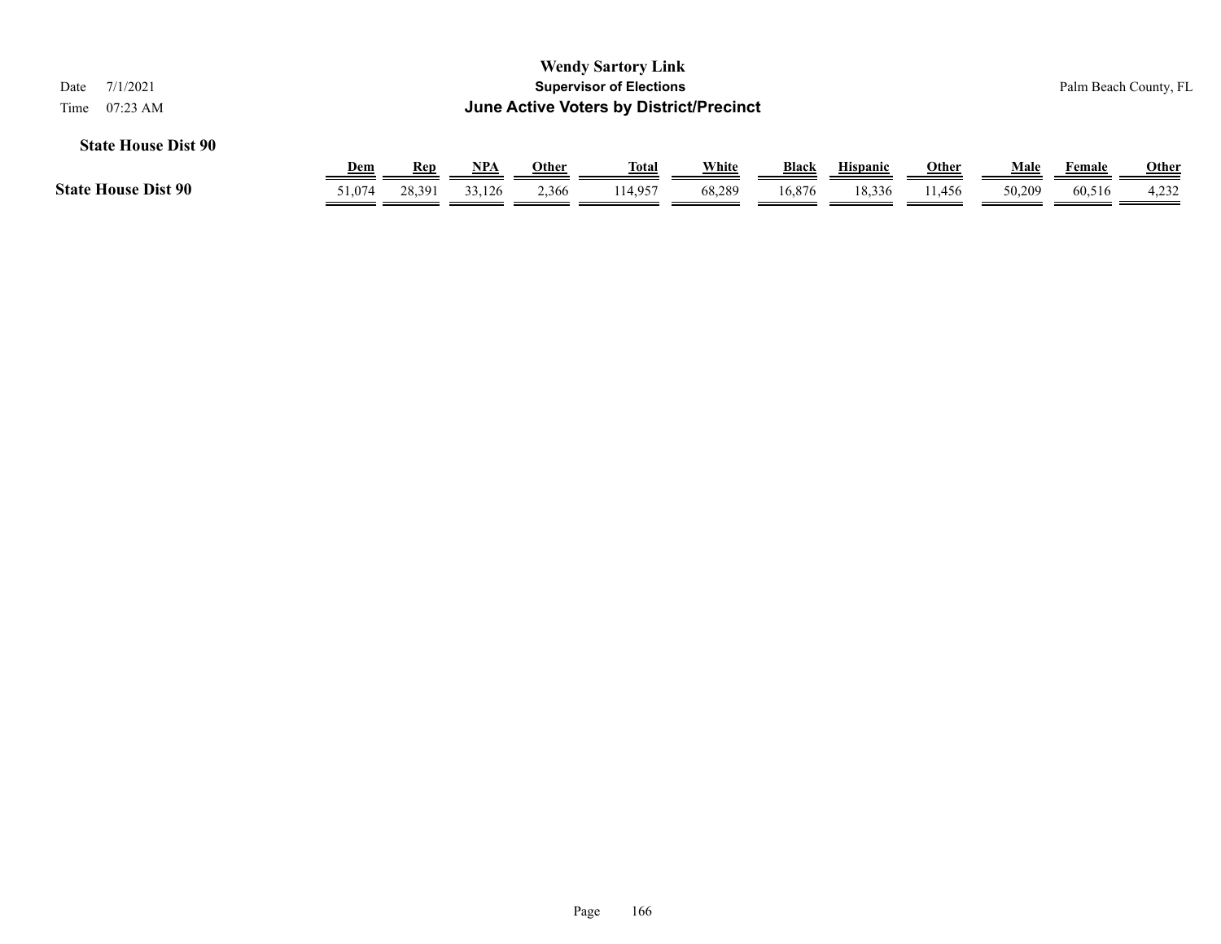# Wendy Sartory Link
## Supervisor of Elections
## June Active Voters by District/Precinct

Date 7/1/2021

Time 07:23 AM

Palm Beach County, FL

### State House Dist 90

| | Dem | Rep | NPA | Other | Total | White | Black | Hispanic | Other | Male | Female | Other |
|---|---|---|---|---|---|---|---|---|---|---|---|---|
| **State House Dist 90** | 51,074 | 28,391 | 33,126 | 2,366 | 114,957 | 68,289 | 16,876 | 18,336 | 11,456 | 50,209 | 60,516 | 4,232 |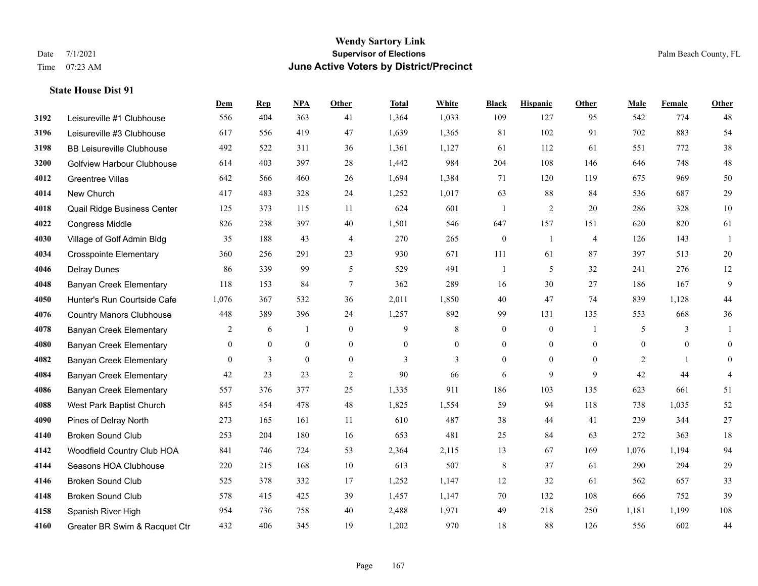# Wendy Sartory Link
## Supervisor of Elections
## June Active Voters by District/Precinct

Date 7/1/2021
Time 07:23 AM

Palm Beach County, FL

### State House Dist 91

| | | Dem | Rep | NPA | Other | Total | White | Black | Hispanic | Other | Male | Female | Other |
|---|---|---|---|---|---|---|---|---|---|---|---|---|---|
| 3192 | Leisureville #1 Clubhouse | 556 | 404 | 363 | 41 | 1,364 | 1,033 | 109 | 127 | 95 | 542 | 774 | 48 |
| 3196 | Leisureville #3 Clubhouse | 617 | 556 | 419 | 47 | 1,639 | 1,365 | 81 | 102 | 91 | 702 | 883 | 54 |
| 3198 | BB Leisureville Clubhouse | 492 | 522 | 311 | 36 | 1,361 | 1,127 | 61 | 112 | 61 | 551 | 772 | 38 |
| 3200 | Golfview Harbour Clubhouse | 614 | 403 | 397 | 28 | 1,442 | 984 | 204 | 108 | 146 | 646 | 748 | 48 |
| 4012 | Greentree Villas | 642 | 566 | 460 | 26 | 1,694 | 1,384 | 71 | 120 | 119 | 675 | 969 | 50 |
| 4014 | New Church | 417 | 483 | 328 | 24 | 1,252 | 1,017 | 63 | 88 | 84 | 536 | 687 | 29 |
| 4018 | Quail Ridge Business Center | 125 | 373 | 115 | 11 | 624 | 601 | 1 | 2 | 20 | 286 | 328 | 10 |
| 4022 | Congress Middle | 826 | 238 | 397 | 40 | 1,501 | 546 | 647 | 157 | 151 | 620 | 820 | 61 |
| 4030 | Village of Golf Admin Bldg | 35 | 188 | 43 | 4 | 270 | 265 | 0 | 1 | 4 | 126 | 143 | 1 |
| 4034 | Crosspointe Elementary | 360 | 256 | 291 | 23 | 930 | 671 | 111 | 61 | 87 | 397 | 513 | 20 |
| 4046 | Delray Dunes | 86 | 339 | 99 | 5 | 529 | 491 | 1 | 5 | 32 | 241 | 276 | 12 |
| 4048 | Banyan Creek Elementary | 118 | 153 | 84 | 7 | 362 | 289 | 16 | 30 | 27 | 186 | 167 | 9 |
| 4050 | Hunter's Run Courtside Cafe | 1,076 | 367 | 532 | 36 | 2,011 | 1,850 | 40 | 47 | 74 | 839 | 1,128 | 44 |
| 4076 | Country Manors Clubhouse | 448 | 389 | 396 | 24 | 1,257 | 892 | 99 | 131 | 135 | 553 | 668 | 36 |
| 4078 | Banyan Creek Elementary | 2 | 6 | 1 | 0 | 9 | 8 | 0 | 0 | 1 | 5 | 3 | 1 |
| 4080 | Banyan Creek Elementary | 0 | 0 | 0 | 0 | 0 | 0 | 0 | 0 | 0 | 0 | 0 | 0 |
| 4082 | Banyan Creek Elementary | 0 | 3 | 0 | 0 | 3 | 3 | 0 | 0 | 0 | 2 | 1 | 0 |
| 4084 | Banyan Creek Elementary | 42 | 23 | 23 | 2 | 90 | 66 | 6 | 9 | 9 | 42 | 44 | 4 |
| 4086 | Banyan Creek Elementary | 557 | 376 | 377 | 25 | 1,335 | 911 | 186 | 103 | 135 | 623 | 661 | 51 |
| 4088 | West Park Baptist Church | 845 | 454 | 478 | 48 | 1,825 | 1,554 | 59 | 94 | 118 | 738 | 1,035 | 52 |
| 4090 | Pines of Delray North | 273 | 165 | 161 | 11 | 610 | 487 | 38 | 44 | 41 | 239 | 344 | 27 |
| 4140 | Broken Sound Club | 253 | 204 | 180 | 16 | 653 | 481 | 25 | 84 | 63 | 272 | 363 | 18 |
| 4142 | Woodfield Country Club HOA | 841 | 746 | 724 | 53 | 2,364 | 2,115 | 13 | 67 | 169 | 1,076 | 1,194 | 94 |
| 4144 | Seasons HOA Clubhouse | 220 | 215 | 168 | 10 | 613 | 507 | 8 | 37 | 61 | 290 | 294 | 29 |
| 4146 | Broken Sound Club | 525 | 378 | 332 | 17 | 1,252 | 1,147 | 12 | 32 | 61 | 562 | 657 | 33 |
| 4148 | Broken Sound Club | 578 | 415 | 425 | 39 | 1,457 | 1,147 | 70 | 132 | 108 | 666 | 752 | 39 |
| 4158 | Spanish River High | 954 | 736 | 758 | 40 | 2,488 | 1,971 | 49 | 218 | 250 | 1,181 | 1,199 | 108 |
| 4160 | Greater BR Swim & Racquet Ctr | 432 | 406 | 345 | 19 | 1,202 | 970 | 18 | 88 | 126 | 556 | 602 | 44 |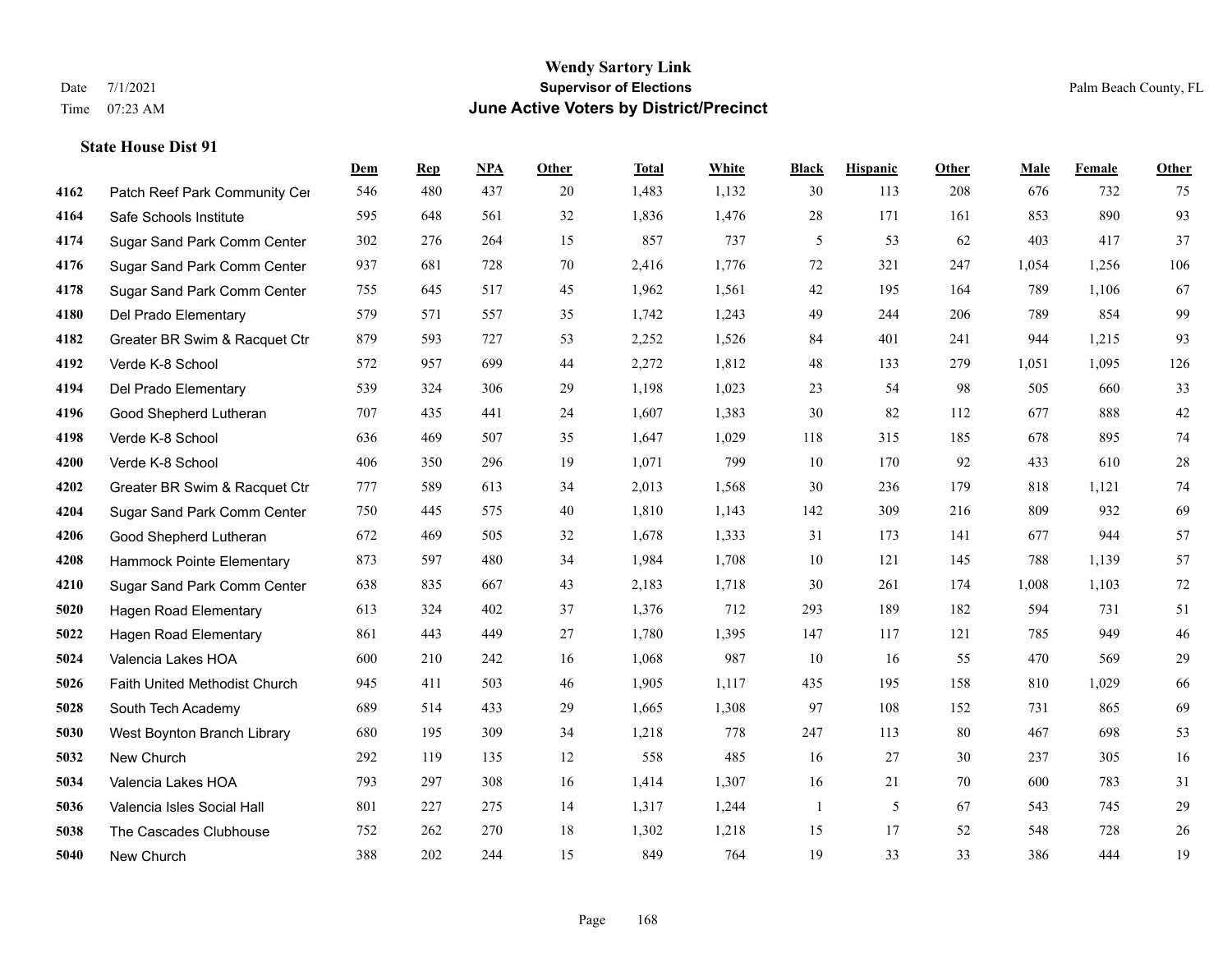# Wendy Sartory Link
## Supervisor of Elections
## June Active Voters by District/Precinct

Date 7/1/2021
Time 07:23 AM

Palm Beach County, FL

### State House Dist 91

| | | Dem | Rep | NPA | Other | Total | White | Black | Hispanic | Other | Male | Female | Other |
|---|---|---|---|---|---|---|---|---|---|---|---|---|---|
| 4162 | Patch Reef Park Community Cer | 546 | 480 | 437 | 20 | 1,483 | 1,132 | 30 | 113 | 208 | 676 | 732 | 75 |
| 4164 | Safe Schools Institute | 595 | 648 | 561 | 32 | 1,836 | 1,476 | 28 | 171 | 161 | 853 | 890 | 93 |
| 4174 | Sugar Sand Park Comm Center | 302 | 276 | 264 | 15 | 857 | 737 | 5 | 53 | 62 | 403 | 417 | 37 |
| 4176 | Sugar Sand Park Comm Center | 937 | 681 | 728 | 70 | 2,416 | 1,776 | 72 | 321 | 247 | 1,054 | 1,256 | 106 |
| 4178 | Sugar Sand Park Comm Center | 755 | 645 | 517 | 45 | 1,962 | 1,561 | 42 | 195 | 164 | 789 | 1,106 | 67 |
| 4180 | Del Prado Elementary | 579 | 571 | 557 | 35 | 1,742 | 1,243 | 49 | 244 | 206 | 789 | 854 | 99 |
| 4182 | Greater BR Swim & Racquet Ctr | 879 | 593 | 727 | 53 | 2,252 | 1,526 | 84 | 401 | 241 | 944 | 1,215 | 93 |
| 4192 | Verde K-8 School | 572 | 957 | 699 | 44 | 2,272 | 1,812 | 48 | 133 | 279 | 1,051 | 1,095 | 126 |
| 4194 | Del Prado Elementary | 539 | 324 | 306 | 29 | 1,198 | 1,023 | 23 | 54 | 98 | 505 | 660 | 33 |
| 4196 | Good Shepherd Lutheran | 707 | 435 | 441 | 24 | 1,607 | 1,383 | 30 | 82 | 112 | 677 | 888 | 42 |
| 4198 | Verde K-8 School | 636 | 469 | 507 | 35 | 1,647 | 1,029 | 118 | 315 | 185 | 678 | 895 | 74 |
| 4200 | Verde K-8 School | 406 | 350 | 296 | 19 | 1,071 | 799 | 10 | 170 | 92 | 433 | 610 | 28 |
| 4202 | Greater BR Swim & Racquet Ctr | 777 | 589 | 613 | 34 | 2,013 | 1,568 | 30 | 236 | 179 | 818 | 1,121 | 74 |
| 4204 | Sugar Sand Park Comm Center | 750 | 445 | 575 | 40 | 1,810 | 1,143 | 142 | 309 | 216 | 809 | 932 | 69 |
| 4206 | Good Shepherd Lutheran | 672 | 469 | 505 | 32 | 1,678 | 1,333 | 31 | 173 | 141 | 677 | 944 | 57 |
| 4208 | Hammock Pointe Elementary | 873 | 597 | 480 | 34 | 1,984 | 1,708 | 10 | 121 | 145 | 788 | 1,139 | 57 |
| 4210 | Sugar Sand Park Comm Center | 638 | 835 | 667 | 43 | 2,183 | 1,718 | 30 | 261 | 174 | 1,008 | 1,103 | 72 |
| 5020 | Hagen Road Elementary | 613 | 324 | 402 | 37 | 1,376 | 712 | 293 | 189 | 182 | 594 | 731 | 51 |
| 5022 | Hagen Road Elementary | 861 | 443 | 449 | 27 | 1,780 | 1,395 | 147 | 117 | 121 | 785 | 949 | 46 |
| 5024 | Valencia Lakes HOA | 600 | 210 | 242 | 16 | 1,068 | 987 | 10 | 16 | 55 | 470 | 569 | 29 |
| 5026 | Faith United Methodist Church | 945 | 411 | 503 | 46 | 1,905 | 1,117 | 435 | 195 | 158 | 810 | 1,029 | 66 |
| 5028 | South Tech Academy | 689 | 514 | 433 | 29 | 1,665 | 1,308 | 97 | 108 | 152 | 731 | 865 | 69 |
| 5030 | West Boynton Branch Library | 680 | 195 | 309 | 34 | 1,218 | 778 | 247 | 113 | 80 | 467 | 698 | 53 |
| 5032 | New Church | 292 | 119 | 135 | 12 | 558 | 485 | 16 | 27 | 30 | 237 | 305 | 16 |
| 5034 | Valencia Lakes HOA | 793 | 297 | 308 | 16 | 1,414 | 1,307 | 16 | 21 | 70 | 600 | 783 | 31 |
| 5036 | Valencia Isles Social Hall | 801 | 227 | 275 | 14 | 1,317 | 1,244 | 1 | 5 | 67 | 543 | 745 | 29 |
| 5038 | The Cascades Clubhouse | 752 | 262 | 270 | 18 | 1,302 | 1,218 | 15 | 17 | 52 | 548 | 728 | 26 |
| 5040 | New Church | 388 | 202 | 244 | 15 | 849 | 764 | 19 | 33 | 33 | 386 | 444 | 19 |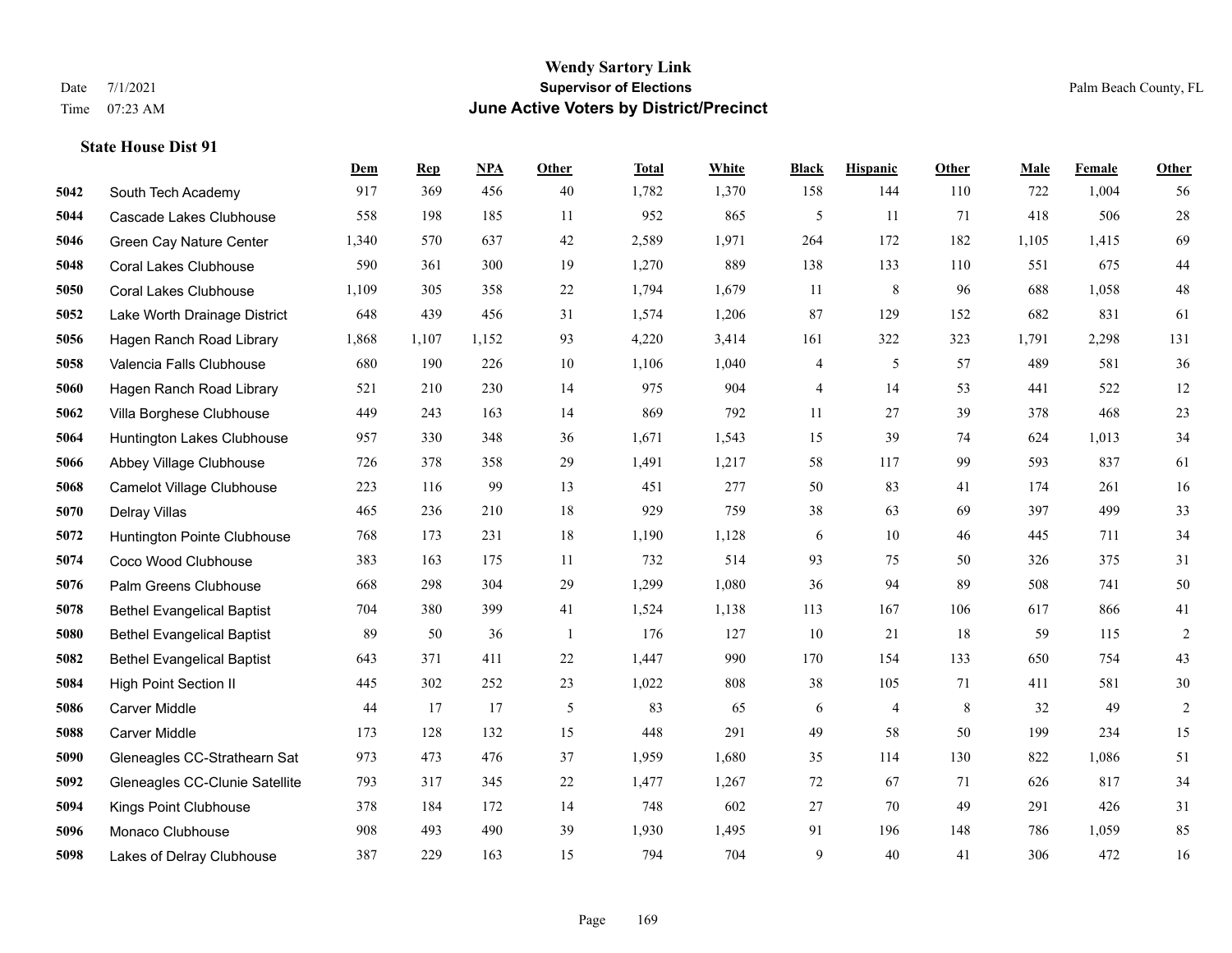**Wendy Sartory Link**
**Supervisor of Elections**
**June Active Voters by District/Precinct**

Date 7/1/2021
Time 07:23 AM

Palm Beach County, FL

### State House Dist 91

| | | Dem | Rep | NPA | Other | Total | White | Black | Hispanic | Other | Male | Female | Other |
|---|---|---|---|---|---|---|---|---|---|---|---|---|---|
| 5042 | South Tech Academy | 917 | 369 | 456 | 40 | 1,782 | 1,370 | 158 | 144 | 110 | 722 | 1,004 | 56 |
| 5044 | Cascade Lakes Clubhouse | 558 | 198 | 185 | 11 | 952 | 865 | 5 | 11 | 71 | 418 | 506 | 28 |
| 5046 | Green Cay Nature Center | 1,340 | 570 | 637 | 42 | 2,589 | 1,971 | 264 | 172 | 182 | 1,105 | 1,415 | 69 |
| 5048 | Coral Lakes Clubhouse | 590 | 361 | 300 | 19 | 1,270 | 889 | 138 | 133 | 110 | 551 | 675 | 44 |
| 5050 | Coral Lakes Clubhouse | 1,109 | 305 | 358 | 22 | 1,794 | 1,679 | 11 | 8 | 96 | 688 | 1,058 | 48 |
| 5052 | Lake Worth Drainage District | 648 | 439 | 456 | 31 | 1,574 | 1,206 | 87 | 129 | 152 | 682 | 831 | 61 |
| 5056 | Hagen Ranch Road Library | 1,868 | 1,107 | 1,152 | 93 | 4,220 | 3,414 | 161 | 322 | 323 | 1,791 | 2,298 | 131 |
| 5058 | Valencia Falls Clubhouse | 680 | 190 | 226 | 10 | 1,106 | 1,040 | 4 | 5 | 57 | 489 | 581 | 36 |
| 5060 | Hagen Ranch Road Library | 521 | 210 | 230 | 14 | 975 | 904 | 4 | 14 | 53 | 441 | 522 | 12 |
| 5062 | Villa Borghese Clubhouse | 449 | 243 | 163 | 14 | 869 | 792 | 11 | 27 | 39 | 378 | 468 | 23 |
| 5064 | Huntington Lakes Clubhouse | 957 | 330 | 348 | 36 | 1,671 | 1,543 | 15 | 39 | 74 | 624 | 1,013 | 34 |
| 5066 | Abbey Village Clubhouse | 726 | 378 | 358 | 29 | 1,491 | 1,217 | 58 | 117 | 99 | 593 | 837 | 61 |
| 5068 | Camelot Village Clubhouse | 223 | 116 | 99 | 13 | 451 | 277 | 50 | 83 | 41 | 174 | 261 | 16 |
| 5070 | Delray Villas | 465 | 236 | 210 | 18 | 929 | 759 | 38 | 63 | 69 | 397 | 499 | 33 |
| 5072 | Huntington Pointe Clubhouse | 768 | 173 | 231 | 18 | 1,190 | 1,128 | 6 | 10 | 46 | 445 | 711 | 34 |
| 5074 | Coco Wood Clubhouse | 383 | 163 | 175 | 11 | 732 | 514 | 93 | 75 | 50 | 326 | 375 | 31 |
| 5076 | Palm Greens Clubhouse | 668 | 298 | 304 | 29 | 1,299 | 1,080 | 36 | 94 | 89 | 508 | 741 | 50 |
| 5078 | Bethel Evangelical Baptist | 704 | 380 | 399 | 41 | 1,524 | 1,138 | 113 | 167 | 106 | 617 | 866 | 41 |
| 5080 | Bethel Evangelical Baptist | 89 | 50 | 36 | 1 | 176 | 127 | 10 | 21 | 18 | 59 | 115 | 2 |
| 5082 | Bethel Evangelical Baptist | 643 | 371 | 411 | 22 | 1,447 | 990 | 170 | 154 | 133 | 650 | 754 | 43 |
| 5084 | High Point Section II | 445 | 302 | 252 | 23 | 1,022 | 808 | 38 | 105 | 71 | 411 | 581 | 30 |
| 5086 | Carver Middle | 44 | 17 | 17 | 5 | 83 | 65 | 6 | 4 | 8 | 32 | 49 | 2 |
| 5088 | Carver Middle | 173 | 128 | 132 | 15 | 448 | 291 | 49 | 58 | 50 | 199 | 234 | 15 |
| 5090 | Gleneagles CC-Strathearn Sat | 973 | 473 | 476 | 37 | 1,959 | 1,680 | 35 | 114 | 130 | 822 | 1,086 | 51 |
| 5092 | Gleneagles CC-Clunie Satellite | 793 | 317 | 345 | 22 | 1,477 | 1,267 | 72 | 67 | 71 | 626 | 817 | 34 |
| 5094 | Kings Point Clubhouse | 378 | 184 | 172 | 14 | 748 | 602 | 27 | 70 | 49 | 291 | 426 | 31 |
| 5096 | Monaco Clubhouse | 908 | 493 | 490 | 39 | 1,930 | 1,495 | 91 | 196 | 148 | 786 | 1,059 | 85 |
| 5098 | Lakes of Delray Clubhouse | 387 | 229 | 163 | 15 | 794 | 704 | 9 | 40 | 41 | 306 | 472 | 16 |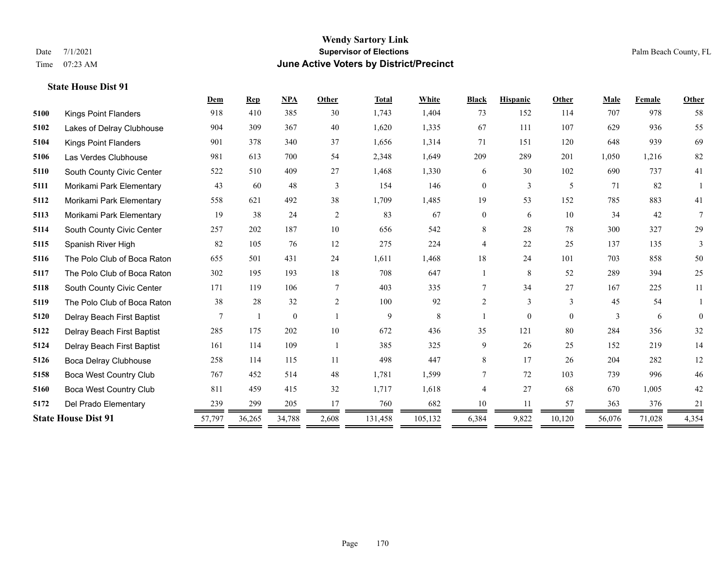# Wendy Sartory Link
## Supervisor of Elections
## June Active Voters by District/Precinct

Date 7/1/2021
Time 07:23 AM

Palm Beach County, FL

**State House Dist 91**

| | | Dem | Rep | NPA | Other | Total | White | Black | Hispanic | Other | Male | Female | Other |
|---|---|---|---|---|---|---|---|---|---|---|---|---|---|
| 5100 | Kings Point Flanders | 918 | 410 | 385 | 30 | 1,743 | 1,404 | 73 | 152 | 114 | 707 | 978 | 58 |
| 5102 | Lakes of Delray Clubhouse | 904 | 309 | 367 | 40 | 1,620 | 1,335 | 67 | 111 | 107 | 629 | 936 | 55 |
| 5104 | Kings Point Flanders | 901 | 378 | 340 | 37 | 1,656 | 1,314 | 71 | 151 | 120 | 648 | 939 | 69 |
| 5106 | Las Verdes Clubhouse | 981 | 613 | 700 | 54 | 2,348 | 1,649 | 209 | 289 | 201 | 1,050 | 1,216 | 82 |
| 5110 | South County Civic Center | 522 | 510 | 409 | 27 | 1,468 | 1,330 | 6 | 30 | 102 | 690 | 737 | 41 |
| 5111 | Morikami Park Elementary | 43 | 60 | 48 | 3 | 154 | 146 | 0 | 3 | 5 | 71 | 82 | 1 |
| 5112 | Morikami Park Elementary | 558 | 621 | 492 | 38 | 1,709 | 1,485 | 19 | 53 | 152 | 785 | 883 | 41 |
| 5113 | Morikami Park Elementary | 19 | 38 | 24 | 2 | 83 | 67 | 0 | 6 | 10 | 34 | 42 | 7 |
| 5114 | South County Civic Center | 257 | 202 | 187 | 10 | 656 | 542 | 8 | 28 | 78 | 300 | 327 | 29 |
| 5115 | Spanish River High | 82 | 105 | 76 | 12 | 275 | 224 | 4 | 22 | 25 | 137 | 135 | 3 |
| 5116 | The Polo Club of Boca Raton | 655 | 501 | 431 | 24 | 1,611 | 1,468 | 18 | 24 | 101 | 703 | 858 | 50 |
| 5117 | The Polo Club of Boca Raton | 302 | 195 | 193 | 18 | 708 | 647 | 1 | 8 | 52 | 289 | 394 | 25 |
| 5118 | South County Civic Center | 171 | 119 | 106 | 7 | 403 | 335 | 7 | 34 | 27 | 167 | 225 | 11 |
| 5119 | The Polo Club of Boca Raton | 38 | 28 | 32 | 2 | 100 | 92 | 2 | 3 | 3 | 45 | 54 | 1 |
| 5120 | Delray Beach First Baptist | 7 | 1 | 0 | 1 | 9 | 8 | 1 | 0 | 0 | 3 | 6 | 0 |
| 5122 | Delray Beach First Baptist | 285 | 175 | 202 | 10 | 672 | 436 | 35 | 121 | 80 | 284 | 356 | 32 |
| 5124 | Delray Beach First Baptist | 161 | 114 | 109 | 1 | 385 | 325 | 9 | 26 | 25 | 152 | 219 | 14 |
| 5126 | Boca Delray Clubhouse | 258 | 114 | 115 | 11 | 498 | 447 | 8 | 17 | 26 | 204 | 282 | 12 |
| 5158 | Boca West Country Club | 767 | 452 | 514 | 48 | 1,781 | 1,599 | 7 | 72 | 103 | 739 | 996 | 46 |
| 5160 | Boca West Country Club | 811 | 459 | 415 | 32 | 1,717 | 1,618 | 4 | 27 | 68 | 670 | 1,005 | 42 |
| 5172 | Del Prado Elementary | 239 | 299 | 205 | 17 | 760 | 682 | 10 | 11 | 57 | 363 | 376 | 21 |
| **State House Dist 91** | | 57,797 | 36,265 | 34,788 | 2,608 | 131,458 | 105,132 | 6,384 | 9,822 | 10,120 | 56,076 | 71,028 | 4,354 |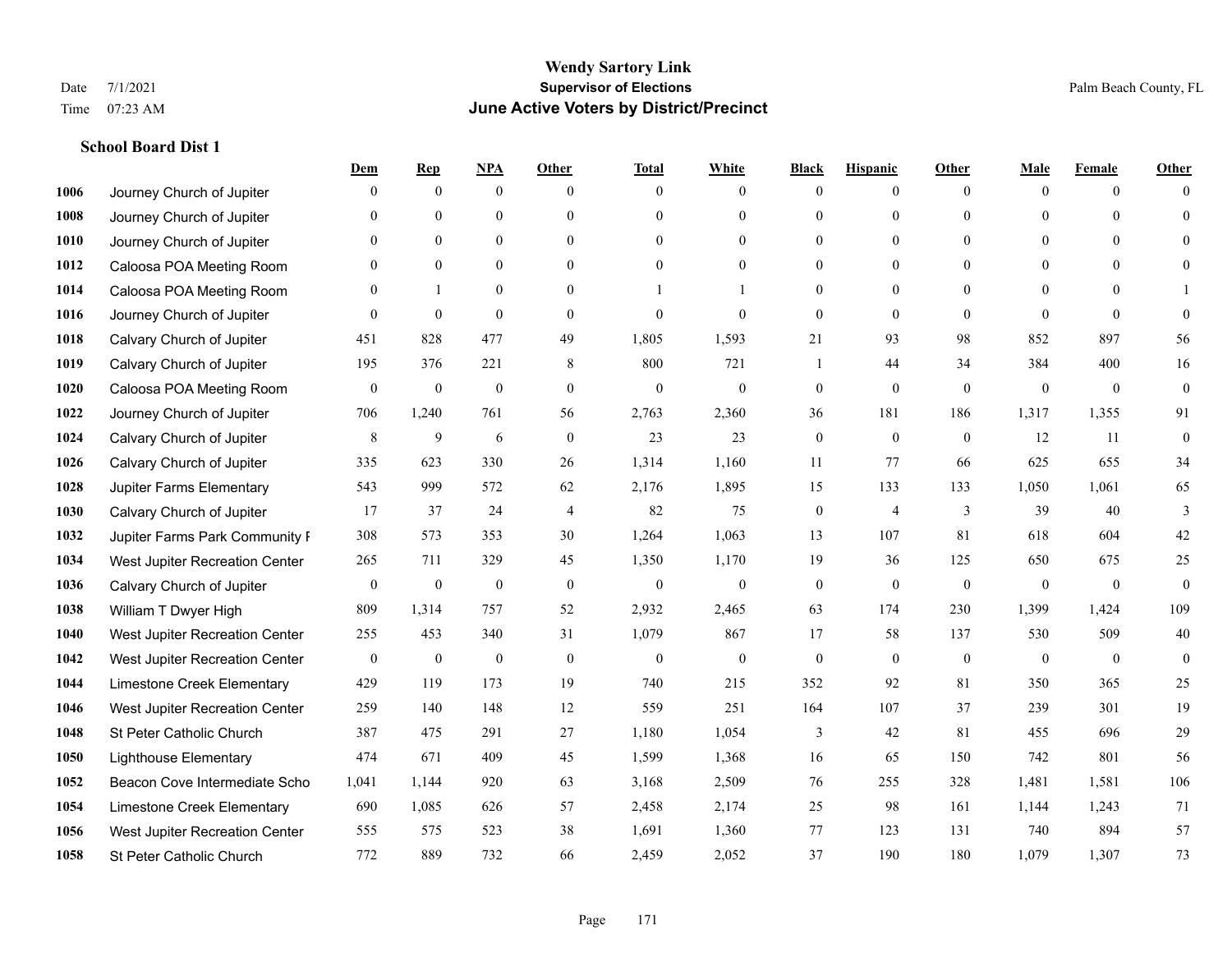# Wendy Sartory Link
## Supervisor of Elections
## June Active Voters by District/Precinct

Date 7/1/2021
Time 07:23 AM

Palm Beach County, FL

### School Board Dist 1

| | | Dem | Rep | NPA | Other | Total | White | Black | Hispanic | Other | Male | Female | Other |
|---|---|---|---|---|---|---|---|---|---|---|---|---|---|
| 1006 | Journey Church of Jupiter | 0 | 0 | 0 | 0 | 0 | 0 | 0 | 0 | 0 | 0 | 0 | 0 |
| 1008 | Journey Church of Jupiter | 0 | 0 | 0 | 0 | 0 | 0 | 0 | 0 | 0 | 0 | 0 | 0 |
| 1010 | Journey Church of Jupiter | 0 | 0 | 0 | 0 | 0 | 0 | 0 | 0 | 0 | 0 | 0 | 0 |
| 1012 | Caloosa POA Meeting Room | 0 | 0 | 0 | 0 | 0 | 0 | 0 | 0 | 0 | 0 | 0 | 0 |
| 1014 | Caloosa POA Meeting Room | 0 | 1 | 0 | 0 | 1 | 1 | 0 | 0 | 0 | 0 | 0 | 1 |
| 1016 | Journey Church of Jupiter | 0 | 0 | 0 | 0 | 0 | 0 | 0 | 0 | 0 | 0 | 0 | 0 |
| 1018 | Calvary Church of Jupiter | 451 | 828 | 477 | 49 | 1,805 | 1,593 | 21 | 93 | 98 | 852 | 897 | 56 |
| 1019 | Calvary Church of Jupiter | 195 | 376 | 221 | 8 | 800 | 721 | 1 | 44 | 34 | 384 | 400 | 16 |
| 1020 | Caloosa POA Meeting Room | 0 | 0 | 0 | 0 | 0 | 0 | 0 | 0 | 0 | 0 | 0 | 0 |
| 1022 | Journey Church of Jupiter | 706 | 1,240 | 761 | 56 | 2,763 | 2,360 | 36 | 181 | 186 | 1,317 | 1,355 | 91 |
| 1024 | Calvary Church of Jupiter | 8 | 9 | 6 | 0 | 23 | 23 | 0 | 0 | 0 | 12 | 11 | 0 |
| 1026 | Calvary Church of Jupiter | 335 | 623 | 330 | 26 | 1,314 | 1,160 | 11 | 77 | 66 | 625 | 655 | 34 |
| 1028 | Jupiter Farms Elementary | 543 | 999 | 572 | 62 | 2,176 | 1,895 | 15 | 133 | 133 | 1,050 | 1,061 | 65 |
| 1030 | Calvary Church of Jupiter | 17 | 37 | 24 | 4 | 82 | 75 | 0 | 4 | 3 | 39 | 40 | 3 |
| 1032 | Jupiter Farms Park Community F | 308 | 573 | 353 | 30 | 1,264 | 1,063 | 13 | 107 | 81 | 618 | 604 | 42 |
| 1034 | West Jupiter Recreation Center | 265 | 711 | 329 | 45 | 1,350 | 1,170 | 19 | 36 | 125 | 650 | 675 | 25 |
| 1036 | Calvary Church of Jupiter | 0 | 0 | 0 | 0 | 0 | 0 | 0 | 0 | 0 | 0 | 0 | 0 |
| 1038 | William T Dwyer High | 809 | 1,314 | 757 | 52 | 2,932 | 2,465 | 63 | 174 | 230 | 1,399 | 1,424 | 109 |
| 1040 | West Jupiter Recreation Center | 255 | 453 | 340 | 31 | 1,079 | 867 | 17 | 58 | 137 | 530 | 509 | 40 |
| 1042 | West Jupiter Recreation Center | 0 | 0 | 0 | 0 | 0 | 0 | 0 | 0 | 0 | 0 | 0 | 0 |
| 1044 | Limestone Creek Elementary | 429 | 119 | 173 | 19 | 740 | 215 | 352 | 92 | 81 | 350 | 365 | 25 |
| 1046 | West Jupiter Recreation Center | 259 | 140 | 148 | 12 | 559 | 251 | 164 | 107 | 37 | 239 | 301 | 19 |
| 1048 | St Peter Catholic Church | 387 | 475 | 291 | 27 | 1,180 | 1,054 | 3 | 42 | 81 | 455 | 696 | 29 |
| 1050 | Lighthouse Elementary | 474 | 671 | 409 | 45 | 1,599 | 1,368 | 16 | 65 | 150 | 742 | 801 | 56 |
| 1052 | Beacon Cove Intermediate Scho | 1,041 | 1,144 | 920 | 63 | 3,168 | 2,509 | 76 | 255 | 328 | 1,481 | 1,581 | 106 |
| 1054 | Limestone Creek Elementary | 690 | 1,085 | 626 | 57 | 2,458 | 2,174 | 25 | 98 | 161 | 1,144 | 1,243 | 71 |
| 1056 | West Jupiter Recreation Center | 555 | 575 | 523 | 38 | 1,691 | 1,360 | 77 | 123 | 131 | 740 | 894 | 57 |
| 1058 | St Peter Catholic Church | 772 | 889 | 732 | 66 | 2,459 | 2,052 | 37 | 190 | 180 | 1,079 | 1,307 | 73 |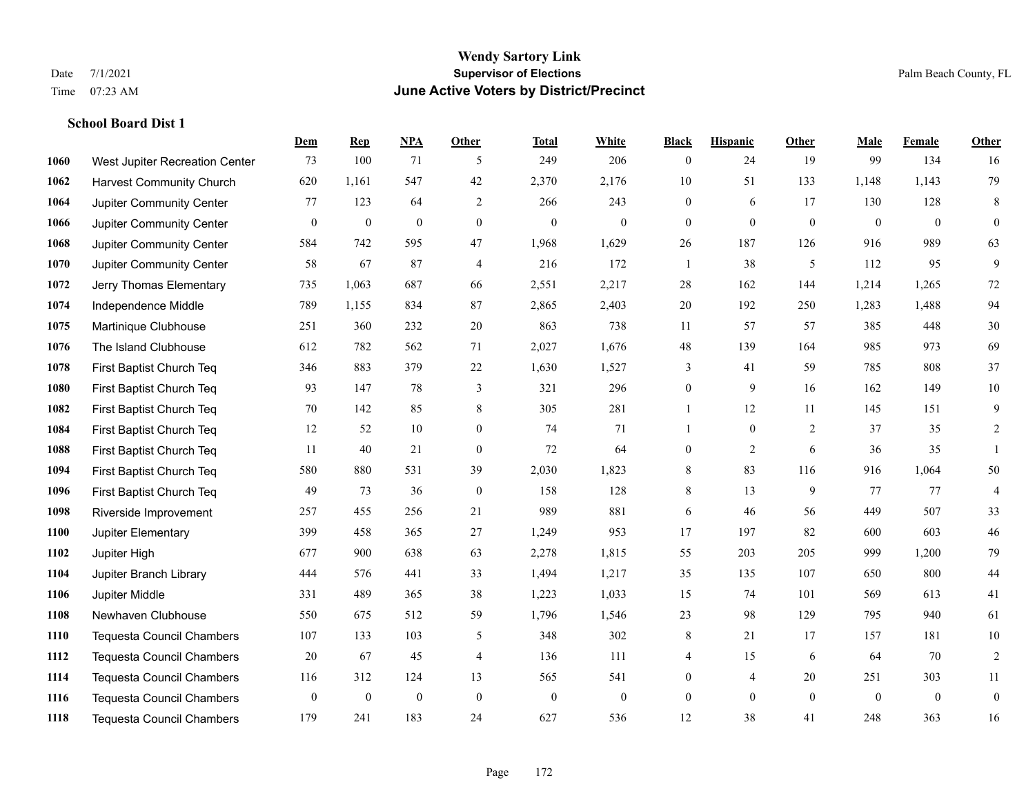# Wendy Sartory Link

## Supervisor of Elections

## June Active Voters by District/Precinct

Date 7/1/2021
Time 07:23 AM

Palm Beach County, FL

### School Board Dist 1

| | | Dem | Rep | NPA | Other | Total | White | Black | Hispanic | Other | Male | Female | Other |
|---|---|---|---|---|---|---|---|---|---|---|---|---|---|
| 1060 | West Jupiter Recreation Center | 73 | 100 | 71 | 5 | 249 | 206 | 0 | 24 | 19 | 99 | 134 | 16 |
| 1062 | Harvest Community Church | 620 | 1,161 | 547 | 42 | 2,370 | 2,176 | 10 | 51 | 133 | 1,148 | 1,143 | 79 |
| 1064 | Jupiter Community Center | 77 | 123 | 64 | 2 | 266 | 243 | 0 | 6 | 17 | 130 | 128 | 8 |
| 1066 | Jupiter Community Center | 0 | 0 | 0 | 0 | 0 | 0 | 0 | 0 | 0 | 0 | 0 | 0 |
| 1068 | Jupiter Community Center | 584 | 742 | 595 | 47 | 1,968 | 1,629 | 26 | 187 | 126 | 916 | 989 | 63 |
| 1070 | Jupiter Community Center | 58 | 67 | 87 | 4 | 216 | 172 | 1 | 38 | 5 | 112 | 95 | 9 |
| 1072 | Jerry Thomas Elementary | 735 | 1,063 | 687 | 66 | 2,551 | 2,217 | 28 | 162 | 144 | 1,214 | 1,265 | 72 |
| 1074 | Independence Middle | 789 | 1,155 | 834 | 87 | 2,865 | 2,403 | 20 | 192 | 250 | 1,283 | 1,488 | 94 |
| 1075 | Martinique Clubhouse | 251 | 360 | 232 | 20 | 863 | 738 | 11 | 57 | 57 | 385 | 448 | 30 |
| 1076 | The Island Clubhouse | 612 | 782 | 562 | 71 | 2,027 | 1,676 | 48 | 139 | 164 | 985 | 973 | 69 |
| 1078 | First Baptist Church Teq | 346 | 883 | 379 | 22 | 1,630 | 1,527 | 3 | 41 | 59 | 785 | 808 | 37 |
| 1080 | First Baptist Church Teq | 93 | 147 | 78 | 3 | 321 | 296 | 0 | 9 | 16 | 162 | 149 | 10 |
| 1082 | First Baptist Church Teq | 70 | 142 | 85 | 8 | 305 | 281 | 1 | 12 | 11 | 145 | 151 | 9 |
| 1084 | First Baptist Church Teq | 12 | 52 | 10 | 0 | 74 | 71 | 1 | 0 | 2 | 37 | 35 | 2 |
| 1088 | First Baptist Church Teq | 11 | 40 | 21 | 0 | 72 | 64 | 0 | 2 | 6 | 36 | 35 | 1 |
| 1094 | First Baptist Church Teq | 580 | 880 | 531 | 39 | 2,030 | 1,823 | 8 | 83 | 116 | 916 | 1,064 | 50 |
| 1096 | First Baptist Church Teq | 49 | 73 | 36 | 0 | 158 | 128 | 8 | 13 | 9 | 77 | 77 | 4 |
| 1098 | Riverside Improvement | 257 | 455 | 256 | 21 | 989 | 881 | 6 | 46 | 56 | 449 | 507 | 33 |
| 1100 | Jupiter Elementary | 399 | 458 | 365 | 27 | 1,249 | 953 | 17 | 197 | 82 | 600 | 603 | 46 |
| 1102 | Jupiter High | 677 | 900 | 638 | 63 | 2,278 | 1,815 | 55 | 203 | 205 | 999 | 1,200 | 79 |
| 1104 | Jupiter Branch Library | 444 | 576 | 441 | 33 | 1,494 | 1,217 | 35 | 135 | 107 | 650 | 800 | 44 |
| 1106 | Jupiter Middle | 331 | 489 | 365 | 38 | 1,223 | 1,033 | 15 | 74 | 101 | 569 | 613 | 41 |
| 1108 | Newhaven Clubhouse | 550 | 675 | 512 | 59 | 1,796 | 1,546 | 23 | 98 | 129 | 795 | 940 | 61 |
| 1110 | Tequesta Council Chambers | 107 | 133 | 103 | 5 | 348 | 302 | 8 | 21 | 17 | 157 | 181 | 10 |
| 1112 | Tequesta Council Chambers | 20 | 67 | 45 | 4 | 136 | 111 | 4 | 15 | 6 | 64 | 70 | 2 |
| 1114 | Tequesta Council Chambers | 116 | 312 | 124 | 13 | 565 | 541 | 0 | 4 | 20 | 251 | 303 | 11 |
| 1116 | Tequesta Council Chambers | 0 | 0 | 0 | 0 | 0 | 0 | 0 | 0 | 0 | 0 | 0 | 0 |
| 1118 | Tequesta Council Chambers | 179 | 241 | 183 | 24 | 627 | 536 | 12 | 38 | 41 | 248 | 363 | 16 |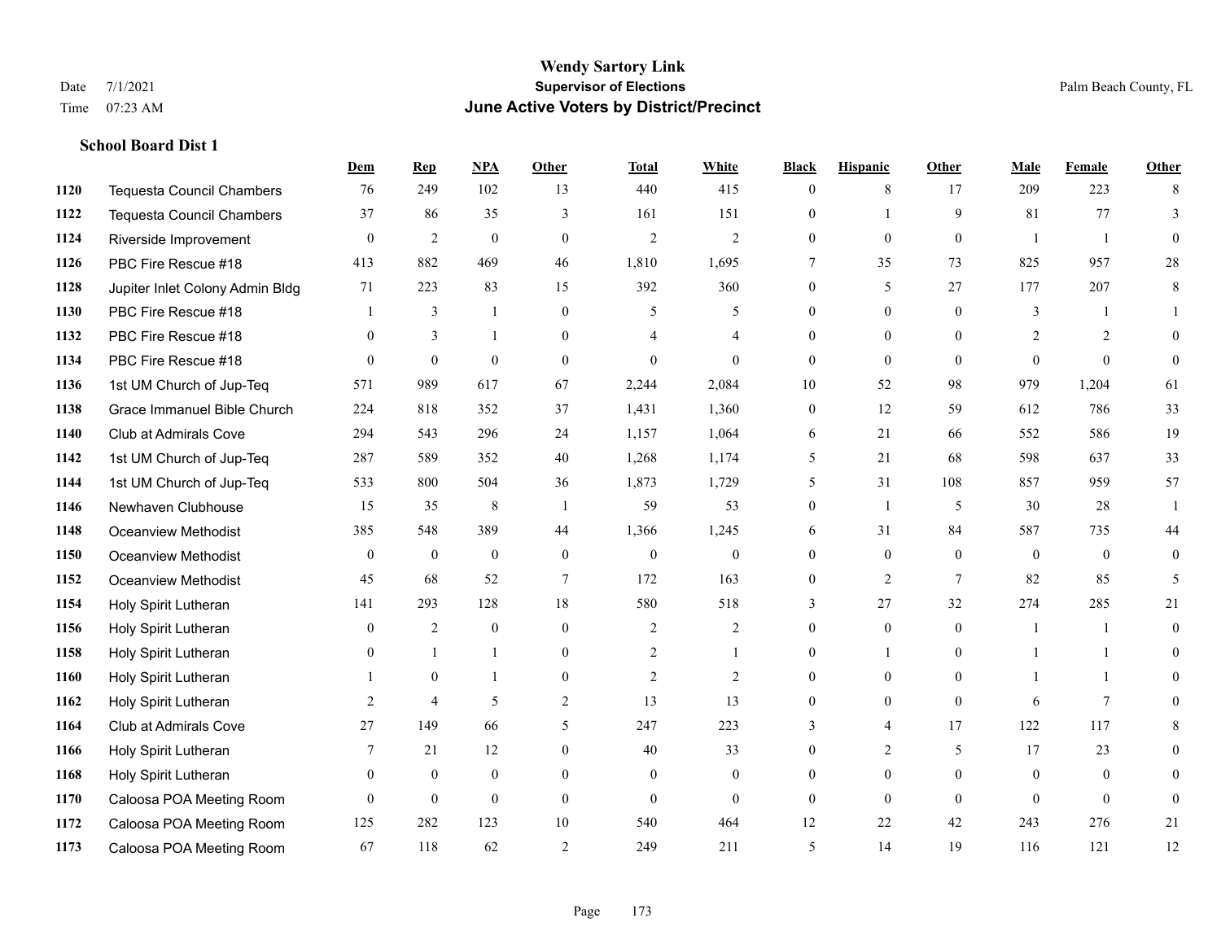# Wendy Sartory Link
## Supervisor of Elections
## June Active Voters by District/Precinct

Date 7/1/2021
Time 07:23 AM
Palm Beach County, FL

### School Board Dist 1

| | | Dem | Rep | NPA | Other | Total | White | Black | Hispanic | Other | Male | Female | Other |
|---|---|---|---|---|---|---|---|---|---|---|---|---|---|
| 1120 | Tequesta Council Chambers | 76 | 249 | 102 | 13 | 440 | 415 | 0 | 8 | 17 | 209 | 223 | 8 |
| 1122 | Tequesta Council Chambers | 37 | 86 | 35 | 3 | 161 | 151 | 0 | 1 | 9 | 81 | 77 | 3 |
| 1124 | Riverside Improvement | 0 | 2 | 0 | 0 | 2 | 2 | 0 | 0 | 0 | 1 | 1 | 0 |
| 1126 | PBC Fire Rescue #18 | 413 | 882 | 469 | 46 | 1,810 | 1,695 | 7 | 35 | 73 | 825 | 957 | 28 |
| 1128 | Jupiter Inlet Colony Admin Bldg | 71 | 223 | 83 | 15 | 392 | 360 | 0 | 5 | 27 | 177 | 207 | 8 |
| 1130 | PBC Fire Rescue #18 | 1 | 3 | 1 | 0 | 5 | 5 | 0 | 0 | 0 | 3 | 1 | 1 |
| 1132 | PBC Fire Rescue #18 | 0 | 3 | 1 | 0 | 4 | 4 | 0 | 0 | 0 | 2 | 2 | 0 |
| 1134 | PBC Fire Rescue #18 | 0 | 0 | 0 | 0 | 0 | 0 | 0 | 0 | 0 | 0 | 0 | 0 |
| 1136 | 1st UM Church of Jup-Teq | 571 | 989 | 617 | 67 | 2,244 | 2,084 | 10 | 52 | 98 | 979 | 1,204 | 61 |
| 1138 | Grace Immanuel Bible Church | 224 | 818 | 352 | 37 | 1,431 | 1,360 | 0 | 12 | 59 | 612 | 786 | 33 |
| 1140 | Club at Admirals Cove | 294 | 543 | 296 | 24 | 1,157 | 1,064 | 6 | 21 | 66 | 552 | 586 | 19 |
| 1142 | 1st UM Church of Jup-Teq | 287 | 589 | 352 | 40 | 1,268 | 1,174 | 5 | 21 | 68 | 598 | 637 | 33 |
| 1144 | 1st UM Church of Jup-Teq | 533 | 800 | 504 | 36 | 1,873 | 1,729 | 5 | 31 | 108 | 857 | 959 | 57 |
| 1146 | Newhaven Clubhouse | 15 | 35 | 8 | 1 | 59 | 53 | 0 | 1 | 5 | 30 | 28 | 1 |
| 1148 | Oceanview Methodist | 385 | 548 | 389 | 44 | 1,366 | 1,245 | 6 | 31 | 84 | 587 | 735 | 44 |
| 1150 | Oceanview Methodist | 0 | 0 | 0 | 0 | 0 | 0 | 0 | 0 | 0 | 0 | 0 | 0 |
| 1152 | Oceanview Methodist | 45 | 68 | 52 | 7 | 172 | 163 | 0 | 2 | 7 | 82 | 85 | 5 |
| 1154 | Holy Spirit Lutheran | 141 | 293 | 128 | 18 | 580 | 518 | 3 | 27 | 32 | 274 | 285 | 21 |
| 1156 | Holy Spirit Lutheran | 0 | 2 | 0 | 0 | 2 | 2 | 0 | 0 | 0 | 1 | 1 | 0 |
| 1158 | Holy Spirit Lutheran | 0 | 1 | 1 | 0 | 2 | 1 | 0 | 1 | 0 | 1 | 1 | 0 |
| 1160 | Holy Spirit Lutheran | 1 | 0 | 1 | 0 | 2 | 2 | 0 | 0 | 0 | 1 | 1 | 0 |
| 1162 | Holy Spirit Lutheran | 2 | 4 | 5 | 2 | 13 | 13 | 0 | 0 | 0 | 6 | 7 | 0 |
| 1164 | Club at Admirals Cove | 27 | 149 | 66 | 5 | 247 | 223 | 3 | 4 | 17 | 122 | 117 | 8 |
| 1166 | Holy Spirit Lutheran | 7 | 21 | 12 | 0 | 40 | 33 | 0 | 2 | 5 | 17 | 23 | 0 |
| 1168 | Holy Spirit Lutheran | 0 | 0 | 0 | 0 | 0 | 0 | 0 | 0 | 0 | 0 | 0 | 0 |
| 1170 | Caloosa POA Meeting Room | 0 | 0 | 0 | 0 | 0 | 0 | 0 | 0 | 0 | 0 | 0 | 0 |
| 1172 | Caloosa POA Meeting Room | 125 | 282 | 123 | 10 | 540 | 464 | 12 | 22 | 42 | 243 | 276 | 21 |
| 1173 | Caloosa POA Meeting Room | 67 | 118 | 62 | 2 | 249 | 211 | 5 | 14 | 19 | 116 | 121 | 12 |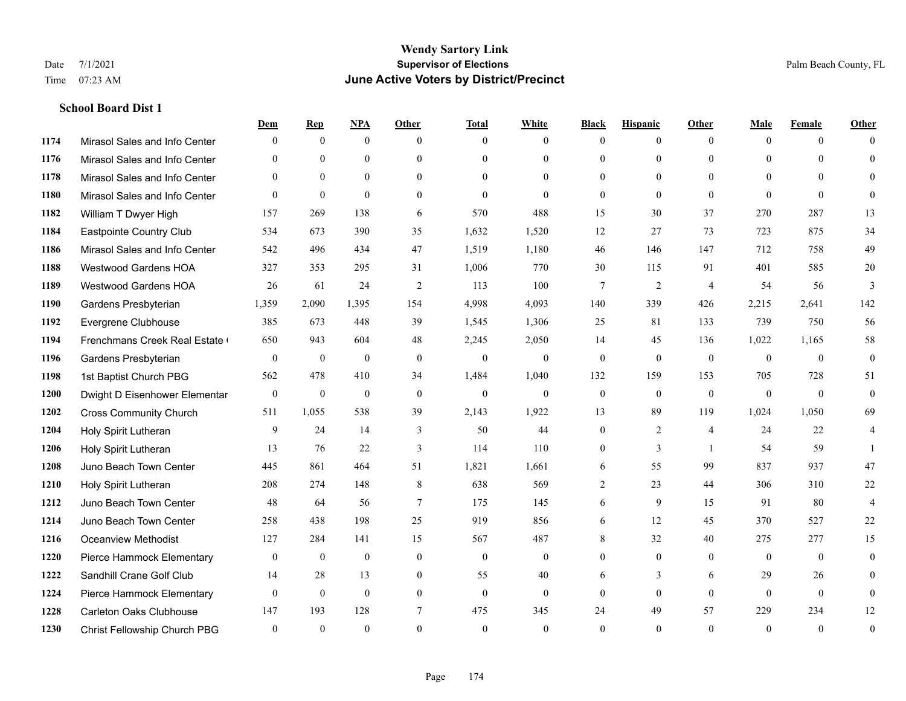# Wendy Sartory Link

**Supervisor of Elections**

**June Active Voters by District/Precinct**

Date 7/1/2021
Time 07:23 AM

Palm Beach County, FL

### School Board Dist 1

| | | Dem | Rep | NPA | Other | Total | White | Black | Hispanic | Other | Male | Female | Other |
|---|---|---|---|---|---|---|---|---|---|---|---|---|---|
| 1174 | Mirasol Sales and Info Center | 0 | 0 | 0 | 0 | 0 | 0 | 0 | 0 | 0 | 0 | 0 | 0 |
| 1176 | Mirasol Sales and Info Center | 0 | 0 | 0 | 0 | 0 | 0 | 0 | 0 | 0 | 0 | 0 | 0 |
| 1178 | Mirasol Sales and Info Center | 0 | 0 | 0 | 0 | 0 | 0 | 0 | 0 | 0 | 0 | 0 | 0 |
| 1180 | Mirasol Sales and Info Center | 0 | 0 | 0 | 0 | 0 | 0 | 0 | 0 | 0 | 0 | 0 | 0 |
| 1182 | William T Dwyer High | 157 | 269 | 138 | 6 | 570 | 488 | 15 | 30 | 37 | 270 | 287 | 13 |
| 1184 | Eastpointe Country Club | 534 | 673 | 390 | 35 | 1,632 | 1,520 | 12 | 27 | 73 | 723 | 875 | 34 |
| 1186 | Mirasol Sales and Info Center | 542 | 496 | 434 | 47 | 1,519 | 1,180 | 46 | 146 | 147 | 712 | 758 | 49 |
| 1188 | Westwood Gardens HOA | 327 | 353 | 295 | 31 | 1,006 | 770 | 30 | 115 | 91 | 401 | 585 | 20 |
| 1189 | Westwood Gardens HOA | 26 | 61 | 24 | 2 | 113 | 100 | 7 | 2 | 4 | 54 | 56 | 3 |
| 1190 | Gardens Presbyterian | 1,359 | 2,090 | 1,395 | 154 | 4,998 | 4,093 | 140 | 339 | 426 | 2,215 | 2,641 | 142 |
| 1192 | Evergrene Clubhouse | 385 | 673 | 448 | 39 | 1,545 | 1,306 | 25 | 81 | 133 | 739 | 750 | 56 |
| 1194 | Frenchmans Creek Real Estate ( | 650 | 943 | 604 | 48 | 2,245 | 2,050 | 14 | 45 | 136 | 1,022 | 1,165 | 58 |
| 1196 | Gardens Presbyterian | 0 | 0 | 0 | 0 | 0 | 0 | 0 | 0 | 0 | 0 | 0 | 0 |
| 1198 | 1st Baptist Church PBG | 562 | 478 | 410 | 34 | 1,484 | 1,040 | 132 | 159 | 153 | 705 | 728 | 51 |
| 1200 | Dwight D Eisenhower Elementar | 0 | 0 | 0 | 0 | 0 | 0 | 0 | 0 | 0 | 0 | 0 | 0 |
| 1202 | Cross Community Church | 511 | 1,055 | 538 | 39 | 2,143 | 1,922 | 13 | 89 | 119 | 1,024 | 1,050 | 69 |
| 1204 | Holy Spirit Lutheran | 9 | 24 | 14 | 3 | 50 | 44 | 0 | 2 | 4 | 24 | 22 | 4 |
| 1206 | Holy Spirit Lutheran | 13 | 76 | 22 | 3 | 114 | 110 | 0 | 3 | 1 | 54 | 59 | 1 |
| 1208 | Juno Beach Town Center | 445 | 861 | 464 | 51 | 1,821 | 1,661 | 6 | 55 | 99 | 837 | 937 | 47 |
| 1210 | Holy Spirit Lutheran | 208 | 274 | 148 | 8 | 638 | 569 | 2 | 23 | 44 | 306 | 310 | 22 |
| 1212 | Juno Beach Town Center | 48 | 64 | 56 | 7 | 175 | 145 | 6 | 9 | 15 | 91 | 80 | 4 |
| 1214 | Juno Beach Town Center | 258 | 438 | 198 | 25 | 919 | 856 | 6 | 12 | 45 | 370 | 527 | 22 |
| 1216 | Oceanview Methodist | 127 | 284 | 141 | 15 | 567 | 487 | 8 | 32 | 40 | 275 | 277 | 15 |
| 1220 | Pierce Hammock Elementary | 0 | 0 | 0 | 0 | 0 | 0 | 0 | 0 | 0 | 0 | 0 | 0 |
| 1222 | Sandhill Crane Golf Club | 14 | 28 | 13 | 0 | 55 | 40 | 6 | 3 | 6 | 29 | 26 | 0 |
| 1224 | Pierce Hammock Elementary | 0 | 0 | 0 | 0 | 0 | 0 | 0 | 0 | 0 | 0 | 0 | 0 |
| 1228 | Carleton Oaks Clubhouse | 147 | 193 | 128 | 7 | 475 | 345 | 24 | 49 | 57 | 229 | 234 | 12 |
| 1230 | Christ Fellowship Church PBG | 0 | 0 | 0 | 0 | 0 | 0 | 0 | 0 | 0 | 0 | 0 | 0 |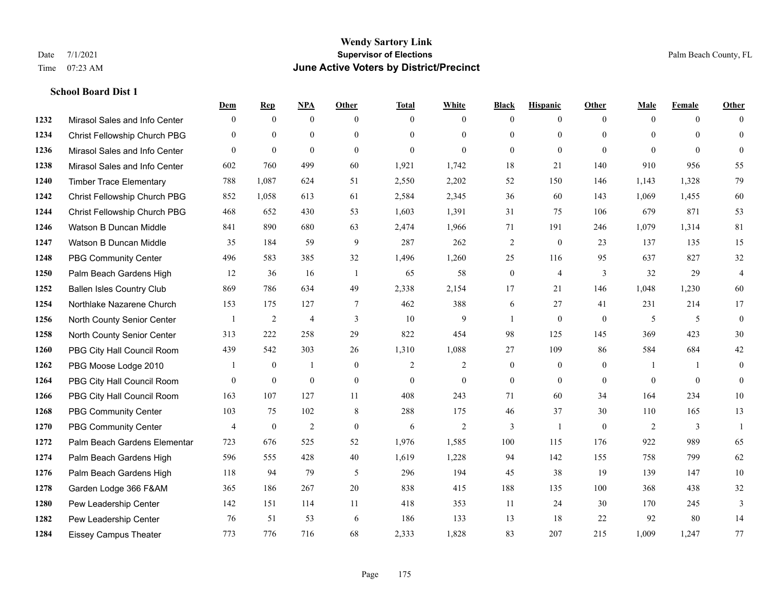# Wendy Sartory Link
## Supervisor of Elections
## June Active Voters by District/Precinct

Date 7/1/2021
Time 07:23 AM

Palm Beach County, FL

### School Board Dist 1

| | | Dem | Rep | NPA | Other | Total | White | Black | Hispanic | Other | Male | Female | Other |
|---|---|---|---|---|---|---|---|---|---|---|---|---|---|
| 1232 | Mirasol Sales and Info Center | 0 | 0 | 0 | 0 | 0 | 0 | 0 | 0 | 0 | 0 | 0 | 0 |
| 1234 | Christ Fellowship Church PBG | 0 | 0 | 0 | 0 | 0 | 0 | 0 | 0 | 0 | 0 | 0 | 0 |
| 1236 | Mirasol Sales and Info Center | 0 | 0 | 0 | 0 | 0 | 0 | 0 | 0 | 0 | 0 | 0 | 0 |
| 1238 | Mirasol Sales and Info Center | 602 | 760 | 499 | 60 | 1,921 | 1,742 | 18 | 21 | 140 | 910 | 956 | 55 |
| 1240 | Timber Trace Elementary | 788 | 1,087 | 624 | 51 | 2,550 | 2,202 | 52 | 150 | 146 | 1,143 | 1,328 | 79 |
| 1242 | Christ Fellowship Church PBG | 852 | 1,058 | 613 | 61 | 2,584 | 2,345 | 36 | 60 | 143 | 1,069 | 1,455 | 60 |
| 1244 | Christ Fellowship Church PBG | 468 | 652 | 430 | 53 | 1,603 | 1,391 | 31 | 75 | 106 | 679 | 871 | 53 |
| 1246 | Watson B Duncan Middle | 841 | 890 | 680 | 63 | 2,474 | 1,966 | 71 | 191 | 246 | 1,079 | 1,314 | 81 |
| 1247 | Watson B Duncan Middle | 35 | 184 | 59 | 9 | 287 | 262 | 2 | 0 | 23 | 137 | 135 | 15 |
| 1248 | PBG Community Center | 496 | 583 | 385 | 32 | 1,496 | 1,260 | 25 | 116 | 95 | 637 | 827 | 32 |
| 1250 | Palm Beach Gardens High | 12 | 36 | 16 | 1 | 65 | 58 | 0 | 4 | 3 | 32 | 29 | 4 |
| 1252 | Ballen Isles Country Club | 869 | 786 | 634 | 49 | 2,338 | 2,154 | 17 | 21 | 146 | 1,048 | 1,230 | 60 |
| 1254 | Northlake Nazarene Church | 153 | 175 | 127 | 7 | 462 | 388 | 6 | 27 | 41 | 231 | 214 | 17 |
| 1256 | North County Senior Center | 1 | 2 | 4 | 3 | 10 | 9 | 1 | 0 | 0 | 5 | 5 | 0 |
| 1258 | North County Senior Center | 313 | 222 | 258 | 29 | 822 | 454 | 98 | 125 | 145 | 369 | 423 | 30 |
| 1260 | PBG City Hall Council Room | 439 | 542 | 303 | 26 | 1,310 | 1,088 | 27 | 109 | 86 | 584 | 684 | 42 |
| 1262 | PBG Moose Lodge 2010 | 1 | 0 | 1 | 0 | 2 | 2 | 0 | 0 | 0 | 1 | 1 | 0 |
| 1264 | PBG City Hall Council Room | 0 | 0 | 0 | 0 | 0 | 0 | 0 | 0 | 0 | 0 | 0 | 0 |
| 1266 | PBG City Hall Council Room | 163 | 107 | 127 | 11 | 408 | 243 | 71 | 60 | 34 | 164 | 234 | 10 |
| 1268 | PBG Community Center | 103 | 75 | 102 | 8 | 288 | 175 | 46 | 37 | 30 | 110 | 165 | 13 |
| 1270 | PBG Community Center | 4 | 0 | 2 | 0 | 6 | 2 | 3 | 1 | 0 | 2 | 3 | 1 |
| 1272 | Palm Beach Gardens Elementar | 723 | 676 | 525 | 52 | 1,976 | 1,585 | 100 | 115 | 176 | 922 | 989 | 65 |
| 1274 | Palm Beach Gardens High | 596 | 555 | 428 | 40 | 1,619 | 1,228 | 94 | 142 | 155 | 758 | 799 | 62 |
| 1276 | Palm Beach Gardens High | 118 | 94 | 79 | 5 | 296 | 194 | 45 | 38 | 19 | 139 | 147 | 10 |
| 1278 | Garden Lodge 366 F&AM | 365 | 186 | 267 | 20 | 838 | 415 | 188 | 135 | 100 | 368 | 438 | 32 |
| 1280 | Pew Leadership Center | 142 | 151 | 114 | 11 | 418 | 353 | 11 | 24 | 30 | 170 | 245 | 3 |
| 1282 | Pew Leadership Center | 76 | 51 | 53 | 6 | 186 | 133 | 13 | 18 | 22 | 92 | 80 | 14 |
| 1284 | Eissey Campus Theater | 773 | 776 | 716 | 68 | 2,333 | 1,828 | 83 | 207 | 215 | 1,009 | 1,247 | 77 |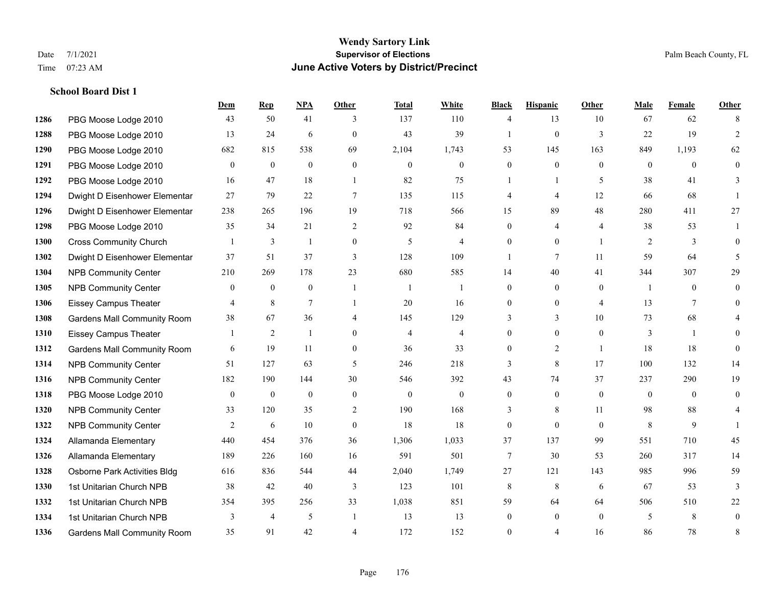# Wendy Sartory Link

**Supervisor of Elections**

**June Active Voters by District/Precinct**

Date 7/1/2021

Time 07:23 AM

Palm Beach County, FL

### School Board Dist 1

| | | Dem | Rep | NPA | Other | Total | White | Black | Hispanic | Other | Male | Female | Other |
|---|---|---|---|---|---|---|---|---|---|---|---|---|---|
| 1286 | PBG Moose Lodge 2010 | 43 | 50 | 41 | 3 | 137 | 110 | 4 | 13 | 10 | 67 | 62 | 8 |
| 1288 | PBG Moose Lodge 2010 | 13 | 24 | 6 | 0 | 43 | 39 | 1 | 0 | 3 | 22 | 19 | 2 |
| 1290 | PBG Moose Lodge 2010 | 682 | 815 | 538 | 69 | 2,104 | 1,743 | 53 | 145 | 163 | 849 | 1,193 | 62 |
| 1291 | PBG Moose Lodge 2010 | 0 | 0 | 0 | 0 | 0 | 0 | 0 | 0 | 0 | 0 | 0 | 0 |
| 1292 | PBG Moose Lodge 2010 | 16 | 47 | 18 | 1 | 82 | 75 | 1 | 1 | 5 | 38 | 41 | 3 |
| 1294 | Dwight D Eisenhower Elementar | 27 | 79 | 22 | 7 | 135 | 115 | 4 | 4 | 12 | 66 | 68 | 1 |
| 1296 | Dwight D Eisenhower Elementar | 238 | 265 | 196 | 19 | 718 | 566 | 15 | 89 | 48 | 280 | 411 | 27 |
| 1298 | PBG Moose Lodge 2010 | 35 | 34 | 21 | 2 | 92 | 84 | 0 | 4 | 4 | 38 | 53 | 1 |
| 1300 | Cross Community Church | 1 | 3 | 1 | 0 | 5 | 4 | 0 | 0 | 1 | 2 | 3 | 0 |
| 1302 | Dwight D Eisenhower Elementar | 37 | 51 | 37 | 3 | 128 | 109 | 1 | 7 | 11 | 59 | 64 | 5 |
| 1304 | NPB Community Center | 210 | 269 | 178 | 23 | 680 | 585 | 14 | 40 | 41 | 344 | 307 | 29 |
| 1305 | NPB Community Center | 0 | 0 | 0 | 1 | 1 | 1 | 0 | 0 | 0 | 1 | 0 | 0 |
| 1306 | Eissey Campus Theater | 4 | 8 | 7 | 1 | 20 | 16 | 0 | 0 | 4 | 13 | 7 | 0 |
| 1308 | Gardens Mall Community Room | 38 | 67 | 36 | 4 | 145 | 129 | 3 | 3 | 10 | 73 | 68 | 4 |
| 1310 | Eissey Campus Theater | 1 | 2 | 1 | 0 | 4 | 4 | 0 | 0 | 0 | 3 | 1 | 0 |
| 1312 | Gardens Mall Community Room | 6 | 19 | 11 | 0 | 36 | 33 | 0 | 2 | 1 | 18 | 18 | 0 |
| 1314 | NPB Community Center | 51 | 127 | 63 | 5 | 246 | 218 | 3 | 8 | 17 | 100 | 132 | 14 |
| 1316 | NPB Community Center | 182 | 190 | 144 | 30 | 546 | 392 | 43 | 74 | 37 | 237 | 290 | 19 |
| 1318 | PBG Moose Lodge 2010 | 0 | 0 | 0 | 0 | 0 | 0 | 0 | 0 | 0 | 0 | 0 | 0 |
| 1320 | NPB Community Center | 33 | 120 | 35 | 2 | 190 | 168 | 3 | 8 | 11 | 98 | 88 | 4 |
| 1322 | NPB Community Center | 2 | 6 | 10 | 0 | 18 | 18 | 0 | 0 | 0 | 8 | 9 | 1 |
| 1324 | Allamanda Elementary | 440 | 454 | 376 | 36 | 1,306 | 1,033 | 37 | 137 | 99 | 551 | 710 | 45 |
| 1326 | Allamanda Elementary | 189 | 226 | 160 | 16 | 591 | 501 | 7 | 30 | 53 | 260 | 317 | 14 |
| 1328 | Osborne Park Activities Bldg | 616 | 836 | 544 | 44 | 2,040 | 1,749 | 27 | 121 | 143 | 985 | 996 | 59 |
| 1330 | 1st Unitarian Church NPB | 38 | 42 | 40 | 3 | 123 | 101 | 8 | 8 | 6 | 67 | 53 | 3 |
| 1332 | 1st Unitarian Church NPB | 354 | 395 | 256 | 33 | 1,038 | 851 | 59 | 64 | 64 | 506 | 510 | 22 |
| 1334 | 1st Unitarian Church NPB | 3 | 4 | 5 | 1 | 13 | 13 | 0 | 0 | 0 | 5 | 8 | 0 |
| 1336 | Gardens Mall Community Room | 35 | 91 | 42 | 4 | 172 | 152 | 0 | 4 | 16 | 86 | 78 | 8 |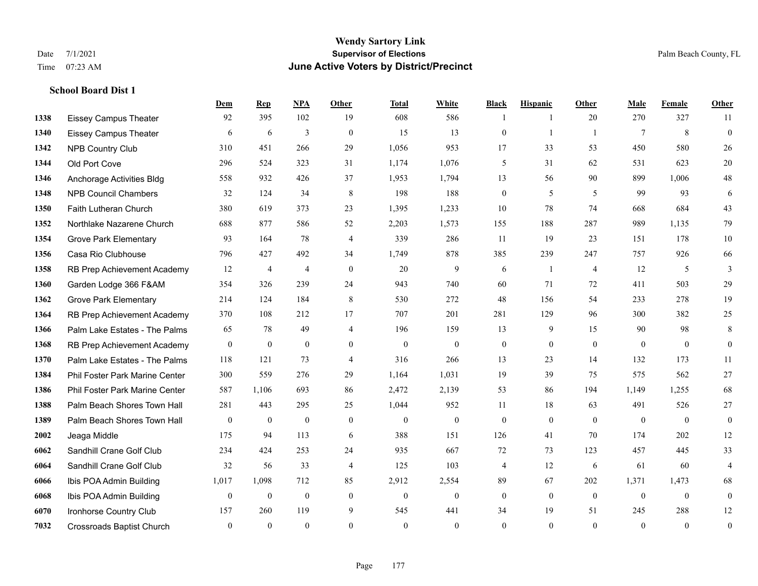# Wendy Sartory Link
## Supervisor of Elections
## June Active Voters by District/Precinct

Date 7/1/2021
Time 07:23 AM

Palm Beach County, FL

### School Board Dist 1

| | | Dem | Rep | NPA | Other | Total | White | Black | Hispanic | Other | Male | Female | Other |
|---|---|---|---|---|---|---|---|---|---|---|---|---|---|
| 1338 | Eissey Campus Theater | 92 | 395 | 102 | 19 | 608 | 586 | 1 | 1 | 20 | 270 | 327 | 11 |
| 1340 | Eissey Campus Theater | 6 | 6 | 3 | 0 | 15 | 13 | 0 | 1 | 1 | 7 | 8 | 0 |
| 1342 | NPB Country Club | 310 | 451 | 266 | 29 | 1,056 | 953 | 17 | 33 | 53 | 450 | 580 | 26 |
| 1344 | Old Port Cove | 296 | 524 | 323 | 31 | 1,174 | 1,076 | 5 | 31 | 62 | 531 | 623 | 20 |
| 1346 | Anchorage Activities Bldg | 558 | 932 | 426 | 37 | 1,953 | 1,794 | 13 | 56 | 90 | 899 | 1,006 | 48 |
| 1348 | NPB Council Chambers | 32 | 124 | 34 | 8 | 198 | 188 | 0 | 5 | 5 | 99 | 93 | 6 |
| 1350 | Faith Lutheran Church | 380 | 619 | 373 | 23 | 1,395 | 1,233 | 10 | 78 | 74 | 668 | 684 | 43 |
| 1352 | Northlake Nazarene Church | 688 | 877 | 586 | 52 | 2,203 | 1,573 | 155 | 188 | 287 | 989 | 1,135 | 79 |
| 1354 | Grove Park Elementary | 93 | 164 | 78 | 4 | 339 | 286 | 11 | 19 | 23 | 151 | 178 | 10 |
| 1356 | Casa Rio Clubhouse | 796 | 427 | 492 | 34 | 1,749 | 878 | 385 | 239 | 247 | 757 | 926 | 66 |
| 1358 | RB Prep Achievement Academy | 12 | 4 | 4 | 0 | 20 | 9 | 6 | 1 | 4 | 12 | 5 | 3 |
| 1360 | Garden Lodge 366 F&AM | 354 | 326 | 239 | 24 | 943 | 740 | 60 | 71 | 72 | 411 | 503 | 29 |
| 1362 | Grove Park Elementary | 214 | 124 | 184 | 8 | 530 | 272 | 48 | 156 | 54 | 233 | 278 | 19 |
| 1364 | RB Prep Achievement Academy | 370 | 108 | 212 | 17 | 707 | 201 | 281 | 129 | 96 | 300 | 382 | 25 |
| 1366 | Palm Lake Estates - The Palms | 65 | 78 | 49 | 4 | 196 | 159 | 13 | 9 | 15 | 90 | 98 | 8 |
| 1368 | RB Prep Achievement Academy | 0 | 0 | 0 | 0 | 0 | 0 | 0 | 0 | 0 | 0 | 0 | 0 |
| 1370 | Palm Lake Estates - The Palms | 118 | 121 | 73 | 4 | 316 | 266 | 13 | 23 | 14 | 132 | 173 | 11 |
| 1384 | Phil Foster Park Marine Center | 300 | 559 | 276 | 29 | 1,164 | 1,031 | 19 | 39 | 75 | 575 | 562 | 27 |
| 1386 | Phil Foster Park Marine Center | 587 | 1,106 | 693 | 86 | 2,472 | 2,139 | 53 | 86 | 194 | 1,149 | 1,255 | 68 |
| 1388 | Palm Beach Shores Town Hall | 281 | 443 | 295 | 25 | 1,044 | 952 | 11 | 18 | 63 | 491 | 526 | 27 |
| 1389 | Palm Beach Shores Town Hall | 0 | 0 | 0 | 0 | 0 | 0 | 0 | 0 | 0 | 0 | 0 | 0 |
| 2002 | Jeaga Middle | 175 | 94 | 113 | 6 | 388 | 151 | 126 | 41 | 70 | 174 | 202 | 12 |
| 6062 | Sandhill Crane Golf Club | 234 | 424 | 253 | 24 | 935 | 667 | 72 | 73 | 123 | 457 | 445 | 33 |
| 6064 | Sandhill Crane Golf Club | 32 | 56 | 33 | 4 | 125 | 103 | 4 | 12 | 6 | 61 | 60 | 4 |
| 6066 | Ibis POA Admin Building | 1,017 | 1,098 | 712 | 85 | 2,912 | 2,554 | 89 | 67 | 202 | 1,371 | 1,473 | 68 |
| 6068 | Ibis POA Admin Building | 0 | 0 | 0 | 0 | 0 | 0 | 0 | 0 | 0 | 0 | 0 | 0 |
| 6070 | Ironhorse Country Club | 157 | 260 | 119 | 9 | 545 | 441 | 34 | 19 | 51 | 245 | 288 | 12 |
| 7032 | Crossroads Baptist Church | 0 | 0 | 0 | 0 | 0 | 0 | 0 | 0 | 0 | 0 | 0 | 0 |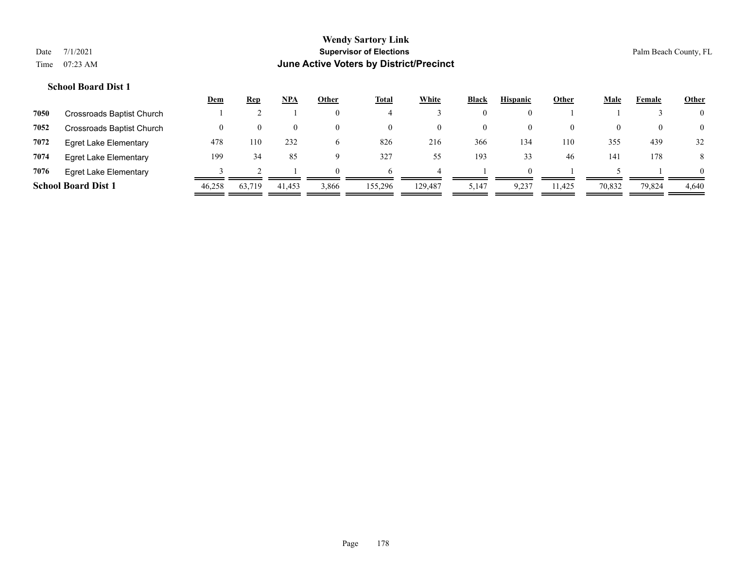# Wendy Sartory Link

## Supervisor of Elections

## June Active Voters by District/Precinct

Date 7/1/2021

Time 07:23 AM

Palm Beach County, FL

### School Board Dist 1

| | | Dem | Rep | NPA | Other | Total | White | Black | Hispanic | Other | Male | Female | Other |
|---|---|---|---|---|---|---|---|---|---|---|---|---|---|
| 7050 | Crossroads Baptist Church | 1 | 2 | 1 | 0 | 4 | 3 | 0 | 0 | 1 | 1 | 3 | 0 |
| 7052 | Crossroads Baptist Church | 0 | 0 | 0 | 0 | 0 | 0 | 0 | 0 | 0 | 0 | 0 | 0 |
| 7072 | Egret Lake Elementary | 478 | 110 | 232 | 6 | 826 | 216 | 366 | 134 | 110 | 355 | 439 | 32 |
| 7074 | Egret Lake Elementary | 199 | 34 | 85 | 9 | 327 | 55 | 193 | 33 | 46 | 141 | 178 | 8 |
| 7076 | Egret Lake Elementary | 3 | 2 | 1 | 0 | 6 | 4 | 1 | 0 | 1 | 5 | 1 | 0 |
| **School Board Dist 1** | | 46,258 | 63,719 | 41,453 | 3,866 | 155,296 | 129,487 | 5,147 | 9,237 | 11,425 | 70,832 | 79,824 | 4,640 |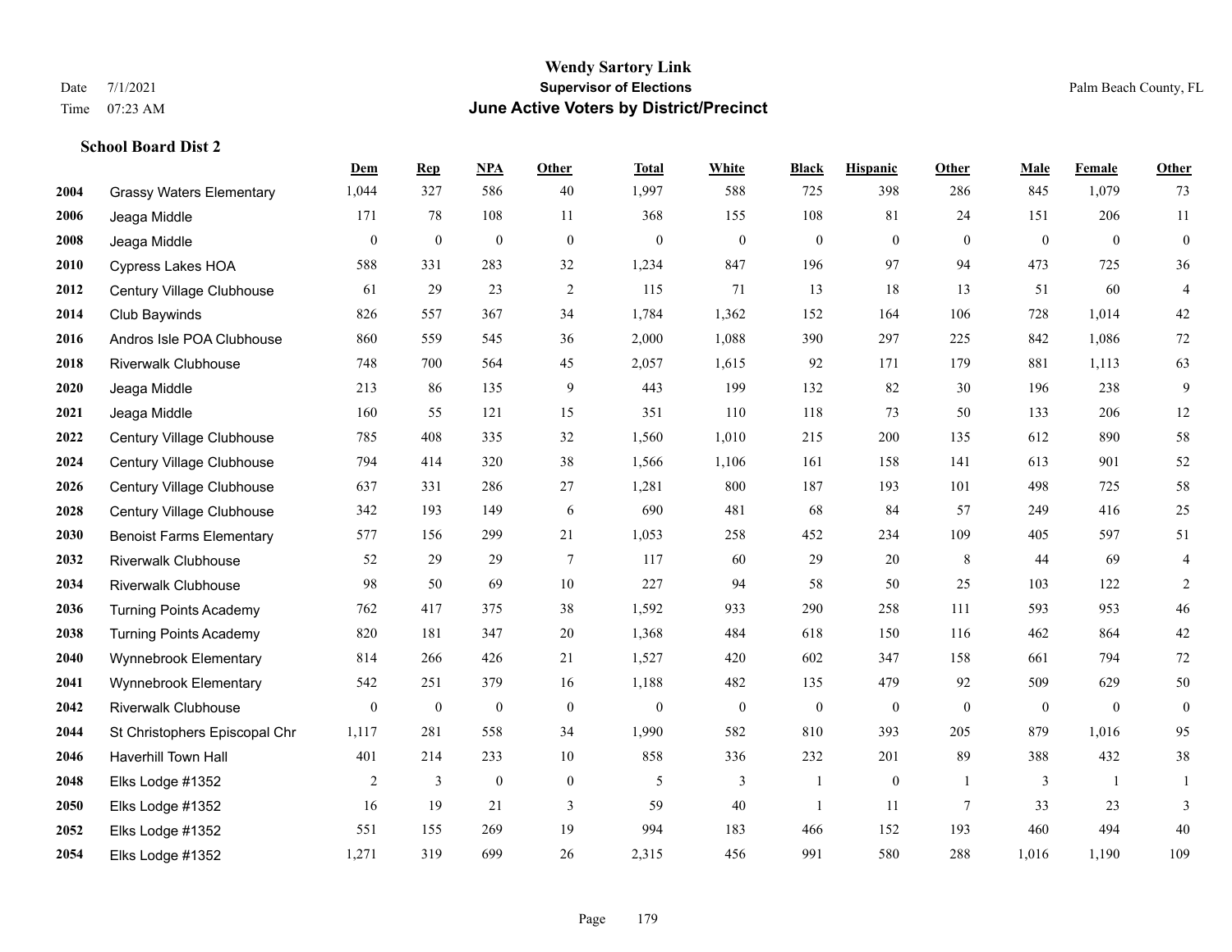# Wendy Sartory Link
## Supervisor of Elections
## June Active Voters by District/Precinct

Date 7/1/2021
Time 07:23 AM

Palm Beach County, FL

### School Board Dist 2

| | | Dem | Rep | NPA | Other | Total | White | Black | Hispanic | Other | Male | Female | Other |
|---|---|---|---|---|---|---|---|---|---|---|---|---|---|
| 2004 | Grassy Waters Elementary | 1,044 | 327 | 586 | 40 | 1,997 | 588 | 725 | 398 | 286 | 845 | 1,079 | 73 |
| 2006 | Jeaga Middle | 171 | 78 | 108 | 11 | 368 | 155 | 108 | 81 | 24 | 151 | 206 | 11 |
| 2008 | Jeaga Middle | 0 | 0 | 0 | 0 | 0 | 0 | 0 | 0 | 0 | 0 | 0 | 0 |
| 2010 | Cypress Lakes HOA | 588 | 331 | 283 | 32 | 1,234 | 847 | 196 | 97 | 94 | 473 | 725 | 36 |
| 2012 | Century Village Clubhouse | 61 | 29 | 23 | 2 | 115 | 71 | 13 | 18 | 13 | 51 | 60 | 4 |
| 2014 | Club Baywinds | 826 | 557 | 367 | 34 | 1,784 | 1,362 | 152 | 164 | 106 | 728 | 1,014 | 42 |
| 2016 | Andros Isle POA Clubhouse | 860 | 559 | 545 | 36 | 2,000 | 1,088 | 390 | 297 | 225 | 842 | 1,086 | 72 |
| 2018 | Riverwalk Clubhouse | 748 | 700 | 564 | 45 | 2,057 | 1,615 | 92 | 171 | 179 | 881 | 1,113 | 63 |
| 2020 | Jeaga Middle | 213 | 86 | 135 | 9 | 443 | 199 | 132 | 82 | 30 | 196 | 238 | 9 |
| 2021 | Jeaga Middle | 160 | 55 | 121 | 15 | 351 | 110 | 118 | 73 | 50 | 133 | 206 | 12 |
| 2022 | Century Village Clubhouse | 785 | 408 | 335 | 32 | 1,560 | 1,010 | 215 | 200 | 135 | 612 | 890 | 58 |
| 2024 | Century Village Clubhouse | 794 | 414 | 320 | 38 | 1,566 | 1,106 | 161 | 158 | 141 | 613 | 901 | 52 |
| 2026 | Century Village Clubhouse | 637 | 331 | 286 | 27 | 1,281 | 800 | 187 | 193 | 101 | 498 | 725 | 58 |
| 2028 | Century Village Clubhouse | 342 | 193 | 149 | 6 | 690 | 481 | 68 | 84 | 57 | 249 | 416 | 25 |
| 2030 | Benoist Farms Elementary | 577 | 156 | 299 | 21 | 1,053 | 258 | 452 | 234 | 109 | 405 | 597 | 51 |
| 2032 | Riverwalk Clubhouse | 52 | 29 | 29 | 7 | 117 | 60 | 29 | 20 | 8 | 44 | 69 | 4 |
| 2034 | Riverwalk Clubhouse | 98 | 50 | 69 | 10 | 227 | 94 | 58 | 50 | 25 | 103 | 122 | 2 |
| 2036 | Turning Points Academy | 762 | 417 | 375 | 38 | 1,592 | 933 | 290 | 258 | 111 | 593 | 953 | 46 |
| 2038 | Turning Points Academy | 820 | 181 | 347 | 20 | 1,368 | 484 | 618 | 150 | 116 | 462 | 864 | 42 |
| 2040 | Wynnebrook Elementary | 814 | 266 | 426 | 21 | 1,527 | 420 | 602 | 347 | 158 | 661 | 794 | 72 |
| 2041 | Wynnebrook Elementary | 542 | 251 | 379 | 16 | 1,188 | 482 | 135 | 479 | 92 | 509 | 629 | 50 |
| 2042 | Riverwalk Clubhouse | 0 | 0 | 0 | 0 | 0 | 0 | 0 | 0 | 0 | 0 | 0 | 0 |
| 2044 | St Christophers Episcopal Chr | 1,117 | 281 | 558 | 34 | 1,990 | 582 | 810 | 393 | 205 | 879 | 1,016 | 95 |
| 2046 | Haverhill Town Hall | 401 | 214 | 233 | 10 | 858 | 336 | 232 | 201 | 89 | 388 | 432 | 38 |
| 2048 | Elks Lodge #1352 | 2 | 3 | 0 | 0 | 5 | 3 | 1 | 0 | 1 | 3 | 1 | 1 |
| 2050 | Elks Lodge #1352 | 16 | 19 | 21 | 3 | 59 | 40 | 1 | 11 | 7 | 33 | 23 | 3 |
| 2052 | Elks Lodge #1352 | 551 | 155 | 269 | 19 | 994 | 183 | 466 | 152 | 193 | 460 | 494 | 40 |
| 2054 | Elks Lodge #1352 | 1,271 | 319 | 699 | 26 | 2,315 | 456 | 991 | 580 | 288 | 1,016 | 1,190 | 109 |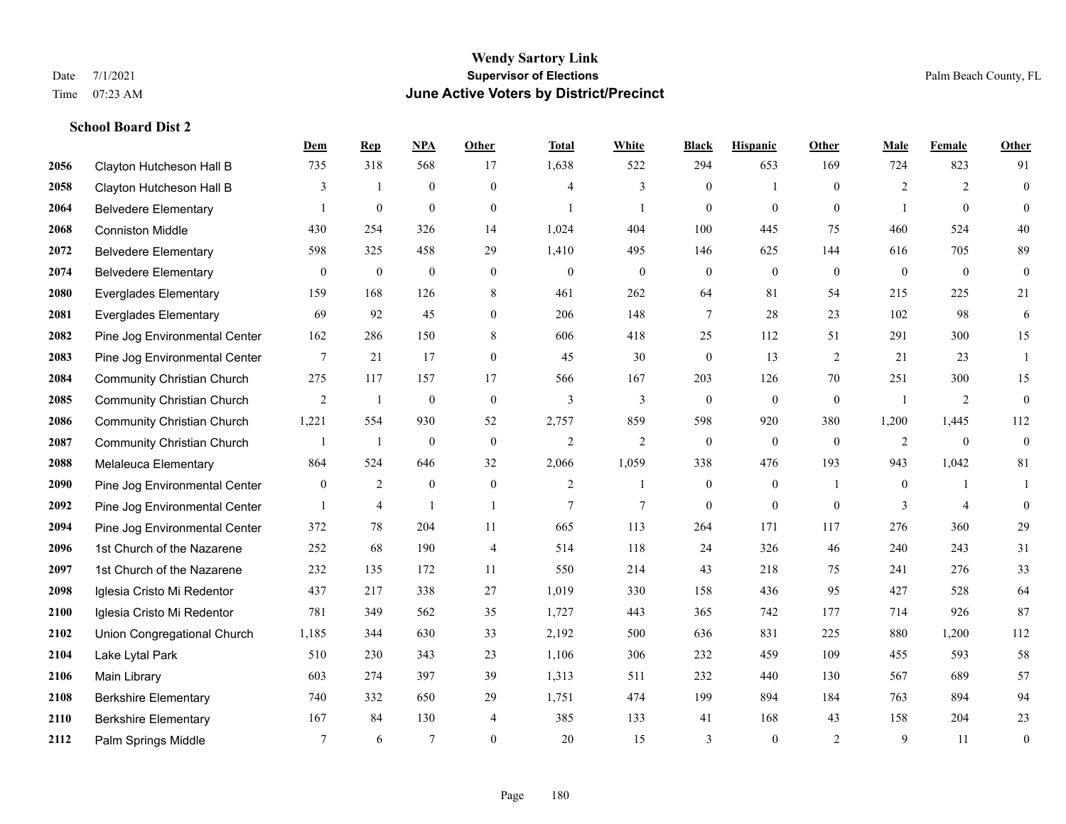# Wendy Sartory Link

**Supervisor of Elections**

**June Active Voters by District/Precinct**

Date 7/1/2021
Time 07:23 AM

Palm Beach County, FL

### School Board Dist 2

| | | Dem | Rep | NPA | Other | Total | White | Black | Hispanic | Other | Male | Female | Other |
|---|---|---|---|---|---|---|---|---|---|---|---|---|---|
| 2056 | Clayton Hutcheson Hall B | 735 | 318 | 568 | 17 | 1,638 | 522 | 294 | 653 | 169 | 724 | 823 | 91 |
| 2058 | Clayton Hutcheson Hall B | 3 | 1 | 0 | 0 | 4 | 3 | 0 | 1 | 0 | 2 | 2 | 0 |
| 2064 | Belvedere Elementary | 1 | 0 | 0 | 0 | 1 | 1 | 0 | 0 | 0 | 1 | 0 | 0 |
| 2068 | Conniston Middle | 430 | 254 | 326 | 14 | 1,024 | 404 | 100 | 445 | 75 | 460 | 524 | 40 |
| 2072 | Belvedere Elementary | 598 | 325 | 458 | 29 | 1,410 | 495 | 146 | 625 | 144 | 616 | 705 | 89 |
| 2074 | Belvedere Elementary | 0 | 0 | 0 | 0 | 0 | 0 | 0 | 0 | 0 | 0 | 0 | 0 |
| 2080 | Everglades Elementary | 159 | 168 | 126 | 8 | 461 | 262 | 64 | 81 | 54 | 215 | 225 | 21 |
| 2081 | Everglades Elementary | 69 | 92 | 45 | 0 | 206 | 148 | 7 | 28 | 23 | 102 | 98 | 6 |
| 2082 | Pine Jog Environmental Center | 162 | 286 | 150 | 8 | 606 | 418 | 25 | 112 | 51 | 291 | 300 | 15 |
| 2083 | Pine Jog Environmental Center | 7 | 21 | 17 | 0 | 45 | 30 | 0 | 13 | 2 | 21 | 23 | 1 |
| 2084 | Community Christian Church | 275 | 117 | 157 | 17 | 566 | 167 | 203 | 126 | 70 | 251 | 300 | 15 |
| 2085 | Community Christian Church | 2 | 1 | 0 | 0 | 3 | 3 | 0 | 0 | 0 | 1 | 2 | 0 |
| 2086 | Community Christian Church | 1,221 | 554 | 930 | 52 | 2,757 | 859 | 598 | 920 | 380 | 1,200 | 1,445 | 112 |
| 2087 | Community Christian Church | 1 | 1 | 0 | 0 | 2 | 2 | 0 | 0 | 0 | 2 | 0 | 0 |
| 2088 | Melaleuca Elementary | 864 | 524 | 646 | 32 | 2,066 | 1,059 | 338 | 476 | 193 | 943 | 1,042 | 81 |
| 2090 | Pine Jog Environmental Center | 0 | 2 | 0 | 0 | 2 | 1 | 0 | 0 | 1 | 0 | 1 | 1 |
| 2092 | Pine Jog Environmental Center | 1 | 4 | 1 | 1 | 7 | 7 | 0 | 0 | 0 | 3 | 4 | 0 |
| 2094 | Pine Jog Environmental Center | 372 | 78 | 204 | 11 | 665 | 113 | 264 | 171 | 117 | 276 | 360 | 29 |
| 2096 | 1st Church of the Nazarene | 252 | 68 | 190 | 4 | 514 | 118 | 24 | 326 | 46 | 240 | 243 | 31 |
| 2097 | 1st Church of the Nazarene | 232 | 135 | 172 | 11 | 550 | 214 | 43 | 218 | 75 | 241 | 276 | 33 |
| 2098 | Iglesia Cristo Mi Redentor | 437 | 217 | 338 | 27 | 1,019 | 330 | 158 | 436 | 95 | 427 | 528 | 64 |
| 2100 | Iglesia Cristo Mi Redentor | 781 | 349 | 562 | 35 | 1,727 | 443 | 365 | 742 | 177 | 714 | 926 | 87 |
| 2102 | Union Congregational Church | 1,185 | 344 | 630 | 33 | 2,192 | 500 | 636 | 831 | 225 | 880 | 1,200 | 112 |
| 2104 | Lake Lytal Park | 510 | 230 | 343 | 23 | 1,106 | 306 | 232 | 459 | 109 | 455 | 593 | 58 |
| 2106 | Main Library | 603 | 274 | 397 | 39 | 1,313 | 511 | 232 | 440 | 130 | 567 | 689 | 57 |
| 2108 | Berkshire Elementary | 740 | 332 | 650 | 29 | 1,751 | 474 | 199 | 894 | 184 | 763 | 894 | 94 |
| 2110 | Berkshire Elementary | 167 | 84 | 130 | 4 | 385 | 133 | 41 | 168 | 43 | 158 | 204 | 23 |
| 2112 | Palm Springs Middle | 7 | 6 | 7 | 0 | 20 | 15 | 3 | 0 | 2 | 9 | 11 | 0 |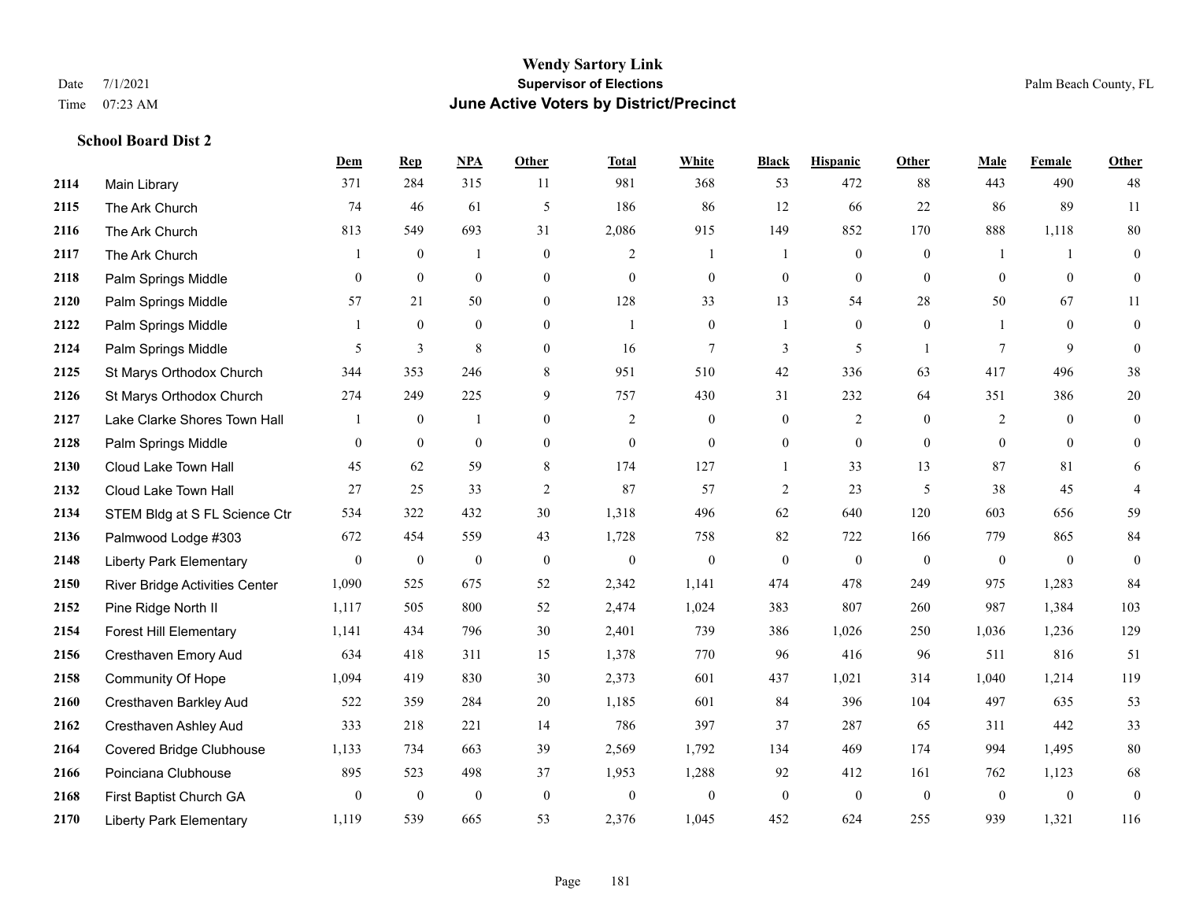# Wendy Sartory Link

**Supervisor of Elections**

**June Active Voters by District/Precinct**

Date 7/1/2021

Time 07:23 AM

Palm Beach County, FL

### School Board Dist 2

| | | Dem | Rep | NPA | Other | Total | White | Black | Hispanic | Other | Male | Female | Other |
|---|---|---|---|---|---|---|---|---|---|---|---|---|---|
| 2114 | Main Library | 371 | 284 | 315 | 11 | 981 | 368 | 53 | 472 | 88 | 443 | 490 | 48 |
| 2115 | The Ark Church | 74 | 46 | 61 | 5 | 186 | 86 | 12 | 66 | 22 | 86 | 89 | 11 |
| 2116 | The Ark Church | 813 | 549 | 693 | 31 | 2,086 | 915 | 149 | 852 | 170 | 888 | 1,118 | 80 |
| 2117 | The Ark Church | 1 | 0 | 1 | 0 | 2 | 1 | 1 | 0 | 0 | 1 | 1 | 0 |
| 2118 | Palm Springs Middle | 0 | 0 | 0 | 0 | 0 | 0 | 0 | 0 | 0 | 0 | 0 | 0 |
| 2120 | Palm Springs Middle | 57 | 21 | 50 | 0 | 128 | 33 | 13 | 54 | 28 | 50 | 67 | 11 |
| 2122 | Palm Springs Middle | 1 | 0 | 0 | 0 | 1 | 0 | 1 | 0 | 0 | 1 | 0 | 0 |
| 2124 | Palm Springs Middle | 5 | 3 | 8 | 0 | 16 | 7 | 3 | 5 | 1 | 7 | 9 | 0 |
| 2125 | St Marys Orthodox Church | 344 | 353 | 246 | 8 | 951 | 510 | 42 | 336 | 63 | 417 | 496 | 38 |
| 2126 | St Marys Orthodox Church | 274 | 249 | 225 | 9 | 757 | 430 | 31 | 232 | 64 | 351 | 386 | 20 |
| 2127 | Lake Clarke Shores Town Hall | 1 | 0 | 1 | 0 | 2 | 0 | 0 | 2 | 0 | 2 | 0 | 0 |
| 2128 | Palm Springs Middle | 0 | 0 | 0 | 0 | 0 | 0 | 0 | 0 | 0 | 0 | 0 | 0 |
| 2130 | Cloud Lake Town Hall | 45 | 62 | 59 | 8 | 174 | 127 | 1 | 33 | 13 | 87 | 81 | 6 |
| 2132 | Cloud Lake Town Hall | 27 | 25 | 33 | 2 | 87 | 57 | 2 | 23 | 5 | 38 | 45 | 4 |
| 2134 | STEM Bldg at S FL Science Ctr | 534 | 322 | 432 | 30 | 1,318 | 496 | 62 | 640 | 120 | 603 | 656 | 59 |
| 2136 | Palmwood Lodge #303 | 672 | 454 | 559 | 43 | 1,728 | 758 | 82 | 722 | 166 | 779 | 865 | 84 |
| 2148 | Liberty Park Elementary | 0 | 0 | 0 | 0 | 0 | 0 | 0 | 0 | 0 | 0 | 0 | 0 |
| 2150 | River Bridge Activities Center | 1,090 | 525 | 675 | 52 | 2,342 | 1,141 | 474 | 478 | 249 | 975 | 1,283 | 84 |
| 2152 | Pine Ridge North II | 1,117 | 505 | 800 | 52 | 2,474 | 1,024 | 383 | 807 | 260 | 987 | 1,384 | 103 |
| 2154 | Forest Hill Elementary | 1,141 | 434 | 796 | 30 | 2,401 | 739 | 386 | 1,026 | 250 | 1,036 | 1,236 | 129 |
| 2156 | Cresthaven Emory Aud | 634 | 418 | 311 | 15 | 1,378 | 770 | 96 | 416 | 96 | 511 | 816 | 51 |
| 2158 | Community Of Hope | 1,094 | 419 | 830 | 30 | 2,373 | 601 | 437 | 1,021 | 314 | 1,040 | 1,214 | 119 |
| 2160 | Cresthaven Barkley Aud | 522 | 359 | 284 | 20 | 1,185 | 601 | 84 | 396 | 104 | 497 | 635 | 53 |
| 2162 | Cresthaven Ashley Aud | 333 | 218 | 221 | 14 | 786 | 397 | 37 | 287 | 65 | 311 | 442 | 33 |
| 2164 | Covered Bridge Clubhouse | 1,133 | 734 | 663 | 39 | 2,569 | 1,792 | 134 | 469 | 174 | 994 | 1,495 | 80 |
| 2166 | Poinciana Clubhouse | 895 | 523 | 498 | 37 | 1,953 | 1,288 | 92 | 412 | 161 | 762 | 1,123 | 68 |
| 2168 | First Baptist Church GA | 0 | 0 | 0 | 0 | 0 | 0 | 0 | 0 | 0 | 0 | 0 | 0 |
| 2170 | Liberty Park Elementary | 1,119 | 539 | 665 | 53 | 2,376 | 1,045 | 452 | 624 | 255 | 939 | 1,321 | 116 |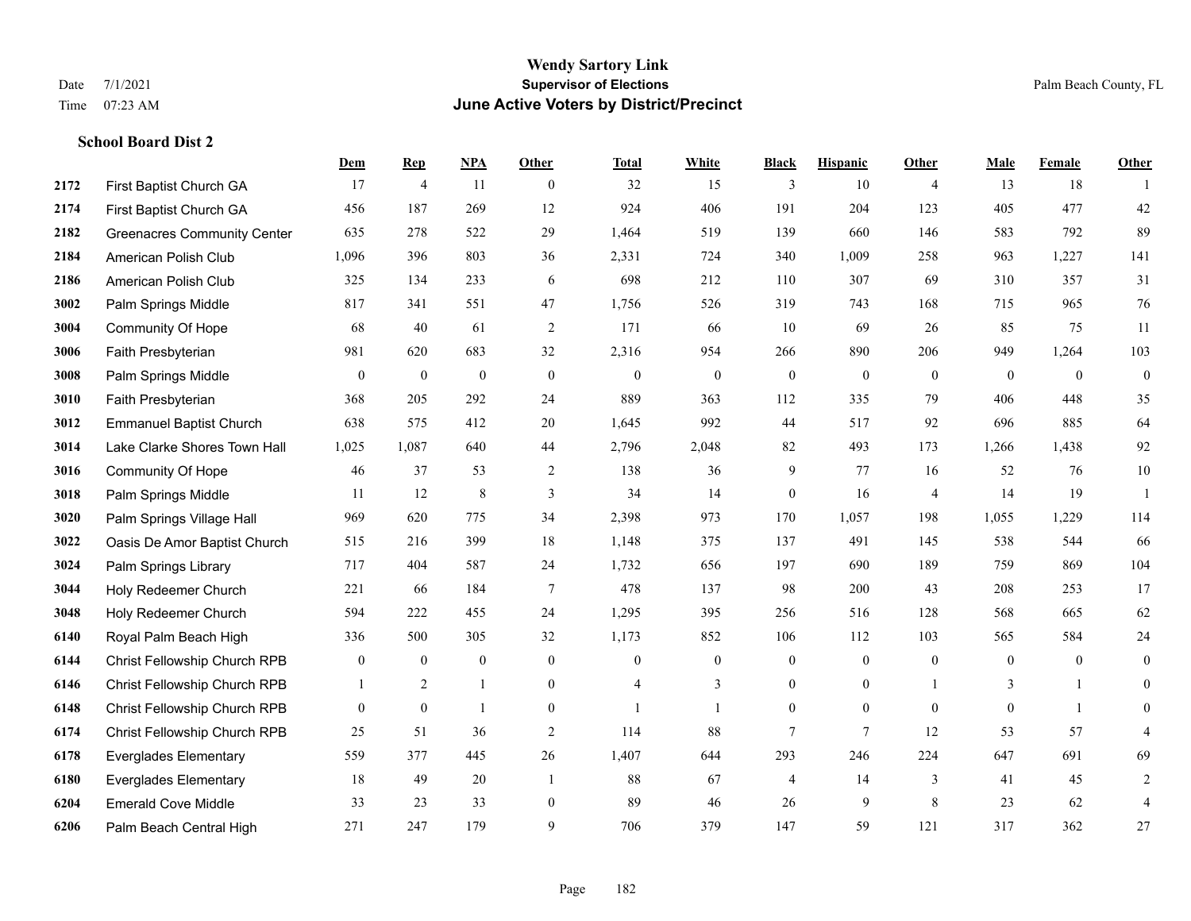# Wendy Sartory Link
## Supervisor of Elections
## June Active Voters by District/Precinct

Date 7/1/2021
Time 07:23 AM

Palm Beach County, FL

**School Board Dist 2**

| | | Dem | Rep | NPA | Other | Total | White | Black | Hispanic | Other | Male | Female | Other |
|---|---|---|---|---|---|---|---|---|---|---|---|---|---|
| 2172 | First Baptist Church GA | 17 | 4 | 11 | 0 | 32 | 15 | 3 | 10 | 4 | 13 | 18 | 1 |
| 2174 | First Baptist Church GA | 456 | 187 | 269 | 12 | 924 | 406 | 191 | 204 | 123 | 405 | 477 | 42 |
| 2182 | Greenacres Community Center | 635 | 278 | 522 | 29 | 1,464 | 519 | 139 | 660 | 146 | 583 | 792 | 89 |
| 2184 | American Polish Club | 1,096 | 396 | 803 | 36 | 2,331 | 724 | 340 | 1,009 | 258 | 963 | 1,227 | 141 |
| 2186 | American Polish Club | 325 | 134 | 233 | 6 | 698 | 212 | 110 | 307 | 69 | 310 | 357 | 31 |
| 3002 | Palm Springs Middle | 817 | 341 | 551 | 47 | 1,756 | 526 | 319 | 743 | 168 | 715 | 965 | 76 |
| 3004 | Community Of Hope | 68 | 40 | 61 | 2 | 171 | 66 | 10 | 69 | 26 | 85 | 75 | 11 |
| 3006 | Faith Presbyterian | 981 | 620 | 683 | 32 | 2,316 | 954 | 266 | 890 | 206 | 949 | 1,264 | 103 |
| 3008 | Palm Springs Middle | 0 | 0 | 0 | 0 | 0 | 0 | 0 | 0 | 0 | 0 | 0 | 0 |
| 3010 | Faith Presbyterian | 368 | 205 | 292 | 24 | 889 | 363 | 112 | 335 | 79 | 406 | 448 | 35 |
| 3012 | Emmanuel Baptist Church | 638 | 575 | 412 | 20 | 1,645 | 992 | 44 | 517 | 92 | 696 | 885 | 64 |
| 3014 | Lake Clarke Shores Town Hall | 1,025 | 1,087 | 640 | 44 | 2,796 | 2,048 | 82 | 493 | 173 | 1,266 | 1,438 | 92 |
| 3016 | Community Of Hope | 46 | 37 | 53 | 2 | 138 | 36 | 9 | 77 | 16 | 52 | 76 | 10 |
| 3018 | Palm Springs Middle | 11 | 12 | 8 | 3 | 34 | 14 | 0 | 16 | 4 | 14 | 19 | 1 |
| 3020 | Palm Springs Village Hall | 969 | 620 | 775 | 34 | 2,398 | 973 | 170 | 1,057 | 198 | 1,055 | 1,229 | 114 |
| 3022 | Oasis De Amor Baptist Church | 515 | 216 | 399 | 18 | 1,148 | 375 | 137 | 491 | 145 | 538 | 544 | 66 |
| 3024 | Palm Springs Library | 717 | 404 | 587 | 24 | 1,732 | 656 | 197 | 690 | 189 | 759 | 869 | 104 |
| 3044 | Holy Redeemer Church | 221 | 66 | 184 | 7 | 478 | 137 | 98 | 200 | 43 | 208 | 253 | 17 |
| 3048 | Holy Redeemer Church | 594 | 222 | 455 | 24 | 1,295 | 395 | 256 | 516 | 128 | 568 | 665 | 62 |
| 6140 | Royal Palm Beach High | 336 | 500 | 305 | 32 | 1,173 | 852 | 106 | 112 | 103 | 565 | 584 | 24 |
| 6144 | Christ Fellowship Church RPB | 0 | 0 | 0 | 0 | 0 | 0 | 0 | 0 | 0 | 0 | 0 | 0 |
| 6146 | Christ Fellowship Church RPB | 1 | 2 | 1 | 0 | 4 | 3 | 0 | 0 | 1 | 3 | 1 | 0 |
| 6148 | Christ Fellowship Church RPB | 0 | 0 | 1 | 0 | 1 | 1 | 0 | 0 | 0 | 0 | 1 | 0 |
| 6174 | Christ Fellowship Church RPB | 25 | 51 | 36 | 2 | 114 | 88 | 7 | 7 | 12 | 53 | 57 | 4 |
| 6178 | Everglades Elementary | 559 | 377 | 445 | 26 | 1,407 | 644 | 293 | 246 | 224 | 647 | 691 | 69 |
| 6180 | Everglades Elementary | 18 | 49 | 20 | 1 | 88 | 67 | 4 | 14 | 3 | 41 | 45 | 2 |
| 6204 | Emerald Cove Middle | 33 | 23 | 33 | 0 | 89 | 46 | 26 | 9 | 8 | 23 | 62 | 4 |
| 6206 | Palm Beach Central High | 271 | 247 | 179 | 9 | 706 | 379 | 147 | 59 | 121 | 317 | 362 | 27 |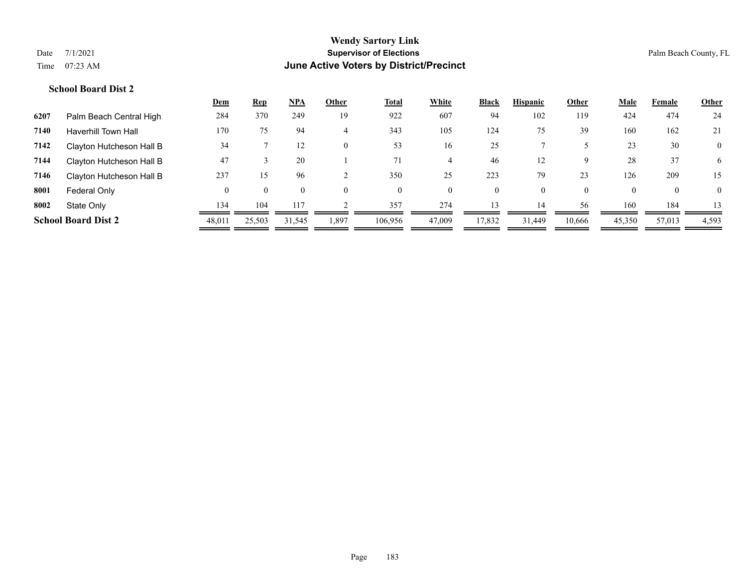# Wendy Sartory Link
## Supervisor of Elections
## June Active Voters by District/Precinct

Date 7/1/2021
Time 07:23 AM

Palm Beach County, FL

### School Board Dist 2

| | | Dem | Rep | NPA | Other | Total | White | Black | Hispanic | Other | Male | Female | Other |
|---|---|---|---|---|---|---|---|---|---|---|---|---|---|
| 6207 | Palm Beach Central High | 284 | 370 | 249 | 19 | 922 | 607 | 94 | 102 | 119 | 424 | 474 | 24 |
| 7140 | Haverhill Town Hall | 170 | 75 | 94 | 4 | 343 | 105 | 124 | 75 | 39 | 160 | 162 | 21 |
| 7142 | Clayton Hutcheson Hall B | 34 | 7 | 12 | 0 | 53 | 16 | 25 | 7 | 5 | 23 | 30 | 0 |
| 7144 | Clayton Hutcheson Hall B | 47 | 3 | 20 | 1 | 71 | 4 | 46 | 12 | 9 | 28 | 37 | 6 |
| 7146 | Clayton Hutcheson Hall B | 237 | 15 | 96 | 2 | 350 | 25 | 223 | 79 | 23 | 126 | 209 | 15 |
| 8001 | Federal Only | 0 | 0 | 0 | 0 | 0 | 0 | 0 | 0 | 0 | 0 | 0 | 0 |
| 8002 | State Only | 134 | 104 | 117 | 2 | 357 | 274 | 13 | 14 | 56 | 160 | 184 | 13 |
| **School Board Dist 2** | | 48,011 | 25,503 | 31,545 | 1,897 | 106,956 | 47,009 | 17,832 | 31,449 | 10,666 | 45,350 | 57,013 | 4,593 |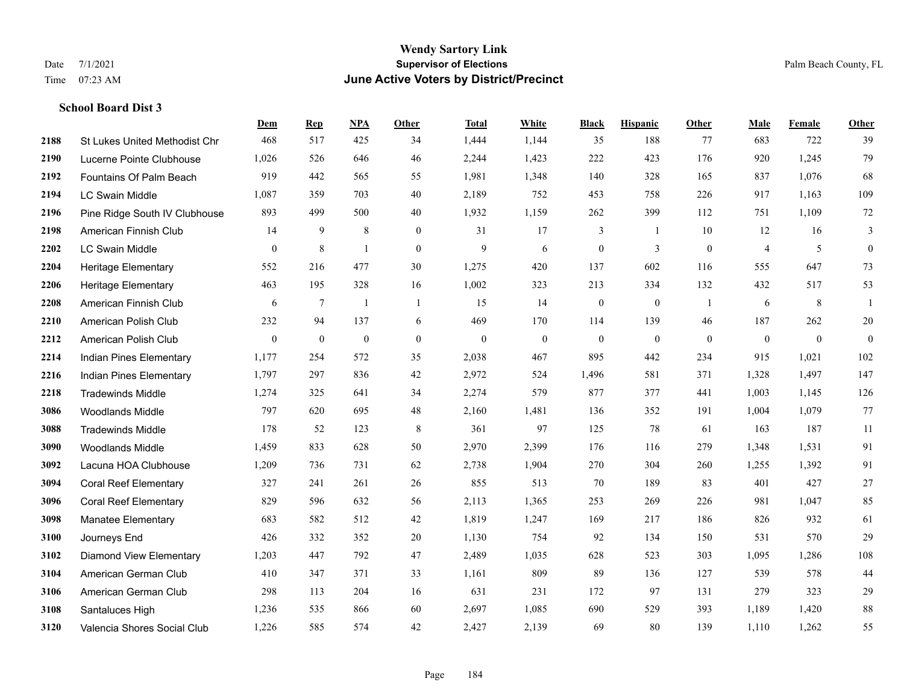# Wendy Sartory Link

## Supervisor of Elections

## June Active Voters by District/Precinct

Date 7/1/2021
Time 07:23 AM

Palm Beach County, FL

### School Board Dist 3

| | | Dem | Rep | NPA | Other | Total | White | Black | Hispanic | Other | Male | Female | Other |
|---|---|---|---|---|---|---|---|---|---|---|---|---|---|
| 2188 | St Lukes United Methodist Chr | 468 | 517 | 425 | 34 | 1,444 | 1,144 | 35 | 188 | 77 | 683 | 722 | 39 |
| 2190 | Lucerne Pointe Clubhouse | 1,026 | 526 | 646 | 46 | 2,244 | 1,423 | 222 | 423 | 176 | 920 | 1,245 | 79 |
| 2192 | Fountains Of Palm Beach | 919 | 442 | 565 | 55 | 1,981 | 1,348 | 140 | 328 | 165 | 837 | 1,076 | 68 |
| 2194 | LC Swain Middle | 1,087 | 359 | 703 | 40 | 2,189 | 752 | 453 | 758 | 226 | 917 | 1,163 | 109 |
| 2196 | Pine Ridge South IV Clubhouse | 893 | 499 | 500 | 40 | 1,932 | 1,159 | 262 | 399 | 112 | 751 | 1,109 | 72 |
| 2198 | American Finnish Club | 14 | 9 | 8 | 0 | 31 | 17 | 3 | 1 | 10 | 12 | 16 | 3 |
| 2202 | LC Swain Middle | 0 | 8 | 1 | 0 | 9 | 6 | 0 | 3 | 0 | 4 | 5 | 0 |
| 2204 | Heritage Elementary | 552 | 216 | 477 | 30 | 1,275 | 420 | 137 | 602 | 116 | 555 | 647 | 73 |
| 2206 | Heritage Elementary | 463 | 195 | 328 | 16 | 1,002 | 323 | 213 | 334 | 132 | 432 | 517 | 53 |
| 2208 | American Finnish Club | 6 | 7 | 1 | 1 | 15 | 14 | 0 | 0 | 1 | 6 | 8 | 1 |
| 2210 | American Polish Club | 232 | 94 | 137 | 6 | 469 | 170 | 114 | 139 | 46 | 187 | 262 | 20 |
| 2212 | American Polish Club | 0 | 0 | 0 | 0 | 0 | 0 | 0 | 0 | 0 | 0 | 0 | 0 |
| 2214 | Indian Pines Elementary | 1,177 | 254 | 572 | 35 | 2,038 | 467 | 895 | 442 | 234 | 915 | 1,021 | 102 |
| 2216 | Indian Pines Elementary | 1,797 | 297 | 836 | 42 | 2,972 | 524 | 1,496 | 581 | 371 | 1,328 | 1,497 | 147 |
| 2218 | Tradewinds Middle | 1,274 | 325 | 641 | 34 | 2,274 | 579 | 877 | 377 | 441 | 1,003 | 1,145 | 126 |
| 3086 | Woodlands Middle | 797 | 620 | 695 | 48 | 2,160 | 1,481 | 136 | 352 | 191 | 1,004 | 1,079 | 77 |
| 3088 | Tradewinds Middle | 178 | 52 | 123 | 8 | 361 | 97 | 125 | 78 | 61 | 163 | 187 | 11 |
| 3090 | Woodlands Middle | 1,459 | 833 | 628 | 50 | 2,970 | 2,399 | 176 | 116 | 279 | 1,348 | 1,531 | 91 |
| 3092 | Lacuna HOA Clubhouse | 1,209 | 736 | 731 | 62 | 2,738 | 1,904 | 270 | 304 | 260 | 1,255 | 1,392 | 91 |
| 3094 | Coral Reef Elementary | 327 | 241 | 261 | 26 | 855 | 513 | 70 | 189 | 83 | 401 | 427 | 27 |
| 3096 | Coral Reef Elementary | 829 | 596 | 632 | 56 | 2,113 | 1,365 | 253 | 269 | 226 | 981 | 1,047 | 85 |
| 3098 | Manatee Elementary | 683 | 582 | 512 | 42 | 1,819 | 1,247 | 169 | 217 | 186 | 826 | 932 | 61 |
| 3100 | Journeys End | 426 | 332 | 352 | 20 | 1,130 | 754 | 92 | 134 | 150 | 531 | 570 | 29 |
| 3102 | Diamond View Elementary | 1,203 | 447 | 792 | 47 | 2,489 | 1,035 | 628 | 523 | 303 | 1,095 | 1,286 | 108 |
| 3104 | American German Club | 410 | 347 | 371 | 33 | 1,161 | 809 | 89 | 136 | 127 | 539 | 578 | 44 |
| 3106 | American German Club | 298 | 113 | 204 | 16 | 631 | 231 | 172 | 97 | 131 | 279 | 323 | 29 |
| 3108 | Santaluces High | 1,236 | 535 | 866 | 60 | 2,697 | 1,085 | 690 | 529 | 393 | 1,189 | 1,420 | 88 |
| 3120 | Valencia Shores Social Club | 1,226 | 585 | 574 | 42 | 2,427 | 2,139 | 69 | 80 | 139 | 1,110 | 1,262 | 55 |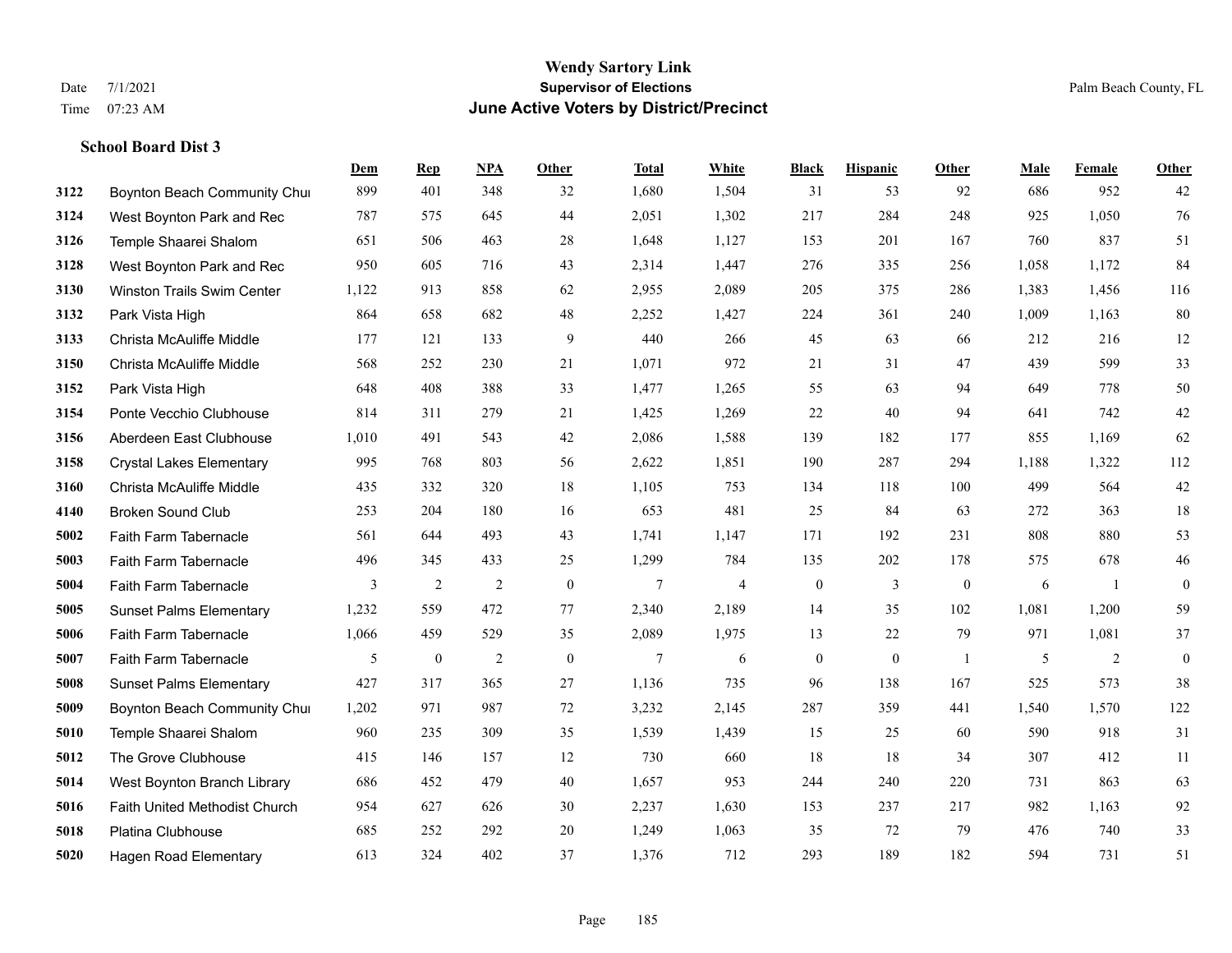# Wendy Sartory Link
## Supervisor of Elections
## June Active Voters by District/Precinct

Date 7/1/2021
Time 07:23 AM

Palm Beach County, FL

### School Board Dist 3

| | | Dem | Rep | NPA | Other | Total | White | Black | Hispanic | Other | Male | Female | Other |
|---|---|---|---|---|---|---|---|---|---|---|---|---|---|
| 3122 | Boynton Beach Community Chur | 899 | 401 | 348 | 32 | 1,680 | 1,504 | 31 | 53 | 92 | 686 | 952 | 42 |
| 3124 | West Boynton Park and Rec | 787 | 575 | 645 | 44 | 2,051 | 1,302 | 217 | 284 | 248 | 925 | 1,050 | 76 |
| 3126 | Temple Shaarei Shalom | 651 | 506 | 463 | 28 | 1,648 | 1,127 | 153 | 201 | 167 | 760 | 837 | 51 |
| 3128 | West Boynton Park and Rec | 950 | 605 | 716 | 43 | 2,314 | 1,447 | 276 | 335 | 256 | 1,058 | 1,172 | 84 |
| 3130 | Winston Trails Swim Center | 1,122 | 913 | 858 | 62 | 2,955 | 2,089 | 205 | 375 | 286 | 1,383 | 1,456 | 116 |
| 3132 | Park Vista High | 864 | 658 | 682 | 48 | 2,252 | 1,427 | 224 | 361 | 240 | 1,009 | 1,163 | 80 |
| 3133 | Christa McAuliffe Middle | 177 | 121 | 133 | 9 | 440 | 266 | 45 | 63 | 66 | 212 | 216 | 12 |
| 3150 | Christa McAuliffe Middle | 568 | 252 | 230 | 21 | 1,071 | 972 | 21 | 31 | 47 | 439 | 599 | 33 |
| 3152 | Park Vista High | 648 | 408 | 388 | 33 | 1,477 | 1,265 | 55 | 63 | 94 | 649 | 778 | 50 |
| 3154 | Ponte Vecchio Clubhouse | 814 | 311 | 279 | 21 | 1,425 | 1,269 | 22 | 40 | 94 | 641 | 742 | 42 |
| 3156 | Aberdeen East Clubhouse | 1,010 | 491 | 543 | 42 | 2,086 | 1,588 | 139 | 182 | 177 | 855 | 1,169 | 62 |
| 3158 | Crystal Lakes Elementary | 995 | 768 | 803 | 56 | 2,622 | 1,851 | 190 | 287 | 294 | 1,188 | 1,322 | 112 |
| 3160 | Christa McAuliffe Middle | 435 | 332 | 320 | 18 | 1,105 | 753 | 134 | 118 | 100 | 499 | 564 | 42 |
| 4140 | Broken Sound Club | 253 | 204 | 180 | 16 | 653 | 481 | 25 | 84 | 63 | 272 | 363 | 18 |
| 5002 | Faith Farm Tabernacle | 561 | 644 | 493 | 43 | 1,741 | 1,147 | 171 | 192 | 231 | 808 | 880 | 53 |
| 5003 | Faith Farm Tabernacle | 496 | 345 | 433 | 25 | 1,299 | 784 | 135 | 202 | 178 | 575 | 678 | 46 |
| 5004 | Faith Farm Tabernacle | 3 | 2 | 2 | 0 | 7 | 4 | 0 | 3 | 0 | 6 | 1 | 0 |
| 5005 | Sunset Palms Elementary | 1,232 | 559 | 472 | 77 | 2,340 | 2,189 | 14 | 35 | 102 | 1,081 | 1,200 | 59 |
| 5006 | Faith Farm Tabernacle | 1,066 | 459 | 529 | 35 | 2,089 | 1,975 | 13 | 22 | 79 | 971 | 1,081 | 37 |
| 5007 | Faith Farm Tabernacle | 5 | 0 | 2 | 0 | 7 | 6 | 0 | 0 | 1 | 5 | 2 | 0 |
| 5008 | Sunset Palms Elementary | 427 | 317 | 365 | 27 | 1,136 | 735 | 96 | 138 | 167 | 525 | 573 | 38 |
| 5009 | Boynton Beach Community Chur | 1,202 | 971 | 987 | 72 | 3,232 | 2,145 | 287 | 359 | 441 | 1,540 | 1,570 | 122 |
| 5010 | Temple Shaarei Shalom | 960 | 235 | 309 | 35 | 1,539 | 1,439 | 15 | 25 | 60 | 590 | 918 | 31 |
| 5012 | The Grove Clubhouse | 415 | 146 | 157 | 12 | 730 | 660 | 18 | 18 | 34 | 307 | 412 | 11 |
| 5014 | West Boynton Branch Library | 686 | 452 | 479 | 40 | 1,657 | 953 | 244 | 240 | 220 | 731 | 863 | 63 |
| 5016 | Faith United Methodist Church | 954 | 627 | 626 | 30 | 2,237 | 1,630 | 153 | 237 | 217 | 982 | 1,163 | 92 |
| 5018 | Platina Clubhouse | 685 | 252 | 292 | 20 | 1,249 | 1,063 | 35 | 72 | 79 | 476 | 740 | 33 |
| 5020 | Hagen Road Elementary | 613 | 324 | 402 | 37 | 1,376 | 712 | 293 | 189 | 182 | 594 | 731 | 51 |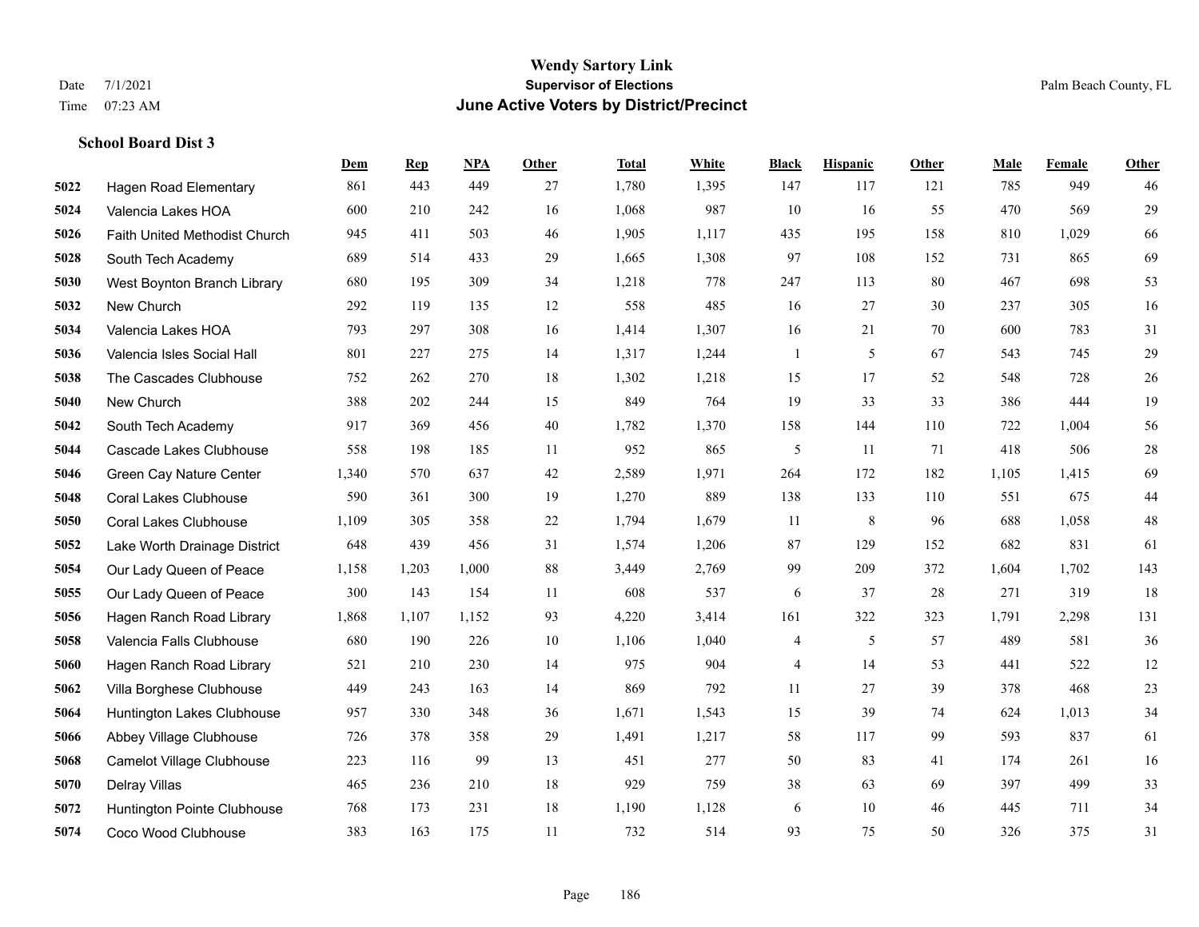# Wendy Sartory Link

**Supervisor of Elections**

**June Active Voters by District/Precinct**

Date 7/1/2021
Time 07:23 AM

Palm Beach County, FL

### School Board Dist 3

| | | Dem | Rep | NPA | Other | Total | White | Black | Hispanic | Other | Male | Female | Other |
|---|---|---|---|---|---|---|---|---|---|---|---|---|---|
| 5022 | Hagen Road Elementary | 861 | 443 | 449 | 27 | 1,780 | 1,395 | 147 | 117 | 121 | 785 | 949 | 46 |
| 5024 | Valencia Lakes HOA | 600 | 210 | 242 | 16 | 1,068 | 987 | 10 | 16 | 55 | 470 | 569 | 29 |
| 5026 | Faith United Methodist Church | 945 | 411 | 503 | 46 | 1,905 | 1,117 | 435 | 195 | 158 | 810 | 1,029 | 66 |
| 5028 | South Tech Academy | 689 | 514 | 433 | 29 | 1,665 | 1,308 | 97 | 108 | 152 | 731 | 865 | 69 |
| 5030 | West Boynton Branch Library | 680 | 195 | 309 | 34 | 1,218 | 778 | 247 | 113 | 80 | 467 | 698 | 53 |
| 5032 | New Church | 292 | 119 | 135 | 12 | 558 | 485 | 16 | 27 | 30 | 237 | 305 | 16 |
| 5034 | Valencia Lakes HOA | 793 | 297 | 308 | 16 | 1,414 | 1,307 | 16 | 21 | 70 | 600 | 783 | 31 |
| 5036 | Valencia Isles Social Hall | 801 | 227 | 275 | 14 | 1,317 | 1,244 | 1 | 5 | 67 | 543 | 745 | 29 |
| 5038 | The Cascades Clubhouse | 752 | 262 | 270 | 18 | 1,302 | 1,218 | 15 | 17 | 52 | 548 | 728 | 26 |
| 5040 | New Church | 388 | 202 | 244 | 15 | 849 | 764 | 19 | 33 | 33 | 386 | 444 | 19 |
| 5042 | South Tech Academy | 917 | 369 | 456 | 40 | 1,782 | 1,370 | 158 | 144 | 110 | 722 | 1,004 | 56 |
| 5044 | Cascade Lakes Clubhouse | 558 | 198 | 185 | 11 | 952 | 865 | 5 | 11 | 71 | 418 | 506 | 28 |
| 5046 | Green Cay Nature Center | 1,340 | 570 | 637 | 42 | 2,589 | 1,971 | 264 | 172 | 182 | 1,105 | 1,415 | 69 |
| 5048 | Coral Lakes Clubhouse | 590 | 361 | 300 | 19 | 1,270 | 889 | 138 | 133 | 110 | 551 | 675 | 44 |
| 5050 | Coral Lakes Clubhouse | 1,109 | 305 | 358 | 22 | 1,794 | 1,679 | 11 | 8 | 96 | 688 | 1,058 | 48 |
| 5052 | Lake Worth Drainage District | 648 | 439 | 456 | 31 | 1,574 | 1,206 | 87 | 129 | 152 | 682 | 831 | 61 |
| 5054 | Our Lady Queen of Peace | 1,158 | 1,203 | 1,000 | 88 | 3,449 | 2,769 | 99 | 209 | 372 | 1,604 | 1,702 | 143 |
| 5055 | Our Lady Queen of Peace | 300 | 143 | 154 | 11 | 608 | 537 | 6 | 37 | 28 | 271 | 319 | 18 |
| 5056 | Hagen Ranch Road Library | 1,868 | 1,107 | 1,152 | 93 | 4,220 | 3,414 | 161 | 322 | 323 | 1,791 | 2,298 | 131 |
| 5058 | Valencia Falls Clubhouse | 680 | 190 | 226 | 10 | 1,106 | 1,040 | 4 | 5 | 57 | 489 | 581 | 36 |
| 5060 | Hagen Ranch Road Library | 521 | 210 | 230 | 14 | 975 | 904 | 4 | 14 | 53 | 441 | 522 | 12 |
| 5062 | Villa Borghese Clubhouse | 449 | 243 | 163 | 14 | 869 | 792 | 11 | 27 | 39 | 378 | 468 | 23 |
| 5064 | Huntington Lakes Clubhouse | 957 | 330 | 348 | 36 | 1,671 | 1,543 | 15 | 39 | 74 | 624 | 1,013 | 34 |
| 5066 | Abbey Village Clubhouse | 726 | 378 | 358 | 29 | 1,491 | 1,217 | 58 | 117 | 99 | 593 | 837 | 61 |
| 5068 | Camelot Village Clubhouse | 223 | 116 | 99 | 13 | 451 | 277 | 50 | 83 | 41 | 174 | 261 | 16 |
| 5070 | Delray Villas | 465 | 236 | 210 | 18 | 929 | 759 | 38 | 63 | 69 | 397 | 499 | 33 |
| 5072 | Huntington Pointe Clubhouse | 768 | 173 | 231 | 18 | 1,190 | 1,128 | 6 | 10 | 46 | 445 | 711 | 34 |
| 5074 | Coco Wood Clubhouse | 383 | 163 | 175 | 11 | 732 | 514 | 93 | 75 | 50 | 326 | 375 | 31 |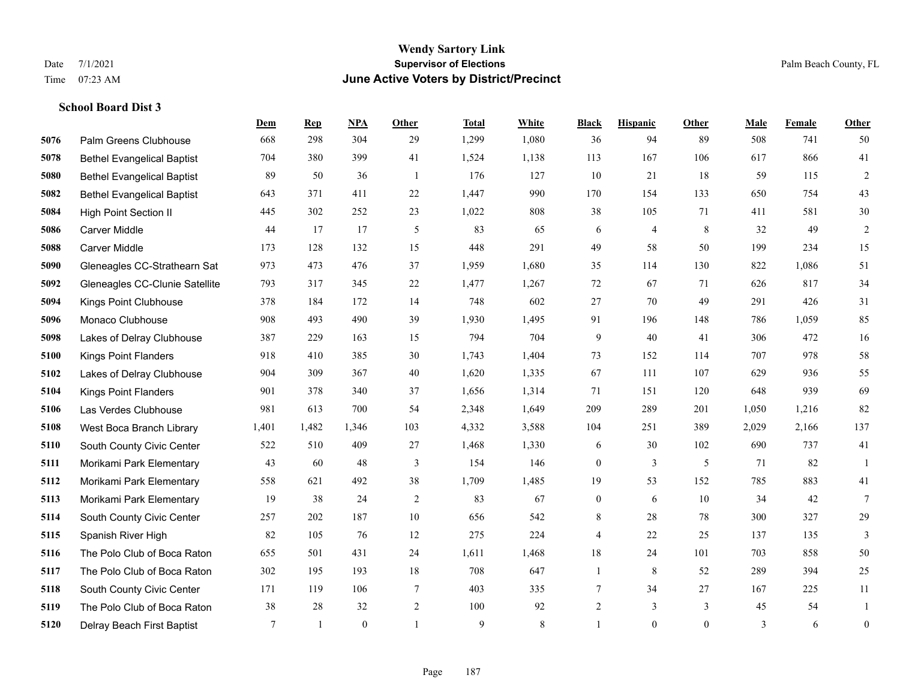**Wendy Sartory Link**

**Supervisor of Elections**

**June Active Voters by District/Precinct**

Date 7/1/2021

Time 07:23 AM

Palm Beach County, FL

### School Board Dist 3

| | | Dem | Rep | NPA | Other | Total | White | Black | Hispanic | Other | Male | Female | Other |
|---|---|---|---|---|---|---|---|---|---|---|---|---|---|
| 5076 | Palm Greens Clubhouse | 668 | 298 | 304 | 29 | 1,299 | 1,080 | 36 | 94 | 89 | 508 | 741 | 50 |
| 5078 | Bethel Evangelical Baptist | 704 | 380 | 399 | 41 | 1,524 | 1,138 | 113 | 167 | 106 | 617 | 866 | 41 |
| 5080 | Bethel Evangelical Baptist | 89 | 50 | 36 | 1 | 176 | 127 | 10 | 21 | 18 | 59 | 115 | 2 |
| 5082 | Bethel Evangelical Baptist | 643 | 371 | 411 | 22 | 1,447 | 990 | 170 | 154 | 133 | 650 | 754 | 43 |
| 5084 | High Point Section II | 445 | 302 | 252 | 23 | 1,022 | 808 | 38 | 105 | 71 | 411 | 581 | 30 |
| 5086 | Carver Middle | 44 | 17 | 17 | 5 | 83 | 65 | 6 | 4 | 8 | 32 | 49 | 2 |
| 5088 | Carver Middle | 173 | 128 | 132 | 15 | 448 | 291 | 49 | 58 | 50 | 199 | 234 | 15 |
| 5090 | Gleneagles CC-Strathearn Sat | 973 | 473 | 476 | 37 | 1,959 | 1,680 | 35 | 114 | 130 | 822 | 1,086 | 51 |
| 5092 | Gleneagles CC-Clunie Satellite | 793 | 317 | 345 | 22 | 1,477 | 1,267 | 72 | 67 | 71 | 626 | 817 | 34 |
| 5094 | Kings Point Clubhouse | 378 | 184 | 172 | 14 | 748 | 602 | 27 | 70 | 49 | 291 | 426 | 31 |
| 5096 | Monaco Clubhouse | 908 | 493 | 490 | 39 | 1,930 | 1,495 | 91 | 196 | 148 | 786 | 1,059 | 85 |
| 5098 | Lakes of Delray Clubhouse | 387 | 229 | 163 | 15 | 794 | 704 | 9 | 40 | 41 | 306 | 472 | 16 |
| 5100 | Kings Point Flanders | 918 | 410 | 385 | 30 | 1,743 | 1,404 | 73 | 152 | 114 | 707 | 978 | 58 |
| 5102 | Lakes of Delray Clubhouse | 904 | 309 | 367 | 40 | 1,620 | 1,335 | 67 | 111 | 107 | 629 | 936 | 55 |
| 5104 | Kings Point Flanders | 901 | 378 | 340 | 37 | 1,656 | 1,314 | 71 | 151 | 120 | 648 | 939 | 69 |
| 5106 | Las Verdes Clubhouse | 981 | 613 | 700 | 54 | 2,348 | 1,649 | 209 | 289 | 201 | 1,050 | 1,216 | 82 |
| 5108 | West Boca Branch Library | 1,401 | 1,482 | 1,346 | 103 | 4,332 | 3,588 | 104 | 251 | 389 | 2,029 | 2,166 | 137 |
| 5110 | South County Civic Center | 522 | 510 | 409 | 27 | 1,468 | 1,330 | 6 | 30 | 102 | 690 | 737 | 41 |
| 5111 | Morikami Park Elementary | 43 | 60 | 48 | 3 | 154 | 146 | 0 | 3 | 5 | 71 | 82 | 1 |
| 5112 | Morikami Park Elementary | 558 | 621 | 492 | 38 | 1,709 | 1,485 | 19 | 53 | 152 | 785 | 883 | 41 |
| 5113 | Morikami Park Elementary | 19 | 38 | 24 | 2 | 83 | 67 | 0 | 6 | 10 | 34 | 42 | 7 |
| 5114 | South County Civic Center | 257 | 202 | 187 | 10 | 656 | 542 | 8 | 28 | 78 | 300 | 327 | 29 |
| 5115 | Spanish River High | 82 | 105 | 76 | 12 | 275 | 224 | 4 | 22 | 25 | 137 | 135 | 3 |
| 5116 | The Polo Club of Boca Raton | 655 | 501 | 431 | 24 | 1,611 | 1,468 | 18 | 24 | 101 | 703 | 858 | 50 |
| 5117 | The Polo Club of Boca Raton | 302 | 195 | 193 | 18 | 708 | 647 | 1 | 8 | 52 | 289 | 394 | 25 |
| 5118 | South County Civic Center | 171 | 119 | 106 | 7 | 403 | 335 | 7 | 34 | 27 | 167 | 225 | 11 |
| 5119 | The Polo Club of Boca Raton | 38 | 28 | 32 | 2 | 100 | 92 | 2 | 3 | 3 | 45 | 54 | 1 |
| 5120 | Delray Beach First Baptist | 7 | 1 | 0 | 1 | 9 | 8 | 1 | 0 | 0 | 3 | 6 | 0 |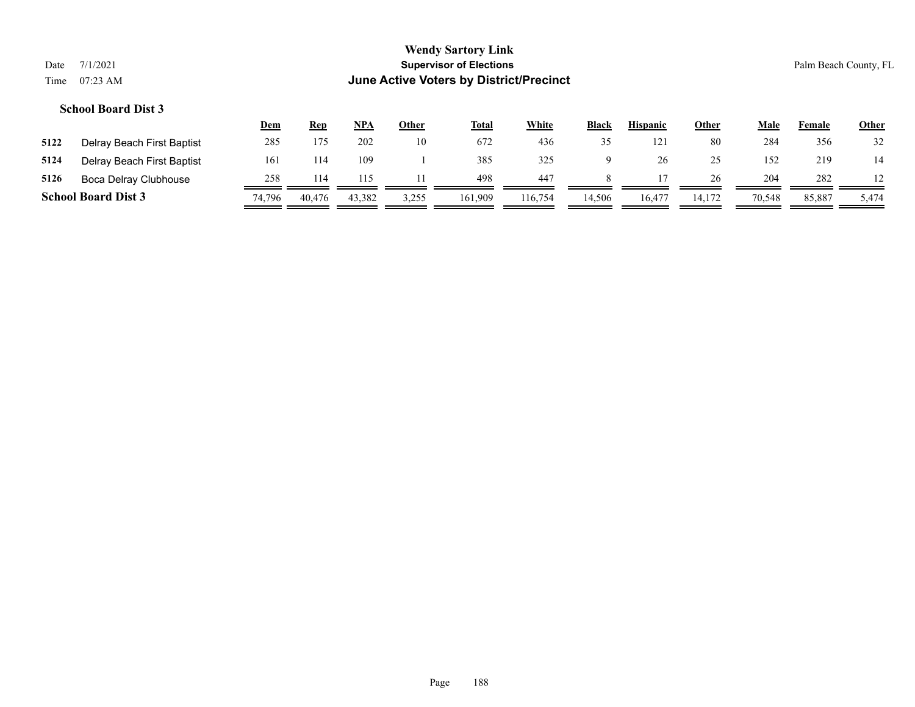**Wendy Sartory Link**
**Supervisor of Elections**
**June Active Voters by District/Precinct**

Date 7/1/2021
Time 07:23 AM

Palm Beach County, FL

### School Board Dist 3

| | | Dem | Rep | NPA | Other | Total | White | Black | Hispanic | Other | Male | Female | Other |
|---|---|---|---|---|---|---|---|---|---|---|---|---|---|
| 5122 | Delray Beach First Baptist | 285 | 175 | 202 | 10 | 672 | 436 | 35 | 121 | 80 | 284 | 356 | 32 |
| 5124 | Delray Beach First Baptist | 161 | 114 | 109 | 1 | 385 | 325 | 9 | 26 | 25 | 152 | 219 | 14 |
| 5126 | Boca Delray Clubhouse | 258 | 114 | 115 | 11 | 498 | 447 | 8 | 17 | 26 | 204 | 282 | 12 |
| **School Board Dist 3** | | 74,796 | 40,476 | 43,382 | 3,255 | 161,909 | 116,754 | 14,506 | 16,477 | 14,172 | 70,548 | 85,887 | 5,474 |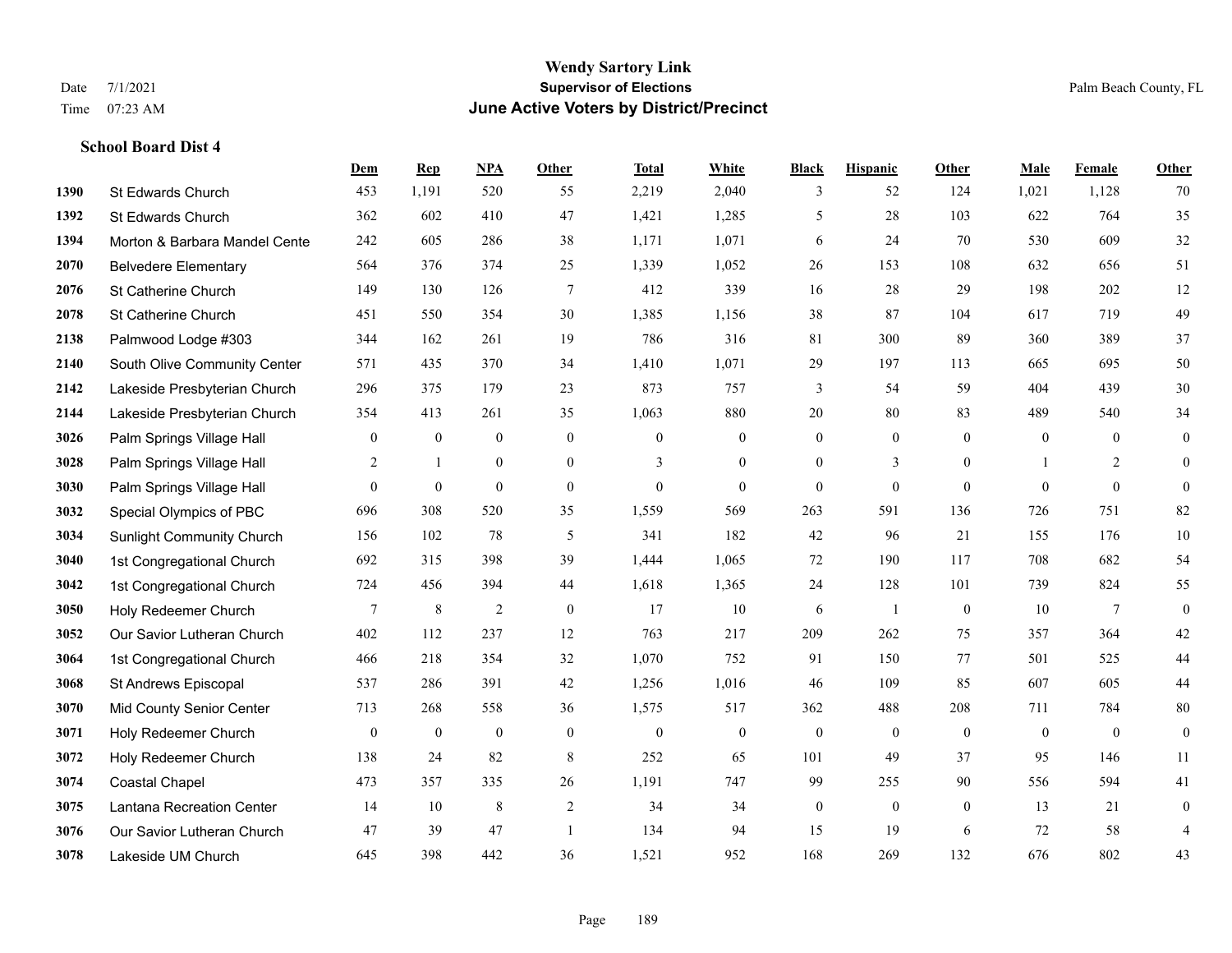# Wendy Sartory Link
## Supervisor of Elections
## June Active Voters by District/Precinct

Date 7/1/2021
Time 07:23 AM

Palm Beach County, FL

**School Board Dist 4**

| | | Dem | Rep | NPA | Other | Total | White | Black | Hispanic | Other | Male | Female | Other |
|---|---|---|---|---|---|---|---|---|---|---|---|---|---|
| 1390 | St Edwards Church | 453 | 1,191 | 520 | 55 | 2,219 | 2,040 | 3 | 52 | 124 | 1,021 | 1,128 | 70 |
| 1392 | St Edwards Church | 362 | 602 | 410 | 47 | 1,421 | 1,285 | 5 | 28 | 103 | 622 | 764 | 35 |
| 1394 | Morton & Barbara Mandel Cente | 242 | 605 | 286 | 38 | 1,171 | 1,071 | 6 | 24 | 70 | 530 | 609 | 32 |
| 2070 | Belvedere Elementary | 564 | 376 | 374 | 25 | 1,339 | 1,052 | 26 | 153 | 108 | 632 | 656 | 51 |
| 2076 | St Catherine Church | 149 | 130 | 126 | 7 | 412 | 339 | 16 | 28 | 29 | 198 | 202 | 12 |
| 2078 | St Catherine Church | 451 | 550 | 354 | 30 | 1,385 | 1,156 | 38 | 87 | 104 | 617 | 719 | 49 |
| 2138 | Palmwood Lodge #303 | 344 | 162 | 261 | 19 | 786 | 316 | 81 | 300 | 89 | 360 | 389 | 37 |
| 2140 | South Olive Community Center | 571 | 435 | 370 | 34 | 1,410 | 1,071 | 29 | 197 | 113 | 665 | 695 | 50 |
| 2142 | Lakeside Presbyterian Church | 296 | 375 | 179 | 23 | 873 | 757 | 3 | 54 | 59 | 404 | 439 | 30 |
| 2144 | Lakeside Presbyterian Church | 354 | 413 | 261 | 35 | 1,063 | 880 | 20 | 80 | 83 | 489 | 540 | 34 |
| 3026 | Palm Springs Village Hall | 0 | 0 | 0 | 0 | 0 | 0 | 0 | 0 | 0 | 0 | 0 | 0 |
| 3028 | Palm Springs Village Hall | 2 | 1 | 0 | 0 | 3 | 0 | 0 | 3 | 0 | 1 | 2 | 0 |
| 3030 | Palm Springs Village Hall | 0 | 0 | 0 | 0 | 0 | 0 | 0 | 0 | 0 | 0 | 0 | 0 |
| 3032 | Special Olympics of PBC | 696 | 308 | 520 | 35 | 1,559 | 569 | 263 | 591 | 136 | 726 | 751 | 82 |
| 3034 | Sunlight Community Church | 156 | 102 | 78 | 5 | 341 | 182 | 42 | 96 | 21 | 155 | 176 | 10 |
| 3040 | 1st Congregational Church | 692 | 315 | 398 | 39 | 1,444 | 1,065 | 72 | 190 | 117 | 708 | 682 | 54 |
| 3042 | 1st Congregational Church | 724 | 456 | 394 | 44 | 1,618 | 1,365 | 24 | 128 | 101 | 739 | 824 | 55 |
| 3050 | Holy Redeemer Church | 7 | 8 | 2 | 0 | 17 | 10 | 6 | 1 | 0 | 10 | 7 | 0 |
| 3052 | Our Savior Lutheran Church | 402 | 112 | 237 | 12 | 763 | 217 | 209 | 262 | 75 | 357 | 364 | 42 |
| 3064 | 1st Congregational Church | 466 | 218 | 354 | 32 | 1,070 | 752 | 91 | 150 | 77 | 501 | 525 | 44 |
| 3068 | St Andrews Episcopal | 537 | 286 | 391 | 42 | 1,256 | 1,016 | 46 | 109 | 85 | 607 | 605 | 44 |
| 3070 | Mid County Senior Center | 713 | 268 | 558 | 36 | 1,575 | 517 | 362 | 488 | 208 | 711 | 784 | 80 |
| 3071 | Holy Redeemer Church | 0 | 0 | 0 | 0 | 0 | 0 | 0 | 0 | 0 | 0 | 0 | 0 |
| 3072 | Holy Redeemer Church | 138 | 24 | 82 | 8 | 252 | 65 | 101 | 49 | 37 | 95 | 146 | 11 |
| 3074 | Coastal Chapel | 473 | 357 | 335 | 26 | 1,191 | 747 | 99 | 255 | 90 | 556 | 594 | 41 |
| 3075 | Lantana Recreation Center | 14 | 10 | 8 | 2 | 34 | 34 | 0 | 0 | 0 | 13 | 21 | 0 |
| 3076 | Our Savior Lutheran Church | 47 | 39 | 47 | 1 | 134 | 94 | 15 | 19 | 6 | 72 | 58 | 4 |
| 3078 | Lakeside UM Church | 645 | 398 | 442 | 36 | 1,521 | 952 | 168 | 269 | 132 | 676 | 802 | 43 |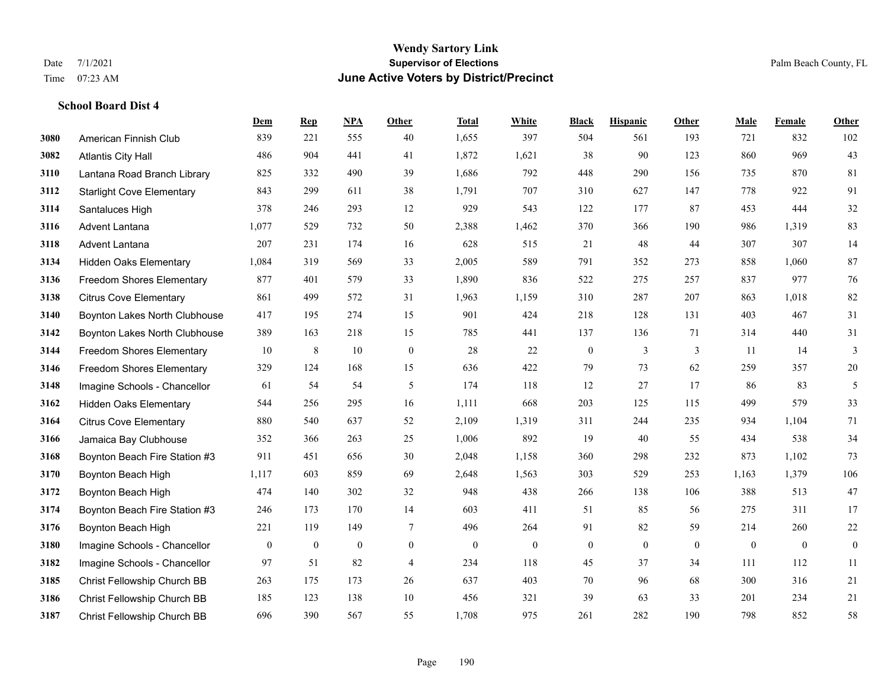# Wendy Sartory Link
## Supervisor of Elections
## June Active Voters by District/Precinct

Date 7/1/2021
Time 07:23 AM

Palm Beach County, FL

**School Board Dist 4**

| | | Dem | Rep | NPA | Other | Total | White | Black | Hispanic | Other | Male | Female | Other |
|---|---|---|---|---|---|---|---|---|---|---|---|---|---|
| 3080 | American Finnish Club | 839 | 221 | 555 | 40 | 1,655 | 397 | 504 | 561 | 193 | 721 | 832 | 102 |
| 3082 | Atlantis City Hall | 486 | 904 | 441 | 41 | 1,872 | 1,621 | 38 | 90 | 123 | 860 | 969 | 43 |
| 3110 | Lantana Road Branch Library | 825 | 332 | 490 | 39 | 1,686 | 792 | 448 | 290 | 156 | 735 | 870 | 81 |
| 3112 | Starlight Cove Elementary | 843 | 299 | 611 | 38 | 1,791 | 707 | 310 | 627 | 147 | 778 | 922 | 91 |
| 3114 | Santaluces High | 378 | 246 | 293 | 12 | 929 | 543 | 122 | 177 | 87 | 453 | 444 | 32 |
| 3116 | Advent Lantana | 1,077 | 529 | 732 | 50 | 2,388 | 1,462 | 370 | 366 | 190 | 986 | 1,319 | 83 |
| 3118 | Advent Lantana | 207 | 231 | 174 | 16 | 628 | 515 | 21 | 48 | 44 | 307 | 307 | 14 |
| 3134 | Hidden Oaks Elementary | 1,084 | 319 | 569 | 33 | 2,005 | 589 | 791 | 352 | 273 | 858 | 1,060 | 87 |
| 3136 | Freedom Shores Elementary | 877 | 401 | 579 | 33 | 1,890 | 836 | 522 | 275 | 257 | 837 | 977 | 76 |
| 3138 | Citrus Cove Elementary | 861 | 499 | 572 | 31 | 1,963 | 1,159 | 310 | 287 | 207 | 863 | 1,018 | 82 |
| 3140 | Boynton Lakes North Clubhouse | 417 | 195 | 274 | 15 | 901 | 424 | 218 | 128 | 131 | 403 | 467 | 31 |
| 3142 | Boynton Lakes North Clubhouse | 389 | 163 | 218 | 15 | 785 | 441 | 137 | 136 | 71 | 314 | 440 | 31 |
| 3144 | Freedom Shores Elementary | 10 | 8 | 10 | 0 | 28 | 22 | 0 | 3 | 3 | 11 | 14 | 3 |
| 3146 | Freedom Shores Elementary | 329 | 124 | 168 | 15 | 636 | 422 | 79 | 73 | 62 | 259 | 357 | 20 |
| 3148 | Imagine Schools - Chancellor | 61 | 54 | 54 | 5 | 174 | 118 | 12 | 27 | 17 | 86 | 83 | 5 |
| 3162 | Hidden Oaks Elementary | 544 | 256 | 295 | 16 | 1,111 | 668 | 203 | 125 | 115 | 499 | 579 | 33 |
| 3164 | Citrus Cove Elementary | 880 | 540 | 637 | 52 | 2,109 | 1,319 | 311 | 244 | 235 | 934 | 1,104 | 71 |
| 3166 | Jamaica Bay Clubhouse | 352 | 366 | 263 | 25 | 1,006 | 892 | 19 | 40 | 55 | 434 | 538 | 34 |
| 3168 | Boynton Beach Fire Station #3 | 911 | 451 | 656 | 30 | 2,048 | 1,158 | 360 | 298 | 232 | 873 | 1,102 | 73 |
| 3170 | Boynton Beach High | 1,117 | 603 | 859 | 69 | 2,648 | 1,563 | 303 | 529 | 253 | 1,163 | 1,379 | 106 |
| 3172 | Boynton Beach High | 474 | 140 | 302 | 32 | 948 | 438 | 266 | 138 | 106 | 388 | 513 | 47 |
| 3174 | Boynton Beach Fire Station #3 | 246 | 173 | 170 | 14 | 603 | 411 | 51 | 85 | 56 | 275 | 311 | 17 |
| 3176 | Boynton Beach High | 221 | 119 | 149 | 7 | 496 | 264 | 91 | 82 | 59 | 214 | 260 | 22 |
| 3180 | Imagine Schools - Chancellor | 0 | 0 | 0 | 0 | 0 | 0 | 0 | 0 | 0 | 0 | 0 | 0 |
| 3182 | Imagine Schools - Chancellor | 97 | 51 | 82 | 4 | 234 | 118 | 45 | 37 | 34 | 111 | 112 | 11 |
| 3185 | Christ Fellowship Church BB | 263 | 175 | 173 | 26 | 637 | 403 | 70 | 96 | 68 | 300 | 316 | 21 |
| 3186 | Christ Fellowship Church BB | 185 | 123 | 138 | 10 | 456 | 321 | 39 | 63 | 33 | 201 | 234 | 21 |
| 3187 | Christ Fellowship Church BB | 696 | 390 | 567 | 55 | 1,708 | 975 | 261 | 282 | 190 | 798 | 852 | 58 |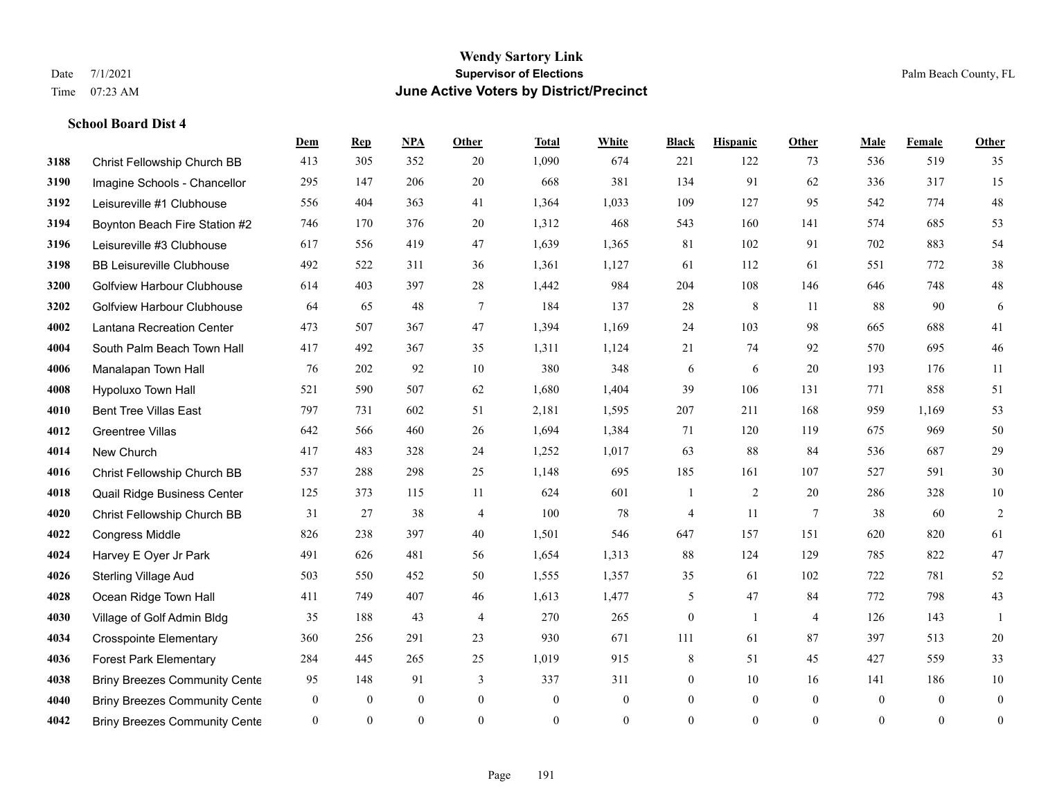# Wendy Sartory Link

**Supervisor of Elections**

**June Active Voters by District/Precinct**

Date 7/1/2021
Time 07:23 AM

Palm Beach County, FL

### School Board Dist 4

| | | Dem | Rep | NPA | Other | Total | White | Black | Hispanic | Other | Male | Female | Other |
|---|---|---|---|---|---|---|---|---|---|---|---|---|---|
| 3188 | Christ Fellowship Church BB | 413 | 305 | 352 | 20 | 1,090 | 674 | 221 | 122 | 73 | 536 | 519 | 35 |
| 3190 | Imagine Schools - Chancellor | 295 | 147 | 206 | 20 | 668 | 381 | 134 | 91 | 62 | 336 | 317 | 15 |
| 3192 | Leisureville #1 Clubhouse | 556 | 404 | 363 | 41 | 1,364 | 1,033 | 109 | 127 | 95 | 542 | 774 | 48 |
| 3194 | Boynton Beach Fire Station #2 | 746 | 170 | 376 | 20 | 1,312 | 468 | 543 | 160 | 141 | 574 | 685 | 53 |
| 3196 | Leisureville #3 Clubhouse | 617 | 556 | 419 | 47 | 1,639 | 1,365 | 81 | 102 | 91 | 702 | 883 | 54 |
| 3198 | BB Leisureville Clubhouse | 492 | 522 | 311 | 36 | 1,361 | 1,127 | 61 | 112 | 61 | 551 | 772 | 38 |
| 3200 | Golfview Harbour Clubhouse | 614 | 403 | 397 | 28 | 1,442 | 984 | 204 | 108 | 146 | 646 | 748 | 48 |
| 3202 | Golfview Harbour Clubhouse | 64 | 65 | 48 | 7 | 184 | 137 | 28 | 8 | 11 | 88 | 90 | 6 |
| 4002 | Lantana Recreation Center | 473 | 507 | 367 | 47 | 1,394 | 1,169 | 24 | 103 | 98 | 665 | 688 | 41 |
| 4004 | South Palm Beach Town Hall | 417 | 492 | 367 | 35 | 1,311 | 1,124 | 21 | 74 | 92 | 570 | 695 | 46 |
| 4006 | Manalapan Town Hall | 76 | 202 | 92 | 10 | 380 | 348 | 6 | 6 | 20 | 193 | 176 | 11 |
| 4008 | Hypoluxo Town Hall | 521 | 590 | 507 | 62 | 1,680 | 1,404 | 39 | 106 | 131 | 771 | 858 | 51 |
| 4010 | Bent Tree Villas East | 797 | 731 | 602 | 51 | 2,181 | 1,595 | 207 | 211 | 168 | 959 | 1,169 | 53 |
| 4012 | Greentree Villas | 642 | 566 | 460 | 26 | 1,694 | 1,384 | 71 | 120 | 119 | 675 | 969 | 50 |
| 4014 | New Church | 417 | 483 | 328 | 24 | 1,252 | 1,017 | 63 | 88 | 84 | 536 | 687 | 29 |
| 4016 | Christ Fellowship Church BB | 537 | 288 | 298 | 25 | 1,148 | 695 | 185 | 161 | 107 | 527 | 591 | 30 |
| 4018 | Quail Ridge Business Center | 125 | 373 | 115 | 11 | 624 | 601 | 1 | 2 | 20 | 286 | 328 | 10 |
| 4020 | Christ Fellowship Church BB | 31 | 27 | 38 | 4 | 100 | 78 | 4 | 11 | 7 | 38 | 60 | 2 |
| 4022 | Congress Middle | 826 | 238 | 397 | 40 | 1,501 | 546 | 647 | 157 | 151 | 620 | 820 | 61 |
| 4024 | Harvey E Oyer Jr Park | 491 | 626 | 481 | 56 | 1,654 | 1,313 | 88 | 124 | 129 | 785 | 822 | 47 |
| 4026 | Sterling Village Aud | 503 | 550 | 452 | 50 | 1,555 | 1,357 | 35 | 61 | 102 | 722 | 781 | 52 |
| 4028 | Ocean Ridge Town Hall | 411 | 749 | 407 | 46 | 1,613 | 1,477 | 5 | 47 | 84 | 772 | 798 | 43 |
| 4030 | Village of Golf Admin Bldg | 35 | 188 | 43 | 4 | 270 | 265 | 0 | 1 | 4 | 126 | 143 | 1 |
| 4034 | Crosspointe Elementary | 360 | 256 | 291 | 23 | 930 | 671 | 111 | 61 | 87 | 397 | 513 | 20 |
| 4036 | Forest Park Elementary | 284 | 445 | 265 | 25 | 1,019 | 915 | 8 | 51 | 45 | 427 | 559 | 33 |
| 4038 | Briny Breezes Community Cente | 95 | 148 | 91 | 3 | 337 | 311 | 0 | 10 | 16 | 141 | 186 | 10 |
| 4040 | Briny Breezes Community Cente | 0 | 0 | 0 | 0 | 0 | 0 | 0 | 0 | 0 | 0 | 0 | 0 |
| 4042 | Briny Breezes Community Cente | 0 | 0 | 0 | 0 | 0 | 0 | 0 | 0 | 0 | 0 | 0 | 0 |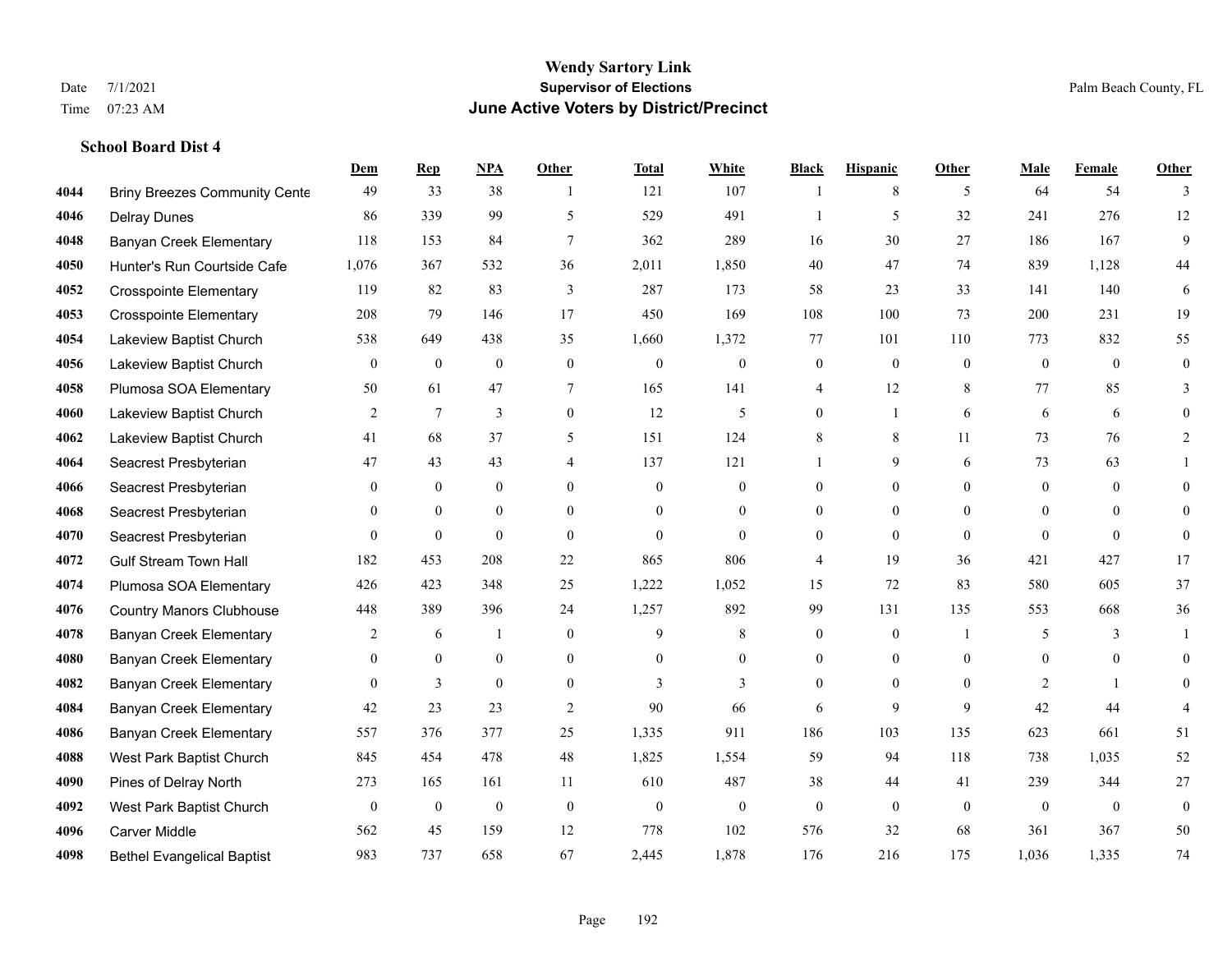# Wendy Sartory Link
## Supervisor of Elections
## June Active Voters by District/Precinct

Date 7/1/2021
Time 07:23 AM

Palm Beach County, FL

### School Board Dist 4

| | | Dem | Rep | NPA | Other | Total | White | Black | Hispanic | Other | Male | Female | Other |
|---|---|---|---|---|---|---|---|---|---|---|---|---|---|
| 4044 | Briny Breezes Community Cente | 49 | 33 | 38 | 1 | 121 | 107 | 1 | 8 | 5 | 64 | 54 | 3 |
| 4046 | Delray Dunes | 86 | 339 | 99 | 5 | 529 | 491 | 1 | 5 | 32 | 241 | 276 | 12 |
| 4048 | Banyan Creek Elementary | 118 | 153 | 84 | 7 | 362 | 289 | 16 | 30 | 27 | 186 | 167 | 9 |
| 4050 | Hunter's Run Courtside Cafe | 1,076 | 367 | 532 | 36 | 2,011 | 1,850 | 40 | 47 | 74 | 839 | 1,128 | 44 |
| 4052 | Crosspointe Elementary | 119 | 82 | 83 | 3 | 287 | 173 | 58 | 23 | 33 | 141 | 140 | 6 |
| 4053 | Crosspointe Elementary | 208 | 79 | 146 | 17 | 450 | 169 | 108 | 100 | 73 | 200 | 231 | 19 |
| 4054 | Lakeview Baptist Church | 538 | 649 | 438 | 35 | 1,660 | 1,372 | 77 | 101 | 110 | 773 | 832 | 55 |
| 4056 | Lakeview Baptist Church | 0 | 0 | 0 | 0 | 0 | 0 | 0 | 0 | 0 | 0 | 0 | 0 |
| 4058 | Plumosa SOA Elementary | 50 | 61 | 47 | 7 | 165 | 141 | 4 | 12 | 8 | 77 | 85 | 3 |
| 4060 | Lakeview Baptist Church | 2 | 7 | 3 | 0 | 12 | 5 | 0 | 1 | 6 | 6 | 6 | 0 |
| 4062 | Lakeview Baptist Church | 41 | 68 | 37 | 5 | 151 | 124 | 8 | 8 | 11 | 73 | 76 | 2 |
| 4064 | Seacrest Presbyterian | 47 | 43 | 43 | 4 | 137 | 121 | 1 | 9 | 6 | 73 | 63 | 1 |
| 4066 | Seacrest Presbyterian | 0 | 0 | 0 | 0 | 0 | 0 | 0 | 0 | 0 | 0 | 0 | 0 |
| 4068 | Seacrest Presbyterian | 0 | 0 | 0 | 0 | 0 | 0 | 0 | 0 | 0 | 0 | 0 | 0 |
| 4070 | Seacrest Presbyterian | 0 | 0 | 0 | 0 | 0 | 0 | 0 | 0 | 0 | 0 | 0 | 0 |
| 4072 | Gulf Stream Town Hall | 182 | 453 | 208 | 22 | 865 | 806 | 4 | 19 | 36 | 421 | 427 | 17 |
| 4074 | Plumosa SOA Elementary | 426 | 423 | 348 | 25 | 1,222 | 1,052 | 15 | 72 | 83 | 580 | 605 | 37 |
| 4076 | Country Manors Clubhouse | 448 | 389 | 396 | 24 | 1,257 | 892 | 99 | 131 | 135 | 553 | 668 | 36 |
| 4078 | Banyan Creek Elementary | 2 | 6 | 1 | 0 | 9 | 8 | 0 | 0 | 1 | 5 | 3 | 1 |
| 4080 | Banyan Creek Elementary | 0 | 0 | 0 | 0 | 0 | 0 | 0 | 0 | 0 | 0 | 0 | 0 |
| 4082 | Banyan Creek Elementary | 0 | 3 | 0 | 0 | 3 | 3 | 0 | 0 | 0 | 2 | 1 | 0 |
| 4084 | Banyan Creek Elementary | 42 | 23 | 23 | 2 | 90 | 66 | 6 | 9 | 9 | 42 | 44 | 4 |
| 4086 | Banyan Creek Elementary | 557 | 376 | 377 | 25 | 1,335 | 911 | 186 | 103 | 135 | 623 | 661 | 51 |
| 4088 | West Park Baptist Church | 845 | 454 | 478 | 48 | 1,825 | 1,554 | 59 | 94 | 118 | 738 | 1,035 | 52 |
| 4090 | Pines of Delray North | 273 | 165 | 161 | 11 | 610 | 487 | 38 | 44 | 41 | 239 | 344 | 27 |
| 4092 | West Park Baptist Church | 0 | 0 | 0 | 0 | 0 | 0 | 0 | 0 | 0 | 0 | 0 | 0 |
| 4096 | Carver Middle | 562 | 45 | 159 | 12 | 778 | 102 | 576 | 32 | 68 | 361 | 367 | 50 |
| 4098 | Bethel Evangelical Baptist | 983 | 737 | 658 | 67 | 2,445 | 1,878 | 176 | 216 | 175 | 1,036 | 1,335 | 74 |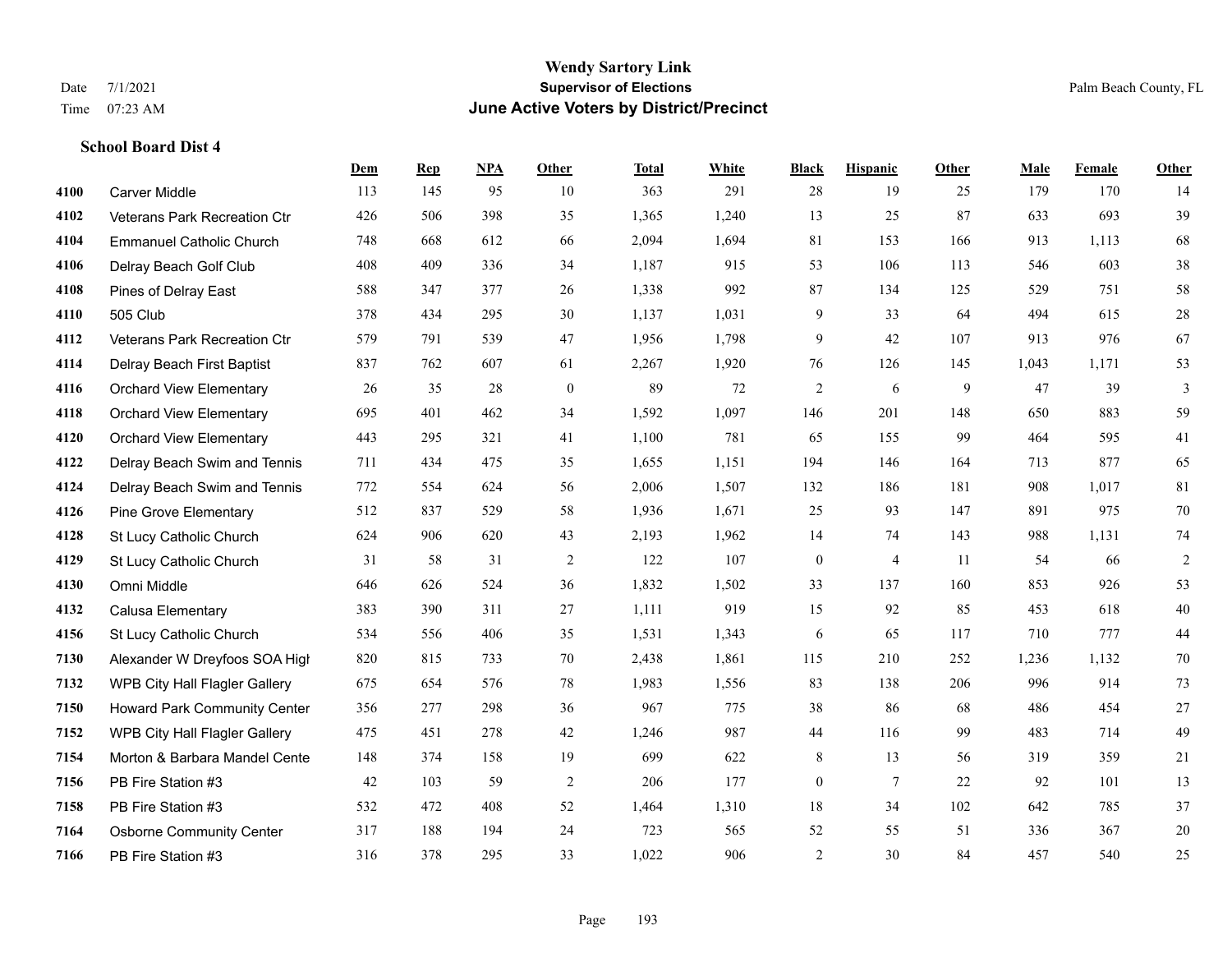# Wendy Sartory Link
## Supervisor of Elections
## June Active Voters by District/Precinct

Date 7/1/2021
Time 07:23 AM

Palm Beach County, FL

**School Board Dist 4**

| | | Dem | Rep | NPA | Other | Total | White | Black | Hispanic | Other | Male | Female | Other |
|---|---|---|---|---|---|---|---|---|---|---|---|---|---|
| 4100 | Carver Middle | 113 | 145 | 95 | 10 | 363 | 291 | 28 | 19 | 25 | 179 | 170 | 14 |
| 4102 | Veterans Park Recreation Ctr | 426 | 506 | 398 | 35 | 1,365 | 1,240 | 13 | 25 | 87 | 633 | 693 | 39 |
| 4104 | Emmanuel Catholic Church | 748 | 668 | 612 | 66 | 2,094 | 1,694 | 81 | 153 | 166 | 913 | 1,113 | 68 |
| 4106 | Delray Beach Golf Club | 408 | 409 | 336 | 34 | 1,187 | 915 | 53 | 106 | 113 | 546 | 603 | 38 |
| 4108 | Pines of Delray East | 588 | 347 | 377 | 26 | 1,338 | 992 | 87 | 134 | 125 | 529 | 751 | 58 |
| 4110 | 505 Club | 378 | 434 | 295 | 30 | 1,137 | 1,031 | 9 | 33 | 64 | 494 | 615 | 28 |
| 4112 | Veterans Park Recreation Ctr | 579 | 791 | 539 | 47 | 1,956 | 1,798 | 9 | 42 | 107 | 913 | 976 | 67 |
| 4114 | Delray Beach First Baptist | 837 | 762 | 607 | 61 | 2,267 | 1,920 | 76 | 126 | 145 | 1,043 | 1,171 | 53 |
| 4116 | Orchard View Elementary | 26 | 35 | 28 | 0 | 89 | 72 | 2 | 6 | 9 | 47 | 39 | 3 |
| 4118 | Orchard View Elementary | 695 | 401 | 462 | 34 | 1,592 | 1,097 | 146 | 201 | 148 | 650 | 883 | 59 |
| 4120 | Orchard View Elementary | 443 | 295 | 321 | 41 | 1,100 | 781 | 65 | 155 | 99 | 464 | 595 | 41 |
| 4122 | Delray Beach Swim and Tennis | 711 | 434 | 475 | 35 | 1,655 | 1,151 | 194 | 146 | 164 | 713 | 877 | 65 |
| 4124 | Delray Beach Swim and Tennis | 772 | 554 | 624 | 56 | 2,006 | 1,507 | 132 | 186 | 181 | 908 | 1,017 | 81 |
| 4126 | Pine Grove Elementary | 512 | 837 | 529 | 58 | 1,936 | 1,671 | 25 | 93 | 147 | 891 | 975 | 70 |
| 4128 | St Lucy Catholic Church | 624 | 906 | 620 | 43 | 2,193 | 1,962 | 14 | 74 | 143 | 988 | 1,131 | 74 |
| 4129 | St Lucy Catholic Church | 31 | 58 | 31 | 2 | 122 | 107 | 0 | 4 | 11 | 54 | 66 | 2 |
| 4130 | Omni Middle | 646 | 626 | 524 | 36 | 1,832 | 1,502 | 33 | 137 | 160 | 853 | 926 | 53 |
| 4132 | Calusa Elementary | 383 | 390 | 311 | 27 | 1,111 | 919 | 15 | 92 | 85 | 453 | 618 | 40 |
| 4156 | St Lucy Catholic Church | 534 | 556 | 406 | 35 | 1,531 | 1,343 | 6 | 65 | 117 | 710 | 777 | 44 |
| 7130 | Alexander W Dreyfoos SOA High | 820 | 815 | 733 | 70 | 2,438 | 1,861 | 115 | 210 | 252 | 1,236 | 1,132 | 70 |
| 7132 | WPB City Hall Flagler Gallery | 675 | 654 | 576 | 78 | 1,983 | 1,556 | 83 | 138 | 206 | 996 | 914 | 73 |
| 7150 | Howard Park Community Center | 356 | 277 | 298 | 36 | 967 | 775 | 38 | 86 | 68 | 486 | 454 | 27 |
| 7152 | WPB City Hall Flagler Gallery | 475 | 451 | 278 | 42 | 1,246 | 987 | 44 | 116 | 99 | 483 | 714 | 49 |
| 7154 | Morton & Barbara Mandel Cente | 148 | 374 | 158 | 19 | 699 | 622 | 8 | 13 | 56 | 319 | 359 | 21 |
| 7156 | PB Fire Station #3 | 42 | 103 | 59 | 2 | 206 | 177 | 0 | 7 | 22 | 92 | 101 | 13 |
| 7158 | PB Fire Station #3 | 532 | 472 | 408 | 52 | 1,464 | 1,310 | 18 | 34 | 102 | 642 | 785 | 37 |
| 7164 | Osborne Community Center | 317 | 188 | 194 | 24 | 723 | 565 | 52 | 55 | 51 | 336 | 367 | 20 |
| 7166 | PB Fire Station #3 | 316 | 378 | 295 | 33 | 1,022 | 906 | 2 | 30 | 84 | 457 | 540 | 25 |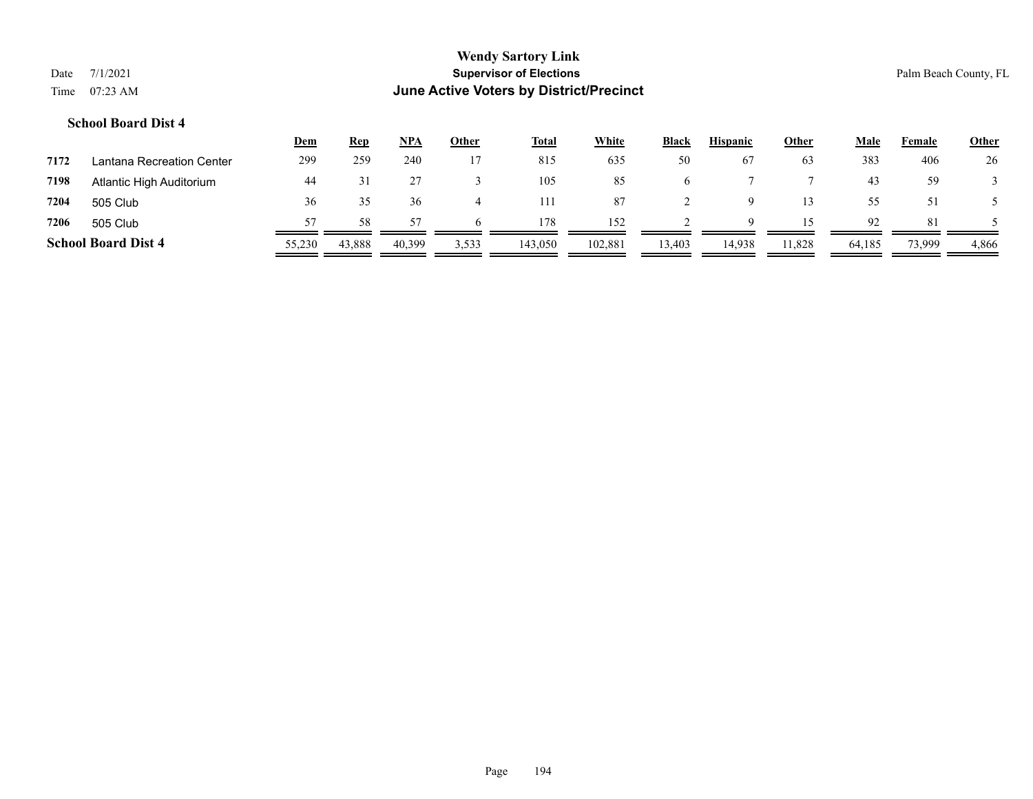**School Board Dist 4**

| | | Dem | Rep | NPA | Other | Total | White | Black | Hispanic | Other | Male | Female | Other |
|---|---|---|---|---|---|---|---|---|---|---|---|---|---|
| 7172 | Lantana Recreation Center | 299 | 259 | 240 | 17 | 815 | 635 | 50 | 67 | 63 | 383 | 406 | 26 |
| 7198 | Atlantic High Auditorium | 44 | 31 | 27 | 3 | 105 | 85 | 6 | 7 | 7 | 43 | 59 | 3 |
| 7204 | 505 Club | 36 | 35 | 36 | 4 | 111 | 87 | 2 | 9 | 13 | 55 | 51 | 5 |
| 7206 | 505 Club | 57 | 58 | 57 | 6 | 178 | 152 | 2 | 9 | 15 | 92 | 81 | 5 |
| **School Board Dist 4** | | 55,230 | 43,888 | 40,399 | 3,533 | 143,050 | 102,881 | 13,403 | 14,938 | 11,828 | 64,185 | 73,999 | 4,866 |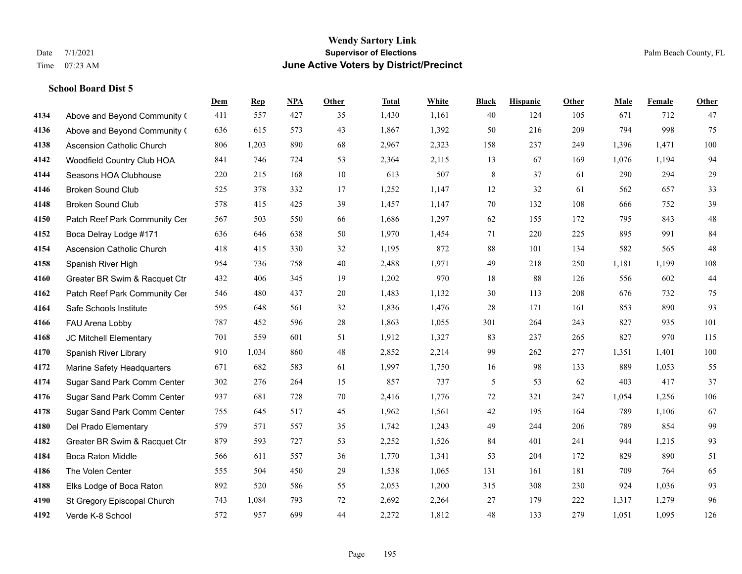# Wendy Sartory Link

**Supervisor of Elections**

**June Active Voters by District/Precinct**

Date 7/1/2021

Time 07:23 AM

Palm Beach County, FL

### School Board Dist 5

| | | Dem | Rep | NPA | Other | Total | White | Black | Hispanic | Other | Male | Female | Other |
|---|---|---|---|---|---|---|---|---|---|---|---|---|---|
| 4134 | Above and Beyond Community ( | 411 | 557 | 427 | 35 | 1,430 | 1,161 | 40 | 124 | 105 | 671 | 712 | 47 |
| 4136 | Above and Beyond Community ( | 636 | 615 | 573 | 43 | 1,867 | 1,392 | 50 | 216 | 209 | 794 | 998 | 75 |
| 4138 | Ascension Catholic Church | 806 | 1,203 | 890 | 68 | 2,967 | 2,323 | 158 | 237 | 249 | 1,396 | 1,471 | 100 |
| 4142 | Woodfield Country Club HOA | 841 | 746 | 724 | 53 | 2,364 | 2,115 | 13 | 67 | 169 | 1,076 | 1,194 | 94 |
| 4144 | Seasons HOA Clubhouse | 220 | 215 | 168 | 10 | 613 | 507 | 8 | 37 | 61 | 290 | 294 | 29 |
| 4146 | Broken Sound Club | 525 | 378 | 332 | 17 | 1,252 | 1,147 | 12 | 32 | 61 | 562 | 657 | 33 |
| 4148 | Broken Sound Club | 578 | 415 | 425 | 39 | 1,457 | 1,147 | 70 | 132 | 108 | 666 | 752 | 39 |
| 4150 | Patch Reef Park Community Cer | 567 | 503 | 550 | 66 | 1,686 | 1,297 | 62 | 155 | 172 | 795 | 843 | 48 |
| 4152 | Boca Delray Lodge #171 | 636 | 646 | 638 | 50 | 1,970 | 1,454 | 71 | 220 | 225 | 895 | 991 | 84 |
| 4154 | Ascension Catholic Church | 418 | 415 | 330 | 32 | 1,195 | 872 | 88 | 101 | 134 | 582 | 565 | 48 |
| 4158 | Spanish River High | 954 | 736 | 758 | 40 | 2,488 | 1,971 | 49 | 218 | 250 | 1,181 | 1,199 | 108 |
| 4160 | Greater BR Swim & Racquet Ctr | 432 | 406 | 345 | 19 | 1,202 | 970 | 18 | 88 | 126 | 556 | 602 | 44 |
| 4162 | Patch Reef Park Community Cer | 546 | 480 | 437 | 20 | 1,483 | 1,132 | 30 | 113 | 208 | 676 | 732 | 75 |
| 4164 | Safe Schools Institute | 595 | 648 | 561 | 32 | 1,836 | 1,476 | 28 | 171 | 161 | 853 | 890 | 93 |
| 4166 | FAU Arena Lobby | 787 | 452 | 596 | 28 | 1,863 | 1,055 | 301 | 264 | 243 | 827 | 935 | 101 |
| 4168 | JC Mitchell Elementary | 701 | 559 | 601 | 51 | 1,912 | 1,327 | 83 | 237 | 265 | 827 | 970 | 115 |
| 4170 | Spanish River Library | 910 | 1,034 | 860 | 48 | 2,852 | 2,214 | 99 | 262 | 277 | 1,351 | 1,401 | 100 |
| 4172 | Marine Safety Headquarters | 671 | 682 | 583 | 61 | 1,997 | 1,750 | 16 | 98 | 133 | 889 | 1,053 | 55 |
| 4174 | Sugar Sand Park Comm Center | 302 | 276 | 264 | 15 | 857 | 737 | 5 | 53 | 62 | 403 | 417 | 37 |
| 4176 | Sugar Sand Park Comm Center | 937 | 681 | 728 | 70 | 2,416 | 1,776 | 72 | 321 | 247 | 1,054 | 1,256 | 106 |
| 4178 | Sugar Sand Park Comm Center | 755 | 645 | 517 | 45 | 1,962 | 1,561 | 42 | 195 | 164 | 789 | 1,106 | 67 |
| 4180 | Del Prado Elementary | 579 | 571 | 557 | 35 | 1,742 | 1,243 | 49 | 244 | 206 | 789 | 854 | 99 |
| 4182 | Greater BR Swim & Racquet Ctr | 879 | 593 | 727 | 53 | 2,252 | 1,526 | 84 | 401 | 241 | 944 | 1,215 | 93 |
| 4184 | Boca Raton Middle | 566 | 611 | 557 | 36 | 1,770 | 1,341 | 53 | 204 | 172 | 829 | 890 | 51 |
| 4186 | The Volen Center | 555 | 504 | 450 | 29 | 1,538 | 1,065 | 131 | 161 | 181 | 709 | 764 | 65 |
| 4188 | Elks Lodge of Boca Raton | 892 | 520 | 586 | 55 | 2,053 | 1,200 | 315 | 308 | 230 | 924 | 1,036 | 93 |
| 4190 | St Gregory Episcopal Church | 743 | 1,084 | 793 | 72 | 2,692 | 2,264 | 27 | 179 | 222 | 1,317 | 1,279 | 96 |
| 4192 | Verde K-8 School | 572 | 957 | 699 | 44 | 2,272 | 1,812 | 48 | 133 | 279 | 1,051 | 1,095 | 126 |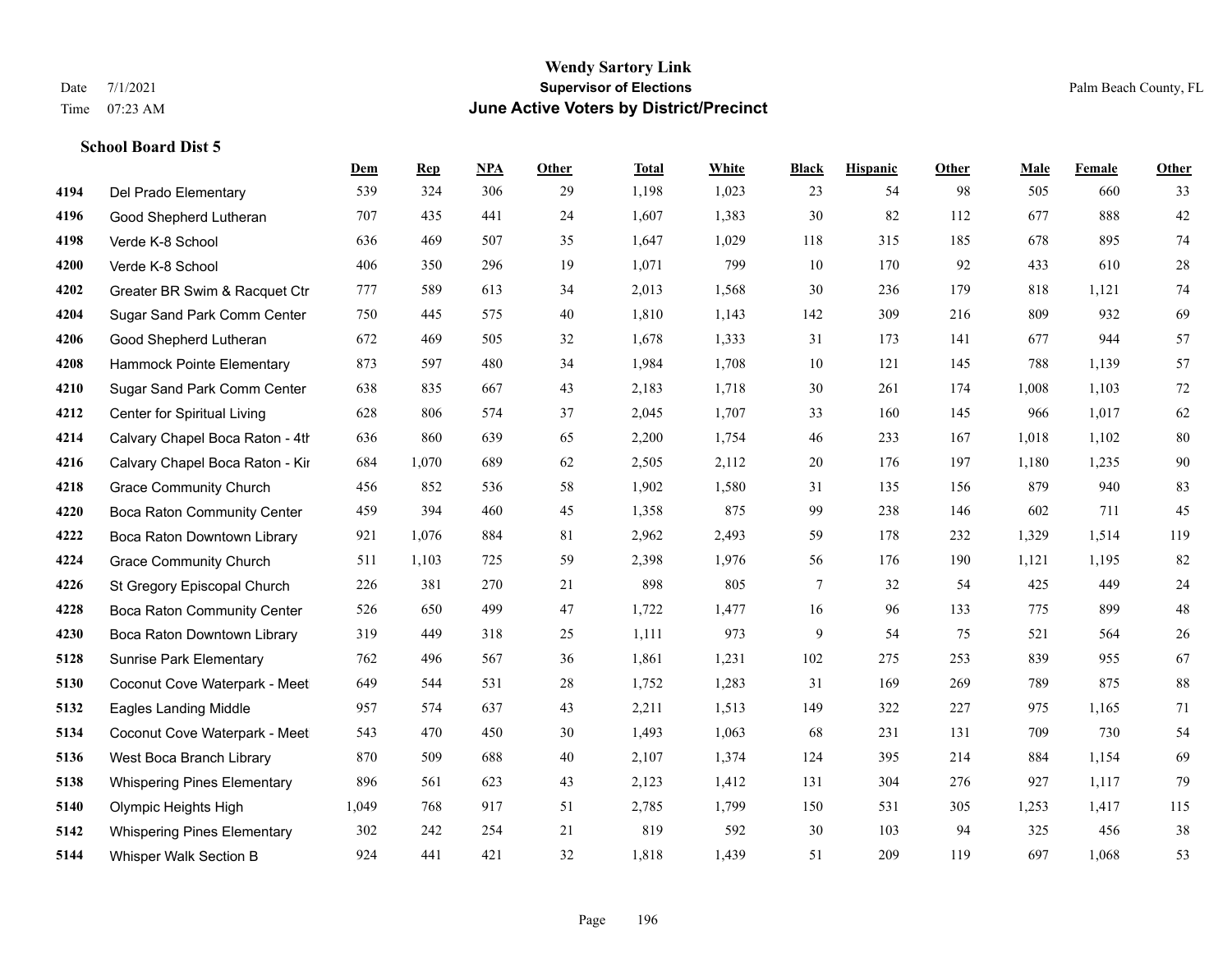# Wendy Sartory Link
## Supervisor of Elections
## June Active Voters by District/Precinct

Date 7/1/2021
Time 07:23 AM

Palm Beach County, FL

### School Board Dist 5

| | | Dem | Rep | NPA | Other | Total | White | Black | Hispanic | Other | Male | Female | Other |
|---|---|---|---|---|---|---|---|---|---|---|---|---|---|
| 4194 | Del Prado Elementary | 539 | 324 | 306 | 29 | 1,198 | 1,023 | 23 | 54 | 98 | 505 | 660 | 33 |
| 4196 | Good Shepherd Lutheran | 707 | 435 | 441 | 24 | 1,607 | 1,383 | 30 | 82 | 112 | 677 | 888 | 42 |
| 4198 | Verde K-8 School | 636 | 469 | 507 | 35 | 1,647 | 1,029 | 118 | 315 | 185 | 678 | 895 | 74 |
| 4200 | Verde K-8 School | 406 | 350 | 296 | 19 | 1,071 | 799 | 10 | 170 | 92 | 433 | 610 | 28 |
| 4202 | Greater BR Swim & Racquet Ctr | 777 | 589 | 613 | 34 | 2,013 | 1,568 | 30 | 236 | 179 | 818 | 1,121 | 74 |
| 4204 | Sugar Sand Park Comm Center | 750 | 445 | 575 | 40 | 1,810 | 1,143 | 142 | 309 | 216 | 809 | 932 | 69 |
| 4206 | Good Shepherd Lutheran | 672 | 469 | 505 | 32 | 1,678 | 1,333 | 31 | 173 | 141 | 677 | 944 | 57 |
| 4208 | Hammock Pointe Elementary | 873 | 597 | 480 | 34 | 1,984 | 1,708 | 10 | 121 | 145 | 788 | 1,139 | 57 |
| 4210 | Sugar Sand Park Comm Center | 638 | 835 | 667 | 43 | 2,183 | 1,718 | 30 | 261 | 174 | 1,008 | 1,103 | 72 |
| 4212 | Center for Spiritual Living | 628 | 806 | 574 | 37 | 2,045 | 1,707 | 33 | 160 | 145 | 966 | 1,017 | 62 |
| 4214 | Calvary Chapel Boca Raton - 4th | 636 | 860 | 639 | 65 | 2,200 | 1,754 | 46 | 233 | 167 | 1,018 | 1,102 | 80 |
| 4216 | Calvary Chapel Boca Raton - Kir | 684 | 1,070 | 689 | 62 | 2,505 | 2,112 | 20 | 176 | 197 | 1,180 | 1,235 | 90 |
| 4218 | Grace Community Church | 456 | 852 | 536 | 58 | 1,902 | 1,580 | 31 | 135 | 156 | 879 | 940 | 83 |
| 4220 | Boca Raton Community Center | 459 | 394 | 460 | 45 | 1,358 | 875 | 99 | 238 | 146 | 602 | 711 | 45 |
| 4222 | Boca Raton Downtown Library | 921 | 1,076 | 884 | 81 | 2,962 | 2,493 | 59 | 178 | 232 | 1,329 | 1,514 | 119 |
| 4224 | Grace Community Church | 511 | 1,103 | 725 | 59 | 2,398 | 1,976 | 56 | 176 | 190 | 1,121 | 1,195 | 82 |
| 4226 | St Gregory Episcopal Church | 226 | 381 | 270 | 21 | 898 | 805 | 7 | 32 | 54 | 425 | 449 | 24 |
| 4228 | Boca Raton Community Center | 526 | 650 | 499 | 47 | 1,722 | 1,477 | 16 | 96 | 133 | 775 | 899 | 48 |
| 4230 | Boca Raton Downtown Library | 319 | 449 | 318 | 25 | 1,111 | 973 | 9 | 54 | 75 | 521 | 564 | 26 |
| 5128 | Sunrise Park Elementary | 762 | 496 | 567 | 36 | 1,861 | 1,231 | 102 | 275 | 253 | 839 | 955 | 67 |
| 5130 | Coconut Cove Waterpark - Meet | 649 | 544 | 531 | 28 | 1,752 | 1,283 | 31 | 169 | 269 | 789 | 875 | 88 |
| 5132 | Eagles Landing Middle | 957 | 574 | 637 | 43 | 2,211 | 1,513 | 149 | 322 | 227 | 975 | 1,165 | 71 |
| 5134 | Coconut Cove Waterpark - Meet | 543 | 470 | 450 | 30 | 1,493 | 1,063 | 68 | 231 | 131 | 709 | 730 | 54 |
| 5136 | West Boca Branch Library | 870 | 509 | 688 | 40 | 2,107 | 1,374 | 124 | 395 | 214 | 884 | 1,154 | 69 |
| 5138 | Whispering Pines Elementary | 896 | 561 | 623 | 43 | 2,123 | 1,412 | 131 | 304 | 276 | 927 | 1,117 | 79 |
| 5140 | Olympic Heights High | 1,049 | 768 | 917 | 51 | 2,785 | 1,799 | 150 | 531 | 305 | 1,253 | 1,417 | 115 |
| 5142 | Whispering Pines Elementary | 302 | 242 | 254 | 21 | 819 | 592 | 30 | 103 | 94 | 325 | 456 | 38 |
| 5144 | Whisper Walk Section B | 924 | 441 | 421 | 32 | 1,818 | 1,439 | 51 | 209 | 119 | 697 | 1,068 | 53 |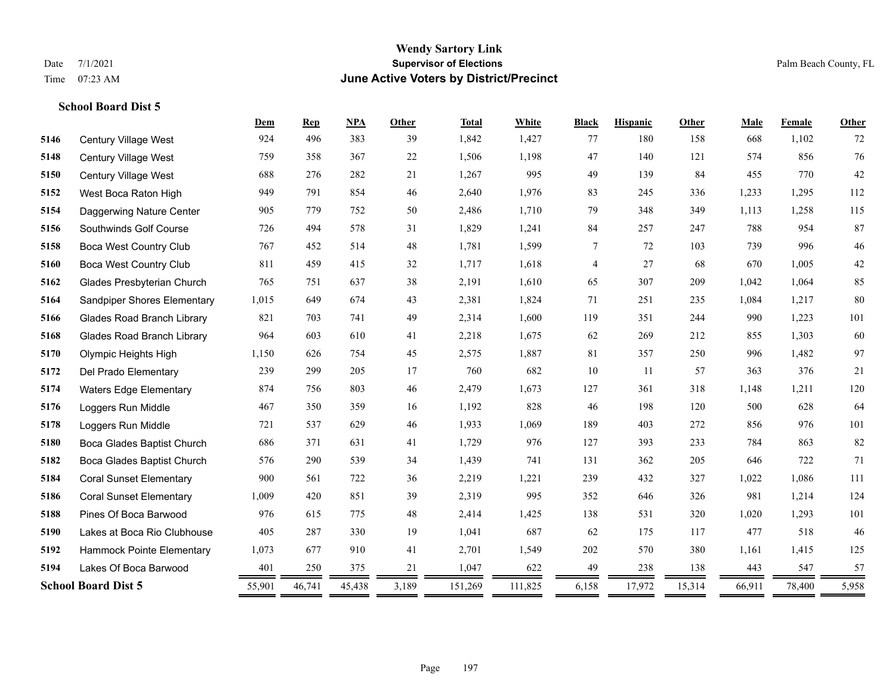# Wendy Sartory Link
## Supervisor of Elections
## June Active Voters by District/Precinct

Date 7/1/2021
Time 07:23 AM

Palm Beach County, FL

### School Board Dist 5

| | | Dem | Rep | NPA | Other | Total | White | Black | Hispanic | Other | Male | Female | Other |
|---|---|---|---|---|---|---|---|---|---|---|---|---|---|
| 5146 | Century Village West | 924 | 496 | 383 | 39 | 1,842 | 1,427 | 77 | 180 | 158 | 668 | 1,102 | 72 |
| 5148 | Century Village West | 759 | 358 | 367 | 22 | 1,506 | 1,198 | 47 | 140 | 121 | 574 | 856 | 76 |
| 5150 | Century Village West | 688 | 276 | 282 | 21 | 1,267 | 995 | 49 | 139 | 84 | 455 | 770 | 42 |
| 5152 | West Boca Raton High | 949 | 791 | 854 | 46 | 2,640 | 1,976 | 83 | 245 | 336 | 1,233 | 1,295 | 112 |
| 5154 | Daggerwing Nature Center | 905 | 779 | 752 | 50 | 2,486 | 1,710 | 79 | 348 | 349 | 1,113 | 1,258 | 115 |
| 5156 | Southwinds Golf Course | 726 | 494 | 578 | 31 | 1,829 | 1,241 | 84 | 257 | 247 | 788 | 954 | 87 |
| 5158 | Boca West Country Club | 767 | 452 | 514 | 48 | 1,781 | 1,599 | 7 | 72 | 103 | 739 | 996 | 46 |
| 5160 | Boca West Country Club | 811 | 459 | 415 | 32 | 1,717 | 1,618 | 4 | 27 | 68 | 670 | 1,005 | 42 |
| 5162 | Glades Presbyterian Church | 765 | 751 | 637 | 38 | 2,191 | 1,610 | 65 | 307 | 209 | 1,042 | 1,064 | 85 |
| 5164 | Sandpiper Shores Elementary | 1,015 | 649 | 674 | 43 | 2,381 | 1,824 | 71 | 251 | 235 | 1,084 | 1,217 | 80 |
| 5166 | Glades Road Branch Library | 821 | 703 | 741 | 49 | 2,314 | 1,600 | 119 | 351 | 244 | 990 | 1,223 | 101 |
| 5168 | Glades Road Branch Library | 964 | 603 | 610 | 41 | 2,218 | 1,675 | 62 | 269 | 212 | 855 | 1,303 | 60 |
| 5170 | Olympic Heights High | 1,150 | 626 | 754 | 45 | 2,575 | 1,887 | 81 | 357 | 250 | 996 | 1,482 | 97 |
| 5172 | Del Prado Elementary | 239 | 299 | 205 | 17 | 760 | 682 | 10 | 11 | 57 | 363 | 376 | 21 |
| 5174 | Waters Edge Elementary | 874 | 756 | 803 | 46 | 2,479 | 1,673 | 127 | 361 | 318 | 1,148 | 1,211 | 120 |
| 5176 | Loggers Run Middle | 467 | 350 | 359 | 16 | 1,192 | 828 | 46 | 198 | 120 | 500 | 628 | 64 |
| 5178 | Loggers Run Middle | 721 | 537 | 629 | 46 | 1,933 | 1,069 | 189 | 403 | 272 | 856 | 976 | 101 |
| 5180 | Boca Glades Baptist Church | 686 | 371 | 631 | 41 | 1,729 | 976 | 127 | 393 | 233 | 784 | 863 | 82 |
| 5182 | Boca Glades Baptist Church | 576 | 290 | 539 | 34 | 1,439 | 741 | 131 | 362 | 205 | 646 | 722 | 71 |
| 5184 | Coral Sunset Elementary | 900 | 561 | 722 | 36 | 2,219 | 1,221 | 239 | 432 | 327 | 1,022 | 1,086 | 111 |
| 5186 | Coral Sunset Elementary | 1,009 | 420 | 851 | 39 | 2,319 | 995 | 352 | 646 | 326 | 981 | 1,214 | 124 |
| 5188 | Pines Of Boca Barwood | 976 | 615 | 775 | 48 | 2,414 | 1,425 | 138 | 531 | 320 | 1,020 | 1,293 | 101 |
| 5190 | Lakes at Boca Rio Clubhouse | 405 | 287 | 330 | 19 | 1,041 | 687 | 62 | 175 | 117 | 477 | 518 | 46 |
| 5192 | Hammock Pointe Elementary | 1,073 | 677 | 910 | 41 | 2,701 | 1,549 | 202 | 570 | 380 | 1,161 | 1,415 | 125 |
| 5194 | Lakes Of Boca Barwood | 401 | 250 | 375 | 21 | 1,047 | 622 | 49 | 238 | 138 | 443 | 547 | 57 |
| **School Board Dist 5** | | 55,901 | 46,741 | 45,438 | 3,189 | 151,269 | 111,825 | 6,158 | 17,972 | 15,314 | 66,911 | 78,400 | 5,958 |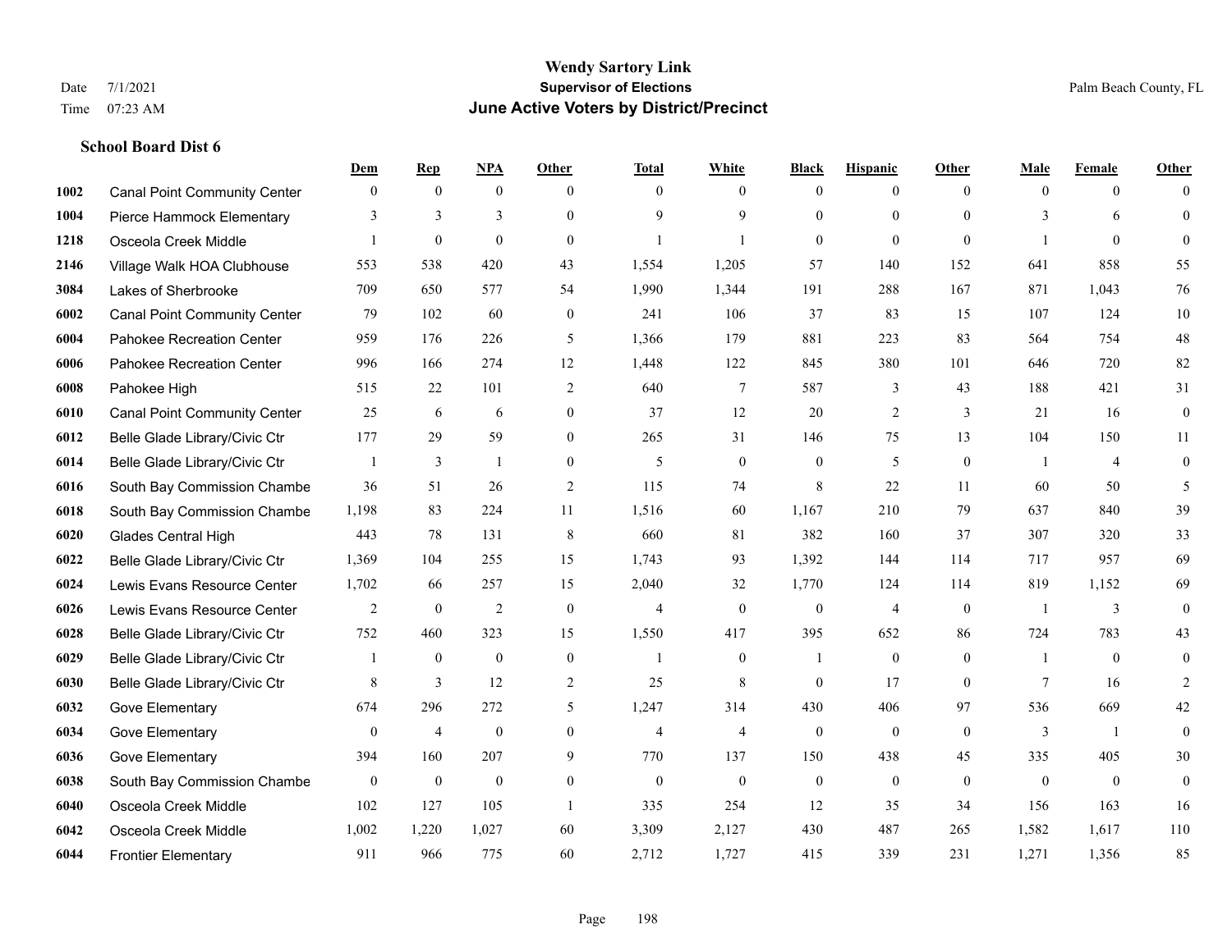**Wendy Sartory Link**
**Supervisor of Elections**
**June Active Voters by District/Precinct**

Date 7/1/2021
Time 07:23 AM
Palm Beach County, FL

### School Board Dist 6

| | | Dem | Rep | NPA | Other | Total | White | Black | Hispanic | Other | Male | Female | Other |
|---|---|---|---|---|---|---|---|---|---|---|---|---|---|
| 1002 | Canal Point Community Center | 0 | 0 | 0 | 0 | 0 | 0 | 0 | 0 | 0 | 0 | 0 | 0 |
| 1004 | Pierce Hammock Elementary | 3 | 3 | 3 | 0 | 9 | 9 | 0 | 0 | 0 | 3 | 6 | 0 |
| 1218 | Osceola Creek Middle | 1 | 0 | 0 | 0 | 1 | 1 | 0 | 0 | 0 | 1 | 0 | 0 |
| 2146 | Village Walk HOA Clubhouse | 553 | 538 | 420 | 43 | 1,554 | 1,205 | 57 | 140 | 152 | 641 | 858 | 55 |
| 3084 | Lakes of Sherbrooke | 709 | 650 | 577 | 54 | 1,990 | 1,344 | 191 | 288 | 167 | 871 | 1,043 | 76 |
| 6002 | Canal Point Community Center | 79 | 102 | 60 | 0 | 241 | 106 | 37 | 83 | 15 | 107 | 124 | 10 |
| 6004 | Pahokee Recreation Center | 959 | 176 | 226 | 5 | 1,366 | 179 | 881 | 223 | 83 | 564 | 754 | 48 |
| 6006 | Pahokee Recreation Center | 996 | 166 | 274 | 12 | 1,448 | 122 | 845 | 380 | 101 | 646 | 720 | 82 |
| 6008 | Pahokee High | 515 | 22 | 101 | 2 | 640 | 7 | 587 | 3 | 43 | 188 | 421 | 31 |
| 6010 | Canal Point Community Center | 25 | 6 | 6 | 0 | 37 | 12 | 20 | 2 | 3 | 21 | 16 | 0 |
| 6012 | Belle Glade Library/Civic Ctr | 177 | 29 | 59 | 0 | 265 | 31 | 146 | 75 | 13 | 104 | 150 | 11 |
| 6014 | Belle Glade Library/Civic Ctr | 1 | 3 | 1 | 0 | 5 | 0 | 0 | 5 | 0 | 1 | 4 | 0 |
| 6016 | South Bay Commission Chambe | 36 | 51 | 26 | 2 | 115 | 74 | 8 | 22 | 11 | 60 | 50 | 5 |
| 6018 | South Bay Commission Chambe | 1,198 | 83 | 224 | 11 | 1,516 | 60 | 1,167 | 210 | 79 | 637 | 840 | 39 |
| 6020 | Glades Central High | 443 | 78 | 131 | 8 | 660 | 81 | 382 | 160 | 37 | 307 | 320 | 33 |
| 6022 | Belle Glade Library/Civic Ctr | 1,369 | 104 | 255 | 15 | 1,743 | 93 | 1,392 | 144 | 114 | 717 | 957 | 69 |
| 6024 | Lewis Evans Resource Center | 1,702 | 66 | 257 | 15 | 2,040 | 32 | 1,770 | 124 | 114 | 819 | 1,152 | 69 |
| 6026 | Lewis Evans Resource Center | 2 | 0 | 2 | 0 | 4 | 0 | 0 | 4 | 0 | 1 | 3 | 0 |
| 6028 | Belle Glade Library/Civic Ctr | 752 | 460 | 323 | 15 | 1,550 | 417 | 395 | 652 | 86 | 724 | 783 | 43 |
| 6029 | Belle Glade Library/Civic Ctr | 1 | 0 | 0 | 0 | 1 | 0 | 1 | 0 | 0 | 1 | 0 | 0 |
| 6030 | Belle Glade Library/Civic Ctr | 8 | 3 | 12 | 2 | 25 | 8 | 0 | 17 | 0 | 7 | 16 | 2 |
| 6032 | Gove Elementary | 674 | 296 | 272 | 5 | 1,247 | 314 | 430 | 406 | 97 | 536 | 669 | 42 |
| 6034 | Gove Elementary | 0 | 4 | 0 | 0 | 4 | 4 | 0 | 0 | 0 | 3 | 1 | 0 |
| 6036 | Gove Elementary | 394 | 160 | 207 | 9 | 770 | 137 | 150 | 438 | 45 | 335 | 405 | 30 |
| 6038 | South Bay Commission Chambe | 0 | 0 | 0 | 0 | 0 | 0 | 0 | 0 | 0 | 0 | 0 | 0 |
| 6040 | Osceola Creek Middle | 102 | 127 | 105 | 1 | 335 | 254 | 12 | 35 | 34 | 156 | 163 | 16 |
| 6042 | Osceola Creek Middle | 1,002 | 1,220 | 1,027 | 60 | 3,309 | 2,127 | 430 | 487 | 265 | 1,582 | 1,617 | 110 |
| 6044 | Frontier Elementary | 911 | 966 | 775 | 60 | 2,712 | 1,727 | 415 | 339 | 231 | 1,271 | 1,356 | 85 |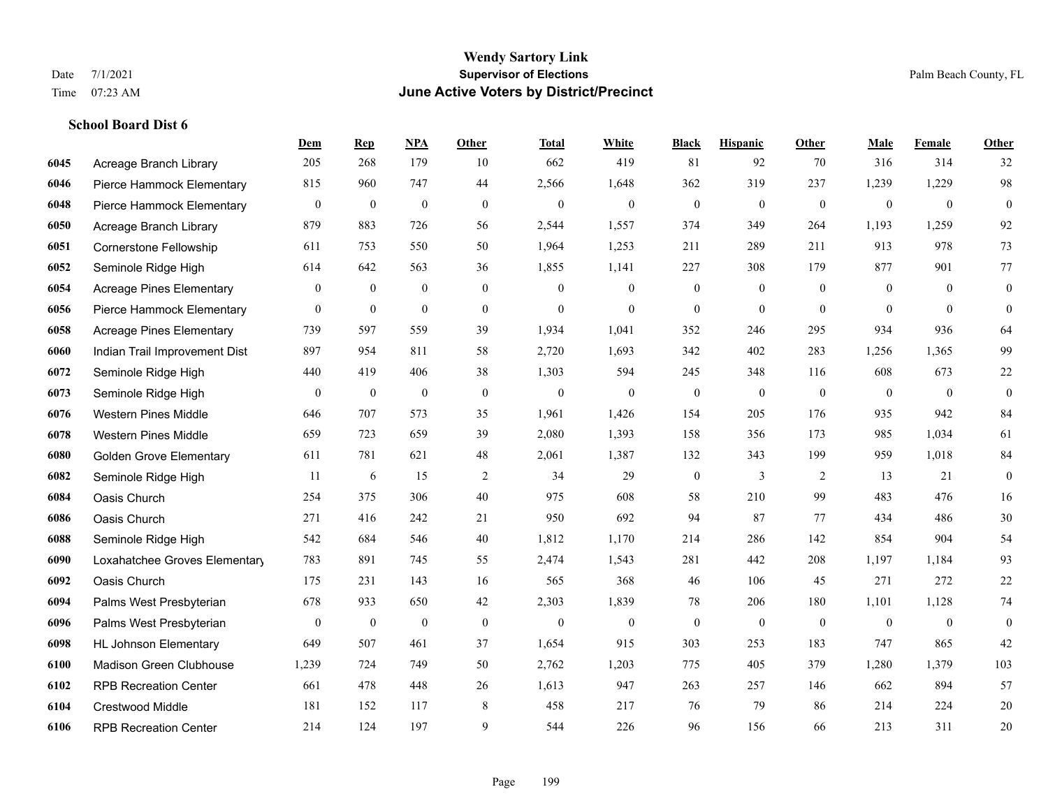# Wendy Sartory Link
## Supervisor of Elections
## June Active Voters by District/Precinct

Date 7/1/2021
Time 07:23 AM

Palm Beach County, FL

### School Board Dist 6

| | | Dem | Rep | NPA | Other | Total | White | Black | Hispanic | Other | Male | Female | Other |
|---|---|---|---|---|---|---|---|---|---|---|---|---|---|
| 6045 | Acreage Branch Library | 205 | 268 | 179 | 10 | 662 | 419 | 81 | 92 | 70 | 316 | 314 | 32 |
| 6046 | Pierce Hammock Elementary | 815 | 960 | 747 | 44 | 2,566 | 1,648 | 362 | 319 | 237 | 1,239 | 1,229 | 98 |
| 6048 | Pierce Hammock Elementary | 0 | 0 | 0 | 0 | 0 | 0 | 0 | 0 | 0 | 0 | 0 | 0 |
| 6050 | Acreage Branch Library | 879 | 883 | 726 | 56 | 2,544 | 1,557 | 374 | 349 | 264 | 1,193 | 1,259 | 92 |
| 6051 | Cornerstone Fellowship | 611 | 753 | 550 | 50 | 1,964 | 1,253 | 211 | 289 | 211 | 913 | 978 | 73 |
| 6052 | Seminole Ridge High | 614 | 642 | 563 | 36 | 1,855 | 1,141 | 227 | 308 | 179 | 877 | 901 | 77 |
| 6054 | Acreage Pines Elementary | 0 | 0 | 0 | 0 | 0 | 0 | 0 | 0 | 0 | 0 | 0 | 0 |
| 6056 | Pierce Hammock Elementary | 0 | 0 | 0 | 0 | 0 | 0 | 0 | 0 | 0 | 0 | 0 | 0 |
| 6058 | Acreage Pines Elementary | 739 | 597 | 559 | 39 | 1,934 | 1,041 | 352 | 246 | 295 | 934 | 936 | 64 |
| 6060 | Indian Trail Improvement Dist | 897 | 954 | 811 | 58 | 2,720 | 1,693 | 342 | 402 | 283 | 1,256 | 1,365 | 99 |
| 6072 | Seminole Ridge High | 440 | 419 | 406 | 38 | 1,303 | 594 | 245 | 348 | 116 | 608 | 673 | 22 |
| 6073 | Seminole Ridge High | 0 | 0 | 0 | 0 | 0 | 0 | 0 | 0 | 0 | 0 | 0 | 0 |
| 6076 | Western Pines Middle | 646 | 707 | 573 | 35 | 1,961 | 1,426 | 154 | 205 | 176 | 935 | 942 | 84 |
| 6078 | Western Pines Middle | 659 | 723 | 659 | 39 | 2,080 | 1,393 | 158 | 356 | 173 | 985 | 1,034 | 61 |
| 6080 | Golden Grove Elementary | 611 | 781 | 621 | 48 | 2,061 | 1,387 | 132 | 343 | 199 | 959 | 1,018 | 84 |
| 6082 | Seminole Ridge High | 11 | 6 | 15 | 2 | 34 | 29 | 0 | 3 | 2 | 13 | 21 | 0 |
| 6084 | Oasis Church | 254 | 375 | 306 | 40 | 975 | 608 | 58 | 210 | 99 | 483 | 476 | 16 |
| 6086 | Oasis Church | 271 | 416 | 242 | 21 | 950 | 692 | 94 | 87 | 77 | 434 | 486 | 30 |
| 6088 | Seminole Ridge High | 542 | 684 | 546 | 40 | 1,812 | 1,170 | 214 | 286 | 142 | 854 | 904 | 54 |
| 6090 | Loxahatchee Groves Elementary | 783 | 891 | 745 | 55 | 2,474 | 1,543 | 281 | 442 | 208 | 1,197 | 1,184 | 93 |
| 6092 | Oasis Church | 175 | 231 | 143 | 16 | 565 | 368 | 46 | 106 | 45 | 271 | 272 | 22 |
| 6094 | Palms West Presbyterian | 678 | 933 | 650 | 42 | 2,303 | 1,839 | 78 | 206 | 180 | 1,101 | 1,128 | 74 |
| 6096 | Palms West Presbyterian | 0 | 0 | 0 | 0 | 0 | 0 | 0 | 0 | 0 | 0 | 0 | 0 |
| 6098 | HL Johnson Elementary | 649 | 507 | 461 | 37 | 1,654 | 915 | 303 | 253 | 183 | 747 | 865 | 42 |
| 6100 | Madison Green Clubhouse | 1,239 | 724 | 749 | 50 | 2,762 | 1,203 | 775 | 405 | 379 | 1,280 | 1,379 | 103 |
| 6102 | RPB Recreation Center | 661 | 478 | 448 | 26 | 1,613 | 947 | 263 | 257 | 146 | 662 | 894 | 57 |
| 6104 | Crestwood Middle | 181 | 152 | 117 | 8 | 458 | 217 | 76 | 79 | 86 | 214 | 224 | 20 |
| 6106 | RPB Recreation Center | 214 | 124 | 197 | 9 | 544 | 226 | 96 | 156 | 66 | 213 | 311 | 20 |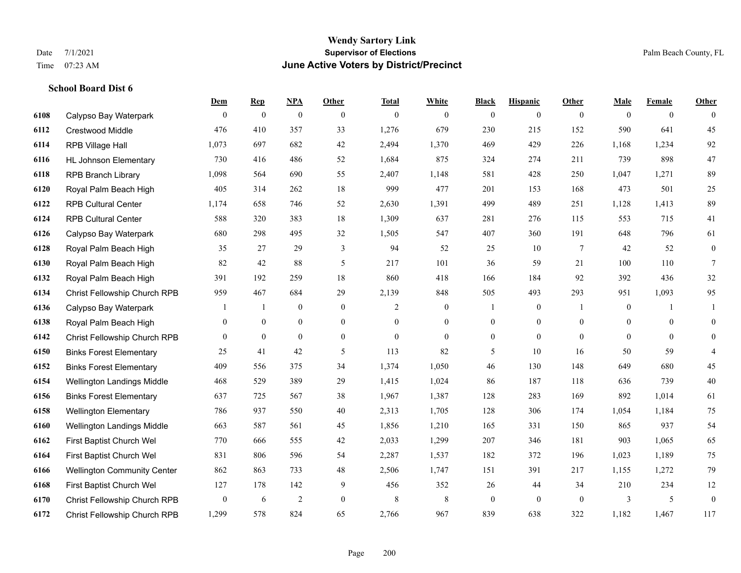# Wendy Sartory Link
## Supervisor of Elections
## June Active Voters by District/Precinct

Date 7/1/2021
Time 07:23 AM

Palm Beach County, FL

### School Board Dist 6

| | | Dem | Rep | NPA | Other | Total | White | Black | Hispanic | Other | Male | Female | Other |
|---|---|---|---|---|---|---|---|---|---|---|---|---|---|
| 6108 | Calypso Bay Waterpark | 0 | 0 | 0 | 0 | 0 | 0 | 0 | 0 | 0 | 0 | 0 | 0 |
| 6112 | Crestwood Middle | 476 | 410 | 357 | 33 | 1,276 | 679 | 230 | 215 | 152 | 590 | 641 | 45 |
| 6114 | RPB Village Hall | 1,073 | 697 | 682 | 42 | 2,494 | 1,370 | 469 | 429 | 226 | 1,168 | 1,234 | 92 |
| 6116 | HL Johnson Elementary | 730 | 416 | 486 | 52 | 1,684 | 875 | 324 | 274 | 211 | 739 | 898 | 47 |
| 6118 | RPB Branch Library | 1,098 | 564 | 690 | 55 | 2,407 | 1,148 | 581 | 428 | 250 | 1,047 | 1,271 | 89 |
| 6120 | Royal Palm Beach High | 405 | 314 | 262 | 18 | 999 | 477 | 201 | 153 | 168 | 473 | 501 | 25 |
| 6122 | RPB Cultural Center | 1,174 | 658 | 746 | 52 | 2,630 | 1,391 | 499 | 489 | 251 | 1,128 | 1,413 | 89 |
| 6124 | RPB Cultural Center | 588 | 320 | 383 | 18 | 1,309 | 637 | 281 | 276 | 115 | 553 | 715 | 41 |
| 6126 | Calypso Bay Waterpark | 680 | 298 | 495 | 32 | 1,505 | 547 | 407 | 360 | 191 | 648 | 796 | 61 |
| 6128 | Royal Palm Beach High | 35 | 27 | 29 | 3 | 94 | 52 | 25 | 10 | 7 | 42 | 52 | 0 |
| 6130 | Royal Palm Beach High | 82 | 42 | 88 | 5 | 217 | 101 | 36 | 59 | 21 | 100 | 110 | 7 |
| 6132 | Royal Palm Beach High | 391 | 192 | 259 | 18 | 860 | 418 | 166 | 184 | 92 | 392 | 436 | 32 |
| 6134 | Christ Fellowship Church RPB | 959 | 467 | 684 | 29 | 2,139 | 848 | 505 | 493 | 293 | 951 | 1,093 | 95 |
| 6136 | Calypso Bay Waterpark | 1 | 1 | 0 | 0 | 2 | 0 | 1 | 0 | 1 | 0 | 1 | 1 |
| 6138 | Royal Palm Beach High | 0 | 0 | 0 | 0 | 0 | 0 | 0 | 0 | 0 | 0 | 0 | 0 |
| 6142 | Christ Fellowship Church RPB | 0 | 0 | 0 | 0 | 0 | 0 | 0 | 0 | 0 | 0 | 0 | 0 |
| 6150 | Binks Forest Elementary | 25 | 41 | 42 | 5 | 113 | 82 | 5 | 10 | 16 | 50 | 59 | 4 |
| 6152 | Binks Forest Elementary | 409 | 556 | 375 | 34 | 1,374 | 1,050 | 46 | 130 | 148 | 649 | 680 | 45 |
| 6154 | Wellington Landings Middle | 468 | 529 | 389 | 29 | 1,415 | 1,024 | 86 | 187 | 118 | 636 | 739 | 40 |
| 6156 | Binks Forest Elementary | 637 | 725 | 567 | 38 | 1,967 | 1,387 | 128 | 283 | 169 | 892 | 1,014 | 61 |
| 6158 | Wellington Elementary | 786 | 937 | 550 | 40 | 2,313 | 1,705 | 128 | 306 | 174 | 1,054 | 1,184 | 75 |
| 6160 | Wellington Landings Middle | 663 | 587 | 561 | 45 | 1,856 | 1,210 | 165 | 331 | 150 | 865 | 937 | 54 |
| 6162 | First Baptist Church Wel | 770 | 666 | 555 | 42 | 2,033 | 1,299 | 207 | 346 | 181 | 903 | 1,065 | 65 |
| 6164 | First Baptist Church Wel | 831 | 806 | 596 | 54 | 2,287 | 1,537 | 182 | 372 | 196 | 1,023 | 1,189 | 75 |
| 6166 | Wellington Community Center | 862 | 863 | 733 | 48 | 2,506 | 1,747 | 151 | 391 | 217 | 1,155 | 1,272 | 79 |
| 6168 | First Baptist Church Wel | 127 | 178 | 142 | 9 | 456 | 352 | 26 | 44 | 34 | 210 | 234 | 12 |
| 6170 | Christ Fellowship Church RPB | 0 | 6 | 2 | 0 | 8 | 8 | 0 | 0 | 0 | 3 | 5 | 0 |
| 6172 | Christ Fellowship Church RPB | 1,299 | 578 | 824 | 65 | 2,766 | 967 | 839 | 638 | 322 | 1,182 | 1,467 | 117 |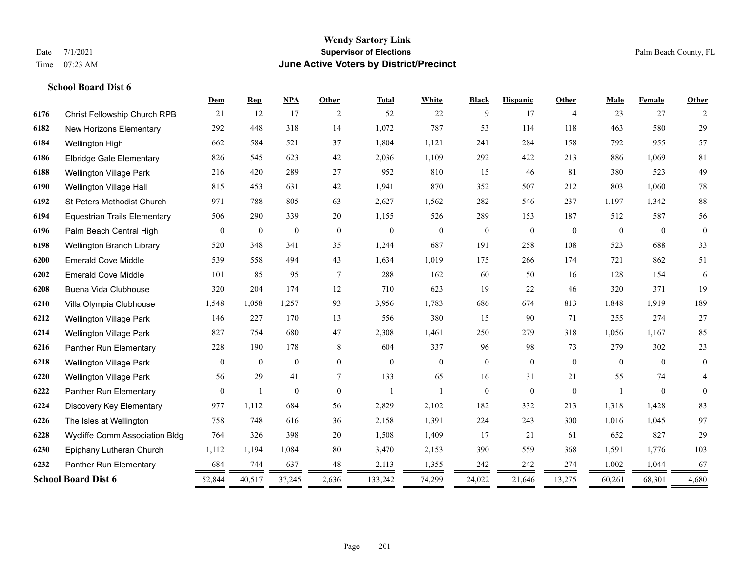# Wendy Sartory Link
## Supervisor of Elections
## June Active Voters by District/Precinct

Date 7/1/2021
Time 07:23 AM

Palm Beach County, FL

### School Board Dist 6

| | | Dem | Rep | NPA | Other | Total | White | Black | Hispanic | Other | Male | Female | Other |
|---|---|---|---|---|---|---|---|---|---|---|---|---|---|
| 6176 | Christ Fellowship Church RPB | 21 | 12 | 17 | 2 | 52 | 22 | 9 | 17 | 4 | 23 | 27 | 2 |
| 6182 | New Horizons Elementary | 292 | 448 | 318 | 14 | 1,072 | 787 | 53 | 114 | 118 | 463 | 580 | 29 |
| 6184 | Wellington High | 662 | 584 | 521 | 37 | 1,804 | 1,121 | 241 | 284 | 158 | 792 | 955 | 57 |
| 6186 | Elbridge Gale Elementary | 826 | 545 | 623 | 42 | 2,036 | 1,109 | 292 | 422 | 213 | 886 | 1,069 | 81 |
| 6188 | Wellington Village Park | 216 | 420 | 289 | 27 | 952 | 810 | 15 | 46 | 81 | 380 | 523 | 49 |
| 6190 | Wellington Village Hall | 815 | 453 | 631 | 42 | 1,941 | 870 | 352 | 507 | 212 | 803 | 1,060 | 78 |
| 6192 | St Peters Methodist Church | 971 | 788 | 805 | 63 | 2,627 | 1,562 | 282 | 546 | 237 | 1,197 | 1,342 | 88 |
| 6194 | Equestrian Trails Elementary | 506 | 290 | 339 | 20 | 1,155 | 526 | 289 | 153 | 187 | 512 | 587 | 56 |
| 6196 | Palm Beach Central High | 0 | 0 | 0 | 0 | 0 | 0 | 0 | 0 | 0 | 0 | 0 | 0 |
| 6198 | Wellington Branch Library | 520 | 348 | 341 | 35 | 1,244 | 687 | 191 | 258 | 108 | 523 | 688 | 33 |
| 6200 | Emerald Cove Middle | 539 | 558 | 494 | 43 | 1,634 | 1,019 | 175 | 266 | 174 | 721 | 862 | 51 |
| 6202 | Emerald Cove Middle | 101 | 85 | 95 | 7 | 288 | 162 | 60 | 50 | 16 | 128 | 154 | 6 |
| 6208 | Buena Vida Clubhouse | 320 | 204 | 174 | 12 | 710 | 623 | 19 | 22 | 46 | 320 | 371 | 19 |
| 6210 | Villa Olympia Clubhouse | 1,548 | 1,058 | 1,257 | 93 | 3,956 | 1,783 | 686 | 674 | 813 | 1,848 | 1,919 | 189 |
| 6212 | Wellington Village Park | 146 | 227 | 170 | 13 | 556 | 380 | 15 | 90 | 71 | 255 | 274 | 27 |
| 6214 | Wellington Village Park | 827 | 754 | 680 | 47 | 2,308 | 1,461 | 250 | 279 | 318 | 1,056 | 1,167 | 85 |
| 6216 | Panther Run Elementary | 228 | 190 | 178 | 8 | 604 | 337 | 96 | 98 | 73 | 279 | 302 | 23 |
| 6218 | Wellington Village Park | 0 | 0 | 0 | 0 | 0 | 0 | 0 | 0 | 0 | 0 | 0 | 0 |
| 6220 | Wellington Village Park | 56 | 29 | 41 | 7 | 133 | 65 | 16 | 31 | 21 | 55 | 74 | 4 |
| 6222 | Panther Run Elementary | 0 | 1 | 0 | 0 | 1 | 1 | 0 | 0 | 0 | 1 | 0 | 0 |
| 6224 | Discovery Key Elementary | 977 | 1,112 | 684 | 56 | 2,829 | 2,102 | 182 | 332 | 213 | 1,318 | 1,428 | 83 |
| 6226 | The Isles at Wellington | 758 | 748 | 616 | 36 | 2,158 | 1,391 | 224 | 243 | 300 | 1,016 | 1,045 | 97 |
| 6228 | Wycliffe Comm Association Bldg | 764 | 326 | 398 | 20 | 1,508 | 1,409 | 17 | 21 | 61 | 652 | 827 | 29 |
| 6230 | Epiphany Lutheran Church | 1,112 | 1,194 | 1,084 | 80 | 3,470 | 2,153 | 390 | 559 | 368 | 1,591 | 1,776 | 103 |
| 6232 | Panther Run Elementary | 684 | 744 | 637 | 48 | 2,113 | 1,355 | 242 | 242 | 274 | 1,002 | 1,044 | 67 |
| **School Board Dist 6** | | 52,844 | 40,517 | 37,245 | 2,636 | 133,242 | 74,299 | 24,022 | 21,646 | 13,275 | 60,261 | 68,301 | 4,680 |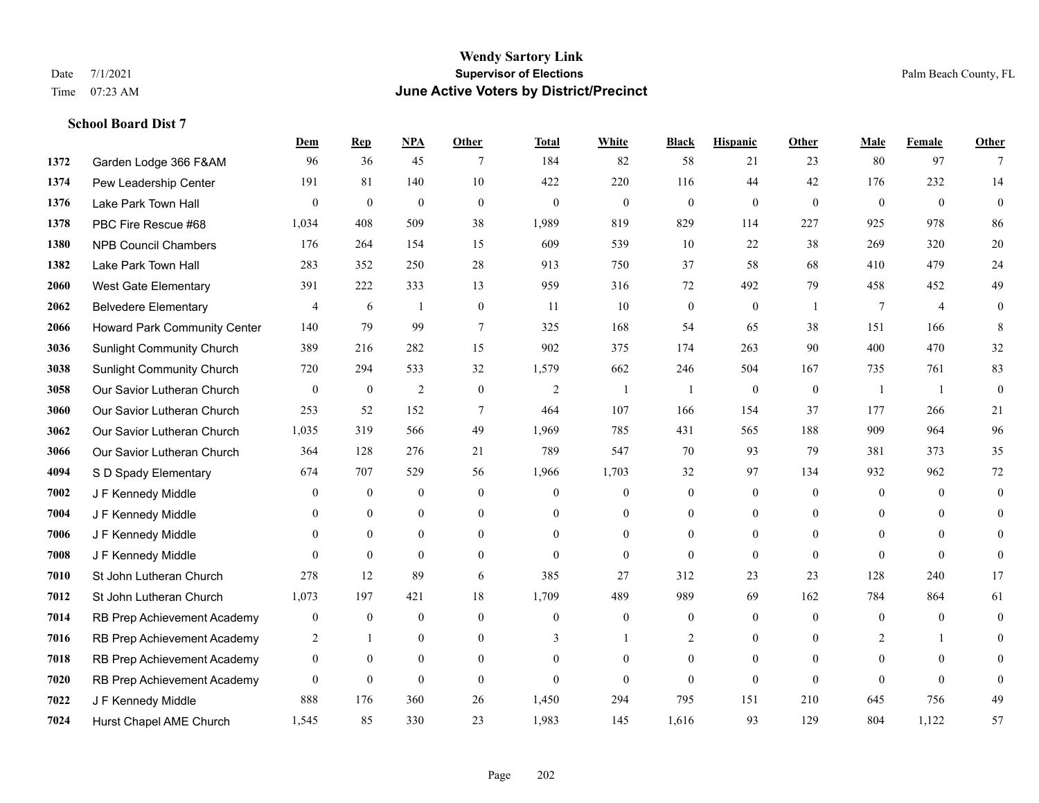# Wendy Sartory Link
## Supervisor of Elections
## June Active Voters by District/Precinct

Date 7/1/2021
Time 07:23 AM

Palm Beach County, FL

**School Board Dist 7**

| | | Dem | Rep | NPA | Other | Total | White | Black | Hispanic | Other | Male | Female | Other |
|---|---|---|---|---|---|---|---|---|---|---|---|---|---|
| 1372 | Garden Lodge 366 F&AM | 96 | 36 | 45 | 7 | 184 | 82 | 58 | 21 | 23 | 80 | 97 | 7 |
| 1374 | Pew Leadership Center | 191 | 81 | 140 | 10 | 422 | 220 | 116 | 44 | 42 | 176 | 232 | 14 |
| 1376 | Lake Park Town Hall | 0 | 0 | 0 | 0 | 0 | 0 | 0 | 0 | 0 | 0 | 0 | 0 |
| 1378 | PBC Fire Rescue #68 | 1,034 | 408 | 509 | 38 | 1,989 | 819 | 829 | 114 | 227 | 925 | 978 | 86 |
| 1380 | NPB Council Chambers | 176 | 264 | 154 | 15 | 609 | 539 | 10 | 22 | 38 | 269 | 320 | 20 |
| 1382 | Lake Park Town Hall | 283 | 352 | 250 | 28 | 913 | 750 | 37 | 58 | 68 | 410 | 479 | 24 |
| 2060 | West Gate Elementary | 391 | 222 | 333 | 13 | 959 | 316 | 72 | 492 | 79 | 458 | 452 | 49 |
| 2062 | Belvedere Elementary | 4 | 6 | 1 | 0 | 11 | 10 | 0 | 0 | 1 | 7 | 4 | 0 |
| 2066 | Howard Park Community Center | 140 | 79 | 99 | 7 | 325 | 168 | 54 | 65 | 38 | 151 | 166 | 8 |
| 3036 | Sunlight Community Church | 389 | 216 | 282 | 15 | 902 | 375 | 174 | 263 | 90 | 400 | 470 | 32 |
| 3038 | Sunlight Community Church | 720 | 294 | 533 | 32 | 1,579 | 662 | 246 | 504 | 167 | 735 | 761 | 83 |
| 3058 | Our Savior Lutheran Church | 0 | 0 | 2 | 0 | 2 | 1 | 1 | 0 | 0 | 1 | 1 | 0 |
| 3060 | Our Savior Lutheran Church | 253 | 52 | 152 | 7 | 464 | 107 | 166 | 154 | 37 | 177 | 266 | 21 |
| 3062 | Our Savior Lutheran Church | 1,035 | 319 | 566 | 49 | 1,969 | 785 | 431 | 565 | 188 | 909 | 964 | 96 |
| 3066 | Our Savior Lutheran Church | 364 | 128 | 276 | 21 | 789 | 547 | 70 | 93 | 79 | 381 | 373 | 35 |
| 4094 | S D Spady Elementary | 674 | 707 | 529 | 56 | 1,966 | 1,703 | 32 | 97 | 134 | 932 | 962 | 72 |
| 7002 | J F Kennedy Middle | 0 | 0 | 0 | 0 | 0 | 0 | 0 | 0 | 0 | 0 | 0 | 0 |
| 7004 | J F Kennedy Middle | 0 | 0 | 0 | 0 | 0 | 0 | 0 | 0 | 0 | 0 | 0 | 0 |
| 7006 | J F Kennedy Middle | 0 | 0 | 0 | 0 | 0 | 0 | 0 | 0 | 0 | 0 | 0 | 0 |
| 7008 | J F Kennedy Middle | 0 | 0 | 0 | 0 | 0 | 0 | 0 | 0 | 0 | 0 | 0 | 0 |
| 7010 | St John Lutheran Church | 278 | 12 | 89 | 6 | 385 | 27 | 312 | 23 | 23 | 128 | 240 | 17 |
| 7012 | St John Lutheran Church | 1,073 | 197 | 421 | 18 | 1,709 | 489 | 989 | 69 | 162 | 784 | 864 | 61 |
| 7014 | RB Prep Achievement Academy | 0 | 0 | 0 | 0 | 0 | 0 | 0 | 0 | 0 | 0 | 0 | 0 |
| 7016 | RB Prep Achievement Academy | 2 | 1 | 0 | 0 | 3 | 1 | 2 | 0 | 0 | 2 | 1 | 0 |
| 7018 | RB Prep Achievement Academy | 0 | 0 | 0 | 0 | 0 | 0 | 0 | 0 | 0 | 0 | 0 | 0 |
| 7020 | RB Prep Achievement Academy | 0 | 0 | 0 | 0 | 0 | 0 | 0 | 0 | 0 | 0 | 0 | 0 |
| 7022 | J F Kennedy Middle | 888 | 176 | 360 | 26 | 1,450 | 294 | 795 | 151 | 210 | 645 | 756 | 49 |
| 7024 | Hurst Chapel AME Church | 1,545 | 85 | 330 | 23 | 1,983 | 145 | 1,616 | 93 | 129 | 804 | 1,122 | 57 |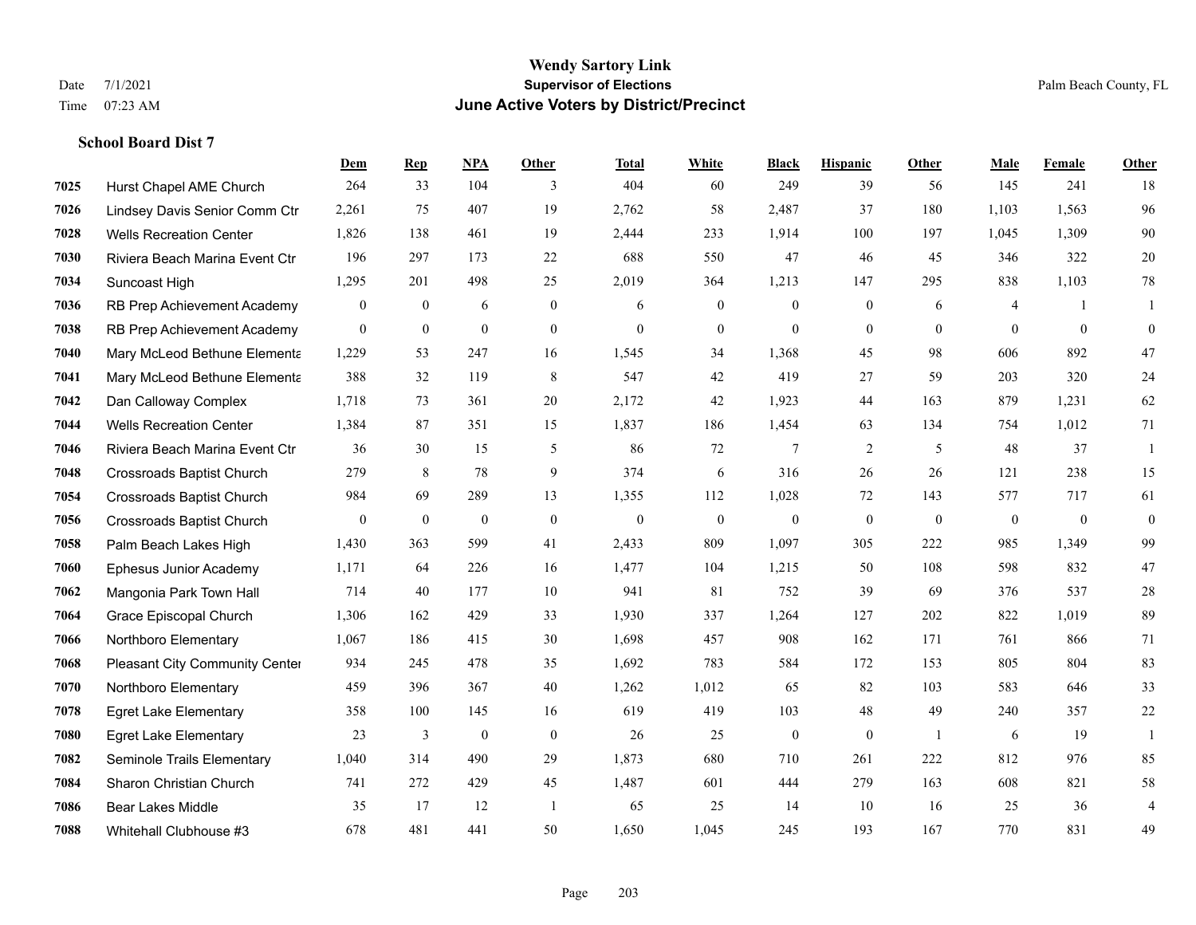# Wendy Sartory Link

Date 7/1/2021
Time 07:23 AM

**Supervisor of Elections**

**June Active Voters by District/Precinct**

Palm Beach County, FL

### School Board Dist 7

| | | Dem | Rep | NPA | Other | Total | White | Black | Hispanic | Other | Male | Female | Other |
|---|---|---|---|---|---|---|---|---|---|---|---|---|---|
| 7025 | Hurst Chapel AME Church | 264 | 33 | 104 | 3 | 404 | 60 | 249 | 39 | 56 | 145 | 241 | 18 |
| 7026 | Lindsey Davis Senior Comm Ctr | 2,261 | 75 | 407 | 19 | 2,762 | 58 | 2,487 | 37 | 180 | 1,103 | 1,563 | 96 |
| 7028 | Wells Recreation Center | 1,826 | 138 | 461 | 19 | 2,444 | 233 | 1,914 | 100 | 197 | 1,045 | 1,309 | 90 |
| 7030 | Riviera Beach Marina Event Ctr | 196 | 297 | 173 | 22 | 688 | 550 | 47 | 46 | 45 | 346 | 322 | 20 |
| 7034 | Suncoast High | 1,295 | 201 | 498 | 25 | 2,019 | 364 | 1,213 | 147 | 295 | 838 | 1,103 | 78 |
| 7036 | RB Prep Achievement Academy | 0 | 0 | 6 | 0 | 6 | 0 | 0 | 0 | 6 | 4 | 1 | 1 |
| 7038 | RB Prep Achievement Academy | 0 | 0 | 0 | 0 | 0 | 0 | 0 | 0 | 0 | 0 | 0 | 0 |
| 7040 | Mary McLeod Bethune Elementa | 1,229 | 53 | 247 | 16 | 1,545 | 34 | 1,368 | 45 | 98 | 606 | 892 | 47 |
| 7041 | Mary McLeod Bethune Elementa | 388 | 32 | 119 | 8 | 547 | 42 | 419 | 27 | 59 | 203 | 320 | 24 |
| 7042 | Dan Calloway Complex | 1,718 | 73 | 361 | 20 | 2,172 | 42 | 1,923 | 44 | 163 | 879 | 1,231 | 62 |
| 7044 | Wells Recreation Center | 1,384 | 87 | 351 | 15 | 1,837 | 186 | 1,454 | 63 | 134 | 754 | 1,012 | 71 |
| 7046 | Riviera Beach Marina Event Ctr | 36 | 30 | 15 | 5 | 86 | 72 | 7 | 2 | 5 | 48 | 37 | 1 |
| 7048 | Crossroads Baptist Church | 279 | 8 | 78 | 9 | 374 | 6 | 316 | 26 | 26 | 121 | 238 | 15 |
| 7054 | Crossroads Baptist Church | 984 | 69 | 289 | 13 | 1,355 | 112 | 1,028 | 72 | 143 | 577 | 717 | 61 |
| 7056 | Crossroads Baptist Church | 0 | 0 | 0 | 0 | 0 | 0 | 0 | 0 | 0 | 0 | 0 | 0 |
| 7058 | Palm Beach Lakes High | 1,430 | 363 | 599 | 41 | 2,433 | 809 | 1,097 | 305 | 222 | 985 | 1,349 | 99 |
| 7060 | Ephesus Junior Academy | 1,171 | 64 | 226 | 16 | 1,477 | 104 | 1,215 | 50 | 108 | 598 | 832 | 47 |
| 7062 | Mangonia Park Town Hall | 714 | 40 | 177 | 10 | 941 | 81 | 752 | 39 | 69 | 376 | 537 | 28 |
| 7064 | Grace Episcopal Church | 1,306 | 162 | 429 | 33 | 1,930 | 337 | 1,264 | 127 | 202 | 822 | 1,019 | 89 |
| 7066 | Northboro Elementary | 1,067 | 186 | 415 | 30 | 1,698 | 457 | 908 | 162 | 171 | 761 | 866 | 71 |
| 7068 | Pleasant City Community Center | 934 | 245 | 478 | 35 | 1,692 | 783 | 584 | 172 | 153 | 805 | 804 | 83 |
| 7070 | Northboro Elementary | 459 | 396 | 367 | 40 | 1,262 | 1,012 | 65 | 82 | 103 | 583 | 646 | 33 |
| 7078 | Egret Lake Elementary | 358 | 100 | 145 | 16 | 619 | 419 | 103 | 48 | 49 | 240 | 357 | 22 |
| 7080 | Egret Lake Elementary | 23 | 3 | 0 | 0 | 26 | 25 | 0 | 0 | 1 | 6 | 19 | 1 |
| 7082 | Seminole Trails Elementary | 1,040 | 314 | 490 | 29 | 1,873 | 680 | 710 | 261 | 222 | 812 | 976 | 85 |
| 7084 | Sharon Christian Church | 741 | 272 | 429 | 45 | 1,487 | 601 | 444 | 279 | 163 | 608 | 821 | 58 |
| 7086 | Bear Lakes Middle | 35 | 17 | 12 | 1 | 65 | 25 | 14 | 10 | 16 | 25 | 36 | 4 |
| 7088 | Whitehall Clubhouse #3 | 678 | 481 | 441 | 50 | 1,650 | 1,045 | 245 | 193 | 167 | 770 | 831 | 49 |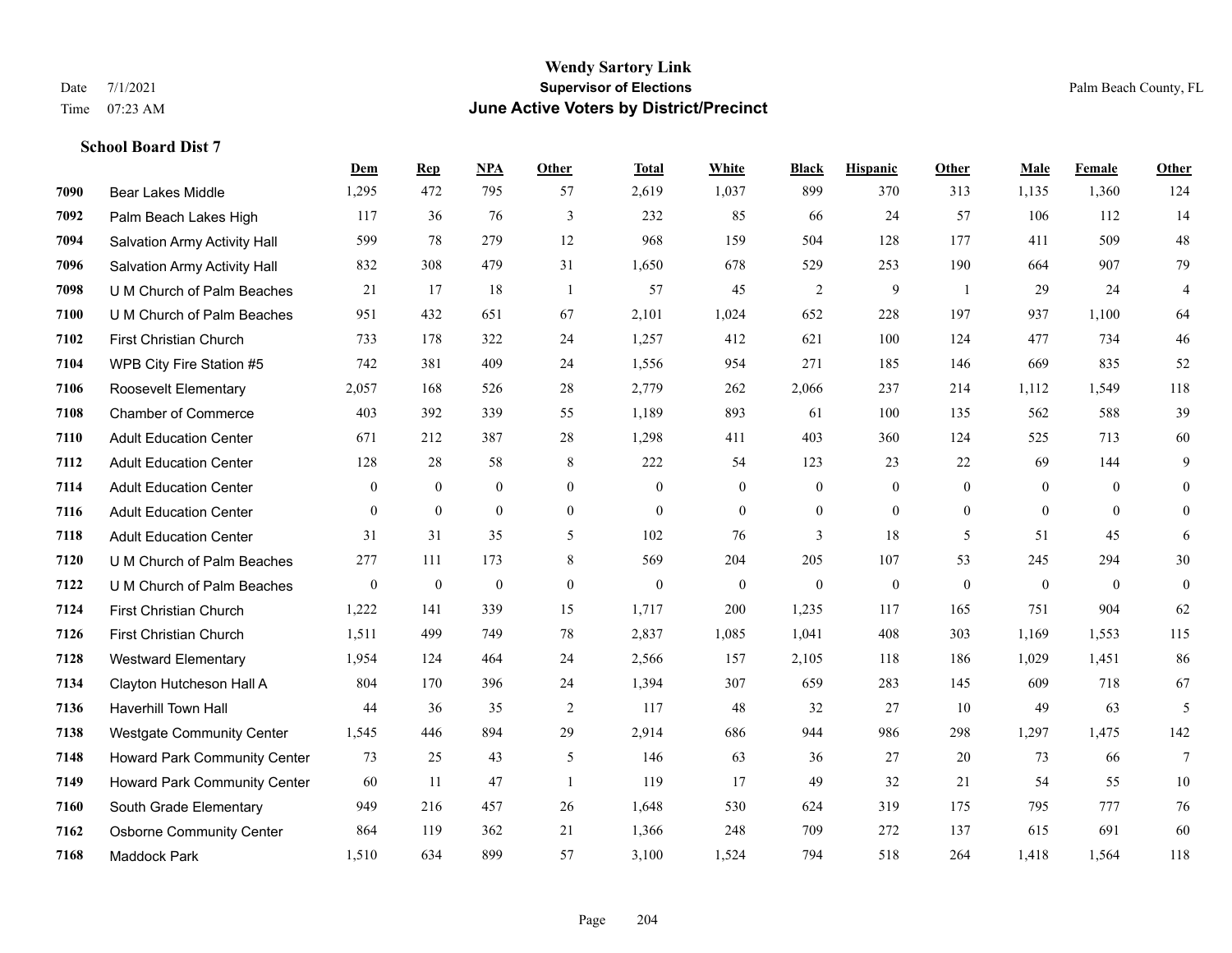# Wendy Sartory Link

**Supervisor of Elections**

**June Active Voters by District/Precinct**

Date 7/1/2021
Time 07:23 AM

Palm Beach County, FL

### School Board Dist 7

| | | Dem | Rep | NPA | Other | Total | White | Black | Hispanic | Other | Male | Female | Other |
|---|---|---|---|---|---|---|---|---|---|---|---|---|---|
| 7090 | Bear Lakes Middle | 1,295 | 472 | 795 | 57 | 2,619 | 1,037 | 899 | 370 | 313 | 1,135 | 1,360 | 124 |
| 7092 | Palm Beach Lakes High | 117 | 36 | 76 | 3 | 232 | 85 | 66 | 24 | 57 | 106 | 112 | 14 |
| 7094 | Salvation Army Activity Hall | 599 | 78 | 279 | 12 | 968 | 159 | 504 | 128 | 177 | 411 | 509 | 48 |
| 7096 | Salvation Army Activity Hall | 832 | 308 | 479 | 31 | 1,650 | 678 | 529 | 253 | 190 | 664 | 907 | 79 |
| 7098 | U M Church of Palm Beaches | 21 | 17 | 18 | 1 | 57 | 45 | 2 | 9 | 1 | 29 | 24 | 4 |
| 7100 | U M Church of Palm Beaches | 951 | 432 | 651 | 67 | 2,101 | 1,024 | 652 | 228 | 197 | 937 | 1,100 | 64 |
| 7102 | First Christian Church | 733 | 178 | 322 | 24 | 1,257 | 412 | 621 | 100 | 124 | 477 | 734 | 46 |
| 7104 | WPB City Fire Station #5 | 742 | 381 | 409 | 24 | 1,556 | 954 | 271 | 185 | 146 | 669 | 835 | 52 |
| 7106 | Roosevelt Elementary | 2,057 | 168 | 526 | 28 | 2,779 | 262 | 2,066 | 237 | 214 | 1,112 | 1,549 | 118 |
| 7108 | Chamber of Commerce | 403 | 392 | 339 | 55 | 1,189 | 893 | 61 | 100 | 135 | 562 | 588 | 39 |
| 7110 | Adult Education Center | 671 | 212 | 387 | 28 | 1,298 | 411 | 403 | 360 | 124 | 525 | 713 | 60 |
| 7112 | Adult Education Center | 128 | 28 | 58 | 8 | 222 | 54 | 123 | 23 | 22 | 69 | 144 | 9 |
| 7114 | Adult Education Center | 0 | 0 | 0 | 0 | 0 | 0 | 0 | 0 | 0 | 0 | 0 | 0 |
| 7116 | Adult Education Center | 0 | 0 | 0 | 0 | 0 | 0 | 0 | 0 | 0 | 0 | 0 | 0 |
| 7118 | Adult Education Center | 31 | 31 | 35 | 5 | 102 | 76 | 3 | 18 | 5 | 51 | 45 | 6 |
| 7120 | U M Church of Palm Beaches | 277 | 111 | 173 | 8 | 569 | 204 | 205 | 107 | 53 | 245 | 294 | 30 |
| 7122 | U M Church of Palm Beaches | 0 | 0 | 0 | 0 | 0 | 0 | 0 | 0 | 0 | 0 | 0 | 0 |
| 7124 | First Christian Church | 1,222 | 141 | 339 | 15 | 1,717 | 200 | 1,235 | 117 | 165 | 751 | 904 | 62 |
| 7126 | First Christian Church | 1,511 | 499 | 749 | 78 | 2,837 | 1,085 | 1,041 | 408 | 303 | 1,169 | 1,553 | 115 |
| 7128 | Westward Elementary | 1,954 | 124 | 464 | 24 | 2,566 | 157 | 2,105 | 118 | 186 | 1,029 | 1,451 | 86 |
| 7134 | Clayton Hutcheson Hall A | 804 | 170 | 396 | 24 | 1,394 | 307 | 659 | 283 | 145 | 609 | 718 | 67 |
| 7136 | Haverhill Town Hall | 44 | 36 | 35 | 2 | 117 | 48 | 32 | 27 | 10 | 49 | 63 | 5 |
| 7138 | Westgate Community Center | 1,545 | 446 | 894 | 29 | 2,914 | 686 | 944 | 986 | 298 | 1,297 | 1,475 | 142 |
| 7148 | Howard Park Community Center | 73 | 25 | 43 | 5 | 146 | 63 | 36 | 27 | 20 | 73 | 66 | 7 |
| 7149 | Howard Park Community Center | 60 | 11 | 47 | 1 | 119 | 17 | 49 | 32 | 21 | 54 | 55 | 10 |
| 7160 | South Grade Elementary | 949 | 216 | 457 | 26 | 1,648 | 530 | 624 | 319 | 175 | 795 | 777 | 76 |
| 7162 | Osborne Community Center | 864 | 119 | 362 | 21 | 1,366 | 248 | 709 | 272 | 137 | 615 | 691 | 60 |
| 7168 | Maddock Park | 1,510 | 634 | 899 | 57 | 3,100 | 1,524 | 794 | 518 | 264 | 1,418 | 1,564 | 118 |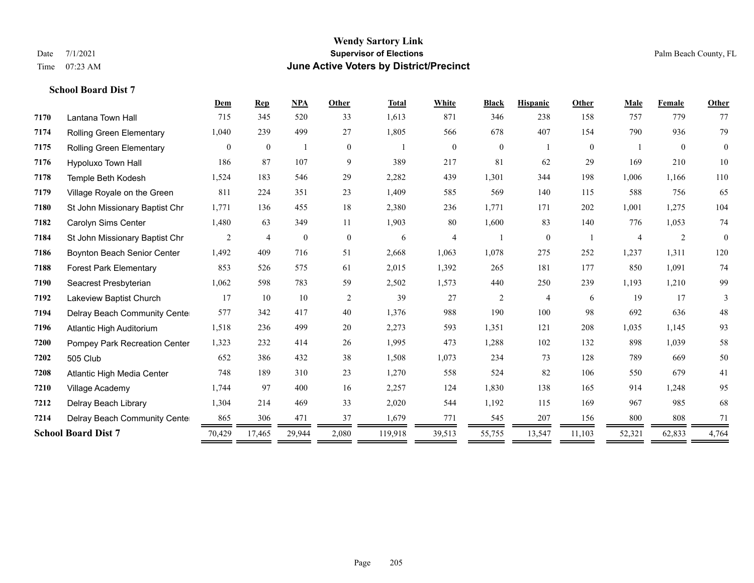**Wendy Sartory Link**
**Supervisor of Elections**
**June Active Voters by District/Precinct**

Date 7/1/2021
Time 07:23 AM

Palm Beach County, FL

### School Board Dist 7

| | | Dem | Rep | NPA | Other | Total | White | Black | Hispanic | Other | Male | Female | Other |
|---|---|---|---|---|---|---|---|---|---|---|---|---|---|
| 7170 | Lantana Town Hall | 715 | 345 | 520 | 33 | 1,613 | 871 | 346 | 238 | 158 | 757 | 779 | 77 |
| 7174 | Rolling Green Elementary | 1,040 | 239 | 499 | 27 | 1,805 | 566 | 678 | 407 | 154 | 790 | 936 | 79 |
| 7175 | Rolling Green Elementary | 0 | 0 | 1 | 0 | 1 | 0 | 0 | 1 | 0 | 1 | 0 | 0 |
| 7176 | Hypoluxo Town Hall | 186 | 87 | 107 | 9 | 389 | 217 | 81 | 62 | 29 | 169 | 210 | 10 |
| 7178 | Temple Beth Kodesh | 1,524 | 183 | 546 | 29 | 2,282 | 439 | 1,301 | 344 | 198 | 1,006 | 1,166 | 110 |
| 7179 | Village Royale on the Green | 811 | 224 | 351 | 23 | 1,409 | 585 | 569 | 140 | 115 | 588 | 756 | 65 |
| 7180 | St John Missionary Baptist Chr | 1,771 | 136 | 455 | 18 | 2,380 | 236 | 1,771 | 171 | 202 | 1,001 | 1,275 | 104 |
| 7182 | Carolyn Sims Center | 1,480 | 63 | 349 | 11 | 1,903 | 80 | 1,600 | 83 | 140 | 776 | 1,053 | 74 |
| 7184 | St John Missionary Baptist Chr | 2 | 4 | 0 | 0 | 6 | 4 | 1 | 0 | 1 | 4 | 2 | 0 |
| 7186 | Boynton Beach Senior Center | 1,492 | 409 | 716 | 51 | 2,668 | 1,063 | 1,078 | 275 | 252 | 1,237 | 1,311 | 120 |
| 7188 | Forest Park Elementary | 853 | 526 | 575 | 61 | 2,015 | 1,392 | 265 | 181 | 177 | 850 | 1,091 | 74 |
| 7190 | Seacrest Presbyterian | 1,062 | 598 | 783 | 59 | 2,502 | 1,573 | 440 | 250 | 239 | 1,193 | 1,210 | 99 |
| 7192 | Lakeview Baptist Church | 17 | 10 | 10 | 2 | 39 | 27 | 2 | 4 | 6 | 19 | 17 | 3 |
| 7194 | Delray Beach Community Cente | 577 | 342 | 417 | 40 | 1,376 | 988 | 190 | 100 | 98 | 692 | 636 | 48 |
| 7196 | Atlantic High Auditorium | 1,518 | 236 | 499 | 20 | 2,273 | 593 | 1,351 | 121 | 208 | 1,035 | 1,145 | 93 |
| 7200 | Pompey Park Recreation Center | 1,323 | 232 | 414 | 26 | 1,995 | 473 | 1,288 | 102 | 132 | 898 | 1,039 | 58 |
| 7202 | 505 Club | 652 | 386 | 432 | 38 | 1,508 | 1,073 | 234 | 73 | 128 | 789 | 669 | 50 |
| 7208 | Atlantic High Media Center | 748 | 189 | 310 | 23 | 1,270 | 558 | 524 | 82 | 106 | 550 | 679 | 41 |
| 7210 | Village Academy | 1,744 | 97 | 400 | 16 | 2,257 | 124 | 1,830 | 138 | 165 | 914 | 1,248 | 95 |
| 7212 | Delray Beach Library | 1,304 | 214 | 469 | 33 | 2,020 | 544 | 1,192 | 115 | 169 | 967 | 985 | 68 |
| 7214 | Delray Beach Community Cente | 865 | 306 | 471 | 37 | 1,679 | 771 | 545 | 207 | 156 | 800 | 808 | 71 |
| **School Board Dist 7** | | 70,429 | 17,465 | 29,944 | 2,080 | 119,918 | 39,513 | 55,755 | 13,547 | 11,103 | 52,321 | 62,833 | 4,764 |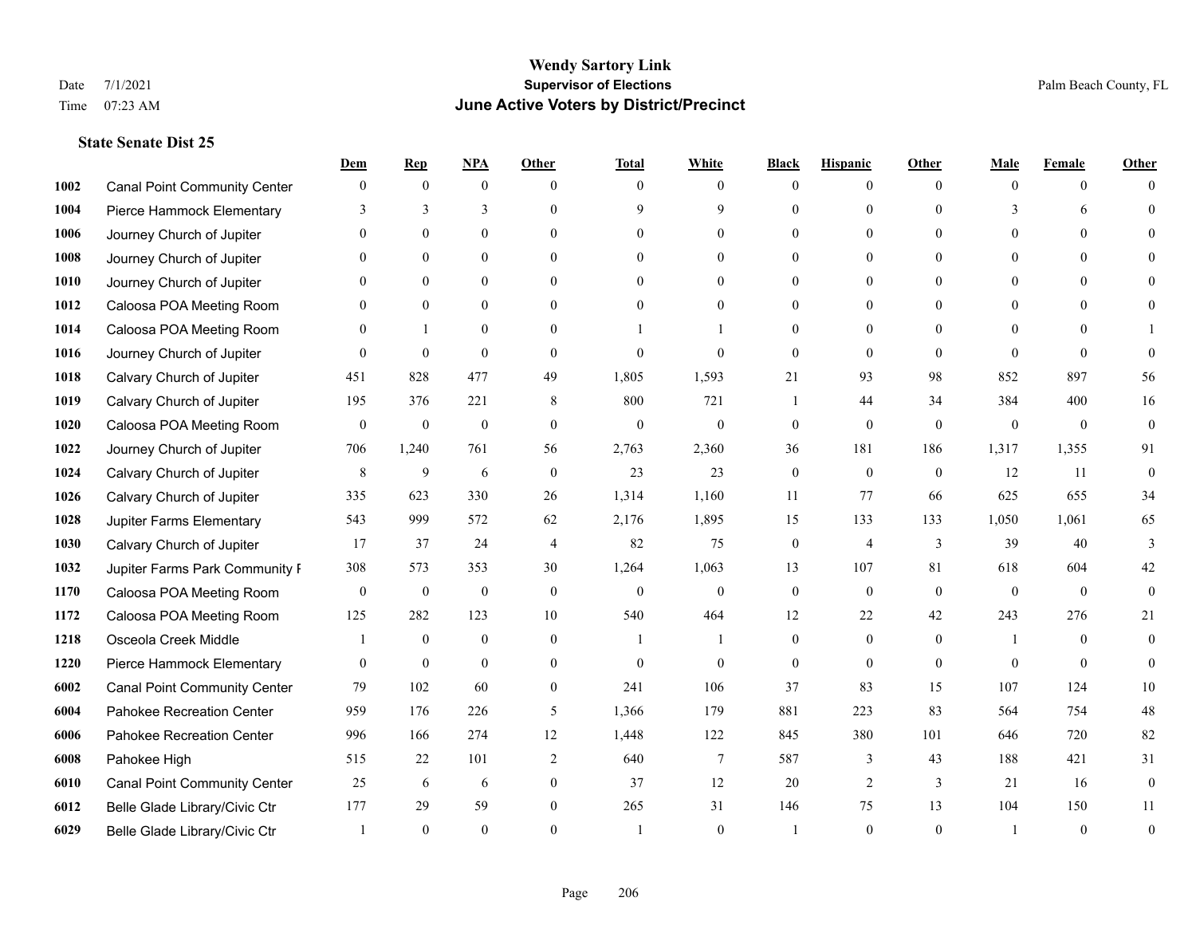# Wendy Sartory Link
## Supervisor of Elections
## June Active Voters by District/Precinct

Date 7/1/2021
Time 07:23 AM

Palm Beach County, FL

### State Senate Dist 25

| | | Dem | Rep | NPA | Other | Total | White | Black | Hispanic | Other | Male | Female | Other |
|---|---|---|---|---|---|---|---|---|---|---|---|---|---|
| 1002 | Canal Point Community Center | 0 | 0 | 0 | 0 | 0 | 0 | 0 | 0 | 0 | 0 | 0 | 0 |
| 1004 | Pierce Hammock Elementary | 3 | 3 | 3 | 0 | 9 | 9 | 0 | 0 | 0 | 3 | 6 | 0 |
| 1006 | Journey Church of Jupiter | 0 | 0 | 0 | 0 | 0 | 0 | 0 | 0 | 0 | 0 | 0 | 0 |
| 1008 | Journey Church of Jupiter | 0 | 0 | 0 | 0 | 0 | 0 | 0 | 0 | 0 | 0 | 0 | 0 |
| 1010 | Journey Church of Jupiter | 0 | 0 | 0 | 0 | 0 | 0 | 0 | 0 | 0 | 0 | 0 | 0 |
| 1012 | Caloosa POA Meeting Room | 0 | 0 | 0 | 0 | 0 | 0 | 0 | 0 | 0 | 0 | 0 | 0 |
| 1014 | Caloosa POA Meeting Room | 0 | 1 | 0 | 0 | 1 | 1 | 0 | 0 | 0 | 0 | 0 | 1 |
| 1016 | Journey Church of Jupiter | 0 | 0 | 0 | 0 | 0 | 0 | 0 | 0 | 0 | 0 | 0 | 0 |
| 1018 | Calvary Church of Jupiter | 451 | 828 | 477 | 49 | 1,805 | 1,593 | 21 | 93 | 98 | 852 | 897 | 56 |
| 1019 | Calvary Church of Jupiter | 195 | 376 | 221 | 8 | 800 | 721 | 1 | 44 | 34 | 384 | 400 | 16 |
| 1020 | Caloosa POA Meeting Room | 0 | 0 | 0 | 0 | 0 | 0 | 0 | 0 | 0 | 0 | 0 | 0 |
| 1022 | Journey Church of Jupiter | 706 | 1,240 | 761 | 56 | 2,763 | 2,360 | 36 | 181 | 186 | 1,317 | 1,355 | 91 |
| 1024 | Calvary Church of Jupiter | 8 | 9 | 6 | 0 | 23 | 23 | 0 | 0 | 0 | 12 | 11 | 0 |
| 1026 | Calvary Church of Jupiter | 335 | 623 | 330 | 26 | 1,314 | 1,160 | 11 | 77 | 66 | 625 | 655 | 34 |
| 1028 | Jupiter Farms Elementary | 543 | 999 | 572 | 62 | 2,176 | 1,895 | 15 | 133 | 133 | 1,050 | 1,061 | 65 |
| 1030 | Calvary Church of Jupiter | 17 | 37 | 24 | 4 | 82 | 75 | 0 | 4 | 3 | 39 | 40 | 3 |
| 1032 | Jupiter Farms Park Community F | 308 | 573 | 353 | 30 | 1,264 | 1,063 | 13 | 107 | 81 | 618 | 604 | 42 |
| 1170 | Caloosa POA Meeting Room | 0 | 0 | 0 | 0 | 0 | 0 | 0 | 0 | 0 | 0 | 0 | 0 |
| 1172 | Caloosa POA Meeting Room | 125 | 282 | 123 | 10 | 540 | 464 | 12 | 22 | 42 | 243 | 276 | 21 |
| 1218 | Osceola Creek Middle | 1 | 0 | 0 | 0 | 1 | 1 | 0 | 0 | 0 | 1 | 0 | 0 |
| 1220 | Pierce Hammock Elementary | 0 | 0 | 0 | 0 | 0 | 0 | 0 | 0 | 0 | 0 | 0 | 0 |
| 6002 | Canal Point Community Center | 79 | 102 | 60 | 0 | 241 | 106 | 37 | 83 | 15 | 107 | 124 | 10 |
| 6004 | Pahokee Recreation Center | 959 | 176 | 226 | 5 | 1,366 | 179 | 881 | 223 | 83 | 564 | 754 | 48 |
| 6006 | Pahokee Recreation Center | 996 | 166 | 274 | 12 | 1,448 | 122 | 845 | 380 | 101 | 646 | 720 | 82 |
| 6008 | Pahokee High | 515 | 22 | 101 | 2 | 640 | 7 | 587 | 3 | 43 | 188 | 421 | 31 |
| 6010 | Canal Point Community Center | 25 | 6 | 6 | 0 | 37 | 12 | 20 | 2 | 3 | 21 | 16 | 0 |
| 6012 | Belle Glade Library/Civic Ctr | 177 | 29 | 59 | 0 | 265 | 31 | 146 | 75 | 13 | 104 | 150 | 11 |
| 6029 | Belle Glade Library/Civic Ctr | 1 | 0 | 0 | 0 | 1 | 0 | 1 | 0 | 0 | 1 | 0 | 0 |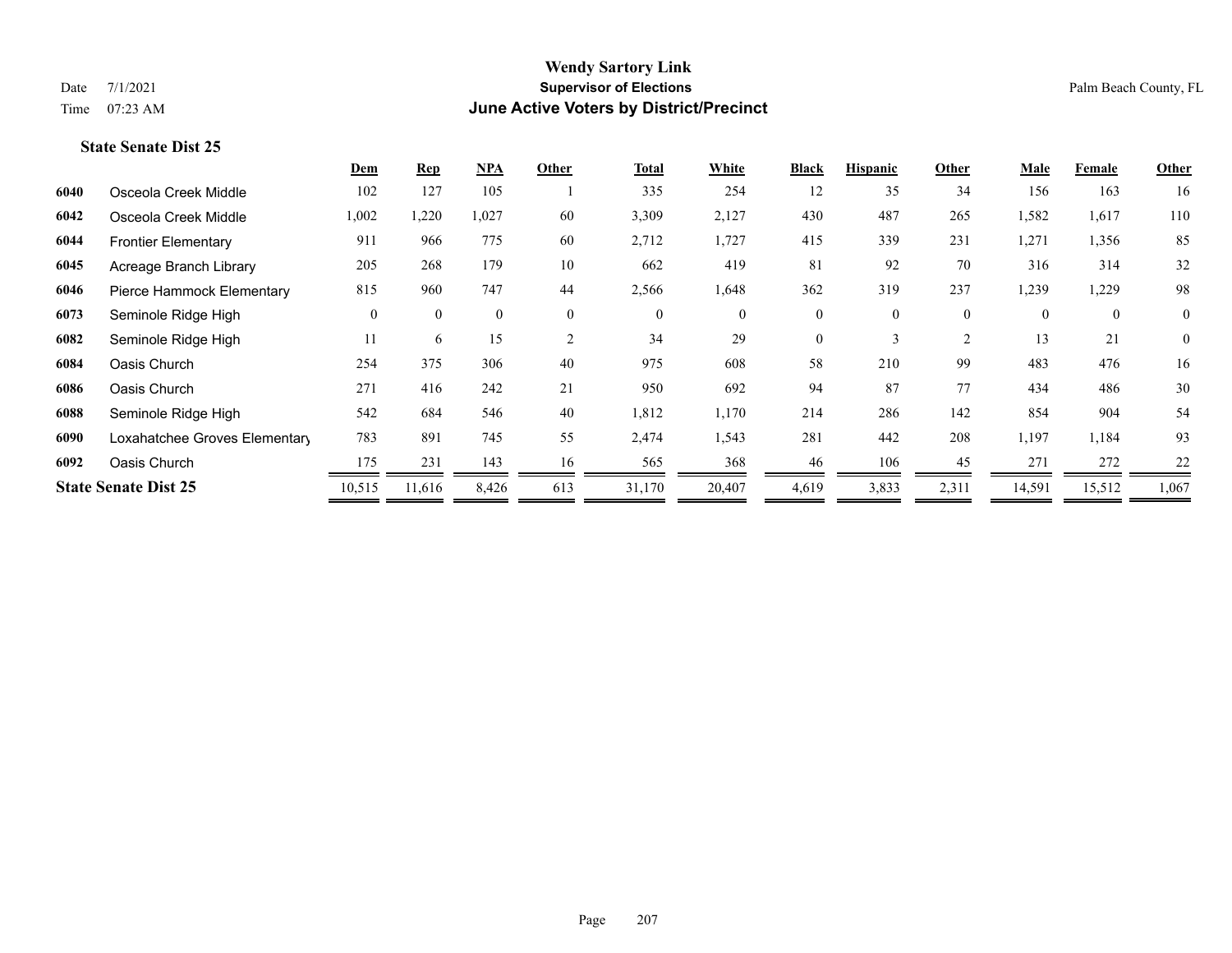# Wendy Sartory Link

**Supervisor of Elections**

**June Active Voters by District/Precinct**

Date 7/1/2021
Time 07:23 AM

Palm Beach County, FL

### State Senate Dist 25

| | | Dem | Rep | NPA | Other | Total | White | Black | Hispanic | Other | Male | Female | Other |
|---|---|---|---|---|---|---|---|---|---|---|---|---|---|
| 6040 | Osceola Creek Middle | 102 | 127 | 105 | 1 | 335 | 254 | 12 | 35 | 34 | 156 | 163 | 16 |
| 6042 | Osceola Creek Middle | 1,002 | 1,220 | 1,027 | 60 | 3,309 | 2,127 | 430 | 487 | 265 | 1,582 | 1,617 | 110 |
| 6044 | Frontier Elementary | 911 | 966 | 775 | 60 | 2,712 | 1,727 | 415 | 339 | 231 | 1,271 | 1,356 | 85 |
| 6045 | Acreage Branch Library | 205 | 268 | 179 | 10 | 662 | 419 | 81 | 92 | 70 | 316 | 314 | 32 |
| 6046 | Pierce Hammock Elementary | 815 | 960 | 747 | 44 | 2,566 | 1,648 | 362 | 319 | 237 | 1,239 | 1,229 | 98 |
| 6073 | Seminole Ridge High | 0 | 0 | 0 | 0 | 0 | 0 | 0 | 0 | 0 | 0 | 0 | 0 |
| 6082 | Seminole Ridge High | 11 | 6 | 15 | 2 | 34 | 29 | 0 | 3 | 2 | 13 | 21 | 0 |
| 6084 | Oasis Church | 254 | 375 | 306 | 40 | 975 | 608 | 58 | 210 | 99 | 483 | 476 | 16 |
| 6086 | Oasis Church | 271 | 416 | 242 | 21 | 950 | 692 | 94 | 87 | 77 | 434 | 486 | 30 |
| 6088 | Seminole Ridge High | 542 | 684 | 546 | 40 | 1,812 | 1,170 | 214 | 286 | 142 | 854 | 904 | 54 |
| 6090 | Loxahatchee Groves Elementary | 783 | 891 | 745 | 55 | 2,474 | 1,543 | 281 | 442 | 208 | 1,197 | 1,184 | 93 |
| 6092 | Oasis Church | 175 | 231 | 143 | 16 | 565 | 368 | 46 | 106 | 45 | 271 | 272 | 22 |
| **State Senate Dist 25** | | 10,515 | 11,616 | 8,426 | 613 | 31,170 | 20,407 | 4,619 | 3,833 | 2,311 | 14,591 | 15,512 | 1,067 |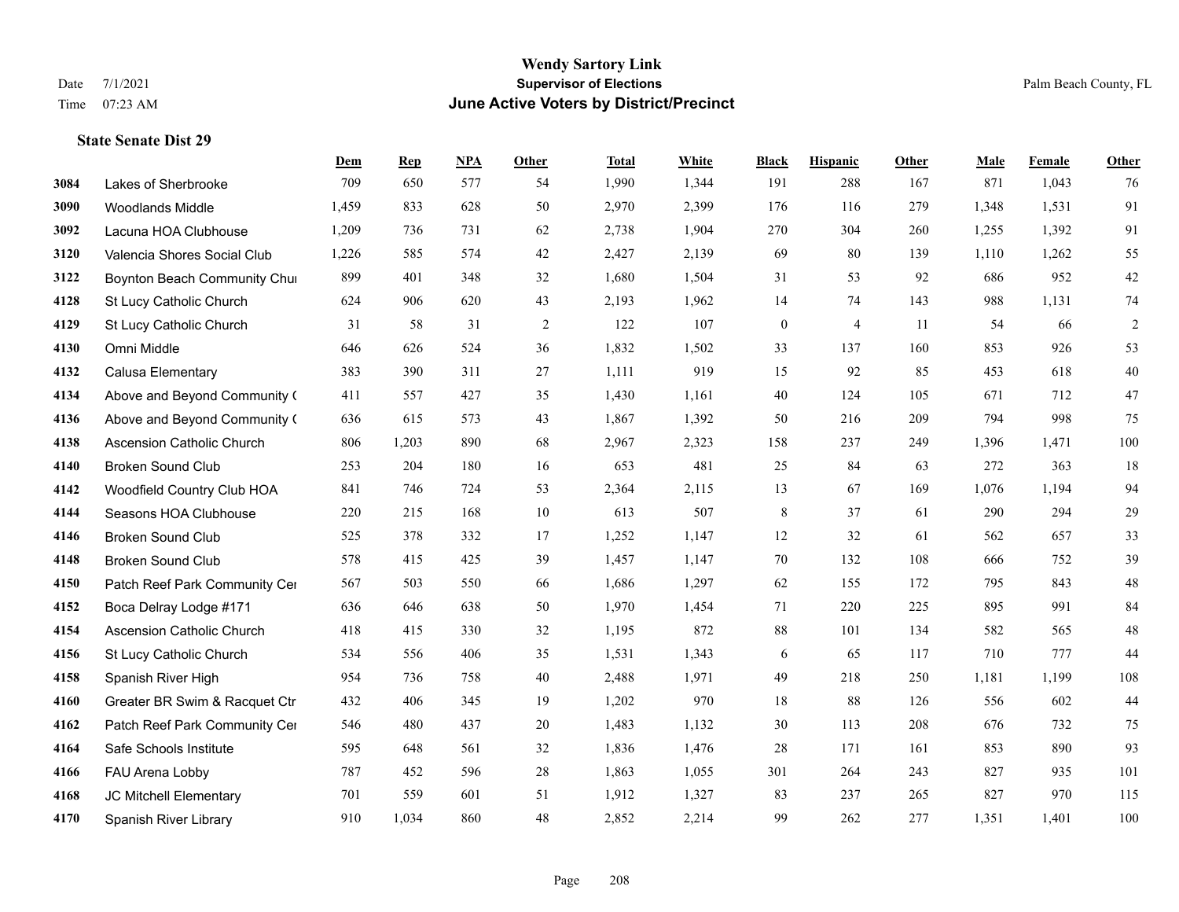# Wendy Sartory Link
## Supervisor of Elections
## June Active Voters by District/Precinct

Date 7/1/2021
Time 07:23 AM

Palm Beach County, FL

### State Senate Dist 29

| | | Dem | Rep | NPA | Other | Total | White | Black | Hispanic | Other | Male | Female | Other |
|---|---|---|---|---|---|---|---|---|---|---|---|---|---|
| 3084 | Lakes of Sherbrooke | 709 | 650 | 577 | 54 | 1,990 | 1,344 | 191 | 288 | 167 | 871 | 1,043 | 76 |
| 3090 | Woodlands Middle | 1,459 | 833 | 628 | 50 | 2,970 | 2,399 | 176 | 116 | 279 | 1,348 | 1,531 | 91 |
| 3092 | Lacuna HOA Clubhouse | 1,209 | 736 | 731 | 62 | 2,738 | 1,904 | 270 | 304 | 260 | 1,255 | 1,392 | 91 |
| 3120 | Valencia Shores Social Club | 1,226 | 585 | 574 | 42 | 2,427 | 2,139 | 69 | 80 | 139 | 1,110 | 1,262 | 55 |
| 3122 | Boynton Beach Community Chu | 899 | 401 | 348 | 32 | 1,680 | 1,504 | 31 | 53 | 92 | 686 | 952 | 42 |
| 4128 | St Lucy Catholic Church | 624 | 906 | 620 | 43 | 2,193 | 1,962 | 14 | 74 | 143 | 988 | 1,131 | 74 |
| 4129 | St Lucy Catholic Church | 31 | 58 | 31 | 2 | 122 | 107 | 0 | 4 | 11 | 54 | 66 | 2 |
| 4130 | Omni Middle | 646 | 626 | 524 | 36 | 1,832 | 1,502 | 33 | 137 | 160 | 853 | 926 | 53 |
| 4132 | Calusa Elementary | 383 | 390 | 311 | 27 | 1,111 | 919 | 15 | 92 | 85 | 453 | 618 | 40 |
| 4134 | Above and Beyond Community ( | 411 | 557 | 427 | 35 | 1,430 | 1,161 | 40 | 124 | 105 | 671 | 712 | 47 |
| 4136 | Above and Beyond Community ( | 636 | 615 | 573 | 43 | 1,867 | 1,392 | 50 | 216 | 209 | 794 | 998 | 75 |
| 4138 | Ascension Catholic Church | 806 | 1,203 | 890 | 68 | 2,967 | 2,323 | 158 | 237 | 249 | 1,396 | 1,471 | 100 |
| 4140 | Broken Sound Club | 253 | 204 | 180 | 16 | 653 | 481 | 25 | 84 | 63 | 272 | 363 | 18 |
| 4142 | Woodfield Country Club HOA | 841 | 746 | 724 | 53 | 2,364 | 2,115 | 13 | 67 | 169 | 1,076 | 1,194 | 94 |
| 4144 | Seasons HOA Clubhouse | 220 | 215 | 168 | 10 | 613 | 507 | 8 | 37 | 61 | 290 | 294 | 29 |
| 4146 | Broken Sound Club | 525 | 378 | 332 | 17 | 1,252 | 1,147 | 12 | 32 | 61 | 562 | 657 | 33 |
| 4148 | Broken Sound Club | 578 | 415 | 425 | 39 | 1,457 | 1,147 | 70 | 132 | 108 | 666 | 752 | 39 |
| 4150 | Patch Reef Park Community Cer | 567 | 503 | 550 | 66 | 1,686 | 1,297 | 62 | 155 | 172 | 795 | 843 | 48 |
| 4152 | Boca Delray Lodge #171 | 636 | 646 | 638 | 50 | 1,970 | 1,454 | 71 | 220 | 225 | 895 | 991 | 84 |
| 4154 | Ascension Catholic Church | 418 | 415 | 330 | 32 | 1,195 | 872 | 88 | 101 | 134 | 582 | 565 | 48 |
| 4156 | St Lucy Catholic Church | 534 | 556 | 406 | 35 | 1,531 | 1,343 | 6 | 65 | 117 | 710 | 777 | 44 |
| 4158 | Spanish River High | 954 | 736 | 758 | 40 | 2,488 | 1,971 | 49 | 218 | 250 | 1,181 | 1,199 | 108 |
| 4160 | Greater BR Swim & Racquet Ctr | 432 | 406 | 345 | 19 | 1,202 | 970 | 18 | 88 | 126 | 556 | 602 | 44 |
| 4162 | Patch Reef Park Community Cer | 546 | 480 | 437 | 20 | 1,483 | 1,132 | 30 | 113 | 208 | 676 | 732 | 75 |
| 4164 | Safe Schools Institute | 595 | 648 | 561 | 32 | 1,836 | 1,476 | 28 | 171 | 161 | 853 | 890 | 93 |
| 4166 | FAU Arena Lobby | 787 | 452 | 596 | 28 | 1,863 | 1,055 | 301 | 264 | 243 | 827 | 935 | 101 |
| 4168 | JC Mitchell Elementary | 701 | 559 | 601 | 51 | 1,912 | 1,327 | 83 | 237 | 265 | 827 | 970 | 115 |
| 4170 | Spanish River Library | 910 | 1,034 | 860 | 48 | 2,852 | 2,214 | 99 | 262 | 277 | 1,351 | 1,401 | 100 |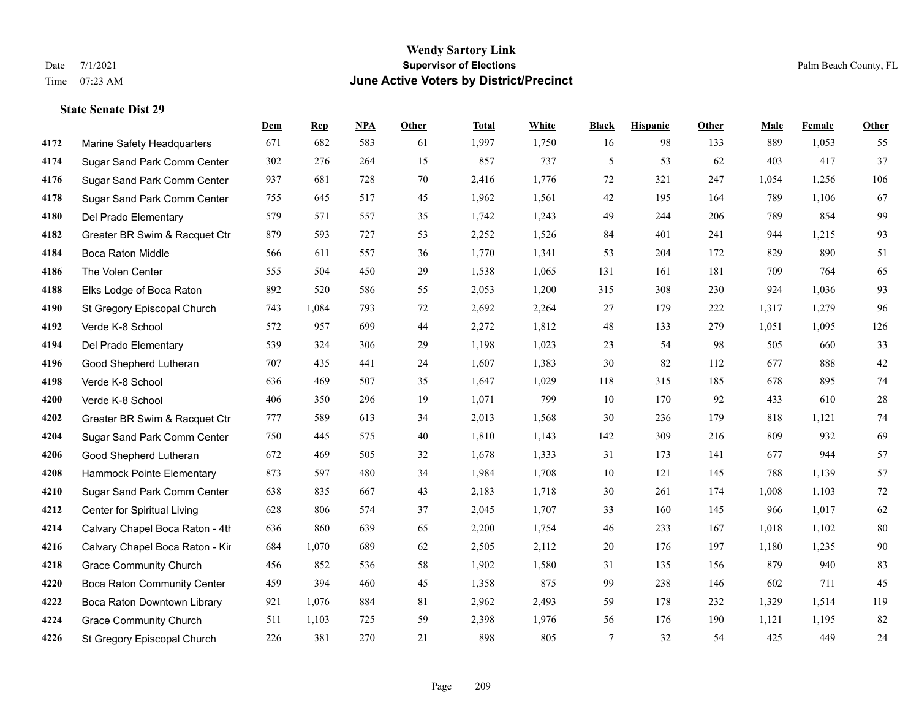# Wendy Sartory Link
## Supervisor of Elections
## June Active Voters by District/Precinct

Date 7/1/2021
Time 07:23 AM

Palm Beach County, FL

### State Senate Dist 29

| | | Dem | Rep | NPA | Other | Total | White | Black | Hispanic | Other | Male | Female | Other |
|---|---|---|---|---|---|---|---|---|---|---|---|---|---|
| 4172 | Marine Safety Headquarters | 671 | 682 | 583 | 61 | 1,997 | 1,750 | 16 | 98 | 133 | 889 | 1,053 | 55 |
| 4174 | Sugar Sand Park Comm Center | 302 | 276 | 264 | 15 | 857 | 737 | 5 | 53 | 62 | 403 | 417 | 37 |
| 4176 | Sugar Sand Park Comm Center | 937 | 681 | 728 | 70 | 2,416 | 1,776 | 72 | 321 | 247 | 1,054 | 1,256 | 106 |
| 4178 | Sugar Sand Park Comm Center | 755 | 645 | 517 | 45 | 1,962 | 1,561 | 42 | 195 | 164 | 789 | 1,106 | 67 |
| 4180 | Del Prado Elementary | 579 | 571 | 557 | 35 | 1,742 | 1,243 | 49 | 244 | 206 | 789 | 854 | 99 |
| 4182 | Greater BR Swim & Racquet Ctr | 879 | 593 | 727 | 53 | 2,252 | 1,526 | 84 | 401 | 241 | 944 | 1,215 | 93 |
| 4184 | Boca Raton Middle | 566 | 611 | 557 | 36 | 1,770 | 1,341 | 53 | 204 | 172 | 829 | 890 | 51 |
| 4186 | The Volen Center | 555 | 504 | 450 | 29 | 1,538 | 1,065 | 131 | 161 | 181 | 709 | 764 | 65 |
| 4188 | Elks Lodge of Boca Raton | 892 | 520 | 586 | 55 | 2,053 | 1,200 | 315 | 308 | 230 | 924 | 1,036 | 93 |
| 4190 | St Gregory Episcopal Church | 743 | 1,084 | 793 | 72 | 2,692 | 2,264 | 27 | 179 | 222 | 1,317 | 1,279 | 96 |
| 4192 | Verde K-8 School | 572 | 957 | 699 | 44 | 2,272 | 1,812 | 48 | 133 | 279 | 1,051 | 1,095 | 126 |
| 4194 | Del Prado Elementary | 539 | 324 | 306 | 29 | 1,198 | 1,023 | 23 | 54 | 98 | 505 | 660 | 33 |
| 4196 | Good Shepherd Lutheran | 707 | 435 | 441 | 24 | 1,607 | 1,383 | 30 | 82 | 112 | 677 | 888 | 42 |
| 4198 | Verde K-8 School | 636 | 469 | 507 | 35 | 1,647 | 1,029 | 118 | 315 | 185 | 678 | 895 | 74 |
| 4200 | Verde K-8 School | 406 | 350 | 296 | 19 | 1,071 | 799 | 10 | 170 | 92 | 433 | 610 | 28 |
| 4202 | Greater BR Swim & Racquet Ctr | 777 | 589 | 613 | 34 | 2,013 | 1,568 | 30 | 236 | 179 | 818 | 1,121 | 74 |
| 4204 | Sugar Sand Park Comm Center | 750 | 445 | 575 | 40 | 1,810 | 1,143 | 142 | 309 | 216 | 809 | 932 | 69 |
| 4206 | Good Shepherd Lutheran | 672 | 469 | 505 | 32 | 1,678 | 1,333 | 31 | 173 | 141 | 677 | 944 | 57 |
| 4208 | Hammock Pointe Elementary | 873 | 597 | 480 | 34 | 1,984 | 1,708 | 10 | 121 | 145 | 788 | 1,139 | 57 |
| 4210 | Sugar Sand Park Comm Center | 638 | 835 | 667 | 43 | 2,183 | 1,718 | 30 | 261 | 174 | 1,008 | 1,103 | 72 |
| 4212 | Center for Spiritual Living | 628 | 806 | 574 | 37 | 2,045 | 1,707 | 33 | 160 | 145 | 966 | 1,017 | 62 |
| 4214 | Calvary Chapel Boca Raton - 4th | 636 | 860 | 639 | 65 | 2,200 | 1,754 | 46 | 233 | 167 | 1,018 | 1,102 | 80 |
| 4216 | Calvary Chapel Boca Raton - Kir | 684 | 1,070 | 689 | 62 | 2,505 | 2,112 | 20 | 176 | 197 | 1,180 | 1,235 | 90 |
| 4218 | Grace Community Church | 456 | 852 | 536 | 58 | 1,902 | 1,580 | 31 | 135 | 156 | 879 | 940 | 83 |
| 4220 | Boca Raton Community Center | 459 | 394 | 460 | 45 | 1,358 | 875 | 99 | 238 | 146 | 602 | 711 | 45 |
| 4222 | Boca Raton Downtown Library | 921 | 1,076 | 884 | 81 | 2,962 | 2,493 | 59 | 178 | 232 | 1,329 | 1,514 | 119 |
| 4224 | Grace Community Church | 511 | 1,103 | 725 | 59 | 2,398 | 1,976 | 56 | 176 | 190 | 1,121 | 1,195 | 82 |
| 4226 | St Gregory Episcopal Church | 226 | 381 | 270 | 21 | 898 | 805 | 7 | 32 | 54 | 425 | 449 | 24 |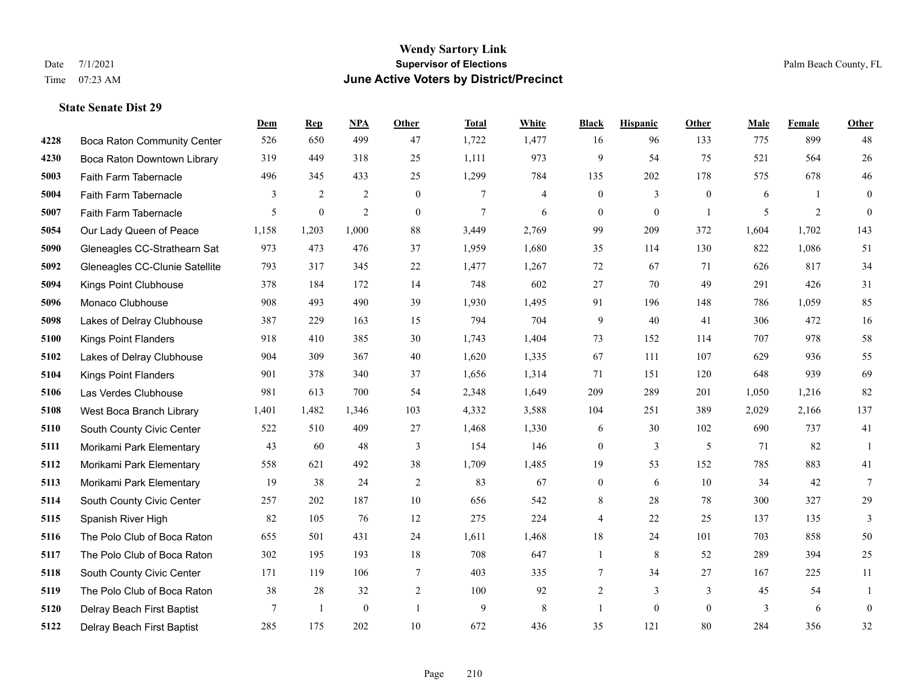# Wendy Sartory Link
## Supervisor of Elections
## June Active Voters by District/Precinct

Date 7/1/2021
Time 07:23 AM

Palm Beach County, FL

### State Senate Dist 29

| | | Dem | Rep | NPA | Other | Total | White | Black | Hispanic | Other | Male | Female | Other |
|---|---|---|---|---|---|---|---|---|---|---|---|---|---|
| 4228 | Boca Raton Community Center | 526 | 650 | 499 | 47 | 1,722 | 1,477 | 16 | 96 | 133 | 775 | 899 | 48 |
| 4230 | Boca Raton Downtown Library | 319 | 449 | 318 | 25 | 1,111 | 973 | 9 | 54 | 75 | 521 | 564 | 26 |
| 5003 | Faith Farm Tabernacle | 496 | 345 | 433 | 25 | 1,299 | 784 | 135 | 202 | 178 | 575 | 678 | 46 |
| 5004 | Faith Farm Tabernacle | 3 | 2 | 2 | 0 | 7 | 4 | 0 | 3 | 0 | 6 | 1 | 0 |
| 5007 | Faith Farm Tabernacle | 5 | 0 | 2 | 0 | 7 | 6 | 0 | 0 | 1 | 5 | 2 | 0 |
| 5054 | Our Lady Queen of Peace | 1,158 | 1,203 | 1,000 | 88 | 3,449 | 2,769 | 99 | 209 | 372 | 1,604 | 1,702 | 143 |
| 5090 | Gleneagles CC-Strathearn Sat | 973 | 473 | 476 | 37 | 1,959 | 1,680 | 35 | 114 | 130 | 822 | 1,086 | 51 |
| 5092 | Gleneagles CC-Clunie Satellite | 793 | 317 | 345 | 22 | 1,477 | 1,267 | 72 | 67 | 71 | 626 | 817 | 34 |
| 5094 | Kings Point Clubhouse | 378 | 184 | 172 | 14 | 748 | 602 | 27 | 70 | 49 | 291 | 426 | 31 |
| 5096 | Monaco Clubhouse | 908 | 493 | 490 | 39 | 1,930 | 1,495 | 91 | 196 | 148 | 786 | 1,059 | 85 |
| 5098 | Lakes of Delray Clubhouse | 387 | 229 | 163 | 15 | 794 | 704 | 9 | 40 | 41 | 306 | 472 | 16 |
| 5100 | Kings Point Flanders | 918 | 410 | 385 | 30 | 1,743 | 1,404 | 73 | 152 | 114 | 707 | 978 | 58 |
| 5102 | Lakes of Delray Clubhouse | 904 | 309 | 367 | 40 | 1,620 | 1,335 | 67 | 111 | 107 | 629 | 936 | 55 |
| 5104 | Kings Point Flanders | 901 | 378 | 340 | 37 | 1,656 | 1,314 | 71 | 151 | 120 | 648 | 939 | 69 |
| 5106 | Las Verdes Clubhouse | 981 | 613 | 700 | 54 | 2,348 | 1,649 | 209 | 289 | 201 | 1,050 | 1,216 | 82 |
| 5108 | West Boca Branch Library | 1,401 | 1,482 | 1,346 | 103 | 4,332 | 3,588 | 104 | 251 | 389 | 2,029 | 2,166 | 137 |
| 5110 | South County Civic Center | 522 | 510 | 409 | 27 | 1,468 | 1,330 | 6 | 30 | 102 | 690 | 737 | 41 |
| 5111 | Morikami Park Elementary | 43 | 60 | 48 | 3 | 154 | 146 | 0 | 3 | 5 | 71 | 82 | 1 |
| 5112 | Morikami Park Elementary | 558 | 621 | 492 | 38 | 1,709 | 1,485 | 19 | 53 | 152 | 785 | 883 | 41 |
| 5113 | Morikami Park Elementary | 19 | 38 | 24 | 2 | 83 | 67 | 0 | 6 | 10 | 34 | 42 | 7 |
| 5114 | South County Civic Center | 257 | 202 | 187 | 10 | 656 | 542 | 8 | 28 | 78 | 300 | 327 | 29 |
| 5115 | Spanish River High | 82 | 105 | 76 | 12 | 275 | 224 | 4 | 22 | 25 | 137 | 135 | 3 |
| 5116 | The Polo Club of Boca Raton | 655 | 501 | 431 | 24 | 1,611 | 1,468 | 18 | 24 | 101 | 703 | 858 | 50 |
| 5117 | The Polo Club of Boca Raton | 302 | 195 | 193 | 18 | 708 | 647 | 1 | 8 | 52 | 289 | 394 | 25 |
| 5118 | South County Civic Center | 171 | 119 | 106 | 7 | 403 | 335 | 7 | 34 | 27 | 167 | 225 | 11 |
| 5119 | The Polo Club of Boca Raton | 38 | 28 | 32 | 2 | 100 | 92 | 2 | 3 | 3 | 45 | 54 | 1 |
| 5120 | Delray Beach First Baptist | 7 | 1 | 0 | 1 | 9 | 8 | 1 | 0 | 0 | 3 | 6 | 0 |
| 5122 | Delray Beach First Baptist | 285 | 175 | 202 | 10 | 672 | 436 | 35 | 121 | 80 | 284 | 356 | 32 |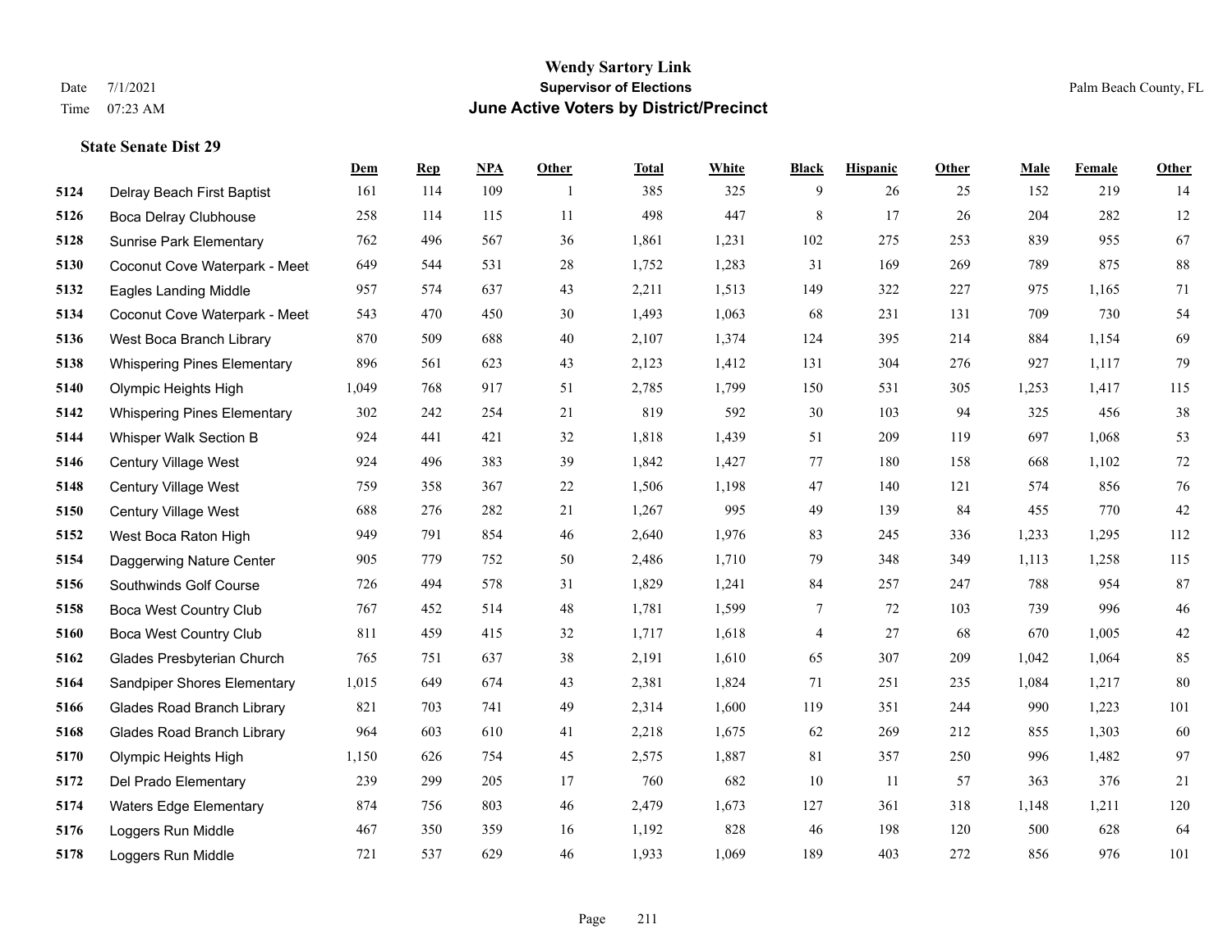# Wendy Sartory Link
## Supervisor of Elections
## June Active Voters by District/Precinct

Date 7/1/2021
Time 07:23 AM

Palm Beach County, FL

### State Senate Dist 29

| | | Dem | Rep | NPA | Other | Total | White | Black | Hispanic | Other | Male | Female | Other |
|---|---|---|---|---|---|---|---|---|---|---|---|---|---|
| 5124 | Delray Beach First Baptist | 161 | 114 | 109 | 1 | 385 | 325 | 9 | 26 | 25 | 152 | 219 | 14 |
| 5126 | Boca Delray Clubhouse | 258 | 114 | 115 | 11 | 498 | 447 | 8 | 17 | 26 | 204 | 282 | 12 |
| 5128 | Sunrise Park Elementary | 762 | 496 | 567 | 36 | 1,861 | 1,231 | 102 | 275 | 253 | 839 | 955 | 67 |
| 5130 | Coconut Cove Waterpark - Meet | 649 | 544 | 531 | 28 | 1,752 | 1,283 | 31 | 169 | 269 | 789 | 875 | 88 |
| 5132 | Eagles Landing Middle | 957 | 574 | 637 | 43 | 2,211 | 1,513 | 149 | 322 | 227 | 975 | 1,165 | 71 |
| 5134 | Coconut Cove Waterpark - Meet | 543 | 470 | 450 | 30 | 1,493 | 1,063 | 68 | 231 | 131 | 709 | 730 | 54 |
| 5136 | West Boca Branch Library | 870 | 509 | 688 | 40 | 2,107 | 1,374 | 124 | 395 | 214 | 884 | 1,154 | 69 |
| 5138 | Whispering Pines Elementary | 896 | 561 | 623 | 43 | 2,123 | 1,412 | 131 | 304 | 276 | 927 | 1,117 | 79 |
| 5140 | Olympic Heights High | 1,049 | 768 | 917 | 51 | 2,785 | 1,799 | 150 | 531 | 305 | 1,253 | 1,417 | 115 |
| 5142 | Whispering Pines Elementary | 302 | 242 | 254 | 21 | 819 | 592 | 30 | 103 | 94 | 325 | 456 | 38 |
| 5144 | Whisper Walk Section B | 924 | 441 | 421 | 32 | 1,818 | 1,439 | 51 | 209 | 119 | 697 | 1,068 | 53 |
| 5146 | Century Village West | 924 | 496 | 383 | 39 | 1,842 | 1,427 | 77 | 180 | 158 | 668 | 1,102 | 72 |
| 5148 | Century Village West | 759 | 358 | 367 | 22 | 1,506 | 1,198 | 47 | 140 | 121 | 574 | 856 | 76 |
| 5150 | Century Village West | 688 | 276 | 282 | 21 | 1,267 | 995 | 49 | 139 | 84 | 455 | 770 | 42 |
| 5152 | West Boca Raton High | 949 | 791 | 854 | 46 | 2,640 | 1,976 | 83 | 245 | 336 | 1,233 | 1,295 | 112 |
| 5154 | Daggerwing Nature Center | 905 | 779 | 752 | 50 | 2,486 | 1,710 | 79 | 348 | 349 | 1,113 | 1,258 | 115 |
| 5156 | Southwinds Golf Course | 726 | 494 | 578 | 31 | 1,829 | 1,241 | 84 | 257 | 247 | 788 | 954 | 87 |
| 5158 | Boca West Country Club | 767 | 452 | 514 | 48 | 1,781 | 1,599 | 7 | 72 | 103 | 739 | 996 | 46 |
| 5160 | Boca West Country Club | 811 | 459 | 415 | 32 | 1,717 | 1,618 | 4 | 27 | 68 | 670 | 1,005 | 42 |
| 5162 | Glades Presbyterian Church | 765 | 751 | 637 | 38 | 2,191 | 1,610 | 65 | 307 | 209 | 1,042 | 1,064 | 85 |
| 5164 | Sandpiper Shores Elementary | 1,015 | 649 | 674 | 43 | 2,381 | 1,824 | 71 | 251 | 235 | 1,084 | 1,217 | 80 |
| 5166 | Glades Road Branch Library | 821 | 703 | 741 | 49 | 2,314 | 1,600 | 119 | 351 | 244 | 990 | 1,223 | 101 |
| 5168 | Glades Road Branch Library | 964 | 603 | 610 | 41 | 2,218 | 1,675 | 62 | 269 | 212 | 855 | 1,303 | 60 |
| 5170 | Olympic Heights High | 1,150 | 626 | 754 | 45 | 2,575 | 1,887 | 81 | 357 | 250 | 996 | 1,482 | 97 |
| 5172 | Del Prado Elementary | 239 | 299 | 205 | 17 | 760 | 682 | 10 | 11 | 57 | 363 | 376 | 21 |
| 5174 | Waters Edge Elementary | 874 | 756 | 803 | 46 | 2,479 | 1,673 | 127 | 361 | 318 | 1,148 | 1,211 | 120 |
| 5176 | Loggers Run Middle | 467 | 350 | 359 | 16 | 1,192 | 828 | 46 | 198 | 120 | 500 | 628 | 64 |
| 5178 | Loggers Run Middle | 721 | 537 | 629 | 46 | 1,933 | 1,069 | 189 | 403 | 272 | 856 | 976 | 101 |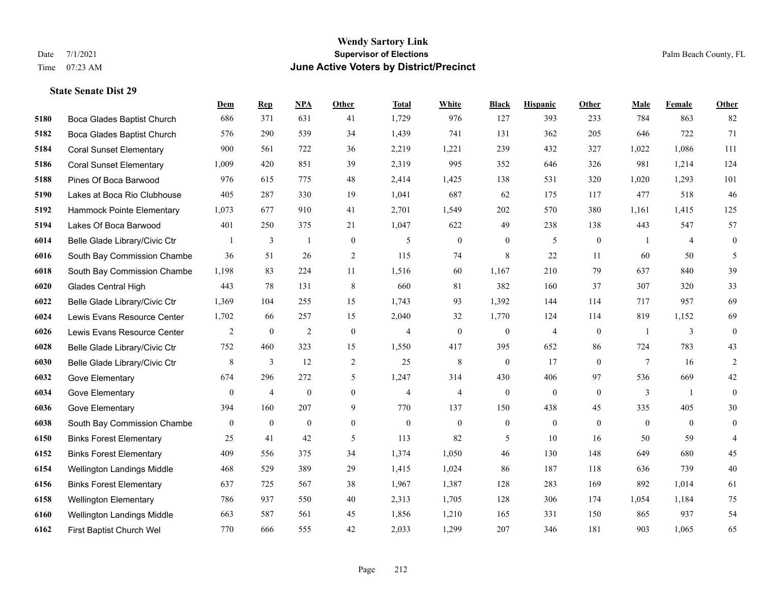# Wendy Sartory Link
## Supervisor of Elections
## June Active Voters by District/Precinct

Date 7/1/2021
Time 07:23 AM

Palm Beach County, FL

### State Senate Dist 29

| | | Dem | Rep | NPA | Other | Total | White | Black | Hispanic | Other | Male | Female | Other |
|---|---|---|---|---|---|---|---|---|---|---|---|---|---|
| 5180 | Boca Glades Baptist Church | 686 | 371 | 631 | 41 | 1,729 | 976 | 127 | 393 | 233 | 784 | 863 | 82 |
| 5182 | Boca Glades Baptist Church | 576 | 290 | 539 | 34 | 1,439 | 741 | 131 | 362 | 205 | 646 | 722 | 71 |
| 5184 | Coral Sunset Elementary | 900 | 561 | 722 | 36 | 2,219 | 1,221 | 239 | 432 | 327 | 1,022 | 1,086 | 111 |
| 5186 | Coral Sunset Elementary | 1,009 | 420 | 851 | 39 | 2,319 | 995 | 352 | 646 | 326 | 981 | 1,214 | 124 |
| 5188 | Pines Of Boca Barwood | 976 | 615 | 775 | 48 | 2,414 | 1,425 | 138 | 531 | 320 | 1,020 | 1,293 | 101 |
| 5190 | Lakes at Boca Rio Clubhouse | 405 | 287 | 330 | 19 | 1,041 | 687 | 62 | 175 | 117 | 477 | 518 | 46 |
| 5192 | Hammock Pointe Elementary | 1,073 | 677 | 910 | 41 | 2,701 | 1,549 | 202 | 570 | 380 | 1,161 | 1,415 | 125 |
| 5194 | Lakes Of Boca Barwood | 401 | 250 | 375 | 21 | 1,047 | 622 | 49 | 238 | 138 | 443 | 547 | 57 |
| 6014 | Belle Glade Library/Civic Ctr | 1 | 3 | 1 | 0 | 5 | 0 | 0 | 5 | 0 | 1 | 4 | 0 |
| 6016 | South Bay Commission Chambe | 36 | 51 | 26 | 2 | 115 | 74 | 8 | 22 | 11 | 60 | 50 | 5 |
| 6018 | South Bay Commission Chambe | 1,198 | 83 | 224 | 11 | 1,516 | 60 | 1,167 | 210 | 79 | 637 | 840 | 39 |
| 6020 | Glades Central High | 443 | 78 | 131 | 8 | 660 | 81 | 382 | 160 | 37 | 307 | 320 | 33 |
| 6022 | Belle Glade Library/Civic Ctr | 1,369 | 104 | 255 | 15 | 1,743 | 93 | 1,392 | 144 | 114 | 717 | 957 | 69 |
| 6024 | Lewis Evans Resource Center | 1,702 | 66 | 257 | 15 | 2,040 | 32 | 1,770 | 124 | 114 | 819 | 1,152 | 69 |
| 6026 | Lewis Evans Resource Center | 2 | 0 | 2 | 0 | 4 | 0 | 0 | 4 | 0 | 1 | 3 | 0 |
| 6028 | Belle Glade Library/Civic Ctr | 752 | 460 | 323 | 15 | 1,550 | 417 | 395 | 652 | 86 | 724 | 783 | 43 |
| 6030 | Belle Glade Library/Civic Ctr | 8 | 3 | 12 | 2 | 25 | 8 | 0 | 17 | 0 | 7 | 16 | 2 |
| 6032 | Gove Elementary | 674 | 296 | 272 | 5 | 1,247 | 314 | 430 | 406 | 97 | 536 | 669 | 42 |
| 6034 | Gove Elementary | 0 | 4 | 0 | 0 | 4 | 4 | 0 | 0 | 0 | 3 | 1 | 0 |
| 6036 | Gove Elementary | 394 | 160 | 207 | 9 | 770 | 137 | 150 | 438 | 45 | 335 | 405 | 30 |
| 6038 | South Bay Commission Chambe | 0 | 0 | 0 | 0 | 0 | 0 | 0 | 0 | 0 | 0 | 0 | 0 |
| 6150 | Binks Forest Elementary | 25 | 41 | 42 | 5 | 113 | 82 | 5 | 10 | 16 | 50 | 59 | 4 |
| 6152 | Binks Forest Elementary | 409 | 556 | 375 | 34 | 1,374 | 1,050 | 46 | 130 | 148 | 649 | 680 | 45 |
| 6154 | Wellington Landings Middle | 468 | 529 | 389 | 29 | 1,415 | 1,024 | 86 | 187 | 118 | 636 | 739 | 40 |
| 6156 | Binks Forest Elementary | 637 | 725 | 567 | 38 | 1,967 | 1,387 | 128 | 283 | 169 | 892 | 1,014 | 61 |
| 6158 | Wellington Elementary | 786 | 937 | 550 | 40 | 2,313 | 1,705 | 128 | 306 | 174 | 1,054 | 1,184 | 75 |
| 6160 | Wellington Landings Middle | 663 | 587 | 561 | 45 | 1,856 | 1,210 | 165 | 331 | 150 | 865 | 937 | 54 |
| 6162 | First Baptist Church Wel | 770 | 666 | 555 | 42 | 2,033 | 1,299 | 207 | 346 | 181 | 903 | 1,065 | 65 |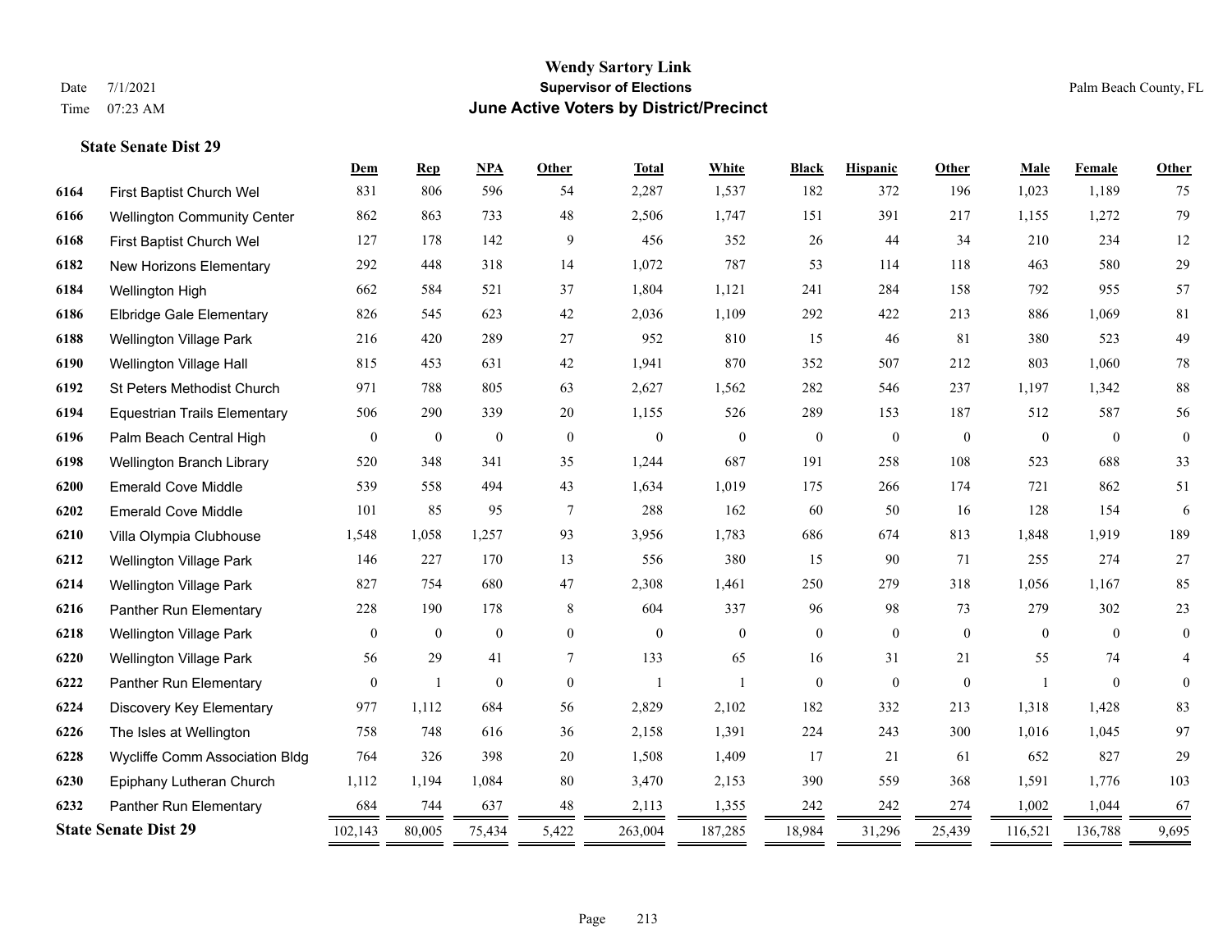# Wendy Sartory Link

**Supervisor of Elections**

**June Active Voters by District/Precinct**

Date 7/1/2021
Time 07:23 AM

Palm Beach County, FL

### State Senate Dist 29

| | | Dem | Rep | NPA | Other | Total | White | Black | Hispanic | Other | Male | Female | Other |
|---|---|---|---|---|---|---|---|---|---|---|---|---|---|
| 6164 | First Baptist Church Wel | 831 | 806 | 596 | 54 | 2,287 | 1,537 | 182 | 372 | 196 | 1,023 | 1,189 | 75 |
| 6166 | Wellington Community Center | 862 | 863 | 733 | 48 | 2,506 | 1,747 | 151 | 391 | 217 | 1,155 | 1,272 | 79 |
| 6168 | First Baptist Church Wel | 127 | 178 | 142 | 9 | 456 | 352 | 26 | 44 | 34 | 210 | 234 | 12 |
| 6182 | New Horizons Elementary | 292 | 448 | 318 | 14 | 1,072 | 787 | 53 | 114 | 118 | 463 | 580 | 29 |
| 6184 | Wellington High | 662 | 584 | 521 | 37 | 1,804 | 1,121 | 241 | 284 | 158 | 792 | 955 | 57 |
| 6186 | Elbridge Gale Elementary | 826 | 545 | 623 | 42 | 2,036 | 1,109 | 292 | 422 | 213 | 886 | 1,069 | 81 |
| 6188 | Wellington Village Park | 216 | 420 | 289 | 27 | 952 | 810 | 15 | 46 | 81 | 380 | 523 | 49 |
| 6190 | Wellington Village Hall | 815 | 453 | 631 | 42 | 1,941 | 870 | 352 | 507 | 212 | 803 | 1,060 | 78 |
| 6192 | St Peters Methodist Church | 971 | 788 | 805 | 63 | 2,627 | 1,562 | 282 | 546 | 237 | 1,197 | 1,342 | 88 |
| 6194 | Equestrian Trails Elementary | 506 | 290 | 339 | 20 | 1,155 | 526 | 289 | 153 | 187 | 512 | 587 | 56 |
| 6196 | Palm Beach Central High | 0 | 0 | 0 | 0 | 0 | 0 | 0 | 0 | 0 | 0 | 0 | 0 |
| 6198 | Wellington Branch Library | 520 | 348 | 341 | 35 | 1,244 | 687 | 191 | 258 | 108 | 523 | 688 | 33 |
| 6200 | Emerald Cove Middle | 539 | 558 | 494 | 43 | 1,634 | 1,019 | 175 | 266 | 174 | 721 | 862 | 51 |
| 6202 | Emerald Cove Middle | 101 | 85 | 95 | 7 | 288 | 162 | 60 | 50 | 16 | 128 | 154 | 6 |
| 6210 | Villa Olympia Clubhouse | 1,548 | 1,058 | 1,257 | 93 | 3,956 | 1,783 | 686 | 674 | 813 | 1,848 | 1,919 | 189 |
| 6212 | Wellington Village Park | 146 | 227 | 170 | 13 | 556 | 380 | 15 | 90 | 71 | 255 | 274 | 27 |
| 6214 | Wellington Village Park | 827 | 754 | 680 | 47 | 2,308 | 1,461 | 250 | 279 | 318 | 1,056 | 1,167 | 85 |
| 6216 | Panther Run Elementary | 228 | 190 | 178 | 8 | 604 | 337 | 96 | 98 | 73 | 279 | 302 | 23 |
| 6218 | Wellington Village Park | 0 | 0 | 0 | 0 | 0 | 0 | 0 | 0 | 0 | 0 | 0 | 0 |
| 6220 | Wellington Village Park | 56 | 29 | 41 | 7 | 133 | 65 | 16 | 31 | 21 | 55 | 74 | 4 |
| 6222 | Panther Run Elementary | 0 | 1 | 0 | 0 | 1 | 1 | 0 | 0 | 0 | 1 | 0 | 0 |
| 6224 | Discovery Key Elementary | 977 | 1,112 | 684 | 56 | 2,829 | 2,102 | 182 | 332 | 213 | 1,318 | 1,428 | 83 |
| 6226 | The Isles at Wellington | 758 | 748 | 616 | 36 | 2,158 | 1,391 | 224 | 243 | 300 | 1,016 | 1,045 | 97 |
| 6228 | Wycliffe Comm Association Bldg | 764 | 326 | 398 | 20 | 1,508 | 1,409 | 17 | 21 | 61 | 652 | 827 | 29 |
| 6230 | Epiphany Lutheran Church | 1,112 | 1,194 | 1,084 | 80 | 3,470 | 2,153 | 390 | 559 | 368 | 1,591 | 1,776 | 103 |
| 6232 | Panther Run Elementary | 684 | 744 | 637 | 48 | 2,113 | 1,355 | 242 | 242 | 274 | 1,002 | 1,044 | 67 |
| **State Senate Dist 29** | | 102,143 | 80,005 | 75,434 | 5,422 | 263,004 | 187,285 | 18,984 | 31,296 | 25,439 | 116,521 | 136,788 | 9,695 |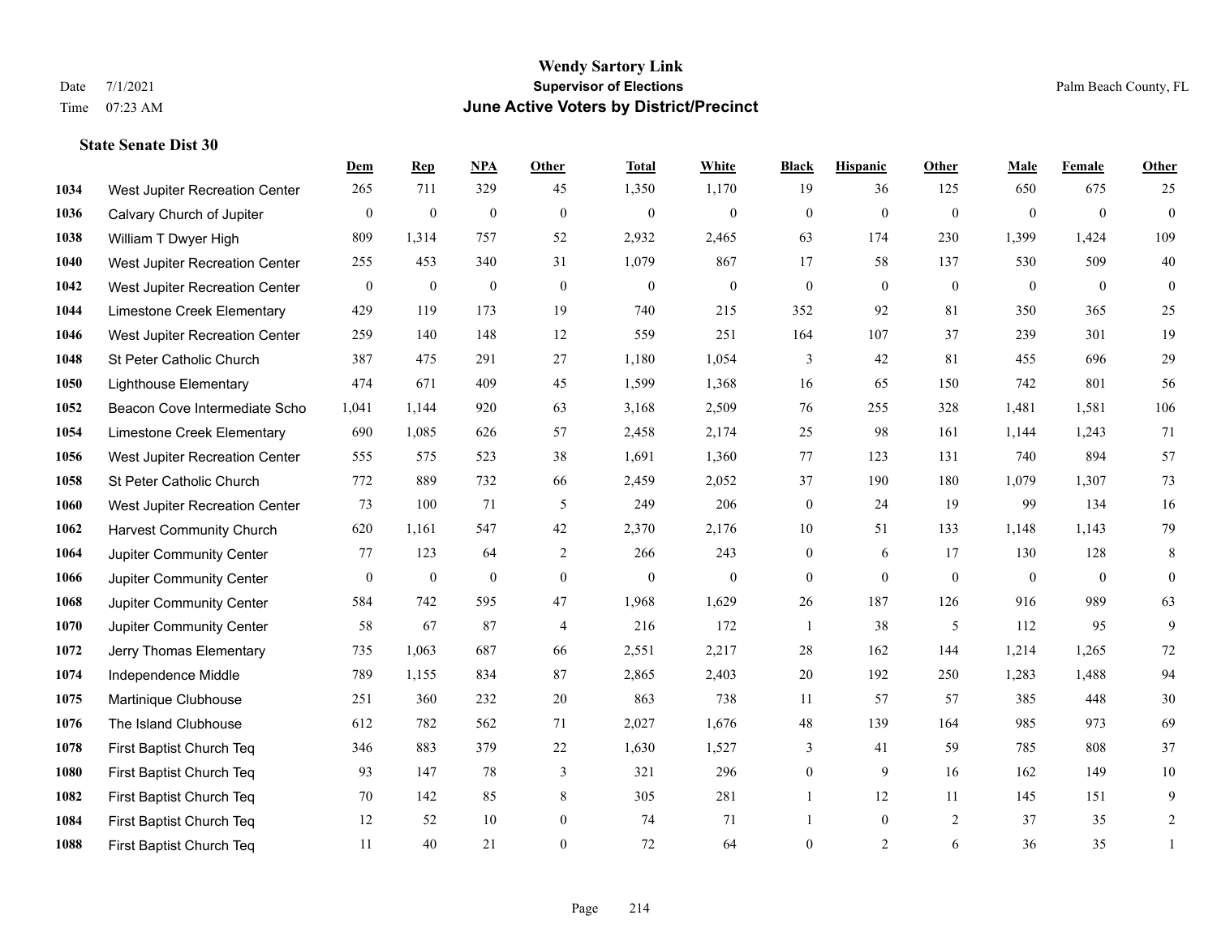# Wendy Sartory Link
## Supervisor of Elections
## June Active Voters by District/Precinct

Date 7/1/2021
Time 07:23 AM

Palm Beach County, FL

### State Senate Dist 30

| | | Dem | Rep | NPA | Other | Total | White | Black | Hispanic | Other | Male | Female | Other |
|---|---|---|---|---|---|---|---|---|---|---|---|---|---|
| 1034 | West Jupiter Recreation Center | 265 | 711 | 329 | 45 | 1,350 | 1,170 | 19 | 36 | 125 | 650 | 675 | 25 |
| 1036 | Calvary Church of Jupiter | 0 | 0 | 0 | 0 | 0 | 0 | 0 | 0 | 0 | 0 | 0 | 0 |
| 1038 | William T Dwyer High | 809 | 1,314 | 757 | 52 | 2,932 | 2,465 | 63 | 174 | 230 | 1,399 | 1,424 | 109 |
| 1040 | West Jupiter Recreation Center | 255 | 453 | 340 | 31 | 1,079 | 867 | 17 | 58 | 137 | 530 | 509 | 40 |
| 1042 | West Jupiter Recreation Center | 0 | 0 | 0 | 0 | 0 | 0 | 0 | 0 | 0 | 0 | 0 | 0 |
| 1044 | Limestone Creek Elementary | 429 | 119 | 173 | 19 | 740 | 215 | 352 | 92 | 81 | 350 | 365 | 25 |
| 1046 | West Jupiter Recreation Center | 259 | 140 | 148 | 12 | 559 | 251 | 164 | 107 | 37 | 239 | 301 | 19 |
| 1048 | St Peter Catholic Church | 387 | 475 | 291 | 27 | 1,180 | 1,054 | 3 | 42 | 81 | 455 | 696 | 29 |
| 1050 | Lighthouse Elementary | 474 | 671 | 409 | 45 | 1,599 | 1,368 | 16 | 65 | 150 | 742 | 801 | 56 |
| 1052 | Beacon Cove Intermediate Scho | 1,041 | 1,144 | 920 | 63 | 3,168 | 2,509 | 76 | 255 | 328 | 1,481 | 1,581 | 106 |
| 1054 | Limestone Creek Elementary | 690 | 1,085 | 626 | 57 | 2,458 | 2,174 | 25 | 98 | 161 | 1,144 | 1,243 | 71 |
| 1056 | West Jupiter Recreation Center | 555 | 575 | 523 | 38 | 1,691 | 1,360 | 77 | 123 | 131 | 740 | 894 | 57 |
| 1058 | St Peter Catholic Church | 772 | 889 | 732 | 66 | 2,459 | 2,052 | 37 | 190 | 180 | 1,079 | 1,307 | 73 |
| 1060 | West Jupiter Recreation Center | 73 | 100 | 71 | 5 | 249 | 206 | 0 | 24 | 19 | 99 | 134 | 16 |
| 1062 | Harvest Community Church | 620 | 1,161 | 547 | 42 | 2,370 | 2,176 | 10 | 51 | 133 | 1,148 | 1,143 | 79 |
| 1064 | Jupiter Community Center | 77 | 123 | 64 | 2 | 266 | 243 | 0 | 6 | 17 | 130 | 128 | 8 |
| 1066 | Jupiter Community Center | 0 | 0 | 0 | 0 | 0 | 0 | 0 | 0 | 0 | 0 | 0 | 0 |
| 1068 | Jupiter Community Center | 584 | 742 | 595 | 47 | 1,968 | 1,629 | 26 | 187 | 126 | 916 | 989 | 63 |
| 1070 | Jupiter Community Center | 58 | 67 | 87 | 4 | 216 | 172 | 1 | 38 | 5 | 112 | 95 | 9 |
| 1072 | Jerry Thomas Elementary | 735 | 1,063 | 687 | 66 | 2,551 | 2,217 | 28 | 162 | 144 | 1,214 | 1,265 | 72 |
| 1074 | Independence Middle | 789 | 1,155 | 834 | 87 | 2,865 | 2,403 | 20 | 192 | 250 | 1,283 | 1,488 | 94 |
| 1075 | Martinique Clubhouse | 251 | 360 | 232 | 20 | 863 | 738 | 11 | 57 | 57 | 385 | 448 | 30 |
| 1076 | The Island Clubhouse | 612 | 782 | 562 | 71 | 2,027 | 1,676 | 48 | 139 | 164 | 985 | 973 | 69 |
| 1078 | First Baptist Church Teq | 346 | 883 | 379 | 22 | 1,630 | 1,527 | 3 | 41 | 59 | 785 | 808 | 37 |
| 1080 | First Baptist Church Teq | 93 | 147 | 78 | 3 | 321 | 296 | 0 | 9 | 16 | 162 | 149 | 10 |
| 1082 | First Baptist Church Teq | 70 | 142 | 85 | 8 | 305 | 281 | 1 | 12 | 11 | 145 | 151 | 9 |
| 1084 | First Baptist Church Teq | 12 | 52 | 10 | 0 | 74 | 71 | 1 | 0 | 2 | 37 | 35 | 2 |
| 1088 | First Baptist Church Teq | 11 | 40 | 21 | 0 | 72 | 64 | 0 | 2 | 6 | 36 | 35 | 1 |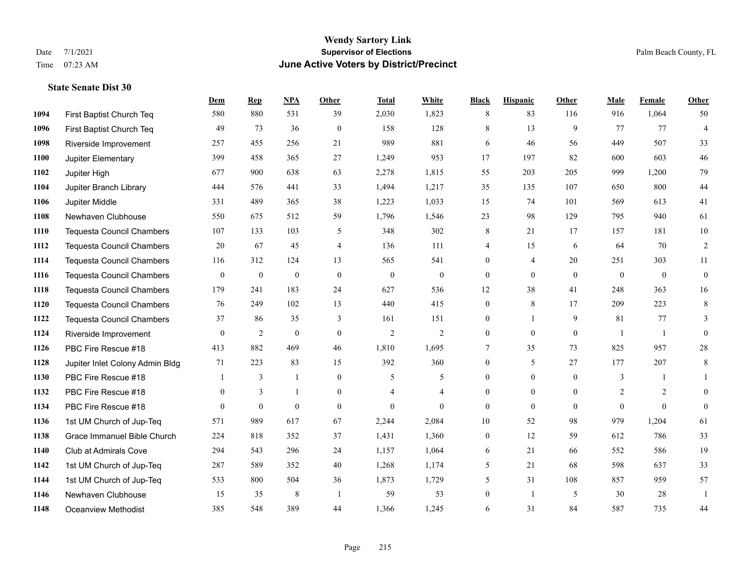# Wendy Sartory Link
## Supervisor of Elections
## June Active Voters by District/Precinct

Date 7/1/2021
Time 07:23 AM

Palm Beach County, FL

### State Senate Dist 30

| | | Dem | Rep | NPA | Other | Total | White | Black | Hispanic | Other | Male | Female | Other |
|---|---|---|---|---|---|---|---|---|---|---|---|---|---|
| 1094 | First Baptist Church Teq | 580 | 880 | 531 | 39 | 2,030 | 1,823 | 8 | 83 | 116 | 916 | 1,064 | 50 |
| 1096 | First Baptist Church Teq | 49 | 73 | 36 | 0 | 158 | 128 | 8 | 13 | 9 | 77 | 77 | 4 |
| 1098 | Riverside Improvement | 257 | 455 | 256 | 21 | 989 | 881 | 6 | 46 | 56 | 449 | 507 | 33 |
| 1100 | Jupiter Elementary | 399 | 458 | 365 | 27 | 1,249 | 953 | 17 | 197 | 82 | 600 | 603 | 46 |
| 1102 | Jupiter High | 677 | 900 | 638 | 63 | 2,278 | 1,815 | 55 | 203 | 205 | 999 | 1,200 | 79 |
| 1104 | Jupiter Branch Library | 444 | 576 | 441 | 33 | 1,494 | 1,217 | 35 | 135 | 107 | 650 | 800 | 44 |
| 1106 | Jupiter Middle | 331 | 489 | 365 | 38 | 1,223 | 1,033 | 15 | 74 | 101 | 569 | 613 | 41 |
| 1108 | Newhaven Clubhouse | 550 | 675 | 512 | 59 | 1,796 | 1,546 | 23 | 98 | 129 | 795 | 940 | 61 |
| 1110 | Tequesta Council Chambers | 107 | 133 | 103 | 5 | 348 | 302 | 8 | 21 | 17 | 157 | 181 | 10 |
| 1112 | Tequesta Council Chambers | 20 | 67 | 45 | 4 | 136 | 111 | 4 | 15 | 6 | 64 | 70 | 2 |
| 1114 | Tequesta Council Chambers | 116 | 312 | 124 | 13 | 565 | 541 | 0 | 4 | 20 | 251 | 303 | 11 |
| 1116 | Tequesta Council Chambers | 0 | 0 | 0 | 0 | 0 | 0 | 0 | 0 | 0 | 0 | 0 | 0 |
| 1118 | Tequesta Council Chambers | 179 | 241 | 183 | 24 | 627 | 536 | 12 | 38 | 41 | 248 | 363 | 16 |
| 1120 | Tequesta Council Chambers | 76 | 249 | 102 | 13 | 440 | 415 | 0 | 8 | 17 | 209 | 223 | 8 |
| 1122 | Tequesta Council Chambers | 37 | 86 | 35 | 3 | 161 | 151 | 0 | 1 | 9 | 81 | 77 | 3 |
| 1124 | Riverside Improvement | 0 | 2 | 0 | 0 | 2 | 2 | 0 | 0 | 0 | 1 | 1 | 0 |
| 1126 | PBC Fire Rescue #18 | 413 | 882 | 469 | 46 | 1,810 | 1,695 | 7 | 35 | 73 | 825 | 957 | 28 |
| 1128 | Jupiter Inlet Colony Admin Bldg | 71 | 223 | 83 | 15 | 392 | 360 | 0 | 5 | 27 | 177 | 207 | 8 |
| 1130 | PBC Fire Rescue #18 | 1 | 3 | 1 | 0 | 5 | 5 | 0 | 0 | 0 | 3 | 1 | 1 |
| 1132 | PBC Fire Rescue #18 | 0 | 3 | 1 | 0 | 4 | 4 | 0 | 0 | 0 | 2 | 2 | 0 |
| 1134 | PBC Fire Rescue #18 | 0 | 0 | 0 | 0 | 0 | 0 | 0 | 0 | 0 | 0 | 0 | 0 |
| 1136 | 1st UM Church of Jup-Teq | 571 | 989 | 617 | 67 | 2,244 | 2,084 | 10 | 52 | 98 | 979 | 1,204 | 61 |
| 1138 | Grace Immanuel Bible Church | 224 | 818 | 352 | 37 | 1,431 | 1,360 | 0 | 12 | 59 | 612 | 786 | 33 |
| 1140 | Club at Admirals Cove | 294 | 543 | 296 | 24 | 1,157 | 1,064 | 6 | 21 | 66 | 552 | 586 | 19 |
| 1142 | 1st UM Church of Jup-Teq | 287 | 589 | 352 | 40 | 1,268 | 1,174 | 5 | 21 | 68 | 598 | 637 | 33 |
| 1144 | 1st UM Church of Jup-Teq | 533 | 800 | 504 | 36 | 1,873 | 1,729 | 5 | 31 | 108 | 857 | 959 | 57 |
| 1146 | Newhaven Clubhouse | 15 | 35 | 8 | 1 | 59 | 53 | 0 | 1 | 5 | 30 | 28 | 1 |
| 1148 | Oceanview Methodist | 385 | 548 | 389 | 44 | 1,366 | 1,245 | 6 | 31 | 84 | 587 | 735 | 44 |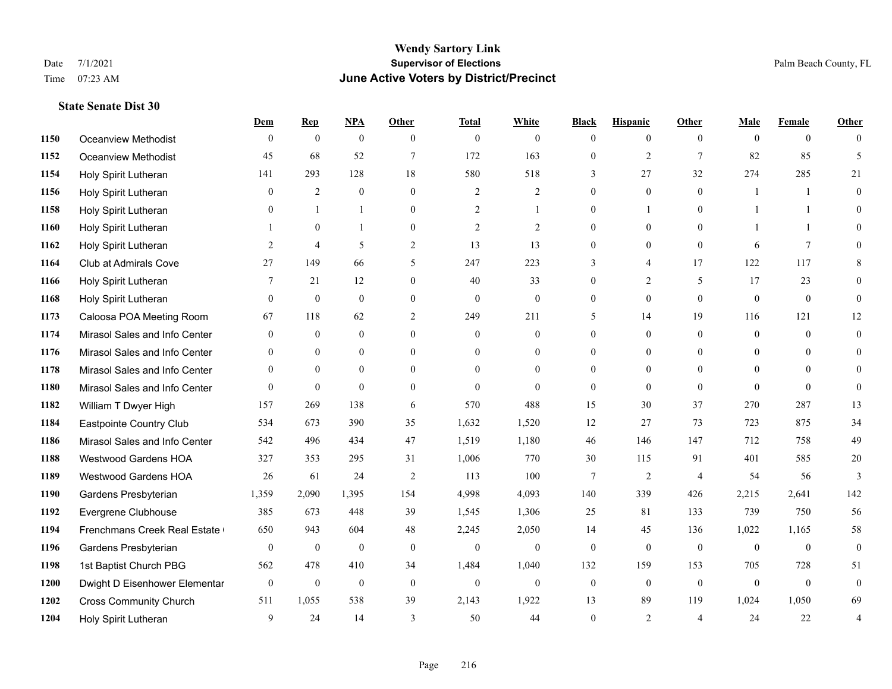# Wendy Sartory Link
## Supervisor of Elections
## June Active Voters by District/Precinct

Date 7/1/2021
Time 07:23 AM

Palm Beach County, FL

### State Senate Dist 30

| | | Dem | Rep | NPA | Other | Total | White | Black | Hispanic | Other | Male | Female | Other |
|---|---|---|---|---|---|---|---|---|---|---|---|---|---|
| 1150 | Oceanview Methodist | 0 | 0 | 0 | 0 | 0 | 0 | 0 | 0 | 0 | 0 | 0 | 0 |
| 1152 | Oceanview Methodist | 45 | 68 | 52 | 7 | 172 | 163 | 0 | 2 | 7 | 82 | 85 | 5 |
| 1154 | Holy Spirit Lutheran | 141 | 293 | 128 | 18 | 580 | 518 | 3 | 27 | 32 | 274 | 285 | 21 |
| 1156 | Holy Spirit Lutheran | 0 | 2 | 0 | 0 | 2 | 2 | 0 | 0 | 0 | 1 | 1 | 0 |
| 1158 | Holy Spirit Lutheran | 0 | 1 | 1 | 0 | 2 | 1 | 0 | 1 | 0 | 1 | 1 | 0 |
| 1160 | Holy Spirit Lutheran | 1 | 0 | 1 | 0 | 2 | 2 | 0 | 0 | 0 | 1 | 1 | 0 |
| 1162 | Holy Spirit Lutheran | 2 | 4 | 5 | 2 | 13 | 13 | 0 | 0 | 0 | 6 | 7 | 0 |
| 1164 | Club at Admirals Cove | 27 | 149 | 66 | 5 | 247 | 223 | 3 | 4 | 17 | 122 | 117 | 8 |
| 1166 | Holy Spirit Lutheran | 7 | 21 | 12 | 0 | 40 | 33 | 0 | 2 | 5 | 17 | 23 | 0 |
| 1168 | Holy Spirit Lutheran | 0 | 0 | 0 | 0 | 0 | 0 | 0 | 0 | 0 | 0 | 0 | 0 |
| 1173 | Caloosa POA Meeting Room | 67 | 118 | 62 | 2 | 249 | 211 | 5 | 14 | 19 | 116 | 121 | 12 |
| 1174 | Mirasol Sales and Info Center | 0 | 0 | 0 | 0 | 0 | 0 | 0 | 0 | 0 | 0 | 0 | 0 |
| 1176 | Mirasol Sales and Info Center | 0 | 0 | 0 | 0 | 0 | 0 | 0 | 0 | 0 | 0 | 0 | 0 |
| 1178 | Mirasol Sales and Info Center | 0 | 0 | 0 | 0 | 0 | 0 | 0 | 0 | 0 | 0 | 0 | 0 |
| 1180 | Mirasol Sales and Info Center | 0 | 0 | 0 | 0 | 0 | 0 | 0 | 0 | 0 | 0 | 0 | 0 |
| 1182 | William T Dwyer High | 157 | 269 | 138 | 6 | 570 | 488 | 15 | 30 | 37 | 270 | 287 | 13 |
| 1184 | Eastpointe Country Club | 534 | 673 | 390 | 35 | 1,632 | 1,520 | 12 | 27 | 73 | 723 | 875 | 34 |
| 1186 | Mirasol Sales and Info Center | 542 | 496 | 434 | 47 | 1,519 | 1,180 | 46 | 146 | 147 | 712 | 758 | 49 |
| 1188 | Westwood Gardens HOA | 327 | 353 | 295 | 31 | 1,006 | 770 | 30 | 115 | 91 | 401 | 585 | 20 |
| 1189 | Westwood Gardens HOA | 26 | 61 | 24 | 2 | 113 | 100 | 7 | 2 | 4 | 54 | 56 | 3 |
| 1190 | Gardens Presbyterian | 1,359 | 2,090 | 1,395 | 154 | 4,998 | 4,093 | 140 | 339 | 426 | 2,215 | 2,641 | 142 |
| 1192 | Evergrene Clubhouse | 385 | 673 | 448 | 39 | 1,545 | 1,306 | 25 | 81 | 133 | 739 | 750 | 56 |
| 1194 | Frenchmans Creek Real Estate ( | 650 | 943 | 604 | 48 | 2,245 | 2,050 | 14 | 45 | 136 | 1,022 | 1,165 | 58 |
| 1196 | Gardens Presbyterian | 0 | 0 | 0 | 0 | 0 | 0 | 0 | 0 | 0 | 0 | 0 | 0 |
| 1198 | 1st Baptist Church PBG | 562 | 478 | 410 | 34 | 1,484 | 1,040 | 132 | 159 | 153 | 705 | 728 | 51 |
| 1200 | Dwight D Eisenhower Elementar | 0 | 0 | 0 | 0 | 0 | 0 | 0 | 0 | 0 | 0 | 0 | 0 |
| 1202 | Cross Community Church | 511 | 1,055 | 538 | 39 | 2,143 | 1,922 | 13 | 89 | 119 | 1,024 | 1,050 | 69 |
| 1204 | Holy Spirit Lutheran | 9 | 24 | 14 | 3 | 50 | 44 | 0 | 2 | 4 | 24 | 22 | 4 |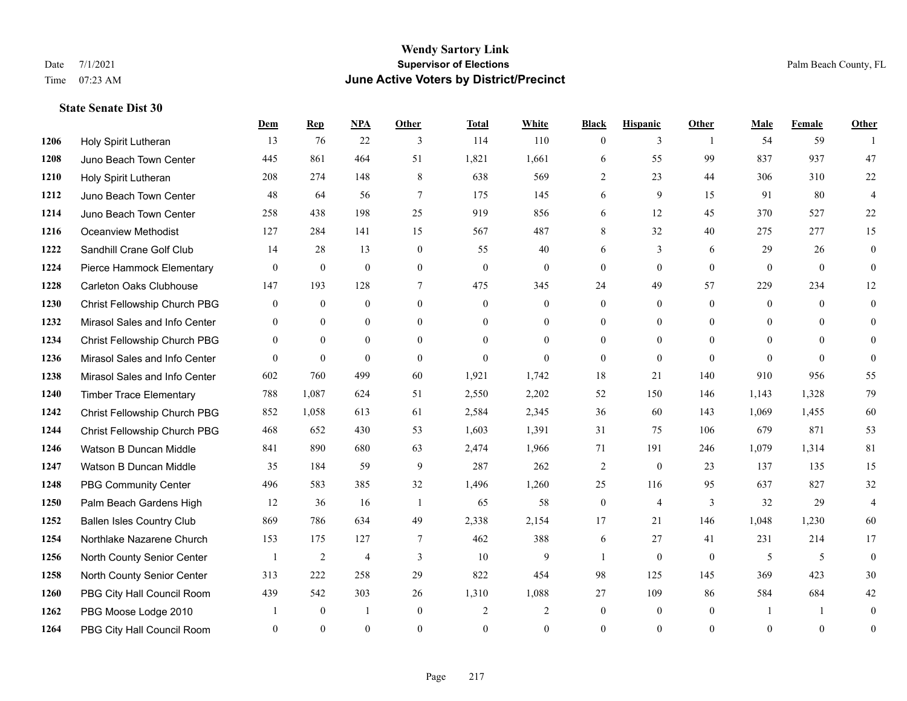# Wendy Sartory Link

## Supervisor of Elections

## June Active Voters by District/Precinct

Date 7/1/2021
Time 07:23 AM

Palm Beach County, FL

### State Senate Dist 30

| | | Dem | Rep | NPA | Other | Total | White | Black | Hispanic | Other | Male | Female | Other |
|---|---|---|---|---|---|---|---|---|---|---|---|---|---|
| 1206 | Holy Spirit Lutheran | 13 | 76 | 22 | 3 | 114 | 110 | 0 | 3 | 1 | 54 | 59 | 1 |
| 1208 | Juno Beach Town Center | 445 | 861 | 464 | 51 | 1,821 | 1,661 | 6 | 55 | 99 | 837 | 937 | 47 |
| 1210 | Holy Spirit Lutheran | 208 | 274 | 148 | 8 | 638 | 569 | 2 | 23 | 44 | 306 | 310 | 22 |
| 1212 | Juno Beach Town Center | 48 | 64 | 56 | 7 | 175 | 145 | 6 | 9 | 15 | 91 | 80 | 4 |
| 1214 | Juno Beach Town Center | 258 | 438 | 198 | 25 | 919 | 856 | 6 | 12 | 45 | 370 | 527 | 22 |
| 1216 | Oceanview Methodist | 127 | 284 | 141 | 15 | 567 | 487 | 8 | 32 | 40 | 275 | 277 | 15 |
| 1222 | Sandhill Crane Golf Club | 14 | 28 | 13 | 0 | 55 | 40 | 6 | 3 | 6 | 29 | 26 | 0 |
| 1224 | Pierce Hammock Elementary | 0 | 0 | 0 | 0 | 0 | 0 | 0 | 0 | 0 | 0 | 0 | 0 |
| 1228 | Carleton Oaks Clubhouse | 147 | 193 | 128 | 7 | 475 | 345 | 24 | 49 | 57 | 229 | 234 | 12 |
| 1230 | Christ Fellowship Church PBG | 0 | 0 | 0 | 0 | 0 | 0 | 0 | 0 | 0 | 0 | 0 | 0 |
| 1232 | Mirasol Sales and Info Center | 0 | 0 | 0 | 0 | 0 | 0 | 0 | 0 | 0 | 0 | 0 | 0 |
| 1234 | Christ Fellowship Church PBG | 0 | 0 | 0 | 0 | 0 | 0 | 0 | 0 | 0 | 0 | 0 | 0 |
| 1236 | Mirasol Sales and Info Center | 0 | 0 | 0 | 0 | 0 | 0 | 0 | 0 | 0 | 0 | 0 | 0 |
| 1238 | Mirasol Sales and Info Center | 602 | 760 | 499 | 60 | 1,921 | 1,742 | 18 | 21 | 140 | 910 | 956 | 55 |
| 1240 | Timber Trace Elementary | 788 | 1,087 | 624 | 51 | 2,550 | 2,202 | 52 | 150 | 146 | 1,143 | 1,328 | 79 |
| 1242 | Christ Fellowship Church PBG | 852 | 1,058 | 613 | 61 | 2,584 | 2,345 | 36 | 60 | 143 | 1,069 | 1,455 | 60 |
| 1244 | Christ Fellowship Church PBG | 468 | 652 | 430 | 53 | 1,603 | 1,391 | 31 | 75 | 106 | 679 | 871 | 53 |
| 1246 | Watson B Duncan Middle | 841 | 890 | 680 | 63 | 2,474 | 1,966 | 71 | 191 | 246 | 1,079 | 1,314 | 81 |
| 1247 | Watson B Duncan Middle | 35 | 184 | 59 | 9 | 287 | 262 | 2 | 0 | 23 | 137 | 135 | 15 |
| 1248 | PBG Community Center | 496 | 583 | 385 | 32 | 1,496 | 1,260 | 25 | 116 | 95 | 637 | 827 | 32 |
| 1250 | Palm Beach Gardens High | 12 | 36 | 16 | 1 | 65 | 58 | 0 | 4 | 3 | 32 | 29 | 4 |
| 1252 | Ballen Isles Country Club | 869 | 786 | 634 | 49 | 2,338 | 2,154 | 17 | 21 | 146 | 1,048 | 1,230 | 60 |
| 1254 | Northlake Nazarene Church | 153 | 175 | 127 | 7 | 462 | 388 | 6 | 27 | 41 | 231 | 214 | 17 |
| 1256 | North County Senior Center | 1 | 2 | 4 | 3 | 10 | 9 | 1 | 0 | 0 | 5 | 5 | 0 |
| 1258 | North County Senior Center | 313 | 222 | 258 | 29 | 822 | 454 | 98 | 125 | 145 | 369 | 423 | 30 |
| 1260 | PBG City Hall Council Room | 439 | 542 | 303 | 26 | 1,310 | 1,088 | 27 | 109 | 86 | 584 | 684 | 42 |
| 1262 | PBG Moose Lodge 2010 | 1 | 0 | 1 | 0 | 2 | 2 | 0 | 0 | 0 | 1 | 1 | 0 |
| 1264 | PBG City Hall Council Room | 0 | 0 | 0 | 0 | 0 | 0 | 0 | 0 | 0 | 0 | 0 | 0 |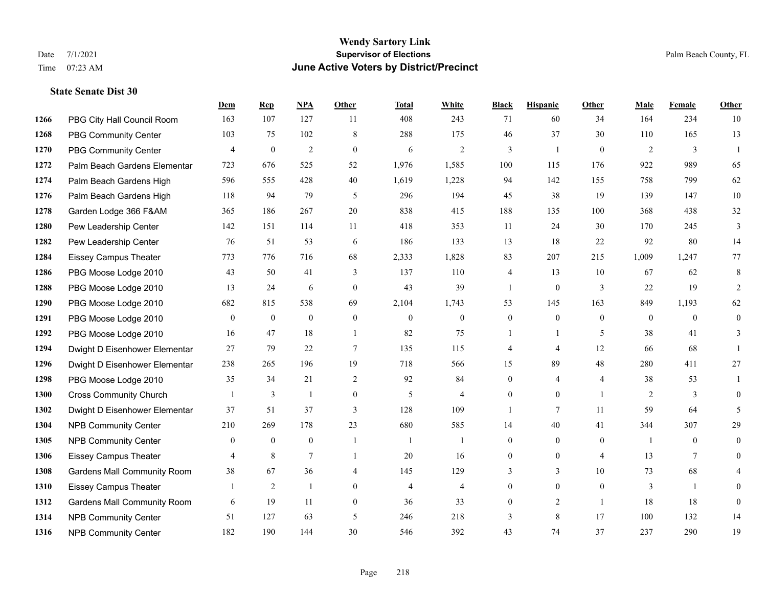# Wendy Sartory Link
## Supervisor of Elections
## June Active Voters by District/Precinct

Date 7/1/2021
Time 07:23 AM

Palm Beach County, FL

### State Senate Dist 30

| | | Dem | Rep | NPA | Other | Total | White | Black | Hispanic | Other | Male | Female | Other |
|---|---|---|---|---|---|---|---|---|---|---|---|---|---|
| 1266 | PBG City Hall Council Room | 163 | 107 | 127 | 11 | 408 | 243 | 71 | 60 | 34 | 164 | 234 | 10 |
| 1268 | PBG Community Center | 103 | 75 | 102 | 8 | 288 | 175 | 46 | 37 | 30 | 110 | 165 | 13 |
| 1270 | PBG Community Center | 4 | 0 | 2 | 0 | 6 | 2 | 3 | 1 | 0 | 2 | 3 | 1 |
| 1272 | Palm Beach Gardens Elementar | 723 | 676 | 525 | 52 | 1,976 | 1,585 | 100 | 115 | 176 | 922 | 989 | 65 |
| 1274 | Palm Beach Gardens High | 596 | 555 | 428 | 40 | 1,619 | 1,228 | 94 | 142 | 155 | 758 | 799 | 62 |
| 1276 | Palm Beach Gardens High | 118 | 94 | 79 | 5 | 296 | 194 | 45 | 38 | 19 | 139 | 147 | 10 |
| 1278 | Garden Lodge 366 F&AM | 365 | 186 | 267 | 20 | 838 | 415 | 188 | 135 | 100 | 368 | 438 | 32 |
| 1280 | Pew Leadership Center | 142 | 151 | 114 | 11 | 418 | 353 | 11 | 24 | 30 | 170 | 245 | 3 |
| 1282 | Pew Leadership Center | 76 | 51 | 53 | 6 | 186 | 133 | 13 | 18 | 22 | 92 | 80 | 14 |
| 1284 | Eissey Campus Theater | 773 | 776 | 716 | 68 | 2,333 | 1,828 | 83 | 207 | 215 | 1,009 | 1,247 | 77 |
| 1286 | PBG Moose Lodge 2010 | 43 | 50 | 41 | 3 | 137 | 110 | 4 | 13 | 10 | 67 | 62 | 8 |
| 1288 | PBG Moose Lodge 2010 | 13 | 24 | 6 | 0 | 43 | 39 | 1 | 0 | 3 | 22 | 19 | 2 |
| 1290 | PBG Moose Lodge 2010 | 682 | 815 | 538 | 69 | 2,104 | 1,743 | 53 | 145 | 163 | 849 | 1,193 | 62 |
| 1291 | PBG Moose Lodge 2010 | 0 | 0 | 0 | 0 | 0 | 0 | 0 | 0 | 0 | 0 | 0 | 0 |
| 1292 | PBG Moose Lodge 2010 | 16 | 47 | 18 | 1 | 82 | 75 | 1 | 1 | 5 | 38 | 41 | 3 |
| 1294 | Dwight D Eisenhower Elementar | 27 | 79 | 22 | 7 | 135 | 115 | 4 | 4 | 12 | 66 | 68 | 1 |
| 1296 | Dwight D Eisenhower Elementar | 238 | 265 | 196 | 19 | 718 | 566 | 15 | 89 | 48 | 280 | 411 | 27 |
| 1298 | PBG Moose Lodge 2010 | 35 | 34 | 21 | 2 | 92 | 84 | 0 | 4 | 4 | 38 | 53 | 1 |
| 1300 | Cross Community Church | 1 | 3 | 1 | 0 | 5 | 4 | 0 | 0 | 1 | 2 | 3 | 0 |
| 1302 | Dwight D Eisenhower Elementar | 37 | 51 | 37 | 3 | 128 | 109 | 1 | 7 | 11 | 59 | 64 | 5 |
| 1304 | NPB Community Center | 210 | 269 | 178 | 23 | 680 | 585 | 14 | 40 | 41 | 344 | 307 | 29 |
| 1305 | NPB Community Center | 0 | 0 | 0 | 1 | 1 | 1 | 0 | 0 | 0 | 1 | 0 | 0 |
| 1306 | Eissey Campus Theater | 4 | 8 | 7 | 1 | 20 | 16 | 0 | 0 | 4 | 13 | 7 | 0 |
| 1308 | Gardens Mall Community Room | 38 | 67 | 36 | 4 | 145 | 129 | 3 | 3 | 10 | 73 | 68 | 4 |
| 1310 | Eissey Campus Theater | 1 | 2 | 1 | 0 | 4 | 4 | 0 | 0 | 0 | 3 | 1 | 0 |
| 1312 | Gardens Mall Community Room | 6 | 19 | 11 | 0 | 36 | 33 | 0 | 2 | 1 | 18 | 18 | 0 |
| 1314 | NPB Community Center | 51 | 127 | 63 | 5 | 246 | 218 | 3 | 8 | 17 | 100 | 132 | 14 |
| 1316 | NPB Community Center | 182 | 190 | 144 | 30 | 546 | 392 | 43 | 74 | 37 | 237 | 290 | 19 |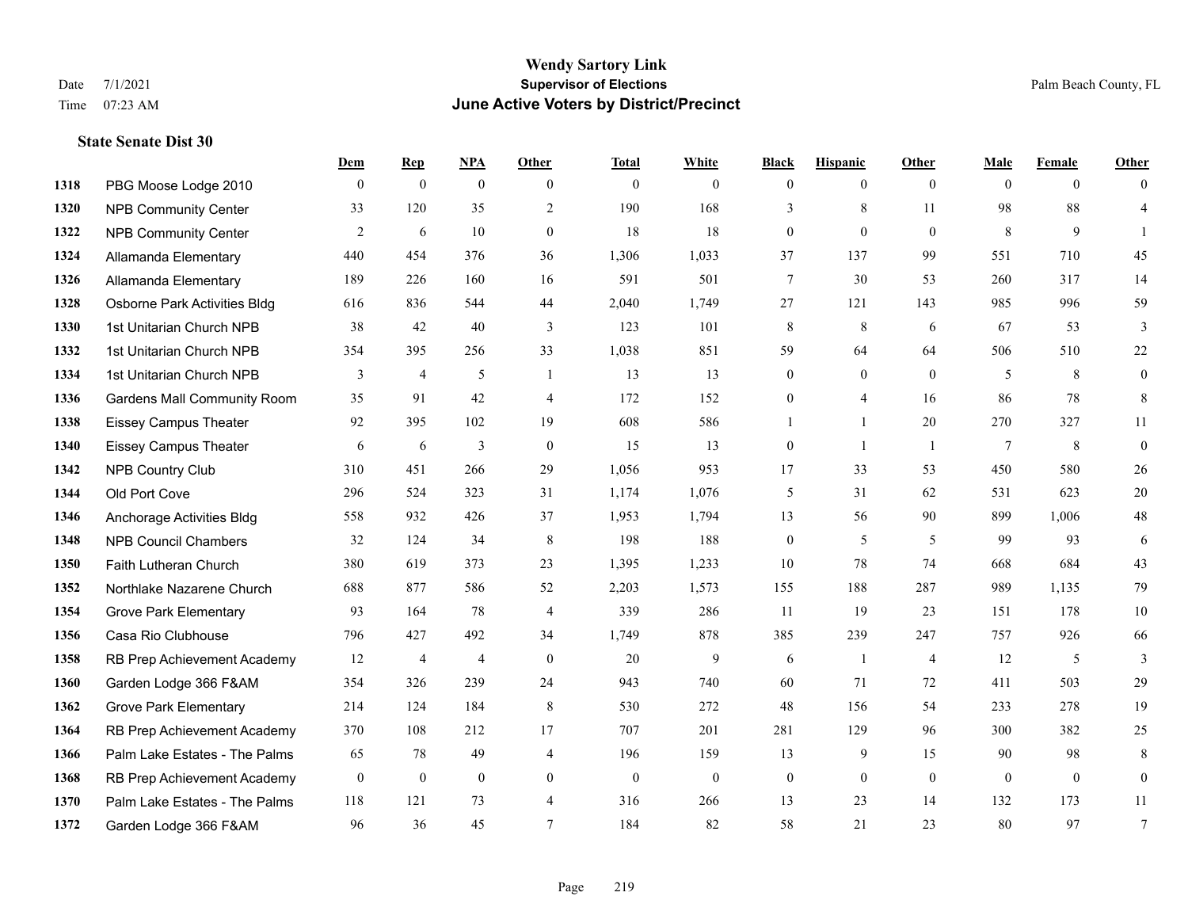# Wendy Sartory Link
## Supervisor of Elections
## June Active Voters by District/Precinct

Date 7/1/2021
Time 07:23 AM

Palm Beach County, FL

### State Senate Dist 30

| | | Dem | Rep | NPA | Other | Total | White | Black | Hispanic | Other | Male | Female | Other |
|---|---|---|---|---|---|---|---|---|---|---|---|---|---|
| 1318 | PBG Moose Lodge 2010 | 0 | 0 | 0 | 0 | 0 | 0 | 0 | 0 | 0 | 0 | 0 | 0 |
| 1320 | NPB Community Center | 33 | 120 | 35 | 2 | 190 | 168 | 3 | 8 | 11 | 98 | 88 | 4 |
| 1322 | NPB Community Center | 2 | 6 | 10 | 0 | 18 | 18 | 0 | 0 | 0 | 8 | 9 | 1 |
| 1324 | Allamanda Elementary | 440 | 454 | 376 | 36 | 1,306 | 1,033 | 37 | 137 | 99 | 551 | 710 | 45 |
| 1326 | Allamanda Elementary | 189 | 226 | 160 | 16 | 591 | 501 | 7 | 30 | 53 | 260 | 317 | 14 |
| 1328 | Osborne Park Activities Bldg | 616 | 836 | 544 | 44 | 2,040 | 1,749 | 27 | 121 | 143 | 985 | 996 | 59 |
| 1330 | 1st Unitarian Church NPB | 38 | 42 | 40 | 3 | 123 | 101 | 8 | 8 | 6 | 67 | 53 | 3 |
| 1332 | 1st Unitarian Church NPB | 354 | 395 | 256 | 33 | 1,038 | 851 | 59 | 64 | 64 | 506 | 510 | 22 |
| 1334 | 1st Unitarian Church NPB | 3 | 4 | 5 | 1 | 13 | 13 | 0 | 0 | 0 | 5 | 8 | 0 |
| 1336 | Gardens Mall Community Room | 35 | 91 | 42 | 4 | 172 | 152 | 0 | 4 | 16 | 86 | 78 | 8 |
| 1338 | Eissey Campus Theater | 92 | 395 | 102 | 19 | 608 | 586 | 1 | 1 | 20 | 270 | 327 | 11 |
| 1340 | Eissey Campus Theater | 6 | 6 | 3 | 0 | 15 | 13 | 0 | 1 | 1 | 7 | 8 | 0 |
| 1342 | NPB Country Club | 310 | 451 | 266 | 29 | 1,056 | 953 | 17 | 33 | 53 | 450 | 580 | 26 |
| 1344 | Old Port Cove | 296 | 524 | 323 | 31 | 1,174 | 1,076 | 5 | 31 | 62 | 531 | 623 | 20 |
| 1346 | Anchorage Activities Bldg | 558 | 932 | 426 | 37 | 1,953 | 1,794 | 13 | 56 | 90 | 899 | 1,006 | 48 |
| 1348 | NPB Council Chambers | 32 | 124 | 34 | 8 | 198 | 188 | 0 | 5 | 5 | 99 | 93 | 6 |
| 1350 | Faith Lutheran Church | 380 | 619 | 373 | 23 | 1,395 | 1,233 | 10 | 78 | 74 | 668 | 684 | 43 |
| 1352 | Northlake Nazarene Church | 688 | 877 | 586 | 52 | 2,203 | 1,573 | 155 | 188 | 287 | 989 | 1,135 | 79 |
| 1354 | Grove Park Elementary | 93 | 164 | 78 | 4 | 339 | 286 | 11 | 19 | 23 | 151 | 178 | 10 |
| 1356 | Casa Rio Clubhouse | 796 | 427 | 492 | 34 | 1,749 | 878 | 385 | 239 | 247 | 757 | 926 | 66 |
| 1358 | RB Prep Achievement Academy | 12 | 4 | 4 | 0 | 20 | 9 | 6 | 1 | 4 | 12 | 5 | 3 |
| 1360 | Garden Lodge 366 F&AM | 354 | 326 | 239 | 24 | 943 | 740 | 60 | 71 | 72 | 411 | 503 | 29 |
| 1362 | Grove Park Elementary | 214 | 124 | 184 | 8 | 530 | 272 | 48 | 156 | 54 | 233 | 278 | 19 |
| 1364 | RB Prep Achievement Academy | 370 | 108 | 212 | 17 | 707 | 201 | 281 | 129 | 96 | 300 | 382 | 25 |
| 1366 | Palm Lake Estates - The Palms | 65 | 78 | 49 | 4 | 196 | 159 | 13 | 9 | 15 | 90 | 98 | 8 |
| 1368 | RB Prep Achievement Academy | 0 | 0 | 0 | 0 | 0 | 0 | 0 | 0 | 0 | 0 | 0 | 0 |
| 1370 | Palm Lake Estates - The Palms | 118 | 121 | 73 | 4 | 316 | 266 | 13 | 23 | 14 | 132 | 173 | 11 |
| 1372 | Garden Lodge 366 F&AM | 96 | 36 | 45 | 7 | 184 | 82 | 58 | 21 | 23 | 80 | 97 | 7 |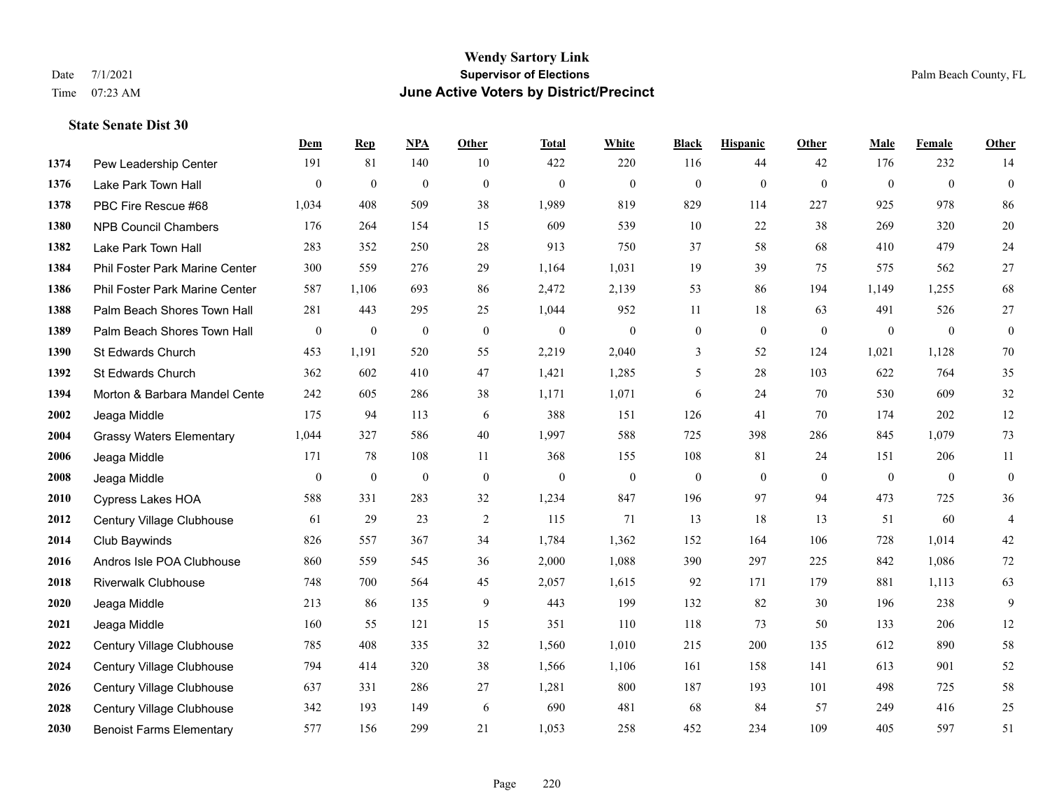# Wendy Sartory Link

**Supervisor of Elections**

Date 7/1/2021
Time 07:23 AM

Palm Beach County, FL

## June Active Voters by District/Precinct

### State Senate Dist 30

| | | Dem | Rep | NPA | Other | Total | White | Black | Hispanic | Other | Male | Female | Other |
|---|---|---|---|---|---|---|---|---|---|---|---|---|---|
| 1374 | Pew Leadership Center | 191 | 81 | 140 | 10 | 422 | 220 | 116 | 44 | 42 | 176 | 232 | 14 |
| 1376 | Lake Park Town Hall | 0 | 0 | 0 | 0 | 0 | 0 | 0 | 0 | 0 | 0 | 0 | 0 |
| 1378 | PBC Fire Rescue #68 | 1,034 | 408 | 509 | 38 | 1,989 | 819 | 829 | 114 | 227 | 925 | 978 | 86 |
| 1380 | NPB Council Chambers | 176 | 264 | 154 | 15 | 609 | 539 | 10 | 22 | 38 | 269 | 320 | 20 |
| 1382 | Lake Park Town Hall | 283 | 352 | 250 | 28 | 913 | 750 | 37 | 58 | 68 | 410 | 479 | 24 |
| 1384 | Phil Foster Park Marine Center | 300 | 559 | 276 | 29 | 1,164 | 1,031 | 19 | 39 | 75 | 575 | 562 | 27 |
| 1386 | Phil Foster Park Marine Center | 587 | 1,106 | 693 | 86 | 2,472 | 2,139 | 53 | 86 | 194 | 1,149 | 1,255 | 68 |
| 1388 | Palm Beach Shores Town Hall | 281 | 443 | 295 | 25 | 1,044 | 952 | 11 | 18 | 63 | 491 | 526 | 27 |
| 1389 | Palm Beach Shores Town Hall | 0 | 0 | 0 | 0 | 0 | 0 | 0 | 0 | 0 | 0 | 0 | 0 |
| 1390 | St Edwards Church | 453 | 1,191 | 520 | 55 | 2,219 | 2,040 | 3 | 52 | 124 | 1,021 | 1,128 | 70 |
| 1392 | St Edwards Church | 362 | 602 | 410 | 47 | 1,421 | 1,285 | 5 | 28 | 103 | 622 | 764 | 35 |
| 1394 | Morton & Barbara Mandel Cente | 242 | 605 | 286 | 38 | 1,171 | 1,071 | 6 | 24 | 70 | 530 | 609 | 32 |
| 2002 | Jeaga Middle | 175 | 94 | 113 | 6 | 388 | 151 | 126 | 41 | 70 | 174 | 202 | 12 |
| 2004 | Grassy Waters Elementary | 1,044 | 327 | 586 | 40 | 1,997 | 588 | 725 | 398 | 286 | 845 | 1,079 | 73 |
| 2006 | Jeaga Middle | 171 | 78 | 108 | 11 | 368 | 155 | 108 | 81 | 24 | 151 | 206 | 11 |
| 2008 | Jeaga Middle | 0 | 0 | 0 | 0 | 0 | 0 | 0 | 0 | 0 | 0 | 0 | 0 |
| 2010 | Cypress Lakes HOA | 588 | 331 | 283 | 32 | 1,234 | 847 | 196 | 97 | 94 | 473 | 725 | 36 |
| 2012 | Century Village Clubhouse | 61 | 29 | 23 | 2 | 115 | 71 | 13 | 18 | 13 | 51 | 60 | 4 |
| 2014 | Club Baywinds | 826 | 557 | 367 | 34 | 1,784 | 1,362 | 152 | 164 | 106 | 728 | 1,014 | 42 |
| 2016 | Andros Isle POA Clubhouse | 860 | 559 | 545 | 36 | 2,000 | 1,088 | 390 | 297 | 225 | 842 | 1,086 | 72 |
| 2018 | Riverwalk Clubhouse | 748 | 700 | 564 | 45 | 2,057 | 1,615 | 92 | 171 | 179 | 881 | 1,113 | 63 |
| 2020 | Jeaga Middle | 213 | 86 | 135 | 9 | 443 | 199 | 132 | 82 | 30 | 196 | 238 | 9 |
| 2021 | Jeaga Middle | 160 | 55 | 121 | 15 | 351 | 110 | 118 | 73 | 50 | 133 | 206 | 12 |
| 2022 | Century Village Clubhouse | 785 | 408 | 335 | 32 | 1,560 | 1,010 | 215 | 200 | 135 | 612 | 890 | 58 |
| 2024 | Century Village Clubhouse | 794 | 414 | 320 | 38 | 1,566 | 1,106 | 161 | 158 | 141 | 613 | 901 | 52 |
| 2026 | Century Village Clubhouse | 637 | 331 | 286 | 27 | 1,281 | 800 | 187 | 193 | 101 | 498 | 725 | 58 |
| 2028 | Century Village Clubhouse | 342 | 193 | 149 | 6 | 690 | 481 | 68 | 84 | 57 | 249 | 416 | 25 |
| 2030 | Benoist Farms Elementary | 577 | 156 | 299 | 21 | 1,053 | 258 | 452 | 234 | 109 | 405 | 597 | 51 |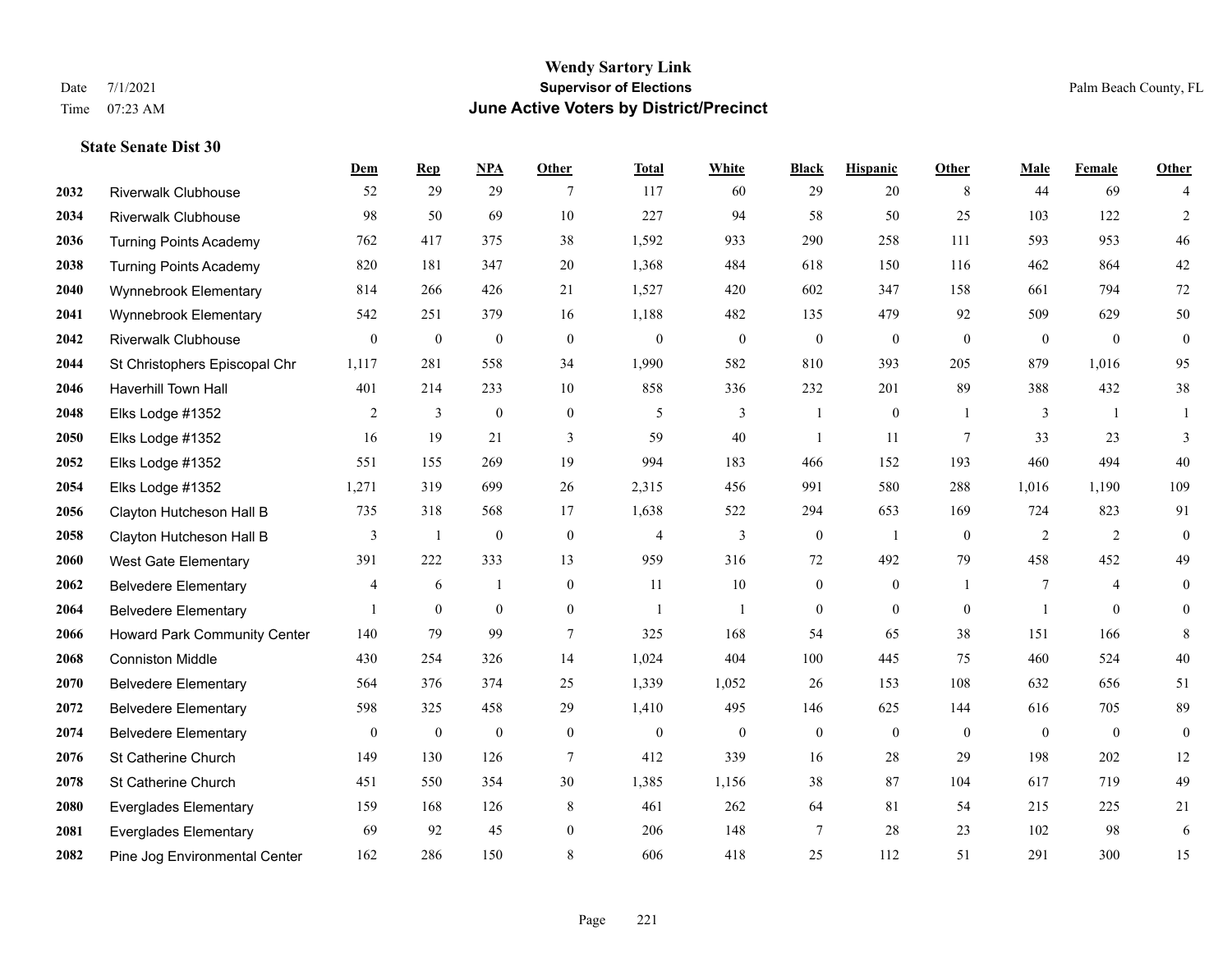# Wendy Sartory Link

**Supervisor of Elections**

Date 7/1/2021
Time 07:23 AM

## June Active Voters by District/Precinct

Palm Beach County, FL

### State Senate Dist 30

| | | Dem | Rep | NPA | Other | Total | White | Black | Hispanic | Other | Male | Female | Other |
|---|---|---|---|---|---|---|---|---|---|---|---|---|---|
| 2032 | Riverwalk Clubhouse | 52 | 29 | 29 | 7 | 117 | 60 | 29 | 20 | 8 | 44 | 69 | 4 |
| 2034 | Riverwalk Clubhouse | 98 | 50 | 69 | 10 | 227 | 94 | 58 | 50 | 25 | 103 | 122 | 2 |
| 2036 | Turning Points Academy | 762 | 417 | 375 | 38 | 1,592 | 933 | 290 | 258 | 111 | 593 | 953 | 46 |
| 2038 | Turning Points Academy | 820 | 181 | 347 | 20 | 1,368 | 484 | 618 | 150 | 116 | 462 | 864 | 42 |
| 2040 | Wynnebrook Elementary | 814 | 266 | 426 | 21 | 1,527 | 420 | 602 | 347 | 158 | 661 | 794 | 72 |
| 2041 | Wynnebrook Elementary | 542 | 251 | 379 | 16 | 1,188 | 482 | 135 | 479 | 92 | 509 | 629 | 50 |
| 2042 | Riverwalk Clubhouse | 0 | 0 | 0 | 0 | 0 | 0 | 0 | 0 | 0 | 0 | 0 | 0 |
| 2044 | St Christophers Episcopal Chr | 1,117 | 281 | 558 | 34 | 1,990 | 582 | 810 | 393 | 205 | 879 | 1,016 | 95 |
| 2046 | Haverhill Town Hall | 401 | 214 | 233 | 10 | 858 | 336 | 232 | 201 | 89 | 388 | 432 | 38 |
| 2048 | Elks Lodge #1352 | 2 | 3 | 0 | 0 | 5 | 3 | 1 | 0 | 1 | 3 | 1 | 1 |
| 2050 | Elks Lodge #1352 | 16 | 19 | 21 | 3 | 59 | 40 | 1 | 11 | 7 | 33 | 23 | 3 |
| 2052 | Elks Lodge #1352 | 551 | 155 | 269 | 19 | 994 | 183 | 466 | 152 | 193 | 460 | 494 | 40 |
| 2054 | Elks Lodge #1352 | 1,271 | 319 | 699 | 26 | 2,315 | 456 | 991 | 580 | 288 | 1,016 | 1,190 | 109 |
| 2056 | Clayton Hutcheson Hall B | 735 | 318 | 568 | 17 | 1,638 | 522 | 294 | 653 | 169 | 724 | 823 | 91 |
| 2058 | Clayton Hutcheson Hall B | 3 | 1 | 0 | 0 | 4 | 3 | 0 | 1 | 0 | 2 | 2 | 0 |
| 2060 | West Gate Elementary | 391 | 222 | 333 | 13 | 959 | 316 | 72 | 492 | 79 | 458 | 452 | 49 |
| 2062 | Belvedere Elementary | 4 | 6 | 1 | 0 | 11 | 10 | 0 | 0 | 1 | 7 | 4 | 0 |
| 2064 | Belvedere Elementary | 1 | 0 | 0 | 0 | 1 | 1 | 0 | 0 | 0 | 1 | 0 | 0 |
| 2066 | Howard Park Community Center | 140 | 79 | 99 | 7 | 325 | 168 | 54 | 65 | 38 | 151 | 166 | 8 |
| 2068 | Conniston Middle | 430 | 254 | 326 | 14 | 1,024 | 404 | 100 | 445 | 75 | 460 | 524 | 40 |
| 2070 | Belvedere Elementary | 564 | 376 | 374 | 25 | 1,339 | 1,052 | 26 | 153 | 108 | 632 | 656 | 51 |
| 2072 | Belvedere Elementary | 598 | 325 | 458 | 29 | 1,410 | 495 | 146 | 625 | 144 | 616 | 705 | 89 |
| 2074 | Belvedere Elementary | 0 | 0 | 0 | 0 | 0 | 0 | 0 | 0 | 0 | 0 | 0 | 0 |
| 2076 | St Catherine Church | 149 | 130 | 126 | 7 | 412 | 339 | 16 | 28 | 29 | 198 | 202 | 12 |
| 2078 | St Catherine Church | 451 | 550 | 354 | 30 | 1,385 | 1,156 | 38 | 87 | 104 | 617 | 719 | 49 |
| 2080 | Everglades Elementary | 159 | 168 | 126 | 8 | 461 | 262 | 64 | 81 | 54 | 215 | 225 | 21 |
| 2081 | Everglades Elementary | 69 | 92 | 45 | 0 | 206 | 148 | 7 | 28 | 23 | 102 | 98 | 6 |
| 2082 | Pine Jog Environmental Center | 162 | 286 | 150 | 8 | 606 | 418 | 25 | 112 | 51 | 291 | 300 | 15 |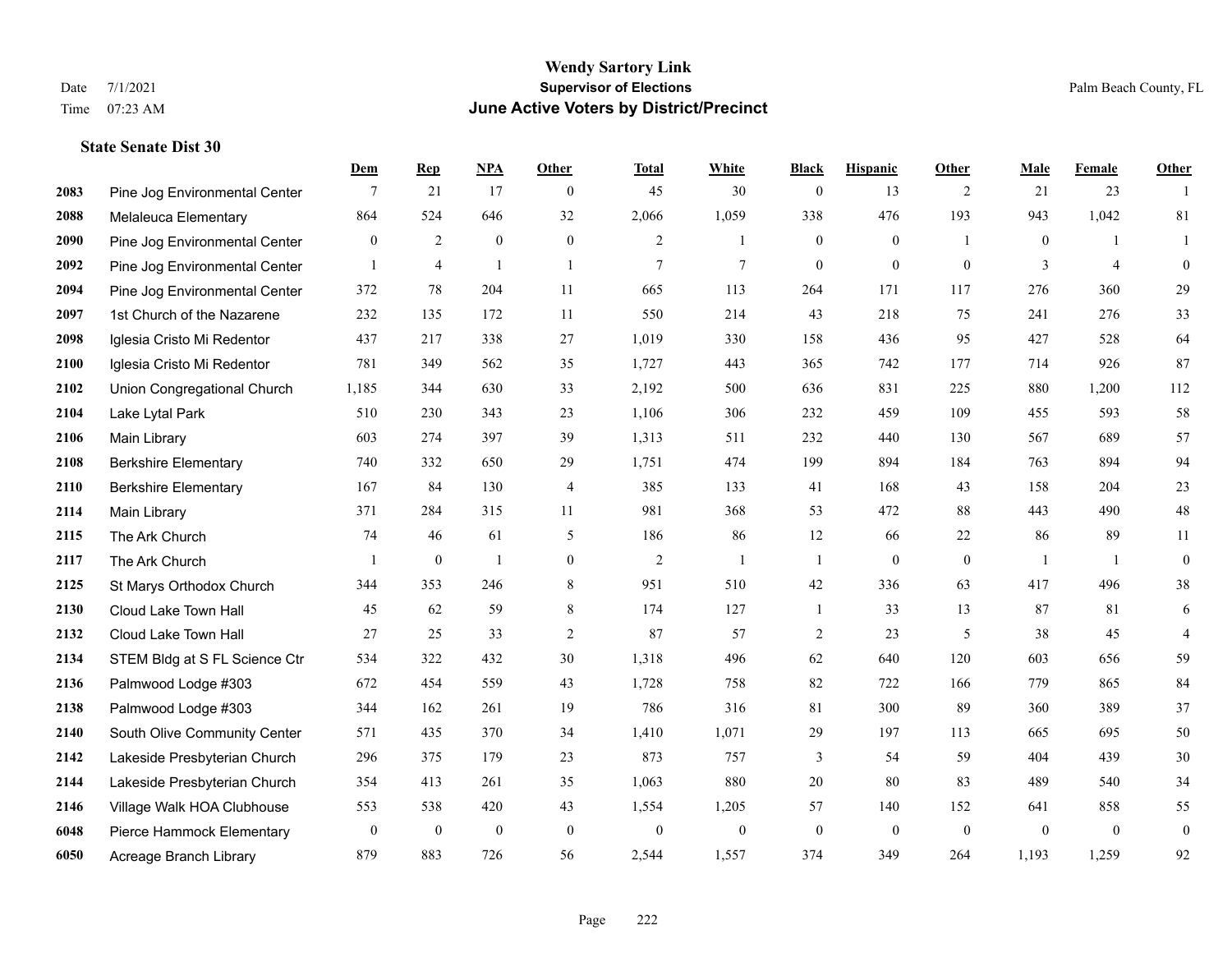# Wendy Sartory Link
## Supervisor of Elections
## June Active Voters by District/Precinct

Date 7/1/2021
Time 07:23 AM

Palm Beach County, FL

### State Senate Dist 30

| | | Dem | Rep | NPA | Other | Total | White | Black | Hispanic | Other | Male | Female | Other |
|---|---|---|---|---|---|---|---|---|---|---|---|---|---|
| 2083 | Pine Jog Environmental Center | 7 | 21 | 17 | 0 | 45 | 30 | 0 | 13 | 2 | 21 | 23 | 1 |
| 2088 | Melaleuca Elementary | 864 | 524 | 646 | 32 | 2,066 | 1,059 | 338 | 476 | 193 | 943 | 1,042 | 81 |
| 2090 | Pine Jog Environmental Center | 0 | 2 | 0 | 0 | 2 | 1 | 0 | 0 | 1 | 0 | 1 | 1 |
| 2092 | Pine Jog Environmental Center | 1 | 4 | 1 | 1 | 7 | 7 | 0 | 0 | 0 | 3 | 4 | 0 |
| 2094 | Pine Jog Environmental Center | 372 | 78 | 204 | 11 | 665 | 113 | 264 | 171 | 117 | 276 | 360 | 29 |
| 2097 | 1st Church of the Nazarene | 232 | 135 | 172 | 11 | 550 | 214 | 43 | 218 | 75 | 241 | 276 | 33 |
| 2098 | Iglesia Cristo Mi Redentor | 437 | 217 | 338 | 27 | 1,019 | 330 | 158 | 436 | 95 | 427 | 528 | 64 |
| 2100 | Iglesia Cristo Mi Redentor | 781 | 349 | 562 | 35 | 1,727 | 443 | 365 | 742 | 177 | 714 | 926 | 87 |
| 2102 | Union Congregational Church | 1,185 | 344 | 630 | 33 | 2,192 | 500 | 636 | 831 | 225 | 880 | 1,200 | 112 |
| 2104 | Lake Lytal Park | 510 | 230 | 343 | 23 | 1,106 | 306 | 232 | 459 | 109 | 455 | 593 | 58 |
| 2106 | Main Library | 603 | 274 | 397 | 39 | 1,313 | 511 | 232 | 440 | 130 | 567 | 689 | 57 |
| 2108 | Berkshire Elementary | 740 | 332 | 650 | 29 | 1,751 | 474 | 199 | 894 | 184 | 763 | 894 | 94 |
| 2110 | Berkshire Elementary | 167 | 84 | 130 | 4 | 385 | 133 | 41 | 168 | 43 | 158 | 204 | 23 |
| 2114 | Main Library | 371 | 284 | 315 | 11 | 981 | 368 | 53 | 472 | 88 | 443 | 490 | 48 |
| 2115 | The Ark Church | 74 | 46 | 61 | 5 | 186 | 86 | 12 | 66 | 22 | 86 | 89 | 11 |
| 2117 | The Ark Church | 1 | 0 | 1 | 0 | 2 | 1 | 1 | 0 | 0 | 1 | 1 | 0 |
| 2125 | St Marys Orthodox Church | 344 | 353 | 246 | 8 | 951 | 510 | 42 | 336 | 63 | 417 | 496 | 38 |
| 2130 | Cloud Lake Town Hall | 45 | 62 | 59 | 8 | 174 | 127 | 1 | 33 | 13 | 87 | 81 | 6 |
| 2132 | Cloud Lake Town Hall | 27 | 25 | 33 | 2 | 87 | 57 | 2 | 23 | 5 | 38 | 45 | 4 |
| 2134 | STEM Bldg at S FL Science Ctr | 534 | 322 | 432 | 30 | 1,318 | 496 | 62 | 640 | 120 | 603 | 656 | 59 |
| 2136 | Palmwood Lodge #303 | 672 | 454 | 559 | 43 | 1,728 | 758 | 82 | 722 | 166 | 779 | 865 | 84 |
| 2138 | Palmwood Lodge #303 | 344 | 162 | 261 | 19 | 786 | 316 | 81 | 300 | 89 | 360 | 389 | 37 |
| 2140 | South Olive Community Center | 571 | 435 | 370 | 34 | 1,410 | 1,071 | 29 | 197 | 113 | 665 | 695 | 50 |
| 2142 | Lakeside Presbyterian Church | 296 | 375 | 179 | 23 | 873 | 757 | 3 | 54 | 59 | 404 | 439 | 30 |
| 2144 | Lakeside Presbyterian Church | 354 | 413 | 261 | 35 | 1,063 | 880 | 20 | 80 | 83 | 489 | 540 | 34 |
| 2146 | Village Walk HOA Clubhouse | 553 | 538 | 420 | 43 | 1,554 | 1,205 | 57 | 140 | 152 | 641 | 858 | 55 |
| 6048 | Pierce Hammock Elementary | 0 | 0 | 0 | 0 | 0 | 0 | 0 | 0 | 0 | 0 | 0 | 0 |
| 6050 | Acreage Branch Library | 879 | 883 | 726 | 56 | 2,544 | 1,557 | 374 | 349 | 264 | 1,193 | 1,259 | 92 |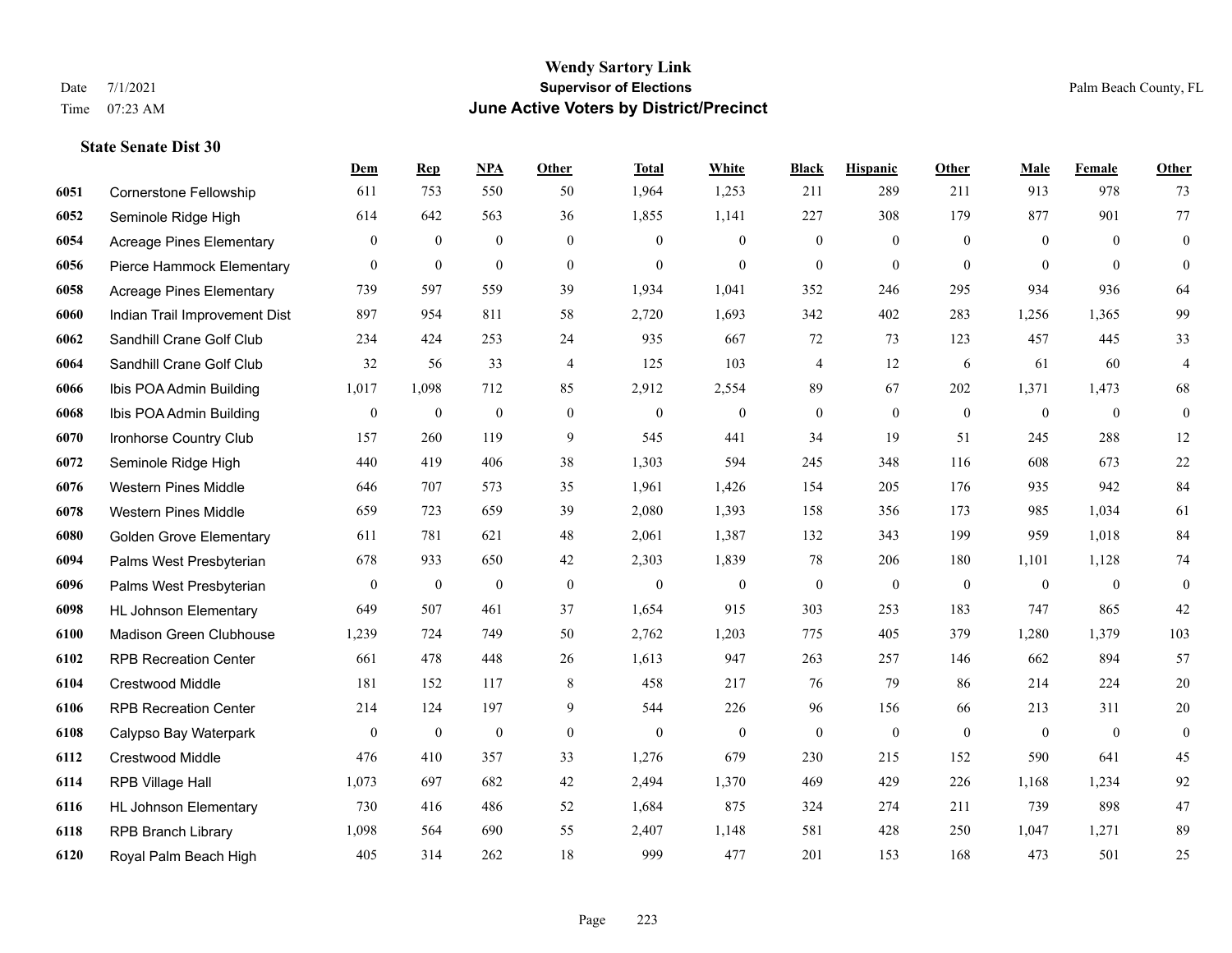# Wendy Sartory Link
## Supervisor of Elections
## June Active Voters by District/Precinct

Date 7/1/2021
Time 07:23 AM

Palm Beach County, FL

### State Senate Dist 30

| | | Dem | Rep | NPA | Other | Total | White | Black | Hispanic | Other | Male | Female | Other |
|---|---|---|---|---|---|---|---|---|---|---|---|---|---|
| 6051 | Cornerstone Fellowship | 611 | 753 | 550 | 50 | 1,964 | 1,253 | 211 | 289 | 211 | 913 | 978 | 73 |
| 6052 | Seminole Ridge High | 614 | 642 | 563 | 36 | 1,855 | 1,141 | 227 | 308 | 179 | 877 | 901 | 77 |
| 6054 | Acreage Pines Elementary | 0 | 0 | 0 | 0 | 0 | 0 | 0 | 0 | 0 | 0 | 0 | 0 |
| 6056 | Pierce Hammock Elementary | 0 | 0 | 0 | 0 | 0 | 0 | 0 | 0 | 0 | 0 | 0 | 0 |
| 6058 | Acreage Pines Elementary | 739 | 597 | 559 | 39 | 1,934 | 1,041 | 352 | 246 | 295 | 934 | 936 | 64 |
| 6060 | Indian Trail Improvement Dist | 897 | 954 | 811 | 58 | 2,720 | 1,693 | 342 | 402 | 283 | 1,256 | 1,365 | 99 |
| 6062 | Sandhill Crane Golf Club | 234 | 424 | 253 | 24 | 935 | 667 | 72 | 73 | 123 | 457 | 445 | 33 |
| 6064 | Sandhill Crane Golf Club | 32 | 56 | 33 | 4 | 125 | 103 | 4 | 12 | 6 | 61 | 60 | 4 |
| 6066 | Ibis POA Admin Building | 1,017 | 1,098 | 712 | 85 | 2,912 | 2,554 | 89 | 67 | 202 | 1,371 | 1,473 | 68 |
| 6068 | Ibis POA Admin Building | 0 | 0 | 0 | 0 | 0 | 0 | 0 | 0 | 0 | 0 | 0 | 0 |
| 6070 | Ironhorse Country Club | 157 | 260 | 119 | 9 | 545 | 441 | 34 | 19 | 51 | 245 | 288 | 12 |
| 6072 | Seminole Ridge High | 440 | 419 | 406 | 38 | 1,303 | 594 | 245 | 348 | 116 | 608 | 673 | 22 |
| 6076 | Western Pines Middle | 646 | 707 | 573 | 35 | 1,961 | 1,426 | 154 | 205 | 176 | 935 | 942 | 84 |
| 6078 | Western Pines Middle | 659 | 723 | 659 | 39 | 2,080 | 1,393 | 158 | 356 | 173 | 985 | 1,034 | 61 |
| 6080 | Golden Grove Elementary | 611 | 781 | 621 | 48 | 2,061 | 1,387 | 132 | 343 | 199 | 959 | 1,018 | 84 |
| 6094 | Palms West Presbyterian | 678 | 933 | 650 | 42 | 2,303 | 1,839 | 78 | 206 | 180 | 1,101 | 1,128 | 74 |
| 6096 | Palms West Presbyterian | 0 | 0 | 0 | 0 | 0 | 0 | 0 | 0 | 0 | 0 | 0 | 0 |
| 6098 | HL Johnson Elementary | 649 | 507 | 461 | 37 | 1,654 | 915 | 303 | 253 | 183 | 747 | 865 | 42 |
| 6100 | Madison Green Clubhouse | 1,239 | 724 | 749 | 50 | 2,762 | 1,203 | 775 | 405 | 379 | 1,280 | 1,379 | 103 |
| 6102 | RPB Recreation Center | 661 | 478 | 448 | 26 | 1,613 | 947 | 263 | 257 | 146 | 662 | 894 | 57 |
| 6104 | Crestwood Middle | 181 | 152 | 117 | 8 | 458 | 217 | 76 | 79 | 86 | 214 | 224 | 20 |
| 6106 | RPB Recreation Center | 214 | 124 | 197 | 9 | 544 | 226 | 96 | 156 | 66 | 213 | 311 | 20 |
| 6108 | Calypso Bay Waterpark | 0 | 0 | 0 | 0 | 0 | 0 | 0 | 0 | 0 | 0 | 0 | 0 |
| 6112 | Crestwood Middle | 476 | 410 | 357 | 33 | 1,276 | 679 | 230 | 215 | 152 | 590 | 641 | 45 |
| 6114 | RPB Village Hall | 1,073 | 697 | 682 | 42 | 2,494 | 1,370 | 469 | 429 | 226 | 1,168 | 1,234 | 92 |
| 6116 | HL Johnson Elementary | 730 | 416 | 486 | 52 | 1,684 | 875 | 324 | 274 | 211 | 739 | 898 | 47 |
| 6118 | RPB Branch Library | 1,098 | 564 | 690 | 55 | 2,407 | 1,148 | 581 | 428 | 250 | 1,047 | 1,271 | 89 |
| 6120 | Royal Palm Beach High | 405 | 314 | 262 | 18 | 999 | 477 | 201 | 153 | 168 | 473 | 501 | 25 |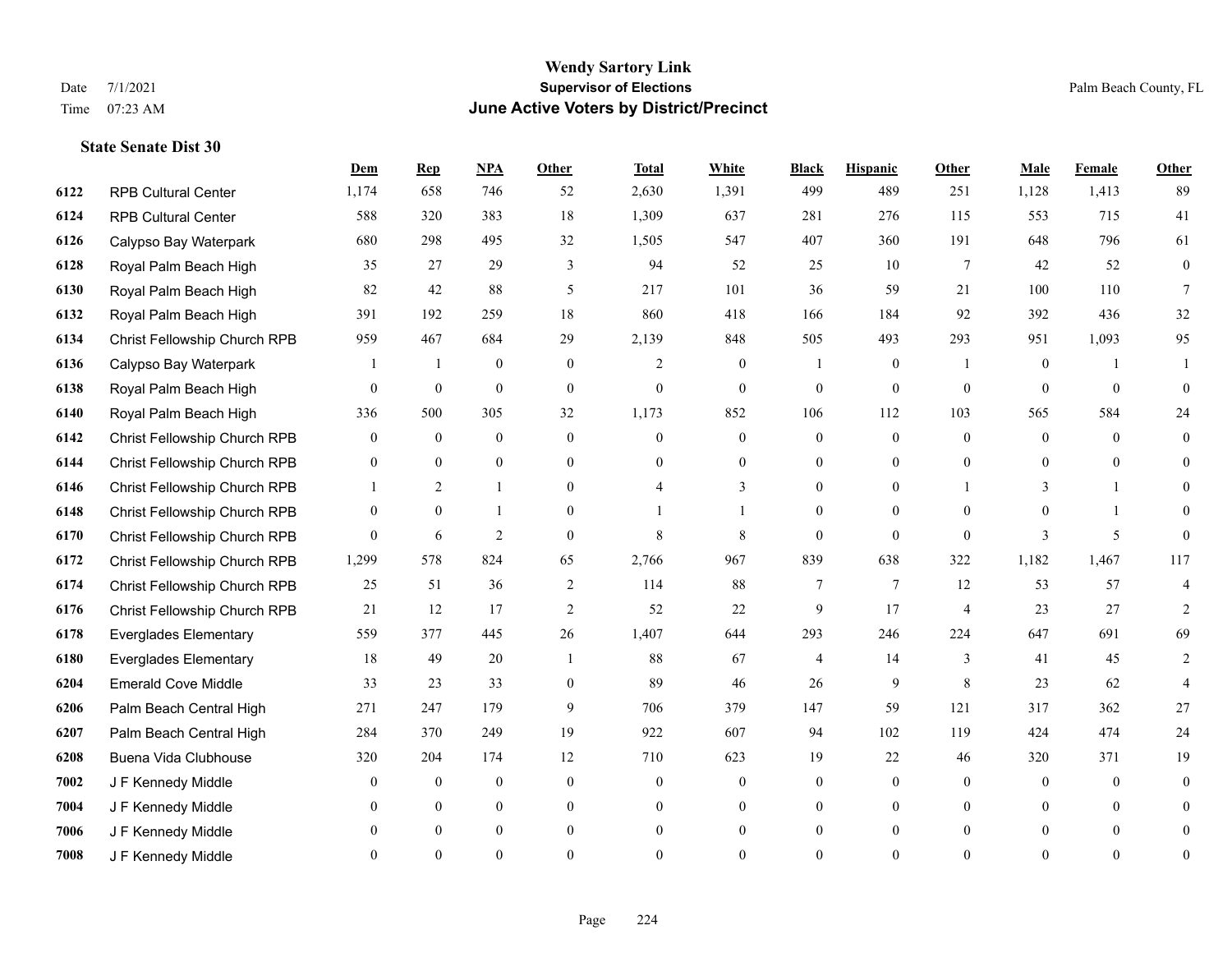# Wendy Sartory Link
## Supervisor of Elections
## June Active Voters by District/Precinct

Date 7/1/2021
Time 07:23 AM

Palm Beach County, FL

### State Senate Dist 30

| | | Dem | Rep | NPA | Other | Total | White | Black | Hispanic | Other | Male | Female | Other |
|---|---|---|---|---|---|---|---|---|---|---|---|---|---|
| 6122 | RPB Cultural Center | 1,174 | 658 | 746 | 52 | 2,630 | 1,391 | 499 | 489 | 251 | 1,128 | 1,413 | 89 |
| 6124 | RPB Cultural Center | 588 | 320 | 383 | 18 | 1,309 | 637 | 281 | 276 | 115 | 553 | 715 | 41 |
| 6126 | Calypso Bay Waterpark | 680 | 298 | 495 | 32 | 1,505 | 547 | 407 | 360 | 191 | 648 | 796 | 61 |
| 6128 | Royal Palm Beach High | 35 | 27 | 29 | 3 | 94 | 52 | 25 | 10 | 7 | 42 | 52 | 0 |
| 6130 | Royal Palm Beach High | 82 | 42 | 88 | 5 | 217 | 101 | 36 | 59 | 21 | 100 | 110 | 7 |
| 6132 | Royal Palm Beach High | 391 | 192 | 259 | 18 | 860 | 418 | 166 | 184 | 92 | 392 | 436 | 32 |
| 6134 | Christ Fellowship Church RPB | 959 | 467 | 684 | 29 | 2,139 | 848 | 505 | 493 | 293 | 951 | 1,093 | 95 |
| 6136 | Calypso Bay Waterpark | 1 | 1 | 0 | 0 | 2 | 0 | 1 | 0 | 1 | 0 | 1 | 1 |
| 6138 | Royal Palm Beach High | 0 | 0 | 0 | 0 | 0 | 0 | 0 | 0 | 0 | 0 | 0 | 0 |
| 6140 | Royal Palm Beach High | 336 | 500 | 305 | 32 | 1,173 | 852 | 106 | 112 | 103 | 565 | 584 | 24 |
| 6142 | Christ Fellowship Church RPB | 0 | 0 | 0 | 0 | 0 | 0 | 0 | 0 | 0 | 0 | 0 | 0 |
| 6144 | Christ Fellowship Church RPB | 0 | 0 | 0 | 0 | 0 | 0 | 0 | 0 | 0 | 0 | 0 | 0 |
| 6146 | Christ Fellowship Church RPB | 1 | 2 | 1 | 0 | 4 | 3 | 0 | 0 | 1 | 3 | 1 | 0 |
| 6148 | Christ Fellowship Church RPB | 0 | 0 | 1 | 0 | 1 | 1 | 0 | 0 | 0 | 0 | 1 | 0 |
| 6170 | Christ Fellowship Church RPB | 0 | 6 | 2 | 0 | 8 | 8 | 0 | 0 | 0 | 3 | 5 | 0 |
| 6172 | Christ Fellowship Church RPB | 1,299 | 578 | 824 | 65 | 2,766 | 967 | 839 | 638 | 322 | 1,182 | 1,467 | 117 |
| 6174 | Christ Fellowship Church RPB | 25 | 51 | 36 | 2 | 114 | 88 | 7 | 7 | 12 | 53 | 57 | 4 |
| 6176 | Christ Fellowship Church RPB | 21 | 12 | 17 | 2 | 52 | 22 | 9 | 17 | 4 | 23 | 27 | 2 |
| 6178 | Everglades Elementary | 559 | 377 | 445 | 26 | 1,407 | 644 | 293 | 246 | 224 | 647 | 691 | 69 |
| 6180 | Everglades Elementary | 18 | 49 | 20 | 1 | 88 | 67 | 4 | 14 | 3 | 41 | 45 | 2 |
| 6204 | Emerald Cove Middle | 33 | 23 | 33 | 0 | 89 | 46 | 26 | 9 | 8 | 23 | 62 | 4 |
| 6206 | Palm Beach Central High | 271 | 247 | 179 | 9 | 706 | 379 | 147 | 59 | 121 | 317 | 362 | 27 |
| 6207 | Palm Beach Central High | 284 | 370 | 249 | 19 | 922 | 607 | 94 | 102 | 119 | 424 | 474 | 24 |
| 6208 | Buena Vida Clubhouse | 320 | 204 | 174 | 12 | 710 | 623 | 19 | 22 | 46 | 320 | 371 | 19 |
| 7002 | J F Kennedy Middle | 0 | 0 | 0 | 0 | 0 | 0 | 0 | 0 | 0 | 0 | 0 | 0 |
| 7004 | J F Kennedy Middle | 0 | 0 | 0 | 0 | 0 | 0 | 0 | 0 | 0 | 0 | 0 | 0 |
| 7006 | J F Kennedy Middle | 0 | 0 | 0 | 0 | 0 | 0 | 0 | 0 | 0 | 0 | 0 | 0 |
| 7008 | J F Kennedy Middle | 0 | 0 | 0 | 0 | 0 | 0 | 0 | 0 | 0 | 0 | 0 | 0 |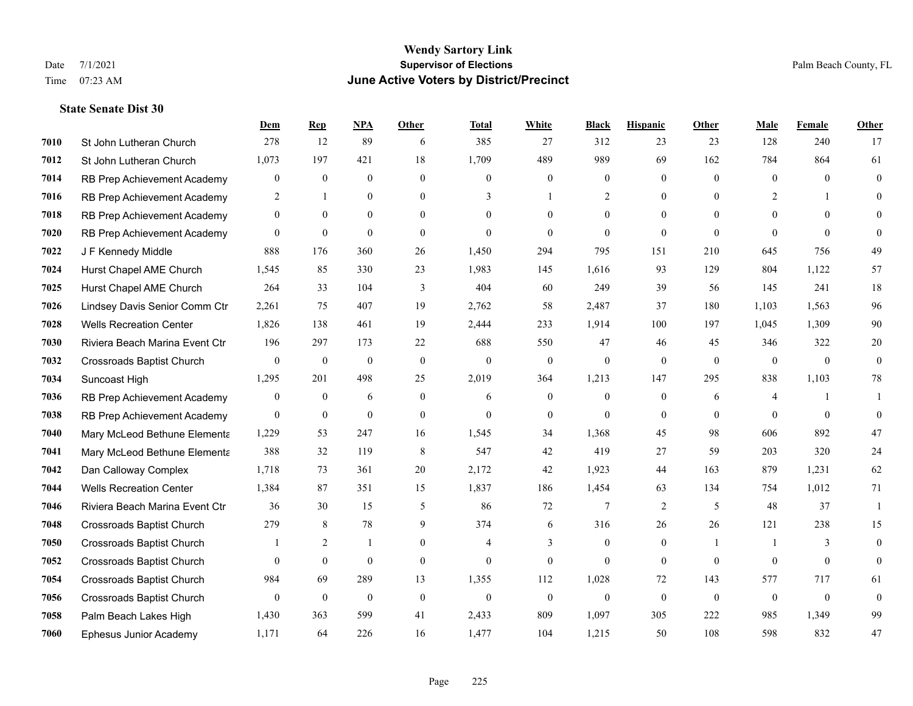# Wendy Sartory Link
## Supervisor of Elections
## June Active Voters by District/Precinct

Date 7/1/2021
Time 07:23 AM

Palm Beach County, FL

### State Senate Dist 30

| | | Dem | Rep | NPA | Other | Total | White | Black | Hispanic | Other | Male | Female | Other |
|---|---|---|---|---|---|---|---|---|---|---|---|---|---|
| 7010 | St John Lutheran Church | 278 | 12 | 89 | 6 | 385 | 27 | 312 | 23 | 23 | 128 | 240 | 17 |
| 7012 | St John Lutheran Church | 1,073 | 197 | 421 | 18 | 1,709 | 489 | 989 | 69 | 162 | 784 | 864 | 61 |
| 7014 | RB Prep Achievement Academy | 0 | 0 | 0 | 0 | 0 | 0 | 0 | 0 | 0 | 0 | 0 | 0 |
| 7016 | RB Prep Achievement Academy | 2 | 1 | 0 | 0 | 3 | 1 | 2 | 0 | 0 | 2 | 1 | 0 |
| 7018 | RB Prep Achievement Academy | 0 | 0 | 0 | 0 | 0 | 0 | 0 | 0 | 0 | 0 | 0 | 0 |
| 7020 | RB Prep Achievement Academy | 0 | 0 | 0 | 0 | 0 | 0 | 0 | 0 | 0 | 0 | 0 | 0 |
| 7022 | J F Kennedy Middle | 888 | 176 | 360 | 26 | 1,450 | 294 | 795 | 151 | 210 | 645 | 756 | 49 |
| 7024 | Hurst Chapel AME Church | 1,545 | 85 | 330 | 23 | 1,983 | 145 | 1,616 | 93 | 129 | 804 | 1,122 | 57 |
| 7025 | Hurst Chapel AME Church | 264 | 33 | 104 | 3 | 404 | 60 | 249 | 39 | 56 | 145 | 241 | 18 |
| 7026 | Lindsey Davis Senior Comm Ctr | 2,261 | 75 | 407 | 19 | 2,762 | 58 | 2,487 | 37 | 180 | 1,103 | 1,563 | 96 |
| 7028 | Wells Recreation Center | 1,826 | 138 | 461 | 19 | 2,444 | 233 | 1,914 | 100 | 197 | 1,045 | 1,309 | 90 |
| 7030 | Riviera Beach Marina Event Ctr | 196 | 297 | 173 | 22 | 688 | 550 | 47 | 46 | 45 | 346 | 322 | 20 |
| 7032 | Crossroads Baptist Church | 0 | 0 | 0 | 0 | 0 | 0 | 0 | 0 | 0 | 0 | 0 | 0 |
| 7034 | Suncoast High | 1,295 | 201 | 498 | 25 | 2,019 | 364 | 1,213 | 147 | 295 | 838 | 1,103 | 78 |
| 7036 | RB Prep Achievement Academy | 0 | 0 | 6 | 0 | 6 | 0 | 0 | 0 | 6 | 4 | 1 | 1 |
| 7038 | RB Prep Achievement Academy | 0 | 0 | 0 | 0 | 0 | 0 | 0 | 0 | 0 | 0 | 0 | 0 |
| 7040 | Mary McLeod Bethune Elementa | 1,229 | 53 | 247 | 16 | 1,545 | 34 | 1,368 | 45 | 98 | 606 | 892 | 47 |
| 7041 | Mary McLeod Bethune Elementa | 388 | 32 | 119 | 8 | 547 | 42 | 419 | 27 | 59 | 203 | 320 | 24 |
| 7042 | Dan Calloway Complex | 1,718 | 73 | 361 | 20 | 2,172 | 42 | 1,923 | 44 | 163 | 879 | 1,231 | 62 |
| 7044 | Wells Recreation Center | 1,384 | 87 | 351 | 15 | 1,837 | 186 | 1,454 | 63 | 134 | 754 | 1,012 | 71 |
| 7046 | Riviera Beach Marina Event Ctr | 36 | 30 | 15 | 5 | 86 | 72 | 7 | 2 | 5 | 48 | 37 | 1 |
| 7048 | Crossroads Baptist Church | 279 | 8 | 78 | 9 | 374 | 6 | 316 | 26 | 26 | 121 | 238 | 15 |
| 7050 | Crossroads Baptist Church | 1 | 2 | 1 | 0 | 4 | 3 | 0 | 0 | 1 | 1 | 3 | 0 |
| 7052 | Crossroads Baptist Church | 0 | 0 | 0 | 0 | 0 | 0 | 0 | 0 | 0 | 0 | 0 | 0 |
| 7054 | Crossroads Baptist Church | 984 | 69 | 289 | 13 | 1,355 | 112 | 1,028 | 72 | 143 | 577 | 717 | 61 |
| 7056 | Crossroads Baptist Church | 0 | 0 | 0 | 0 | 0 | 0 | 0 | 0 | 0 | 0 | 0 | 0 |
| 7058 | Palm Beach Lakes High | 1,430 | 363 | 599 | 41 | 2,433 | 809 | 1,097 | 305 | 222 | 985 | 1,349 | 99 |
| 7060 | Ephesus Junior Academy | 1,171 | 64 | 226 | 16 | 1,477 | 104 | 1,215 | 50 | 108 | 598 | 832 | 47 |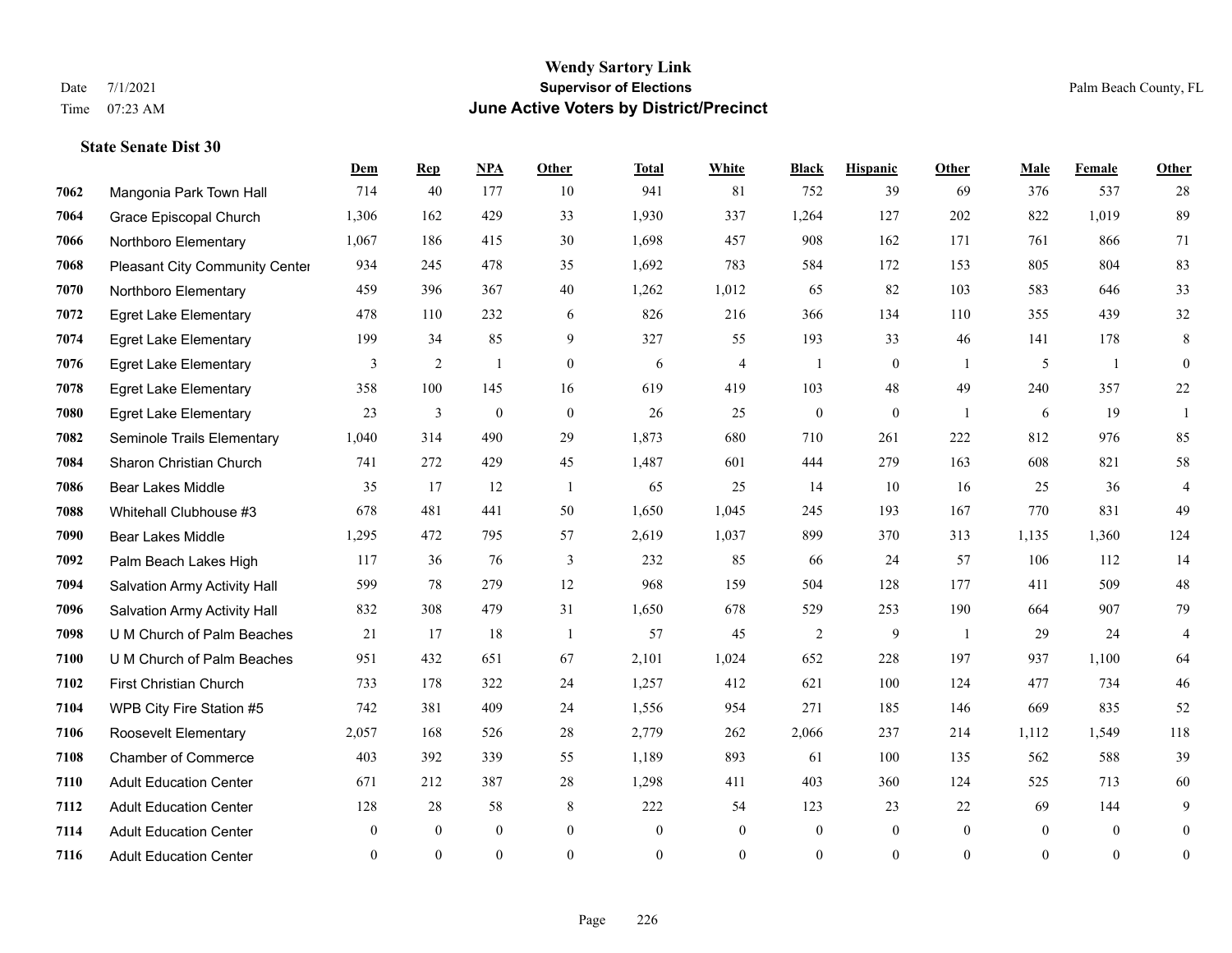# Wendy Sartory Link
## Supervisor of Elections
## June Active Voters by District/Precinct

Date 7/1/2021
Time 07:23 AM

Palm Beach County, FL

### State Senate Dist 30

| | | Dem | Rep | NPA | Other | Total | White | Black | Hispanic | Other | Male | Female | Other |
|---|---|---|---|---|---|---|---|---|---|---|---|---|---|
| 7062 | Mangonia Park Town Hall | 714 | 40 | 177 | 10 | 941 | 81 | 752 | 39 | 69 | 376 | 537 | 28 |
| 7064 | Grace Episcopal Church | 1,306 | 162 | 429 | 33 | 1,930 | 337 | 1,264 | 127 | 202 | 822 | 1,019 | 89 |
| 7066 | Northboro Elementary | 1,067 | 186 | 415 | 30 | 1,698 | 457 | 908 | 162 | 171 | 761 | 866 | 71 |
| 7068 | Pleasant City Community Center | 934 | 245 | 478 | 35 | 1,692 | 783 | 584 | 172 | 153 | 805 | 804 | 83 |
| 7070 | Northboro Elementary | 459 | 396 | 367 | 40 | 1,262 | 1,012 | 65 | 82 | 103 | 583 | 646 | 33 |
| 7072 | Egret Lake Elementary | 478 | 110 | 232 | 6 | 826 | 216 | 366 | 134 | 110 | 355 | 439 | 32 |
| 7074 | Egret Lake Elementary | 199 | 34 | 85 | 9 | 327 | 55 | 193 | 33 | 46 | 141 | 178 | 8 |
| 7076 | Egret Lake Elementary | 3 | 2 | 1 | 0 | 6 | 4 | 1 | 0 | 1 | 5 | 1 | 0 |
| 7078 | Egret Lake Elementary | 358 | 100 | 145 | 16 | 619 | 419 | 103 | 48 | 49 | 240 | 357 | 22 |
| 7080 | Egret Lake Elementary | 23 | 3 | 0 | 0 | 26 | 25 | 0 | 0 | 1 | 6 | 19 | 1 |
| 7082 | Seminole Trails Elementary | 1,040 | 314 | 490 | 29 | 1,873 | 680 | 710 | 261 | 222 | 812 | 976 | 85 |
| 7084 | Sharon Christian Church | 741 | 272 | 429 | 45 | 1,487 | 601 | 444 | 279 | 163 | 608 | 821 | 58 |
| 7086 | Bear Lakes Middle | 35 | 17 | 12 | 1 | 65 | 25 | 14 | 10 | 16 | 25 | 36 | 4 |
| 7088 | Whitehall Clubhouse #3 | 678 | 481 | 441 | 50 | 1,650 | 1,045 | 245 | 193 | 167 | 770 | 831 | 49 |
| 7090 | Bear Lakes Middle | 1,295 | 472 | 795 | 57 | 2,619 | 1,037 | 899 | 370 | 313 | 1,135 | 1,360 | 124 |
| 7092 | Palm Beach Lakes High | 117 | 36 | 76 | 3 | 232 | 85 | 66 | 24 | 57 | 106 | 112 | 14 |
| 7094 | Salvation Army Activity Hall | 599 | 78 | 279 | 12 | 968 | 159 | 504 | 128 | 177 | 411 | 509 | 48 |
| 7096 | Salvation Army Activity Hall | 832 | 308 | 479 | 31 | 1,650 | 678 | 529 | 253 | 190 | 664 | 907 | 79 |
| 7098 | U M Church of Palm Beaches | 21 | 17 | 18 | 1 | 57 | 45 | 2 | 9 | 1 | 29 | 24 | 4 |
| 7100 | U M Church of Palm Beaches | 951 | 432 | 651 | 67 | 2,101 | 1,024 | 652 | 228 | 197 | 937 | 1,100 | 64 |
| 7102 | First Christian Church | 733 | 178 | 322 | 24 | 1,257 | 412 | 621 | 100 | 124 | 477 | 734 | 46 |
| 7104 | WPB City Fire Station #5 | 742 | 381 | 409 | 24 | 1,556 | 954 | 271 | 185 | 146 | 669 | 835 | 52 |
| 7106 | Roosevelt Elementary | 2,057 | 168 | 526 | 28 | 2,779 | 262 | 2,066 | 237 | 214 | 1,112 | 1,549 | 118 |
| 7108 | Chamber of Commerce | 403 | 392 | 339 | 55 | 1,189 | 893 | 61 | 100 | 135 | 562 | 588 | 39 |
| 7110 | Adult Education Center | 671 | 212 | 387 | 28 | 1,298 | 411 | 403 | 360 | 124 | 525 | 713 | 60 |
| 7112 | Adult Education Center | 128 | 28 | 58 | 8 | 222 | 54 | 123 | 23 | 22 | 69 | 144 | 9 |
| 7114 | Adult Education Center | 0 | 0 | 0 | 0 | 0 | 0 | 0 | 0 | 0 | 0 | 0 | 0 |
| 7116 | Adult Education Center | 0 | 0 | 0 | 0 | 0 | 0 | 0 | 0 | 0 | 0 | 0 | 0 |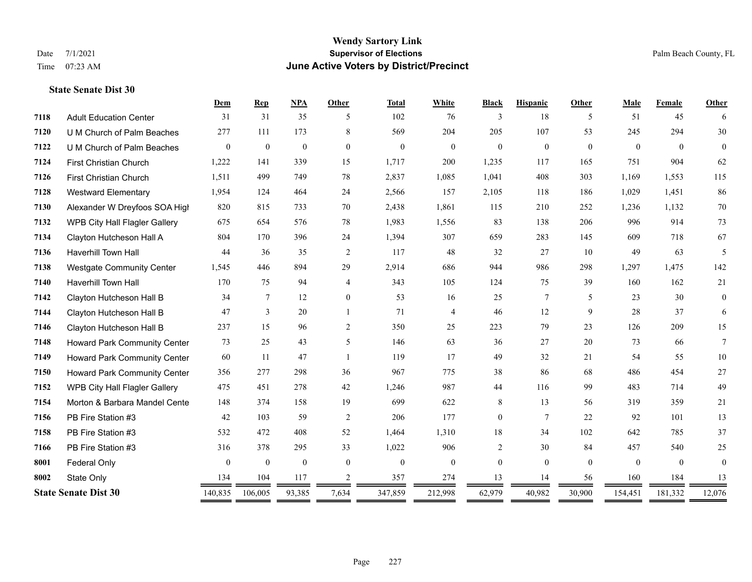**Wendy Sartory Link**
**Supervisor of Elections**
**June Active Voters by District/Precinct**

Date 7/1/2021
Time 07:23 AM

Palm Beach County, FL

**State Senate Dist 30**

| | | Dem | Rep | NPA | Other | Total | White | Black | Hispanic | Other | Male | Female | Other |
|---|---|---|---|---|---|---|---|---|---|---|---|---|---|
| 7118 | Adult Education Center | 31 | 31 | 35 | 5 | 102 | 76 | 3 | 18 | 5 | 51 | 45 | 6 |
| 7120 | U M Church of Palm Beaches | 277 | 111 | 173 | 8 | 569 | 204 | 205 | 107 | 53 | 245 | 294 | 30 |
| 7122 | U M Church of Palm Beaches | 0 | 0 | 0 | 0 | 0 | 0 | 0 | 0 | 0 | 0 | 0 | 0 |
| 7124 | First Christian Church | 1,222 | 141 | 339 | 15 | 1,717 | 200 | 1,235 | 117 | 165 | 751 | 904 | 62 |
| 7126 | First Christian Church | 1,511 | 499 | 749 | 78 | 2,837 | 1,085 | 1,041 | 408 | 303 | 1,169 | 1,553 | 115 |
| 7128 | Westward Elementary | 1,954 | 124 | 464 | 24 | 2,566 | 157 | 2,105 | 118 | 186 | 1,029 | 1,451 | 86 |
| 7130 | Alexander W Dreyfoos SOA High | 820 | 815 | 733 | 70 | 2,438 | 1,861 | 115 | 210 | 252 | 1,236 | 1,132 | 70 |
| 7132 | WPB City Hall Flagler Gallery | 675 | 654 | 576 | 78 | 1,983 | 1,556 | 83 | 138 | 206 | 996 | 914 | 73 |
| 7134 | Clayton Hutcheson Hall A | 804 | 170 | 396 | 24 | 1,394 | 307 | 659 | 283 | 145 | 609 | 718 | 67 |
| 7136 | Haverhill Town Hall | 44 | 36 | 35 | 2 | 117 | 48 | 32 | 27 | 10 | 49 | 63 | 5 |
| 7138 | Westgate Community Center | 1,545 | 446 | 894 | 29 | 2,914 | 686 | 944 | 986 | 298 | 1,297 | 1,475 | 142 |
| 7140 | Haverhill Town Hall | 170 | 75 | 94 | 4 | 343 | 105 | 124 | 75 | 39 | 160 | 162 | 21 |
| 7142 | Clayton Hutcheson Hall B | 34 | 7 | 12 | 0 | 53 | 16 | 25 | 7 | 5 | 23 | 30 | 0 |
| 7144 | Clayton Hutcheson Hall B | 47 | 3 | 20 | 1 | 71 | 4 | 46 | 12 | 9 | 28 | 37 | 6 |
| 7146 | Clayton Hutcheson Hall B | 237 | 15 | 96 | 2 | 350 | 25 | 223 | 79 | 23 | 126 | 209 | 15 |
| 7148 | Howard Park Community Center | 73 | 25 | 43 | 5 | 146 | 63 | 36 | 27 | 20 | 73 | 66 | 7 |
| 7149 | Howard Park Community Center | 60 | 11 | 47 | 1 | 119 | 17 | 49 | 32 | 21 | 54 | 55 | 10 |
| 7150 | Howard Park Community Center | 356 | 277 | 298 | 36 | 967 | 775 | 38 | 86 | 68 | 486 | 454 | 27 |
| 7152 | WPB City Hall Flagler Gallery | 475 | 451 | 278 | 42 | 1,246 | 987 | 44 | 116 | 99 | 483 | 714 | 49 |
| 7154 | Morton & Barbara Mandel Cente | 148 | 374 | 158 | 19 | 699 | 622 | 8 | 13 | 56 | 319 | 359 | 21 |
| 7156 | PB Fire Station #3 | 42 | 103 | 59 | 2 | 206 | 177 | 0 | 7 | 22 | 92 | 101 | 13 |
| 7158 | PB Fire Station #3 | 532 | 472 | 408 | 52 | 1,464 | 1,310 | 18 | 34 | 102 | 642 | 785 | 37 |
| 7166 | PB Fire Station #3 | 316 | 378 | 295 | 33 | 1,022 | 906 | 2 | 30 | 84 | 457 | 540 | 25 |
| 8001 | Federal Only | 0 | 0 | 0 | 0 | 0 | 0 | 0 | 0 | 0 | 0 | 0 | 0 |
| 8002 | State Only | 134 | 104 | 117 | 2 | 357 | 274 | 13 | 14 | 56 | 160 | 184 | 13 |
| **State Senate Dist 30** | | 140,835 | 106,005 | 93,385 | 7,634 | 347,859 | 212,998 | 62,979 | 40,982 | 30,900 | 154,451 | 181,332 | 12,076 |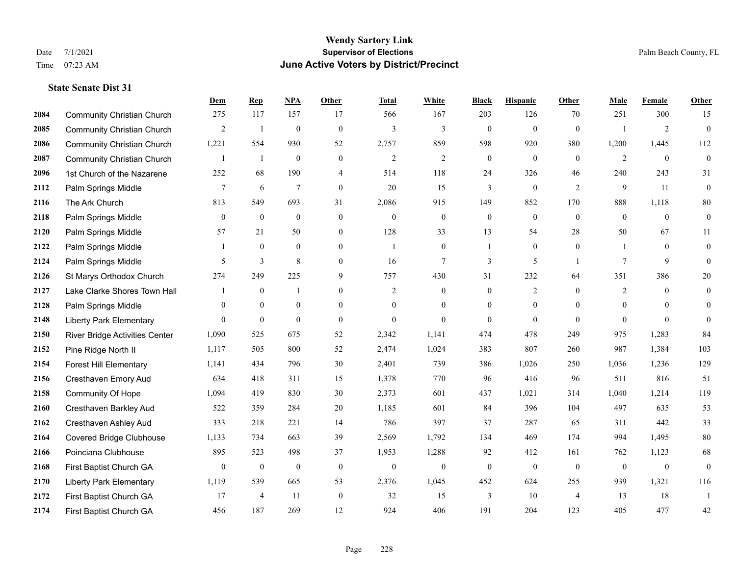**Wendy Sartory Link**
**Supervisor of Elections**
**June Active Voters by District/Precinct**

Date 7/1/2021
Time 07:23 AM

Palm Beach County, FL

### State Senate Dist 31

| | | Dem | Rep | NPA | Other | Total | White | Black | Hispanic | Other | Male | Female | Other |
|---|---|---|---|---|---|---|---|---|---|---|---|---|---|
| 2084 | Community Christian Church | 275 | 117 | 157 | 17 | 566 | 167 | 203 | 126 | 70 | 251 | 300 | 15 |
| 2085 | Community Christian Church | 2 | 1 | 0 | 0 | 3 | 3 | 0 | 0 | 0 | 1 | 2 | 0 |
| 2086 | Community Christian Church | 1,221 | 554 | 930 | 52 | 2,757 | 859 | 598 | 920 | 380 | 1,200 | 1,445 | 112 |
| 2087 | Community Christian Church | 1 | 1 | 0 | 0 | 2 | 2 | 0 | 0 | 0 | 2 | 0 | 0 |
| 2096 | 1st Church of the Nazarene | 252 | 68 | 190 | 4 | 514 | 118 | 24 | 326 | 46 | 240 | 243 | 31 |
| 2112 | Palm Springs Middle | 7 | 6 | 7 | 0 | 20 | 15 | 3 | 0 | 2 | 9 | 11 | 0 |
| 2116 | The Ark Church | 813 | 549 | 693 | 31 | 2,086 | 915 | 149 | 852 | 170 | 888 | 1,118 | 80 |
| 2118 | Palm Springs Middle | 0 | 0 | 0 | 0 | 0 | 0 | 0 | 0 | 0 | 0 | 0 | 0 |
| 2120 | Palm Springs Middle | 57 | 21 | 50 | 0 | 128 | 33 | 13 | 54 | 28 | 50 | 67 | 11 |
| 2122 | Palm Springs Middle | 1 | 0 | 0 | 0 | 1 | 0 | 1 | 0 | 0 | 1 | 0 | 0 |
| 2124 | Palm Springs Middle | 5 | 3 | 8 | 0 | 16 | 7 | 3 | 5 | 1 | 7 | 9 | 0 |
| 2126 | St Marys Orthodox Church | 274 | 249 | 225 | 9 | 757 | 430 | 31 | 232 | 64 | 351 | 386 | 20 |
| 2127 | Lake Clarke Shores Town Hall | 1 | 0 | 1 | 0 | 2 | 0 | 0 | 2 | 0 | 2 | 0 | 0 |
| 2128 | Palm Springs Middle | 0 | 0 | 0 | 0 | 0 | 0 | 0 | 0 | 0 | 0 | 0 | 0 |
| 2148 | Liberty Park Elementary | 0 | 0 | 0 | 0 | 0 | 0 | 0 | 0 | 0 | 0 | 0 | 0 |
| 2150 | River Bridge Activities Center | 1,090 | 525 | 675 | 52 | 2,342 | 1,141 | 474 | 478 | 249 | 975 | 1,283 | 84 |
| 2152 | Pine Ridge North II | 1,117 | 505 | 800 | 52 | 2,474 | 1,024 | 383 | 807 | 260 | 987 | 1,384 | 103 |
| 2154 | Forest Hill Elementary | 1,141 | 434 | 796 | 30 | 2,401 | 739 | 386 | 1,026 | 250 | 1,036 | 1,236 | 129 |
| 2156 | Cresthaven Emory Aud | 634 | 418 | 311 | 15 | 1,378 | 770 | 96 | 416 | 96 | 511 | 816 | 51 |
| 2158 | Community Of Hope | 1,094 | 419 | 830 | 30 | 2,373 | 601 | 437 | 1,021 | 314 | 1,040 | 1,214 | 119 |
| 2160 | Cresthaven Barkley Aud | 522 | 359 | 284 | 20 | 1,185 | 601 | 84 | 396 | 104 | 497 | 635 | 53 |
| 2162 | Cresthaven Ashley Aud | 333 | 218 | 221 | 14 | 786 | 397 | 37 | 287 | 65 | 311 | 442 | 33 |
| 2164 | Covered Bridge Clubhouse | 1,133 | 734 | 663 | 39 | 2,569 | 1,792 | 134 | 469 | 174 | 994 | 1,495 | 80 |
| 2166 | Poinciana Clubhouse | 895 | 523 | 498 | 37 | 1,953 | 1,288 | 92 | 412 | 161 | 762 | 1,123 | 68 |
| 2168 | First Baptist Church GA | 0 | 0 | 0 | 0 | 0 | 0 | 0 | 0 | 0 | 0 | 0 | 0 |
| 2170 | Liberty Park Elementary | 1,119 | 539 | 665 | 53 | 2,376 | 1,045 | 452 | 624 | 255 | 939 | 1,321 | 116 |
| 2172 | First Baptist Church GA | 17 | 4 | 11 | 0 | 32 | 15 | 3 | 10 | 4 | 13 | 18 | 1 |
| 2174 | First Baptist Church GA | 456 | 187 | 269 | 12 | 924 | 406 | 191 | 204 | 123 | 405 | 477 | 42 |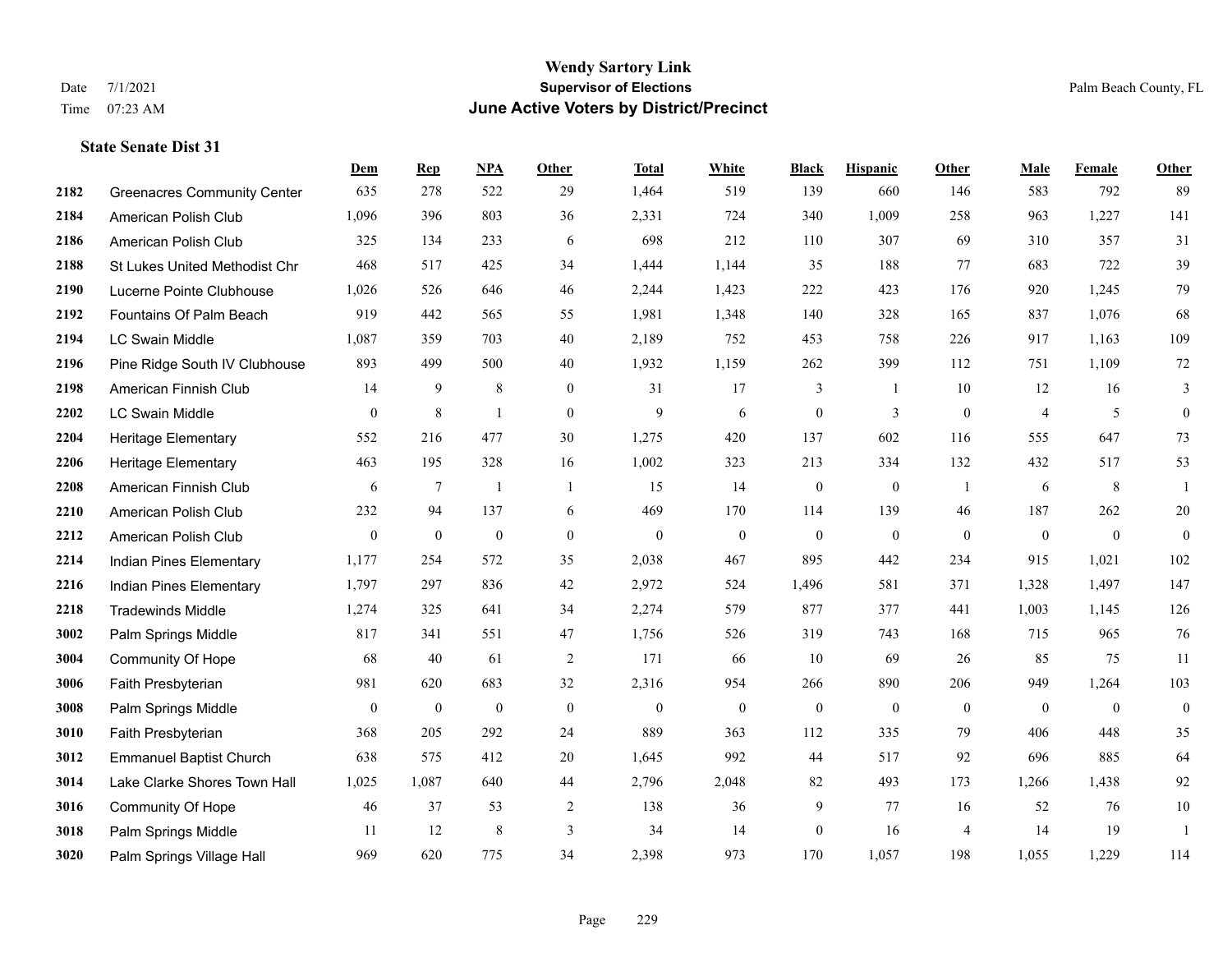**Wendy Sartory Link**
**Supervisor of Elections**
**June Active Voters by District/Precinct**

Date 7/1/2021
Time 07:23 AM

Palm Beach County, FL

**State Senate Dist 31**

| | | Dem | Rep | NPA | Other | Total | White | Black | Hispanic | Other | Male | Female | Other |
|---|---|---|---|---|---|---|---|---|---|---|---|---|---|
| 2182 | Greenacres Community Center | 635 | 278 | 522 | 29 | 1,464 | 519 | 139 | 660 | 146 | 583 | 792 | 89 |
| 2184 | American Polish Club | 1,096 | 396 | 803 | 36 | 2,331 | 724 | 340 | 1,009 | 258 | 963 | 1,227 | 141 |
| 2186 | American Polish Club | 325 | 134 | 233 | 6 | 698 | 212 | 110 | 307 | 69 | 310 | 357 | 31 |
| 2188 | St Lukes United Methodist Chr | 468 | 517 | 425 | 34 | 1,444 | 1,144 | 35 | 188 | 77 | 683 | 722 | 39 |
| 2190 | Lucerne Pointe Clubhouse | 1,026 | 526 | 646 | 46 | 2,244 | 1,423 | 222 | 423 | 176 | 920 | 1,245 | 79 |
| 2192 | Fountains Of Palm Beach | 919 | 442 | 565 | 55 | 1,981 | 1,348 | 140 | 328 | 165 | 837 | 1,076 | 68 |
| 2194 | LC Swain Middle | 1,087 | 359 | 703 | 40 | 2,189 | 752 | 453 | 758 | 226 | 917 | 1,163 | 109 |
| 2196 | Pine Ridge South IV Clubhouse | 893 | 499 | 500 | 40 | 1,932 | 1,159 | 262 | 399 | 112 | 751 | 1,109 | 72 |
| 2198 | American Finnish Club | 14 | 9 | 8 | 0 | 31 | 17 | 3 | 1 | 10 | 12 | 16 | 3 |
| 2202 | LC Swain Middle | 0 | 8 | 1 | 0 | 9 | 6 | 0 | 3 | 0 | 4 | 5 | 0 |
| 2204 | Heritage Elementary | 552 | 216 | 477 | 30 | 1,275 | 420 | 137 | 602 | 116 | 555 | 647 | 73 |
| 2206 | Heritage Elementary | 463 | 195 | 328 | 16 | 1,002 | 323 | 213 | 334 | 132 | 432 | 517 | 53 |
| 2208 | American Finnish Club | 6 | 7 | 1 | 1 | 15 | 14 | 0 | 0 | 1 | 6 | 8 | 1 |
| 2210 | American Polish Club | 232 | 94 | 137 | 6 | 469 | 170 | 114 | 139 | 46 | 187 | 262 | 20 |
| 2212 | American Polish Club | 0 | 0 | 0 | 0 | 0 | 0 | 0 | 0 | 0 | 0 | 0 | 0 |
| 2214 | Indian Pines Elementary | 1,177 | 254 | 572 | 35 | 2,038 | 467 | 895 | 442 | 234 | 915 | 1,021 | 102 |
| 2216 | Indian Pines Elementary | 1,797 | 297 | 836 | 42 | 2,972 | 524 | 1,496 | 581 | 371 | 1,328 | 1,497 | 147 |
| 2218 | Tradewinds Middle | 1,274 | 325 | 641 | 34 | 2,274 | 579 | 877 | 377 | 441 | 1,003 | 1,145 | 126 |
| 3002 | Palm Springs Middle | 817 | 341 | 551 | 47 | 1,756 | 526 | 319 | 743 | 168 | 715 | 965 | 76 |
| 3004 | Community Of Hope | 68 | 40 | 61 | 2 | 171 | 66 | 10 | 69 | 26 | 85 | 75 | 11 |
| 3006 | Faith Presbyterian | 981 | 620 | 683 | 32 | 2,316 | 954 | 266 | 890 | 206 | 949 | 1,264 | 103 |
| 3008 | Palm Springs Middle | 0 | 0 | 0 | 0 | 0 | 0 | 0 | 0 | 0 | 0 | 0 | 0 |
| 3010 | Faith Presbyterian | 368 | 205 | 292 | 24 | 889 | 363 | 112 | 335 | 79 | 406 | 448 | 35 |
| 3012 | Emmanuel Baptist Church | 638 | 575 | 412 | 20 | 1,645 | 992 | 44 | 517 | 92 | 696 | 885 | 64 |
| 3014 | Lake Clarke Shores Town Hall | 1,025 | 1,087 | 640 | 44 | 2,796 | 2,048 | 82 | 493 | 173 | 1,266 | 1,438 | 92 |
| 3016 | Community Of Hope | 46 | 37 | 53 | 2 | 138 | 36 | 9 | 77 | 16 | 52 | 76 | 10 |
| 3018 | Palm Springs Middle | 11 | 12 | 8 | 3 | 34 | 14 | 0 | 16 | 4 | 14 | 19 | 1 |
| 3020 | Palm Springs Village Hall | 969 | 620 | 775 | 34 | 2,398 | 973 | 170 | 1,057 | 198 | 1,055 | 1,229 | 114 |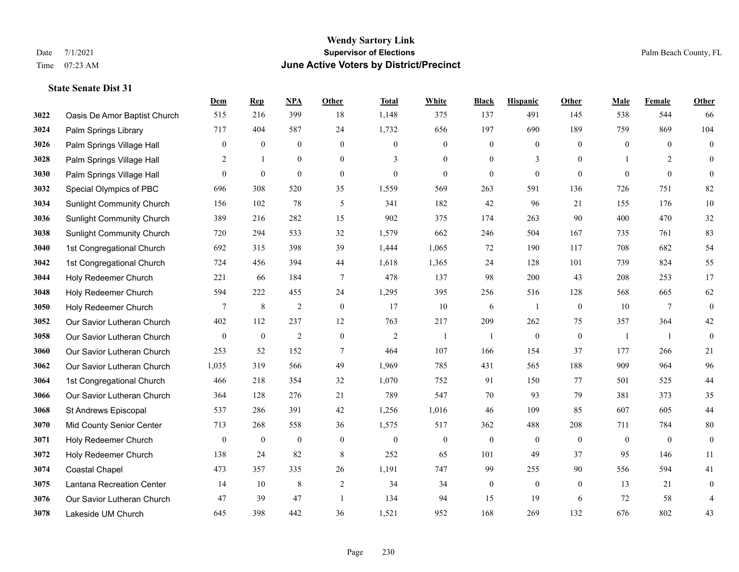# Wendy Sartory Link
## Supervisor of Elections
## June Active Voters by District/Precinct

Date 7/1/2021
Time 07:23 AM

Palm Beach County, FL

### State Senate Dist 31

| | | Dem | Rep | NPA | Other | Total | White | Black | Hispanic | Other | Male | Female | Other |
|---|---|---|---|---|---|---|---|---|---|---|---|---|---|
| 3022 | Oasis De Amor Baptist Church | 515 | 216 | 399 | 18 | 1,148 | 375 | 137 | 491 | 145 | 538 | 544 | 66 |
| 3024 | Palm Springs Library | 717 | 404 | 587 | 24 | 1,732 | 656 | 197 | 690 | 189 | 759 | 869 | 104 |
| 3026 | Palm Springs Village Hall | 0 | 0 | 0 | 0 | 0 | 0 | 0 | 0 | 0 | 0 | 0 | 0 |
| 3028 | Palm Springs Village Hall | 2 | 1 | 0 | 0 | 3 | 0 | 0 | 3 | 0 | 1 | 2 | 0 |
| 3030 | Palm Springs Village Hall | 0 | 0 | 0 | 0 | 0 | 0 | 0 | 0 | 0 | 0 | 0 | 0 |
| 3032 | Special Olympics of PBC | 696 | 308 | 520 | 35 | 1,559 | 569 | 263 | 591 | 136 | 726 | 751 | 82 |
| 3034 | Sunlight Community Church | 156 | 102 | 78 | 5 | 341 | 182 | 42 | 96 | 21 | 155 | 176 | 10 |
| 3036 | Sunlight Community Church | 389 | 216 | 282 | 15 | 902 | 375 | 174 | 263 | 90 | 400 | 470 | 32 |
| 3038 | Sunlight Community Church | 720 | 294 | 533 | 32 | 1,579 | 662 | 246 | 504 | 167 | 735 | 761 | 83 |
| 3040 | 1st Congregational Church | 692 | 315 | 398 | 39 | 1,444 | 1,065 | 72 | 190 | 117 | 708 | 682 | 54 |
| 3042 | 1st Congregational Church | 724 | 456 | 394 | 44 | 1,618 | 1,365 | 24 | 128 | 101 | 739 | 824 | 55 |
| 3044 | Holy Redeemer Church | 221 | 66 | 184 | 7 | 478 | 137 | 98 | 200 | 43 | 208 | 253 | 17 |
| 3048 | Holy Redeemer Church | 594 | 222 | 455 | 24 | 1,295 | 395 | 256 | 516 | 128 | 568 | 665 | 62 |
| 3050 | Holy Redeemer Church | 7 | 8 | 2 | 0 | 17 | 10 | 6 | 1 | 0 | 10 | 7 | 0 |
| 3052 | Our Savior Lutheran Church | 402 | 112 | 237 | 12 | 763 | 217 | 209 | 262 | 75 | 357 | 364 | 42 |
| 3058 | Our Savior Lutheran Church | 0 | 0 | 2 | 0 | 2 | 1 | 1 | 0 | 0 | 1 | 1 | 0 |
| 3060 | Our Savior Lutheran Church | 253 | 52 | 152 | 7 | 464 | 107 | 166 | 154 | 37 | 177 | 266 | 21 |
| 3062 | Our Savior Lutheran Church | 1,035 | 319 | 566 | 49 | 1,969 | 785 | 431 | 565 | 188 | 909 | 964 | 96 |
| 3064 | 1st Congregational Church | 466 | 218 | 354 | 32 | 1,070 | 752 | 91 | 150 | 77 | 501 | 525 | 44 |
| 3066 | Our Savior Lutheran Church | 364 | 128 | 276 | 21 | 789 | 547 | 70 | 93 | 79 | 381 | 373 | 35 |
| 3068 | St Andrews Episcopal | 537 | 286 | 391 | 42 | 1,256 | 1,016 | 46 | 109 | 85 | 607 | 605 | 44 |
| 3070 | Mid County Senior Center | 713 | 268 | 558 | 36 | 1,575 | 517 | 362 | 488 | 208 | 711 | 784 | 80 |
| 3071 | Holy Redeemer Church | 0 | 0 | 0 | 0 | 0 | 0 | 0 | 0 | 0 | 0 | 0 | 0 |
| 3072 | Holy Redeemer Church | 138 | 24 | 82 | 8 | 252 | 65 | 101 | 49 | 37 | 95 | 146 | 11 |
| 3074 | Coastal Chapel | 473 | 357 | 335 | 26 | 1,191 | 747 | 99 | 255 | 90 | 556 | 594 | 41 |
| 3075 | Lantana Recreation Center | 14 | 10 | 8 | 2 | 34 | 34 | 0 | 0 | 0 | 13 | 21 | 0 |
| 3076 | Our Savior Lutheran Church | 47 | 39 | 47 | 1 | 134 | 94 | 15 | 19 | 6 | 72 | 58 | 4 |
| 3078 | Lakeside UM Church | 645 | 398 | 442 | 36 | 1,521 | 952 | 168 | 269 | 132 | 676 | 802 | 43 |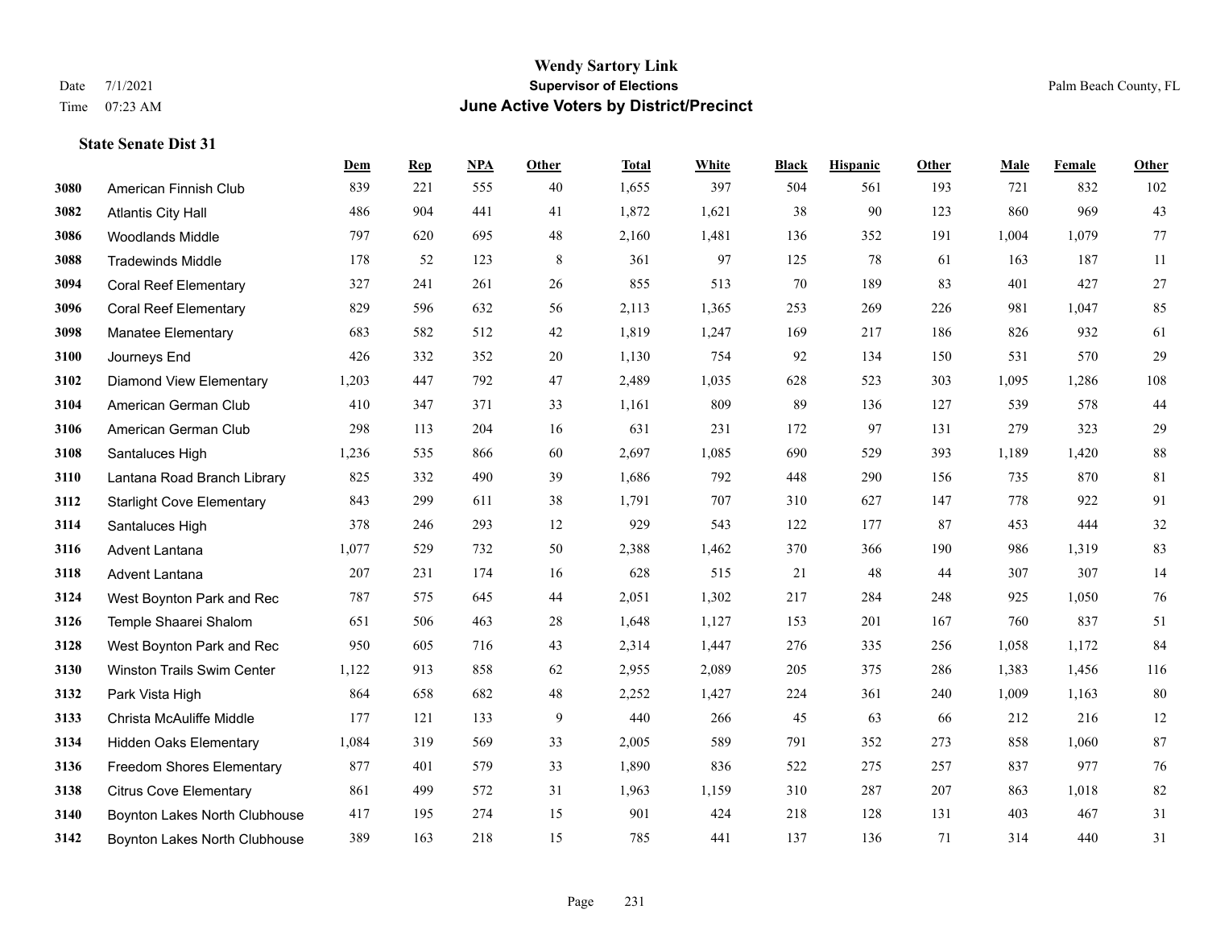# Wendy Sartory Link
## Supervisor of Elections
## June Active Voters by District/Precinct

Date 7/1/2021
Time 07:23 AM

Palm Beach County, FL

### State Senate Dist 31

| | | Dem | Rep | NPA | Other | Total | White | Black | Hispanic | Other | Male | Female | Other |
|---|---|---|---|---|---|---|---|---|---|---|---|---|---|
| 3080 | American Finnish Club | 839 | 221 | 555 | 40 | 1,655 | 397 | 504 | 561 | 193 | 721 | 832 | 102 |
| 3082 | Atlantis City Hall | 486 | 904 | 441 | 41 | 1,872 | 1,621 | 38 | 90 | 123 | 860 | 969 | 43 |
| 3086 | Woodlands Middle | 797 | 620 | 695 | 48 | 2,160 | 1,481 | 136 | 352 | 191 | 1,004 | 1,079 | 77 |
| 3088 | Tradewinds Middle | 178 | 52 | 123 | 8 | 361 | 97 | 125 | 78 | 61 | 163 | 187 | 11 |
| 3094 | Coral Reef Elementary | 327 | 241 | 261 | 26 | 855 | 513 | 70 | 189 | 83 | 401 | 427 | 27 |
| 3096 | Coral Reef Elementary | 829 | 596 | 632 | 56 | 2,113 | 1,365 | 253 | 269 | 226 | 981 | 1,047 | 85 |
| 3098 | Manatee Elementary | 683 | 582 | 512 | 42 | 1,819 | 1,247 | 169 | 217 | 186 | 826 | 932 | 61 |
| 3100 | Journeys End | 426 | 332 | 352 | 20 | 1,130 | 754 | 92 | 134 | 150 | 531 | 570 | 29 |
| 3102 | Diamond View Elementary | 1,203 | 447 | 792 | 47 | 2,489 | 1,035 | 628 | 523 | 303 | 1,095 | 1,286 | 108 |
| 3104 | American German Club | 410 | 347 | 371 | 33 | 1,161 | 809 | 89 | 136 | 127 | 539 | 578 | 44 |
| 3106 | American German Club | 298 | 113 | 204 | 16 | 631 | 231 | 172 | 97 | 131 | 279 | 323 | 29 |
| 3108 | Santaluces High | 1,236 | 535 | 866 | 60 | 2,697 | 1,085 | 690 | 529 | 393 | 1,189 | 1,420 | 88 |
| 3110 | Lantana Road Branch Library | 825 | 332 | 490 | 39 | 1,686 | 792 | 448 | 290 | 156 | 735 | 870 | 81 |
| 3112 | Starlight Cove Elementary | 843 | 299 | 611 | 38 | 1,791 | 707 | 310 | 627 | 147 | 778 | 922 | 91 |
| 3114 | Santaluces High | 378 | 246 | 293 | 12 | 929 | 543 | 122 | 177 | 87 | 453 | 444 | 32 |
| 3116 | Advent Lantana | 1,077 | 529 | 732 | 50 | 2,388 | 1,462 | 370 | 366 | 190 | 986 | 1,319 | 83 |
| 3118 | Advent Lantana | 207 | 231 | 174 | 16 | 628 | 515 | 21 | 48 | 44 | 307 | 307 | 14 |
| 3124 | West Boynton Park and Rec | 787 | 575 | 645 | 44 | 2,051 | 1,302 | 217 | 284 | 248 | 925 | 1,050 | 76 |
| 3126 | Temple Shaarei Shalom | 651 | 506 | 463 | 28 | 1,648 | 1,127 | 153 | 201 | 167 | 760 | 837 | 51 |
| 3128 | West Boynton Park and Rec | 950 | 605 | 716 | 43 | 2,314 | 1,447 | 276 | 335 | 256 | 1,058 | 1,172 | 84 |
| 3130 | Winston Trails Swim Center | 1,122 | 913 | 858 | 62 | 2,955 | 2,089 | 205 | 375 | 286 | 1,383 | 1,456 | 116 |
| 3132 | Park Vista High | 864 | 658 | 682 | 48 | 2,252 | 1,427 | 224 | 361 | 240 | 1,009 | 1,163 | 80 |
| 3133 | Christa McAuliffe Middle | 177 | 121 | 133 | 9 | 440 | 266 | 45 | 63 | 66 | 212 | 216 | 12 |
| 3134 | Hidden Oaks Elementary | 1,084 | 319 | 569 | 33 | 2,005 | 589 | 791 | 352 | 273 | 858 | 1,060 | 87 |
| 3136 | Freedom Shores Elementary | 877 | 401 | 579 | 33 | 1,890 | 836 | 522 | 275 | 257 | 837 | 977 | 76 |
| 3138 | Citrus Cove Elementary | 861 | 499 | 572 | 31 | 1,963 | 1,159 | 310 | 287 | 207 | 863 | 1,018 | 82 |
| 3140 | Boynton Lakes North Clubhouse | 417 | 195 | 274 | 15 | 901 | 424 | 218 | 128 | 131 | 403 | 467 | 31 |
| 3142 | Boynton Lakes North Clubhouse | 389 | 163 | 218 | 15 | 785 | 441 | 137 | 136 | 71 | 314 | 440 | 31 |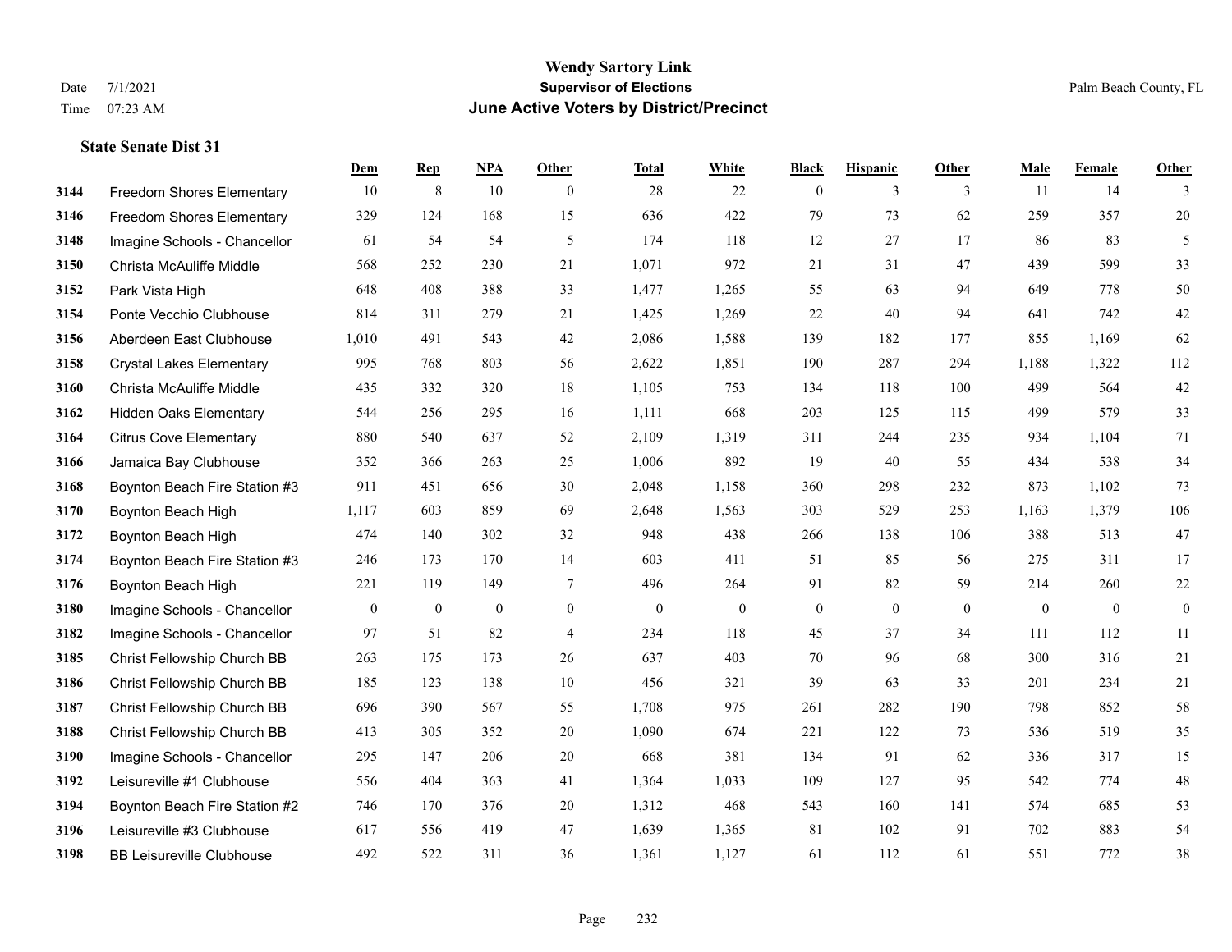# Wendy Sartory Link

**Supervisor of Elections**

**June Active Voters by District/Precinct**

Date 7/1/2021

Time 07:23 AM

Palm Beach County, FL

### State Senate Dist 31

| | | Dem | Rep | NPA | Other | Total | White | Black | Hispanic | Other | Male | Female | Other |
|---|---|---|---|---|---|---|---|---|---|---|---|---|---|
| 3144 | Freedom Shores Elementary | 10 | 8 | 10 | 0 | 28 | 22 | 0 | 3 | 3 | 11 | 14 | 3 |
| 3146 | Freedom Shores Elementary | 329 | 124 | 168 | 15 | 636 | 422 | 79 | 73 | 62 | 259 | 357 | 20 |
| 3148 | Imagine Schools - Chancellor | 61 | 54 | 54 | 5 | 174 | 118 | 12 | 27 | 17 | 86 | 83 | 5 |
| 3150 | Christa McAuliffe Middle | 568 | 252 | 230 | 21 | 1,071 | 972 | 21 | 31 | 47 | 439 | 599 | 33 |
| 3152 | Park Vista High | 648 | 408 | 388 | 33 | 1,477 | 1,265 | 55 | 63 | 94 | 649 | 778 | 50 |
| 3154 | Ponte Vecchio Clubhouse | 814 | 311 | 279 | 21 | 1,425 | 1,269 | 22 | 40 | 94 | 641 | 742 | 42 |
| 3156 | Aberdeen East Clubhouse | 1,010 | 491 | 543 | 42 | 2,086 | 1,588 | 139 | 182 | 177 | 855 | 1,169 | 62 |
| 3158 | Crystal Lakes Elementary | 995 | 768 | 803 | 56 | 2,622 | 1,851 | 190 | 287 | 294 | 1,188 | 1,322 | 112 |
| 3160 | Christa McAuliffe Middle | 435 | 332 | 320 | 18 | 1,105 | 753 | 134 | 118 | 100 | 499 | 564 | 42 |
| 3162 | Hidden Oaks Elementary | 544 | 256 | 295 | 16 | 1,111 | 668 | 203 | 125 | 115 | 499 | 579 | 33 |
| 3164 | Citrus Cove Elementary | 880 | 540 | 637 | 52 | 2,109 | 1,319 | 311 | 244 | 235 | 934 | 1,104 | 71 |
| 3166 | Jamaica Bay Clubhouse | 352 | 366 | 263 | 25 | 1,006 | 892 | 19 | 40 | 55 | 434 | 538 | 34 |
| 3168 | Boynton Beach Fire Station #3 | 911 | 451 | 656 | 30 | 2,048 | 1,158 | 360 | 298 | 232 | 873 | 1,102 | 73 |
| 3170 | Boynton Beach High | 1,117 | 603 | 859 | 69 | 2,648 | 1,563 | 303 | 529 | 253 | 1,163 | 1,379 | 106 |
| 3172 | Boynton Beach High | 474 | 140 | 302 | 32 | 948 | 438 | 266 | 138 | 106 | 388 | 513 | 47 |
| 3174 | Boynton Beach Fire Station #3 | 246 | 173 | 170 | 14 | 603 | 411 | 51 | 85 | 56 | 275 | 311 | 17 |
| 3176 | Boynton Beach High | 221 | 119 | 149 | 7 | 496 | 264 | 91 | 82 | 59 | 214 | 260 | 22 |
| 3180 | Imagine Schools - Chancellor | 0 | 0 | 0 | 0 | 0 | 0 | 0 | 0 | 0 | 0 | 0 | 0 |
| 3182 | Imagine Schools - Chancellor | 97 | 51 | 82 | 4 | 234 | 118 | 45 | 37 | 34 | 111 | 112 | 11 |
| 3185 | Christ Fellowship Church BB | 263 | 175 | 173 | 26 | 637 | 403 | 70 | 96 | 68 | 300 | 316 | 21 |
| 3186 | Christ Fellowship Church BB | 185 | 123 | 138 | 10 | 456 | 321 | 39 | 63 | 33 | 201 | 234 | 21 |
| 3187 | Christ Fellowship Church BB | 696 | 390 | 567 | 55 | 1,708 | 975 | 261 | 282 | 190 | 798 | 852 | 58 |
| 3188 | Christ Fellowship Church BB | 413 | 305 | 352 | 20 | 1,090 | 674 | 221 | 122 | 73 | 536 | 519 | 35 |
| 3190 | Imagine Schools - Chancellor | 295 | 147 | 206 | 20 | 668 | 381 | 134 | 91 | 62 | 336 | 317 | 15 |
| 3192 | Leisureville #1 Clubhouse | 556 | 404 | 363 | 41 | 1,364 | 1,033 | 109 | 127 | 95 | 542 | 774 | 48 |
| 3194 | Boynton Beach Fire Station #2 | 746 | 170 | 376 | 20 | 1,312 | 468 | 543 | 160 | 141 | 574 | 685 | 53 |
| 3196 | Leisureville #3 Clubhouse | 617 | 556 | 419 | 47 | 1,639 | 1,365 | 81 | 102 | 91 | 702 | 883 | 54 |
| 3198 | BB Leisureville Clubhouse | 492 | 522 | 311 | 36 | 1,361 | 1,127 | 61 | 112 | 61 | 551 | 772 | 38 |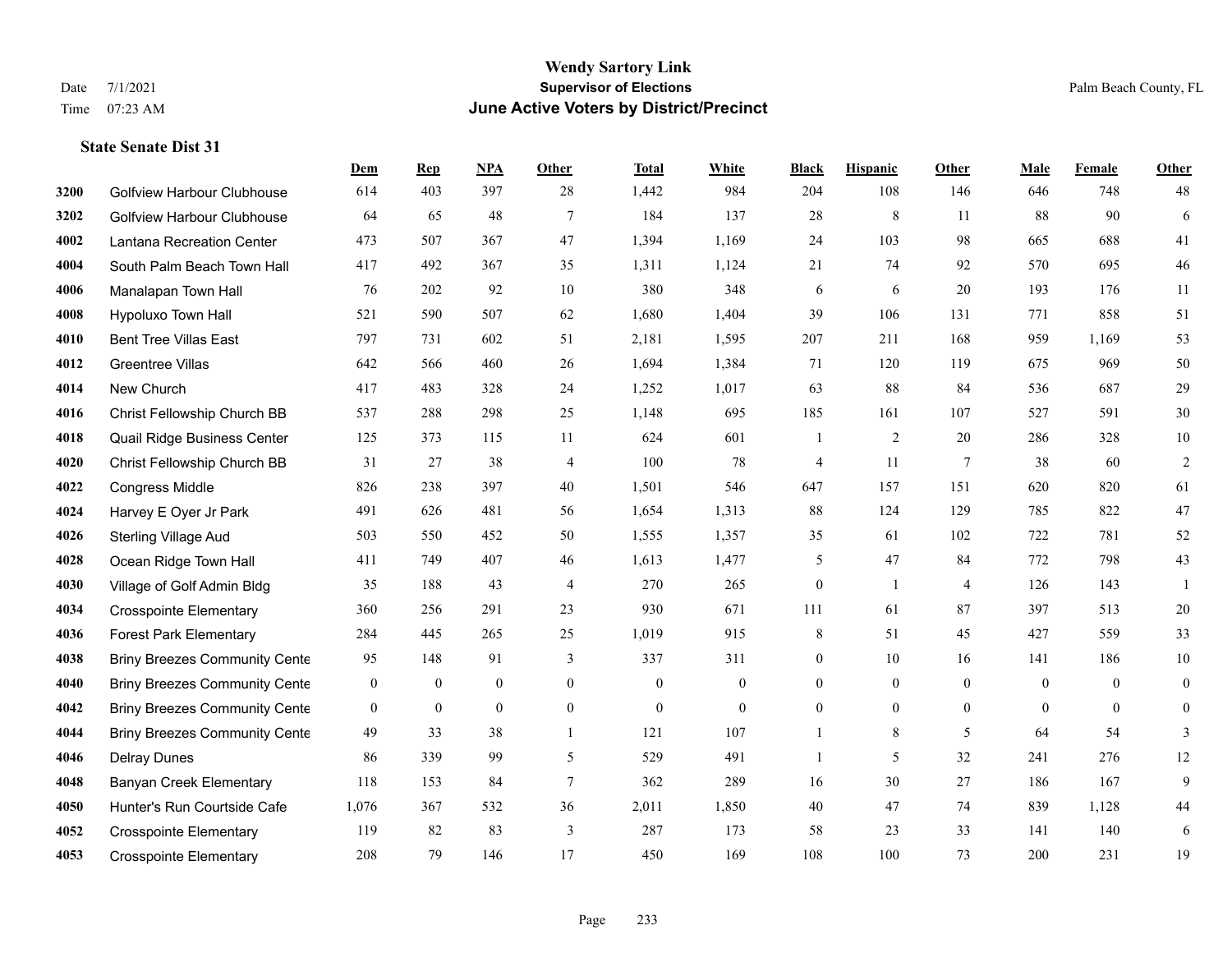# Wendy Sartory Link
## Supervisor of Elections
## June Active Voters by District/Precinct

Date 7/1/2021
Time 07:23 AM

Palm Beach County, FL

### State Senate Dist 31

| | | Dem | Rep | NPA | Other | Total | White | Black | Hispanic | Other | Male | Female | Other |
|---|---|---|---|---|---|---|---|---|---|---|---|---|---|
| 3200 | Golfview Harbour Clubhouse | 614 | 403 | 397 | 28 | 1,442 | 984 | 204 | 108 | 146 | 646 | 748 | 48 |
| 3202 | Golfview Harbour Clubhouse | 64 | 65 | 48 | 7 | 184 | 137 | 28 | 8 | 11 | 88 | 90 | 6 |
| 4002 | Lantana Recreation Center | 473 | 507 | 367 | 47 | 1,394 | 1,169 | 24 | 103 | 98 | 665 | 688 | 41 |
| 4004 | South Palm Beach Town Hall | 417 | 492 | 367 | 35 | 1,311 | 1,124 | 21 | 74 | 92 | 570 | 695 | 46 |
| 4006 | Manalapan Town Hall | 76 | 202 | 92 | 10 | 380 | 348 | 6 | 6 | 20 | 193 | 176 | 11 |
| 4008 | Hypoluxo Town Hall | 521 | 590 | 507 | 62 | 1,680 | 1,404 | 39 | 106 | 131 | 771 | 858 | 51 |
| 4010 | Bent Tree Villas East | 797 | 731 | 602 | 51 | 2,181 | 1,595 | 207 | 211 | 168 | 959 | 1,169 | 53 |
| 4012 | Greentree Villas | 642 | 566 | 460 | 26 | 1,694 | 1,384 | 71 | 120 | 119 | 675 | 969 | 50 |
| 4014 | New Church | 417 | 483 | 328 | 24 | 1,252 | 1,017 | 63 | 88 | 84 | 536 | 687 | 29 |
| 4016 | Christ Fellowship Church BB | 537 | 288 | 298 | 25 | 1,148 | 695 | 185 | 161 | 107 | 527 | 591 | 30 |
| 4018 | Quail Ridge Business Center | 125 | 373 | 115 | 11 | 624 | 601 | 1 | 2 | 20 | 286 | 328 | 10 |
| 4020 | Christ Fellowship Church BB | 31 | 27 | 38 | 4 | 100 | 78 | 4 | 11 | 7 | 38 | 60 | 2 |
| 4022 | Congress Middle | 826 | 238 | 397 | 40 | 1,501 | 546 | 647 | 157 | 151 | 620 | 820 | 61 |
| 4024 | Harvey E Oyer Jr Park | 491 | 626 | 481 | 56 | 1,654 | 1,313 | 88 | 124 | 129 | 785 | 822 | 47 |
| 4026 | Sterling Village Aud | 503 | 550 | 452 | 50 | 1,555 | 1,357 | 35 | 61 | 102 | 722 | 781 | 52 |
| 4028 | Ocean Ridge Town Hall | 411 | 749 | 407 | 46 | 1,613 | 1,477 | 5 | 47 | 84 | 772 | 798 | 43 |
| 4030 | Village of Golf Admin Bldg | 35 | 188 | 43 | 4 | 270 | 265 | 0 | 1 | 4 | 126 | 143 | 1 |
| 4034 | Crosspointe Elementary | 360 | 256 | 291 | 23 | 930 | 671 | 111 | 61 | 87 | 397 | 513 | 20 |
| 4036 | Forest Park Elementary | 284 | 445 | 265 | 25 | 1,019 | 915 | 8 | 51 | 45 | 427 | 559 | 33 |
| 4038 | Briny Breezes Community Cente | 95 | 148 | 91 | 3 | 337 | 311 | 0 | 10 | 16 | 141 | 186 | 10 |
| 4040 | Briny Breezes Community Cente | 0 | 0 | 0 | 0 | 0 | 0 | 0 | 0 | 0 | 0 | 0 | 0 |
| 4042 | Briny Breezes Community Cente | 0 | 0 | 0 | 0 | 0 | 0 | 0 | 0 | 0 | 0 | 0 | 0 |
| 4044 | Briny Breezes Community Cente | 49 | 33 | 38 | 1 | 121 | 107 | 1 | 8 | 5 | 64 | 54 | 3 |
| 4046 | Delray Dunes | 86 | 339 | 99 | 5 | 529 | 491 | 1 | 5 | 32 | 241 | 276 | 12 |
| 4048 | Banyan Creek Elementary | 118 | 153 | 84 | 7 | 362 | 289 | 16 | 30 | 27 | 186 | 167 | 9 |
| 4050 | Hunter's Run Courtside Cafe | 1,076 | 367 | 532 | 36 | 2,011 | 1,850 | 40 | 47 | 74 | 839 | 1,128 | 44 |
| 4052 | Crosspointe Elementary | 119 | 82 | 83 | 3 | 287 | 173 | 58 | 23 | 33 | 141 | 140 | 6 |
| 4053 | Crosspointe Elementary | 208 | 79 | 146 | 17 | 450 | 169 | 108 | 100 | 73 | 200 | 231 | 19 |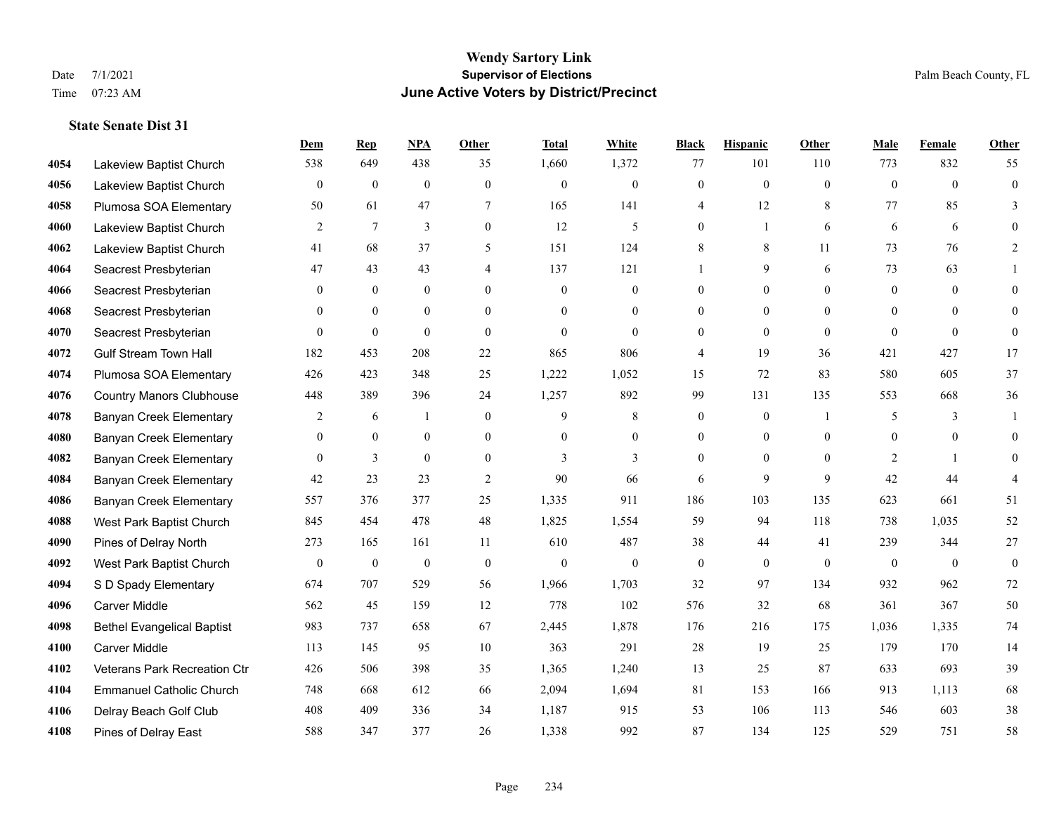# Wendy Sartory Link
## Supervisor of Elections
## June Active Voters by District/Precinct

Date 7/1/2021
Time 07:23 AM

Palm Beach County, FL

### State Senate Dist 31

| | | Dem | Rep | NPA | Other | Total | White | Black | Hispanic | Other | Male | Female | Other |
|---|---|---|---|---|---|---|---|---|---|---|---|---|---|
| 4054 | Lakeview Baptist Church | 538 | 649 | 438 | 35 | 1,660 | 1,372 | 77 | 101 | 110 | 773 | 832 | 55 |
| 4056 | Lakeview Baptist Church | 0 | 0 | 0 | 0 | 0 | 0 | 0 | 0 | 0 | 0 | 0 | 0 |
| 4058 | Plumosa SOA Elementary | 50 | 61 | 47 | 7 | 165 | 141 | 4 | 12 | 8 | 77 | 85 | 3 |
| 4060 | Lakeview Baptist Church | 2 | 7 | 3 | 0 | 12 | 5 | 0 | 1 | 6 | 6 | 6 | 0 |
| 4062 | Lakeview Baptist Church | 41 | 68 | 37 | 5 | 151 | 124 | 8 | 8 | 11 | 73 | 76 | 2 |
| 4064 | Seacrest Presbyterian | 47 | 43 | 43 | 4 | 137 | 121 | 1 | 9 | 6 | 73 | 63 | 1 |
| 4066 | Seacrest Presbyterian | 0 | 0 | 0 | 0 | 0 | 0 | 0 | 0 | 0 | 0 | 0 | 0 |
| 4068 | Seacrest Presbyterian | 0 | 0 | 0 | 0 | 0 | 0 | 0 | 0 | 0 | 0 | 0 | 0 |
| 4070 | Seacrest Presbyterian | 0 | 0 | 0 | 0 | 0 | 0 | 0 | 0 | 0 | 0 | 0 | 0 |
| 4072 | Gulf Stream Town Hall | 182 | 453 | 208 | 22 | 865 | 806 | 4 | 19 | 36 | 421 | 427 | 17 |
| 4074 | Plumosa SOA Elementary | 426 | 423 | 348 | 25 | 1,222 | 1,052 | 15 | 72 | 83 | 580 | 605 | 37 |
| 4076 | Country Manors Clubhouse | 448 | 389 | 396 | 24 | 1,257 | 892 | 99 | 131 | 135 | 553 | 668 | 36 |
| 4078 | Banyan Creek Elementary | 2 | 6 | 1 | 0 | 9 | 8 | 0 | 0 | 1 | 5 | 3 | 1 |
| 4080 | Banyan Creek Elementary | 0 | 0 | 0 | 0 | 0 | 0 | 0 | 0 | 0 | 0 | 0 | 0 |
| 4082 | Banyan Creek Elementary | 0 | 3 | 0 | 0 | 3 | 3 | 0 | 0 | 0 | 2 | 1 | 0 |
| 4084 | Banyan Creek Elementary | 42 | 23 | 23 | 2 | 90 | 66 | 6 | 9 | 9 | 42 | 44 | 4 |
| 4086 | Banyan Creek Elementary | 557 | 376 | 377 | 25 | 1,335 | 911 | 186 | 103 | 135 | 623 | 661 | 51 |
| 4088 | West Park Baptist Church | 845 | 454 | 478 | 48 | 1,825 | 1,554 | 59 | 94 | 118 | 738 | 1,035 | 52 |
| 4090 | Pines of Delray North | 273 | 165 | 161 | 11 | 610 | 487 | 38 | 44 | 41 | 239 | 344 | 27 |
| 4092 | West Park Baptist Church | 0 | 0 | 0 | 0 | 0 | 0 | 0 | 0 | 0 | 0 | 0 | 0 |
| 4094 | S D Spady Elementary | 674 | 707 | 529 | 56 | 1,966 | 1,703 | 32 | 97 | 134 | 932 | 962 | 72 |
| 4096 | Carver Middle | 562 | 45 | 159 | 12 | 778 | 102 | 576 | 32 | 68 | 361 | 367 | 50 |
| 4098 | Bethel Evangelical Baptist | 983 | 737 | 658 | 67 | 2,445 | 1,878 | 176 | 216 | 175 | 1,036 | 1,335 | 74 |
| 4100 | Carver Middle | 113 | 145 | 95 | 10 | 363 | 291 | 28 | 19 | 25 | 179 | 170 | 14 |
| 4102 | Veterans Park Recreation Ctr | 426 | 506 | 398 | 35 | 1,365 | 1,240 | 13 | 25 | 87 | 633 | 693 | 39 |
| 4104 | Emmanuel Catholic Church | 748 | 668 | 612 | 66 | 2,094 | 1,694 | 81 | 153 | 166 | 913 | 1,113 | 68 |
| 4106 | Delray Beach Golf Club | 408 | 409 | 336 | 34 | 1,187 | 915 | 53 | 106 | 113 | 546 | 603 | 38 |
| 4108 | Pines of Delray East | 588 | 347 | 377 | 26 | 1,338 | 992 | 87 | 134 | 125 | 529 | 751 | 58 |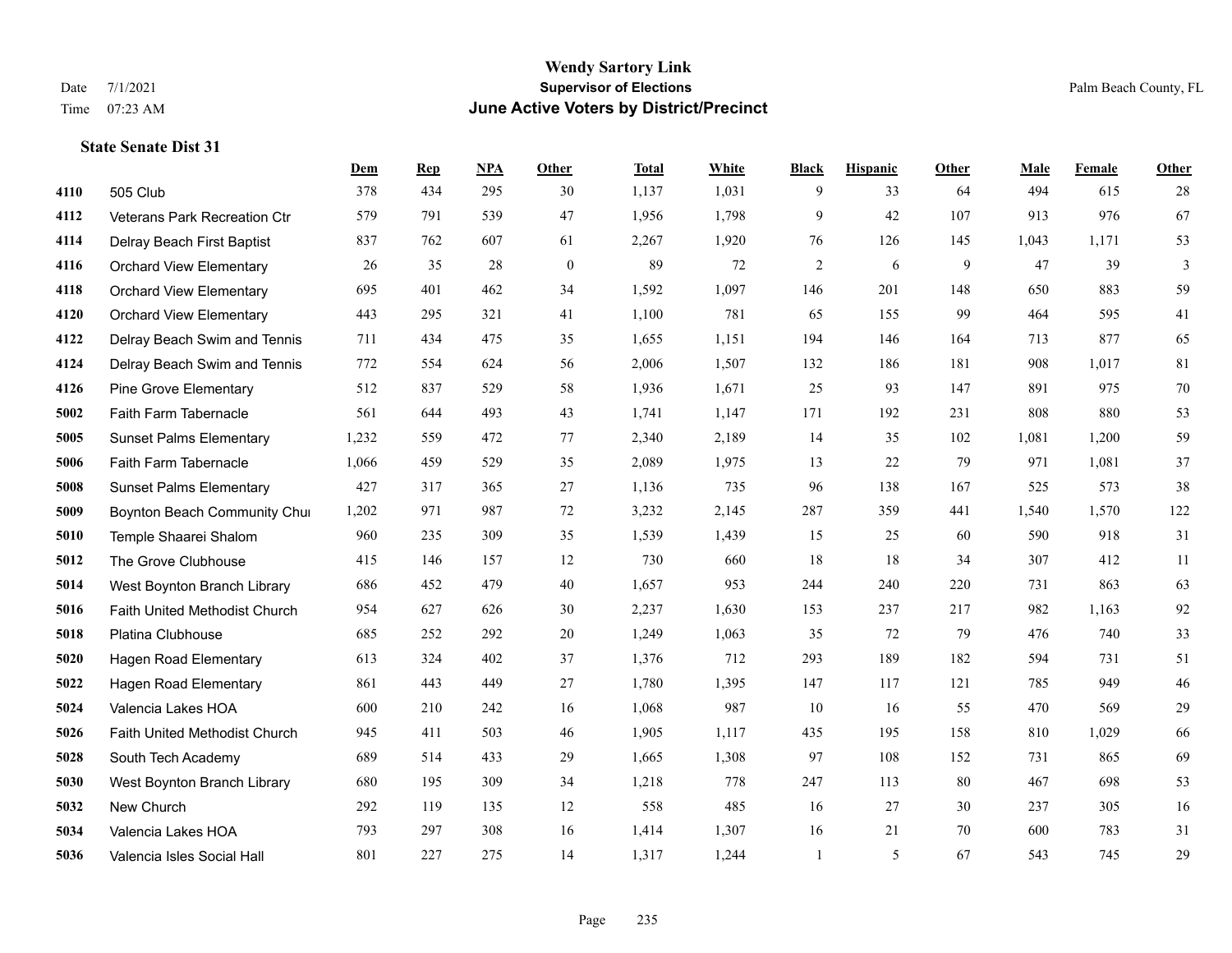**Wendy Sartory Link**
**Supervisor of Elections**
**June Active Voters by District/Precinct**

Date 7/1/2021
Time 07:23 AM

Palm Beach County, FL

**State Senate Dist 31**

| | | Dem | Rep | NPA | Other | Total | White | Black | Hispanic | Other | Male | Female | Other |
|---|---|---|---|---|---|---|---|---|---|---|---|---|---|
| 4110 | 505 Club | 378 | 434 | 295 | 30 | 1,137 | 1,031 | 9 | 33 | 64 | 494 | 615 | 28 |
| 4112 | Veterans Park Recreation Ctr | 579 | 791 | 539 | 47 | 1,956 | 1,798 | 9 | 42 | 107 | 913 | 976 | 67 |
| 4114 | Delray Beach First Baptist | 837 | 762 | 607 | 61 | 2,267 | 1,920 | 76 | 126 | 145 | 1,043 | 1,171 | 53 |
| 4116 | Orchard View Elementary | 26 | 35 | 28 | 0 | 89 | 72 | 2 | 6 | 9 | 47 | 39 | 3 |
| 4118 | Orchard View Elementary | 695 | 401 | 462 | 34 | 1,592 | 1,097 | 146 | 201 | 148 | 650 | 883 | 59 |
| 4120 | Orchard View Elementary | 443 | 295 | 321 | 41 | 1,100 | 781 | 65 | 155 | 99 | 464 | 595 | 41 |
| 4122 | Delray Beach Swim and Tennis | 711 | 434 | 475 | 35 | 1,655 | 1,151 | 194 | 146 | 164 | 713 | 877 | 65 |
| 4124 | Delray Beach Swim and Tennis | 772 | 554 | 624 | 56 | 2,006 | 1,507 | 132 | 186 | 181 | 908 | 1,017 | 81 |
| 4126 | Pine Grove Elementary | 512 | 837 | 529 | 58 | 1,936 | 1,671 | 25 | 93 | 147 | 891 | 975 | 70 |
| 5002 | Faith Farm Tabernacle | 561 | 644 | 493 | 43 | 1,741 | 1,147 | 171 | 192 | 231 | 808 | 880 | 53 |
| 5005 | Sunset Palms Elementary | 1,232 | 559 | 472 | 77 | 2,340 | 2,189 | 14 | 35 | 102 | 1,081 | 1,200 | 59 |
| 5006 | Faith Farm Tabernacle | 1,066 | 459 | 529 | 35 | 2,089 | 1,975 | 13 | 22 | 79 | 971 | 1,081 | 37 |
| 5008 | Sunset Palms Elementary | 427 | 317 | 365 | 27 | 1,136 | 735 | 96 | 138 | 167 | 525 | 573 | 38 |
| 5009 | Boynton Beach Community Chur | 1,202 | 971 | 987 | 72 | 3,232 | 2,145 | 287 | 359 | 441 | 1,540 | 1,570 | 122 |
| 5010 | Temple Shaarei Shalom | 960 | 235 | 309 | 35 | 1,539 | 1,439 | 15 | 25 | 60 | 590 | 918 | 31 |
| 5012 | The Grove Clubhouse | 415 | 146 | 157 | 12 | 730 | 660 | 18 | 18 | 34 | 307 | 412 | 11 |
| 5014 | West Boynton Branch Library | 686 | 452 | 479 | 40 | 1,657 | 953 | 244 | 240 | 220 | 731 | 863 | 63 |
| 5016 | Faith United Methodist Church | 954 | 627 | 626 | 30 | 2,237 | 1,630 | 153 | 237 | 217 | 982 | 1,163 | 92 |
| 5018 | Platina Clubhouse | 685 | 252 | 292 | 20 | 1,249 | 1,063 | 35 | 72 | 79 | 476 | 740 | 33 |
| 5020 | Hagen Road Elementary | 613 | 324 | 402 | 37 | 1,376 | 712 | 293 | 189 | 182 | 594 | 731 | 51 |
| 5022 | Hagen Road Elementary | 861 | 443 | 449 | 27 | 1,780 | 1,395 | 147 | 117 | 121 | 785 | 949 | 46 |
| 5024 | Valencia Lakes HOA | 600 | 210 | 242 | 16 | 1,068 | 987 | 10 | 16 | 55 | 470 | 569 | 29 |
| 5026 | Faith United Methodist Church | 945 | 411 | 503 | 46 | 1,905 | 1,117 | 435 | 195 | 158 | 810 | 1,029 | 66 |
| 5028 | South Tech Academy | 689 | 514 | 433 | 29 | 1,665 | 1,308 | 97 | 108 | 152 | 731 | 865 | 69 |
| 5030 | West Boynton Branch Library | 680 | 195 | 309 | 34 | 1,218 | 778 | 247 | 113 | 80 | 467 | 698 | 53 |
| 5032 | New Church | 292 | 119 | 135 | 12 | 558 | 485 | 16 | 27 | 30 | 237 | 305 | 16 |
| 5034 | Valencia Lakes HOA | 793 | 297 | 308 | 16 | 1,414 | 1,307 | 16 | 21 | 70 | 600 | 783 | 31 |
| 5036 | Valencia Isles Social Hall | 801 | 227 | 275 | 14 | 1,317 | 1,244 | 1 | 5 | 67 | 543 | 745 | 29 |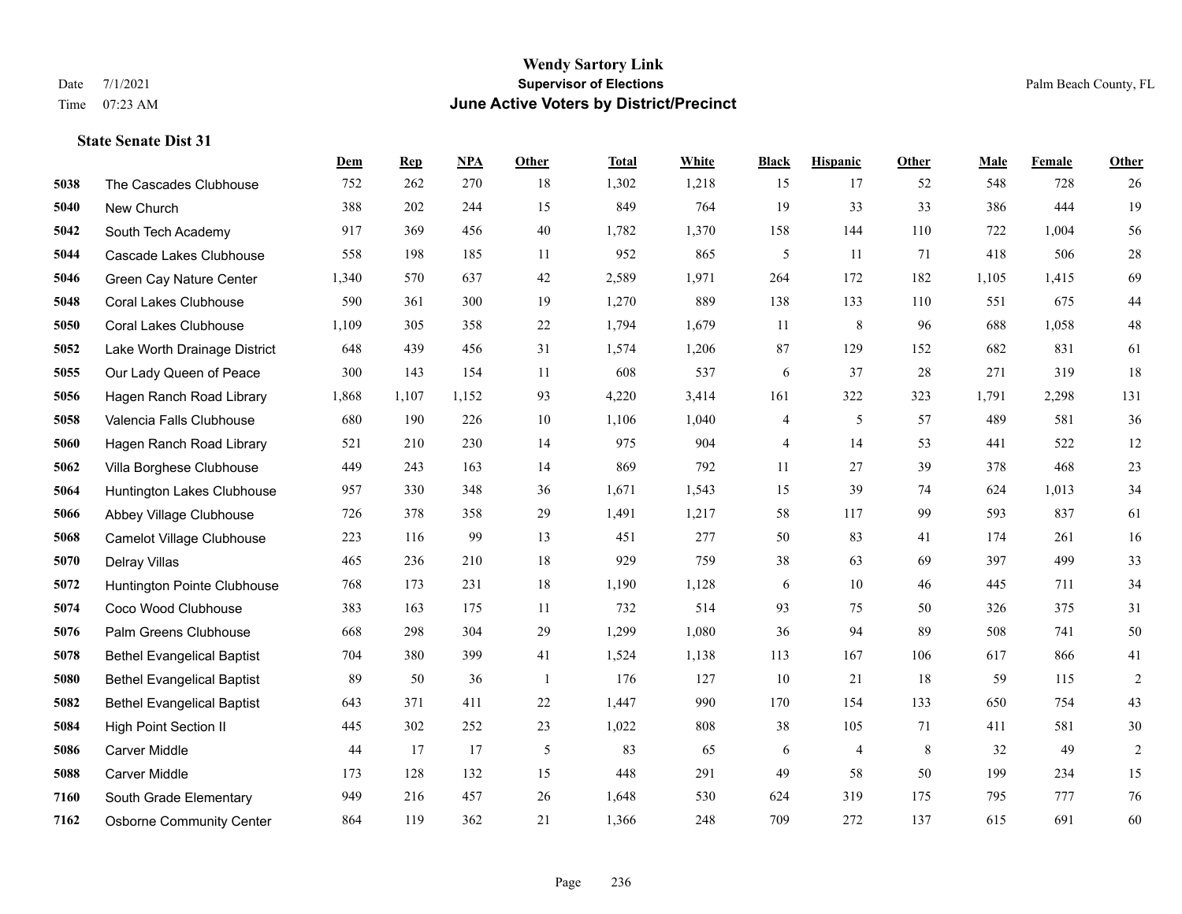# Wendy Sartory Link
## Supervisor of Elections
## June Active Voters by District/Precinct

Date 7/1/2021
Time 07:23 AM

Palm Beach County, FL

### State Senate Dist 31

| | | Dem | Rep | NPA | Other | Total | White | Black | Hispanic | Other | Male | Female | Other |
|---|---|---|---|---|---|---|---|---|---|---|---|---|---|
| 5038 | The Cascades Clubhouse | 752 | 262 | 270 | 18 | 1,302 | 1,218 | 15 | 17 | 52 | 548 | 728 | 26 |
| 5040 | New Church | 388 | 202 | 244 | 15 | 849 | 764 | 19 | 33 | 33 | 386 | 444 | 19 |
| 5042 | South Tech Academy | 917 | 369 | 456 | 40 | 1,782 | 1,370 | 158 | 144 | 110 | 722 | 1,004 | 56 |
| 5044 | Cascade Lakes Clubhouse | 558 | 198 | 185 | 11 | 952 | 865 | 5 | 11 | 71 | 418 | 506 | 28 |
| 5046 | Green Cay Nature Center | 1,340 | 570 | 637 | 42 | 2,589 | 1,971 | 264 | 172 | 182 | 1,105 | 1,415 | 69 |
| 5048 | Coral Lakes Clubhouse | 590 | 361 | 300 | 19 | 1,270 | 889 | 138 | 133 | 110 | 551 | 675 | 44 |
| 5050 | Coral Lakes Clubhouse | 1,109 | 305 | 358 | 22 | 1,794 | 1,679 | 11 | 8 | 96 | 688 | 1,058 | 48 |
| 5052 | Lake Worth Drainage District | 648 | 439 | 456 | 31 | 1,574 | 1,206 | 87 | 129 | 152 | 682 | 831 | 61 |
| 5055 | Our Lady Queen of Peace | 300 | 143 | 154 | 11 | 608 | 537 | 6 | 37 | 28 | 271 | 319 | 18 |
| 5056 | Hagen Ranch Road Library | 1,868 | 1,107 | 1,152 | 93 | 4,220 | 3,414 | 161 | 322 | 323 | 1,791 | 2,298 | 131 |
| 5058 | Valencia Falls Clubhouse | 680 | 190 | 226 | 10 | 1,106 | 1,040 | 4 | 5 | 57 | 489 | 581 | 36 |
| 5060 | Hagen Ranch Road Library | 521 | 210 | 230 | 14 | 975 | 904 | 4 | 14 | 53 | 441 | 522 | 12 |
| 5062 | Villa Borghese Clubhouse | 449 | 243 | 163 | 14 | 869 | 792 | 11 | 27 | 39 | 378 | 468 | 23 |
| 5064 | Huntington Lakes Clubhouse | 957 | 330 | 348 | 36 | 1,671 | 1,543 | 15 | 39 | 74 | 624 | 1,013 | 34 |
| 5066 | Abbey Village Clubhouse | 726 | 378 | 358 | 29 | 1,491 | 1,217 | 58 | 117 | 99 | 593 | 837 | 61 |
| 5068 | Camelot Village Clubhouse | 223 | 116 | 99 | 13 | 451 | 277 | 50 | 83 | 41 | 174 | 261 | 16 |
| 5070 | Delray Villas | 465 | 236 | 210 | 18 | 929 | 759 | 38 | 63 | 69 | 397 | 499 | 33 |
| 5072 | Huntington Pointe Clubhouse | 768 | 173 | 231 | 18 | 1,190 | 1,128 | 6 | 10 | 46 | 445 | 711 | 34 |
| 5074 | Coco Wood Clubhouse | 383 | 163 | 175 | 11 | 732 | 514 | 93 | 75 | 50 | 326 | 375 | 31 |
| 5076 | Palm Greens Clubhouse | 668 | 298 | 304 | 29 | 1,299 | 1,080 | 36 | 94 | 89 | 508 | 741 | 50 |
| 5078 | Bethel Evangelical Baptist | 704 | 380 | 399 | 41 | 1,524 | 1,138 | 113 | 167 | 106 | 617 | 866 | 41 |
| 5080 | Bethel Evangelical Baptist | 89 | 50 | 36 | 1 | 176 | 127 | 10 | 21 | 18 | 59 | 115 | 2 |
| 5082 | Bethel Evangelical Baptist | 643 | 371 | 411 | 22 | 1,447 | 990 | 170 | 154 | 133 | 650 | 754 | 43 |
| 5084 | High Point Section II | 445 | 302 | 252 | 23 | 1,022 | 808 | 38 | 105 | 71 | 411 | 581 | 30 |
| 5086 | Carver Middle | 44 | 17 | 17 | 5 | 83 | 65 | 6 | 4 | 8 | 32 | 49 | 2 |
| 5088 | Carver Middle | 173 | 128 | 132 | 15 | 448 | 291 | 49 | 58 | 50 | 199 | 234 | 15 |
| 7160 | South Grade Elementary | 949 | 216 | 457 | 26 | 1,648 | 530 | 624 | 319 | 175 | 795 | 777 | 76 |
| 7162 | Osborne Community Center | 864 | 119 | 362 | 21 | 1,366 | 248 | 709 | 272 | 137 | 615 | 691 | 60 |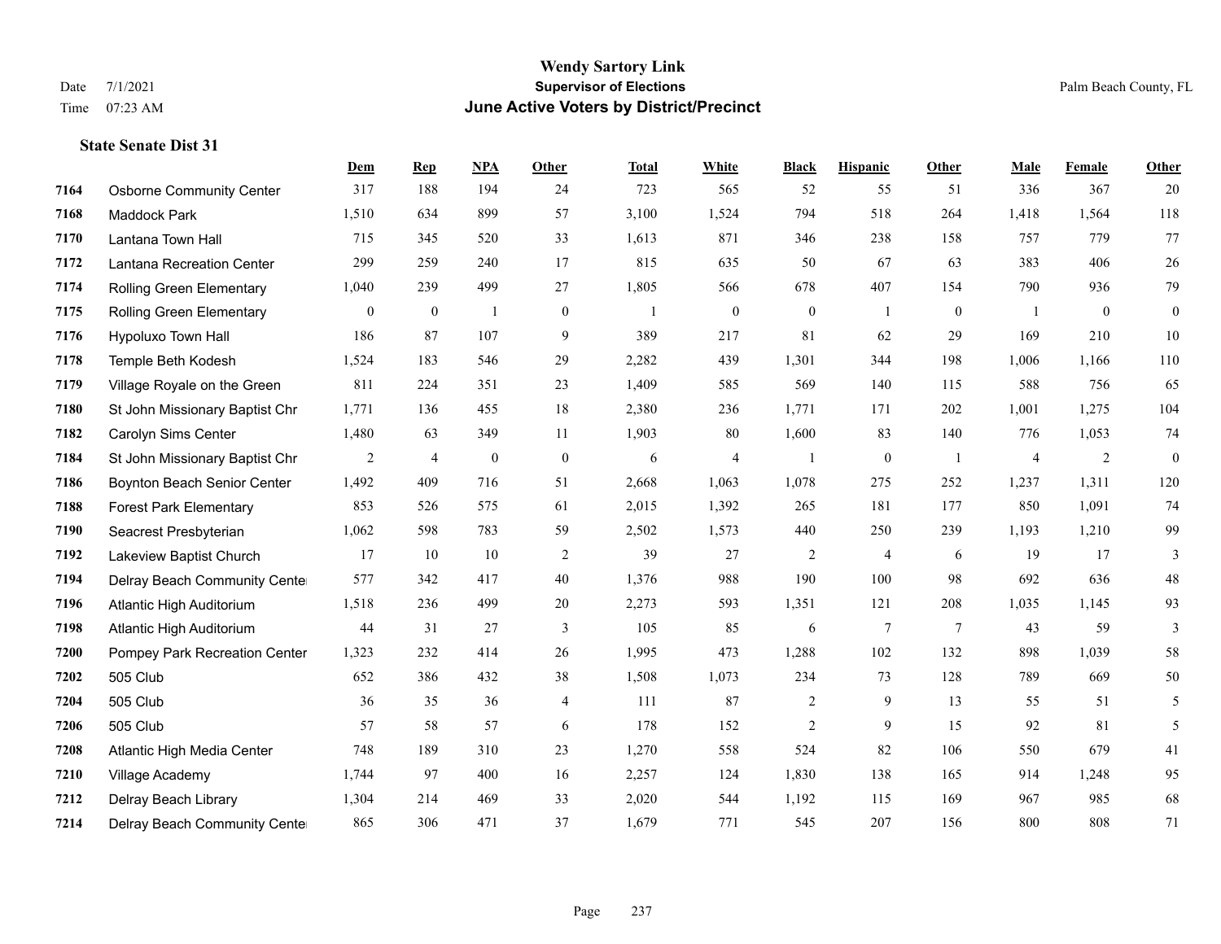# Wendy Sartory Link

**Supervisor of Elections**

**June Active Voters by District/Precinct**

Date 7/1/2021

Time 07:23 AM

Palm Beach County, FL

### State Senate Dist 31

| | | Dem | Rep | NPA | Other | Total | White | Black | Hispanic | Other | Male | Female | Other |
|---|---|---|---|---|---|---|---|---|---|---|---|---|---|
| 7164 | Osborne Community Center | 317 | 188 | 194 | 24 | 723 | 565 | 52 | 55 | 51 | 336 | 367 | 20 |
| 7168 | Maddock Park | 1,510 | 634 | 899 | 57 | 3,100 | 1,524 | 794 | 518 | 264 | 1,418 | 1,564 | 118 |
| 7170 | Lantana Town Hall | 715 | 345 | 520 | 33 | 1,613 | 871 | 346 | 238 | 158 | 757 | 779 | 77 |
| 7172 | Lantana Recreation Center | 299 | 259 | 240 | 17 | 815 | 635 | 50 | 67 | 63 | 383 | 406 | 26 |
| 7174 | Rolling Green Elementary | 1,040 | 239 | 499 | 27 | 1,805 | 566 | 678 | 407 | 154 | 790 | 936 | 79 |
| 7175 | Rolling Green Elementary | 0 | 0 | 1 | 0 | 1 | 0 | 0 | 1 | 0 | 1 | 0 | 0 |
| 7176 | Hypoluxo Town Hall | 186 | 87 | 107 | 9 | 389 | 217 | 81 | 62 | 29 | 169 | 210 | 10 |
| 7178 | Temple Beth Kodesh | 1,524 | 183 | 546 | 29 | 2,282 | 439 | 1,301 | 344 | 198 | 1,006 | 1,166 | 110 |
| 7179 | Village Royale on the Green | 811 | 224 | 351 | 23 | 1,409 | 585 | 569 | 140 | 115 | 588 | 756 | 65 |
| 7180 | St John Missionary Baptist Chr | 1,771 | 136 | 455 | 18 | 2,380 | 236 | 1,771 | 171 | 202 | 1,001 | 1,275 | 104 |
| 7182 | Carolyn Sims Center | 1,480 | 63 | 349 | 11 | 1,903 | 80 | 1,600 | 83 | 140 | 776 | 1,053 | 74 |
| 7184 | St John Missionary Baptist Chr | 2 | 4 | 0 | 0 | 6 | 4 | 1 | 0 | 1 | 4 | 2 | 0 |
| 7186 | Boynton Beach Senior Center | 1,492 | 409 | 716 | 51 | 2,668 | 1,063 | 1,078 | 275 | 252 | 1,237 | 1,311 | 120 |
| 7188 | Forest Park Elementary | 853 | 526 | 575 | 61 | 2,015 | 1,392 | 265 | 181 | 177 | 850 | 1,091 | 74 |
| 7190 | Seacrest Presbyterian | 1,062 | 598 | 783 | 59 | 2,502 | 1,573 | 440 | 250 | 239 | 1,193 | 1,210 | 99 |
| 7192 | Lakeview Baptist Church | 17 | 10 | 10 | 2 | 39 | 27 | 2 | 4 | 6 | 19 | 17 | 3 |
| 7194 | Delray Beach Community Center | 577 | 342 | 417 | 40 | 1,376 | 988 | 190 | 100 | 98 | 692 | 636 | 48 |
| 7196 | Atlantic High Auditorium | 1,518 | 236 | 499 | 20 | 2,273 | 593 | 1,351 | 121 | 208 | 1,035 | 1,145 | 93 |
| 7198 | Atlantic High Auditorium | 44 | 31 | 27 | 3 | 105 | 85 | 6 | 7 | 7 | 43 | 59 | 3 |
| 7200 | Pompey Park Recreation Center | 1,323 | 232 | 414 | 26 | 1,995 | 473 | 1,288 | 102 | 132 | 898 | 1,039 | 58 |
| 7202 | 505 Club | 652 | 386 | 432 | 38 | 1,508 | 1,073 | 234 | 73 | 128 | 789 | 669 | 50 |
| 7204 | 505 Club | 36 | 35 | 36 | 4 | 111 | 87 | 2 | 9 | 13 | 55 | 51 | 5 |
| 7206 | 505 Club | 57 | 58 | 57 | 6 | 178 | 152 | 2 | 9 | 15 | 92 | 81 | 5 |
| 7208 | Atlantic High Media Center | 748 | 189 | 310 | 23 | 1,270 | 558 | 524 | 82 | 106 | 550 | 679 | 41 |
| 7210 | Village Academy | 1,744 | 97 | 400 | 16 | 2,257 | 124 | 1,830 | 138 | 165 | 914 | 1,248 | 95 |
| 7212 | Delray Beach Library | 1,304 | 214 | 469 | 33 | 2,020 | 544 | 1,192 | 115 | 169 | 967 | 985 | 68 |
| 7214 | Delray Beach Community Center | 865 | 306 | 471 | 37 | 1,679 | 771 | 545 | 207 | 156 | 800 | 808 | 71 |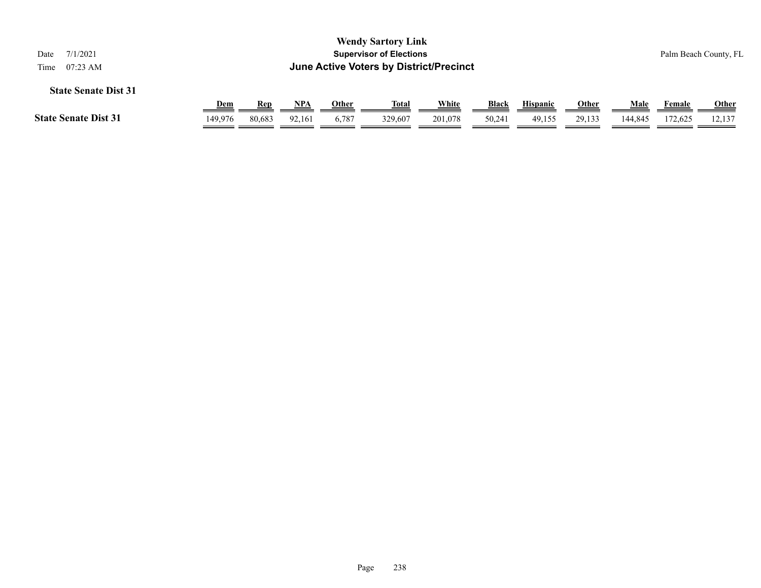**Wendy Sartory Link**

**Supervisor of Elections**

**June Active Voters by District/Precinct**

Date 7/1/2021

Time 07:23 AM

Palm Beach County, FL

**State Senate Dist 31**

| | Dem | Rep | NPA | Other | Total | White | Black | Hispanic | Other | Male | Female | Other |
|---|---|---|---|---|---|---|---|---|---|---|---|---|
| **State Senate Dist 31** | 149,976 | 80,683 | 92,161 | 6,787 | 329,607 | 201,078 | 50,241 | 49,155 | 29,133 | 144,845 | 172,625 | 12,137 |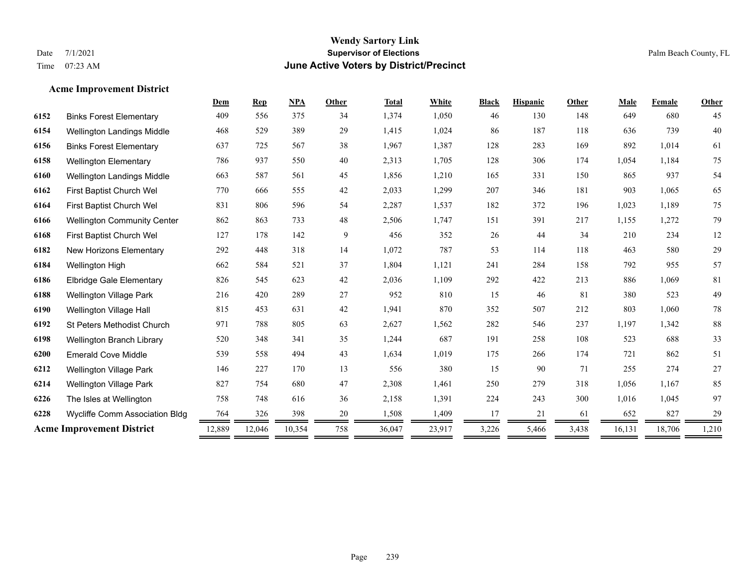# Wendy Sartory Link

## Supervisor of Elections

## June Active Voters by District/Precinct

Date 7/1/2021
Time 07:23 AM

Palm Beach County, FL

### Acme Improvement District

| | | Dem | Rep | NPA | Other | Total | White | Black | Hispanic | Other | Male | Female | Other |
|---|---|---|---|---|---|---|---|---|---|---|---|---|---|
| 6152 | Binks Forest Elementary | 409 | 556 | 375 | 34 | 1,374 | 1,050 | 46 | 130 | 148 | 649 | 680 | 45 |
| 6154 | Wellington Landings Middle | 468 | 529 | 389 | 29 | 1,415 | 1,024 | 86 | 187 | 118 | 636 | 739 | 40 |
| 6156 | Binks Forest Elementary | 637 | 725 | 567 | 38 | 1,967 | 1,387 | 128 | 283 | 169 | 892 | 1,014 | 61 |
| 6158 | Wellington Elementary | 786 | 937 | 550 | 40 | 2,313 | 1,705 | 128 | 306 | 174 | 1,054 | 1,184 | 75 |
| 6160 | Wellington Landings Middle | 663 | 587 | 561 | 45 | 1,856 | 1,210 | 165 | 331 | 150 | 865 | 937 | 54 |
| 6162 | First Baptist Church Wel | 770 | 666 | 555 | 42 | 2,033 | 1,299 | 207 | 346 | 181 | 903 | 1,065 | 65 |
| 6164 | First Baptist Church Wel | 831 | 806 | 596 | 54 | 2,287 | 1,537 | 182 | 372 | 196 | 1,023 | 1,189 | 75 |
| 6166 | Wellington Community Center | 862 | 863 | 733 | 48 | 2,506 | 1,747 | 151 | 391 | 217 | 1,155 | 1,272 | 79 |
| 6168 | First Baptist Church Wel | 127 | 178 | 142 | 9 | 456 | 352 | 26 | 44 | 34 | 210 | 234 | 12 |
| 6182 | New Horizons Elementary | 292 | 448 | 318 | 14 | 1,072 | 787 | 53 | 114 | 118 | 463 | 580 | 29 |
| 6184 | Wellington High | 662 | 584 | 521 | 37 | 1,804 | 1,121 | 241 | 284 | 158 | 792 | 955 | 57 |
| 6186 | Elbridge Gale Elementary | 826 | 545 | 623 | 42 | 2,036 | 1,109 | 292 | 422 | 213 | 886 | 1,069 | 81 |
| 6188 | Wellington Village Park | 216 | 420 | 289 | 27 | 952 | 810 | 15 | 46 | 81 | 380 | 523 | 49 |
| 6190 | Wellington Village Hall | 815 | 453 | 631 | 42 | 1,941 | 870 | 352 | 507 | 212 | 803 | 1,060 | 78 |
| 6192 | St Peters Methodist Church | 971 | 788 | 805 | 63 | 2,627 | 1,562 | 282 | 546 | 237 | 1,197 | 1,342 | 88 |
| 6198 | Wellington Branch Library | 520 | 348 | 341 | 35 | 1,244 | 687 | 191 | 258 | 108 | 523 | 688 | 33 |
| 6200 | Emerald Cove Middle | 539 | 558 | 494 | 43 | 1,634 | 1,019 | 175 | 266 | 174 | 721 | 862 | 51 |
| 6212 | Wellington Village Park | 146 | 227 | 170 | 13 | 556 | 380 | 15 | 90 | 71 | 255 | 274 | 27 |
| 6214 | Wellington Village Park | 827 | 754 | 680 | 47 | 2,308 | 1,461 | 250 | 279 | 318 | 1,056 | 1,167 | 85 |
| 6226 | The Isles at Wellington | 758 | 748 | 616 | 36 | 2,158 | 1,391 | 224 | 243 | 300 | 1,016 | 1,045 | 97 |
| 6228 | Wycliffe Comm Association Bldg | 764 | 326 | 398 | 20 | 1,508 | 1,409 | 17 | 21 | 61 | 652 | 827 | 29 |
| **Acme Improvement District** | | 12,889 | 12,046 | 10,354 | 758 | 36,047 | 23,917 | 3,226 | 5,466 | 3,438 | 16,131 | 18,706 | 1,210 |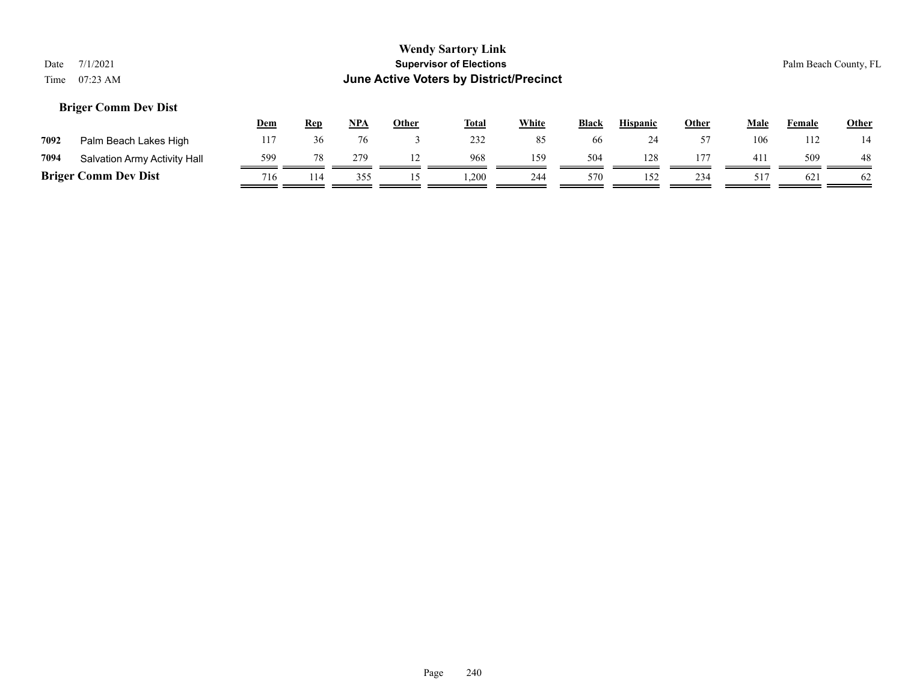# Wendy Sartory Link

**Supervisor of Elections**

**June Active Voters by District/Precinct**

Date 7/1/2021
Time 07:23 AM

Palm Beach County, FL

## Briger Comm Dev Dist

| | | Dem | Rep | NPA | Other | Total | White | Black | Hispanic | Other | Male | Female | Other |
|---|---|---|---|---|---|---|---|---|---|---|---|---|---|
| 7092 | Palm Beach Lakes High | 117 | 36 | 76 | 3 | 232 | 85 | 66 | 24 | 57 | 106 | 112 | 14 |
| 7094 | Salvation Army Activity Hall | 599 | 78 | 279 | 12 | 968 | 159 | 504 | 128 | 177 | 411 | 509 | 48 |
| **Briger Comm Dev Dist** | | 716 | 114 | 355 | 15 | 1,200 | 244 | 570 | 152 | 234 | 517 | 621 | 62 |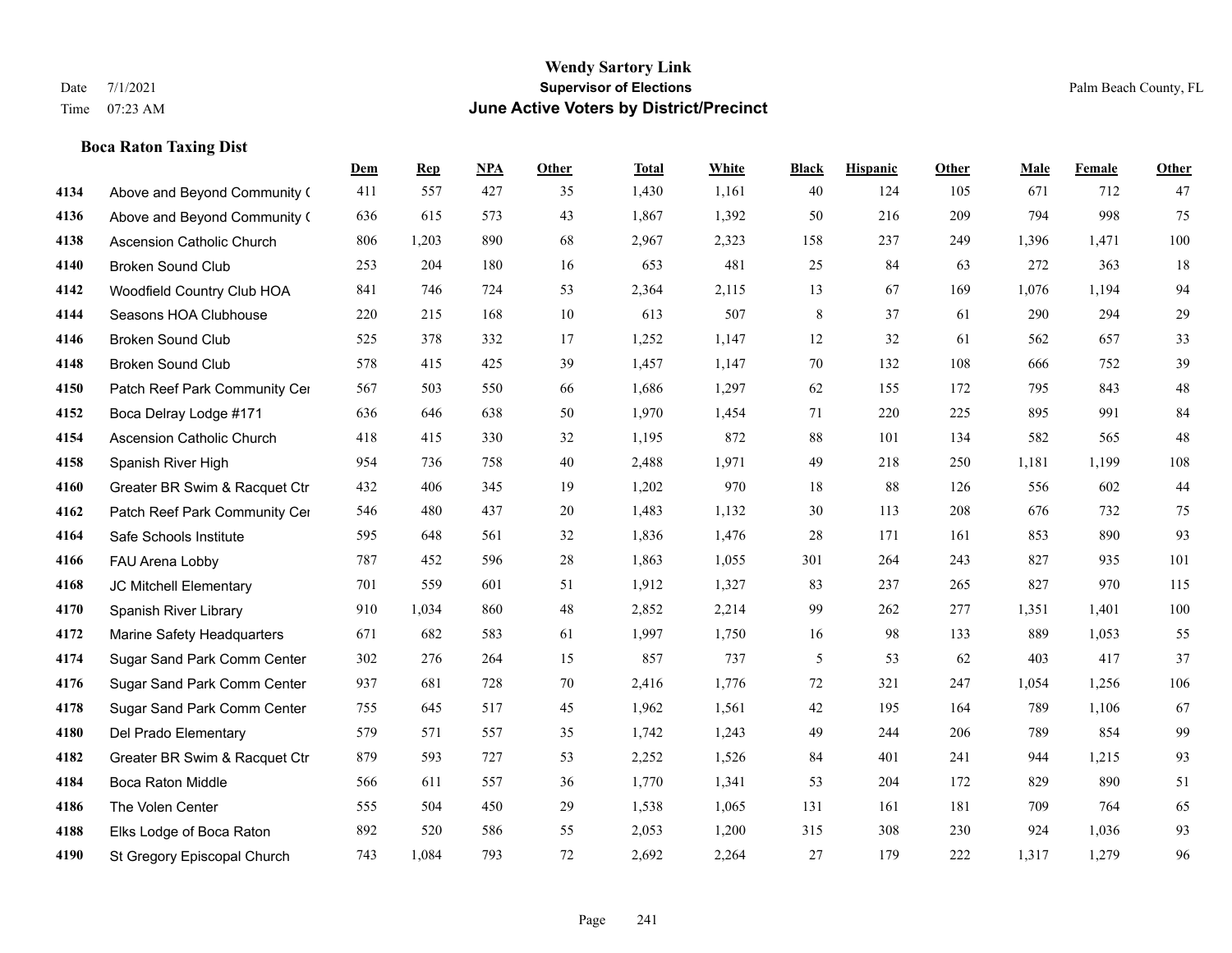**Wendy Sartory Link**
**Supervisor of Elections**
**June Active Voters by District/Precinct**

Date 7/1/2021
Time 07:23 AM

Palm Beach County, FL

### Boca Raton Taxing Dist

| | | Dem | Rep | NPA | Other | Total | White | Black | Hispanic | Other | Male | Female | Other |
|---|---|---|---|---|---|---|---|---|---|---|---|---|---|
| 4134 | Above and Beyond Community ( | 411 | 557 | 427 | 35 | 1,430 | 1,161 | 40 | 124 | 105 | 671 | 712 | 47 |
| 4136 | Above and Beyond Community ( | 636 | 615 | 573 | 43 | 1,867 | 1,392 | 50 | 216 | 209 | 794 | 998 | 75 |
| 4138 | Ascension Catholic Church | 806 | 1,203 | 890 | 68 | 2,967 | 2,323 | 158 | 237 | 249 | 1,396 | 1,471 | 100 |
| 4140 | Broken Sound Club | 253 | 204 | 180 | 16 | 653 | 481 | 25 | 84 | 63 | 272 | 363 | 18 |
| 4142 | Woodfield Country Club HOA | 841 | 746 | 724 | 53 | 2,364 | 2,115 | 13 | 67 | 169 | 1,076 | 1,194 | 94 |
| 4144 | Seasons HOA Clubhouse | 220 | 215 | 168 | 10 | 613 | 507 | 8 | 37 | 61 | 290 | 294 | 29 |
| 4146 | Broken Sound Club | 525 | 378 | 332 | 17 | 1,252 | 1,147 | 12 | 32 | 61 | 562 | 657 | 33 |
| 4148 | Broken Sound Club | 578 | 415 | 425 | 39 | 1,457 | 1,147 | 70 | 132 | 108 | 666 | 752 | 39 |
| 4150 | Patch Reef Park Community Cer | 567 | 503 | 550 | 66 | 1,686 | 1,297 | 62 | 155 | 172 | 795 | 843 | 48 |
| 4152 | Boca Delray Lodge #171 | 636 | 646 | 638 | 50 | 1,970 | 1,454 | 71 | 220 | 225 | 895 | 991 | 84 |
| 4154 | Ascension Catholic Church | 418 | 415 | 330 | 32 | 1,195 | 872 | 88 | 101 | 134 | 582 | 565 | 48 |
| 4158 | Spanish River High | 954 | 736 | 758 | 40 | 2,488 | 1,971 | 49 | 218 | 250 | 1,181 | 1,199 | 108 |
| 4160 | Greater BR Swim & Racquet Ctr | 432 | 406 | 345 | 19 | 1,202 | 970 | 18 | 88 | 126 | 556 | 602 | 44 |
| 4162 | Patch Reef Park Community Cer | 546 | 480 | 437 | 20 | 1,483 | 1,132 | 30 | 113 | 208 | 676 | 732 | 75 |
| 4164 | Safe Schools Institute | 595 | 648 | 561 | 32 | 1,836 | 1,476 | 28 | 171 | 161 | 853 | 890 | 93 |
| 4166 | FAU Arena Lobby | 787 | 452 | 596 | 28 | 1,863 | 1,055 | 301 | 264 | 243 | 827 | 935 | 101 |
| 4168 | JC Mitchell Elementary | 701 | 559 | 601 | 51 | 1,912 | 1,327 | 83 | 237 | 265 | 827 | 970 | 115 |
| 4170 | Spanish River Library | 910 | 1,034 | 860 | 48 | 2,852 | 2,214 | 99 | 262 | 277 | 1,351 | 1,401 | 100 |
| 4172 | Marine Safety Headquarters | 671 | 682 | 583 | 61 | 1,997 | 1,750 | 16 | 98 | 133 | 889 | 1,053 | 55 |
| 4174 | Sugar Sand Park Comm Center | 302 | 276 | 264 | 15 | 857 | 737 | 5 | 53 | 62 | 403 | 417 | 37 |
| 4176 | Sugar Sand Park Comm Center | 937 | 681 | 728 | 70 | 2,416 | 1,776 | 72 | 321 | 247 | 1,054 | 1,256 | 106 |
| 4178 | Sugar Sand Park Comm Center | 755 | 645 | 517 | 45 | 1,962 | 1,561 | 42 | 195 | 164 | 789 | 1,106 | 67 |
| 4180 | Del Prado Elementary | 579 | 571 | 557 | 35 | 1,742 | 1,243 | 49 | 244 | 206 | 789 | 854 | 99 |
| 4182 | Greater BR Swim & Racquet Ctr | 879 | 593 | 727 | 53 | 2,252 | 1,526 | 84 | 401 | 241 | 944 | 1,215 | 93 |
| 4184 | Boca Raton Middle | 566 | 611 | 557 | 36 | 1,770 | 1,341 | 53 | 204 | 172 | 829 | 890 | 51 |
| 4186 | The Volen Center | 555 | 504 | 450 | 29 | 1,538 | 1,065 | 131 | 161 | 181 | 709 | 764 | 65 |
| 4188 | Elks Lodge of Boca Raton | 892 | 520 | 586 | 55 | 2,053 | 1,200 | 315 | 308 | 230 | 924 | 1,036 | 93 |
| 4190 | St Gregory Episcopal Church | 743 | 1,084 | 793 | 72 | 2,692 | 2,264 | 27 | 179 | 222 | 1,317 | 1,279 | 96 |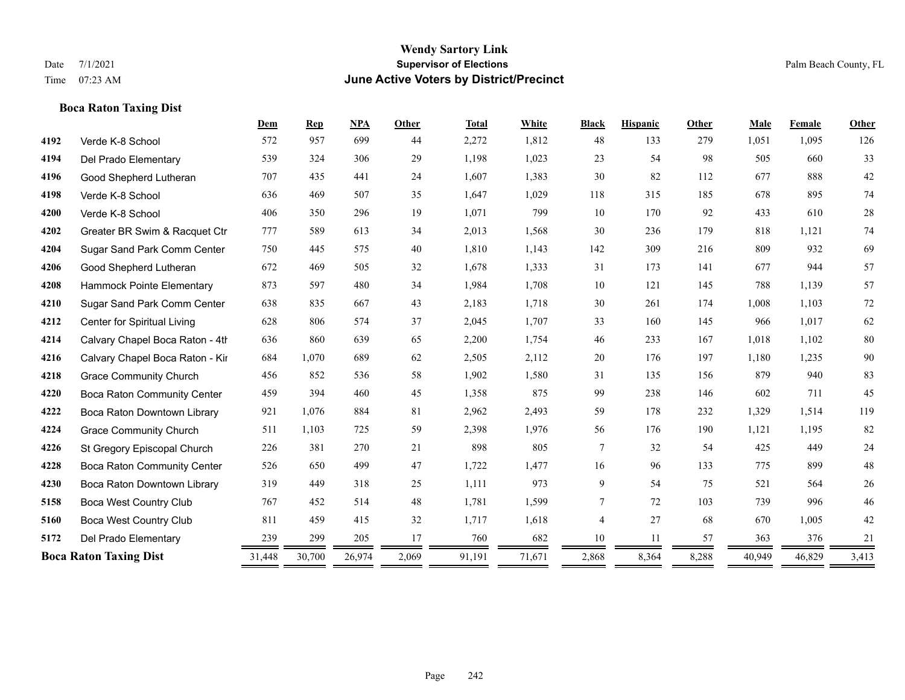# Wendy Sartory Link
## Supervisor of Elections
## June Active Voters by District/Precinct

Date 7/1/2021
Time 07:23 AM

Palm Beach County, FL

### Boca Raton Taxing Dist

| | | Dem | Rep | NPA | Other | Total | White | Black | Hispanic | Other | Male | Female | Other |
|---|---|---|---|---|---|---|---|---|---|---|---|---|---|
| 4192 | Verde K-8 School | 572 | 957 | 699 | 44 | 2,272 | 1,812 | 48 | 133 | 279 | 1,051 | 1,095 | 126 |
| 4194 | Del Prado Elementary | 539 | 324 | 306 | 29 | 1,198 | 1,023 | 23 | 54 | 98 | 505 | 660 | 33 |
| 4196 | Good Shepherd Lutheran | 707 | 435 | 441 | 24 | 1,607 | 1,383 | 30 | 82 | 112 | 677 | 888 | 42 |
| 4198 | Verde K-8 School | 636 | 469 | 507 | 35 | 1,647 | 1,029 | 118 | 315 | 185 | 678 | 895 | 74 |
| 4200 | Verde K-8 School | 406 | 350 | 296 | 19 | 1,071 | 799 | 10 | 170 | 92 | 433 | 610 | 28 |
| 4202 | Greater BR Swim & Racquet Ctr | 777 | 589 | 613 | 34 | 2,013 | 1,568 | 30 | 236 | 179 | 818 | 1,121 | 74 |
| 4204 | Sugar Sand Park Comm Center | 750 | 445 | 575 | 40 | 1,810 | 1,143 | 142 | 309 | 216 | 809 | 932 | 69 |
| 4206 | Good Shepherd Lutheran | 672 | 469 | 505 | 32 | 1,678 | 1,333 | 31 | 173 | 141 | 677 | 944 | 57 |
| 4208 | Hammock Pointe Elementary | 873 | 597 | 480 | 34 | 1,984 | 1,708 | 10 | 121 | 145 | 788 | 1,139 | 57 |
| 4210 | Sugar Sand Park Comm Center | 638 | 835 | 667 | 43 | 2,183 | 1,718 | 30 | 261 | 174 | 1,008 | 1,103 | 72 |
| 4212 | Center for Spiritual Living | 628 | 806 | 574 | 37 | 2,045 | 1,707 | 33 | 160 | 145 | 966 | 1,017 | 62 |
| 4214 | Calvary Chapel Boca Raton - 4th | 636 | 860 | 639 | 65 | 2,200 | 1,754 | 46 | 233 | 167 | 1,018 | 1,102 | 80 |
| 4216 | Calvary Chapel Boca Raton - Kir | 684 | 1,070 | 689 | 62 | 2,505 | 2,112 | 20 | 176 | 197 | 1,180 | 1,235 | 90 |
| 4218 | Grace Community Church | 456 | 852 | 536 | 58 | 1,902 | 1,580 | 31 | 135 | 156 | 879 | 940 | 83 |
| 4220 | Boca Raton Community Center | 459 | 394 | 460 | 45 | 1,358 | 875 | 99 | 238 | 146 | 602 | 711 | 45 |
| 4222 | Boca Raton Downtown Library | 921 | 1,076 | 884 | 81 | 2,962 | 2,493 | 59 | 178 | 232 | 1,329 | 1,514 | 119 |
| 4224 | Grace Community Church | 511 | 1,103 | 725 | 59 | 2,398 | 1,976 | 56 | 176 | 190 | 1,121 | 1,195 | 82 |
| 4226 | St Gregory Episcopal Church | 226 | 381 | 270 | 21 | 898 | 805 | 7 | 32 | 54 | 425 | 449 | 24 |
| 4228 | Boca Raton Community Center | 526 | 650 | 499 | 47 | 1,722 | 1,477 | 16 | 96 | 133 | 775 | 899 | 48 |
| 4230 | Boca Raton Downtown Library | 319 | 449 | 318 | 25 | 1,111 | 973 | 9 | 54 | 75 | 521 | 564 | 26 |
| 5158 | Boca West Country Club | 767 | 452 | 514 | 48 | 1,781 | 1,599 | 7 | 72 | 103 | 739 | 996 | 46 |
| 5160 | Boca West Country Club | 811 | 459 | 415 | 32 | 1,717 | 1,618 | 4 | 27 | 68 | 670 | 1,005 | 42 |
| 5172 | Del Prado Elementary | 239 | 299 | 205 | 17 | 760 | 682 | 10 | 11 | 57 | 363 | 376 | 21 |
| **Boca Raton Taxing Dist** | | 31,448 | 30,700 | 26,974 | 2,069 | 91,191 | 71,671 | 2,868 | 8,364 | 8,288 | 40,949 | 46,829 | 3,413 |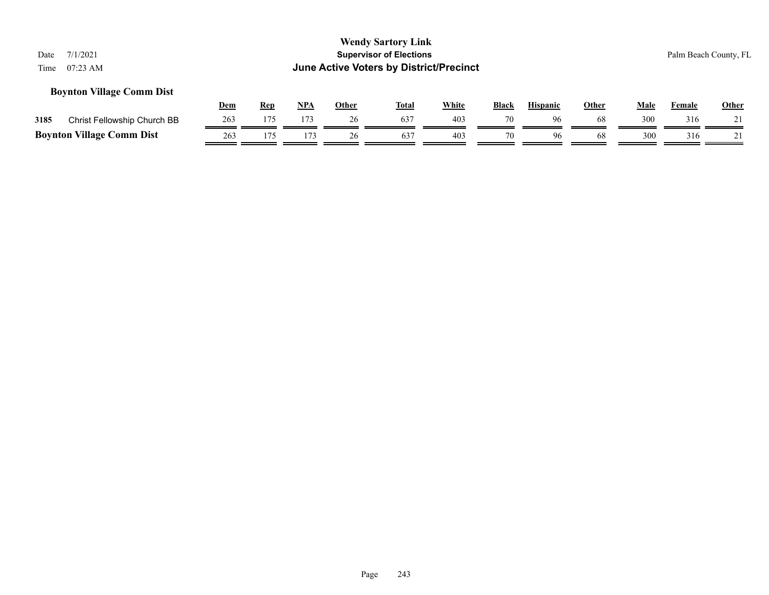**Boynton Village Comm Dist**

| | | Dem | Rep | NPA | Other | Total | White | Black | Hispanic | Other | Male | Female | Other |
|---|---|---|---|---|---|---|---|---|---|---|---|---|---|
| 3185 | Christ Fellowship Church BB | 263 | 175 | 173 | 26 | 637 | 403 | 70 | 96 | 68 | 300 | 316 | 21 |
| **Boynton Village Comm Dist** | | 263 | 175 | 173 | 26 | 637 | 403 | 70 | 96 | 68 | 300 | 316 | 21 |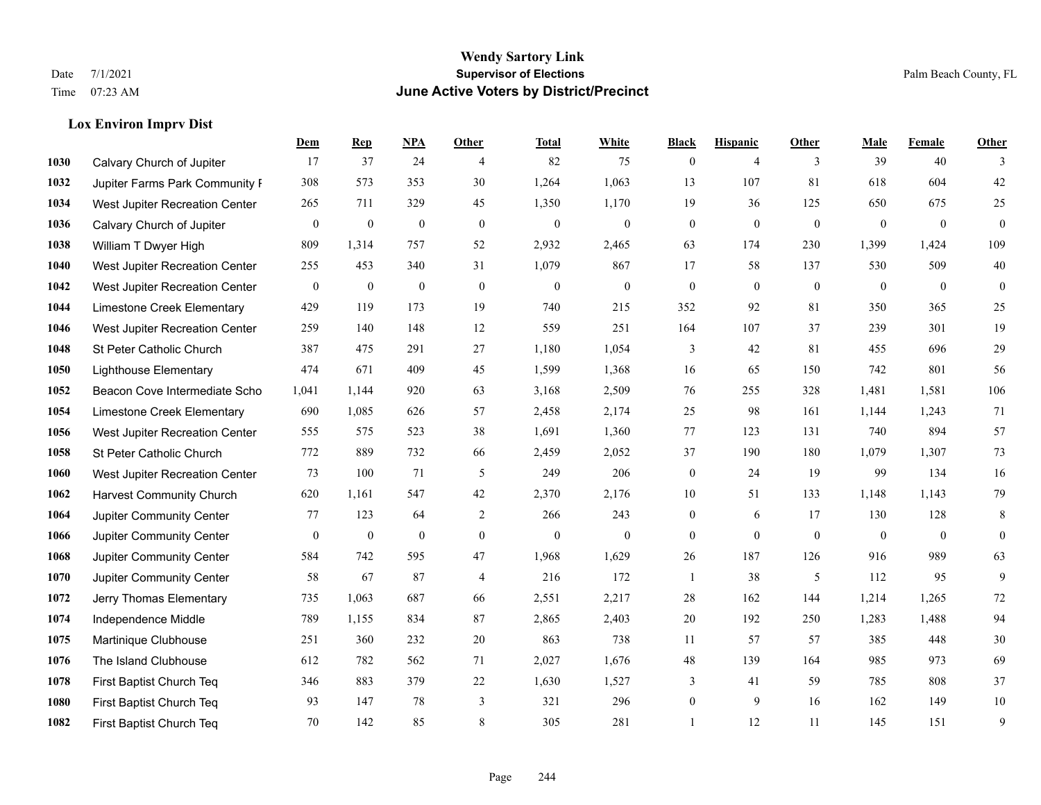# Wendy Sartory Link
## Supervisor of Elections
## June Active Voters by District/Precinct

Date 7/1/2021
Time 07:23 AM

Palm Beach County, FL

### Lox Environ Imprv Dist

| | | Dem | Rep | NPA | Other | Total | White | Black | Hispanic | Other | Male | Female | Other |
|---|---|---|---|---|---|---|---|---|---|---|---|---|---|
| 1030 | Calvary Church of Jupiter | 17 | 37 | 24 | 4 | 82 | 75 | 0 | 4 | 3 | 39 | 40 | 3 |
| 1032 | Jupiter Farms Park Community F | 308 | 573 | 353 | 30 | 1,264 | 1,063 | 13 | 107 | 81 | 618 | 604 | 42 |
| 1034 | West Jupiter Recreation Center | 265 | 711 | 329 | 45 | 1,350 | 1,170 | 19 | 36 | 125 | 650 | 675 | 25 |
| 1036 | Calvary Church of Jupiter | 0 | 0 | 0 | 0 | 0 | 0 | 0 | 0 | 0 | 0 | 0 | 0 |
| 1038 | William T Dwyer High | 809 | 1,314 | 757 | 52 | 2,932 | 2,465 | 63 | 174 | 230 | 1,399 | 1,424 | 109 |
| 1040 | West Jupiter Recreation Center | 255 | 453 | 340 | 31 | 1,079 | 867 | 17 | 58 | 137 | 530 | 509 | 40 |
| 1042 | West Jupiter Recreation Center | 0 | 0 | 0 | 0 | 0 | 0 | 0 | 0 | 0 | 0 | 0 | 0 |
| 1044 | Limestone Creek Elementary | 429 | 119 | 173 | 19 | 740 | 215 | 352 | 92 | 81 | 350 | 365 | 25 |
| 1046 | West Jupiter Recreation Center | 259 | 140 | 148 | 12 | 559 | 251 | 164 | 107 | 37 | 239 | 301 | 19 |
| 1048 | St Peter Catholic Church | 387 | 475 | 291 | 27 | 1,180 | 1,054 | 3 | 42 | 81 | 455 | 696 | 29 |
| 1050 | Lighthouse Elementary | 474 | 671 | 409 | 45 | 1,599 | 1,368 | 16 | 65 | 150 | 742 | 801 | 56 |
| 1052 | Beacon Cove Intermediate Scho | 1,041 | 1,144 | 920 | 63 | 3,168 | 2,509 | 76 | 255 | 328 | 1,481 | 1,581 | 106 |
| 1054 | Limestone Creek Elementary | 690 | 1,085 | 626 | 57 | 2,458 | 2,174 | 25 | 98 | 161 | 1,144 | 1,243 | 71 |
| 1056 | West Jupiter Recreation Center | 555 | 575 | 523 | 38 | 1,691 | 1,360 | 77 | 123 | 131 | 740 | 894 | 57 |
| 1058 | St Peter Catholic Church | 772 | 889 | 732 | 66 | 2,459 | 2,052 | 37 | 190 | 180 | 1,079 | 1,307 | 73 |
| 1060 | West Jupiter Recreation Center | 73 | 100 | 71 | 5 | 249 | 206 | 0 | 24 | 19 | 99 | 134 | 16 |
| 1062 | Harvest Community Church | 620 | 1,161 | 547 | 42 | 2,370 | 2,176 | 10 | 51 | 133 | 1,148 | 1,143 | 79 |
| 1064 | Jupiter Community Center | 77 | 123 | 64 | 2 | 266 | 243 | 0 | 6 | 17 | 130 | 128 | 8 |
| 1066 | Jupiter Community Center | 0 | 0 | 0 | 0 | 0 | 0 | 0 | 0 | 0 | 0 | 0 | 0 |
| 1068 | Jupiter Community Center | 584 | 742 | 595 | 47 | 1,968 | 1,629 | 26 | 187 | 126 | 916 | 989 | 63 |
| 1070 | Jupiter Community Center | 58 | 67 | 87 | 4 | 216 | 172 | 1 | 38 | 5 | 112 | 95 | 9 |
| 1072 | Jerry Thomas Elementary | 735 | 1,063 | 687 | 66 | 2,551 | 2,217 | 28 | 162 | 144 | 1,214 | 1,265 | 72 |
| 1074 | Independence Middle | 789 | 1,155 | 834 | 87 | 2,865 | 2,403 | 20 | 192 | 250 | 1,283 | 1,488 | 94 |
| 1075 | Martinique Clubhouse | 251 | 360 | 232 | 20 | 863 | 738 | 11 | 57 | 57 | 385 | 448 | 30 |
| 1076 | The Island Clubhouse | 612 | 782 | 562 | 71 | 2,027 | 1,676 | 48 | 139 | 164 | 985 | 973 | 69 |
| 1078 | First Baptist Church Teq | 346 | 883 | 379 | 22 | 1,630 | 1,527 | 3 | 41 | 59 | 785 | 808 | 37 |
| 1080 | First Baptist Church Teq | 93 | 147 | 78 | 3 | 321 | 296 | 0 | 9 | 16 | 162 | 149 | 10 |
| 1082 | First Baptist Church Teq | 70 | 142 | 85 | 8 | 305 | 281 | 1 | 12 | 11 | 145 | 151 | 9 |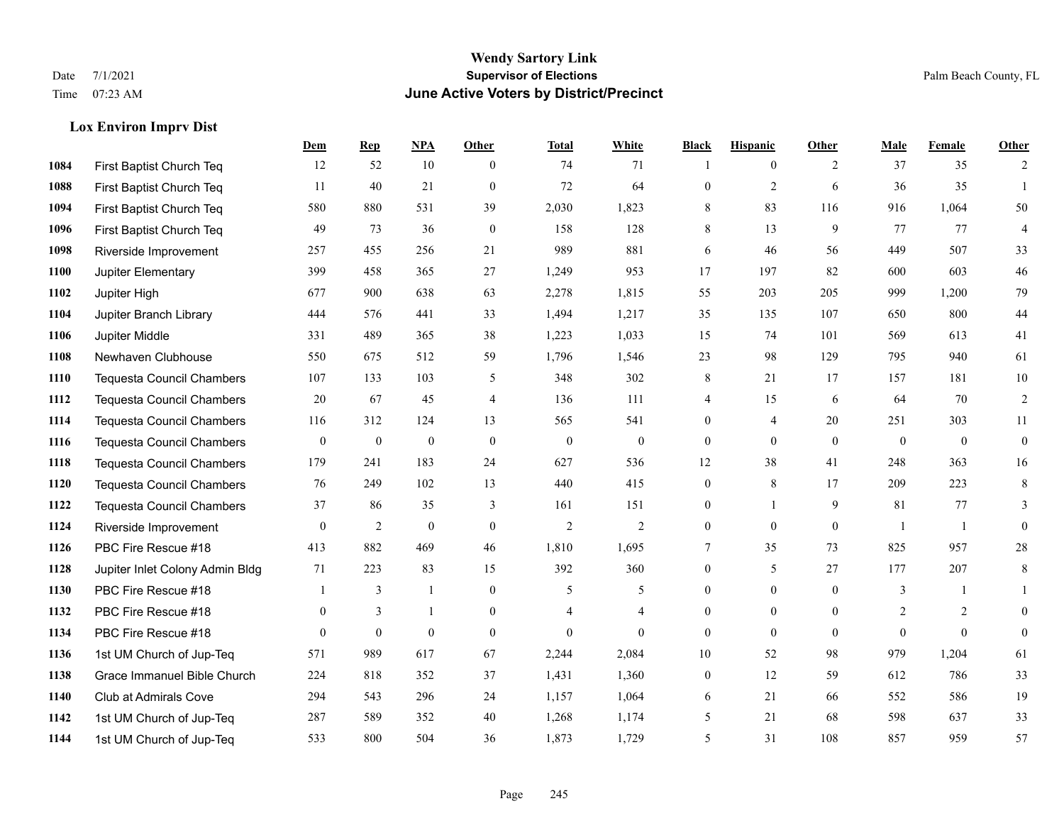# Wendy Sartory Link
## Supervisor of Elections
## June Active Voters by District/Precinct

Date 7/1/2021
Time 07:23 AM

Palm Beach County, FL

### Lox Environ Imprv Dist

| | | Dem | Rep | NPA | Other | Total | White | Black | Hispanic | Other | Male | Female | Other |
|---|---|---|---|---|---|---|---|---|---|---|---|---|---|
| 1084 | First Baptist Church Teq | 12 | 52 | 10 | 0 | 74 | 71 | 1 | 0 | 2 | 37 | 35 | 2 |
| 1088 | First Baptist Church Teq | 11 | 40 | 21 | 0 | 72 | 64 | 0 | 2 | 6 | 36 | 35 | 1 |
| 1094 | First Baptist Church Teq | 580 | 880 | 531 | 39 | 2,030 | 1,823 | 8 | 83 | 116 | 916 | 1,064 | 50 |
| 1096 | First Baptist Church Teq | 49 | 73 | 36 | 0 | 158 | 128 | 8 | 13 | 9 | 77 | 77 | 4 |
| 1098 | Riverside Improvement | 257 | 455 | 256 | 21 | 989 | 881 | 6 | 46 | 56 | 449 | 507 | 33 |
| 1100 | Jupiter Elementary | 399 | 458 | 365 | 27 | 1,249 | 953 | 17 | 197 | 82 | 600 | 603 | 46 |
| 1102 | Jupiter High | 677 | 900 | 638 | 63 | 2,278 | 1,815 | 55 | 203 | 205 | 999 | 1,200 | 79 |
| 1104 | Jupiter Branch Library | 444 | 576 | 441 | 33 | 1,494 | 1,217 | 35 | 135 | 107 | 650 | 800 | 44 |
| 1106 | Jupiter Middle | 331 | 489 | 365 | 38 | 1,223 | 1,033 | 15 | 74 | 101 | 569 | 613 | 41 |
| 1108 | Newhaven Clubhouse | 550 | 675 | 512 | 59 | 1,796 | 1,546 | 23 | 98 | 129 | 795 | 940 | 61 |
| 1110 | Tequesta Council Chambers | 107 | 133 | 103 | 5 | 348 | 302 | 8 | 21 | 17 | 157 | 181 | 10 |
| 1112 | Tequesta Council Chambers | 20 | 67 | 45 | 4 | 136 | 111 | 4 | 15 | 6 | 64 | 70 | 2 |
| 1114 | Tequesta Council Chambers | 116 | 312 | 124 | 13 | 565 | 541 | 0 | 4 | 20 | 251 | 303 | 11 |
| 1116 | Tequesta Council Chambers | 0 | 0 | 0 | 0 | 0 | 0 | 0 | 0 | 0 | 0 | 0 | 0 |
| 1118 | Tequesta Council Chambers | 179 | 241 | 183 | 24 | 627 | 536 | 12 | 38 | 41 | 248 | 363 | 16 |
| 1120 | Tequesta Council Chambers | 76 | 249 | 102 | 13 | 440 | 415 | 0 | 8 | 17 | 209 | 223 | 8 |
| 1122 | Tequesta Council Chambers | 37 | 86 | 35 | 3 | 161 | 151 | 0 | 1 | 9 | 81 | 77 | 3 |
| 1124 | Riverside Improvement | 0 | 2 | 0 | 0 | 2 | 2 | 0 | 0 | 0 | 1 | 1 | 0 |
| 1126 | PBC Fire Rescue #18 | 413 | 882 | 469 | 46 | 1,810 | 1,695 | 7 | 35 | 73 | 825 | 957 | 28 |
| 1128 | Jupiter Inlet Colony Admin Bldg | 71 | 223 | 83 | 15 | 392 | 360 | 0 | 5 | 27 | 177 | 207 | 8 |
| 1130 | PBC Fire Rescue #18 | 1 | 3 | 1 | 0 | 5 | 5 | 0 | 0 | 0 | 3 | 1 | 1 |
| 1132 | PBC Fire Rescue #18 | 0 | 3 | 1 | 0 | 4 | 4 | 0 | 0 | 0 | 2 | 2 | 0 |
| 1134 | PBC Fire Rescue #18 | 0 | 0 | 0 | 0 | 0 | 0 | 0 | 0 | 0 | 0 | 0 | 0 |
| 1136 | 1st UM Church of Jup-Teq | 571 | 989 | 617 | 67 | 2,244 | 2,084 | 10 | 52 | 98 | 979 | 1,204 | 61 |
| 1138 | Grace Immanuel Bible Church | 224 | 818 | 352 | 37 | 1,431 | 1,360 | 0 | 12 | 59 | 612 | 786 | 33 |
| 1140 | Club at Admirals Cove | 294 | 543 | 296 | 24 | 1,157 | 1,064 | 6 | 21 | 66 | 552 | 586 | 19 |
| 1142 | 1st UM Church of Jup-Teq | 287 | 589 | 352 | 40 | 1,268 | 1,174 | 5 | 21 | 68 | 598 | 637 | 33 |
| 1144 | 1st UM Church of Jup-Teq | 533 | 800 | 504 | 36 | 1,873 | 1,729 | 5 | 31 | 108 | 857 | 959 | 57 |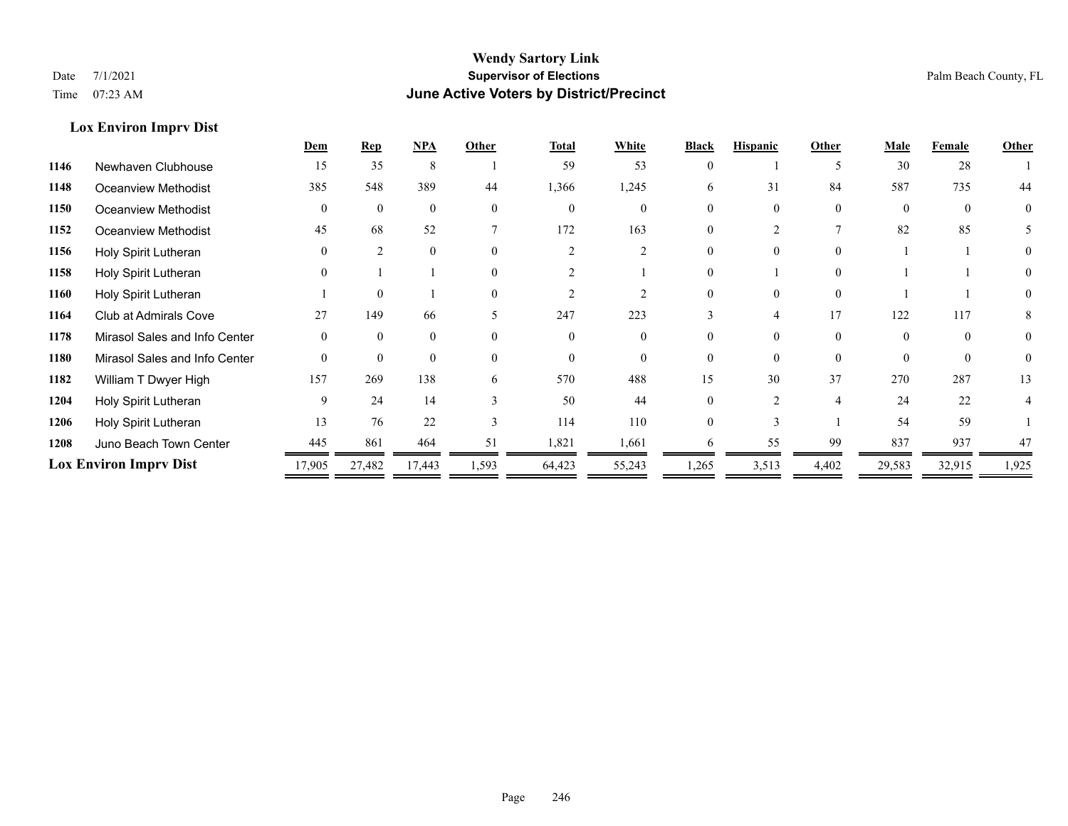**Wendy Sartory Link**
**Supervisor of Elections**
**June Active Voters by District/Precinct**

Date 7/1/2021
Time 07:23 AM

Palm Beach County, FL

### Lox Environ Imprv Dist

| | | Dem | Rep | NPA | Other | Total | White | Black | Hispanic | Other | Male | Female | Other |
|---|---|---|---|---|---|---|---|---|---|---|---|---|---|
| 1146 | Newhaven Clubhouse | 15 | 35 | 8 | 1 | 59 | 53 | 0 | 1 | 5 | 30 | 28 | 1 |
| 1148 | Oceanview Methodist | 385 | 548 | 389 | 44 | 1,366 | 1,245 | 6 | 31 | 84 | 587 | 735 | 44 |
| 1150 | Oceanview Methodist | 0 | 0 | 0 | 0 | 0 | 0 | 0 | 0 | 0 | 0 | 0 | 0 |
| 1152 | Oceanview Methodist | 45 | 68 | 52 | 7 | 172 | 163 | 0 | 2 | 7 | 82 | 85 | 5 |
| 1156 | Holy Spirit Lutheran | 0 | 2 | 0 | 0 | 2 | 2 | 0 | 0 | 0 | 1 | 1 | 0 |
| 1158 | Holy Spirit Lutheran | 0 | 1 | 1 | 0 | 2 | 1 | 0 | 1 | 0 | 1 | 1 | 0 |
| 1160 | Holy Spirit Lutheran | 1 | 0 | 1 | 0 | 2 | 2 | 0 | 0 | 0 | 1 | 1 | 0 |
| 1164 | Club at Admirals Cove | 27 | 149 | 66 | 5 | 247 | 223 | 3 | 4 | 17 | 122 | 117 | 8 |
| 1178 | Mirasol Sales and Info Center | 0 | 0 | 0 | 0 | 0 | 0 | 0 | 0 | 0 | 0 | 0 | 0 |
| 1180 | Mirasol Sales and Info Center | 0 | 0 | 0 | 0 | 0 | 0 | 0 | 0 | 0 | 0 | 0 | 0 |
| 1182 | William T Dwyer High | 157 | 269 | 138 | 6 | 570 | 488 | 15 | 30 | 37 | 270 | 287 | 13 |
| 1204 | Holy Spirit Lutheran | 9 | 24 | 14 | 3 | 50 | 44 | 0 | 2 | 4 | 24 | 22 | 4 |
| 1206 | Holy Spirit Lutheran | 13 | 76 | 22 | 3 | 114 | 110 | 0 | 3 | 1 | 54 | 59 | 1 |
| 1208 | Juno Beach Town Center | 445 | 861 | 464 | 51 | 1,821 | 1,661 | 6 | 55 | 99 | 837 | 937 | 47 |
| **Lox Environ Imprv Dist** | | 17,905 | 27,482 | 17,443 | 1,593 | 64,423 | 55,243 | 1,265 | 3,513 | 4,402 | 29,583 | 32,915 | 1,925 |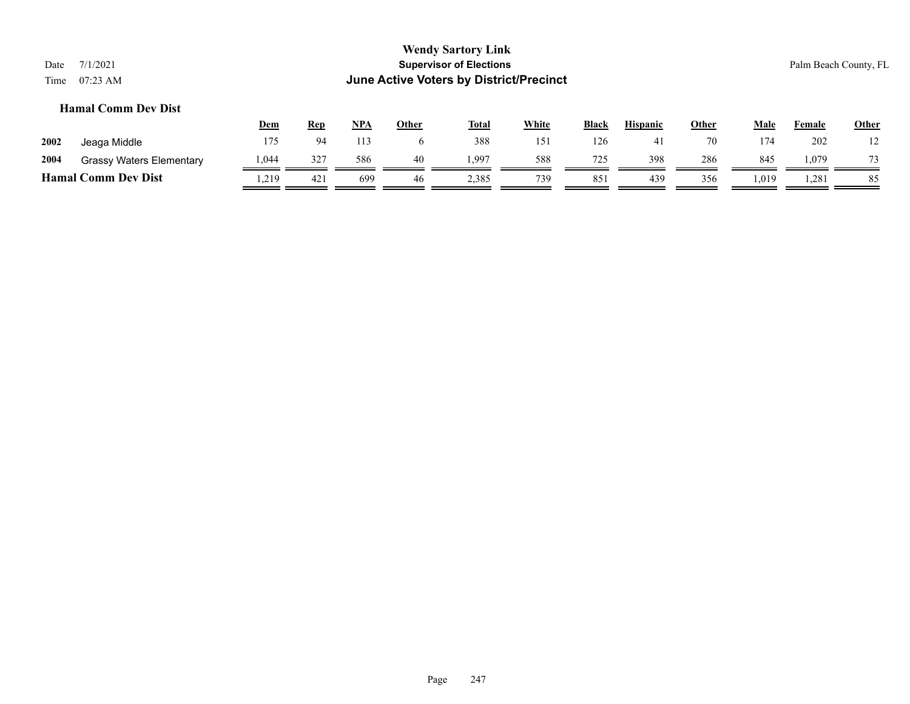# Wendy Sartory Link

**Supervisor of Elections**

**June Active Voters by District/Precinct**

Date 7/1/2021

Time 07:23 AM

Palm Beach County, FL

### Hamal Comm Dev Dist

| | | Dem | Rep | NPA | Other | Total | White | Black | Hispanic | Other | Male | Female | Other |
|---|---|---|---|---|---|---|---|---|---|---|---|---|---|
| 2002 | Jeaga Middle | 175 | 94 | 113 | 6 | 388 | 151 | 126 | 41 | 70 | 174 | 202 | 12 |
| 2004 | Grassy Waters Elementary | 1,044 | 327 | 586 | 40 | 1,997 | 588 | 725 | 398 | 286 | 845 | 1,079 | 73 |
| **Hamal Comm Dev Dist** | | 1,219 | 421 | 699 | 46 | 2,385 | 739 | 851 | 439 | 356 | 1,019 | 1,281 | 85 |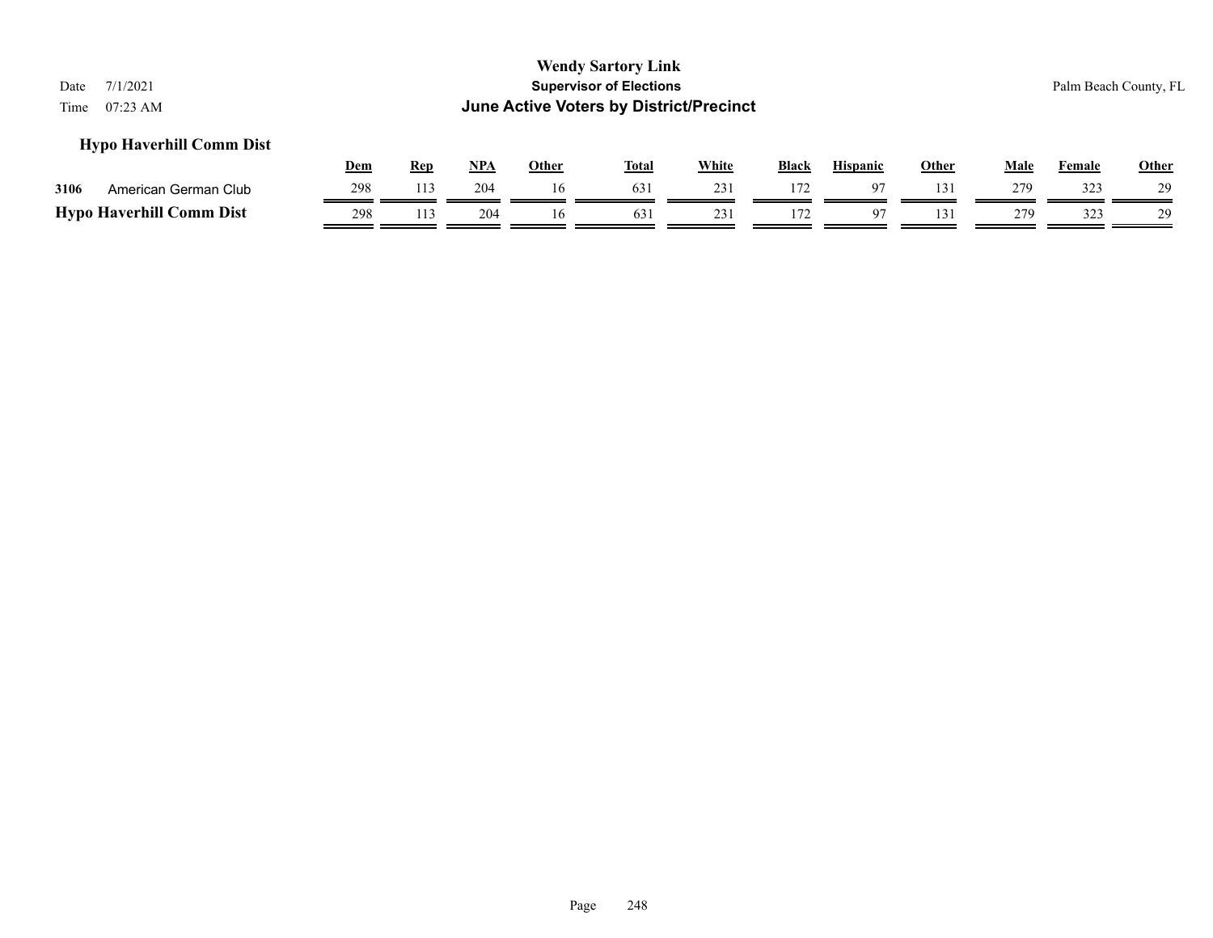**Wendy Sartory Link**
**Supervisor of Elections**
**June Active Voters by District/Precinct**

Date 7/1/2021
Time 07:23 AM

Palm Beach County, FL

### Hypo Haverhill Comm Dist

| | | Dem | Rep | NPA | Other | Total | White | Black | Hispanic | Other | Male | Female | Other |
|---|---|---|---|---|---|---|---|---|---|---|---|---|---|
| 3106 | American German Club | 298 | 113 | 204 | 16 | 631 | 231 | 172 | 97 | 131 | 279 | 323 | 29 |
| **Hypo Haverhill Comm Dist** | | 298 | 113 | 204 | 16 | 631 | 231 | 172 | 97 | 131 | 279 | 323 | 29 |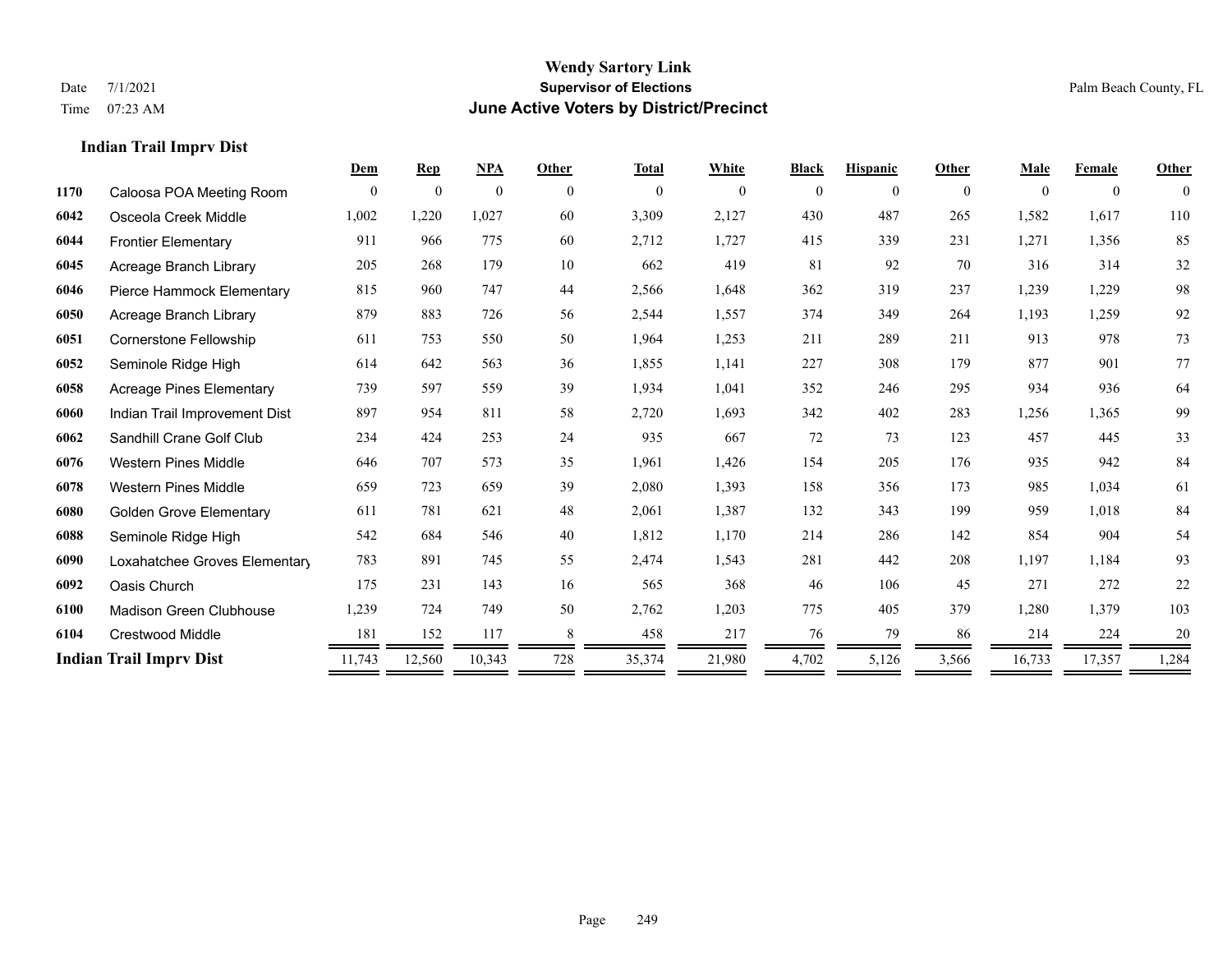# Wendy Sartory Link
## Supervisor of Elections
## June Active Voters by District/Precinct

Date 7/1/2021
Time 07:23 AM

Palm Beach County, FL

### Indian Trail Imprv Dist

| | | Dem | Rep | NPA | Other | Total | White | Black | Hispanic | Other | Male | Female | Other |
|---|---|---|---|---|---|---|---|---|---|---|---|---|---|
| 1170 | Caloosa POA Meeting Room | 0 | 0 | 0 | 0 | 0 | 0 | 0 | 0 | 0 | 0 | 0 | 0 |
| 6042 | Osceola Creek Middle | 1,002 | 1,220 | 1,027 | 60 | 3,309 | 2,127 | 430 | 487 | 265 | 1,582 | 1,617 | 110 |
| 6044 | Frontier Elementary | 911 | 966 | 775 | 60 | 2,712 | 1,727 | 415 | 339 | 231 | 1,271 | 1,356 | 85 |
| 6045 | Acreage Branch Library | 205 | 268 | 179 | 10 | 662 | 419 | 81 | 92 | 70 | 316 | 314 | 32 |
| 6046 | Pierce Hammock Elementary | 815 | 960 | 747 | 44 | 2,566 | 1,648 | 362 | 319 | 237 | 1,239 | 1,229 | 98 |
| 6050 | Acreage Branch Library | 879 | 883 | 726 | 56 | 2,544 | 1,557 | 374 | 349 | 264 | 1,193 | 1,259 | 92 |
| 6051 | Cornerstone Fellowship | 611 | 753 | 550 | 50 | 1,964 | 1,253 | 211 | 289 | 211 | 913 | 978 | 73 |
| 6052 | Seminole Ridge High | 614 | 642 | 563 | 36 | 1,855 | 1,141 | 227 | 308 | 179 | 877 | 901 | 77 |
| 6058 | Acreage Pines Elementary | 739 | 597 | 559 | 39 | 1,934 | 1,041 | 352 | 246 | 295 | 934 | 936 | 64 |
| 6060 | Indian Trail Improvement Dist | 897 | 954 | 811 | 58 | 2,720 | 1,693 | 342 | 402 | 283 | 1,256 | 1,365 | 99 |
| 6062 | Sandhill Crane Golf Club | 234 | 424 | 253 | 24 | 935 | 667 | 72 | 73 | 123 | 457 | 445 | 33 |
| 6076 | Western Pines Middle | 646 | 707 | 573 | 35 | 1,961 | 1,426 | 154 | 205 | 176 | 935 | 942 | 84 |
| 6078 | Western Pines Middle | 659 | 723 | 659 | 39 | 2,080 | 1,393 | 158 | 356 | 173 | 985 | 1,034 | 61 |
| 6080 | Golden Grove Elementary | 611 | 781 | 621 | 48 | 2,061 | 1,387 | 132 | 343 | 199 | 959 | 1,018 | 84 |
| 6088 | Seminole Ridge High | 542 | 684 | 546 | 40 | 1,812 | 1,170 | 214 | 286 | 142 | 854 | 904 | 54 |
| 6090 | Loxahatchee Groves Elementary | 783 | 891 | 745 | 55 | 2,474 | 1,543 | 281 | 442 | 208 | 1,197 | 1,184 | 93 |
| 6092 | Oasis Church | 175 | 231 | 143 | 16 | 565 | 368 | 46 | 106 | 45 | 271 | 272 | 22 |
| 6100 | Madison Green Clubhouse | 1,239 | 724 | 749 | 50 | 2,762 | 1,203 | 775 | 405 | 379 | 1,280 | 1,379 | 103 |
| 6104 | Crestwood Middle | 181 | 152 | 117 | 8 | 458 | 217 | 76 | 79 | 86 | 214 | 224 | 20 |
| **Indian Trail Imprv Dist** | | 11,743 | 12,560 | 10,343 | 728 | 35,374 | 21,980 | 4,702 | 5,126 | 3,566 | 16,733 | 17,357 | 1,284 |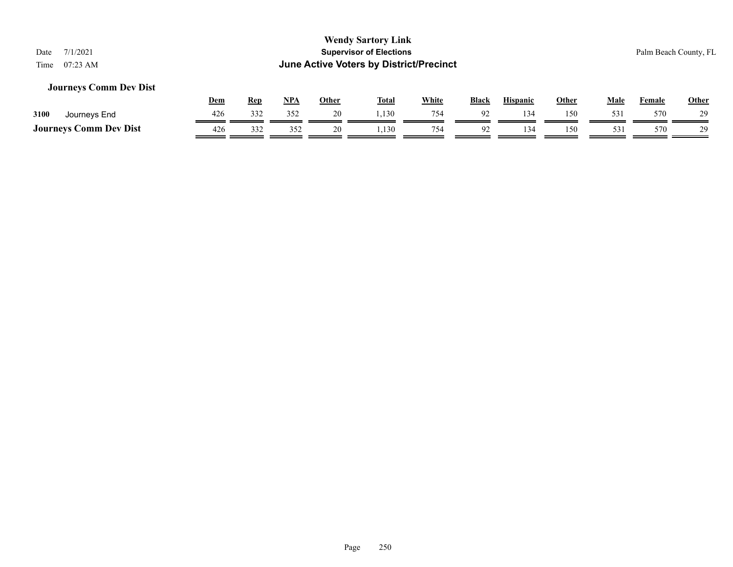# Wendy Sartory Link

**Supervisor of Elections**

**June Active Voters by District/Precinct**

Date 7/1/2021
Time 07:23 AM

Palm Beach County, FL

### Journeys Comm Dev Dist

| | | Dem | Rep | NPA | Other | Total | White | Black | Hispanic | Other | Male | Female | Other |
|---|---|---|---|---|---|---|---|---|---|---|---|---|---|
| 3100 | Journeys End | 426 | 332 | 352 | 20 | 1,130 | 754 | 92 | 134 | 150 | 531 | 570 | 29 |
| **Journeys Comm Dev Dist** | | 426 | 332 | 352 | 20 | 1,130 | 754 | 92 | 134 | 150 | 531 | 570 | 29 |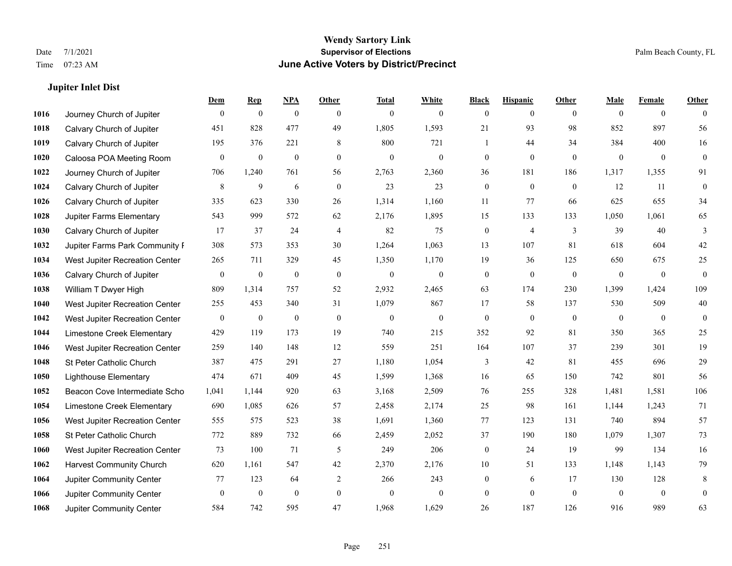# Wendy Sartory Link
## Supervisor of Elections
## June Active Voters by District/Precinct

Date 7/1/2021
Time 07:23 AM

Palm Beach County, FL

### Jupiter Inlet Dist

| | | Dem | Rep | NPA | Other | Total | White | Black | Hispanic | Other | Male | Female | Other |
|---|---|---|---|---|---|---|---|---|---|---|---|---|---|
| 1016 | Journey Church of Jupiter | 0 | 0 | 0 | 0 | 0 | 0 | 0 | 0 | 0 | 0 | 0 | 0 |
| 1018 | Calvary Church of Jupiter | 451 | 828 | 477 | 49 | 1,805 | 1,593 | 21 | 93 | 98 | 852 | 897 | 56 |
| 1019 | Calvary Church of Jupiter | 195 | 376 | 221 | 8 | 800 | 721 | 1 | 44 | 34 | 384 | 400 | 16 |
| 1020 | Caloosa POA Meeting Room | 0 | 0 | 0 | 0 | 0 | 0 | 0 | 0 | 0 | 0 | 0 | 0 |
| 1022 | Journey Church of Jupiter | 706 | 1,240 | 761 | 56 | 2,763 | 2,360 | 36 | 181 | 186 | 1,317 | 1,355 | 91 |
| 1024 | Calvary Church of Jupiter | 8 | 9 | 6 | 0 | 23 | 23 | 0 | 0 | 0 | 12 | 11 | 0 |
| 1026 | Calvary Church of Jupiter | 335 | 623 | 330 | 26 | 1,314 | 1,160 | 11 | 77 | 66 | 625 | 655 | 34 |
| 1028 | Jupiter Farms Elementary | 543 | 999 | 572 | 62 | 2,176 | 1,895 | 15 | 133 | 133 | 1,050 | 1,061 | 65 |
| 1030 | Calvary Church of Jupiter | 17 | 37 | 24 | 4 | 82 | 75 | 0 | 4 | 3 | 39 | 40 | 3 |
| 1032 | Jupiter Farms Park Community F | 308 | 573 | 353 | 30 | 1,264 | 1,063 | 13 | 107 | 81 | 618 | 604 | 42 |
| 1034 | West Jupiter Recreation Center | 265 | 711 | 329 | 45 | 1,350 | 1,170 | 19 | 36 | 125 | 650 | 675 | 25 |
| 1036 | Calvary Church of Jupiter | 0 | 0 | 0 | 0 | 0 | 0 | 0 | 0 | 0 | 0 | 0 | 0 |
| 1038 | William T Dwyer High | 809 | 1,314 | 757 | 52 | 2,932 | 2,465 | 63 | 174 | 230 | 1,399 | 1,424 | 109 |
| 1040 | West Jupiter Recreation Center | 255 | 453 | 340 | 31 | 1,079 | 867 | 17 | 58 | 137 | 530 | 509 | 40 |
| 1042 | West Jupiter Recreation Center | 0 | 0 | 0 | 0 | 0 | 0 | 0 | 0 | 0 | 0 | 0 | 0 |
| 1044 | Limestone Creek Elementary | 429 | 119 | 173 | 19 | 740 | 215 | 352 | 92 | 81 | 350 | 365 | 25 |
| 1046 | West Jupiter Recreation Center | 259 | 140 | 148 | 12 | 559 | 251 | 164 | 107 | 37 | 239 | 301 | 19 |
| 1048 | St Peter Catholic Church | 387 | 475 | 291 | 27 | 1,180 | 1,054 | 3 | 42 | 81 | 455 | 696 | 29 |
| 1050 | Lighthouse Elementary | 474 | 671 | 409 | 45 | 1,599 | 1,368 | 16 | 65 | 150 | 742 | 801 | 56 |
| 1052 | Beacon Cove Intermediate Scho | 1,041 | 1,144 | 920 | 63 | 3,168 | 2,509 | 76 | 255 | 328 | 1,481 | 1,581 | 106 |
| 1054 | Limestone Creek Elementary | 690 | 1,085 | 626 | 57 | 2,458 | 2,174 | 25 | 98 | 161 | 1,144 | 1,243 | 71 |
| 1056 | West Jupiter Recreation Center | 555 | 575 | 523 | 38 | 1,691 | 1,360 | 77 | 123 | 131 | 740 | 894 | 57 |
| 1058 | St Peter Catholic Church | 772 | 889 | 732 | 66 | 2,459 | 2,052 | 37 | 190 | 180 | 1,079 | 1,307 | 73 |
| 1060 | West Jupiter Recreation Center | 73 | 100 | 71 | 5 | 249 | 206 | 0 | 24 | 19 | 99 | 134 | 16 |
| 1062 | Harvest Community Church | 620 | 1,161 | 547 | 42 | 2,370 | 2,176 | 10 | 51 | 133 | 1,148 | 1,143 | 79 |
| 1064 | Jupiter Community Center | 77 | 123 | 64 | 2 | 266 | 243 | 0 | 6 | 17 | 130 | 128 | 8 |
| 1066 | Jupiter Community Center | 0 | 0 | 0 | 0 | 0 | 0 | 0 | 0 | 0 | 0 | 0 | 0 |
| 1068 | Jupiter Community Center | 584 | 742 | 595 | 47 | 1,968 | 1,629 | 26 | 187 | 126 | 916 | 989 | 63 |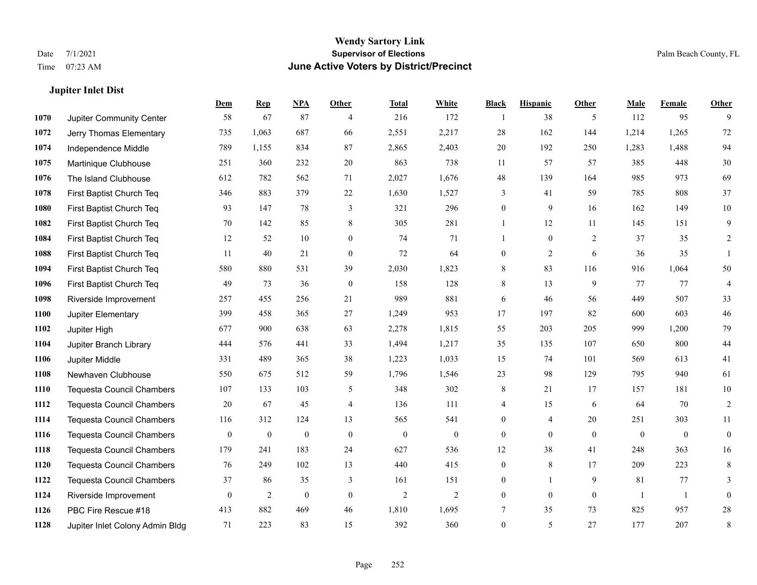# Wendy Sartory Link
## Supervisor of Elections
## June Active Voters by District/Precinct

Date 7/1/2021
Time 07:23 AM

Palm Beach County, FL

### Jupiter Inlet Dist

| | | Dem | Rep | NPA | Other | Total | White | Black | Hispanic | Other | Male | Female | Other |
|---|---|---|---|---|---|---|---|---|---|---|---|---|---|
| 1070 | Jupiter Community Center | 58 | 67 | 87 | 4 | 216 | 172 | 1 | 38 | 5 | 112 | 95 | 9 |
| 1072 | Jerry Thomas Elementary | 735 | 1,063 | 687 | 66 | 2,551 | 2,217 | 28 | 162 | 144 | 1,214 | 1,265 | 72 |
| 1074 | Independence Middle | 789 | 1,155 | 834 | 87 | 2,865 | 2,403 | 20 | 192 | 250 | 1,283 | 1,488 | 94 |
| 1075 | Martinique Clubhouse | 251 | 360 | 232 | 20 | 863 | 738 | 11 | 57 | 57 | 385 | 448 | 30 |
| 1076 | The Island Clubhouse | 612 | 782 | 562 | 71 | 2,027 | 1,676 | 48 | 139 | 164 | 985 | 973 | 69 |
| 1078 | First Baptist Church Teq | 346 | 883 | 379 | 22 | 1,630 | 1,527 | 3 | 41 | 59 | 785 | 808 | 37 |
| 1080 | First Baptist Church Teq | 93 | 147 | 78 | 3 | 321 | 296 | 0 | 9 | 16 | 162 | 149 | 10 |
| 1082 | First Baptist Church Teq | 70 | 142 | 85 | 8 | 305 | 281 | 1 | 12 | 11 | 145 | 151 | 9 |
| 1084 | First Baptist Church Teq | 12 | 52 | 10 | 0 | 74 | 71 | 1 | 0 | 2 | 37 | 35 | 2 |
| 1088 | First Baptist Church Teq | 11 | 40 | 21 | 0 | 72 | 64 | 0 | 2 | 6 | 36 | 35 | 1 |
| 1094 | First Baptist Church Teq | 580 | 880 | 531 | 39 | 2,030 | 1,823 | 8 | 83 | 116 | 916 | 1,064 | 50 |
| 1096 | First Baptist Church Teq | 49 | 73 | 36 | 0 | 158 | 128 | 8 | 13 | 9 | 77 | 77 | 4 |
| 1098 | Riverside Improvement | 257 | 455 | 256 | 21 | 989 | 881 | 6 | 46 | 56 | 449 | 507 | 33 |
| 1100 | Jupiter Elementary | 399 | 458 | 365 | 27 | 1,249 | 953 | 17 | 197 | 82 | 600 | 603 | 46 |
| 1102 | Jupiter High | 677 | 900 | 638 | 63 | 2,278 | 1,815 | 55 | 203 | 205 | 999 | 1,200 | 79 |
| 1104 | Jupiter Branch Library | 444 | 576 | 441 | 33 | 1,494 | 1,217 | 35 | 135 | 107 | 650 | 800 | 44 |
| 1106 | Jupiter Middle | 331 | 489 | 365 | 38 | 1,223 | 1,033 | 15 | 74 | 101 | 569 | 613 | 41 |
| 1108 | Newhaven Clubhouse | 550 | 675 | 512 | 59 | 1,796 | 1,546 | 23 | 98 | 129 | 795 | 940 | 61 |
| 1110 | Tequesta Council Chambers | 107 | 133 | 103 | 5 | 348 | 302 | 8 | 21 | 17 | 157 | 181 | 10 |
| 1112 | Tequesta Council Chambers | 20 | 67 | 45 | 4 | 136 | 111 | 4 | 15 | 6 | 64 | 70 | 2 |
| 1114 | Tequesta Council Chambers | 116 | 312 | 124 | 13 | 565 | 541 | 0 | 4 | 20 | 251 | 303 | 11 |
| 1116 | Tequesta Council Chambers | 0 | 0 | 0 | 0 | 0 | 0 | 0 | 0 | 0 | 0 | 0 | 0 |
| 1118 | Tequesta Council Chambers | 179 | 241 | 183 | 24 | 627 | 536 | 12 | 38 | 41 | 248 | 363 | 16 |
| 1120 | Tequesta Council Chambers | 76 | 249 | 102 | 13 | 440 | 415 | 0 | 8 | 17 | 209 | 223 | 8 |
| 1122 | Tequesta Council Chambers | 37 | 86 | 35 | 3 | 161 | 151 | 0 | 1 | 9 | 81 | 77 | 3 |
| 1124 | Riverside Improvement | 0 | 2 | 0 | 0 | 2 | 2 | 0 | 0 | 0 | 1 | 1 | 0 |
| 1126 | PBC Fire Rescue #18 | 413 | 882 | 469 | 46 | 1,810 | 1,695 | 7 | 35 | 73 | 825 | 957 | 28 |
| 1128 | Jupiter Inlet Colony Admin Bldg | 71 | 223 | 83 | 15 | 392 | 360 | 0 | 5 | 27 | 177 | 207 | 8 |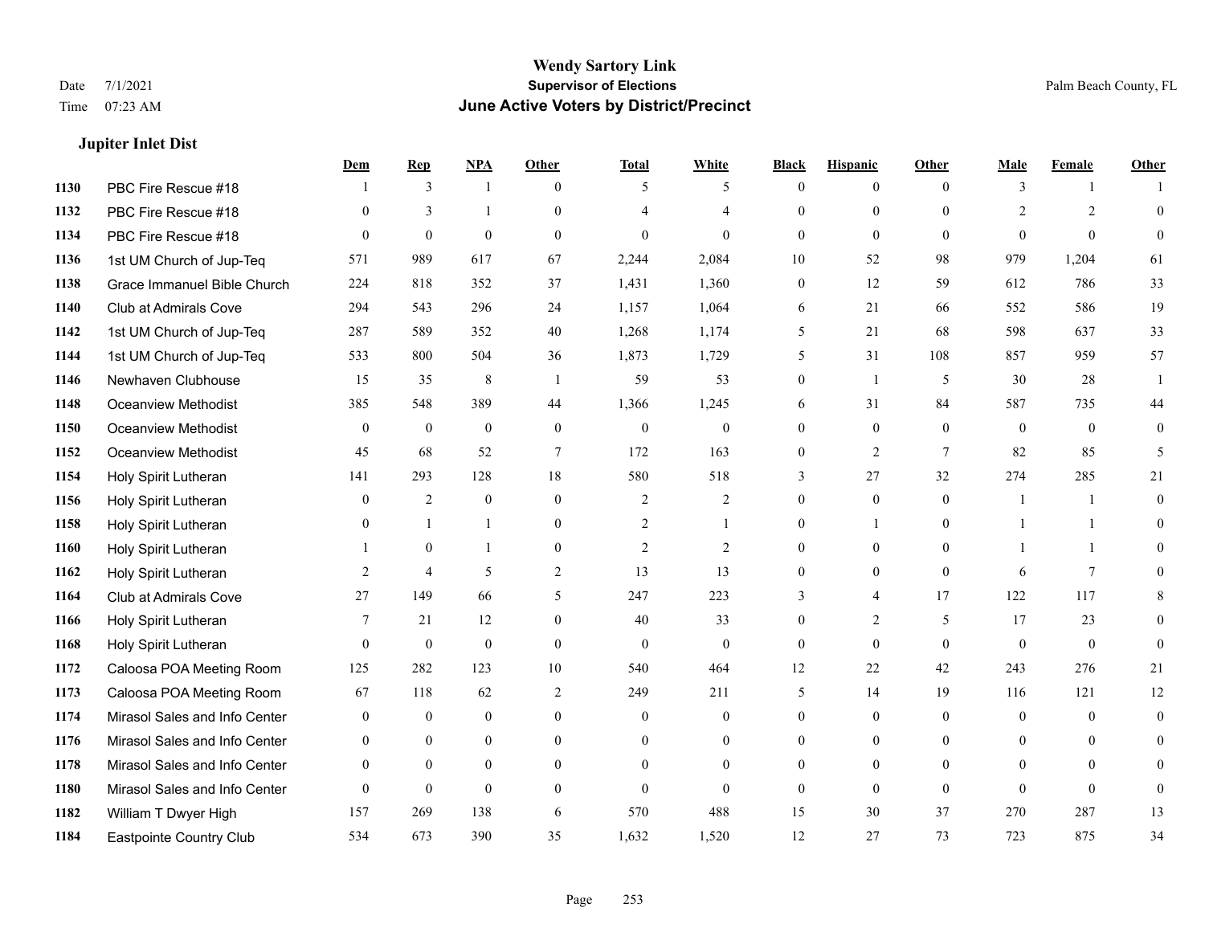# Wendy Sartory Link
## Supervisor of Elections
## June Active Voters by District/Precinct

Date 7/1/2021
Time 07:23 AM
Palm Beach County, FL

### Jupiter Inlet Dist

| | | Dem | Rep | NPA | Other | Total | White | Black | Hispanic | Other | Male | Female | Other |
|---|---|---|---|---|---|---|---|---|---|---|---|---|---|
| 1130 | PBC Fire Rescue #18 | 1 | 3 | 1 | 0 | 5 | 5 | 0 | 0 | 0 | 3 | 1 | 1 |
| 1132 | PBC Fire Rescue #18 | 0 | 3 | 1 | 0 | 4 | 4 | 0 | 0 | 0 | 2 | 2 | 0 |
| 1134 | PBC Fire Rescue #18 | 0 | 0 | 0 | 0 | 0 | 0 | 0 | 0 | 0 | 0 | 0 | 0 |
| 1136 | 1st UM Church of Jup-Teq | 571 | 989 | 617 | 67 | 2,244 | 2,084 | 10 | 52 | 98 | 979 | 1,204 | 61 |
| 1138 | Grace Immanuel Bible Church | 224 | 818 | 352 | 37 | 1,431 | 1,360 | 0 | 12 | 59 | 612 | 786 | 33 |
| 1140 | Club at Admirals Cove | 294 | 543 | 296 | 24 | 1,157 | 1,064 | 6 | 21 | 66 | 552 | 586 | 19 |
| 1142 | 1st UM Church of Jup-Teq | 287 | 589 | 352 | 40 | 1,268 | 1,174 | 5 | 21 | 68 | 598 | 637 | 33 |
| 1144 | 1st UM Church of Jup-Teq | 533 | 800 | 504 | 36 | 1,873 | 1,729 | 5 | 31 | 108 | 857 | 959 | 57 |
| 1146 | Newhaven Clubhouse | 15 | 35 | 8 | 1 | 59 | 53 | 0 | 1 | 5 | 30 | 28 | 1 |
| 1148 | Oceanview Methodist | 385 | 548 | 389 | 44 | 1,366 | 1,245 | 6 | 31 | 84 | 587 | 735 | 44 |
| 1150 | Oceanview Methodist | 0 | 0 | 0 | 0 | 0 | 0 | 0 | 0 | 0 | 0 | 0 | 0 |
| 1152 | Oceanview Methodist | 45 | 68 | 52 | 7 | 172 | 163 | 0 | 2 | 7 | 82 | 85 | 5 |
| 1154 | Holy Spirit Lutheran | 141 | 293 | 128 | 18 | 580 | 518 | 3 | 27 | 32 | 274 | 285 | 21 |
| 1156 | Holy Spirit Lutheran | 0 | 2 | 0 | 0 | 2 | 2 | 0 | 0 | 0 | 1 | 1 | 0 |
| 1158 | Holy Spirit Lutheran | 0 | 1 | 1 | 0 | 2 | 1 | 0 | 1 | 0 | 1 | 1 | 0 |
| 1160 | Holy Spirit Lutheran | 1 | 0 | 1 | 0 | 2 | 2 | 0 | 0 | 0 | 1 | 1 | 0 |
| 1162 | Holy Spirit Lutheran | 2 | 4 | 5 | 2 | 13 | 13 | 0 | 0 | 0 | 6 | 7 | 0 |
| 1164 | Club at Admirals Cove | 27 | 149 | 66 | 5 | 247 | 223 | 3 | 4 | 17 | 122 | 117 | 8 |
| 1166 | Holy Spirit Lutheran | 7 | 21 | 12 | 0 | 40 | 33 | 0 | 2 | 5 | 17 | 23 | 0 |
| 1168 | Holy Spirit Lutheran | 0 | 0 | 0 | 0 | 0 | 0 | 0 | 0 | 0 | 0 | 0 | 0 |
| 1172 | Caloosa POA Meeting Room | 125 | 282 | 123 | 10 | 540 | 464 | 12 | 22 | 42 | 243 | 276 | 21 |
| 1173 | Caloosa POA Meeting Room | 67 | 118 | 62 | 2 | 249 | 211 | 5 | 14 | 19 | 116 | 121 | 12 |
| 1174 | Mirasol Sales and Info Center | 0 | 0 | 0 | 0 | 0 | 0 | 0 | 0 | 0 | 0 | 0 | 0 |
| 1176 | Mirasol Sales and Info Center | 0 | 0 | 0 | 0 | 0 | 0 | 0 | 0 | 0 | 0 | 0 | 0 |
| 1178 | Mirasol Sales and Info Center | 0 | 0 | 0 | 0 | 0 | 0 | 0 | 0 | 0 | 0 | 0 | 0 |
| 1180 | Mirasol Sales and Info Center | 0 | 0 | 0 | 0 | 0 | 0 | 0 | 0 | 0 | 0 | 0 | 0 |
| 1182 | William T Dwyer High | 157 | 269 | 138 | 6 | 570 | 488 | 15 | 30 | 37 | 270 | 287 | 13 |
| 1184 | Eastpointe Country Club | 534 | 673 | 390 | 35 | 1,632 | 1,520 | 12 | 27 | 73 | 723 | 875 | 34 |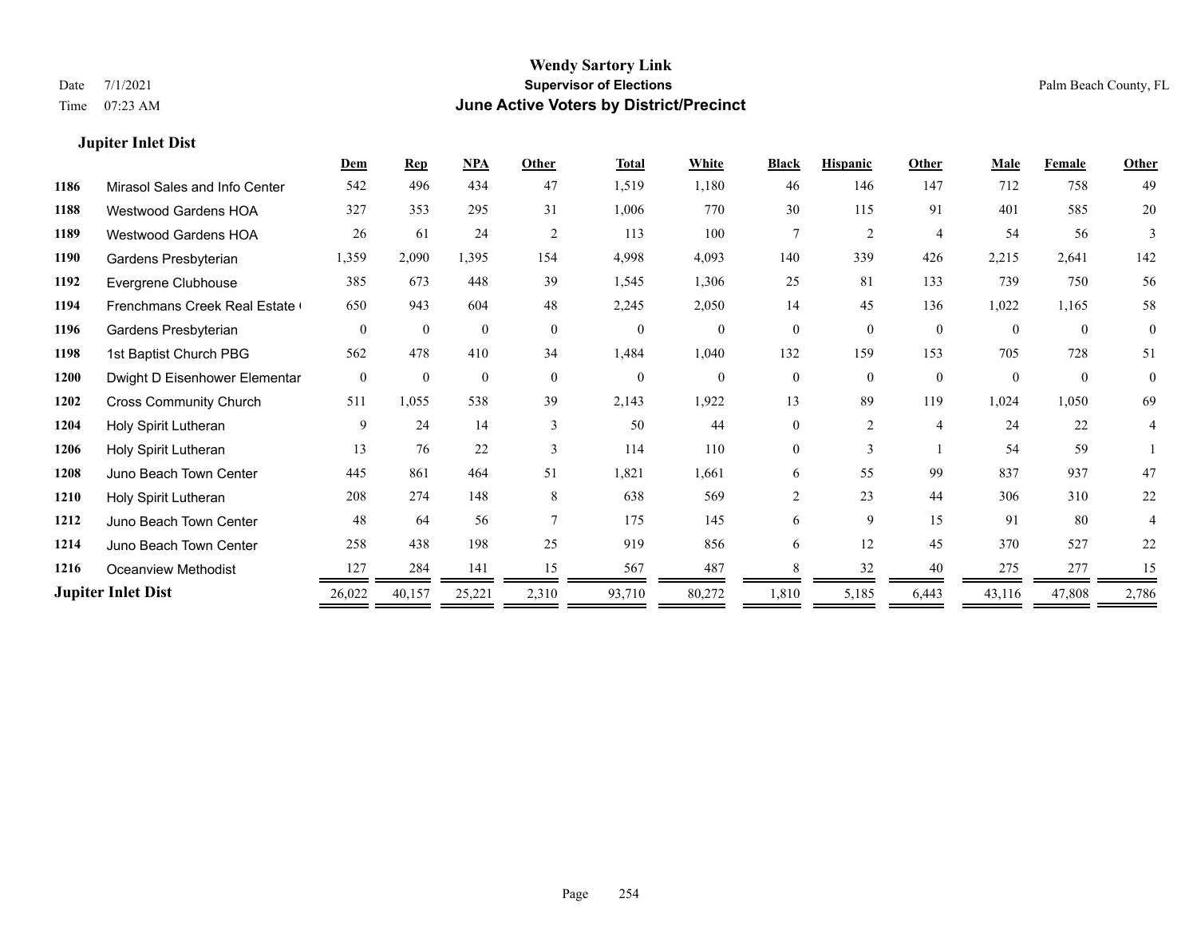**Wendy Sartory Link**
**Supervisor of Elections**
**June Active Voters by District/Precinct**

Date 7/1/2021
Time 07:23 AM

Palm Beach County, FL

### Jupiter Inlet Dist

| | | Dem | Rep | NPA | Other | Total | White | Black | Hispanic | Other | Male | Female | Other |
|---|---|---|---|---|---|---|---|---|---|---|---|---|---|
| 1186 | Mirasol Sales and Info Center | 542 | 496 | 434 | 47 | 1,519 | 1,180 | 46 | 146 | 147 | 712 | 758 | 49 |
| 1188 | Westwood Gardens HOA | 327 | 353 | 295 | 31 | 1,006 | 770 | 30 | 115 | 91 | 401 | 585 | 20 |
| 1189 | Westwood Gardens HOA | 26 | 61 | 24 | 2 | 113 | 100 | 7 | 2 | 4 | 54 | 56 | 3 |
| 1190 | Gardens Presbyterian | 1,359 | 2,090 | 1,395 | 154 | 4,998 | 4,093 | 140 | 339 | 426 | 2,215 | 2,641 | 142 |
| 1192 | Evergrene Clubhouse | 385 | 673 | 448 | 39 | 1,545 | 1,306 | 25 | 81 | 133 | 739 | 750 | 56 |
| 1194 | Frenchmans Creek Real Estate ( | 650 | 943 | 604 | 48 | 2,245 | 2,050 | 14 | 45 | 136 | 1,022 | 1,165 | 58 |
| 1196 | Gardens Presbyterian | 0 | 0 | 0 | 0 | 0 | 0 | 0 | 0 | 0 | 0 | 0 | 0 |
| 1198 | 1st Baptist Church PBG | 562 | 478 | 410 | 34 | 1,484 | 1,040 | 132 | 159 | 153 | 705 | 728 | 51 |
| 1200 | Dwight D Eisenhower Elementar | 0 | 0 | 0 | 0 | 0 | 0 | 0 | 0 | 0 | 0 | 0 | 0 |
| 1202 | Cross Community Church | 511 | 1,055 | 538 | 39 | 2,143 | 1,922 | 13 | 89 | 119 | 1,024 | 1,050 | 69 |
| 1204 | Holy Spirit Lutheran | 9 | 24 | 14 | 3 | 50 | 44 | 0 | 2 | 4 | 24 | 22 | 4 |
| 1206 | Holy Spirit Lutheran | 13 | 76 | 22 | 3 | 114 | 110 | 0 | 3 | 1 | 54 | 59 | 1 |
| 1208 | Juno Beach Town Center | 445 | 861 | 464 | 51 | 1,821 | 1,661 | 6 | 55 | 99 | 837 | 937 | 47 |
| 1210 | Holy Spirit Lutheran | 208 | 274 | 148 | 8 | 638 | 569 | 2 | 23 | 44 | 306 | 310 | 22 |
| 1212 | Juno Beach Town Center | 48 | 64 | 56 | 7 | 175 | 145 | 6 | 9 | 15 | 91 | 80 | 4 |
| 1214 | Juno Beach Town Center | 258 | 438 | 198 | 25 | 919 | 856 | 6 | 12 | 45 | 370 | 527 | 22 |
| 1216 | Oceanview Methodist | 127 | 284 | 141 | 15 | 567 | 487 | 8 | 32 | 40 | 275 | 277 | 15 |
| **Jupiter Inlet Dist** | | 26,022 | 40,157 | 25,221 | 2,310 | 93,710 | 80,272 | 1,810 | 5,185 | 6,443 | 43,116 | 47,808 | 2,786 |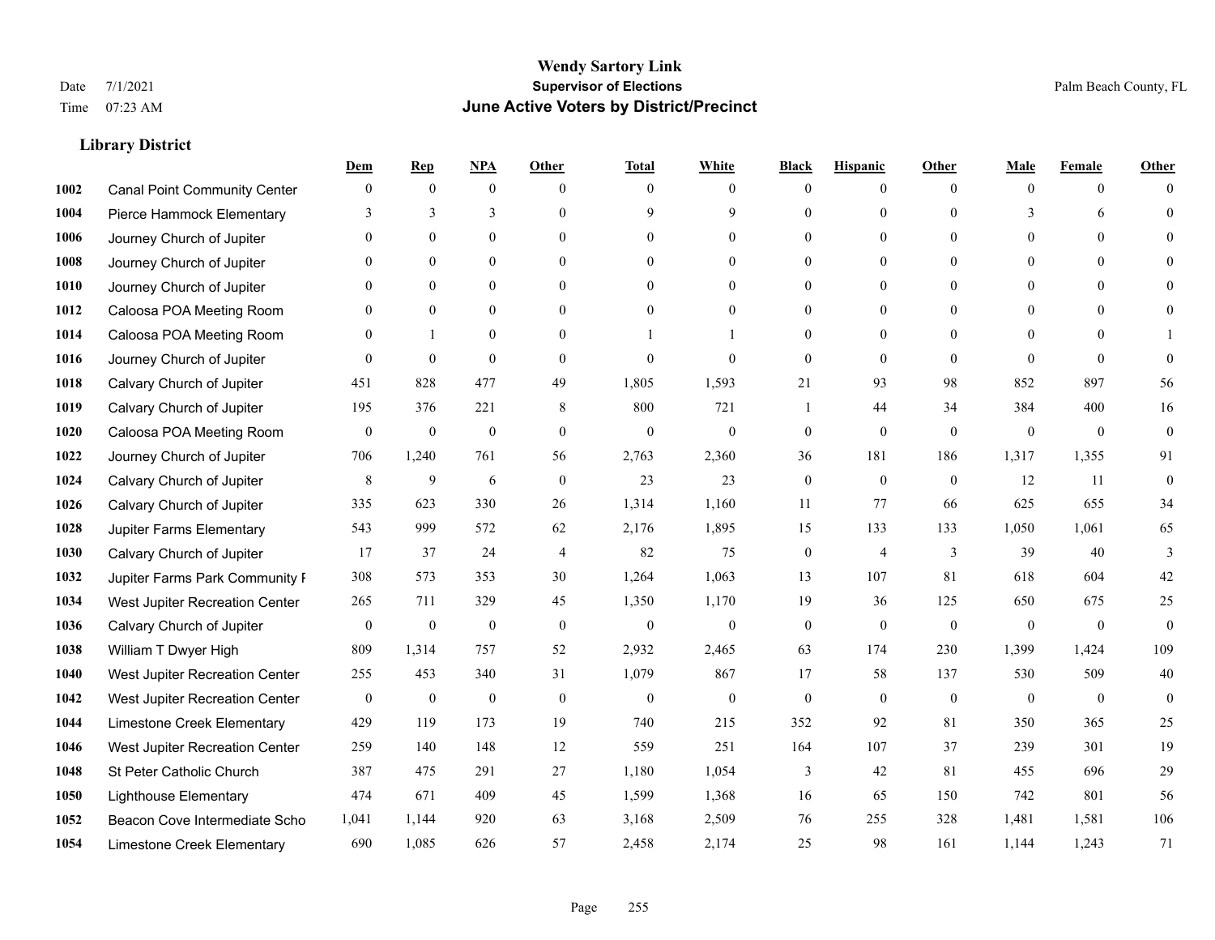**Wendy Sartory Link**
**Supervisor of Elections**
**June Active Voters by District/Precinct**

Date 7/1/2021
Time 07:23 AM
Palm Beach County, FL

### Library District

| | | Dem | Rep | NPA | Other | Total | White | Black | Hispanic | Other | Male | Female | Other |
|---|---|---|---|---|---|---|---|---|---|---|---|---|---|
| 1002 | Canal Point Community Center | 0 | 0 | 0 | 0 | 0 | 0 | 0 | 0 | 0 | 0 | 0 | 0 |
| 1004 | Pierce Hammock Elementary | 3 | 3 | 3 | 0 | 9 | 9 | 0 | 0 | 0 | 3 | 6 | 0 |
| 1006 | Journey Church of Jupiter | 0 | 0 | 0 | 0 | 0 | 0 | 0 | 0 | 0 | 0 | 0 | 0 |
| 1008 | Journey Church of Jupiter | 0 | 0 | 0 | 0 | 0 | 0 | 0 | 0 | 0 | 0 | 0 | 0 |
| 1010 | Journey Church of Jupiter | 0 | 0 | 0 | 0 | 0 | 0 | 0 | 0 | 0 | 0 | 0 | 0 |
| 1012 | Caloosa POA Meeting Room | 0 | 0 | 0 | 0 | 0 | 0 | 0 | 0 | 0 | 0 | 0 | 0 |
| 1014 | Caloosa POA Meeting Room | 0 | 1 | 0 | 0 | 1 | 1 | 0 | 0 | 0 | 0 | 0 | 1 |
| 1016 | Journey Church of Jupiter | 0 | 0 | 0 | 0 | 0 | 0 | 0 | 0 | 0 | 0 | 0 | 0 |
| 1018 | Calvary Church of Jupiter | 451 | 828 | 477 | 49 | 1,805 | 1,593 | 21 | 93 | 98 | 852 | 897 | 56 |
| 1019 | Calvary Church of Jupiter | 195 | 376 | 221 | 8 | 800 | 721 | 1 | 44 | 34 | 384 | 400 | 16 |
| 1020 | Caloosa POA Meeting Room | 0 | 0 | 0 | 0 | 0 | 0 | 0 | 0 | 0 | 0 | 0 | 0 |
| 1022 | Journey Church of Jupiter | 706 | 1,240 | 761 | 56 | 2,763 | 2,360 | 36 | 181 | 186 | 1,317 | 1,355 | 91 |
| 1024 | Calvary Church of Jupiter | 8 | 9 | 6 | 0 | 23 | 23 | 0 | 0 | 0 | 12 | 11 | 0 |
| 1026 | Calvary Church of Jupiter | 335 | 623 | 330 | 26 | 1,314 | 1,160 | 11 | 77 | 66 | 625 | 655 | 34 |
| 1028 | Jupiter Farms Elementary | 543 | 999 | 572 | 62 | 2,176 | 1,895 | 15 | 133 | 133 | 1,050 | 1,061 | 65 |
| 1030 | Calvary Church of Jupiter | 17 | 37 | 24 | 4 | 82 | 75 | 0 | 4 | 3 | 39 | 40 | 3 |
| 1032 | Jupiter Farms Park Community F | 308 | 573 | 353 | 30 | 1,264 | 1,063 | 13 | 107 | 81 | 618 | 604 | 42 |
| 1034 | West Jupiter Recreation Center | 265 | 711 | 329 | 45 | 1,350 | 1,170 | 19 | 36 | 125 | 650 | 675 | 25 |
| 1036 | Calvary Church of Jupiter | 0 | 0 | 0 | 0 | 0 | 0 | 0 | 0 | 0 | 0 | 0 | 0 |
| 1038 | William T Dwyer High | 809 | 1,314 | 757 | 52 | 2,932 | 2,465 | 63 | 174 | 230 | 1,399 | 1,424 | 109 |
| 1040 | West Jupiter Recreation Center | 255 | 453 | 340 | 31 | 1,079 | 867 | 17 | 58 | 137 | 530 | 509 | 40 |
| 1042 | West Jupiter Recreation Center | 0 | 0 | 0 | 0 | 0 | 0 | 0 | 0 | 0 | 0 | 0 | 0 |
| 1044 | Limestone Creek Elementary | 429 | 119 | 173 | 19 | 740 | 215 | 352 | 92 | 81 | 350 | 365 | 25 |
| 1046 | West Jupiter Recreation Center | 259 | 140 | 148 | 12 | 559 | 251 | 164 | 107 | 37 | 239 | 301 | 19 |
| 1048 | St Peter Catholic Church | 387 | 475 | 291 | 27 | 1,180 | 1,054 | 3 | 42 | 81 | 455 | 696 | 29 |
| 1050 | Lighthouse Elementary | 474 | 671 | 409 | 45 | 1,599 | 1,368 | 16 | 65 | 150 | 742 | 801 | 56 |
| 1052 | Beacon Cove Intermediate Scho | 1,041 | 1,144 | 920 | 63 | 3,168 | 2,509 | 76 | 255 | 328 | 1,481 | 1,581 | 106 |
| 1054 | Limestone Creek Elementary | 690 | 1,085 | 626 | 57 | 2,458 | 2,174 | 25 | 98 | 161 | 1,144 | 1,243 | 71 |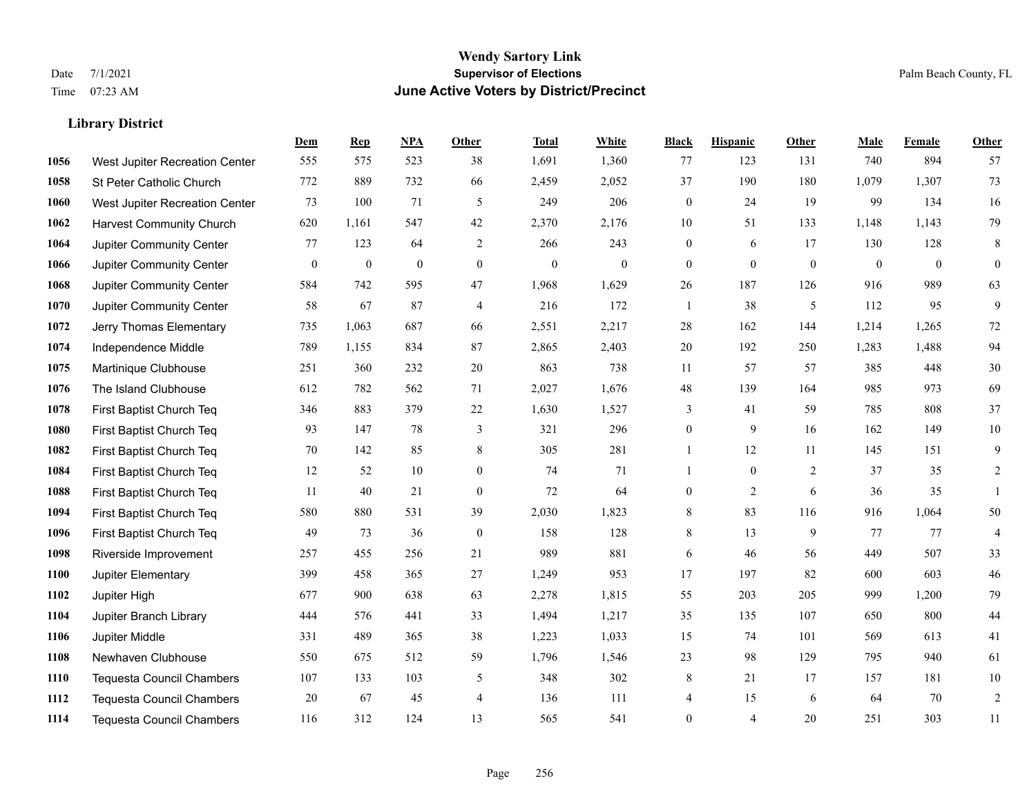# Wendy Sartory Link
## Supervisor of Elections
## June Active Voters by District/Precinct

Date 7/1/2021
Time 07:23 AM

Palm Beach County, FL

### Library District

| | | Dem | Rep | NPA | Other | Total | White | Black | Hispanic | Other | Male | Female | Other |
|---|---|---|---|---|---|---|---|---|---|---|---|---|---|
| 1056 | West Jupiter Recreation Center | 555 | 575 | 523 | 38 | 1,691 | 1,360 | 77 | 123 | 131 | 740 | 894 | 57 |
| 1058 | St Peter Catholic Church | 772 | 889 | 732 | 66 | 2,459 | 2,052 | 37 | 190 | 180 | 1,079 | 1,307 | 73 |
| 1060 | West Jupiter Recreation Center | 73 | 100 | 71 | 5 | 249 | 206 | 0 | 24 | 19 | 99 | 134 | 16 |
| 1062 | Harvest Community Church | 620 | 1,161 | 547 | 42 | 2,370 | 2,176 | 10 | 51 | 133 | 1,148 | 1,143 | 79 |
| 1064 | Jupiter Community Center | 77 | 123 | 64 | 2 | 266 | 243 | 0 | 6 | 17 | 130 | 128 | 8 |
| 1066 | Jupiter Community Center | 0 | 0 | 0 | 0 | 0 | 0 | 0 | 0 | 0 | 0 | 0 | 0 |
| 1068 | Jupiter Community Center | 584 | 742 | 595 | 47 | 1,968 | 1,629 | 26 | 187 | 126 | 916 | 989 | 63 |
| 1070 | Jupiter Community Center | 58 | 67 | 87 | 4 | 216 | 172 | 1 | 38 | 5 | 112 | 95 | 9 |
| 1072 | Jerry Thomas Elementary | 735 | 1,063 | 687 | 66 | 2,551 | 2,217 | 28 | 162 | 144 | 1,214 | 1,265 | 72 |
| 1074 | Independence Middle | 789 | 1,155 | 834 | 87 | 2,865 | 2,403 | 20 | 192 | 250 | 1,283 | 1,488 | 94 |
| 1075 | Martinique Clubhouse | 251 | 360 | 232 | 20 | 863 | 738 | 11 | 57 | 57 | 385 | 448 | 30 |
| 1076 | The Island Clubhouse | 612 | 782 | 562 | 71 | 2,027 | 1,676 | 48 | 139 | 164 | 985 | 973 | 69 |
| 1078 | First Baptist Church Teq | 346 | 883 | 379 | 22 | 1,630 | 1,527 | 3 | 41 | 59 | 785 | 808 | 37 |
| 1080 | First Baptist Church Teq | 93 | 147 | 78 | 3 | 321 | 296 | 0 | 9 | 16 | 162 | 149 | 10 |
| 1082 | First Baptist Church Teq | 70 | 142 | 85 | 8 | 305 | 281 | 1 | 12 | 11 | 145 | 151 | 9 |
| 1084 | First Baptist Church Teq | 12 | 52 | 10 | 0 | 74 | 71 | 1 | 0 | 2 | 37 | 35 | 2 |
| 1088 | First Baptist Church Teq | 11 | 40 | 21 | 0 | 72 | 64 | 0 | 2 | 6 | 36 | 35 | 1 |
| 1094 | First Baptist Church Teq | 580 | 880 | 531 | 39 | 2,030 | 1,823 | 8 | 83 | 116 | 916 | 1,064 | 50 |
| 1096 | First Baptist Church Teq | 49 | 73 | 36 | 0 | 158 | 128 | 8 | 13 | 9 | 77 | 77 | 4 |
| 1098 | Riverside Improvement | 257 | 455 | 256 | 21 | 989 | 881 | 6 | 46 | 56 | 449 | 507 | 33 |
| 1100 | Jupiter Elementary | 399 | 458 | 365 | 27 | 1,249 | 953 | 17 | 197 | 82 | 600 | 603 | 46 |
| 1102 | Jupiter High | 677 | 900 | 638 | 63 | 2,278 | 1,815 | 55 | 203 | 205 | 999 | 1,200 | 79 |
| 1104 | Jupiter Branch Library | 444 | 576 | 441 | 33 | 1,494 | 1,217 | 35 | 135 | 107 | 650 | 800 | 44 |
| 1106 | Jupiter Middle | 331 | 489 | 365 | 38 | 1,223 | 1,033 | 15 | 74 | 101 | 569 | 613 | 41 |
| 1108 | Newhaven Clubhouse | 550 | 675 | 512 | 59 | 1,796 | 1,546 | 23 | 98 | 129 | 795 | 940 | 61 |
| 1110 | Tequesta Council Chambers | 107 | 133 | 103 | 5 | 348 | 302 | 8 | 21 | 17 | 157 | 181 | 10 |
| 1112 | Tequesta Council Chambers | 20 | 67 | 45 | 4 | 136 | 111 | 4 | 15 | 6 | 64 | 70 | 2 |
| 1114 | Tequesta Council Chambers | 116 | 312 | 124 | 13 | 565 | 541 | 0 | 4 | 20 | 251 | 303 | 11 |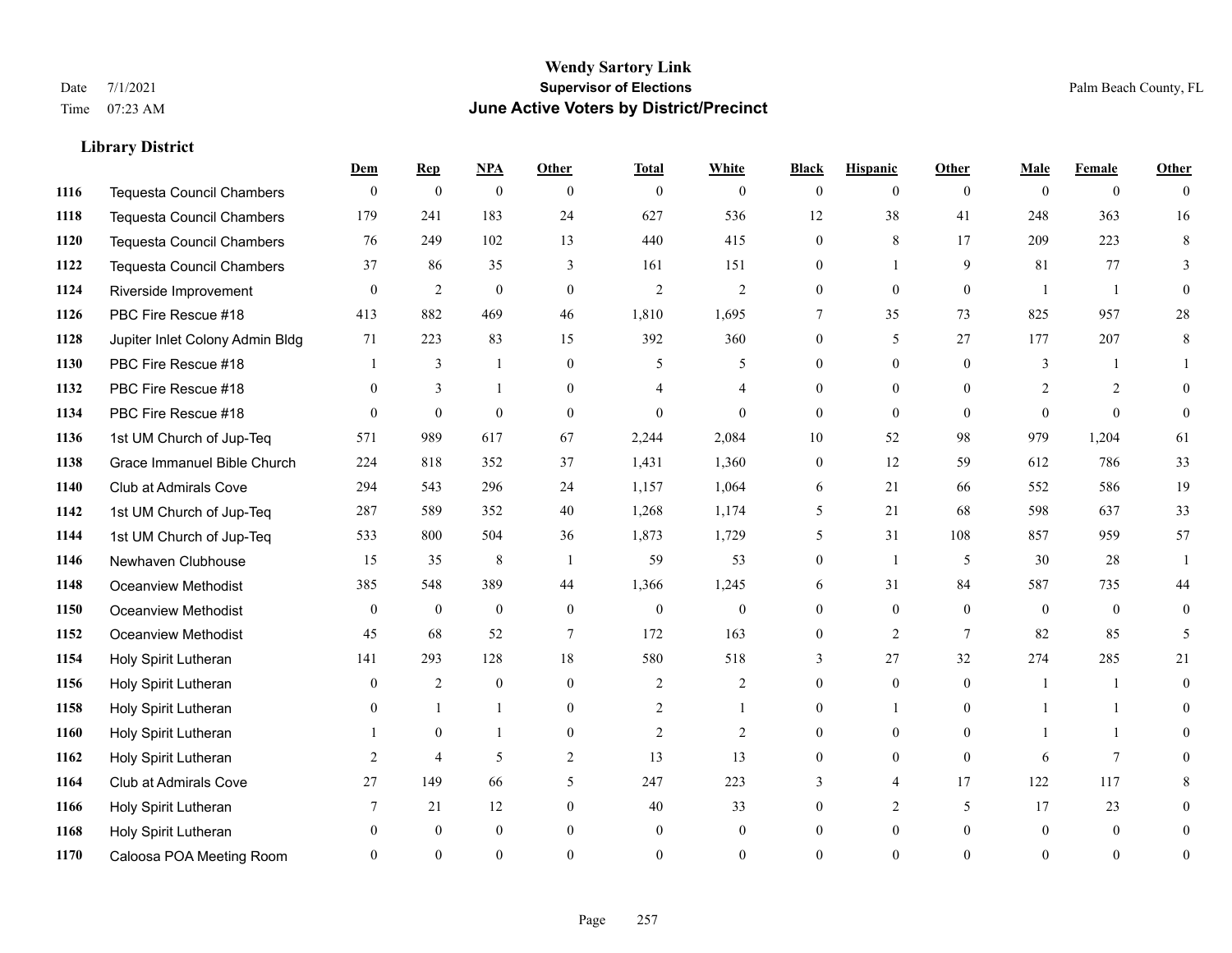**Wendy Sartory Link**
**Supervisor of Elections**
**June Active Voters by District/Precinct**

Date 7/1/2021
Time 07:23 AM

Palm Beach County, FL

### Library District

| | | Dem | Rep | NPA | Other | Total | White | Black | Hispanic | Other | Male | Female | Other |
|---|---|---|---|---|---|---|---|---|---|---|---|---|---|
| 1116 | Tequesta Council Chambers | 0 | 0 | 0 | 0 | 0 | 0 | 0 | 0 | 0 | 0 | 0 | 0 |
| 1118 | Tequesta Council Chambers | 179 | 241 | 183 | 24 | 627 | 536 | 12 | 38 | 41 | 248 | 363 | 16 |
| 1120 | Tequesta Council Chambers | 76 | 249 | 102 | 13 | 440 | 415 | 0 | 8 | 17 | 209 | 223 | 8 |
| 1122 | Tequesta Council Chambers | 37 | 86 | 35 | 3 | 161 | 151 | 0 | 1 | 9 | 81 | 77 | 3 |
| 1124 | Riverside Improvement | 0 | 2 | 0 | 0 | 2 | 2 | 0 | 0 | 0 | 1 | 1 | 0 |
| 1126 | PBC Fire Rescue #18 | 413 | 882 | 469 | 46 | 1,810 | 1,695 | 7 | 35 | 73 | 825 | 957 | 28 |
| 1128 | Jupiter Inlet Colony Admin Bldg | 71 | 223 | 83 | 15 | 392 | 360 | 0 | 5 | 27 | 177 | 207 | 8 |
| 1130 | PBC Fire Rescue #18 | 1 | 3 | 1 | 0 | 5 | 5 | 0 | 0 | 0 | 3 | 1 | 1 |
| 1132 | PBC Fire Rescue #18 | 0 | 3 | 1 | 0 | 4 | 4 | 0 | 0 | 0 | 2 | 2 | 0 |
| 1134 | PBC Fire Rescue #18 | 0 | 0 | 0 | 0 | 0 | 0 | 0 | 0 | 0 | 0 | 0 | 0 |
| 1136 | 1st UM Church of Jup-Teq | 571 | 989 | 617 | 67 | 2,244 | 2,084 | 10 | 52 | 98 | 979 | 1,204 | 61 |
| 1138 | Grace Immanuel Bible Church | 224 | 818 | 352 | 37 | 1,431 | 1,360 | 0 | 12 | 59 | 612 | 786 | 33 |
| 1140 | Club at Admirals Cove | 294 | 543 | 296 | 24 | 1,157 | 1,064 | 6 | 21 | 66 | 552 | 586 | 19 |
| 1142 | 1st UM Church of Jup-Teq | 287 | 589 | 352 | 40 | 1,268 | 1,174 | 5 | 21 | 68 | 598 | 637 | 33 |
| 1144 | 1st UM Church of Jup-Teq | 533 | 800 | 504 | 36 | 1,873 | 1,729 | 5 | 31 | 108 | 857 | 959 | 57 |
| 1146 | Newhaven Clubhouse | 15 | 35 | 8 | 1 | 59 | 53 | 0 | 1 | 5 | 30 | 28 | 1 |
| 1148 | Oceanview Methodist | 385 | 548 | 389 | 44 | 1,366 | 1,245 | 6 | 31 | 84 | 587 | 735 | 44 |
| 1150 | Oceanview Methodist | 0 | 0 | 0 | 0 | 0 | 0 | 0 | 0 | 0 | 0 | 0 | 0 |
| 1152 | Oceanview Methodist | 45 | 68 | 52 | 7 | 172 | 163 | 0 | 2 | 7 | 82 | 85 | 5 |
| 1154 | Holy Spirit Lutheran | 141 | 293 | 128 | 18 | 580 | 518 | 3 | 27 | 32 | 274 | 285 | 21 |
| 1156 | Holy Spirit Lutheran | 0 | 2 | 0 | 0 | 2 | 2 | 0 | 0 | 0 | 1 | 1 | 0 |
| 1158 | Holy Spirit Lutheran | 0 | 1 | 1 | 0 | 2 | 1 | 0 | 1 | 0 | 1 | 1 | 0 |
| 1160 | Holy Spirit Lutheran | 1 | 0 | 1 | 0 | 2 | 2 | 0 | 0 | 0 | 1 | 1 | 0 |
| 1162 | Holy Spirit Lutheran | 2 | 4 | 5 | 2 | 13 | 13 | 0 | 0 | 0 | 6 | 7 | 0 |
| 1164 | Club at Admirals Cove | 27 | 149 | 66 | 5 | 247 | 223 | 3 | 4 | 17 | 122 | 117 | 8 |
| 1166 | Holy Spirit Lutheran | 7 | 21 | 12 | 0 | 40 | 33 | 0 | 2 | 5 | 17 | 23 | 0 |
| 1168 | Holy Spirit Lutheran | 0 | 0 | 0 | 0 | 0 | 0 | 0 | 0 | 0 | 0 | 0 | 0 |
| 1170 | Caloosa POA Meeting Room | 0 | 0 | 0 | 0 | 0 | 0 | 0 | 0 | 0 | 0 | 0 | 0 |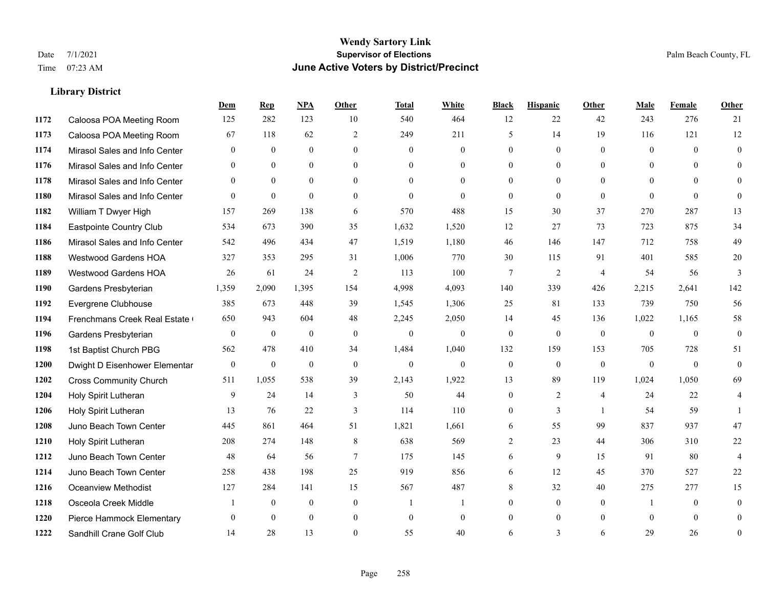# Wendy Sartory Link
## Supervisor of Elections
## June Active Voters by District/Precinct

Date 7/1/2021
Time 07:23 AM

Palm Beach County, FL

### Library District

| | | Dem | Rep | NPA | Other | Total | White | Black | Hispanic | Other | Male | Female | Other |
|---|---|---|---|---|---|---|---|---|---|---|---|---|---|
| 1172 | Caloosa POA Meeting Room | 125 | 282 | 123 | 10 | 540 | 464 | 12 | 22 | 42 | 243 | 276 | 21 |
| 1173 | Caloosa POA Meeting Room | 67 | 118 | 62 | 2 | 249 | 211 | 5 | 14 | 19 | 116 | 121 | 12 |
| 1174 | Mirasol Sales and Info Center | 0 | 0 | 0 | 0 | 0 | 0 | 0 | 0 | 0 | 0 | 0 | 0 |
| 1176 | Mirasol Sales and Info Center | 0 | 0 | 0 | 0 | 0 | 0 | 0 | 0 | 0 | 0 | 0 | 0 |
| 1178 | Mirasol Sales and Info Center | 0 | 0 | 0 | 0 | 0 | 0 | 0 | 0 | 0 | 0 | 0 | 0 |
| 1180 | Mirasol Sales and Info Center | 0 | 0 | 0 | 0 | 0 | 0 | 0 | 0 | 0 | 0 | 0 | 0 |
| 1182 | William T Dwyer High | 157 | 269 | 138 | 6 | 570 | 488 | 15 | 30 | 37 | 270 | 287 | 13 |
| 1184 | Eastpointe Country Club | 534 | 673 | 390 | 35 | 1,632 | 1,520 | 12 | 27 | 73 | 723 | 875 | 34 |
| 1186 | Mirasol Sales and Info Center | 542 | 496 | 434 | 47 | 1,519 | 1,180 | 46 | 146 | 147 | 712 | 758 | 49 |
| 1188 | Westwood Gardens HOA | 327 | 353 | 295 | 31 | 1,006 | 770 | 30 | 115 | 91 | 401 | 585 | 20 |
| 1189 | Westwood Gardens HOA | 26 | 61 | 24 | 2 | 113 | 100 | 7 | 2 | 4 | 54 | 56 | 3 |
| 1190 | Gardens Presbyterian | 1,359 | 2,090 | 1,395 | 154 | 4,998 | 4,093 | 140 | 339 | 426 | 2,215 | 2,641 | 142 |
| 1192 | Evergrene Clubhouse | 385 | 673 | 448 | 39 | 1,545 | 1,306 | 25 | 81 | 133 | 739 | 750 | 56 |
| 1194 | Frenchmans Creek Real Estate ( | 650 | 943 | 604 | 48 | 2,245 | 2,050 | 14 | 45 | 136 | 1,022 | 1,165 | 58 |
| 1196 | Gardens Presbyterian | 0 | 0 | 0 | 0 | 0 | 0 | 0 | 0 | 0 | 0 | 0 | 0 |
| 1198 | 1st Baptist Church PBG | 562 | 478 | 410 | 34 | 1,484 | 1,040 | 132 | 159 | 153 | 705 | 728 | 51 |
| 1200 | Dwight D Eisenhower Elementar | 0 | 0 | 0 | 0 | 0 | 0 | 0 | 0 | 0 | 0 | 0 | 0 |
| 1202 | Cross Community Church | 511 | 1,055 | 538 | 39 | 2,143 | 1,922 | 13 | 89 | 119 | 1,024 | 1,050 | 69 |
| 1204 | Holy Spirit Lutheran | 9 | 24 | 14 | 3 | 50 | 44 | 0 | 2 | 4 | 24 | 22 | 4 |
| 1206 | Holy Spirit Lutheran | 13 | 76 | 22 | 3 | 114 | 110 | 0 | 3 | 1 | 54 | 59 | 1 |
| 1208 | Juno Beach Town Center | 445 | 861 | 464 | 51 | 1,821 | 1,661 | 6 | 55 | 99 | 837 | 937 | 47 |
| 1210 | Holy Spirit Lutheran | 208 | 274 | 148 | 8 | 638 | 569 | 2 | 23 | 44 | 306 | 310 | 22 |
| 1212 | Juno Beach Town Center | 48 | 64 | 56 | 7 | 175 | 145 | 6 | 9 | 15 | 91 | 80 | 4 |
| 1214 | Juno Beach Town Center | 258 | 438 | 198 | 25 | 919 | 856 | 6 | 12 | 45 | 370 | 527 | 22 |
| 1216 | Oceanview Methodist | 127 | 284 | 141 | 15 | 567 | 487 | 8 | 32 | 40 | 275 | 277 | 15 |
| 1218 | Osceola Creek Middle | 1 | 0 | 0 | 0 | 1 | 1 | 0 | 0 | 0 | 1 | 0 | 0 |
| 1220 | Pierce Hammock Elementary | 0 | 0 | 0 | 0 | 0 | 0 | 0 | 0 | 0 | 0 | 0 | 0 |
| 1222 | Sandhill Crane Golf Club | 14 | 28 | 13 | 0 | 55 | 40 | 6 | 3 | 6 | 29 | 26 | 0 |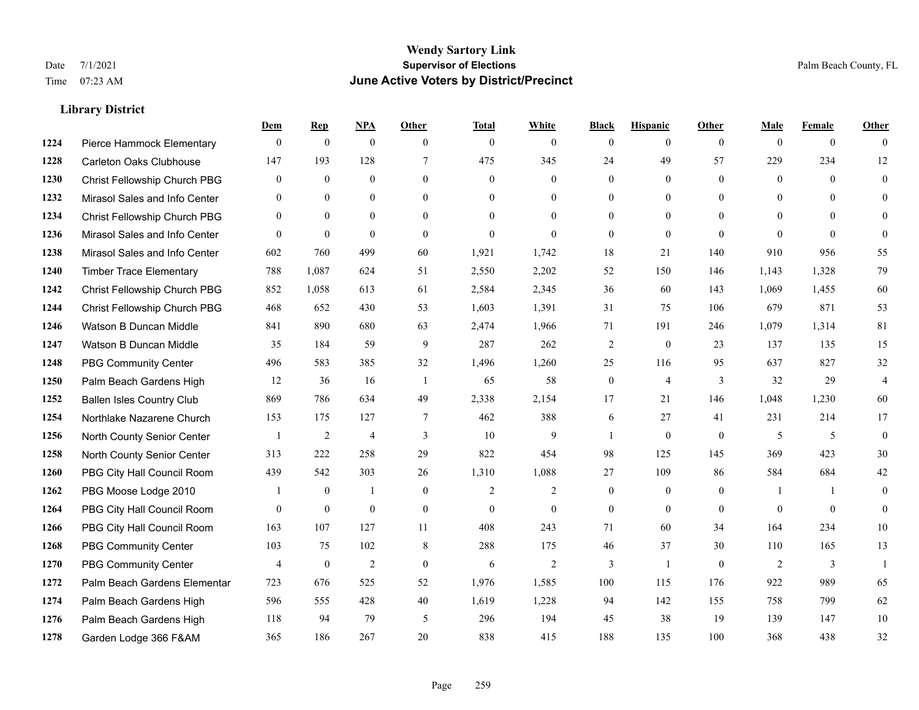# Wendy Sartory Link
## Supervisor of Elections
## June Active Voters by District/Precinct

Date 7/1/2021
Time 07:23 AM

Palm Beach County, FL

### Library District

| | | Dem | Rep | NPA | Other | Total | White | Black | Hispanic | Other | Male | Female | Other |
|---|---|---|---|---|---|---|---|---|---|---|---|---|---|
| 1224 | Pierce Hammock Elementary | 0 | 0 | 0 | 0 | 0 | 0 | 0 | 0 | 0 | 0 | 0 | 0 |
| 1228 | Carleton Oaks Clubhouse | 147 | 193 | 128 | 7 | 475 | 345 | 24 | 49 | 57 | 229 | 234 | 12 |
| 1230 | Christ Fellowship Church PBG | 0 | 0 | 0 | 0 | 0 | 0 | 0 | 0 | 0 | 0 | 0 | 0 |
| 1232 | Mirasol Sales and Info Center | 0 | 0 | 0 | 0 | 0 | 0 | 0 | 0 | 0 | 0 | 0 | 0 |
| 1234 | Christ Fellowship Church PBG | 0 | 0 | 0 | 0 | 0 | 0 | 0 | 0 | 0 | 0 | 0 | 0 |
| 1236 | Mirasol Sales and Info Center | 0 | 0 | 0 | 0 | 0 | 0 | 0 | 0 | 0 | 0 | 0 | 0 |
| 1238 | Mirasol Sales and Info Center | 602 | 760 | 499 | 60 | 1,921 | 1,742 | 18 | 21 | 140 | 910 | 956 | 55 |
| 1240 | Timber Trace Elementary | 788 | 1,087 | 624 | 51 | 2,550 | 2,202 | 52 | 150 | 146 | 1,143 | 1,328 | 79 |
| 1242 | Christ Fellowship Church PBG | 852 | 1,058 | 613 | 61 | 2,584 | 2,345 | 36 | 60 | 143 | 1,069 | 1,455 | 60 |
| 1244 | Christ Fellowship Church PBG | 468 | 652 | 430 | 53 | 1,603 | 1,391 | 31 | 75 | 106 | 679 | 871 | 53 |
| 1246 | Watson B Duncan Middle | 841 | 890 | 680 | 63 | 2,474 | 1,966 | 71 | 191 | 246 | 1,079 | 1,314 | 81 |
| 1247 | Watson B Duncan Middle | 35 | 184 | 59 | 9 | 287 | 262 | 2 | 0 | 23 | 137 | 135 | 15 |
| 1248 | PBG Community Center | 496 | 583 | 385 | 32 | 1,496 | 1,260 | 25 | 116 | 95 | 637 | 827 | 32 |
| 1250 | Palm Beach Gardens High | 12 | 36 | 16 | 1 | 65 | 58 | 0 | 4 | 3 | 32 | 29 | 4 |
| 1252 | Ballen Isles Country Club | 869 | 786 | 634 | 49 | 2,338 | 2,154 | 17 | 21 | 146 | 1,048 | 1,230 | 60 |
| 1254 | Northlake Nazarene Church | 153 | 175 | 127 | 7 | 462 | 388 | 6 | 27 | 41 | 231 | 214 | 17 |
| 1256 | North County Senior Center | 1 | 2 | 4 | 3 | 10 | 9 | 1 | 0 | 0 | 5 | 5 | 0 |
| 1258 | North County Senior Center | 313 | 222 | 258 | 29 | 822 | 454 | 98 | 125 | 145 | 369 | 423 | 30 |
| 1260 | PBG City Hall Council Room | 439 | 542 | 303 | 26 | 1,310 | 1,088 | 27 | 109 | 86 | 584 | 684 | 42 |
| 1262 | PBG Moose Lodge 2010 | 1 | 0 | 1 | 0 | 2 | 2 | 0 | 0 | 0 | 1 | 1 | 0 |
| 1264 | PBG City Hall Council Room | 0 | 0 | 0 | 0 | 0 | 0 | 0 | 0 | 0 | 0 | 0 | 0 |
| 1266 | PBG City Hall Council Room | 163 | 107 | 127 | 11 | 408 | 243 | 71 | 60 | 34 | 164 | 234 | 10 |
| 1268 | PBG Community Center | 103 | 75 | 102 | 8 | 288 | 175 | 46 | 37 | 30 | 110 | 165 | 13 |
| 1270 | PBG Community Center | 4 | 0 | 2 | 0 | 6 | 2 | 3 | 1 | 0 | 2 | 3 | 1 |
| 1272 | Palm Beach Gardens Elementar | 723 | 676 | 525 | 52 | 1,976 | 1,585 | 100 | 115 | 176 | 922 | 989 | 65 |
| 1274 | Palm Beach Gardens High | 596 | 555 | 428 | 40 | 1,619 | 1,228 | 94 | 142 | 155 | 758 | 799 | 62 |
| 1276 | Palm Beach Gardens High | 118 | 94 | 79 | 5 | 296 | 194 | 45 | 38 | 19 | 139 | 147 | 10 |
| 1278 | Garden Lodge 366 F&AM | 365 | 186 | 267 | 20 | 838 | 415 | 188 | 135 | 100 | 368 | 438 | 32 |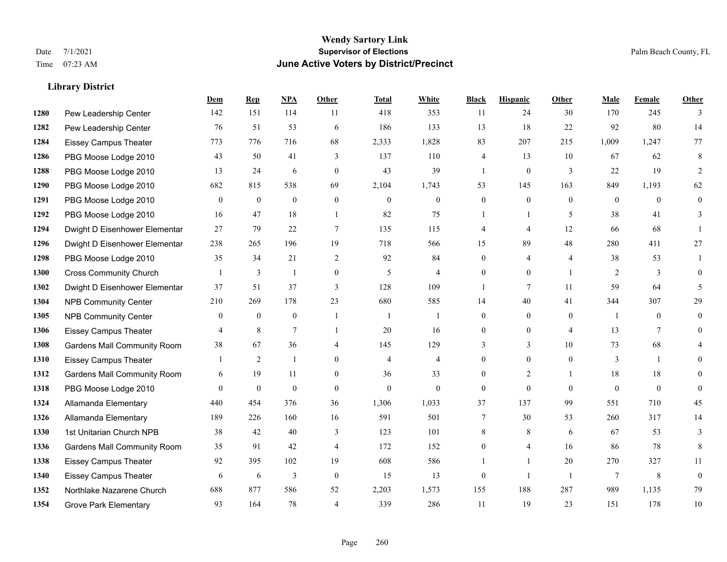# Wendy Sartory Link
## Supervisor of Elections
## June Active Voters by District/Precinct

Date 7/1/2021
Time 07:23 AM

Palm Beach County, FL

### Library District

| | | Dem | Rep | NPA | Other | Total | White | Black | Hispanic | Other | Male | Female | Other |
|---|---|---|---|---|---|---|---|---|---|---|---|---|---|
| 1280 | Pew Leadership Center | 142 | 151 | 114 | 11 | 418 | 353 | 11 | 24 | 30 | 170 | 245 | 3 |
| 1282 | Pew Leadership Center | 76 | 51 | 53 | 6 | 186 | 133 | 13 | 18 | 22 | 92 | 80 | 14 |
| 1284 | Eissey Campus Theater | 773 | 776 | 716 | 68 | 2,333 | 1,828 | 83 | 207 | 215 | 1,009 | 1,247 | 77 |
| 1286 | PBG Moose Lodge 2010 | 43 | 50 | 41 | 3 | 137 | 110 | 4 | 13 | 10 | 67 | 62 | 8 |
| 1288 | PBG Moose Lodge 2010 | 13 | 24 | 6 | 0 | 43 | 39 | 1 | 0 | 3 | 22 | 19 | 2 |
| 1290 | PBG Moose Lodge 2010 | 682 | 815 | 538 | 69 | 2,104 | 1,743 | 53 | 145 | 163 | 849 | 1,193 | 62 |
| 1291 | PBG Moose Lodge 2010 | 0 | 0 | 0 | 0 | 0 | 0 | 0 | 0 | 0 | 0 | 0 | 0 |
| 1292 | PBG Moose Lodge 2010 | 16 | 47 | 18 | 1 | 82 | 75 | 1 | 1 | 5 | 38 | 41 | 3 |
| 1294 | Dwight D Eisenhower Elementar | 27 | 79 | 22 | 7 | 135 | 115 | 4 | 4 | 12 | 66 | 68 | 1 |
| 1296 | Dwight D Eisenhower Elementar | 238 | 265 | 196 | 19 | 718 | 566 | 15 | 89 | 48 | 280 | 411 | 27 |
| 1298 | PBG Moose Lodge 2010 | 35 | 34 | 21 | 2 | 92 | 84 | 0 | 4 | 4 | 38 | 53 | 1 |
| 1300 | Cross Community Church | 1 | 3 | 1 | 0 | 5 | 4 | 0 | 0 | 1 | 2 | 3 | 0 |
| 1302 | Dwight D Eisenhower Elementar | 37 | 51 | 37 | 3 | 128 | 109 | 1 | 7 | 11 | 59 | 64 | 5 |
| 1304 | NPB Community Center | 210 | 269 | 178 | 23 | 680 | 585 | 14 | 40 | 41 | 344 | 307 | 29 |
| 1305 | NPB Community Center | 0 | 0 | 0 | 1 | 1 | 1 | 0 | 0 | 0 | 1 | 0 | 0 |
| 1306 | Eissey Campus Theater | 4 | 8 | 7 | 1 | 20 | 16 | 0 | 0 | 4 | 13 | 7 | 0 |
| 1308 | Gardens Mall Community Room | 38 | 67 | 36 | 4 | 145 | 129 | 3 | 3 | 10 | 73 | 68 | 4 |
| 1310 | Eissey Campus Theater | 1 | 2 | 1 | 0 | 4 | 4 | 0 | 0 | 0 | 3 | 1 | 0 |
| 1312 | Gardens Mall Community Room | 6 | 19 | 11 | 0 | 36 | 33 | 0 | 2 | 1 | 18 | 18 | 0 |
| 1318 | PBG Moose Lodge 2010 | 0 | 0 | 0 | 0 | 0 | 0 | 0 | 0 | 0 | 0 | 0 | 0 |
| 1324 | Allamanda Elementary | 440 | 454 | 376 | 36 | 1,306 | 1,033 | 37 | 137 | 99 | 551 | 710 | 45 |
| 1326 | Allamanda Elementary | 189 | 226 | 160 | 16 | 591 | 501 | 7 | 30 | 53 | 260 | 317 | 14 |
| 1330 | 1st Unitarian Church NPB | 38 | 42 | 40 | 3 | 123 | 101 | 8 | 8 | 6 | 67 | 53 | 3 |
| 1336 | Gardens Mall Community Room | 35 | 91 | 42 | 4 | 172 | 152 | 0 | 4 | 16 | 86 | 78 | 8 |
| 1338 | Eissey Campus Theater | 92 | 395 | 102 | 19 | 608 | 586 | 1 | 1 | 20 | 270 | 327 | 11 |
| 1340 | Eissey Campus Theater | 6 | 6 | 3 | 0 | 15 | 13 | 0 | 1 | 1 | 7 | 8 | 0 |
| 1352 | Northlake Nazarene Church | 688 | 877 | 586 | 52 | 2,203 | 1,573 | 155 | 188 | 287 | 989 | 1,135 | 79 |
| 1354 | Grove Park Elementary | 93 | 164 | 78 | 4 | 339 | 286 | 11 | 19 | 23 | 151 | 178 | 10 |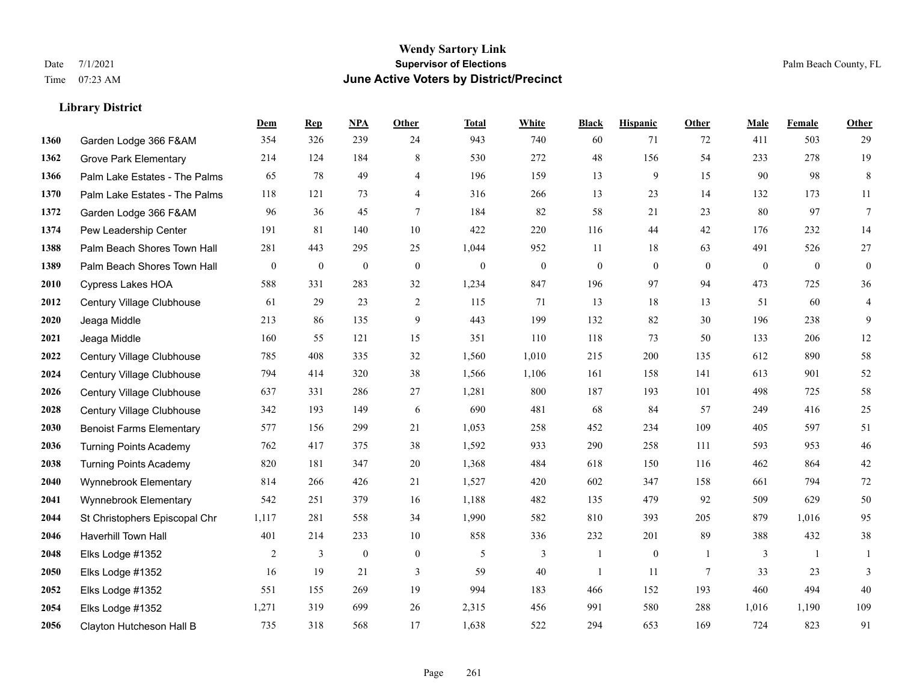# Wendy Sartory Link
## Supervisor of Elections
## June Active Voters by District/Precinct

Date 7/1/2021
Time 07:23 AM

Palm Beach County, FL

### Library District

| | | Dem | Rep | NPA | Other | Total | White | Black | Hispanic | Other | Male | Female | Other |
|---|---|---|---|---|---|---|---|---|---|---|---|---|---|
| 1360 | Garden Lodge 366 F&AM | 354 | 326 | 239 | 24 | 943 | 740 | 60 | 71 | 72 | 411 | 503 | 29 |
| 1362 | Grove Park Elementary | 214 | 124 | 184 | 8 | 530 | 272 | 48 | 156 | 54 | 233 | 278 | 19 |
| 1366 | Palm Lake Estates - The Palms | 65 | 78 | 49 | 4 | 196 | 159 | 13 | 9 | 15 | 90 | 98 | 8 |
| 1370 | Palm Lake Estates - The Palms | 118 | 121 | 73 | 4 | 316 | 266 | 13 | 23 | 14 | 132 | 173 | 11 |
| 1372 | Garden Lodge 366 F&AM | 96 | 36 | 45 | 7 | 184 | 82 | 58 | 21 | 23 | 80 | 97 | 7 |
| 1374 | Pew Leadership Center | 191 | 81 | 140 | 10 | 422 | 220 | 116 | 44 | 42 | 176 | 232 | 14 |
| 1388 | Palm Beach Shores Town Hall | 281 | 443 | 295 | 25 | 1,044 | 952 | 11 | 18 | 63 | 491 | 526 | 27 |
| 1389 | Palm Beach Shores Town Hall | 0 | 0 | 0 | 0 | 0 | 0 | 0 | 0 | 0 | 0 | 0 | 0 |
| 2010 | Cypress Lakes HOA | 588 | 331 | 283 | 32 | 1,234 | 847 | 196 | 97 | 94 | 473 | 725 | 36 |
| 2012 | Century Village Clubhouse | 61 | 29 | 23 | 2 | 115 | 71 | 13 | 18 | 13 | 51 | 60 | 4 |
| 2020 | Jeaga Middle | 213 | 86 | 135 | 9 | 443 | 199 | 132 | 82 | 30 | 196 | 238 | 9 |
| 2021 | Jeaga Middle | 160 | 55 | 121 | 15 | 351 | 110 | 118 | 73 | 50 | 133 | 206 | 12 |
| 2022 | Century Village Clubhouse | 785 | 408 | 335 | 32 | 1,560 | 1,010 | 215 | 200 | 135 | 612 | 890 | 58 |
| 2024 | Century Village Clubhouse | 794 | 414 | 320 | 38 | 1,566 | 1,106 | 161 | 158 | 141 | 613 | 901 | 52 |
| 2026 | Century Village Clubhouse | 637 | 331 | 286 | 27 | 1,281 | 800 | 187 | 193 | 101 | 498 | 725 | 58 |
| 2028 | Century Village Clubhouse | 342 | 193 | 149 | 6 | 690 | 481 | 68 | 84 | 57 | 249 | 416 | 25 |
| 2030 | Benoist Farms Elementary | 577 | 156 | 299 | 21 | 1,053 | 258 | 452 | 234 | 109 | 405 | 597 | 51 |
| 2036 | Turning Points Academy | 762 | 417 | 375 | 38 | 1,592 | 933 | 290 | 258 | 111 | 593 | 953 | 46 |
| 2038 | Turning Points Academy | 820 | 181 | 347 | 20 | 1,368 | 484 | 618 | 150 | 116 | 462 | 864 | 42 |
| 2040 | Wynnebrook Elementary | 814 | 266 | 426 | 21 | 1,527 | 420 | 602 | 347 | 158 | 661 | 794 | 72 |
| 2041 | Wynnebrook Elementary | 542 | 251 | 379 | 16 | 1,188 | 482 | 135 | 479 | 92 | 509 | 629 | 50 |
| 2044 | St Christophers Episcopal Chr | 1,117 | 281 | 558 | 34 | 1,990 | 582 | 810 | 393 | 205 | 879 | 1,016 | 95 |
| 2046 | Haverhill Town Hall | 401 | 214 | 233 | 10 | 858 | 336 | 232 | 201 | 89 | 388 | 432 | 38 |
| 2048 | Elks Lodge #1352 | 2 | 3 | 0 | 0 | 5 | 3 | 1 | 0 | 1 | 3 | 1 | 1 |
| 2050 | Elks Lodge #1352 | 16 | 19 | 21 | 3 | 59 | 40 | 1 | 11 | 7 | 33 | 23 | 3 |
| 2052 | Elks Lodge #1352 | 551 | 155 | 269 | 19 | 994 | 183 | 466 | 152 | 193 | 460 | 494 | 40 |
| 2054 | Elks Lodge #1352 | 1,271 | 319 | 699 | 26 | 2,315 | 456 | 991 | 580 | 288 | 1,016 | 1,190 | 109 |
| 2056 | Clayton Hutcheson Hall B | 735 | 318 | 568 | 17 | 1,638 | 522 | 294 | 653 | 169 | 724 | 823 | 91 |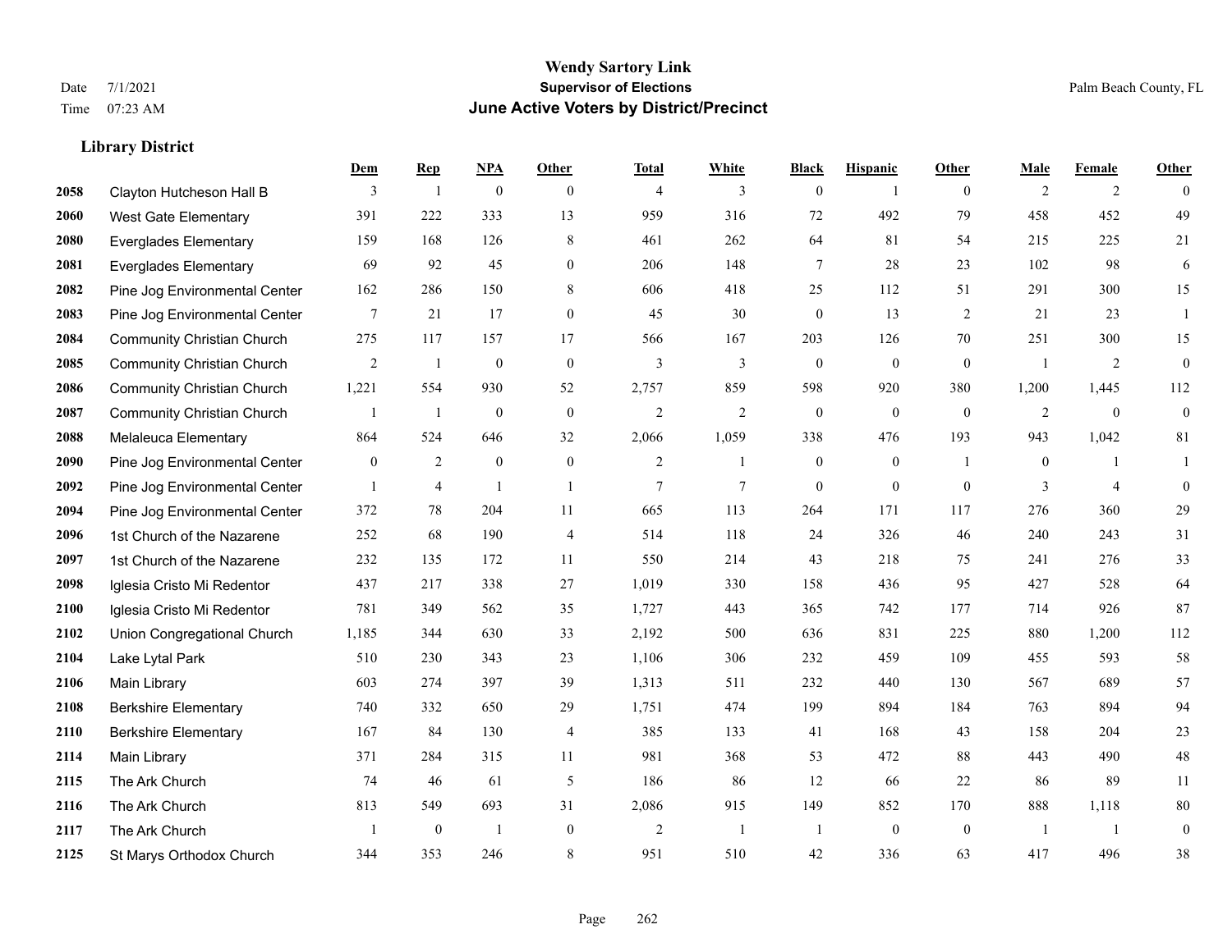# Wendy Sartory Link

**Supervisor of Elections**

**June Active Voters by District/Precinct**

Date 7/1/2021
Time 07:23 AM

Palm Beach County, FL

## Library District

| | | Dem | Rep | NPA | Other | Total | White | Black | Hispanic | Other | Male | Female | Other |
|---|---|---|---|---|---|---|---|---|---|---|---|---|---|
| 2058 | Clayton Hutcheson Hall B | 3 | 1 | 0 | 0 | 4 | 3 | 0 | 1 | 0 | 2 | 2 | 0 |
| 2060 | West Gate Elementary | 391 | 222 | 333 | 13 | 959 | 316 | 72 | 492 | 79 | 458 | 452 | 49 |
| 2080 | Everglades Elementary | 159 | 168 | 126 | 8 | 461 | 262 | 64 | 81 | 54 | 215 | 225 | 21 |
| 2081 | Everglades Elementary | 69 | 92 | 45 | 0 | 206 | 148 | 7 | 28 | 23 | 102 | 98 | 6 |
| 2082 | Pine Jog Environmental Center | 162 | 286 | 150 | 8 | 606 | 418 | 25 | 112 | 51 | 291 | 300 | 15 |
| 2083 | Pine Jog Environmental Center | 7 | 21 | 17 | 0 | 45 | 30 | 0 | 13 | 2 | 21 | 23 | 1 |
| 2084 | Community Christian Church | 275 | 117 | 157 | 17 | 566 | 167 | 203 | 126 | 70 | 251 | 300 | 15 |
| 2085 | Community Christian Church | 2 | 1 | 0 | 0 | 3 | 3 | 0 | 0 | 0 | 1 | 2 | 0 |
| 2086 | Community Christian Church | 1,221 | 554 | 930 | 52 | 2,757 | 859 | 598 | 920 | 380 | 1,200 | 1,445 | 112 |
| 2087 | Community Christian Church | 1 | 1 | 0 | 0 | 2 | 2 | 0 | 0 | 0 | 2 | 0 | 0 |
| 2088 | Melaleuca Elementary | 864 | 524 | 646 | 32 | 2,066 | 1,059 | 338 | 476 | 193 | 943 | 1,042 | 81 |
| 2090 | Pine Jog Environmental Center | 0 | 2 | 0 | 0 | 2 | 1 | 0 | 0 | 1 | 0 | 1 | 1 |
| 2092 | Pine Jog Environmental Center | 1 | 4 | 1 | 1 | 7 | 7 | 0 | 0 | 0 | 3 | 4 | 0 |
| 2094 | Pine Jog Environmental Center | 372 | 78 | 204 | 11 | 665 | 113 | 264 | 171 | 117 | 276 | 360 | 29 |
| 2096 | 1st Church of the Nazarene | 252 | 68 | 190 | 4 | 514 | 118 | 24 | 326 | 46 | 240 | 243 | 31 |
| 2097 | 1st Church of the Nazarene | 232 | 135 | 172 | 11 | 550 | 214 | 43 | 218 | 75 | 241 | 276 | 33 |
| 2098 | Iglesia Cristo Mi Redentor | 437 | 217 | 338 | 27 | 1,019 | 330 | 158 | 436 | 95 | 427 | 528 | 64 |
| 2100 | Iglesia Cristo Mi Redentor | 781 | 349 | 562 | 35 | 1,727 | 443 | 365 | 742 | 177 | 714 | 926 | 87 |
| 2102 | Union Congregational Church | 1,185 | 344 | 630 | 33 | 2,192 | 500 | 636 | 831 | 225 | 880 | 1,200 | 112 |
| 2104 | Lake Lytal Park | 510 | 230 | 343 | 23 | 1,106 | 306 | 232 | 459 | 109 | 455 | 593 | 58 |
| 2106 | Main Library | 603 | 274 | 397 | 39 | 1,313 | 511 | 232 | 440 | 130 | 567 | 689 | 57 |
| 2108 | Berkshire Elementary | 740 | 332 | 650 | 29 | 1,751 | 474 | 199 | 894 | 184 | 763 | 894 | 94 |
| 2110 | Berkshire Elementary | 167 | 84 | 130 | 4 | 385 | 133 | 41 | 168 | 43 | 158 | 204 | 23 |
| 2114 | Main Library | 371 | 284 | 315 | 11 | 981 | 368 | 53 | 472 | 88 | 443 | 490 | 48 |
| 2115 | The Ark Church | 74 | 46 | 61 | 5 | 186 | 86 | 12 | 66 | 22 | 86 | 89 | 11 |
| 2116 | The Ark Church | 813 | 549 | 693 | 31 | 2,086 | 915 | 149 | 852 | 170 | 888 | 1,118 | 80 |
| 2117 | The Ark Church | 1 | 0 | 1 | 0 | 2 | 1 | 1 | 0 | 0 | 1 | 1 | 0 |
| 2125 | St Marys Orthodox Church | 344 | 353 | 246 | 8 | 951 | 510 | 42 | 336 | 63 | 417 | 496 | 38 |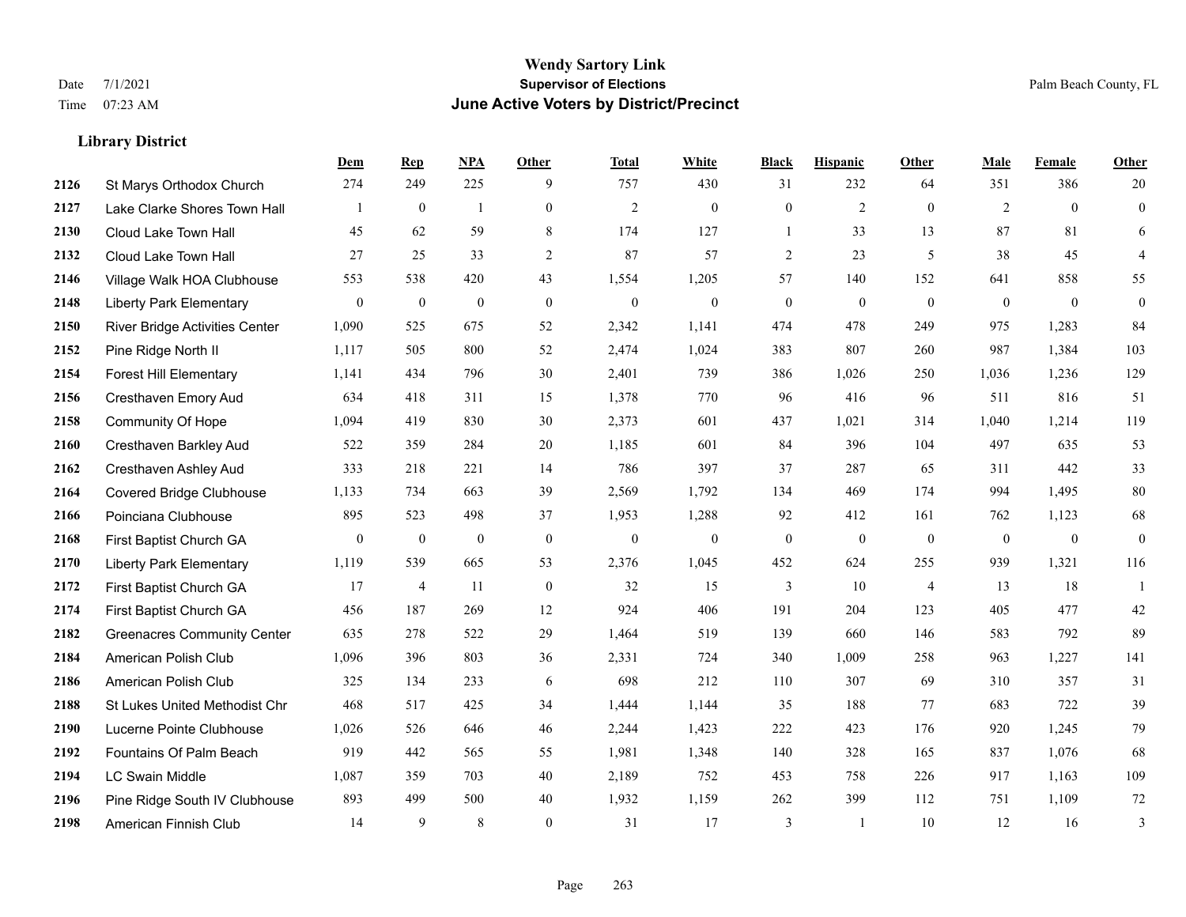# Wendy Sartory Link

## Supervisor of Elections

## June Active Voters by District/Precinct

Date 7/1/2021
Time 07:23 AM

Palm Beach County, FL

### Library District

| | | Dem | Rep | NPA | Other | Total | White | Black | Hispanic | Other | Male | Female | Other |
|---|---|---|---|---|---|---|---|---|---|---|---|---|---|
| 2126 | St Marys Orthodox Church | 274 | 249 | 225 | 9 | 757 | 430 | 31 | 232 | 64 | 351 | 386 | 20 |
| 2127 | Lake Clarke Shores Town Hall | 1 | 0 | 1 | 0 | 2 | 0 | 0 | 2 | 0 | 2 | 0 | 0 |
| 2130 | Cloud Lake Town Hall | 45 | 62 | 59 | 8 | 174 | 127 | 1 | 33 | 13 | 87 | 81 | 6 |
| 2132 | Cloud Lake Town Hall | 27 | 25 | 33 | 2 | 87 | 57 | 2 | 23 | 5 | 38 | 45 | 4 |
| 2146 | Village Walk HOA Clubhouse | 553 | 538 | 420 | 43 | 1,554 | 1,205 | 57 | 140 | 152 | 641 | 858 | 55 |
| 2148 | Liberty Park Elementary | 0 | 0 | 0 | 0 | 0 | 0 | 0 | 0 | 0 | 0 | 0 | 0 |
| 2150 | River Bridge Activities Center | 1,090 | 525 | 675 | 52 | 2,342 | 1,141 | 474 | 478 | 249 | 975 | 1,283 | 84 |
| 2152 | Pine Ridge North II | 1,117 | 505 | 800 | 52 | 2,474 | 1,024 | 383 | 807 | 260 | 987 | 1,384 | 103 |
| 2154 | Forest Hill Elementary | 1,141 | 434 | 796 | 30 | 2,401 | 739 | 386 | 1,026 | 250 | 1,036 | 1,236 | 129 |
| 2156 | Cresthaven Emory Aud | 634 | 418 | 311 | 15 | 1,378 | 770 | 96 | 416 | 96 | 511 | 816 | 51 |
| 2158 | Community Of Hope | 1,094 | 419 | 830 | 30 | 2,373 | 601 | 437 | 1,021 | 314 | 1,040 | 1,214 | 119 |
| 2160 | Cresthaven Barkley Aud | 522 | 359 | 284 | 20 | 1,185 | 601 | 84 | 396 | 104 | 497 | 635 | 53 |
| 2162 | Cresthaven Ashley Aud | 333 | 218 | 221 | 14 | 786 | 397 | 37 | 287 | 65 | 311 | 442 | 33 |
| 2164 | Covered Bridge Clubhouse | 1,133 | 734 | 663 | 39 | 2,569 | 1,792 | 134 | 469 | 174 | 994 | 1,495 | 80 |
| 2166 | Poinciana Clubhouse | 895 | 523 | 498 | 37 | 1,953 | 1,288 | 92 | 412 | 161 | 762 | 1,123 | 68 |
| 2168 | First Baptist Church GA | 0 | 0 | 0 | 0 | 0 | 0 | 0 | 0 | 0 | 0 | 0 | 0 |
| 2170 | Liberty Park Elementary | 1,119 | 539 | 665 | 53 | 2,376 | 1,045 | 452 | 624 | 255 | 939 | 1,321 | 116 |
| 2172 | First Baptist Church GA | 17 | 4 | 11 | 0 | 32 | 15 | 3 | 10 | 4 | 13 | 18 | 1 |
| 2174 | First Baptist Church GA | 456 | 187 | 269 | 12 | 924 | 406 | 191 | 204 | 123 | 405 | 477 | 42 |
| 2182 | Greenacres Community Center | 635 | 278 | 522 | 29 | 1,464 | 519 | 139 | 660 | 146 | 583 | 792 | 89 |
| 2184 | American Polish Club | 1,096 | 396 | 803 | 36 | 2,331 | 724 | 340 | 1,009 | 258 | 963 | 1,227 | 141 |
| 2186 | American Polish Club | 325 | 134 | 233 | 6 | 698 | 212 | 110 | 307 | 69 | 310 | 357 | 31 |
| 2188 | St Lukes United Methodist Chr | 468 | 517 | 425 | 34 | 1,444 | 1,144 | 35 | 188 | 77 | 683 | 722 | 39 |
| 2190 | Lucerne Pointe Clubhouse | 1,026 | 526 | 646 | 46 | 2,244 | 1,423 | 222 | 423 | 176 | 920 | 1,245 | 79 |
| 2192 | Fountains Of Palm Beach | 919 | 442 | 565 | 55 | 1,981 | 1,348 | 140 | 328 | 165 | 837 | 1,076 | 68 |
| 2194 | LC Swain Middle | 1,087 | 359 | 703 | 40 | 2,189 | 752 | 453 | 758 | 226 | 917 | 1,163 | 109 |
| 2196 | Pine Ridge South IV Clubhouse | 893 | 499 | 500 | 40 | 1,932 | 1,159 | 262 | 399 | 112 | 751 | 1,109 | 72 |
| 2198 | American Finnish Club | 14 | 9 | 8 | 0 | 31 | 17 | 3 | 1 | 10 | 12 | 16 | 3 |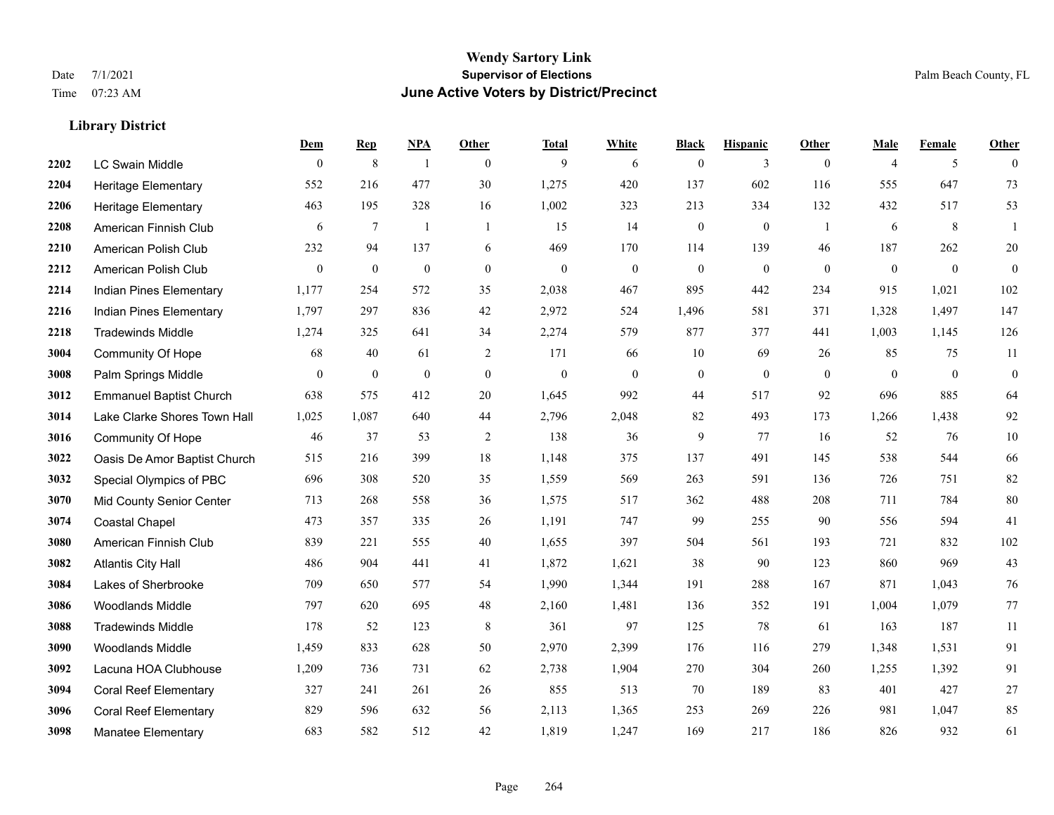# Wendy Sartory Link

**Supervisor of Elections**

**June Active Voters by District/Precinct**

Date 7/1/2021
Time 07:23 AM

Palm Beach County, FL

## Library District

| | | Dem | Rep | NPA | Other | Total | White | Black | Hispanic | Other | Male | Female | Other |
|---|---|---|---|---|---|---|---|---|---|---|---|---|---|
| 2202 | LC Swain Middle | 0 | 8 | 1 | 0 | 9 | 6 | 0 | 3 | 0 | 4 | 5 | 0 |
| 2204 | Heritage Elementary | 552 | 216 | 477 | 30 | 1,275 | 420 | 137 | 602 | 116 | 555 | 647 | 73 |
| 2206 | Heritage Elementary | 463 | 195 | 328 | 16 | 1,002 | 323 | 213 | 334 | 132 | 432 | 517 | 53 |
| 2208 | American Finnish Club | 6 | 7 | 1 | 1 | 15 | 14 | 0 | 0 | 1 | 6 | 8 | 1 |
| 2210 | American Polish Club | 232 | 94 | 137 | 6 | 469 | 170 | 114 | 139 | 46 | 187 | 262 | 20 |
| 2212 | American Polish Club | 0 | 0 | 0 | 0 | 0 | 0 | 0 | 0 | 0 | 0 | 0 | 0 |
| 2214 | Indian Pines Elementary | 1,177 | 254 | 572 | 35 | 2,038 | 467 | 895 | 442 | 234 | 915 | 1,021 | 102 |
| 2216 | Indian Pines Elementary | 1,797 | 297 | 836 | 42 | 2,972 | 524 | 1,496 | 581 | 371 | 1,328 | 1,497 | 147 |
| 2218 | Tradewinds Middle | 1,274 | 325 | 641 | 34 | 2,274 | 579 | 877 | 377 | 441 | 1,003 | 1,145 | 126 |
| 3004 | Community Of Hope | 68 | 40 | 61 | 2 | 171 | 66 | 10 | 69 | 26 | 85 | 75 | 11 |
| 3008 | Palm Springs Middle | 0 | 0 | 0 | 0 | 0 | 0 | 0 | 0 | 0 | 0 | 0 | 0 |
| 3012 | Emmanuel Baptist Church | 638 | 575 | 412 | 20 | 1,645 | 992 | 44 | 517 | 92 | 696 | 885 | 64 |
| 3014 | Lake Clarke Shores Town Hall | 1,025 | 1,087 | 640 | 44 | 2,796 | 2,048 | 82 | 493 | 173 | 1,266 | 1,438 | 92 |
| 3016 | Community Of Hope | 46 | 37 | 53 | 2 | 138 | 36 | 9 | 77 | 16 | 52 | 76 | 10 |
| 3022 | Oasis De Amor Baptist Church | 515 | 216 | 399 | 18 | 1,148 | 375 | 137 | 491 | 145 | 538 | 544 | 66 |
| 3032 | Special Olympics of PBC | 696 | 308 | 520 | 35 | 1,559 | 569 | 263 | 591 | 136 | 726 | 751 | 82 |
| 3070 | Mid County Senior Center | 713 | 268 | 558 | 36 | 1,575 | 517 | 362 | 488 | 208 | 711 | 784 | 80 |
| 3074 | Coastal Chapel | 473 | 357 | 335 | 26 | 1,191 | 747 | 99 | 255 | 90 | 556 | 594 | 41 |
| 3080 | American Finnish Club | 839 | 221 | 555 | 40 | 1,655 | 397 | 504 | 561 | 193 | 721 | 832 | 102 |
| 3082 | Atlantis City Hall | 486 | 904 | 441 | 41 | 1,872 | 1,621 | 38 | 90 | 123 | 860 | 969 | 43 |
| 3084 | Lakes of Sherbrooke | 709 | 650 | 577 | 54 | 1,990 | 1,344 | 191 | 288 | 167 | 871 | 1,043 | 76 |
| 3086 | Woodlands Middle | 797 | 620 | 695 | 48 | 2,160 | 1,481 | 136 | 352 | 191 | 1,004 | 1,079 | 77 |
| 3088 | Tradewinds Middle | 178 | 52 | 123 | 8 | 361 | 97 | 125 | 78 | 61 | 163 | 187 | 11 |
| 3090 | Woodlands Middle | 1,459 | 833 | 628 | 50 | 2,970 | 2,399 | 176 | 116 | 279 | 1,348 | 1,531 | 91 |
| 3092 | Lacuna HOA Clubhouse | 1,209 | 736 | 731 | 62 | 2,738 | 1,904 | 270 | 304 | 260 | 1,255 | 1,392 | 91 |
| 3094 | Coral Reef Elementary | 327 | 241 | 261 | 26 | 855 | 513 | 70 | 189 | 83 | 401 | 427 | 27 |
| 3096 | Coral Reef Elementary | 829 | 596 | 632 | 56 | 2,113 | 1,365 | 253 | 269 | 226 | 981 | 1,047 | 85 |
| 3098 | Manatee Elementary | 683 | 582 | 512 | 42 | 1,819 | 1,247 | 169 | 217 | 186 | 826 | 932 | 61 |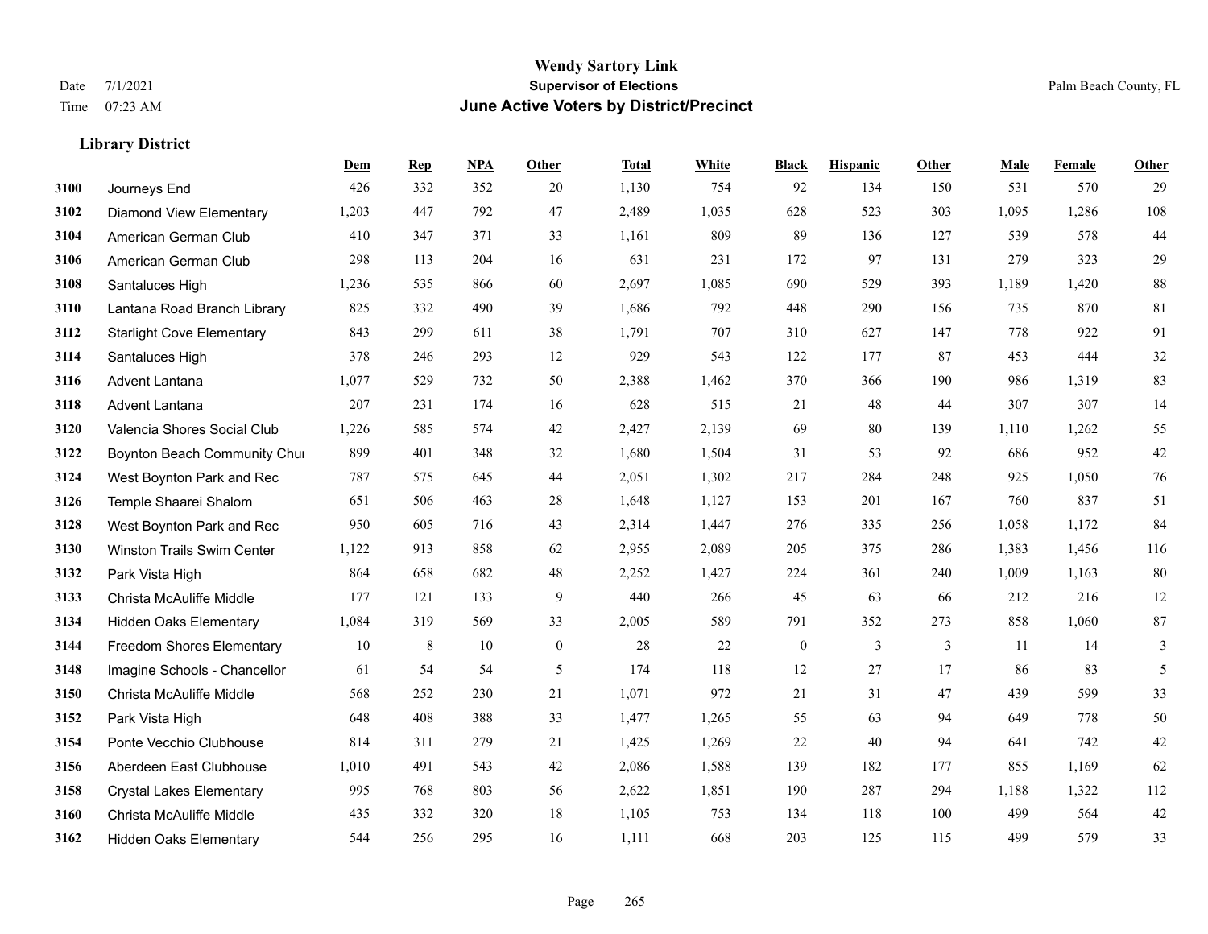# Wendy Sartory Link
## Supervisor of Elections
## June Active Voters by District/Precinct

Date 7/1/2021
Time 07:23 AM

Palm Beach County, FL

### Library District

| | | Dem | Rep | NPA | Other | Total | White | Black | Hispanic | Other | Male | Female | Other |
|---|---|---|---|---|---|---|---|---|---|---|---|---|---|
| 3100 | Journeys End | 426 | 332 | 352 | 20 | 1,130 | 754 | 92 | 134 | 150 | 531 | 570 | 29 |
| 3102 | Diamond View Elementary | 1,203 | 447 | 792 | 47 | 2,489 | 1,035 | 628 | 523 | 303 | 1,095 | 1,286 | 108 |
| 3104 | American German Club | 410 | 347 | 371 | 33 | 1,161 | 809 | 89 | 136 | 127 | 539 | 578 | 44 |
| 3106 | American German Club | 298 | 113 | 204 | 16 | 631 | 231 | 172 | 97 | 131 | 279 | 323 | 29 |
| 3108 | Santaluces High | 1,236 | 535 | 866 | 60 | 2,697 | 1,085 | 690 | 529 | 393 | 1,189 | 1,420 | 88 |
| 3110 | Lantana Road Branch Library | 825 | 332 | 490 | 39 | 1,686 | 792 | 448 | 290 | 156 | 735 | 870 | 81 |
| 3112 | Starlight Cove Elementary | 843 | 299 | 611 | 38 | 1,791 | 707 | 310 | 627 | 147 | 778 | 922 | 91 |
| 3114 | Santaluces High | 378 | 246 | 293 | 12 | 929 | 543 | 122 | 177 | 87 | 453 | 444 | 32 |
| 3116 | Advent Lantana | 1,077 | 529 | 732 | 50 | 2,388 | 1,462 | 370 | 366 | 190 | 986 | 1,319 | 83 |
| 3118 | Advent Lantana | 207 | 231 | 174 | 16 | 628 | 515 | 21 | 48 | 44 | 307 | 307 | 14 |
| 3120 | Valencia Shores Social Club | 1,226 | 585 | 574 | 42 | 2,427 | 2,139 | 69 | 80 | 139 | 1,110 | 1,262 | 55 |
| 3122 | Boynton Beach Community Chui | 899 | 401 | 348 | 32 | 1,680 | 1,504 | 31 | 53 | 92 | 686 | 952 | 42 |
| 3124 | West Boynton Park and Rec | 787 | 575 | 645 | 44 | 2,051 | 1,302 | 217 | 284 | 248 | 925 | 1,050 | 76 |
| 3126 | Temple Shaarei Shalom | 651 | 506 | 463 | 28 | 1,648 | 1,127 | 153 | 201 | 167 | 760 | 837 | 51 |
| 3128 | West Boynton Park and Rec | 950 | 605 | 716 | 43 | 2,314 | 1,447 | 276 | 335 | 256 | 1,058 | 1,172 | 84 |
| 3130 | Winston Trails Swim Center | 1,122 | 913 | 858 | 62 | 2,955 | 2,089 | 205 | 375 | 286 | 1,383 | 1,456 | 116 |
| 3132 | Park Vista High | 864 | 658 | 682 | 48 | 2,252 | 1,427 | 224 | 361 | 240 | 1,009 | 1,163 | 80 |
| 3133 | Christa McAuliffe Middle | 177 | 121 | 133 | 9 | 440 | 266 | 45 | 63 | 66 | 212 | 216 | 12 |
| 3134 | Hidden Oaks Elementary | 1,084 | 319 | 569 | 33 | 2,005 | 589 | 791 | 352 | 273 | 858 | 1,060 | 87 |
| 3144 | Freedom Shores Elementary | 10 | 8 | 10 | 0 | 28 | 22 | 0 | 3 | 3 | 11 | 14 | 3 |
| 3148 | Imagine Schools - Chancellor | 61 | 54 | 54 | 5 | 174 | 118 | 12 | 27 | 17 | 86 | 83 | 5 |
| 3150 | Christa McAuliffe Middle | 568 | 252 | 230 | 21 | 1,071 | 972 | 21 | 31 | 47 | 439 | 599 | 33 |
| 3152 | Park Vista High | 648 | 408 | 388 | 33 | 1,477 | 1,265 | 55 | 63 | 94 | 649 | 778 | 50 |
| 3154 | Ponte Vecchio Clubhouse | 814 | 311 | 279 | 21 | 1,425 | 1,269 | 22 | 40 | 94 | 641 | 742 | 42 |
| 3156 | Aberdeen East Clubhouse | 1,010 | 491 | 543 | 42 | 2,086 | 1,588 | 139 | 182 | 177 | 855 | 1,169 | 62 |
| 3158 | Crystal Lakes Elementary | 995 | 768 | 803 | 56 | 2,622 | 1,851 | 190 | 287 | 294 | 1,188 | 1,322 | 112 |
| 3160 | Christa McAuliffe Middle | 435 | 332 | 320 | 18 | 1,105 | 753 | 134 | 118 | 100 | 499 | 564 | 42 |
| 3162 | Hidden Oaks Elementary | 544 | 256 | 295 | 16 | 1,111 | 668 | 203 | 125 | 115 | 499 | 579 | 33 |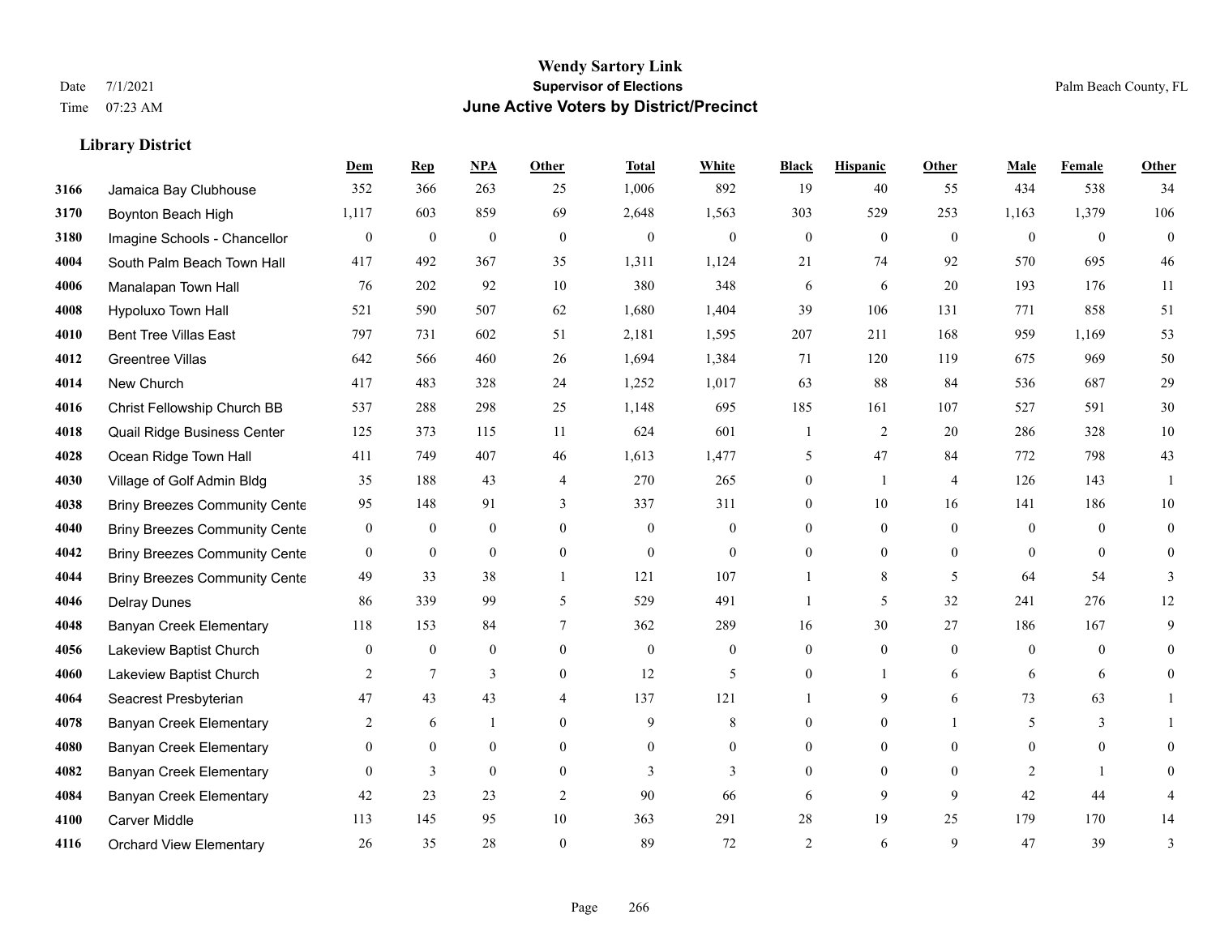# Wendy Sartory Link

**Supervisor of Elections**

**June Active Voters by District/Precinct**

Date 7/1/2021
Time 07:23 AM

Palm Beach County, FL

### Library District

| | | Dem | Rep | NPA | Other | Total | White | Black | Hispanic | Other | Male | Female | Other |
|---|---|---|---|---|---|---|---|---|---|---|---|---|---|
| 3166 | Jamaica Bay Clubhouse | 352 | 366 | 263 | 25 | 1,006 | 892 | 19 | 40 | 55 | 434 | 538 | 34 |
| 3170 | Boynton Beach High | 1,117 | 603 | 859 | 69 | 2,648 | 1,563 | 303 | 529 | 253 | 1,163 | 1,379 | 106 |
| 3180 | Imagine Schools - Chancellor | 0 | 0 | 0 | 0 | 0 | 0 | 0 | 0 | 0 | 0 | 0 | 0 |
| 4004 | South Palm Beach Town Hall | 417 | 492 | 367 | 35 | 1,311 | 1,124 | 21 | 74 | 92 | 570 | 695 | 46 |
| 4006 | Manalapan Town Hall | 76 | 202 | 92 | 10 | 380 | 348 | 6 | 6 | 20 | 193 | 176 | 11 |
| 4008 | Hypoluxo Town Hall | 521 | 590 | 507 | 62 | 1,680 | 1,404 | 39 | 106 | 131 | 771 | 858 | 51 |
| 4010 | Bent Tree Villas East | 797 | 731 | 602 | 51 | 2,181 | 1,595 | 207 | 211 | 168 | 959 | 1,169 | 53 |
| 4012 | Greentree Villas | 642 | 566 | 460 | 26 | 1,694 | 1,384 | 71 | 120 | 119 | 675 | 969 | 50 |
| 4014 | New Church | 417 | 483 | 328 | 24 | 1,252 | 1,017 | 63 | 88 | 84 | 536 | 687 | 29 |
| 4016 | Christ Fellowship Church BB | 537 | 288 | 298 | 25 | 1,148 | 695 | 185 | 161 | 107 | 527 | 591 | 30 |
| 4018 | Quail Ridge Business Center | 125 | 373 | 115 | 11 | 624 | 601 | 1 | 2 | 20 | 286 | 328 | 10 |
| 4028 | Ocean Ridge Town Hall | 411 | 749 | 407 | 46 | 1,613 | 1,477 | 5 | 47 | 84 | 772 | 798 | 43 |
| 4030 | Village of Golf Admin Bldg | 35 | 188 | 43 | 4 | 270 | 265 | 0 | 1 | 4 | 126 | 143 | 1 |
| 4038 | Briny Breezes Community Cente | 95 | 148 | 91 | 3 | 337 | 311 | 0 | 10 | 16 | 141 | 186 | 10 |
| 4040 | Briny Breezes Community Cente | 0 | 0 | 0 | 0 | 0 | 0 | 0 | 0 | 0 | 0 | 0 | 0 |
| 4042 | Briny Breezes Community Cente | 0 | 0 | 0 | 0 | 0 | 0 | 0 | 0 | 0 | 0 | 0 | 0 |
| 4044 | Briny Breezes Community Cente | 49 | 33 | 38 | 1 | 121 | 107 | 1 | 8 | 5 | 64 | 54 | 3 |
| 4046 | Delray Dunes | 86 | 339 | 99 | 5 | 529 | 491 | 1 | 5 | 32 | 241 | 276 | 12 |
| 4048 | Banyan Creek Elementary | 118 | 153 | 84 | 7 | 362 | 289 | 16 | 30 | 27 | 186 | 167 | 9 |
| 4056 | Lakeview Baptist Church | 0 | 0 | 0 | 0 | 0 | 0 | 0 | 0 | 0 | 0 | 0 | 0 |
| 4060 | Lakeview Baptist Church | 2 | 7 | 3 | 0 | 12 | 5 | 0 | 1 | 6 | 6 | 6 | 0 |
| 4064 | Seacrest Presbyterian | 47 | 43 | 43 | 4 | 137 | 121 | 1 | 9 | 6 | 73 | 63 | 1 |
| 4078 | Banyan Creek Elementary | 2 | 6 | 1 | 0 | 9 | 8 | 0 | 0 | 1 | 5 | 3 | 1 |
| 4080 | Banyan Creek Elementary | 0 | 0 | 0 | 0 | 0 | 0 | 0 | 0 | 0 | 0 | 0 | 0 |
| 4082 | Banyan Creek Elementary | 0 | 3 | 0 | 0 | 3 | 3 | 0 | 0 | 0 | 2 | 1 | 0 |
| 4084 | Banyan Creek Elementary | 42 | 23 | 23 | 2 | 90 | 66 | 6 | 9 | 9 | 42 | 44 | 4 |
| 4100 | Carver Middle | 113 | 145 | 95 | 10 | 363 | 291 | 28 | 19 | 25 | 179 | 170 | 14 |
| 4116 | Orchard View Elementary | 26 | 35 | 28 | 0 | 89 | 72 | 2 | 6 | 9 | 47 | 39 | 3 |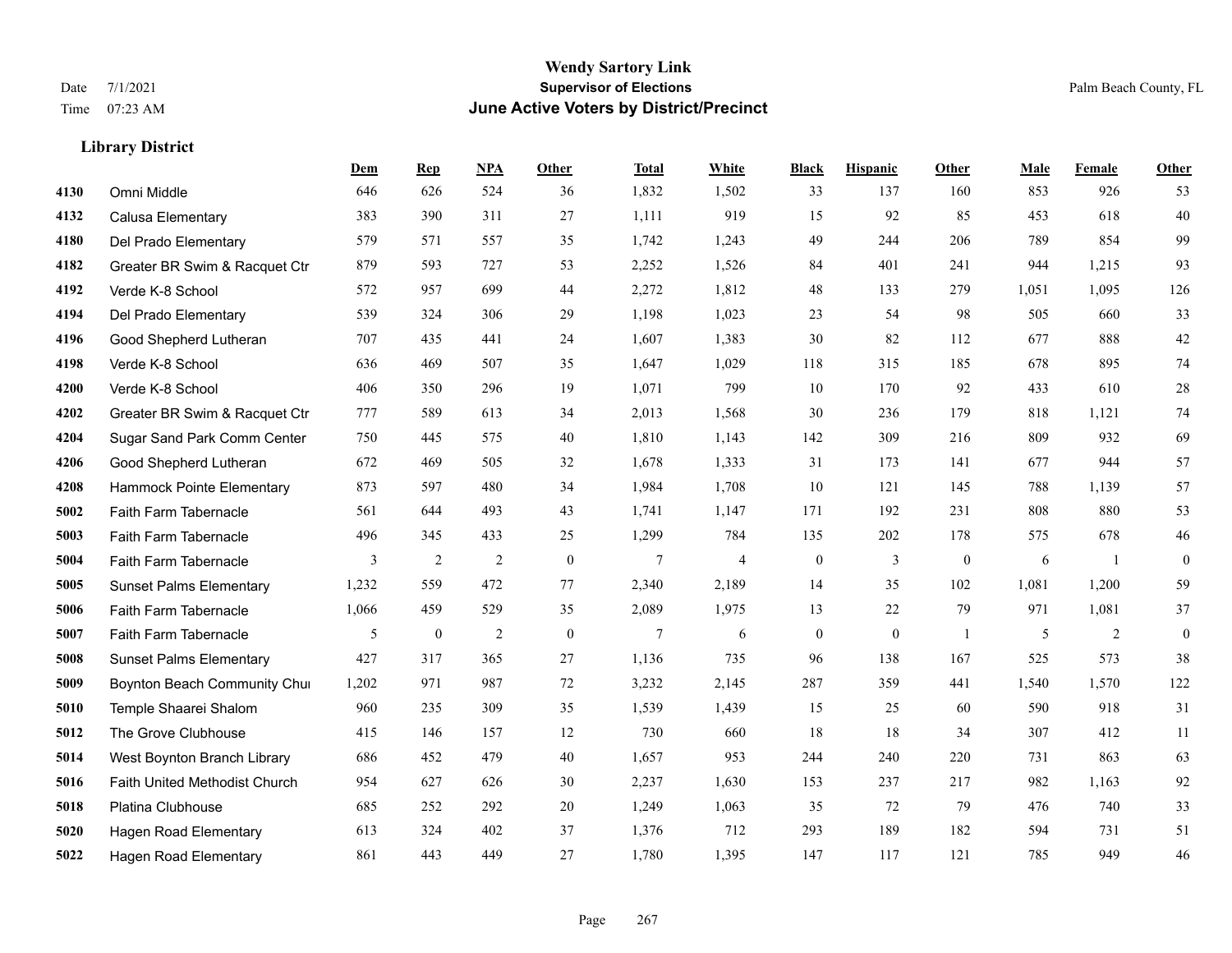# Wendy Sartory Link
## Supervisor of Elections
## June Active Voters by District/Precinct

Date 7/1/2021
Time 07:23 AM

Palm Beach County, FL

### Library District

| | | Dem | Rep | NPA | Other | Total | White | Black | Hispanic | Other | Male | Female | Other |
|---|---|---|---|---|---|---|---|---|---|---|---|---|---|
| 4130 | Omni Middle | 646 | 626 | 524 | 36 | 1,832 | 1,502 | 33 | 137 | 160 | 853 | 926 | 53 |
| 4132 | Calusa Elementary | 383 | 390 | 311 | 27 | 1,111 | 919 | 15 | 92 | 85 | 453 | 618 | 40 |
| 4180 | Del Prado Elementary | 579 | 571 | 557 | 35 | 1,742 | 1,243 | 49 | 244 | 206 | 789 | 854 | 99 |
| 4182 | Greater BR Swim & Racquet Ctr | 879 | 593 | 727 | 53 | 2,252 | 1,526 | 84 | 401 | 241 | 944 | 1,215 | 93 |
| 4192 | Verde K-8 School | 572 | 957 | 699 | 44 | 2,272 | 1,812 | 48 | 133 | 279 | 1,051 | 1,095 | 126 |
| 4194 | Del Prado Elementary | 539 | 324 | 306 | 29 | 1,198 | 1,023 | 23 | 54 | 98 | 505 | 660 | 33 |
| 4196 | Good Shepherd Lutheran | 707 | 435 | 441 | 24 | 1,607 | 1,383 | 30 | 82 | 112 | 677 | 888 | 42 |
| 4198 | Verde K-8 School | 636 | 469 | 507 | 35 | 1,647 | 1,029 | 118 | 315 | 185 | 678 | 895 | 74 |
| 4200 | Verde K-8 School | 406 | 350 | 296 | 19 | 1,071 | 799 | 10 | 170 | 92 | 433 | 610 | 28 |
| 4202 | Greater BR Swim & Racquet Ctr | 777 | 589 | 613 | 34 | 2,013 | 1,568 | 30 | 236 | 179 | 818 | 1,121 | 74 |
| 4204 | Sugar Sand Park Comm Center | 750 | 445 | 575 | 40 | 1,810 | 1,143 | 142 | 309 | 216 | 809 | 932 | 69 |
| 4206 | Good Shepherd Lutheran | 672 | 469 | 505 | 32 | 1,678 | 1,333 | 31 | 173 | 141 | 677 | 944 | 57 |
| 4208 | Hammock Pointe Elementary | 873 | 597 | 480 | 34 | 1,984 | 1,708 | 10 | 121 | 145 | 788 | 1,139 | 57 |
| 5002 | Faith Farm Tabernacle | 561 | 644 | 493 | 43 | 1,741 | 1,147 | 171 | 192 | 231 | 808 | 880 | 53 |
| 5003 | Faith Farm Tabernacle | 496 | 345 | 433 | 25 | 1,299 | 784 | 135 | 202 | 178 | 575 | 678 | 46 |
| 5004 | Faith Farm Tabernacle | 3 | 2 | 2 | 0 | 7 | 4 | 0 | 3 | 0 | 6 | 1 | 0 |
| 5005 | Sunset Palms Elementary | 1,232 | 559 | 472 | 77 | 2,340 | 2,189 | 14 | 35 | 102 | 1,081 | 1,200 | 59 |
| 5006 | Faith Farm Tabernacle | 1,066 | 459 | 529 | 35 | 2,089 | 1,975 | 13 | 22 | 79 | 971 | 1,081 | 37 |
| 5007 | Faith Farm Tabernacle | 5 | 0 | 2 | 0 | 7 | 6 | 0 | 0 | 1 | 5 | 2 | 0 |
| 5008 | Sunset Palms Elementary | 427 | 317 | 365 | 27 | 1,136 | 735 | 96 | 138 | 167 | 525 | 573 | 38 |
| 5009 | Boynton Beach Community Chui | 1,202 | 971 | 987 | 72 | 3,232 | 2,145 | 287 | 359 | 441 | 1,540 | 1,570 | 122 |
| 5010 | Temple Shaarei Shalom | 960 | 235 | 309 | 35 | 1,539 | 1,439 | 15 | 25 | 60 | 590 | 918 | 31 |
| 5012 | The Grove Clubhouse | 415 | 146 | 157 | 12 | 730 | 660 | 18 | 18 | 34 | 307 | 412 | 11 |
| 5014 | West Boynton Branch Library | 686 | 452 | 479 | 40 | 1,657 | 953 | 244 | 240 | 220 | 731 | 863 | 63 |
| 5016 | Faith United Methodist Church | 954 | 627 | 626 | 30 | 2,237 | 1,630 | 153 | 237 | 217 | 982 | 1,163 | 92 |
| 5018 | Platina Clubhouse | 685 | 252 | 292 | 20 | 1,249 | 1,063 | 35 | 72 | 79 | 476 | 740 | 33 |
| 5020 | Hagen Road Elementary | 613 | 324 | 402 | 37 | 1,376 | 712 | 293 | 189 | 182 | 594 | 731 | 51 |
| 5022 | Hagen Road Elementary | 861 | 443 | 449 | 27 | 1,780 | 1,395 | 147 | 117 | 121 | 785 | 949 | 46 |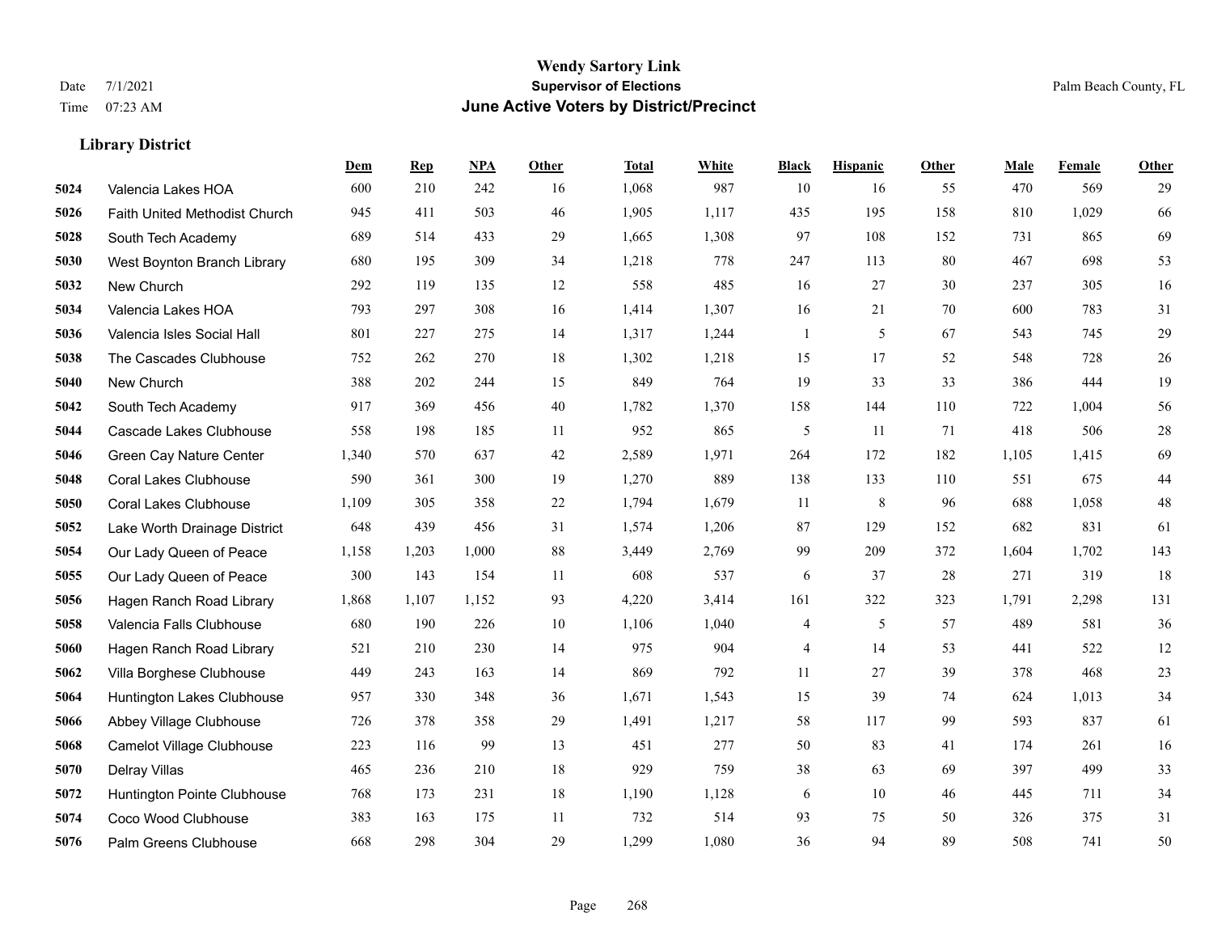# Wendy Sartory Link
## Supervisor of Elections
## June Active Voters by District/Precinct

Date 7/1/2021
Time 07:23 AM

Palm Beach County, FL

### Library District

| | | Dem | Rep | NPA | Other | Total | White | Black | Hispanic | Other | Male | Female | Other |
|---|---|---|---|---|---|---|---|---|---|---|---|---|---|
| 5024 | Valencia Lakes HOA | 600 | 210 | 242 | 16 | 1,068 | 987 | 10 | 16 | 55 | 470 | 569 | 29 |
| 5026 | Faith United Methodist Church | 945 | 411 | 503 | 46 | 1,905 | 1,117 | 435 | 195 | 158 | 810 | 1,029 | 66 |
| 5028 | South Tech Academy | 689 | 514 | 433 | 29 | 1,665 | 1,308 | 97 | 108 | 152 | 731 | 865 | 69 |
| 5030 | West Boynton Branch Library | 680 | 195 | 309 | 34 | 1,218 | 778 | 247 | 113 | 80 | 467 | 698 | 53 |
| 5032 | New Church | 292 | 119 | 135 | 12 | 558 | 485 | 16 | 27 | 30 | 237 | 305 | 16 |
| 5034 | Valencia Lakes HOA | 793 | 297 | 308 | 16 | 1,414 | 1,307 | 16 | 21 | 70 | 600 | 783 | 31 |
| 5036 | Valencia Isles Social Hall | 801 | 227 | 275 | 14 | 1,317 | 1,244 | 1 | 5 | 67 | 543 | 745 | 29 |
| 5038 | The Cascades Clubhouse | 752 | 262 | 270 | 18 | 1,302 | 1,218 | 15 | 17 | 52 | 548 | 728 | 26 |
| 5040 | New Church | 388 | 202 | 244 | 15 | 849 | 764 | 19 | 33 | 33 | 386 | 444 | 19 |
| 5042 | South Tech Academy | 917 | 369 | 456 | 40 | 1,782 | 1,370 | 158 | 144 | 110 | 722 | 1,004 | 56 |
| 5044 | Cascade Lakes Clubhouse | 558 | 198 | 185 | 11 | 952 | 865 | 5 | 11 | 71 | 418 | 506 | 28 |
| 5046 | Green Cay Nature Center | 1,340 | 570 | 637 | 42 | 2,589 | 1,971 | 264 | 172 | 182 | 1,105 | 1,415 | 69 |
| 5048 | Coral Lakes Clubhouse | 590 | 361 | 300 | 19 | 1,270 | 889 | 138 | 133 | 110 | 551 | 675 | 44 |
| 5050 | Coral Lakes Clubhouse | 1,109 | 305 | 358 | 22 | 1,794 | 1,679 | 11 | 8 | 96 | 688 | 1,058 | 48 |
| 5052 | Lake Worth Drainage District | 648 | 439 | 456 | 31 | 1,574 | 1,206 | 87 | 129 | 152 | 682 | 831 | 61 |
| 5054 | Our Lady Queen of Peace | 1,158 | 1,203 | 1,000 | 88 | 3,449 | 2,769 | 99 | 209 | 372 | 1,604 | 1,702 | 143 |
| 5055 | Our Lady Queen of Peace | 300 | 143 | 154 | 11 | 608 | 537 | 6 | 37 | 28 | 271 | 319 | 18 |
| 5056 | Hagen Ranch Road Library | 1,868 | 1,107 | 1,152 | 93 | 4,220 | 3,414 | 161 | 322 | 323 | 1,791 | 2,298 | 131 |
| 5058 | Valencia Falls Clubhouse | 680 | 190 | 226 | 10 | 1,106 | 1,040 | 4 | 5 | 57 | 489 | 581 | 36 |
| 5060 | Hagen Ranch Road Library | 521 | 210 | 230 | 14 | 975 | 904 | 4 | 14 | 53 | 441 | 522 | 12 |
| 5062 | Villa Borghese Clubhouse | 449 | 243 | 163 | 14 | 869 | 792 | 11 | 27 | 39 | 378 | 468 | 23 |
| 5064 | Huntington Lakes Clubhouse | 957 | 330 | 348 | 36 | 1,671 | 1,543 | 15 | 39 | 74 | 624 | 1,013 | 34 |
| 5066 | Abbey Village Clubhouse | 726 | 378 | 358 | 29 | 1,491 | 1,217 | 58 | 117 | 99 | 593 | 837 | 61 |
| 5068 | Camelot Village Clubhouse | 223 | 116 | 99 | 13 | 451 | 277 | 50 | 83 | 41 | 174 | 261 | 16 |
| 5070 | Delray Villas | 465 | 236 | 210 | 18 | 929 | 759 | 38 | 63 | 69 | 397 | 499 | 33 |
| 5072 | Huntington Pointe Clubhouse | 768 | 173 | 231 | 18 | 1,190 | 1,128 | 6 | 10 | 46 | 445 | 711 | 34 |
| 5074 | Coco Wood Clubhouse | 383 | 163 | 175 | 11 | 732 | 514 | 93 | 75 | 50 | 326 | 375 | 31 |
| 5076 | Palm Greens Clubhouse | 668 | 298 | 304 | 29 | 1,299 | 1,080 | 36 | 94 | 89 | 508 | 741 | 50 |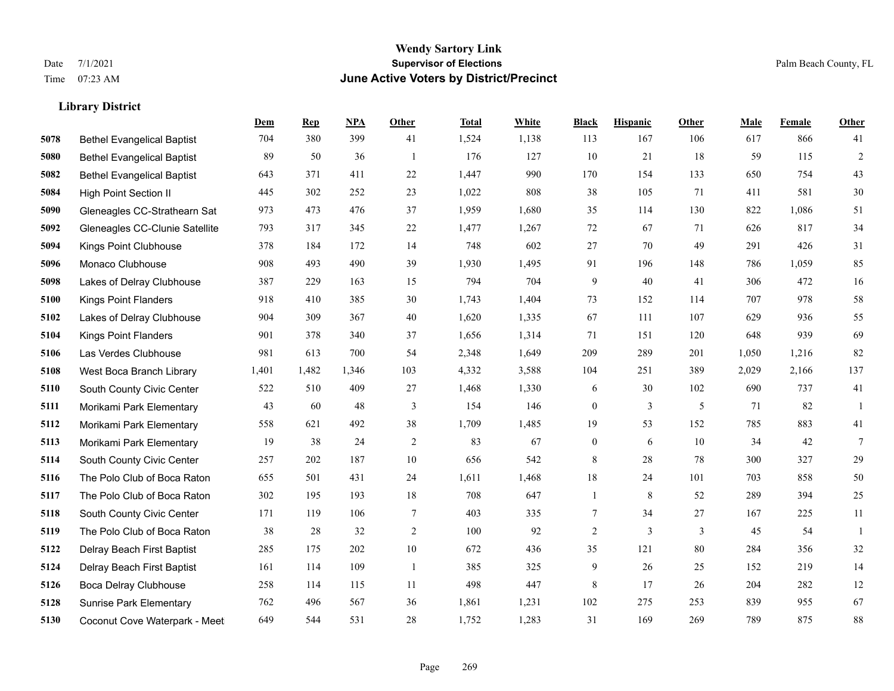# Wendy Sartory Link

**Supervisor of Elections**

**June Active Voters by District/Precinct**

Date 7/1/2021

Time 07:23 AM

Palm Beach County, FL

### Library District

| | | Dem | Rep | NPA | Other | Total | White | Black | Hispanic | Other | Male | Female | Other |
|---|---|---|---|---|---|---|---|---|---|---|---|---|---|
| 5078 | Bethel Evangelical Baptist | 704 | 380 | 399 | 41 | 1,524 | 1,138 | 113 | 167 | 106 | 617 | 866 | 41 |
| 5080 | Bethel Evangelical Baptist | 89 | 50 | 36 | 1 | 176 | 127 | 10 | 21 | 18 | 59 | 115 | 2 |
| 5082 | Bethel Evangelical Baptist | 643 | 371 | 411 | 22 | 1,447 | 990 | 170 | 154 | 133 | 650 | 754 | 43 |
| 5084 | High Point Section II | 445 | 302 | 252 | 23 | 1,022 | 808 | 38 | 105 | 71 | 411 | 581 | 30 |
| 5090 | Gleneagles CC-Strathearn Sat | 973 | 473 | 476 | 37 | 1,959 | 1,680 | 35 | 114 | 130 | 822 | 1,086 | 51 |
| 5092 | Gleneagles CC-Clunie Satellite | 793 | 317 | 345 | 22 | 1,477 | 1,267 | 72 | 67 | 71 | 626 | 817 | 34 |
| 5094 | Kings Point Clubhouse | 378 | 184 | 172 | 14 | 748 | 602 | 27 | 70 | 49 | 291 | 426 | 31 |
| 5096 | Monaco Clubhouse | 908 | 493 | 490 | 39 | 1,930 | 1,495 | 91 | 196 | 148 | 786 | 1,059 | 85 |
| 5098 | Lakes of Delray Clubhouse | 387 | 229 | 163 | 15 | 794 | 704 | 9 | 40 | 41 | 306 | 472 | 16 |
| 5100 | Kings Point Flanders | 918 | 410 | 385 | 30 | 1,743 | 1,404 | 73 | 152 | 114 | 707 | 978 | 58 |
| 5102 | Lakes of Delray Clubhouse | 904 | 309 | 367 | 40 | 1,620 | 1,335 | 67 | 111 | 107 | 629 | 936 | 55 |
| 5104 | Kings Point Flanders | 901 | 378 | 340 | 37 | 1,656 | 1,314 | 71 | 151 | 120 | 648 | 939 | 69 |
| 5106 | Las Verdes Clubhouse | 981 | 613 | 700 | 54 | 2,348 | 1,649 | 209 | 289 | 201 | 1,050 | 1,216 | 82 |
| 5108 | West Boca Branch Library | 1,401 | 1,482 | 1,346 | 103 | 4,332 | 3,588 | 104 | 251 | 389 | 2,029 | 2,166 | 137 |
| 5110 | South County Civic Center | 522 | 510 | 409 | 27 | 1,468 | 1,330 | 6 | 30 | 102 | 690 | 737 | 41 |
| 5111 | Morikami Park Elementary | 43 | 60 | 48 | 3 | 154 | 146 | 0 | 3 | 5 | 71 | 82 | 1 |
| 5112 | Morikami Park Elementary | 558 | 621 | 492 | 38 | 1,709 | 1,485 | 19 | 53 | 152 | 785 | 883 | 41 |
| 5113 | Morikami Park Elementary | 19 | 38 | 24 | 2 | 83 | 67 | 0 | 6 | 10 | 34 | 42 | 7 |
| 5114 | South County Civic Center | 257 | 202 | 187 | 10 | 656 | 542 | 8 | 28 | 78 | 300 | 327 | 29 |
| 5116 | The Polo Club of Boca Raton | 655 | 501 | 431 | 24 | 1,611 | 1,468 | 18 | 24 | 101 | 703 | 858 | 50 |
| 5117 | The Polo Club of Boca Raton | 302 | 195 | 193 | 18 | 708 | 647 | 1 | 8 | 52 | 289 | 394 | 25 |
| 5118 | South County Civic Center | 171 | 119 | 106 | 7 | 403 | 335 | 7 | 34 | 27 | 167 | 225 | 11 |
| 5119 | The Polo Club of Boca Raton | 38 | 28 | 32 | 2 | 100 | 92 | 2 | 3 | 3 | 45 | 54 | 1 |
| 5122 | Delray Beach First Baptist | 285 | 175 | 202 | 10 | 672 | 436 | 35 | 121 | 80 | 284 | 356 | 32 |
| 5124 | Delray Beach First Baptist | 161 | 114 | 109 | 1 | 385 | 325 | 9 | 26 | 25 | 152 | 219 | 14 |
| 5126 | Boca Delray Clubhouse | 258 | 114 | 115 | 11 | 498 | 447 | 8 | 17 | 26 | 204 | 282 | 12 |
| 5128 | Sunrise Park Elementary | 762 | 496 | 567 | 36 | 1,861 | 1,231 | 102 | 275 | 253 | 839 | 955 | 67 |
| 5130 | Coconut Cove Waterpark - Meet | 649 | 544 | 531 | 28 | 1,752 | 1,283 | 31 | 169 | 269 | 789 | 875 | 88 |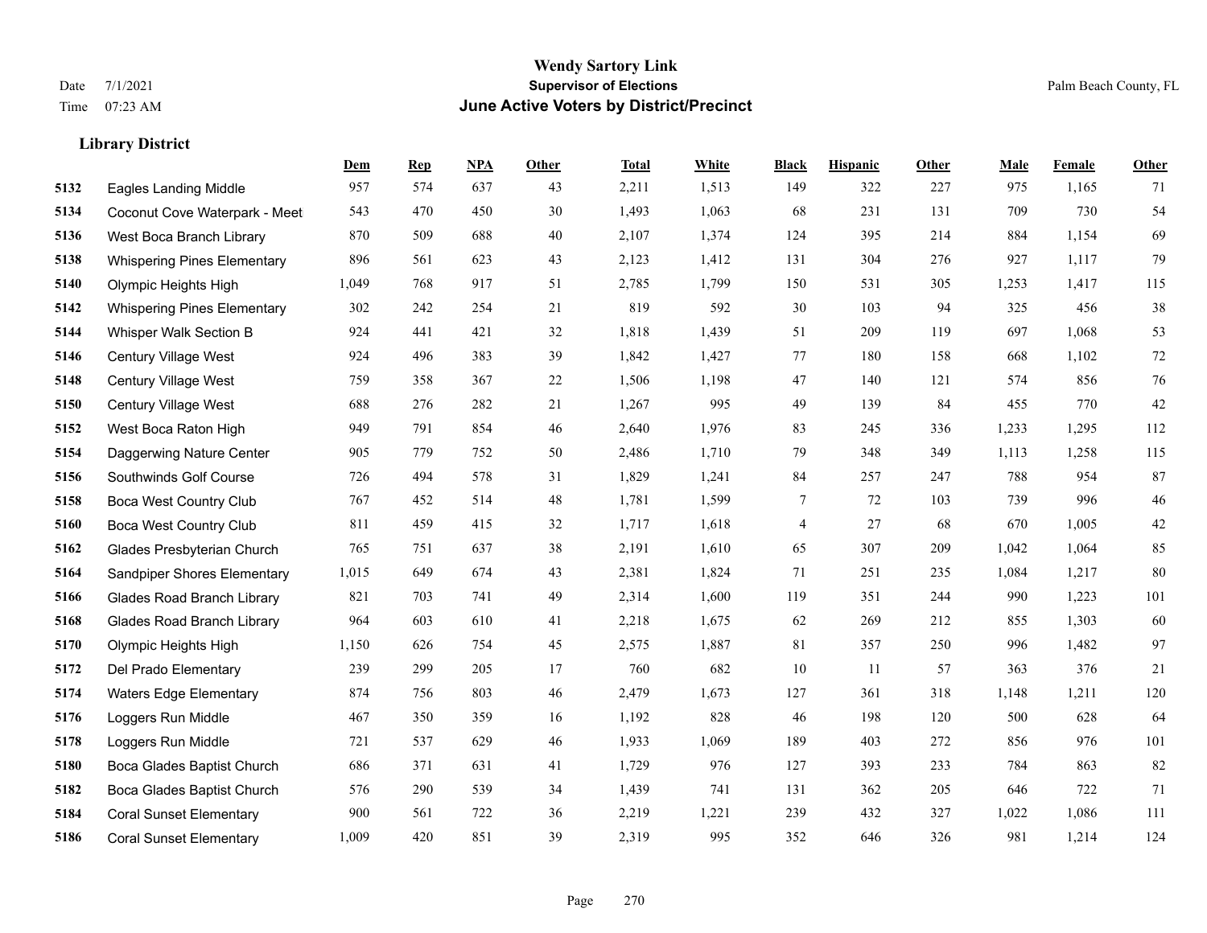# Wendy Sartory Link
## Supervisor of Elections
## June Active Voters by District/Precinct

Date 7/1/2021
Time 07:23 AM

Palm Beach County, FL

### Library District

| | | Dem | Rep | NPA | Other | Total | White | Black | Hispanic | Other | Male | Female | Other |
|---|---|---|---|---|---|---|---|---|---|---|---|---|---|
| 5132 | Eagles Landing Middle | 957 | 574 | 637 | 43 | 2,211 | 1,513 | 149 | 322 | 227 | 975 | 1,165 | 71 |
| 5134 | Coconut Cove Waterpark - Meet | 543 | 470 | 450 | 30 | 1,493 | 1,063 | 68 | 231 | 131 | 709 | 730 | 54 |
| 5136 | West Boca Branch Library | 870 | 509 | 688 | 40 | 2,107 | 1,374 | 124 | 395 | 214 | 884 | 1,154 | 69 |
| 5138 | Whispering Pines Elementary | 896 | 561 | 623 | 43 | 2,123 | 1,412 | 131 | 304 | 276 | 927 | 1,117 | 79 |
| 5140 | Olympic Heights High | 1,049 | 768 | 917 | 51 | 2,785 | 1,799 | 150 | 531 | 305 | 1,253 | 1,417 | 115 |
| 5142 | Whispering Pines Elementary | 302 | 242 | 254 | 21 | 819 | 592 | 30 | 103 | 94 | 325 | 456 | 38 |
| 5144 | Whisper Walk Section B | 924 | 441 | 421 | 32 | 1,818 | 1,439 | 51 | 209 | 119 | 697 | 1,068 | 53 |
| 5146 | Century Village West | 924 | 496 | 383 | 39 | 1,842 | 1,427 | 77 | 180 | 158 | 668 | 1,102 | 72 |
| 5148 | Century Village West | 759 | 358 | 367 | 22 | 1,506 | 1,198 | 47 | 140 | 121 | 574 | 856 | 76 |
| 5150 | Century Village West | 688 | 276 | 282 | 21 | 1,267 | 995 | 49 | 139 | 84 | 455 | 770 | 42 |
| 5152 | West Boca Raton High | 949 | 791 | 854 | 46 | 2,640 | 1,976 | 83 | 245 | 336 | 1,233 | 1,295 | 112 |
| 5154 | Daggerwing Nature Center | 905 | 779 | 752 | 50 | 2,486 | 1,710 | 79 | 348 | 349 | 1,113 | 1,258 | 115 |
| 5156 | Southwinds Golf Course | 726 | 494 | 578 | 31 | 1,829 | 1,241 | 84 | 257 | 247 | 788 | 954 | 87 |
| 5158 | Boca West Country Club | 767 | 452 | 514 | 48 | 1,781 | 1,599 | 7 | 72 | 103 | 739 | 996 | 46 |
| 5160 | Boca West Country Club | 811 | 459 | 415 | 32 | 1,717 | 1,618 | 4 | 27 | 68 | 670 | 1,005 | 42 |
| 5162 | Glades Presbyterian Church | 765 | 751 | 637 | 38 | 2,191 | 1,610 | 65 | 307 | 209 | 1,042 | 1,064 | 85 |
| 5164 | Sandpiper Shores Elementary | 1,015 | 649 | 674 | 43 | 2,381 | 1,824 | 71 | 251 | 235 | 1,084 | 1,217 | 80 |
| 5166 | Glades Road Branch Library | 821 | 703 | 741 | 49 | 2,314 | 1,600 | 119 | 351 | 244 | 990 | 1,223 | 101 |
| 5168 | Glades Road Branch Library | 964 | 603 | 610 | 41 | 2,218 | 1,675 | 62 | 269 | 212 | 855 | 1,303 | 60 |
| 5170 | Olympic Heights High | 1,150 | 626 | 754 | 45 | 2,575 | 1,887 | 81 | 357 | 250 | 996 | 1,482 | 97 |
| 5172 | Del Prado Elementary | 239 | 299 | 205 | 17 | 760 | 682 | 10 | 11 | 57 | 363 | 376 | 21 |
| 5174 | Waters Edge Elementary | 874 | 756 | 803 | 46 | 2,479 | 1,673 | 127 | 361 | 318 | 1,148 | 1,211 | 120 |
| 5176 | Loggers Run Middle | 467 | 350 | 359 | 16 | 1,192 | 828 | 46 | 198 | 120 | 500 | 628 | 64 |
| 5178 | Loggers Run Middle | 721 | 537 | 629 | 46 | 1,933 | 1,069 | 189 | 403 | 272 | 856 | 976 | 101 |
| 5180 | Boca Glades Baptist Church | 686 | 371 | 631 | 41 | 1,729 | 976 | 127 | 393 | 233 | 784 | 863 | 82 |
| 5182 | Boca Glades Baptist Church | 576 | 290 | 539 | 34 | 1,439 | 741 | 131 | 362 | 205 | 646 | 722 | 71 |
| 5184 | Coral Sunset Elementary | 900 | 561 | 722 | 36 | 2,219 | 1,221 | 239 | 432 | 327 | 1,022 | 1,086 | 111 |
| 5186 | Coral Sunset Elementary | 1,009 | 420 | 851 | 39 | 2,319 | 995 | 352 | 646 | 326 | 981 | 1,214 | 124 |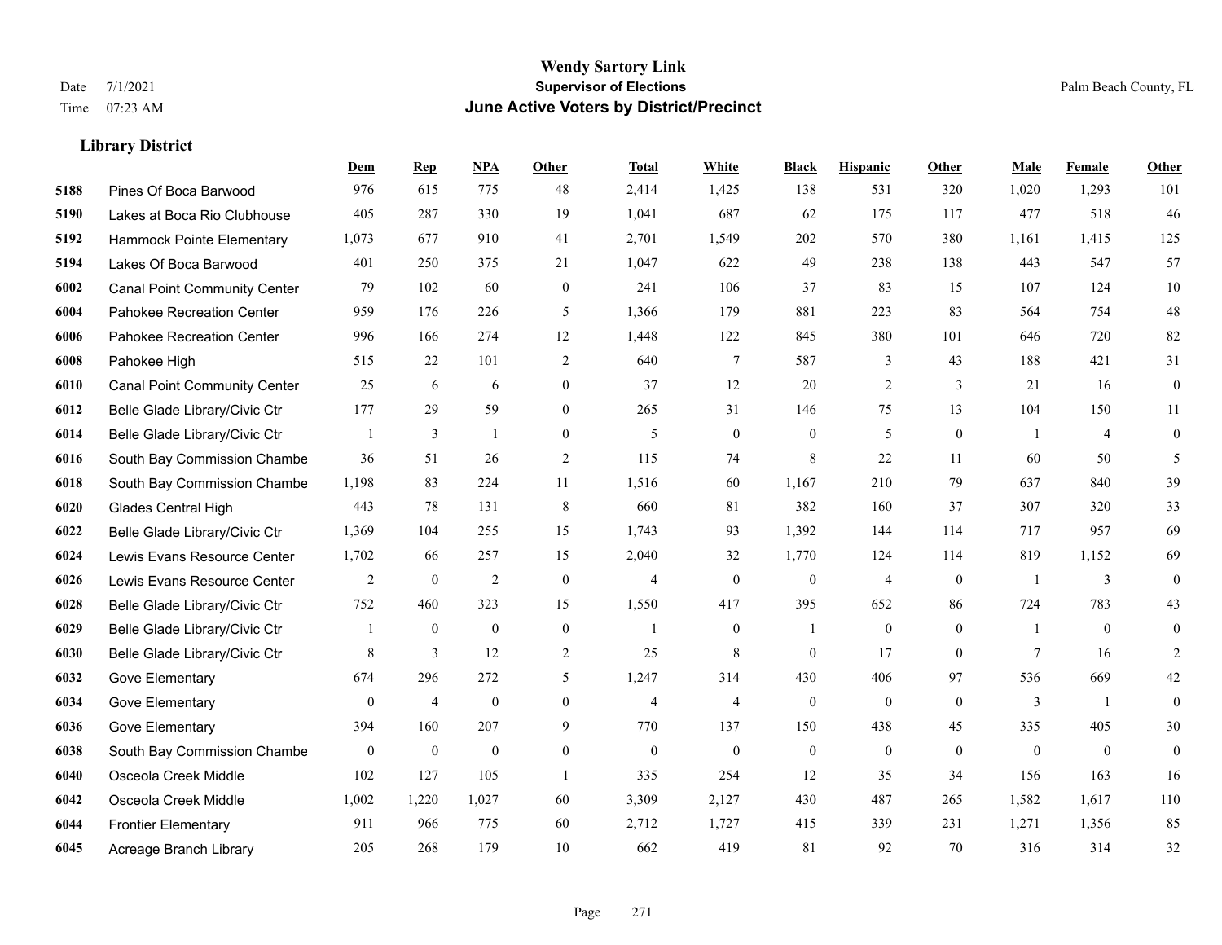**Wendy Sartory Link**
**Supervisor of Elections**
**June Active Voters by District/Precinct**

Date 7/1/2021
Time 07:23 AM

Palm Beach County, FL

### Library District

| | | Dem | Rep | NPA | Other | Total | White | Black | Hispanic | Other | Male | Female | Other |
|---|---|---|---|---|---|---|---|---|---|---|---|---|---|
| 5188 | Pines Of Boca Barwood | 976 | 615 | 775 | 48 | 2,414 | 1,425 | 138 | 531 | 320 | 1,020 | 1,293 | 101 |
| 5190 | Lakes at Boca Rio Clubhouse | 405 | 287 | 330 | 19 | 1,041 | 687 | 62 | 175 | 117 | 477 | 518 | 46 |
| 5192 | Hammock Pointe Elementary | 1,073 | 677 | 910 | 41 | 2,701 | 1,549 | 202 | 570 | 380 | 1,161 | 1,415 | 125 |
| 5194 | Lakes Of Boca Barwood | 401 | 250 | 375 | 21 | 1,047 | 622 | 49 | 238 | 138 | 443 | 547 | 57 |
| 6002 | Canal Point Community Center | 79 | 102 | 60 | 0 | 241 | 106 | 37 | 83 | 15 | 107 | 124 | 10 |
| 6004 | Pahokee Recreation Center | 959 | 176 | 226 | 5 | 1,366 | 179 | 881 | 223 | 83 | 564 | 754 | 48 |
| 6006 | Pahokee Recreation Center | 996 | 166 | 274 | 12 | 1,448 | 122 | 845 | 380 | 101 | 646 | 720 | 82 |
| 6008 | Pahokee High | 515 | 22 | 101 | 2 | 640 | 7 | 587 | 3 | 43 | 188 | 421 | 31 |
| 6010 | Canal Point Community Center | 25 | 6 | 6 | 0 | 37 | 12 | 20 | 2 | 3 | 21 | 16 | 0 |
| 6012 | Belle Glade Library/Civic Ctr | 177 | 29 | 59 | 0 | 265 | 31 | 146 | 75 | 13 | 104 | 150 | 11 |
| 6014 | Belle Glade Library/Civic Ctr | 1 | 3 | 1 | 0 | 5 | 0 | 0 | 5 | 0 | 1 | 4 | 0 |
| 6016 | South Bay Commission Chambe | 36 | 51 | 26 | 2 | 115 | 74 | 8 | 22 | 11 | 60 | 50 | 5 |
| 6018 | South Bay Commission Chambe | 1,198 | 83 | 224 | 11 | 1,516 | 60 | 1,167 | 210 | 79 | 637 | 840 | 39 |
| 6020 | Glades Central High | 443 | 78 | 131 | 8 | 660 | 81 | 382 | 160 | 37 | 307 | 320 | 33 |
| 6022 | Belle Glade Library/Civic Ctr | 1,369 | 104 | 255 | 15 | 1,743 | 93 | 1,392 | 144 | 114 | 717 | 957 | 69 |
| 6024 | Lewis Evans Resource Center | 1,702 | 66 | 257 | 15 | 2,040 | 32 | 1,770 | 124 | 114 | 819 | 1,152 | 69 |
| 6026 | Lewis Evans Resource Center | 2 | 0 | 2 | 0 | 4 | 0 | 0 | 4 | 0 | 1 | 3 | 0 |
| 6028 | Belle Glade Library/Civic Ctr | 752 | 460 | 323 | 15 | 1,550 | 417 | 395 | 652 | 86 | 724 | 783 | 43 |
| 6029 | Belle Glade Library/Civic Ctr | 1 | 0 | 0 | 0 | 1 | 0 | 1 | 0 | 0 | 1 | 0 | 0 |
| 6030 | Belle Glade Library/Civic Ctr | 8 | 3 | 12 | 2 | 25 | 8 | 0 | 17 | 0 | 7 | 16 | 2 |
| 6032 | Gove Elementary | 674 | 296 | 272 | 5 | 1,247 | 314 | 430 | 406 | 97 | 536 | 669 | 42 |
| 6034 | Gove Elementary | 0 | 4 | 0 | 0 | 4 | 4 | 0 | 0 | 0 | 3 | 1 | 0 |
| 6036 | Gove Elementary | 394 | 160 | 207 | 9 | 770 | 137 | 150 | 438 | 45 | 335 | 405 | 30 |
| 6038 | South Bay Commission Chambe | 0 | 0 | 0 | 0 | 0 | 0 | 0 | 0 | 0 | 0 | 0 | 0 |
| 6040 | Osceola Creek Middle | 102 | 127 | 105 | 1 | 335 | 254 | 12 | 35 | 34 | 156 | 163 | 16 |
| 6042 | Osceola Creek Middle | 1,002 | 1,220 | 1,027 | 60 | 3,309 | 2,127 | 430 | 487 | 265 | 1,582 | 1,617 | 110 |
| 6044 | Frontier Elementary | 911 | 966 | 775 | 60 | 2,712 | 1,727 | 415 | 339 | 231 | 1,271 | 1,356 | 85 |
| 6045 | Acreage Branch Library | 205 | 268 | 179 | 10 | 662 | 419 | 81 | 92 | 70 | 316 | 314 | 32 |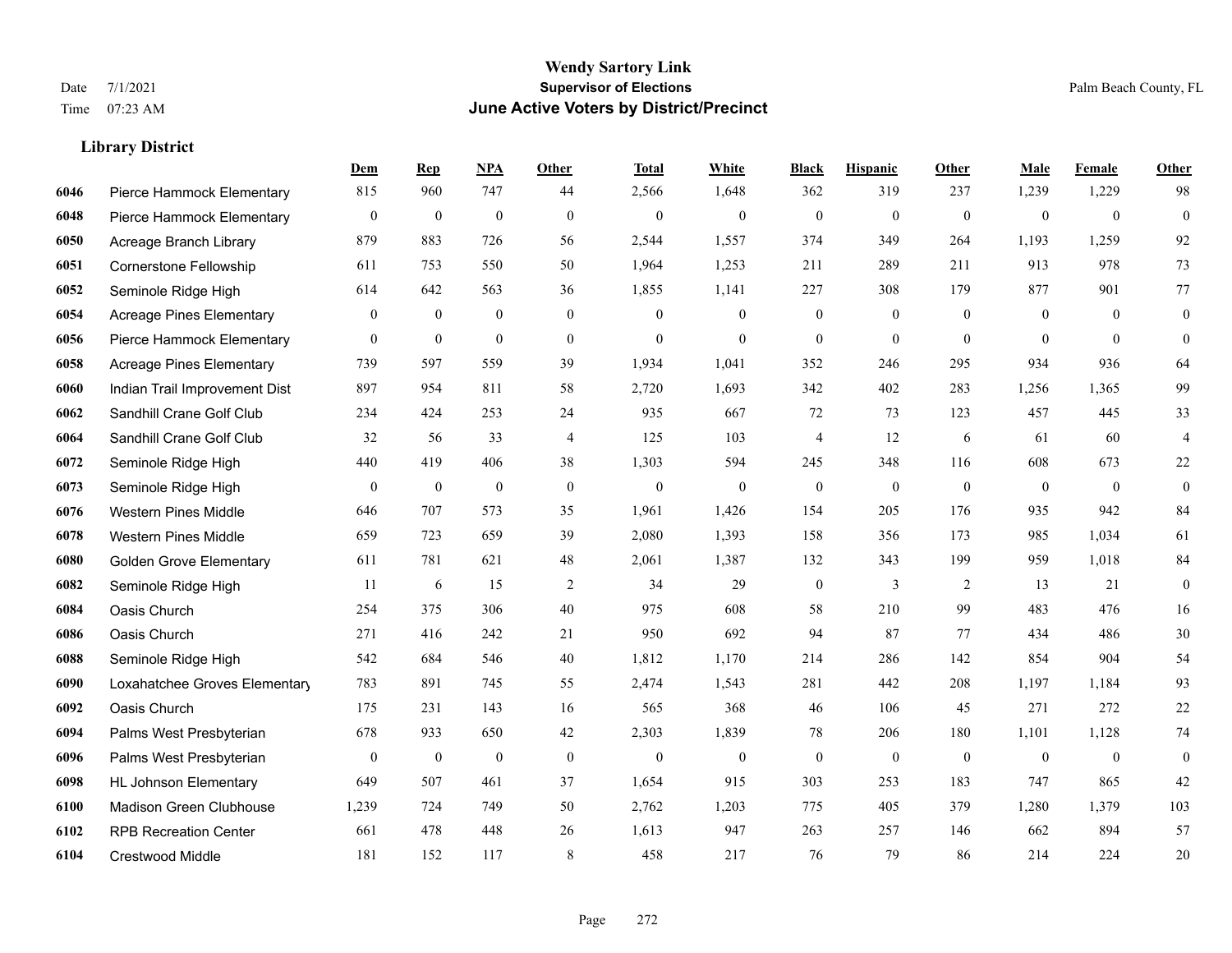# Wendy Sartory Link
## Supervisor of Elections
## June Active Voters by District/Precinct

Date 7/1/2021
Time 07:23 AM

Palm Beach County, FL

### Library District

| | | Dem | Rep | NPA | Other | Total | White | Black | Hispanic | Other | Male | Female | Other |
|---|---|---|---|---|---|---|---|---|---|---|---|---|---|
| 6046 | Pierce Hammock Elementary | 815 | 960 | 747 | 44 | 2,566 | 1,648 | 362 | 319 | 237 | 1,239 | 1,229 | 98 |
| 6048 | Pierce Hammock Elementary | 0 | 0 | 0 | 0 | 0 | 0 | 0 | 0 | 0 | 0 | 0 | 0 |
| 6050 | Acreage Branch Library | 879 | 883 | 726 | 56 | 2,544 | 1,557 | 374 | 349 | 264 | 1,193 | 1,259 | 92 |
| 6051 | Cornerstone Fellowship | 611 | 753 | 550 | 50 | 1,964 | 1,253 | 211 | 289 | 211 | 913 | 978 | 73 |
| 6052 | Seminole Ridge High | 614 | 642 | 563 | 36 | 1,855 | 1,141 | 227 | 308 | 179 | 877 | 901 | 77 |
| 6054 | Acreage Pines Elementary | 0 | 0 | 0 | 0 | 0 | 0 | 0 | 0 | 0 | 0 | 0 | 0 |
| 6056 | Pierce Hammock Elementary | 0 | 0 | 0 | 0 | 0 | 0 | 0 | 0 | 0 | 0 | 0 | 0 |
| 6058 | Acreage Pines Elementary | 739 | 597 | 559 | 39 | 1,934 | 1,041 | 352 | 246 | 295 | 934 | 936 | 64 |
| 6060 | Indian Trail Improvement Dist | 897 | 954 | 811 | 58 | 2,720 | 1,693 | 342 | 402 | 283 | 1,256 | 1,365 | 99 |
| 6062 | Sandhill Crane Golf Club | 234 | 424 | 253 | 24 | 935 | 667 | 72 | 73 | 123 | 457 | 445 | 33 |
| 6064 | Sandhill Crane Golf Club | 32 | 56 | 33 | 4 | 125 | 103 | 4 | 12 | 6 | 61 | 60 | 4 |
| 6072 | Seminole Ridge High | 440 | 419 | 406 | 38 | 1,303 | 594 | 245 | 348 | 116 | 608 | 673 | 22 |
| 6073 | Seminole Ridge High | 0 | 0 | 0 | 0 | 0 | 0 | 0 | 0 | 0 | 0 | 0 | 0 |
| 6076 | Western Pines Middle | 646 | 707 | 573 | 35 | 1,961 | 1,426 | 154 | 205 | 176 | 935 | 942 | 84 |
| 6078 | Western Pines Middle | 659 | 723 | 659 | 39 | 2,080 | 1,393 | 158 | 356 | 173 | 985 | 1,034 | 61 |
| 6080 | Golden Grove Elementary | 611 | 781 | 621 | 48 | 2,061 | 1,387 | 132 | 343 | 199 | 959 | 1,018 | 84 |
| 6082 | Seminole Ridge High | 11 | 6 | 15 | 2 | 34 | 29 | 0 | 3 | 2 | 13 | 21 | 0 |
| 6084 | Oasis Church | 254 | 375 | 306 | 40 | 975 | 608 | 58 | 210 | 99 | 483 | 476 | 16 |
| 6086 | Oasis Church | 271 | 416 | 242 | 21 | 950 | 692 | 94 | 87 | 77 | 434 | 486 | 30 |
| 6088 | Seminole Ridge High | 542 | 684 | 546 | 40 | 1,812 | 1,170 | 214 | 286 | 142 | 854 | 904 | 54 |
| 6090 | Loxahatchee Groves Elementary | 783 | 891 | 745 | 55 | 2,474 | 1,543 | 281 | 442 | 208 | 1,197 | 1,184 | 93 |
| 6092 | Oasis Church | 175 | 231 | 143 | 16 | 565 | 368 | 46 | 106 | 45 | 271 | 272 | 22 |
| 6094 | Palms West Presbyterian | 678 | 933 | 650 | 42 | 2,303 | 1,839 | 78 | 206 | 180 | 1,101 | 1,128 | 74 |
| 6096 | Palms West Presbyterian | 0 | 0 | 0 | 0 | 0 | 0 | 0 | 0 | 0 | 0 | 0 | 0 |
| 6098 | HL Johnson Elementary | 649 | 507 | 461 | 37 | 1,654 | 915 | 303 | 253 | 183 | 747 | 865 | 42 |
| 6100 | Madison Green Clubhouse | 1,239 | 724 | 749 | 50 | 2,762 | 1,203 | 775 | 405 | 379 | 1,280 | 1,379 | 103 |
| 6102 | RPB Recreation Center | 661 | 478 | 448 | 26 | 1,613 | 947 | 263 | 257 | 146 | 662 | 894 | 57 |
| 6104 | Crestwood Middle | 181 | 152 | 117 | 8 | 458 | 217 | 76 | 79 | 86 | 214 | 224 | 20 |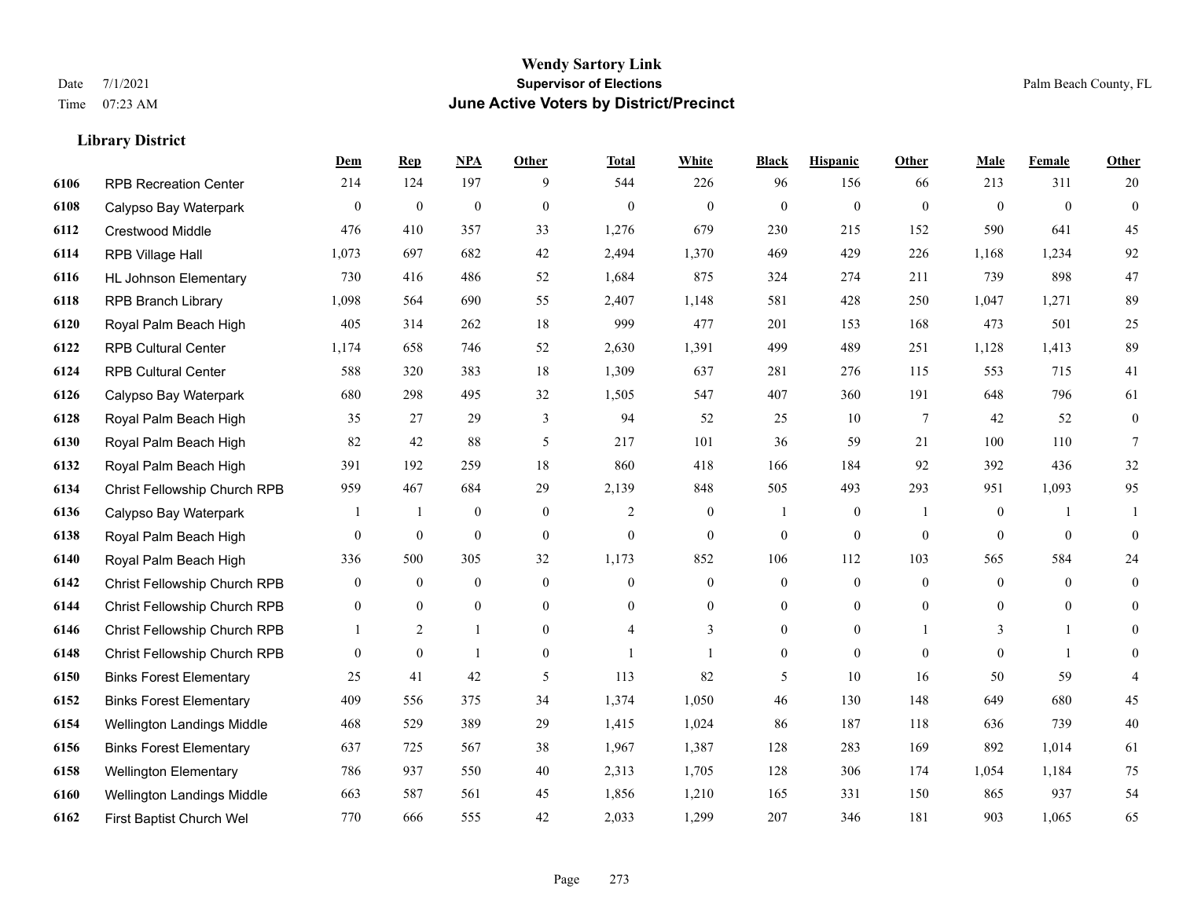# Wendy Sartory Link
## Supervisor of Elections
## June Active Voters by District/Precinct

Date 7/1/2021
Time 07:23 AM

Palm Beach County, FL

### Library District

| | | Dem | Rep | NPA | Other | Total | White | Black | Hispanic | Other | Male | Female | Other |
|---|---|---|---|---|---|---|---|---|---|---|---|---|---|
| 6106 | RPB Recreation Center | 214 | 124 | 197 | 9 | 544 | 226 | 96 | 156 | 66 | 213 | 311 | 20 |
| 6108 | Calypso Bay Waterpark | 0 | 0 | 0 | 0 | 0 | 0 | 0 | 0 | 0 | 0 | 0 | 0 |
| 6112 | Crestwood Middle | 476 | 410 | 357 | 33 | 1,276 | 679 | 230 | 215 | 152 | 590 | 641 | 45 |
| 6114 | RPB Village Hall | 1,073 | 697 | 682 | 42 | 2,494 | 1,370 | 469 | 429 | 226 | 1,168 | 1,234 | 92 |
| 6116 | HL Johnson Elementary | 730 | 416 | 486 | 52 | 1,684 | 875 | 324 | 274 | 211 | 739 | 898 | 47 |
| 6118 | RPB Branch Library | 1,098 | 564 | 690 | 55 | 2,407 | 1,148 | 581 | 428 | 250 | 1,047 | 1,271 | 89 |
| 6120 | Royal Palm Beach High | 405 | 314 | 262 | 18 | 999 | 477 | 201 | 153 | 168 | 473 | 501 | 25 |
| 6122 | RPB Cultural Center | 1,174 | 658 | 746 | 52 | 2,630 | 1,391 | 499 | 489 | 251 | 1,128 | 1,413 | 89 |
| 6124 | RPB Cultural Center | 588 | 320 | 383 | 18 | 1,309 | 637 | 281 | 276 | 115 | 553 | 715 | 41 |
| 6126 | Calypso Bay Waterpark | 680 | 298 | 495 | 32 | 1,505 | 547 | 407 | 360 | 191 | 648 | 796 | 61 |
| 6128 | Royal Palm Beach High | 35 | 27 | 29 | 3 | 94 | 52 | 25 | 10 | 7 | 42 | 52 | 0 |
| 6130 | Royal Palm Beach High | 82 | 42 | 88 | 5 | 217 | 101 | 36 | 59 | 21 | 100 | 110 | 7 |
| 6132 | Royal Palm Beach High | 391 | 192 | 259 | 18 | 860 | 418 | 166 | 184 | 92 | 392 | 436 | 32 |
| 6134 | Christ Fellowship Church RPB | 959 | 467 | 684 | 29 | 2,139 | 848 | 505 | 493 | 293 | 951 | 1,093 | 95 |
| 6136 | Calypso Bay Waterpark | 1 | 1 | 0 | 0 | 2 | 0 | 1 | 0 | 1 | 0 | 1 | 1 |
| 6138 | Royal Palm Beach High | 0 | 0 | 0 | 0 | 0 | 0 | 0 | 0 | 0 | 0 | 0 | 0 |
| 6140 | Royal Palm Beach High | 336 | 500 | 305 | 32 | 1,173 | 852 | 106 | 112 | 103 | 565 | 584 | 24 |
| 6142 | Christ Fellowship Church RPB | 0 | 0 | 0 | 0 | 0 | 0 | 0 | 0 | 0 | 0 | 0 | 0 |
| 6144 | Christ Fellowship Church RPB | 0 | 0 | 0 | 0 | 0 | 0 | 0 | 0 | 0 | 0 | 0 | 0 |
| 6146 | Christ Fellowship Church RPB | 1 | 2 | 1 | 0 | 4 | 3 | 0 | 0 | 1 | 3 | 1 | 0 |
| 6148 | Christ Fellowship Church RPB | 0 | 0 | 1 | 0 | 1 | 1 | 0 | 0 | 0 | 0 | 1 | 0 |
| 6150 | Binks Forest Elementary | 25 | 41 | 42 | 5 | 113 | 82 | 5 | 10 | 16 | 50 | 59 | 4 |
| 6152 | Binks Forest Elementary | 409 | 556 | 375 | 34 | 1,374 | 1,050 | 46 | 130 | 148 | 649 | 680 | 45 |
| 6154 | Wellington Landings Middle | 468 | 529 | 389 | 29 | 1,415 | 1,024 | 86 | 187 | 118 | 636 | 739 | 40 |
| 6156 | Binks Forest Elementary | 637 | 725 | 567 | 38 | 1,967 | 1,387 | 128 | 283 | 169 | 892 | 1,014 | 61 |
| 6158 | Wellington Elementary | 786 | 937 | 550 | 40 | 2,313 | 1,705 | 128 | 306 | 174 | 1,054 | 1,184 | 75 |
| 6160 | Wellington Landings Middle | 663 | 587 | 561 | 45 | 1,856 | 1,210 | 165 | 331 | 150 | 865 | 937 | 54 |
| 6162 | First Baptist Church Wel | 770 | 666 | 555 | 42 | 2,033 | 1,299 | 207 | 346 | 181 | 903 | 1,065 | 65 |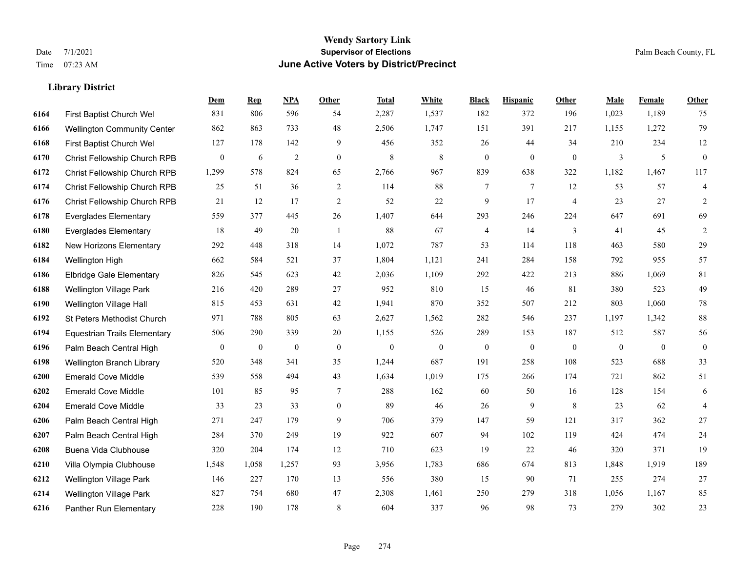# Wendy Sartory Link
## Supervisor of Elections
## June Active Voters by District/Precinct

Date 7/1/2021
Time 07:23 AM

Palm Beach County, FL

### Library District

| | | Dem | Rep | NPA | Other | Total | White | Black | Hispanic | Other | Male | Female | Other |
|---|---|---|---|---|---|---|---|---|---|---|---|---|---|
| 6164 | First Baptist Church Wel | 831 | 806 | 596 | 54 | 2,287 | 1,537 | 182 | 372 | 196 | 1,023 | 1,189 | 75 |
| 6166 | Wellington Community Center | 862 | 863 | 733 | 48 | 2,506 | 1,747 | 151 | 391 | 217 | 1,155 | 1,272 | 79 |
| 6168 | First Baptist Church Wel | 127 | 178 | 142 | 9 | 456 | 352 | 26 | 44 | 34 | 210 | 234 | 12 |
| 6170 | Christ Fellowship Church RPB | 0 | 6 | 2 | 0 | 8 | 8 | 0 | 0 | 0 | 3 | 5 | 0 |
| 6172 | Christ Fellowship Church RPB | 1,299 | 578 | 824 | 65 | 2,766 | 967 | 839 | 638 | 322 | 1,182 | 1,467 | 117 |
| 6174 | Christ Fellowship Church RPB | 25 | 51 | 36 | 2 | 114 | 88 | 7 | 7 | 12 | 53 | 57 | 4 |
| 6176 | Christ Fellowship Church RPB | 21 | 12 | 17 | 2 | 52 | 22 | 9 | 17 | 4 | 23 | 27 | 2 |
| 6178 | Everglades Elementary | 559 | 377 | 445 | 26 | 1,407 | 644 | 293 | 246 | 224 | 647 | 691 | 69 |
| 6180 | Everglades Elementary | 18 | 49 | 20 | 1 | 88 | 67 | 4 | 14 | 3 | 41 | 45 | 2 |
| 6182 | New Horizons Elementary | 292 | 448 | 318 | 14 | 1,072 | 787 | 53 | 114 | 118 | 463 | 580 | 29 |
| 6184 | Wellington High | 662 | 584 | 521 | 37 | 1,804 | 1,121 | 241 | 284 | 158 | 792 | 955 | 57 |
| 6186 | Elbridge Gale Elementary | 826 | 545 | 623 | 42 | 2,036 | 1,109 | 292 | 422 | 213 | 886 | 1,069 | 81 |
| 6188 | Wellington Village Park | 216 | 420 | 289 | 27 | 952 | 810 | 15 | 46 | 81 | 380 | 523 | 49 |
| 6190 | Wellington Village Hall | 815 | 453 | 631 | 42 | 1,941 | 870 | 352 | 507 | 212 | 803 | 1,060 | 78 |
| 6192 | St Peters Methodist Church | 971 | 788 | 805 | 63 | 2,627 | 1,562 | 282 | 546 | 237 | 1,197 | 1,342 | 88 |
| 6194 | Equestrian Trails Elementary | 506 | 290 | 339 | 20 | 1,155 | 526 | 289 | 153 | 187 | 512 | 587 | 56 |
| 6196 | Palm Beach Central High | 0 | 0 | 0 | 0 | 0 | 0 | 0 | 0 | 0 | 0 | 0 | 0 |
| 6198 | Wellington Branch Library | 520 | 348 | 341 | 35 | 1,244 | 687 | 191 | 258 | 108 | 523 | 688 | 33 |
| 6200 | Emerald Cove Middle | 539 | 558 | 494 | 43 | 1,634 | 1,019 | 175 | 266 | 174 | 721 | 862 | 51 |
| 6202 | Emerald Cove Middle | 101 | 85 | 95 | 7 | 288 | 162 | 60 | 50 | 16 | 128 | 154 | 6 |
| 6204 | Emerald Cove Middle | 33 | 23 | 33 | 0 | 89 | 46 | 26 | 9 | 8 | 23 | 62 | 4 |
| 6206 | Palm Beach Central High | 271 | 247 | 179 | 9 | 706 | 379 | 147 | 59 | 121 | 317 | 362 | 27 |
| 6207 | Palm Beach Central High | 284 | 370 | 249 | 19 | 922 | 607 | 94 | 102 | 119 | 424 | 474 | 24 |
| 6208 | Buena Vida Clubhouse | 320 | 204 | 174 | 12 | 710 | 623 | 19 | 22 | 46 | 320 | 371 | 19 |
| 6210 | Villa Olympia Clubhouse | 1,548 | 1,058 | 1,257 | 93 | 3,956 | 1,783 | 686 | 674 | 813 | 1,848 | 1,919 | 189 |
| 6212 | Wellington Village Park | 146 | 227 | 170 | 13 | 556 | 380 | 15 | 90 | 71 | 255 | 274 | 27 |
| 6214 | Wellington Village Park | 827 | 754 | 680 | 47 | 2,308 | 1,461 | 250 | 279 | 318 | 1,056 | 1,167 | 85 |
| 6216 | Panther Run Elementary | 228 | 190 | 178 | 8 | 604 | 337 | 96 | 98 | 73 | 279 | 302 | 23 |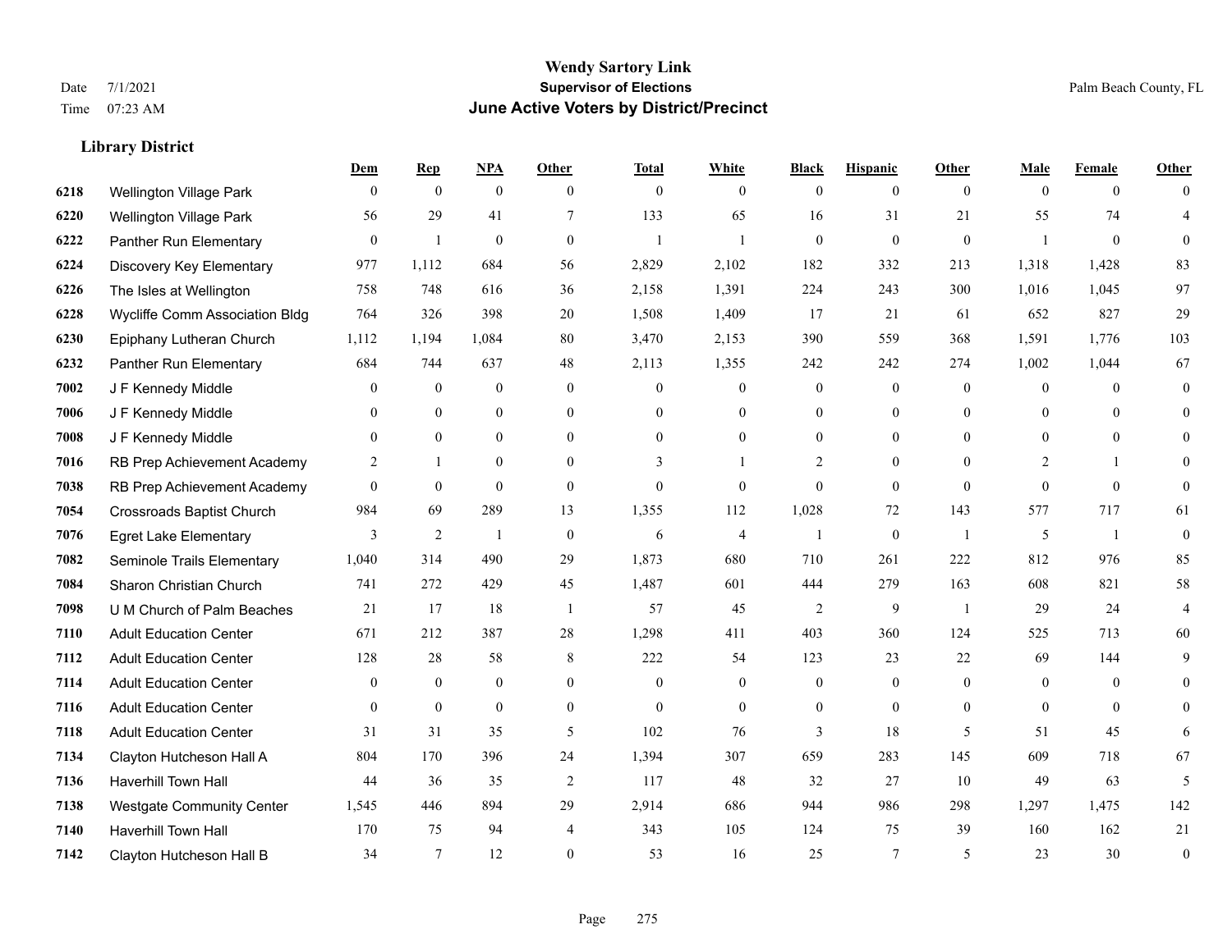# Wendy Sartory Link
## Supervisor of Elections
## June Active Voters by District/Precinct

Date 7/1/2021
Time 07:23 AM

Palm Beach County, FL

### Library District

| | | Dem | Rep | NPA | Other | Total | White | Black | Hispanic | Other | Male | Female | Other |
|---|---|---|---|---|---|---|---|---|---|---|---|---|---|
| 6218 | Wellington Village Park | 0 | 0 | 0 | 0 | 0 | 0 | 0 | 0 | 0 | 0 | 0 | 0 |
| 6220 | Wellington Village Park | 56 | 29 | 41 | 7 | 133 | 65 | 16 | 31 | 21 | 55 | 74 | 4 |
| 6222 | Panther Run Elementary | 0 | 1 | 0 | 0 | 1 | 1 | 0 | 0 | 0 | 1 | 0 | 0 |
| 6224 | Discovery Key Elementary | 977 | 1,112 | 684 | 56 | 2,829 | 2,102 | 182 | 332 | 213 | 1,318 | 1,428 | 83 |
| 6226 | The Isles at Wellington | 758 | 748 | 616 | 36 | 2,158 | 1,391 | 224 | 243 | 300 | 1,016 | 1,045 | 97 |
| 6228 | Wycliffe Comm Association Bldg | 764 | 326 | 398 | 20 | 1,508 | 1,409 | 17 | 21 | 61 | 652 | 827 | 29 |
| 6230 | Epiphany Lutheran Church | 1,112 | 1,194 | 1,084 | 80 | 3,470 | 2,153 | 390 | 559 | 368 | 1,591 | 1,776 | 103 |
| 6232 | Panther Run Elementary | 684 | 744 | 637 | 48 | 2,113 | 1,355 | 242 | 242 | 274 | 1,002 | 1,044 | 67 |
| 7002 | J F Kennedy Middle | 0 | 0 | 0 | 0 | 0 | 0 | 0 | 0 | 0 | 0 | 0 | 0 |
| 7006 | J F Kennedy Middle | 0 | 0 | 0 | 0 | 0 | 0 | 0 | 0 | 0 | 0 | 0 | 0 |
| 7008 | J F Kennedy Middle | 0 | 0 | 0 | 0 | 0 | 0 | 0 | 0 | 0 | 0 | 0 | 0 |
| 7016 | RB Prep Achievement Academy | 2 | 1 | 0 | 0 | 3 | 1 | 2 | 0 | 0 | 2 | 1 | 0 |
| 7038 | RB Prep Achievement Academy | 0 | 0 | 0 | 0 | 0 | 0 | 0 | 0 | 0 | 0 | 0 | 0 |
| 7054 | Crossroads Baptist Church | 984 | 69 | 289 | 13 | 1,355 | 112 | 1,028 | 72 | 143 | 577 | 717 | 61 |
| 7076 | Egret Lake Elementary | 3 | 2 | 1 | 0 | 6 | 4 | 1 | 0 | 1 | 5 | 1 | 0 |
| 7082 | Seminole Trails Elementary | 1,040 | 314 | 490 | 29 | 1,873 | 680 | 710 | 261 | 222 | 812 | 976 | 85 |
| 7084 | Sharon Christian Church | 741 | 272 | 429 | 45 | 1,487 | 601 | 444 | 279 | 163 | 608 | 821 | 58 |
| 7098 | U M Church of Palm Beaches | 21 | 17 | 18 | 1 | 57 | 45 | 2 | 9 | 1 | 29 | 24 | 4 |
| 7110 | Adult Education Center | 671 | 212 | 387 | 28 | 1,298 | 411 | 403 | 360 | 124 | 525 | 713 | 60 |
| 7112 | Adult Education Center | 128 | 28 | 58 | 8 | 222 | 54 | 123 | 23 | 22 | 69 | 144 | 9 |
| 7114 | Adult Education Center | 0 | 0 | 0 | 0 | 0 | 0 | 0 | 0 | 0 | 0 | 0 | 0 |
| 7116 | Adult Education Center | 0 | 0 | 0 | 0 | 0 | 0 | 0 | 0 | 0 | 0 | 0 | 0 |
| 7118 | Adult Education Center | 31 | 31 | 35 | 5 | 102 | 76 | 3 | 18 | 5 | 51 | 45 | 6 |
| 7134 | Clayton Hutcheson Hall A | 804 | 170 | 396 | 24 | 1,394 | 307 | 659 | 283 | 145 | 609 | 718 | 67 |
| 7136 | Haverhill Town Hall | 44 | 36 | 35 | 2 | 117 | 48 | 32 | 27 | 10 | 49 | 63 | 5 |
| 7138 | Westgate Community Center | 1,545 | 446 | 894 | 29 | 2,914 | 686 | 944 | 986 | 298 | 1,297 | 1,475 | 142 |
| 7140 | Haverhill Town Hall | 170 | 75 | 94 | 4 | 343 | 105 | 124 | 75 | 39 | 160 | 162 | 21 |
| 7142 | Clayton Hutcheson Hall B | 34 | 7 | 12 | 0 | 53 | 16 | 25 | 7 | 5 | 23 | 30 | 0 |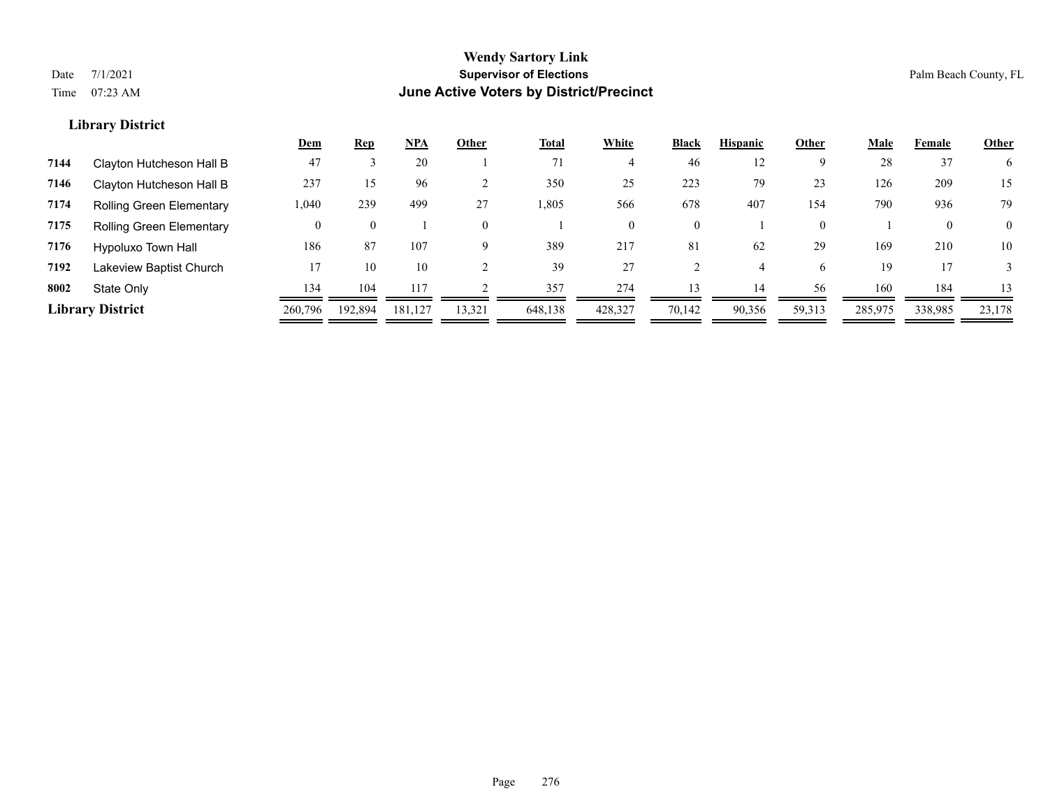**Wendy Sartory Link**

**Supervisor of Elections**

**June Active Voters by District/Precinct**

Date 7/1/2021

Time 07:23 AM

Palm Beach County, FL

## Library District

| | | Dem | Rep | NPA | Other | Total | White | Black | Hispanic | Other | Male | Female | Other |
|---|---|---|---|---|---|---|---|---|---|---|---|---|---|
| 7144 | Clayton Hutcheson Hall B | 47 | 3 | 20 | 1 | 71 | 4 | 46 | 12 | 9 | 28 | 37 | 6 |
| 7146 | Clayton Hutcheson Hall B | 237 | 15 | 96 | 2 | 350 | 25 | 223 | 79 | 23 | 126 | 209 | 15 |
| 7174 | Rolling Green Elementary | 1,040 | 239 | 499 | 27 | 1,805 | 566 | 678 | 407 | 154 | 790 | 936 | 79 |
| 7175 | Rolling Green Elementary | 0 | 0 | 1 | 0 | 1 | 0 | 0 | 1 | 0 | 1 | 0 | 0 |
| 7176 | Hypoluxo Town Hall | 186 | 87 | 107 | 9 | 389 | 217 | 81 | 62 | 29 | 169 | 210 | 10 |
| 7192 | Lakeview Baptist Church | 17 | 10 | 10 | 2 | 39 | 27 | 2 | 4 | 6 | 19 | 17 | 3 |
| 8002 | State Only | 134 | 104 | 117 | 2 | 357 | 274 | 13 | 14 | 56 | 160 | 184 | 13 |
| **Library District** | | 260,796 | 192,894 | 181,127 | 13,321 | 648,138 | 428,327 | 70,142 | 90,356 | 59,313 | 285,975 | 338,985 | 23,178 |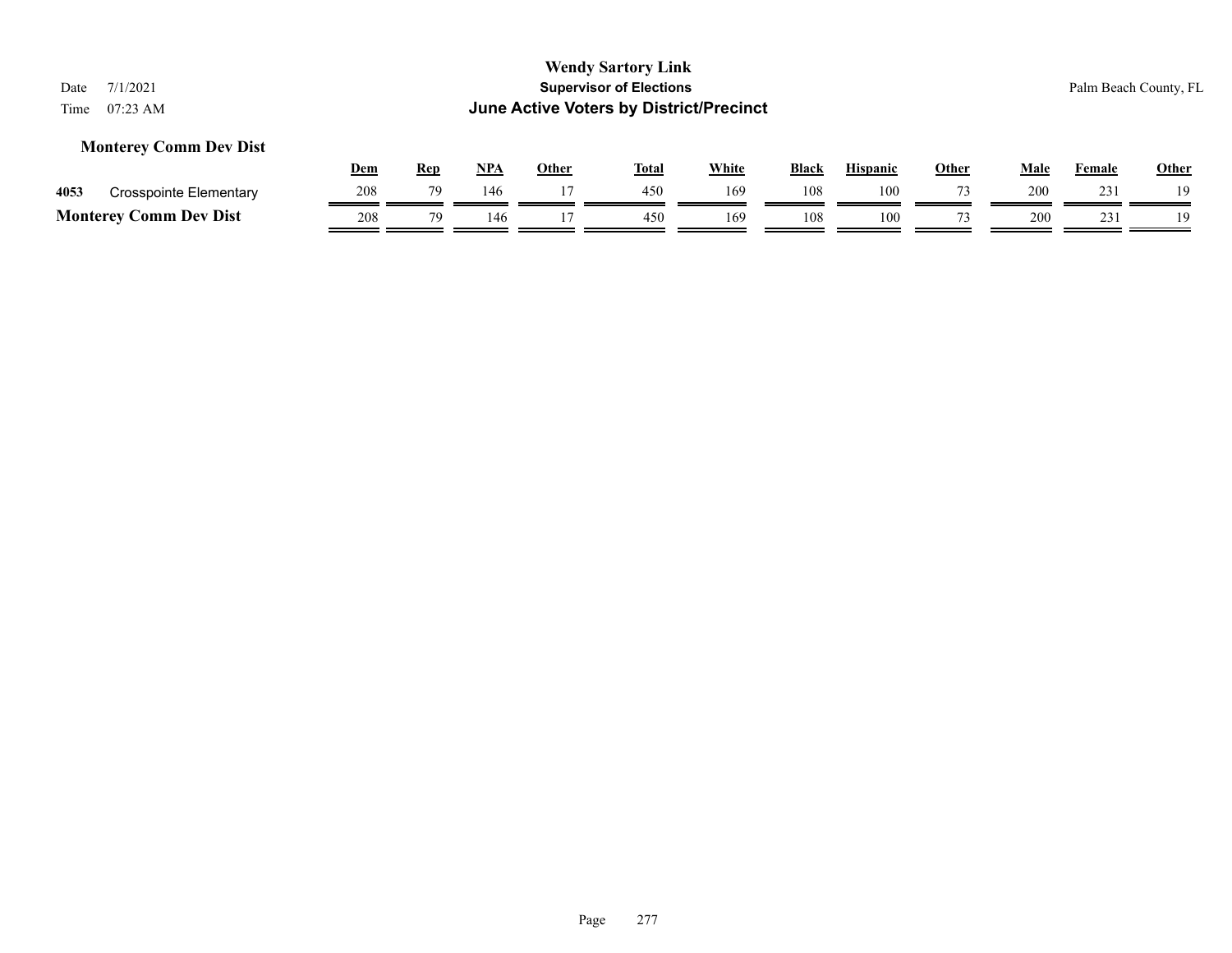**Wendy Sartory Link**
**Supervisor of Elections**
**June Active Voters by District/Precinct**

Date 7/1/2021
Time 07:23 AM

Palm Beach County, FL

### Monterey Comm Dev Dist

| | | Dem | Rep | NPA | Other | Total | White | Black | Hispanic | Other | Male | Female | Other |
|---|---|---|---|---|---|---|---|---|---|---|---|---|---|
| 4053 | Crosspointe Elementary | 208 | 79 | 146 | 17 | 450 | 169 | 108 | 100 | 73 | 200 | 231 | 19 |
| **Monterey Comm Dev Dist** | | 208 | 79 | 146 | 17 | 450 | 169 | 108 | 100 | 73 | 200 | 231 | 19 |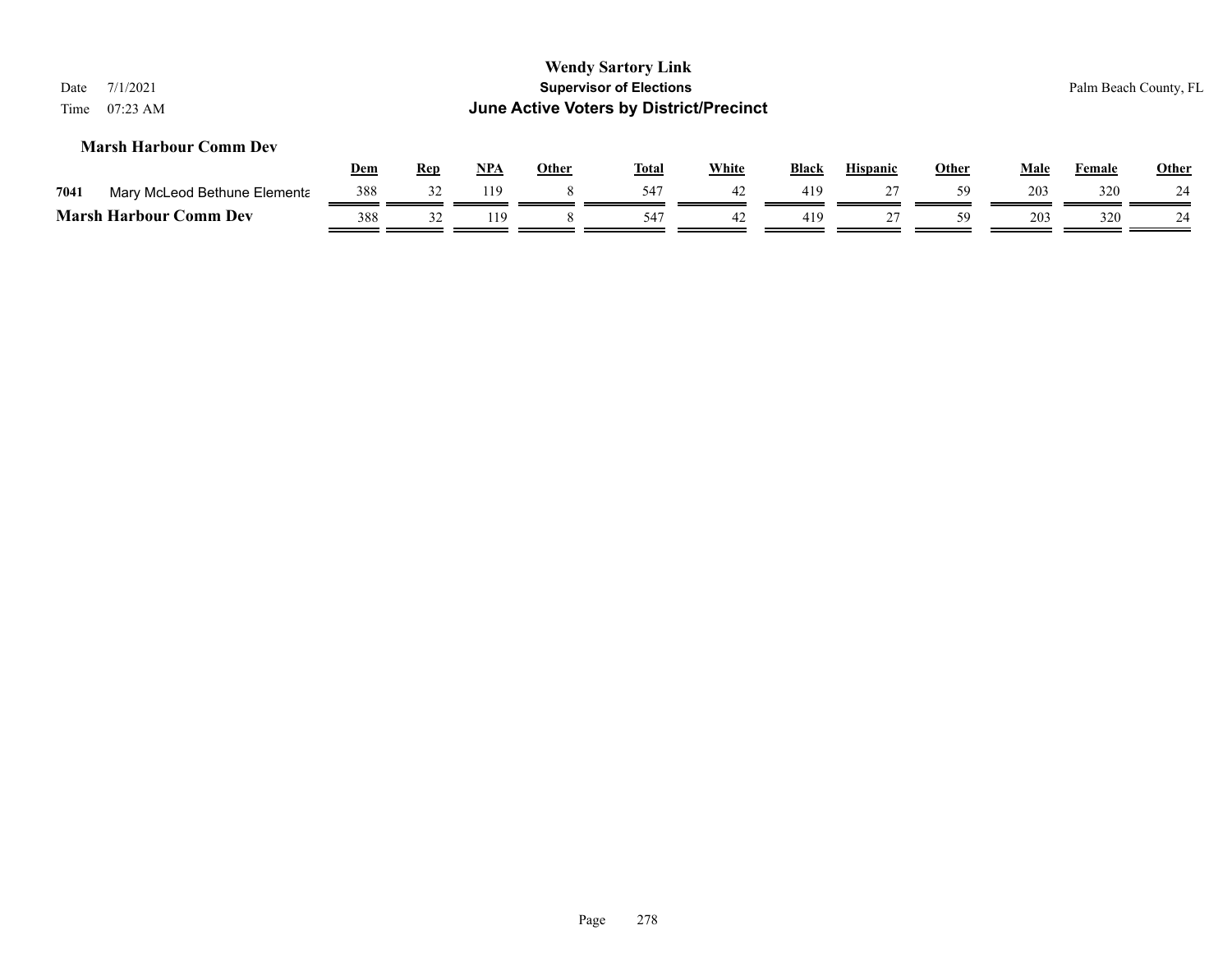# Wendy Sartory Link

**Supervisor of Elections**

**June Active Voters by District/Precinct**

Date 7/1/2021
Time 07:23 AM

Palm Beach County, FL

### Marsh Harbour Comm Dev

| | | Dem | Rep | NPA | Other | Total | White | Black | Hispanic | Other | Male | Female | Other |
|---|---|---|---|---|---|---|---|---|---|---|---|---|---|
| 7041 | Mary McLeod Bethune Elementa | 388 | 32 | 119 | 8 | 547 | 42 | 419 | 27 | 59 | 203 | 320 | 24 |
| **Marsh Harbour Comm Dev** | | 388 | 32 | 119 | 8 | 547 | 42 | 419 | 27 | 59 | 203 | 320 | 24 |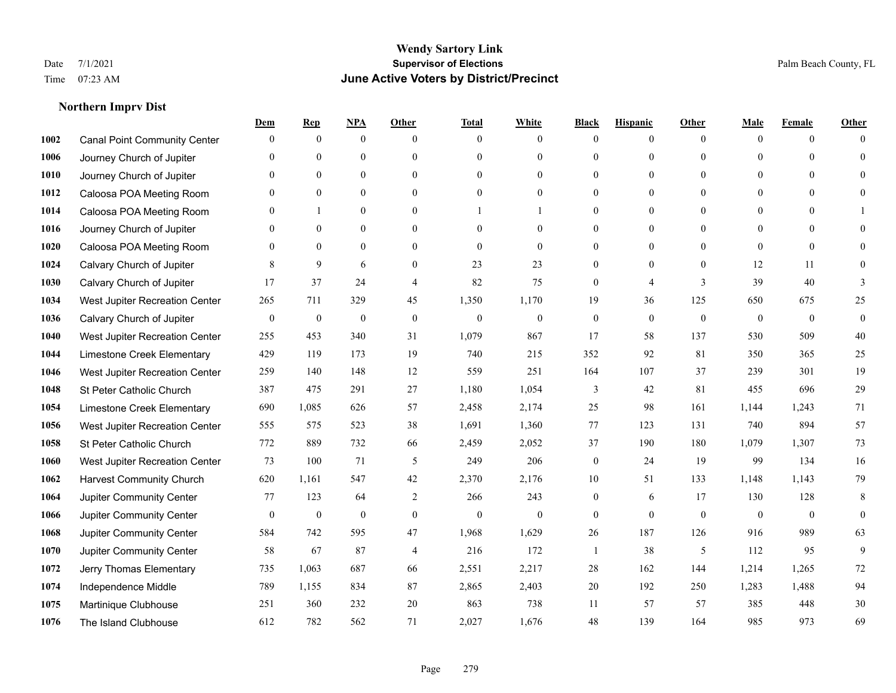# Wendy Sartory Link

## Supervisor of Elections

## June Active Voters by District/Precinct

Date 7/1/2021
Time 07:23 AM

Palm Beach County, FL

### Northern Imprv Dist

| | | Dem | Rep | NPA | Other | Total | White | Black | Hispanic | Other | Male | Female | Other |
|---|---|---|---|---|---|---|---|---|---|---|---|---|---|
| 1002 | Canal Point Community Center | 0 | 0 | 0 | 0 | 0 | 0 | 0 | 0 | 0 | 0 | 0 | 0 |
| 1006 | Journey Church of Jupiter | 0 | 0 | 0 | 0 | 0 | 0 | 0 | 0 | 0 | 0 | 0 | 0 |
| 1010 | Journey Church of Jupiter | 0 | 0 | 0 | 0 | 0 | 0 | 0 | 0 | 0 | 0 | 0 | 0 |
| 1012 | Caloosa POA Meeting Room | 0 | 0 | 0 | 0 | 0 | 0 | 0 | 0 | 0 | 0 | 0 | 0 |
| 1014 | Caloosa POA Meeting Room | 0 | 1 | 0 | 0 | 1 | 1 | 0 | 0 | 0 | 0 | 0 | 1 |
| 1016 | Journey Church of Jupiter | 0 | 0 | 0 | 0 | 0 | 0 | 0 | 0 | 0 | 0 | 0 | 0 |
| 1020 | Caloosa POA Meeting Room | 0 | 0 | 0 | 0 | 0 | 0 | 0 | 0 | 0 | 0 | 0 | 0 |
| 1024 | Calvary Church of Jupiter | 8 | 9 | 6 | 0 | 23 | 23 | 0 | 0 | 0 | 12 | 11 | 0 |
| 1030 | Calvary Church of Jupiter | 17 | 37 | 24 | 4 | 82 | 75 | 0 | 4 | 3 | 39 | 40 | 3 |
| 1034 | West Jupiter Recreation Center | 265 | 711 | 329 | 45 | 1,350 | 1,170 | 19 | 36 | 125 | 650 | 675 | 25 |
| 1036 | Calvary Church of Jupiter | 0 | 0 | 0 | 0 | 0 | 0 | 0 | 0 | 0 | 0 | 0 | 0 |
| 1040 | West Jupiter Recreation Center | 255 | 453 | 340 | 31 | 1,079 | 867 | 17 | 58 | 137 | 530 | 509 | 40 |
| 1044 | Limestone Creek Elementary | 429 | 119 | 173 | 19 | 740 | 215 | 352 | 92 | 81 | 350 | 365 | 25 |
| 1046 | West Jupiter Recreation Center | 259 | 140 | 148 | 12 | 559 | 251 | 164 | 107 | 37 | 239 | 301 | 19 |
| 1048 | St Peter Catholic Church | 387 | 475 | 291 | 27 | 1,180 | 1,054 | 3 | 42 | 81 | 455 | 696 | 29 |
| 1054 | Limestone Creek Elementary | 690 | 1,085 | 626 | 57 | 2,458 | 2,174 | 25 | 98 | 161 | 1,144 | 1,243 | 71 |
| 1056 | West Jupiter Recreation Center | 555 | 575 | 523 | 38 | 1,691 | 1,360 | 77 | 123 | 131 | 740 | 894 | 57 |
| 1058 | St Peter Catholic Church | 772 | 889 | 732 | 66 | 2,459 | 2,052 | 37 | 190 | 180 | 1,079 | 1,307 | 73 |
| 1060 | West Jupiter Recreation Center | 73 | 100 | 71 | 5 | 249 | 206 | 0 | 24 | 19 | 99 | 134 | 16 |
| 1062 | Harvest Community Church | 620 | 1,161 | 547 | 42 | 2,370 | 2,176 | 10 | 51 | 133 | 1,148 | 1,143 | 79 |
| 1064 | Jupiter Community Center | 77 | 123 | 64 | 2 | 266 | 243 | 0 | 6 | 17 | 130 | 128 | 8 |
| 1066 | Jupiter Community Center | 0 | 0 | 0 | 0 | 0 | 0 | 0 | 0 | 0 | 0 | 0 | 0 |
| 1068 | Jupiter Community Center | 584 | 742 | 595 | 47 | 1,968 | 1,629 | 26 | 187 | 126 | 916 | 989 | 63 |
| 1070 | Jupiter Community Center | 58 | 67 | 87 | 4 | 216 | 172 | 1 | 38 | 5 | 112 | 95 | 9 |
| 1072 | Jerry Thomas Elementary | 735 | 1,063 | 687 | 66 | 2,551 | 2,217 | 28 | 162 | 144 | 1,214 | 1,265 | 72 |
| 1074 | Independence Middle | 789 | 1,155 | 834 | 87 | 2,865 | 2,403 | 20 | 192 | 250 | 1,283 | 1,488 | 94 |
| 1075 | Martinique Clubhouse | 251 | 360 | 232 | 20 | 863 | 738 | 11 | 57 | 57 | 385 | 448 | 30 |
| 1076 | The Island Clubhouse | 612 | 782 | 562 | 71 | 2,027 | 1,676 | 48 | 139 | 164 | 985 | 973 | 69 |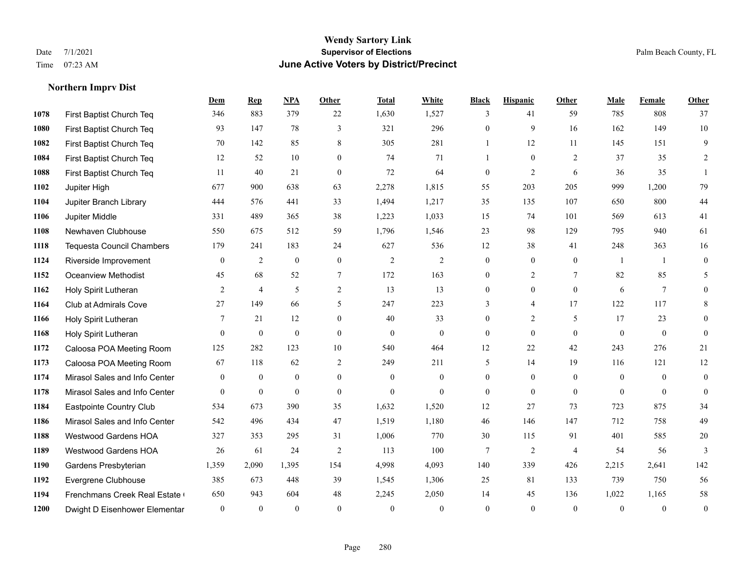**Wendy Sartory Link**
**Supervisor of Elections**
**June Active Voters by District/Precinct**

Date 7/1/2021
Time 07:23 AM

Palm Beach County, FL

### Northern Imprv Dist

| | | Dem | Rep | NPA | Other | Total | White | Black | Hispanic | Other | Male | Female | Other |
|---|---|---|---|---|---|---|---|---|---|---|---|---|---|
| 1078 | First Baptist Church Teq | 346 | 883 | 379 | 22 | 1,630 | 1,527 | 3 | 41 | 59 | 785 | 808 | 37 |
| 1080 | First Baptist Church Teq | 93 | 147 | 78 | 3 | 321 | 296 | 0 | 9 | 16 | 162 | 149 | 10 |
| 1082 | First Baptist Church Teq | 70 | 142 | 85 | 8 | 305 | 281 | 1 | 12 | 11 | 145 | 151 | 9 |
| 1084 | First Baptist Church Teq | 12 | 52 | 10 | 0 | 74 | 71 | 1 | 0 | 2 | 37 | 35 | 2 |
| 1088 | First Baptist Church Teq | 11 | 40 | 21 | 0 | 72 | 64 | 0 | 2 | 6 | 36 | 35 | 1 |
| 1102 | Jupiter High | 677 | 900 | 638 | 63 | 2,278 | 1,815 | 55 | 203 | 205 | 999 | 1,200 | 79 |
| 1104 | Jupiter Branch Library | 444 | 576 | 441 | 33 | 1,494 | 1,217 | 35 | 135 | 107 | 650 | 800 | 44 |
| 1106 | Jupiter Middle | 331 | 489 | 365 | 38 | 1,223 | 1,033 | 15 | 74 | 101 | 569 | 613 | 41 |
| 1108 | Newhaven Clubhouse | 550 | 675 | 512 | 59 | 1,796 | 1,546 | 23 | 98 | 129 | 795 | 940 | 61 |
| 1118 | Tequesta Council Chambers | 179 | 241 | 183 | 24 | 627 | 536 | 12 | 38 | 41 | 248 | 363 | 16 |
| 1124 | Riverside Improvement | 0 | 2 | 0 | 0 | 2 | 2 | 0 | 0 | 0 | 1 | 1 | 0 |
| 1152 | Oceanview Methodist | 45 | 68 | 52 | 7 | 172 | 163 | 0 | 2 | 7 | 82 | 85 | 5 |
| 1162 | Holy Spirit Lutheran | 2 | 4 | 5 | 2 | 13 | 13 | 0 | 0 | 0 | 6 | 7 | 0 |
| 1164 | Club at Admirals Cove | 27 | 149 | 66 | 5 | 247 | 223 | 3 | 4 | 17 | 122 | 117 | 8 |
| 1166 | Holy Spirit Lutheran | 7 | 21 | 12 | 0 | 40 | 33 | 0 | 2 | 5 | 17 | 23 | 0 |
| 1168 | Holy Spirit Lutheran | 0 | 0 | 0 | 0 | 0 | 0 | 0 | 0 | 0 | 0 | 0 | 0 |
| 1172 | Caloosa POA Meeting Room | 125 | 282 | 123 | 10 | 540 | 464 | 12 | 22 | 42 | 243 | 276 | 21 |
| 1173 | Caloosa POA Meeting Room | 67 | 118 | 62 | 2 | 249 | 211 | 5 | 14 | 19 | 116 | 121 | 12 |
| 1174 | Mirasol Sales and Info Center | 0 | 0 | 0 | 0 | 0 | 0 | 0 | 0 | 0 | 0 | 0 | 0 |
| 1178 | Mirasol Sales and Info Center | 0 | 0 | 0 | 0 | 0 | 0 | 0 | 0 | 0 | 0 | 0 | 0 |
| 1184 | Eastpointe Country Club | 534 | 673 | 390 | 35 | 1,632 | 1,520 | 12 | 27 | 73 | 723 | 875 | 34 |
| 1186 | Mirasol Sales and Info Center | 542 | 496 | 434 | 47 | 1,519 | 1,180 | 46 | 146 | 147 | 712 | 758 | 49 |
| 1188 | Westwood Gardens HOA | 327 | 353 | 295 | 31 | 1,006 | 770 | 30 | 115 | 91 | 401 | 585 | 20 |
| 1189 | Westwood Gardens HOA | 26 | 61 | 24 | 2 | 113 | 100 | 7 | 2 | 4 | 54 | 56 | 3 |
| 1190 | Gardens Presbyterian | 1,359 | 2,090 | 1,395 | 154 | 4,998 | 4,093 | 140 | 339 | 426 | 2,215 | 2,641 | 142 |
| 1192 | Evergrene Clubhouse | 385 | 673 | 448 | 39 | 1,545 | 1,306 | 25 | 81 | 133 | 739 | 750 | 56 |
| 1194 | Frenchmans Creek Real Estate ( | 650 | 943 | 604 | 48 | 2,245 | 2,050 | 14 | 45 | 136 | 1,022 | 1,165 | 58 |
| 1200 | Dwight D Eisenhower Elementar | 0 | 0 | 0 | 0 | 0 | 0 | 0 | 0 | 0 | 0 | 0 | 0 |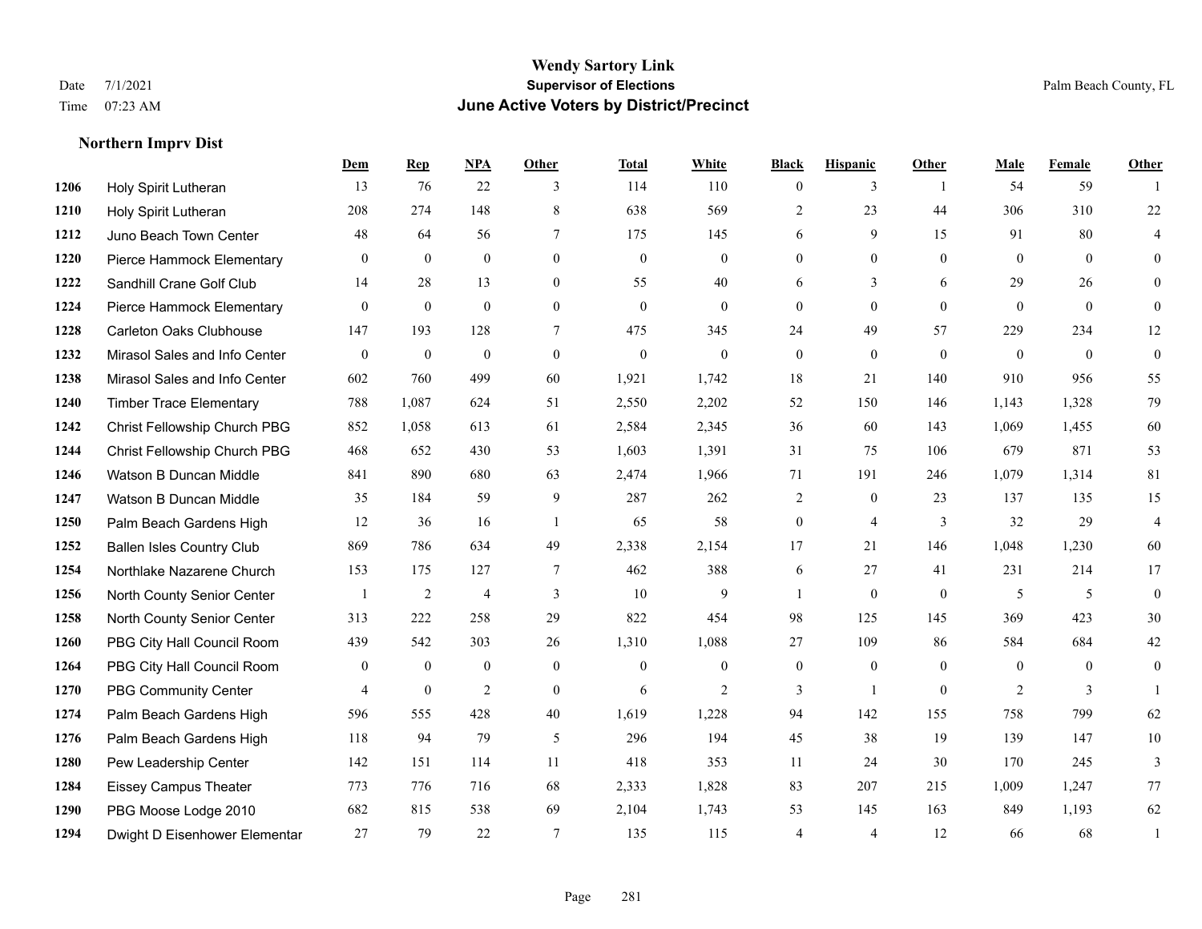# Wendy Sartory Link
## Supervisor of Elections
## June Active Voters by District/Precinct

Date 7/1/2021
Time 07:23 AM

Palm Beach County, FL

### Northern Imprv Dist

| | | Dem | Rep | NPA | Other | Total | White | Black | Hispanic | Other | Male | Female | Other |
|---|---|---|---|---|---|---|---|---|---|---|---|---|---|
| 1206 | Holy Spirit Lutheran | 13 | 76 | 22 | 3 | 114 | 110 | 0 | 3 | 1 | 54 | 59 | 1 |
| 1210 | Holy Spirit Lutheran | 208 | 274 | 148 | 8 | 638 | 569 | 2 | 23 | 44 | 306 | 310 | 22 |
| 1212 | Juno Beach Town Center | 48 | 64 | 56 | 7 | 175 | 145 | 6 | 9 | 15 | 91 | 80 | 4 |
| 1220 | Pierce Hammock Elementary | 0 | 0 | 0 | 0 | 0 | 0 | 0 | 0 | 0 | 0 | 0 | 0 |
| 1222 | Sandhill Crane Golf Club | 14 | 28 | 13 | 0 | 55 | 40 | 6 | 3 | 6 | 29 | 26 | 0 |
| 1224 | Pierce Hammock Elementary | 0 | 0 | 0 | 0 | 0 | 0 | 0 | 0 | 0 | 0 | 0 | 0 |
| 1228 | Carleton Oaks Clubhouse | 147 | 193 | 128 | 7 | 475 | 345 | 24 | 49 | 57 | 229 | 234 | 12 |
| 1232 | Mirasol Sales and Info Center | 0 | 0 | 0 | 0 | 0 | 0 | 0 | 0 | 0 | 0 | 0 | 0 |
| 1238 | Mirasol Sales and Info Center | 602 | 760 | 499 | 60 | 1,921 | 1,742 | 18 | 21 | 140 | 910 | 956 | 55 |
| 1240 | Timber Trace Elementary | 788 | 1,087 | 624 | 51 | 2,550 | 2,202 | 52 | 150 | 146 | 1,143 | 1,328 | 79 |
| 1242 | Christ Fellowship Church PBG | 852 | 1,058 | 613 | 61 | 2,584 | 2,345 | 36 | 60 | 143 | 1,069 | 1,455 | 60 |
| 1244 | Christ Fellowship Church PBG | 468 | 652 | 430 | 53 | 1,603 | 1,391 | 31 | 75 | 106 | 679 | 871 | 53 |
| 1246 | Watson B Duncan Middle | 841 | 890 | 680 | 63 | 2,474 | 1,966 | 71 | 191 | 246 | 1,079 | 1,314 | 81 |
| 1247 | Watson B Duncan Middle | 35 | 184 | 59 | 9 | 287 | 262 | 2 | 0 | 23 | 137 | 135 | 15 |
| 1250 | Palm Beach Gardens High | 12 | 36 | 16 | 1 | 65 | 58 | 0 | 4 | 3 | 32 | 29 | 4 |
| 1252 | Ballen Isles Country Club | 869 | 786 | 634 | 49 | 2,338 | 2,154 | 17 | 21 | 146 | 1,048 | 1,230 | 60 |
| 1254 | Northlake Nazarene Church | 153 | 175 | 127 | 7 | 462 | 388 | 6 | 27 | 41 | 231 | 214 | 17 |
| 1256 | North County Senior Center | 1 | 2 | 4 | 3 | 10 | 9 | 1 | 0 | 0 | 5 | 5 | 0 |
| 1258 | North County Senior Center | 313 | 222 | 258 | 29 | 822 | 454 | 98 | 125 | 145 | 369 | 423 | 30 |
| 1260 | PBG City Hall Council Room | 439 | 542 | 303 | 26 | 1,310 | 1,088 | 27 | 109 | 86 | 584 | 684 | 42 |
| 1264 | PBG City Hall Council Room | 0 | 0 | 0 | 0 | 0 | 0 | 0 | 0 | 0 | 0 | 0 | 0 |
| 1270 | PBG Community Center | 4 | 0 | 2 | 0 | 6 | 2 | 3 | 1 | 0 | 2 | 3 | 1 |
| 1274 | Palm Beach Gardens High | 596 | 555 | 428 | 40 | 1,619 | 1,228 | 94 | 142 | 155 | 758 | 799 | 62 |
| 1276 | Palm Beach Gardens High | 118 | 94 | 79 | 5 | 296 | 194 | 45 | 38 | 19 | 139 | 147 | 10 |
| 1280 | Pew Leadership Center | 142 | 151 | 114 | 11 | 418 | 353 | 11 | 24 | 30 | 170 | 245 | 3 |
| 1284 | Eissey Campus Theater | 773 | 776 | 716 | 68 | 2,333 | 1,828 | 83 | 207 | 215 | 1,009 | 1,247 | 77 |
| 1290 | PBG Moose Lodge 2010 | 682 | 815 | 538 | 69 | 2,104 | 1,743 | 53 | 145 | 163 | 849 | 1,193 | 62 |
| 1294 | Dwight D Eisenhower Elementar | 27 | 79 | 22 | 7 | 135 | 115 | 4 | 4 | 12 | 66 | 68 | 1 |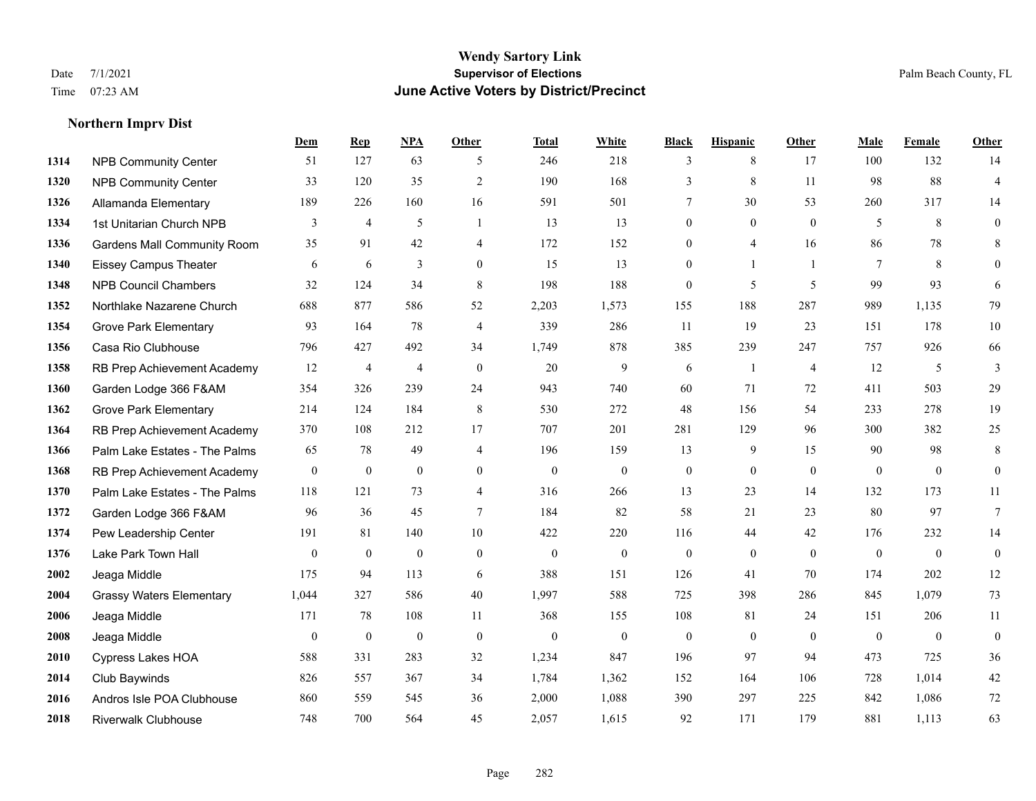# Wendy Sartory Link
## Supervisor of Elections
## June Active Voters by District/Precinct

Date 7/1/2021
Time 07:23 AM

Palm Beach County, FL

### Northern Imprv Dist

| | | Dem | Rep | NPA | Other | Total | White | Black | Hispanic | Other | Male | Female | Other |
|---|---|---|---|---|---|---|---|---|---|---|---|---|---|
| 1314 | NPB Community Center | 51 | 127 | 63 | 5 | 246 | 218 | 3 | 8 | 17 | 100 | 132 | 14 |
| 1320 | NPB Community Center | 33 | 120 | 35 | 2 | 190 | 168 | 3 | 8 | 11 | 98 | 88 | 4 |
| 1326 | Allamanda Elementary | 189 | 226 | 160 | 16 | 591 | 501 | 7 | 30 | 53 | 260 | 317 | 14 |
| 1334 | 1st Unitarian Church NPB | 3 | 4 | 5 | 1 | 13 | 13 | 0 | 0 | 0 | 5 | 8 | 0 |
| 1336 | Gardens Mall Community Room | 35 | 91 | 42 | 4 | 172 | 152 | 0 | 4 | 16 | 86 | 78 | 8 |
| 1340 | Eissey Campus Theater | 6 | 6 | 3 | 0 | 15 | 13 | 0 | 1 | 1 | 7 | 8 | 0 |
| 1348 | NPB Council Chambers | 32 | 124 | 34 | 8 | 198 | 188 | 0 | 5 | 5 | 99 | 93 | 6 |
| 1352 | Northlake Nazarene Church | 688 | 877 | 586 | 52 | 2,203 | 1,573 | 155 | 188 | 287 | 989 | 1,135 | 79 |
| 1354 | Grove Park Elementary | 93 | 164 | 78 | 4 | 339 | 286 | 11 | 19 | 23 | 151 | 178 | 10 |
| 1356 | Casa Rio Clubhouse | 796 | 427 | 492 | 34 | 1,749 | 878 | 385 | 239 | 247 | 757 | 926 | 66 |
| 1358 | RB Prep Achievement Academy | 12 | 4 | 4 | 0 | 20 | 9 | 6 | 1 | 4 | 12 | 5 | 3 |
| 1360 | Garden Lodge 366 F&AM | 354 | 326 | 239 | 24 | 943 | 740 | 60 | 71 | 72 | 411 | 503 | 29 |
| 1362 | Grove Park Elementary | 214 | 124 | 184 | 8 | 530 | 272 | 48 | 156 | 54 | 233 | 278 | 19 |
| 1364 | RB Prep Achievement Academy | 370 | 108 | 212 | 17 | 707 | 201 | 281 | 129 | 96 | 300 | 382 | 25 |
| 1366 | Palm Lake Estates - The Palms | 65 | 78 | 49 | 4 | 196 | 159 | 13 | 9 | 15 | 90 | 98 | 8 |
| 1368 | RB Prep Achievement Academy | 0 | 0 | 0 | 0 | 0 | 0 | 0 | 0 | 0 | 0 | 0 | 0 |
| 1370 | Palm Lake Estates - The Palms | 118 | 121 | 73 | 4 | 316 | 266 | 13 | 23 | 14 | 132 | 173 | 11 |
| 1372 | Garden Lodge 366 F&AM | 96 | 36 | 45 | 7 | 184 | 82 | 58 | 21 | 23 | 80 | 97 | 7 |
| 1374 | Pew Leadership Center | 191 | 81 | 140 | 10 | 422 | 220 | 116 | 44 | 42 | 176 | 232 | 14 |
| 1376 | Lake Park Town Hall | 0 | 0 | 0 | 0 | 0 | 0 | 0 | 0 | 0 | 0 | 0 | 0 |
| 2002 | Jeaga Middle | 175 | 94 | 113 | 6 | 388 | 151 | 126 | 41 | 70 | 174 | 202 | 12 |
| 2004 | Grassy Waters Elementary | 1,044 | 327 | 586 | 40 | 1,997 | 588 | 725 | 398 | 286 | 845 | 1,079 | 73 |
| 2006 | Jeaga Middle | 171 | 78 | 108 | 11 | 368 | 155 | 108 | 81 | 24 | 151 | 206 | 11 |
| 2008 | Jeaga Middle | 0 | 0 | 0 | 0 | 0 | 0 | 0 | 0 | 0 | 0 | 0 | 0 |
| 2010 | Cypress Lakes HOA | 588 | 331 | 283 | 32 | 1,234 | 847 | 196 | 97 | 94 | 473 | 725 | 36 |
| 2014 | Club Baywinds | 826 | 557 | 367 | 34 | 1,784 | 1,362 | 152 | 164 | 106 | 728 | 1,014 | 42 |
| 2016 | Andros Isle POA Clubhouse | 860 | 559 | 545 | 36 | 2,000 | 1,088 | 390 | 297 | 225 | 842 | 1,086 | 72 |
| 2018 | Riverwalk Clubhouse | 748 | 700 | 564 | 45 | 2,057 | 1,615 | 92 | 171 | 179 | 881 | 1,113 | 63 |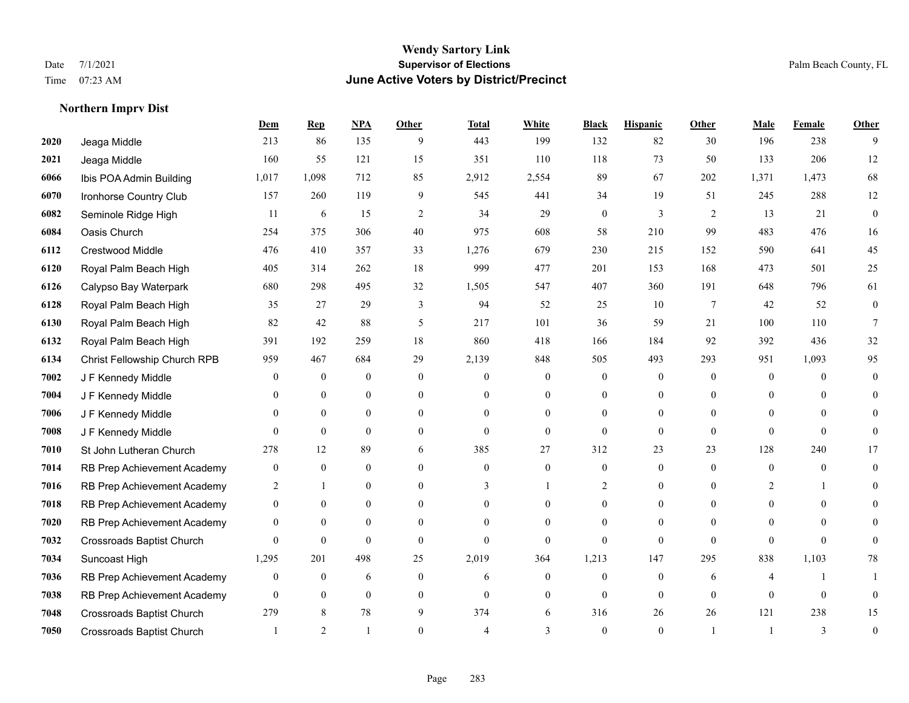# Wendy Sartory Link

## Supervisor of Elections

## June Active Voters by District/Precinct

Date 7/1/2021
Time 07:23 AM

Palm Beach County, FL

### Northern Imprv Dist

| | | Dem | Rep | NPA | Other | Total | White | Black | Hispanic | Other | Male | Female | Other |
|---|---|---|---|---|---|---|---|---|---|---|---|---|---|
| 2020 | Jeaga Middle | 213 | 86 | 135 | 9 | 443 | 199 | 132 | 82 | 30 | 196 | 238 | 9 |
| 2021 | Jeaga Middle | 160 | 55 | 121 | 15 | 351 | 110 | 118 | 73 | 50 | 133 | 206 | 12 |
| 6066 | Ibis POA Admin Building | 1,017 | 1,098 | 712 | 85 | 2,912 | 2,554 | 89 | 67 | 202 | 1,371 | 1,473 | 68 |
| 6070 | Ironhorse Country Club | 157 | 260 | 119 | 9 | 545 | 441 | 34 | 19 | 51 | 245 | 288 | 12 |
| 6082 | Seminole Ridge High | 11 | 6 | 15 | 2 | 34 | 29 | 0 | 3 | 2 | 13 | 21 | 0 |
| 6084 | Oasis Church | 254 | 375 | 306 | 40 | 975 | 608 | 58 | 210 | 99 | 483 | 476 | 16 |
| 6112 | Crestwood Middle | 476 | 410 | 357 | 33 | 1,276 | 679 | 230 | 215 | 152 | 590 | 641 | 45 |
| 6120 | Royal Palm Beach High | 405 | 314 | 262 | 18 | 999 | 477 | 201 | 153 | 168 | 473 | 501 | 25 |
| 6126 | Calypso Bay Waterpark | 680 | 298 | 495 | 32 | 1,505 | 547 | 407 | 360 | 191 | 648 | 796 | 61 |
| 6128 | Royal Palm Beach High | 35 | 27 | 29 | 3 | 94 | 52 | 25 | 10 | 7 | 42 | 52 | 0 |
| 6130 | Royal Palm Beach High | 82 | 42 | 88 | 5 | 217 | 101 | 36 | 59 | 21 | 100 | 110 | 7 |
| 6132 | Royal Palm Beach High | 391 | 192 | 259 | 18 | 860 | 418 | 166 | 184 | 92 | 392 | 436 | 32 |
| 6134 | Christ Fellowship Church RPB | 959 | 467 | 684 | 29 | 2,139 | 848 | 505 | 493 | 293 | 951 | 1,093 | 95 |
| 7002 | J F Kennedy Middle | 0 | 0 | 0 | 0 | 0 | 0 | 0 | 0 | 0 | 0 | 0 | 0 |
| 7004 | J F Kennedy Middle | 0 | 0 | 0 | 0 | 0 | 0 | 0 | 0 | 0 | 0 | 0 | 0 |
| 7006 | J F Kennedy Middle | 0 | 0 | 0 | 0 | 0 | 0 | 0 | 0 | 0 | 0 | 0 | 0 |
| 7008 | J F Kennedy Middle | 0 | 0 | 0 | 0 | 0 | 0 | 0 | 0 | 0 | 0 | 0 | 0 |
| 7010 | St John Lutheran Church | 278 | 12 | 89 | 6 | 385 | 27 | 312 | 23 | 23 | 128 | 240 | 17 |
| 7014 | RB Prep Achievement Academy | 0 | 0 | 0 | 0 | 0 | 0 | 0 | 0 | 0 | 0 | 0 | 0 |
| 7016 | RB Prep Achievement Academy | 2 | 1 | 0 | 0 | 3 | 1 | 2 | 0 | 0 | 2 | 1 | 0 |
| 7018 | RB Prep Achievement Academy | 0 | 0 | 0 | 0 | 0 | 0 | 0 | 0 | 0 | 0 | 0 | 0 |
| 7020 | RB Prep Achievement Academy | 0 | 0 | 0 | 0 | 0 | 0 | 0 | 0 | 0 | 0 | 0 | 0 |
| 7032 | Crossroads Baptist Church | 0 | 0 | 0 | 0 | 0 | 0 | 0 | 0 | 0 | 0 | 0 | 0 |
| 7034 | Suncoast High | 1,295 | 201 | 498 | 25 | 2,019 | 364 | 1,213 | 147 | 295 | 838 | 1,103 | 78 |
| 7036 | RB Prep Achievement Academy | 0 | 0 | 6 | 0 | 6 | 0 | 0 | 0 | 6 | 4 | 1 | 1 |
| 7038 | RB Prep Achievement Academy | 0 | 0 | 0 | 0 | 0 | 0 | 0 | 0 | 0 | 0 | 0 | 0 |
| 7048 | Crossroads Baptist Church | 279 | 8 | 78 | 9 | 374 | 6 | 316 | 26 | 26 | 121 | 238 | 15 |
| 7050 | Crossroads Baptist Church | 1 | 2 | 1 | 0 | 4 | 3 | 0 | 0 | 1 | 1 | 3 | 0 |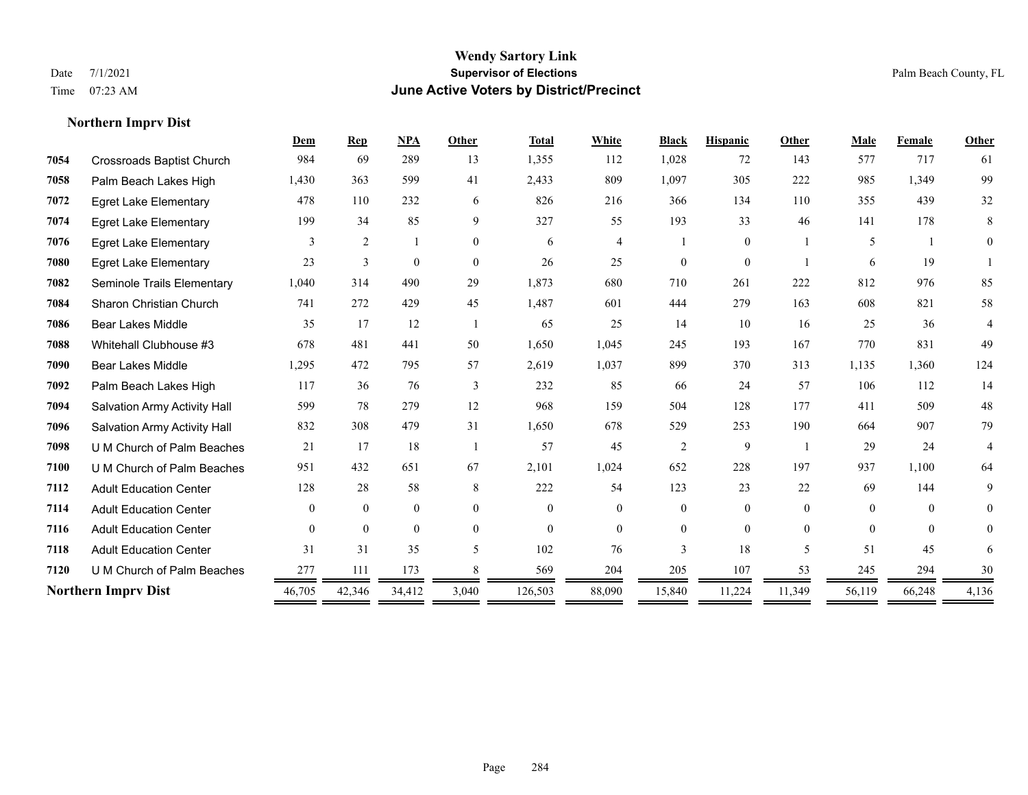# Wendy Sartory Link

**Supervisor of Elections**

**June Active Voters by District/Precinct**

Date 7/1/2021
Time 07:23 AM

Palm Beach County, FL

### Northern Imprv Dist

| | | Dem | Rep | NPA | Other | Total | White | Black | Hispanic | Other | Male | Female | Other |
|---|---|---|---|---|---|---|---|---|---|---|---|---|---|
| 7054 | Crossroads Baptist Church | 984 | 69 | 289 | 13 | 1,355 | 112 | 1,028 | 72 | 143 | 577 | 717 | 61 |
| 7058 | Palm Beach Lakes High | 1,430 | 363 | 599 | 41 | 2,433 | 809 | 1,097 | 305 | 222 | 985 | 1,349 | 99 |
| 7072 | Egret Lake Elementary | 478 | 110 | 232 | 6 | 826 | 216 | 366 | 134 | 110 | 355 | 439 | 32 |
| 7074 | Egret Lake Elementary | 199 | 34 | 85 | 9 | 327 | 55 | 193 | 33 | 46 | 141 | 178 | 8 |
| 7076 | Egret Lake Elementary | 3 | 2 | 1 | 0 | 6 | 4 | 1 | 0 | 1 | 5 | 1 | 0 |
| 7080 | Egret Lake Elementary | 23 | 3 | 0 | 0 | 26 | 25 | 0 | 0 | 1 | 6 | 19 | 1 |
| 7082 | Seminole Trails Elementary | 1,040 | 314 | 490 | 29 | 1,873 | 680 | 710 | 261 | 222 | 812 | 976 | 85 |
| 7084 | Sharon Christian Church | 741 | 272 | 429 | 45 | 1,487 | 601 | 444 | 279 | 163 | 608 | 821 | 58 |
| 7086 | Bear Lakes Middle | 35 | 17 | 12 | 1 | 65 | 25 | 14 | 10 | 16 | 25 | 36 | 4 |
| 7088 | Whitehall Clubhouse #3 | 678 | 481 | 441 | 50 | 1,650 | 1,045 | 245 | 193 | 167 | 770 | 831 | 49 |
| 7090 | Bear Lakes Middle | 1,295 | 472 | 795 | 57 | 2,619 | 1,037 | 899 | 370 | 313 | 1,135 | 1,360 | 124 |
| 7092 | Palm Beach Lakes High | 117 | 36 | 76 | 3 | 232 | 85 | 66 | 24 | 57 | 106 | 112 | 14 |
| 7094 | Salvation Army Activity Hall | 599 | 78 | 279 | 12 | 968 | 159 | 504 | 128 | 177 | 411 | 509 | 48 |
| 7096 | Salvation Army Activity Hall | 832 | 308 | 479 | 31 | 1,650 | 678 | 529 | 253 | 190 | 664 | 907 | 79 |
| 7098 | U M Church of Palm Beaches | 21 | 17 | 18 | 1 | 57 | 45 | 2 | 9 | 1 | 29 | 24 | 4 |
| 7100 | U M Church of Palm Beaches | 951 | 432 | 651 | 67 | 2,101 | 1,024 | 652 | 228 | 197 | 937 | 1,100 | 64 |
| 7112 | Adult Education Center | 128 | 28 | 58 | 8 | 222 | 54 | 123 | 23 | 22 | 69 | 144 | 9 |
| 7114 | Adult Education Center | 0 | 0 | 0 | 0 | 0 | 0 | 0 | 0 | 0 | 0 | 0 | 0 |
| 7116 | Adult Education Center | 0 | 0 | 0 | 0 | 0 | 0 | 0 | 0 | 0 | 0 | 0 | 0 |
| 7118 | Adult Education Center | 31 | 31 | 35 | 5 | 102 | 76 | 3 | 18 | 5 | 51 | 45 | 6 |
| 7120 | U M Church of Palm Beaches | 277 | 111 | 173 | 8 | 569 | 204 | 205 | 107 | 53 | 245 | 294 | 30 |
| **Northern Imprv Dist** | | 46,705 | 42,346 | 34,412 | 3,040 | 126,503 | 88,090 | 15,840 | 11,224 | 11,349 | 56,119 | 66,248 | 4,136 |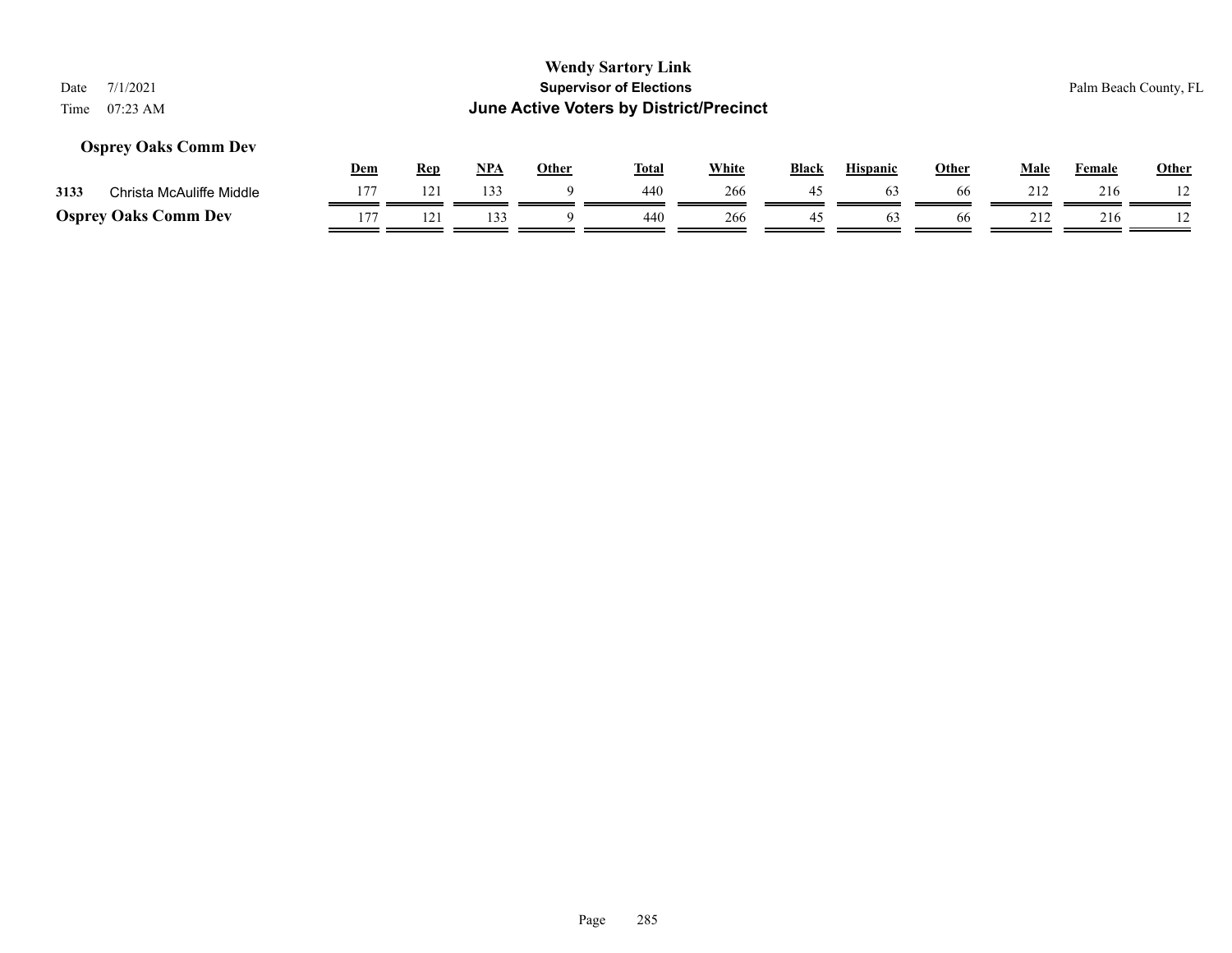# Wendy Sartory Link
## Supervisor of Elections
## June Active Voters by District/Precinct

Date 7/1/2021
Time 07:23 AM

Palm Beach County, FL

### Osprey Oaks Comm Dev

| | | Dem | Rep | NPA | Other | Total | White | Black | Hispanic | Other | Male | Female | Other |
|---|---|---|---|---|---|---|---|---|---|---|---|---|---|
| 3133 | Christa McAuliffe Middle | 177 | 121 | 133 | 9 | 440 | 266 | 45 | 63 | 66 | 212 | 216 | 12 |
| **Osprey Oaks Comm Dev** | | 177 | 121 | 133 | 9 | 440 | 266 | 45 | 63 | 66 | 212 | 216 | 12 |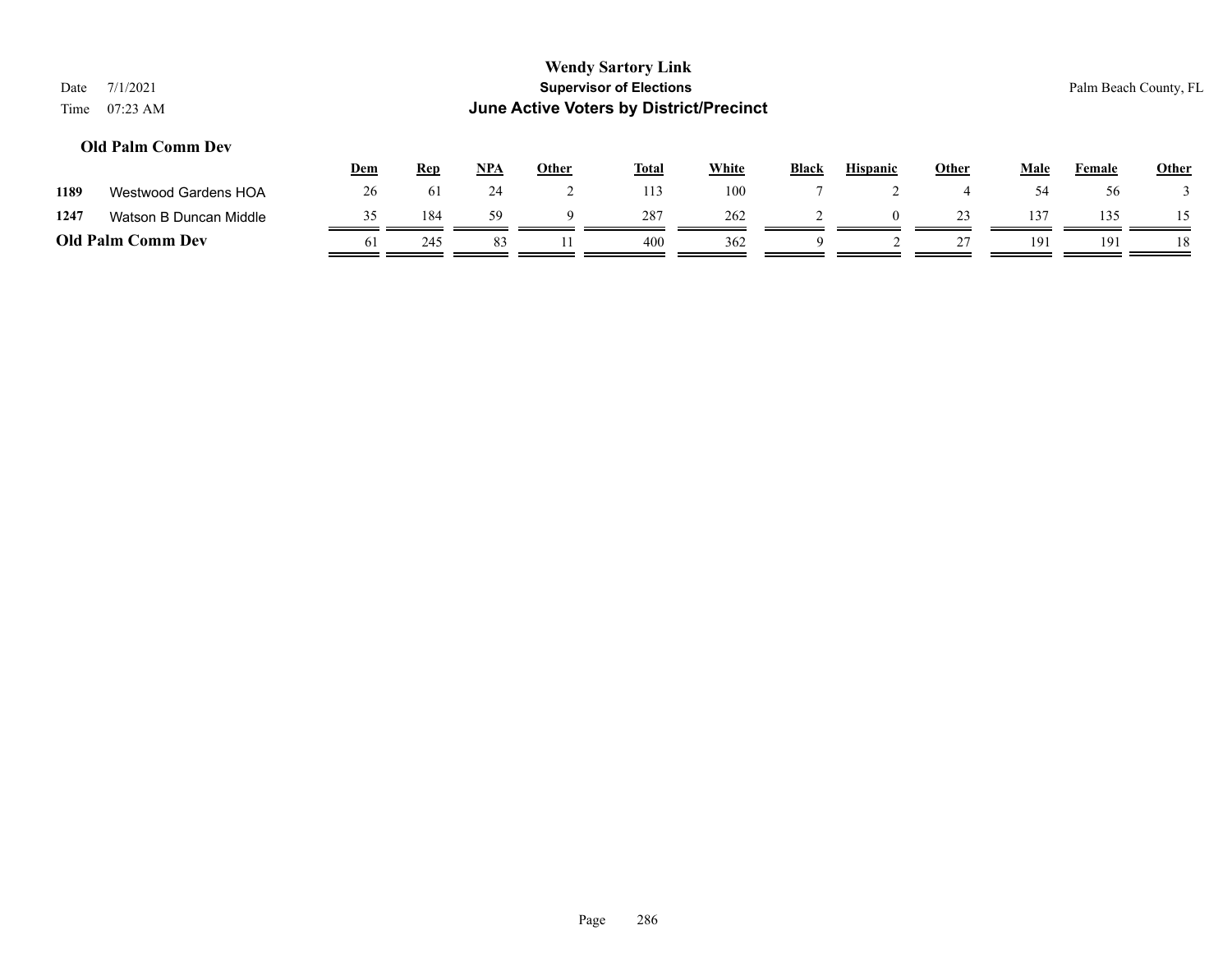# Wendy Sartory Link
## Supervisor of Elections
## June Active Voters by District/Precinct

Date 7/1/2021
Time 07:23 AM

Palm Beach County, FL

### Old Palm Comm Dev

| | | Dem | Rep | NPA | Other | Total | White | Black | Hispanic | Other | Male | Female | Other |
|---|---|---|---|---|---|---|---|---|---|---|---|---|---|
| 1189 | Westwood Gardens HOA | 26 | 61 | 24 | 2 | 113 | 100 | 7 | 2 | 4 | 54 | 56 | 3 |
| 1247 | Watson B Duncan Middle | 35 | 184 | 59 | 9 | 287 | 262 | 2 | 0 | 23 | 137 | 135 | 15 |
| **Old Palm Comm Dev** | | 61 | 245 | 83 | 11 | 400 | 362 | 9 | 2 | 27 | 191 | 191 | 18 |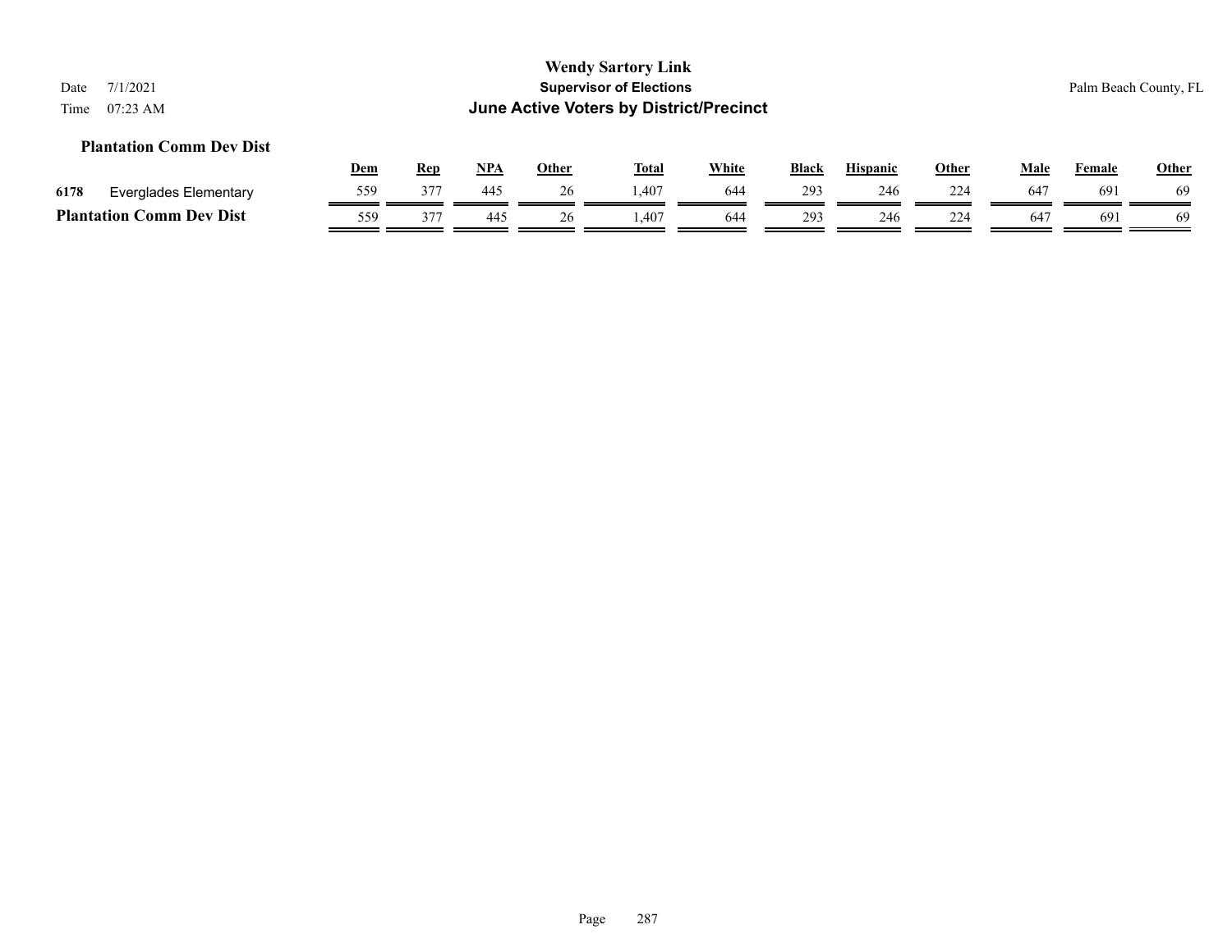### Plantation Comm Dev Dist

| | | Dem | Rep | NPA | Other | Total | White | Black | Hispanic | Other | Male | Female | Other |
|---|---|---|---|---|---|---|---|---|---|---|---|---|---|
| 6178 | Everglades Elementary | 559 | 377 | 445 | 26 | 1,407 | 644 | 293 | 246 | 224 | 647 | 691 | 69 |
| **Plantation Comm Dev Dist** | | 559 | 377 | 445 | 26 | 1,407 | 644 | 293 | 246 | 224 | 647 | 691 | 69 |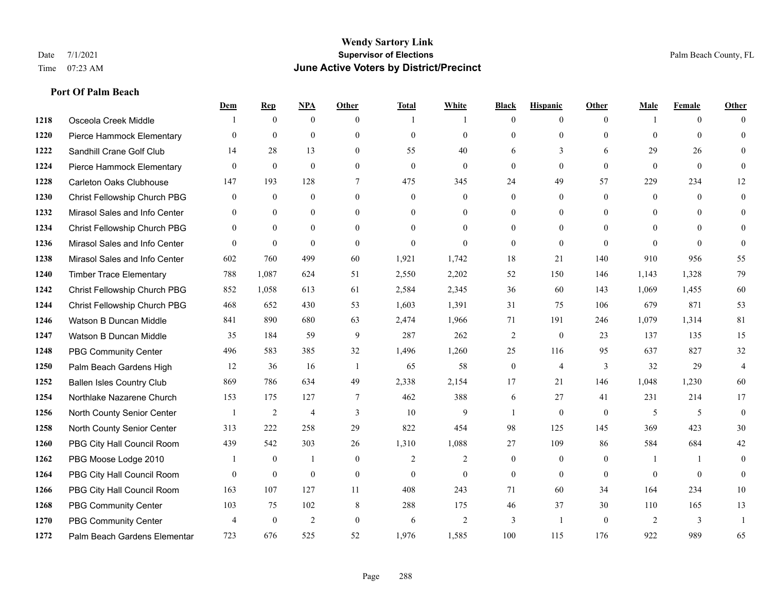# Wendy Sartory Link
## Supervisor of Elections
## June Active Voters by District/Precinct

Date 7/1/2021
Time 07:23 AM

Palm Beach County, FL

### Port Of Palm Beach

| | | Dem | Rep | NPA | Other | Total | White | Black | Hispanic | Other | Male | Female | Other |
|---|---|---|---|---|---|---|---|---|---|---|---|---|---|
| 1218 | Osceola Creek Middle | 1 | 0 | 0 | 0 | 1 | 1 | 0 | 0 | 0 | 1 | 0 | 0 |
| 1220 | Pierce Hammock Elementary | 0 | 0 | 0 | 0 | 0 | 0 | 0 | 0 | 0 | 0 | 0 | 0 |
| 1222 | Sandhill Crane Golf Club | 14 | 28 | 13 | 0 | 55 | 40 | 6 | 3 | 6 | 29 | 26 | 0 |
| 1224 | Pierce Hammock Elementary | 0 | 0 | 0 | 0 | 0 | 0 | 0 | 0 | 0 | 0 | 0 | 0 |
| 1228 | Carleton Oaks Clubhouse | 147 | 193 | 128 | 7 | 475 | 345 | 24 | 49 | 57 | 229 | 234 | 12 |
| 1230 | Christ Fellowship Church PBG | 0 | 0 | 0 | 0 | 0 | 0 | 0 | 0 | 0 | 0 | 0 | 0 |
| 1232 | Mirasol Sales and Info Center | 0 | 0 | 0 | 0 | 0 | 0 | 0 | 0 | 0 | 0 | 0 | 0 |
| 1234 | Christ Fellowship Church PBG | 0 | 0 | 0 | 0 | 0 | 0 | 0 | 0 | 0 | 0 | 0 | 0 |
| 1236 | Mirasol Sales and Info Center | 0 | 0 | 0 | 0 | 0 | 0 | 0 | 0 | 0 | 0 | 0 | 0 |
| 1238 | Mirasol Sales and Info Center | 602 | 760 | 499 | 60 | 1,921 | 1,742 | 18 | 21 | 140 | 910 | 956 | 55 |
| 1240 | Timber Trace Elementary | 788 | 1,087 | 624 | 51 | 2,550 | 2,202 | 52 | 150 | 146 | 1,143 | 1,328 | 79 |
| 1242 | Christ Fellowship Church PBG | 852 | 1,058 | 613 | 61 | 2,584 | 2,345 | 36 | 60 | 143 | 1,069 | 1,455 | 60 |
| 1244 | Christ Fellowship Church PBG | 468 | 652 | 430 | 53 | 1,603 | 1,391 | 31 | 75 | 106 | 679 | 871 | 53 |
| 1246 | Watson B Duncan Middle | 841 | 890 | 680 | 63 | 2,474 | 1,966 | 71 | 191 | 246 | 1,079 | 1,314 | 81 |
| 1247 | Watson B Duncan Middle | 35 | 184 | 59 | 9 | 287 | 262 | 2 | 0 | 23 | 137 | 135 | 15 |
| 1248 | PBG Community Center | 496 | 583 | 385 | 32 | 1,496 | 1,260 | 25 | 116 | 95 | 637 | 827 | 32 |
| 1250 | Palm Beach Gardens High | 12 | 36 | 16 | 1 | 65 | 58 | 0 | 4 | 3 | 32 | 29 | 4 |
| 1252 | Ballen Isles Country Club | 869 | 786 | 634 | 49 | 2,338 | 2,154 | 17 | 21 | 146 | 1,048 | 1,230 | 60 |
| 1254 | Northlake Nazarene Church | 153 | 175 | 127 | 7 | 462 | 388 | 6 | 27 | 41 | 231 | 214 | 17 |
| 1256 | North County Senior Center | 1 | 2 | 4 | 3 | 10 | 9 | 1 | 0 | 0 | 5 | 5 | 0 |
| 1258 | North County Senior Center | 313 | 222 | 258 | 29 | 822 | 454 | 98 | 125 | 145 | 369 | 423 | 30 |
| 1260 | PBG City Hall Council Room | 439 | 542 | 303 | 26 | 1,310 | 1,088 | 27 | 109 | 86 | 584 | 684 | 42 |
| 1262 | PBG Moose Lodge 2010 | 1 | 0 | 1 | 0 | 2 | 2 | 0 | 0 | 0 | 1 | 1 | 0 |
| 1264 | PBG City Hall Council Room | 0 | 0 | 0 | 0 | 0 | 0 | 0 | 0 | 0 | 0 | 0 | 0 |
| 1266 | PBG City Hall Council Room | 163 | 107 | 127 | 11 | 408 | 243 | 71 | 60 | 34 | 164 | 234 | 10 |
| 1268 | PBG Community Center | 103 | 75 | 102 | 8 | 288 | 175 | 46 | 37 | 30 | 110 | 165 | 13 |
| 1270 | PBG Community Center | 4 | 0 | 2 | 0 | 6 | 2 | 3 | 1 | 0 | 2 | 3 | 1 |
| 1272 | Palm Beach Gardens Elementar | 723 | 676 | 525 | 52 | 1,976 | 1,585 | 100 | 115 | 176 | 922 | 989 | 65 |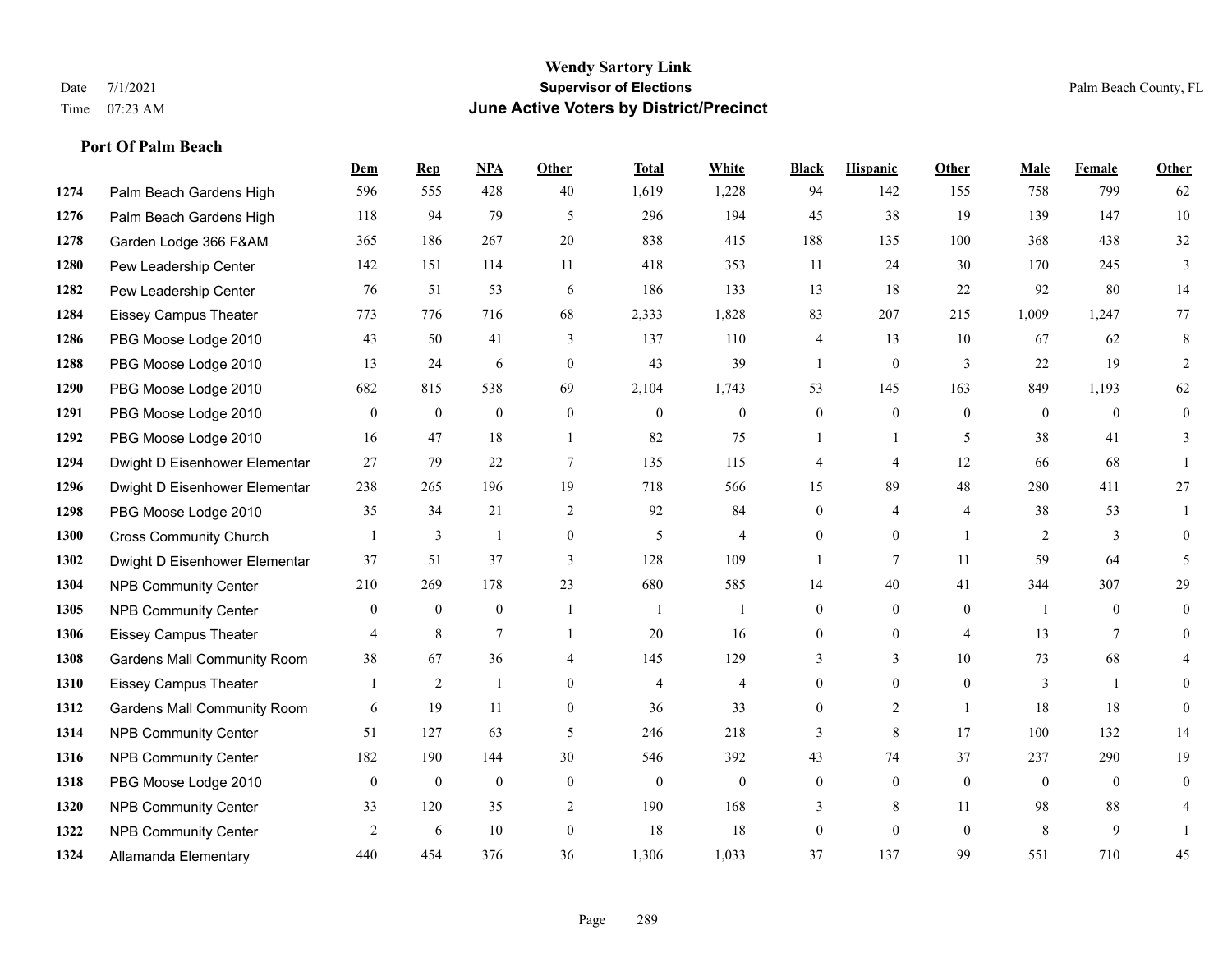# Wendy Sartory Link
## Supervisor of Elections
## June Active Voters by District/Precinct

Date 7/1/2021
Time 07:23 AM

Palm Beach County, FL

### Port Of Palm Beach

| | | Dem | Rep | NPA | Other | Total | White | Black | Hispanic | Other | Male | Female | Other |
|---|---|---|---|---|---|---|---|---|---|---|---|---|---|
| 1274 | Palm Beach Gardens High | 596 | 555 | 428 | 40 | 1,619 | 1,228 | 94 | 142 | 155 | 758 | 799 | 62 |
| 1276 | Palm Beach Gardens High | 118 | 94 | 79 | 5 | 296 | 194 | 45 | 38 | 19 | 139 | 147 | 10 |
| 1278 | Garden Lodge 366 F&AM | 365 | 186 | 267 | 20 | 838 | 415 | 188 | 135 | 100 | 368 | 438 | 32 |
| 1280 | Pew Leadership Center | 142 | 151 | 114 | 11 | 418 | 353 | 11 | 24 | 30 | 170 | 245 | 3 |
| 1282 | Pew Leadership Center | 76 | 51 | 53 | 6 | 186 | 133 | 13 | 18 | 22 | 92 | 80 | 14 |
| 1284 | Eissey Campus Theater | 773 | 776 | 716 | 68 | 2,333 | 1,828 | 83 | 207 | 215 | 1,009 | 1,247 | 77 |
| 1286 | PBG Moose Lodge 2010 | 43 | 50 | 41 | 3 | 137 | 110 | 4 | 13 | 10 | 67 | 62 | 8 |
| 1288 | PBG Moose Lodge 2010 | 13 | 24 | 6 | 0 | 43 | 39 | 1 | 0 | 3 | 22 | 19 | 2 |
| 1290 | PBG Moose Lodge 2010 | 682 | 815 | 538 | 69 | 2,104 | 1,743 | 53 | 145 | 163 | 849 | 1,193 | 62 |
| 1291 | PBG Moose Lodge 2010 | 0 | 0 | 0 | 0 | 0 | 0 | 0 | 0 | 0 | 0 | 0 | 0 |
| 1292 | PBG Moose Lodge 2010 | 16 | 47 | 18 | 1 | 82 | 75 | 1 | 1 | 5 | 38 | 41 | 3 |
| 1294 | Dwight D Eisenhower Elementar | 27 | 79 | 22 | 7 | 135 | 115 | 4 | 4 | 12 | 66 | 68 | 1 |
| 1296 | Dwight D Eisenhower Elementar | 238 | 265 | 196 | 19 | 718 | 566 | 15 | 89 | 48 | 280 | 411 | 27 |
| 1298 | PBG Moose Lodge 2010 | 35 | 34 | 21 | 2 | 92 | 84 | 0 | 4 | 4 | 38 | 53 | 1 |
| 1300 | Cross Community Church | 1 | 3 | 1 | 0 | 5 | 4 | 0 | 0 | 1 | 2 | 3 | 0 |
| 1302 | Dwight D Eisenhower Elementar | 37 | 51 | 37 | 3 | 128 | 109 | 1 | 7 | 11 | 59 | 64 | 5 |
| 1304 | NPB Community Center | 210 | 269 | 178 | 23 | 680 | 585 | 14 | 40 | 41 | 344 | 307 | 29 |
| 1305 | NPB Community Center | 0 | 0 | 0 | 1 | 1 | 1 | 0 | 0 | 0 | 1 | 0 | 0 |
| 1306 | Eissey Campus Theater | 4 | 8 | 7 | 1 | 20 | 16 | 0 | 0 | 4 | 13 | 7 | 0 |
| 1308 | Gardens Mall Community Room | 38 | 67 | 36 | 4 | 145 | 129 | 3 | 3 | 10 | 73 | 68 | 4 |
| 1310 | Eissey Campus Theater | 1 | 2 | 1 | 0 | 4 | 4 | 0 | 0 | 0 | 3 | 1 | 0 |
| 1312 | Gardens Mall Community Room | 6 | 19 | 11 | 0 | 36 | 33 | 0 | 2 | 1 | 18 | 18 | 0 |
| 1314 | NPB Community Center | 51 | 127 | 63 | 5 | 246 | 218 | 3 | 8 | 17 | 100 | 132 | 14 |
| 1316 | NPB Community Center | 182 | 190 | 144 | 30 | 546 | 392 | 43 | 74 | 37 | 237 | 290 | 19 |
| 1318 | PBG Moose Lodge 2010 | 0 | 0 | 0 | 0 | 0 | 0 | 0 | 0 | 0 | 0 | 0 | 0 |
| 1320 | NPB Community Center | 33 | 120 | 35 | 2 | 190 | 168 | 3 | 8 | 11 | 98 | 88 | 4 |
| 1322 | NPB Community Center | 2 | 6 | 10 | 0 | 18 | 18 | 0 | 0 | 0 | 8 | 9 | 1 |
| 1324 | Allamanda Elementary | 440 | 454 | 376 | 36 | 1,306 | 1,033 | 37 | 137 | 99 | 551 | 710 | 45 |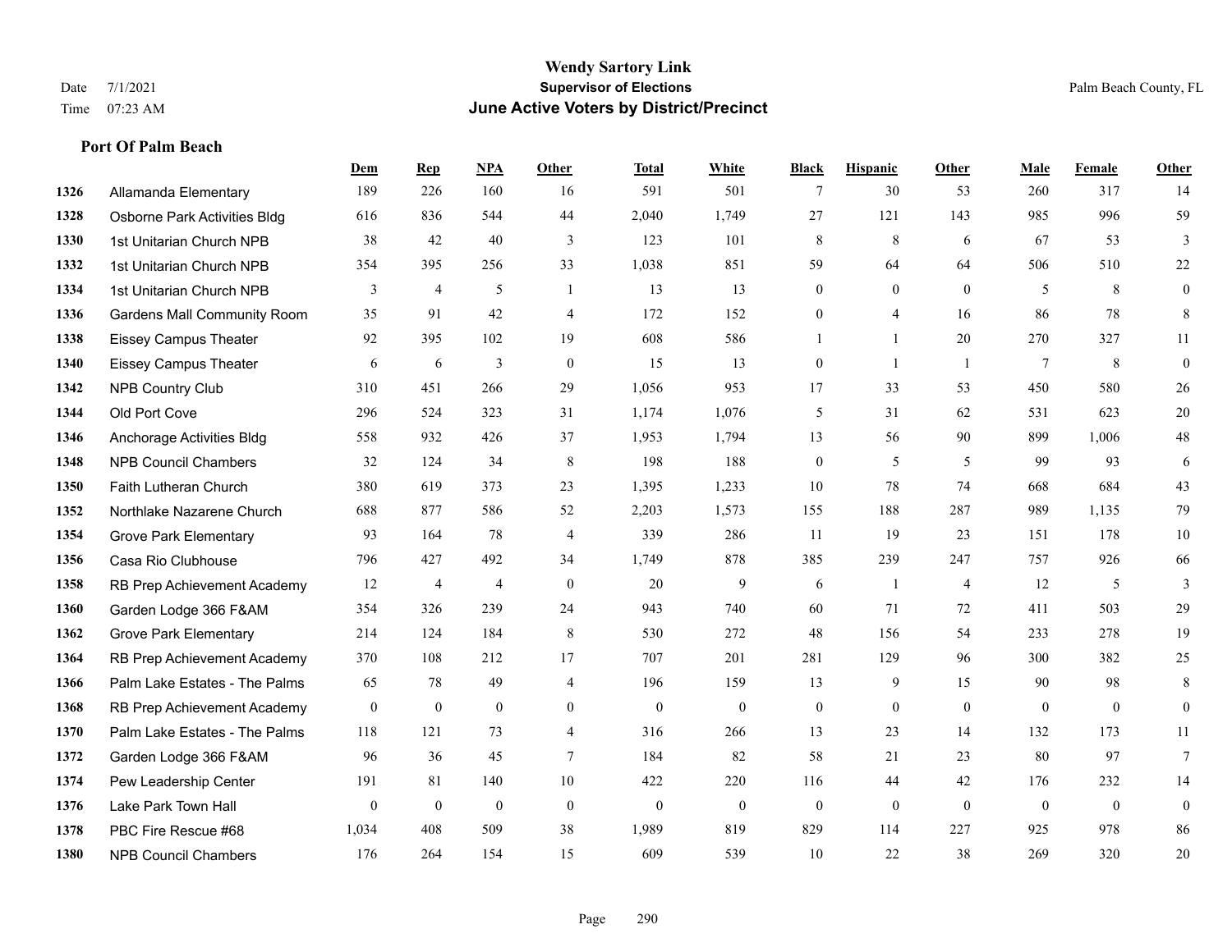# Wendy Sartory Link
## Supervisor of Elections
## June Active Voters by District/Precinct

Date 7/1/2021
Time 07:23 AM

Palm Beach County, FL

**Port Of Palm Beach**

| | | Dem | Rep | NPA | Other | Total | White | Black | Hispanic | Other | Male | Female | Other |
|---|---|---|---|---|---|---|---|---|---|---|---|---|---|
| 1326 | Allamanda Elementary | 189 | 226 | 160 | 16 | 591 | 501 | 7 | 30 | 53 | 260 | 317 | 14 |
| 1328 | Osborne Park Activities Bldg | 616 | 836 | 544 | 44 | 2,040 | 1,749 | 27 | 121 | 143 | 985 | 996 | 59 |
| 1330 | 1st Unitarian Church NPB | 38 | 42 | 40 | 3 | 123 | 101 | 8 | 8 | 6 | 67 | 53 | 3 |
| 1332 | 1st Unitarian Church NPB | 354 | 395 | 256 | 33 | 1,038 | 851 | 59 | 64 | 64 | 506 | 510 | 22 |
| 1334 | 1st Unitarian Church NPB | 3 | 4 | 5 | 1 | 13 | 13 | 0 | 0 | 0 | 5 | 8 | 0 |
| 1336 | Gardens Mall Community Room | 35 | 91 | 42 | 4 | 172 | 152 | 0 | 4 | 16 | 86 | 78 | 8 |
| 1338 | Eissey Campus Theater | 92 | 395 | 102 | 19 | 608 | 586 | 1 | 1 | 20 | 270 | 327 | 11 |
| 1340 | Eissey Campus Theater | 6 | 6 | 3 | 0 | 15 | 13 | 0 | 1 | 1 | 7 | 8 | 0 |
| 1342 | NPB Country Club | 310 | 451 | 266 | 29 | 1,056 | 953 | 17 | 33 | 53 | 450 | 580 | 26 |
| 1344 | Old Port Cove | 296 | 524 | 323 | 31 | 1,174 | 1,076 | 5 | 31 | 62 | 531 | 623 | 20 |
| 1346 | Anchorage Activities Bldg | 558 | 932 | 426 | 37 | 1,953 | 1,794 | 13 | 56 | 90 | 899 | 1,006 | 48 |
| 1348 | NPB Council Chambers | 32 | 124 | 34 | 8 | 198 | 188 | 0 | 5 | 5 | 99 | 93 | 6 |
| 1350 | Faith Lutheran Church | 380 | 619 | 373 | 23 | 1,395 | 1,233 | 10 | 78 | 74 | 668 | 684 | 43 |
| 1352 | Northlake Nazarene Church | 688 | 877 | 586 | 52 | 2,203 | 1,573 | 155 | 188 | 287 | 989 | 1,135 | 79 |
| 1354 | Grove Park Elementary | 93 | 164 | 78 | 4 | 339 | 286 | 11 | 19 | 23 | 151 | 178 | 10 |
| 1356 | Casa Rio Clubhouse | 796 | 427 | 492 | 34 | 1,749 | 878 | 385 | 239 | 247 | 757 | 926 | 66 |
| 1358 | RB Prep Achievement Academy | 12 | 4 | 4 | 0 | 20 | 9 | 6 | 1 | 4 | 12 | 5 | 3 |
| 1360 | Garden Lodge 366 F&AM | 354 | 326 | 239 | 24 | 943 | 740 | 60 | 71 | 72 | 411 | 503 | 29 |
| 1362 | Grove Park Elementary | 214 | 124 | 184 | 8 | 530 | 272 | 48 | 156 | 54 | 233 | 278 | 19 |
| 1364 | RB Prep Achievement Academy | 370 | 108 | 212 | 17 | 707 | 201 | 281 | 129 | 96 | 300 | 382 | 25 |
| 1366 | Palm Lake Estates - The Palms | 65 | 78 | 49 | 4 | 196 | 159 | 13 | 9 | 15 | 90 | 98 | 8 |
| 1368 | RB Prep Achievement Academy | 0 | 0 | 0 | 0 | 0 | 0 | 0 | 0 | 0 | 0 | 0 | 0 |
| 1370 | Palm Lake Estates - The Palms | 118 | 121 | 73 | 4 | 316 | 266 | 13 | 23 | 14 | 132 | 173 | 11 |
| 1372 | Garden Lodge 366 F&AM | 96 | 36 | 45 | 7 | 184 | 82 | 58 | 21 | 23 | 80 | 97 | 7 |
| 1374 | Pew Leadership Center | 191 | 81 | 140 | 10 | 422 | 220 | 116 | 44 | 42 | 176 | 232 | 14 |
| 1376 | Lake Park Town Hall | 0 | 0 | 0 | 0 | 0 | 0 | 0 | 0 | 0 | 0 | 0 | 0 |
| 1378 | PBC Fire Rescue #68 | 1,034 | 408 | 509 | 38 | 1,989 | 819 | 829 | 114 | 227 | 925 | 978 | 86 |
| 1380 | NPB Council Chambers | 176 | 264 | 154 | 15 | 609 | 539 | 10 | 22 | 38 | 269 | 320 | 20 |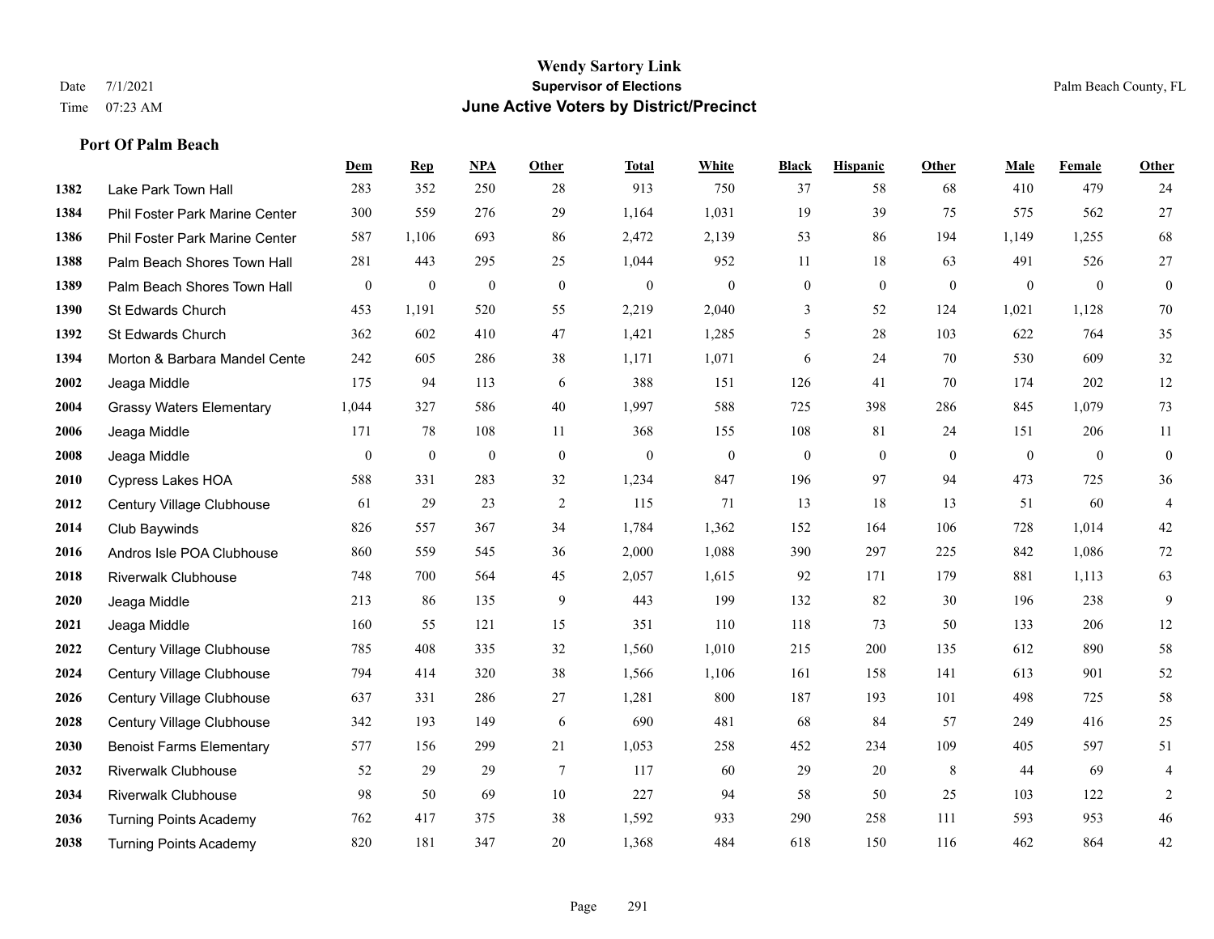# Wendy Sartory Link

## Supervisor of Elections

## June Active Voters by District/Precinct

Date 7/1/2021
Time 07:23 AM

Palm Beach County, FL

### Port Of Palm Beach

| | | Dem | Rep | NPA | Other | Total | White | Black | Hispanic | Other | Male | Female | Other |
|---|---|---|---|---|---|---|---|---|---|---|---|---|---|
| 1382 | Lake Park Town Hall | 283 | 352 | 250 | 28 | 913 | 750 | 37 | 58 | 68 | 410 | 479 | 24 |
| 1384 | Phil Foster Park Marine Center | 300 | 559 | 276 | 29 | 1,164 | 1,031 | 19 | 39 | 75 | 575 | 562 | 27 |
| 1386 | Phil Foster Park Marine Center | 587 | 1,106 | 693 | 86 | 2,472 | 2,139 | 53 | 86 | 194 | 1,149 | 1,255 | 68 |
| 1388 | Palm Beach Shores Town Hall | 281 | 443 | 295 | 25 | 1,044 | 952 | 11 | 18 | 63 | 491 | 526 | 27 |
| 1389 | Palm Beach Shores Town Hall | 0 | 0 | 0 | 0 | 0 | 0 | 0 | 0 | 0 | 0 | 0 | 0 |
| 1390 | St Edwards Church | 453 | 1,191 | 520 | 55 | 2,219 | 2,040 | 3 | 52 | 124 | 1,021 | 1,128 | 70 |
| 1392 | St Edwards Church | 362 | 602 | 410 | 47 | 1,421 | 1,285 | 5 | 28 | 103 | 622 | 764 | 35 |
| 1394 | Morton & Barbara Mandel Cente | 242 | 605 | 286 | 38 | 1,171 | 1,071 | 6 | 24 | 70 | 530 | 609 | 32 |
| 2002 | Jeaga Middle | 175 | 94 | 113 | 6 | 388 | 151 | 126 | 41 | 70 | 174 | 202 | 12 |
| 2004 | Grassy Waters Elementary | 1,044 | 327 | 586 | 40 | 1,997 | 588 | 725 | 398 | 286 | 845 | 1,079 | 73 |
| 2006 | Jeaga Middle | 171 | 78 | 108 | 11 | 368 | 155 | 108 | 81 | 24 | 151 | 206 | 11 |
| 2008 | Jeaga Middle | 0 | 0 | 0 | 0 | 0 | 0 | 0 | 0 | 0 | 0 | 0 | 0 |
| 2010 | Cypress Lakes HOA | 588 | 331 | 283 | 32 | 1,234 | 847 | 196 | 97 | 94 | 473 | 725 | 36 |
| 2012 | Century Village Clubhouse | 61 | 29 | 23 | 2 | 115 | 71 | 13 | 18 | 13 | 51 | 60 | 4 |
| 2014 | Club Baywinds | 826 | 557 | 367 | 34 | 1,784 | 1,362 | 152 | 164 | 106 | 728 | 1,014 | 42 |
| 2016 | Andros Isle POA Clubhouse | 860 | 559 | 545 | 36 | 2,000 | 1,088 | 390 | 297 | 225 | 842 | 1,086 | 72 |
| 2018 | Riverwalk Clubhouse | 748 | 700 | 564 | 45 | 2,057 | 1,615 | 92 | 171 | 179 | 881 | 1,113 | 63 |
| 2020 | Jeaga Middle | 213 | 86 | 135 | 9 | 443 | 199 | 132 | 82 | 30 | 196 | 238 | 9 |
| 2021 | Jeaga Middle | 160 | 55 | 121 | 15 | 351 | 110 | 118 | 73 | 50 | 133 | 206 | 12 |
| 2022 | Century Village Clubhouse | 785 | 408 | 335 | 32 | 1,560 | 1,010 | 215 | 200 | 135 | 612 | 890 | 58 |
| 2024 | Century Village Clubhouse | 794 | 414 | 320 | 38 | 1,566 | 1,106 | 161 | 158 | 141 | 613 | 901 | 52 |
| 2026 | Century Village Clubhouse | 637 | 331 | 286 | 27 | 1,281 | 800 | 187 | 193 | 101 | 498 | 725 | 58 |
| 2028 | Century Village Clubhouse | 342 | 193 | 149 | 6 | 690 | 481 | 68 | 84 | 57 | 249 | 416 | 25 |
| 2030 | Benoist Farms Elementary | 577 | 156 | 299 | 21 | 1,053 | 258 | 452 | 234 | 109 | 405 | 597 | 51 |
| 2032 | Riverwalk Clubhouse | 52 | 29 | 29 | 7 | 117 | 60 | 29 | 20 | 8 | 44 | 69 | 4 |
| 2034 | Riverwalk Clubhouse | 98 | 50 | 69 | 10 | 227 | 94 | 58 | 50 | 25 | 103 | 122 | 2 |
| 2036 | Turning Points Academy | 762 | 417 | 375 | 38 | 1,592 | 933 | 290 | 258 | 111 | 593 | 953 | 46 |
| 2038 | Turning Points Academy | 820 | 181 | 347 | 20 | 1,368 | 484 | 618 | 150 | 116 | 462 | 864 | 42 |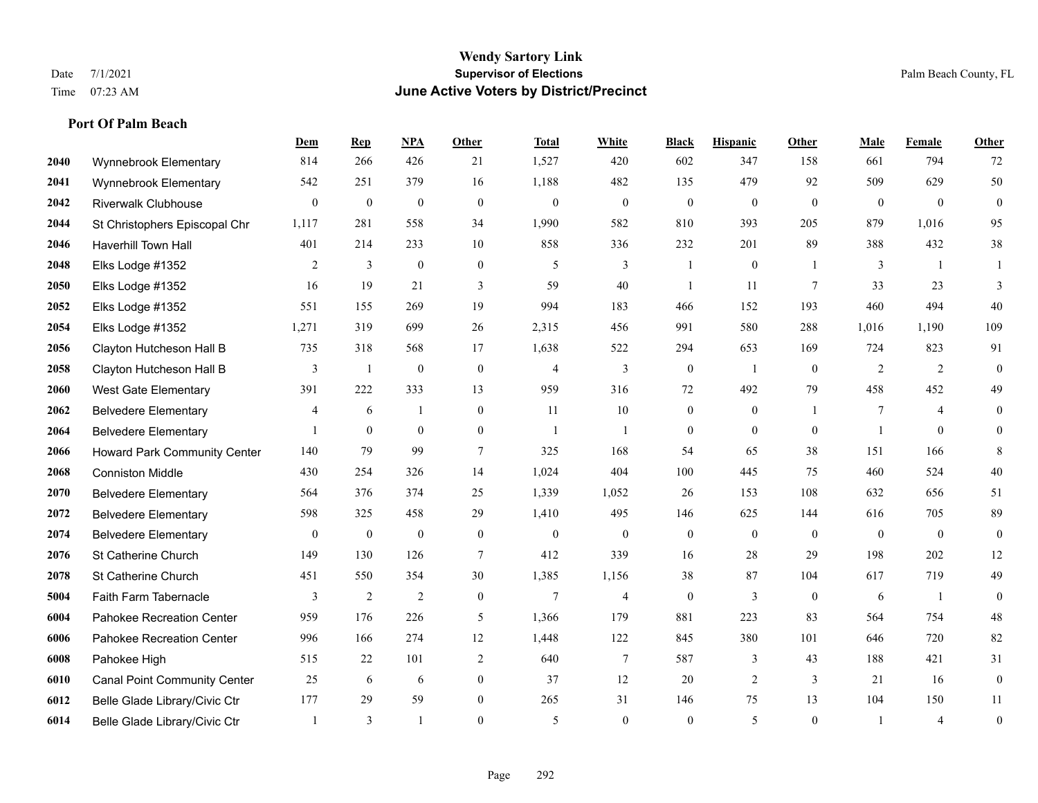# Wendy Sartory Link
## Supervisor of Elections
## June Active Voters by District/Precinct

Date 7/1/2021
Time 07:23 AM

Palm Beach County, FL

### Port Of Palm Beach

| | | Dem | Rep | NPA | Other | Total | White | Black | Hispanic | Other | Male | Female | Other |
|---|---|---|---|---|---|---|---|---|---|---|---|---|---|
| 2040 | Wynnebrook Elementary | 814 | 266 | 426 | 21 | 1,527 | 420 | 602 | 347 | 158 | 661 | 794 | 72 |
| 2041 | Wynnebrook Elementary | 542 | 251 | 379 | 16 | 1,188 | 482 | 135 | 479 | 92 | 509 | 629 | 50 |
| 2042 | Riverwalk Clubhouse | 0 | 0 | 0 | 0 | 0 | 0 | 0 | 0 | 0 | 0 | 0 | 0 |
| 2044 | St Christophers Episcopal Chr | 1,117 | 281 | 558 | 34 | 1,990 | 582 | 810 | 393 | 205 | 879 | 1,016 | 95 |
| 2046 | Haverhill Town Hall | 401 | 214 | 233 | 10 | 858 | 336 | 232 | 201 | 89 | 388 | 432 | 38 |
| 2048 | Elks Lodge #1352 | 2 | 3 | 0 | 0 | 5 | 3 | 1 | 0 | 1 | 3 | 1 | 1 |
| 2050 | Elks Lodge #1352 | 16 | 19 | 21 | 3 | 59 | 40 | 1 | 11 | 7 | 33 | 23 | 3 |
| 2052 | Elks Lodge #1352 | 551 | 155 | 269 | 19 | 994 | 183 | 466 | 152 | 193 | 460 | 494 | 40 |
| 2054 | Elks Lodge #1352 | 1,271 | 319 | 699 | 26 | 2,315 | 456 | 991 | 580 | 288 | 1,016 | 1,190 | 109 |
| 2056 | Clayton Hutcheson Hall B | 735 | 318 | 568 | 17 | 1,638 | 522 | 294 | 653 | 169 | 724 | 823 | 91 |
| 2058 | Clayton Hutcheson Hall B | 3 | 1 | 0 | 0 | 4 | 3 | 0 | 1 | 0 | 2 | 2 | 0 |
| 2060 | West Gate Elementary | 391 | 222 | 333 | 13 | 959 | 316 | 72 | 492 | 79 | 458 | 452 | 49 |
| 2062 | Belvedere Elementary | 4 | 6 | 1 | 0 | 11 | 10 | 0 | 0 | 1 | 7 | 4 | 0 |
| 2064 | Belvedere Elementary | 1 | 0 | 0 | 0 | 1 | 1 | 0 | 0 | 0 | 1 | 0 | 0 |
| 2066 | Howard Park Community Center | 140 | 79 | 99 | 7 | 325 | 168 | 54 | 65 | 38 | 151 | 166 | 8 |
| 2068 | Conniston Middle | 430 | 254 | 326 | 14 | 1,024 | 404 | 100 | 445 | 75 | 460 | 524 | 40 |
| 2070 | Belvedere Elementary | 564 | 376 | 374 | 25 | 1,339 | 1,052 | 26 | 153 | 108 | 632 | 656 | 51 |
| 2072 | Belvedere Elementary | 598 | 325 | 458 | 29 | 1,410 | 495 | 146 | 625 | 144 | 616 | 705 | 89 |
| 2074 | Belvedere Elementary | 0 | 0 | 0 | 0 | 0 | 0 | 0 | 0 | 0 | 0 | 0 | 0 |
| 2076 | St Catherine Church | 149 | 130 | 126 | 7 | 412 | 339 | 16 | 28 | 29 | 198 | 202 | 12 |
| 2078 | St Catherine Church | 451 | 550 | 354 | 30 | 1,385 | 1,156 | 38 | 87 | 104 | 617 | 719 | 49 |
| 5004 | Faith Farm Tabernacle | 3 | 2 | 2 | 0 | 7 | 4 | 0 | 3 | 0 | 6 | 1 | 0 |
| 6004 | Pahokee Recreation Center | 959 | 176 | 226 | 5 | 1,366 | 179 | 881 | 223 | 83 | 564 | 754 | 48 |
| 6006 | Pahokee Recreation Center | 996 | 166 | 274 | 12 | 1,448 | 122 | 845 | 380 | 101 | 646 | 720 | 82 |
| 6008 | Pahokee High | 515 | 22 | 101 | 2 | 640 | 7 | 587 | 3 | 43 | 188 | 421 | 31 |
| 6010 | Canal Point Community Center | 25 | 6 | 6 | 0 | 37 | 12 | 20 | 2 | 3 | 21 | 16 | 0 |
| 6012 | Belle Glade Library/Civic Ctr | 177 | 29 | 59 | 0 | 265 | 31 | 146 | 75 | 13 | 104 | 150 | 11 |
| 6014 | Belle Glade Library/Civic Ctr | 1 | 3 | 1 | 0 | 5 | 0 | 0 | 5 | 0 | 1 | 4 | 0 |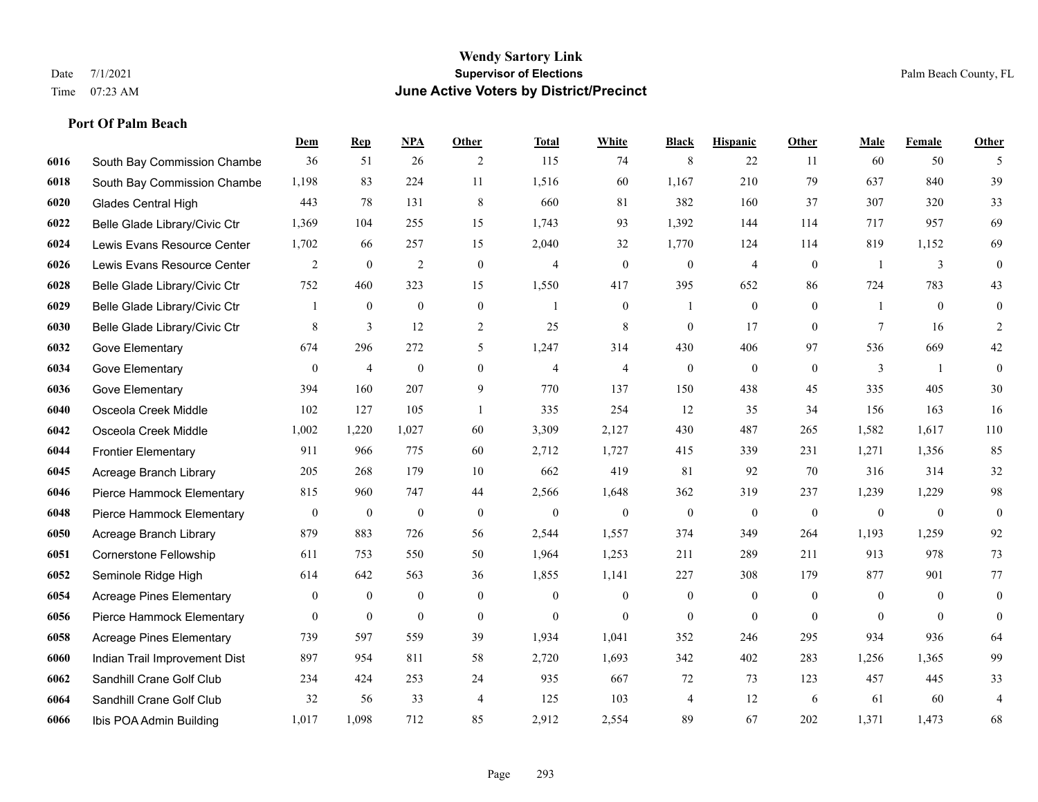# Wendy Sartory Link

**Supervisor of Elections**

**June Active Voters by District/Precinct**

Date 7/1/2021

Time 07:23 AM

Palm Beach County, FL

**Port Of Palm Beach**

| | | Dem | Rep | NPA | Other | Total | White | Black | Hispanic | Other | Male | Female | Other |
|---|---|---|---|---|---|---|---|---|---|---|---|---|---|
| 6016 | South Bay Commission Chambe | 36 | 51 | 26 | 2 | 115 | 74 | 8 | 22 | 11 | 60 | 50 | 5 |
| 6018 | South Bay Commission Chambe | 1,198 | 83 | 224 | 11 | 1,516 | 60 | 1,167 | 210 | 79 | 637 | 840 | 39 |
| 6020 | Glades Central High | 443 | 78 | 131 | 8 | 660 | 81 | 382 | 160 | 37 | 307 | 320 | 33 |
| 6022 | Belle Glade Library/Civic Ctr | 1,369 | 104 | 255 | 15 | 1,743 | 93 | 1,392 | 144 | 114 | 717 | 957 | 69 |
| 6024 | Lewis Evans Resource Center | 1,702 | 66 | 257 | 15 | 2,040 | 32 | 1,770 | 124 | 114 | 819 | 1,152 | 69 |
| 6026 | Lewis Evans Resource Center | 2 | 0 | 2 | 0 | 4 | 0 | 0 | 4 | 0 | 1 | 3 | 0 |
| 6028 | Belle Glade Library/Civic Ctr | 752 | 460 | 323 | 15 | 1,550 | 417 | 395 | 652 | 86 | 724 | 783 | 43 |
| 6029 | Belle Glade Library/Civic Ctr | 1 | 0 | 0 | 0 | 1 | 0 | 1 | 0 | 0 | 1 | 0 | 0 |
| 6030 | Belle Glade Library/Civic Ctr | 8 | 3 | 12 | 2 | 25 | 8 | 0 | 17 | 0 | 7 | 16 | 2 |
| 6032 | Gove Elementary | 674 | 296 | 272 | 5 | 1,247 | 314 | 430 | 406 | 97 | 536 | 669 | 42 |
| 6034 | Gove Elementary | 0 | 4 | 0 | 0 | 4 | 4 | 0 | 0 | 0 | 3 | 1 | 0 |
| 6036 | Gove Elementary | 394 | 160 | 207 | 9 | 770 | 137 | 150 | 438 | 45 | 335 | 405 | 30 |
| 6040 | Osceola Creek Middle | 102 | 127 | 105 | 1 | 335 | 254 | 12 | 35 | 34 | 156 | 163 | 16 |
| 6042 | Osceola Creek Middle | 1,002 | 1,220 | 1,027 | 60 | 3,309 | 2,127 | 430 | 487 | 265 | 1,582 | 1,617 | 110 |
| 6044 | Frontier Elementary | 911 | 966 | 775 | 60 | 2,712 | 1,727 | 415 | 339 | 231 | 1,271 | 1,356 | 85 |
| 6045 | Acreage Branch Library | 205 | 268 | 179 | 10 | 662 | 419 | 81 | 92 | 70 | 316 | 314 | 32 |
| 6046 | Pierce Hammock Elementary | 815 | 960 | 747 | 44 | 2,566 | 1,648 | 362 | 319 | 237 | 1,239 | 1,229 | 98 |
| 6048 | Pierce Hammock Elementary | 0 | 0 | 0 | 0 | 0 | 0 | 0 | 0 | 0 | 0 | 0 | 0 |
| 6050 | Acreage Branch Library | 879 | 883 | 726 | 56 | 2,544 | 1,557 | 374 | 349 | 264 | 1,193 | 1,259 | 92 |
| 6051 | Cornerstone Fellowship | 611 | 753 | 550 | 50 | 1,964 | 1,253 | 211 | 289 | 211 | 913 | 978 | 73 |
| 6052 | Seminole Ridge High | 614 | 642 | 563 | 36 | 1,855 | 1,141 | 227 | 308 | 179 | 877 | 901 | 77 |
| 6054 | Acreage Pines Elementary | 0 | 0 | 0 | 0 | 0 | 0 | 0 | 0 | 0 | 0 | 0 | 0 |
| 6056 | Pierce Hammock Elementary | 0 | 0 | 0 | 0 | 0 | 0 | 0 | 0 | 0 | 0 | 0 | 0 |
| 6058 | Acreage Pines Elementary | 739 | 597 | 559 | 39 | 1,934 | 1,041 | 352 | 246 | 295 | 934 | 936 | 64 |
| 6060 | Indian Trail Improvement Dist | 897 | 954 | 811 | 58 | 2,720 | 1,693 | 342 | 402 | 283 | 1,256 | 1,365 | 99 |
| 6062 | Sandhill Crane Golf Club | 234 | 424 | 253 | 24 | 935 | 667 | 72 | 73 | 123 | 457 | 445 | 33 |
| 6064 | Sandhill Crane Golf Club | 32 | 56 | 33 | 4 | 125 | 103 | 4 | 12 | 6 | 61 | 60 | 4 |
| 6066 | Ibis POA Admin Building | 1,017 | 1,098 | 712 | 85 | 2,912 | 2,554 | 89 | 67 | 202 | 1,371 | 1,473 | 68 |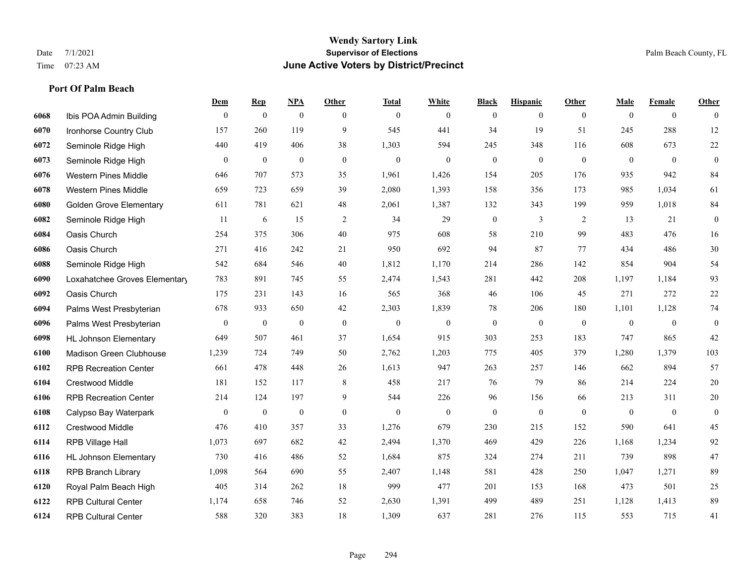# Wendy Sartory Link
## Supervisor of Elections
## June Active Voters by District/Precinct

Date 7/1/2021
Time 07:23 AM

Palm Beach County, FL

### Port Of Palm Beach

| | | Dem | Rep | NPA | Other | Total | White | Black | Hispanic | Other | Male | Female | Other |
|---|---|---|---|---|---|---|---|---|---|---|---|---|---|
| 6068 | Ibis POA Admin Building | 0 | 0 | 0 | 0 | 0 | 0 | 0 | 0 | 0 | 0 | 0 | 0 |
| 6070 | Ironhorse Country Club | 157 | 260 | 119 | 9 | 545 | 441 | 34 | 19 | 51 | 245 | 288 | 12 |
| 6072 | Seminole Ridge High | 440 | 419 | 406 | 38 | 1,303 | 594 | 245 | 348 | 116 | 608 | 673 | 22 |
| 6073 | Seminole Ridge High | 0 | 0 | 0 | 0 | 0 | 0 | 0 | 0 | 0 | 0 | 0 | 0 |
| 6076 | Western Pines Middle | 646 | 707 | 573 | 35 | 1,961 | 1,426 | 154 | 205 | 176 | 935 | 942 | 84 |
| 6078 | Western Pines Middle | 659 | 723 | 659 | 39 | 2,080 | 1,393 | 158 | 356 | 173 | 985 | 1,034 | 61 |
| 6080 | Golden Grove Elementary | 611 | 781 | 621 | 48 | 2,061 | 1,387 | 132 | 343 | 199 | 959 | 1,018 | 84 |
| 6082 | Seminole Ridge High | 11 | 6 | 15 | 2 | 34 | 29 | 0 | 3 | 2 | 13 | 21 | 0 |
| 6084 | Oasis Church | 254 | 375 | 306 | 40 | 975 | 608 | 58 | 210 | 99 | 483 | 476 | 16 |
| 6086 | Oasis Church | 271 | 416 | 242 | 21 | 950 | 692 | 94 | 87 | 77 | 434 | 486 | 30 |
| 6088 | Seminole Ridge High | 542 | 684 | 546 | 40 | 1,812 | 1,170 | 214 | 286 | 142 | 854 | 904 | 54 |
| 6090 | Loxahatchee Groves Elementary | 783 | 891 | 745 | 55 | 2,474 | 1,543 | 281 | 442 | 208 | 1,197 | 1,184 | 93 |
| 6092 | Oasis Church | 175 | 231 | 143 | 16 | 565 | 368 | 46 | 106 | 45 | 271 | 272 | 22 |
| 6094 | Palms West Presbyterian | 678 | 933 | 650 | 42 | 2,303 | 1,839 | 78 | 206 | 180 | 1,101 | 1,128 | 74 |
| 6096 | Palms West Presbyterian | 0 | 0 | 0 | 0 | 0 | 0 | 0 | 0 | 0 | 0 | 0 | 0 |
| 6098 | HL Johnson Elementary | 649 | 507 | 461 | 37 | 1,654 | 915 | 303 | 253 | 183 | 747 | 865 | 42 |
| 6100 | Madison Green Clubhouse | 1,239 | 724 | 749 | 50 | 2,762 | 1,203 | 775 | 405 | 379 | 1,280 | 1,379 | 103 |
| 6102 | RPB Recreation Center | 661 | 478 | 448 | 26 | 1,613 | 947 | 263 | 257 | 146 | 662 | 894 | 57 |
| 6104 | Crestwood Middle | 181 | 152 | 117 | 8 | 458 | 217 | 76 | 79 | 86 | 214 | 224 | 20 |
| 6106 | RPB Recreation Center | 214 | 124 | 197 | 9 | 544 | 226 | 96 | 156 | 66 | 213 | 311 | 20 |
| 6108 | Calypso Bay Waterpark | 0 | 0 | 0 | 0 | 0 | 0 | 0 | 0 | 0 | 0 | 0 | 0 |
| 6112 | Crestwood Middle | 476 | 410 | 357 | 33 | 1,276 | 679 | 230 | 215 | 152 | 590 | 641 | 45 |
| 6114 | RPB Village Hall | 1,073 | 697 | 682 | 42 | 2,494 | 1,370 | 469 | 429 | 226 | 1,168 | 1,234 | 92 |
| 6116 | HL Johnson Elementary | 730 | 416 | 486 | 52 | 1,684 | 875 | 324 | 274 | 211 | 739 | 898 | 47 |
| 6118 | RPB Branch Library | 1,098 | 564 | 690 | 55 | 2,407 | 1,148 | 581 | 428 | 250 | 1,047 | 1,271 | 89 |
| 6120 | Royal Palm Beach High | 405 | 314 | 262 | 18 | 999 | 477 | 201 | 153 | 168 | 473 | 501 | 25 |
| 6122 | RPB Cultural Center | 1,174 | 658 | 746 | 52 | 2,630 | 1,391 | 499 | 489 | 251 | 1,128 | 1,413 | 89 |
| 6124 | RPB Cultural Center | 588 | 320 | 383 | 18 | 1,309 | 637 | 281 | 276 | 115 | 553 | 715 | 41 |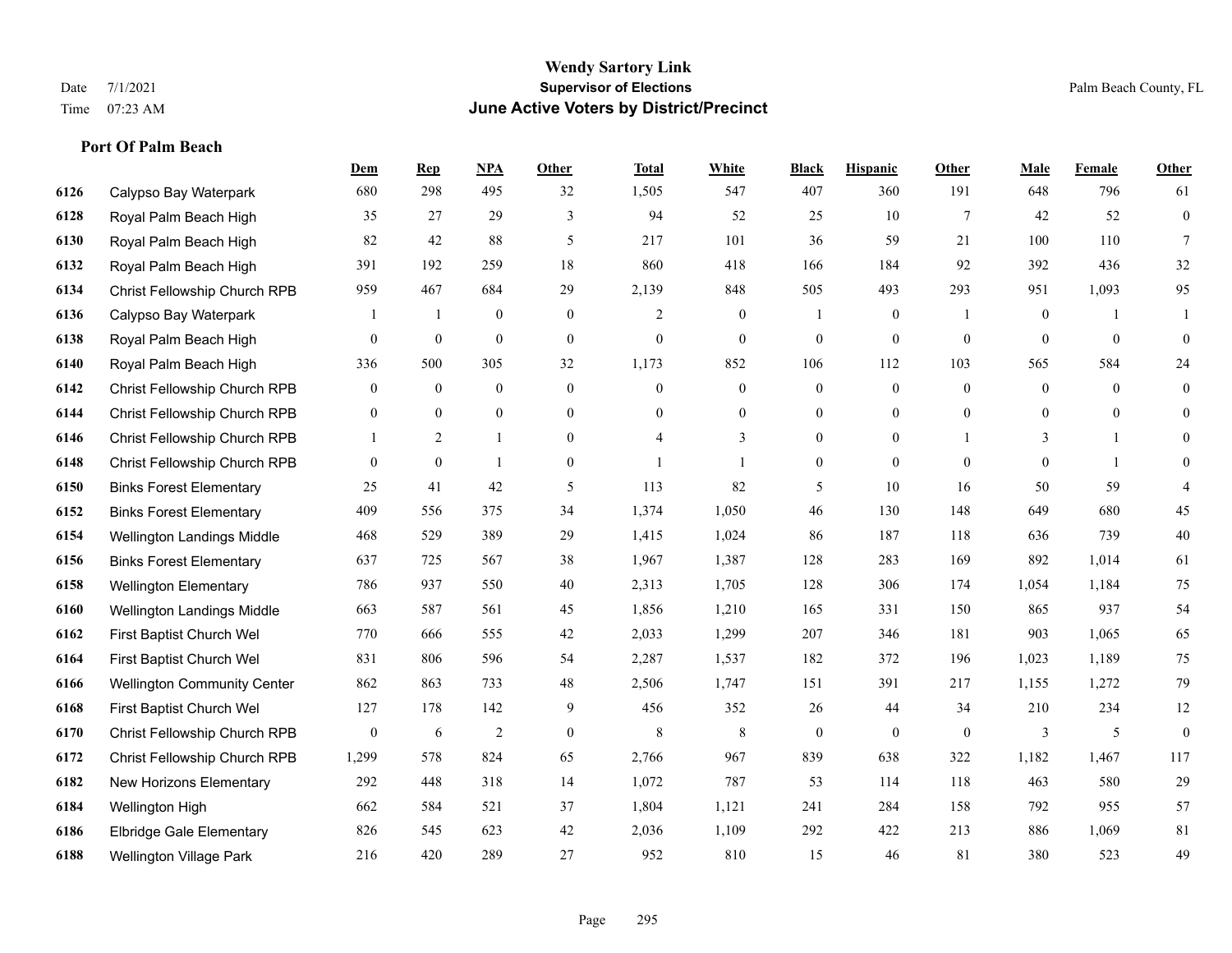# Wendy Sartory Link

**Supervisor of Elections**

**June Active Voters by District/Precinct**

Date 7/1/2021
Time 07:23 AM

Palm Beach County, FL

### Port Of Palm Beach

| | | Dem | Rep | NPA | Other | Total | White | Black | Hispanic | Other | Male | Female | Other |
|---|---|---|---|---|---|---|---|---|---|---|---|---|---|
| 6126 | Calypso Bay Waterpark | 680 | 298 | 495 | 32 | 1,505 | 547 | 407 | 360 | 191 | 648 | 796 | 61 |
| 6128 | Royal Palm Beach High | 35 | 27 | 29 | 3 | 94 | 52 | 25 | 10 | 7 | 42 | 52 | 0 |
| 6130 | Royal Palm Beach High | 82 | 42 | 88 | 5 | 217 | 101 | 36 | 59 | 21 | 100 | 110 | 7 |
| 6132 | Royal Palm Beach High | 391 | 192 | 259 | 18 | 860 | 418 | 166 | 184 | 92 | 392 | 436 | 32 |
| 6134 | Christ Fellowship Church RPB | 959 | 467 | 684 | 29 | 2,139 | 848 | 505 | 493 | 293 | 951 | 1,093 | 95 |
| 6136 | Calypso Bay Waterpark | 1 | 1 | 0 | 0 | 2 | 0 | 1 | 0 | 1 | 0 | 1 | 1 |
| 6138 | Royal Palm Beach High | 0 | 0 | 0 | 0 | 0 | 0 | 0 | 0 | 0 | 0 | 0 | 0 |
| 6140 | Royal Palm Beach High | 336 | 500 | 305 | 32 | 1,173 | 852 | 106 | 112 | 103 | 565 | 584 | 24 |
| 6142 | Christ Fellowship Church RPB | 0 | 0 | 0 | 0 | 0 | 0 | 0 | 0 | 0 | 0 | 0 | 0 |
| 6144 | Christ Fellowship Church RPB | 0 | 0 | 0 | 0 | 0 | 0 | 0 | 0 | 0 | 0 | 0 | 0 |
| 6146 | Christ Fellowship Church RPB | 1 | 2 | 1 | 0 | 4 | 3 | 0 | 0 | 1 | 3 | 1 | 0 |
| 6148 | Christ Fellowship Church RPB | 0 | 0 | 1 | 0 | 1 | 1 | 0 | 0 | 0 | 0 | 1 | 0 |
| 6150 | Binks Forest Elementary | 25 | 41 | 42 | 5 | 113 | 82 | 5 | 10 | 16 | 50 | 59 | 4 |
| 6152 | Binks Forest Elementary | 409 | 556 | 375 | 34 | 1,374 | 1,050 | 46 | 130 | 148 | 649 | 680 | 45 |
| 6154 | Wellington Landings Middle | 468 | 529 | 389 | 29 | 1,415 | 1,024 | 86 | 187 | 118 | 636 | 739 | 40 |
| 6156 | Binks Forest Elementary | 637 | 725 | 567 | 38 | 1,967 | 1,387 | 128 | 283 | 169 | 892 | 1,014 | 61 |
| 6158 | Wellington Elementary | 786 | 937 | 550 | 40 | 2,313 | 1,705 | 128 | 306 | 174 | 1,054 | 1,184 | 75 |
| 6160 | Wellington Landings Middle | 663 | 587 | 561 | 45 | 1,856 | 1,210 | 165 | 331 | 150 | 865 | 937 | 54 |
| 6162 | First Baptist Church Wel | 770 | 666 | 555 | 42 | 2,033 | 1,299 | 207 | 346 | 181 | 903 | 1,065 | 65 |
| 6164 | First Baptist Church Wel | 831 | 806 | 596 | 54 | 2,287 | 1,537 | 182 | 372 | 196 | 1,023 | 1,189 | 75 |
| 6166 | Wellington Community Center | 862 | 863 | 733 | 48 | 2,506 | 1,747 | 151 | 391 | 217 | 1,155 | 1,272 | 79 |
| 6168 | First Baptist Church Wel | 127 | 178 | 142 | 9 | 456 | 352 | 26 | 44 | 34 | 210 | 234 | 12 |
| 6170 | Christ Fellowship Church RPB | 0 | 6 | 2 | 0 | 8 | 8 | 0 | 0 | 0 | 3 | 5 | 0 |
| 6172 | Christ Fellowship Church RPB | 1,299 | 578 | 824 | 65 | 2,766 | 967 | 839 | 638 | 322 | 1,182 | 1,467 | 117 |
| 6182 | New Horizons Elementary | 292 | 448 | 318 | 14 | 1,072 | 787 | 53 | 114 | 118 | 463 | 580 | 29 |
| 6184 | Wellington High | 662 | 584 | 521 | 37 | 1,804 | 1,121 | 241 | 284 | 158 | 792 | 955 | 57 |
| 6186 | Elbridge Gale Elementary | 826 | 545 | 623 | 42 | 2,036 | 1,109 | 292 | 422 | 213 | 886 | 1,069 | 81 |
| 6188 | Wellington Village Park | 216 | 420 | 289 | 27 | 952 | 810 | 15 | 46 | 81 | 380 | 523 | 49 |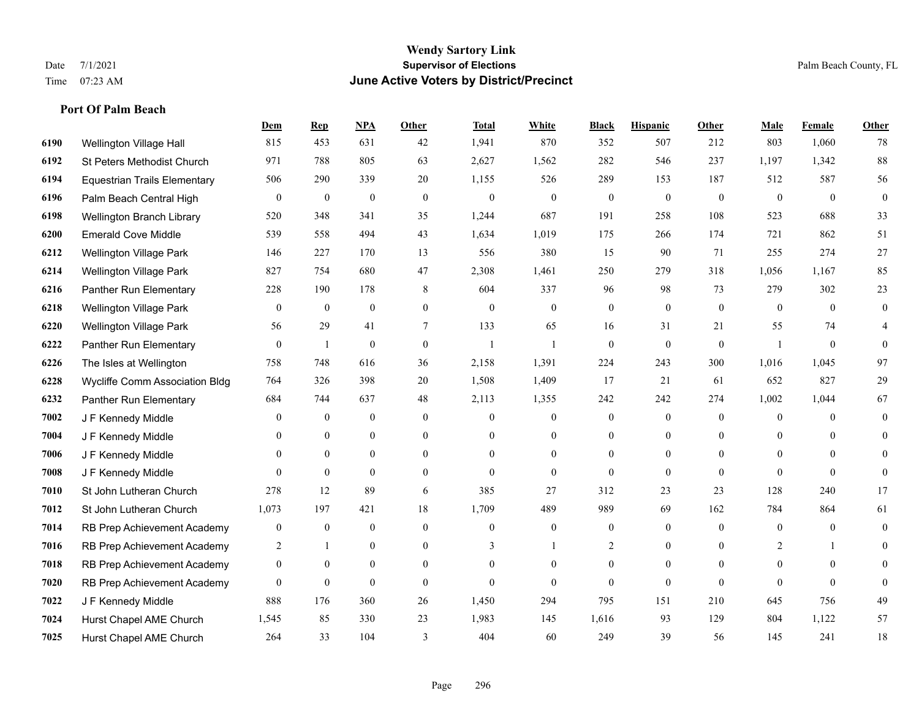# Wendy Sartory Link
## Supervisor of Elections
## June Active Voters by District/Precinct

Date 7/1/2021
Time 07:23 AM

Palm Beach County, FL

### Port Of Palm Beach

| | | Dem | Rep | NPA | Other | Total | White | Black | Hispanic | Other | Male | Female | Other |
|---|---|---|---|---|---|---|---|---|---|---|---|---|---|
| 6190 | Wellington Village Hall | 815 | 453 | 631 | 42 | 1,941 | 870 | 352 | 507 | 212 | 803 | 1,060 | 78 |
| 6192 | St Peters Methodist Church | 971 | 788 | 805 | 63 | 2,627 | 1,562 | 282 | 546 | 237 | 1,197 | 1,342 | 88 |
| 6194 | Equestrian Trails Elementary | 506 | 290 | 339 | 20 | 1,155 | 526 | 289 | 153 | 187 | 512 | 587 | 56 |
| 6196 | Palm Beach Central High | 0 | 0 | 0 | 0 | 0 | 0 | 0 | 0 | 0 | 0 | 0 | 0 |
| 6198 | Wellington Branch Library | 520 | 348 | 341 | 35 | 1,244 | 687 | 191 | 258 | 108 | 523 | 688 | 33 |
| 6200 | Emerald Cove Middle | 539 | 558 | 494 | 43 | 1,634 | 1,019 | 175 | 266 | 174 | 721 | 862 | 51 |
| 6212 | Wellington Village Park | 146 | 227 | 170 | 13 | 556 | 380 | 15 | 90 | 71 | 255 | 274 | 27 |
| 6214 | Wellington Village Park | 827 | 754 | 680 | 47 | 2,308 | 1,461 | 250 | 279 | 318 | 1,056 | 1,167 | 85 |
| 6216 | Panther Run Elementary | 228 | 190 | 178 | 8 | 604 | 337 | 96 | 98 | 73 | 279 | 302 | 23 |
| 6218 | Wellington Village Park | 0 | 0 | 0 | 0 | 0 | 0 | 0 | 0 | 0 | 0 | 0 | 0 |
| 6220 | Wellington Village Park | 56 | 29 | 41 | 7 | 133 | 65 | 16 | 31 | 21 | 55 | 74 | 4 |
| 6222 | Panther Run Elementary | 0 | 1 | 0 | 0 | 1 | 1 | 0 | 0 | 0 | 1 | 0 | 0 |
| 6226 | The Isles at Wellington | 758 | 748 | 616 | 36 | 2,158 | 1,391 | 224 | 243 | 300 | 1,016 | 1,045 | 97 |
| 6228 | Wycliffe Comm Association Bldg | 764 | 326 | 398 | 20 | 1,508 | 1,409 | 17 | 21 | 61 | 652 | 827 | 29 |
| 6232 | Panther Run Elementary | 684 | 744 | 637 | 48 | 2,113 | 1,355 | 242 | 242 | 274 | 1,002 | 1,044 | 67 |
| 7002 | J F Kennedy Middle | 0 | 0 | 0 | 0 | 0 | 0 | 0 | 0 | 0 | 0 | 0 | 0 |
| 7004 | J F Kennedy Middle | 0 | 0 | 0 | 0 | 0 | 0 | 0 | 0 | 0 | 0 | 0 | 0 |
| 7006 | J F Kennedy Middle | 0 | 0 | 0 | 0 | 0 | 0 | 0 | 0 | 0 | 0 | 0 | 0 |
| 7008 | J F Kennedy Middle | 0 | 0 | 0 | 0 | 0 | 0 | 0 | 0 | 0 | 0 | 0 | 0 |
| 7010 | St John Lutheran Church | 278 | 12 | 89 | 6 | 385 | 27 | 312 | 23 | 23 | 128 | 240 | 17 |
| 7012 | St John Lutheran Church | 1,073 | 197 | 421 | 18 | 1,709 | 489 | 989 | 69 | 162 | 784 | 864 | 61 |
| 7014 | RB Prep Achievement Academy | 0 | 0 | 0 | 0 | 0 | 0 | 0 | 0 | 0 | 0 | 0 | 0 |
| 7016 | RB Prep Achievement Academy | 2 | 1 | 0 | 0 | 3 | 1 | 2 | 0 | 0 | 2 | 1 | 0 |
| 7018 | RB Prep Achievement Academy | 0 | 0 | 0 | 0 | 0 | 0 | 0 | 0 | 0 | 0 | 0 | 0 |
| 7020 | RB Prep Achievement Academy | 0 | 0 | 0 | 0 | 0 | 0 | 0 | 0 | 0 | 0 | 0 | 0 |
| 7022 | J F Kennedy Middle | 888 | 176 | 360 | 26 | 1,450 | 294 | 795 | 151 | 210 | 645 | 756 | 49 |
| 7024 | Hurst Chapel AME Church | 1,545 | 85 | 330 | 23 | 1,983 | 145 | 1,616 | 93 | 129 | 804 | 1,122 | 57 |
| 7025 | Hurst Chapel AME Church | 264 | 33 | 104 | 3 | 404 | 60 | 249 | 39 | 56 | 145 | 241 | 18 |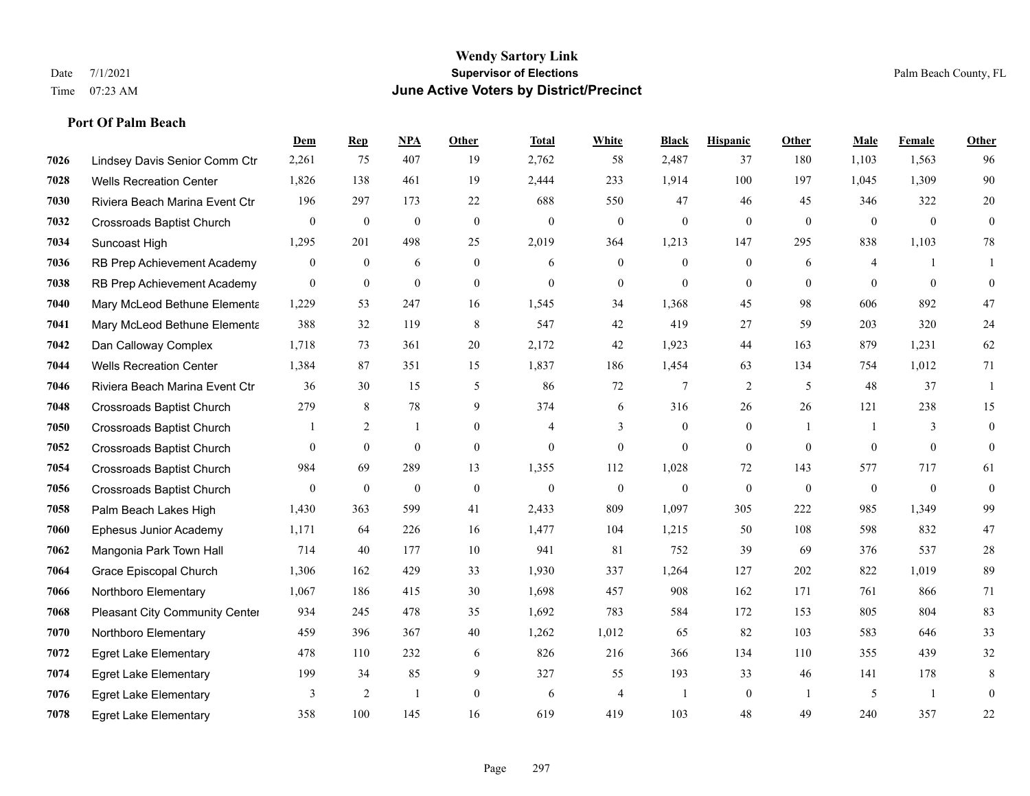# Wendy Sartory Link

**Supervisor of Elections**

**June Active Voters by District/Precinct**

Date 7/1/2021
Time 07:23 AM

Palm Beach County, FL

### Port Of Palm Beach

| | | Dem | Rep | NPA | Other | Total | White | Black | Hispanic | Other | Male | Female | Other |
|---|---|---|---|---|---|---|---|---|---|---|---|---|---|
| 7026 | Lindsey Davis Senior Comm Ctr | 2,261 | 75 | 407 | 19 | 2,762 | 58 | 2,487 | 37 | 180 | 1,103 | 1,563 | 96 |
| 7028 | Wells Recreation Center | 1,826 | 138 | 461 | 19 | 2,444 | 233 | 1,914 | 100 | 197 | 1,045 | 1,309 | 90 |
| 7030 | Riviera Beach Marina Event Ctr | 196 | 297 | 173 | 22 | 688 | 550 | 47 | 46 | 45 | 346 | 322 | 20 |
| 7032 | Crossroads Baptist Church | 0 | 0 | 0 | 0 | 0 | 0 | 0 | 0 | 0 | 0 | 0 | 0 |
| 7034 | Suncoast High | 1,295 | 201 | 498 | 25 | 2,019 | 364 | 1,213 | 147 | 295 | 838 | 1,103 | 78 |
| 7036 | RB Prep Achievement Academy | 0 | 0 | 6 | 0 | 6 | 0 | 0 | 0 | 6 | 4 | 1 | 1 |
| 7038 | RB Prep Achievement Academy | 0 | 0 | 0 | 0 | 0 | 0 | 0 | 0 | 0 | 0 | 0 | 0 |
| 7040 | Mary McLeod Bethune Elementa | 1,229 | 53 | 247 | 16 | 1,545 | 34 | 1,368 | 45 | 98 | 606 | 892 | 47 |
| 7041 | Mary McLeod Bethune Elementa | 388 | 32 | 119 | 8 | 547 | 42 | 419 | 27 | 59 | 203 | 320 | 24 |
| 7042 | Dan Calloway Complex | 1,718 | 73 | 361 | 20 | 2,172 | 42 | 1,923 | 44 | 163 | 879 | 1,231 | 62 |
| 7044 | Wells Recreation Center | 1,384 | 87 | 351 | 15 | 1,837 | 186 | 1,454 | 63 | 134 | 754 | 1,012 | 71 |
| 7046 | Riviera Beach Marina Event Ctr | 36 | 30 | 15 | 5 | 86 | 72 | 7 | 2 | 5 | 48 | 37 | 1 |
| 7048 | Crossroads Baptist Church | 279 | 8 | 78 | 9 | 374 | 6 | 316 | 26 | 26 | 121 | 238 | 15 |
| 7050 | Crossroads Baptist Church | 1 | 2 | 1 | 0 | 4 | 3 | 0 | 0 | 1 | 1 | 3 | 0 |
| 7052 | Crossroads Baptist Church | 0 | 0 | 0 | 0 | 0 | 0 | 0 | 0 | 0 | 0 | 0 | 0 |
| 7054 | Crossroads Baptist Church | 984 | 69 | 289 | 13 | 1,355 | 112 | 1,028 | 72 | 143 | 577 | 717 | 61 |
| 7056 | Crossroads Baptist Church | 0 | 0 | 0 | 0 | 0 | 0 | 0 | 0 | 0 | 0 | 0 | 0 |
| 7058 | Palm Beach Lakes High | 1,430 | 363 | 599 | 41 | 2,433 | 809 | 1,097 | 305 | 222 | 985 | 1,349 | 99 |
| 7060 | Ephesus Junior Academy | 1,171 | 64 | 226 | 16 | 1,477 | 104 | 1,215 | 50 | 108 | 598 | 832 | 47 |
| 7062 | Mangonia Park Town Hall | 714 | 40 | 177 | 10 | 941 | 81 | 752 | 39 | 69 | 376 | 537 | 28 |
| 7064 | Grace Episcopal Church | 1,306 | 162 | 429 | 33 | 1,930 | 337 | 1,264 | 127 | 202 | 822 | 1,019 | 89 |
| 7066 | Northboro Elementary | 1,067 | 186 | 415 | 30 | 1,698 | 457 | 908 | 162 | 171 | 761 | 866 | 71 |
| 7068 | Pleasant City Community Center | 934 | 245 | 478 | 35 | 1,692 | 783 | 584 | 172 | 153 | 805 | 804 | 83 |
| 7070 | Northboro Elementary | 459 | 396 | 367 | 40 | 1,262 | 1,012 | 65 | 82 | 103 | 583 | 646 | 33 |
| 7072 | Egret Lake Elementary | 478 | 110 | 232 | 6 | 826 | 216 | 366 | 134 | 110 | 355 | 439 | 32 |
| 7074 | Egret Lake Elementary | 199 | 34 | 85 | 9 | 327 | 55 | 193 | 33 | 46 | 141 | 178 | 8 |
| 7076 | Egret Lake Elementary | 3 | 2 | 1 | 0 | 6 | 4 | 1 | 0 | 1 | 5 | 1 | 0 |
| 7078 | Egret Lake Elementary | 358 | 100 | 145 | 16 | 619 | 419 | 103 | 48 | 49 | 240 | 357 | 22 |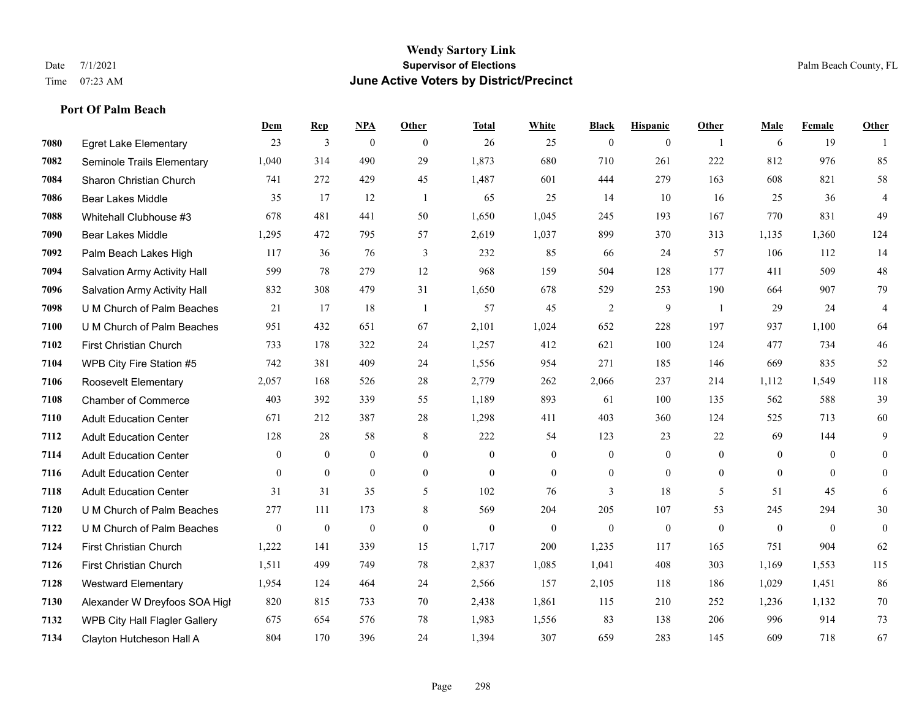**Wendy Sartory Link**
**Supervisor of Elections**
**June Active Voters by District/Precinct**

Date 7/1/2021
Time 07:23 AM

Palm Beach County, FL

### Port Of Palm Beach

| | | Dem | Rep | NPA | Other | Total | White | Black | Hispanic | Other | Male | Female | Other |
|---|---|---|---|---|---|---|---|---|---|---|---|---|---|
| 7080 | Egret Lake Elementary | 23 | 3 | 0 | 0 | 26 | 25 | 0 | 0 | 1 | 6 | 19 | 1 |
| 7082 | Seminole Trails Elementary | 1,040 | 314 | 490 | 29 | 1,873 | 680 | 710 | 261 | 222 | 812 | 976 | 85 |
| 7084 | Sharon Christian Church | 741 | 272 | 429 | 45 | 1,487 | 601 | 444 | 279 | 163 | 608 | 821 | 58 |
| 7086 | Bear Lakes Middle | 35 | 17 | 12 | 1 | 65 | 25 | 14 | 10 | 16 | 25 | 36 | 4 |
| 7088 | Whitehall Clubhouse #3 | 678 | 481 | 441 | 50 | 1,650 | 1,045 | 245 | 193 | 167 | 770 | 831 | 49 |
| 7090 | Bear Lakes Middle | 1,295 | 472 | 795 | 57 | 2,619 | 1,037 | 899 | 370 | 313 | 1,135 | 1,360 | 124 |
| 7092 | Palm Beach Lakes High | 117 | 36 | 76 | 3 | 232 | 85 | 66 | 24 | 57 | 106 | 112 | 14 |
| 7094 | Salvation Army Activity Hall | 599 | 78 | 279 | 12 | 968 | 159 | 504 | 128 | 177 | 411 | 509 | 48 |
| 7096 | Salvation Army Activity Hall | 832 | 308 | 479 | 31 | 1,650 | 678 | 529 | 253 | 190 | 664 | 907 | 79 |
| 7098 | U M Church of Palm Beaches | 21 | 17 | 18 | 1 | 57 | 45 | 2 | 9 | 1 | 29 | 24 | 4 |
| 7100 | U M Church of Palm Beaches | 951 | 432 | 651 | 67 | 2,101 | 1,024 | 652 | 228 | 197 | 937 | 1,100 | 64 |
| 7102 | First Christian Church | 733 | 178 | 322 | 24 | 1,257 | 412 | 621 | 100 | 124 | 477 | 734 | 46 |
| 7104 | WPB City Fire Station #5 | 742 | 381 | 409 | 24 | 1,556 | 954 | 271 | 185 | 146 | 669 | 835 | 52 |
| 7106 | Roosevelt Elementary | 2,057 | 168 | 526 | 28 | 2,779 | 262 | 2,066 | 237 | 214 | 1,112 | 1,549 | 118 |
| 7108 | Chamber of Commerce | 403 | 392 | 339 | 55 | 1,189 | 893 | 61 | 100 | 135 | 562 | 588 | 39 |
| 7110 | Adult Education Center | 671 | 212 | 387 | 28 | 1,298 | 411 | 403 | 360 | 124 | 525 | 713 | 60 |
| 7112 | Adult Education Center | 128 | 28 | 58 | 8 | 222 | 54 | 123 | 23 | 22 | 69 | 144 | 9 |
| 7114 | Adult Education Center | 0 | 0 | 0 | 0 | 0 | 0 | 0 | 0 | 0 | 0 | 0 | 0 |
| 7116 | Adult Education Center | 0 | 0 | 0 | 0 | 0 | 0 | 0 | 0 | 0 | 0 | 0 | 0 |
| 7118 | Adult Education Center | 31 | 31 | 35 | 5 | 102 | 76 | 3 | 18 | 5 | 51 | 45 | 6 |
| 7120 | U M Church of Palm Beaches | 277 | 111 | 173 | 8 | 569 | 204 | 205 | 107 | 53 | 245 | 294 | 30 |
| 7122 | U M Church of Palm Beaches | 0 | 0 | 0 | 0 | 0 | 0 | 0 | 0 | 0 | 0 | 0 | 0 |
| 7124 | First Christian Church | 1,222 | 141 | 339 | 15 | 1,717 | 200 | 1,235 | 117 | 165 | 751 | 904 | 62 |
| 7126 | First Christian Church | 1,511 | 499 | 749 | 78 | 2,837 | 1,085 | 1,041 | 408 | 303 | 1,169 | 1,553 | 115 |
| 7128 | Westward Elementary | 1,954 | 124 | 464 | 24 | 2,566 | 157 | 2,105 | 118 | 186 | 1,029 | 1,451 | 86 |
| 7130 | Alexander W Dreyfoos SOA High | 820 | 815 | 733 | 70 | 2,438 | 1,861 | 115 | 210 | 252 | 1,236 | 1,132 | 70 |
| 7132 | WPB City Hall Flagler Gallery | 675 | 654 | 576 | 78 | 1,983 | 1,556 | 83 | 138 | 206 | 996 | 914 | 73 |
| 7134 | Clayton Hutcheson Hall A | 804 | 170 | 396 | 24 | 1,394 | 307 | 659 | 283 | 145 | 609 | 718 | 67 |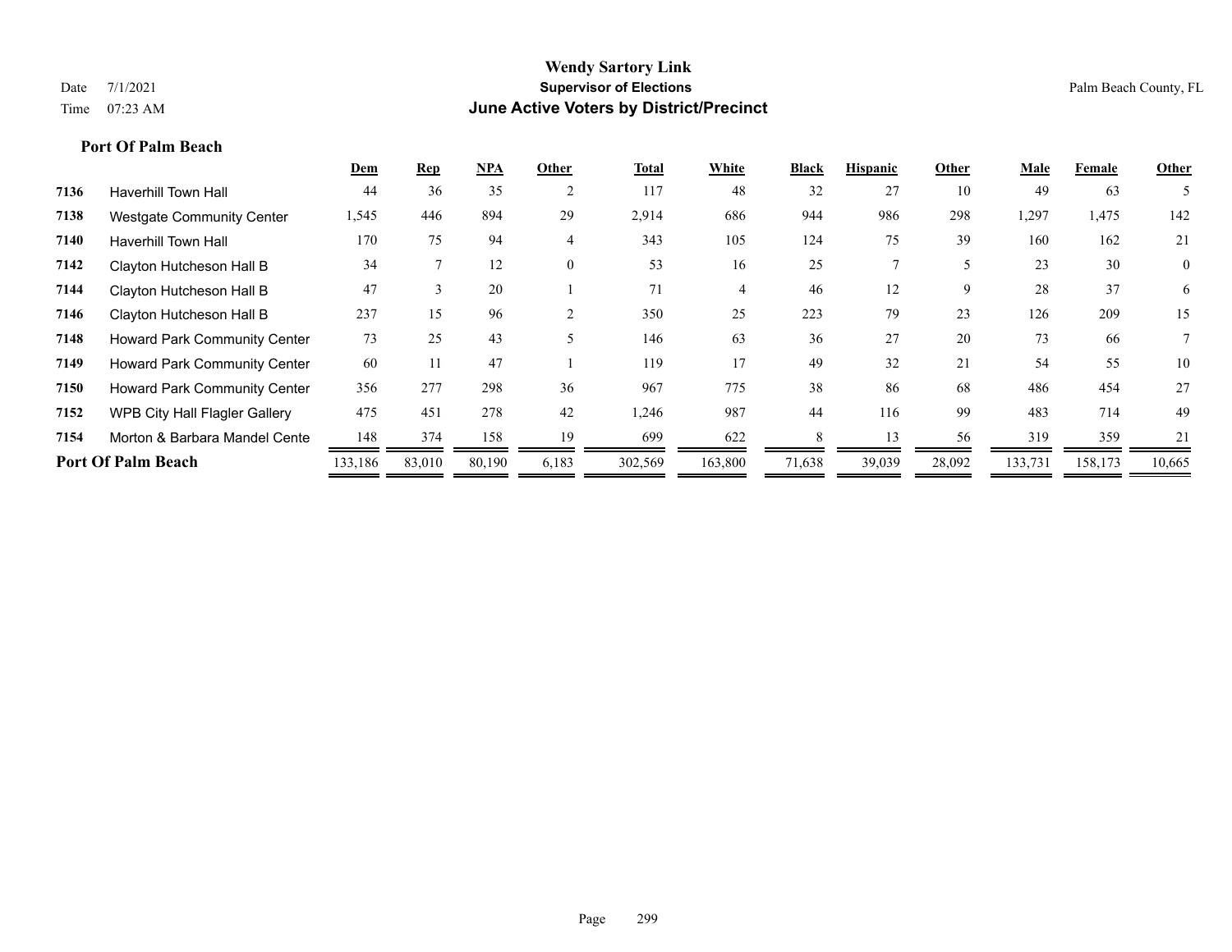# Wendy Sartory Link
## Supervisor of Elections
## June Active Voters by District/Precinct

Date 7/1/2021
Time 07:23 AM

Palm Beach County, FL

### Port Of Palm Beach

| | | Dem | Rep | NPA | Other | Total | White | Black | Hispanic | Other | Male | Female | Other |
|---|---|---|---|---|---|---|---|---|---|---|---|---|---|
| 7136 | Haverhill Town Hall | 44 | 36 | 35 | 2 | 117 | 48 | 32 | 27 | 10 | 49 | 63 | 5 |
| 7138 | Westgate Community Center | 1,545 | 446 | 894 | 29 | 2,914 | 686 | 944 | 986 | 298 | 1,297 | 1,475 | 142 |
| 7140 | Haverhill Town Hall | 170 | 75 | 94 | 4 | 343 | 105 | 124 | 75 | 39 | 160 | 162 | 21 |
| 7142 | Clayton Hutcheson Hall B | 34 | 7 | 12 | 0 | 53 | 16 | 25 | 7 | 5 | 23 | 30 | 0 |
| 7144 | Clayton Hutcheson Hall B | 47 | 3 | 20 | 1 | 71 | 4 | 46 | 12 | 9 | 28 | 37 | 6 |
| 7146 | Clayton Hutcheson Hall B | 237 | 15 | 96 | 2 | 350 | 25 | 223 | 79 | 23 | 126 | 209 | 15 |
| 7148 | Howard Park Community Center | 73 | 25 | 43 | 5 | 146 | 63 | 36 | 27 | 20 | 73 | 66 | 7 |
| 7149 | Howard Park Community Center | 60 | 11 | 47 | 1 | 119 | 17 | 49 | 32 | 21 | 54 | 55 | 10 |
| 7150 | Howard Park Community Center | 356 | 277 | 298 | 36 | 967 | 775 | 38 | 86 | 68 | 486 | 454 | 27 |
| 7152 | WPB City Hall Flagler Gallery | 475 | 451 | 278 | 42 | 1,246 | 987 | 44 | 116 | 99 | 483 | 714 | 49 |
| 7154 | Morton & Barbara Mandel Cente | 148 | 374 | 158 | 19 | 699 | 622 | 8 | 13 | 56 | 319 | 359 | 21 |
| **Port Of Palm Beach** | | 133,186 | 83,010 | 80,190 | 6,183 | 302,569 | 163,800 | 71,638 | 39,039 | 28,092 | 133,731 | 158,173 | 10,665 |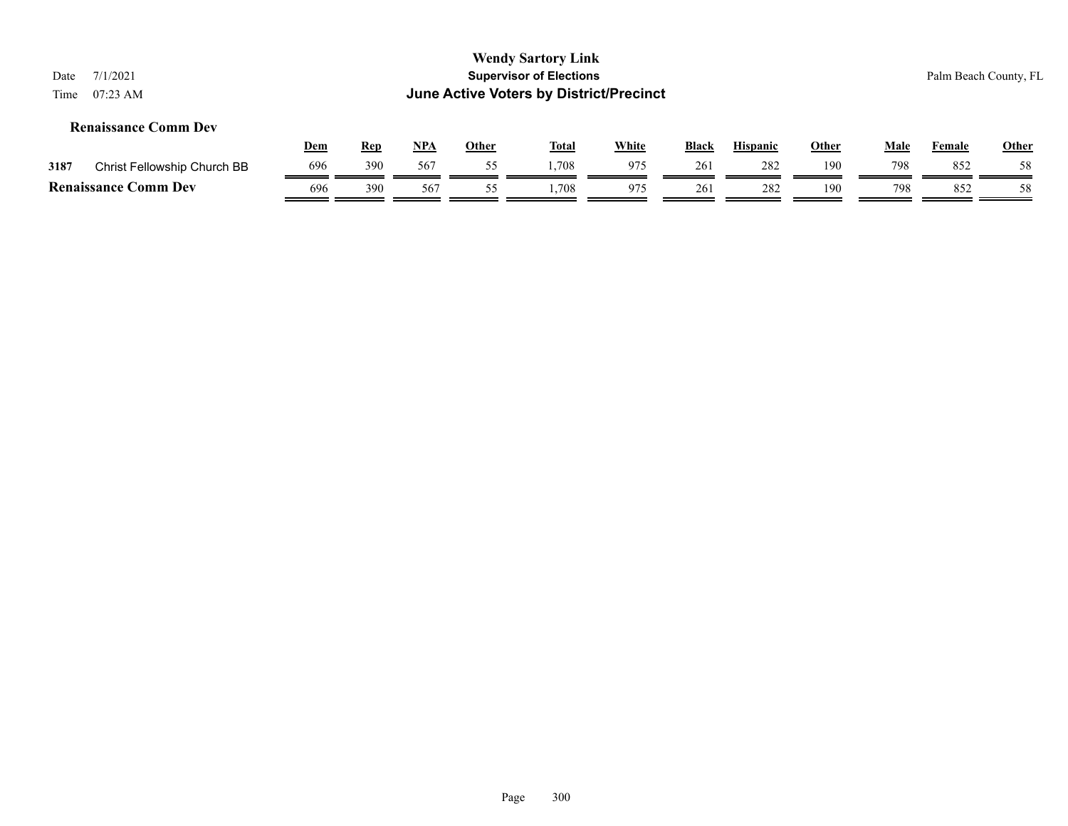**Wendy Sartory Link**
**Supervisor of Elections**
**June Active Voters by District/Precinct**

Date 7/1/2021
Time 07:23 AM

Palm Beach County, FL

### Renaissance Comm Dev

| | | Dem | Rep | NPA | Other | Total | White | Black | Hispanic | Other | Male | Female | Other |
|---|---|---|---|---|---|---|---|---|---|---|---|---|---|
| 3187 | Christ Fellowship Church BB | 696 | 390 | 567 | 55 | 1,708 | 975 | 261 | 282 | 190 | 798 | 852 | 58 |
| **Renaissance Comm Dev** | | 696 | 390 | 567 | 55 | 1,708 | 975 | 261 | 282 | 190 | 798 | 852 | 58 |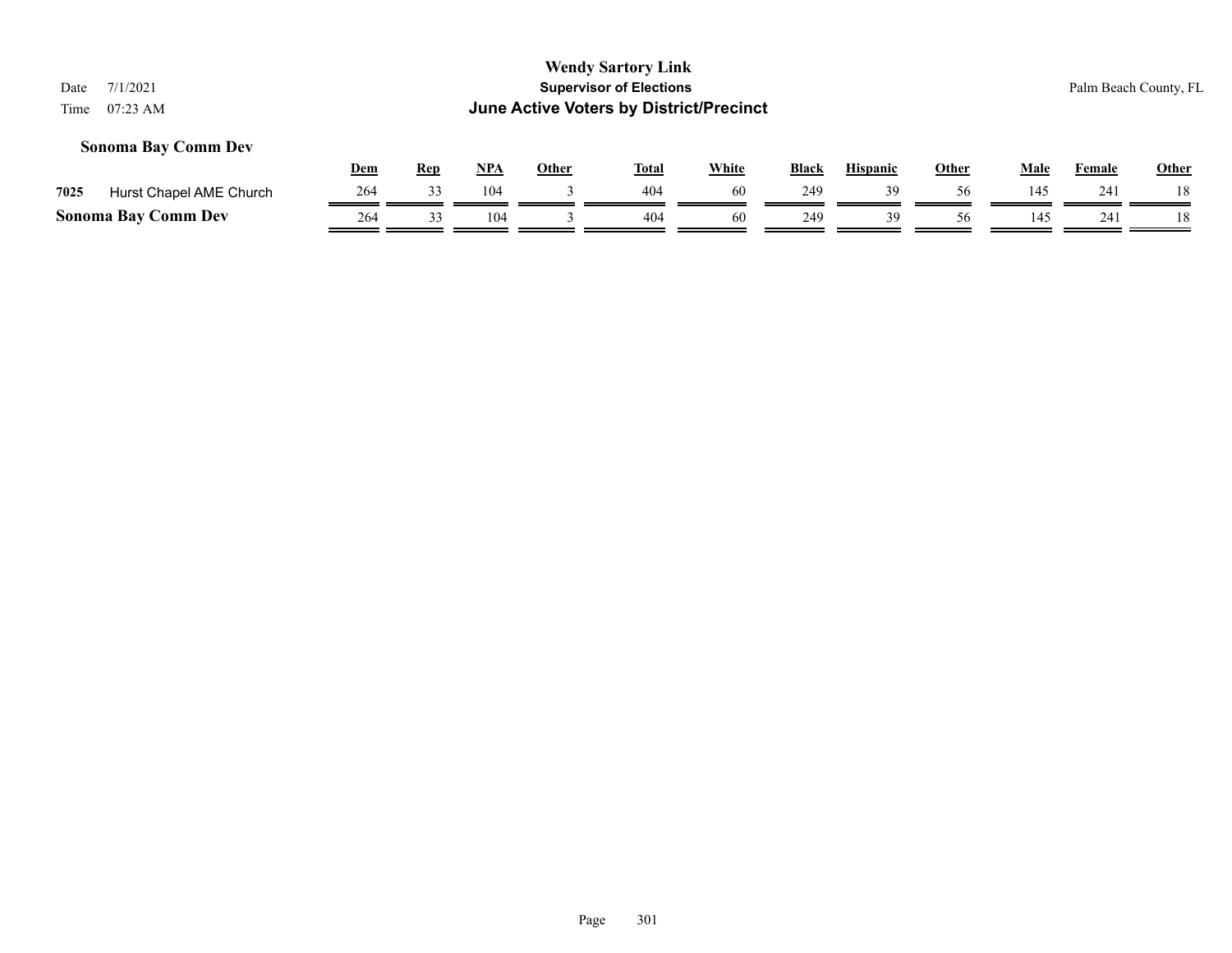**Wendy Sartory Link**
**Supervisor of Elections**
**June Active Voters by District/Precinct**

Date 7/1/2021
Time 07:23 AM

Palm Beach County, FL

### Sonoma Bay Comm Dev

| | | Dem | Rep | NPA | Other | Total | White | Black | Hispanic | Other | Male | Female | Other |
|---|---|---|---|---|---|---|---|---|---|---|---|---|---|
| 7025 | Hurst Chapel AME Church | 264 | 33 | 104 | 3 | 404 | 60 | 249 | 39 | 56 | 145 | 241 | 18 |
| **Sonoma Bay Comm Dev** | | 264 | 33 | 104 | 3 | 404 | 60 | 249 | 39 | 56 | 145 | 241 | 18 |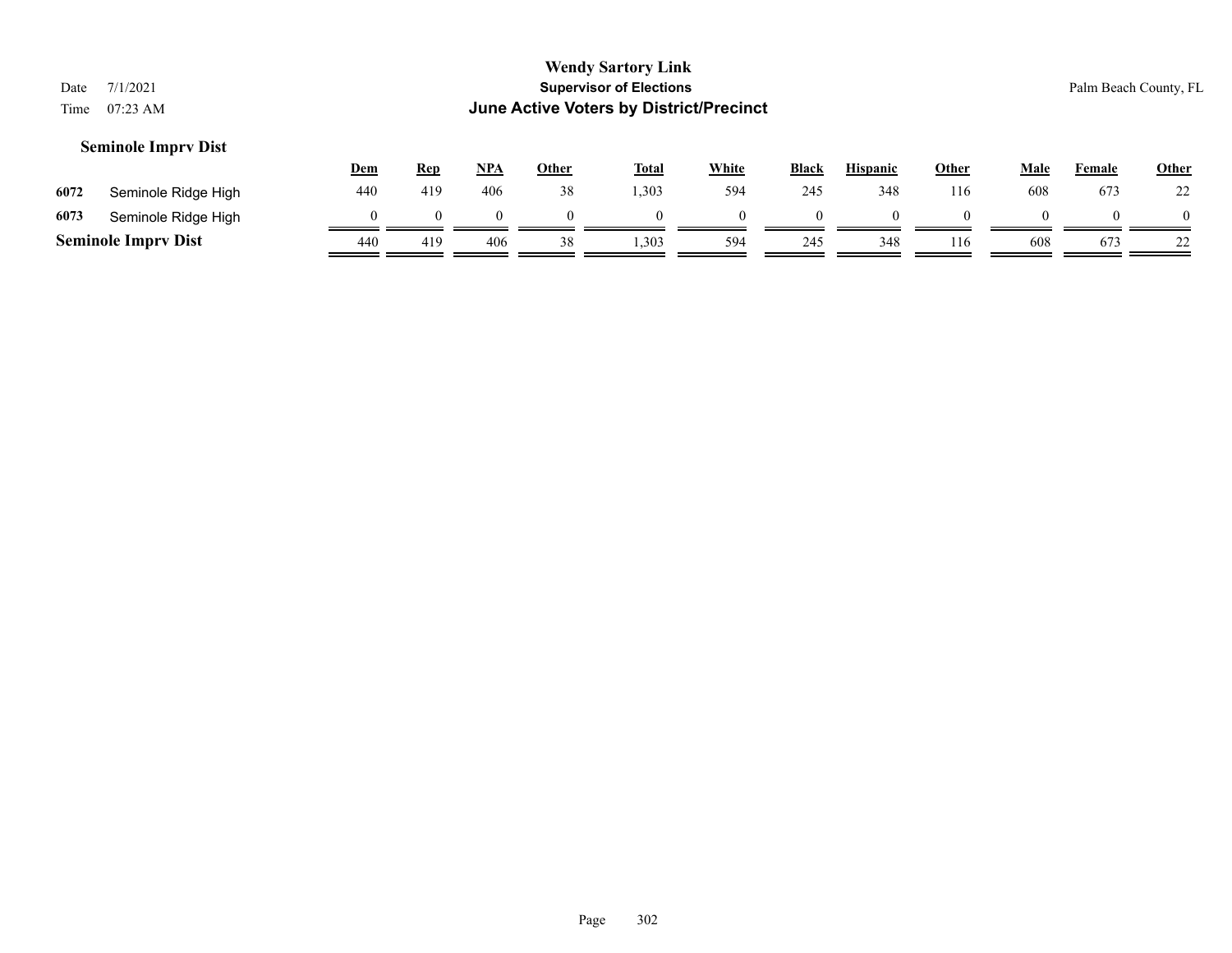# Wendy Sartory Link

**Supervisor of Elections**

**June Active Voters by District/Precinct**

Date 7/1/2021

Time 07:23 AM

Palm Beach County, FL

### Seminole Imprv Dist

| | | Dem | Rep | NPA | Other | Total | White | Black | Hispanic | Other | Male | Female | Other |
|---|---|---|---|---|---|---|---|---|---|---|---|---|---|
| 6072 | Seminole Ridge High | 440 | 419 | 406 | 38 | 1,303 | 594 | 245 | 348 | 116 | 608 | 673 | 22 |
| 6073 | Seminole Ridge High | 0 | 0 | 0 | 0 | 0 | 0 | 0 | 0 | 0 | 0 | 0 | 0 |
| **Seminole Imprv Dist** | | 440 | 419 | 406 | 38 | 1,303 | 594 | 245 | 348 | 116 | 608 | 673 | 22 |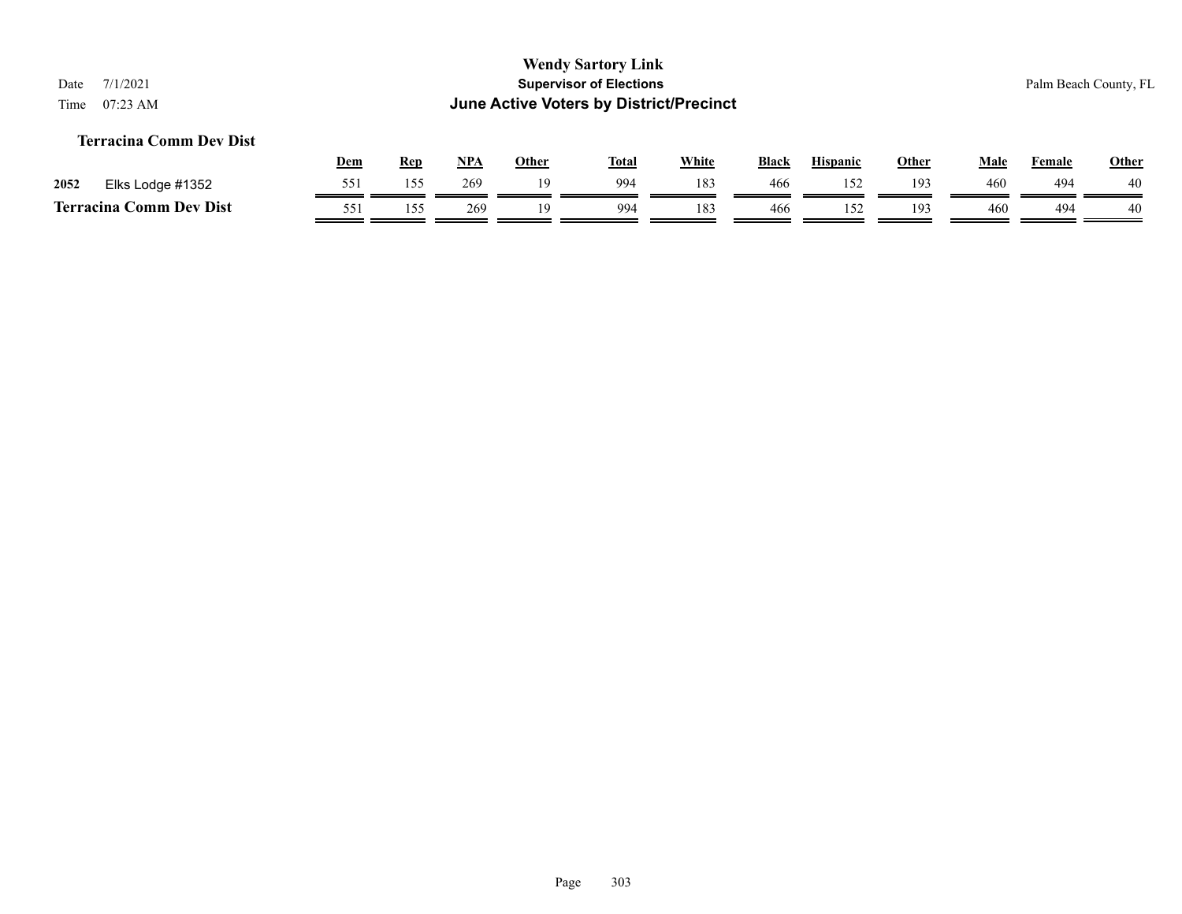# Wendy Sartory Link
## Supervisor of Elections
## June Active Voters by District/Precinct

Date 7/1/2021
Time 07:23 AM

Palm Beach County, FL

### Terracina Comm Dev Dist

| | | Dem | Rep | NPA | Other | Total | White | Black | Hispanic | Other | Male | Female | Other |
|---|---|---|---|---|---|---|---|---|---|---|---|---|---|
| 2052 | Elks Lodge #1352 | 551 | 155 | 269 | 19 | 994 | 183 | 466 | 152 | 193 | 460 | 494 | 40 |
| **Terracina Comm Dev Dist** | | 551 | 155 | 269 | 19 | 994 | 183 | 466 | 152 | 193 | 460 | 494 | 40 |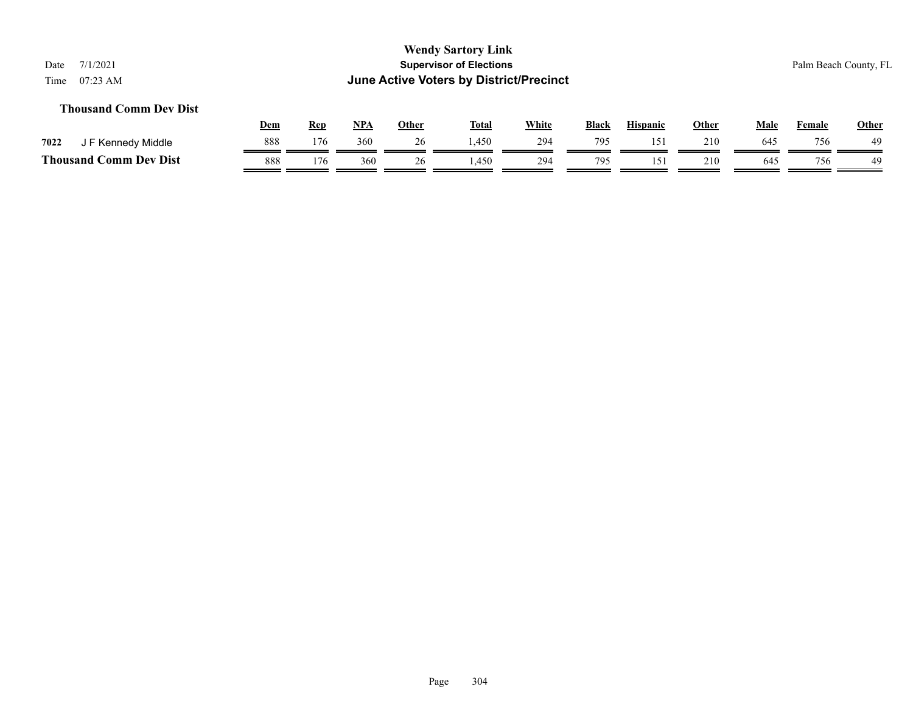# Wendy Sartory Link

## Supervisor of Elections

## June Active Voters by District/Precinct

Date 7/1/2021

Time 07:23 AM

Palm Beach County, FL

### Thousand Comm Dev Dist

| | | Dem | Rep | NPA | Other | Total | White | Black | Hispanic | Other | Male | Female | Other |
|---|---|---|---|---|---|---|---|---|---|---|---|---|---|
| 7022 | J F Kennedy Middle | 888 | 176 | 360 | 26 | 1,450 | 294 | 795 | 151 | 210 | 645 | 756 | 49 |
| **Thousand Comm Dev Dist** | | 888 | 176 | 360 | 26 | 1,450 | 294 | 795 | 151 | 210 | 645 | 756 | 49 |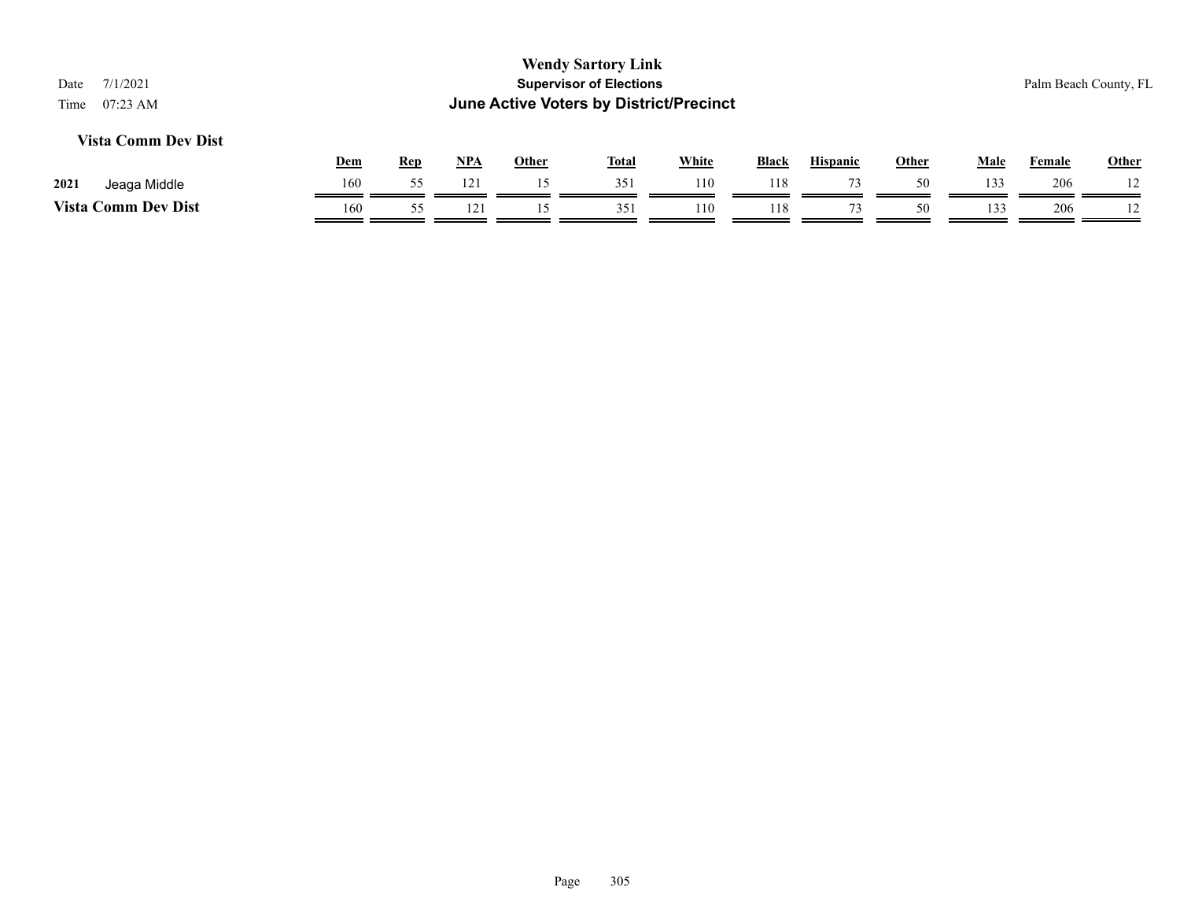## Vista Comm Dev Dist

| | | Dem | Rep | NPA | Other | Total | White | Black | Hispanic | Other | Male | Female | Other |
|---|---|---|---|---|---|---|---|---|---|---|---|---|---|
| 2021 | Jeaga Middle | 160 | 55 | 121 | 15 | 351 | 110 | 118 | 73 | 50 | 133 | 206 | 12 |
| **Vista Comm Dev Dist** | | 160 | 55 | 121 | 15 | 351 | 110 | 118 | 73 | 50 | 133 | 206 | 12 |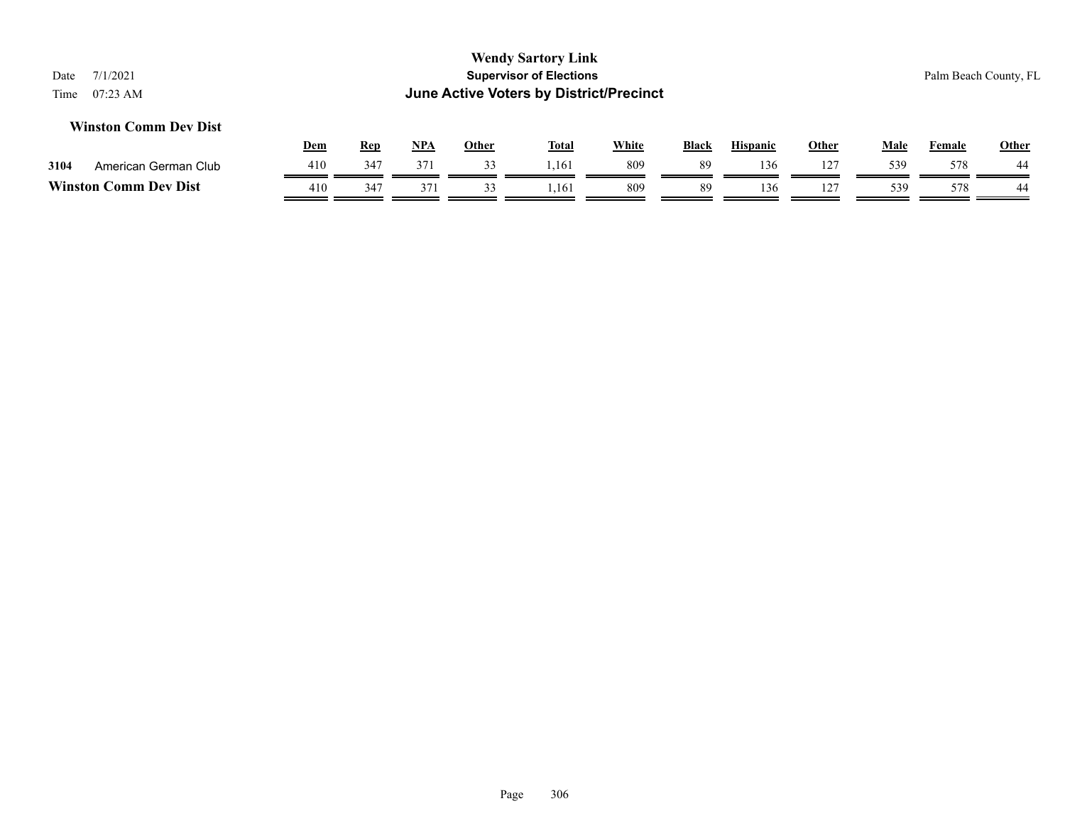# Wendy Sartory Link
## Supervisor of Elections
## June Active Voters by District/Precinct

Date 7/1/2021
Time 07:23 AM

Palm Beach County, FL

### Winston Comm Dev Dist

| | | Dem | Rep | NPA | Other | Total | White | Black | Hispanic | Other | Male | Female | Other |
|---|---|---|---|---|---|---|---|---|---|---|---|---|---|
| 3104 | American German Club | 410 | 347 | 371 | 33 | 1,161 | 809 | 89 | 136 | 127 | 539 | 578 | 44 |
| **Winston Comm Dev Dist** | | 410 | 347 | 371 | 33 | 1,161 | 809 | 89 | 136 | 127 | 539 | 578 | 44 |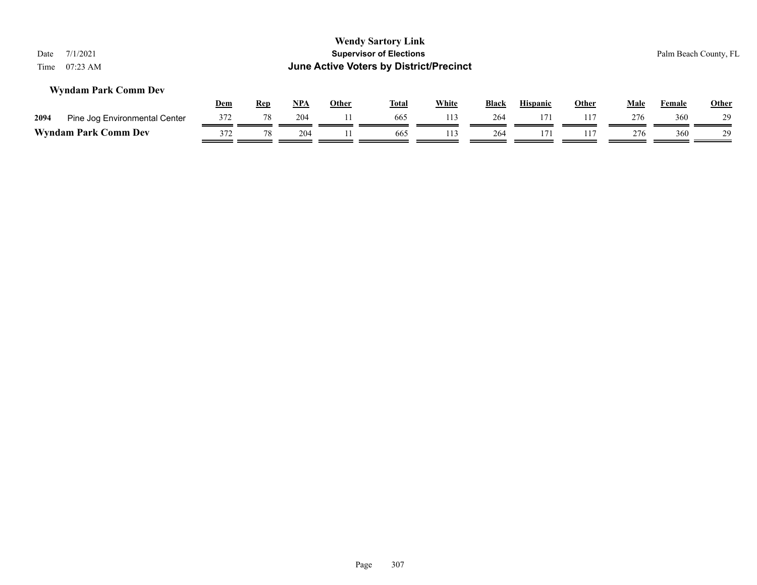# Wendy Sartory Link

## Supervisor of Elections

## June Active Voters by District/Precinct

Date 7/1/2021

Time 07:23 AM

Palm Beach County, FL

### Wyndam Park Comm Dev

| | | Dem | Rep | NPA | Other | Total | White | Black | Hispanic | Other | Male | Female | Other |
|---|---|---|---|---|---|---|---|---|---|---|---|---|---|
| 2094 | Pine Jog Environmental Center | 372 | 78 | 204 | 11 | 665 | 113 | 264 | 171 | 117 | 276 | 360 | 29 |
| **Wyndam Park Comm Dev** | | 372 | 78 | 204 | 11 | 665 | 113 | 264 | 171 | 117 | 276 | 360 | 29 |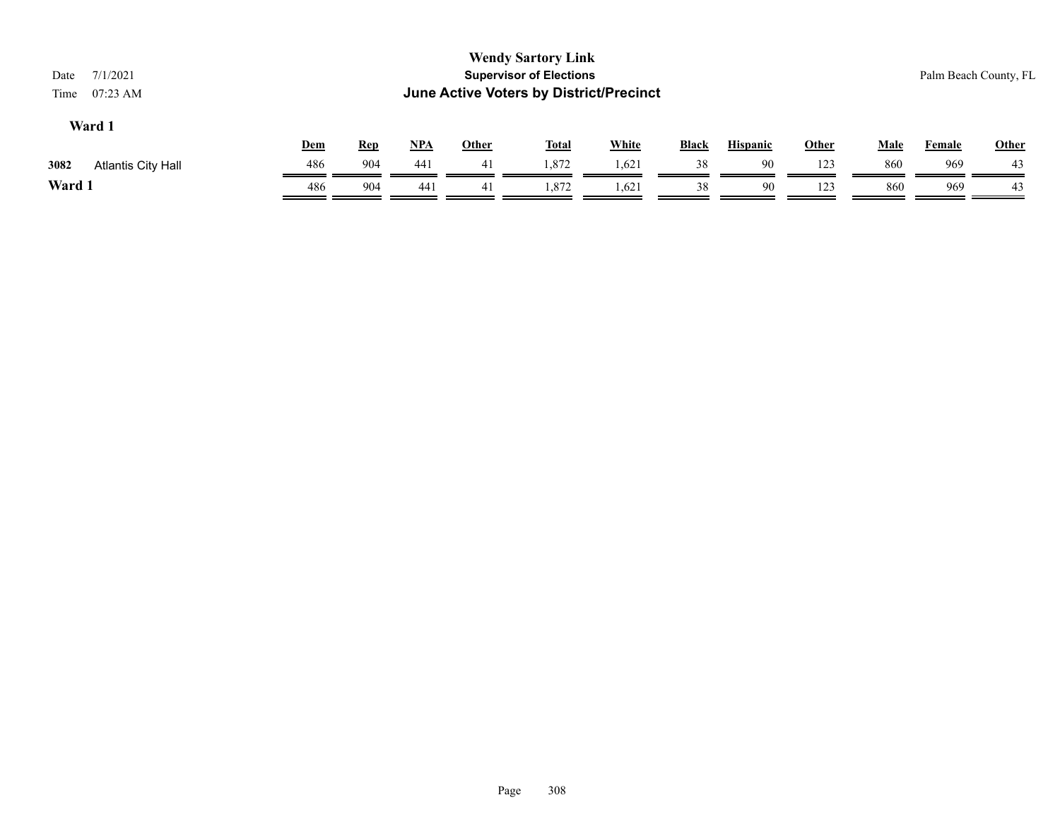# Wendy Sartory Link

## Supervisor of Elections

## June Active Voters by District/Precinct

Date 7/1/2021
Time 07:23 AM

Palm Beach County, FL

### Ward 1

| | | Dem | Rep | NPA | Other | Total | White | Black | Hispanic | Other | Male | Female | Other |
|---|---|---|---|---|---|---|---|---|---|---|---|---|---|
| 3082 | Atlantis City Hall | 486 | 904 | 441 | 41 | 1,872 | 1,621 | 38 | 90 | 123 | 860 | 969 | 43 |
| **Ward 1** | | 486 | 904 | 441 | 41 | 1,872 | 1,621 | 38 | 90 | 123 | 860 | 969 | 43 |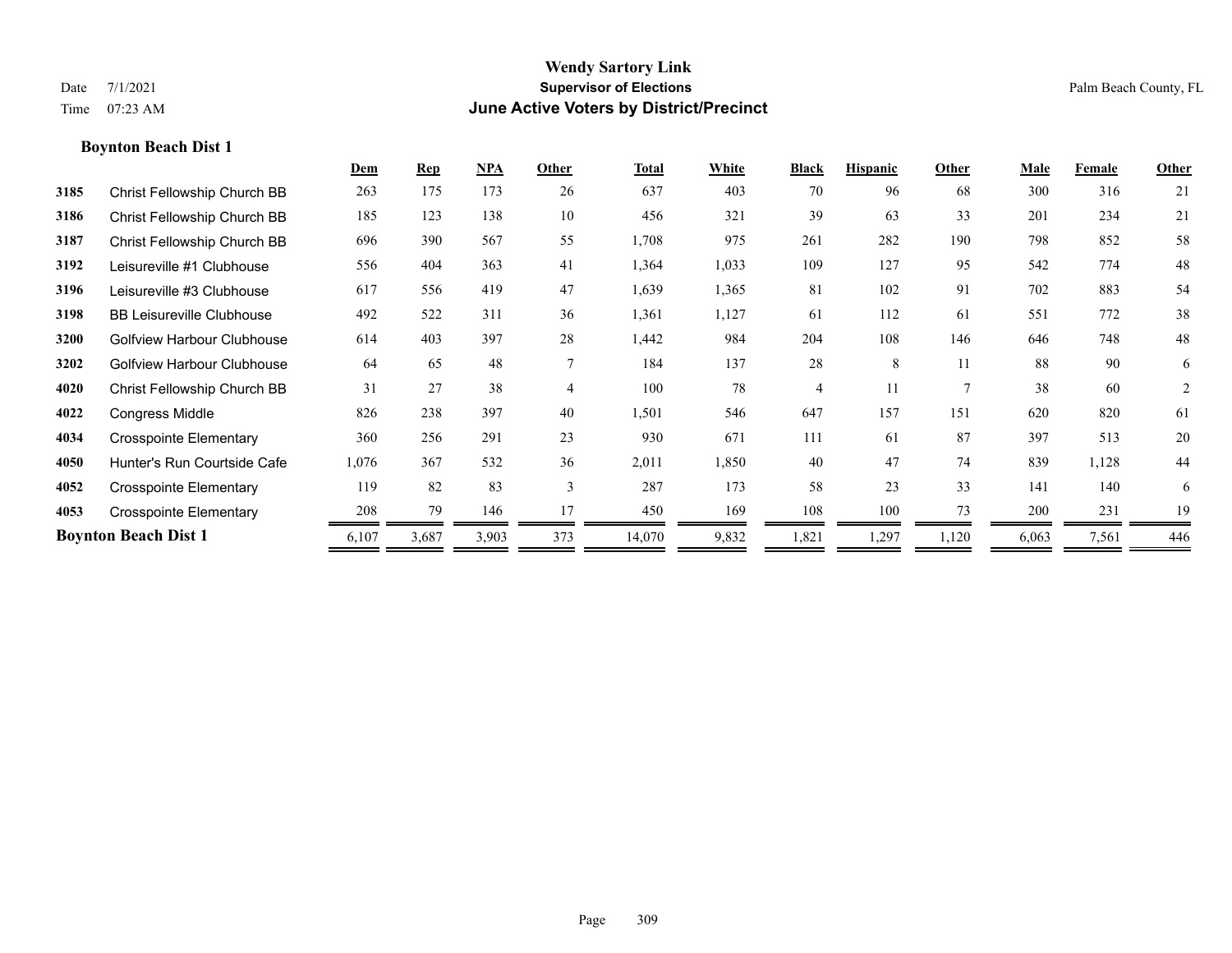# Wendy Sartory Link

**Supervisor of Elections**

**June Active Voters by District/Precinct**

Date 7/1/2021

Time 07:23 AM

Palm Beach County, FL

### Boynton Beach Dist 1

| | | Dem | Rep | NPA | Other | Total | White | Black | Hispanic | Other | Male | Female | Other |
|---|---|---|---|---|---|---|---|---|---|---|---|---|---|
| 3185 | Christ Fellowship Church BB | 263 | 175 | 173 | 26 | 637 | 403 | 70 | 96 | 68 | 300 | 316 | 21 |
| 3186 | Christ Fellowship Church BB | 185 | 123 | 138 | 10 | 456 | 321 | 39 | 63 | 33 | 201 | 234 | 21 |
| 3187 | Christ Fellowship Church BB | 696 | 390 | 567 | 55 | 1,708 | 975 | 261 | 282 | 190 | 798 | 852 | 58 |
| 3192 | Leisureville #1 Clubhouse | 556 | 404 | 363 | 41 | 1,364 | 1,033 | 109 | 127 | 95 | 542 | 774 | 48 |
| 3196 | Leisureville #3 Clubhouse | 617 | 556 | 419 | 47 | 1,639 | 1,365 | 81 | 102 | 91 | 702 | 883 | 54 |
| 3198 | BB Leisureville Clubhouse | 492 | 522 | 311 | 36 | 1,361 | 1,127 | 61 | 112 | 61 | 551 | 772 | 38 |
| 3200 | Golfview Harbour Clubhouse | 614 | 403 | 397 | 28 | 1,442 | 984 | 204 | 108 | 146 | 646 | 748 | 48 |
| 3202 | Golfview Harbour Clubhouse | 64 | 65 | 48 | 7 | 184 | 137 | 28 | 8 | 11 | 88 | 90 | 6 |
| 4020 | Christ Fellowship Church BB | 31 | 27 | 38 | 4 | 100 | 78 | 4 | 11 | 7 | 38 | 60 | 2 |
| 4022 | Congress Middle | 826 | 238 | 397 | 40 | 1,501 | 546 | 647 | 157 | 151 | 620 | 820 | 61 |
| 4034 | Crosspointe Elementary | 360 | 256 | 291 | 23 | 930 | 671 | 111 | 61 | 87 | 397 | 513 | 20 |
| 4050 | Hunter's Run Courtside Cafe | 1,076 | 367 | 532 | 36 | 2,011 | 1,850 | 40 | 47 | 74 | 839 | 1,128 | 44 |
| 4052 | Crosspointe Elementary | 119 | 82 | 83 | 3 | 287 | 173 | 58 | 23 | 33 | 141 | 140 | 6 |
| 4053 | Crosspointe Elementary | 208 | 79 | 146 | 17 | 450 | 169 | 108 | 100 | 73 | 200 | 231 | 19 |
| **Boynton Beach Dist 1** | | 6,107 | 3,687 | 3,903 | 373 | 14,070 | 9,832 | 1,821 | 1,297 | 1,120 | 6,063 | 7,561 | 446 |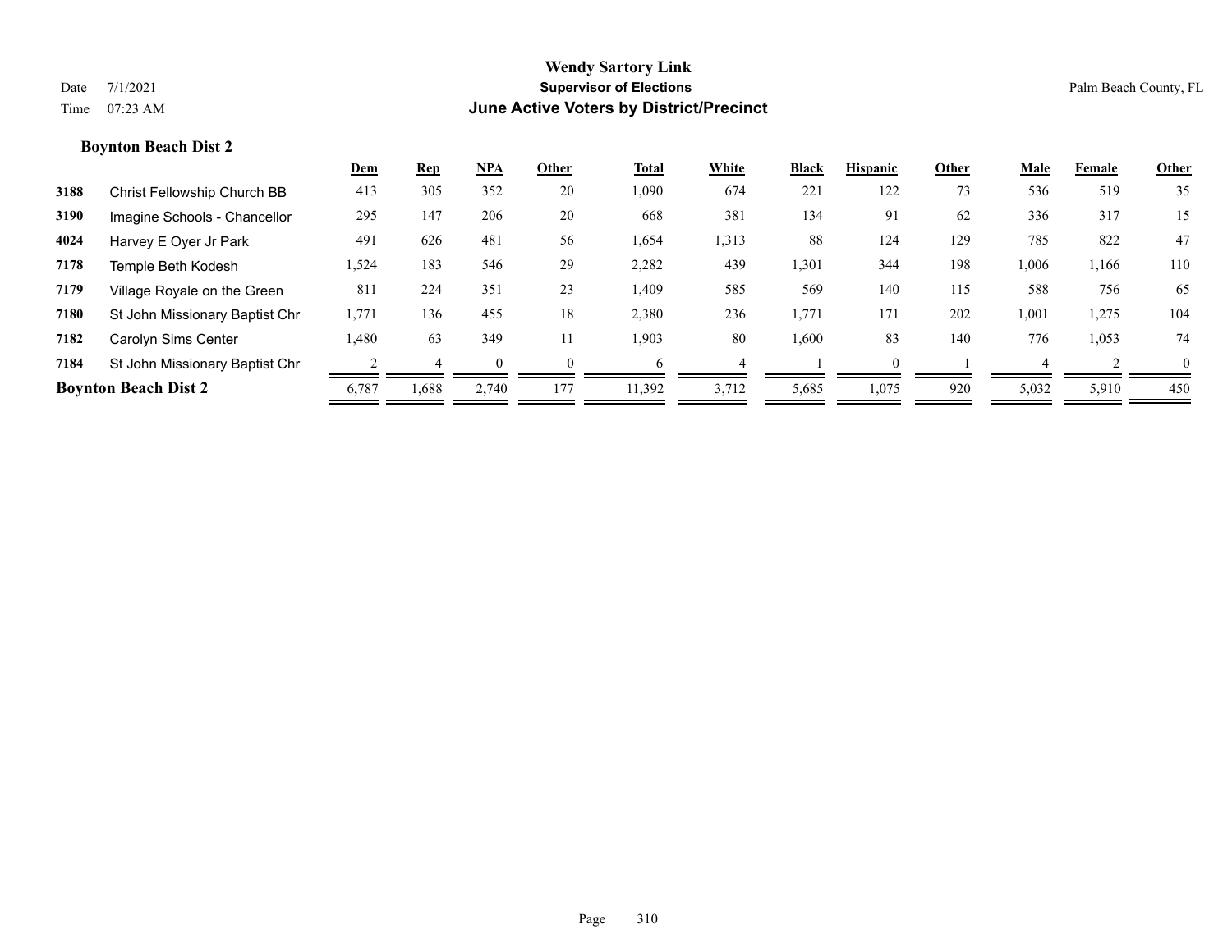# Wendy Sartory Link
## Supervisor of Elections
## June Active Voters by District/Precinct

Date 7/1/2021
Time 07:23 AM

Palm Beach County, FL

### Boynton Beach Dist 2

| | | Dem | Rep | NPA | Other | Total | White | Black | Hispanic | Other | Male | Female | Other |
|---|---|---|---|---|---|---|---|---|---|---|---|---|---|
| 3188 | Christ Fellowship Church BB | 413 | 305 | 352 | 20 | 1,090 | 674 | 221 | 122 | 73 | 536 | 519 | 35 |
| 3190 | Imagine Schools - Chancellor | 295 | 147 | 206 | 20 | 668 | 381 | 134 | 91 | 62 | 336 | 317 | 15 |
| 4024 | Harvey E Oyer Jr Park | 491 | 626 | 481 | 56 | 1,654 | 1,313 | 88 | 124 | 129 | 785 | 822 | 47 |
| 7178 | Temple Beth Kodesh | 1,524 | 183 | 546 | 29 | 2,282 | 439 | 1,301 | 344 | 198 | 1,006 | 1,166 | 110 |
| 7179 | Village Royale on the Green | 811 | 224 | 351 | 23 | 1,409 | 585 | 569 | 140 | 115 | 588 | 756 | 65 |
| 7180 | St John Missionary Baptist Chr | 1,771 | 136 | 455 | 18 | 2,380 | 236 | 1,771 | 171 | 202 | 1,001 | 1,275 | 104 |
| 7182 | Carolyn Sims Center | 1,480 | 63 | 349 | 11 | 1,903 | 80 | 1,600 | 83 | 140 | 776 | 1,053 | 74 |
| 7184 | St John Missionary Baptist Chr | 2 | 4 | 0 | 0 | 6 | 4 | 1 | 0 | 1 | 4 | 2 | 0 |
| **Boynton Beach Dist 2** | | 6,787 | 1,688 | 2,740 | 177 | 11,392 | 3,712 | 5,685 | 1,075 | 920 | 5,032 | 5,910 | 450 |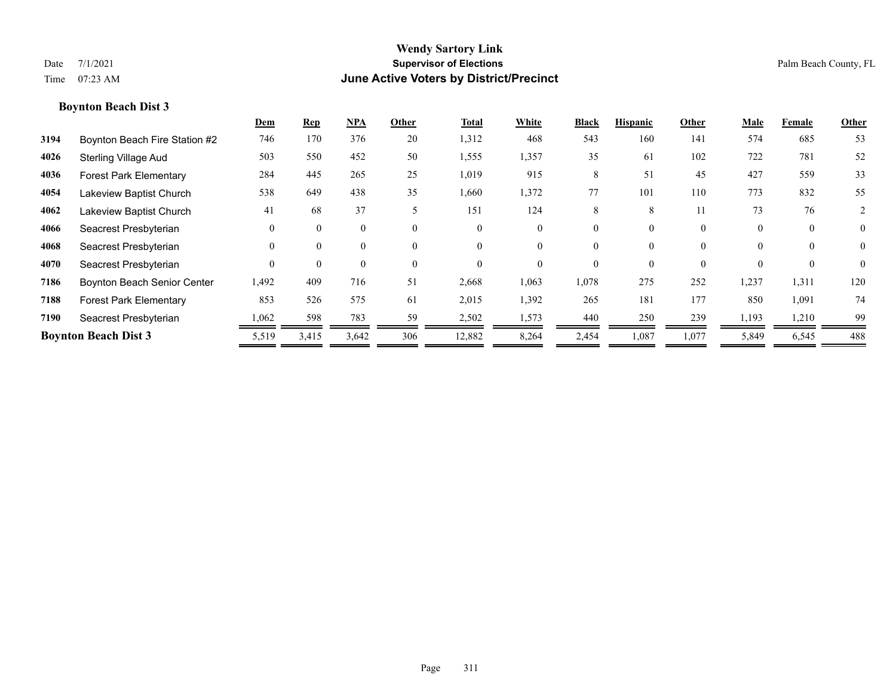# Wendy Sartory Link

**Supervisor of Elections**

**June Active Voters by District/Precinct**

Date 7/1/2021

Time 07:23 AM

Palm Beach County, FL

### Boynton Beach Dist 3

| | | Dem | Rep | NPA | Other | Total | White | Black | Hispanic | Other | Male | Female | Other |
|---|---|---|---|---|---|---|---|---|---|---|---|---|---|
| 3194 | Boynton Beach Fire Station #2 | 746 | 170 | 376 | 20 | 1,312 | 468 | 543 | 160 | 141 | 574 | 685 | 53 |
| 4026 | Sterling Village Aud | 503 | 550 | 452 | 50 | 1,555 | 1,357 | 35 | 61 | 102 | 722 | 781 | 52 |
| 4036 | Forest Park Elementary | 284 | 445 | 265 | 25 | 1,019 | 915 | 8 | 51 | 45 | 427 | 559 | 33 |
| 4054 | Lakeview Baptist Church | 538 | 649 | 438 | 35 | 1,660 | 1,372 | 77 | 101 | 110 | 773 | 832 | 55 |
| 4062 | Lakeview Baptist Church | 41 | 68 | 37 | 5 | 151 | 124 | 8 | 8 | 11 | 73 | 76 | 2 |
| 4066 | Seacrest Presbyterian | 0 | 0 | 0 | 0 | 0 | 0 | 0 | 0 | 0 | 0 | 0 | 0 |
| 4068 | Seacrest Presbyterian | 0 | 0 | 0 | 0 | 0 | 0 | 0 | 0 | 0 | 0 | 0 | 0 |
| 4070 | Seacrest Presbyterian | 0 | 0 | 0 | 0 | 0 | 0 | 0 | 0 | 0 | 0 | 0 | 0 |
| 7186 | Boynton Beach Senior Center | 1,492 | 409 | 716 | 51 | 2,668 | 1,063 | 1,078 | 275 | 252 | 1,237 | 1,311 | 120 |
| 7188 | Forest Park Elementary | 853 | 526 | 575 | 61 | 2,015 | 1,392 | 265 | 181 | 177 | 850 | 1,091 | 74 |
| 7190 | Seacrest Presbyterian | 1,062 | 598 | 783 | 59 | 2,502 | 1,573 | 440 | 250 | 239 | 1,193 | 1,210 | 99 |
| **Boynton Beach Dist 3** | | 5,519 | 3,415 | 3,642 | 306 | 12,882 | 8,264 | 2,454 | 1,087 | 1,077 | 5,849 | 6,545 | 488 |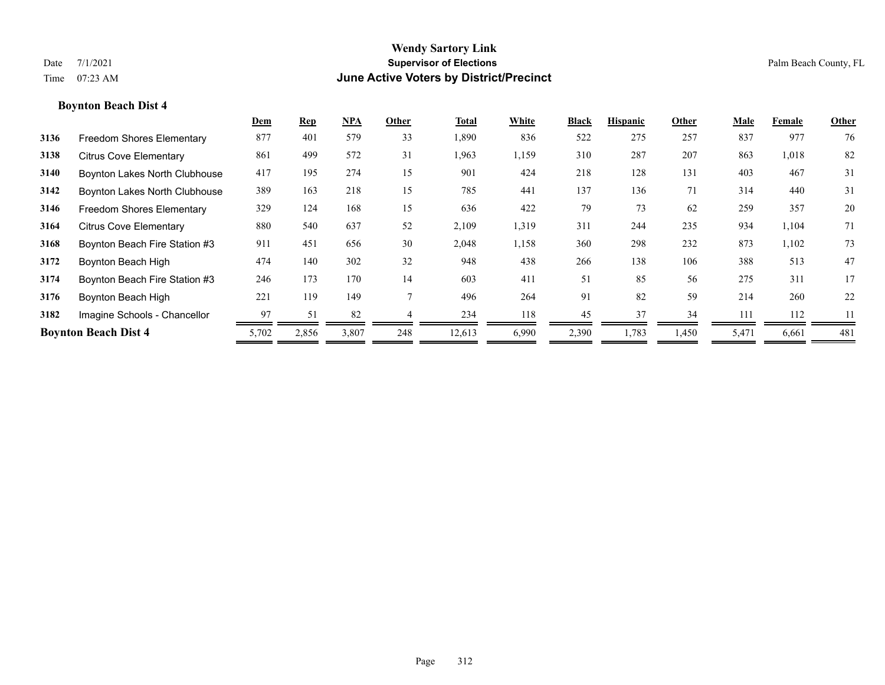# Wendy Sartory Link
## Supervisor of Elections
## June Active Voters by District/Precinct

Date 7/1/2021
Time 07:23 AM

Palm Beach County, FL

### Boynton Beach Dist 4

| | | Dem | Rep | NPA | Other | Total | White | Black | Hispanic | Other | Male | Female | Other |
|---|---|---|---|---|---|---|---|---|---|---|---|---|---|
| 3136 | Freedom Shores Elementary | 877 | 401 | 579 | 33 | 1,890 | 836 | 522 | 275 | 257 | 837 | 977 | 76 |
| 3138 | Citrus Cove Elementary | 861 | 499 | 572 | 31 | 1,963 | 1,159 | 310 | 287 | 207 | 863 | 1,018 | 82 |
| 3140 | Boynton Lakes North Clubhouse | 417 | 195 | 274 | 15 | 901 | 424 | 218 | 128 | 131 | 403 | 467 | 31 |
| 3142 | Boynton Lakes North Clubhouse | 389 | 163 | 218 | 15 | 785 | 441 | 137 | 136 | 71 | 314 | 440 | 31 |
| 3146 | Freedom Shores Elementary | 329 | 124 | 168 | 15 | 636 | 422 | 79 | 73 | 62 | 259 | 357 | 20 |
| 3164 | Citrus Cove Elementary | 880 | 540 | 637 | 52 | 2,109 | 1,319 | 311 | 244 | 235 | 934 | 1,104 | 71 |
| 3168 | Boynton Beach Fire Station #3 | 911 | 451 | 656 | 30 | 2,048 | 1,158 | 360 | 298 | 232 | 873 | 1,102 | 73 |
| 3172 | Boynton Beach High | 474 | 140 | 302 | 32 | 948 | 438 | 266 | 138 | 106 | 388 | 513 | 47 |
| 3174 | Boynton Beach Fire Station #3 | 246 | 173 | 170 | 14 | 603 | 411 | 51 | 85 | 56 | 275 | 311 | 17 |
| 3176 | Boynton Beach High | 221 | 119 | 149 | 7 | 496 | 264 | 91 | 82 | 59 | 214 | 260 | 22 |
| 3182 | Imagine Schools - Chancellor | 97 | 51 | 82 | 4 | 234 | 118 | 45 | 37 | 34 | 111 | 112 | 11 |
| **Boynton Beach Dist 4** | | 5,702 | 2,856 | 3,807 | 248 | 12,613 | 6,990 | 2,390 | 1,783 | 1,450 | 5,471 | 6,661 | 481 |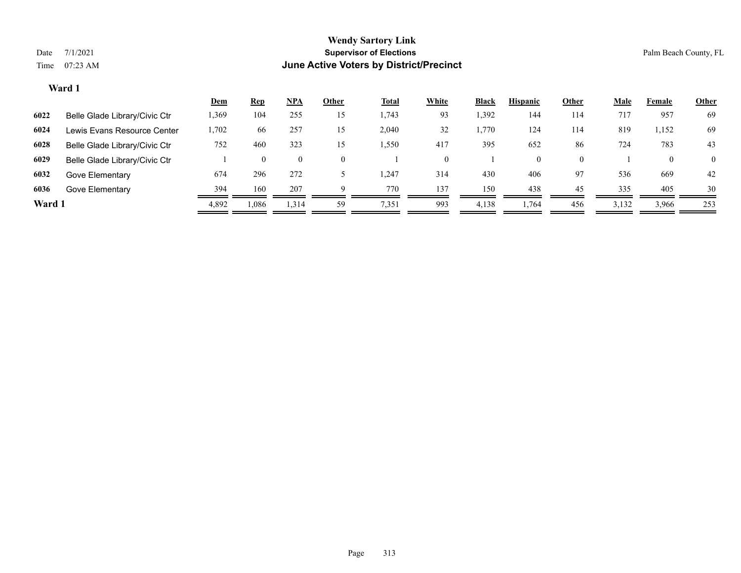**Wendy Sartory Link**
**Supervisor of Elections**
**June Active Voters by District/Precinct**

Date 7/1/2021
Time 07:23 AM

Palm Beach County, FL

### Ward 1

| | | Dem | Rep | NPA | Other | Total | White | Black | Hispanic | Other | Male | Female | Other |
|---|---|---|---|---|---|---|---|---|---|---|---|---|---|
| 6022 | Belle Glade Library/Civic Ctr | 1,369 | 104 | 255 | 15 | 1,743 | 93 | 1,392 | 144 | 114 | 717 | 957 | 69 |
| 6024 | Lewis Evans Resource Center | 1,702 | 66 | 257 | 15 | 2,040 | 32 | 1,770 | 124 | 114 | 819 | 1,152 | 69 |
| 6028 | Belle Glade Library/Civic Ctr | 752 | 460 | 323 | 15 | 1,550 | 417 | 395 | 652 | 86 | 724 | 783 | 43 |
| 6029 | Belle Glade Library/Civic Ctr | 1 | 0 | 0 | 0 | 1 | 0 | 1 | 0 | 0 | 1 | 0 | 0 |
| 6032 | Gove Elementary | 674 | 296 | 272 | 5 | 1,247 | 314 | 430 | 406 | 97 | 536 | 669 | 42 |
| 6036 | Gove Elementary | 394 | 160 | 207 | 9 | 770 | 137 | 150 | 438 | 45 | 335 | 405 | 30 |
| **Ward 1** | | 4,892 | 1,086 | 1,314 | 59 | 7,351 | 993 | 4,138 | 1,764 | 456 | 3,132 | 3,966 | 253 |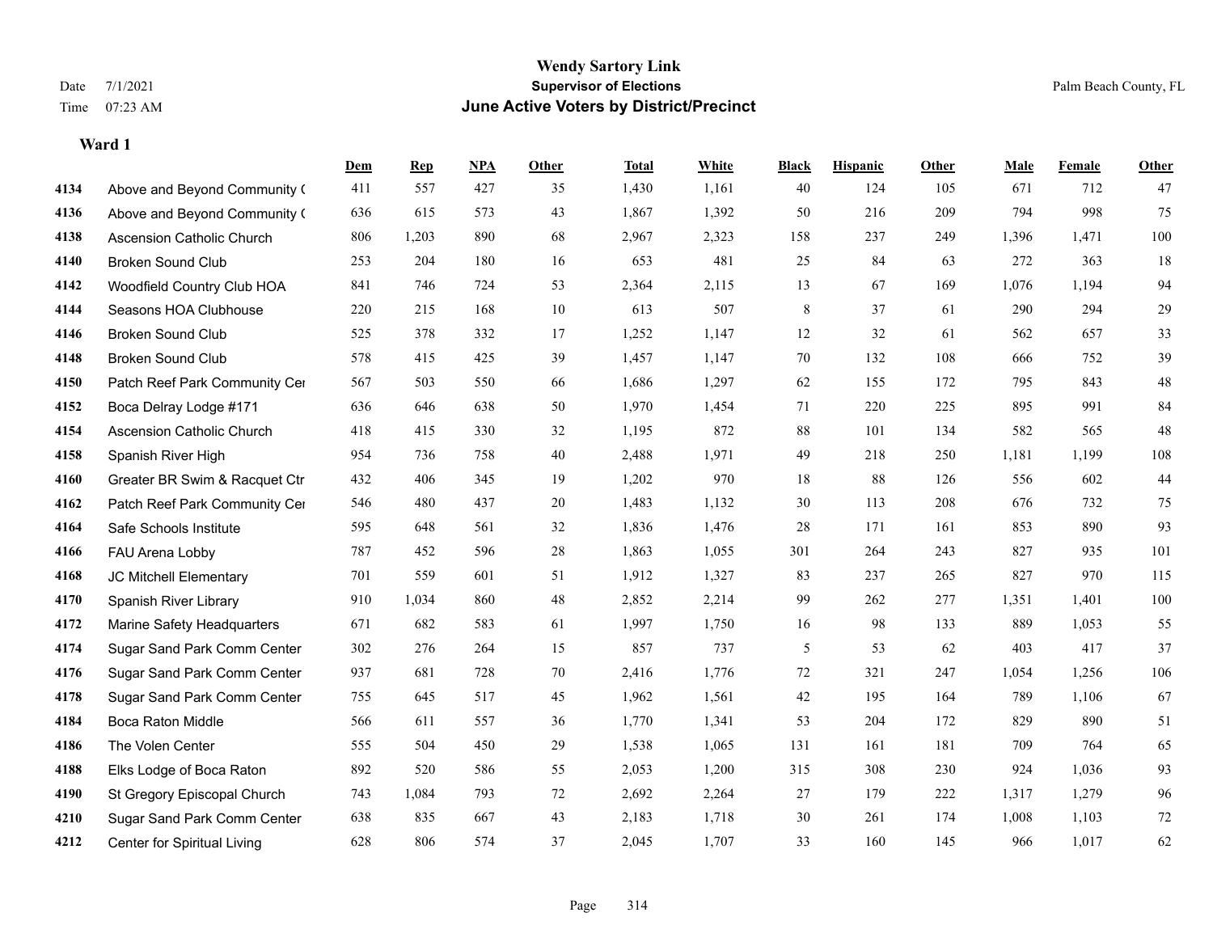# Wendy Sartory Link
## Supervisor of Elections
## June Active Voters by District/Precinct

Date 7/1/2021
Time 07:23 AM

Palm Beach County, FL

### Ward 1

| | | Dem | Rep | NPA | Other | Total | White | Black | Hispanic | Other | Male | Female | Other |
|---|---|---|---|---|---|---|---|---|---|---|---|---|---|
| 4134 | Above and Beyond Community ( | 411 | 557 | 427 | 35 | 1,430 | 1,161 | 40 | 124 | 105 | 671 | 712 | 47 |
| 4136 | Above and Beyond Community ( | 636 | 615 | 573 | 43 | 1,867 | 1,392 | 50 | 216 | 209 | 794 | 998 | 75 |
| 4138 | Ascension Catholic Church | 806 | 1,203 | 890 | 68 | 2,967 | 2,323 | 158 | 237 | 249 | 1,396 | 1,471 | 100 |
| 4140 | Broken Sound Club | 253 | 204 | 180 | 16 | 653 | 481 | 25 | 84 | 63 | 272 | 363 | 18 |
| 4142 | Woodfield Country Club HOA | 841 | 746 | 724 | 53 | 2,364 | 2,115 | 13 | 67 | 169 | 1,076 | 1,194 | 94 |
| 4144 | Seasons HOA Clubhouse | 220 | 215 | 168 | 10 | 613 | 507 | 8 | 37 | 61 | 290 | 294 | 29 |
| 4146 | Broken Sound Club | 525 | 378 | 332 | 17 | 1,252 | 1,147 | 12 | 32 | 61 | 562 | 657 | 33 |
| 4148 | Broken Sound Club | 578 | 415 | 425 | 39 | 1,457 | 1,147 | 70 | 132 | 108 | 666 | 752 | 39 |
| 4150 | Patch Reef Park Community Cer | 567 | 503 | 550 | 66 | 1,686 | 1,297 | 62 | 155 | 172 | 795 | 843 | 48 |
| 4152 | Boca Delray Lodge #171 | 636 | 646 | 638 | 50 | 1,970 | 1,454 | 71 | 220 | 225 | 895 | 991 | 84 |
| 4154 | Ascension Catholic Church | 418 | 415 | 330 | 32 | 1,195 | 872 | 88 | 101 | 134 | 582 | 565 | 48 |
| 4158 | Spanish River High | 954 | 736 | 758 | 40 | 2,488 | 1,971 | 49 | 218 | 250 | 1,181 | 1,199 | 108 |
| 4160 | Greater BR Swim & Racquet Ctr | 432 | 406 | 345 | 19 | 1,202 | 970 | 18 | 88 | 126 | 556 | 602 | 44 |
| 4162 | Patch Reef Park Community Cer | 546 | 480 | 437 | 20 | 1,483 | 1,132 | 30 | 113 | 208 | 676 | 732 | 75 |
| 4164 | Safe Schools Institute | 595 | 648 | 561 | 32 | 1,836 | 1,476 | 28 | 171 | 161 | 853 | 890 | 93 |
| 4166 | FAU Arena Lobby | 787 | 452 | 596 | 28 | 1,863 | 1,055 | 301 | 264 | 243 | 827 | 935 | 101 |
| 4168 | JC Mitchell Elementary | 701 | 559 | 601 | 51 | 1,912 | 1,327 | 83 | 237 | 265 | 827 | 970 | 115 |
| 4170 | Spanish River Library | 910 | 1,034 | 860 | 48 | 2,852 | 2,214 | 99 | 262 | 277 | 1,351 | 1,401 | 100 |
| 4172 | Marine Safety Headquarters | 671 | 682 | 583 | 61 | 1,997 | 1,750 | 16 | 98 | 133 | 889 | 1,053 | 55 |
| 4174 | Sugar Sand Park Comm Center | 302 | 276 | 264 | 15 | 857 | 737 | 5 | 53 | 62 | 403 | 417 | 37 |
| 4176 | Sugar Sand Park Comm Center | 937 | 681 | 728 | 70 | 2,416 | 1,776 | 72 | 321 | 247 | 1,054 | 1,256 | 106 |
| 4178 | Sugar Sand Park Comm Center | 755 | 645 | 517 | 45 | 1,962 | 1,561 | 42 | 195 | 164 | 789 | 1,106 | 67 |
| 4184 | Boca Raton Middle | 566 | 611 | 557 | 36 | 1,770 | 1,341 | 53 | 204 | 172 | 829 | 890 | 51 |
| 4186 | The Volen Center | 555 | 504 | 450 | 29 | 1,538 | 1,065 | 131 | 161 | 181 | 709 | 764 | 65 |
| 4188 | Elks Lodge of Boca Raton | 892 | 520 | 586 | 55 | 2,053 | 1,200 | 315 | 308 | 230 | 924 | 1,036 | 93 |
| 4190 | St Gregory Episcopal Church | 743 | 1,084 | 793 | 72 | 2,692 | 2,264 | 27 | 179 | 222 | 1,317 | 1,279 | 96 |
| 4210 | Sugar Sand Park Comm Center | 638 | 835 | 667 | 43 | 2,183 | 1,718 | 30 | 261 | 174 | 1,008 | 1,103 | 72 |
| 4212 | Center for Spiritual Living | 628 | 806 | 574 | 37 | 2,045 | 1,707 | 33 | 160 | 145 | 966 | 1,017 | 62 |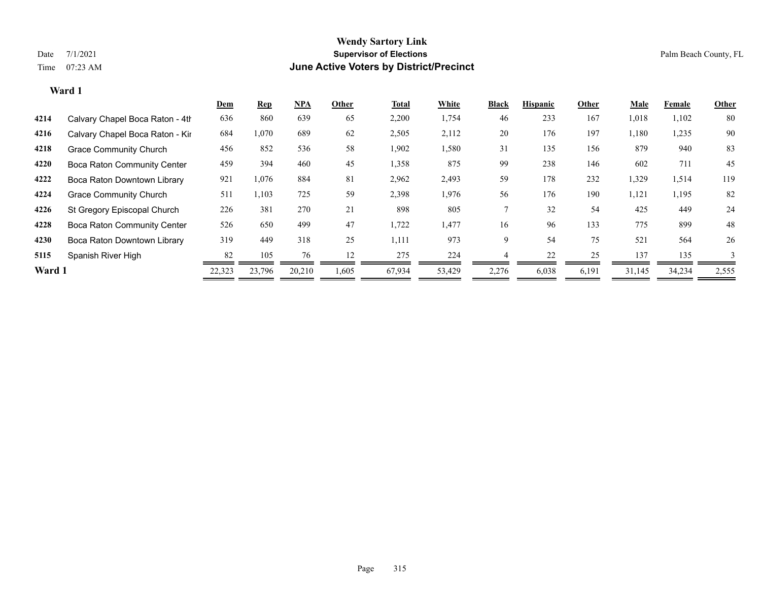# Wendy Sartory Link

**Supervisor of Elections**

**June Active Voters by District/Precinct**

Date 7/1/2021

Time 07:23 AM

Palm Beach County, FL

### Ward 1

| | | Dem | Rep | NPA | Other | Total | White | Black | Hispanic | Other | Male | Female | Other |
|---|---|---|---|---|---|---|---|---|---|---|---|---|---|
| 4214 | Calvary Chapel Boca Raton - 4th | 636 | 860 | 639 | 65 | 2,200 | 1,754 | 46 | 233 | 167 | 1,018 | 1,102 | 80 |
| 4216 | Calvary Chapel Boca Raton - Kir | 684 | 1,070 | 689 | 62 | 2,505 | 2,112 | 20 | 176 | 197 | 1,180 | 1,235 | 90 |
| 4218 | Grace Community Church | 456 | 852 | 536 | 58 | 1,902 | 1,580 | 31 | 135 | 156 | 879 | 940 | 83 |
| 4220 | Boca Raton Community Center | 459 | 394 | 460 | 45 | 1,358 | 875 | 99 | 238 | 146 | 602 | 711 | 45 |
| 4222 | Boca Raton Downtown Library | 921 | 1,076 | 884 | 81 | 2,962 | 2,493 | 59 | 178 | 232 | 1,329 | 1,514 | 119 |
| 4224 | Grace Community Church | 511 | 1,103 | 725 | 59 | 2,398 | 1,976 | 56 | 176 | 190 | 1,121 | 1,195 | 82 |
| 4226 | St Gregory Episcopal Church | 226 | 381 | 270 | 21 | 898 | 805 | 7 | 32 | 54 | 425 | 449 | 24 |
| 4228 | Boca Raton Community Center | 526 | 650 | 499 | 47 | 1,722 | 1,477 | 16 | 96 | 133 | 775 | 899 | 48 |
| 4230 | Boca Raton Downtown Library | 319 | 449 | 318 | 25 | 1,111 | 973 | 9 | 54 | 75 | 521 | 564 | 26 |
| 5115 | Spanish River High | 82 | 105 | 76 | 12 | 275 | 224 | 4 | 22 | 25 | 137 | 135 | 3 |
| **Ward 1** | | 22,323 | 23,796 | 20,210 | 1,605 | 67,934 | 53,429 | 2,276 | 6,038 | 6,191 | 31,145 | 34,234 | 2,555 |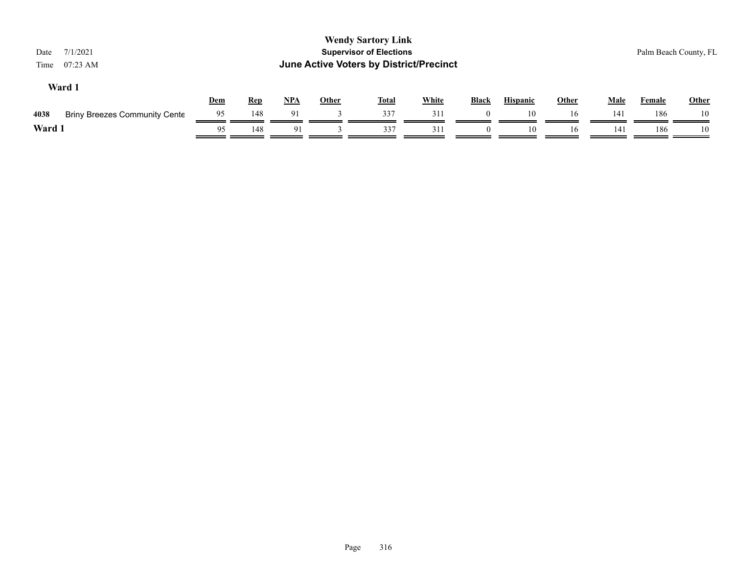# Wendy Sartory Link

## Supervisor of Elections

## June Active Voters by District/Precinct

Date 7/1/2021
Time 07:23 AM

Palm Beach County, FL

### Ward 1

| | | Dem | Rep | NPA | Other | Total | White | Black | Hispanic | Other | Male | Female | Other |
|---|---|---|---|---|---|---|---|---|---|---|---|---|---|
| 4038 | Briny Breezes Community Cente | 95 | 148 | 91 | 3 | 337 | 311 | 0 | 10 | 16 | 141 | 186 | 10 |
| **Ward 1** | | 95 | 148 | 91 | 3 | 337 | 311 | 0 | 10 | 16 | 141 | 186 | 10 |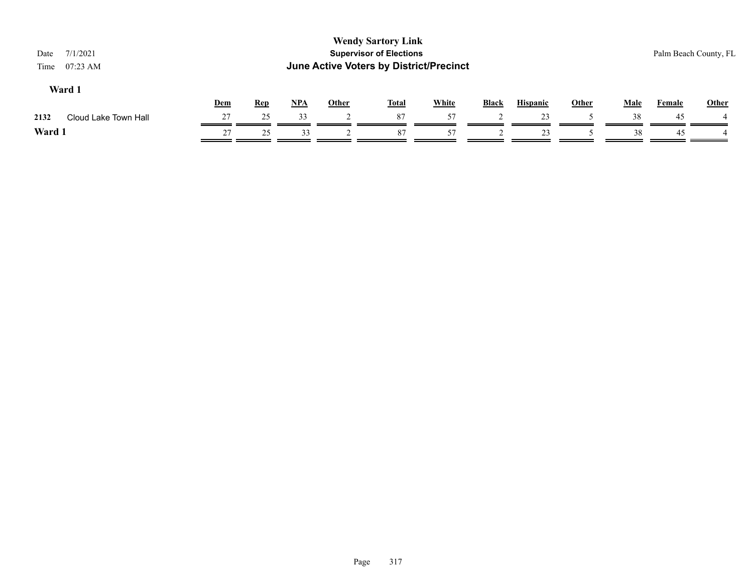**Wendy Sartory Link**
**Supervisor of Elections**
**June Active Voters by District/Precinct**

Date 7/1/2021
Time 07:23 AM

Palm Beach County, FL

### Ward 1

| | | Dem | Rep | NPA | Other | Total | White | Black | Hispanic | Other | Male | Female | Other |
|---|---|---|---|---|---|---|---|---|---|---|---|---|---|
| 2132 | Cloud Lake Town Hall | 27 | 25 | 33 | 2 | 87 | 57 | 2 | 23 | 5 | 38 | 45 | 4 |
| **Ward 1** | | 27 | 25 | 33 | 2 | 87 | 57 | 2 | 23 | 5 | 38 | 45 | 4 |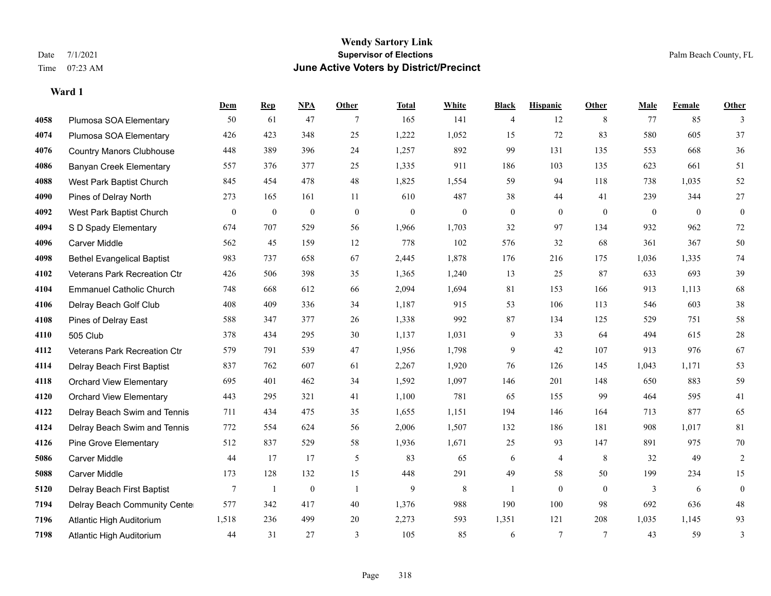# Wendy Sartory Link

## Supervisor of Elections

## June Active Voters by District/Precinct

Date 7/1/2021
Time 07:23 AM

Palm Beach County, FL

### Ward 1

| | | Dem | Rep | NPA | Other | Total | White | Black | Hispanic | Other | Male | Female | Other |
|---|---|---|---|---|---|---|---|---|---|---|---|---|---|
| 4058 | Plumosa SOA Elementary | 50 | 61 | 47 | 7 | 165 | 141 | 4 | 12 | 8 | 77 | 85 | 3 |
| 4074 | Plumosa SOA Elementary | 426 | 423 | 348 | 25 | 1,222 | 1,052 | 15 | 72 | 83 | 580 | 605 | 37 |
| 4076 | Country Manors Clubhouse | 448 | 389 | 396 | 24 | 1,257 | 892 | 99 | 131 | 135 | 553 | 668 | 36 |
| 4086 | Banyan Creek Elementary | 557 | 376 | 377 | 25 | 1,335 | 911 | 186 | 103 | 135 | 623 | 661 | 51 |
| 4088 | West Park Baptist Church | 845 | 454 | 478 | 48 | 1,825 | 1,554 | 59 | 94 | 118 | 738 | 1,035 | 52 |
| 4090 | Pines of Delray North | 273 | 165 | 161 | 11 | 610 | 487 | 38 | 44 | 41 | 239 | 344 | 27 |
| 4092 | West Park Baptist Church | 0 | 0 | 0 | 0 | 0 | 0 | 0 | 0 | 0 | 0 | 0 | 0 |
| 4094 | S D Spady Elementary | 674 | 707 | 529 | 56 | 1,966 | 1,703 | 32 | 97 | 134 | 932 | 962 | 72 |
| 4096 | Carver Middle | 562 | 45 | 159 | 12 | 778 | 102 | 576 | 32 | 68 | 361 | 367 | 50 |
| 4098 | Bethel Evangelical Baptist | 983 | 737 | 658 | 67 | 2,445 | 1,878 | 176 | 216 | 175 | 1,036 | 1,335 | 74 |
| 4102 | Veterans Park Recreation Ctr | 426 | 506 | 398 | 35 | 1,365 | 1,240 | 13 | 25 | 87 | 633 | 693 | 39 |
| 4104 | Emmanuel Catholic Church | 748 | 668 | 612 | 66 | 2,094 | 1,694 | 81 | 153 | 166 | 913 | 1,113 | 68 |
| 4106 | Delray Beach Golf Club | 408 | 409 | 336 | 34 | 1,187 | 915 | 53 | 106 | 113 | 546 | 603 | 38 |
| 4108 | Pines of Delray East | 588 | 347 | 377 | 26 | 1,338 | 992 | 87 | 134 | 125 | 529 | 751 | 58 |
| 4110 | 505 Club | 378 | 434 | 295 | 30 | 1,137 | 1,031 | 9 | 33 | 64 | 494 | 615 | 28 |
| 4112 | Veterans Park Recreation Ctr | 579 | 791 | 539 | 47 | 1,956 | 1,798 | 9 | 42 | 107 | 913 | 976 | 67 |
| 4114 | Delray Beach First Baptist | 837 | 762 | 607 | 61 | 2,267 | 1,920 | 76 | 126 | 145 | 1,043 | 1,171 | 53 |
| 4118 | Orchard View Elementary | 695 | 401 | 462 | 34 | 1,592 | 1,097 | 146 | 201 | 148 | 650 | 883 | 59 |
| 4120 | Orchard View Elementary | 443 | 295 | 321 | 41 | 1,100 | 781 | 65 | 155 | 99 | 464 | 595 | 41 |
| 4122 | Delray Beach Swim and Tennis | 711 | 434 | 475 | 35 | 1,655 | 1,151 | 194 | 146 | 164 | 713 | 877 | 65 |
| 4124 | Delray Beach Swim and Tennis | 772 | 554 | 624 | 56 | 2,006 | 1,507 | 132 | 186 | 181 | 908 | 1,017 | 81 |
| 4126 | Pine Grove Elementary | 512 | 837 | 529 | 58 | 1,936 | 1,671 | 25 | 93 | 147 | 891 | 975 | 70 |
| 5086 | Carver Middle | 44 | 17 | 17 | 5 | 83 | 65 | 6 | 4 | 8 | 32 | 49 | 2 |
| 5088 | Carver Middle | 173 | 128 | 132 | 15 | 448 | 291 | 49 | 58 | 50 | 199 | 234 | 15 |
| 5120 | Delray Beach First Baptist | 7 | 1 | 0 | 1 | 9 | 8 | 1 | 0 | 0 | 3 | 6 | 0 |
| 7194 | Delray Beach Community Center | 577 | 342 | 417 | 40 | 1,376 | 988 | 190 | 100 | 98 | 692 | 636 | 48 |
| 7196 | Atlantic High Auditorium | 1,518 | 236 | 499 | 20 | 2,273 | 593 | 1,351 | 121 | 208 | 1,035 | 1,145 | 93 |
| 7198 | Atlantic High Auditorium | 44 | 31 | 27 | 3 | 105 | 85 | 6 | 7 | 7 | 43 | 59 | 3 |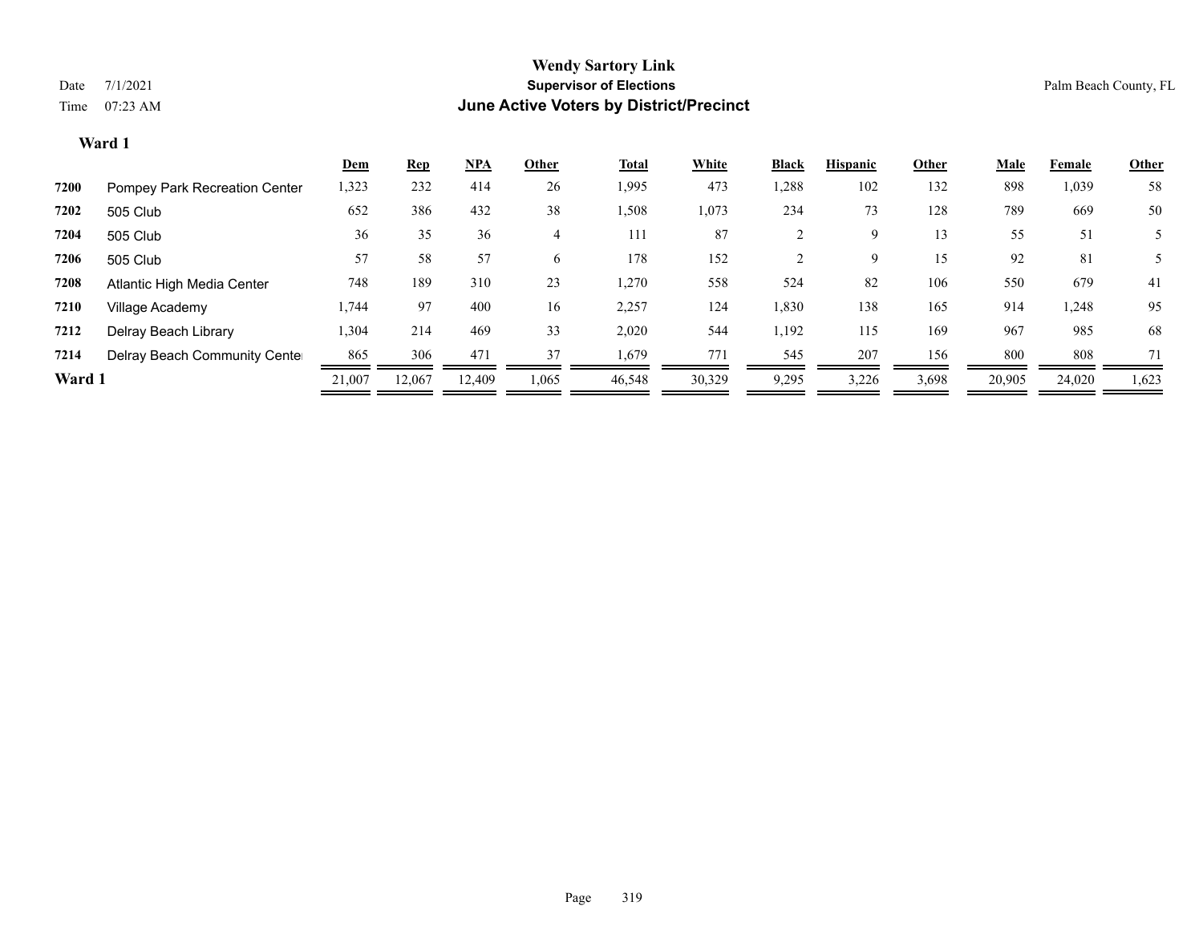# Wendy Sartory Link

## Supervisor of Elections

## June Active Voters by District/Precinct

Date 7/1/2021

Time 07:23 AM

Palm Beach County, FL

**Ward 1**

| | | Dem | Rep | NPA | Other | Total | White | Black | Hispanic | Other | Male | Female | Other |
|---|---|---|---|---|---|---|---|---|---|---|---|---|---|
| 7200 | Pompey Park Recreation Center | 1,323 | 232 | 414 | 26 | 1,995 | 473 | 1,288 | 102 | 132 | 898 | 1,039 | 58 |
| 7202 | 505 Club | 652 | 386 | 432 | 38 | 1,508 | 1,073 | 234 | 73 | 128 | 789 | 669 | 50 |
| 7204 | 505 Club | 36 | 35 | 36 | 4 | 111 | 87 | 2 | 9 | 13 | 55 | 51 | 5 |
| 7206 | 505 Club | 57 | 58 | 57 | 6 | 178 | 152 | 2 | 9 | 15 | 92 | 81 | 5 |
| 7208 | Atlantic High Media Center | 748 | 189 | 310 | 23 | 1,270 | 558 | 524 | 82 | 106 | 550 | 679 | 41 |
| 7210 | Village Academy | 1,744 | 97 | 400 | 16 | 2,257 | 124 | 1,830 | 138 | 165 | 914 | 1,248 | 95 |
| 7212 | Delray Beach Library | 1,304 | 214 | 469 | 33 | 2,020 | 544 | 1,192 | 115 | 169 | 967 | 985 | 68 |
| 7214 | Delray Beach Community Center | 865 | 306 | 471 | 37 | 1,679 | 771 | 545 | 207 | 156 | 800 | 808 | 71 |
| **Ward 1** | | 21,007 | 12,067 | 12,409 | 1,065 | 46,548 | 30,329 | 9,295 | 3,226 | 3,698 | 20,905 | 24,020 | 1,623 |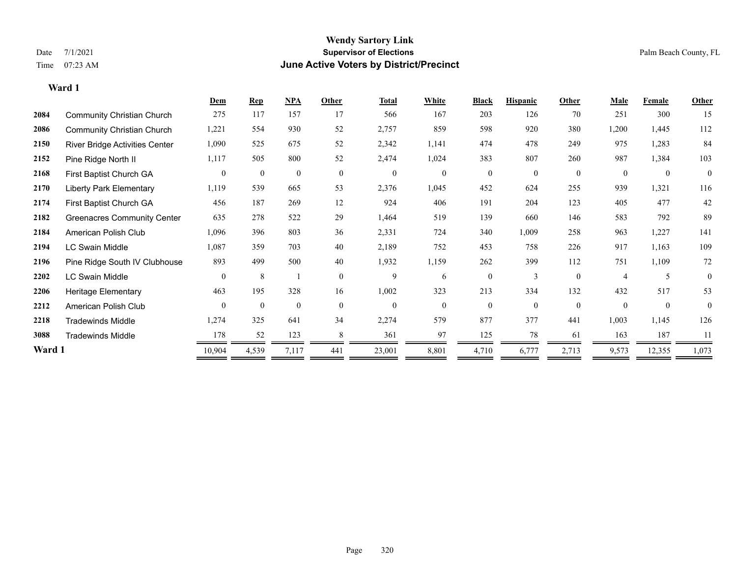# Wendy Sartory Link

## Supervisor of Elections

## June Active Voters by District/Precinct

Date 7/1/2021
Time 07:23 AM

Palm Beach County, FL

### Ward 1

| | | Dem | Rep | NPA | Other | Total | White | Black | Hispanic | Other | Male | Female | Other |
|---|---|---|---|---|---|---|---|---|---|---|---|---|---|
| 2084 | Community Christian Church | 275 | 117 | 157 | 17 | 566 | 167 | 203 | 126 | 70 | 251 | 300 | 15 |
| 2086 | Community Christian Church | 1,221 | 554 | 930 | 52 | 2,757 | 859 | 598 | 920 | 380 | 1,200 | 1,445 | 112 |
| 2150 | River Bridge Activities Center | 1,090 | 525 | 675 | 52 | 2,342 | 1,141 | 474 | 478 | 249 | 975 | 1,283 | 84 |
| 2152 | Pine Ridge North II | 1,117 | 505 | 800 | 52 | 2,474 | 1,024 | 383 | 807 | 260 | 987 | 1,384 | 103 |
| 2168 | First Baptist Church GA | 0 | 0 | 0 | 0 | 0 | 0 | 0 | 0 | 0 | 0 | 0 | 0 |
| 2170 | Liberty Park Elementary | 1,119 | 539 | 665 | 53 | 2,376 | 1,045 | 452 | 624 | 255 | 939 | 1,321 | 116 |
| 2174 | First Baptist Church GA | 456 | 187 | 269 | 12 | 924 | 406 | 191 | 204 | 123 | 405 | 477 | 42 |
| 2182 | Greenacres Community Center | 635 | 278 | 522 | 29 | 1,464 | 519 | 139 | 660 | 146 | 583 | 792 | 89 |
| 2184 | American Polish Club | 1,096 | 396 | 803 | 36 | 2,331 | 724 | 340 | 1,009 | 258 | 963 | 1,227 | 141 |
| 2194 | LC Swain Middle | 1,087 | 359 | 703 | 40 | 2,189 | 752 | 453 | 758 | 226 | 917 | 1,163 | 109 |
| 2196 | Pine Ridge South IV Clubhouse | 893 | 499 | 500 | 40 | 1,932 | 1,159 | 262 | 399 | 112 | 751 | 1,109 | 72 |
| 2202 | LC Swain Middle | 0 | 8 | 1 | 0 | 9 | 6 | 0 | 3 | 0 | 4 | 5 | 0 |
| 2206 | Heritage Elementary | 463 | 195 | 328 | 16 | 1,002 | 323 | 213 | 334 | 132 | 432 | 517 | 53 |
| 2212 | American Polish Club | 0 | 0 | 0 | 0 | 0 | 0 | 0 | 0 | 0 | 0 | 0 | 0 |
| 2218 | Tradewinds Middle | 1,274 | 325 | 641 | 34 | 2,274 | 579 | 877 | 377 | 441 | 1,003 | 1,145 | 126 |
| 3088 | Tradewinds Middle | 178 | 52 | 123 | 8 | 361 | 97 | 125 | 78 | 61 | 163 | 187 | 11 |
| **Ward 1** | | 10,904 | 4,539 | 7,117 | 441 | 23,001 | 8,801 | 4,710 | 6,777 | 2,713 | 9,573 | 12,355 | 1,073 |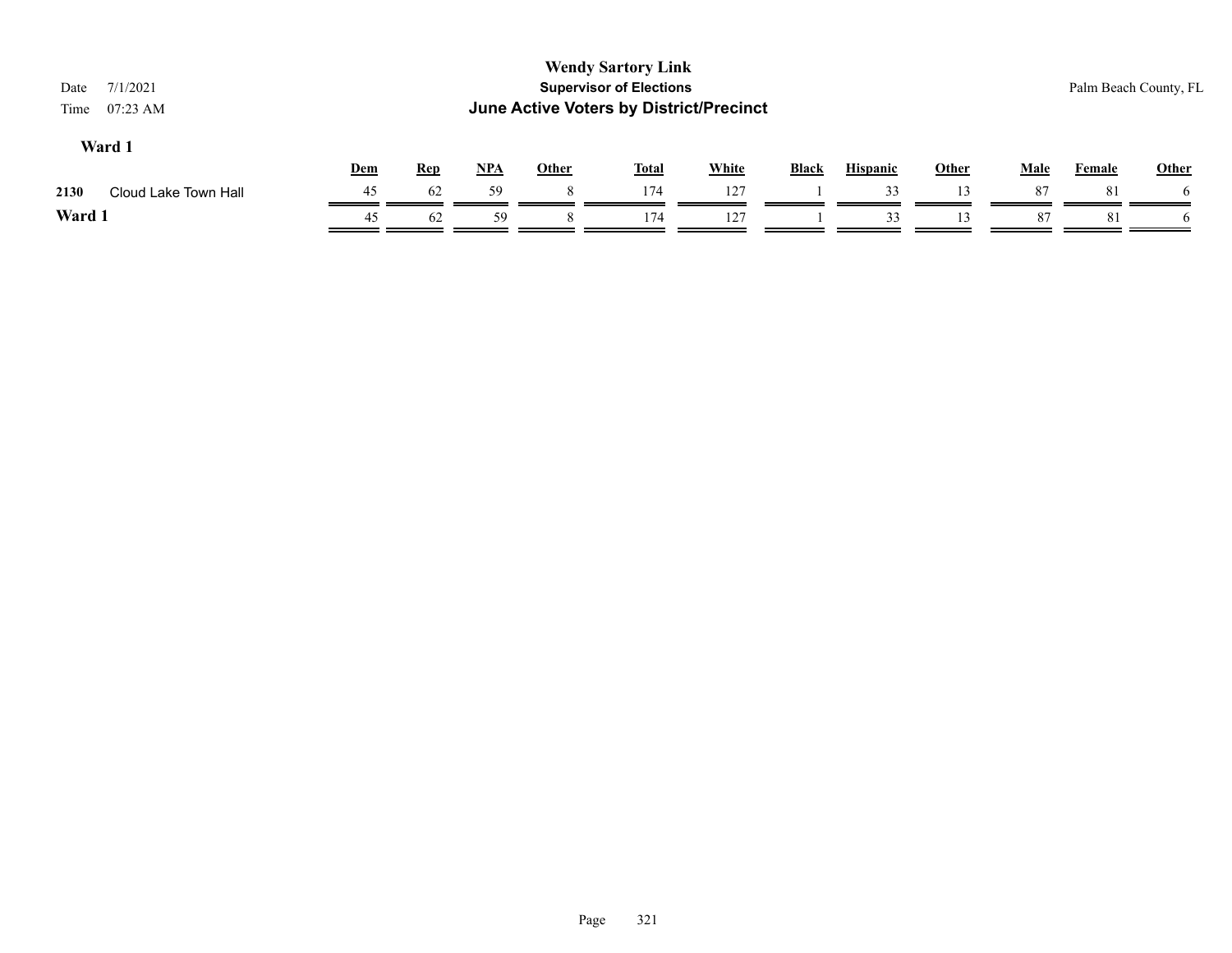# Wendy Sartory Link
## Supervisor of Elections
## June Active Voters by District/Precinct

Date 7/1/2021
Time 07:23 AM

Palm Beach County, FL

### Ward 1

| | | Dem | Rep | NPA | Other | Total | White | Black | Hispanic | Other | Male | Female | Other |
|---|---|---|---|---|---|---|---|---|---|---|---|---|---|
| 2130 | Cloud Lake Town Hall | 45 | 62 | 59 | 8 | 174 | 127 | 1 | 33 | 13 | 87 | 81 | 6 |
| **Ward 1** | | 45 | 62 | 59 | 8 | 174 | 127 | 1 | 33 | 13 | 87 | 81 | 6 |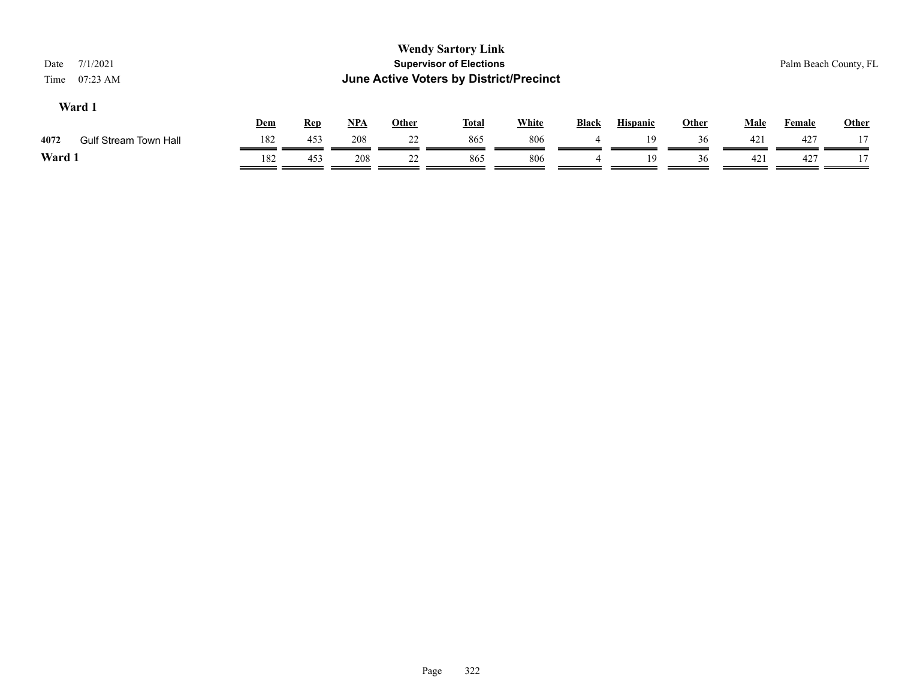# Wendy Sartory Link

## Supervisor of Elections

## June Active Voters by District/Precinct

Date 7/1/2021
Time 07:23 AM

Palm Beach County, FL

### Ward 1

| | | Dem | Rep | NPA | Other | Total | White | Black | Hispanic | Other | Male | Female | Other |
|---|---|---|---|---|---|---|---|---|---|---|---|---|---|
| 4072 | Gulf Stream Town Hall | 182 | 453 | 208 | 22 | 865 | 806 | 4 | 19 | 36 | 421 | 427 | 17 |
| **Ward 1** | | 182 | 453 | 208 | 22 | 865 | 806 | 4 | 19 | 36 | 421 | 427 | 17 |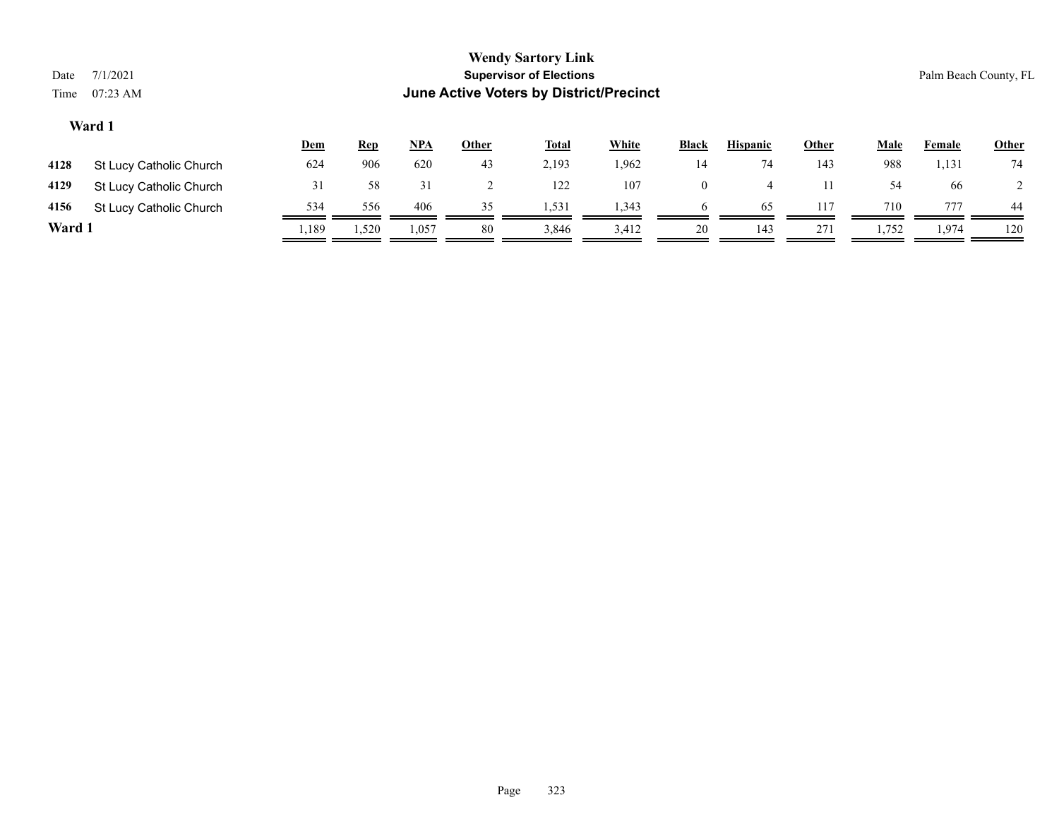# Wendy Sartory Link

**Supervisor of Elections**

**June Active Voters by District/Precinct**

Date 7/1/2021

Time 07:23 AM

Palm Beach County, FL

## Ward 1

| | | Dem | Rep | NPA | Other | Total | White | Black | Hispanic | Other | Male | Female | Other |
|---|---|---|---|---|---|---|---|---|---|---|---|---|---|
| 4128 | St Lucy Catholic Church | 624 | 906 | 620 | 43 | 2,193 | 1,962 | 14 | 74 | 143 | 988 | 1,131 | 74 |
| 4129 | St Lucy Catholic Church | 31 | 58 | 31 | 2 | 122 | 107 | 0 | 4 | 11 | 54 | 66 | 2 |
| 4156 | St Lucy Catholic Church | 534 | 556 | 406 | 35 | 1,531 | 1,343 | 6 | 65 | 117 | 710 | 777 | 44 |
| **Ward 1** | | 1,189 | 1,520 | 1,057 | 80 | 3,846 | 3,412 | 20 | 143 | 271 | 1,752 | 1,974 | 120 |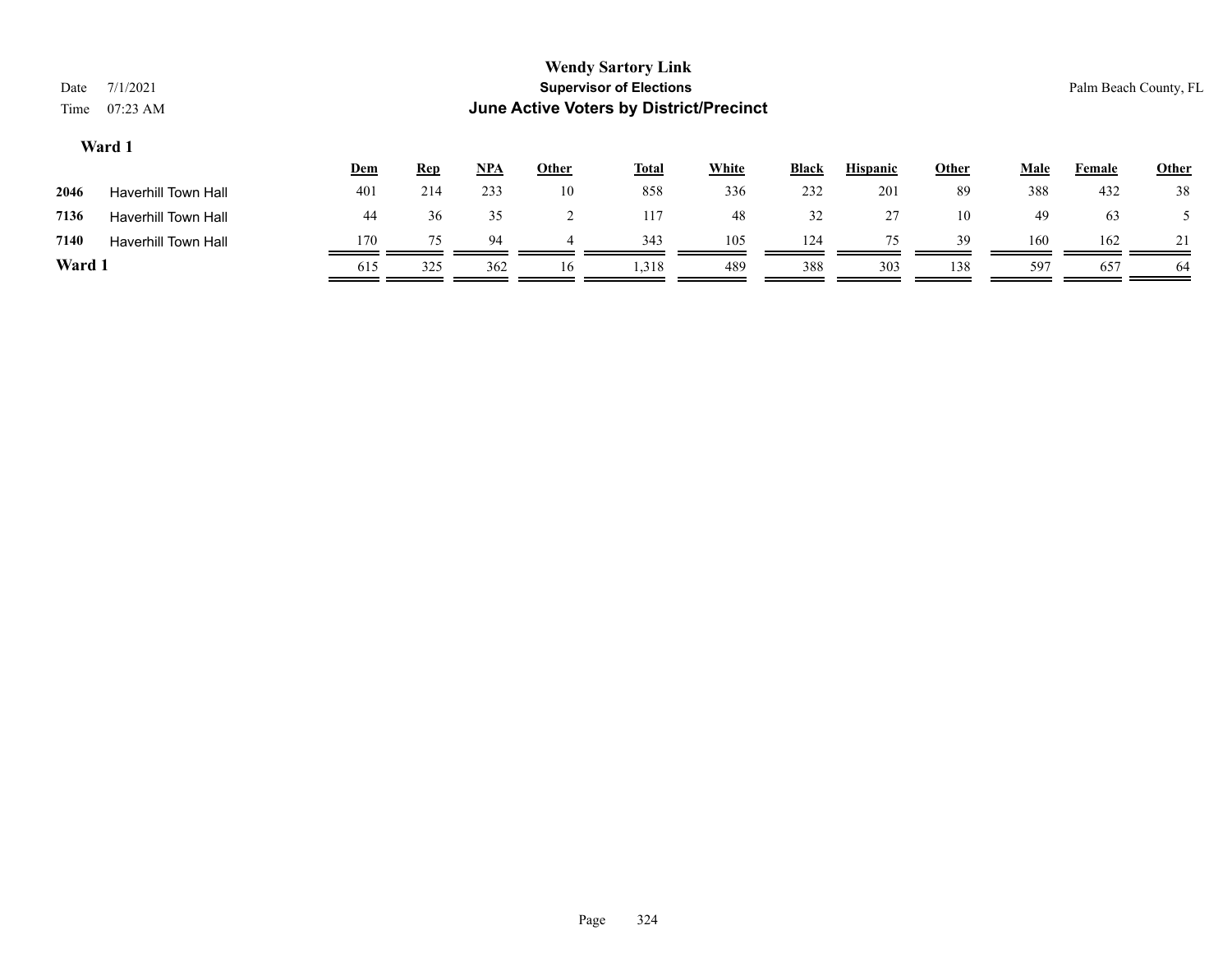Wendy Sartory Link
**Supervisor of Elections**
**June Active Voters by District/Precinct**

Date 7/1/2021
Time 07:23 AM

Palm Beach County, FL

### Ward 1

| | | Dem | Rep | NPA | Other | Total | White | Black | Hispanic | Other | Male | Female | Other |
|---|---|---|---|---|---|---|---|---|---|---|---|---|---|
| **2046** | Haverhill Town Hall | 401 | 214 | 233 | 10 | 858 | 336 | 232 | 201 | 89 | 388 | 432 | 38 |
| **7136** | Haverhill Town Hall | 44 | 36 | 35 | 2 | 117 | 48 | 32 | 27 | 10 | 49 | 63 | 5 |
| **7140** | Haverhill Town Hall | 170 | 75 | 94 | 4 | 343 | 105 | 124 | 75 | 39 | 160 | 162 | 21 |
| **Ward 1** | | 615 | 325 | 362 | 16 | 1,318 | 489 | 388 | 303 | 138 | 597 | 657 | 64 |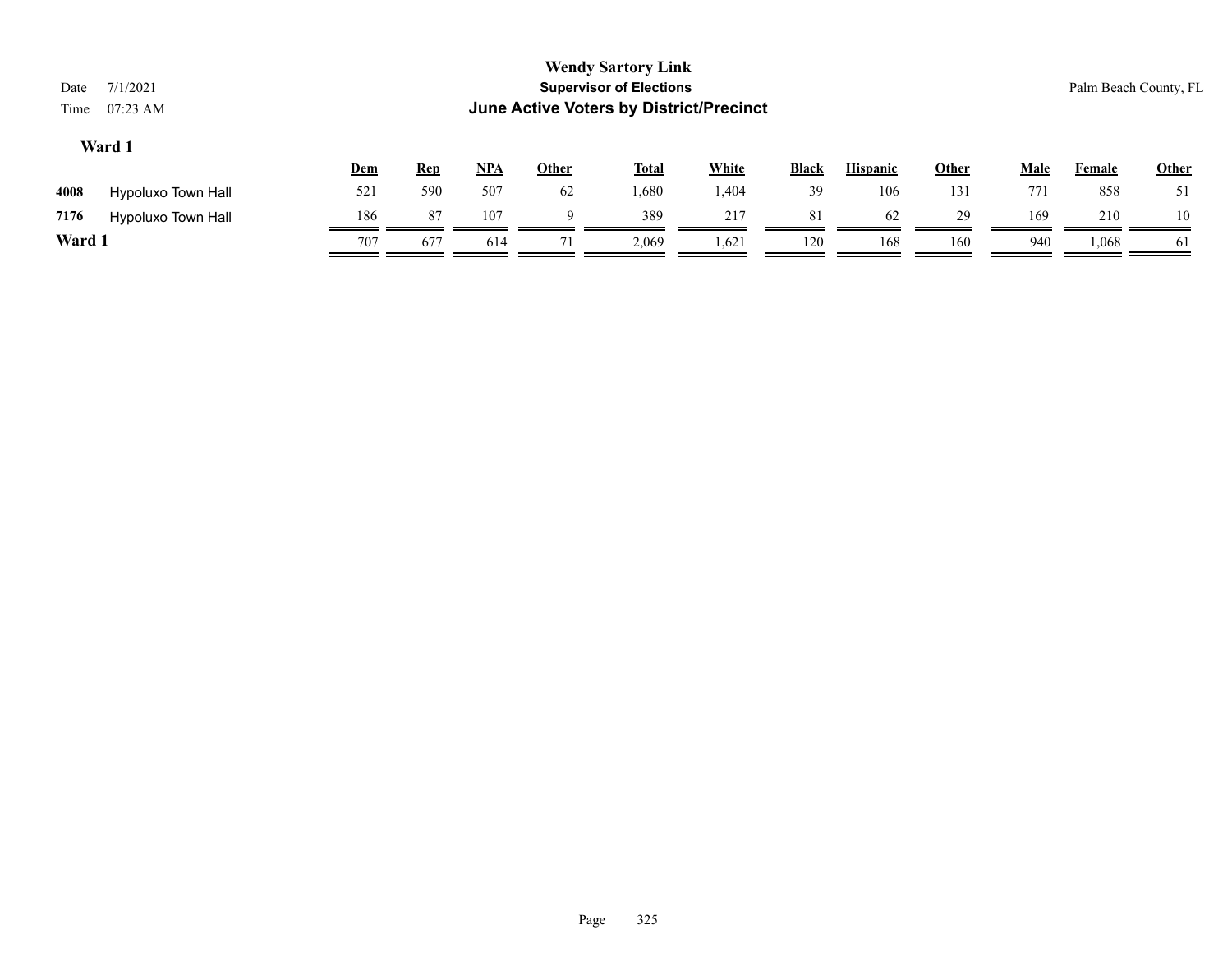# Wendy Sartory Link

**Supervisor of Elections**

**June Active Voters by District/Precinct**

Date 7/1/2021

Time 07:23 AM

Palm Beach County, FL

## Ward 1

| | | Dem | Rep | NPA | Other | Total | White | Black | Hispanic | Other | Male | Female | Other |
|---|---|---|---|---|---|---|---|---|---|---|---|---|---|
| 4008 | Hypoluxo Town Hall | 521 | 590 | 507 | 62 | 1,680 | 1,404 | 39 | 106 | 131 | 771 | 858 | 51 |
| 7176 | Hypoluxo Town Hall | 186 | 87 | 107 | 9 | 389 | 217 | 81 | 62 | 29 | 169 | 210 | 10 |
| **Ward 1** | | 707 | 677 | 614 | 71 | 2,069 | 1,621 | 120 | 168 | 160 | 940 | 1,068 | 61 |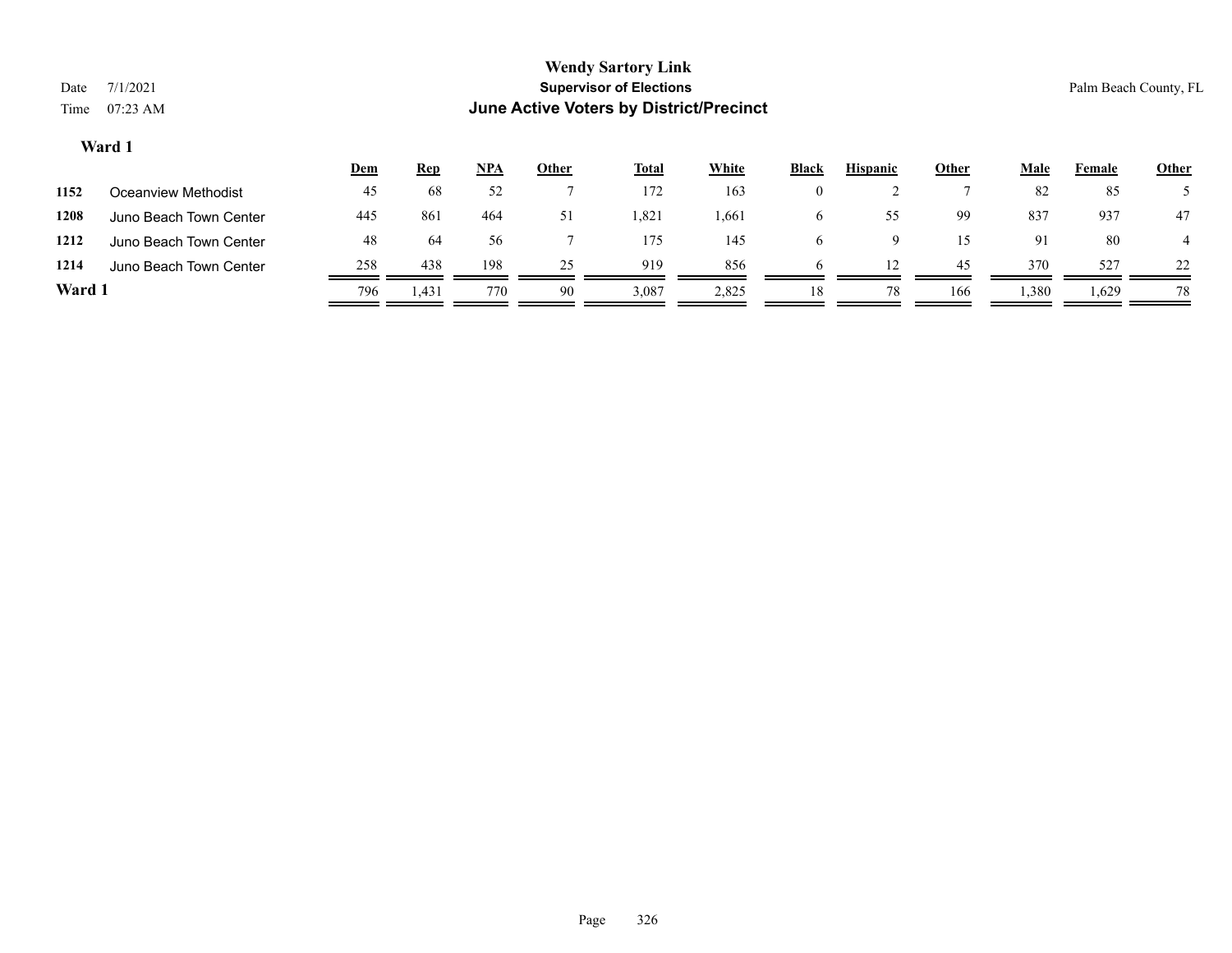# Wendy Sartory Link

**Supervisor of Elections**

**June Active Voters by District/Precinct**

Date 7/1/2021
Time 07:23 AM

Palm Beach County, FL

### Ward 1

| | | Dem | Rep | NPA | Other | Total | White | Black | Hispanic | Other | Male | Female | Other |
|---|---|---|---|---|---|---|---|---|---|---|---|---|---|
| 1152 | Oceanview Methodist | 45 | 68 | 52 | 7 | 172 | 163 | 0 | 2 | 7 | 82 | 85 | 5 |
| 1208 | Juno Beach Town Center | 445 | 861 | 464 | 51 | 1,821 | 1,661 | 6 | 55 | 99 | 837 | 937 | 47 |
| 1212 | Juno Beach Town Center | 48 | 64 | 56 | 7 | 175 | 145 | 6 | 9 | 15 | 91 | 80 | 4 |
| 1214 | Juno Beach Town Center | 258 | 438 | 198 | 25 | 919 | 856 | 6 | 12 | 45 | 370 | 527 | 22 |
| **Ward 1** | | 796 | 1,431 | 770 | 90 | 3,087 | 2,825 | 18 | 78 | 166 | 1,380 | 1,629 | 78 |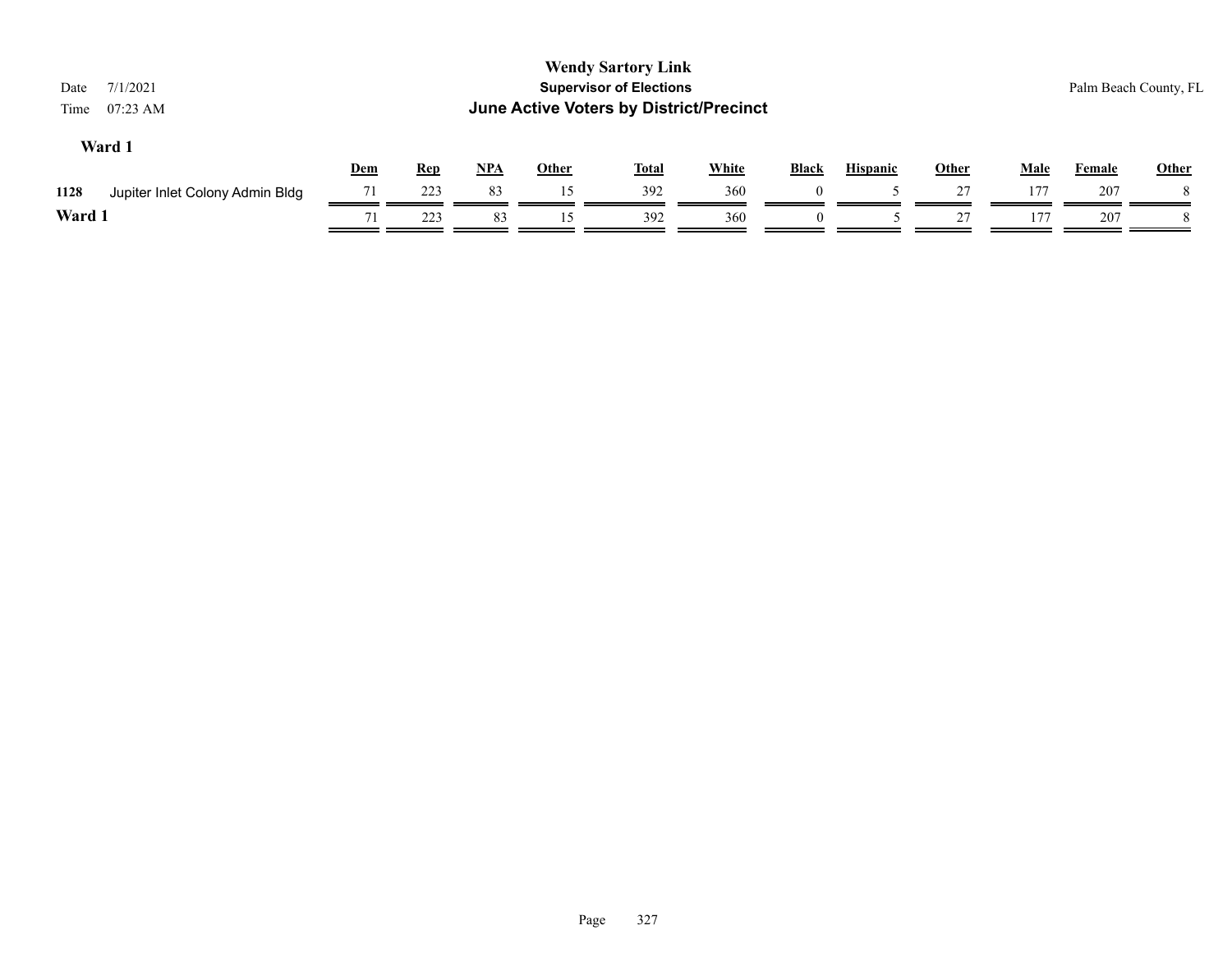# Wendy Sartory Link
## Supervisor of Elections
## June Active Voters by District/Precinct

Date 7/1/2021
Time 07:23 AM

Palm Beach County, FL

### Ward 1

| | | Dem | Rep | NPA | Other | Total | White | Black | Hispanic | Other | Male | Female | Other |
|---|---|---|---|---|---|---|---|---|---|---|---|---|---|
| 1128 | Jupiter Inlet Colony Admin Bldg | 71 | 223 | 83 | 15 | 392 | 360 | 0 | 5 | 27 | 177 | 207 | 8 |
| **Ward 1** | | 71 | 223 | 83 | 15 | 392 | 360 | 0 | 5 | 27 | 177 | 207 | 8 |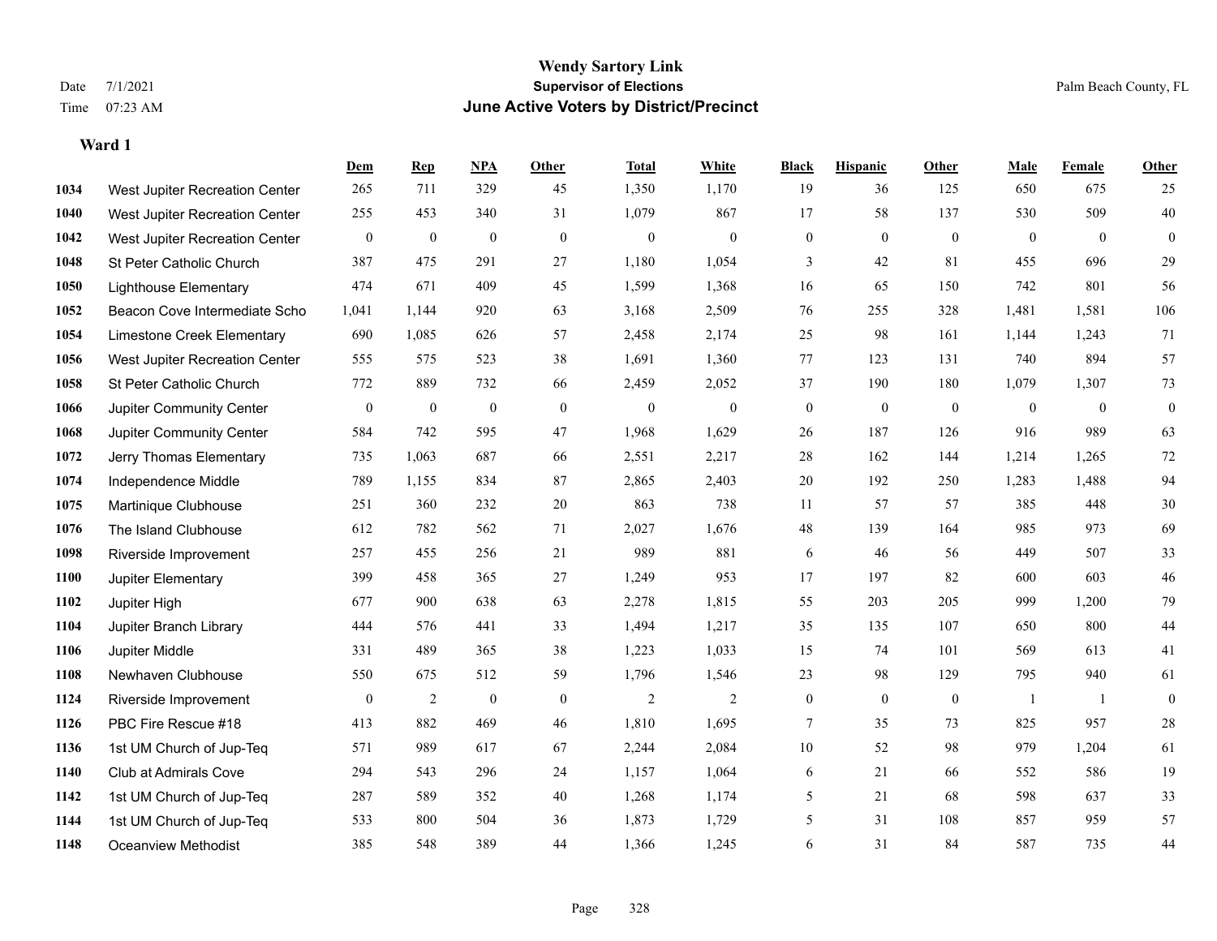# Wendy Sartory Link

**Supervisor of Elections**

**June Active Voters by District/Precinct**

Date 7/1/2021
Time 07:23 AM
Palm Beach County, FL

## Ward 1

| | | Dem | Rep | NPA | Other | Total | White | Black | Hispanic | Other | Male | Female | Other |
|---|---|---|---|---|---|---|---|---|---|---|---|---|---|
| 1034 | West Jupiter Recreation Center | 265 | 711 | 329 | 45 | 1,350 | 1,170 | 19 | 36 | 125 | 650 | 675 | 25 |
| 1040 | West Jupiter Recreation Center | 255 | 453 | 340 | 31 | 1,079 | 867 | 17 | 58 | 137 | 530 | 509 | 40 |
| 1042 | West Jupiter Recreation Center | 0 | 0 | 0 | 0 | 0 | 0 | 0 | 0 | 0 | 0 | 0 | 0 |
| 1048 | St Peter Catholic Church | 387 | 475 | 291 | 27 | 1,180 | 1,054 | 3 | 42 | 81 | 455 | 696 | 29 |
| 1050 | Lighthouse Elementary | 474 | 671 | 409 | 45 | 1,599 | 1,368 | 16 | 65 | 150 | 742 | 801 | 56 |
| 1052 | Beacon Cove Intermediate Scho | 1,041 | 1,144 | 920 | 63 | 3,168 | 2,509 | 76 | 255 | 328 | 1,481 | 1,581 | 106 |
| 1054 | Limestone Creek Elementary | 690 | 1,085 | 626 | 57 | 2,458 | 2,174 | 25 | 98 | 161 | 1,144 | 1,243 | 71 |
| 1056 | West Jupiter Recreation Center | 555 | 575 | 523 | 38 | 1,691 | 1,360 | 77 | 123 | 131 | 740 | 894 | 57 |
| 1058 | St Peter Catholic Church | 772 | 889 | 732 | 66 | 2,459 | 2,052 | 37 | 190 | 180 | 1,079 | 1,307 | 73 |
| 1066 | Jupiter Community Center | 0 | 0 | 0 | 0 | 0 | 0 | 0 | 0 | 0 | 0 | 0 | 0 |
| 1068 | Jupiter Community Center | 584 | 742 | 595 | 47 | 1,968 | 1,629 | 26 | 187 | 126 | 916 | 989 | 63 |
| 1072 | Jerry Thomas Elementary | 735 | 1,063 | 687 | 66 | 2,551 | 2,217 | 28 | 162 | 144 | 1,214 | 1,265 | 72 |
| 1074 | Independence Middle | 789 | 1,155 | 834 | 87 | 2,865 | 2,403 | 20 | 192 | 250 | 1,283 | 1,488 | 94 |
| 1075 | Martinique Clubhouse | 251 | 360 | 232 | 20 | 863 | 738 | 11 | 57 | 57 | 385 | 448 | 30 |
| 1076 | The Island Clubhouse | 612 | 782 | 562 | 71 | 2,027 | 1,676 | 48 | 139 | 164 | 985 | 973 | 69 |
| 1098 | Riverside Improvement | 257 | 455 | 256 | 21 | 989 | 881 | 6 | 46 | 56 | 449 | 507 | 33 |
| 1100 | Jupiter Elementary | 399 | 458 | 365 | 27 | 1,249 | 953 | 17 | 197 | 82 | 600 | 603 | 46 |
| 1102 | Jupiter High | 677 | 900 | 638 | 63 | 2,278 | 1,815 | 55 | 203 | 205 | 999 | 1,200 | 79 |
| 1104 | Jupiter Branch Library | 444 | 576 | 441 | 33 | 1,494 | 1,217 | 35 | 135 | 107 | 650 | 800 | 44 |
| 1106 | Jupiter Middle | 331 | 489 | 365 | 38 | 1,223 | 1,033 | 15 | 74 | 101 | 569 | 613 | 41 |
| 1108 | Newhaven Clubhouse | 550 | 675 | 512 | 59 | 1,796 | 1,546 | 23 | 98 | 129 | 795 | 940 | 61 |
| 1124 | Riverside Improvement | 0 | 2 | 0 | 0 | 2 | 2 | 0 | 0 | 0 | 1 | 1 | 0 |
| 1126 | PBC Fire Rescue #18 | 413 | 882 | 469 | 46 | 1,810 | 1,695 | 7 | 35 | 73 | 825 | 957 | 28 |
| 1136 | 1st UM Church of Jup-Teq | 571 | 989 | 617 | 67 | 2,244 | 2,084 | 10 | 52 | 98 | 979 | 1,204 | 61 |
| 1140 | Club at Admirals Cove | 294 | 543 | 296 | 24 | 1,157 | 1,064 | 6 | 21 | 66 | 552 | 586 | 19 |
| 1142 | 1st UM Church of Jup-Teq | 287 | 589 | 352 | 40 | 1,268 | 1,174 | 5 | 21 | 68 | 598 | 637 | 33 |
| 1144 | 1st UM Church of Jup-Teq | 533 | 800 | 504 | 36 | 1,873 | 1,729 | 5 | 31 | 108 | 857 | 959 | 57 |
| 1148 | Oceanview Methodist | 385 | 548 | 389 | 44 | 1,366 | 1,245 | 6 | 31 | 84 | 587 | 735 | 44 |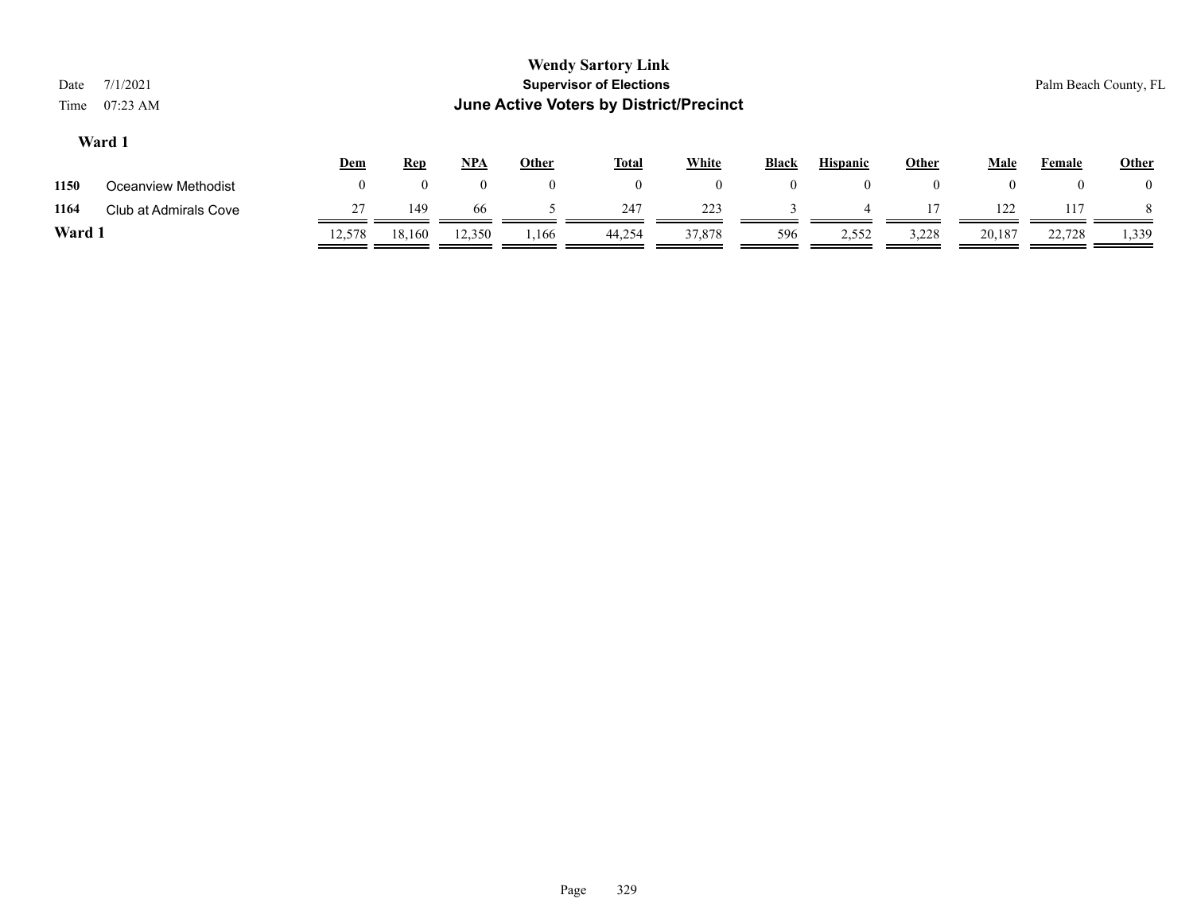# Wendy Sartory Link

## Supervisor of Elections

## June Active Voters by District/Precinct

Date 7/1/2021

Time 07:23 AM

Palm Beach County, FL

### Ward 1

| | | Dem | Rep | NPA | Other | Total | White | Black | Hispanic | Other | Male | Female | Other |
|---|---|---|---|---|---|---|---|---|---|---|---|---|---|
| 1150 | Oceanview Methodist | 0 | 0 | 0 | 0 | 0 | 0 | 0 | 0 | 0 | 0 | 0 | 0 |
| 1164 | Club at Admirals Cove | 27 | 149 | 66 | 5 | 247 | 223 | 3 | 4 | 17 | 122 | 117 | 8 |
| **Ward 1** | | 12,578 | 18,160 | 12,350 | 1,166 | 44,254 | 37,878 | 596 | 2,552 | 3,228 | 20,187 | 22,728 | 1,339 |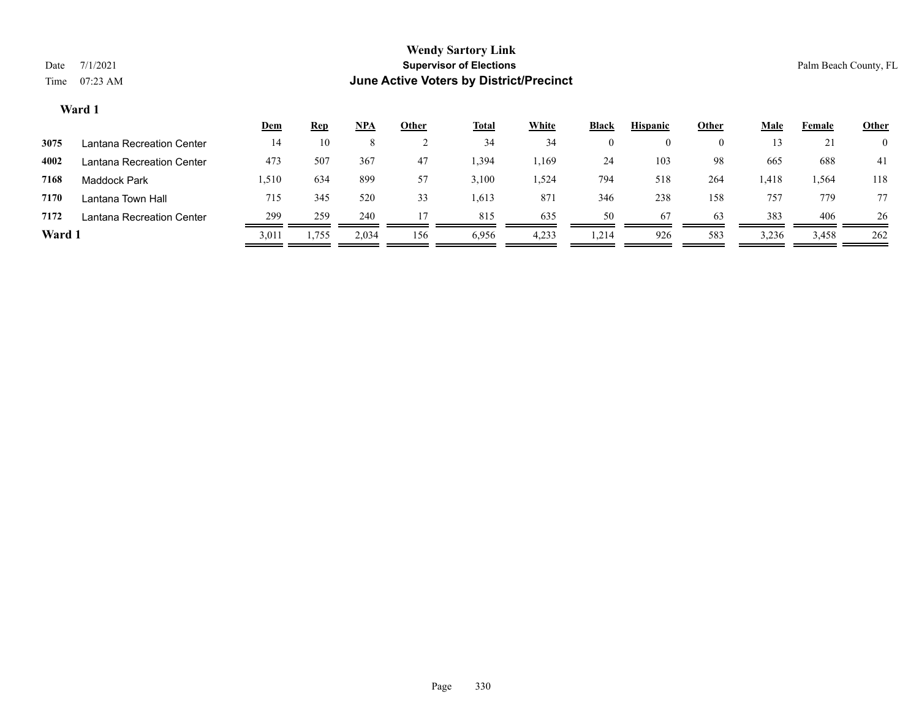# Wendy Sartory Link

## Supervisor of Elections

## June Active Voters by District/Precinct

Date 7/1/2021

Time 07:23 AM

Palm Beach County, FL

### Ward 1

| | | Dem | Rep | NPA | Other | Total | White | Black | Hispanic | Other | Male | Female | Other |
|---|---|---|---|---|---|---|---|---|---|---|---|---|---|
| 3075 | Lantana Recreation Center | 14 | 10 | 8 | 2 | 34 | 34 | 0 | 0 | 0 | 13 | 21 | 0 |
| 4002 | Lantana Recreation Center | 473 | 507 | 367 | 47 | 1,394 | 1,169 | 24 | 103 | 98 | 665 | 688 | 41 |
| 7168 | Maddock Park | 1,510 | 634 | 899 | 57 | 3,100 | 1,524 | 794 | 518 | 264 | 1,418 | 1,564 | 118 |
| 7170 | Lantana Town Hall | 715 | 345 | 520 | 33 | 1,613 | 871 | 346 | 238 | 158 | 757 | 779 | 77 |
| 7172 | Lantana Recreation Center | 299 | 259 | 240 | 17 | 815 | 635 | 50 | 67 | 63 | 383 | 406 | 26 |
| **Ward 1** | | 3,011 | 1,755 | 2,034 | 156 | 6,956 | 4,233 | 1,214 | 926 | 583 | 3,236 | 3,458 | 262 |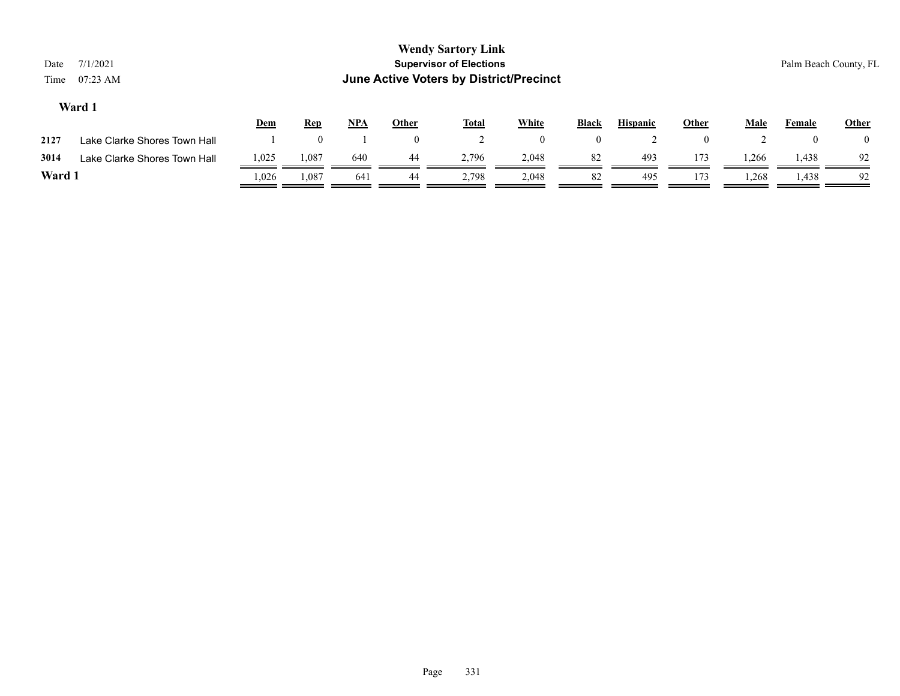# Wendy Sartory Link

## Supervisor of Elections

## June Active Voters by District/Precinct

Date 7/1/2021

Time 07:23 AM

Palm Beach County, FL

### Ward 1

| | | Dem | Rep | NPA | Other | Total | White | Black | Hispanic | Other | Male | Female | Other |
|---|---|---|---|---|---|---|---|---|---|---|---|---|---|
| 2127 | Lake Clarke Shores Town Hall | 1 | 0 | 1 | 0 | 2 | 0 | 0 | 2 | 0 | 2 | 0 | 0 |
| 3014 | Lake Clarke Shores Town Hall | 1,025 | 1,087 | 640 | 44 | 2,796 | 2,048 | 82 | 493 | 173 | 1,266 | 1,438 | 92 |
| **Ward 1** | | 1,026 | 1,087 | 641 | 44 | 2,798 | 2,048 | 82 | 495 | 173 | 1,268 | 1,438 | 92 |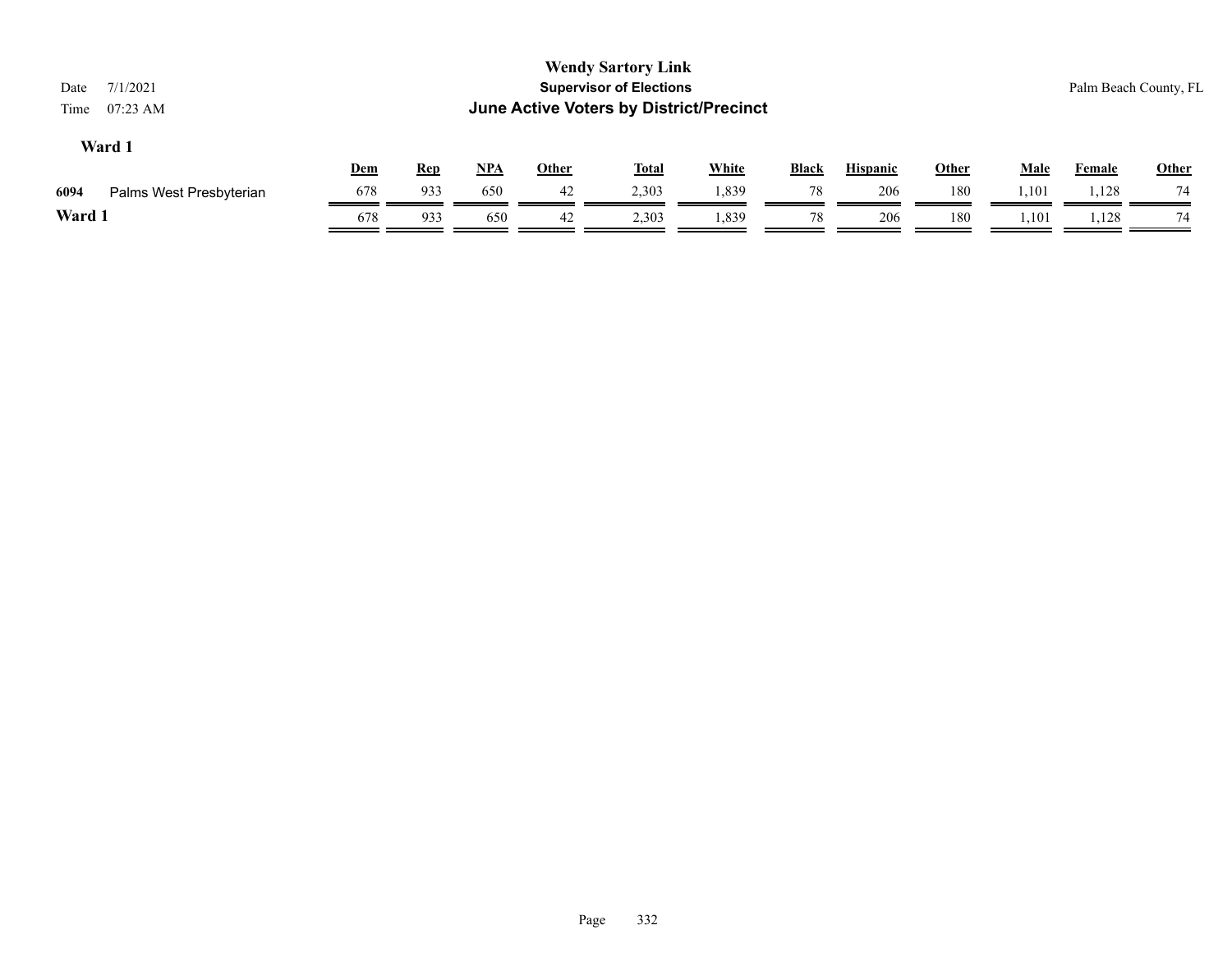# Wendy Sartory Link

## Supervisor of Elections

## June Active Voters by District/Precinct

Date 7/1/2021

Time 07:23 AM

Palm Beach County, FL

### Ward 1

| | | Dem | Rep | NPA | Other | Total | White | Black | Hispanic | Other | Male | Female | Other |
|---|---|---|---|---|---|---|---|---|---|---|---|---|---|
| 6094 | Palms West Presbyterian | 678 | 933 | 650 | 42 | 2,303 | 1,839 | 78 | 206 | 180 | 1,101 | 1,128 | 74 |
| **Ward 1** | | 678 | 933 | 650 | 42 | 2,303 | 1,839 | 78 | 206 | 180 | 1,101 | 1,128 | 74 |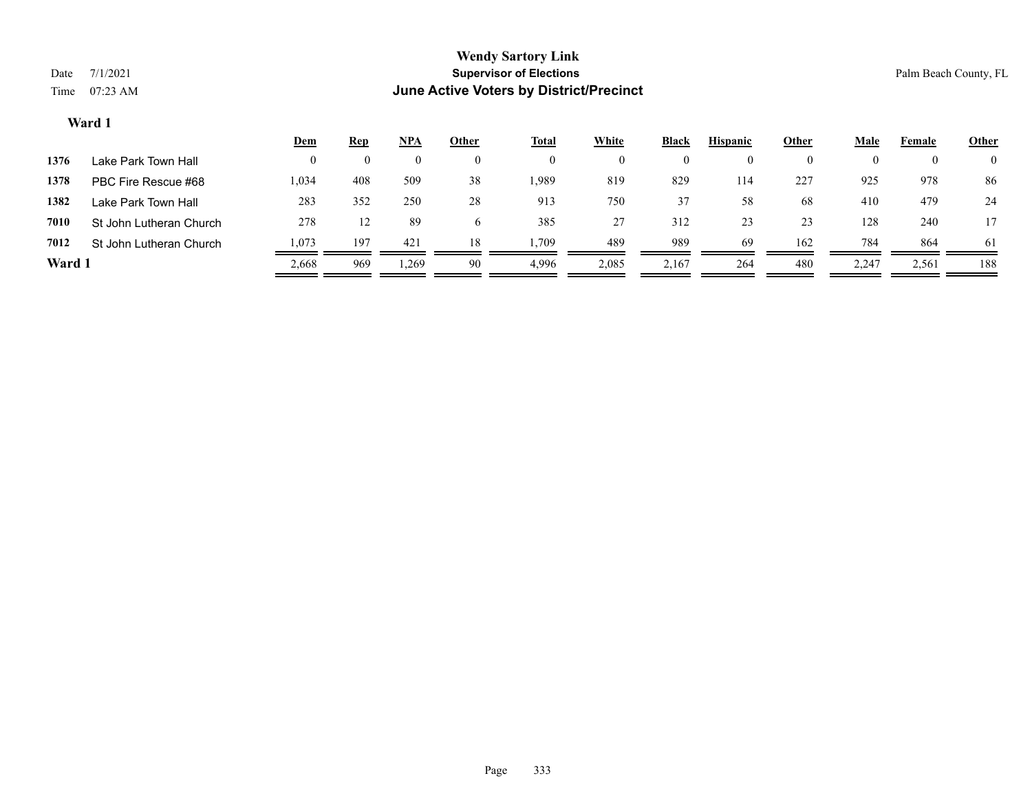**Wendy Sartory Link**

**Supervisor of Elections**

**June Active Voters by District/Precinct**

Date 7/1/2021

Time 07:23 AM

Palm Beach County, FL

## Ward 1

| | | Dem | Rep | NPA | Other | Total | White | Black | Hispanic | Other | Male | Female | Other |
|---|---|---|---|---|---|---|---|---|---|---|---|---|---|
| 1376 | Lake Park Town Hall | 0 | 0 | 0 | 0 | 0 | 0 | 0 | 0 | 0 | 0 | 0 | 0 |
| 1378 | PBC Fire Rescue #68 | 1,034 | 408 | 509 | 38 | 1,989 | 819 | 829 | 114 | 227 | 925 | 978 | 86 |
| 1382 | Lake Park Town Hall | 283 | 352 | 250 | 28 | 913 | 750 | 37 | 58 | 68 | 410 | 479 | 24 |
| 7010 | St John Lutheran Church | 278 | 12 | 89 | 6 | 385 | 27 | 312 | 23 | 23 | 128 | 240 | 17 |
| 7012 | St John Lutheran Church | 1,073 | 197 | 421 | 18 | 1,709 | 489 | 989 | 69 | 162 | 784 | 864 | 61 |
| **Ward 1** | | 2,668 | 969 | 1,269 | 90 | 4,996 | 2,085 | 2,167 | 264 | 480 | 2,247 | 2,561 | 188 |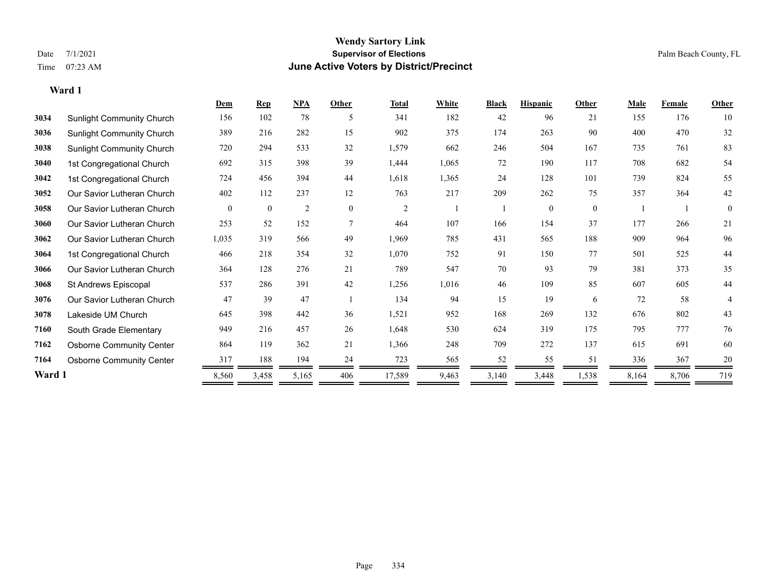**Wendy Sartory Link**
**Supervisor of Elections**
**June Active Voters by District/Precinct**

Date 7/1/2021
Time 07:23 AM

Palm Beach County, FL

### Ward 1

| | | Dem | Rep | NPA | Other | Total | White | Black | Hispanic | Other | Male | Female | Other |
|---|---|---|---|---|---|---|---|---|---|---|---|---|---|
| 3034 | Sunlight Community Church | 156 | 102 | 78 | 5 | 341 | 182 | 42 | 96 | 21 | 155 | 176 | 10 |
| 3036 | Sunlight Community Church | 389 | 216 | 282 | 15 | 902 | 375 | 174 | 263 | 90 | 400 | 470 | 32 |
| 3038 | Sunlight Community Church | 720 | 294 | 533 | 32 | 1,579 | 662 | 246 | 504 | 167 | 735 | 761 | 83 |
| 3040 | 1st Congregational Church | 692 | 315 | 398 | 39 | 1,444 | 1,065 | 72 | 190 | 117 | 708 | 682 | 54 |
| 3042 | 1st Congregational Church | 724 | 456 | 394 | 44 | 1,618 | 1,365 | 24 | 128 | 101 | 739 | 824 | 55 |
| 3052 | Our Savior Lutheran Church | 402 | 112 | 237 | 12 | 763 | 217 | 209 | 262 | 75 | 357 | 364 | 42 |
| 3058 | Our Savior Lutheran Church | 0 | 0 | 2 | 0 | 2 | 1 | 1 | 0 | 0 | 1 | 1 | 0 |
| 3060 | Our Savior Lutheran Church | 253 | 52 | 152 | 7 | 464 | 107 | 166 | 154 | 37 | 177 | 266 | 21 |
| 3062 | Our Savior Lutheran Church | 1,035 | 319 | 566 | 49 | 1,969 | 785 | 431 | 565 | 188 | 909 | 964 | 96 |
| 3064 | 1st Congregational Church | 466 | 218 | 354 | 32 | 1,070 | 752 | 91 | 150 | 77 | 501 | 525 | 44 |
| 3066 | Our Savior Lutheran Church | 364 | 128 | 276 | 21 | 789 | 547 | 70 | 93 | 79 | 381 | 373 | 35 |
| 3068 | St Andrews Episcopal | 537 | 286 | 391 | 42 | 1,256 | 1,016 | 46 | 109 | 85 | 607 | 605 | 44 |
| 3076 | Our Savior Lutheran Church | 47 | 39 | 47 | 1 | 134 | 94 | 15 | 19 | 6 | 72 | 58 | 4 |
| 3078 | Lakeside UM Church | 645 | 398 | 442 | 36 | 1,521 | 952 | 168 | 269 | 132 | 676 | 802 | 43 |
| 7160 | South Grade Elementary | 949 | 216 | 457 | 26 | 1,648 | 530 | 624 | 319 | 175 | 795 | 777 | 76 |
| 7162 | Osborne Community Center | 864 | 119 | 362 | 21 | 1,366 | 248 | 709 | 272 | 137 | 615 | 691 | 60 |
| 7164 | Osborne Community Center | 317 | 188 | 194 | 24 | 723 | 565 | 52 | 55 | 51 | 336 | 367 | 20 |
| **Ward 1** | | 8,560 | 3,458 | 5,165 | 406 | 17,589 | 9,463 | 3,140 | 3,448 | 1,538 | 8,164 | 8,706 | 719 |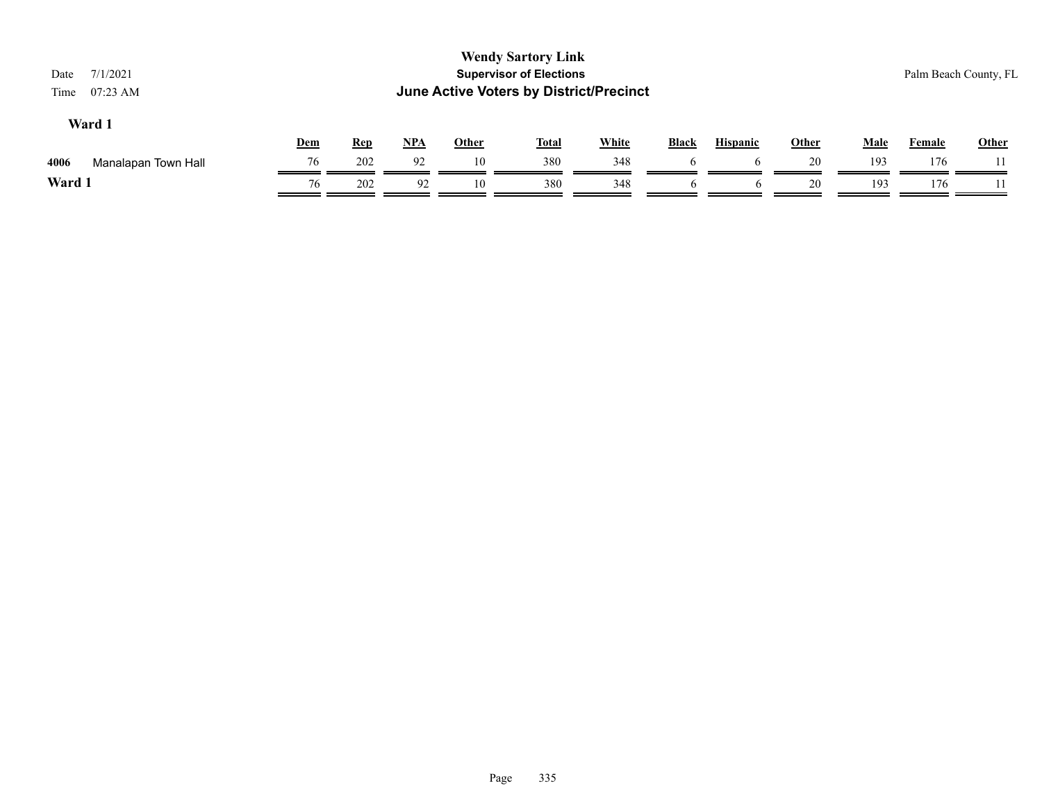**Wendy Sartory Link**
**Supervisor of Elections**
**June Active Voters by District/Precinct**

Date 7/1/2021
Time 07:23 AM

Palm Beach County, FL

### Ward 1

| | | Dem | Rep | NPA | Other | Total | White | Black | Hispanic | Other | Male | Female | Other |
|---|---|---|---|---|---|---|---|---|---|---|---|---|---|
| 4006 | Manalapan Town Hall | 76 | 202 | 92 | 10 | 380 | 348 | 6 | 6 | 20 | 193 | 176 | 11 |
| **Ward 1** | | 76 | 202 | 92 | 10 | 380 | 348 | 6 | 6 | 20 | 193 | 176 | 11 |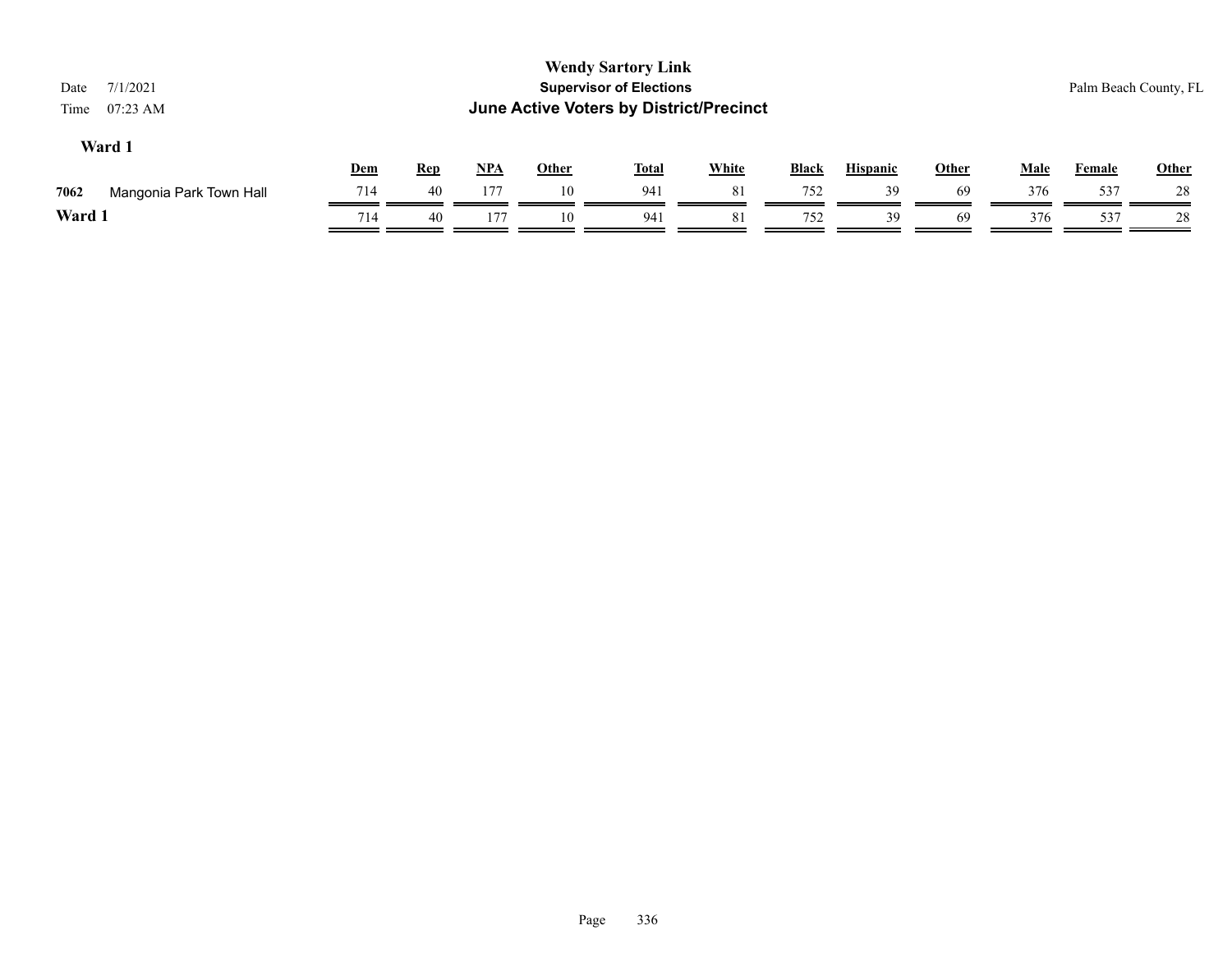**Wendy Sartory Link**

**Supervisor of Elections**

**June Active Voters by District/Precinct**

Date 7/1/2021

Time 07:23 AM

Palm Beach County, FL

### Ward 1

| | | Dem | Rep | NPA | Other | Total | White | Black | Hispanic | Other | Male | Female | Other |
|---|---|---|---|---|---|---|---|---|---|---|---|---|---|
| 7062 | Mangonia Park Town Hall | 714 | 40 | 177 | 10 | 941 | 81 | 752 | 39 | 69 | 376 | 537 | 28 |
| **Ward 1** | | 714 | 40 | 177 | 10 | 941 | 81 | 752 | 39 | 69 | 376 | 537 | 28 |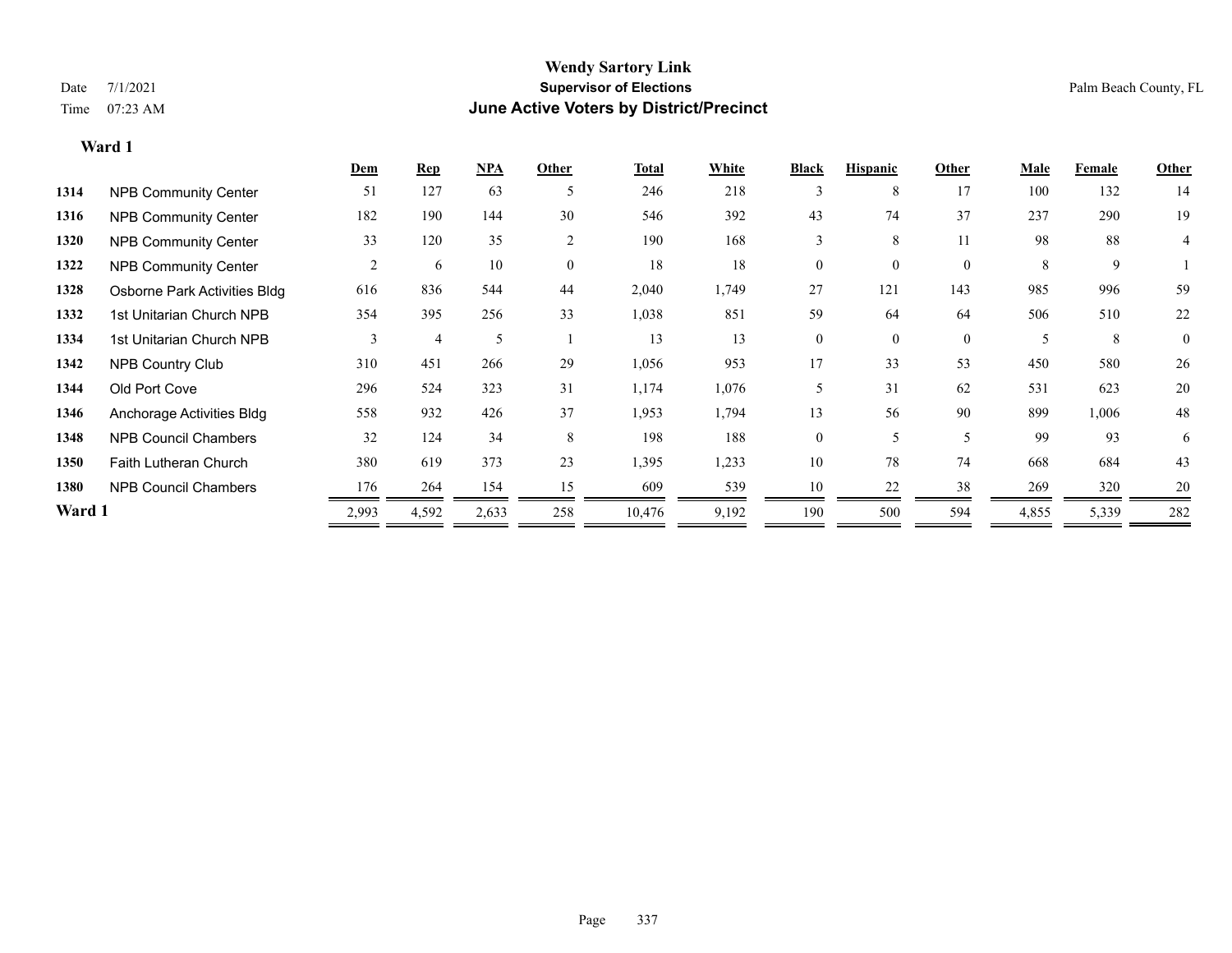# Wendy Sartory Link

**Supervisor of Elections**

**June Active Voters by District/Precinct**

Date 7/1/2021

Time 07:23 AM

Palm Beach County, FL

**Ward 1**

| | | Dem | Rep | NPA | Other | Total | White | Black | Hispanic | Other | Male | Female | Other |
|---|---|---|---|---|---|---|---|---|---|---|---|---|---|
| 1314 | NPB Community Center | 51 | 127 | 63 | 5 | 246 | 218 | 3 | 8 | 17 | 100 | 132 | 14 |
| 1316 | NPB Community Center | 182 | 190 | 144 | 30 | 546 | 392 | 43 | 74 | 37 | 237 | 290 | 19 |
| 1320 | NPB Community Center | 33 | 120 | 35 | 2 | 190 | 168 | 3 | 8 | 11 | 98 | 88 | 4 |
| 1322 | NPB Community Center | 2 | 6 | 10 | 0 | 18 | 18 | 0 | 0 | 0 | 8 | 9 | 1 |
| 1328 | Osborne Park Activities Bldg | 616 | 836 | 544 | 44 | 2,040 | 1,749 | 27 | 121 | 143 | 985 | 996 | 59 |
| 1332 | 1st Unitarian Church NPB | 354 | 395 | 256 | 33 | 1,038 | 851 | 59 | 64 | 64 | 506 | 510 | 22 |
| 1334 | 1st Unitarian Church NPB | 3 | 4 | 5 | 1 | 13 | 13 | 0 | 0 | 0 | 5 | 8 | 0 |
| 1342 | NPB Country Club | 310 | 451 | 266 | 29 | 1,056 | 953 | 17 | 33 | 53 | 450 | 580 | 26 |
| 1344 | Old Port Cove | 296 | 524 | 323 | 31 | 1,174 | 1,076 | 5 | 31 | 62 | 531 | 623 | 20 |
| 1346 | Anchorage Activities Bldg | 558 | 932 | 426 | 37 | 1,953 | 1,794 | 13 | 56 | 90 | 899 | 1,006 | 48 |
| 1348 | NPB Council Chambers | 32 | 124 | 34 | 8 | 198 | 188 | 0 | 5 | 5 | 99 | 93 | 6 |
| 1350 | Faith Lutheran Church | 380 | 619 | 373 | 23 | 1,395 | 1,233 | 10 | 78 | 74 | 668 | 684 | 43 |
| 1380 | NPB Council Chambers | 176 | 264 | 154 | 15 | 609 | 539 | 10 | 22 | 38 | 269 | 320 | 20 |
| **Ward 1** | | 2,993 | 4,592 | 2,633 | 258 | 10,476 | 9,192 | 190 | 500 | 594 | 4,855 | 5,339 | 282 |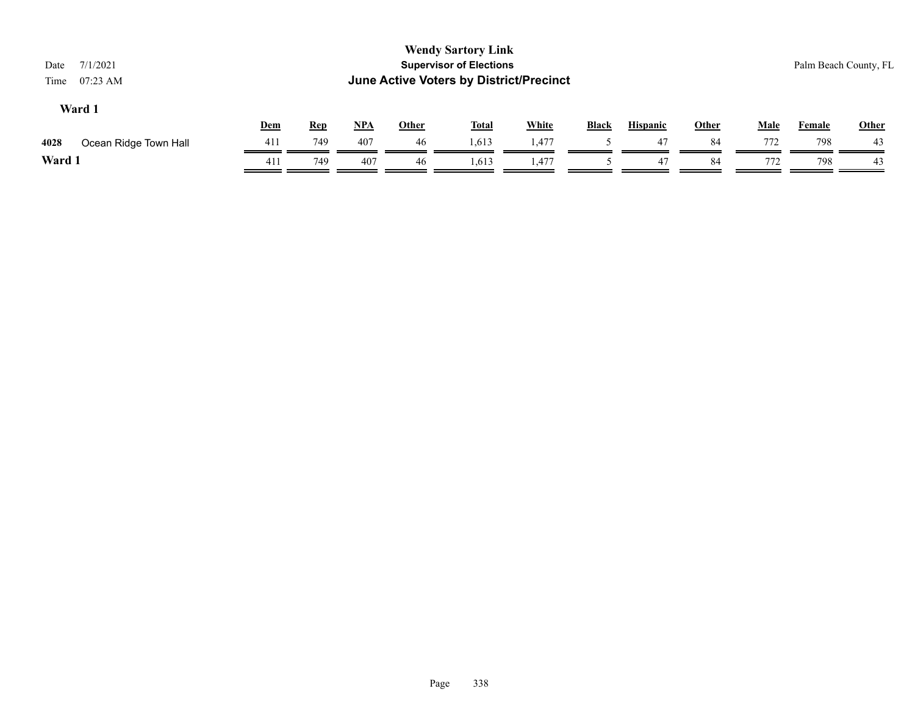**Wendy Sartory Link**
**Supervisor of Elections**
**June Active Voters by District/Precinct**

Date 7/1/2021
Time 07:23 AM

Palm Beach County, FL

### Ward 1

| | | Dem | Rep | NPA | Other | Total | White | Black | Hispanic | Other | Male | Female | Other |
|---|---|---|---|---|---|---|---|---|---|---|---|---|---|
| 4028 | Ocean Ridge Town Hall | 411 | 749 | 407 | 46 | 1,613 | 1,477 | 5 | 47 | 84 | 772 | 798 | 43 |
| **Ward 1** | | 411 | 749 | 407 | 46 | 1,613 | 1,477 | 5 | 47 | 84 | 772 | 798 | 43 |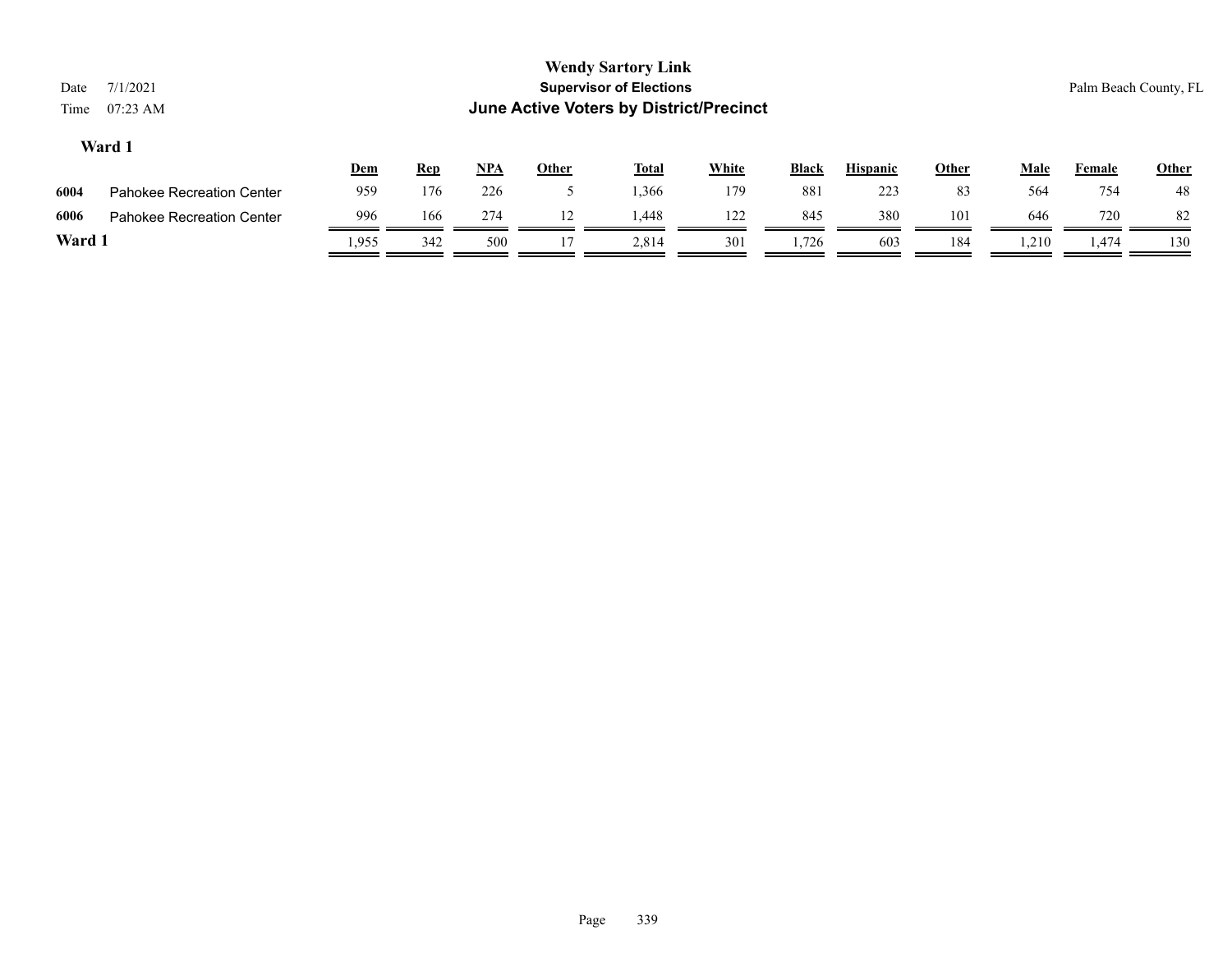**Wendy Sartory Link**

**Supervisor of Elections**

**June Active Voters by District/Precinct**

Date 7/1/2021

Time 07:23 AM

Palm Beach County, FL

### Ward 1

| | | Dem | Rep | NPA | Other | Total | White | Black | Hispanic | Other | Male | Female | Other |
|---|---|---|---|---|---|---|---|---|---|---|---|---|---|
| 6004 | Pahokee Recreation Center | 959 | 176 | 226 | 5 | 1,366 | 179 | 881 | 223 | 83 | 564 | 754 | 48 |
| 6006 | Pahokee Recreation Center | 996 | 166 | 274 | 12 | 1,448 | 122 | 845 | 380 | 101 | 646 | 720 | 82 |
| **Ward 1** | | 1,955 | 342 | 500 | 17 | 2,814 | 301 | 1,726 | 603 | 184 | 1,210 | 1,474 | 130 |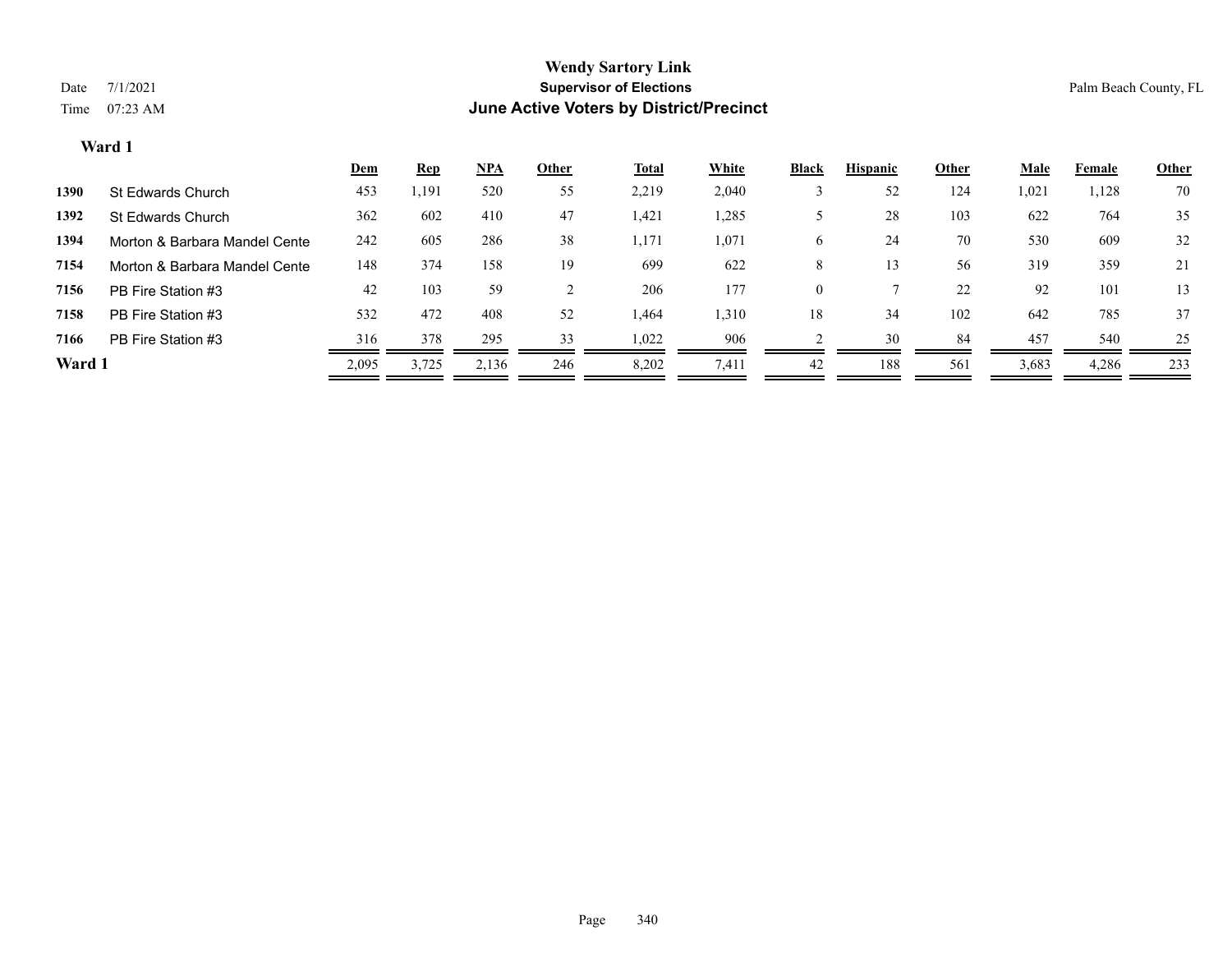# Wendy Sartory Link

## Supervisor of Elections

## June Active Voters by District/Precinct

Date 7/1/2021

Time 07:23 AM

Palm Beach County, FL

### Ward 1

| | | Dem | Rep | NPA | Other | Total | White | Black | Hispanic | Other | Male | Female | Other |
|---|---|---|---|---|---|---|---|---|---|---|---|---|---|
| 1390 | St Edwards Church | 453 | 1,191 | 520 | 55 | 2,219 | 2,040 | 3 | 52 | 124 | 1,021 | 1,128 | 70 |
| 1392 | St Edwards Church | 362 | 602 | 410 | 47 | 1,421 | 1,285 | 5 | 28 | 103 | 622 | 764 | 35 |
| 1394 | Morton & Barbara Mandel Cente | 242 | 605 | 286 | 38 | 1,171 | 1,071 | 6 | 24 | 70 | 530 | 609 | 32 |
| 7154 | Morton & Barbara Mandel Cente | 148 | 374 | 158 | 19 | 699 | 622 | 8 | 13 | 56 | 319 | 359 | 21 |
| 7156 | PB Fire Station #3 | 42 | 103 | 59 | 2 | 206 | 177 | 0 | 7 | 22 | 92 | 101 | 13 |
| 7158 | PB Fire Station #3 | 532 | 472 | 408 | 52 | 1,464 | 1,310 | 18 | 34 | 102 | 642 | 785 | 37 |
| 7166 | PB Fire Station #3 | 316 | 378 | 295 | 33 | 1,022 | 906 | 2 | 30 | 84 | 457 | 540 | 25 |
| **Ward 1** | | 2,095 | 3,725 | 2,136 | 246 | 8,202 | 7,411 | 42 | 188 | 561 | 3,683 | 4,286 | 233 |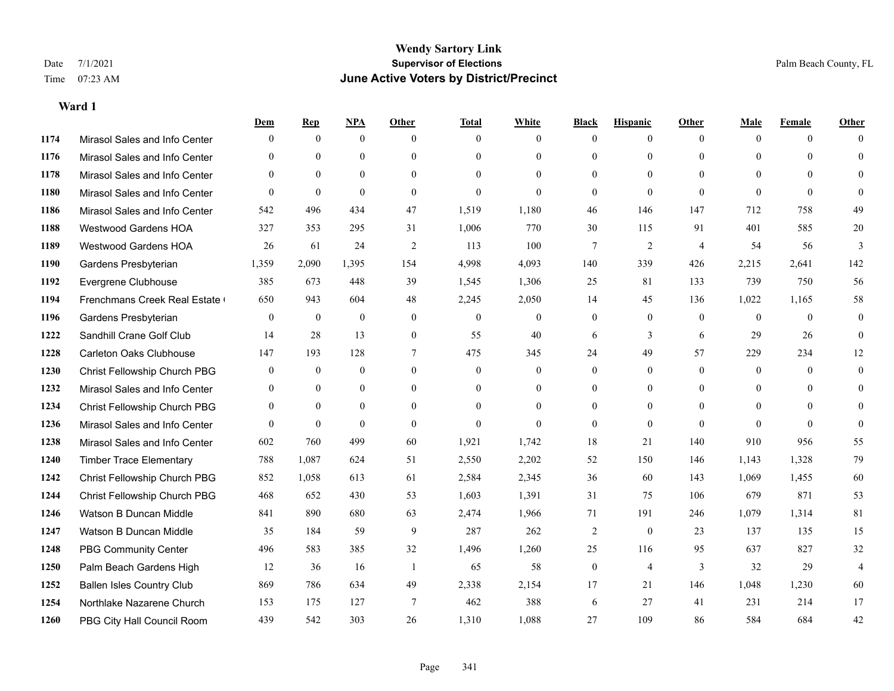# Wendy Sartory Link

**Supervisor of Elections**

**June Active Voters by District/Precinct**

Date 7/1/2021
Time 07:23 AM

Palm Beach County, FL

**Ward 1**

| | | Dem | Rep | NPA | Other | Total | White | Black | Hispanic | Other | Male | Female | Other |
|---|---|---|---|---|---|---|---|---|---|---|---|---|---|
| 1174 | Mirasol Sales and Info Center | 0 | 0 | 0 | 0 | 0 | 0 | 0 | 0 | 0 | 0 | 0 | 0 |
| 1176 | Mirasol Sales and Info Center | 0 | 0 | 0 | 0 | 0 | 0 | 0 | 0 | 0 | 0 | 0 | 0 |
| 1178 | Mirasol Sales and Info Center | 0 | 0 | 0 | 0 | 0 | 0 | 0 | 0 | 0 | 0 | 0 | 0 |
| 1180 | Mirasol Sales and Info Center | 0 | 0 | 0 | 0 | 0 | 0 | 0 | 0 | 0 | 0 | 0 | 0 |
| 1186 | Mirasol Sales and Info Center | 542 | 496 | 434 | 47 | 1,519 | 1,180 | 46 | 146 | 147 | 712 | 758 | 49 |
| 1188 | Westwood Gardens HOA | 327 | 353 | 295 | 31 | 1,006 | 770 | 30 | 115 | 91 | 401 | 585 | 20 |
| 1189 | Westwood Gardens HOA | 26 | 61 | 24 | 2 | 113 | 100 | 7 | 2 | 4 | 54 | 56 | 3 |
| 1190 | Gardens Presbyterian | 1,359 | 2,090 | 1,395 | 154 | 4,998 | 4,093 | 140 | 339 | 426 | 2,215 | 2,641 | 142 |
| 1192 | Evergrene Clubhouse | 385 | 673 | 448 | 39 | 1,545 | 1,306 | 25 | 81 | 133 | 739 | 750 | 56 |
| 1194 | Frenchmans Creek Real Estate ( | 650 | 943 | 604 | 48 | 2,245 | 2,050 | 14 | 45 | 136 | 1,022 | 1,165 | 58 |
| 1196 | Gardens Presbyterian | 0 | 0 | 0 | 0 | 0 | 0 | 0 | 0 | 0 | 0 | 0 | 0 |
| 1222 | Sandhill Crane Golf Club | 14 | 28 | 13 | 0 | 55 | 40 | 6 | 3 | 6 | 29 | 26 | 0 |
| 1228 | Carleton Oaks Clubhouse | 147 | 193 | 128 | 7 | 475 | 345 | 24 | 49 | 57 | 229 | 234 | 12 |
| 1230 | Christ Fellowship Church PBG | 0 | 0 | 0 | 0 | 0 | 0 | 0 | 0 | 0 | 0 | 0 | 0 |
| 1232 | Mirasol Sales and Info Center | 0 | 0 | 0 | 0 | 0 | 0 | 0 | 0 | 0 | 0 | 0 | 0 |
| 1234 | Christ Fellowship Church PBG | 0 | 0 | 0 | 0 | 0 | 0 | 0 | 0 | 0 | 0 | 0 | 0 |
| 1236 | Mirasol Sales and Info Center | 0 | 0 | 0 | 0 | 0 | 0 | 0 | 0 | 0 | 0 | 0 | 0 |
| 1238 | Mirasol Sales and Info Center | 602 | 760 | 499 | 60 | 1,921 | 1,742 | 18 | 21 | 140 | 910 | 956 | 55 |
| 1240 | Timber Trace Elementary | 788 | 1,087 | 624 | 51 | 2,550 | 2,202 | 52 | 150 | 146 | 1,143 | 1,328 | 79 |
| 1242 | Christ Fellowship Church PBG | 852 | 1,058 | 613 | 61 | 2,584 | 2,345 | 36 | 60 | 143 | 1,069 | 1,455 | 60 |
| 1244 | Christ Fellowship Church PBG | 468 | 652 | 430 | 53 | 1,603 | 1,391 | 31 | 75 | 106 | 679 | 871 | 53 |
| 1246 | Watson B Duncan Middle | 841 | 890 | 680 | 63 | 2,474 | 1,966 | 71 | 191 | 246 | 1,079 | 1,314 | 81 |
| 1247 | Watson B Duncan Middle | 35 | 184 | 59 | 9 | 287 | 262 | 2 | 0 | 23 | 137 | 135 | 15 |
| 1248 | PBG Community Center | 496 | 583 | 385 | 32 | 1,496 | 1,260 | 25 | 116 | 95 | 637 | 827 | 32 |
| 1250 | Palm Beach Gardens High | 12 | 36 | 16 | 1 | 65 | 58 | 0 | 4 | 3 | 32 | 29 | 4 |
| 1252 | Ballen Isles Country Club | 869 | 786 | 634 | 49 | 2,338 | 2,154 | 17 | 21 | 146 | 1,048 | 1,230 | 60 |
| 1254 | Northlake Nazarene Church | 153 | 175 | 127 | 7 | 462 | 388 | 6 | 27 | 41 | 231 | 214 | 17 |
| 1260 | PBG City Hall Council Room | 439 | 542 | 303 | 26 | 1,310 | 1,088 | 27 | 109 | 86 | 584 | 684 | 42 |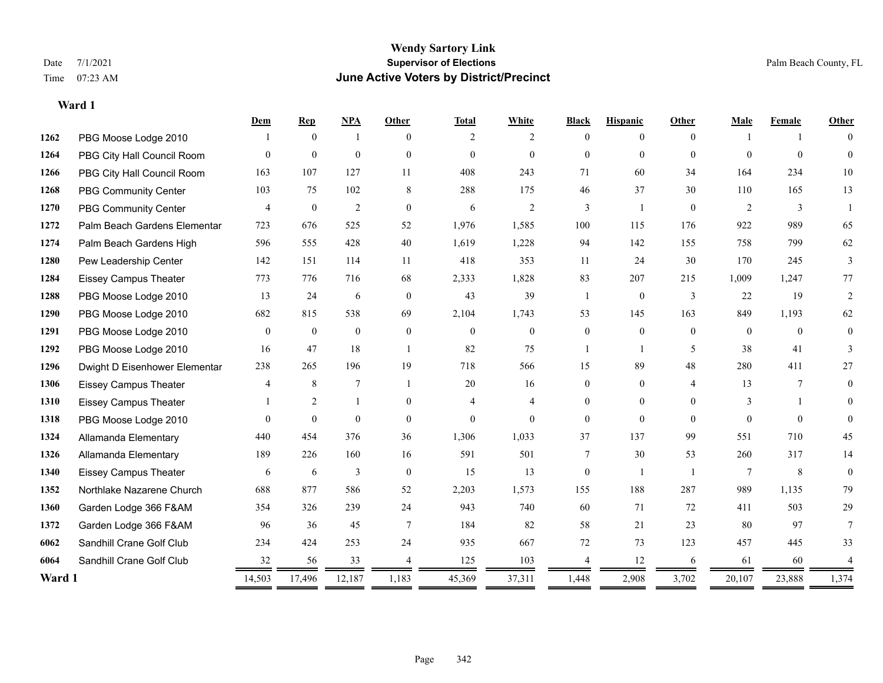# Wendy Sartory Link
## Supervisor of Elections
## June Active Voters by District/Precinct

Date 7/1/2021
Time 07:23 AM

Palm Beach County, FL

**Ward 1**

| | | Dem | Rep | NPA | Other | Total | White | Black | Hispanic | Other | Male | Female | Other |
|---|---|---|---|---|---|---|---|---|---|---|---|---|---|
| 1262 | PBG Moose Lodge 2010 | 1 | 0 | 1 | 0 | 2 | 2 | 0 | 0 | 0 | 1 | 1 | 0 |
| 1264 | PBG City Hall Council Room | 0 | 0 | 0 | 0 | 0 | 0 | 0 | 0 | 0 | 0 | 0 | 0 |
| 1266 | PBG City Hall Council Room | 163 | 107 | 127 | 11 | 408 | 243 | 71 | 60 | 34 | 164 | 234 | 10 |
| 1268 | PBG Community Center | 103 | 75 | 102 | 8 | 288 | 175 | 46 | 37 | 30 | 110 | 165 | 13 |
| 1270 | PBG Community Center | 4 | 0 | 2 | 0 | 6 | 2 | 3 | 1 | 0 | 2 | 3 | 1 |
| 1272 | Palm Beach Gardens Elementar | 723 | 676 | 525 | 52 | 1,976 | 1,585 | 100 | 115 | 176 | 922 | 989 | 65 |
| 1274 | Palm Beach Gardens High | 596 | 555 | 428 | 40 | 1,619 | 1,228 | 94 | 142 | 155 | 758 | 799 | 62 |
| 1280 | Pew Leadership Center | 142 | 151 | 114 | 11 | 418 | 353 | 11 | 24 | 30 | 170 | 245 | 3 |
| 1284 | Eissey Campus Theater | 773 | 776 | 716 | 68 | 2,333 | 1,828 | 83 | 207 | 215 | 1,009 | 1,247 | 77 |
| 1288 | PBG Moose Lodge 2010 | 13 | 24 | 6 | 0 | 43 | 39 | 1 | 0 | 3 | 22 | 19 | 2 |
| 1290 | PBG Moose Lodge 2010 | 682 | 815 | 538 | 69 | 2,104 | 1,743 | 53 | 145 | 163 | 849 | 1,193 | 62 |
| 1291 | PBG Moose Lodge 2010 | 0 | 0 | 0 | 0 | 0 | 0 | 0 | 0 | 0 | 0 | 0 | 0 |
| 1292 | PBG Moose Lodge 2010 | 16 | 47 | 18 | 1 | 82 | 75 | 1 | 1 | 5 | 38 | 41 | 3 |
| 1296 | Dwight D Eisenhower Elementar | 238 | 265 | 196 | 19 | 718 | 566 | 15 | 89 | 48 | 280 | 411 | 27 |
| 1306 | Eissey Campus Theater | 4 | 8 | 7 | 1 | 20 | 16 | 0 | 0 | 4 | 13 | 7 | 0 |
| 1310 | Eissey Campus Theater | 1 | 2 | 1 | 0 | 4 | 4 | 0 | 0 | 0 | 3 | 1 | 0 |
| 1318 | PBG Moose Lodge 2010 | 0 | 0 | 0 | 0 | 0 | 0 | 0 | 0 | 0 | 0 | 0 | 0 |
| 1324 | Allamanda Elementary | 440 | 454 | 376 | 36 | 1,306 | 1,033 | 37 | 137 | 99 | 551 | 710 | 45 |
| 1326 | Allamanda Elementary | 189 | 226 | 160 | 16 | 591 | 501 | 7 | 30 | 53 | 260 | 317 | 14 |
| 1340 | Eissey Campus Theater | 6 | 6 | 3 | 0 | 15 | 13 | 0 | 1 | 1 | 7 | 8 | 0 |
| 1352 | Northlake Nazarene Church | 688 | 877 | 586 | 52 | 2,203 | 1,573 | 155 | 188 | 287 | 989 | 1,135 | 79 |
| 1360 | Garden Lodge 366 F&AM | 354 | 326 | 239 | 24 | 943 | 740 | 60 | 71 | 72 | 411 | 503 | 29 |
| 1372 | Garden Lodge 366 F&AM | 96 | 36 | 45 | 7 | 184 | 82 | 58 | 21 | 23 | 80 | 97 | 7 |
| 6062 | Sandhill Crane Golf Club | 234 | 424 | 253 | 24 | 935 | 667 | 72 | 73 | 123 | 457 | 445 | 33 |
| 6064 | Sandhill Crane Golf Club | 32 | 56 | 33 | 4 | 125 | 103 | 4 | 12 | 6 | 61 | 60 | 4 |
| **Ward 1** | | 14,503 | 17,496 | 12,187 | 1,183 | 45,369 | 37,311 | 1,448 | 2,908 | 3,702 | 20,107 | 23,888 | 1,374 |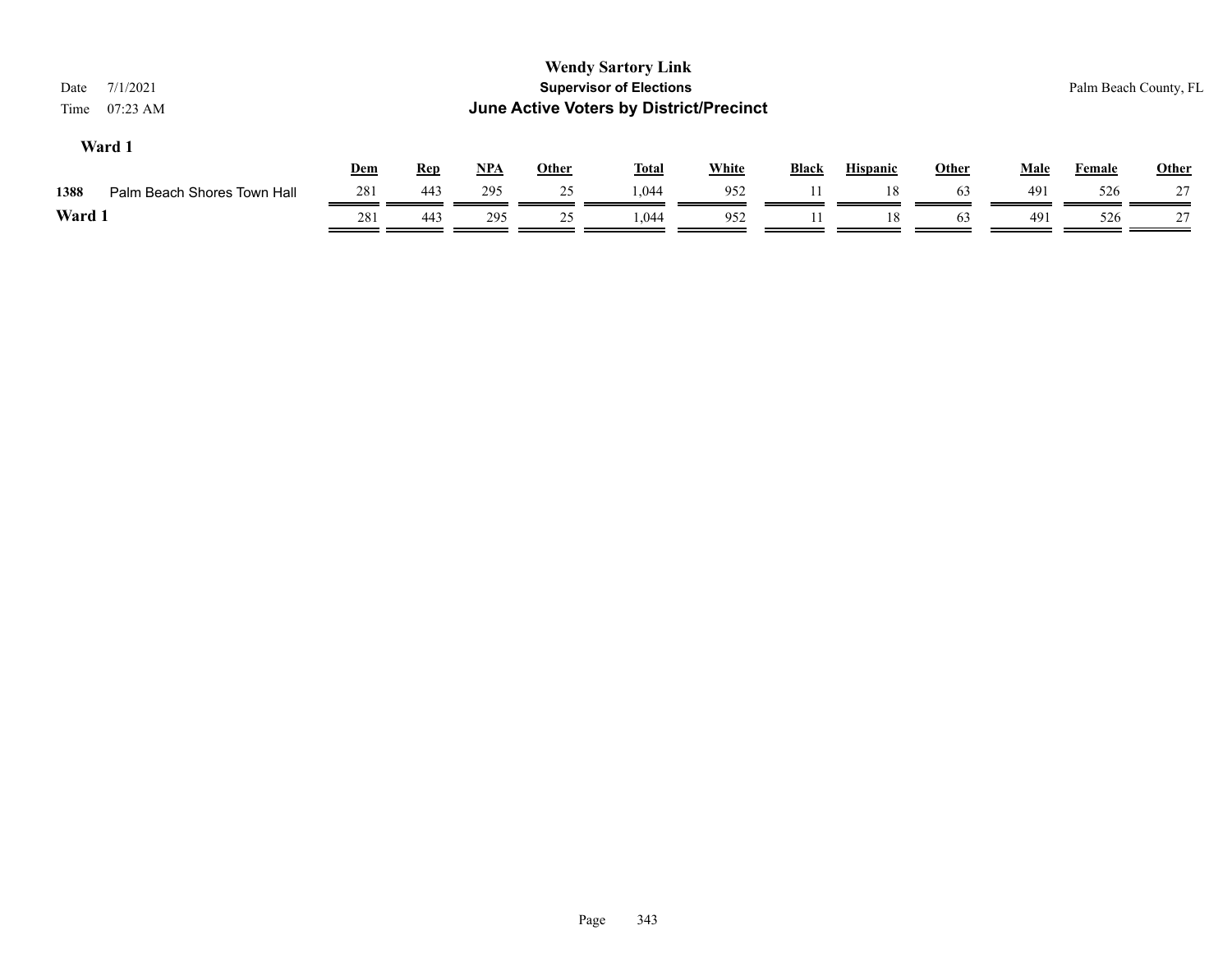**Wendy Sartory Link**
**Supervisor of Elections**
**June Active Voters by District/Precinct**

Date 7/1/2021
Time 07:23 AM

Palm Beach County, FL

### Ward 1

| | | Dem | Rep | NPA | Other | Total | White | Black | Hispanic | Other | Male | Female | Other |
|---|---|---|---|---|---|---|---|---|---|---|---|---|---|
| 1388 | Palm Beach Shores Town Hall | 281 | 443 | 295 | 25 | 1,044 | 952 | 11 | 18 | 63 | 491 | 526 | 27 |
| **Ward 1** | | 281 | 443 | 295 | 25 | 1,044 | 952 | 11 | 18 | 63 | 491 | 526 | 27 |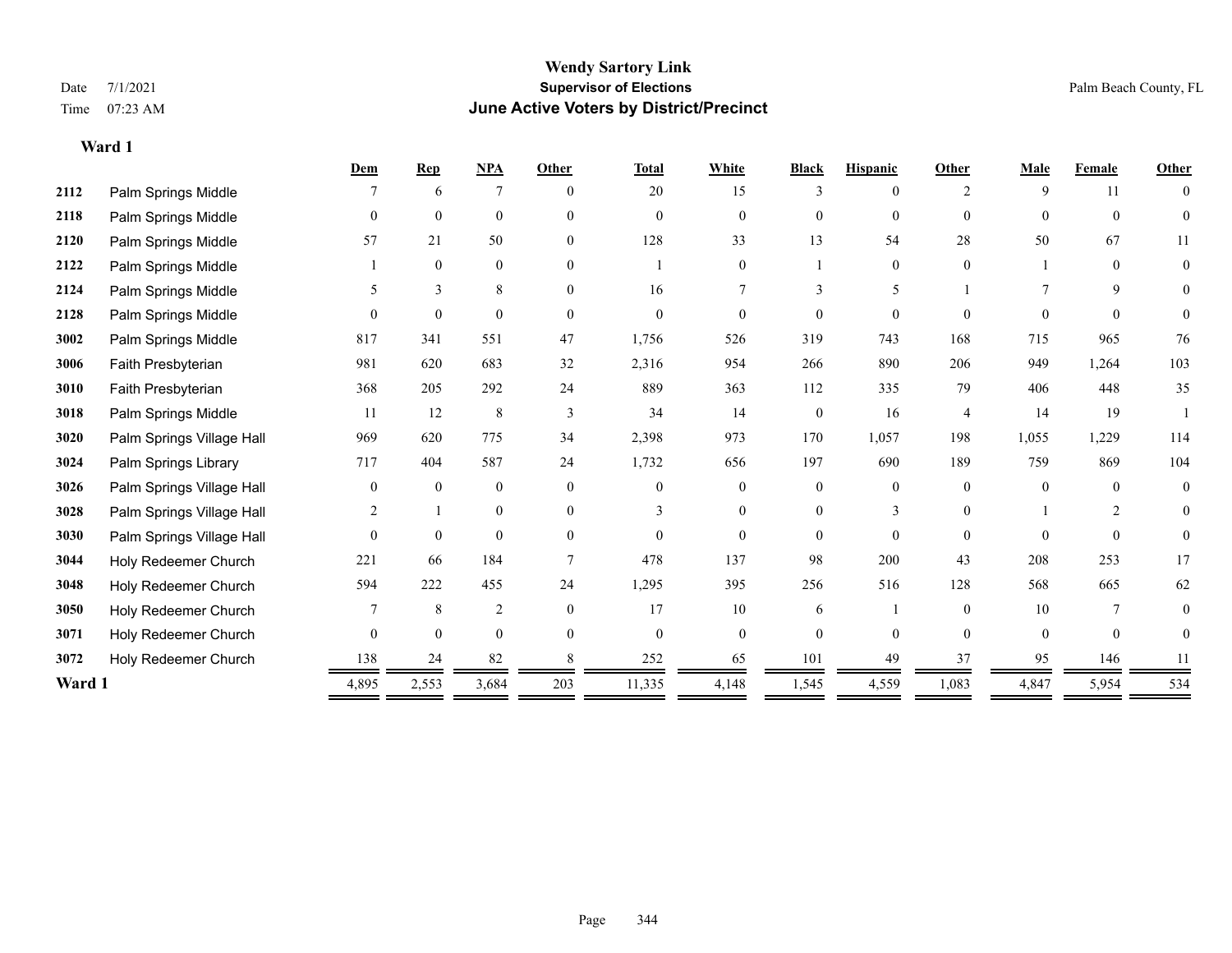# Wendy Sartory Link

**Supervisor of Elections**

**June Active Voters by District/Precinct**

Date 7/1/2021

Time 07:23 AM

Palm Beach County, FL

## Ward 1

| | | Dem | Rep | NPA | Other | Total | White | Black | Hispanic | Other | Male | Female | Other |
|---|---|---|---|---|---|---|---|---|---|---|---|---|---|
| 2112 | Palm Springs Middle | 7 | 6 | 7 | 0 | 20 | 15 | 3 | 0 | 2 | 9 | 11 | 0 |
| 2118 | Palm Springs Middle | 0 | 0 | 0 | 0 | 0 | 0 | 0 | 0 | 0 | 0 | 0 | 0 |
| 2120 | Palm Springs Middle | 57 | 21 | 50 | 0 | 128 | 33 | 13 | 54 | 28 | 50 | 67 | 11 |
| 2122 | Palm Springs Middle | 1 | 0 | 0 | 0 | 1 | 0 | 1 | 0 | 0 | 1 | 0 | 0 |
| 2124 | Palm Springs Middle | 5 | 3 | 8 | 0 | 16 | 7 | 3 | 5 | 1 | 7 | 9 | 0 |
| 2128 | Palm Springs Middle | 0 | 0 | 0 | 0 | 0 | 0 | 0 | 0 | 0 | 0 | 0 | 0 |
| 3002 | Palm Springs Middle | 817 | 341 | 551 | 47 | 1,756 | 526 | 319 | 743 | 168 | 715 | 965 | 76 |
| 3006 | Faith Presbyterian | 981 | 620 | 683 | 32 | 2,316 | 954 | 266 | 890 | 206 | 949 | 1,264 | 103 |
| 3010 | Faith Presbyterian | 368 | 205 | 292 | 24 | 889 | 363 | 112 | 335 | 79 | 406 | 448 | 35 |
| 3018 | Palm Springs Middle | 11 | 12 | 8 | 3 | 34 | 14 | 0 | 16 | 4 | 14 | 19 | 1 |
| 3020 | Palm Springs Village Hall | 969 | 620 | 775 | 34 | 2,398 | 973 | 170 | 1,057 | 198 | 1,055 | 1,229 | 114 |
| 3024 | Palm Springs Library | 717 | 404 | 587 | 24 | 1,732 | 656 | 197 | 690 | 189 | 759 | 869 | 104 |
| 3026 | Palm Springs Village Hall | 0 | 0 | 0 | 0 | 0 | 0 | 0 | 0 | 0 | 0 | 0 | 0 |
| 3028 | Palm Springs Village Hall | 2 | 1 | 0 | 0 | 3 | 0 | 0 | 3 | 0 | 1 | 2 | 0 |
| 3030 | Palm Springs Village Hall | 0 | 0 | 0 | 0 | 0 | 0 | 0 | 0 | 0 | 0 | 0 | 0 |
| 3044 | Holy Redeemer Church | 221 | 66 | 184 | 7 | 478 | 137 | 98 | 200 | 43 | 208 | 253 | 17 |
| 3048 | Holy Redeemer Church | 594 | 222 | 455 | 24 | 1,295 | 395 | 256 | 516 | 128 | 568 | 665 | 62 |
| 3050 | Holy Redeemer Church | 7 | 8 | 2 | 0 | 17 | 10 | 6 | 1 | 0 | 10 | 7 | 0 |
| 3071 | Holy Redeemer Church | 0 | 0 | 0 | 0 | 0 | 0 | 0 | 0 | 0 | 0 | 0 | 0 |
| 3072 | Holy Redeemer Church | 138 | 24 | 82 | 8 | 252 | 65 | 101 | 49 | 37 | 95 | 146 | 11 |
| **Ward 1** | | 4,895 | 2,553 | 3,684 | 203 | 11,335 | 4,148 | 1,545 | 4,559 | 1,083 | 4,847 | 5,954 | 534 |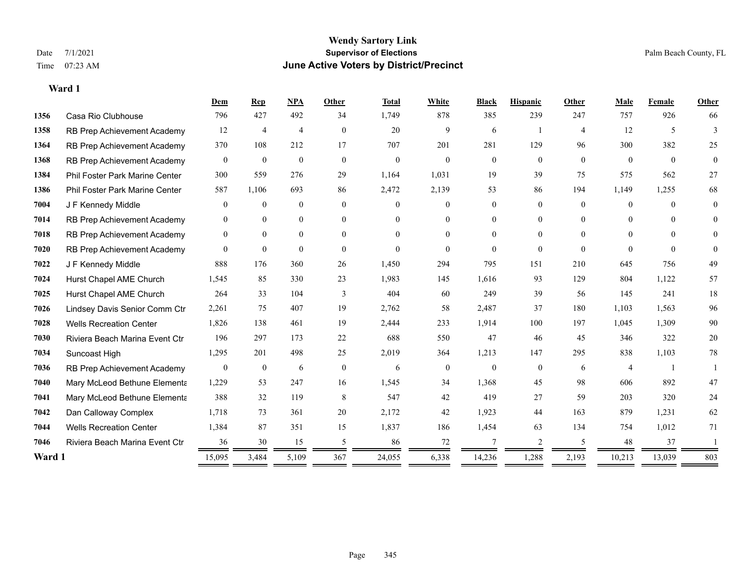# Wendy Sartory Link

Date 7/1/2021 **Supervisor of Elections** Palm Beach County, FL

Time 07:23 AM **June Active Voters by District/Precinct**

**Ward 1**

| | | Dem | Rep | NPA | Other | Total | White | Black | Hispanic | Other | Male | Female | Other |
|---|---|---|---|---|---|---|---|---|---|---|---|---|---|
| 1356 | Casa Rio Clubhouse | 796 | 427 | 492 | 34 | 1,749 | 878 | 385 | 239 | 247 | 757 | 926 | 66 |
| 1358 | RB Prep Achievement Academy | 12 | 4 | 4 | 0 | 20 | 9 | 6 | 1 | 4 | 12 | 5 | 3 |
| 1364 | RB Prep Achievement Academy | 370 | 108 | 212 | 17 | 707 | 201 | 281 | 129 | 96 | 300 | 382 | 25 |
| 1368 | RB Prep Achievement Academy | 0 | 0 | 0 | 0 | 0 | 0 | 0 | 0 | 0 | 0 | 0 | 0 |
| 1384 | Phil Foster Park Marine Center | 300 | 559 | 276 | 29 | 1,164 | 1,031 | 19 | 39 | 75 | 575 | 562 | 27 |
| 1386 | Phil Foster Park Marine Center | 587 | 1,106 | 693 | 86 | 2,472 | 2,139 | 53 | 86 | 194 | 1,149 | 1,255 | 68 |
| 7004 | J F Kennedy Middle | 0 | 0 | 0 | 0 | 0 | 0 | 0 | 0 | 0 | 0 | 0 | 0 |
| 7014 | RB Prep Achievement Academy | 0 | 0 | 0 | 0 | 0 | 0 | 0 | 0 | 0 | 0 | 0 | 0 |
| 7018 | RB Prep Achievement Academy | 0 | 0 | 0 | 0 | 0 | 0 | 0 | 0 | 0 | 0 | 0 | 0 |
| 7020 | RB Prep Achievement Academy | 0 | 0 | 0 | 0 | 0 | 0 | 0 | 0 | 0 | 0 | 0 | 0 |
| 7022 | J F Kennedy Middle | 888 | 176 | 360 | 26 | 1,450 | 294 | 795 | 151 | 210 | 645 | 756 | 49 |
| 7024 | Hurst Chapel AME Church | 1,545 | 85 | 330 | 23 | 1,983 | 145 | 1,616 | 93 | 129 | 804 | 1,122 | 57 |
| 7025 | Hurst Chapel AME Church | 264 | 33 | 104 | 3 | 404 | 60 | 249 | 39 | 56 | 145 | 241 | 18 |
| 7026 | Lindsey Davis Senior Comm Ctr | 2,261 | 75 | 407 | 19 | 2,762 | 58 | 2,487 | 37 | 180 | 1,103 | 1,563 | 96 |
| 7028 | Wells Recreation Center | 1,826 | 138 | 461 | 19 | 2,444 | 233 | 1,914 | 100 | 197 | 1,045 | 1,309 | 90 |
| 7030 | Riviera Beach Marina Event Ctr | 196 | 297 | 173 | 22 | 688 | 550 | 47 | 46 | 45 | 346 | 322 | 20 |
| 7034 | Suncoast High | 1,295 | 201 | 498 | 25 | 2,019 | 364 | 1,213 | 147 | 295 | 838 | 1,103 | 78 |
| 7036 | RB Prep Achievement Academy | 0 | 0 | 6 | 0 | 6 | 0 | 0 | 0 | 6 | 4 | 1 | 1 |
| 7040 | Mary McLeod Bethune Elementa | 1,229 | 53 | 247 | 16 | 1,545 | 34 | 1,368 | 45 | 98 | 606 | 892 | 47 |
| 7041 | Mary McLeod Bethune Elementa | 388 | 32 | 119 | 8 | 547 | 42 | 419 | 27 | 59 | 203 | 320 | 24 |
| 7042 | Dan Calloway Complex | 1,718 | 73 | 361 | 20 | 2,172 | 42 | 1,923 | 44 | 163 | 879 | 1,231 | 62 |
| 7044 | Wells Recreation Center | 1,384 | 87 | 351 | 15 | 1,837 | 186 | 1,454 | 63 | 134 | 754 | 1,012 | 71 |
| 7046 | Riviera Beach Marina Event Ctr | 36 | 30 | 15 | 5 | 86 | 72 | 7 | 2 | 5 | 48 | 37 | 1 |
| **Ward 1** | | 15,095 | 3,484 | 5,109 | 367 | 24,055 | 6,338 | 14,236 | 1,288 | 2,193 | 10,213 | 13,039 | 803 |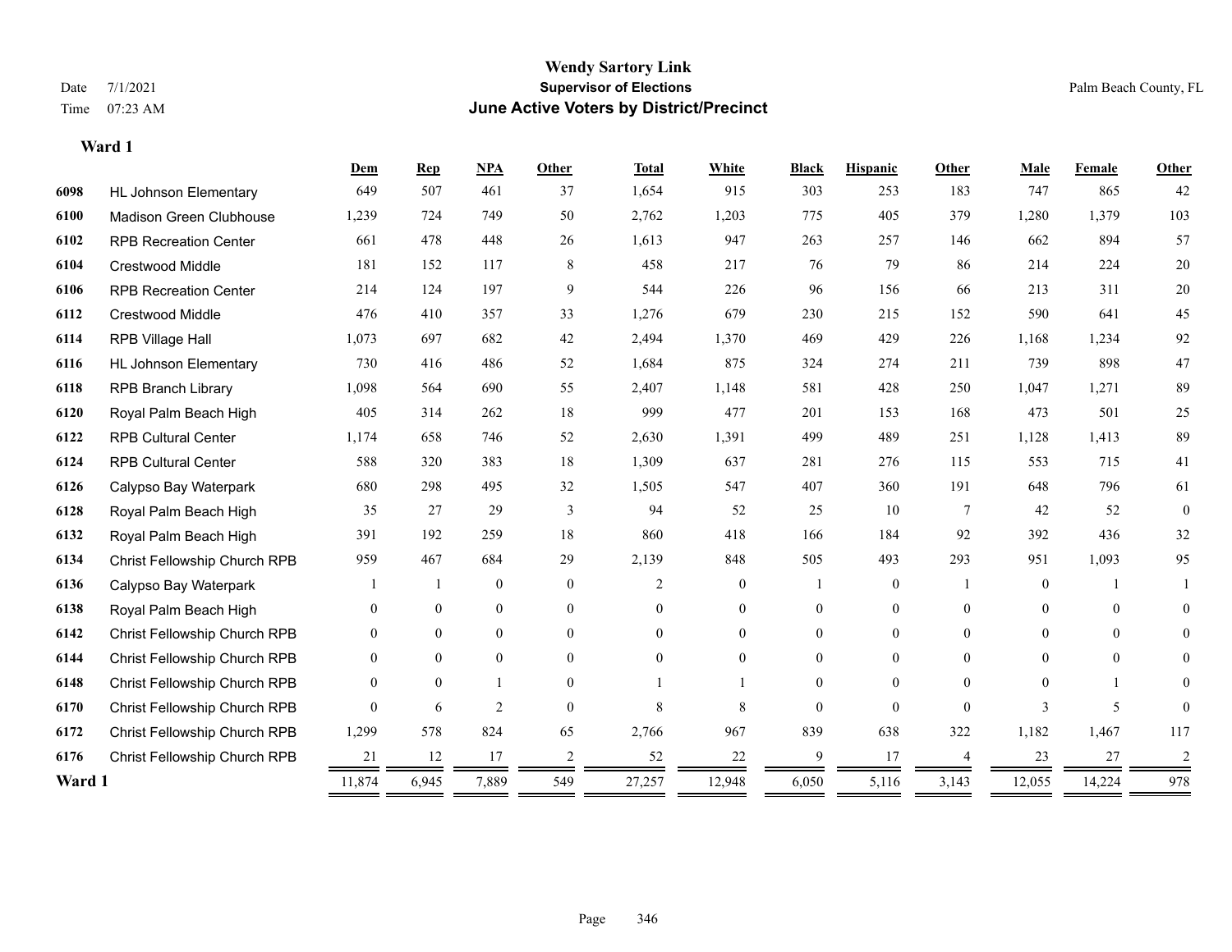**Wendy Sartory Link**

**Supervisor of Elections**

**June Active Voters by District/Precinct**

Date 7/1/2021

Time 07:23 AM

Palm Beach County, FL

**Ward 1**

| | | Dem | Rep | NPA | Other | Total | White | Black | Hispanic | Other | Male | Female | Other |
|---|---|---|---|---|---|---|---|---|---|---|---|---|---|
| 6098 | HL Johnson Elementary | 649 | 507 | 461 | 37 | 1,654 | 915 | 303 | 253 | 183 | 747 | 865 | 42 |
| 6100 | Madison Green Clubhouse | 1,239 | 724 | 749 | 50 | 2,762 | 1,203 | 775 | 405 | 379 | 1,280 | 1,379 | 103 |
| 6102 | RPB Recreation Center | 661 | 478 | 448 | 26 | 1,613 | 947 | 263 | 257 | 146 | 662 | 894 | 57 |
| 6104 | Crestwood Middle | 181 | 152 | 117 | 8 | 458 | 217 | 76 | 79 | 86 | 214 | 224 | 20 |
| 6106 | RPB Recreation Center | 214 | 124 | 197 | 9 | 544 | 226 | 96 | 156 | 66 | 213 | 311 | 20 |
| 6112 | Crestwood Middle | 476 | 410 | 357 | 33 | 1,276 | 679 | 230 | 215 | 152 | 590 | 641 | 45 |
| 6114 | RPB Village Hall | 1,073 | 697 | 682 | 42 | 2,494 | 1,370 | 469 | 429 | 226 | 1,168 | 1,234 | 92 |
| 6116 | HL Johnson Elementary | 730 | 416 | 486 | 52 | 1,684 | 875 | 324 | 274 | 211 | 739 | 898 | 47 |
| 6118 | RPB Branch Library | 1,098 | 564 | 690 | 55 | 2,407 | 1,148 | 581 | 428 | 250 | 1,047 | 1,271 | 89 |
| 6120 | Royal Palm Beach High | 405 | 314 | 262 | 18 | 999 | 477 | 201 | 153 | 168 | 473 | 501 | 25 |
| 6122 | RPB Cultural Center | 1,174 | 658 | 746 | 52 | 2,630 | 1,391 | 499 | 489 | 251 | 1,128 | 1,413 | 89 |
| 6124 | RPB Cultural Center | 588 | 320 | 383 | 18 | 1,309 | 637 | 281 | 276 | 115 | 553 | 715 | 41 |
| 6126 | Calypso Bay Waterpark | 680 | 298 | 495 | 32 | 1,505 | 547 | 407 | 360 | 191 | 648 | 796 | 61 |
| 6128 | Royal Palm Beach High | 35 | 27 | 29 | 3 | 94 | 52 | 25 | 10 | 7 | 42 | 52 | 0 |
| 6132 | Royal Palm Beach High | 391 | 192 | 259 | 18 | 860 | 418 | 166 | 184 | 92 | 392 | 436 | 32 |
| 6134 | Christ Fellowship Church RPB | 959 | 467 | 684 | 29 | 2,139 | 848 | 505 | 493 | 293 | 951 | 1,093 | 95 |
| 6136 | Calypso Bay Waterpark | 1 | 1 | 0 | 0 | 2 | 0 | 1 | 0 | 1 | 0 | 1 | 1 |
| 6138 | Royal Palm Beach High | 0 | 0 | 0 | 0 | 0 | 0 | 0 | 0 | 0 | 0 | 0 | 0 |
| 6142 | Christ Fellowship Church RPB | 0 | 0 | 0 | 0 | 0 | 0 | 0 | 0 | 0 | 0 | 0 | 0 |
| 6144 | Christ Fellowship Church RPB | 0 | 0 | 0 | 0 | 0 | 0 | 0 | 0 | 0 | 0 | 0 | 0 |
| 6148 | Christ Fellowship Church RPB | 0 | 0 | 1 | 0 | 1 | 1 | 0 | 0 | 0 | 0 | 1 | 0 |
| 6170 | Christ Fellowship Church RPB | 0 | 6 | 2 | 0 | 8 | 8 | 0 | 0 | 0 | 3 | 5 | 0 |
| 6172 | Christ Fellowship Church RPB | 1,299 | 578 | 824 | 65 | 2,766 | 967 | 839 | 638 | 322 | 1,182 | 1,467 | 117 |
| 6176 | Christ Fellowship Church RPB | 21 | 12 | 17 | 2 | 52 | 22 | 9 | 17 | 4 | 23 | 27 | 2 |
| **Ward 1** | | 11,874 | 6,945 | 7,889 | 549 | 27,257 | 12,948 | 6,050 | 5,116 | 3,143 | 12,055 | 14,224 | 978 |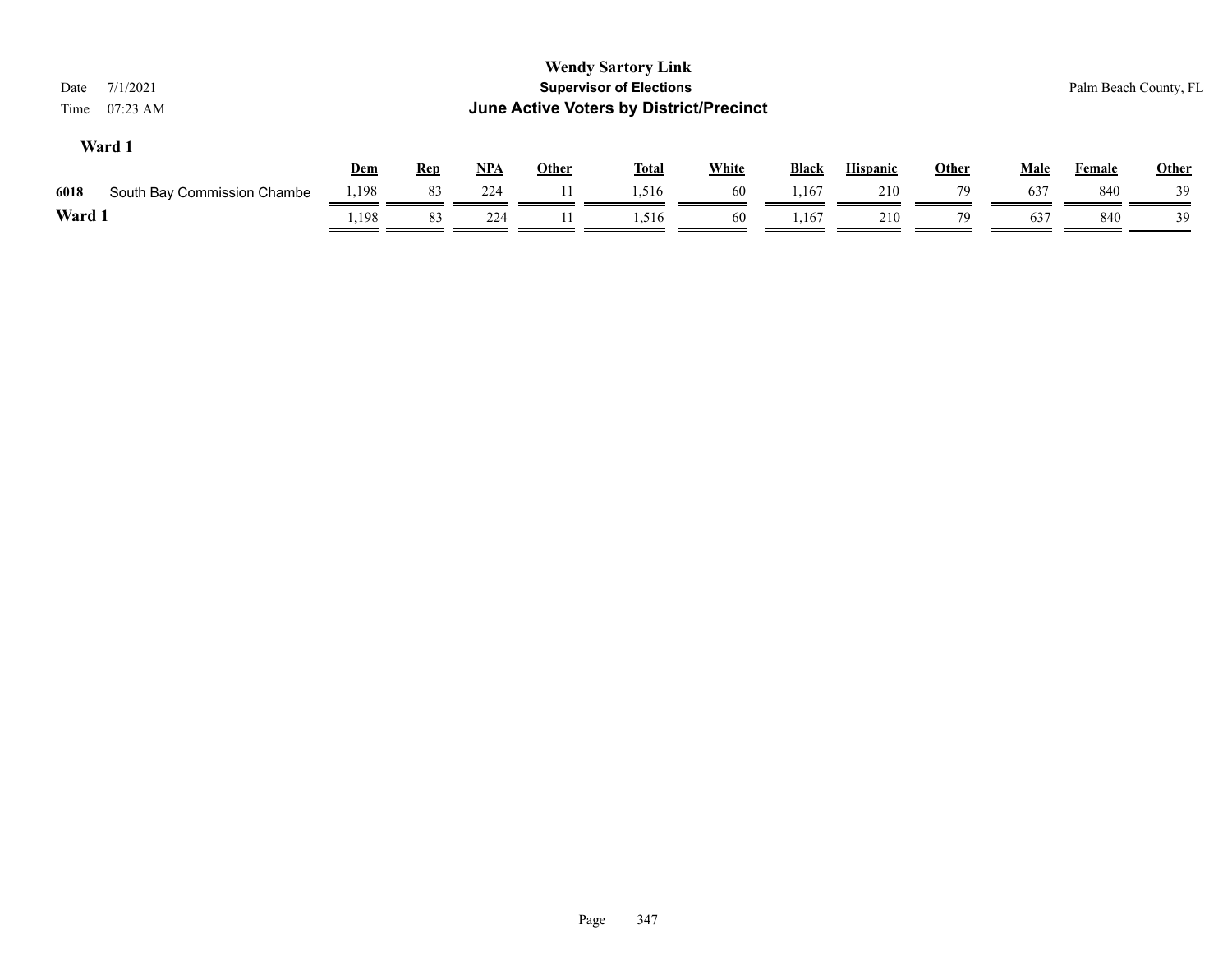# Wendy Sartory Link

**Supervisor of Elections**

**June Active Voters by District/Precinct**

Date 7/1/2021

Time 07:23 AM

Palm Beach County, FL

### Ward 1

| | | Dem | Rep | NPA | Other | Total | White | Black | Hispanic | Other | Male | Female | Other |
|---|---|---|---|---|---|---|---|---|---|---|---|---|---|
| 6018 | South Bay Commission Chambe | 1,198 | 83 | 224 | 11 | 1,516 | 60 | 1,167 | 210 | 79 | 637 | 840 | 39 |
| **Ward 1** | | 1,198 | 83 | 224 | 11 | 1,516 | 60 | 1,167 | 210 | 79 | 637 | 840 | 39 |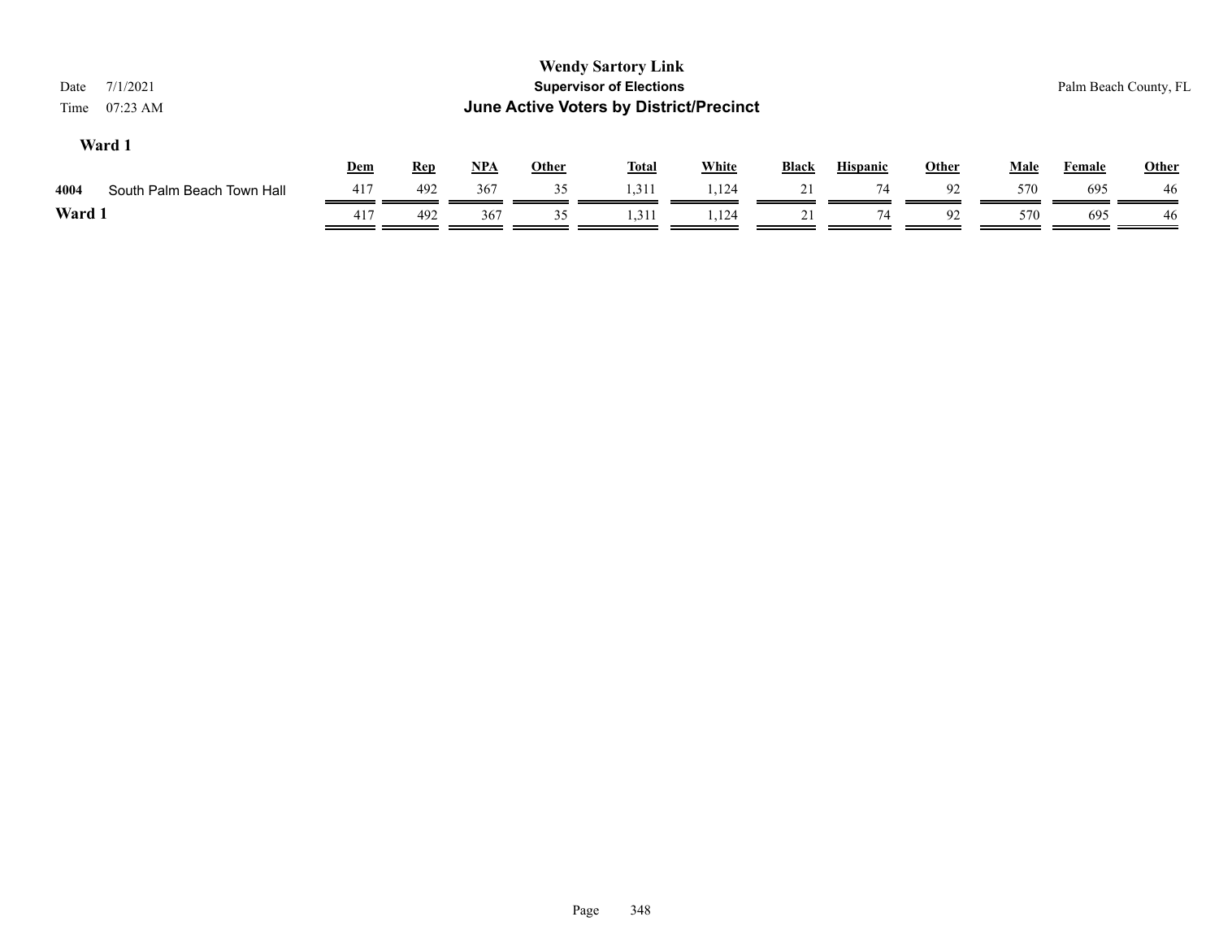# Wendy Sartory Link

## Supervisor of Elections

## June Active Voters by District/Precinct

Date 7/1/2021
Time 07:23 AM

Palm Beach County, FL

### Ward 1

| | | Dem | Rep | NPA | Other | Total | White | Black | Hispanic | Other | Male | Female | Other |
|---|---|---|---|---|---|---|---|---|---|---|---|---|---|
| 4004 | South Palm Beach Town Hall | 417 | 492 | 367 | 35 | 1,311 | 1,124 | 21 | 74 | 92 | 570 | 695 | 46 |
| **Ward 1** | | 417 | 492 | 367 | 35 | 1,311 | 1,124 | 21 | 74 | 92 | 570 | 695 | 46 |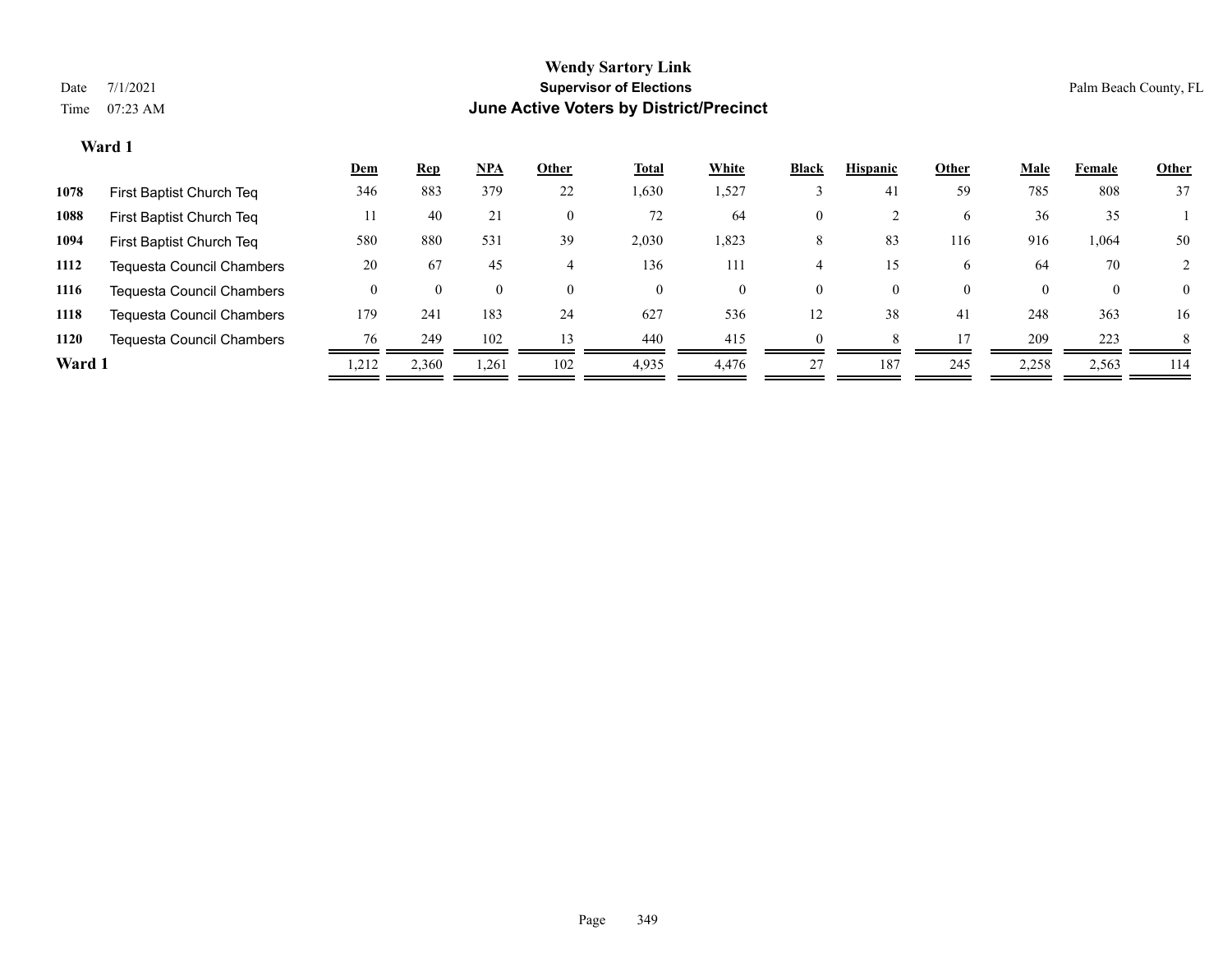**Wendy Sartory Link**

**Supervisor of Elections**

**June Active Voters by District/Precinct**

Date 7/1/2021

Time 07:23 AM

Palm Beach County, FL

## Ward 1

| | | Dem | Rep | NPA | Other | Total | White | Black | Hispanic | Other | Male | Female | Other |
|---|---|---|---|---|---|---|---|---|---|---|---|---|---|
| 1078 | First Baptist Church Teq | 346 | 883 | 379 | 22 | 1,630 | 1,527 | 3 | 41 | 59 | 785 | 808 | 37 |
| 1088 | First Baptist Church Teq | 11 | 40 | 21 | 0 | 72 | 64 | 0 | 2 | 6 | 36 | 35 | 1 |
| 1094 | First Baptist Church Teq | 580 | 880 | 531 | 39 | 2,030 | 1,823 | 8 | 83 | 116 | 916 | 1,064 | 50 |
| 1112 | Tequesta Council Chambers | 20 | 67 | 45 | 4 | 136 | 111 | 4 | 15 | 6 | 64 | 70 | 2 |
| 1116 | Tequesta Council Chambers | 0 | 0 | 0 | 0 | 0 | 0 | 0 | 0 | 0 | 0 | 0 | 0 |
| 1118 | Tequesta Council Chambers | 179 | 241 | 183 | 24 | 627 | 536 | 12 | 38 | 41 | 248 | 363 | 16 |
| 1120 | Tequesta Council Chambers | 76 | 249 | 102 | 13 | 440 | 415 | 0 | 8 | 17 | 209 | 223 | 8 |
| **Ward 1** | | 1,212 | 2,360 | 1,261 | 102 | 4,935 | 4,476 | 27 | 187 | 245 | 2,258 | 2,563 | 114 |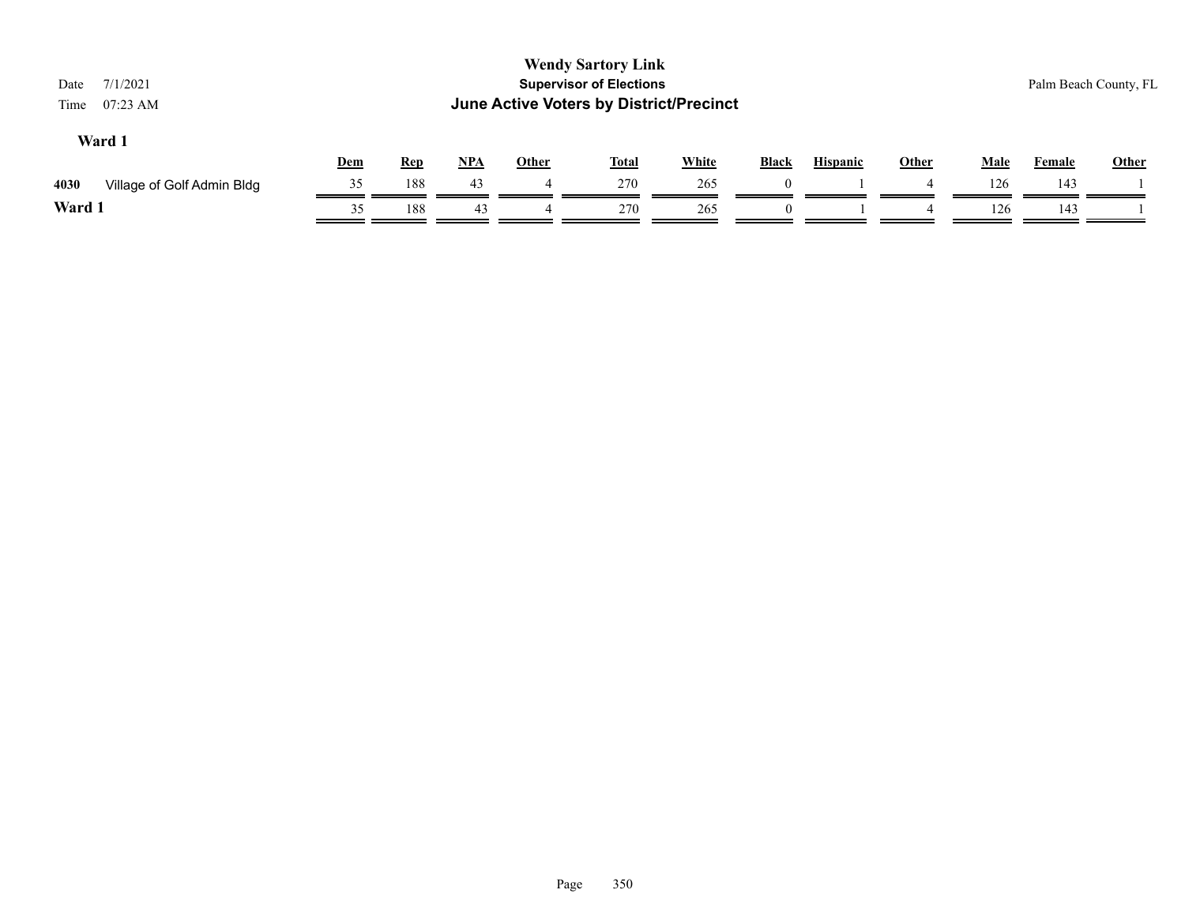**Wendy Sartory Link**

**Supervisor of Elections**

**June Active Voters by District/Precinct**

Date 7/1/2021

Time 07:23 AM

Palm Beach County, FL

### Ward 1

| | | Dem | Rep | NPA | Other | Total | White | Black | Hispanic | Other | Male | Female | Other |
|---|---|---|---|---|---|---|---|---|---|---|---|---|---|
| 4030 | Village of Golf Admin Bldg | 35 | 188 | 43 | 4 | 270 | 265 | 0 | 1 | 4 | 126 | 143 | 1 |
| **Ward 1** | | 35 | 188 | 43 | 4 | 270 | 265 | 0 | 1 | 4 | 126 | 143 | 1 |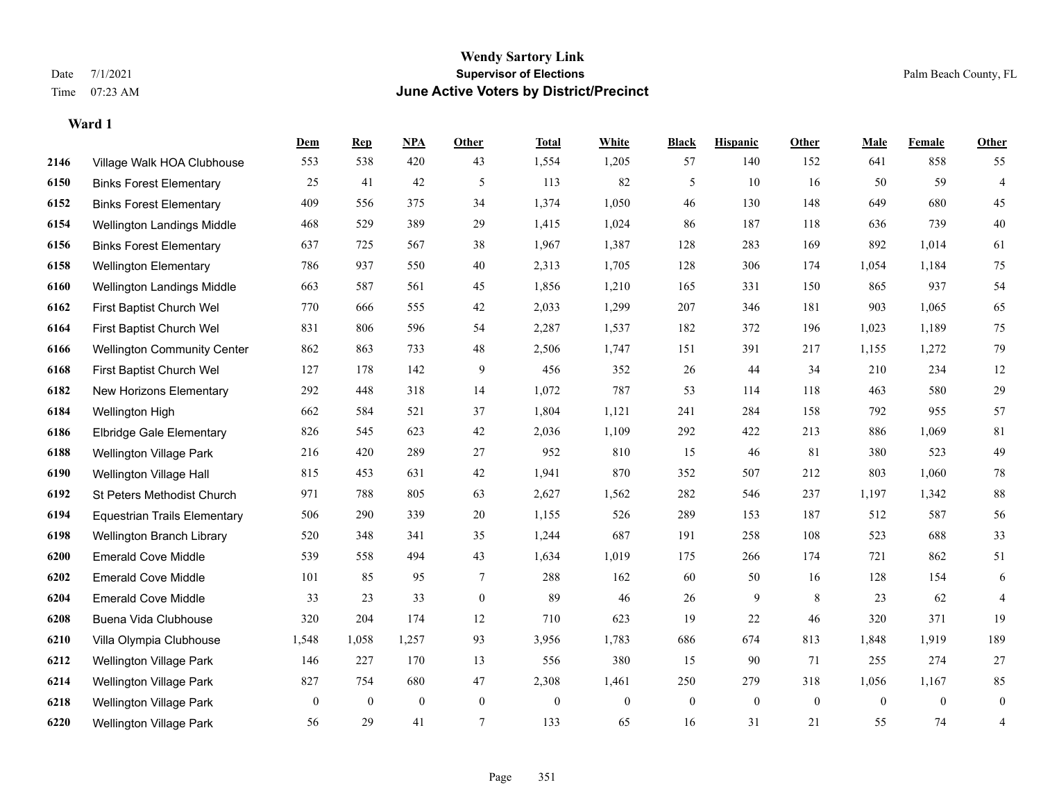# Wendy Sartory Link

## Supervisor of Elections

## June Active Voters by District/Precinct

Date 7/1/2021
Time 07:23 AM

Palm Beach County, FL

### Ward 1

| | | Dem | Rep | NPA | Other | Total | White | Black | Hispanic | Other | Male | Female | Other |
|---|---|---|---|---|---|---|---|---|---|---|---|---|---|
| 2146 | Village Walk HOA Clubhouse | 553 | 538 | 420 | 43 | 1,554 | 1,205 | 57 | 140 | 152 | 641 | 858 | 55 |
| 6150 | Binks Forest Elementary | 25 | 41 | 42 | 5 | 113 | 82 | 5 | 10 | 16 | 50 | 59 | 4 |
| 6152 | Binks Forest Elementary | 409 | 556 | 375 | 34 | 1,374 | 1,050 | 46 | 130 | 148 | 649 | 680 | 45 |
| 6154 | Wellington Landings Middle | 468 | 529 | 389 | 29 | 1,415 | 1,024 | 86 | 187 | 118 | 636 | 739 | 40 |
| 6156 | Binks Forest Elementary | 637 | 725 | 567 | 38 | 1,967 | 1,387 | 128 | 283 | 169 | 892 | 1,014 | 61 |
| 6158 | Wellington Elementary | 786 | 937 | 550 | 40 | 2,313 | 1,705 | 128 | 306 | 174 | 1,054 | 1,184 | 75 |
| 6160 | Wellington Landings Middle | 663 | 587 | 561 | 45 | 1,856 | 1,210 | 165 | 331 | 150 | 865 | 937 | 54 |
| 6162 | First Baptist Church Wel | 770 | 666 | 555 | 42 | 2,033 | 1,299 | 207 | 346 | 181 | 903 | 1,065 | 65 |
| 6164 | First Baptist Church Wel | 831 | 806 | 596 | 54 | 2,287 | 1,537 | 182 | 372 | 196 | 1,023 | 1,189 | 75 |
| 6166 | Wellington Community Center | 862 | 863 | 733 | 48 | 2,506 | 1,747 | 151 | 391 | 217 | 1,155 | 1,272 | 79 |
| 6168 | First Baptist Church Wel | 127 | 178 | 142 | 9 | 456 | 352 | 26 | 44 | 34 | 210 | 234 | 12 |
| 6182 | New Horizons Elementary | 292 | 448 | 318 | 14 | 1,072 | 787 | 53 | 114 | 118 | 463 | 580 | 29 |
| 6184 | Wellington High | 662 | 584 | 521 | 37 | 1,804 | 1,121 | 241 | 284 | 158 | 792 | 955 | 57 |
| 6186 | Elbridge Gale Elementary | 826 | 545 | 623 | 42 | 2,036 | 1,109 | 292 | 422 | 213 | 886 | 1,069 | 81 |
| 6188 | Wellington Village Park | 216 | 420 | 289 | 27 | 952 | 810 | 15 | 46 | 81 | 380 | 523 | 49 |
| 6190 | Wellington Village Hall | 815 | 453 | 631 | 42 | 1,941 | 870 | 352 | 507 | 212 | 803 | 1,060 | 78 |
| 6192 | St Peters Methodist Church | 971 | 788 | 805 | 63 | 2,627 | 1,562 | 282 | 546 | 237 | 1,197 | 1,342 | 88 |
| 6194 | Equestrian Trails Elementary | 506 | 290 | 339 | 20 | 1,155 | 526 | 289 | 153 | 187 | 512 | 587 | 56 |
| 6198 | Wellington Branch Library | 520 | 348 | 341 | 35 | 1,244 | 687 | 191 | 258 | 108 | 523 | 688 | 33 |
| 6200 | Emerald Cove Middle | 539 | 558 | 494 | 43 | 1,634 | 1,019 | 175 | 266 | 174 | 721 | 862 | 51 |
| 6202 | Emerald Cove Middle | 101 | 85 | 95 | 7 | 288 | 162 | 60 | 50 | 16 | 128 | 154 | 6 |
| 6204 | Emerald Cove Middle | 33 | 23 | 33 | 0 | 89 | 46 | 26 | 9 | 8 | 23 | 62 | 4 |
| 6208 | Buena Vida Clubhouse | 320 | 204 | 174 | 12 | 710 | 623 | 19 | 22 | 46 | 320 | 371 | 19 |
| 6210 | Villa Olympia Clubhouse | 1,548 | 1,058 | 1,257 | 93 | 3,956 | 1,783 | 686 | 674 | 813 | 1,848 | 1,919 | 189 |
| 6212 | Wellington Village Park | 146 | 227 | 170 | 13 | 556 | 380 | 15 | 90 | 71 | 255 | 274 | 27 |
| 6214 | Wellington Village Park | 827 | 754 | 680 | 47 | 2,308 | 1,461 | 250 | 279 | 318 | 1,056 | 1,167 | 85 |
| 6218 | Wellington Village Park | 0 | 0 | 0 | 0 | 0 | 0 | 0 | 0 | 0 | 0 | 0 | 0 |
| 6220 | Wellington Village Park | 56 | 29 | 41 | 7 | 133 | 65 | 16 | 31 | 21 | 55 | 74 | 4 |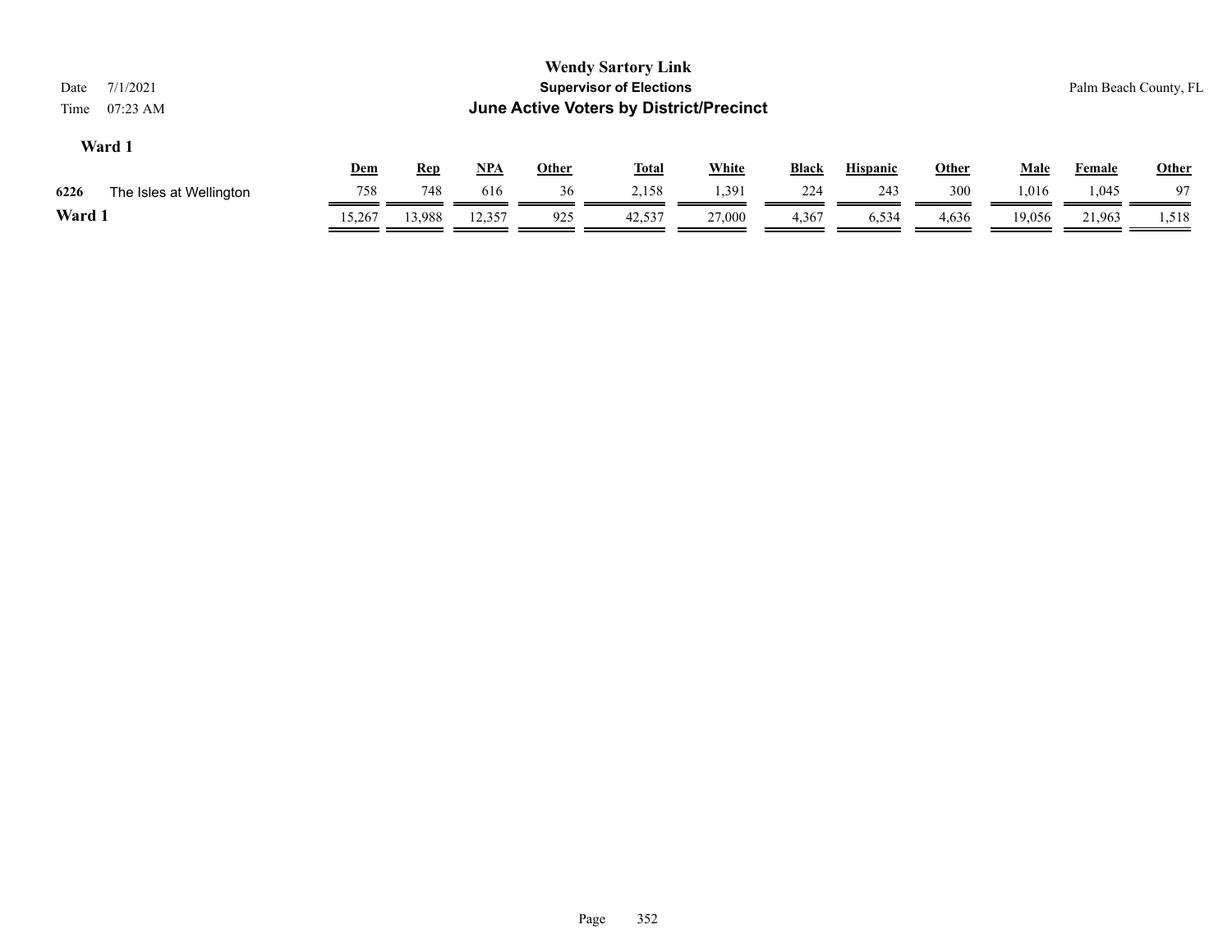**Wendy Sartory Link**
**Supervisor of Elections**
**June Active Voters by District/Precinct**

Date 7/1/2021
Time 07:23 AM

Palm Beach County, FL

## Ward 1

| | | Dem | Rep | NPA | Other | Total | White | Black | Hispanic | Other | Male | Female | Other |
|---|---|---|---|---|---|---|---|---|---|---|---|---|---|
| 6226 | The Isles at Wellington | 758 | 748 | 616 | 36 | 2,158 | 1,391 | 224 | 243 | 300 | 1,016 | 1,045 | 97 |
| **Ward 1** | | 15,267 | 13,988 | 12,357 | 925 | 42,537 | 27,000 | 4,367 | 6,534 | 4,636 | 19,056 | 21,963 | 1,518 |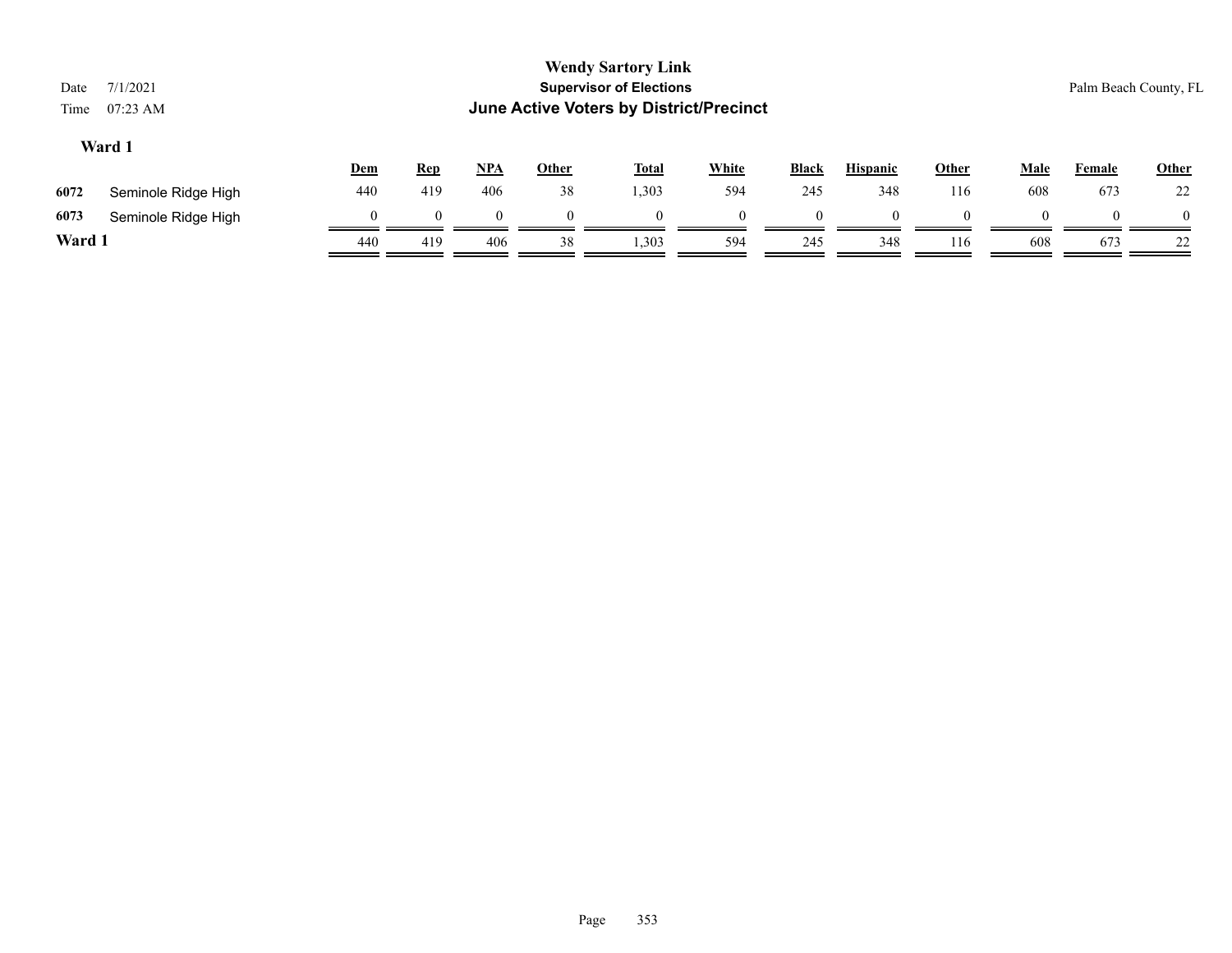# Wendy Sartory Link
## Supervisor of Elections
## June Active Voters by District/Precinct

Date 7/1/2021
Time 07:23 AM

Palm Beach County, FL

### Ward 1

| | | Dem | Rep | NPA | Other | Total | White | Black | Hispanic | Other | Male | Female | Other |
|---|---|---|---|---|---|---|---|---|---|---|---|---|---|
| 6072 | Seminole Ridge High | 440 | 419 | 406 | 38 | 1,303 | 594 | 245 | 348 | 116 | 608 | 673 | 22 |
| 6073 | Seminole Ridge High | 0 | 0 | 0 | 0 | 0 | 0 | 0 | 0 | 0 | 0 | 0 | 0 |
| **Ward 1** | | 440 | 419 | 406 | 38 | 1,303 | 594 | 245 | 348 | 116 | 608 | 673 | 22 |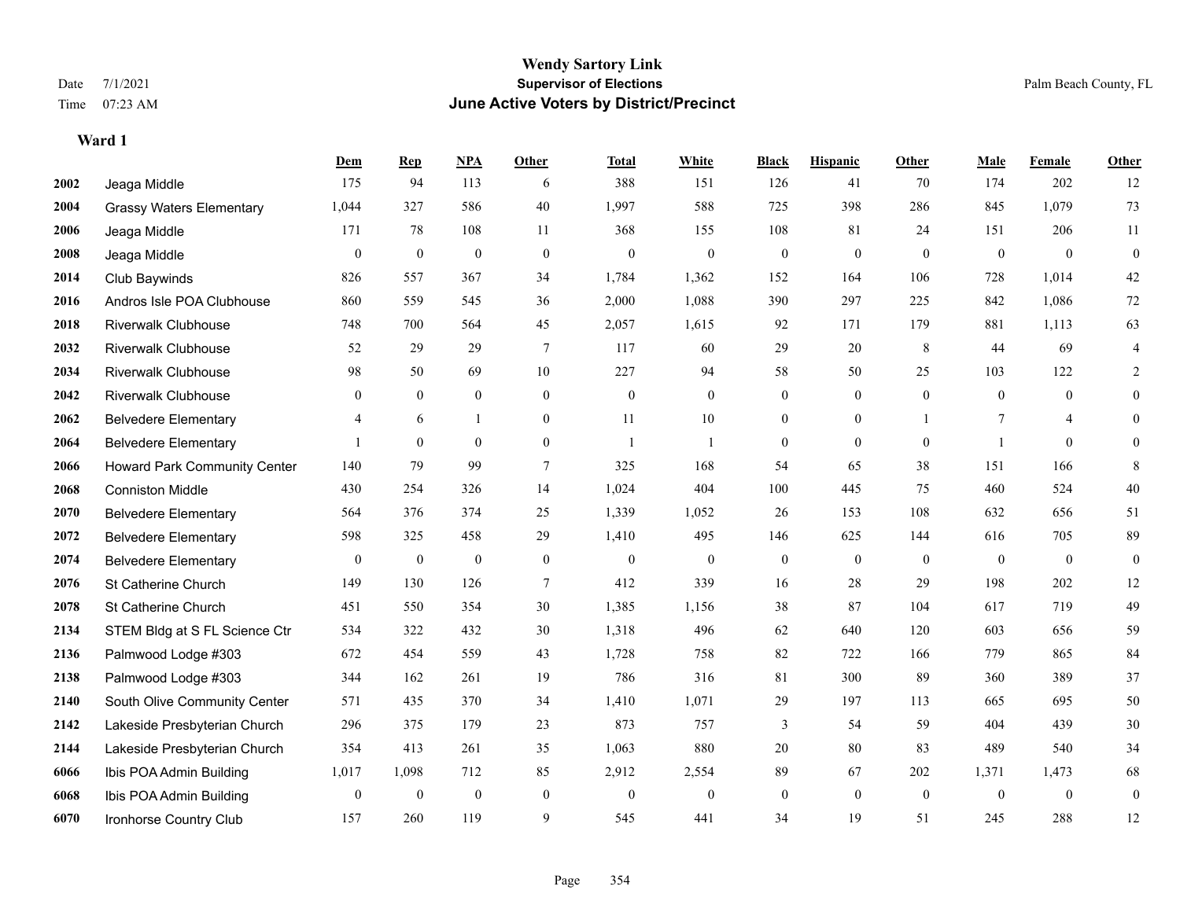# Wendy Sartory Link

**Supervisor of Elections**

**June Active Voters by District/Precinct**

Date 7/1/2021

Time 07:23 AM

Palm Beach County, FL

### Ward 1

| | | Dem | Rep | NPA | Other | Total | White | Black | Hispanic | Other | Male | Female | Other |
|---|---|---|---|---|---|---|---|---|---|---|---|---|---|
| 2002 | Jeaga Middle | 175 | 94 | 113 | 6 | 388 | 151 | 126 | 41 | 70 | 174 | 202 | 12 |
| 2004 | Grassy Waters Elementary | 1,044 | 327 | 586 | 40 | 1,997 | 588 | 725 | 398 | 286 | 845 | 1,079 | 73 |
| 2006 | Jeaga Middle | 171 | 78 | 108 | 11 | 368 | 155 | 108 | 81 | 24 | 151 | 206 | 11 |
| 2008 | Jeaga Middle | 0 | 0 | 0 | 0 | 0 | 0 | 0 | 0 | 0 | 0 | 0 | 0 |
| 2014 | Club Baywinds | 826 | 557 | 367 | 34 | 1,784 | 1,362 | 152 | 164 | 106 | 728 | 1,014 | 42 |
| 2016 | Andros Isle POA Clubhouse | 860 | 559 | 545 | 36 | 2,000 | 1,088 | 390 | 297 | 225 | 842 | 1,086 | 72 |
| 2018 | Riverwalk Clubhouse | 748 | 700 | 564 | 45 | 2,057 | 1,615 | 92 | 171 | 179 | 881 | 1,113 | 63 |
| 2032 | Riverwalk Clubhouse | 52 | 29 | 29 | 7 | 117 | 60 | 29 | 20 | 8 | 44 | 69 | 4 |
| 2034 | Riverwalk Clubhouse | 98 | 50 | 69 | 10 | 227 | 94 | 58 | 50 | 25 | 103 | 122 | 2 |
| 2042 | Riverwalk Clubhouse | 0 | 0 | 0 | 0 | 0 | 0 | 0 | 0 | 0 | 0 | 0 | 0 |
| 2062 | Belvedere Elementary | 4 | 6 | 1 | 0 | 11 | 10 | 0 | 0 | 1 | 7 | 4 | 0 |
| 2064 | Belvedere Elementary | 1 | 0 | 0 | 0 | 1 | 1 | 0 | 0 | 0 | 1 | 0 | 0 |
| 2066 | Howard Park Community Center | 140 | 79 | 99 | 7 | 325 | 168 | 54 | 65 | 38 | 151 | 166 | 8 |
| 2068 | Conniston Middle | 430 | 254 | 326 | 14 | 1,024 | 404 | 100 | 445 | 75 | 460 | 524 | 40 |
| 2070 | Belvedere Elementary | 564 | 376 | 374 | 25 | 1,339 | 1,052 | 26 | 153 | 108 | 632 | 656 | 51 |
| 2072 | Belvedere Elementary | 598 | 325 | 458 | 29 | 1,410 | 495 | 146 | 625 | 144 | 616 | 705 | 89 |
| 2074 | Belvedere Elementary | 0 | 0 | 0 | 0 | 0 | 0 | 0 | 0 | 0 | 0 | 0 | 0 |
| 2076 | St Catherine Church | 149 | 130 | 126 | 7 | 412 | 339 | 16 | 28 | 29 | 198 | 202 | 12 |
| 2078 | St Catherine Church | 451 | 550 | 354 | 30 | 1,385 | 1,156 | 38 | 87 | 104 | 617 | 719 | 49 |
| 2134 | STEM Bldg at S FL Science Ctr | 534 | 322 | 432 | 30 | 1,318 | 496 | 62 | 640 | 120 | 603 | 656 | 59 |
| 2136 | Palmwood Lodge #303 | 672 | 454 | 559 | 43 | 1,728 | 758 | 82 | 722 | 166 | 779 | 865 | 84 |
| 2138 | Palmwood Lodge #303 | 344 | 162 | 261 | 19 | 786 | 316 | 81 | 300 | 89 | 360 | 389 | 37 |
| 2140 | South Olive Community Center | 571 | 435 | 370 | 34 | 1,410 | 1,071 | 29 | 197 | 113 | 665 | 695 | 50 |
| 2142 | Lakeside Presbyterian Church | 296 | 375 | 179 | 23 | 873 | 757 | 3 | 54 | 59 | 404 | 439 | 30 |
| 2144 | Lakeside Presbyterian Church | 354 | 413 | 261 | 35 | 1,063 | 880 | 20 | 80 | 83 | 489 | 540 | 34 |
| 6066 | Ibis POA Admin Building | 1,017 | 1,098 | 712 | 85 | 2,912 | 2,554 | 89 | 67 | 202 | 1,371 | 1,473 | 68 |
| 6068 | Ibis POA Admin Building | 0 | 0 | 0 | 0 | 0 | 0 | 0 | 0 | 0 | 0 | 0 | 0 |
| 6070 | Ironhorse Country Club | 157 | 260 | 119 | 9 | 545 | 441 | 34 | 19 | 51 | 245 | 288 | 12 |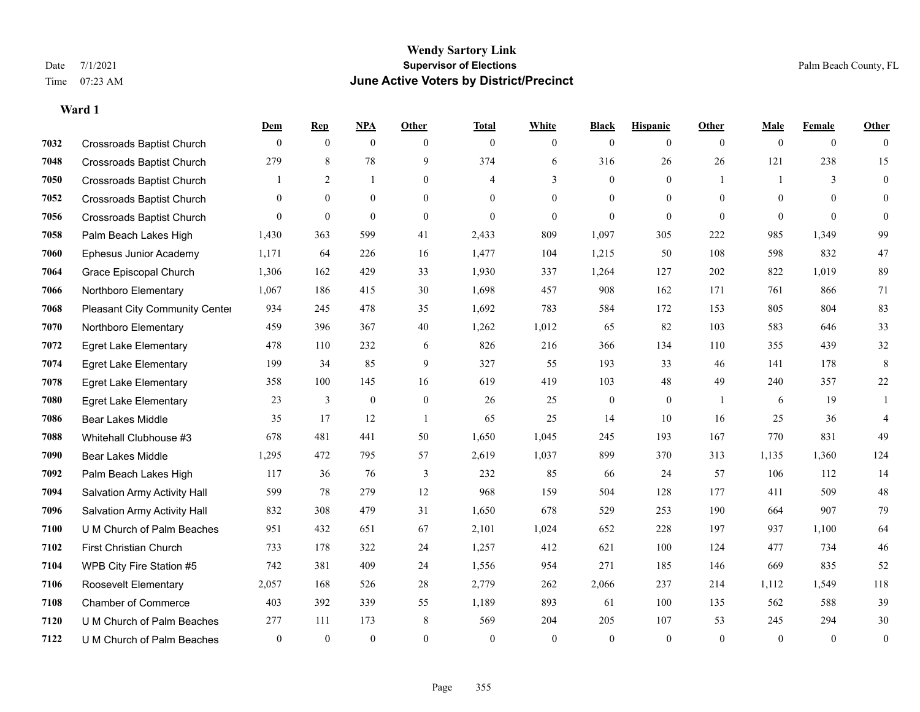# Wendy Sartory Link

## Supervisor of Elections

## June Active Voters by District/Precinct

Date 7/1/2021
Time 07:23 AM

Palm Beach County, FL

### Ward 1

| | | Dem | Rep | NPA | Other | Total | White | Black | Hispanic | Other | Male | Female | Other |
|---|---|---|---|---|---|---|---|---|---|---|---|---|---|
| 7032 | Crossroads Baptist Church | 0 | 0 | 0 | 0 | 0 | 0 | 0 | 0 | 0 | 0 | 0 | 0 |
| 7048 | Crossroads Baptist Church | 279 | 8 | 78 | 9 | 374 | 6 | 316 | 26 | 26 | 121 | 238 | 15 |
| 7050 | Crossroads Baptist Church | 1 | 2 | 1 | 0 | 4 | 3 | 0 | 0 | 1 | 1 | 3 | 0 |
| 7052 | Crossroads Baptist Church | 0 | 0 | 0 | 0 | 0 | 0 | 0 | 0 | 0 | 0 | 0 | 0 |
| 7056 | Crossroads Baptist Church | 0 | 0 | 0 | 0 | 0 | 0 | 0 | 0 | 0 | 0 | 0 | 0 |
| 7058 | Palm Beach Lakes High | 1,430 | 363 | 599 | 41 | 2,433 | 809 | 1,097 | 305 | 222 | 985 | 1,349 | 99 |
| 7060 | Ephesus Junior Academy | 1,171 | 64 | 226 | 16 | 1,477 | 104 | 1,215 | 50 | 108 | 598 | 832 | 47 |
| 7064 | Grace Episcopal Church | 1,306 | 162 | 429 | 33 | 1,930 | 337 | 1,264 | 127 | 202 | 822 | 1,019 | 89 |
| 7066 | Northboro Elementary | 1,067 | 186 | 415 | 30 | 1,698 | 457 | 908 | 162 | 171 | 761 | 866 | 71 |
| 7068 | Pleasant City Community Center | 934 | 245 | 478 | 35 | 1,692 | 783 | 584 | 172 | 153 | 805 | 804 | 83 |
| 7070 | Northboro Elementary | 459 | 396 | 367 | 40 | 1,262 | 1,012 | 65 | 82 | 103 | 583 | 646 | 33 |
| 7072 | Egret Lake Elementary | 478 | 110 | 232 | 6 | 826 | 216 | 366 | 134 | 110 | 355 | 439 | 32 |
| 7074 | Egret Lake Elementary | 199 | 34 | 85 | 9 | 327 | 55 | 193 | 33 | 46 | 141 | 178 | 8 |
| 7078 | Egret Lake Elementary | 358 | 100 | 145 | 16 | 619 | 419 | 103 | 48 | 49 | 240 | 357 | 22 |
| 7080 | Egret Lake Elementary | 23 | 3 | 0 | 0 | 26 | 25 | 0 | 0 | 1 | 6 | 19 | 1 |
| 7086 | Bear Lakes Middle | 35 | 17 | 12 | 1 | 65 | 25 | 14 | 10 | 16 | 25 | 36 | 4 |
| 7088 | Whitehall Clubhouse #3 | 678 | 481 | 441 | 50 | 1,650 | 1,045 | 245 | 193 | 167 | 770 | 831 | 49 |
| 7090 | Bear Lakes Middle | 1,295 | 472 | 795 | 57 | 2,619 | 1,037 | 899 | 370 | 313 | 1,135 | 1,360 | 124 |
| 7092 | Palm Beach Lakes High | 117 | 36 | 76 | 3 | 232 | 85 | 66 | 24 | 57 | 106 | 112 | 14 |
| 7094 | Salvation Army Activity Hall | 599 | 78 | 279 | 12 | 968 | 159 | 504 | 128 | 177 | 411 | 509 | 48 |
| 7096 | Salvation Army Activity Hall | 832 | 308 | 479 | 31 | 1,650 | 678 | 529 | 253 | 190 | 664 | 907 | 79 |
| 7100 | U M Church of Palm Beaches | 951 | 432 | 651 | 67 | 2,101 | 1,024 | 652 | 228 | 197 | 937 | 1,100 | 64 |
| 7102 | First Christian Church | 733 | 178 | 322 | 24 | 1,257 | 412 | 621 | 100 | 124 | 477 | 734 | 46 |
| 7104 | WPB City Fire Station #5 | 742 | 381 | 409 | 24 | 1,556 | 954 | 271 | 185 | 146 | 669 | 835 | 52 |
| 7106 | Roosevelt Elementary | 2,057 | 168 | 526 | 28 | 2,779 | 262 | 2,066 | 237 | 214 | 1,112 | 1,549 | 118 |
| 7108 | Chamber of Commerce | 403 | 392 | 339 | 55 | 1,189 | 893 | 61 | 100 | 135 | 562 | 588 | 39 |
| 7120 | U M Church of Palm Beaches | 277 | 111 | 173 | 8 | 569 | 204 | 205 | 107 | 53 | 245 | 294 | 30 |
| 7122 | U M Church of Palm Beaches | 0 | 0 | 0 | 0 | 0 | 0 | 0 | 0 | 0 | 0 | 0 | 0 |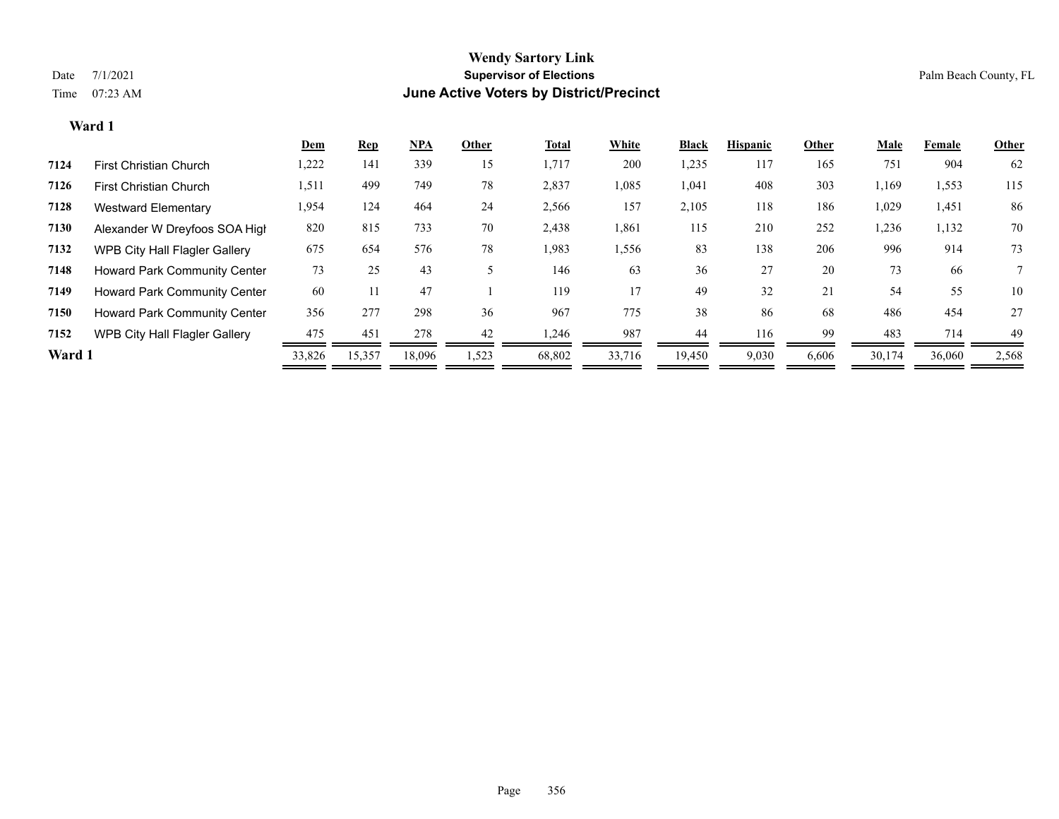**Wendy Sartory Link**

**Supervisor of Elections**

**June Active Voters by District/Precinct**

Date 7/1/2021

Time 07:23 AM

Palm Beach County, FL

## Ward 1

| | | Dem | Rep | NPA | Other | Total | White | Black | Hispanic | Other | Male | Female | Other |
|---|---|---|---|---|---|---|---|---|---|---|---|---|---|
| 7124 | First Christian Church | 1,222 | 141 | 339 | 15 | 1,717 | 200 | 1,235 | 117 | 165 | 751 | 904 | 62 |
| 7126 | First Christian Church | 1,511 | 499 | 749 | 78 | 2,837 | 1,085 | 1,041 | 408 | 303 | 1,169 | 1,553 | 115 |
| 7128 | Westward Elementary | 1,954 | 124 | 464 | 24 | 2,566 | 157 | 2,105 | 118 | 186 | 1,029 | 1,451 | 86 |
| 7130 | Alexander W Dreyfoos SOA High | 820 | 815 | 733 | 70 | 2,438 | 1,861 | 115 | 210 | 252 | 1,236 | 1,132 | 70 |
| 7132 | WPB City Hall Flagler Gallery | 675 | 654 | 576 | 78 | 1,983 | 1,556 | 83 | 138 | 206 | 996 | 914 | 73 |
| 7148 | Howard Park Community Center | 73 | 25 | 43 | 5 | 146 | 63 | 36 | 27 | 20 | 73 | 66 | 7 |
| 7149 | Howard Park Community Center | 60 | 11 | 47 | 1 | 119 | 17 | 49 | 32 | 21 | 54 | 55 | 10 |
| 7150 | Howard Park Community Center | 356 | 277 | 298 | 36 | 967 | 775 | 38 | 86 | 68 | 486 | 454 | 27 |
| 7152 | WPB City Hall Flagler Gallery | 475 | 451 | 278 | 42 | 1,246 | 987 | 44 | 116 | 99 | 483 | 714 | 49 |
| **Ward 1** | | 33,826 | 15,357 | 18,096 | 1,523 | 68,802 | 33,716 | 19,450 | 9,030 | 6,606 | 30,174 | 36,060 | 2,568 |